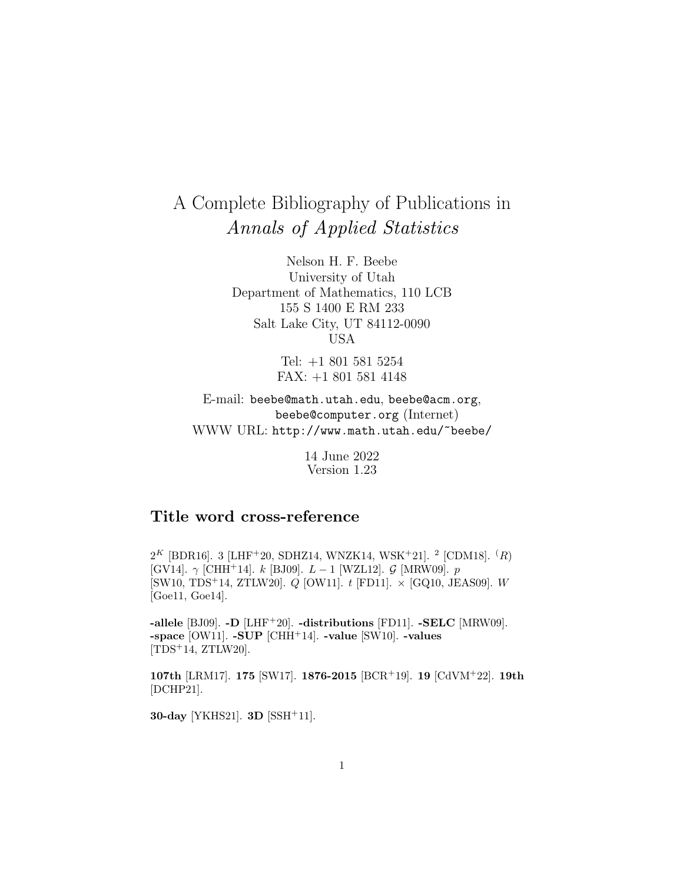# A Complete Bibliography of Publications in *Annals of Applied Statistics*

Nelson H. F. Beebe
University of Utah
Department of Mathematics, 110 LCB
155 S 1400 E RM 233
Salt Lake City, UT 84112-0090
USA

Tel: +1 801 581 5254
FAX: +1 801 581 4148

E-mail: `beebe@math.utah.edu`, `beebe@acm.org`, `beebe@computer.org` (Internet)
WWW URL: `http://www.math.utah.edu/~beebe/`

14 June 2022
Version 1.23

## Title word cross-reference

$2^K$ [BDR16]. 3 [LHF+20, SDHZ14, WNZK14, WSK+21]. $^2$ [CDM18]. $^{(R)}$ [GV14]. $\gamma$ [CHH+14]. $k$ [BJ09]. $L-1$ [WZL12]. $\mathcal{G}$ [MRW09]. $p$ [SW10, TDS+14, ZTLW20]. $Q$ [OW11]. $t$ [FD11]. $\times$ [GQ10, JEAS09]. $W$ [Goe11, Goe14].

**-allele** [BJ09]. **-D** [LHF+20]. **-distributions** [FD11]. **-SELC** [MRW09]. **-space** [OW11]. **-SUP** [CHH+14]. **-value** [SW10]. **-values** [TDS+14, ZTLW20].

**107th** [LRM17]. **175** [SW17]. **1876-2015** [BCR+19]. **19** [CdVM+22]. **19th** [DCHP21].

**30-day** [YKHS21]. **3D** [SSH+11].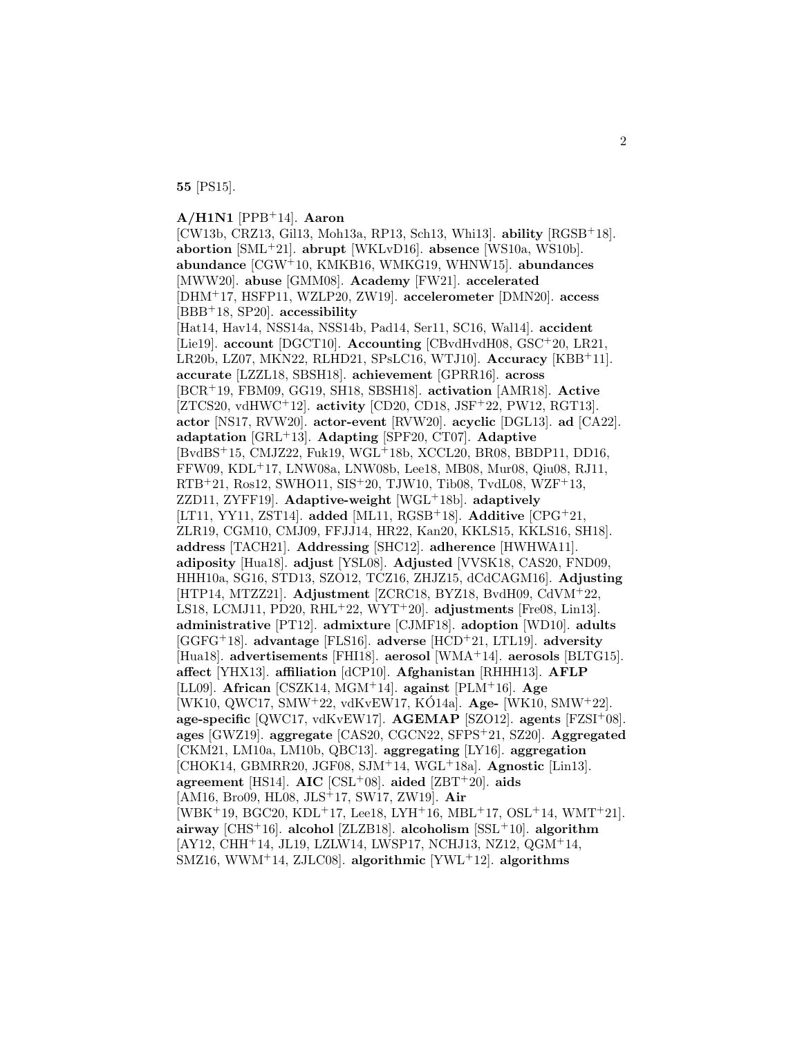**55** [PS15].

**A/H1N1** [PPB[+]14]. **Aaron** [CW13b, CRZ13, Gil13, Moh13a, RP13, Sch13, Whi13]. **ability** [RGSB[+]18]. **abortion** [SML[+]21]. **abrupt** [WKLvD16]. **absence** [WS10a, WS10b]. **abundance** [CGW[+]10, KMKB16, WMKG19, WHNW15]. **abundances** [MWW20]. **abuse** [GMM08]. **Academy** [FW21]. **accelerated** [DHM[+]17, HSFP11, WZLP20, ZW19]. **accelerometer** [DMN20]. **access** [BBB[+]18, SP20]. **accessibility** [Hat14, Hav14, NSS14a, NSS14b, Pad14, Ser11, SC16, Wal14]. **accident** [Lie19]. **account** [DGCT10]. **Accounting** [CBvdHvdH08, GSC[+]20, LR21, LR20b, LZ07, MKN22, RLHD21, SPsLC16, WTJ10]. **Accuracy** [KBB[+]11]. **accurate** [LZZL18, SBSH18]. **achievement** [GPRR16]. **across** [BCR[+]19, FBM09, GG19, SH18, SBSH18]. **activation** [AMR18]. **Active** [ZTCS20, vdHWC[+]12]. **activity** [CD20, CD18, JSF[+]22, PW12, RGT13]. **actor** [NS17, RVW20]. **actor-event** [RVW20]. **acyclic** [DGL13]. **ad** [CA22]. **adaptation** [GRL[+]13]. **Adapting** [SPF20, CT07]. **Adaptive** [BvdBS[+]15, CMJZ22, Fuk19, WGL[+]18b, XCCL20, BR08, BBDP11, DD16, FFW09, KDL[+]17, LNW08a, LNW08b, Lee18, MB08, Mur08, Qiu08, RJ11, RTB[+]21, Ros12, SWHO11, SIS[+]20, TJW10, Tib08, TvdL08, WZF[+]13, ZZD11, ZYFF19]. **Adaptive-weight** [WGL[+]18b]. **adaptively** [LT11, YY11, ZST14]. **added** [ML11, RGSB[+]18]. **Additive** [CPG[+]21, ZLR19, CGM10, CMJ09, FFJJ14, HR22, Kan20, KKLS15, KKLS16, SH18]. **address** [TACH21]. **Addressing** [SHC12]. **adherence** [HWHWA11]. **adiposity** [Hua18]. **adjust** [YSL08]. **Adjusted** [VVSK18, CAS20, FND09, HHH10a, SG16, STD13, SZO12, TCZ16, ZHJZ15, dCdCAGM16]. **Adjusting** [HTP14, MTZZ21]. **Adjustment** [ZCRC18, BYZ18, BvdH09, CdVM[+]22, LS18, LCMJ11, PD20, RHL[+]22, WYT[+]20]. **adjustments** [Fre08, Lin13]. **administrative** [PT12]. **admixture** [CJMF18]. **adoption** [WD10]. **adults** [GGFG[+]18]. **advantage** [FLS16]. **adverse** [HCD[+]21, LTL19]. **adversity** [Hua18]. **advertisements** [FHI18]. **aerosol** [WMA[+]14]. **aerosols** [BLTG15]. **affect** [YHX13]. **affiliation** [dCP10]. **Afghanistan** [RHHH13]. **AFLP** [LL09]. **African** [CSZK14, MGM[+]14]. **against** [PLM[+]16]. **Age** [WK10, QWC17, SMW[+]22, vdKvEW17, KÓ14a]. **Age-** [WK10, SMW[+]22]. **age-specific** [QWC17, vdKvEW17]. **AGEMAP** [SZO12]. **agents** [FZSI[+]08]. **ages** [GWZ19]. **aggregate** [CAS20, CGCN22, SFPS[+]21, SZ20]. **Aggregated** [CKM21, LM10a, LM10b, QBC13]. **aggregating** [LY16]. **aggregation** [CHOK14, GBMRR20, JGF08, SJM[+]14, WGL[+]18a]. **Agnostic** [Lin13]. **agreement** [HS14]. **AIC** [CSL[+]08]. **aided** [ZBT[+]20]. **aids** [AM16, Bro09, HL08, JLS[+]17, SW17, ZW19]. **Air** [WBK[+]19, BGC20, KDL[+]17, Lee18, LYH[+]16, MBL[+]17, OSL[+]14, WMT[+]21]. **airway** [CHS[+]16]. **alcohol** [ZLZB18]. **alcoholism** [SSL[+]10]. **algorithm** [AY12, CHH[+]14, JL19, LZLW14, LWSP17, NCHJ13, NZ12, QGM[+]14, SMZ16, WWM[+]14, ZJLC08]. **algorithmic** [YWL[+]12]. **algorithms**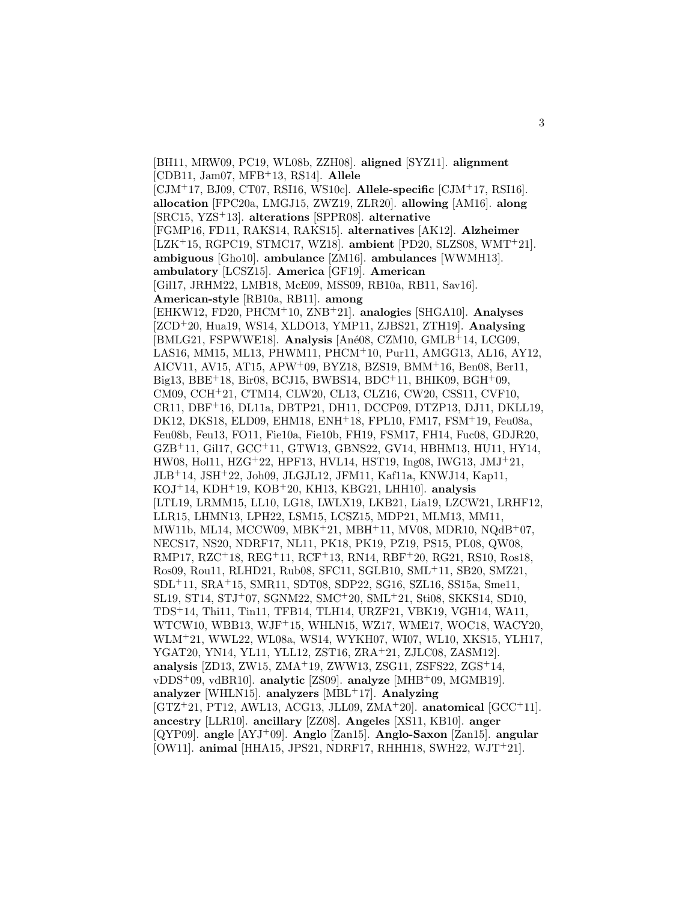[BH11, MRW09, PC19, WL08b, ZZH08]. **aligned** [SYZ11]. **alignment** [CDB11, Jam07, MFB+13, RS14]. **Allele** [CJM+17, BJ09, CT07, RSI16, WS10c]. **Allele-specific** [CJM+17, RSI16]. **allocation** [FPC20a, LMGJ15, ZWZ19, ZLR20]. **allowing** [AM16]. **along** [SRC15, YZS+13]. **alterations** [SPPR08]. **alternative** [FGMP16, FD11, RAKS14, RAKS15]. **alternatives** [AK12]. **Alzheimer** [LZK+15, RGPC19, STMC17, WZ18]. **ambient** [PD20, SLZS08, WMT+21]. **ambiguous** [Gho10]. **ambulance** [ZM16]. **ambulances** [WWMH13]. **ambulatory** [LCSZ15]. **America** [GF19]. **American** [Gil17, JRHM22, LMB18, McE09, MSS09, RB10a, RB11, Sav16]. **American-style** [RB10a, RB11]. **among** [EHKW12, FD20, PHCM+10, ZNB+21]. **analogies** [SHGA10]. **Analyses** [ZCD+20, Hua19, WS14, XLDO13, YMP11, ZJBS21, ZTH19]. **Analysing** [BMLG21, FSPWWE18]. **Analysis** [Ané08, CZM10, GMLB+14, LCG09, LAS16, MM15, ML13, PHWM11, PHCM+10, Pur11, AMGG13, AL16, AY12, AICV11, AV15, AT15, APW+09, BYZ18, BZS19, BMM+16, Ben08, Ber11, Big13, BBE+18, Bir08, BCJ15, BWBS14, BDC+11, BHIK09, BGH+09, CM09, CCH+21, CTM14, CLW20, CL13, CLZ16, CW20, CSS11, CVF10, CR11, DBF+16, DL11a, DBTP21, DH11, DCCP09, DTZP13, DJ11, DKLL19, DK12, DKS18, ELD09, EHM18, ENH+18, FPL10, FM17, FSM+19, Feu08a, Feu08b, Feu13, FO11, Fie10a, Fie10b, FH19, FSM17, FH14, Fuc08, GDJR20, GZB+11, Gil17, GCC+11, GTW13, GBNS22, GV14, HBHM13, HU11, HY14, HW08, Hol11, HZG+22, HPF13, HVL14, HST19, Ing08, IWG13, JMJ+21, JLB+14, JSH+22, Joh09, JLGJL12, JFM11, Kaf11a, KNWJ14, Kap11, KOJ+14, KDH+19, KOB+20, KH13, KBG21, LHH10]. **analysis** [LTL19, LRMM15, LL10, LG18, LWLX19, LKB21, Lia19, LZCW21, LRHF12, LLR15, LHMN13, LPH22, LSM15, LCSZ15, MDP21, MLM13, MM11, MW11b, ML14, MCCW09, MBK+21, MBH+11, MV08, MDR10, NQdB+07, NECS17, NS20, NDRF17, NL11, PK18, PK19, PZ19, PS15, PL08, QW08, RMP17, RZC+18, REG+11, RCF+13, RN14, RBF+20, RG21, RS10, Ros18, Ros09, Rou11, RLHD21, Rub08, SFC11, SGLB10, SML+11, SB20, SMZ21, SDL+11, SRA+15, SMR11, SDT08, SDP22, SG16, SZL16, SS15a, Sme11, SL19, ST14, STJ+07, SGNM22, SMC+20, SML+21, Sti08, SKKS14, SD10, TDS+14, Thi11, Tin11, TFB14, TLH14, URZF21, VBK19, VGH14, WA11, WTCW10, WBB13, WJF+15, WHLN15, WZ17, WME17, WOC18, WACY20, WLM+21, WWL22, WL08a, WS14, WYKH07, WI07, WL10, XKS15, YLH17, YGAT20, YN14, YL11, YLL12, ZST16, ZRA+21, ZJLC08, ZASM12]. **analysis** [ZD13, ZW15, ZMA+19, ZWW13, ZSG11, ZSFS22, ZGS+14, vDDS+09, vdBR10]. **analytic** [ZS09]. **analyze** [MHB+09, MGMB19]. **analyzer** [WHLN15]. **analyzers** [MBL+17]. **Analyzing** [GTZ+21, PT12, AWL13, ACG13, JLL09, ZMA+20]. **anatomical** [GCC+11]. **ancestry** [LLR10]. **ancillary** [ZZ08]. **Angeles** [XS11, KB10]. **anger** [QYP09]. **angle** [AYJ+09]. **Anglo** [Zan15]. **Anglo-Saxon** [Zan15]. **angular** [OW11]. **animal** [HHA15, JPS21, NDRF17, RHHH18, SWH22, WJT+21].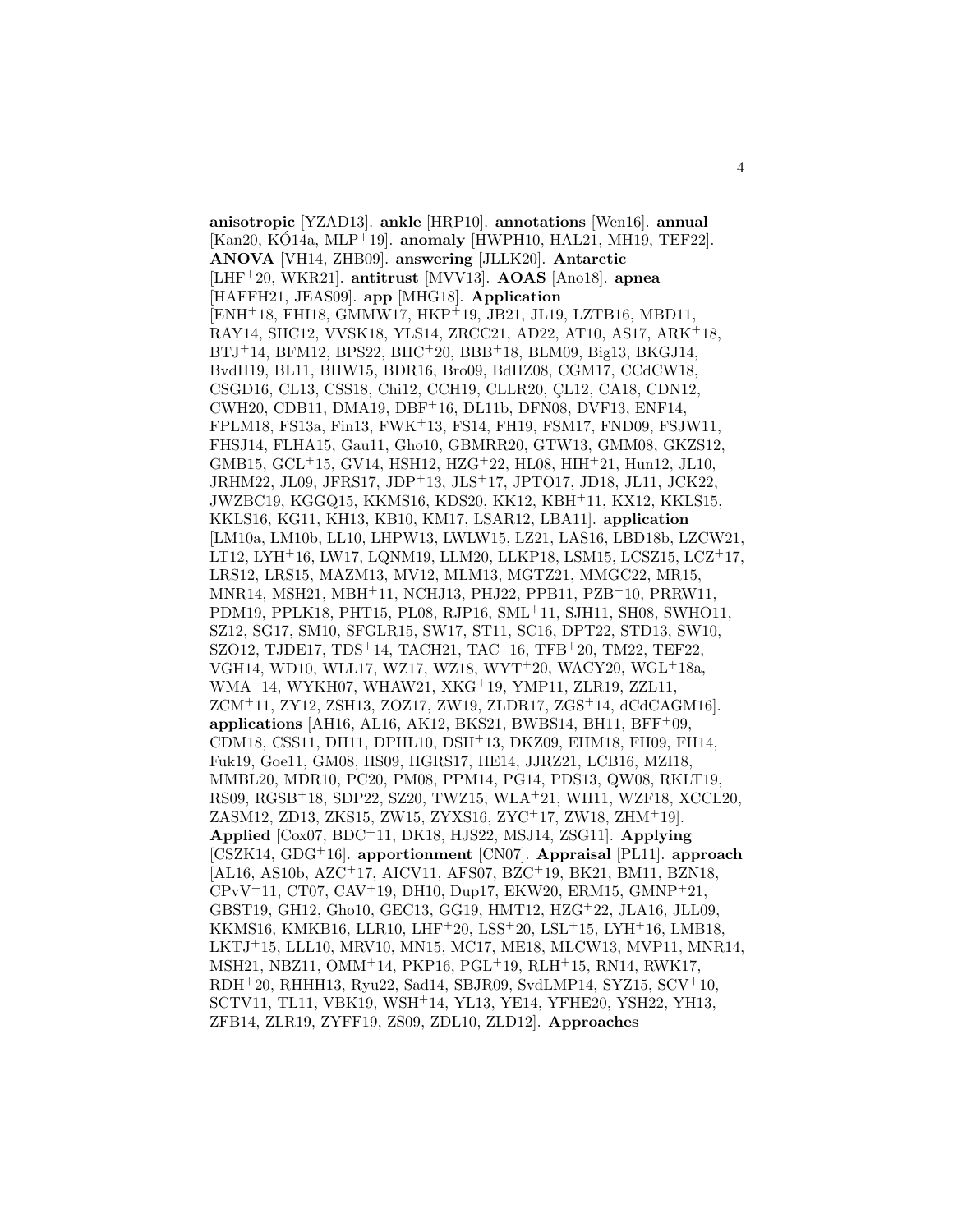**anisotropic** [YZAD13]. **ankle** [HRP10]. **annotations** [Wen16]. **annual** [Kan20, KÓ14a, MLP+19]. **anomaly** [HWPH10, HAL21, MH19, TEF22]. **ANOVA** [VH14, ZHB09]. **answering** [JLLK20]. **Antarctic** [LHF+20, WKR21]. **antitrust** [MVV13]. **AOAS** [Ano18]. **apnea** [HAFFH21, JEAS09]. **app** [MHG18]. **Application** [ENH+18, FHI18, GMMW17, HKP+19, JB21, JL19, LZTB16, MBD11, RAY14, SHC12, VVSK18, YLS14, ZRCC21, AD22, AT10, AS17, ARK+18, BTJ+14, BFM12, BPS22, BHC+20, BBB+18, BLM09, Big13, BKGJ14, BvdH19, BL11, BHW15, BDR16, Bro09, BdHZ08, CGM17, CCdCW18, CSGD16, CL13, CSS18, Chi12, CCH19, CLLR20, ÇL12, CA18, CDN12, CWH20, CDB11, DMA19, DBF+16, DL11b, DFN08, DVF13, ENF14, FPLM18, FS13a, Fin13, FWK+13, FS14, FH19, FSM17, FND09, FSJW11, FHSJ14, FLHA15, Gau11, Gho10, GBMRR20, GTW13, GMM08, GKZS12, GMB15, GCL+15, GV14, HSH12, HZG+22, HL08, HIH+21, Hun12, JL10, JRHM22, JL09, JFRS17, JDP+13, JLS+17, JPTO17, JD18, JL11, JCK22, JWZBC19, KGGQ15, KKMS16, KDS20, KK12, KBH+11, KX12, KKLS15, KKLS16, KG11, KH13, KB10, KM17, LSAR12, LBA11]. **application** [LM10a, LM10b, LL10, LHPW13, LWLW15, LZ21, LAS16, LBD18b, LZCW21, LT12, LYH+16, LW17, LQNM19, LLM20, LLKP18, LSM15, LCSZ15, LCZ+17, LRS12, LRS15, MAZM13, MV12, MLM13, MGTZ21, MMGC22, MR15, MNR14, MSH21, MBH+11, NCHJ13, PHJ22, PPB11, PZB+10, PRRW11, PDM19, PPLK18, PHT15, PL08, RJP16, SML+11, SJH11, SH08, SWHO11, SZ12, SG17, SM10, SFGLR15, SW17, ST11, SC16, DPT22, STD13, SW10, SZO12, TJDE17, TDS+14, TACH21, TAC+16, TFB+20, TM22, TEF22, VGH14, WD10, WLL17, WZ17, WZ18, WYT+20, WACY20, WGL+18a, WMA+14, WYKH07, WHAW21, XKG+19, YMP11, ZLR19, ZZL11, ZCM+11, ZY12, ZSH13, ZOZ17, ZW19, ZLDR17, ZGS+14, dCdCAGM16]. **applications** [AH16, AL16, AK12, BKS21, BWBS14, BH11, BFF+09, CDM18, CSS11, DH11, DPHL10, DSH+13, DKZ09, EHM18, FH09, FH14, Fuk19, Goe11, GM08, HS09, HGRS17, HE14, JJRZ21, LCB16, MZI18, MMBL20, MDR10, PC20, PM08, PPM14, PG14, PDS13, QW08, RKLT19, RS09, RGSB+18, SDP22, SZ20, TWZ15, WLA+21, WH11, WZF18, XCCL20, ZASM12, ZD13, ZKS15, ZW15, ZYXS16, ZYC+17, ZW18, ZHM+19]. **Applied** [Cox07, BDC+11, DK18, HJS22, MSJ14, ZSG11]. **Applying** [CSZK14, GDG+16]. **apportionment** [CN07]. **Appraisal** [PL11]. **approach** [AL16, AS10b, AZC+17, AICV11, AFS07, BZC+19, BK21, BM11, BZN18, CPvV+11, CT07, CAV+19, DH10, Dup17, EKW20, ERM15, GMNP+21, GBST19, GH12, Gho10, GEC13, GG19, HMT12, HZG+22, JLA16, JLL09, KKMS16, KMKB16, LLR10, LHF+20, LSS+20, LSL+15, LYH+16, LMB18, LKTJ+15, LLL10, MRV10, MN15, MC17, ME18, MLCW13, MVP11, MNR14, MSH21, NBZ11, OMM+14, PKP16, PGL+19, RLH+15, RN14, RWK17, RDH+20, RHHH13, Ryu22, Sad14, SBJR09, SvdLMP14, SYZ15, SCV+10, SCTV11, TL11, VBK19, WSH+14, YL13, YE14, YFHE20, YSH22, YH13, ZFB14, ZLR19, ZYFF19, ZS09, ZDL10, ZLD12]. **Approaches**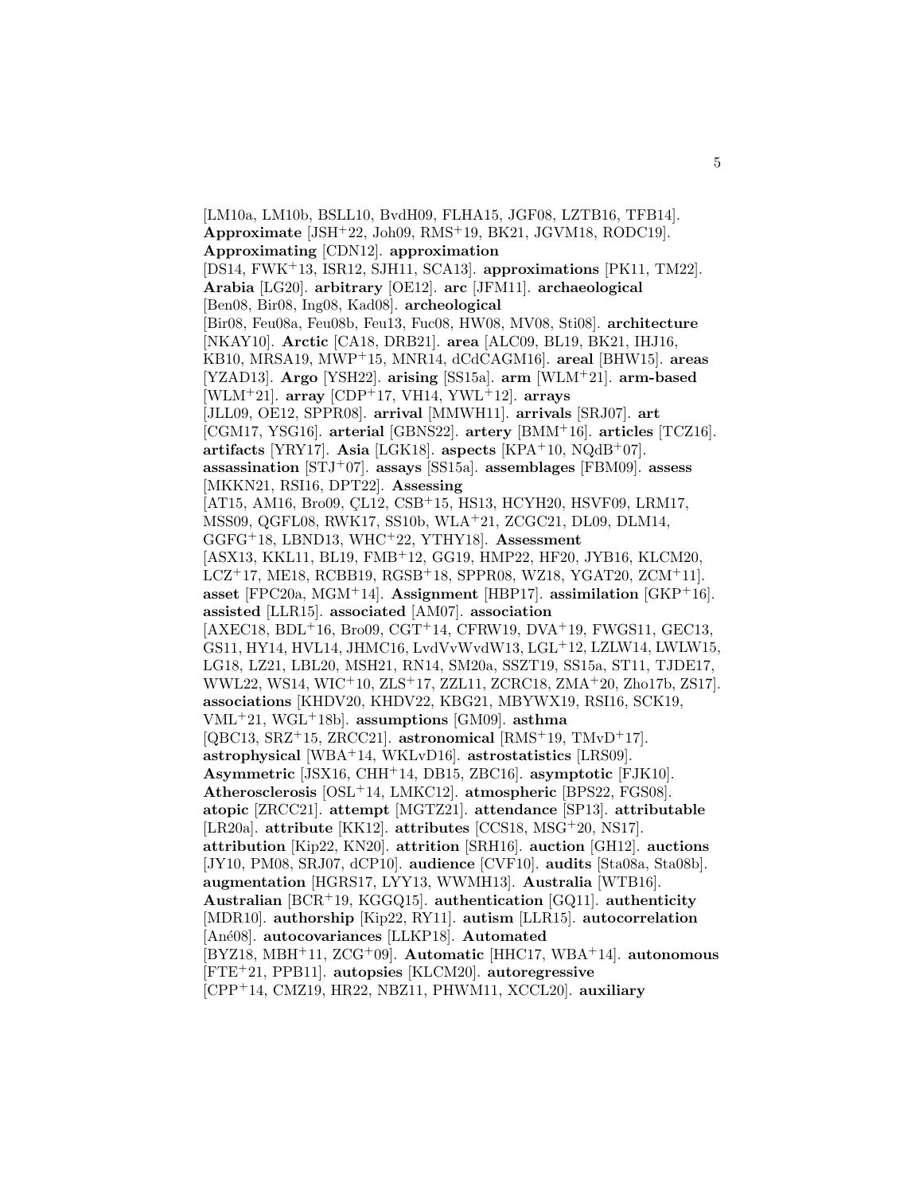[LM10a, LM10b, BSLL10, BvdH09, FLHA15, JGF08, LZTB16, TFB14]. **Approximate** [JSH+22, Joh09, RMS+19, BK21, JGVM18, RODC19]. **Approximating** [CDN12]. **approximation** [DS14, FWK+13, ISR12, SJH11, SCA13]. **approximations** [PK11, TM22]. **Arabia** [LG20]. **arbitrary** [OE12]. **arc** [JFM11]. **archaeological** [Ben08, Bir08, Ing08, Kad08]. **archeological** [Bir08, Feu08a, Feu08b, Feu13, Fuc08, HW08, MV08, Sti08]. **architecture** [NKAY10]. **Arctic** [CA18, DRB21]. **area** [ALC09, BL19, BK21, IHJ16, KB10, MRSA19, MWP+15, MNR14, dCdCAGM16]. **areal** [BHW15]. **areas** [YZAD13]. **Argo** [YSH22]. **arising** [SS15a]. **arm** [WLM+21]. **arm-based** [WLM+21]. **array** [CDP+17, VH14, YWL+12]. **arrays** [JLL09, OE12, SPPR08]. **arrival** [MMWH11]. **arrivals** [SRJ07]. **art** [CGM17, YSG16]. **arterial** [GBNS22]. **artery** [BMM+16]. **articles** [TCZ16]. **artifacts** [YRY17]. **Asia** [LGK18]. **aspects** [KPA+10, NQdB+07]. **assassination** [STJ+07]. **assays** [SS15a]. **assemblages** [FBM09]. **assess** [MKKN21, RSI16, DPT22]. **Assessing** [AT15, AM16, Bro09, ÇL12, CSB+15, HS13, HCYH20, HSVF09, LRM17, MSS09, QGFL08, RWK17, SS10b, WLA+21, ZCGC21, DL09, DLM14, GGFG+18, LBND13, WHC+22, YTHY18]. **Assessment** [ASX13, KKL11, BL19, FMB+12, GG19, HMP22, HF20, JYB16, KLCM20, LCZ+17, ME18, RCBB19, RGSB+18, SPPR08, WZ18, YGAT20, ZCM+11]. **asset** [FPC20a, MGM+14]. **Assignment** [HBP17]. **assimilation** [GKP+16]. **assisted** [LLR15]. **associated** [AM07]. **association** [AXEC18, BDL+16, Bro09, CGT+14, CFRW19, DVA+19, FWGS11, GEC13, GS11, HY14, HVL14, JHMC16, LvdVvWvdW13, LGL+12, LZLW14, LWLW15, LG18, LZ21, LBL20, MSH21, RN14, SM20a, SSZT19, SS15a, ST11, TJDE17, WWL22, WS14, WIC+10, ZLS+17, ZZL11, ZCRC18, ZMA+20, Zho17b, ZS17]. **associations** [KHDV20, KHDV22, KBG21, MBYWX19, RSI16, SCK19, VML+21, WGL+18b]. **assumptions** [GM09]. **asthma** [QBC13, SRZ+15, ZRCC21]. **astronomical** [RMS+19, TMvD+17]. **astrophysical** [WBA+14, WKLvD16]. **astrostatistics** [LRS09]. **Asymmetric** [JSX16, CHH+14, DB15, ZBC16]. **asymptotic** [FJK10]. **Atherosclerosis** [OSL+14, LMKC12]. **atmospheric** [BPS22, FGS08]. **atopic** [ZRCC21]. **attempt** [MGTZ21]. **attendance** [SP13]. **attributable** [LR20a]. **attribute** [KK12]. **attributes** [CCS18, MSG+20, NS17]. **attribution** [Kip22, KN20]. **attrition** [SRH16]. **auction** [GH12]. **auctions** [JY10, PM08, SRJ07, dCP10]. **audience** [CVF10]. **audits** [Sta08a, Sta08b]. **augmentation** [HGRS17, LYY13, WWMH13]. **Australia** [WTB16]. **Australian** [BCR+19, KGGQ15]. **authentication** [GQ11]. **authenticity** [MDR10]. **authorship** [Kip22, RY11]. **autism** [LLR15]. **autocorrelation** [Ané08]. **autocovariances** [LLKP18]. **Automated** [BYZ18, MBH+11, ZCG+09]. **Automatic** [HHC17, WBA+14]. **autonomous** [FTE+21, PPB11]. **autopsies** [KLCM20]. **autoregressive** [CPP+14, CMZ19, HR22, NBZ11, PHWM11, XCCL20]. **auxiliary**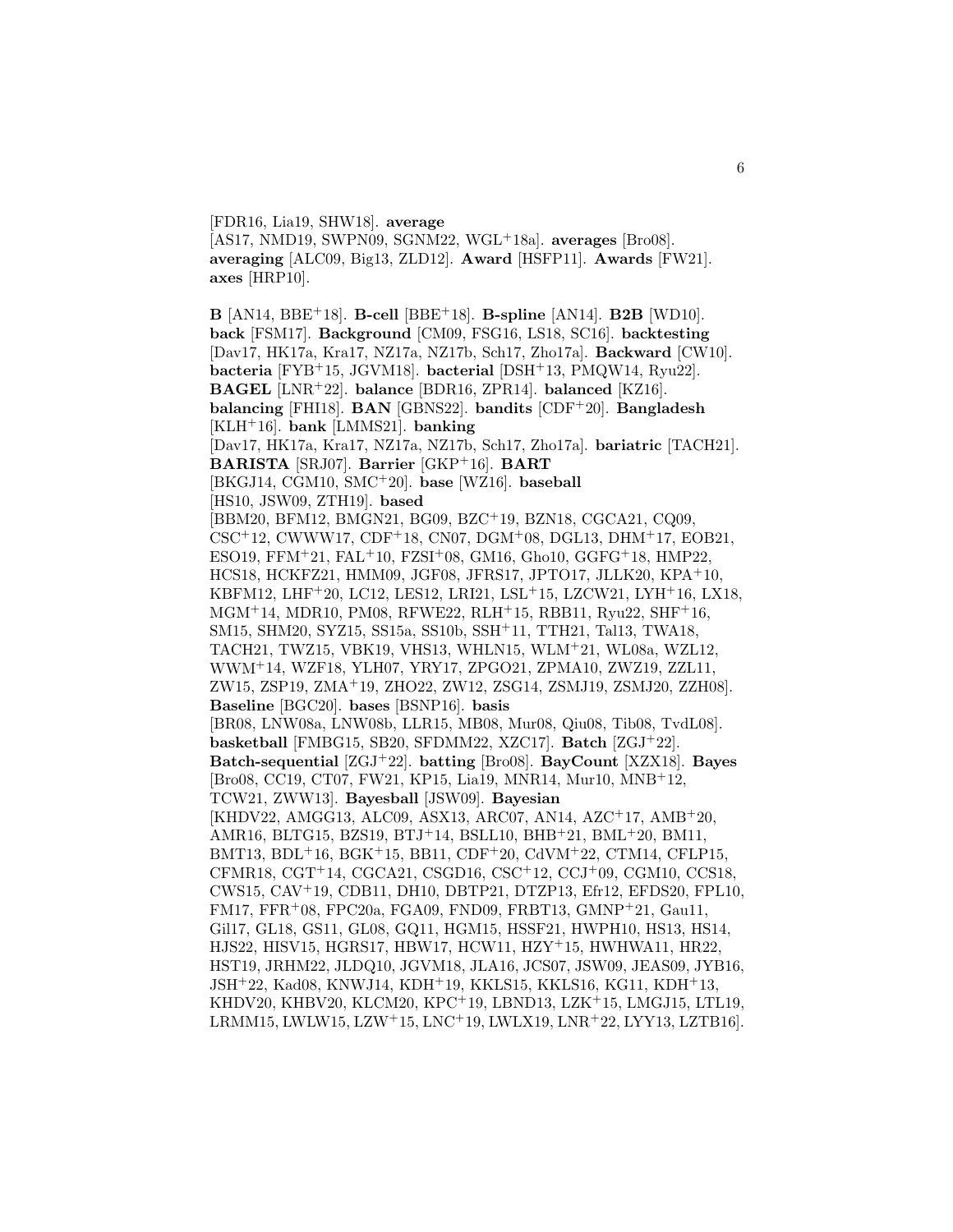[FDR16, Lia19, SHW18]. **average** [AS17, NMD19, SWPN09, SGNM22, WGL+18a]. **averages** [Bro08]. **averaging** [ALC09, Big13, ZLD12]. **Award** [HSFP11]. **Awards** [FW21]. **axes** [HRP10].

**B** [AN14, BBE+18]. **B-cell** [BBE+18]. **B-spline** [AN14]. **B2B** [WD10]. **back** [FSM17]. **Background** [CM09, FSG16, LS18, SC16]. **backtesting** [Dav17, HK17a, Kra17, NZ17a, NZ17b, Sch17, Zho17a]. **Backward** [CW10]. **bacteria** [FYB+15, JGVM18]. **bacterial** [DSH+13, PMQW14, Ryu22]. **BAGEL** [LNR+22]. **balance** [BDR16, ZPR14]. **balanced** [KZ16]. **balancing** [FHI18]. **BAN** [GBNS22]. **bandits** [CDF+20]. **Bangladesh** [KLH+16]. **bank** [LMMS21]. **banking** [Dav17, HK17a, Kra17, NZ17a, NZ17b, Sch17, Zho17a]. **bariatric** [TACH21]. **BARISTA** [SRJ07]. **Barrier** [GKP+16]. **BART** [BKGJ14, CGM10, SMC+20]. **base** [WZ16]. **baseball** [HS10, JSW09, ZTH19]. **based** [BBM20, BFM12, BMGN21, BG09, BZC+19, BZN18, CGCA21, CQ09, CSC+12, CWWW17, CDF+18, CN07, DGM+08, DGL13, DHM+17, EOB21, ESO19, FFM+21, FAL+10, FZSI+08, GM16, Gho10, GGFG+18, HMP22, HCS18, HCKFZ21, HMM09, JGF08, JFRS17, JPTO17, JLLK20, KPA+10, KBFM12, LHF+20, LC12, LES12, LRI21, LSL+15, LZCW21, LYH+16, LX18, MGM+14, MDR10, PM08, RFWE22, RLH+15, RBB11, Ryu22, SHF+16, SM15, SHM20, SYZ15, SS15a, SS10b, SSH+11, TTH21, Tal13, TWA18, TACH21, TWZ15, VBK19, VHS13, WHLN15, WLM+21, WL08a, WZL12, WWM+14, WZF18, YLH07, YRY17, ZPGO21, ZPMA10, ZWZ19, ZZL11, ZW15, ZSP19, ZMA+19, ZHO22, ZW12, ZSG14, ZSMJ19, ZSMJ20, ZZH08]. **Baseline** [BGC20]. **bases** [BSNP16]. **basis** [BR08, LNW08a, LNW08b, LLR15, MB08, Mur08, Qiu08, Tib08, TvdL08]. **basketball** [FMBG15, SB20, SFDMM22, XZC17]. **Batch** [ZGJ+22]. **Batch-sequential** [ZGJ+22]. **batting** [Bro08]. **BayCount** [XZX18]. **Bayes** [Bro08, CC19, CT07, FW21, KP15, Lia19, MNR14, Mur10, MNB+12, TCW21, ZWW13]. **Bayesball** [JSW09]. **Bayesian** [KHDV22, AMGG13, ALC09, ASX13, ARC07, AN14, AZC+17, AMB+20, AMR16, BLTG15, BZS19, BTJ+14, BSLL10, BHB+21, BML+20, BM11, BMT13, BDL+16, BGK+15, BB11, CDF+20, CdVM+22, CTM14, CFLP15, CFMR18, CGT+14, CGCA21, CSGD16, CSC+12, CCJ+09, CGM10, CCS18, CWS15, CAV+19, CDB11, DH10, DBTP21, DTZP13, Efr12, EFDS20, FPL10, FM17, FFR+08, FPC20a, FGA09, FND09, FRBT13, GMNP+21, Gau11, Gil17, GL18, GS11, GL08, GQ11, HGM15, HSSF21, HWPH10, HS13, HS14, HJS22, HISV15, HGRS17, HBW17, HCW11, HZY+15, HWHWA11, HR22, HST19, JRHM22, JLDQ10, JGVM18, JLA16, JCS07, JSW09, JEAS09, JYB16, JSH+22, Kad08, KNWJ14, KDH+19, KKLS15, KKLS16, KG11, KDH+13, KHDV20, KHBV20, KLCM20, KPC+19, LBND13, LZK+15, LMGJ15, LTL19, LRMM15, LWLW15, LZW+15, LNC+19, LWLX19, LNR+22, LYY13, LZTB16].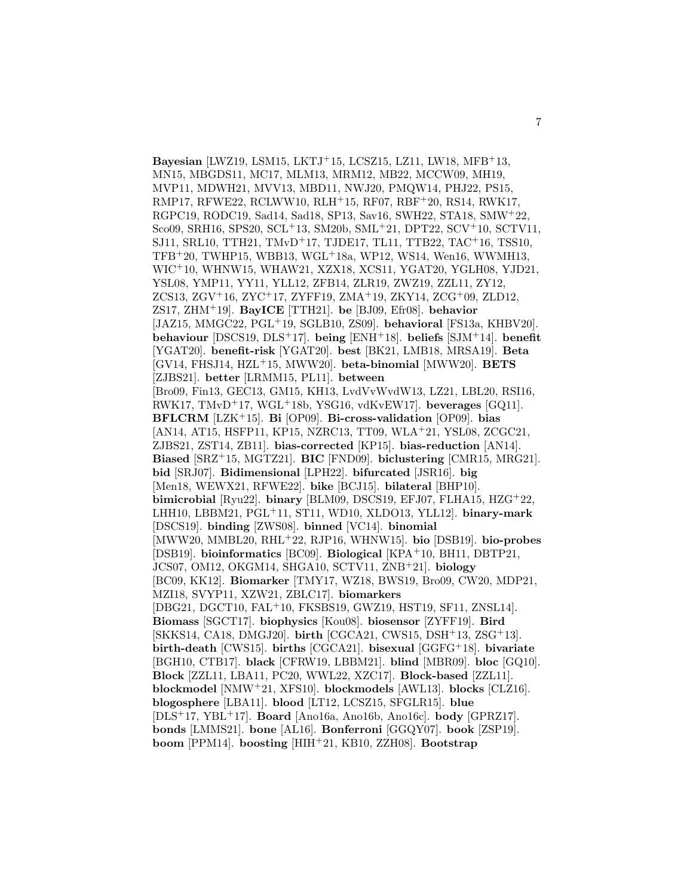**Bayesian** [LWZ19, LSM15, LKTJ+15, LCSZ15, LZ11, LW18, MFB+13, MN15, MBGDS11, MC17, MLM13, MRM12, MB22, MCCW09, MH19, MVP11, MDWH21, MVV13, MBD11, NWJ20, PMQW14, PHJ22, PS15, RMP17, RFWE22, RCLWW10, RLH+15, RF07, RBF+20, RS14, RWK17, RGPC19, RODC19, Sad14, Sad18, SP13, Sav16, SWH22, STA18, SMW+22, Sco09, SRH16, SPS20, SCL+13, SM20b, SML+21, DPT22, SCV+10, SCTV11, SJ11, SRL10, TTH21, TMvD+17, TJDE17, TL11, TTB22, TAC+16, TSS10, TFB+20, TWHP15, WBB13, WGL+18a, WP12, WS14, Wen16, WWMH13, WIC+10, WHNW15, WHAW21, XZX18, XCS11, YGAT20, YGLH08, YJD21, YSL08, YMP11, YY11, YLL12, ZFB14, ZLR19, ZWZ19, ZZL11, ZY12, ZCS13, ZGV+16, ZYC+17, ZYFF19, ZMA+19, ZKY14, ZCG+09, ZLD12, ZS17, ZHM+19]. **BayICE** [TTH21]. **be** [BJ09, Efr08]. **behavior** [JAZ15, MMGC22, PGL+19, SGLB10, ZS09]. **behavioral** [FS13a, KHBV20]. **behaviour** [DSCS19, DLS+17]. **being** [ENH+18]. **beliefs** [SJM+14]. **benefit** [YGAT20]. **benefit-risk** [YGAT20]. **best** [BK21, LMB18, MRSA19]. **Beta** [GV14, FHSJ14, HZL+15, MWW20]. **beta-binomial** [MWW20]. **BETS** [ZJBS21]. **better** [LRMM15, PL11]. **between** [Bro09, Fin13, GEC13, GM15, KH13, LvdVvWvdW13, LZ21, LBL20, RSI16, RWK17, TMvD+17, WGL+18b, YSG16, vdKvEW17]. **beverages** [GQ11]. **BFLCRM** [LZK+15]. **Bi** [OP09]. **Bi-cross-validation** [OP09]. **bias** [AN14, AT15, HSFP11, KP15, NZRC13, TT09, WLA+21, YSL08, ZCGC21, ZJBS21, ZST14, ZB11]. **bias-corrected** [KP15]. **bias-reduction** [AN14]. **Biased** [SRZ+15, MGTZ21]. **BIC** [FND09]. **biclustering** [CMR15, MRG21]. **bid** [SRJ07]. **Bidimensional** [LPH22]. **bifurcated** [JSR16]. **big** [Men18, WEWX21, RFWE22]. **bike** [BCJ15]. **bilateral** [BHP10]. **bimicrobial** [Ryu22]. **binary** [BLM09, DSCS19, EFJ07, FLHA15, HZG+22, LHH10, LBBM21, PGL+11, ST11, WD10, XLDO13, YLL12]. **binary-mark** [DSCS19]. **binding** [ZWS08]. **binned** [VC14]. **binomial** [MWW20, MMBL20, RHL+22, RJP16, WHNW15]. **bio** [DSB19]. **bio-probes** [DSB19]. **bioinformatics** [BC09]. **Biological** [KPA+10, BH11, DBTP21, JCS07, OM12, OKGM14, SHGA10, SCTV11, ZNB+21]. **biology** [BC09, KK12]. **Biomarker** [TMY17, WZ18, BWS19, Bro09, CW20, MDP21, MZI18, SVYP11, XZW21, ZBLC17]. **biomarkers** [DBG21, DGCT10, FAL+10, FKSBS19, GWZ19, HST19, SF11, ZNSL14]. **Biomass** [SGCT17]. **biophysics** [Kou08]. **biosensor** [ZYFF19]. **Bird** [SKKS14, CA18, DMGJ20]. **birth** [CGCA21, CWS15, DSH+13, ZSG+13]. **birth-death** [CWS15]. **births** [CGCA21]. **bisexual** [GGFG+18]. **bivariate** [BGH10, CTB17]. **black** [CFRW19, LBBM21]. **blind** [MBR09]. **bloc** [GQ10]. **Block** [ZZL11, LBA11, PC20, WWL22, XZC17]. **Block-based** [ZZL11]. **blockmodel** [NMW+21, XFS10]. **blockmodels** [AWL13]. **blocks** [CLZ16]. **blogosphere** [LBA11]. **blood** [LT12, LCSZ15, SFGLR15]. **blue** [DLS+17, YBL+17]. **Board** [Ano16a, Ano16b, Ano16c]. **body** [GPRZ17]. **bonds** [LMMS21]. **bone** [AL16]. **Bonferroni** [GGQY07]. **book** [ZSP19]. **boom** [PPM14]. **boosting** [HIH+21, KB10, ZZH08]. **Bootstrap**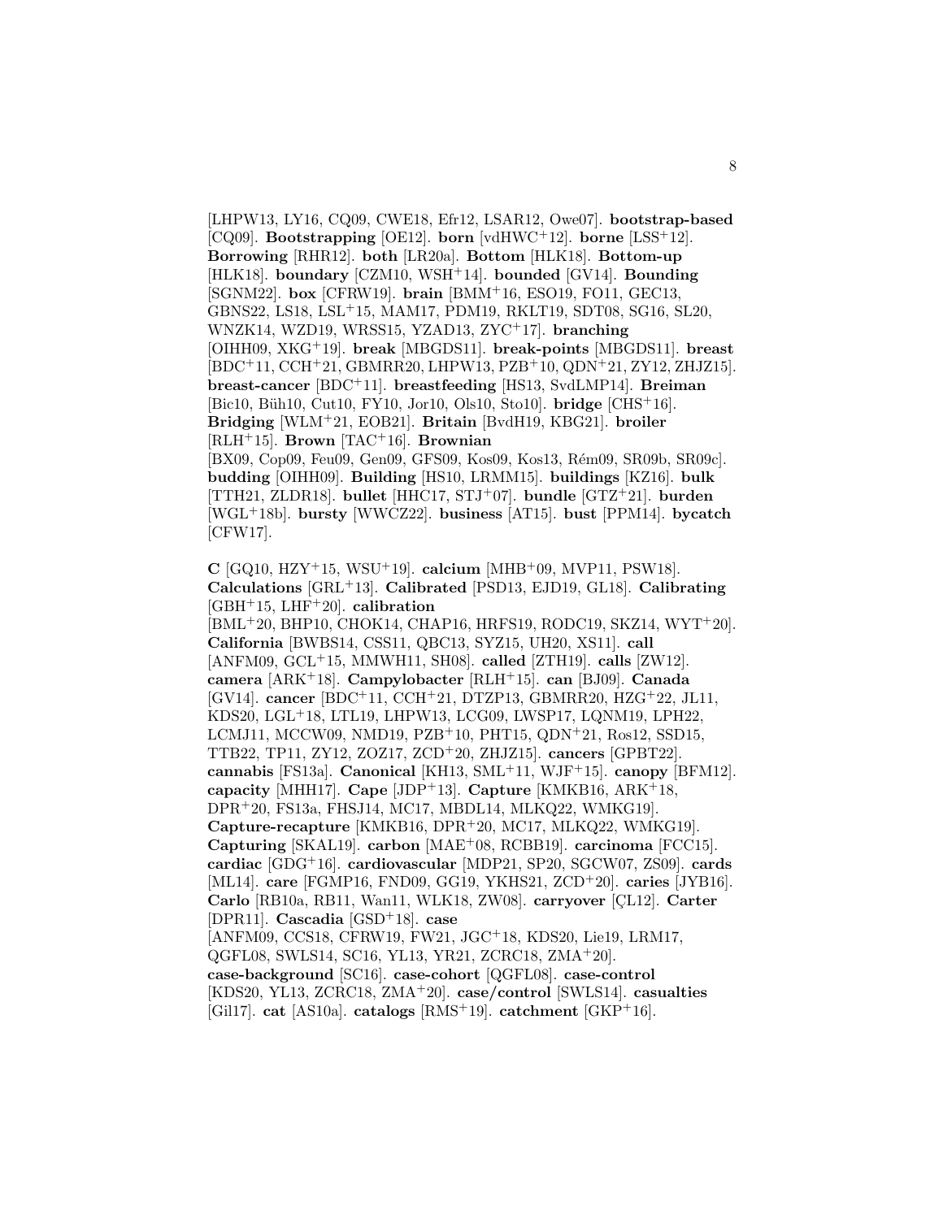[LHPW13, LY16, CQ09, CWE18, Efr12, LSAR12, Owe07]. **bootstrap-based** [CQ09]. **Bootstrapping** [OE12]. **born** [vdHWC[+]12]. **borne** [LSS[+]12]. **Borrowing** [RHR12]. **both** [LR20a]. **Bottom** [HLK18]. **Bottom-up** [HLK18]. **boundary** [CZM10, WSH[+]14]. **bounded** [GV14]. **Bounding** [SGNM22]. **box** [CFRW19]. **brain** [BMM[+]16, ESO19, FO11, GEC13, GBNS22, LS18, LSL[+]15, MAM17, PDM19, RKLT19, SDT08, SG16, SL20, WNZK14, WZD19, WRSS15, YZAD13, ZYC[+]17]. **branching** [OIHH09, XKG[+]19]. **break** [MBGDS11]. **break-points** [MBGDS11]. **breast** [BDC[+]11, CCH[+]21, GBMRR20, LHPW13, PZB[+]10, QDN[+]21, ZY12, ZHJZ15]. **breast-cancer** [BDC[+]11]. **breastfeeding** [HS13, SvdLMP14]. **Breiman** [Bic10, Büh10, Cut10, FY10, Jor10, Ols10, Sto10]. **bridge** [CHS[+]16]. **Bridging** [WLM[+]21, EOB21]. **Britain** [BvdH19, KBG21]. **broiler** [RLH[+]15]. **Brown** [TAC[+]16]. **Brownian** [BX09, Cop09, Feu09, Gen09, GFS09, Kos09, Kos13, Rém09, SR09b, SR09c]. **budding** [OIHH09]. **Building** [HS10, LRMM15]. **buildings** [KZ16]. **bulk** [TTH21, ZLDR18]. **bullet** [HHC17, STJ[+]07]. **bundle** [GTZ[+]21]. **burden** [WGL[+]18b]. **bursty** [WWCZ22]. **business** [AT15]. **bust** [PPM14]. **bycatch** [CFW17].

**C** [GQ10, HZY[+]15, WSU[+]19]. **calcium** [MHB[+]09, MVP11, PSW18]. **Calculations** [GRL[+]13]. **Calibrated** [PSD13, EJD19, GL18]. **Calibrating** [GBH[+]15, LHF[+]20]. **calibration** [BML[+]20, BHP10, CHOK14, CHAP16, HRFS19, RODC19, SKZ14, WYT[+]20]. **California** [BWBS14, CSS11, QBC13, SYZ15, UH20, XS11]. **call** [ANFM09, GCL[+]15, MMWH11, SH08]. **called** [ZTH19]. **calls** [ZW12]. **camera** [ARK[+]18]. **Campylobacter** [RLH[+]15]. **can** [BJ09]. **Canada** [GV14]. **cancer** [BDC[+]11, CCH[+]21, DTZP13, GBMRR20, HZG[+]22, JL11, KDS20, LGL[+]18, LTL19, LHPW13, LCG09, LWSP17, LQNM19, LPH22, LCMJ11, MCCW09, NMD19, PZB[+]10, PHT15, QDN[+]21, Ros12, SSD15, TTB22, TP11, ZY12, ZOZ17, ZCD[+]20, ZHJZ15]. **cancers** [GPBT22]. **cannabis** [FS13a]. **Canonical** [KH13, SML[+]11, WJF[+]15]. **canopy** [BFM12]. **capacity** [MHH17]. **Cape** [JDP[+]13]. **Capture** [KMKB16, ARK[+]18, DPR[+]20, FS13a, FHSJ14, MC17, MBDL14, MLKQ22, WMKG19]. **Capture-recapture** [KMKB16, DPR[+]20, MC17, MLKQ22, WMKG19]. **Capturing** [SKAL19]. **carbon** [MAE[+]08, RCBB19]. **carcinoma** [FCC15]. **cardiac** [GDG[+]16]. **cardiovascular** [MDP21, SP20, SGCW07, ZS09]. **cards** [ML14]. **care** [FGMP16, FND09, GG19, YKHS21, ZCD[+]20]. **caries** [JYB16]. **Carlo** [RB10a, RB11, Wan11, WLK18, ZW08]. **carryover** [ÇL12]. **Carter** [DPR11]. **Cascadia** [GSD[+]18]. **case** [ANFM09, CCS18, CFRW19, FW21, JGC[+]18, KDS20, Lie19, LRM17, QGFL08, SWLS14, SC16, YL13, YR21, ZCRC18, ZMA[+]20]. **case-background** [SC16]. **case-cohort** [QGFL08]. **case-control** [KDS20, YL13, ZCRC18, ZMA[+]20]. **case/control** [SWLS14]. **casualties** [Gil17]. **cat** [AS10a]. **catalogs** [RMS[+]19]. **catchment** [GKP[+]16].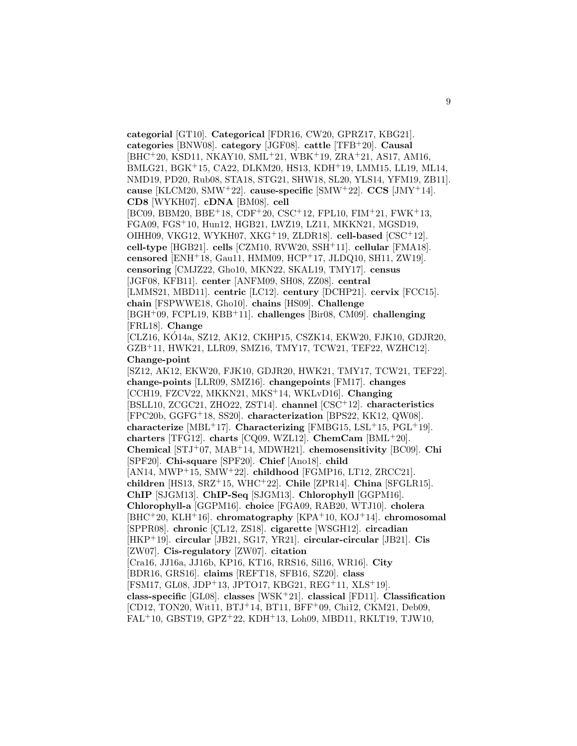**categorial** [GT10]. **Categorical** [FDR16, CW20, GPRZ17, KBG21]. **categories** [BNW08]. **category** [JGF08]. **cattle** [TFB[+]20]. **Causal** [BHC[+]20, KSD11, NKAY10, SML[+]21, WBK[+]19, ZRA[+]21, AS17, AM16, BMLG21, BGK[+]15, CA22, DLKM20, HS13, KDH[+]19, LMM15, LL19, ML14, NMD19, PD20, Rub08, STA18, STG21, SHW18, SL20, YLS14, YFM19, ZB11]. **cause** [KLCM20, SMW[+]22]. **cause-specific** [SMW[+]22]. **CCS** [JMY[+]14]. **CD8** [WYKH07]. **cDNA** [BM08]. **cell** [BC09, BBM20, BBE[+]18, CDF[+]20, CSC[+]12, FPL10, FIM[+]21, FWK[+]13, FGA09, FGS[+]10, Hun12, HGB21, LWZ19, LZ11, MKKN21, MGSD19, OIHH09, VKG12, WYKH07, XKG[+]19, ZLDR18]. **cell-based** [CSC[+]12]. **cell-type** [HGB21]. **cells** [CZM10, RVW20, SSH[+]11]. **cellular** [FMA18]. **censored** [ENH[+]18, Gau11, HMM09, HCP[+]17, JLDQ10, SH11, ZW19]. **censoring** [CMJZ22, Gho10, MKN22, SKAL19, TMY17]. **census** [JGF08, KFB11]. **center** [ANFM09, SH08, ZZ08]. **central** [LMMS21, MBD11]. **centric** [LC12]. **century** [DCHP21]. **cervix** [FCC15]. **chain** [FSPWWE18, Gho10]. **chains** [HS09]. **Challenge** [BGH[+]09, FCPL19, KBB[+]11]. **challenges** [Bir08, CM09]. **challenging** [FRL18]. **Change** [CLZ16, KÓ14a, SZ12, AK12, CKHP15, CSZK14, EKW20, FJK10, GDJR20, GZB[+]11, HWK21, LLR09, SMZ16, TMY17, TCW21, TEF22, WZHC12]. **Change-point** [SZ12, AK12, EKW20, FJK10, GDJR20, HWK21, TMY17, TCW21, TEF22]. **change-points** [LLR09, SMZ16]. **changepoints** [FM17]. **changes** [CCH19, FZCV22, MKKN21, MKS[+]14, WKLvD16]. **Changing** [BSLL10, ZCGC21, ZHO22, ZST14]. **channel** [CSC[+]12]. **characteristics** [FPC20b, GGFG[+]18, SS20]. **characterization** [BPS22, KK12, QW08]. **characterize** [MBL[+]17]. **Characterizing** [FMBG15, LSL[+]15, PGL[+]19]. **charters** [TFG12]. **charts** [CQ09, WZL12]. **ChemCam** [BML[+]20]. **Chemical** [STJ[+]07, MAB[+]14, MDWH21]. **chemosensitivity** [BC09]. **Chi** [SPF20]. **Chi-square** [SPF20]. **Chief** [Ano18]. **child** [AN14, MWP[+]15, SMW[+]22]. **childhood** [FGMP16, LT12, ZRCC21]. **children** [HS13, SRZ[+]15, WHC[+]22]. **Chile** [ZPR14]. **China** [SFGLR15]. **ChIP** [SJGM13]. **ChIP-Seq** [SJGM13]. **Chlorophyll** [GGPM16]. **Chlorophyll-a** [GGPM16]. **choice** [FGA09, RAB20, WTJ10]. **cholera** [BHC[+]20, KLH[+]16]. **chromatography** [KPA[+]10, KOJ[+]14]. **chromosomal** [SPPR08]. **chronic** [ÇL12, ZS18]. **cigarette** [WSGH12]. **circadian** [HKP[+]19]. **circular** [JB21, SG17, YR21]. **circular-circular** [JB21]. **Cis** [ZW07]. **Cis-regulatory** [ZW07]. **citation** [Cra16, JJ16a, JJ16b, KP16, KT16, RRS16, Sil16, WR16]. **City** [BDR16, GRS16]. **claims** [REFT18, SFB16, SZ20]. **class** [FSM17, GL08, JDP[+]13, JPTO17, KBG21, REG[+]11, XLS[+]19]. **class-specific** [GL08]. **classes** [WSK[+]21]. **classical** [FD11]. **Classification** [CD12, TON20, Wit11, BTJ[+]14, BT11, BFF[+]09, Chi12, CKM21, Deb09, FAL[+]10, GBST19, GPZ[+]22, KDH[+]13, Loh09, MBD11, RKLT19, TJW10,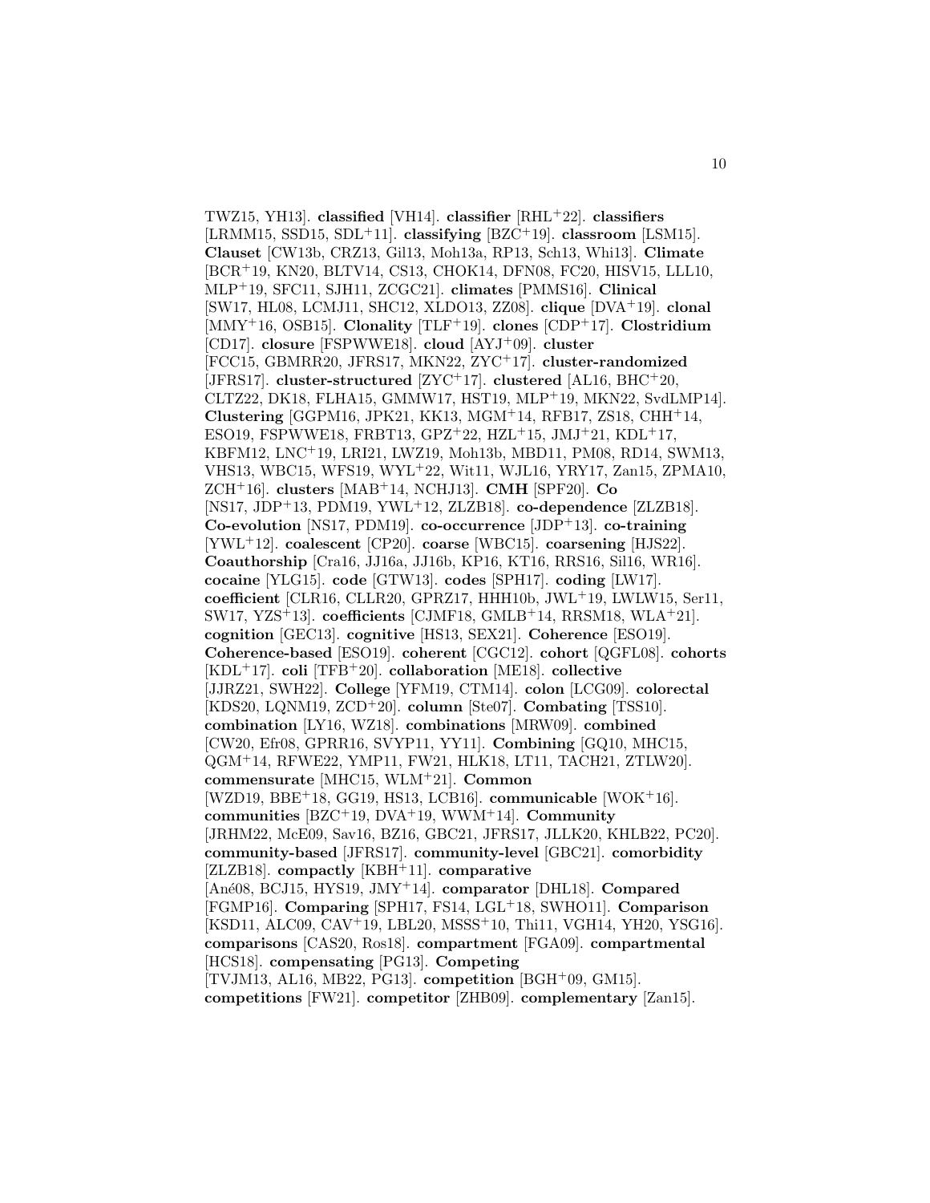TWZ15, YH13]. **classified** [VH14]. **classifier** [RHL+22]. **classifiers** [LRMM15, SSD15, SDL+11]. **classifying** [BZC+19]. **classroom** [LSM15]. **Clauset** [CW13b, CRZ13, Gil13, Moh13a, RP13, Sch13, Whi13]. **Climate** [BCR+19, KN20, BLTV14, CS13, CHOK14, DFN08, FC20, HISV15, LLL10, MLP+19, SFC11, SJH11, ZCGC21]. **climates** [PMMS16]. **Clinical** [SW17, HL08, LCMJ11, SHC12, XLDO13, ZZ08]. **clique** [DVA+19]. **clonal** [MMY+16, OSB15]. **Clonality** [TLF+19]. **clones** [CDP+17]. **Clostridium** [CD17]. **closure** [FSPWWE18]. **cloud** [AYJ+09]. **cluster** [FCC15, GBMRR20, JFRS17, MKN22, ZYC+17]. **cluster-randomized** [JFRS17]. **cluster-structured** [ZYC+17]. **clustered** [AL16, BHC+20, CLTZ22, DK18, FLHA15, GMMW17, HST19, MLP+19, MKN22, SvdLMP14]. **Clustering** [GGPM16, JPK21, KK13, MGM+14, RFB17, ZS18, CHH+14, ESO19, FSPWWE18, FRBT13, GPZ+22, HZL+15, JMJ+21, KDL+17, KBFM12, LNC+19, LRI21, LWZ19, Moh13b, MBD11, PM08, RD14, SWM13, VHS13, WBC15, WFS19, WYL+22, Wit11, WJL16, YRY17, Zan15, ZPMA10, ZCH+16]. **clusters** [MAB+14, NCHJ13]. **CMH** [SPF20]. **Co** [NS17, JDP+13, PDM19, YWL+12, ZLZB18]. **co-dependence** [ZLZB18]. **Co-evolution** [NS17, PDM19]. **co-occurrence** [JDP+13]. **co-training** [YWL+12]. **coalescent** [CP20]. **coarse** [WBC15]. **coarsening** [HJS22]. **Coauthorship** [Cra16, JJ16a, JJ16b, KP16, KT16, RRS16, Sil16, WR16]. **cocaine** [YLG15]. **code** [GTW13]. **codes** [SPH17]. **coding** [LW17]. **coefficient** [CLR16, CLLR20, GPRZ17, HHH10b, JWL+19, LWLW15, Ser11, SW17, YZS+13]. **coefficients** [CJMF18, GMLB+14, RRSM18, WLA+21]. **cognition** [GEC13]. **cognitive** [HS13, SEX21]. **Coherence** [ESO19]. **Coherence-based** [ESO19]. **coherent** [CGC12]. **cohort** [QGFL08]. **cohorts** [KDL+17]. **coli** [TFB+20]. **collaboration** [ME18]. **collective** [JJRZ21, SWH22]. **College** [YFM19, CTM14]. **colon** [LCG09]. **colorectal** [KDS20, LQNM19, ZCD+20]. **column** [Ste07]. **Combating** [TSS10]. **combination** [LY16, WZ18]. **combinations** [MRW09]. **combined** [CW20, Efr08, GPRR16, SVYP11, YY11]. **Combining** [GQ10, MHC15, QGM+14, RFWE22, YMP11, FW21, HLK18, LT11, TACH21, ZTLW20]. **commensurate** [MHC15, WLM+21]. **Common** [WZD19, BBE+18, GG19, HS13, LCB16]. **communicable** [WOK+16]. **communities** [BZC+19, DVA+19, WWM+14]. **Community** [JRHM22, McE09, Sav16, BZ16, GBC21, JFRS17, JLLK20, KHLB22, PC20]. **community-based** [JFRS17]. **community-level** [GBC21]. **comorbidity** [ZLZB18]. **compactly** [KBH+11]. **comparative** [Ané08, BCJ15, HYS19, JMY+14]. **comparator** [DHL18]. **Compared** [FGMP16]. **Comparing** [SPH17, FS14, LGL+18, SWHO11]. **Comparison** [KSD11, ALC09, CAV+19, LBL20, MSSS+10, Thi11, VGH14, YH20, YSG16]. **comparisons** [CAS20, Ros18]. **compartment** [FGA09]. **compartmental** [HCS18]. **compensating** [PG13]. **Competing** [TVJM13, AL16, MB22, PG13]. **competition** [BGH+09, GM15]. **competitions** [FW21]. **competitor** [ZHB09]. **complementary** [Zan15].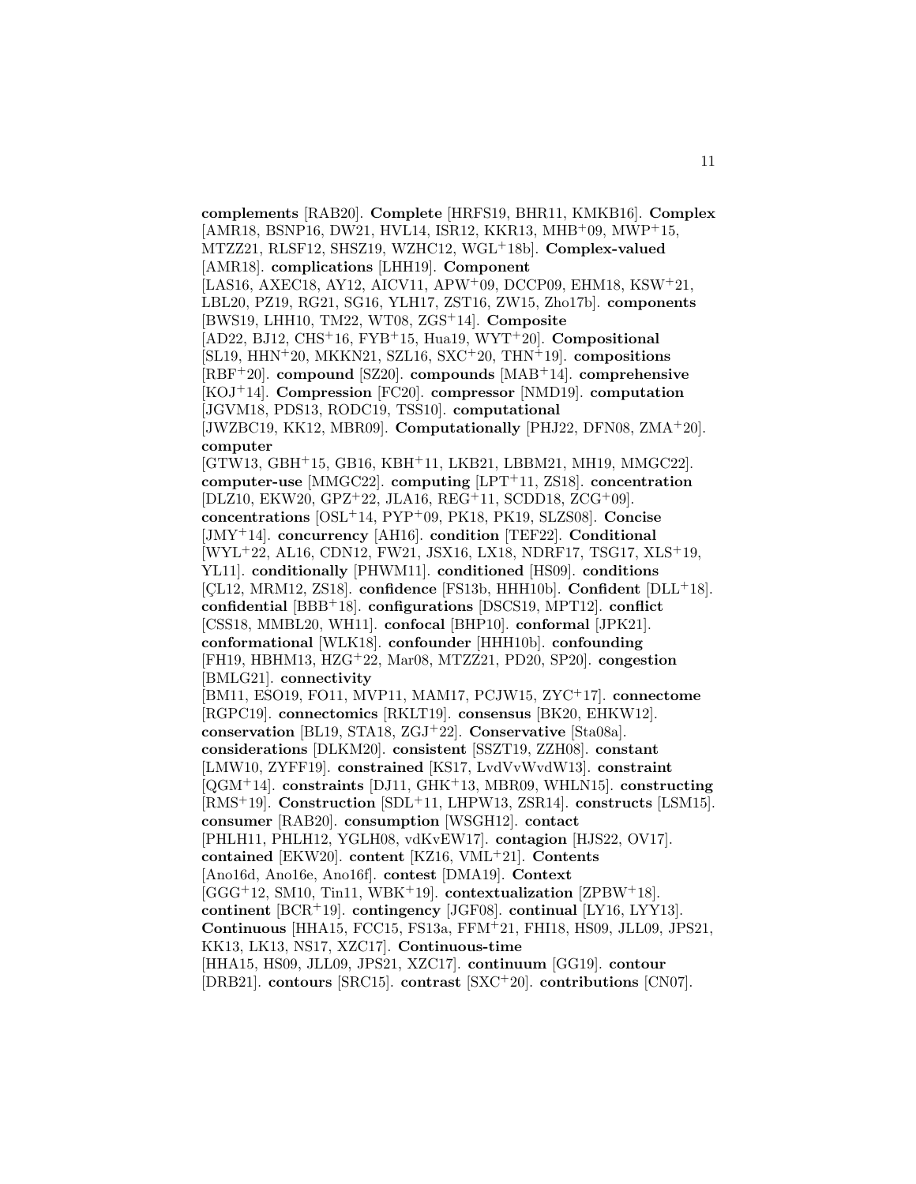**complements** [RAB20]. **Complete** [HRFS19, BHR11, KMKB16]. **Complex** [AMR18, BSNP16, DW21, HVL14, ISR12, KKR13, MHB+09, MWP+15, MTZZ21, RLSF12, SHSZ19, WZHC12, WGL+18b]. **Complex-valued** [AMR18]. **complications** [LHH19]. **Component** [LAS16, AXEC18, AY12, AICV11, APW+09, DCCP09, EHM18, KSW+21, LBL20, PZ19, RG21, SG16, YLH17, ZST16, ZW15, Zho17b]. **components** [BWS19, LHH10, TM22, WT08, ZGS+14]. **Composite** [AD22, BJ12, CHS+16, FYB+15, Hua19, WYT+20]. **Compositional** [SL19, HHN+20, MKKN21, SZL16, SXC+20, THN+19]. **compositions** [RBF+20]. **compound** [SZ20]. **compounds** [MAB+14]. **comprehensive** [KOJ+14]. **Compression** [FC20]. **compressor** [NMD19]. **computation** [JGVM18, PDS13, RODC19, TSS10]. **computational** [JWZBC19, KK12, MBR09]. **Computationally** [PHJ22, DFN08, ZMA+20]. **computer** [GTW13, GBH+15, GB16, KBH+11, LKB21, LBBM21, MH19, MMGC22]. **computer-use** [MMGC22]. **computing** [LPT+11, ZS18]. **concentration** [DLZ10, EKW20, GPZ+22, JLA16, REG+11, SCDD18, ZCG+09]. **concentrations** [OSL+14, PYP+09, PK18, PK19, SLZS08]. **Concise** [JMY+14]. **concurrency** [AH16]. **condition** [TEF22]. **Conditional** [WYL+22, AL16, CDN12, FW21, JSX16, LX18, NDRF17, TSG17, XLS+19, YL11]. **conditionally** [PHWM11]. **conditioned** [HS09]. **conditions** [ÇL12, MRM12, ZS18]. **confidence** [FS13b, HHH10b]. **Confident** [DLL+18]. **confidential** [BBB+18]. **configurations** [DSCS19, MPT12]. **conflict** [CSS18, MMBL20, WH11]. **confocal** [BHP10]. **conformal** [JPK21]. **conformational** [WLK18]. **confounder** [HHH10b]. **confounding** [FH19, HBHM13, HZG+22, Mar08, MTZZ21, PD20, SP20]. **congestion** [BMLG21]. **connectivity** [BM11, ESO19, FO11, MVP11, MAM17, PCJW15, ZYC+17]. **connectome** [RGPC19]. **connectomics** [RKLT19]. **consensus** [BK20, EHKW12]. **conservation** [BL19, STA18, ZGJ+22]. **Conservative** [Sta08a]. **considerations** [DLKM20]. **consistent** [SSZT19, ZZH08]. **constant** [LMW10, ZYFF19]. **constrained** [KS17, LvdVvWvdW13]. **constraint** [QGM+14]. **constraints** [DJ11, GHK+13, MBR09, WHLN15]. **constructing** [RMS+19]. **Construction** [SDL+11, LHPW13, ZSR14]. **constructs** [LSM15]. **consumer** [RAB20]. **consumption** [WSGH12]. **contact** [PHLH11, PHLH12, YGLH08, vdKvEW17]. **contagion** [HJS22, OV17]. **contained** [EKW20]. **content** [KZ16, VML+21]. **Contents** [Ano16d, Ano16e, Ano16f]. **contest** [DMA19]. **Context** [GGG+12, SM10, Tin11, WBK+19]. **contextualization** [ZPBW+18]. **continent** [BCR+19]. **contingency** [JGF08]. **continual** [LY16, LYY13]. **Continuous** [HHA15, FCC15, FS13a, FFM+21, FHI18, HS09, JLL09, JPS21, KK13, LK13, NS17, XZC17]. **Continuous-time** [HHA15, HS09, JLL09, JPS21, XZC17]. **continuum** [GG19]. **contour** [DRB21]. **contours** [SRC15]. **contrast** [SXC+20]. **contributions** [CN07].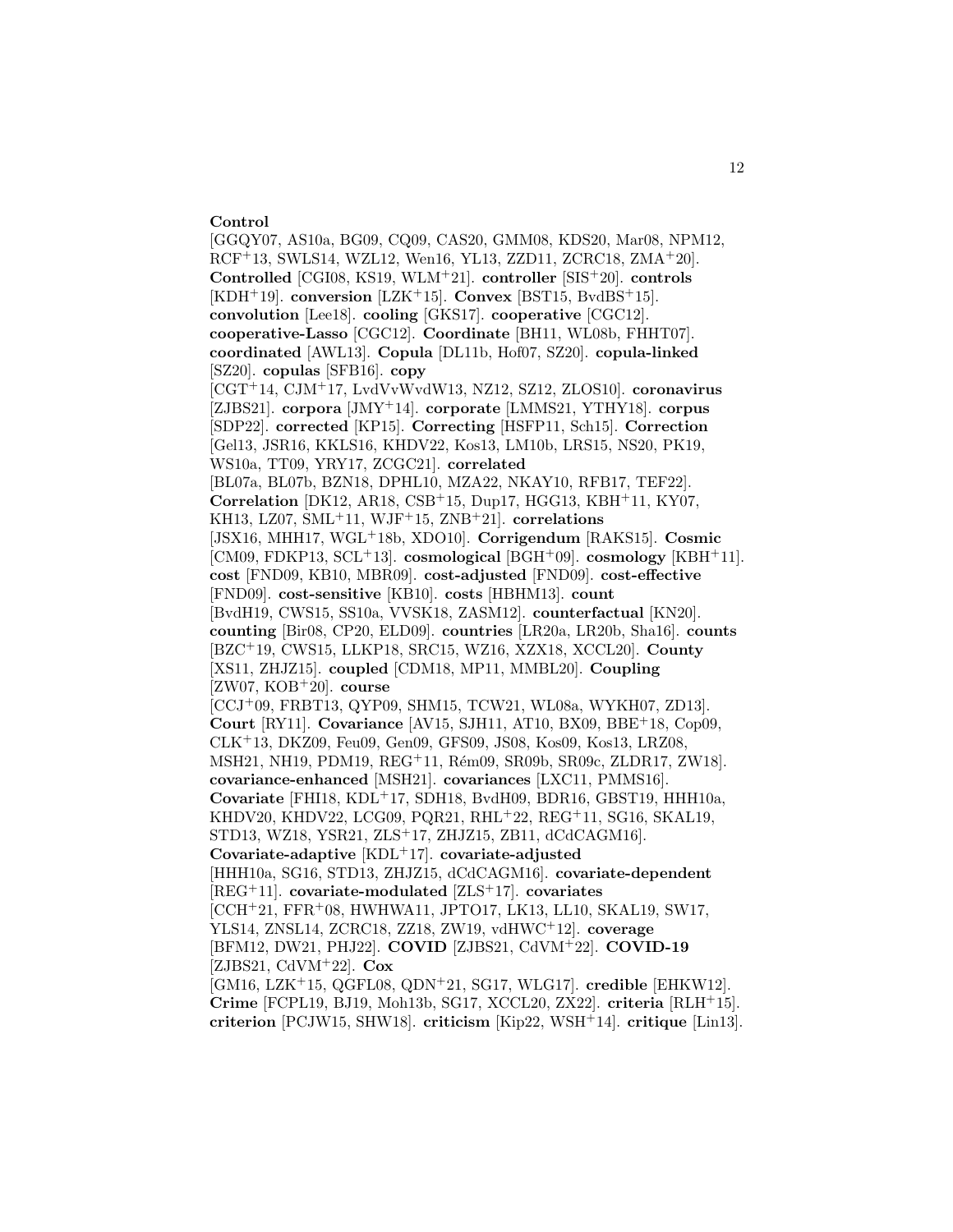**Control** [GGQY07, AS10a, BG09, CQ09, CAS20, GMM08, KDS20, Mar08, NPM12, RCF+13, SWLS14, WZL12, Wen16, YL13, ZZD11, ZCRC18, ZMA+20]. **Controlled** [CGI08, KS19, WLM+21]. **controller** [SIS+20]. **controls** [KDH+19]. **conversion** [LZK+15]. **Convex** [BST15, BvdBS+15]. **convolution** [Lee18]. **cooling** [GKS17]. **cooperative** [CGC12]. **cooperative-Lasso** [CGC12]. **Coordinate** [BH11, WL08b, FHHT07]. **coordinated** [AWL13]. **Copula** [DL11b, Hof07, SZ20]. **copula-linked** [SZ20]. **copulas** [SFB16]. **copy** [CGT+14, CJM+17, LvdVvWvdW13, NZ12, SZ12, ZLOS10]. **coronavirus** [ZJBS21]. **corpora** [JMY+14]. **corporate** [LMMS21, YTHY18]. **corpus** [SDP22]. **corrected** [KP15]. **Correcting** [HSFP11, Sch15]. **Correction** [Gel13, JSR16, KKLS16, KHDV22, Kos13, LM10b, LRS15, NS20, PK19, WS10a, TT09, YRY17, ZCGC21]. **correlated** [BL07a, BL07b, BZN18, DPHL10, MZA22, NKAY10, RFB17, TEF22]. **Correlation** [DK12, AR18, CSB+15, Dup17, HGG13, KBH+11, KY07, KH13, LZ07, SML+11, WJF+15, ZNB+21]. **correlations** [JSX16, MHH17, WGL+18b, XDO10]. **Corrigendum** [RAKS15]. **Cosmic** [CM09, FDKP13, SCL+13]. **cosmological** [BGH+09]. **cosmology** [KBH+11]. **cost** [FND09, KB10, MBR09]. **cost-adjusted** [FND09]. **cost-effective** [FND09]. **cost-sensitive** [KB10]. **costs** [HBHM13]. **count** [BvdH19, CWS15, SS10a, VVSK18, ZASM12]. **counterfactual** [KN20]. **counting** [Bir08, CP20, ELD09]. **countries** [LR20a, LR20b, Sha16]. **counts** [BZC+19, CWS15, LLKP18, SRC15, WZ16, XZX18, XCCL20]. **County** [XS11, ZHJZ15]. **coupled** [CDM18, MP11, MMBL20]. **Coupling** [ZW07, KOB+20]. **course** [CCJ+09, FRBT13, QYP09, SHM15, TCW21, WL08a, WYKH07, ZD13]. **Court** [RY11]. **Covariance** [AV15, SJH11, AT10, BX09, BBE+18, Cop09, CLK+13, DKZ09, Feu09, Gen09, GFS09, JS08, Kos09, Kos13, LRZ08, MSH21, NH19, PDM19, REG+11, Rém09, SR09b, SR09c, ZLDR17, ZW18]. **covariance-enhanced** [MSH21]. **covariances** [LXC11, PMMS16]. **Covariate** [FHI18, KDL+17, SDH18, BvdH09, BDR16, GBST19, HHH10a, KHDV20, KHDV22, LCG09, PQR21, RHL+22, REG+11, SG16, SKAL19, STD13, WZ18, YSR21, ZLS+17, ZHJZ15, ZB11, dCdCAGM16]. **Covariate-adaptive** [KDL+17]. **covariate-adjusted** [HHH10a, SG16, STD13, ZHJZ15, dCdCAGM16]. **covariate-dependent** [REG+11]. **covariate-modulated** [ZLS+17]. **covariates** [CCH+21, FFR+08, HWHWA11, JPTO17, LK13, LL10, SKAL19, SW17, YLS14, ZNSL14, ZCRC18, ZZ18, ZW19, vdHWC+12]. **coverage** [BFM12, DW21, PHJ22]. **COVID** [ZJBS21, CdVM+22]. **COVID-19** [ZJBS21, CdVM+22]. **Cox** [GM16, LZK+15, QGFL08, QDN+21, SG17, WLG17]. **credible** [EHKW12]. **Crime** [FCPL19, BJ19, Moh13b, SG17, XCCL20, ZX22]. **criteria** [RLH+15]. **criterion** [PCJW15, SHW18]. **criticism** [Kip22, WSH+14]. **critique** [Lin13].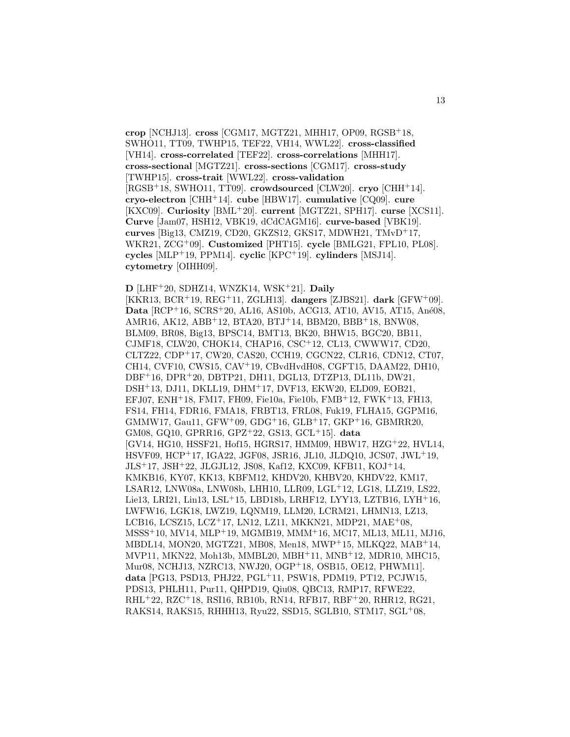**crop** [NCHJ13]. **cross** [CGM17, MGTZ21, MHH17, OP09, RGSB+18, SWHO11, TT09, TWHP15, TEF22, VH14, WWL22]. **cross-classified** [VH14]. **cross-correlated** [TEF22]. **cross-correlations** [MHH17]. **cross-sectional** [MGTZ21]. **cross-sections** [CGM17]. **cross-study** [TWHP15]. **cross-trait** [WWL22]. **cross-validation** [RGSB+18, SWHO11, TT09]. **crowdsourced** [CLW20]. **cryo** [CHH+14]. **cryo-electron** [CHH+14]. **cube** [HBW17]. **cumulative** [CQ09]. **cure** [KXC09]. **Curiosity** [BML+20]. **current** [MGTZ21, SPH17]. **curse** [XCS11]. **Curve** [Jam07, HSH12, VBK19, dCdCAGM16]. **curve-based** [VBK19]. **curves** [Big13, CMZ19, CD20, GKZS12, GKS17, MDWH21, TMvD+17, WKR21, ZCG+09]. **Customized** [PHT15]. **cycle** [BMLG21, FPL10, PL08]. **cycles** [MLP+19, PPM14]. **cyclic** [KPC+19]. **cylinders** [MSJ14]. **cytometry** [OIHH09].

**D** [LHF+20, SDHZ14, WNZK14, WSK+21]. **Daily** [KKR13, BCR+19, REG+11, ZGLH13]. **dangers** [ZJBS21]. **dark** [GFW+09]. **Data** [RCP+16, SCRS+20, AL16, AS10b, ACG13, AT10, AV15, AT15, Ané08, AMR16, AK12, ABB+12, BTA20, BTJ+14, BBM20, BBB+18, BNW08, BLM09, BR08, Big13, BPSC14, BMT13, BK20, BHW15, BGC20, BB11, CJMF18, CLW20, CHOK14, CHAP16, CSC+12, CL13, CWWW17, CD20, CLTZ22, CDP+17, CW20, CAS20, CCH19, CGCN22, CLR16, CDN12, CT07, CH14, CVF10, CWS15, CAV+19, CBvdHvdH08, CGFT15, DAAM22, DH10, DBF+16, DPR+20, DBTP21, DH11, DGL13, DTZP13, DL11b, DW21, DSH+13, DJ11, DKLL19, DHM+17, DVF13, EKW20, ELD09, EOB21, EFJ07, ENH+18, FM17, FH09, Fie10a, Fie10b, FMB+12, FWK+13, FH13, FS14, FH14, FDR16, FMA18, FRBT13, FRL08, Fuk19, FLHA15, GGPM16, GMMW17, Gau11, GFW+09, GDG+16, GLB+17, GKP+16, GBMRR20, GM08, GQ10, GPRR16, GPZ+22, GS13, GCL+15]. **data** [GV14, HG10, HSSF21, Hof15, HGRS17, HMM09, HBW17, HZG+22, HVL14, HSVF09, HCP+17, IGA22, JGF08, JSR16, JL10, JLDQ10, JCS07, JWL+19, JLS+17, JSH+22, JLGJL12, JS08, Kaf12, KXC09, KFB11, KOJ+14, KMKB16, KY07, KK13, KBFM12, KHDV20, KHBV20, KHDV22, KM17, LSAR12, LNW08a, LNW08b, LHH10, LLR09, LGL+12, LG18, LLZ19, LS22, Lie13, LRI21, Lin13, LSL+15, LBD18b, LRHF12, LYY13, LZTB16, LYH+16, LWFW16, LGK18, LWZ19, LQNM19, LLM20, LCRM21, LHMN13, LZ13, LCB16, LCSZ15, LCZ+17, LN12, LZ11, MKKN21, MDP21, MAE+08, MSSS+10, MV14, MLP+19, MGMB19, MMM+16, MC17, ML13, ML11, MJ16, MBDL14, MON20, MGTZ21, MB08, Men18, MWP+15, MLKQ22, MAB+14, MVP11, MKN22, Moh13b, MMBL20, MBH+11, MNB+12, MDR10, MHC15, Mur08, NCHJ13, NZRC13, NWJ20, OGP+18, OSB15, OE12, PHWM11]. **data** [PG13, PSD13, PHJ22, PGL+11, PSW18, PDM19, PT12, PCJW15, PDS13, PHLH11, Pur11, QHPD19, Qiu08, QBC13, RMP17, RFWE22, RHL+22, RZC+18, RSI16, RB10b, RN14, RFB17, RBF+20, RHR12, RG21, RAKS14, RAKS15, RHHH13, Ryu22, SSD15, SGLB10, STM17, SGL+08,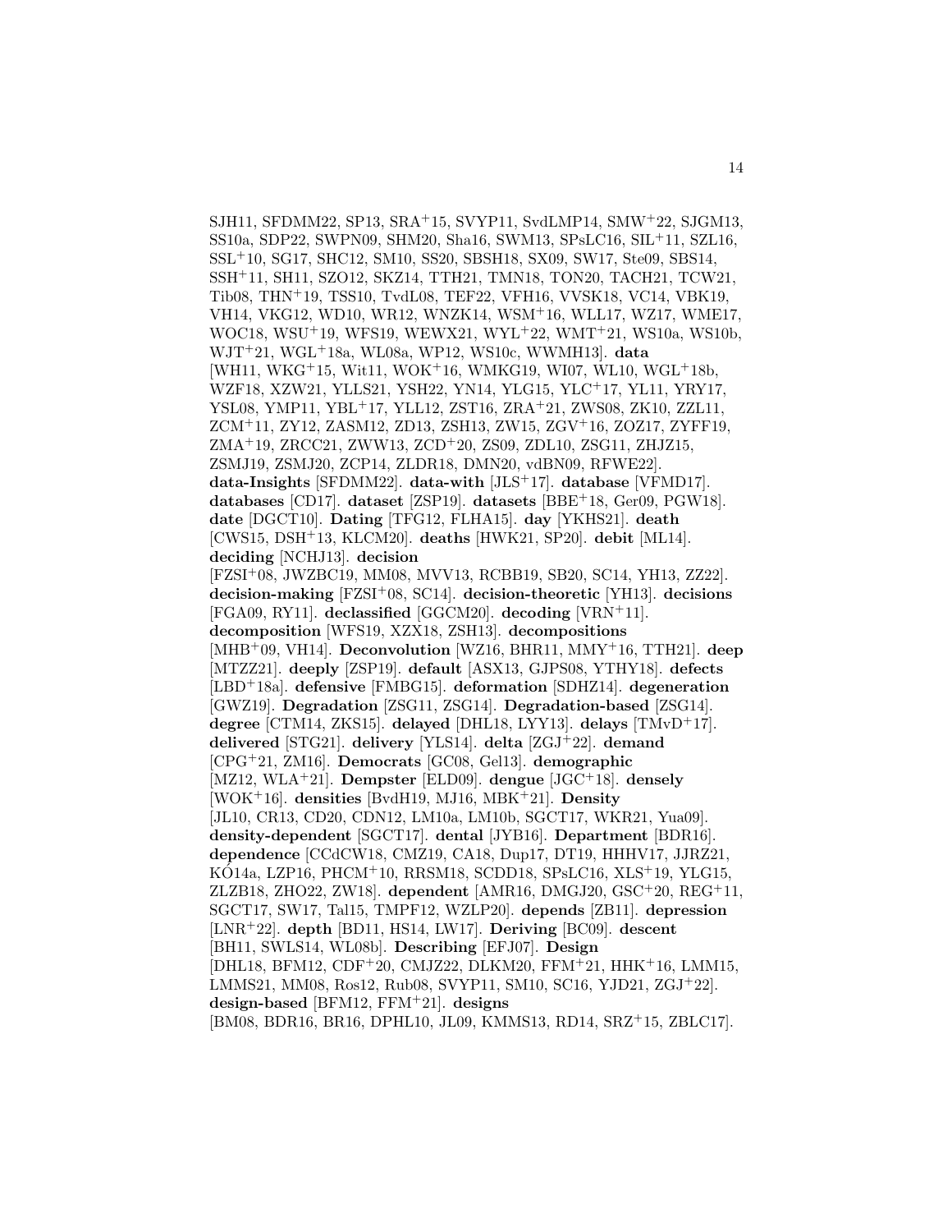SJH11, SFDMM22, SP13, SRA+15, SVYP11, SvdLMP14, SMW+22, SJGM13, SS10a, SDP22, SWPN09, SHM20, Sha16, SWM13, SPsLC16, SIL+11, SZL16, SSL+10, SG17, SHC12, SM10, SS20, SBSH18, SX09, SW17, Ste09, SBS14, SSH+11, SH11, SZO12, SKZ14, TTH21, TMN18, TON20, TACH21, TCW21, Tib08, THN+19, TSS10, TvdL08, TEF22, VFH16, VVSK18, VC14, VBK19, VH14, VKG12, WD10, WR12, WNZK14, WSM+16, WLL17, WZ17, WME17, WOC18, WSU+19, WFS19, WEWX21, WYL+22, WMT+21, WS10a, WS10b, WJT+21, WGL+18a, WL08a, WP12, WS10c, WWMH13]. **data** [WH11, WKG+15, Wit11, WOK+16, WMKG19, WI07, WL10, WGL+18b, WZF18, XZW21, YLLS21, YSH22, YN14, YLG15, YLC+17, YL11, YRY17, YSL08, YMP11, YBL+17, YLL12, ZST16, ZRA+21, ZWS08, ZK10, ZZL11, ZCM+11, ZY12, ZASM12, ZD13, ZSH13, ZW15, ZGV+16, ZOZ17, ZYFF19, ZMA+19, ZRCC21, ZWW13, ZCD+20, ZS09, ZDL10, ZSG11, ZHJZ15, ZSMJ19, ZSMJ20, ZCP14, ZLDR18, DMN20, vdBN09, RFWE22]. **data-Insights** [SFDMM22]. **data-with** [JLS+17]. **database** [VFMD17]. **databases** [CD17]. **dataset** [ZSP19]. **datasets** [BBE+18, Ger09, PGW18]. **date** [DGCT10]. **Dating** [TFG12, FLHA15]. **day** [YKHS21]. **death** [CWS15, DSH+13, KLCM20]. **deaths** [HWK21, SP20]. **debit** [ML14]. **deciding** [NCHJ13]. **decision** [FZSI+08, JWZBC19, MM08, MVV13, RCBB19, SB20, SC14, YH13, ZZ22]. **decision-making** [FZSI+08, SC14]. **decision-theoretic** [YH13]. **decisions** [FGA09, RY11]. **declassified** [GGCM20]. **decoding** [VRN+11]. **decomposition** [WFS19, XZX18, ZSH13]. **decompositions** [MHB+09, VH14]. **Deconvolution** [WZ16, BHR11, MMY+16, TTH21]. **deep** [MTZZ21]. **deeply** [ZSP19]. **default** [ASX13, GJPS08, YTHY18]. **defects** [LBD+18a]. **defensive** [FMBG15]. **deformation** [SDHZ14]. **degeneration** [GWZ19]. **Degradation** [ZSG11, ZSG14]. **Degradation-based** [ZSG14]. **degree** [CTM14, ZKS15]. **delayed** [DHL18, LYY13]. **delays** [TMvD+17]. **delivered** [STG21]. **delivery** [YLS14]. **delta** [ZGJ+22]. **demand** [CPG+21, ZM16]. **Democrats** [GC08, Gel13]. **demographic** [MZ12, WLA+21]. **Dempster** [ELD09]. **dengue** [JGC+18]. **densely** [WOK+16]. **densities** [BvdH19, MJ16, MBK+21]. **Density** [JL10, CR13, CD20, CDN12, LM10a, LM10b, SGCT17, WKR21, Yua09]. **density-dependent** [SGCT17]. **dental** [JYB16]. **Department** [BDR16]. **dependence** [CCdCW18, CMZ19, CA18, Dup17, DT19, HHHV17, JJRZ21, KÓ14a, LZP16, PHCM+10, RRSM18, SCDD18, SPsLC16, XLS+19, YLG15, ZLZB18, ZHO22, ZW18]. **dependent** [AMR16, DMGJ20, GSC+20, REG+11, SGCT17, SW17, Tal15, TMPF12, WZLP20]. **depends** [ZB11]. **depression** [LNR+22]. **depth** [BD11, HS14, LW17]. **Deriving** [BC09]. **descent** [BH11, SWLS14, WL08b]. **Describing** [EFJ07]. **Design** [DHL18, BFM12, CDF+20, CMJZ22, DLKM20, FFM+21, HHK+16, LMM15, LMMS21, MM08, Ros12, Rub08, SVYP11, SM10, SC16, YJD21, ZGJ+22]. **design-based** [BFM12, FFM+21]. **designs** [BM08, BDR16, BR16, DPHL10, JL09, KMMS13, RD14, SRZ+15, ZBLC17].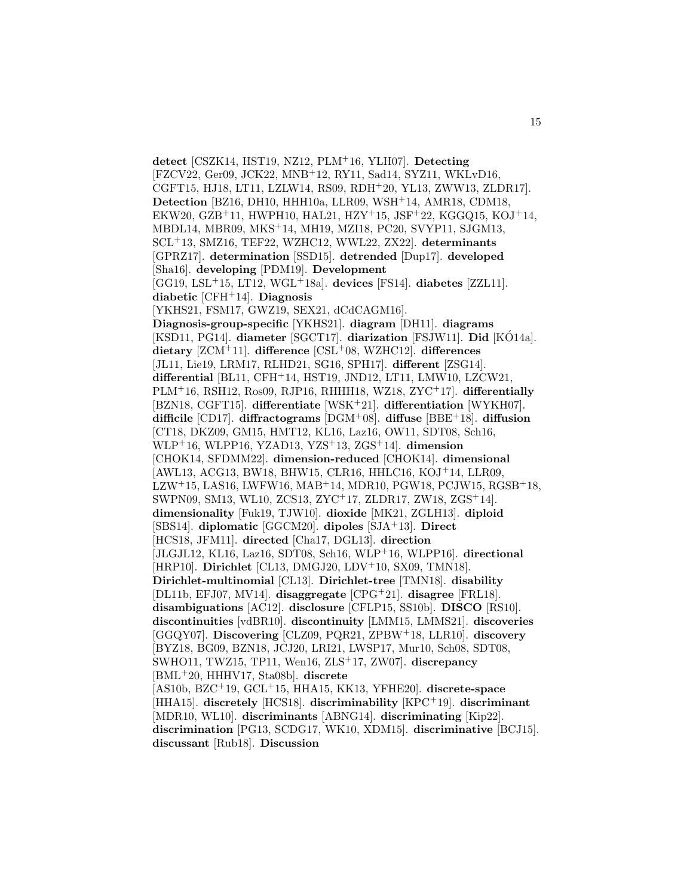**detect** [CSZK14, HST19, NZ12, PLM+16, YLH07]. **Detecting** [FZCV22, Ger09, JCK22, MNB+12, RY11, Sad14, SYZ11, WKLvD16, CGFT15, HJ18, LT11, LZLW14, RS09, RDH+20, YL13, ZWW13, ZLDR17]. **Detection** [BZ16, DH10, HHH10a, LLR09, WSH+14, AMR18, CDM18, EKW20, GZB+11, HWPH10, HAL21, HZY+15, JSF+22, KGGQ15, KOJ+14, MBDL14, MBR09, MKS+14, MH19, MZI18, PC20, SVYP11, SJGM13, SCL+13, SMZ16, TEF22, WZHC12, WWL22, ZX22]. **determinants** [GPRZ17]. **determination** [SSD15]. **detrended** [Dup17]. **developed** [Sha16]. **developing** [PDM19]. **Development** [GG19, LSL+15, LT12, WGL+18a]. **devices** [FS14]. **diabetes** [ZZL11]. **diabetic** [CFH+14]. **Diagnosis** [YKHS21, FSM17, GWZ19, SEX21, dCdCAGM16]. **Diagnosis-group-specific** [YKHS21]. **diagram** [DH11]. **diagrams** [KSD11, PG14]. **diameter** [SGCT17]. **diarization** [FSJW11]. **Did** [KÓ14a]. **dietary** [ZCM+11]. **difference** [CSL+08, WZHC12]. **differences** [JL11, Lie19, LRM17, RLHD21, SG16, SPH17]. **different** [ZSG14]. **differential** [BL11, CFH+14, HST19, JND12, LT11, LMW10, LZCW21, PLM+16, RSH12, Ros09, RJP16, RHHH18, WZ18, ZYC+17]. **differentially** [BZN18, CGFT15]. **differentiate** [WSK+21]. **differentiation** [WYKH07]. **difficile** [CD17]. **diffractograms** [DGM+08]. **diffuse** [BBE+18]. **diffusion** [CT18, DKZ09, GM15, HMT12, KL16, Laz16, OW11, SDT08, Sch16, WLP+16, WLPP16, YZAD13, YZS+13, ZGS+14]. **dimension** [CHOK14, SFDMM22]. **dimension-reduced** [CHOK14]. **dimensional** [AWL13, ACG13, BW18, BHW15, CLR16, HHLC16, KOJ+14, LLR09, LZW+15, LAS16, LWFW16, MAB+14, MDR10, PGW18, PCJW15, RGSB+18, SWPN09, SM13, WL10, ZCS13, ZYC+17, ZLDR17, ZW18, ZGS+14]. **dimensionality** [Fuk19, TJW10]. **dioxide** [MK21, ZGLH13]. **diploid** [SBS14]. **diplomatic** [GGCM20]. **dipoles** [SJA+13]. **Direct** [HCS18, JFM11]. **directed** [Cha17, DGL13]. **direction** [JLGJL12, KL16, Laz16, SDT08, Sch16, WLP+16, WLPP16]. **directional** [HRP10]. **Dirichlet** [CL13, DMGJ20, LDV+10, SX09, TMN18]. **Dirichlet-multinomial** [CL13]. **Dirichlet-tree** [TMN18]. **disability** [DL11b, EFJ07, MV14]. **disaggregate** [CPG+21]. **disagree** [FRL18]. **disambiguations** [AC12]. **disclosure** [CFLP15, SS10b]. **DISCO** [RS10]. **discontinuities** [vdBR10]. **discontinuity** [LMM15, LMMS21]. **discoveries** [GGQY07]. **Discovering** [CLZ09, PQR21, ZPBW+18, LLR10]. **discovery** [BYZ18, BG09, BZN18, JCJ20, LRI21, LWSP17, Mur10, Sch08, SDT08, SWHO11, TWZ15, TP11, Wen16, ZLS+17, ZW07]. **discrepancy** [BML+20, HHHV17, Sta08b]. **discrete** [AS10b, BZC+19, GCL+15, HHA15, KK13, YFHE20]. **discrete-space** [HHA15]. **discretely** [HCS18]. **discriminability** [KPC+19]. **discriminant** [MDR10, WL10]. **discriminants** [ABNG14]. **discriminating** [Kip22]. **discrimination** [PG13, SCDG17, WK10, XDM15]. **discriminative** [BCJ15]. **discussant** [Rub18]. **Discussion**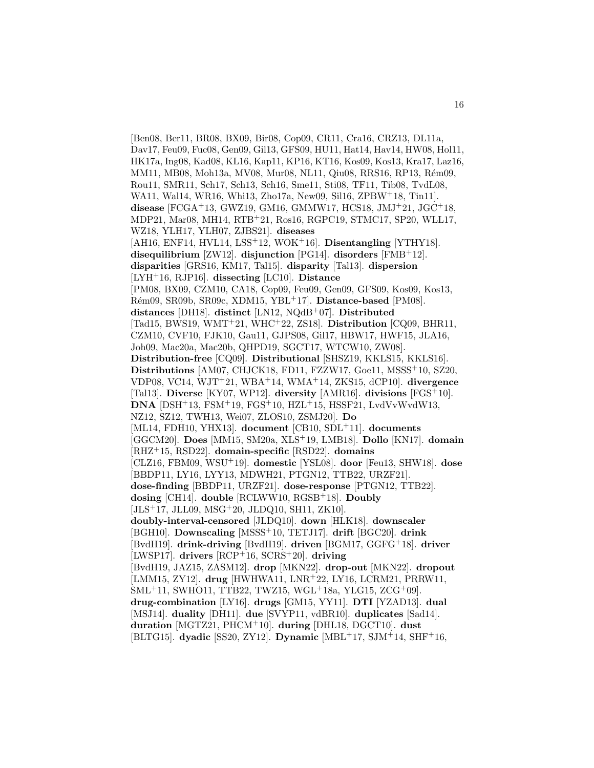[Ben08, Ber11, BR08, BX09, Bir08, Cop09, CR11, Cra16, CRZ13, DL11a, Dav17, Feu09, Fuc08, Gen09, Gil13, GFS09, HU11, Hat14, Hav14, HW08, Hol11, HK17a, Ing08, Kad08, KL16, Kap11, KP16, KT16, Kos09, Kos13, Kra17, Laz16, MM11, MB08, Moh13a, MV08, Mur08, NL11, Qiu08, RRS16, RP13, Rém09, Rou11, SMR11, Sch17, Sch13, Sch16, Sme11, Sti08, TF11, Tib08, TvdL08, WA11, Wal14, WR16, Whi13, Zho17a, New09, Sil16, ZPBW[+]18, Tin11]. **disease** [FCGA[+]13, GWZ19, GM16, GMMW17, HCS18, JMJ[+]21, JGC[+]18, MDP21, Mar08, MH14, RTB[+]21, Ros16, RGPC19, STMC17, SP20, WLL17, WZ18, YLH17, YLH07, ZJBS21]. **diseases** [AH16, ENF14, HVL14, LSS[+]12, WOK[+]16]. **Disentangling** [YTHY18]. **disequilibrium** [ZW12]. **disjunction** [PG14]. **disorders** [FMB[+]12]. **disparities** [GRS16, KM17, Tal15]. **disparity** [Tal13]. **dispersion** [LYH[+]16, RJP16]. **dissecting** [LC10]. **Distance** [PM08, BX09, CZM10, CA18, Cop09, Feu09, Gen09, GFS09, Kos09, Kos13, Rém09, SR09b, SR09c, XDM15, YBL[+]17]. **Distance-based** [PM08]. **distances** [DH18]. **distinct** [LN12, NQdB[+]07]. **Distributed** [Tad15, BWS19, WMT[+]21, WHC[+]22, ZS18]. **Distribution** [CQ09, BHR11, CZM10, CVF10, FJK10, Gau11, GJPS08, Gil17, HBW17, HWF15, JLA16, Joh09, Mac20a, Mac20b, QHPD19, SGCT17, WTCW10, ZW08]. **Distribution-free** [CQ09]. **Distributional** [SHSZ19, KKLS15, KKLS16]. **Distributions** [AM07, CHJCK18, FD11, FZZW17, Goe11, MSSS[+]10, SZ20, VDP08, VC14, WJT[+]21, WBA[+]14, WMA[+]14, ZKS15, dCP10]. **divergence** [Tal13]. **Diverse** [KY07, WP12]. **diversity** [AMR16]. **divisions** [FGS[+]10]. **DNA** [DSH[+]13, FSM[+]19, FGS[+]10, HZL[+]15, HSSF21, LvdVvWvdW13, NZ12, SZ12, TWH13, Wei07, ZLOS10, ZSMJ20]. **Do** [ML14, FDH10, YHX13]. **document** [CB10, SDL[+]11]. **documents** [GGCM20]. **Does** [MM15, SM20a, XLS[+]19, LMB18]. **Dollo** [KN17]. **domain** [RHZ[+]15, RSD22]. **domain-specific** [RSD22]. **domains** [CLZ16, FBM09, WSU[+]19]. **domestic** [YSL08]. **door** [Feu13, SHW18]. **dose** [BBDP11, LY16, LYY13, MDWH21, PTGN12, TTB22, URZF21]. **dose-finding** [BBDP11, URZF21]. **dose-response** [PTGN12, TTB22]. **dosing** [CH14]. **double** [RCLWW10, RGSB[+]18]. **Doubly** [JLS[+]17, JLL09, MSG[+]20, JLDQ10, SH11, ZK10]. **doubly-interval-censored** [JLDQ10]. **down** [HLK18]. **downscaler** [BGH10]. **Downscaling** [MSSS[+]10, TETJ17]. **drift** [BGC20]. **drink** [BvdH19]. **drink-driving** [BvdH19]. **driven** [BGM17, GGFG[+]18]. **driver** [LWSP17]. **drivers** [RCP[+]16, SCRS[+]20]. **driving** [BvdH19, JAZ15, ZASM12]. **drop** [MKN22]. **drop-out** [MKN22]. **dropout** [LMM15, ZY12]. **drug** [HWHWA11, LNR[+]22, LY16, LCRM21, PRRW11, SML[+]11, SWHO11, TTB22, TWZ15, WGL[+]18a, YLG15, ZCG[+]09]. **drug-combination** [LY16]. **drugs** [GM15, YY11]. **DTI** [YZAD13]. **dual** [MSJ14]. **duality** [DH11]. **due** [SVYP11, vdBR10]. **duplicates** [Sad14]. **duration** [MGTZ21, PHCM[+]10]. **during** [DHL18, DGCT10]. **dust** [BLTG15]. **dyadic** [SS20, ZY12]. **Dynamic** [MBL[+]17, SJM[+]14, SHF[+]16,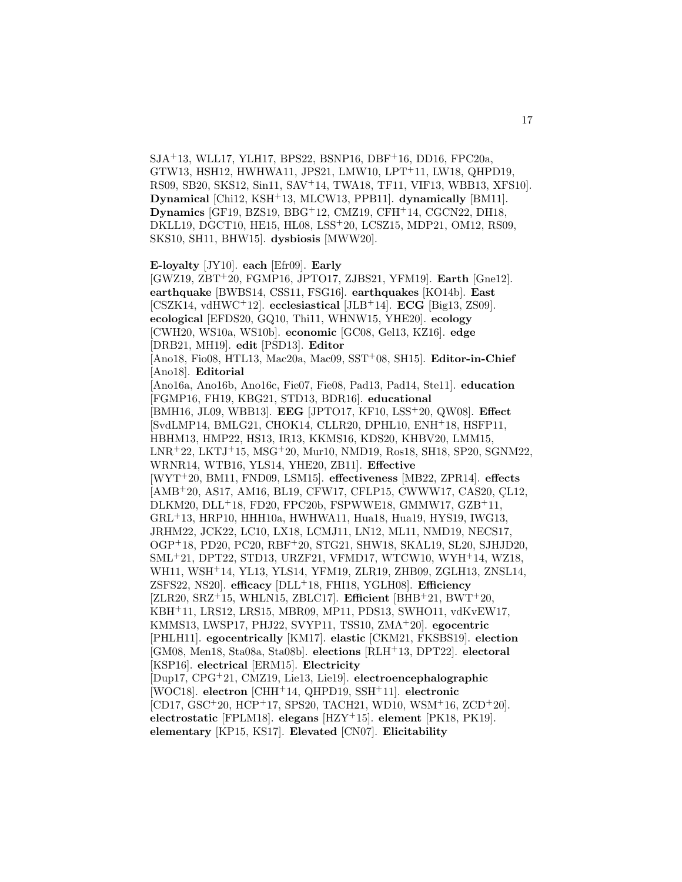SJA[+]13, WLL17, YLH17, BPS22, BSNP16, DBF[+]16, DD16, FPC20a, GTW13, HSH12, HWHWA11, JPS21, LMW10, LPT[+]11, LW18, QHPD19, RS09, SB20, SKS12, Sin11, SAV[+]14, TWA18, TF11, VIF13, WBB13, XFS10]. **Dynamical** [Chi12, KSH[+]13, MLCW13, PPB11]. **dynamically** [BM11]. **Dynamics** [GF19, BZS19, BBG[+]12, CMZ19, CFH[+]14, CGCN22, DH18, DKLL19, DGCT10, HE15, HL08, LSS[+]20, LCSZ15, MDP21, OM12, RS09, SKS10, SH11, BHW15]. **dysbiosis** [MWW20].

**E-loyalty** [JY10]. **each** [Efr09]. **Early** [GWZ19, ZBT[+]20, FGMP16, JPTO17, ZJBS21, YFM19]. **Earth** [Gne12]. **earthquake** [BWBS14, CSS11, FSG16]. **earthquakes** [KO14b]. **East** [CSZK14, vdHWC[+]12]. **ecclesiastical** [JLB[+]14]. **ECG** [Big13, ZS09]. **ecological** [EFDS20, GQ10, Thi11, WHNW15, YHE20]. **ecology** [CWH20, WS10a, WS10b]. **economic** [GC08, Gel13, KZ16]. **edge** [DRB21, MH19]. **edit** [PSD13]. **Editor** [Ano18, Fio08, HTL13, Mac20a, Mac09, SST[+]08, SH15]. **Editor-in-Chief** [Ano18]. **Editorial** [Ano16a, Ano16b, Ano16c, Fie07, Fie08, Pad13, Pad14, Ste11]. **education** [FGMP16, FH19, KBG21, STD13, BDR16]. **educational** [BMH16, JL09, WBB13]. **EEG** [JPTO17, KF10, LSS[+]20, QW08]. **Effect** [SvdLMP14, BMLG21, CHOK14, CLLR20, DPHL10, ENH[+]18, HSFP11, HBHM13, HMP22, HS13, IR13, KKMS16, KDS20, KHBV20, LMM15, LNR[+]22, LKTJ[+]15, MSG[+]20, Mur10, NMD19, Ros18, SH18, SP20, SGNM22, WRNR14, WTB16, YLS14, YHE20, ZB11]. **Effective** [WYT[+]20, BM11, FND09, LSM15]. **effectiveness** [MB22, ZPR14]. **effects** [AMB[+]20, AS17, AM16, BL19, CFW17, CFLP15, CWWW17, CAS20, ÇL12, DLKM20, DLL[+]18, FD20, FPC20b, FSPWWE18, GMMW17, GZB[+]11, GRL[+]13, HRP10, HHH10a, HWHWA11, Hua18, Hua19, HYS19, IWG13, JRHM22, JCK22, LC10, LX18, LCMJ11, LN12, ML11, NMD19, NECS17, OGP[+]18, PD20, PC20, RBF[+]20, STG21, SHW18, SKAL19, SL20, SJHJD20, SML[+]21, DPT22, STD13, URZF21, VFMD17, WTCW10, WYH[+]14, WZ18, WH11, WSH[+]14, YL13, YLS14, YFM19, ZLR19, ZHB09, ZGLH13, ZNSL14, ZSFS22, NS20]. **efficacy** [DLL[+]18, FHI18, YGLH08]. **Efficiency** [ZLR20, SRZ[+]15, WHLN15, ZBLC17]. **Efficient** [BHB[+]21, BWT[+]20, KBH[+]11, LRS12, LRS15, MBR09, MP11, PDS13, SWHO11, vdKvEW17, KMMS13, LWSP17, PHJ22, SVYP11, TSS10, ZMA[+]20]. **egocentric** [PHLH11]. **egocentrically** [KM17]. **elastic** [CKM21, FKSBS19]. **election** [GM08, Men18, Sta08a, Sta08b]. **elections** [RLH[+]13, DPT22]. **electoral** [KSP16]. **electrical** [ERM15]. **Electricity** [Dup17, CPG[+]21, CMZ19, Lie13, Lie19]. **electroencephalographic** [WOC18]. **electron** [CHH[+]14, QHPD19, SSH[+]11]. **electronic** [CD17, GSC[+]20, HCP[+]17, SPS20, TACH21, WD10, WSM[+]16, ZCD[+]20]. **electrostatic** [FPLM18]. **elegans** [HZY[+]15]. **element** [PK18, PK19]. **elementary** [KP15, KS17]. **Elevated** [CN07]. **Elicitability**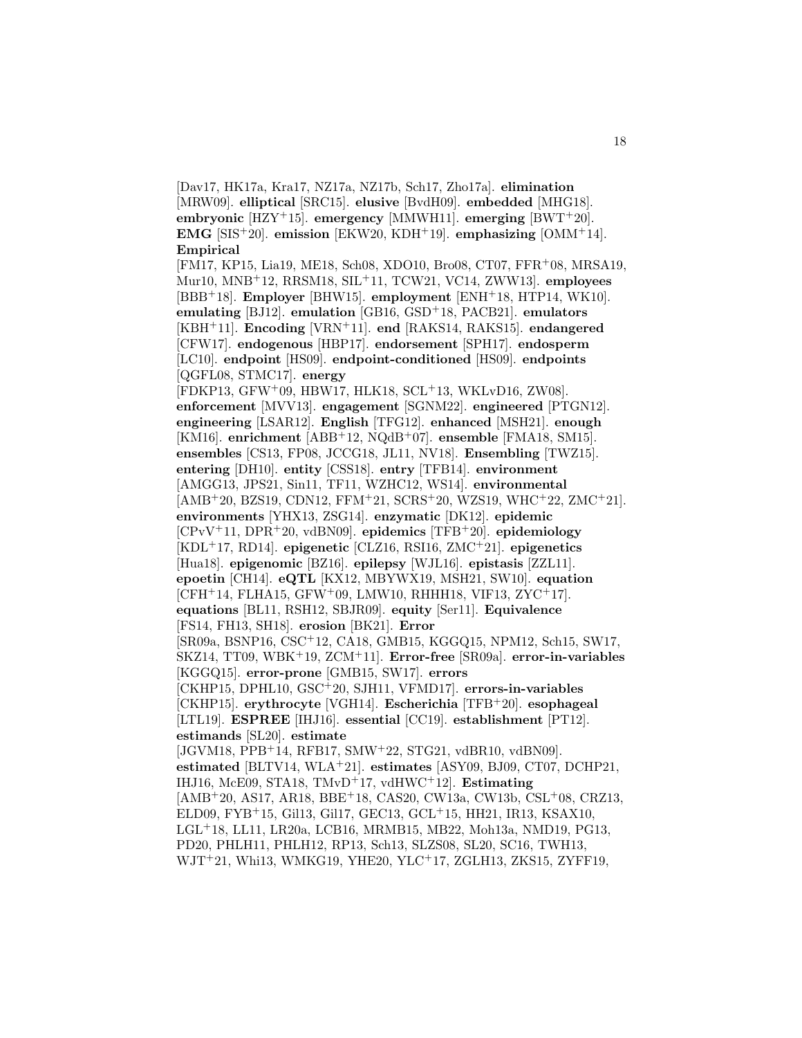[Dav17, HK17a, Kra17, NZ17a, NZ17b, Sch17, Zho17a]. **elimination** [MRW09]. **elliptical** [SRC15]. **elusive** [BvdH09]. **embedded** [MHG18]. **embryonic** [HZY+15]. **emergency** [MMWH11]. **emerging** [BWT+20]. **EMG** [SIS+20]. **emission** [EKW20, KDH+19]. **emphasizing** [OMM+14]. **Empirical** [FM17, KP15, Lia19, ME18, Sch08, XDO10, Bro08, CT07, FFR+08, MRSA19, Mur10, MNB+12, RRSM18, SIL+11, TCW21, VC14, ZWW13]. **employees** [BBB+18]. **Employer** [BHW15]. **employment** [ENH+18, HTP14, WK10]. **emulating** [BJ12]. **emulation** [GB16, GSD+18, PACB21]. **emulators** [KBH+11]. **Encoding** [VRN+11]. **end** [RAKS14, RAKS15]. **endangered** [CFW17]. **endogenous** [HBP17]. **endorsement** [SPH17]. **endosperm** [LC10]. **endpoint** [HS09]. **endpoint-conditioned** [HS09]. **endpoints** [QGFL08, STMC17]. **energy** [FDKP13, GFW+09, HBW17, HLK18, SCL+13, WKLvD16, ZW08]. **enforcement** [MVV13]. **engagement** [SGNM22]. **engineered** [PTGN12]. **engineering** [LSAR12]. **English** [TFG12]. **enhanced** [MSH21]. **enough** [KM16]. **enrichment** [ABB+12, NQdB+07]. **ensemble** [FMA18, SM15]. **ensembles** [CS13, FP08, JCCG18, JL11, NV18]. **Ensembling** [TWZ15]. **entering** [DH10]. **entity** [CSS18]. **entry** [TFB14]. **environment** [AMGG13, JPS21, Sin11, TF11, WZHC12, WS14]. **environmental** [AMB+20, BZS19, CDN12, FFM+21, SCRS+20, WZS19, WHC+22, ZMC+21]. **environments** [YHX13, ZSG14]. **enzymatic** [DK12]. **epidemic** [CPvV+11, DPR+20, vdBN09]. **epidemics** [TFB+20]. **epidemiology** [KDL+17, RD14]. **epigenetic** [CLZ16, RSI16, ZMC+21]. **epigenetics** [Hua18]. **epigenomic** [BZ16]. **epilepsy** [WJL16]. **epistasis** [ZZL11]. **epoetin** [CH14]. **eQTL** [KX12, MBYWX19, MSH21, SW10]. **equation** [CFH+14, FLHA15, GFW+09, LMW10, RHHH18, VIF13, ZYC+17]. **equations** [BL11, RSH12, SBJR09]. **equity** [Ser11]. **Equivalence** [FS14, FH13, SH18]. **erosion** [BK21]. **Error** [SR09a, BSNP16, CSC+12, CA18, GMB15, KGGQ15, NPM12, Sch15, SW17, SKZ14, TT09, WBK+19, ZCM+11]. **Error-free** [SR09a]. **error-in-variables** [KGGQ15]. **error-prone** [GMB15, SW17]. **errors** [CKHP15, DPHL10, GSC+20, SJH11, VFMD17]. **errors-in-variables** [CKHP15]. **erythrocyte** [VGH14]. **Escherichia** [TFB+20]. **esophageal** [LTL19]. **ESPREE** [IHJ16]. **essential** [CC19]. **establishment** [PT12]. **estimands** [SL20]. **estimate** [JGVM18, PPB+14, RFB17, SMW+22, STG21, vdBR10, vdBN09]. **estimated** [BLTV14, WLA+21]. **estimates** [ASY09, BJ09, CT07, DCHP21, IHJ16, McE09, STA18, TMvD+17, vdHWC+12]. **Estimating** [AMB+20, AS17, AR18, BBE+18, CAS20, CW13a, CW13b, CSL+08, CRZ13, ELD09, FYB+15, Gil13, Gil17, GEC13, GCL+15, HH21, IR13, KSAX10, LGL+18, LL11, LR20a, LCB16, MRMB15, MB22, Moh13a, NMD19, PG13, PD20, PHLH11, PHLH12, RP13, Sch13, SLZS08, SL20, SC16, TWH13, WJT+21, Whi13, WMKG19, YHE20, YLC+17, ZGLH13, ZKS15, ZYFF19,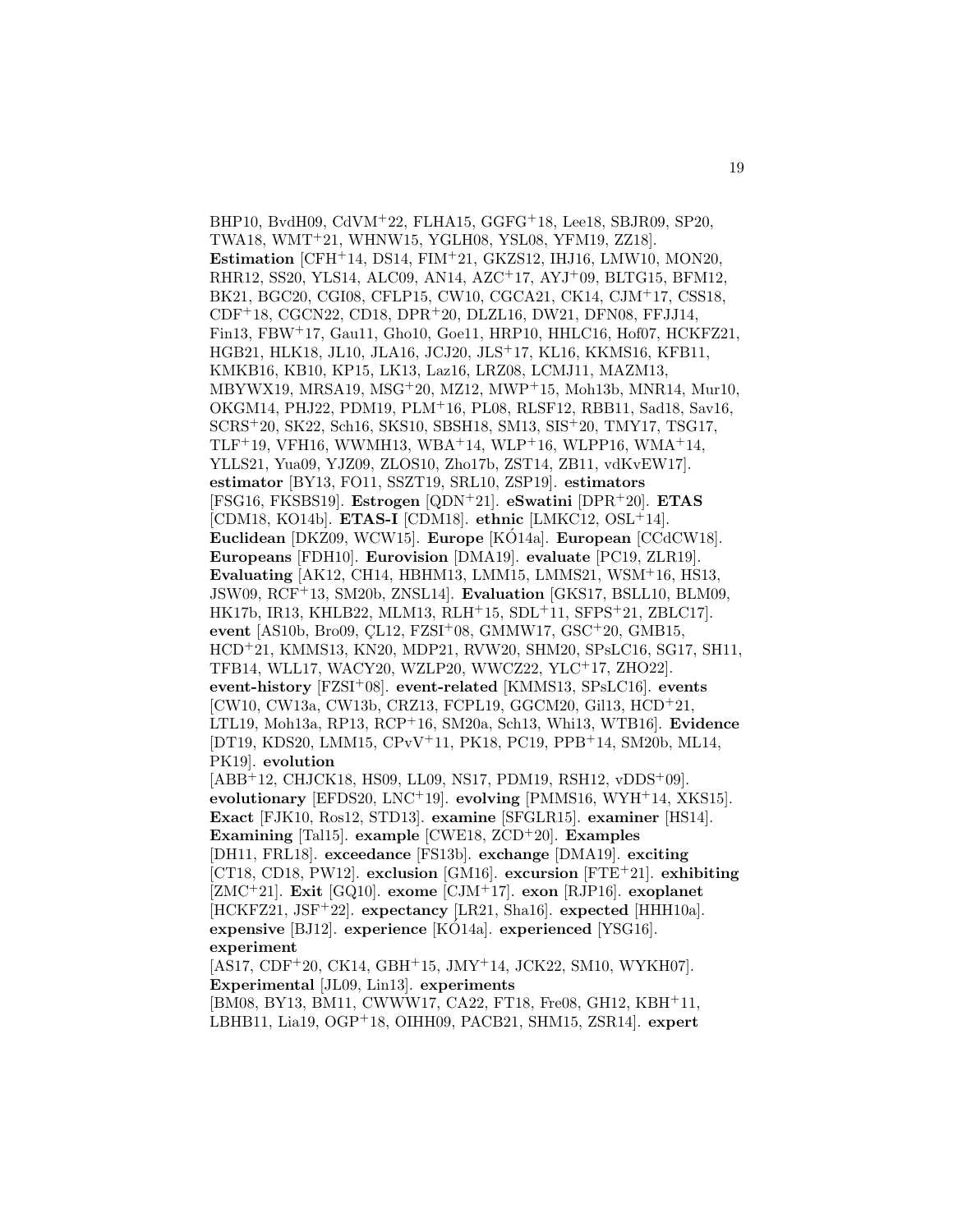BHP10, BvdH09, CdVM[+]22, FLHA15, GGFG[+]18, Lee18, SBJR09, SP20, TWA18, WMT[+]21, WHNW15, YGLH08, YSL08, YFM19, ZZ18]. **Estimation** [CFH[+]14, DS14, FIM[+]21, GKZS12, IHJ16, LMW10, MON20, RHR12, SS20, YLS14, ALC09, AN14, AZC[+]17, AYJ[+]09, BLTG15, BFM12, BK21, BGC20, CGI08, CFLP15, CW10, CGCA21, CK14, CJM[+]17, CSS18, CDF[+]18, CGCN22, CD18, DPR[+]20, DLZL16, DW21, DFN08, FFJJ14, Fin13, FBW[+]17, Gau11, Gho10, Goe11, HRP10, HHLC16, Hof07, HCKFZ21, HGB21, HLK18, JL10, JLA16, JCJ20, JLS[+]17, KL16, KKMS16, KFB11, KMKB16, KB10, KP15, LK13, Laz16, LRZ08, LCMJ11, MAZM13, MBYWX19, MRSA19, MSG[+]20, MZ12, MWP[+]15, Moh13b, MNR14, Mur10, OKGM14, PHJ22, PDM19, PLM[+]16, PL08, RLSF12, RBB11, Sad18, Sav16, SCRS[+]20, SK22, Sch16, SKS10, SBSH18, SM13, SIS[+]20, TMY17, TSG17, TLF[+]19, VFH16, WWMH13, WBA[+]14, WLP[+]16, WLPP16, WMA[+]14, YLLS21, Yua09, YJZ09, ZLOS10, Zho17b, ZST14, ZB11, vdKvEW17]. **estimator** [BY13, FO11, SSZT19, SRL10, ZSP19]. **estimators** [FSG16, FKSBS19]. **Estrogen** [QDN[+]21]. **eSwatini** [DPR[+]20]. **ETAS** [CDM18, KO14b]. **ETAS-I** [CDM18]. **ethnic** [LMKC12, OSL[+]14]. **Euclidean** [DKZ09, WCW15]. **Europe** [KÓ14a]. **European** [CCdCW18]. **Europeans** [FDH10]. **Eurovision** [DMA19]. **evaluate** [PC19, ZLR19]. **Evaluating** [AK12, CH14, HBHM13, LMM15, LMMS21, WSM[+]16, HS13, JSW09, RCF[+]13, SM20b, ZNSL14]. **Evaluation** [GKS17, BSLL10, BLM09, HK17b, IR13, KHLB22, MLM13, RLH[+]15, SDL[+]11, SFPS[+]21, ZBLC17]. **event** [AS10b, Bro09, ÇL12, FZSI[+]08, GMMW17, GSC[+]20, GMB15, HCD[+]21, KMMS13, KN20, MDP21, RVW20, SHM20, SPsLC16, SG17, SH11, TFB14, WLL17, WACY20, WZLP20, WWCZ22, YLC[+]17, ZHO22]. **event-history** [FZSI[+]08]. **event-related** [KMMS13, SPsLC16]. **events** [CW10, CW13a, CW13b, CRZ13, FCPL19, GGCM20, Gil13, HCD[+]21, LTL19, Moh13a, RP13, RCP[+]16, SM20a, Sch13, Whi13, WTB16]. **Evidence** [DT19, KDS20, LMM15, CPvV[+]11, PK18, PC19, PPB[+]14, SM20b, ML14, PK19]. **evolution** [ABB[+]12, CHJCK18, HS09, LL09, NS17, PDM19, RSH12, vDDS[+]09]. **evolutionary** [EFDS20, LNC[+]19]. **evolving** [PMMS16, WYH[+]14, XKS15]. **Exact** [FJK10, Ros12, STD13]. **examine** [SFGLR15]. **examiner** [HS14]. **Examining** [Tal15]. **example** [CWE18, ZCD[+]20]. **Examples** [DH11, FRL18]. **exceedance** [FS13b]. **exchange** [DMA19]. **exciting** [CT18, CD18, PW12]. **exclusion** [GM16]. **excursion** [FTE[+]21]. **exhibiting** [ZMC[+]21]. **Exit** [GQ10]. **exome** [CJM[+]17]. **exon** [RJP16]. **exoplanet** [HCKFZ21, JSF[+]22]. **expectancy** [LR21, Sha16]. **expected** [HHH10a]. **expensive** [BJ12]. **experience** [KÓ14a]. **experienced** [YSG16]. **experiment** [AS17, CDF[+]20, CK14, GBH[+]15, JMY[+]14, JCK22, SM10, WYKH07]. **Experimental** [JL09, Lin13]. **experiments** [BM08, BY13, BM11, CWWW17, CA22, FT18, Fre08, GH12, KBH[+]11, LBHB11, Lia19, OGP[+]18, OIHH09, PACB21, SHM15, ZSR14]. **expert**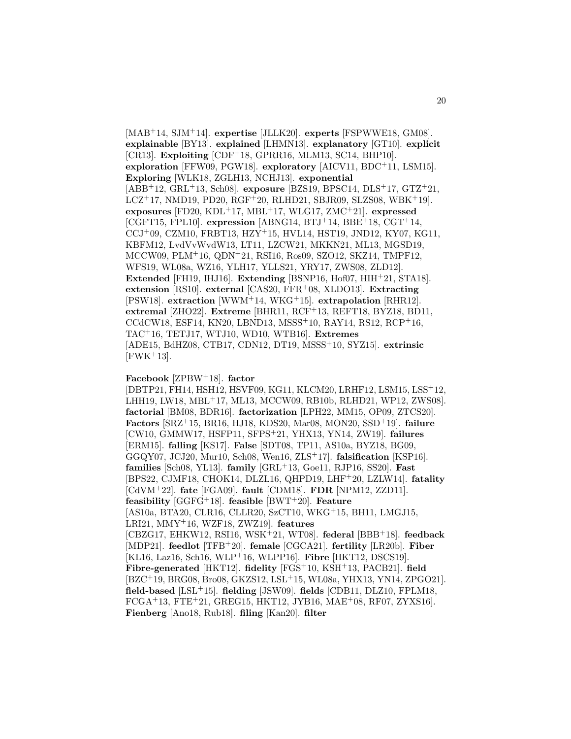[MAB[+]14, SJM[+]14]. **expertise** [JLLK20]. **experts** [FSPWWE18, GM08]. **explainable** [BY13]. **explained** [LHMN13]. **explanatory** [GT10]. **explicit** [CR13]. **Exploiting** [CDF[+]18, GPRR16, MLM13, SC14, BHP10]. **exploration** [FFW09, PGW18]. **exploratory** [AICV11, BDC[+]11, LSM15]. **Exploring** [WLK18, ZGLH13, NCHJ13]. **exponential** [ABB[+]12, GRL[+]13, Sch08]. **exposure** [BZS19, BPSC14, DLS[+]17, GTZ[+]21, LCZ[+]17, NMD19, PD20, RGF[+]20, RLHD21, SBJR09, SLZS08, WBK[+]19]. **exposures** [FD20, KDL[+]17, MBL[+]17, WLG17, ZMC[+]21]. **expressed** [CGFT15, FPL10]. **expression** [ABNG14, BTJ[+]14, BBE[+]18, CGT[+]14, CCJ[+]09, CZM10, FRBT13, HZY[+]15, HVL14, HST19, JND12, KY07, KG11, KBFM12, LvdVvWvdW13, LT11, LZCW21, MKKN21, ML13, MGSD19, MCCW09, PLM[+]16, QDN[+]21, RSI16, Ros09, SZO12, SKZ14, TMPF12, WFS19, WL08a, WZ16, YLH17, YLLS21, YRY17, ZWS08, ZLD12]. **Extended** [FH19, IHJ16]. **Extending** [BSNP16, Hof07, HIH[+]21, STA18]. **extension** [RS10]. **external** [CAS20, FFR[+]08, XLDO13]. **Extracting** [PSW18]. **extraction** [WWM[+]14, WKG[+]15]. **extrapolation** [RHR12]. **extremal** [ZHO22]. **Extreme** [BHR11, RCF[+]13, REFT18, BYZ18, BD11, CCdCW18, ESF14, KN20, LBND13, MSSS[+]10, RAY14, RS12, RCP[+]16, TAC[+]16, TETJ17, WTJ10, WD10, WTB16]. **Extremes** [ADE15, BdHZ08, CTB17, CDN12, DT19, MSSS[+]10, SYZ15]. **extrinsic** [FWK[+]13].

**Facebook** [ZPBW[+]18]. **factor** [DBTP21, FH14, HSH12, HSVF09, KG11, KLCM20, LRHF12, LSM15, LSS[+]12, LHH19, LW18, MBL[+]17, ML13, MCCW09, RB10b, RLHD21, WP12, ZWS08]. **factorial** [BM08, BDR16]. **factorization** [LPH22, MM15, OP09, ZTCS20]. **Factors** [SRZ[+]15, BR16, HJ18, KDS20, Mar08, MON20, SSD[+]19]. **failure** [CW10, GMMW17, HSFP11, SFPS[+]21, YHX13, YN14, ZW19]. **failures** [ERM15]. **falling** [KS17]. **False** [SDT08, TP11, AS10a, BYZ18, BG09, GGQY07, JCJ20, Mur10, Sch08, Wen16, ZLS[+]17]. **falsification** [KSP16]. **families** [Sch08, YL13]. **family** [GRL[+]13, Goe11, RJP16, SS20]. **Fast** [BPS22, CJMF18, CHOK14, DLZL16, QHPD19, LHF[+]20, LZLW14]. **fatality** [CdVM[+]22]. **fate** [FGA09]. **fault** [CDM18]. **FDR** [NPM12, ZZD11]. **feasibility** [GGFG[+]18]. **feasible** [BWT[+]20]. **Feature** [AS10a, BTA20, CLR16, CLLR20, SzCT10, WKG[+]15, BH11, LMGJ15, LRI21, MMY[+]16, WZF18, ZWZ19]. **features** [CBZG17, EHKW12, RSI16, WSK[+]21, WT08]. **federal** [BBB[+]18]. **feedback** [MDP21]. **feedlot** [TFB[+]20]. **female** [CGCA21]. **fertility** [LR20b]. **Fiber** [KL16, Laz16, Sch16, WLP[+]16, WLPP16]. **Fibre** [HKT12, DSCS19]. **Fibre-generated** [HKT12]. **fidelity** [FGS[+]10, KSH[+]13, PACB21]. **field** [BZC[+]19, BRG08, Bro08, GKZS12, LSL[+]15, WL08a, YHX13, YN14, ZPGO21]. **field-based** [LSL[+]15]. **fielding** [JSW09]. **fields** [CDB11, DLZ10, FPLM18, FCGA[+]13, FTE[+]21, GREG15, HKT12, JYB16, MAE[+]08, RF07, ZYXS16]. **Fienberg** [Ano18, Rub18]. **filing** [Kan20]. **filter**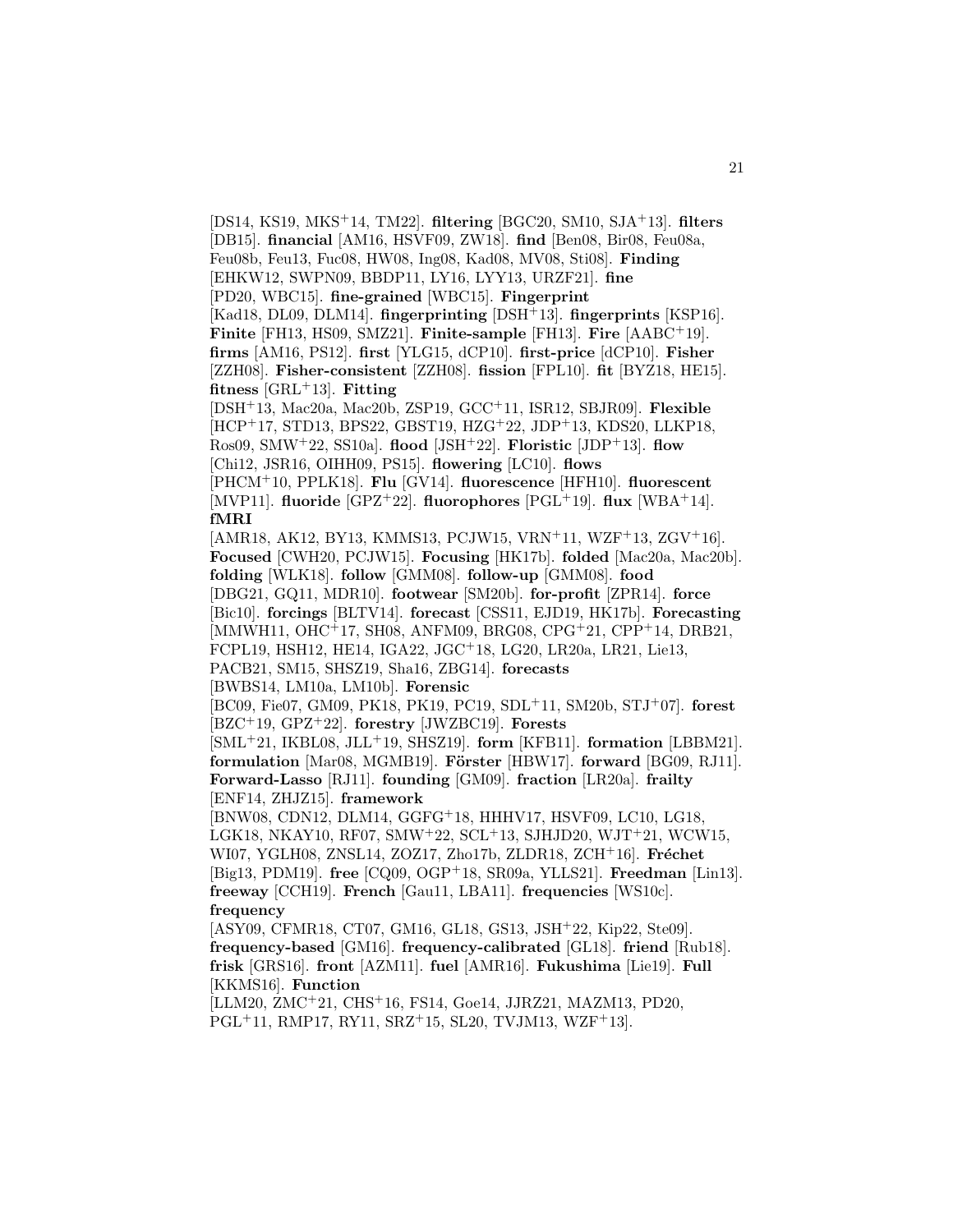[DS14, KS19, MKS[+]14, TM22]. **filtering** [BGC20, SM10, SJA[+]13]. **filters** [DB15]. **financial** [AM16, HSVF09, ZW18]. **find** [Ben08, Bir08, Feu08a, Feu08b, Feu13, Fuc08, HW08, Ing08, Kad08, MV08, Sti08]. **Finding** [EHKW12, SWPN09, BBDP11, LY16, LYY13, URZF21]. **fine** [PD20, WBC15]. **fine-grained** [WBC15]. **Fingerprint** [Kad18, DL09, DLM14]. **fingerprinting** [DSH[+]13]. **fingerprints** [KSP16]. **Finite** [FH13, HS09, SMZ21]. **Finite-sample** [FH13]. **Fire** [AABC[+]19]. **firms** [AM16, PS12]. **first** [YLG15, dCP10]. **first-price** [dCP10]. **Fisher** [ZZH08]. **Fisher-consistent** [ZZH08]. **fission** [FPL10]. **fit** [BYZ18, HE15]. **fitness** [GRL[+]13]. **Fitting** [DSH[+]13, Mac20a, Mac20b, ZSP19, GCC[+]11, ISR12, SBJR09]. **Flexible** [HCP[+]17, STD13, BPS22, GBST19, HZG[+]22, JDP[+]13, KDS20, LLKP18, Ros09, SMW[+]22, SS10a]. **flood** [JSH[+]22]. **Floristic** [JDP[+]13]. **flow** [Chi12, JSR16, OIHH09, PS15]. **flowering** [LC10]. **flows** [PHCM[+]10, PPLK18]. **Flu** [GV14]. **fluorescence** [HFH10]. **fluorescent** [MVP11]. **fluoride** [GPZ[+]22]. **fluorophores** [PGL[+]19]. **flux** [WBA[+]14]. **fMRI** [AMR18, AK12, BY13, KMMS13, PCJW15, VRN[+]11, WZF[+]13, ZGV[+]16]. **Focused** [CWH20, PCJW15]. **Focusing** [HK17b]. **folded** [Mac20a, Mac20b]. **folding** [WLK18]. **follow** [GMM08]. **follow-up** [GMM08]. **food** [DBG21, GQ11, MDR10]. **footwear** [SM20b]. **for-profit** [ZPR14]. **force** [Bic10]. **forcings** [BLTV14]. **forecast** [CSS11, EJD19, HK17b]. **Forecasting** [MMWH11, OHC[+]17, SH08, ANFM09, BRG08, CPG[+]21, CPP[+]14, DRB21, FCPL19, HSH12, HE14, IGA22, JGC[+]18, LG20, LR20a, LR21, Lie13, PACB21, SM15, SHSZ19, Sha16, ZBG14]. **forecasts** [BWBS14, LM10a, LM10b]. **Forensic** [BC09, Fie07, GM09, PK18, PK19, PC19, SDL[+]11, SM20b, STJ[+]07]. **forest** [BZC[+]19, GPZ[+]22]. **forestry** [JWZBC19]. **Forests** [SML[+]21, IKBL08, JLL[+]19, SHSZ19]. **form** [KFB11]. **formation** [LBBM21]. **formulation** [Mar08, MGMB19]. **Förster** [HBW17]. **forward** [BG09, RJ11]. **Forward-Lasso** [RJ11]. **founding** [GM09]. **fraction** [LR20a]. **frailty** [ENF14, ZHJZ15]. **framework** [BNW08, CDN12, DLM14, GGFG[+]18, HHHV17, HSVF09, LC10, LG18, LGK18, NKAY10, RF07, SMW[+]22, SCL[+]13, SJHJD20, WJT[+]21, WCW15, WI07, YGLH08, ZNSL14, ZOZ17, Zho17b, ZLDR18, ZCH[+]16]. **Fréchet** [Big13, PDM19]. **free** [CQ09, OGP[+]18, SR09a, YLLS21]. **Freedman** [Lin13]. **freeway** [CCH19]. **French** [Gau11, LBA11]. **frequencies** [WS10c]. **frequency** [ASY09, CFMR18, CT07, GM16, GL18, GS13, JSH[+]22, Kip22, Ste09]. **frequency-based** [GM16]. **frequency-calibrated** [GL18]. **friend** [Rub18]. **frisk** [GRS16]. **front** [AZM11]. **fuel** [AMR16]. **Fukushima** [Lie19]. **Full** [KKMS16]. **Function** [LLM20, ZMC[+]21, CHS[+]16, FS14, Goe14, JJRZ21, MAZM13, PD20, PGL[+]11, RMP17, RY11, SRZ[+]15, SL20, TVJM13, WZF[+]13].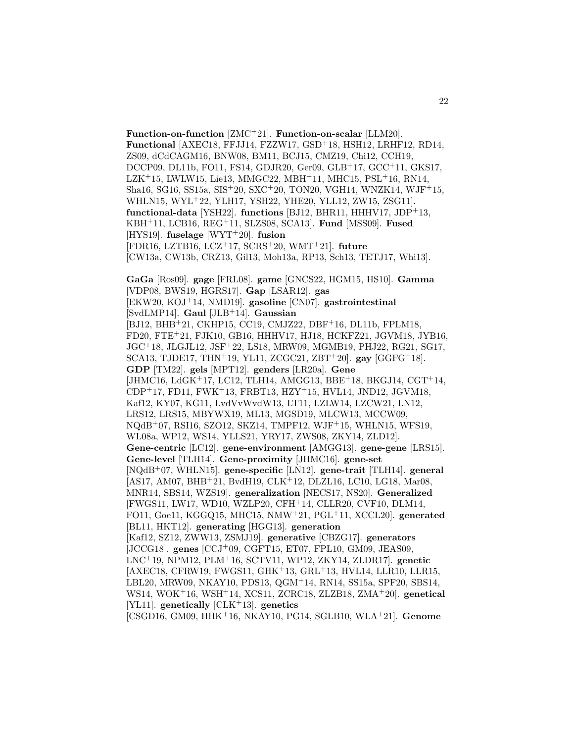**Function-on-function** [ZMC+21]. **Function-on-scalar** [LLM20]. **Functional** [AXEC18, FFJJ14, FZZW17, GSD+18, HSH12, LRHF12, RD14, ZS09, dCdCAGM16, BNW08, BM11, BCJ15, CMZ19, Chi12, CCH19, DCCP09, DL11b, FO11, FS14, GDJR20, Ger09, GLB+17, GCC+11, GKS17, LZK+15, LWLW15, Lie13, MMGC22, MBH+11, MHC15, PSL+16, RN14, Sha16, SG16, SS15a, SIS+20, SXC+20, TON20, VGH14, WNZK14, WJF+15, WHLN15, WYL+22, YLH17, YSH22, YHE20, YLL12, ZW15, ZSG11]. **functional-data** [YSH22]. **functions** [BJ12, BHR11, HHHV17, JDP+13, KBH+11, LCB16, REG+11, SLZS08, SCA13]. **Fund** [MSS09]. **Fused** [HYS19]. **fuselage** [WYT+20]. **fusion** [FDR16, LZTB16, LCZ+17, SCRS+20, WMT+21]. **future** [CW13a, CW13b, CRZ13, Gil13, Moh13a, RP13, Sch13, TETJ17, Whi13].

**GaGa** [Ros09]. **gage** [FRL08]. **game** [GNCS22, HGM15, HS10]. **Gamma** [VDP08, BWS19, HGRS17]. **Gap** [LSAR12]. **gas** [EKW20, KOJ+14, NMD19]. **gasoline** [CN07]. **gastrointestinal** [SvdLMP14]. **Gaul** [JLB+14]. **Gaussian** [BJ12, BHB+21, CKHP15, CC19, CMJZ22, DBF+16, DL11b, FPLM18, FD20, FTE+21, FJK10, GB16, HHHV17, HJ18, HCKFZ21, JGVM18, JYB16, JGC+18, JLGJL12, JSF+22, LS18, MRW09, MGMB19, PHJ22, RG21, SG17, SCA13, TJDE17, THN+19, YL11, ZCGC21, ZBT+20]. **gay** [GGFG+18]. **GDP** [TM22]. **gels** [MPT12]. **genders** [LR20a]. **Gene** [JHMC16, LdGK+17, LC12, TLH14, AMGG13, BBE+18, BKGJ14, CGT+14, CDP+17, FD11, FWK+13, FRBT13, HZY+15, HVL14, JND12, JGVM18, Kaf12, KY07, KG11, LvdVvWvdW13, LT11, LZLW14, LZCW21, LN12, LRS12, LRS15, MBYWX19, ML13, MGSD19, MLCW13, MCCW09, NQdB+07, RSI16, SZO12, SKZ14, TMPF12, WJF+15, WHLN15, WFS19, WL08a, WP12, WS14, YLLS21, YRY17, ZWS08, ZKY14, ZLD12]. **Gene-centric** [LC12]. **gene-environment** [AMGG13]. **gene-gene** [LRS15]. **Gene-level** [TLH14]. **Gene-proximity** [JHMC16]. **gene-set** [NQdB+07, WHLN15]. **gene-specific** [LN12]. **gene-trait** [TLH14]. **general** [AS17, AM07, BHB+21, BvdH19, CLK+12, DLZL16, LC10, LG18, Mar08, MNR14, SBS14, WZS19]. **generalization** [NECS17, NS20]. **Generalized** [FWGS11, LW17, WD10, WZLP20, CFH+14, CLLR20, CVF10, DLM14, FO11, Goe11, KGGQ15, MHC15, NMW+21, PGL+11, XCCL20]. **generated** [BL11, HKT12]. **generating** [HGG13]. **generation** [Kaf12, SZ12, ZWW13, ZSMJ19]. **generative** [CBZG17]. **generators** [JCCG18]. **genes** [CCJ+09, CGFT15, ET07, FPL10, GM09, JEAS09, LNC+19, NPM12, PLM+16, SCTV11, WP12, ZKY14, ZLDR17]. **genetic** [AXEC18, CFRW19, FWGS11, GHK+13, GRL+13, HVL14, LLR10, LLR15, LBL20, MRW09, NKAY10, PDS13, QGM+14, RN14, SS15a, SPF20, SBS14, WS14, WOK+16, WSH+14, XCS11, ZCRC18, ZLZB18, ZMA+20]. **genetical** [YL11]. **genetically** [CLK+13]. **genetics** [CSGD16, GM09, HHK+16, NKAY10, PG14, SGLB10, WLA+21]. **Genome**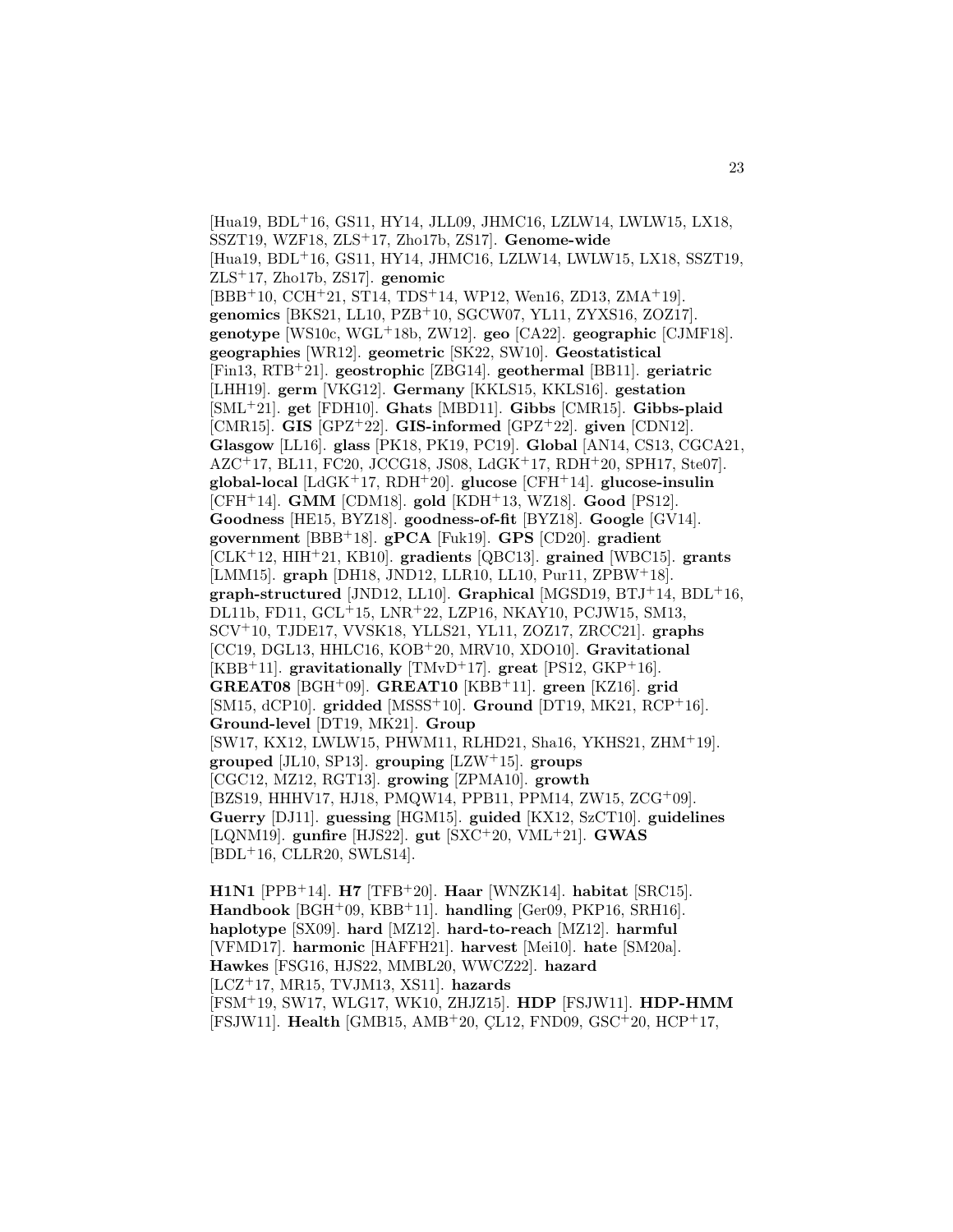[Hua19, BDL[+]16, GS11, HY14, JLL09, JHMC16, LZLW14, LWLW15, LX18, SSZT19, WZF18, ZLS[+]17, Zho17b, ZS17]. **Genome-wide** [Hua19, BDL[+]16, GS11, HY14, JHMC16, LZLW14, LWLW15, LX18, SSZT19, ZLS[+]17, Zho17b, ZS17]. **genomic** [BBB[+]10, CCH[+]21, ST14, TDS[+]14, WP12, Wen16, ZD13, ZMA[+]19]. **genomics** [BKS21, LL10, PZB[+]10, SGCW07, YL11, ZYXS16, ZOZ17]. **genotype** [WS10c, WGL[+]18b, ZW12]. **geo** [CA22]. **geographic** [CJMF18]. **geographies** [WR12]. **geometric** [SK22, SW10]. **Geostatistical** [Fin13, RTB[+]21]. **geostrophic** [ZBG14]. **geothermal** [BB11]. **geriatric** [LHH19]. **germ** [VKG12]. **Germany** [KKLS15, KKLS16]. **gestation** [SML[+]21]. **get** [FDH10]. **Ghats** [MBD11]. **Gibbs** [CMR15]. **Gibbs-plaid** [CMR15]. **GIS** [GPZ[+]22]. **GIS-informed** [GPZ[+]22]. **given** [CDN12]. **Glasgow** [LL16]. **glass** [PK18, PK19, PC19]. **Global** [AN14, CS13, CGCA21, AZC[+]17, BL11, FC20, JCCG18, JS08, LdGK[+]17, RDH[+]20, SPH17, Ste07]. **global-local** [LdGK[+]17, RDH[+]20]. **glucose** [CFH[+]14]. **glucose-insulin** [CFH[+]14]. **GMM** [CDM18]. **gold** [KDH[+]13, WZ18]. **Good** [PS12]. **Goodness** [HE15, BYZ18]. **goodness-of-fit** [BYZ18]. **Google** [GV14]. **government** [BBB[+]18]. **gPCA** [Fuk19]. **GPS** [CD20]. **gradient** [CLK[+]12, HIH[+]21, KB10]. **gradients** [QBC13]. **grained** [WBC15]. **grants** [LMM15]. **graph** [DH18, JND12, LLR10, LL10, Pur11, ZPBW[+]18]. **graph-structured** [JND12, LL10]. **Graphical** [MGSD19, BTJ[+]14, BDL[+]16, DL11b, FD11, GCL[+]15, LNR[+]22, LZP16, NKAY10, PCJW15, SM13, SCV[+]10, TJDE17, VVSK18, YLLS21, YL11, ZOZ17, ZRCC21]. **graphs** [CC19, DGL13, HHLC16, KOB[+]20, MRV10, XDO10]. **Gravitational** [KBB[+]11]. **gravitationally** [TMvD[+]17]. **great** [PS12, GKP[+]16]. **GREAT08** [BGH[+]09]. **GREAT10** [KBB[+]11]. **green** [KZ16]. **grid** [SM15, dCP10]. **gridded** [MSSS[+]10]. **Ground** [DT19, MK21, RCP[+]16]. **Ground-level** [DT19, MK21]. **Group** [SW17, KX12, LWLW15, PHWM11, RLHD21, Sha16, YKHS21, ZHM[+]19]. **grouped** [JL10, SP13]. **grouping** [LZW[+]15]. **groups** [CGC12, MZ12, RGT13]. **growing** [ZPMA10]. **growth** [BZS19, HHHV17, HJ18, PMQW14, PPB11, PPM14, ZW15, ZCG[+]09]. **Guerry** [DJ11]. **guessing** [HGM15]. **guided** [KX12, SzCT10]. **guidelines** [LQNM19]. **gunfire** [HJS22]. **gut** [SXC[+]20, VML[+]21]. **GWAS** [BDL[+]16, CLLR20, SWLS14].

**H1N1** [PPB[+]14]. **H7** [TFB[+]20]. **Haar** [WNZK14]. **habitat** [SRC15]. **Handbook** [BGH[+]09, KBB[+]11]. **handling** [Ger09, PKP16, SRH16]. **haplotype** [SX09]. **hard** [MZ12]. **hard-to-reach** [MZ12]. **harmful** [VFMD17]. **harmonic** [HAFFH21]. **harvest** [Mei10]. **hate** [SM20a]. **Hawkes** [FSG16, HJS22, MMBL20, WWCZ22]. **hazard** [LCZ[+]17, MR15, TVJM13, XS11]. **hazards** [FSM[+]19, SW17, WLG17, WK10, ZHJZ15]. **HDP** [FSJW11]. **HDP-HMM** [FSJW11]. **Health** [GMB15, AMB[+]20, ÇL12, FND09, GSC[+]20, HCP[+]17,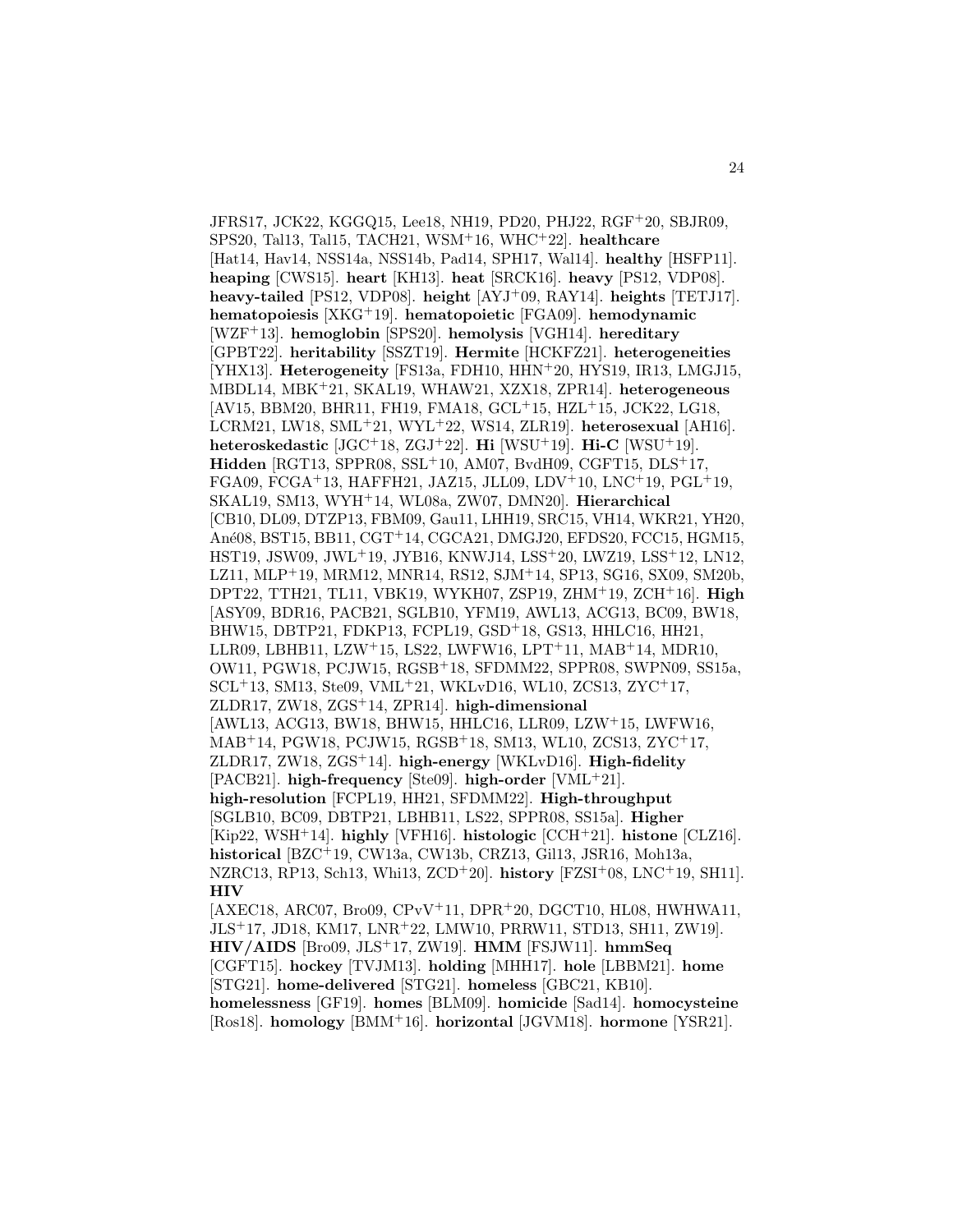JFRS17, JCK22, KGGQ15, Lee18, NH19, PD20, PHJ22, RGF+20, SBJR09, SPS20, Tal13, Tal15, TACH21, WSM+16, WHC+22]. **healthcare** [Hat14, Hav14, NSS14a, NSS14b, Pad14, SPH17, Wal14]. **healthy** [HSFP11]. **heaping** [CWS15]. **heart** [KH13]. **heat** [SRCK16]. **heavy** [PS12, VDP08]. **heavy-tailed** [PS12, VDP08]. **height** [AYJ+09, RAY14]. **heights** [TETJ17]. **hematopoiesis** [XKG+19]. **hematopoietic** [FGA09]. **hemodynamic** [WZF+13]. **hemoglobin** [SPS20]. **hemolysis** [VGH14]. **hereditary** [GPBT22]. **heritability** [SSZT19]. **Hermite** [HCKFZ21]. **heterogeneities** [YHX13]. **Heterogeneity** [FS13a, FDH10, HHN+20, HYS19, IR13, LMGJ15, MBDL14, MBK+21, SKAL19, WHAW21, XZX18, ZPR14]. **heterogeneous** [AV15, BBM20, BHR11, FH19, FMA18, GCL+15, HZL+15, JCK22, LG18, LCRM21, LW18, SML+21, WYL+22, WS14, ZLR19]. **heterosexual** [AH16]. **heteroskedastic** [JGC+18, ZGJ+22]. **Hi** [WSU+19]. **Hi-C** [WSU+19]. **Hidden** [RGT13, SPPR08, SSL+10, AM07, BvdH09, CGFT15, DLS+17, FGA09, FCGA+13, HAFFH21, JAZ15, JLL09, LDV+10, LNC+19, PGL+19, SKAL19, SM13, WYH+14, WL08a, ZW07, DMN20]. **Hierarchical** [CB10, DL09, DTZP13, FBM09, Gau11, LHH19, SRC15, VH14, WKR21, YH20, Ané08, BST15, BB11, CGT+14, CGCA21, DMGJ20, EFDS20, FCC15, HGM15, HST19, JSW09, JWL+19, JYB16, KNWJ14, LSS+20, LWZ19, LSS+12, LN12, LZ11, MLP+19, MRM12, MNR14, RS12, SJM+14, SP13, SG16, SX09, SM20b, DPT22, TTH21, TL11, VBK19, WYKH07, ZSP19, ZHM+19, ZCH+16]. **High** [ASY09, BDR16, PACB21, SGLB10, YFM19, AWL13, ACG13, BC09, BW18, BHW15, DBTP21, FDKP13, FCPL19, GSD+18, GS13, HHLC16, HH21, LLR09, LBHB11, LZW+15, LS22, LWFW16, LPT+11, MAB+14, MDR10, OW11, PGW18, PCJW15, RGSB+18, SFDMM22, SPPR08, SWPN09, SS15a, SCL+13, SM13, Ste09, VML+21, WKLvD16, WL10, ZCS13, ZYC+17, ZLDR17, ZW18, ZGS+14, ZPR14]. **high-dimensional** [AWL13, ACG13, BW18, BHW15, HHLC16, LLR09, LZW+15, LWFW16, MAB+14, PGW18, PCJW15, RGSB+18, SM13, WL10, ZCS13, ZYC+17, ZLDR17, ZW18, ZGS+14]. **high-energy** [WKLvD16]. **High-fidelity** [PACB21]. **high-frequency** [Ste09]. **high-order** [VML+21]. **high-resolution** [FCPL19, HH21, SFDMM22]. **High-throughput** [SGLB10, BC09, DBTP21, LBHB11, LS22, SPPR08, SS15a]. **Higher** [Kip22, WSH+14]. **highly** [VFH16]. **histologic** [CCH+21]. **histone** [CLZ16]. **historical** [BZC+19, CW13a, CW13b, CRZ13, Gil13, JSR16, Moh13a, NZRC13, RP13, Sch13, Whi13, ZCD+20]. **history** [FZSI+08, LNC+19, SH11]. **HIV** [AXEC18, ARC07, Bro09, CPvV+11, DPR+20, DGCT10, HL08, HWHWA11, JLS+17, JD18, KM17, LNR+22, LMW10, PRRW11, STD13, SH11, ZW19]. **HIV/AIDS** [Bro09, JLS+17, ZW19]. **HMM** [FSJW11]. **hmmSeq** [CGFT15]. **hockey** [TVJM13]. **holding** [MHH17]. **hole** [LBBM21]. **home** [STG21]. **home-delivered** [STG21]. **homeless** [GBC21, KB10]. **homelessness** [GF19]. **homes** [BLM09]. **homicide** [Sad14]. **homocysteine** [Ros18]. **homology** [BMM+16]. **horizontal** [JGVM18]. **hormone** [YSR21].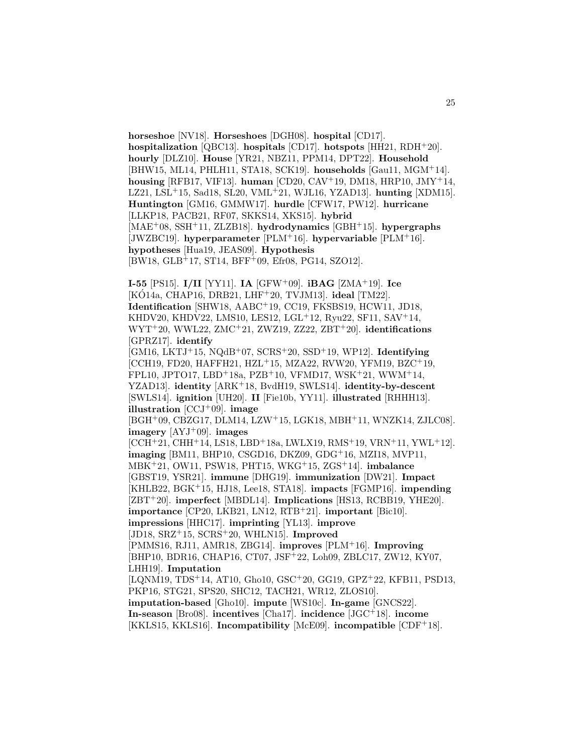**horseshoe** [NV18]. **Horseshoes** [DGH08]. **hospital** [CD17]. **hospitalization** [QBC13]. **hospitals** [CD17]. **hotspots** [HH21, RDH+20]. **hourly** [DLZ10]. **House** [YR21, NBZ11, PPM14, DPT22]. **Household** [BHW15, ML14, PHLH11, STA18, SCK19]. **households** [Gau11, MGM+14]. **housing** [RFB17, VIF13]. **human** [CD20, CAV+19, DM18, HRP10, JMY+14, LZ21, LSL+15, Sad18, SL20, VML+21, WJL16, YZAD13]. **hunting** [XDM15]. **Huntington** [GM16, GMMW17]. **hurdle** [CFW17, PW12]. **hurricane** [LLKP18, PACB21, RF07, SKKS14, XKS15]. **hybrid** [MAE+08, SSH+11, ZLZB18]. **hydrodynamics** [GBH+15]. **hypergraphs** [JWZBC19]. **hyperparameter** [PLM+16]. **hypervariable** [PLM+16]. **hypotheses** [Hua19, JEAS09]. **Hypothesis** [BW18, GLB+17, ST14, BFF+09, Efr08, PG14, SZO12].

**I-55** [PS15]. **I/II** [YY11]. **IA** [GFW+09]. **iBAG** [ZMA+19]. **Ice** [KÓ14a, CHAP16, DRB21, LHF+20, TVJM13]. **ideal** [TM22]. **Identification** [SHW18, AABC+19, CC19, FKSBS19, HCW11, JD18, KHDV20, KHDV22, LMS10, LES12, LGL+12, Ryu22, SF11, SAV+14, WYT+20, WWL22, ZMC+21, ZWZ19, ZZ22, ZBT+20]. **identifications** [GPRZ17]. **identify** [GM16, LKTJ+15, NQdB+07, SCRS+20, SSD+19, WP12]. **Identifying** [CCH19, FD20, HAFFH21, HZL+15, MZA22, RVW20, YFM19, BZC+19, FPL10, JPTO17, LBD+18a, PZB+10, VFMD17, WSK+21, WWM+14, YZAD13]. **identity** [ARK+18, BvdH19, SWLS14]. **identity-by-descent** [SWLS14]. **ignition** [UH20]. **II** [Fie10b, YY11]. **illustrated** [RHHH13]. **illustration** [CCJ+09]. **image** [BGH+09, CBZG17, DLM14, LZW+15, LGK18, MBH+11, WNZK14, ZJLC08]. **imagery** [AYJ+09]. **images** [CCH+21, CHH+14, LS18, LBD+18a, LWLX19, RMS+19, VRN+11, YWL+12]. **imaging** [BM11, BHP10, CSGD16, DKZ09, GDG+16, MZI18, MVP11, MBK+21, OW11, PSW18, PHT15, WKG+15, ZGS+14]. **imbalance** [GBST19, YSR21]. **immune** [DHG19]. **immunization** [DW21]. **Impact** [KHLB22, BGK+15, HJ18, Lee18, STA18]. **impacts** [FGMP16]. **impending** [ZBT+20]. **imperfect** [MBDL14]. **Implications** [HS13, RCBB19, YHE20]. **importance** [CP20, LKB21, LN12, RTB+21]. **important** [Bic10]. **impressions** [HHC17]. **imprinting** [YL13]. **improve** [JD18, SRZ+15, SCRS+20, WHLN15]. **Improved** [PMMS16, RJ11, AMR18, ZBG14]. **improves** [PLM+16]. **Improving** [BHP10, BDR16, CHAP16, CT07, JSF+22, Loh09, ZBLC17, ZW12, KY07, LHH19]. **Imputation** [LQNM19, TDS+14, AT10, Gho10, GSC+20, GG19, GPZ+22, KFB11, PSD13, PKP16, STG21, SPS20, SHC12, TACH21, WR12, ZLOS10]. **imputation-based** [Gho10]. **impute** [WS10c]. **In-game** [GNCS22]. **In-season** [Bro08]. **incentives** [Cha17]. **incidence** [JGC+18]. **income** [KKLS15, KKLS16]. **Incompatibility** [McE09]. **incompatible** [CDF+18].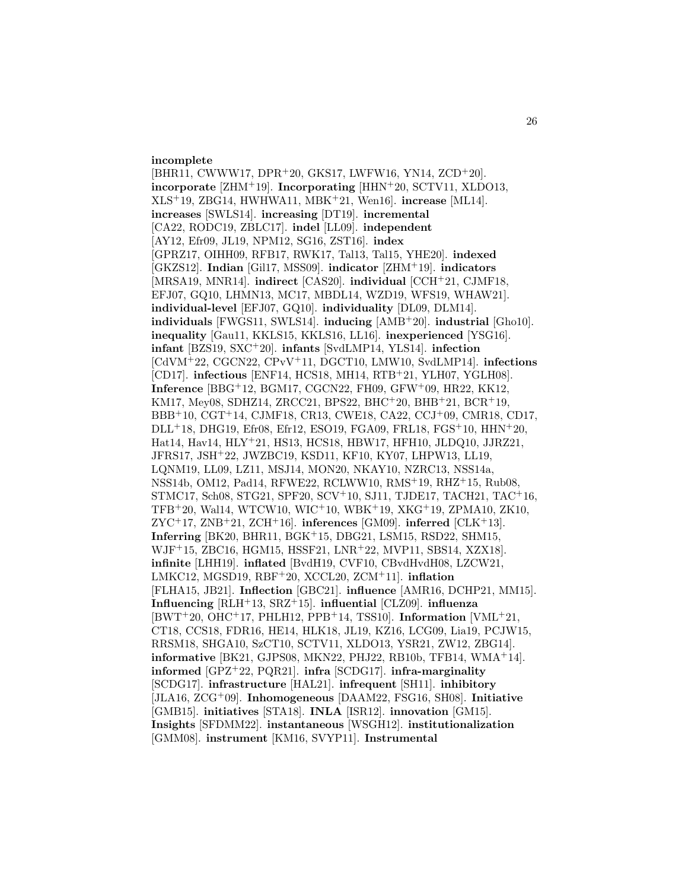**incomplete** [BHR11, CWWW17, DPR+20, GKS17, LWFW16, YN14, ZCD+20]. **incorporate** [ZHM+19]. **Incorporating** [HHN+20, SCTV11, XLDO13, XLS+19, ZBG14, HWHWA11, MBK+21, Wen16]. **increase** [ML14]. **increases** [SWLS14]. **increasing** [DT19]. **incremental** [CA22, RODC19, ZBLC17]. **indel** [LL09]. **independent** [AY12, Efr09, JL19, NPM12, SG16, ZST16]. **index** [GPRZ17, OIHH09, RFB17, RWK17, Tal13, Tal15, YHE20]. **indexed** [GKZS12]. **Indian** [Gil17, MSS09]. **indicator** [ZHM+19]. **indicators** [MRSA19, MNR14]. **indirect** [CAS20]. **individual** [CCH+21, CJMF18, EFJ07, GQ10, LHMN13, MC17, MBDL14, WZD19, WFS19, WHAW21]. **individual-level** [EFJ07, GQ10]. **individuality** [DL09, DLM14]. **individuals** [FWGS11, SWLS14]. **inducing** [AMB+20]. **industrial** [Gho10]. **inequality** [Gau11, KKLS15, KKLS16, LL16]. **inexperienced** [YSG16]. **infant** [BZS19, SXC+20]. **infants** [SvdLMP14, YLS14]. **infection** [CdVM+22, CGCN22, CPvV+11, DGCT10, LMW10, SvdLMP14]. **infections** [CD17]. **infectious** [ENF14, HCS18, MH14, RTB+21, YLH07, YGLH08]. **Inference** [BBG+12, BGM17, CGCN22, FH09, GFW+09, HR22, KK12, KM17, Mey08, SDHZ14, ZRCC21, BPS22, BHC+20, BHB+21, BCR+19, BBB+10, CGT+14, CJMF18, CR13, CWE18, CA22, CCJ+09, CMR18, CD17, DLL+18, DHG19, Efr08, Efr12, ESO19, FGA09, FRL18, FGS+10, HHN+20, Hat14, Hav14, HLY+21, HS13, HCS18, HBW17, HFH10, JLDQ10, JJRZ21, JFRS17, JSH+22, JWZBC19, KSD11, KF10, KY07, LHPW13, LL19, LQNM19, LL09, LZ11, MSJ14, MON20, NKAY10, NZRC13, NSS14a, NSS14b, OM12, Pad14, RFWE22, RCLWW10, RMS+19, RHZ+15, Rub08, STMC17, Sch08, STG21, SPF20, SCV+10, SJ11, TJDE17, TACH21, TAC+16, TFB+20, Wal14, WTCW10, WIC+10, WBK+19, XKG+19, ZPMA10, ZK10, ZYC+17, ZNB+21, ZCH+16]. **inferences** [GM09]. **inferred** [CLK+13]. **Inferring** [BK20, BHR11, BGK+15, DBG21, LSM15, RSD22, SHM15, WJF+15, ZBC16, HGM15, HSSF21, LNR+22, MVP11, SBS14, XZX18]. **infinite** [LHH19]. **inflated** [BvdH19, CVF10, CBvdHvdH08, LZCW21, LMKC12, MGSD19, RBF+20, XCCL20, ZCM+11]. **inflation** [FLHA15, JB21]. **Inflection** [GBC21]. **influence** [AMR16, DCHP21, MM15]. **Influencing** [RLH+13, SRZ+15]. **influential** [CLZ09]. **influenza** [BWT+20, OHC+17, PHLH12, PPB+14, TSS10]. **Information** [VML+21, CT18, CCS18, FDR16, HE14, HLK18, JL19, KZ16, LCG09, Lia19, PCJW15, RRSM18, SHGA10, SzCT10, SCTV11, XLDO13, YSR21, ZW12, ZBG14]. **informative** [BK21, GJPS08, MKN22, PHJ22, RB10b, TFB14, WMA+14]. **informed** [GPZ+22, PQR21]. **infra** [SCDG17]. **infra-marginality** [SCDG17]. **infrastructure** [HAL21]. **infrequent** [SH11]. **inhibitory** [JLA16, ZCG+09]. **Inhomogeneous** [DAAM22, FSG16, SH08]. **Initiative** [GMB15]. **initiatives** [STA18]. **INLA** [ISR12]. **innovation** [GM15]. **Insights** [SFDMM22]. **instantaneous** [WSGH12]. **institutionalization** [GMM08]. **instrument** [KM16, SVYP11]. **Instrumental**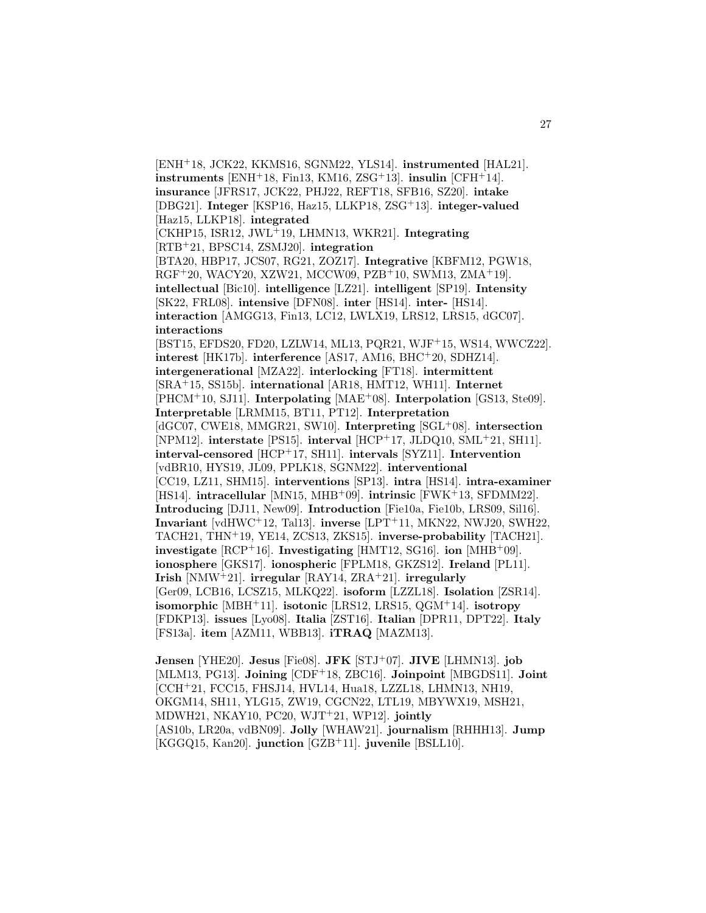[ENH[+]18, JCK22, KKMS16, SGNM22, YLS14]. **instrumented** [HAL21]. **instruments** [ENH[+]18, Fin13, KM16, ZSG[+]13]. **insulin** [CFH[+]14]. **insurance** [JFRS17, JCK22, PHJ22, REFT18, SFB16, SZ20]. **intake** [DBG21]. **Integer** [KSP16, Haz15, LLKP18, ZSG[+]13]. **integer-valued** [Haz15, LLKP18]. **integrated** [CKHP15, ISR12, JWL[+]19, LHMN13, WKR21]. **Integrating** [RTB[+]21, BPSC14, ZSMJ20]. **integration** [BTA20, HBP17, JCS07, RG21, ZOZ17]. **Integrative** [KBFM12, PGW18, RGF[+]20, WACY20, XZW21, MCCW09, PZB[+]10, SWM13, ZMA[+]19]. **intellectual** [Bic10]. **intelligence** [LZ21]. **intelligent** [SP19]. **Intensity** [SK22, FRL08]. **intensive** [DFN08]. **inter** [HS14]. **inter-** [HS14]. **interaction** [AMGG13, Fin13, LC12, LWLX19, LRS12, LRS15, dGC07]. **interactions** [BST15, EFDS20, FD20, LZLW14, ML13, PQR21, WJF[+]15, WS14, WWCZ22]. **interest** [HK17b]. **interference** [AS17, AM16, BHC[+]20, SDHZ14]. **intergenerational** [MZA22]. **interlocking** [FT18]. **intermittent** [SRA[+]15, SS15b]. **international** [AR18, HMT12, WH11]. **Internet** [PHCM[+]10, SJ11]. **Interpolating** [MAE[+]08]. **Interpolation** [GS13, Ste09]. **Interpretable** [LRMM15, BT11, PT12]. **Interpretation** [dGC07, CWE18, MMGR21, SW10]. **Interpreting** [SGL[+]08]. **intersection** [NPM12]. **interstate** [PS15]. **interval** [HCP[+]17, JLDQ10, SML[+]21, SH11]. **interval-censored** [HCP[+]17, SH11]. **intervals** [SYZ11]. **Intervention** [vdBR10, HYS19, JL09, PPLK18, SGNM22]. **interventional** [CC19, LZ11, SHM15]. **interventions** [SP13]. **intra** [HS14]. **intra-examiner** [HS14]. **intracellular** [MN15, MHB[+]09]. **intrinsic** [FWK[+]13, SFDMM22]. **Introducing** [DJ11, New09]. **Introduction** [Fie10a, Fie10b, LRS09, Sil16]. **Invariant** [vdHWC[+]12, Tal13]. **inverse** [LPT[+]11, MKN22, NWJ20, SWH22, TACH21, THN[+]19, YE14, ZCS13, ZKS15]. **inverse-probability** [TACH21]. **investigate** [RCP[+]16]. **Investigating** [HMT12, SG16]. **ion** [MHB[+]09]. **ionosphere** [GKS17]. **ionospheric** [FPLM18, GKZS12]. **Ireland** [PL11]. **Irish** [NMW[+]21]. **irregular** [RAY14, ZRA[+]21]. **irregularly** [Ger09, LCB16, LCSZ15, MLKQ22]. **isoform** [LZZL18]. **Isolation** [ZSR14]. **isomorphic** [MBH[+]11]. **isotonic** [LRS12, LRS15, QGM[+]14]. **isotropy** [FDKP13]. **issues** [Lyo08]. **Italia** [ZST16]. **Italian** [DPR11, DPT22]. **Italy** [FS13a]. **item** [AZM11, WBB13]. **iTRAQ** [MAZM13].

**Jensen** [YHE20]. **Jesus** [Fie08]. **JFK** [STJ[+]07]. **JIVE** [LHMN13]. **job** [MLM13, PG13]. **Joining** [CDF[+]18, ZBC16]. **Joinpoint** [MBGDS11]. **Joint** [CCH[+]21, FCC15, FHSJ14, HVL14, Hua18, LZZL18, LHMN13, NH19, OKGM14, SH11, YLG15, ZW19, CGCN22, LTL19, MBYWX19, MSH21, MDWH21, NKAY10, PC20, WJT[+]21, WP12]. **jointly** [AS10b, LR20a, vdBN09]. **Jolly** [WHAW21]. **journalism** [RHHH13]. **Jump** [KGGQ15, Kan20]. **junction** [GZB[+]11]. **juvenile** [BSLL10].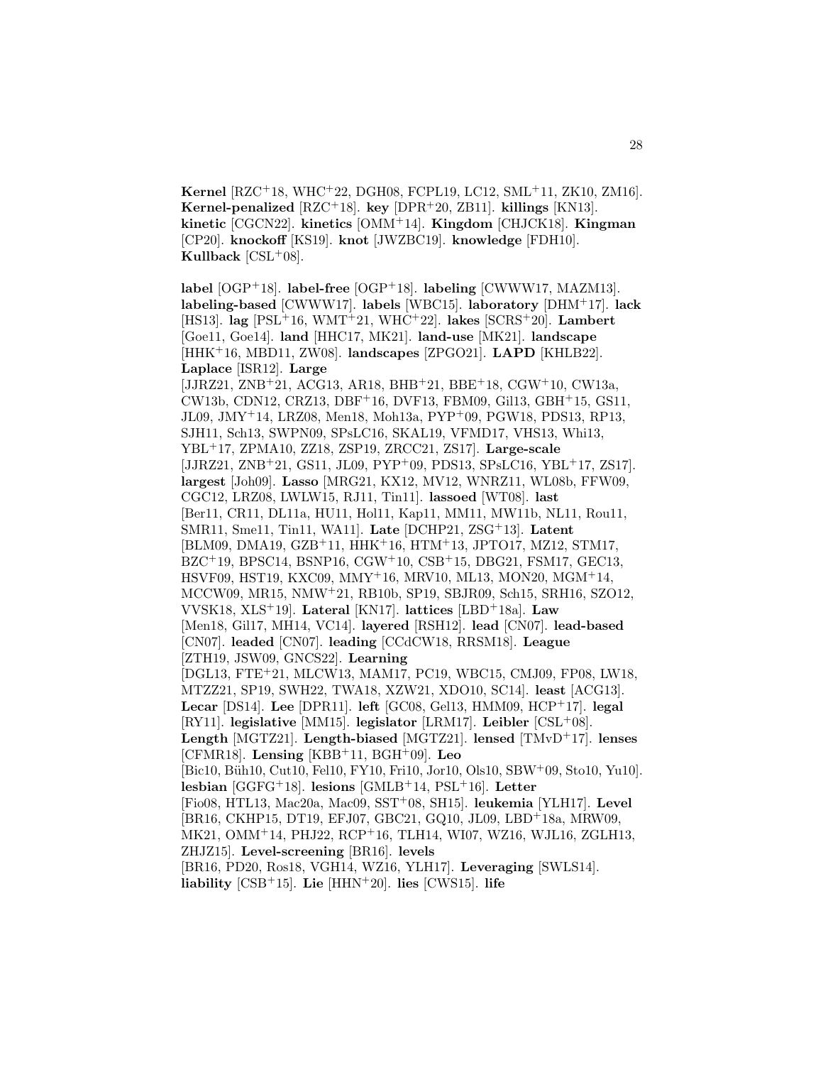**Kernel** [RZC+18, WHC+22, DGH08, FCPL19, LC12, SML+11, ZK10, ZM16]. **Kernel-penalized** [RZC+18]. **key** [DPR+20, ZB11]. **killings** [KN13]. **kinetic** [CGCN22]. **kinetics** [OMM+14]. **Kingdom** [CHJCK18]. **Kingman** [CP20]. **knockoff** [KS19]. **knot** [JWZBC19]. **knowledge** [FDH10]. **Kullback** [CSL+08].

**label** [OGP+18]. **label-free** [OGP+18]. **labeling** [CWWW17, MAZM13]. **labeling-based** [CWWW17]. **labels** [WBC15]. **laboratory** [DHM+17]. **lack** [HS13]. **lag** [PSL+16, WMT+21, WHC+22]. **lakes** [SCRS+20]. **Lambert** [Goe11, Goe14]. **land** [HHC17, MK21]. **land-use** [MK21]. **landscape** [HHK+16, MBD11, ZW08]. **landscapes** [ZPGO21]. **LAPD** [KHLB22]. **Laplace** [ISR12]. **Large** [JJRZ21, ZNB+21, ACG13, AR18, BHB+21, BBE+18, CGW+10, CW13a, CW13b, CDN12, CRZ13, DBF+16, DVF13, FBM09, Gil13, GBH+15, GS11, JL09, JMY+14, LRZ08, Men18, Moh13a, PYP+09, PGW18, PDS13, RP13, SJH11, Sch13, SWPN09, SPsLC16, SKAL19, VFMD17, VHS13, Whi13, YBL+17, ZPMA10, ZZ18, ZSP19, ZRCC21, ZS17]. **Large-scale** [JJRZ21, ZNB+21, GS11, JL09, PYP+09, PDS13, SPsLC16, YBL+17, ZS17]. **largest** [Joh09]. **Lasso** [MRG21, KX12, MV12, WNRZ11, WL08b, FFW09, CGC12, LRZ08, LWLW15, RJ11, Tin11]. **lassoed** [WT08]. **last** [Ber11, CR11, DL11a, HU11, Hol11, Kap11, MM11, MW11b, NL11, Rou11, SMR11, Sme11, Tin11, WA11]. **Late** [DCHP21, ZSG+13]. **Latent** [BLM09, DMA19, GZB+11, HHK+16, HTM+13, JPTO17, MZ12, STM17, BZC+19, BPSC14, BSNP16, CGW+10, CSB+15, DBG21, FSM17, GEC13, HSVF09, HST19, KXC09, MMY+16, MRV10, ML13, MON20, MGM+14, MCCW09, MR15, NMW+21, RB10b, SP19, SBJR09, Sch15, SRH16, SZO12, VVSK18, XLS+19]. **Lateral** [KN17]. **lattices** [LBD+18a]. **Law** [Men18, Gil17, MH14, VC14]. **layered** [RSH12]. **lead** [CN07]. **lead-based** [CN07]. **leaded** [CN07]. **leading** [CCdCW18, RRSM18]. **League** [ZTH19, JSW09, GNCS22]. **Learning** [DGL13, FTE+21, MLCW13, MAM17, PC19, WBC15, CMJ09, FP08, LW18, MTZZ21, SP19, SWH22, TWA18, XZW21, XDO10, SC14]. **least** [ACG13]. **Lecar** [DS14]. **Lee** [DPR11]. **left** [GC08, Gel13, HMM09, HCP+17]. **legal** [RY11]. **legislative** [MM15]. **legislator** [LRM17]. **Leibler** [CSL+08]. **Length** [MGTZ21]. **Length-biased** [MGTZ21]. **lensed** [TMvD+17]. **lenses** [CFMR18]. **Lensing** [KBB+11, BGH+09]. **Leo** [Bic10, Büh10, Cut10, Fel10, FY10, Fri10, Jor10, Ols10, SBW+09, Sto10, Yu10]. **lesbian** [GGFG+18]. **lesions** [GMLB+14, PSL+16]. **Letter** [Fio08, HTL13, Mac20a, Mac09, SST+08, SH15]. **leukemia** [YLH17]. **Level** [BR16, CKHP15, DT19, EFJ07, GBC21, GQ10, JL09, LBD+18a, MRW09, MK21, OMM+14, PHJ22, RCP+16, TLH14, WI07, WZ16, WJL16, ZGLH13, ZHJZ15]. **Level-screening** [BR16]. **levels** [BR16, PD20, Ros18, VGH14, WZ16, YLH17]. **Leveraging** [SWLS14]. **liability** [CSB+15]. **Lie** [HHN+20]. **lies** [CWS15]. **life**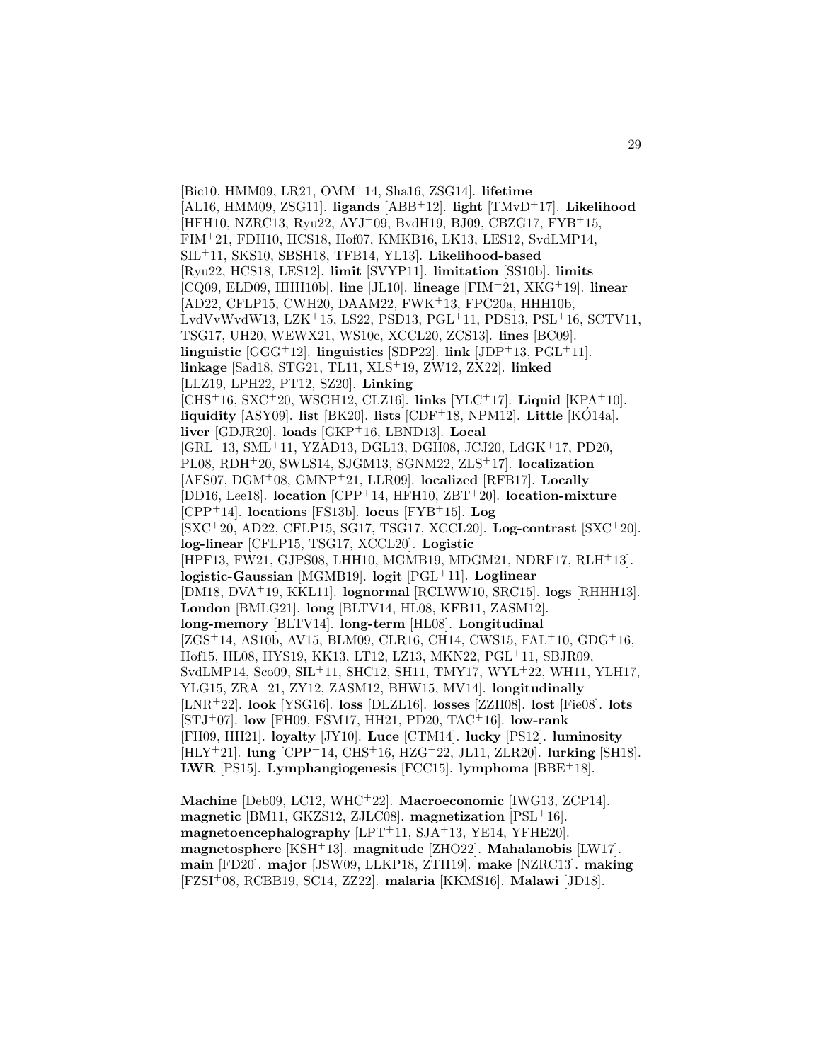[Bic10, HMM09, LR21, OMM+14, Sha16, ZSG14]. **lifetime** [AL16, HMM09, ZSG11]. **ligands** [ABB+12]. **light** [TMvD+17]. **Likelihood** [HFH10, NZRC13, Ryu22, AYJ+09, BvdH19, BJ09, CBZG17, FYB+15, FIM+21, FDH10, HCS18, Hof07, KMKB16, LK13, LES12, SvdLMP14, SIL+11, SKS10, SBSH18, TFB14, YL13]. **Likelihood-based** [Ryu22, HCS18, LES12]. **limit** [SVYP11]. **limitation** [SS10b]. **limits** [CQ09, ELD09, HHH10b]. **line** [JL10]. **lineage** [FIM+21, XKG+19]. **linear** [AD22, CFLP15, CWH20, DAAM22, FWK+13, FPC20a, HHH10b, LvdVvWvdW13, LZK+15, LS22, PSD13, PGL+11, PDS13, PSL+16, SCTV11, TSG17, UH20, WEWX21, WS10c, XCCL20, ZCS13]. **lines** [BC09]. **linguistic** [GGG+12]. **linguistics** [SDP22]. **link** [JDP+13, PGL+11]. **linkage** [Sad18, STG21, TL11, XLS+19, ZW12, ZX22]. **linked** [LLZ19, LPH22, PT12, SZ20]. **Linking** [CHS+16, SXC+20, WSGH12, CLZ16]. **links** [YLC+17]. **Liquid** [KPA+10]. **liquidity** [ASY09]. **list** [BK20]. **lists** [CDF+18, NPM12]. **Little** [KÓ14a]. **liver** [GDJR20]. **loads** [GKP+16, LBND13]. **Local** [GRL+13, SML+11, YZAD13, DGL13, DGH08, JCJ20, LdGK+17, PD20, PL08, RDH+20, SWLS14, SJGM13, SGNM22, ZLS+17]. **localization** [AFS07, DGM+08, GMNP+21, LLR09]. **localized** [RFB17]. **Locally** [DD16, Lee18]. **location** [CPP+14, HFH10, ZBT+20]. **location-mixture** [CPP+14]. **locations** [FS13b]. **locus** [FYB+15]. **Log** [SXC+20, AD22, CFLP15, SG17, TSG17, XCCL20]. **Log-contrast** [SXC+20]. **log-linear** [CFLP15, TSG17, XCCL20]. **Logistic** [HPF13, FW21, GJPS08, LHH10, MGMB19, MDGM21, NDRF17, RLH+13]. **logistic-Gaussian** [MGMB19]. **logit** [PGL+11]. **Loglinear** [DM18, DVA+19, KKL11]. **lognormal** [RCLWW10, SRC15]. **logs** [RHHH13]. **London** [BMLG21]. **long** [BLTV14, HL08, KFB11, ZASM12]. **long-memory** [BLTV14]. **long-term** [HL08]. **Longitudinal** [ZGS+14, AS10b, AV15, BLM09, CLR16, CH14, CWS15, FAL+10, GDG+16, Hof15, HL08, HYS19, KK13, LT12, LZ13, MKN22, PGL+11, SBJR09, SvdLMP14, Sco09, SIL+11, SHC12, SH11, TMY17, WYL+22, WH11, YLH17, YLG15, ZRA+21, ZY12, ZASM12, BHW15, MV14]. **longitudinally** [LNR+22]. **look** [YSG16]. **loss** [DLZL16]. **losses** [ZZH08]. **lost** [Fie08]. **lots** [STJ+07]. **low** [FH09, FSM17, HH21, PD20, TAC+16]. **low-rank** [FH09, HH21]. **loyalty** [JY10]. **Luce** [CTM14]. **lucky** [PS12]. **luminosity** [HLY+21]. **lung** [CPP+14, CHS+16, HZG+22, JL11, ZLR20]. **lurking** [SH18]. **LWR** [PS15]. **Lymphangiogenesis** [FCC15]. **lymphoma** [BBE+18].

**Machine** [Deb09, LC12, WHC+22]. **Macroeconomic** [IWG13, ZCP14]. **magnetic** [BM11, GKZS12, ZJLC08]. **magnetization** [PSL+16]. **magnetoencephalography** [LPT+11, SJA+13, YE14, YFHE20]. **magnetosphere** [KSH+13]. **magnitude** [ZHO22]. **Mahalanobis** [LW17]. **main** [FD20]. **major** [JSW09, LLKP18, ZTH19]. **make** [NZRC13]. **making** [FZSI+08, RCBB19, SC14, ZZ22]. **malaria** [KKMS16]. **Malawi** [JD18].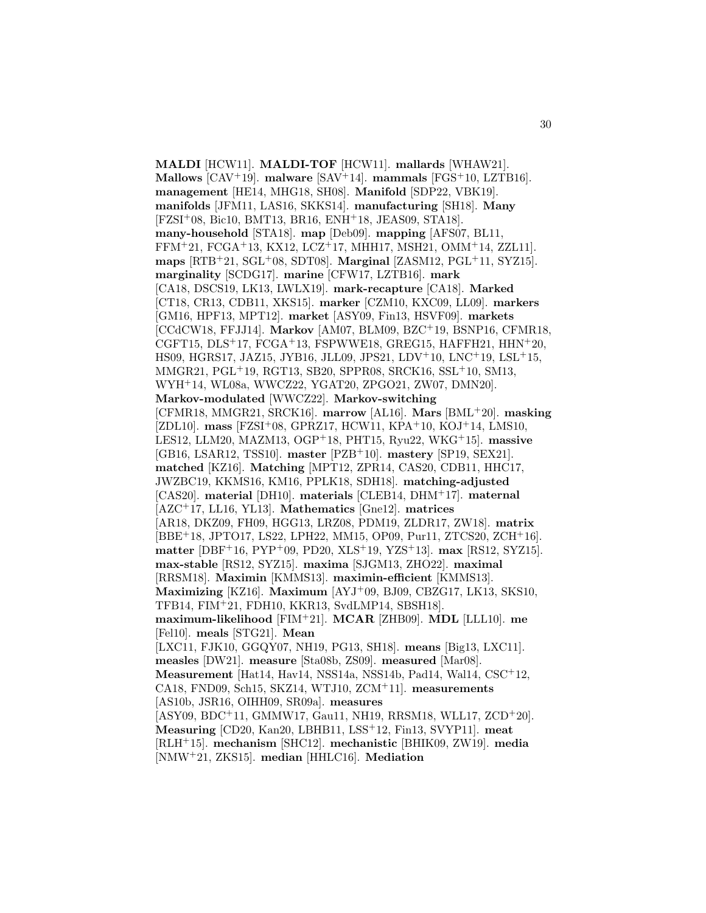**MALDI** [HCW11]. **MALDI-TOF** [HCW11]. **mallards** [WHAW21]. **Mallows** [CAV+19]. **malware** [SAV+14]. **mammals** [FGS+10, LZTB16]. **management** [HE14, MHG18, SH08]. **Manifold** [SDP22, VBK19]. **manifolds** [JFM11, LAS16, SKKS14]. **manufacturing** [SH18]. **Many** [FZSI+08, Bic10, BMT13, BR16, ENH+18, JEAS09, STA18]. **many-household** [STA18]. **map** [Deb09]. **mapping** [AFS07, BL11, FFM+21, FCGA+13, KX12, LCZ+17, MHH17, MSH21, OMM+14, ZZL11]. **maps** [RTB+21, SGL+08, SDT08]. **Marginal** [ZASM12, PGL+11, SYZ15]. **marginality** [SCDG17]. **marine** [CFW17, LZTB16]. **mark** [CA18, DSCS19, LK13, LWLX19]. **mark-recapture** [CA18]. **Marked** [CT18, CR13, CDB11, XKS15]. **marker** [CZM10, KXC09, LL09]. **markers** [GM16, HPF13, MPT12]. **market** [ASY09, Fin13, HSVF09]. **markets** [CCdCW18, FFJJ14]. **Markov** [AM07, BLM09, BZC+19, BSNP16, CFMR18, CGFT15, DLS+17, FCGA+13, FSPWWE18, GREG15, HAFFH21, HHN+20, HS09, HGRS17, JAZ15, JYB16, JLL09, JPS21, LDV+10, LNC+19, LSL+15, MMGR21, PGL+19, RGT13, SB20, SPPR08, SRCK16, SSL+10, SM13, WYH+14, WL08a, WWCZ22, YGAT20, ZPGO21, ZW07, DMN20]. **Markov-modulated** [WWCZ22]. **Markov-switching** [CFMR18, MMGR21, SRCK16]. **marrow** [AL16]. **Mars** [BML+20]. **masking** [ZDL10]. **mass** [FZSI+08, GPRZ17, HCW11, KPA+10, KOJ+14, LMS10, LES12, LLM20, MAZM13, OGP+18, PHT15, Ryu22, WKG+15]. **massive** [GB16, LSAR12, TSS10]. **master** [PZB+10]. **mastery** [SP19, SEX21]. **matched** [KZ16]. **Matching** [MPT12, ZPR14, CAS20, CDB11, HHC17, JWZBC19, KKMS16, KM16, PPLK18, SDH18]. **matching-adjusted** [CAS20]. **material** [DH10]. **materials** [CLEB14, DHM+17]. **maternal** [AZC+17, LL16, YL13]. **Mathematics** [Gne12]. **matrices** [AR18, DKZ09, FH09, HGG13, LRZ08, PDM19, ZLDR17, ZW18]. **matrix** [BBE+18, JPTO17, LS22, LPH22, MM15, OP09, Pur11, ZTCS20, ZCH+16]. **matter** [DBF+16, PYP+09, PD20, XLS+19, YZS+13]. **max** [RS12, SYZ15]. **max-stable** [RS12, SYZ15]. **maxima** [SJGM13, ZHO22]. **maximal** [RRSM18]. **Maximin** [KMMS13]. **maximin-efficient** [KMMS13]. **Maximizing** [KZ16]. **Maximum** [AYJ+09, BJ09, CBZG17, LK13, SKS10, TFB14, FIM+21, FDH10, KKR13, SvdLMP14, SBSH18]. **maximum-likelihood** [FIM+21]. **MCAR** [ZHB09]. **MDL** [LLL10]. **me** [Fel10]. **meals** [STG21]. **Mean** [LXC11, FJK10, GGQY07, NH19, PG13, SH18]. **means** [Big13, LXC11]. **measles** [DW21]. **measure** [Sta08b, ZS09]. **measured** [Mar08]. **Measurement** [Hat14, Hav14, NSS14a, NSS14b, Pad14, Wal14, CSC+12, CA18, FND09, Sch15, SKZ14, WTJ10, ZCM+11]. **measurements** [AS10b, JSR16, OIHH09, SR09a]. **measures** [ASY09, BDC+11, GMMW17, Gau11, NH19, RRSM18, WLL17, ZCD+20]. **Measuring** [CD20, Kan20, LBHB11, LSS+12, Fin13, SVYP11]. **meat** [RLH+15]. **mechanism** [SHC12]. **mechanistic** [BHIK09, ZW19]. **media** [NMW+21, ZKS15]. **median** [HHLC16]. **Mediation**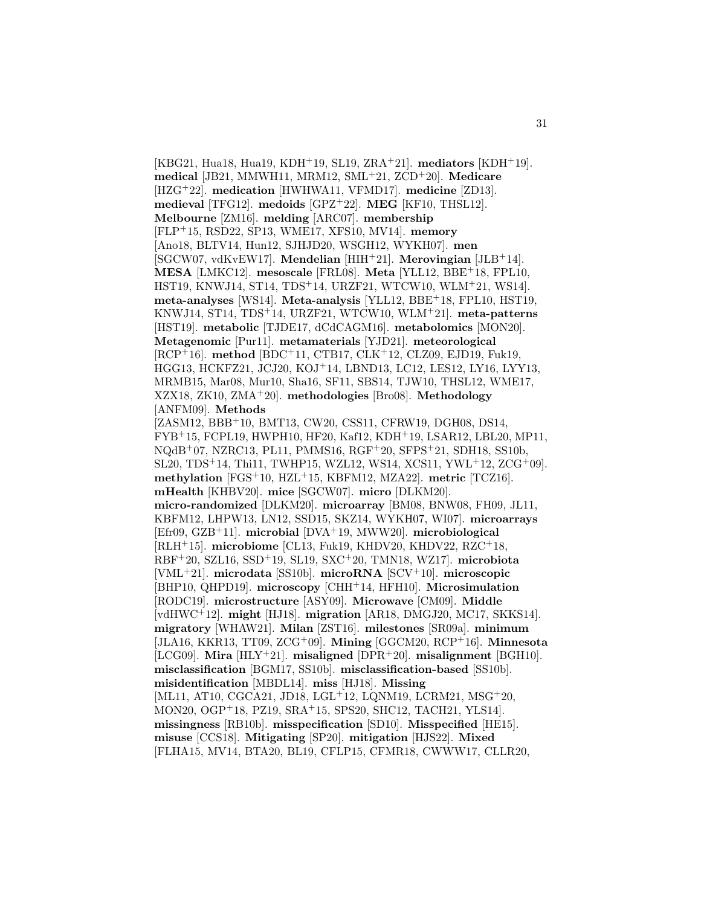[KBG21, Hua18, Hua19, KDH[+]19, SL19, ZRA[+]21]. **mediators** [KDH[+]19]. **medical** [JB21, MMWH11, MRM12, SML[+]21, ZCD[+]20]. **Medicare** [HZG[+]22]. **medication** [HWHWA11, VFMD17]. **medicine** [ZD13]. **medieval** [TFG12]. **medoids** [GPZ[+]22]. **MEG** [KF10, THSL12]. **Melbourne** [ZM16]. **melding** [ARC07]. **membership** [FLP[+]15, RSD22, SP13, WME17, XFS10, MV14]. **memory** [Ano18, BLTV14, Hun12, SJHJD20, WSGH12, WYKH07]. **men** [SGCW07, vdKvEW17]. **Mendelian** [HIH[+]21]. **Merovingian** [JLB[+]14]. **MESA** [LMKC12]. **mesoscale** [FRL08]. **Meta** [YLL12, BBE[+]18, FPL10, HST19, KNWJ14, ST14, TDS[+]14, URZF21, WTCW10, WLM[+]21, WS14]. **meta-analyses** [WS14]. **Meta-analysis** [YLL12, BBE[+]18, FPL10, HST19, KNWJ14, ST14, TDS[+]14, URZF21, WTCW10, WLM[+]21]. **meta-patterns** [HST19]. **metabolic** [TJDE17, dCdCAGM16]. **metabolomics** [MON20]. **Metagenomic** [Pur11]. **metamaterials** [YJD21]. **meteorological** [RCP[+]16]. **method** [BDC[+]11, CTB17, CLK[+]12, CLZ09, EJD19, Fuk19, HGG13, HCKFZ21, JCJ20, KOJ[+]14, LBND13, LC12, LES12, LY16, LYY13, MRMB15, Mar08, Mur10, Sha16, SF11, SBS14, TJW10, THSL12, WME17, XZX18, ZK10, ZMA[+]20]. **methodologies** [Bro08]. **Methodology** [ANFM09]. **Methods** [ZASM12, BBB[+]10, BMT13, CW20, CSS11, CFRW19, DGH08, DS14, FYB[+]15, FCPL19, HWPH10, HF20, Kaf12, KDH[+]19, LSAR12, LBL20, MP11, NQdB[+]07, NZRC13, PL11, PMMS16, RGF[+]20, SFPS[+]21, SDH18, SS10b, SL20, TDS[+]14, Thi11, TWHP15, WZL12, WS14, XCS11, YWL[+]12, ZCG[+]09]. **methylation** [FGS[+]10, HZL[+]15, KBFM12, MZA22]. **metric** [TCZ16]. **mHealth** [KHBV20]. **mice** [SGCW07]. **micro** [DLKM20]. **micro-randomized** [DLKM20]. **microarray** [BM08, BNW08, FH09, JL11, KBFM12, LHPW13, LN12, SSD15, SKZ14, WYKH07, WI07]. **microarrays** [Efr09, GZB[+]11]. **microbial** [DVA[+]19, MWW20]. **microbiological** [RLH[+]15]. **microbiome** [CL13, Fuk19, KHDV20, KHDV22, RZC[+]18, RBF[+]20, SZL16, SSD[+]19, SL19, SXC[+]20, TMN18, WZ17]. **microbiota** [VML[+]21]. **microdata** [SS10b]. **microRNA** [SCV[+]10]. **microscopic** [BHP10, QHPD19]. **microscopy** [CHH[+]14, HFH10]. **Microsimulation** [RODC19]. **microstructure** [ASY09]. **Microwave** [CM09]. **Middle** [vdHWC[+]12]. **might** [HJ18]. **migration** [AR18, DMGJ20, MC17, SKKS14]. **migratory** [WHAW21]. **Milan** [ZST16]. **milestones** [SR09a]. **minimum** [JLA16, KKR13, TT09, ZCG[+]09]. **Mining** [GGCM20, RCP[+]16]. **Minnesota** [LCG09]. **Mira** [HLY[+]21]. **misaligned** [DPR[+]20]. **misalignment** [BGH10]. **misclassification** [BGM17, SS10b]. **misclassification-based** [SS10b]. **misidentification** [MBDL14]. **miss** [HJ18]. **Missing** [ML11, AT10, CGCA21, JD18, LGL[+]12, LQNM19, LCRM21, MSG[+]20, MON20, OGP[+]18, PZ19, SRA[+]15, SPS20, SHC12, TACH21, YLS14]. **missingness** [RB10b]. **misspecification** [SD10]. **Misspecified** [HE15]. **misuse** [CCS18]. **Mitigating** [SP20]. **mitigation** [HJS22]. **Mixed** [FLHA15, MV14, BTA20, BL19, CFLP15, CFMR18, CWWW17, CLLR20,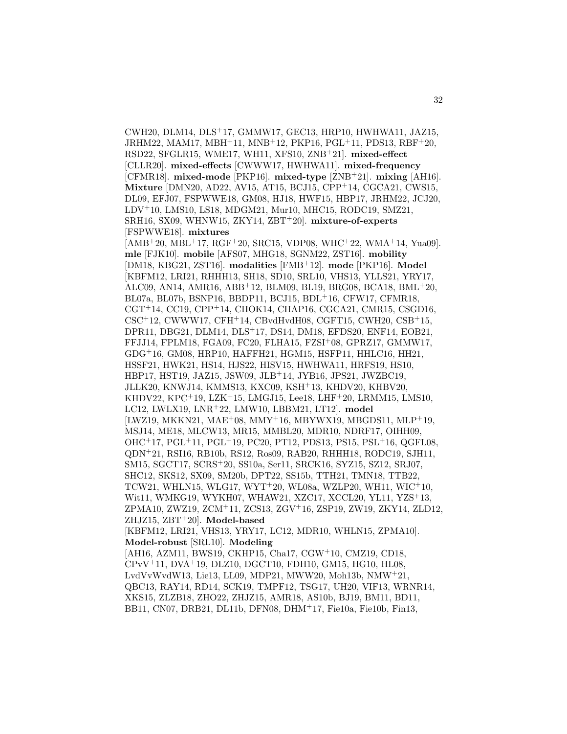CWH20, DLM14, DLS+17, GMMW17, GEC13, HRP10, HWHWA11, JAZ15, JRHM22, MAM17, MBH+11, MNB+12, PKP16, PGL+11, PDS13, RBF+20, RSD22, SFGLR15, WME17, WH11, XFS10, ZNB+21]. **mixed-effect** [CLLR20]. **mixed-effects** [CWWW17, HWHWA11]. **mixed-frequency** [CFMR18]. **mixed-mode** [PKP16]. **mixed-type** [ZNB+21]. **mixing** [AH16]. **Mixture** [DMN20, AD22, AV15, AT15, BCJ15, CPP+14, CGCA21, CWS15, DL09, EFJ07, FSPWWE18, GM08, HJ18, HWF15, HBP17, JRHM22, JCJ20, LDV+10, LMS10, LS18, MDGM21, Mur10, MHC15, RODC19, SMZ21, SRH16, SX09, WHNW15, ZKY14, ZBT+20]. **mixture-of-experts** [FSPWWE18]. **mixtures** [AMB+20, MBL+17, RGF+20, SRC15, VDP08, WHC+22, WMA+14, Yua09]. **mle** [FJK10]. **mobile** [AFS07, MHG18, SGNM22, ZST16]. **mobility** [DM18, KBG21, ZST16]. **modalities** [FMB+12]. **mode** [PKP16]. **Model** [KBFM12, LRI21, RHHH13, SH18, SD10, SRL10, VHS13, YLLS21, YRY17, ALC09, AN14, AMR16, ABB+12, BLM09, BL19, BRG08, BCA18, BML+20, BL07a, BL07b, BSNP16, BBDP11, BCJ15, BDL+16, CFW17, CFMR18, CGT+14, CC19, CPP+14, CHOK14, CHAP16, CGCA21, CMR15, CSGD16, CSC+12, CWWW17, CFH+14, CBvdHvdH08, CGFT15, CWH20, CSB+15, DPR11, DBG21, DLM14, DLS+17, DS14, DM18, EFDS20, ENF14, EOB21, FFJJ14, FPLM18, FGA09, FC20, FLHA15, FZSI+08, GPRZ17, GMMW17, GDG+16, GM08, HRP10, HAFFH21, HGM15, HSFP11, HHLC16, HH21, HSSF21, HWK21, HS14, HJS22, HISV15, HWHWA11, HRFS19, HS10, HBP17, HST19, JAZ15, JSW09, JLB+14, JYB16, JPS21, JWZBC19, JLLK20, KNWJ14, KMMS13, KXC09, KSH+13, KHDV20, KHBV20, KHDV22, KPC+19, LZK+15, LMGJ15, Lee18, LHF+20, LRMM15, LMS10, LC12, LWLX19, LNR+22, LMW10, LBBM21, LT12]. **model** [LWZ19, MKKN21, MAE+08, MMY+16, MBYWX19, MBGDS11, MLP+19, MSJ14, ME18, MLCW13, MR15, MMBL20, MDR10, NDRF17, OIHH09, OHC+17, PGL+11, PGL+19, PC20, PT12, PDS13, PS15, PSL+16, QGFL08, QDN+21, RSI16, RB10b, RS12, Ros09, RAB20, RHHH18, RODC19, SJH11, SM15, SGCT17, SCRS+20, SS10a, Ser11, SRCK16, SYZ15, SZ12, SRJ07, SHC12, SKS12, SX09, SM20b, DPT22, SS15b, TTH21, TMN18, TTB22, TCW21, WHLN15, WLG17, WYT+20, WL08a, WZLP20, WH11, WIC+10, Wit11, WMKG19, WYKH07, WHAW21, XZC17, XCCL20, YL11, YZS+13, ZPMA10, ZWZ19, ZCM+11, ZCS13, ZGV+16, ZSP19, ZW19, ZKY14, ZLD12, ZHJZ15, ZBT+20]. **Model-based** [KBFM12, LRI21, VHS13, YRY17, LC12, MDR10, WHLN15, ZPMA10]. **Model-robust** [SRL10]. **Modeling** [AH16, AZM11, BWS19, CKHP15, Cha17, CGW+10, CMZ19, CD18, CPvV+11, DVA+19, DLZ10, DGCT10, FDH10, GM15, HG10, HL08, LvdVvWvdW13, Lie13, LL09, MDP21, MWW20, Moh13b, NMW+21, QBC13, RAY14, RD14, SCK19, TMPF12, TSG17, UH20, VIF13, WRNR14, XKS15, ZLZB18, ZHO22, ZHJZ15, AMR18, AS10b, BJ19, BM11, BD11, BB11, CN07, DRB21, DL11b, DFN08, DHM+17, Fie10a, Fie10b, Fin13,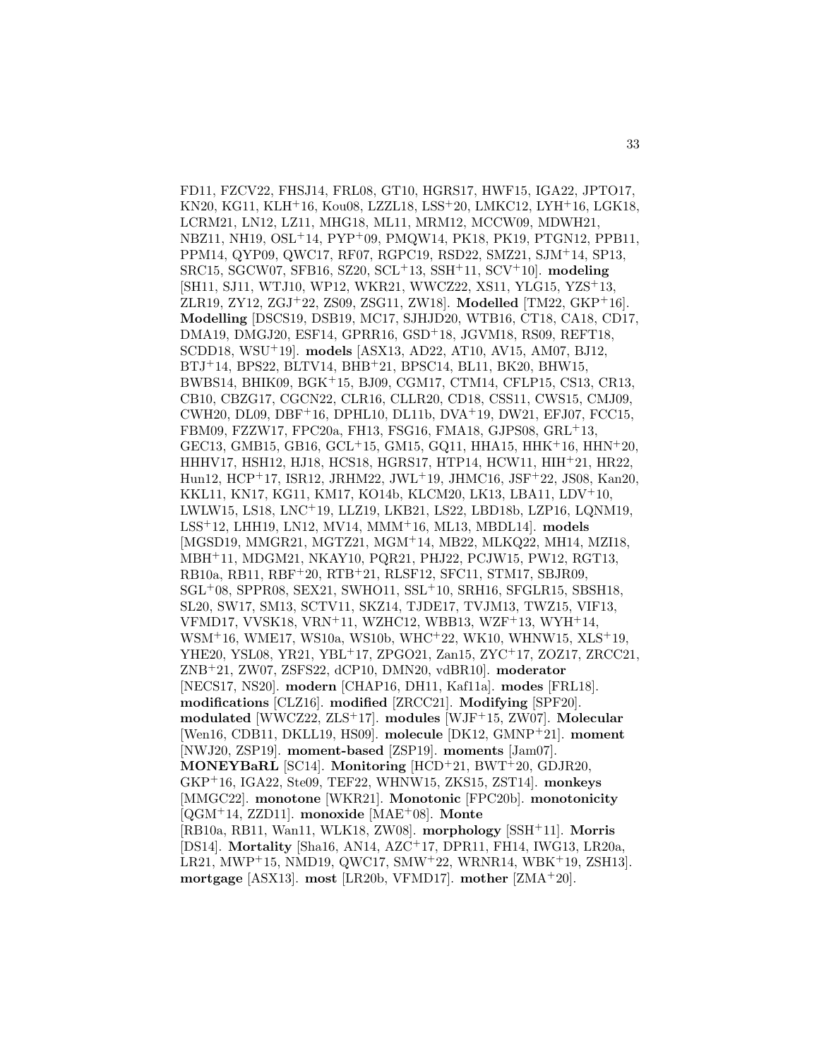FD11, FZCV22, FHSJ14, FRL08, GT10, HGRS17, HWF15, IGA22, JPTO17, KN20, KG11, KLH+16, Kou08, LZZL18, LSS+20, LMKC12, LYH+16, LGK18, LCRM21, LN12, LZ11, MHG18, ML11, MRM12, MCCW09, MDWH21, NBZ11, NH19, OSL+14, PYP+09, PMQW14, PK18, PK19, PTGN12, PPB11, PPM14, QYP09, QWC17, RF07, RGPC19, RSD22, SMZ21, SJM+14, SP13, SRC15, SGCW07, SFB16, SZ20, SCL+13, SSH+11, SCV+10]. **modeling** [SH11, SJ11, WTJ10, WP12, WKR21, WWCZ22, XS11, YLG15, YZS+13, ZLR19, ZY12, ZGJ+22, ZS09, ZSG11, ZW18]. **Modelled** [TM22, GKP+16]. **Modelling** [DSCS19, DSB19, MC17, SJHJD20, WTB16, CT18, CA18, CD17, DMA19, DMGJ20, ESF14, GPRR16, GSD+18, JGVM18, RS09, REFT18, SCDD18, WSU+19]. **models** [ASX13, AD22, AT10, AV15, AM07, BJ12, BTJ+14, BPS22, BLTV14, BHB+21, BPSC14, BL11, BK20, BHW15, BWBS14, BHIK09, BGK+15, BJ09, CGM17, CTM14, CFLP15, CS13, CR13, CB10, CBZG17, CGCN22, CLR16, CLLR20, CD18, CSS11, CWS15, CMJ09, CWH20, DL09, DBF+16, DPHL10, DL11b, DVA+19, DW21, EFJ07, FCC15, FBM09, FZZW17, FPC20a, FH13, FSG16, FMA18, GJPS08, GRL+13, GEC13, GMB15, GB16, GCL+15, GM15, GQ11, HHA15, HHK+16, HHN+20, HHHV17, HSH12, HJ18, HCS18, HGRS17, HTP14, HCW11, HIH+21, HR22, Hun12, HCP+17, ISR12, JRHM22, JWL+19, JHMC16, JSF+22, JS08, Kan20, KKL11, KN17, KG11, KM17, KO14b, KLCM20, LK13, LBA11, LDV+10, LWLW15, LS18, LNC+19, LLZ19, LKB21, LS22, LBD18b, LZP16, LQNM19, LSS+12, LHH19, LN12, MV14, MMM+16, ML13, MBDL14]. **models** [MGSD19, MMGR21, MGTZ21, MGM+14, MB22, MLKQ22, MH14, MZI18, MBH+11, MDGM21, NKAY10, PQR21, PHJ22, PCJW15, PW12, RGT13, RB10a, RB11, RBF+20, RTB+21, RLSF12, SFC11, STM17, SBJR09, SGL+08, SPPR08, SEX21, SWHO11, SSL+10, SRH16, SFGLR15, SBSH18, SL20, SW17, SM13, SCTV11, SKZ14, TJDE17, TVJM13, TWZ15, VIF13, VFMD17, VVSK18, VRN+11, WZHC12, WBB13, WZF+13, WYH+14, WSM+16, WME17, WS10a, WS10b, WHC+22, WK10, WHNW15, XLS+19, YHE20, YSL08, YR21, YBL+17, ZPGO21, Zan15, ZYC+17, ZOZ17, ZRCC21, ZNB+21, ZW07, ZSFS22, dCP10, DMN20, vdBR10]. **moderator** [NECS17, NS20]. **modern** [CHAP16, DH11, Kaf11a]. **modes** [FRL18]. **modifications** [CLZ16]. **modified** [ZRCC21]. **Modifying** [SPF20]. **modulated** [WWCZ22, ZLS+17]. **modules** [WJF+15, ZW07]. **Molecular** [Wen16, CDB11, DKLL19, HS09]. **molecule** [DK12, GMNP+21]. **moment** [NWJ20, ZSP19]. **moment-based** [ZSP19]. **moments** [Jam07]. **MONEYBaRL** [SC14]. **Monitoring** [HCD+21, BWT+20, GDJR20, GKP+16, IGA22, Ste09, TEF22, WHNW15, ZKS15, ZST14]. **monkeys** [MMGC22]. **monotone** [WKR21]. **Monotonic** [FPC20b]. **monotonicity** [QGM+14, ZZD11]. **monoxide** [MAE+08]. **Monte** [RB10a, RB11, Wan11, WLK18, ZW08]. **morphology** [SSH+11]. **Morris** [DS14]. **Mortality** [Sha16, AN14, AZC+17, DPR11, FH14, IWG13, LR20a, LR21, MWP+15, NMD19, QWC17, SMW+22, WRNR14, WBK+19, ZSH13]. **mortgage** [ASX13]. **most** [LR20b, VFMD17]. **mother** [ZMA+20].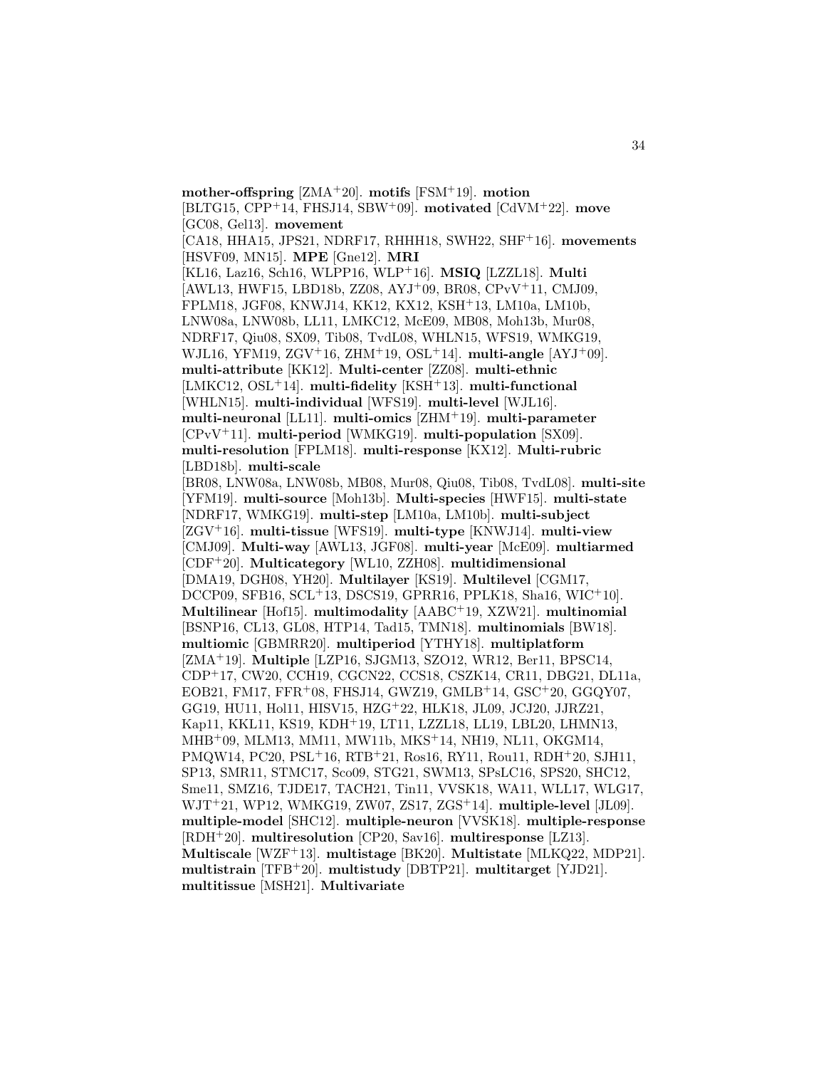**mother-offspring** [ZMA+20]. **motifs** [FSM+19]. **motion** [BLTG15, CPP+14, FHSJ14, SBW+09]. **motivated** [CdVM+22]. **move** [GC08, Gel13]. **movement** [CA18, HHA15, JPS21, NDRF17, RHHH18, SWH22, SHF+16]. **movements** [HSVF09, MN15]. **MPE** [Gne12]. **MRI** [KL16, Laz16, Sch16, WLPP16, WLP+16]. **MSIQ** [LZZL18]. **Multi** [AWL13, HWF15, LBD18b, ZZ08, AYJ+09, BR08, CPvV+11, CMJ09, FPLM18, JGF08, KNWJ14, KK12, KX12, KSH+13, LM10a, LM10b, LNW08a, LNW08b, LL11, LMKC12, McE09, MB08, Moh13b, Mur08, NDRF17, Qiu08, SX09, Tib08, TvdL08, WHLN15, WFS19, WMKG19, WJL16, YFM19, ZGV+16, ZHM+19, OSL+14]. **multi-angle** [AYJ+09]. **multi-attribute** [KK12]. **Multi-center** [ZZ08]. **multi-ethnic** [LMKC12, OSL+14]. **multi-fidelity** [KSH+13]. **multi-functional** [WHLN15]. **multi-individual** [WFS19]. **multi-level** [WJL16]. **multi-neuronal** [LL11]. **multi-omics** [ZHM+19]. **multi-parameter** [CPvV+11]. **multi-period** [WMKG19]. **multi-population** [SX09]. **multi-resolution** [FPLM18]. **multi-response** [KX12]. **Multi-rubric** [LBD18b]. **multi-scale** [BR08, LNW08a, LNW08b, MB08, Mur08, Qiu08, Tib08, TvdL08]. **multi-site** [YFM19]. **multi-source** [Moh13b]. **Multi-species** [HWF15]. **multi-state** [NDRF17, WMKG19]. **multi-step** [LM10a, LM10b]. **multi-subject** [ZGV+16]. **multi-tissue** [WFS19]. **multi-type** [KNWJ14]. **multi-view** [CMJ09]. **Multi-way** [AWL13, JGF08]. **multi-year** [McE09]. **multiarmed** [CDF+20]. **Multicategory** [WL10, ZZH08]. **multidimensional** [DMA19, DGH08, YH20]. **Multilayer** [KS19]. **Multilevel** [CGM17, DCCP09, SFB16, SCL+13, DSCS19, GPRR16, PPLK18, Sha16, WIC+10]. **Multilinear** [Hof15]. **multimodality** [AABC+19, XZW21]. **multinomial** [BSNP16, CL13, GL08, HTP14, Tad15, TMN18]. **multinomials** [BW18]. **multiomic** [GBMRR20]. **multiperiod** [YTHY18]. **multiplatform** [ZMA+19]. **Multiple** [LZP16, SJGM13, SZO12, WR12, Ber11, BPSC14, CDP+17, CW20, CCH19, CGCN22, CCS18, CSZK14, CR11, DBG21, DL11a, EOB21, FM17, FFR+08, FHSJ14, GWZ19, GMLB+14, GSC+20, GGQY07, GG19, HU11, Hol11, HISV15, HZG+22, HLK18, JL09, JCJ20, JJRZ21, Kap11, KKL11, KS19, KDH+19, LT11, LZZL18, LL19, LBL20, LHMN13, MHB+09, MLM13, MM11, MW11b, MKS+14, NH19, NL11, OKGM14, PMQW14, PC20, PSL+16, RTB+21, Ros16, RY11, Rou11, RDH+20, SJH11, SP13, SMR11, STMC17, Sco09, STG21, SWM13, SPsLC16, SPS20, SHC12, Sme11, SMZ16, TJDE17, TACH21, Tin11, VVSK18, WA11, WLL17, WLG17, WJT+21, WP12, WMKG19, ZW07, ZS17, ZGS+14]. **multiple-level** [JL09]. **multiple-model** [SHC12]. **multiple-neuron** [VVSK18]. **multiple-response** [RDH+20]. **multiresolution** [CP20, Sav16]. **multiresponse** [LZ13]. **Multiscale** [WZF+13]. **multistage** [BK20]. **Multistate** [MLKQ22, MDP21]. **multistrain** [TFB+20]. **multistudy** [DBTP21]. **multitarget** [YJD21]. **multitissue** [MSH21]. **Multivariate**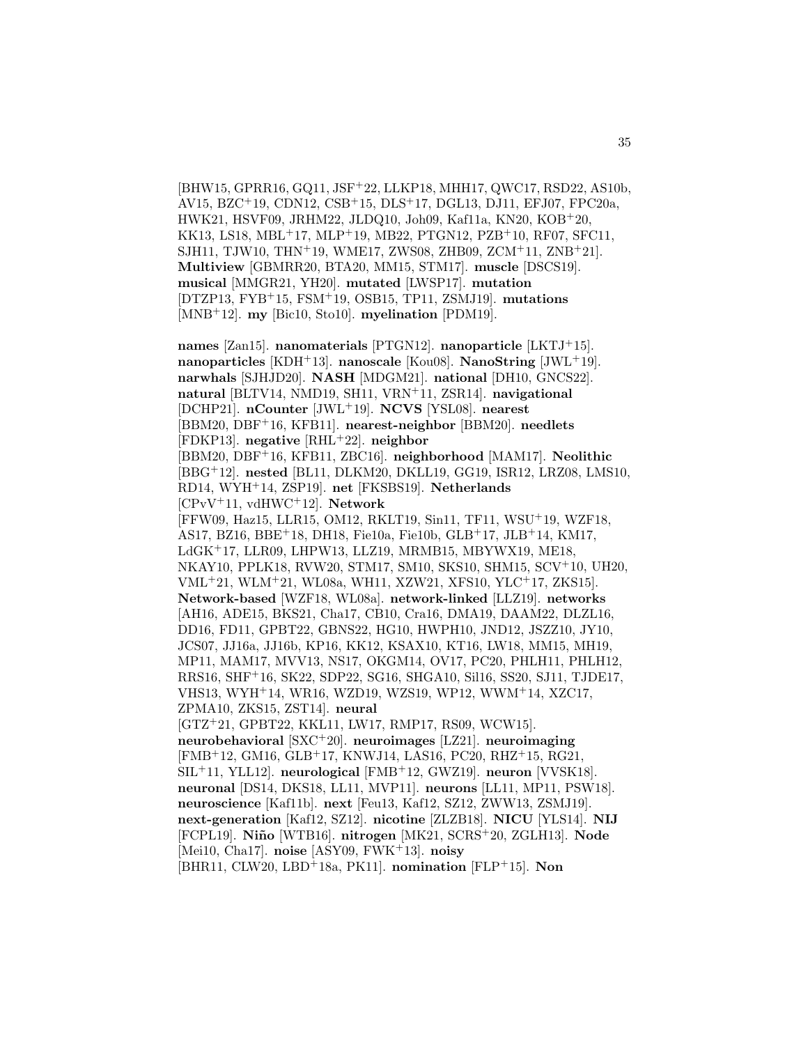[BHW15, GPRR16, GQ11, JSF+22, LLKP18, MHH17, QWC17, RSD22, AS10b, AV15, BZC+19, CDN12, CSB+15, DLS+17, DGL13, DJ11, EFJ07, FPC20a, HWK21, HSVF09, JRHM22, JLDQ10, Joh09, Kaf11a, KN20, KOB+20, KK13, LS18, MBL+17, MLP+19, MB22, PTGN12, PZB+10, RF07, SFC11, SJH11, TJW10, THN+19, WME17, ZWS08, ZHB09, ZCM+11, ZNB+21]. **Multiview** [GBMRR20, BTA20, MM15, STM17]. **muscle** [DSCS19]. **musical** [MMGR21, YH20]. **mutated** [LWSP17]. **mutation** [DTZP13, FYB+15, FSM+19, OSB15, TP11, ZSMJ19]. **mutations** [MNB+12]. **my** [Bic10, Sto10]. **myelination** [PDM19].

**names** [Zan15]. **nanomaterials** [PTGN12]. **nanoparticle** [LKTJ+15]. **nanoparticles** [KDH+13]. **nanoscale** [Kou08]. **NanoString** [JWL+19]. **narwhals** [SJHJD20]. **NASH** [MDGM21]. **national** [DH10, GNCS22]. **natural** [BLTV14, NMD19, SH11, VRN+11, ZSR14]. **navigational** [DCHP21]. **nCounter** [JWL+19]. **NCVS** [YSL08]. **nearest** [BBM20, DBF+16, KFB11]. **nearest-neighbor** [BBM20]. **needlets** [FDKP13]. **negative** [RHL+22]. **neighbor** [BBM20, DBF+16, KFB11, ZBC16]. **neighborhood** [MAM17]. **Neolithic** [BBG+12]. **nested** [BL11, DLKM20, DKLL19, GG19, ISR12, LRZ08, LMS10, RD14, WYH+14, ZSP19]. **net** [FKSBS19]. **Netherlands** [CPvV+11, vdHWC+12]. **Network** [FFW09, Haz15, LLR15, OM12, RKLT19, Sin11, TF11, WSU+19, WZF18, AS17, BZ16, BBE+18, DH18, Fie10a, Fie10b, GLB+17, JLB+14, KM17, LdGK+17, LLR09, LHPW13, LLZ19, MRMB15, MBYWX19, ME18, NKAY10, PPLK18, RVW20, STM17, SM10, SKS10, SHM15, SCV+10, UH20, VML+21, WLM+21, WL08a, WH11, XZW21, XFS10, YLC+17, ZKS15]. **Network-based** [WZF18, WL08a]. **network-linked** [LLZ19]. **networks** [AH16, ADE15, BKS21, Cha17, CB10, Cra16, DMA19, DAAM22, DLZL16, DD16, FD11, GPBT22, GBNS22, HG10, HWPH10, JND12, JSZZ10, JY10, JCS07, JJ16a, JJ16b, KP16, KK12, KSAX10, KT16, LW18, MM15, MH19, MP11, MAM17, MVV13, NS17, OKGM14, OV17, PC20, PHLH11, PHLH12, RRS16, SHF+16, SK22, SDP22, SG16, SHGA10, Sil16, SS20, SJ11, TJDE17, VHS13, WYH+14, WR16, WZD19, WZS19, WP12, WWM+14, XZC17, ZPMA10, ZKS15, ZST14]. **neural** [GTZ+21, GPBT22, KKL11, LW17, RMP17, RS09, WCW15]. **neurobehavioral** [SXC+20]. **neuroimages** [LZ21]. **neuroimaging** [FMB+12, GM16, GLB+17, KNWJ14, LAS16, PC20, RHZ+15, RG21, SIL+11, YLL12]. **neurological** [FMB+12, GWZ19]. **neuron** [VVSK18]. **neuronal** [DS14, DKS18, LL11, MVP11]. **neurons** [LL11, MP11, PSW18]. **neuroscience** [Kaf11b]. **next** [Feu13, Kaf12, SZ12, ZWW13, ZSMJ19]. **next-generation** [Kaf12, SZ12]. **nicotine** [ZLZB18]. **NICU** [YLS14]. **NIJ** [FCPL19]. **Niño** [WTB16]. **nitrogen** [MK21, SCRS+20, ZGLH13]. **Node** [Mei10, Cha17]. **noise** [ASY09, FWK+13]. **noisy** [BHR11, CLW20, LBD+18a, PK11]. **nomination** [FLP+15]. **Non**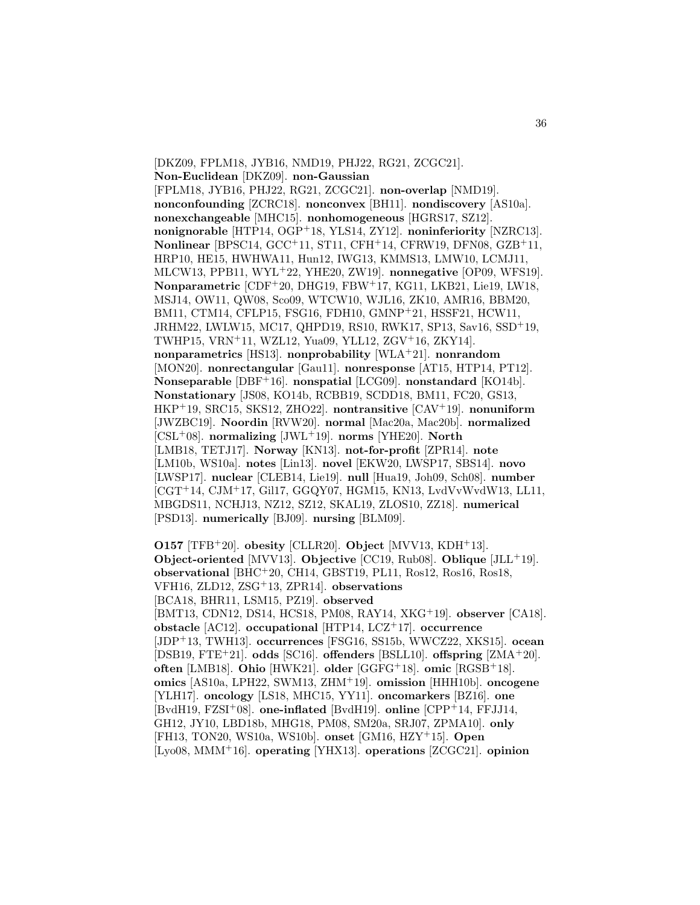[DKZ09, FPLM18, JYB16, NMD19, PHJ22, RG21, ZCGC21]. **Non-Euclidean** [DKZ09]. **non-Gaussian** [FPLM18, JYB16, PHJ22, RG21, ZCGC21]. **non-overlap** [NMD19]. **nonconfounding** [ZCRC18]. **nonconvex** [BH11]. **nondiscovery** [AS10a]. **nonexchangeable** [MHC15]. **nonhomogeneous** [HGRS17, SZ12]. **nonignorable** [HTP14, OGP+18, YLS14, ZY12]. **noninferiority** [NZRC13]. **Nonlinear** [BPSC14, GCC+11, ST11, CFH+14, CFRW19, DFN08, GZB+11, HRP10, HE15, HWHWA11, Hun12, IWG13, KMMS13, LMW10, LCMJ11, MLCW13, PPB11, WYL+22, YHE20, ZW19]. **nonnegative** [OP09, WFS19]. **Nonparametric** [CDF+20, DHG19, FBW+17, KG11, LKB21, Lie19, LW18, MSJ14, OW11, QW08, Sco09, WTCW10, WJL16, ZK10, AMR16, BBM20, BM11, CTM14, CFLP15, FSG16, FDH10, GMNP+21, HSSF21, HCW11, JRHM22, LWLW15, MC17, QHPD19, RS10, RWK17, SP13, Sav16, SSD+19, TWHP15, VRN+11, WZL12, Yua09, YLL12, ZGV+16, ZKY14]. **nonparametrics** [HS13]. **nonprobability** [WLA+21]. **nonrandom** [MON20]. **nonrectangular** [Gau11]. **nonresponse** [AT15, HTP14, PT12]. **Nonseparable** [DBF+16]. **nonspatial** [LCG09]. **nonstandard** [KO14b]. **Nonstationary** [JS08, KO14b, RCBB19, SCDD18, BM11, FC20, GS13, HKP+19, SRC15, SKS12, ZHO22]. **nontransitive** [CAV+19]. **nonuniform** [JWZBC19]. **Noordin** [RVW20]. **normal** [Mac20a, Mac20b]. **normalized** [CSL+08]. **normalizing** [JWL+19]. **norms** [YHE20]. **North** [LMB18, TETJ17]. **Norway** [KN13]. **not-for-profit** [ZPR14]. **note** [LM10b, WS10a]. **notes** [Lin13]. **novel** [EKW20, LWSP17, SBS14]. **novo** [LWSP17]. **nuclear** [CLEB14, Lie19]. **null** [Hua19, Joh09, Sch08]. **number** [CGT+14, CJM+17, Gil17, GGQY07, HGM15, KN13, LvdVvWvdW13, LL11, MBGDS11, NCHJ13, NZ12, SZ12, SKAL19, ZLOS10, ZZ18]. **numerical** [PSD13]. **numerically** [BJ09]. **nursing** [BLM09].

**O157** [TFB+20]. **obesity** [CLLR20]. **Object** [MVV13, KDH+13]. **Object-oriented** [MVV13]. **Objective** [CC19, Rub08]. **Oblique** [JLL+19]. **observational** [BHC+20, CH14, GBST19, PL11, Ros12, Ros16, Ros18, VFH16, ZLD12, ZSG+13, ZPR14]. **observations** [BCA18, BHR11, LSM15, PZ19]. **observed** [BMT13, CDN12, DS14, HCS18, PM08, RAY14, XKG+19]. **observer** [CA18]. **obstacle** [AC12]. **occupational** [HTP14, LCZ+17]. **occurrence** [JDP+13, TWH13]. **occurrences** [FSG16, SS15b, WWCZ22, XKS15]. **ocean** [DSB19, FTE+21]. **odds** [SC16]. **offenders** [BSLL10]. **offspring** [ZMA+20]. **often** [LMB18]. **Ohio** [HWK21]. **older** [GGFG+18]. **omic** [RGSB+18]. **omics** [AS10a, LPH22, SWM13, ZHM+19]. **omission** [HHH10b]. **oncogene** [YLH17]. **oncology** [LS18, MHC15, YY11]. **oncomarkers** [BZ16]. **one** [BvdH19, FZSI+08]. **one-inflated** [BvdH19]. **online** [CPP+14, FFJJ14, GH12, JY10, LBD18b, MHG18, PM08, SM20a, SRJ07, ZPMA10]. **only** [FH13, TON20, WS10a, WS10b]. **onset** [GM16, HZY+15]. **Open** [Lyo08, MMM+16]. **operating** [YHX13]. **operations** [ZCGC21]. **opinion**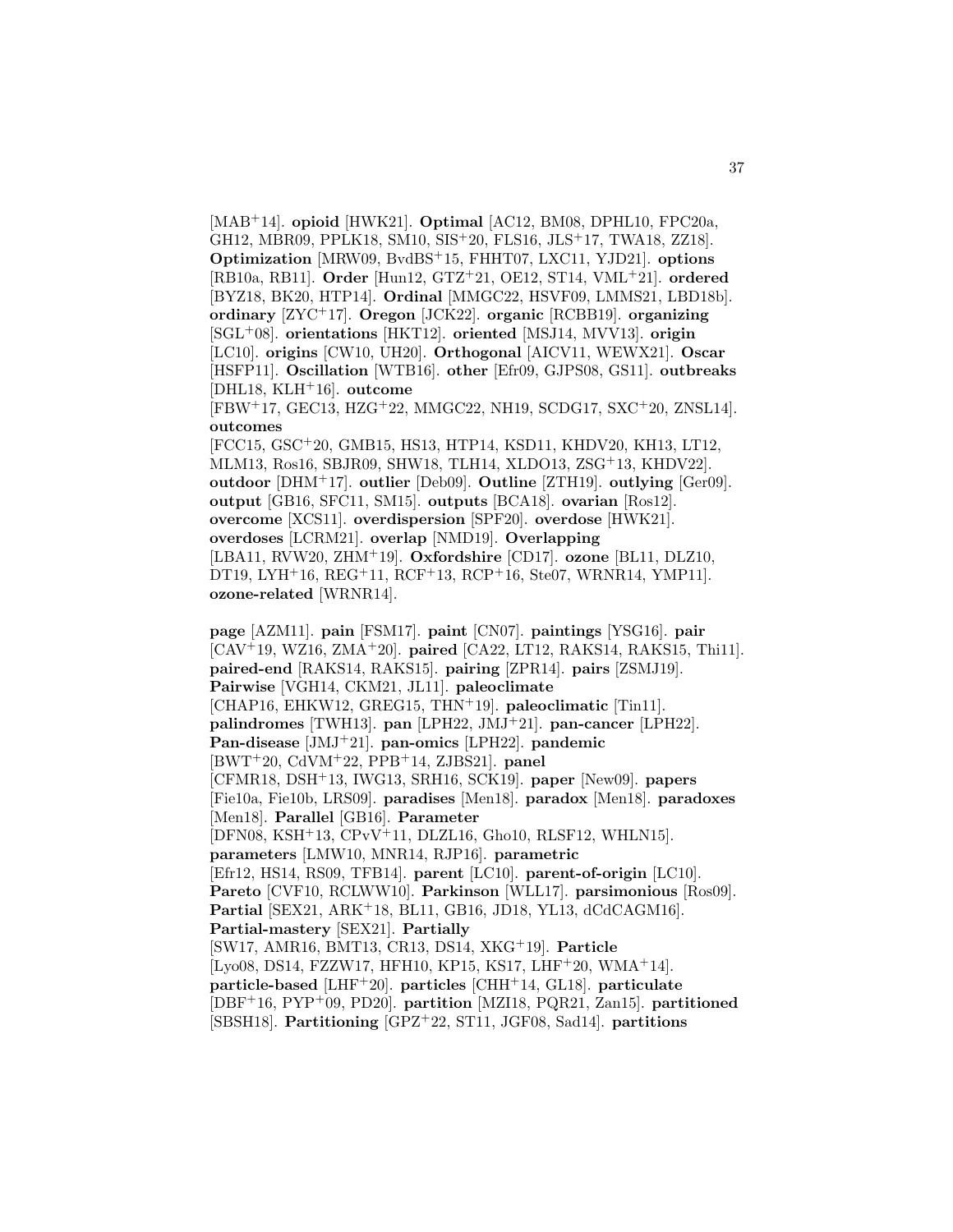[MAB[+]14]. **opioid** [HWK21]. **Optimal** [AC12, BM08, DPHL10, FPC20a, GH12, MBR09, PPLK18, SM10, SIS[+]20, FLS16, JLS[+]17, TWA18, ZZ18]. **Optimization** [MRW09, BvdBS[+]15, FHHT07, LXC11, YJD21]. **options** [RB10a, RB11]. **Order** [Hun12, GTZ[+]21, OE12, ST14, VML[+]21]. **ordered** [BYZ18, BK20, HTP14]. **Ordinal** [MMGC22, HSVF09, LMMS21, LBD18b]. **ordinary** [ZYC[+]17]. **Oregon** [JCK22]. **organic** [RCBB19]. **organizing** [SGL[+]08]. **orientations** [HKT12]. **oriented** [MSJ14, MVV13]. **origin** [LC10]. **origins** [CW10, UH20]. **Orthogonal** [AICV11, WEWX21]. **Oscar** [HSFP11]. **Oscillation** [WTB16]. **other** [Efr09, GJPS08, GS11]. **outbreaks** [DHL18, KLH[+]16]. **outcome** [FBW[+]17, GEC13, HZG[+]22, MMGC22, NH19, SCDG17, SXC[+]20, ZNSL14]. **outcomes** [FCC15, GSC[+]20, GMB15, HS13, HTP14, KSD11, KHDV20, KH13, LT12, MLM13, Ros16, SBJR09, SHW18, TLH14, XLDO13, ZSG[+]13, KHDV22]. **outdoor** [DHM[+]17]. **outlier** [Deb09]. **Outline** [ZTH19]. **outlying** [Ger09]. **output** [GB16, SFC11, SM15]. **outputs** [BCA18]. **ovarian** [Ros12]. **overcome** [XCS11]. **overdispersion** [SPF20]. **overdose** [HWK21]. **overdoses** [LCRM21]. **overlap** [NMD19]. **Overlapping** [LBA11, RVW20, ZHM[+]19]. **Oxfordshire** [CD17]. **ozone** [BL11, DLZ10, DT19, LYH[+]16, REG[+]11, RCF[+]13, RCP[+]16, Ste07, WRNR14, YMP11]. **ozone-related** [WRNR14].

**page** [AZM11]. **pain** [FSM17]. **paint** [CN07]. **paintings** [YSG16]. **pair** [CAV[+]19, WZ16, ZMA[+]20]. **paired** [CA22, LT12, RAKS14, RAKS15, Thi11]. **paired-end** [RAKS14, RAKS15]. **pairing** [ZPR14]. **pairs** [ZSMJ19]. **Pairwise** [VGH14, CKM21, JL11]. **paleoclimate** [CHAP16, EHKW12, GREG15, THN[+]19]. **paleoclimatic** [Tin11]. **palindromes** [TWH13]. **pan** [LPH22, JMJ[+]21]. **pan-cancer** [LPH22]. **Pan-disease** [JMJ[+]21]. **pan-omics** [LPH22]. **pandemic** [BWT[+]20, CdVM[+]22, PPB[+]14, ZJBS21]. **panel** [CFMR18, DSH[+]13, IWG13, SRH16, SCK19]. **paper** [New09]. **papers** [Fie10a, Fie10b, LRS09]. **paradises** [Men18]. **paradox** [Men18]. **paradoxes** [Men18]. **Parallel** [GB16]. **Parameter** [DFN08, KSH[+]13, CPvV[+]11, DLZL16, Gho10, RLSF12, WHLN15]. **parameters** [LMW10, MNR14, RJP16]. **parametric** [Efr12, HS14, RS09, TFB14]. **parent** [LC10]. **parent-of-origin** [LC10]. **Pareto** [CVF10, RCLWW10]. **Parkinson** [WLL17]. **parsimonious** [Ros09]. **Partial** [SEX21, ARK[+]18, BL11, GB16, JD18, YL13, dCdCAGM16]. **Partial-mastery** [SEX21]. **Partially** [SW17, AMR16, BMT13, CR13, DS14, XKG[+]19]. **Particle** [Lyo08, DS14, FZZW17, HFH10, KP15, KS17, LHF[+]20, WMA[+]14]. **particle-based** [LHF[+]20]. **particles** [CHH[+]14, GL18]. **particulate** [DBF[+]16, PYP[+]09, PD20]. **partition** [MZI18, PQR21, Zan15]. **partitioned** [SBSH18]. **Partitioning** [GPZ[+]22, ST11, JGF08, Sad14]. **partitions**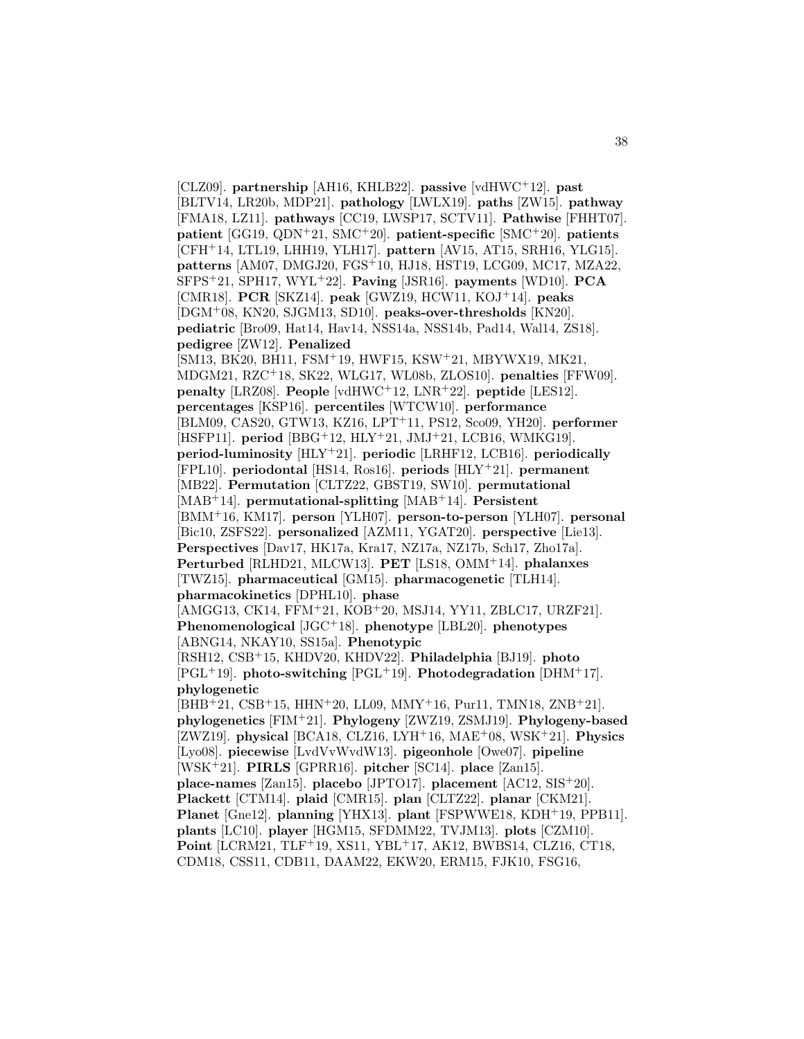[CLZ09]. **partnership** [AH16, KHLB22]. **passive** [vdHWC+12]. **past** [BLTV14, LR20b, MDP21]. **pathology** [LWLX19]. **paths** [ZW15]. **pathway** [FMA18, LZ11]. **pathways** [CC19, LWSP17, SCTV11]. **Pathwise** [FHHT07]. **patient** [GG19, QDN+21, SMC+20]. **patient-specific** [SMC+20]. **patients** [CFH+14, LTL19, LHH19, YLH17]. **pattern** [AV15, AT15, SRH16, YLG15]. **patterns** [AM07, DMGJ20, FGS+10, HJ18, HST19, LCG09, MC17, MZA22, SFPS+21, SPH17, WYL+22]. **Paving** [JSR16]. **payments** [WD10]. **PCA** [CMR18]. **PCR** [SKZ14]. **peak** [GWZ19, HCW11, KOJ+14]. **peaks** [DGM+08, KN20, SJGM13, SD10]. **peaks-over-thresholds** [KN20]. **pediatric** [Bro09, Hat14, Hav14, NSS14a, NSS14b, Pad14, Wal14, ZS18]. **pedigree** [ZW12]. **Penalized** [SM13, BK20, BH11, FSM+19, HWF15, KSW+21, MBYWX19, MK21, MDGM21, RZC+18, SK22, WLG17, WL08b, ZLOS10]. **penalties** [FFW09]. **penalty** [LRZ08]. **People** [vdHWC+12, LNR+22]. **peptide** [LES12]. **percentages** [KSP16]. **percentiles** [WTCW10]. **performance** [BLM09, CAS20, GTW13, KZ16, LPT+11, PS12, Sco09, YH20]. **performer** [HSFP11]. **period** [BBG+12, HLY+21, JMJ+21, LCB16, WMKG19]. **period-luminosity** [HLY+21]. **periodic** [LRHF12, LCB16]. **periodically** [FPL10]. **periodontal** [HS14, Ros16]. **periods** [HLY+21]. **permanent** [MB22]. **Permutation** [CLTZ22, GBST19, SW10]. **permutational** [MAB+14]. **permutational-splitting** [MAB+14]. **Persistent** [BMM+16, KM17]. **person** [YLH07]. **person-to-person** [YLH07]. **personal** [Bic10, ZSFS22]. **personalized** [AZM11, YGAT20]. **perspective** [Lie13]. **Perspectives** [Dav17, HK17a, Kra17, NZ17a, NZ17b, Sch17, Zho17a]. **Perturbed** [RLHD21, MLCW13]. **PET** [LS18, OMM+14]. **phalanxes** [TWZ15]. **pharmaceutical** [GM15]. **pharmacogenetic** [TLH14]. **pharmacokinetics** [DPHL10]. **phase** [AMGG13, CK14, FFM+21, KOB+20, MSJ14, YY11, ZBLC17, URZF21]. **Phenomenological** [JGC+18]. **phenotype** [LBL20]. **phenotypes** [ABNG14, NKAY10, SS15a]. **Phenotypic** [RSH12, CSB+15, KHDV20, KHDV22]. **Philadelphia** [BJ19]. **photo** [PGL+19]. **photo-switching** [PGL+19]. **Photodegradation** [DHM+17]. **phylogenetic** [BHB+21, CSB+15, HHN+20, LL09, MMY+16, Pur11, TMN18, ZNB+21]. **phylogenetics** [FIM+21]. **Phylogeny** [ZWZ19, ZSMJ19]. **Phylogeny-based** [ZWZ19]. **physical** [BCA18, CLZ16, LYH+16, MAE+08, WSK+21]. **Physics** [Lyo08]. **piecewise** [LvdVvWvdW13]. **pigeonhole** [Owe07]. **pipeline** [WSK+21]. **PIRLS** [GPRR16]. **pitcher** [SC14]. **place** [Zan15]. **place-names** [Zan15]. **placebo** [JPTO17]. **placement** [AC12, SIS+20]. **Plackett** [CTM14]. **plaid** [CMR15]. **plan** [CLTZ22]. **planar** [CKM21]. **Planet** [Gne12]. **planning** [YHX13]. **plant** [FSPWWE18, KDH+19, PPB11]. **plants** [LC10]. **player** [HGM15, SFDMM22, TVJM13]. **plots** [CZM10]. **Point** [LCRM21, TLF+19, XS11, YBL+17, AK12, BWBS14, CLZ16, CT18, CDM18, CSS11, CDB11, DAAM22, EKW20, ERM15, FJK10, FSG16,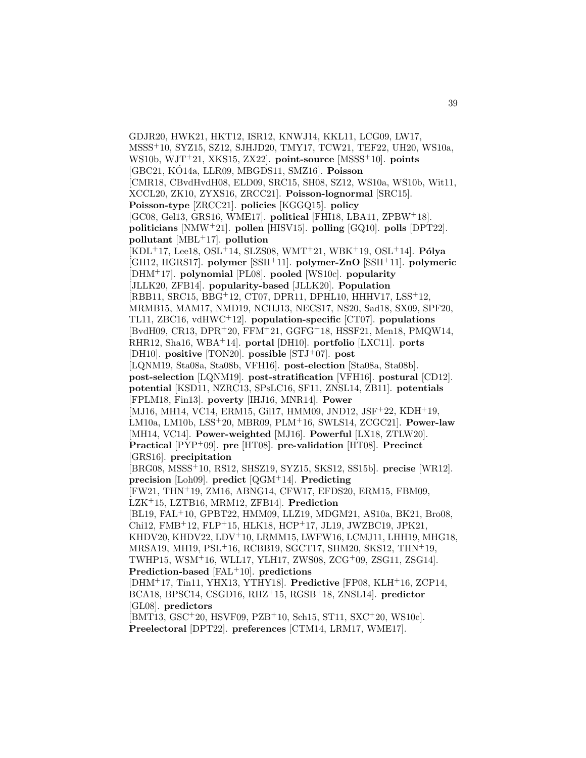GDJR20, HWK21, HKT12, ISR12, KNWJ14, KKL11, LCG09, LW17, MSSS[+]10, SYZ15, SZ12, SJHJD20, TMY17, TCW21, TEF22, UH20, WS10a, WS10b, WJT[+]21, XKS15, ZX22]. **point-source** [MSSS[+]10]. **points** [GBC21, KÓ14a, LLR09, MBGDS11, SMZ16]. **Poisson** [CMR18, CBvdHvdH08, ELD09, SRC15, SH08, SZ12, WS10a, WS10b, Wit11, XCCL20, ZK10, ZYXS16, ZRCC21]. **Poisson-lognormal** [SRC15]. **Poisson-type** [ZRCC21]. **policies** [KGGQ15]. **policy** [GC08, Gel13, GRS16, WME17]. **political** [FHI18, LBA11, ZPBW[+]18]. **politicians** [NMW[+]21]. **pollen** [HISV15]. **polling** [GQ10]. **polls** [DPT22]. **pollutant** [MBL[+]17]. **pollution** [KDL[+]17, Lee18, OSL[+]14, SLZS08, WMT[+]21, WBK[+]19, OSL[+]14]. **Pólya** [GH12, HGRS17]. **polymer** [SSH[+]11]. **polymer-ZnO** [SSH[+]11]. **polymeric** [DHM[+]17]. **polynomial** [PL08]. **pooled** [WS10c]. **popularity** [JLLK20, ZFB14]. **popularity-based** [JLLK20]. **Population** [RBB11, SRC15, BBG[+]12, CT07, DPR11, DPHL10, HHHV17, LSS[+]12, MRMB15, MAM17, NMD19, NCHJ13, NECS17, NS20, Sad18, SX09, SPF20, TL11, ZBC16, vdHWC[+]12]. **population-specific** [CT07]. **populations** [BvdH09, CR13, DPR[+]20, FFM[+]21, GGFG[+]18, HSSF21, Men18, PMQW14, RHR12, Sha16, WBA[+]14]. **portal** [DH10]. **portfolio** [LXC11]. **ports** [DH10]. **positive** [TON20]. **possible** [STJ[+]07]. **post** [LQNM19, Sta08a, Sta08b, VFH16]. **post-election** [Sta08a, Sta08b]. **post-selection** [LQNM19]. **post-stratification** [VFH16]. **postural** [CD12]. **potential** [KSD11, NZRC13, SPsLC16, SF11, ZNSL14, ZB11]. **potentials** [FPLM18, Fin13]. **poverty** [IHJ16, MNR14]. **Power** [MJ16, MH14, VC14, ERM15, Gil17, HMM09, JND12, JSF[+]22, KDH[+]19, LM10a, LM10b, LSS[+]20, MBR09, PLM[+]16, SWLS14, ZCGC21]. **Power-law** [MH14, VC14]. **Power-weighted** [MJ16]. **Powerful** [LX18, ZTLW20]. **Practical** [PYP[+]09]. **pre** [HT08]. **pre-validation** [HT08]. **Precinct** [GRS16]. **precipitation** [BRG08, MSSS[+]10, RS12, SHSZ19, SYZ15, SKS12, SS15b]. **precise** [WR12]. **precision** [Loh09]. **predict** [QGM[+]14]. **Predicting** [FW21, THN[+]19, ZM16, ABNG14, CFW17, EFDS20, ERM15, FBM09, LZK[+]15, LZTB16, MRM12, ZFB14]. **Prediction** [BL19, FAL[+]10, GPBT22, HMM09, LLZ19, MDGM21, AS10a, BK21, Bro08, Chi12, FMB[+]12, FLP[+]15, HLK18, HCP[+]17, JL19, JWZBC19, JPK21, KHDV20, KHDV22, LDV[+]10, LRMM15, LWFW16, LCMJ11, LHH19, MHG18, MRSA19, MH19, PSL[+]16, RCBB19, SGCT17, SHM20, SKS12, THN[+]19, TWHP15, WSM[+]16, WLL17, YLH17, ZWS08, ZCG[+]09, ZSG11, ZSG14]. **Prediction-based** [FAL[+]10]. **predictions** [DHM[+]17, Tin11, YHX13, YTHY18]. **Predictive** [FP08, KLH[+]16, ZCP14, BCA18, BPSC14, CSGD16, RHZ[+]15, RGSB[+]18, ZNSL14]. **predictor** [GL08]. **predictors** [BMT13, GSC[+]20, HSVF09, PZB[+]10, Sch15, ST11, SXC[+]20, WS10c]. **Preelectoral** [DPT22]. **preferences** [CTM14, LRM17, WME17].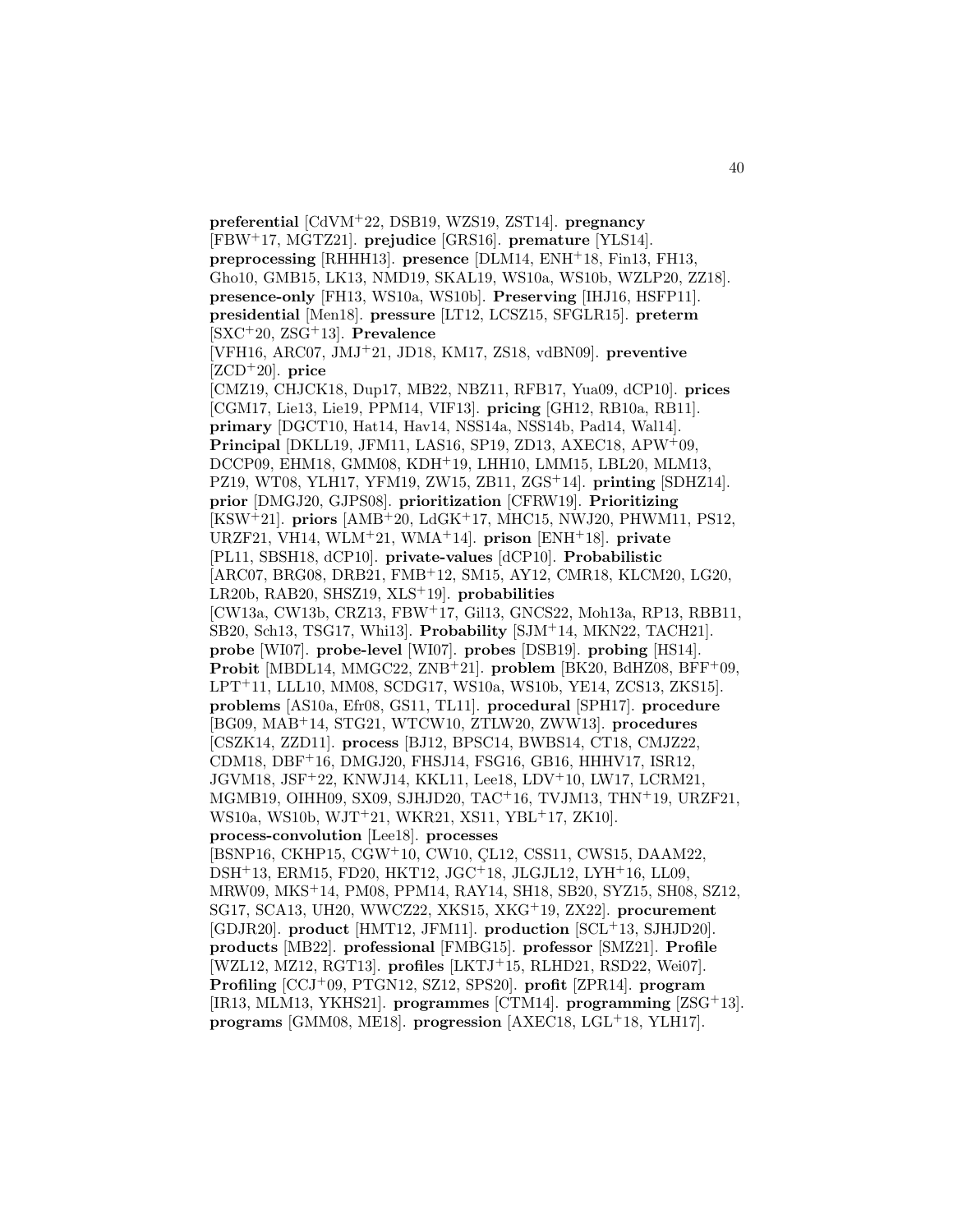**preferential** [CdVM+22, DSB19, WZS19, ZST14]. **pregnancy** [FBW+17, MGTZ21]. **prejudice** [GRS16]. **premature** [YLS14]. **preprocessing** [RHHH13]. **presence** [DLM14, ENH+18, Fin13, FH13, Gho10, GMB15, LK13, NMD19, SKAL19, WS10a, WS10b, WZLP20, ZZ18]. **presence-only** [FH13, WS10a, WS10b]. **Preserving** [IHJ16, HSFP11]. **presidential** [Men18]. **pressure** [LT12, LCSZ15, SFGLR15]. **preterm** [SXC+20, ZSG+13]. **Prevalence** [VFH16, ARC07, JMJ+21, JD18, KM17, ZS18, vdBN09]. **preventive** [ZCD+20]. **price** [CMZ19, CHJCK18, Dup17, MB22, NBZ11, RFB17, Yua09, dCP10]. **prices** [CGM17, Lie13, Lie19, PPM14, VIF13]. **pricing** [GH12, RB10a, RB11]. **primary** [DGCT10, Hat14, Hav14, NSS14a, NSS14b, Pad14, Wal14]. **Principal** [DKLL19, JFM11, LAS16, SP19, ZD13, AXEC18, APW+09, DCCP09, EHM18, GMM08, KDH+19, LHH10, LMM15, LBL20, MLM13, PZ19, WT08, YLH17, YFM19, ZW15, ZB11, ZGS+14]. **printing** [SDHZ14]. **prior** [DMGJ20, GJPS08]. **prioritization** [CFRW19]. **Prioritizing** [KSW+21]. **priors** [AMB+20, LdGK+17, MHC15, NWJ20, PHWM11, PS12, URZF21, VH14, WLM+21, WMA+14]. **prison** [ENH+18]. **private** [PL11, SBSH18, dCP10]. **private-values** [dCP10]. **Probabilistic** [ARC07, BRG08, DRB21, FMB+12, SM15, AY12, CMR18, KLCM20, LG20, LR20b, RAB20, SHSZ19, XLS+19]. **probabilities** [CW13a, CW13b, CRZ13, FBW+17, Gil13, GNCS22, Moh13a, RP13, RBB11, SB20, Sch13, TSG17, Whi13]. **Probability** [SJM+14, MKN22, TACH21]. **probe** [WI07]. **probe-level** [WI07]. **probes** [DSB19]. **probing** [HS14]. **Probit** [MBDL14, MMGC22, ZNB+21]. **problem** [BK20, BdHZ08, BFF+09, LPT+11, LLL10, MM08, SCDG17, WS10a, WS10b, YE14, ZCS13, ZKS15]. **problems** [AS10a, Efr08, GS11, TL11]. **procedural** [SPH17]. **procedure** [BG09, MAB+14, STG21, WTCW10, ZTLW20, ZWW13]. **procedures** [CSZK14, ZZD11]. **process** [BJ12, BPSC14, BWBS14, CT18, CMJZ22, CDM18, DBF+16, DMGJ20, FHSJ14, FSG16, GB16, HHHV17, ISR12, JGVM18, JSF+22, KNWJ14, KKL11, Lee18, LDV+10, LW17, LCRM21, MGMB19, OIHH09, SX09, SJHJD20, TAC+16, TVJM13, THN+19, URZF21, WS10a, WS10b, WJT+21, WKR21, XS11, YBL+17, ZK10]. **process-convolution** [Lee18]. **processes** [BSNP16, CKHP15, CGW+10, CW10, ÇL12, CSS11, CWS15, DAAM22, DSH+13, ERM15, FD20, HKT12, JGC+18, JLGJL12, LYH+16, LL09, MRW09, MKS+14, PM08, PPM14, RAY14, SH18, SB20, SYZ15, SH08, SZ12, SG17, SCA13, UH20, WWCZ22, XKS15, XKG+19, ZX22]. **procurement** [GDJR20]. **product** [HMT12, JFM11]. **production** [SCL+13, SJHJD20]. **products** [MB22]. **professional** [FMBG15]. **professor** [SMZ21]. **Profile** [WZL12, MZ12, RGT13]. **profiles** [LKTJ+15, RLHD21, RSD22, Wei07]. **Profiling** [CCJ+09, PTGN12, SZ12, SPS20]. **profit** [ZPR14]. **program** [IR13, MLM13, YKHS21]. **programmes** [CTM14]. **programming** [ZSG+13]. **programs** [GMM08, ME18]. **progression** [AXEC18, LGL+18, YLH17].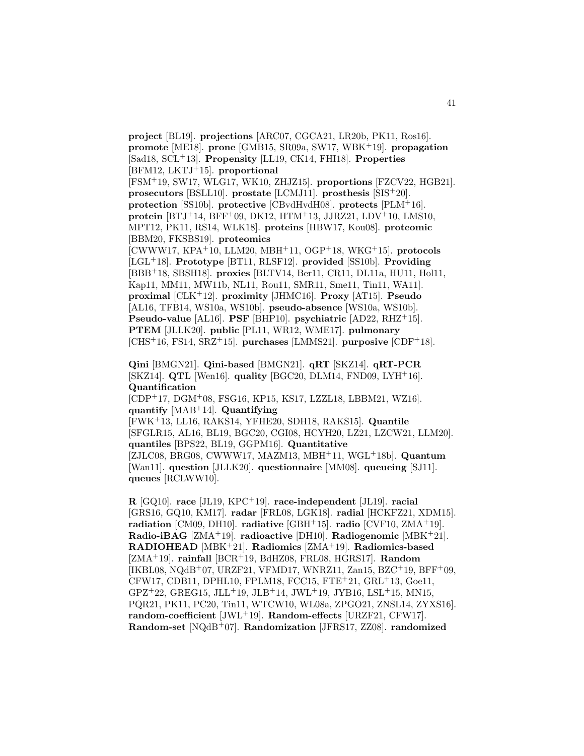**project** [BL19]. **projections** [ARC07, CGCA21, LR20b, PK11, Ros16]. **promote** [ME18]. **prone** [GMB15, SR09a, SW17, WBK[+]19]. **propagation** [Sad18, SCL[+]13]. **Propensity** [LL19, CK14, FHI18]. **Properties** [BFM12, LKTJ[+]15]. **proportional** [FSM[+]19, SW17, WLG17, WK10, ZHJZ15]. **proportions** [FZCV22, HGB21]. **prosecutors** [BSLL10]. **prostate** [LCMJ11]. **prosthesis** [SIS[+]20]. **protection** [SS10b]. **protective** [CBvdHvdH08]. **protects** [PLM[+]16]. **protein** [BTJ[+]14, BFF[+]09, DK12, HTM[+]13, JJRZ21, LDV[+]10, LMS10, MPT12, PK11, RS14, WLK18]. **proteins** [HBW17, Kou08]. **proteomic** [BBM20, FKSBS19]. **proteomics** [CWWW17, KPA[+]10, LLM20, MBH[+]11, OGP[+]18, WKG[+]15]. **protocols** [LGL[+]18]. **Prototype** [BT11, RLSF12]. **provided** [SS10b]. **Providing** [BBB[+]18, SBSH18]. **proxies** [BLTV14, Ber11, CR11, DL11a, HU11, Hol11, Kap11, MM11, MW11b, NL11, Rou11, SMR11, Sme11, Tin11, WA11]. **proximal** [CLK[+]12]. **proximity** [JHMC16]. **Proxy** [AT15]. **Pseudo** [AL16, TFB14, WS10a, WS10b]. **pseudo-absence** [WS10a, WS10b]. **Pseudo-value** [AL16]. **PSF** [BHP10]. **psychiatric** [AD22, RHZ[+]15]. **PTEM** [JLLK20]. **public** [PL11, WR12, WME17]. **pulmonary** [CHS[+]16, FS14, SRZ[+]15]. **purchases** [LMMS21]. **purposive** [CDF[+]18].

**Qini** [BMGN21]. **Qini-based** [BMGN21]. **qRT** [SKZ14]. **qRT-PCR** [SKZ14]. **QTL** [Wen16]. **quality** [BGC20, DLM14, FND09, LYH[+]16]. **Quantification** [CDP[+]17, DGM[+]08, FSG16, KP15, KS17, LZZL18, LBBM21, WZ16]. **quantify** [MAB[+]14]. **Quantifying** [FWK[+]13, LL16, RAKS14, YFHE20, SDH18, RAKS15]. **Quantile** [SFGLR15, AL16, BL19, BGC20, CGI08, HCYH20, LZ21, LZCW21, LLM20]. **quantiles** [BPS22, BL19, GGPM16]. **Quantitative** [ZJLC08, BRG08, CWWW17, MAZM13, MBH[+]11, WGL[+]18b]. **Quantum** [Wan11]. **question** [JLLK20]. **questionnaire** [MM08]. **queueing** [SJ11]. **queues** [RCLWW10].

**R** [GQ10]. **race** [JL19, KPC[+]19]. **race-independent** [JL19]. **racial** [GRS16, GQ10, KM17]. **radar** [FRL08, LGK18]. **radial** [HCKFZ21, XDM15]. **radiation** [CM09, DH10]. **radiative** [GBH[+]15]. **radio** [CVF10, ZMA[+]19]. **Radio-iBAG** [ZMA[+]19]. **radioactive** [DH10]. **Radiogenomic** [MBK[+]21]. **RADIOHEAD** [MBK[+]21]. **Radiomics** [ZMA[+]19]. **Radiomics-based** [ZMA[+]19]. **rainfall** [BCR[+]19, BdHZ08, FRL08, HGRS17]. **Random** [IKBL08, NQdB[+]07, URZF21, VFMD17, WNRZ11, Zan15, BZC[+]19, BFF[+]09, CFW17, CDB11, DPHL10, FPLM18, FCC15, FTE[+]21, GRL[+]13, Goe11, GPZ[+]22, GREG15, JLL[+]19, JLB[+]14, JWL[+]19, JYB16, LSL[+]15, MN15, PQR21, PK11, PC20, Tin11, WTCW10, WL08a, ZPGO21, ZNSL14, ZYXS16]. **random-coefficient** [JWL[+]19]. **Random-effects** [URZF21, CFW17]. **Random-set** [NQdB[+]07]. **Randomization** [JFRS17, ZZ08]. **randomized**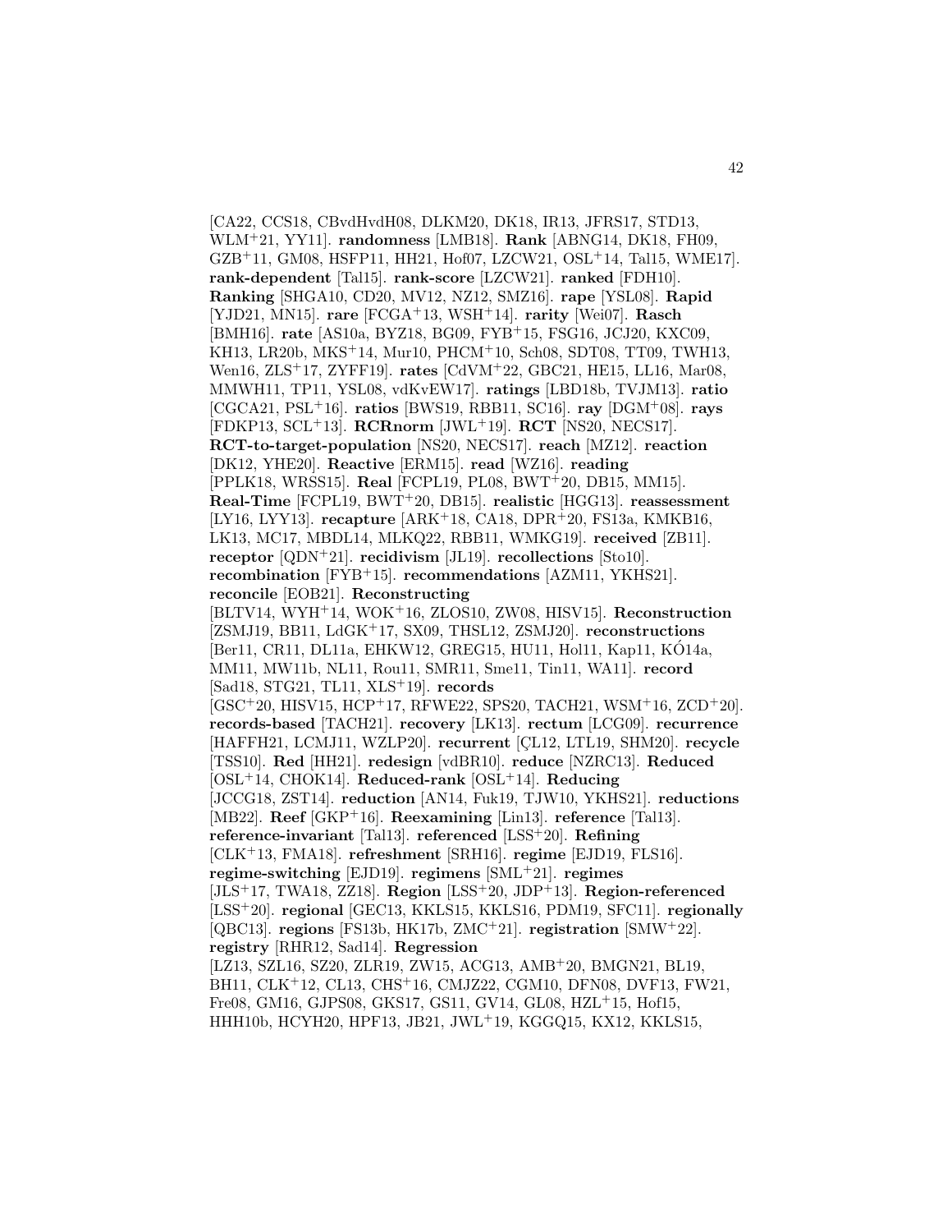[CA22, CCS18, CBvdHvdH08, DLKM20, DK18, IR13, JFRS17, STD13, WLM+21, YY11]. **randomness** [LMB18]. **Rank** [ABNG14, DK18, FH09, GZB+11, GM08, HSFP11, HH21, Hof07, LZCW21, OSL+14, Tal15, WME17]. **rank-dependent** [Tal15]. **rank-score** [LZCW21]. **ranked** [FDH10]. **Ranking** [SHGA10, CD20, MV12, NZ12, SMZ16]. **rape** [YSL08]. **Rapid** [YJD21, MN15]. **rare** [FCGA+13, WSH+14]. **rarity** [Wei07]. **Rasch** [BMH16]. **rate** [AS10a, BYZ18, BG09, FYB+15, FSG16, JCJ20, KXC09, KH13, LR20b, MKS+14, Mur10, PHCM+10, Sch08, SDT08, TT09, TWH13, Wen16, ZLS+17, ZYFF19]. **rates** [CdVM+22, GBC21, HE15, LL16, Mar08, MMWH11, TP11, YSL08, vdKvEW17]. **ratings** [LBD18b, TVJM13]. **ratio** [CGCA21, PSL+16]. **ratios** [BWS19, RBB11, SC16]. **ray** [DGM+08]. **rays** [FDKP13, SCL+13]. **RCRnorm** [JWL+19]. **RCT** [NS20, NECS17]. **RCT-to-target-population** [NS20, NECS17]. **reach** [MZ12]. **reaction** [DK12, YHE20]. **Reactive** [ERM15]. **read** [WZ16]. **reading** [PPLK18, WRSS15]. **Real** [FCPL19, PL08, BWT+20, DB15, MM15]. **Real-Time** [FCPL19, BWT+20, DB15]. **realistic** [HGG13]. **reassessment** [LY16, LYY13]. **recapture** [ARK+18, CA18, DPR+20, FS13a, KMKB16, LK13, MC17, MBDL14, MLKQ22, RBB11, WMKG19]. **received** [ZB11]. **receptor** [QDN+21]. **recidivism** [JL19]. **recollections** [Sto10]. **recombination** [FYB+15]. **recommendations** [AZM11, YKHS21]. **reconcile** [EOB21]. **Reconstructing** [BLTV14, WYH+14, WOK+16, ZLOS10, ZW08, HISV15]. **Reconstruction** [ZSMJ19, BB11, LdGK+17, SX09, THSL12, ZSMJ20]. **reconstructions** [Ber11, CR11, DL11a, EHKW12, GREG15, HU11, Hol11, Kap11, KÓ14a, MM11, MW11b, NL11, Rou11, SMR11, Sme11, Tin11, WA11]. **record** [Sad18, STG21, TL11, XLS+19]. **records** [GSC+20, HISV15, HCP+17, RFWE22, SPS20, TACH21, WSM+16, ZCD+20]. **records-based** [TACH21]. **recovery** [LK13]. **rectum** [LCG09]. **recurrence** [HAFFH21, LCMJ11, WZLP20]. **recurrent** [ÇL12, LTL19, SHM20]. **recycle** [TSS10]. **Red** [HH21]. **redesign** [vdBR10]. **reduce** [NZRC13]. **Reduced** [OSL+14, CHOK14]. **Reduced-rank** [OSL+14]. **Reducing** [JCCG18, ZST14]. **reduction** [AN14, Fuk19, TJW10, YKHS21]. **reductions** [MB22]. **Reef** [GKP+16]. **Reexamining** [Lin13]. **reference** [Tal13]. **reference-invariant** [Tal13]. **referenced** [LSS+20]. **Refining** [CLK+13, FMA18]. **refreshment** [SRH16]. **regime** [EJD19, FLS16]. **regime-switching** [EJD19]. **regimens** [SML+21]. **regimes** [JLS+17, TWA18, ZZ18]. **Region** [LSS+20, JDP+13]. **Region-referenced** [LSS+20]. **regional** [GEC13, KKLS15, KKLS16, PDM19, SFC11]. **regionally** [QBC13]. **regions** [FS13b, HK17b, ZMC+21]. **registration** [SMW+22]. **registry** [RHR12, Sad14]. **Regression** [LZ13, SZL16, SZ20, ZLR19, ZW15, ACG13, AMB+20, BMGN21, BL19, BH11, CLK+12, CL13, CHS+16, CMJZ22, CGM10, DFN08, DVF13, FW21, Fre08, GM16, GJPS08, GKS17, GS11, GV14, GL08, HZL+15, Hof15, HHH10b, HCYH20, HPF13, JB21, JWL+19, KGGQ15, KX12, KKLS15,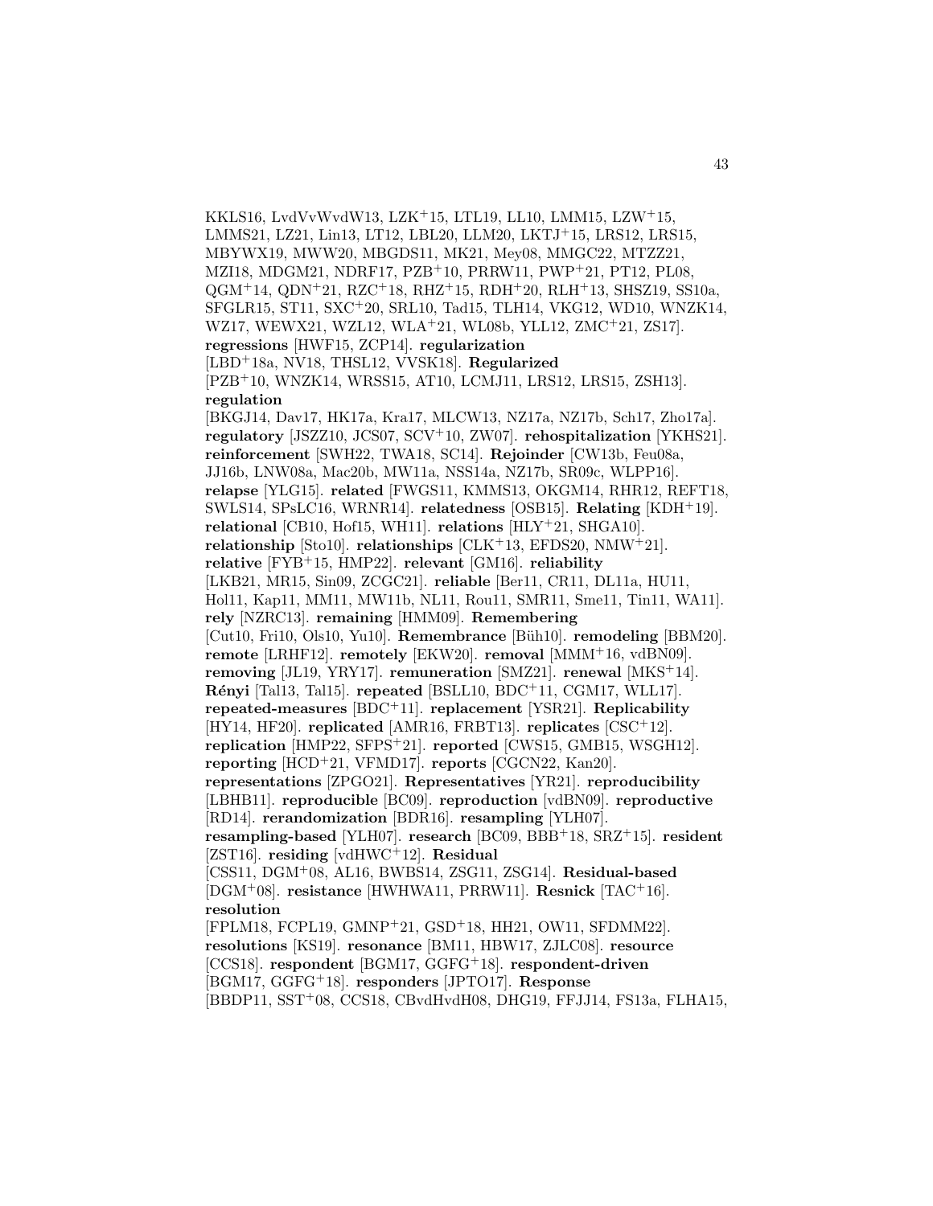KKLS16, LvdVvWvdW13, LZK+15, LTL19, LL10, LMM15, LZW+15, LMMS21, LZ21, Lin13, LT12, LBL20, LLM20, LKTJ+15, LRS12, LRS15, MBYWX19, MWW20, MBGDS11, MK21, Mey08, MMGC22, MTZZ21, MZI18, MDGM21, NDRF17, PZB+10, PRRW11, PWP+21, PT12, PL08, QGM+14, QDN+21, RZC+18, RHZ+15, RDH+20, RLH+13, SHSZ19, SS10a, SFGLR15, ST11, SXC+20, SRL10, Tad15, TLH14, VKG12, WD10, WNZK14, WZ17, WEWX21, WZL12, WLA+21, WL08b, YLL12, ZMC+21, ZS17]. **regressions** [HWF15, ZCP14]. **regularization** [LBD+18a, NV18, THSL12, VVSK18]. **Regularized** [PZB+10, WNZK14, WRSS15, AT10, LCMJ11, LRS12, LRS15, ZSH13]. **regulation** [BKGJ14, Dav17, HK17a, Kra17, MLCW13, NZ17a, NZ17b, Sch17, Zho17a]. **regulatory** [JSZZ10, JCS07, SCV+10, ZW07]. **rehospitalization** [YKHS21]. **reinforcement** [SWH22, TWA18, SC14]. **Rejoinder** [CW13b, Feu08a, JJ16b, LNW08a, Mac20b, MW11a, NSS14a, NZ17b, SR09c, WLPP16]. **relapse** [YLG15]. **related** [FWGS11, KMMS13, OKGM14, RHR12, REFT18, SWLS14, SPsLC16, WRNR14]. **relatedness** [OSB15]. **Relating** [KDH+19]. **relational** [CB10, Hof15, WH11]. **relations** [HLY+21, SHGA10]. **relationship** [Sto10]. **relationships** [CLK+13, EFDS20, NMW+21]. **relative** [FYB+15, HMP22]. **relevant** [GM16]. **reliability** [LKB21, MR15, Sin09, ZCGC21]. **reliable** [Ber11, CR11, DL11a, HU11, Hol11, Kap11, MM11, MW11b, NL11, Rou11, SMR11, Sme11, Tin11, WA11]. **rely** [NZRC13]. **remaining** [HMM09]. **Remembering** [Cut10, Fri10, Ols10, Yu10]. **Remembrance** [Büh10]. **remodeling** [BBM20]. **remote** [LRHF12]. **remotely** [EKW20]. **removal** [MMM+16, vdBN09]. **removing** [JL19, YRY17]. **remuneration** [SMZ21]. **renewal** [MKS+14]. **Rényi** [Tal13, Tal15]. **repeated** [BSLL10, BDC+11, CGM17, WLL17]. **repeated-measures** [BDC+11]. **replacement** [YSR21]. **Replicability** [HY14, HF20]. **replicated** [AMR16, FRBT13]. **replicates** [CSC+12]. **replication** [HMP22, SFPS+21]. **reported** [CWS15, GMB15, WSGH12]. **reporting** [HCD+21, VFMD17]. **reports** [CGCN22, Kan20]. **representations** [ZPGO21]. **Representatives** [YR21]. **reproducibility** [LBHB11]. **reproducible** [BC09]. **reproduction** [vdBN09]. **reproductive** [RD14]. **rerandomization** [BDR16]. **resampling** [YLH07]. **resampling-based** [YLH07]. **research** [BC09, BBB+18, SRZ+15]. **resident** [ZST16]. **residing** [vdHWC+12]. **Residual** [CSS11, DGM+08, AL16, BWBS14, ZSG11, ZSG14]. **Residual-based** [DGM+08]. **resistance** [HWHWA11, PRRW11]. **Resnick** [TAC+16]. **resolution** [FPLM18, FCPL19, GMNP+21, GSD+18, HH21, OW11, SFDMM22]. **resolutions** [KS19]. **resonance** [BM11, HBW17, ZJLC08]. **resource** [CCS18]. **respondent** [BGM17, GGFG+18]. **respondent-driven** [BGM17, GGFG+18]. **responders** [JPTO17]. **Response** [BBDP11, SST+08, CCS18, CBvdHvdH08, DHG19, FFJJ14, FS13a, FLHA15,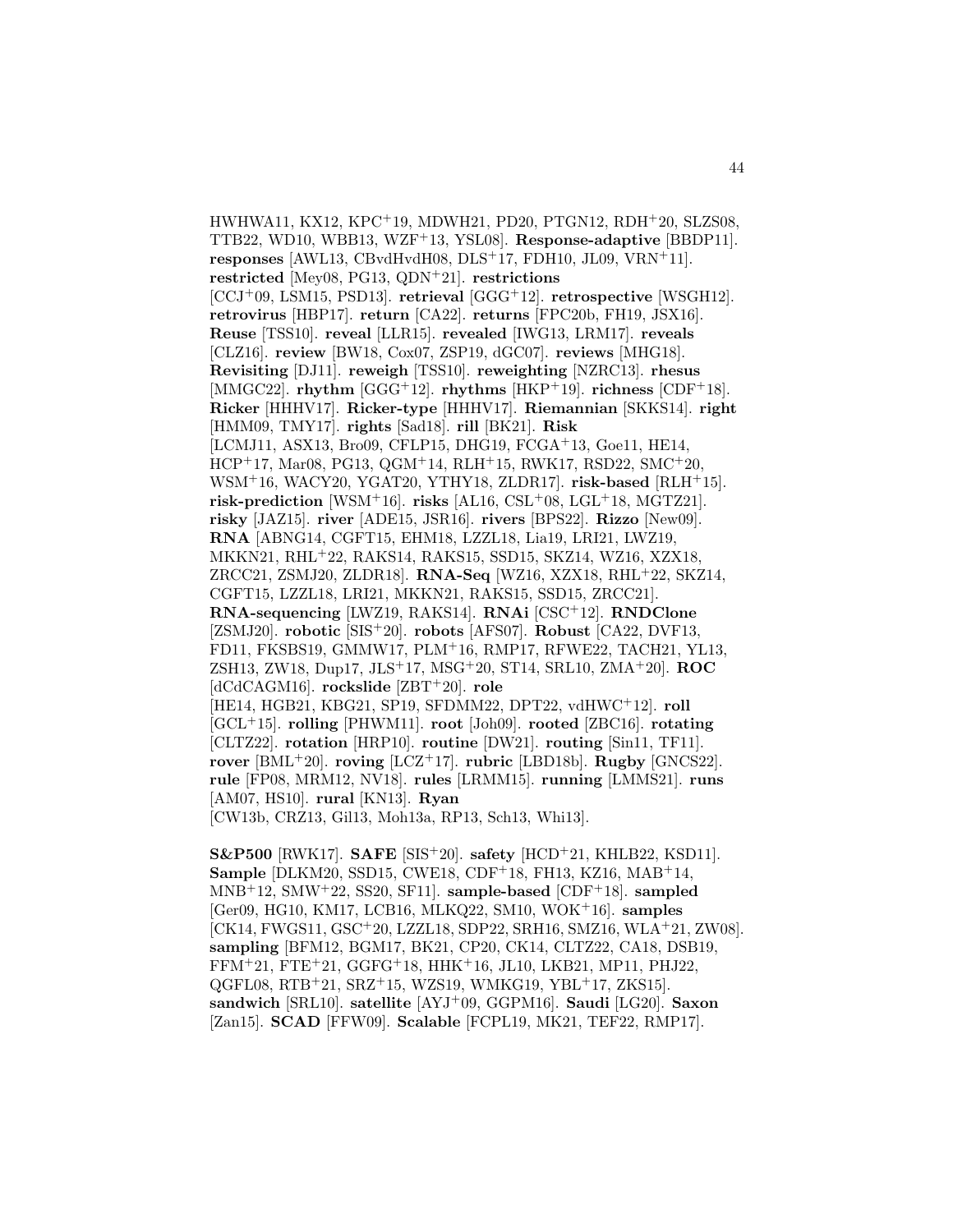HWHWA11, KX12, KPC[+]19, MDWH21, PD20, PTGN12, RDH[+]20, SLZS08, TTB22, WD10, WBB13, WZF[+]13, YSL08]. **Response-adaptive** [BBDP11]. **responses** [AWL13, CBvdHvdH08, DLS[+]17, FDH10, JL09, VRN[+]11]. **restricted** [Mey08, PG13, QDN[+]21]. **restrictions** [CCJ[+]09, LSM15, PSD13]. **retrieval** [GGG[+]12]. **retrospective** [WSGH12]. **retrovirus** [HBP17]. **return** [CA22]. **returns** [FPC20b, FH19, JSX16]. **Reuse** [TSS10]. **reveal** [LLR15]. **revealed** [IWG13, LRM17]. **reveals** [CLZ16]. **review** [BW18, Cox07, ZSP19, dGC07]. **reviews** [MHG18]. **Revisiting** [DJ11]. **reweigh** [TSS10]. **reweighting** [NZRC13]. **rhesus** [MMGC22]. **rhythm** [GGG[+]12]. **rhythms** [HKP[+]19]. **richness** [CDF[+]18]. **Ricker** [HHHV17]. **Ricker-type** [HHHV17]. **Riemannian** [SKKS14]. **right** [HMM09, TMY17]. **rights** [Sad18]. **rill** [BK21]. **Risk** [LCMJ11, ASX13, Bro09, CFLP15, DHG19, FCGA[+]13, Goe11, HE14, HCP[+]17, Mar08, PG13, QGM[+]14, RLH[+]15, RWK17, RSD22, SMC[+]20, WSM[+]16, WACY20, YGAT20, YTHY18, ZLDR17]. **risk-based** [RLH[+]15]. **risk-prediction** [WSM[+]16]. **risks** [AL16, CSL[+]08, LGL[+]18, MGTZ21]. **risky** [JAZ15]. **river** [ADE15, JSR16]. **rivers** [BPS22]. **Rizzo** [New09]. **RNA** [ABNG14, CGFT15, EHM18, LZZL18, Lia19, LRI21, LWZ19, MKKN21, RHL[+]22, RAKS14, RAKS15, SSD15, SKZ14, WZ16, XZX18, ZRCC21, ZSMJ20, ZLDR18]. **RNA-Seq** [WZ16, XZX18, RHL[+]22, SKZ14, CGFT15, LZZL18, LRI21, MKKN21, RAKS15, SSD15, ZRCC21]. **RNA-sequencing** [LWZ19, RAKS14]. **RNAi** [CSC[+]12]. **RNDClone** [ZSMJ20]. **robotic** [SIS[+]20]. **robots** [AFS07]. **Robust** [CA22, DVF13, FD11, FKSBS19, GMMW17, PLM[+]16, RMP17, RFWE22, TACH21, YL13, ZSH13, ZW18, Dup17, JLS[+]17, MSG[+]20, ST14, SRL10, ZMA[+]20]. **ROC** [dCdCAGM16]. **rockslide** [ZBT[+]20]. **role** [HE14, HGB21, KBG21, SP19, SFDMM22, DPT22, vdHWC[+]12]. **roll** [GCL[+]15]. **rolling** [PHWM11]. **root** [Joh09]. **rooted** [ZBC16]. **rotating** [CLTZ22]. **rotation** [HRP10]. **routine** [DW21]. **routing** [Sin11, TF11]. **rover** [BML[+]20]. **roving** [LCZ[+]17]. **rubric** [LBD18b]. **Rugby** [GNCS22]. **rule** [FP08, MRM12, NV18]. **rules** [LRMM15]. **running** [LMMS21]. **runs** [AM07, HS10]. **rural** [KN13]. **Ryan** [CW13b, CRZ13, Gil13, Moh13a, RP13, Sch13, Whi13].

**S&P500** [RWK17]. **SAFE** [SIS[+]20]. **safety** [HCD[+]21, KHLB22, KSD11]. **Sample** [DLKM20, SSD15, CWE18, CDF[+]18, FH13, KZ16, MAB[+]14, MNB[+]12, SMW[+]22, SS20, SF11]. **sample-based** [CDF[+]18]. **sampled** [Ger09, HG10, KM17, LCB16, MLKQ22, SM10, WOK[+]16]. **samples** [CK14, FWGS11, GSC[+]20, LZZL18, SDP22, SRH16, SMZ16, WLA[+]21, ZW08]. **sampling** [BFM12, BGM17, BK21, CP20, CK14, CLTZ22, CA18, DSB19, FFM[+]21, FTE[+]21, GGFG[+]18, HHK[+]16, JL10, LKB21, MP11, PHJ22, QGFL08, RTB[+]21, SRZ[+]15, WZS19, WMKG19, YBL[+]17, ZKS15]. **sandwich** [SRL10]. **satellite** [AYJ[+]09, GGPM16]. **Saudi** [LG20]. **Saxon** [Zan15]. **SCAD** [FFW09]. **Scalable** [FCPL19, MK21, TEF22, RMP17].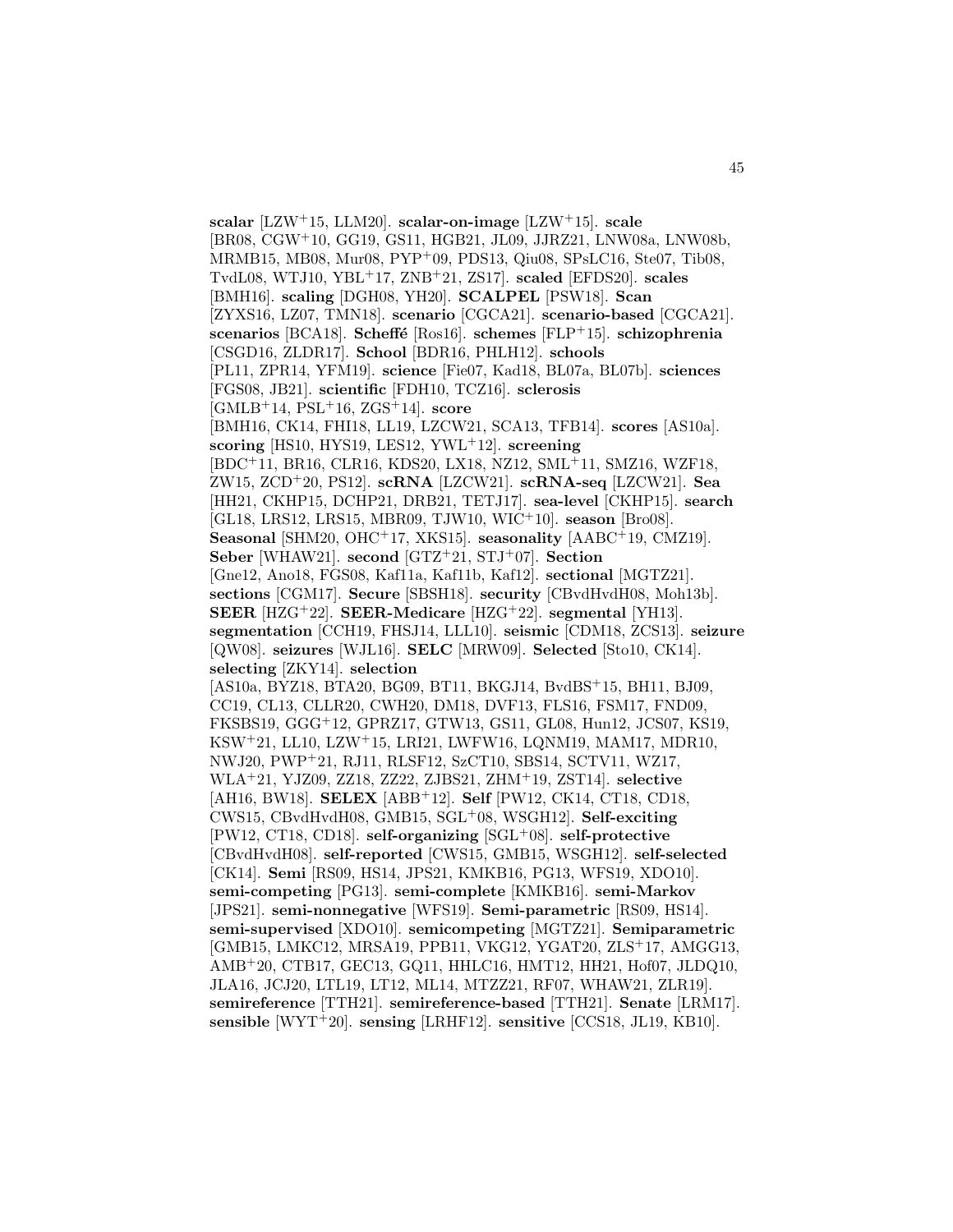**scalar** [LZW$^{+}$15, LLM20]. **scalar-on-image** [LZW$^{+}$15]. **scale** [BR08, CGW$^{+}$10, GG19, GS11, HGB21, JL09, JJRZ21, LNW08a, LNW08b, MRMB15, MB08, Mur08, PYP$^{+}$09, PDS13, Qiu08, SPsLC16, Ste07, Tib08, TvdL08, WTJ10, YBL$^{+}$17, ZNB$^{+}$21, ZS17]. **scaled** [EFDS20]. **scales** [BMH16]. **scaling** [DGH08, YH20]. **SCALPEL** [PSW18]. **Scan** [ZYXS16, LZ07, TMN18]. **scenario** [CGCA21]. **scenario-based** [CGCA21]. **scenarios** [BCA18]. **Scheffé** [Ros16]. **schemes** [FLP$^{+}$15]. **schizophrenia** [CSGD16, ZLDR17]. **School** [BDR16, PHLH12]. **schools** [PL11, ZPR14, YFM19]. **science** [Fie07, Kad18, BL07a, BL07b]. **sciences** [FGS08, JB21]. **scientific** [FDH10, TCZ16]. **sclerosis** [GMLB$^{+}$14, PSL$^{+}$16, ZGS$^{+}$14]. **score** [BMH16, CK14, FHI18, LL19, LZCW21, SCA13, TFB14]. **scores** [AS10a]. **scoring** [HS10, HYS19, LES12, YWL$^{+}$12]. **screening** [BDC$^{+}$11, BR16, CLR16, KDS20, LX18, NZ12, SML$^{+}$11, SMZ16, WZF18, ZW15, ZCD$^{+}$20, PS12]. **scRNA** [LZCW21]. **scRNA-seq** [LZCW21]. **Sea** [HH21, CKHP15, DCHP21, DRB21, TETJ17]. **sea-level** [CKHP15]. **search** [GL18, LRS12, LRS15, MBR09, TJW10, WIC$^{+}$10]. **season** [Bro08]. **Seasonal** [SHM20, OHC$^{+}$17, XKS15]. **seasonality** [AABC$^{+}$19, CMZ19]. **Seber** [WHAW21]. **second** [GTZ$^{+}$21, STJ$^{+}$07]. **Section** [Gne12, Ano18, FGS08, Kaf11a, Kaf11b, Kaf12]. **sectional** [MGTZ21]. **sections** [CGM17]. **Secure** [SBSH18]. **security** [CBvdHvdH08, Moh13b]. **SEER** [HZG$^{+}$22]. **SEER-Medicare** [HZG$^{+}$22]. **segmental** [YH13]. **segmentation** [CCH19, FHSJ14, LLL10]. **seismic** [CDM18, ZCS13]. **seizure** [QW08]. **seizures** [WJL16]. **SELC** [MRW09]. **Selected** [Sto10, CK14]. **selecting** [ZKY14]. **selection** [AS10a, BYZ18, BTA20, BG09, BT11, BKGJ14, BvdBS$^{+}$15, BH11, BJ09, CC19, CL13, CLLR20, CWH20, DM18, DVF13, FLS16, FSM17, FND09, FKSBS19, GGG$^{+}$12, GPRZ17, GTW13, GS11, GL08, Hun12, JCS07, KS19, KSW$^{+}$21, LL10, LZW$^{+}$15, LRI21, LWFW16, LQNM19, MAM17, MDR10, NWJ20, PWP$^{+}$21, RJ11, RLSF12, SzCT10, SBS14, SCTV11, WZ17, WLA$^{+}$21, YJZ09, ZZ18, ZZ22, ZJBS21, ZHM$^{+}$19, ZST14]. **selective** [AH16, BW18]. **SELEX** [ABB$^{+}$12]. **Self** [PW12, CK14, CT18, CD18, CWS15, CBvdHvdH08, GMB15, SGL$^{+}$08, WSGH12]. **Self-exciting** [PW12, CT18, CD18]. **self-organizing** [SGL$^{+}$08]. **self-protective** [CBvdHvdH08]. **self-reported** [CWS15, GMB15, WSGH12]. **self-selected** [CK14]. **Semi** [RS09, HS14, JPS21, KMKB16, PG13, WFS19, XDO10]. **semi-competing** [PG13]. **semi-complete** [KMKB16]. **semi-Markov** [JPS21]. **semi-nonnegative** [WFS19]. **Semi-parametric** [RS09, HS14]. **semi-supervised** [XDO10]. **semicompeting** [MGTZ21]. **Semiparametric** [GMB15, LMKC12, MRSA19, PPB11, VKG12, YGAT20, ZLS$^{+}$17, AMGG13, AMB$^{+}$20, CTB17, GEC13, GQ11, HHLC16, HMT12, HH21, Hof07, JLDQ10, JLA16, JCJ20, LTL19, LT12, ML14, MTZZ21, RF07, WHAW21, ZLR19]. **semireference** [TTH21]. **semireference-based** [TTH21]. **Senate** [LRM17]. **sensible** [WYT$^{+}$20]. **sensing** [LRHF12]. **sensitive** [CCS18, JL19, KB10].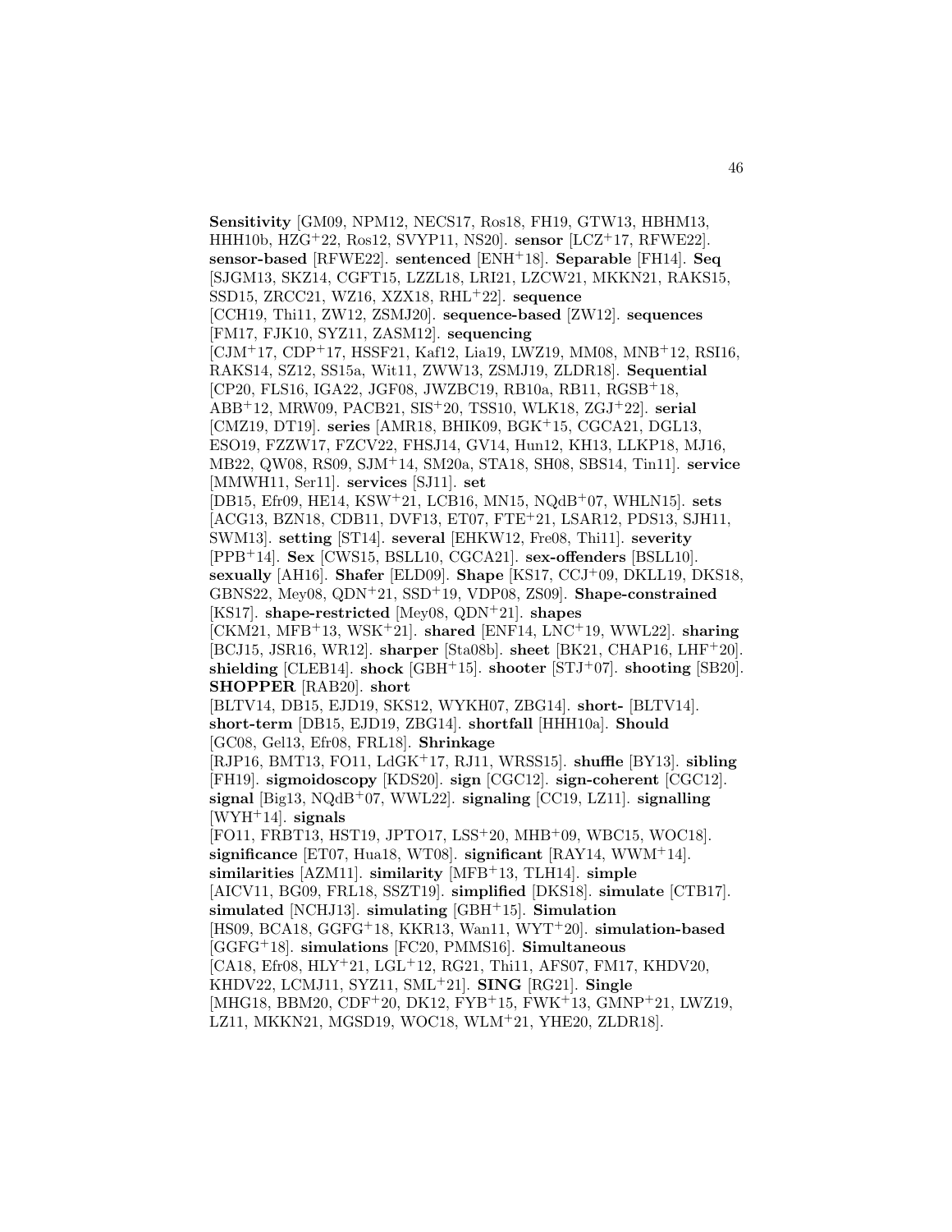**Sensitivity** [GM09, NPM12, NECS17, Ros18, FH19, GTW13, HBHM13, HHH10b, HZG+22, Ros12, SVYP11, NS20]. **sensor** [LCZ+17, RFWE22]. **sensor-based** [RFWE22]. **sentenced** [ENH+18]. **Separable** [FH14]. **Seq** [SJGM13, SKZ14, CGFT15, LZZL18, LRI21, LZCW21, MKKN21, RAKS15, SSD15, ZRCC21, WZ16, XZX18, RHL+22]. **sequence** [CCH19, Thi11, ZW12, ZSMJ20]. **sequence-based** [ZW12]. **sequences** [FM17, FJK10, SYZ11, ZASM12]. **sequencing** [CJM+17, CDP+17, HSSF21, Kaf12, Lia19, LWZ19, MM08, MNB+12, RSI16, RAKS14, SZ12, SS15a, Wit11, ZWW13, ZSMJ19, ZLDR18]. **Sequential** [CP20, FLS16, IGA22, JGF08, JWZBC19, RB10a, RB11, RGSB+18, ABB+12, MRW09, PACB21, SIS+20, TSS10, WLK18, ZGJ+22]. **serial** [CMZ19, DT19]. **series** [AMR18, BHIK09, BGK+15, CGCA21, DGL13, ESO19, FZZW17, FZCV22, FHSJ14, GV14, Hun12, KH13, LLKP18, MJ16, MB22, QW08, RS09, SJM+14, SM20a, STA18, SH08, SBS14, Tin11]. **service** [MMWH11, Ser11]. **services** [SJ11]. **set** [DB15, Efr09, HE14, KSW+21, LCB16, MN15, NQdB+07, WHLN15]. **sets** [ACG13, BZN18, CDB11, DVF13, ET07, FTE+21, LSAR12, PDS13, SJH11, SWM13]. **setting** [ST14]. **several** [EHKW12, Fre08, Thi11]. **severity** [PPB+14]. **Sex** [CWS15, BSLL10, CGCA21]. **sex-offenders** [BSLL10]. **sexually** [AH16]. **Shafer** [ELD09]. **Shape** [KS17, CCJ+09, DKLL19, DKS18, GBNS22, Mey08, QDN+21, SSD+19, VDP08, ZS09]. **Shape-constrained** [KS17]. **shape-restricted** [Mey08, QDN+21]. **shapes** [CKM21, MFB+13, WSK+21]. **shared** [ENF14, LNC+19, WWL22]. **sharing** [BCJ15, JSR16, WR12]. **sharper** [Sta08b]. **sheet** [BK21, CHAP16, LHF+20]. **shielding** [CLEB14]. **shock** [GBH+15]. **shooter** [STJ+07]. **shooting** [SB20]. **SHOPPER** [RAB20]. **short** [BLTV14, DB15, EJD19, SKS12, WYKH07, ZBG14]. **short-** [BLTV14]. **short-term** [DB15, EJD19, ZBG14]. **shortfall** [HHH10a]. **Should** [GC08, Gel13, Efr08, FRL18]. **Shrinkage** [RJP16, BMT13, FO11, LdGK+17, RJ11, WRSS15]. **shuffle** [BY13]. **sibling** [FH19]. **sigmoidoscopy** [KDS20]. **sign** [CGC12]. **sign-coherent** [CGC12]. **signal** [Big13, NQdB+07, WWL22]. **signaling** [CC19, LZ11]. **signalling** [WYH+14]. **signals** [FO11, FRBT13, HST19, JPTO17, LSS+20, MHB+09, WBC15, WOC18]. **significance** [ET07, Hua18, WT08]. **significant** [RAY14, WWM+14]. **similarities** [AZM11]. **similarity** [MFB+13, TLH14]. **simple** [AICV11, BG09, FRL18, SSZT19]. **simplified** [DKS18]. **simulate** [CTB17]. **simulated** [NCHJ13]. **simulating** [GBH+15]. **Simulation** [HS09, BCA18, GGFG+18, KKR13, Wan11, WYT+20]. **simulation-based** [GGFG+18]. **simulations** [FC20, PMMS16]. **Simultaneous** [CA18, Efr08, HLY+21, LGL+12, RG21, Thi11, AFS07, FM17, KHDV20, KHDV22, LCMJ11, SYZ11, SML+21]. **SING** [RG21]. **Single** [MHG18, BBM20, CDF+20, DK12, FYB+15, FWK+13, GMNP+21, LWZ19, LZ11, MKKN21, MGSD19, WOC18, WLM+21, YHE20, ZLDR18].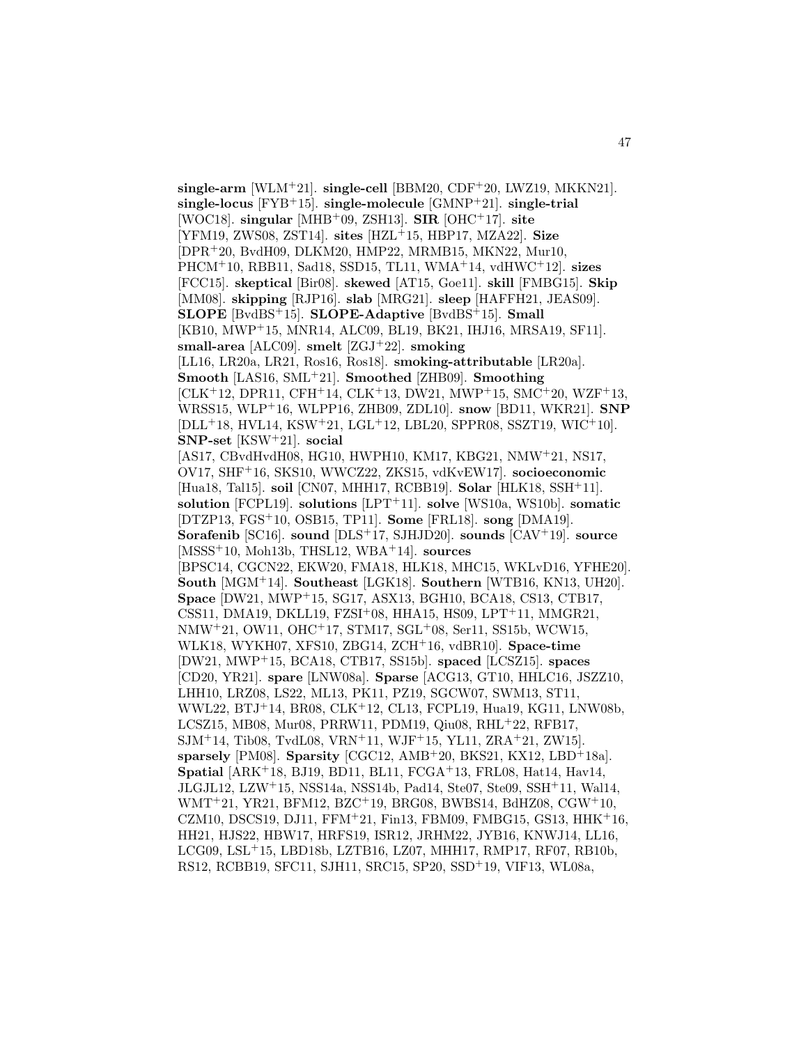**single-arm** [WLM[+]21]. **single-cell** [BBM20, CDF[+]20, LWZ19, MKKN21]. **single-locus** [FYB[+]15]. **single-molecule** [GMNP[+]21]. **single-trial** [WOC18]. **singular** [MHB[+]09, ZSH13]. **SIR** [OHC[+]17]. **site** [YFM19, ZWS08, ZST14]. **sites** [HZL[+]15, HBP17, MZA22]. **Size** [DPR[+]20, BvdH09, DLKM20, HMP22, MRMB15, MKN22, Mur10, PHCM[+]10, RBB11, Sad18, SSD15, TL11, WMA[+]14, vdHWC[+]12]. **sizes** [FCC15]. **skeptical** [Bir08]. **skewed** [AT15, Goe11]. **skill** [FMBG15]. **Skip** [MM08]. **skipping** [RJP16]. **slab** [MRG21]. **sleep** [HAFFH21, JEAS09]. **SLOPE** [BvdBS[+]15]. **SLOPE-Adaptive** [BvdBS[+]15]. **Small** [KB10, MWP[+]15, MNR14, ALC09, BL19, BK21, IHJ16, MRSA19, SF11]. **small-area** [ALC09]. **smelt** [ZGJ[+]22]. **smoking** [LL16, LR20a, LR21, Ros16, Ros18]. **smoking-attributable** [LR20a]. **Smooth** [LAS16, SML[+]21]. **Smoothed** [ZHB09]. **Smoothing** [CLK[+]12, DPR11, CFH[+]14, CLK[+]13, DW21, MWP[+]15, SMC[+]20, WZF[+]13, WRSS15, WLP[+]16, WLPP16, ZHB09, ZDL10]. **snow** [BD11, WKR21]. **SNP** [DLL[+]18, HVL14, KSW[+]21, LGL[+]12, LBL20, SPPR08, SSZT19, WIC[+]10]. **SNP-set** [KSW[+]21]. **social** [AS17, CBvdHvdH08, HG10, HWPH10, KM17, KBG21, NMW[+]21, NS17, OV17, SHF[+]16, SKS10, WWCZ22, ZKS15, vdKvEW17]. **socioeconomic** [Hua18, Tal15]. **soil** [CN07, MHH17, RCBB19]. **Solar** [HLK18, SSH[+]11]. **solution** [FCPL19]. **solutions** [LPT[+]11]. **solve** [WS10a, WS10b]. **somatic** [DTZP13, FGS[+]10, OSB15, TP11]. **Some** [FRL18]. **song** [DMA19]. **Sorafenib** [SC16]. **sound** [DLS[+]17, SJHJD20]. **sounds** [CAV[+]19]. **source** [MSSS[+]10, Moh13b, THSL12, WBA[+]14]. **sources** [BPSC14, CGCN22, EKW20, FMA18, HLK18, MHC15, WKLvD16, YFHE20]. **South** [MGM[+]14]. **Southeast** [LGK18]. **Southern** [WTB16, KN13, UH20]. **Space** [DW21, MWP[+]15, SG17, ASX13, BGH10, BCA18, CS13, CTB17, CSS11, DMA19, DKLL19, FZSI[+]08, HHA15, HS09, LPT[+]11, MMGR21, NMW[+]21, OW11, OHC[+]17, STM17, SGL[+]08, Ser11, SS15b, WCW15, WLK18, WYKH07, XFS10, ZBG14, ZCH[+]16, vdBR10]. **Space-time** [DW21, MWP[+]15, BCA18, CTB17, SS15b]. **spaced** [LCSZ15]. **spaces** [CD20, YR21]. **spare** [LNW08a]. **Sparse** [ACG13, GT10, HHLC16, JSZZ10, LHH10, LRZ08, LS22, ML13, PK11, PZ19, SGCW07, SWM13, ST11, WWL22, BTJ[+]14, BR08, CLK[+]12, CL13, FCPL19, Hua19, KG11, LNW08b, LCSZ15, MB08, Mur08, PRRW11, PDM19, Qiu08, RHL[+]22, RFB17, SJM[+]14, Tib08, TvdL08, VRN[+]11, WJF[+]15, YL11, ZRA[+]21, ZW15]. **sparsely** [PM08]. **Sparsity** [CGC12, AMB[+]20, BKS21, KX12, LBD[+]18a]. **Spatial** [ARK[+]18, BJ19, BD11, BL11, FCGA[+]13, FRL08, Hat14, Hav14, JLGJL12, LZW[+]15, NSS14a, NSS14b, Pad14, Ste07, Ste09, SSH[+]11, Wal14, WMT[+]21, YR21, BFM12, BZC[+]19, BRG08, BWBS14, BdHZ08, CGW[+]10, CZM10, DSCS19, DJ11, FFM[+]21, Fin13, FBM09, FMBG15, GS13, HHK[+]16, HH21, HJS22, HBW17, HRFS19, ISR12, JRHM22, JYB16, KNWJ14, LL16, LCG09, LSL[+]15, LBD18b, LZTB16, LZ07, MHH17, RMP17, RF07, RB10b, RS12, RCBB19, SFC11, SJH11, SRC15, SP20, SSD[+]19, VIF13, WL08a,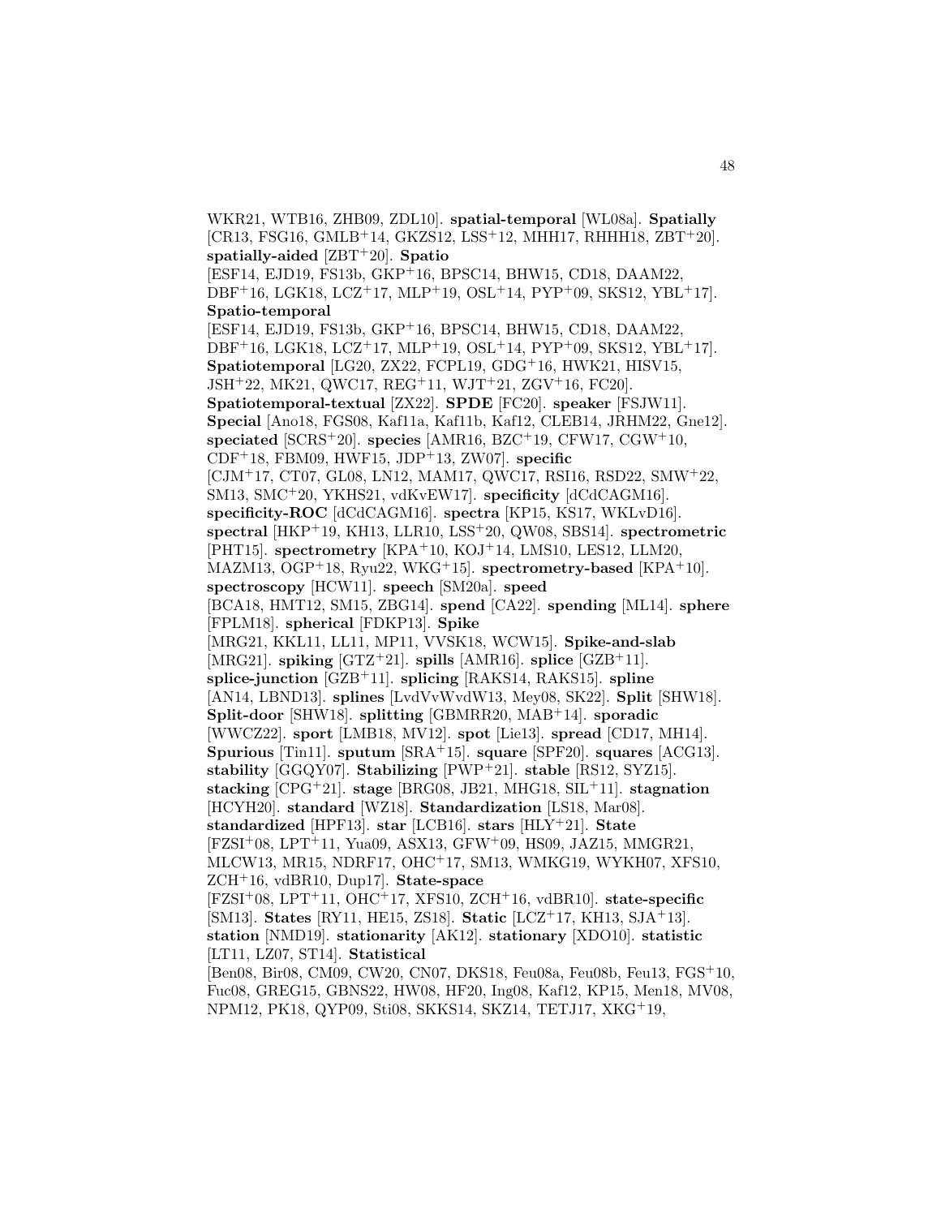WKR21, WTB16, ZHB09, ZDL10]. **spatial-temporal** [WL08a]. **Spatially** [CR13, FSG16, GMLB+14, GKZS12, LSS+12, MHH17, RHHH18, ZBT+20]. **spatially-aided** [ZBT+20]. **Spatio** [ESF14, EJD19, FS13b, GKP+16, BPSC14, BHW15, CD18, DAAM22, DBF+16, LGK18, LCZ+17, MLP+19, OSL+14, PYP+09, SKS12, YBL+17]. **Spatio-temporal** [ESF14, EJD19, FS13b, GKP+16, BPSC14, BHW15, CD18, DAAM22, DBF+16, LGK18, LCZ+17, MLP+19, OSL+14, PYP+09, SKS12, YBL+17]. **Spatiotemporal** [LG20, ZX22, FCPL19, GDG+16, HWK21, HISV15, JSH+22, MK21, QWC17, REG+11, WJT+21, ZGV+16, FC20]. **Spatiotemporal-textual** [ZX22]. **SPDE** [FC20]. **speaker** [FSJW11]. **Special** [Ano18, FGS08, Kaf11a, Kaf11b, Kaf12, CLEB14, JRHM22, Gne12]. **speciated** [SCRS+20]. **species** [AMR16, BZC+19, CFW17, CGW+10, CDF+18, FBM09, HWF15, JDP+13, ZW07]. **specific** [CJM+17, CT07, GL08, LN12, MAM17, QWC17, RSI16, RSD22, SMW+22, SM13, SMC+20, YKHS21, vdKvEW17]. **specificity** [dCdCAGM16]. **specificity-ROC** [dCdCAGM16]. **spectra** [KP15, KS17, WKLvD16]. **spectral** [HKP+19, KH13, LLR10, LSS+20, QW08, SBS14]. **spectrometric** [PHT15]. **spectrometry** [KPA+10, KOJ+14, LMS10, LES12, LLM20, MAZM13, OGP+18, Ryu22, WKG+15]. **spectrometry-based** [KPA+10]. **spectroscopy** [HCW11]. **speech** [SM20a]. **speed** [BCA18, HMT12, SM15, ZBG14]. **spend** [CA22]. **spending** [ML14]. **sphere** [FPLM18]. **spherical** [FDKP13]. **Spike** [MRG21, KKL11, LL11, MP11, VVSK18, WCW15]. **Spike-and-slab** [MRG21]. **spiking** [GTZ+21]. **spills** [AMR16]. **splice** [GZB+11]. **splice-junction** [GZB+11]. **splicing** [RAKS14, RAKS15]. **spline** [AN14, LBND13]. **splines** [LvdVvWvdW13, Mey08, SK22]. **Split** [SHW18]. **Split-door** [SHW18]. **splitting** [GBMRR20, MAB+14]. **sporadic** [WWCZ22]. **sport** [LMB18, MV12]. **spot** [Lie13]. **spread** [CD17, MH14]. **Spurious** [Tin11]. **sputum** [SRA+15]. **square** [SPF20]. **squares** [ACG13]. **stability** [GGQY07]. **Stabilizing** [PWP+21]. **stable** [RS12, SYZ15]. **stacking** [CPG+21]. **stage** [BRG08, JB21, MHG18, SIL+11]. **stagnation** [HCYH20]. **standard** [WZ18]. **Standardization** [LS18, Mar08]. **standardized** [HPF13]. **star** [LCB16]. **stars** [HLY+21]. **State** [FZSI+08, LPT+11, Yua09, ASX13, GFW+09, HS09, JAZ15, MMGR21, MLCW13, MR15, NDRF17, OHC+17, SM13, WMKG19, WYKH07, XFS10, ZCH+16, vdBR10, Dup17]. **State-space** [FZSI+08, LPT+11, OHC+17, XFS10, ZCH+16, vdBR10]. **state-specific** [SM13]. **States** [RY11, HE15, ZS18]. **Static** [LCZ+17, KH13, SJA+13]. **station** [NMD19]. **stationarity** [AK12]. **stationary** [XDO10]. **statistic** [LT11, LZ07, ST14]. **Statistical** [Ben08, Bir08, CM09, CW20, CN07, DKS18, Feu08a, Feu08b, Feu13, FGS+10, Fuc08, GREG15, GBNS22, HW08, HF20, Ing08, Kaf12, KP15, Men18, MV08, NPM12, PK18, QYP09, Sti08, SKKS14, SKZ14, TETJ17, XKG+19,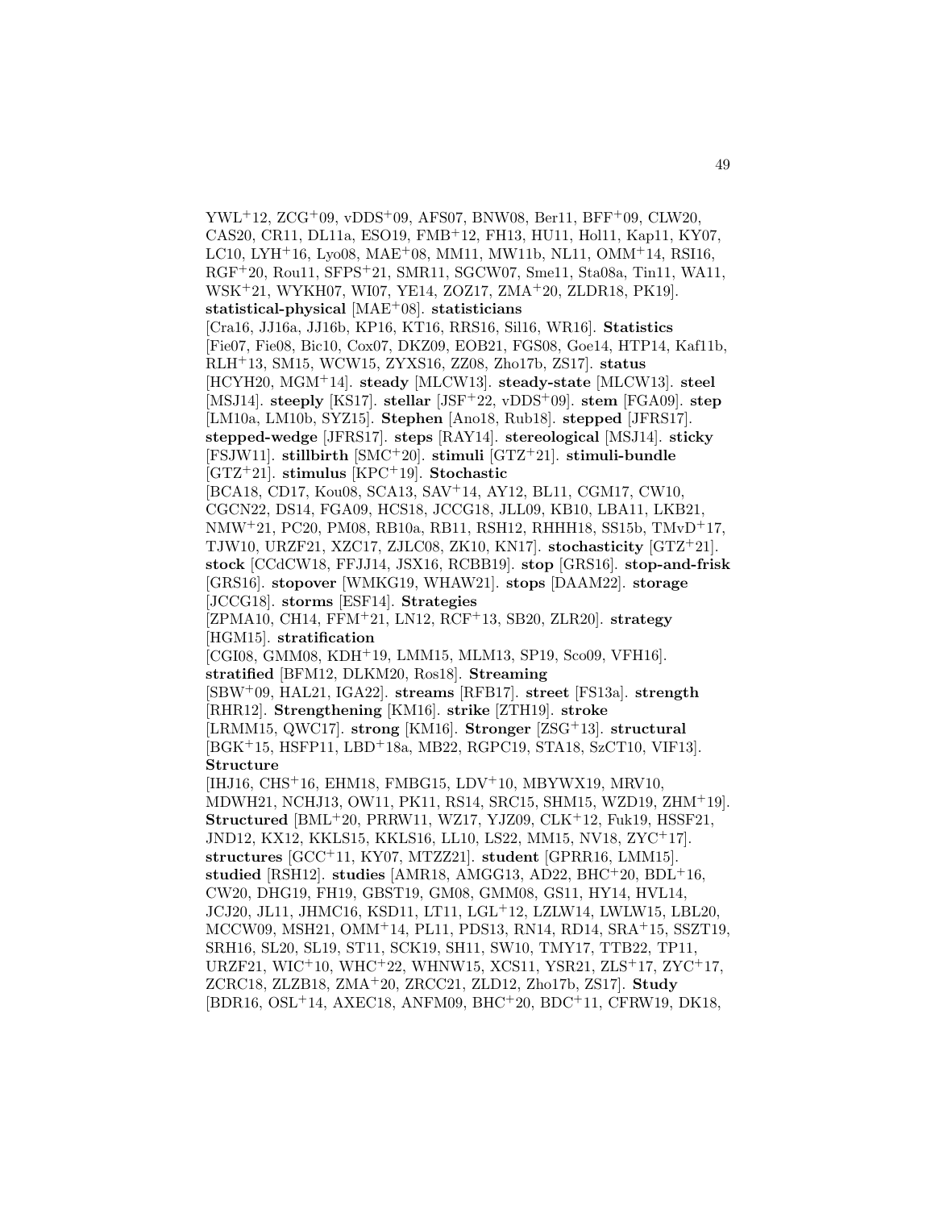YWL[+]12, ZCG[+]09, vDDS[+]09, AFS07, BNW08, Ber11, BFF[+]09, CLW20, CAS20, CR11, DL11a, ESO19, FMB[+]12, FH13, HU11, Hol11, Kap11, KY07, LC10, LYH[+]16, Lyo08, MAE[+]08, MM11, MW11b, NL11, OMM[+]14, RSI16, RGF[+]20, Rou11, SFPS[+]21, SMR11, SGCW07, Sme11, Sta08a, Tin11, WA11, WSK[+]21, WYKH07, WI07, YE14, ZOZ17, ZMA[+]20, ZLDR18, PK19]. **statistical-physical** [MAE[+]08]. **statisticians** [Cra16, JJ16a, JJ16b, KP16, KT16, RRS16, Sil16, WR16]. **Statistics** [Fie07, Fie08, Bic10, Cox07, DKZ09, EOB21, FGS08, Goe14, HTP14, Kaf11b, RLH[+]13, SM15, WCW15, ZYXS16, ZZ08, Zho17b, ZS17]. **status** [HCYH20, MGM[+]14]. **steady** [MLCW13]. **steady-state** [MLCW13]. **steel** [MSJ14]. **steeply** [KS17]. **stellar** [JSF[+]22, vDDS[+]09]. **stem** [FGA09]. **step** [LM10a, LM10b, SYZ15]. **Stephen** [Ano18, Rub18]. **stepped** [JFRS17]. **stepped-wedge** [JFRS17]. **steps** [RAY14]. **stereological** [MSJ14]. **sticky** [FSJW11]. **stillbirth** [SMC[+]20]. **stimuli** [GTZ[+]21]. **stimuli-bundle** [GTZ[+]21]. **stimulus** [KPC[+]19]. **Stochastic** [BCA18, CD17, Kou08, SCA13, SAV[+]14, AY12, BL11, CGM17, CW10, CGCN22, DS14, FGA09, HCS18, JCCG18, JLL09, KB10, LBA11, LKB21, NMW[+]21, PC20, PM08, RB10a, RB11, RSH12, RHHH18, SS15b, TMvD[+]17, TJW10, URZF21, XZC17, ZJLC08, ZK10, KN17]. **stochasticity** [GTZ[+]21]. **stock** [CCdCW18, FFJJ14, JSX16, RCBB19]. **stop** [GRS16]. **stop-and-frisk** [GRS16]. **stopover** [WMKG19, WHAW21]. **stops** [DAAM22]. **storage** [JCCG18]. **storms** [ESF14]. **Strategies** [ZPMA10, CH14, FFM[+]21, LN12, RCF[+]13, SB20, ZLR20]. **strategy** [HGM15]. **stratification** [CGI08, GMM08, KDH[+]19, LMM15, MLM13, SP19, Sco09, VFH16]. **stratified** [BFM12, DLKM20, Ros18]. **Streaming** [SBW[+]09, HAL21, IGA22]. **streams** [RFB17]. **street** [FS13a]. **strength** [RHR12]. **Strengthening** [KM16]. **strike** [ZTH19]. **stroke** [LRMM15, QWC17]. **strong** [KM16]. **Stronger** [ZSG[+]13]. **structural** [BGK[+]15, HSFP11, LBD[+]18a, MB22, RGPC19, STA18, SzCT10, VIF13]. **Structure** [IHJ16, CHS[+]16, EHM18, FMBG15, LDV[+]10, MBYWX19, MRV10, MDWH21, NCHJ13, OW11, PK11, RS14, SRC15, SHM15, WZD19, ZHM[+]19]. **Structured** [BML[+]20, PRRW11, WZ17, YJZ09, CLK[+]12, Fuk19, HSSF21, JND12, KX12, KKLS15, KKLS16, LL10, LS22, MM15, NV18, ZYC[+]17]. **structures** [GCC[+]11, KY07, MTZZ21]. **student** [GPRR16, LMM15]. **studied** [RSH12]. **studies** [AMR18, AMGG13, AD22, BHC[+]20, BDL[+]16, CW20, DHG19, FH19, GBST19, GM08, GMM08, GS11, HY14, HVL14, JCJ20, JL11, JHMC16, KSD11, LT11, LGL[+]12, LZLW14, LWLW15, LBL20, MCCW09, MSH21, OMM[+]14, PL11, PDS13, RN14, RD14, SRA[+]15, SSZT19, SRH16, SL20, SL19, ST11, SCK19, SH11, SW10, TMY17, TTB22, TP11, URZF21, WIC[+]10, WHC[+]22, WHNW15, XCS11, YSR21, ZLS[+]17, ZYC[+]17, ZCRC18, ZLZB18, ZMA[+]20, ZRCC21, ZLD12, Zho17b, ZS17]. **Study** [BDR16, OSL[+]14, AXEC18, ANFM09, BHC[+]20, BDC[+]11, CFRW19, DK18,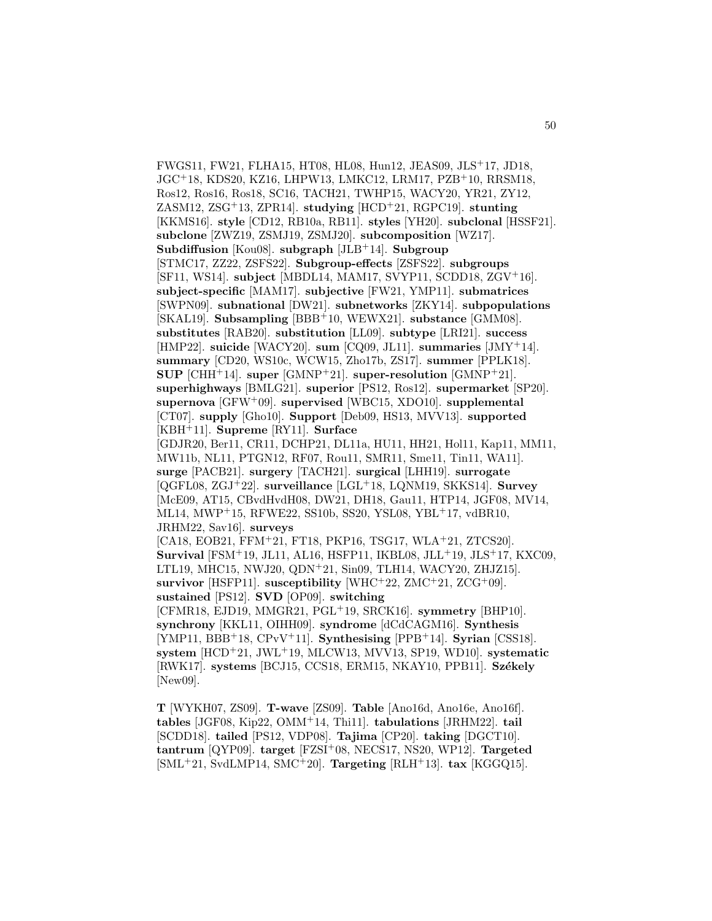FWGS11, FW21, FLHA15, HT08, HL08, Hun12, JEAS09, JLS[+]17, JD18, JGC[+]18, KDS20, KZ16, LHPW13, LMKC12, LRM17, PZB[+]10, RRSM18, Ros12, Ros16, Ros18, SC16, TACH21, TWHP15, WACY20, YR21, ZY12, ZASM12, ZSG[+]13, ZPR14]. **studying** [HCD[+]21, RGPC19]. **stunting** [KKMS16]. **style** [CD12, RB10a, RB11]. **styles** [YH20]. **subclonal** [HSSF21]. **subclone** [ZWZ19, ZSMJ19, ZSMJ20]. **subcomposition** [WZ17]. **Subdiffusion** [Kou08]. **subgraph** [JLB[+]14]. **Subgroup** [STMC17, ZZ22, ZSFS22]. **Subgroup-effects** [ZSFS22]. **subgroups** [SF11, WS14]. **subject** [MBDL14, MAM17, SVYP11, SCDD18, ZGV[+]16]. **subject-specific** [MAM17]. **subjective** [FW21, YMP11]. **submatrices** [SWPN09]. **subnational** [DW21]. **subnetworks** [ZKY14]. **subpopulations** [SKAL19]. **Subsampling** [BBB[+]10, WEWX21]. **substance** [GMM08]. **substitutes** [RAB20]. **substitution** [LL09]. **subtype** [LRI21]. **success** [HMP22]. **suicide** [WACY20]. **sum** [CQ09, JL11]. **summaries** [JMY[+]14]. **summary** [CD20, WS10c, WCW15, Zho17b, ZS17]. **summer** [PPLK18]. **SUP** [CHH[+]14]. **super** [GMNP[+]21]. **super-resolution** [GMNP[+]21]. **superhighways** [BMLG21]. **superior** [PS12, Ros12]. **supermarket** [SP20]. **supernova** [GFW[+]09]. **supervised** [WBC15, XDO10]. **supplemental** [CT07]. **supply** [Gho10]. **Support** [Deb09, HS13, MVV13]. **supported** [KBH[+]11]. **Supreme** [RY11]. **Surface** [GDJR20, Ber11, CR11, DCHP21, DL11a, HU11, HH21, Hol11, Kap11, MM11, MW11b, NL11, PTGN12, RF07, Rou11, SMR11, Sme11, Tin11, WA11]. **surge** [PACB21]. **surgery** [TACH21]. **surgical** [LHH19]. **surrogate** [QGFL08, ZGJ[+]22]. **surveillance** [LGL[+]18, LQNM19, SKKS14]. **Survey** [McE09, AT15, CBvdHvdH08, DW21, DH18, Gau11, HTP14, JGF08, MV14, ML14, MWP[+]15, RFWE22, SS10b, SS20, YSL08, YBL[+]17, vdBR10, JRHM22, Sav16]. **surveys** [CA18, EOB21, FFM[+]21, FT18, PKP16, TSG17, WLA[+]21, ZTCS20]. **Survival** [FSM[+]19, JL11, AL16, HSFP11, IKBL08, JLL[+]19, JLS[+]17, KXC09, LTL19, MHC15, NWJ20, QDN[+]21, Sin09, TLH14, WACY20, ZHJZ15]. **survivor** [HSFP11]. **susceptibility** [WHC[+]22, ZMC[+]21, ZCG[+]09]. **sustained** [PS12]. **SVD** [OP09]. **switching** [CFMR18, EJD19, MMGR21, PGL[+]19, SRCK16]. **symmetry** [BHP10]. **synchrony** [KKL11, OIHH09]. **syndrome** [dCdCAGM16]. **Synthesis** [YMP11, BBB[+]18, CPvV[+]11]. **Synthesising** [PPB[+]14]. **Syrian** [CSS18]. **system** [HCD[+]21, JWL[+]19, MLCW13, MVV13, SP19, WD10]. **systematic** [RWK17]. **systems** [BCJ15, CCS18, ERM15, NKAY10, PPB11]. **Székely** [New09].

**T** [WYKH07, ZS09]. **T-wave** [ZS09]. **Table** [Ano16d, Ano16e, Ano16f]. **tables** [JGF08, Kip22, OMM[+]14, Thi11]. **tabulations** [JRHM22]. **tail** [SCDD18]. **tailed** [PS12, VDP08]. **Tajima** [CP20]. **taking** [DGCT10]. **tantrum** [QYP09]. **target** [FZSI[+]08, NECS17, NS20, WP12]. **Targeted** [SML[+]21, SvdLMP14, SMC[+]20]. **Targeting** [RLH[+]13]. **tax** [KGGQ15].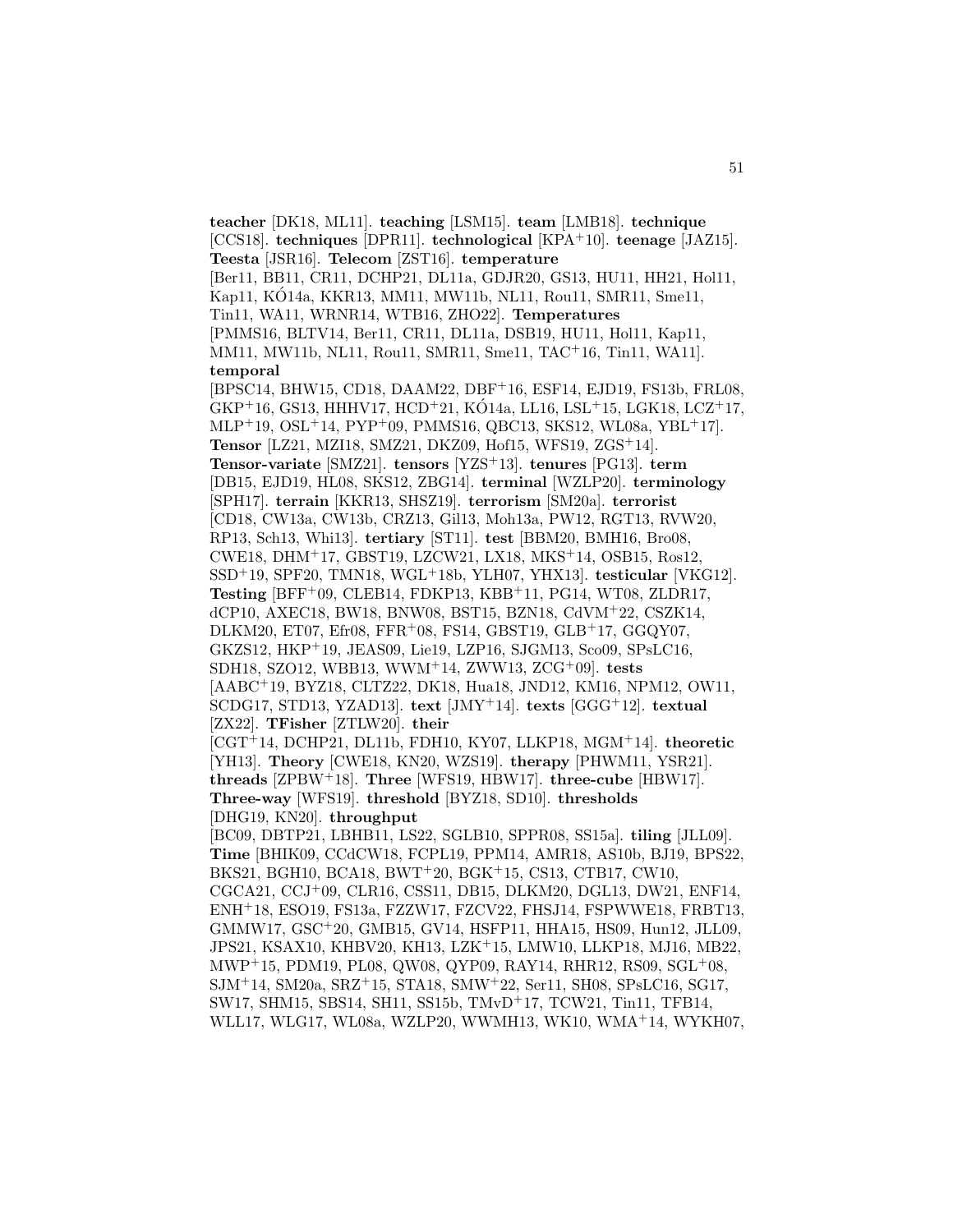**teacher** [DK18, ML11]. **teaching** [LSM15]. **team** [LMB18]. **technique** [CCS18]. **techniques** [DPR11]. **technological** [KPA+10]. **teenage** [JAZ15]. **Teesta** [JSR16]. **Telecom** [ZST16]. **temperature** [Ber11, BB11, CR11, DCHP21, DL11a, GDJR20, GS13, HU11, HH21, Hol11, Kap11, KÓ14a, KKR13, MM11, MW11b, NL11, Rou11, SMR11, Sme11, Tin11, WA11, WRNR14, WTB16, ZHO22]. **Temperatures** [PMMS16, BLTV14, Ber11, CR11, DL11a, DSB19, HU11, Hol11, Kap11, MM11, MW11b, NL11, Rou11, SMR11, Sme11, TAC+16, Tin11, WA11]. **temporal** [BPSC14, BHW15, CD18, DAAM22, DBF+16, ESF14, EJD19, FS13b, FRL08, GKP+16, GS13, HHHV17, HCD+21, KÓ14a, LL16, LSL+15, LGK18, LCZ+17, MLP+19, OSL+14, PYP+09, PMMS16, QBC13, SKS12, WL08a, YBL+17]. **Tensor** [LZ21, MZI18, SMZ21, DKZ09, Hof15, WFS19, ZGS+14]. **Tensor-variate** [SMZ21]. **tensors** [YZS+13]. **tenures** [PG13]. **term** [DB15, EJD19, HL08, SKS12, ZBG14]. **terminal** [WZLP20]. **terminology** [SPH17]. **terrain** [KKR13, SHSZ19]. **terrorism** [SM20a]. **terrorist** [CD18, CW13a, CW13b, CRZ13, Gil13, Moh13a, PW12, RGT13, RVW20, RP13, Sch13, Whi13]. **tertiary** [ST11]. **test** [BBM20, BMH16, Bro08, CWE18, DHM+17, GBST19, LZCW21, LX18, MKS+14, OSB15, Ros12, SSD+19, SPF20, TMN18, WGL+18b, YLH07, YHX13]. **testicular** [VKG12]. **Testing** [BFF+09, CLEB14, FDKP13, KBB+11, PG14, WT08, ZLDR17, dCP10, AXEC18, BW18, BNW08, BST15, BZN18, CdVM+22, CSZK14, DLKM20, ET07, Efr08, FFR+08, FS14, GBST19, GLB+17, GGQY07, GKZS12, HKP+19, JEAS09, Lie19, LZP16, SJGM13, Sco09, SPsLC16, SDH18, SZO12, WBB13, WWM+14, ZWW13, ZCG+09]. **tests** [AABC+19, BYZ18, CLTZ22, DK18, Hua18, JND12, KM16, NPM12, OW11, SCDG17, STD13, YZAD13]. **text** [JMY+14]. **texts** [GGG+12]. **textual** [ZX22]. **TFisher** [ZTLW20]. **their** [CGT+14, DCHP21, DL11b, FDH10, KY07, LLKP18, MGM+14]. **theoretic** [YH13]. **Theory** [CWE18, KN20, WZS19]. **therapy** [PHWM11, YSR21]. **threads** [ZPBW+18]. **Three** [WFS19, HBW17]. **three-cube** [HBW17]. **Three-way** [WFS19]. **threshold** [BYZ18, SD10]. **thresholds** [DHG19, KN20]. **throughput** [BC09, DBTP21, LBHB11, LS22, SGLB10, SPPR08, SS15a]. **tiling** [JLL09]. **Time** [BHIK09, CCdCW18, FCPL19, PPM14, AMR18, AS10b, BJ19, BPS22, BKS21, BGH10, BCA18, BWT+20, BGK+15, CS13, CTB17, CW10, CGCA21, CCJ+09, CLR16, CSS11, DB15, DLKM20, DGL13, DW21, ENF14, ENH+18, ESO19, FS13a, FZZW17, FZCV22, FHSJ14, FSPWWE18, FRBT13, GMMW17, GSC+20, GMB15, GV14, HSFP11, HHA15, HS09, Hun12, JLL09, JPS21, KSAX10, KHBV20, KH13, LZK+15, LMW10, LLKP18, MJ16, MB22, MWP+15, PDM19, PL08, QW08, QYP09, RAY14, RHR12, RS09, SGL+08, SJM+14, SM20a, SRZ+15, STA18, SMW+22, Ser11, SH08, SPsLC16, SG17, SW17, SHM15, SBS14, SH11, SS15b, TMvD+17, TCW21, Tin11, TFB14, WLL17, WLG17, WL08a, WZLP20, WWMH13, WK10, WMA+14, WYKH07,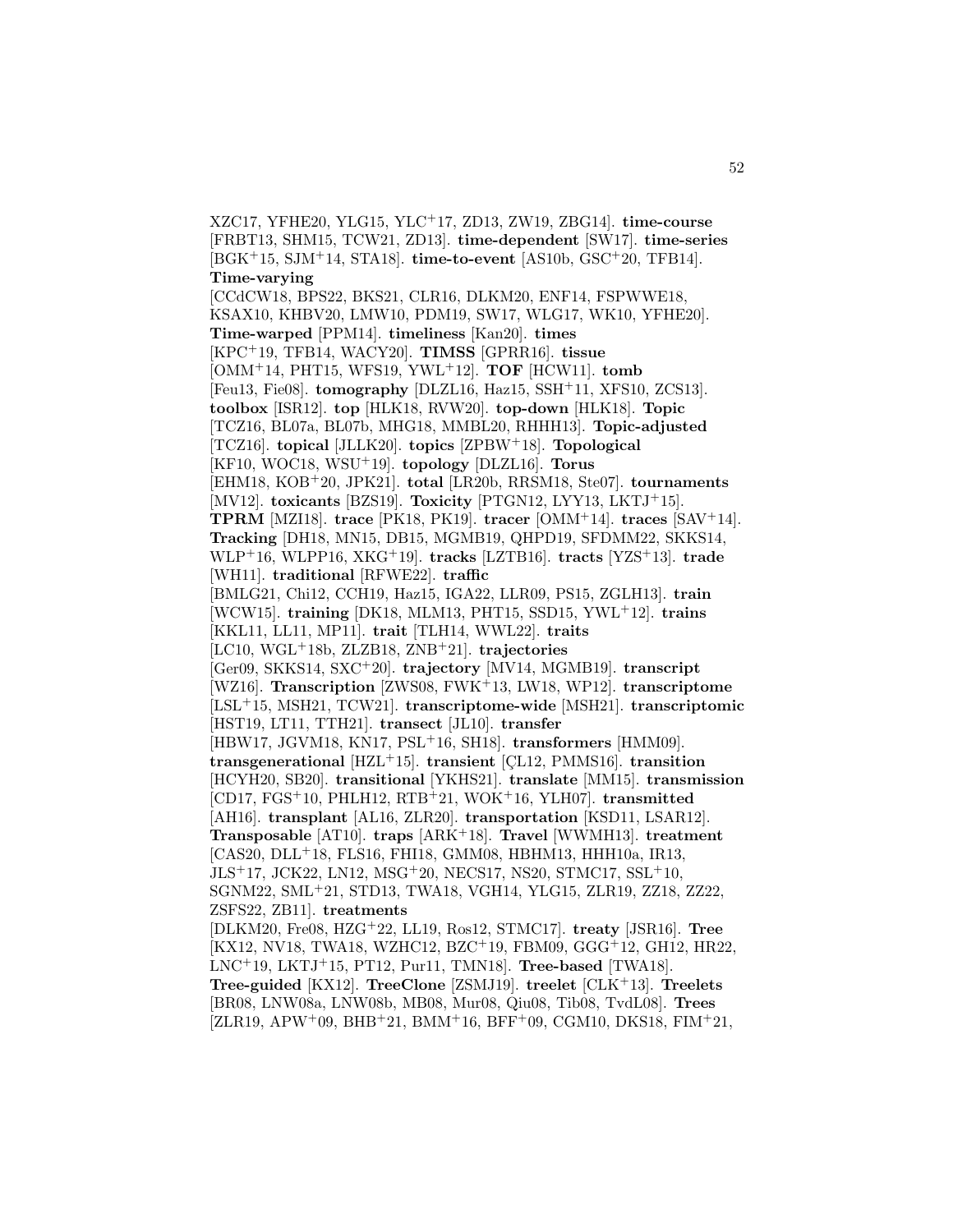XZC17, YFHE20, YLG15, YLC[+]17, ZD13, ZW19, ZBG14]. **time-course** [FRBT13, SHM15, TCW21, ZD13]. **time-dependent** [SW17]. **time-series** [BGK[+]15, SJM[+]14, STA18]. **time-to-event** [AS10b, GSC[+]20, TFB14]. **Time-varying** [CCdCW18, BPS22, BKS21, CLR16, DLKM20, ENF14, FSPWWE18, KSAX10, KHBV20, LMW10, PDM19, SW17, WLG17, WK10, YFHE20]. **Time-warped** [PPM14]. **timeliness** [Kan20]. **times** [KPC[+]19, TFB14, WACY20]. **TIMSS** [GPRR16]. **tissue** [OMM[+]14, PHT15, WFS19, YWL[+]12]. **TOF** [HCW11]. **tomb** [Feu13, Fie08]. **tomography** [DLZL16, Haz15, SSH[+]11, XFS10, ZCS13]. **toolbox** [ISR12]. **top** [HLK18, RVW20]. **top-down** [HLK18]. **Topic** [TCZ16, BL07a, BL07b, MHG18, MMBL20, RHHH13]. **Topic-adjusted** [TCZ16]. **topical** [JLLK20]. **topics** [ZPBW[+]18]. **Topological** [KF10, WOC18, WSU[+]19]. **topology** [DLZL16]. **Torus** [EHM18, KOB[+]20, JPK21]. **total** [LR20b, RRSM18, Ste07]. **tournaments** [MV12]. **toxicants** [BZS19]. **Toxicity** [PTGN12, LYY13, LKTJ[+]15]. **TPRM** [MZI18]. **trace** [PK18, PK19]. **tracer** [OMM[+]14]. **traces** [SAV[+]14]. **Tracking** [DH18, MN15, DB15, MGMB19, QHPD19, SFDMM22, SKKS14, WLP[+]16, WLPP16, XKG[+]19]. **tracks** [LZTB16]. **tracts** [YZS[+]13]. **trade** [WH11]. **traditional** [RFWE22]. **traffic** [BMLG21, Chi12, CCH19, Haz15, IGA22, LLR09, PS15, ZGLH13]. **train** [WCW15]. **training** [DK18, MLM13, PHT15, SSD15, YWL[+]12]. **trains** [KKL11, LL11, MP11]. **trait** [TLH14, WWL22]. **traits** [LC10, WGL[+]18b, ZLZB18, ZNB[+]21]. **trajectories** [Ger09, SKKS14, SXC[+]20]. **trajectory** [MV14, MGMB19]. **transcript** [WZ16]. **Transcription** [ZWS08, FWK[+]13, LW18, WP12]. **transcriptome** [LSL[+]15, MSH21, TCW21]. **transcriptome-wide** [MSH21]. **transcriptomic** [HST19, LT11, TTH21]. **transect** [JL10]. **transfer** [HBW17, JGVM18, KN17, PSL[+]16, SH18]. **transformers** [HMM09]. **transgenerational** [HZL[+]15]. **transient** [ÇL12, PMMS16]. **transition** [HCYH20, SB20]. **transitional** [YKHS21]. **translate** [MM15]. **transmission** [CD17, FGS[+]10, PHLH12, RTB[+]21, WOK[+]16, YLH07]. **transmitted** [AH16]. **transplant** [AL16, ZLR20]. **transportation** [KSD11, LSAR12]. **Transposable** [AT10]. **traps** [ARK[+]18]. **Travel** [WWMH13]. **treatment** [CAS20, DLL[+]18, FLS16, FHI18, GMM08, HBHM13, HHH10a, IR13, JLS[+]17, JCK22, LN12, MSG[+]20, NECS17, NS20, STMC17, SSL[+]10, SGNM22, SML[+]21, STD13, TWA18, VGH14, YLG15, ZLR19, ZZ18, ZZ22, ZSFS22, ZB11]. **treatments** [DLKM20, Fre08, HZG[+]22, LL19, Ros12, STMC17]. **treaty** [JSR16]. **Tree** [KX12, NV18, TWA18, WZHC12, BZC[+]19, FBM09, GGG[+]12, GH12, HR22, LNC[+]19, LKTJ[+]15, PT12, Pur11, TMN18]. **Tree-based** [TWA18]. **Tree-guided** [KX12]. **TreeClone** [ZSMJ19]. **treelet** [CLK[+]13]. **Treelets** [BR08, LNW08a, LNW08b, MB08, Mur08, Qiu08, Tib08, TvdL08]. **Trees** [ZLR19, APW[+]09, BHB[+]21, BMM[+]16, BFF[+]09, CGM10, DKS18, FIM[+]21,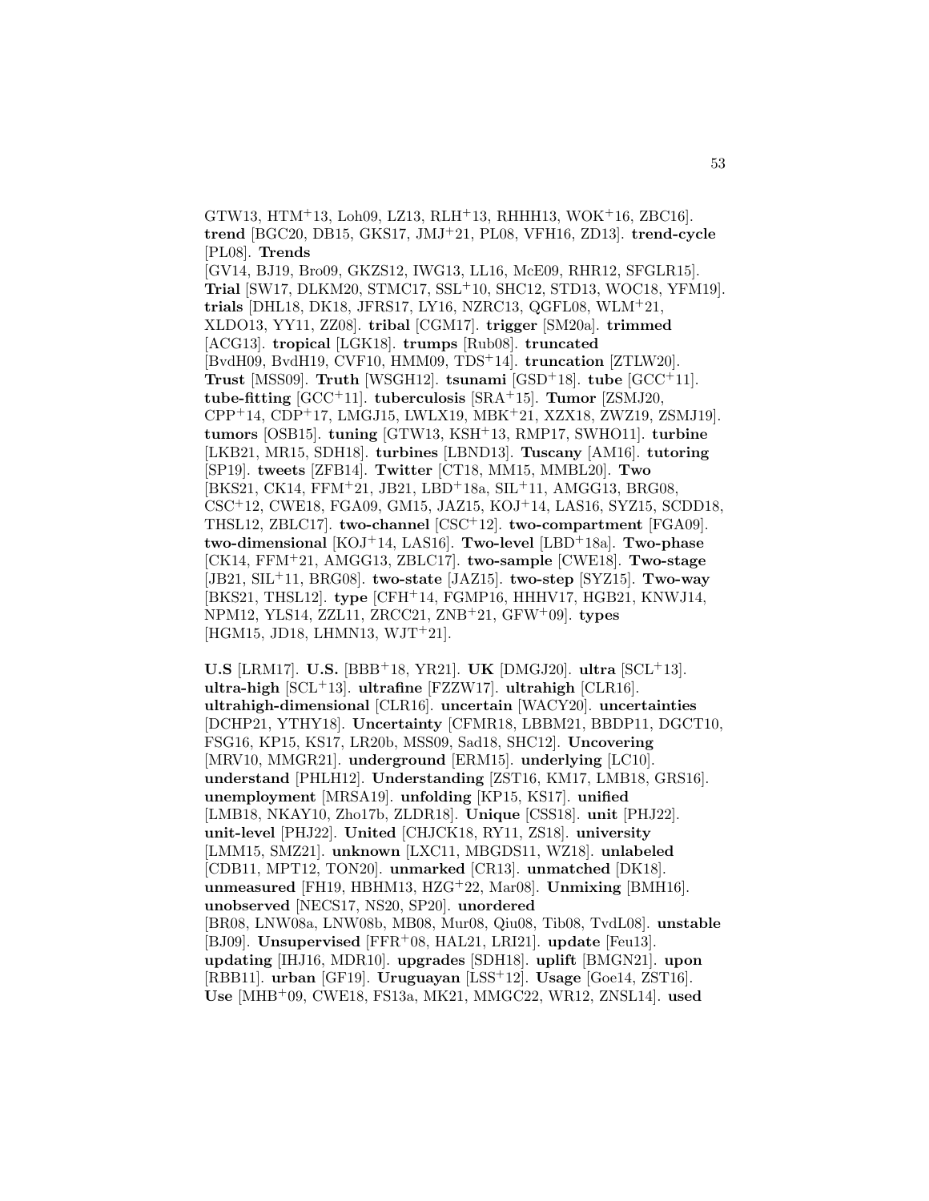GTW13, HTM+13, Loh09, LZ13, RLH+13, RHHH13, WOK+16, ZBC16]. **trend** [BGC20, DB15, GKS17, JMJ+21, PL08, VFH16, ZD13]. **trend-cycle** [PL08]. **Trends** [GV14, BJ19, Bro09, GKZS12, IWG13, LL16, McE09, RHR12, SFGLR15]. **Trial** [SW17, DLKM20, STMC17, SSL+10, SHC12, STD13, WOC18, YFM19]. **trials** [DHL18, DK18, JFRS17, LY16, NZRC13, QGFL08, WLM+21, XLDO13, YY11, ZZ08]. **tribal** [CGM17]. **trigger** [SM20a]. **trimmed** [ACG13]. **tropical** [LGK18]. **trumps** [Rub08]. **truncated** [BvdH09, BvdH19, CVF10, HMM09, TDS+14]. **truncation** [ZTLW20]. **Trust** [MSS09]. **Truth** [WSGH12]. **tsunami** [GSD+18]. **tube** [GCC+11]. **tube-fitting** [GCC+11]. **tuberculosis** [SRA+15]. **Tumor** [ZSMJ20, CPP+14, CDP+17, LMGJ15, LWLX19, MBK+21, XZX18, ZWZ19, ZSMJ19]. **tumors** [OSB15]. **tuning** [GTW13, KSH+13, RMP17, SWHO11]. **turbine** [LKB21, MR15, SDH18]. **turbines** [LBND13]. **Tuscany** [AM16]. **tutoring** [SP19]. **tweets** [ZFB14]. **Twitter** [CT18, MM15, MMBL20]. **Two** [BKS21, CK14, FFM+21, JB21, LBD+18a, SIL+11, AMGG13, BRG08, CSC+12, CWE18, FGA09, GM15, JAZ15, KOJ+14, LAS16, SYZ15, SCDD18, THSL12, ZBLC17]. **two-channel** [CSC+12]. **two-compartment** [FGA09]. **two-dimensional** [KOJ+14, LAS16]. **Two-level** [LBD+18a]. **Two-phase** [CK14, FFM+21, AMGG13, ZBLC17]. **two-sample** [CWE18]. **Two-stage** [JB21, SIL+11, BRG08]. **two-state** [JAZ15]. **two-step** [SYZ15]. **Two-way** [BKS21, THSL12]. **type** [CFH+14, FGMP16, HHHV17, HGB21, KNWJ14, NPM12, YLS14, ZZL11, ZRCC21, ZNB+21, GFW+09]. **types** [HGM15, JD18, LHMN13, WJT+21].

**U.S** [LRM17]. **U.S.** [BBB+18, YR21]. **UK** [DMGJ20]. **ultra** [SCL+13]. **ultra-high** [SCL+13]. **ultrafine** [FZZW17]. **ultrahigh** [CLR16]. **ultrahigh-dimensional** [CLR16]. **uncertain** [WACY20]. **uncertainties** [DCHP21, YTHY18]. **Uncertainty** [CFMR18, LBBM21, BBDP11, DGCT10, FSG16, KP15, KS17, LR20b, MSS09, Sad18, SHC12]. **Uncovering** [MRV10, MMGR21]. **underground** [ERM15]. **underlying** [LC10]. **understand** [PHLH12]. **Understanding** [ZST16, KM17, LMB18, GRS16]. **unemployment** [MRSA19]. **unfolding** [KP15, KS17]. **unified** [LMB18, NKAY10, Zho17b, ZLDR18]. **Unique** [CSS18]. **unit** [PHJ22]. **unit-level** [PHJ22]. **United** [CHJCK18, RY11, ZS18]. **university** [LMM15, SMZ21]. **unknown** [LXC11, MBGDS11, WZ18]. **unlabeled** [CDB11, MPT12, TON20]. **unmarked** [CR13]. **unmatched** [DK18]. **unmeasured** [FH19, HBHM13, HZG+22, Mar08]. **Unmixing** [BMH16]. **unobserved** [NECS17, NS20, SP20]. **unordered** [BR08, LNW08a, LNW08b, MB08, Mur08, Qiu08, Tib08, TvdL08]. **unstable** [BJ09]. **Unsupervised** [FFR+08, HAL21, LRI21]. **update** [Feu13]. **updating** [IHJ16, MDR10]. **upgrades** [SDH18]. **uplift** [BMGN21]. **upon** [RBB11]. **urban** [GF19]. **Uruguayan** [LSS+12]. **Usage** [Goe14, ZST16]. **Use** [MHB+09, CWE18, FS13a, MK21, MMGC22, WR12, ZNSL14]. **used**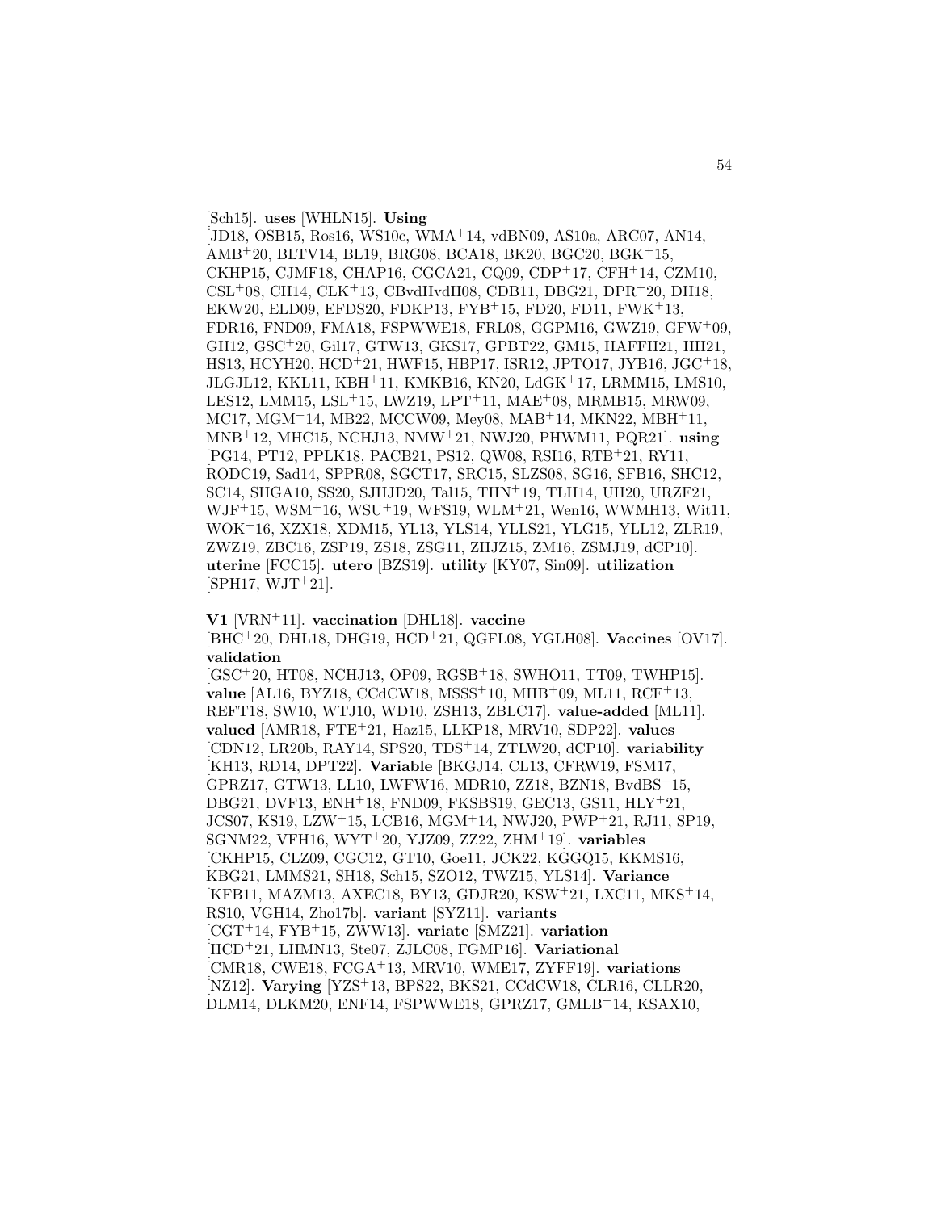[Sch15]. **uses** [WHLN15]. **Using** [JD18, OSB15, Ros16, WS10c, WMA+14, vdBN09, AS10a, ARC07, AN14, AMB+20, BLTV14, BL19, BRG08, BCA18, BK20, BGC20, BGK+15, CKHP15, CJMF18, CHAP16, CGCA21, CQ09, CDP+17, CFH+14, CZM10, CSL+08, CH14, CLK+13, CBvdHvdH08, CDB11, DBG21, DPR+20, DH18, EKW20, ELD09, EFDS20, FDKP13, FYB+15, FD20, FD11, FWK+13, FDR16, FND09, FMA18, FSPWWE18, FRL08, GGPM16, GWZ19, GFW+09, GH12, GSC+20, Gil17, GTW13, GKS17, GPBT22, GM15, HAFFH21, HH21, HS13, HCYH20, HCD+21, HWF15, HBP17, ISR12, JPTO17, JYB16, JGC+18, JLGJL12, KKL11, KBH+11, KMKB16, KN20, LdGK+17, LRMM15, LMS10, LES12, LMM15, LSL+15, LWZ19, LPT+11, MAE+08, MRMB15, MRW09, MC17, MGM+14, MB22, MCCW09, Mey08, MAB+14, MKN22, MBH+11, MNB+12, MHC15, NCHJ13, NMW+21, NWJ20, PHWM11, PQR21]. **using** [PG14, PT12, PPLK18, PACB21, PS12, QW08, RSI16, RTB+21, RY11, RODC19, Sad14, SPPR08, SGCT17, SRC15, SLZS08, SG16, SFB16, SHC12, SC14, SHGA10, SS20, SJHJD20, Tal15, THN+19, TLH14, UH20, URZF21, WJF+15, WSM+16, WSU+19, WFS19, WLM+21, Wen16, WWMH13, Wit11, WOK+16, XZX18, XDM15, YL13, YLS14, YLLS21, YLG15, YLL12, ZLR19, ZWZ19, ZBC16, ZSP19, ZS18, ZSG11, ZHJZ15, ZM16, ZSMJ19, dCP10]. **uterine** [FCC15]. **utero** [BZS19]. **utility** [KY07, Sin09]. **utilization** [SPH17, WJT+21].

**V1** [VRN+11]. **vaccination** [DHL18]. **vaccine** [BHC+20, DHL18, DHG19, HCD+21, QGFL08, YGLH08]. **Vaccines** [OV17]. **validation** [GSC+20, HT08, NCHJ13, OP09, RGSB+18, SWHO11, TT09, TWHP15]. **value** [AL16, BYZ18, CCdCW18, MSSS+10, MHB+09, ML11, RCF+13, REFT18, SW10, WTJ10, WD10, ZSH13, ZBLC17]. **value-added** [ML11]. **valued** [AMR18, FTE+21, Haz15, LLKP18, MRV10, SDP22]. **values** [CDN12, LR20b, RAY14, SPS20, TDS+14, ZTLW20, dCP10]. **variability** [KH13, RD14, DPT22]. **Variable** [BKGJ14, CL13, CFRW19, FSM17, GPRZ17, GTW13, LL10, LWFW16, MDR10, ZZ18, BZN18, BvdBS+15, DBG21, DVF13, ENH+18, FND09, FKSBS19, GEC13, GS11, HLY+21, JCS07, KS19, LZW+15, LCB16, MGM+14, NWJ20, PWP+21, RJ11, SP19, SGNM22, VFH16, WYT+20, YJZ09, ZZ22, ZHM+19]. **variables** [CKHP15, CLZ09, CGC12, GT10, Goe11, JCK22, KGGQ15, KKMS16, KBG21, LMMS21, SH18, Sch15, SZO12, TWZ15, YLS14]. **Variance** [KFB11, MAZM13, AXEC18, BY13, GDJR20, KSW+21, LXC11, MKS+14, RS10, VGH14, Zho17b]. **variant** [SYZ11]. **variants** [CGT+14, FYB+15, ZWW13]. **variate** [SMZ21]. **variation** [HCD+21, LHMN13, Ste07, ZJLC08, FGMP16]. **Variational** [CMR18, CWE18, FCGA+13, MRV10, WME17, ZYFF19]. **variations** [NZ12]. **Varying** [YZS+13, BPS22, BKS21, CCdCW18, CLR16, CLLR20, DLM14, DLKM20, ENF14, FSPWWE18, GPRZ17, GMLB+14, KSAX10,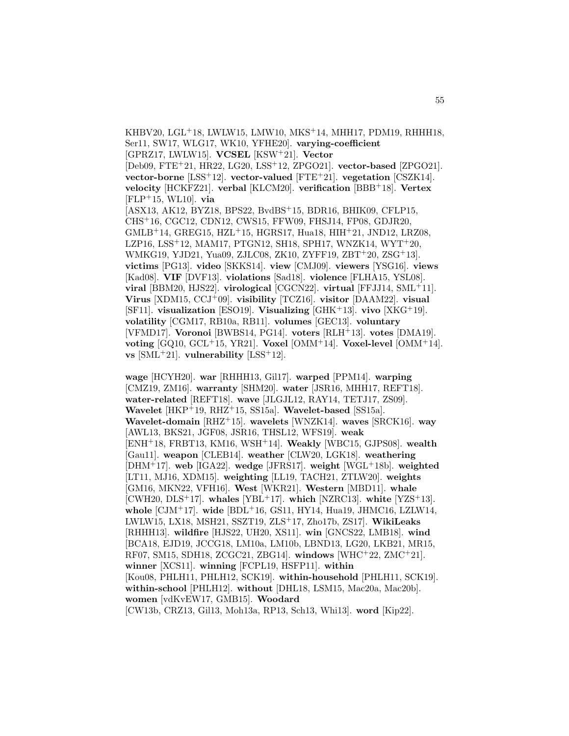KHBV20, LGL+18, LWLW15, LMW10, MKS+14, MHH17, PDM19, RHHH18, Ser11, SW17, WLG17, WK10, YFHE20]. **varying-coefficient** [GPRZ17, LWLW15]. **VCSEL** [KSW+21]. **Vector** [Deb09, FTE+21, HR22, LG20, LSS+12, ZPGO21]. **vector-based** [ZPGO21]. **vector-borne** [LSS+12]. **vector-valued** [FTE+21]. **vegetation** [CSZK14]. **velocity** [HCKFZ21]. **verbal** [KLCM20]. **verification** [BBB+18]. **Vertex** [FLP+15, WL10]. **via** [ASX13, AK12, BYZ18, BPS22, BvdBS+15, BDR16, BHIK09, CFLP15, CHS+16, CGC12, CDN12, CWS15, FFW09, FHSJ14, FP08, GDJR20, GMLB+14, GREG15, HZL+15, HGRS17, Hua18, HIH+21, JND12, LRZ08, LZP16, LSS+12, MAM17, PTGN12, SH18, SPH17, WNZK14, WYT+20, WMKG19, YJD21, Yua09, ZJLC08, ZK10, ZYFF19, ZBT+20, ZSG+13]. **victims** [PG13]. **video** [SKKS14]. **view** [CMJ09]. **viewers** [YSG16]. **views** [Kad08]. **VIF** [DVF13]. **violations** [Sad18]. **violence** [FLHA15, YSL08]. **viral** [BBM20, HJS22]. **virological** [CGCN22]. **virtual** [FFJJ14, SML+11]. **Virus** [XDM15, CCJ+09]. **visibility** [TCZ16]. **visitor** [DAAM22]. **visual** [SF11]. **visualization** [ESO19]. **Visualizing** [GHK+13]. **vivo** [XKG+19]. **volatility** [CGM17, RB10a, RB11]. **volumes** [GEC13]. **voluntary** [VFMD17]. **Voronoi** [BWBS14, PG14]. **voters** [RLH+13]. **votes** [DMA19]. **voting** [GQ10, GCL+15, YR21]. **Voxel** [OMM+14]. **Voxel-level** [OMM+14]. **vs** [SML+21]. **vulnerability** [LSS+12].

**wage** [HCYH20]. **war** [RHHH13, Gil17]. **warped** [PPM14]. **warping** [CMZ19, ZM16]. **warranty** [SHM20]. **water** [JSR16, MHH17, REFT18]. **water-related** [REFT18]. **wave** [JLGJL12, RAY14, TETJ17, ZS09]. **Wavelet** [HKP+19, RHZ+15, SS15a]. **Wavelet-based** [SS15a]. **Wavelet-domain** [RHZ+15]. **wavelets** [WNZK14]. **waves** [SRCK16]. **way** [AWL13, BKS21, JGF08, JSR16, THSL12, WFS19]. **weak** [ENH+18, FRBT13, KM16, WSH+14]. **Weakly** [WBC15, GJPS08]. **wealth** [Gau11]. **weapon** [CLEB14]. **weather** [CLW20, LGK18]. **weathering** [DHM+17]. **web** [IGA22]. **wedge** [JFRS17]. **weight** [WGL+18b]. **weighted** [LT11, MJ16, XDM15]. **weighting** [LL19, TACH21, ZTLW20]. **weights** [GM16, MKN22, VFH16]. **West** [WKR21]. **Western** [MBD11]. **whale** [CWH20, DLS+17]. **whales** [YBL+17]. **which** [NZRC13]. **white** [YZS+13]. **whole** [CJM+17]. **wide** [BDL+16, GS11, HY14, Hua19, JHMC16, LZLW14, LWLW15, LX18, MSH21, SSZT19, ZLS+17, Zho17b, ZS17]. **WikiLeaks** [RHHH13]. **wildfire** [HJS22, UH20, XS11]. **win** [GNCS22, LMB18]. **wind** [BCA18, EJD19, JCCG18, LM10a, LM10b, LBND13, LG20, LKB21, MR15, RF07, SM15, SDH18, ZCGC21, ZBG14]. **windows** [WHC+22, ZMC+21]. **winner** [XCS11]. **winning** [FCPL19, HSFP11]. **within** [Kou08, PHLH11, PHLH12, SCK19]. **within-household** [PHLH11, SCK19]. **within-school** [PHLH12]. **without** [DHL18, LSM15, Mac20a, Mac20b]. **women** [vdKvEW17, GMB15]. **Woodard** [CW13b, CRZ13, Gil13, Moh13a, RP13, Sch13, Whi13]. **word** [Kip22].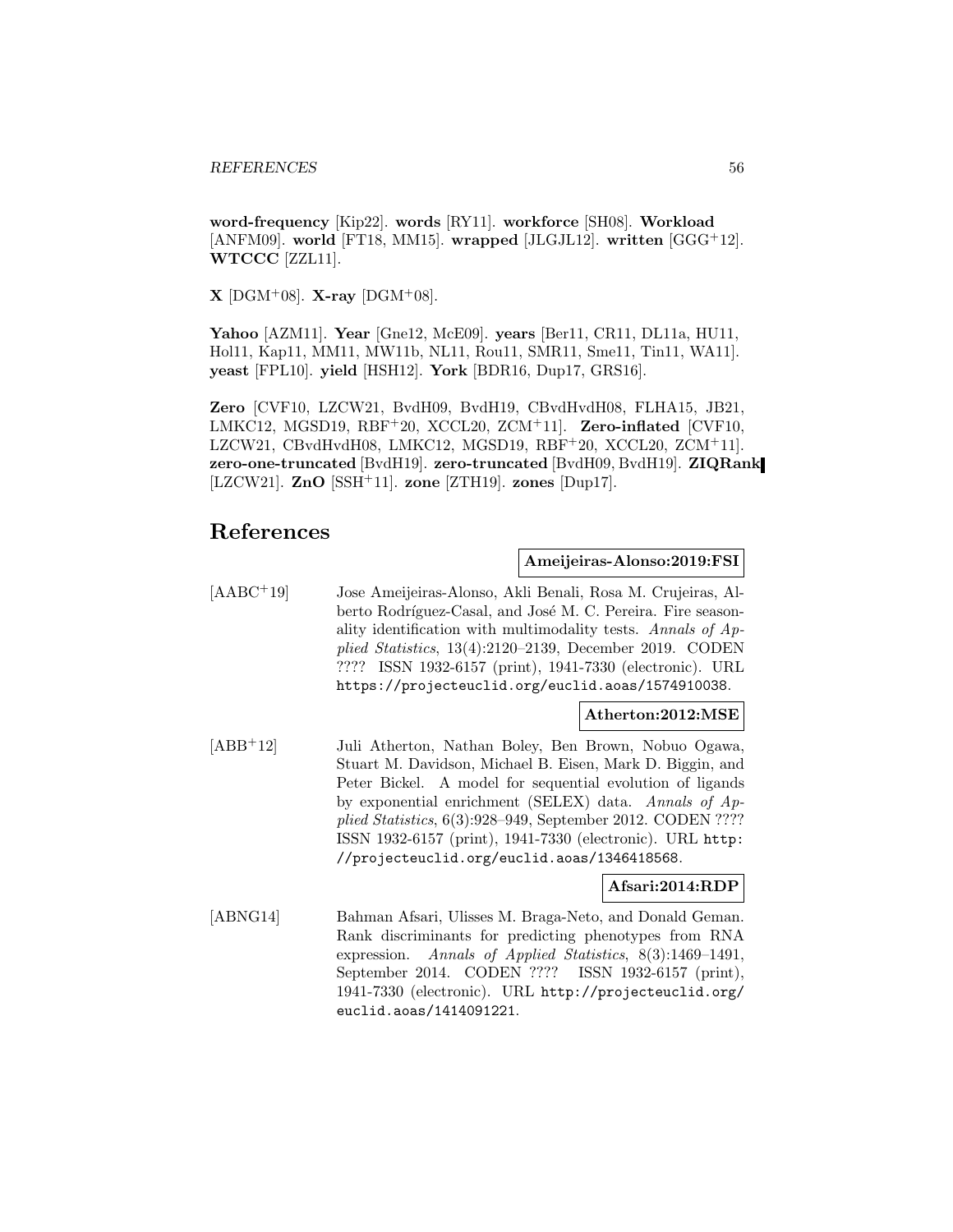**word-frequency** [Kip22]. **words** [RY11]. **workforce** [SH08]. **Workload** [ANFM09]. **world** [FT18, MM15]. **wrapped** [JLGJL12]. **written** [GGG+12]. **WTCCC** [ZZL11].

**X** [DGM+08]. **X-ray** [DGM+08].

**Yahoo** [AZM11]. **Year** [Gne12, McE09]. **years** [Ber11, CR11, DL11a, HU11, Hol11, Kap11, MM11, MW11b, NL11, Rou11, SMR11, Sme11, Tin11, WA11]. **yeast** [FPL10]. **yield** [HSH12]. **York** [BDR16, Dup17, GRS16].

**Zero** [CVF10, LZCW21, BvdH09, BvdH19, CBvdHvdH08, FLHA15, JB21, LMKC12, MGSD19, RBF+20, XCCL20, ZCM+11]. **Zero-inflated** [CVF10, LZCW21, CBvdHvdH08, LMKC12, MGSD19, RBF+20, XCCL20, ZCM+11]. **zero-one-truncated** [BvdH19]. **zero-truncated** [BvdH09, BvdH19]. **ZIQRank** [LZCW21]. **ZnO** [SSH+11]. **zone** [ZTH19]. **zones** [Dup17].

## References

**Ameijeiras-Alonso:2019:FSI**

[AABC+19] Jose Ameijeiras-Alonso, Akli Benali, Rosa M. Crujeiras, Alberto Rodríguez-Casal, and José M. C. Pereira. Fire seasonality identification with multimodality tests. *Annals of Applied Statistics*, 13(4):2120–2139, December 2019. CODEN ???? ISSN 1932-6157 (print), 1941-7330 (electronic). URL https://projecteuclid.org/euclid.aoas/1574910038.

**Atherton:2012:MSE**

[ABB+12] Juli Atherton, Nathan Boley, Ben Brown, Nobuo Ogawa, Stuart M. Davidson, Michael B. Eisen, Mark D. Biggin, and Peter Bickel. A model for sequential evolution of ligands by exponential enrichment (SELEX) data. *Annals of Applied Statistics*, 6(3):928–949, September 2012. CODEN ???? ISSN 1932-6157 (print), 1941-7330 (electronic). URL http://projecteuclid.org/euclid.aoas/1346418568.

**Afsari:2014:RDP**

[ABNG14] Bahman Afsari, Ulisses M. Braga-Neto, and Donald Geman. Rank discriminants for predicting phenotypes from RNA expression. *Annals of Applied Statistics*, 8(3):1469–1491, September 2014. CODEN ???? ISSN 1932-6157 (print), 1941-7330 (electronic). URL http://projecteuclid.org/euclid.aoas/1414091221.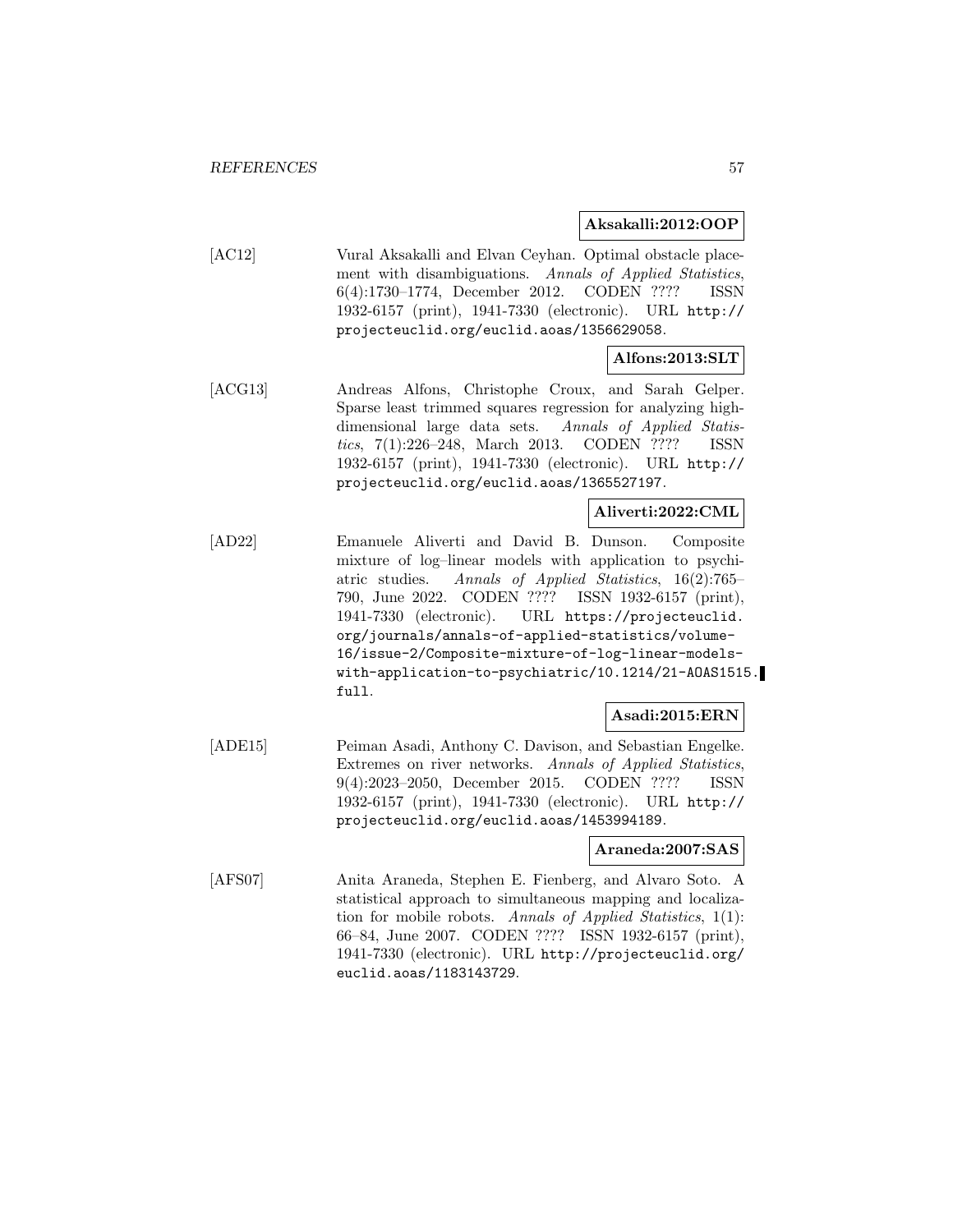**Aksakalli:2012:OOP**

[AC12] Vural Aksakalli and Elvan Ceyhan. Optimal obstacle placement with disambiguations. *Annals of Applied Statistics*, 6(4):1730–1774, December 2012. CODEN ???? ISSN 1932-6157 (print), 1941-7330 (electronic). URL `http://projecteuclid.org/euclid.aoas/1356629058`.

**Alfons:2013:SLT**

[ACG13] Andreas Alfons, Christophe Croux, and Sarah Gelper. Sparse least trimmed squares regression for analyzing high-dimensional large data sets. *Annals of Applied Statistics*, 7(1):226–248, March 2013. CODEN ???? ISSN 1932-6157 (print), 1941-7330 (electronic). URL `http://projecteuclid.org/euclid.aoas/1365527197`.

**Aliverti:2022:CML**

[AD22] Emanuele Aliverti and David B. Dunson. Composite mixture of log–linear models with application to psychiatric studies. *Annals of Applied Statistics*, 16(2):765–790, June 2022. CODEN ???? ISSN 1932-6157 (print), 1941-7330 (electronic). URL `https://projecteuclid.org/journals/annals-of-applied-statistics/volume-16/issue-2/Composite-mixture-of-log-linear-models-with-application-to-psychiatric/10.1214/21-AOAS1515.full`.

**Asadi:2015:ERN**

[ADE15] Peiman Asadi, Anthony C. Davison, and Sebastian Engelke. Extremes on river networks. *Annals of Applied Statistics*, 9(4):2023–2050, December 2015. CODEN ???? ISSN 1932-6157 (print), 1941-7330 (electronic). URL `http://projecteuclid.org/euclid.aoas/1453994189`.

**Araneda:2007:SAS**

[AFS07] Anita Araneda, Stephen E. Fienberg, and Alvaro Soto. A statistical approach to simultaneous mapping and localization for mobile robots. *Annals of Applied Statistics*, 1(1):66–84, June 2007. CODEN ???? ISSN 1932-6157 (print), 1941-7330 (electronic). URL `http://projecteuclid.org/euclid.aoas/1183143729`.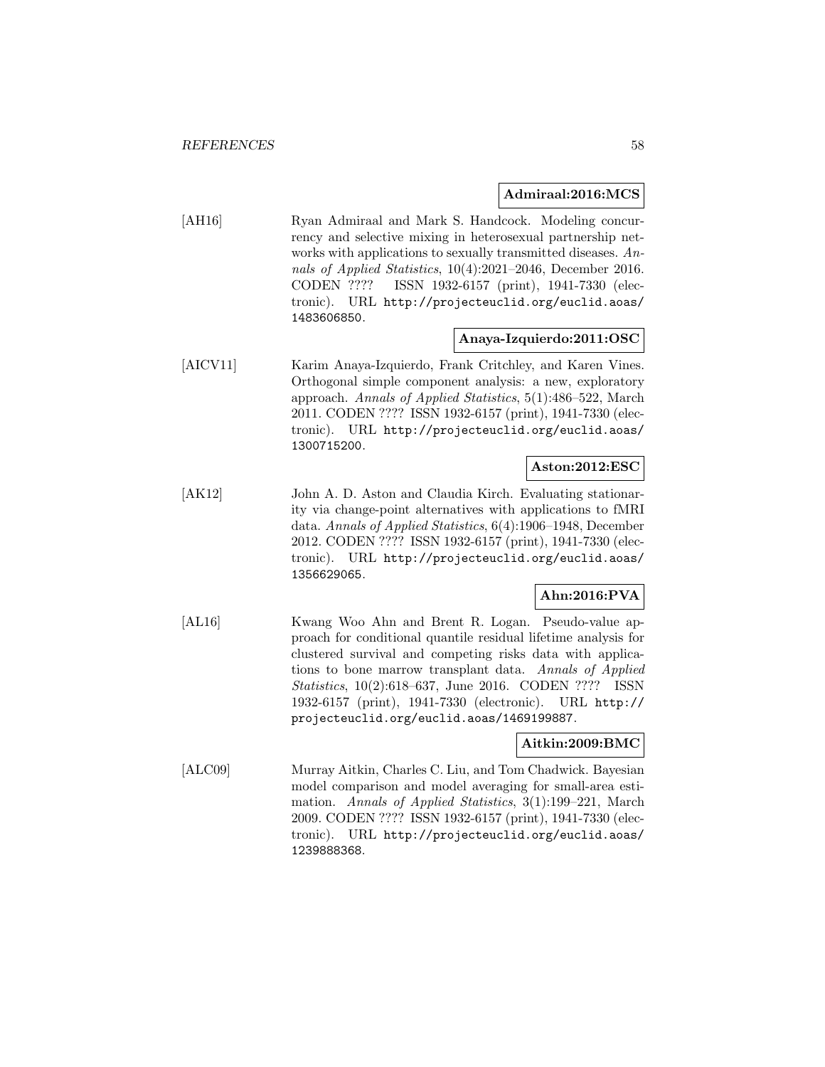**Admiraal:2016:MCS**

[AH16] Ryan Admiraal and Mark S. Handcock. Modeling concurrency and selective mixing in heterosexual partnership networks with applications to sexually transmitted diseases. *Annals of Applied Statistics*, 10(4):2021–2046, December 2016. CODEN ???? ISSN 1932-6157 (print), 1941-7330 (electronic). URL http://projecteuclid.org/euclid.aoas/1483606850.

**Anaya-Izquierdo:2011:OSC**

[AICV11] Karim Anaya-Izquierdo, Frank Critchley, and Karen Vines. Orthogonal simple component analysis: a new, exploratory approach. *Annals of Applied Statistics*, 5(1):486–522, March 2011. CODEN ???? ISSN 1932-6157 (print), 1941-7330 (electronic). URL http://projecteuclid.org/euclid.aoas/1300715200.

**Aston:2012:ESC**

[AK12] John A. D. Aston and Claudia Kirch. Evaluating stationarity via change-point alternatives with applications to fMRI data. *Annals of Applied Statistics*, 6(4):1906–1948, December 2012. CODEN ???? ISSN 1932-6157 (print), 1941-7330 (electronic). URL http://projecteuclid.org/euclid.aoas/1356629065.

**Ahn:2016:PVA**

[AL16] Kwang Woo Ahn and Brent R. Logan. Pseudo-value approach for conditional quantile residual lifetime analysis for clustered survival and competing risks data with applications to bone marrow transplant data. *Annals of Applied Statistics*, 10(2):618–637, June 2016. CODEN ???? ISSN 1932-6157 (print), 1941-7330 (electronic). URL http://projecteuclid.org/euclid.aoas/1469199887.

**Aitkin:2009:BMC**

[ALC09] Murray Aitkin, Charles C. Liu, and Tom Chadwick. Bayesian model comparison and model averaging for small-area estimation. *Annals of Applied Statistics*, 3(1):199–221, March 2009. CODEN ???? ISSN 1932-6157 (print), 1941-7330 (electronic). URL http://projecteuclid.org/euclid.aoas/1239888368.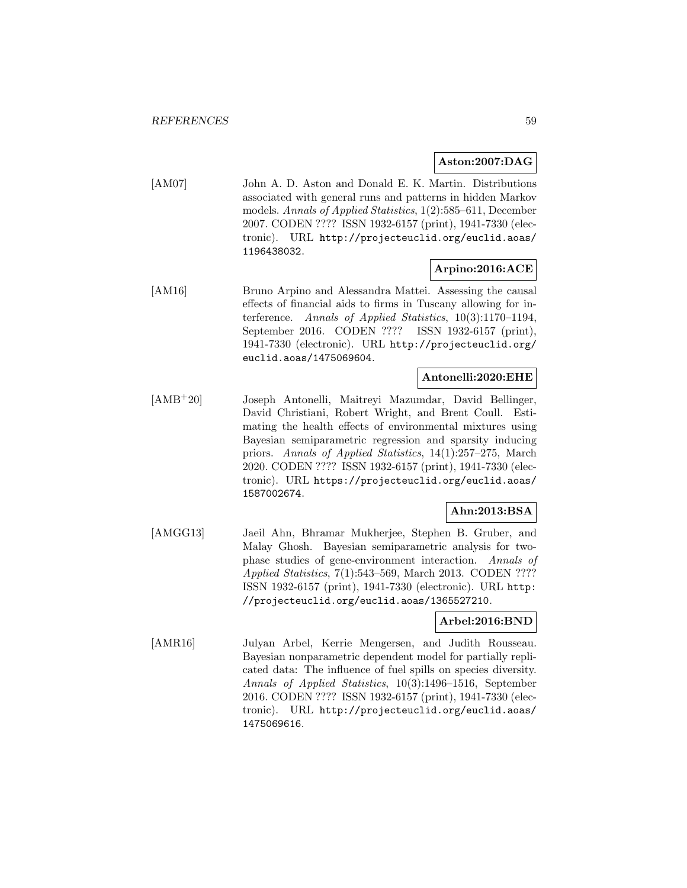**Aston:2007:DAG**

[AM07] John A. D. Aston and Donald E. K. Martin. Distributions associated with general runs and patterns in hidden Markov models. *Annals of Applied Statistics*, 1(2):585–611, December 2007. CODEN ???? ISSN 1932-6157 (print), 1941-7330 (electronic). URL `http://projecteuclid.org/euclid.aoas/1196438032`.

**Arpino:2016:ACE**

[AM16] Bruno Arpino and Alessandra Mattei. Assessing the causal effects of financial aids to firms in Tuscany allowing for interference. *Annals of Applied Statistics*, 10(3):1170–1194, September 2016. CODEN ???? ISSN 1932-6157 (print), 1941-7330 (electronic). URL `http://projecteuclid.org/euclid.aoas/1475069604`.

**Antonelli:2020:EHE**

[AMB+20] Joseph Antonelli, Maitreyi Mazumdar, David Bellinger, David Christiani, Robert Wright, and Brent Coull. Estimating the health effects of environmental mixtures using Bayesian semiparametric regression and sparsity inducing priors. *Annals of Applied Statistics*, 14(1):257–275, March 2020. CODEN ???? ISSN 1932-6157 (print), 1941-7330 (electronic). URL `https://projecteuclid.org/euclid.aoas/1587002674`.

**Ahn:2013:BSA**

[AMGG13] Jaeil Ahn, Bhramar Mukherjee, Stephen B. Gruber, and Malay Ghosh. Bayesian semiparametric analysis for two-phase studies of gene-environment interaction. *Annals of Applied Statistics*, 7(1):543–569, March 2013. CODEN ???? ISSN 1932-6157 (print), 1941-7330 (electronic). URL `http://projecteuclid.org/euclid.aoas/1365527210`.

**Arbel:2016:BND**

[AMR16] Julyan Arbel, Kerrie Mengersen, and Judith Rousseau. Bayesian nonparametric dependent model for partially replicated data: The influence of fuel spills on species diversity. *Annals of Applied Statistics*, 10(3):1496–1516, September 2016. CODEN ???? ISSN 1932-6157 (print), 1941-7330 (electronic). URL `http://projecteuclid.org/euclid.aoas/1475069616`.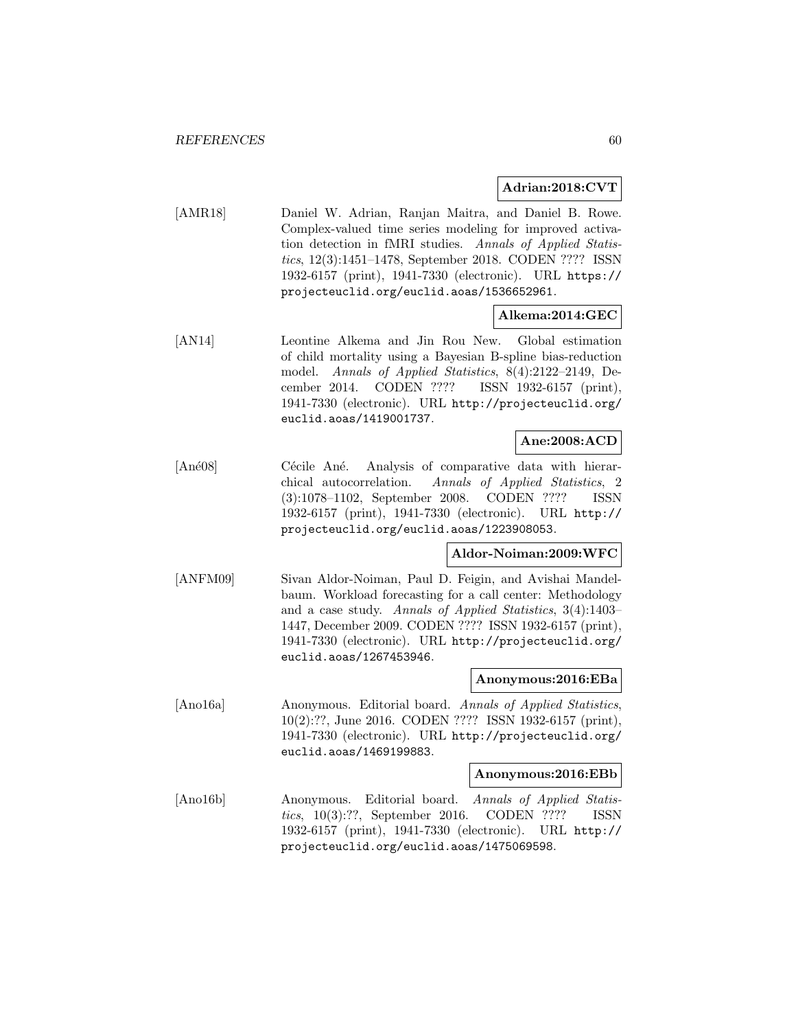**Adrian:2018:CVT**

[AMR18] Daniel W. Adrian, Ranjan Maitra, and Daniel B. Rowe. Complex-valued time series modeling for improved activation detection in fMRI studies. *Annals of Applied Statistics*, 12(3):1451–1478, September 2018. CODEN ???? ISSN 1932-6157 (print), 1941-7330 (electronic). URL https://projecteuclid.org/euclid.aoas/1536652961.

**Alkema:2014:GEC**

[AN14] Leontine Alkema and Jin Rou New. Global estimation of child mortality using a Bayesian B-spline bias-reduction model. *Annals of Applied Statistics*, 8(4):2122–2149, December 2014. CODEN ???? ISSN 1932-6157 (print), 1941-7330 (electronic). URL http://projecteuclid.org/euclid.aoas/1419001737.

**Ane:2008:ACD**

[Ané08] Cécile Ané. Analysis of comparative data with hierarchical autocorrelation. *Annals of Applied Statistics*, 2(3):1078–1102, September 2008. CODEN ???? ISSN 1932-6157 (print), 1941-7330 (electronic). URL http://projecteuclid.org/euclid.aoas/1223908053.

**Aldor-Noiman:2009:WFC**

[ANFM09] Sivan Aldor-Noiman, Paul D. Feigin, and Avishai Mandelbaum. Workload forecasting for a call center: Methodology and a case study. *Annals of Applied Statistics*, 3(4):1403–1447, December 2009. CODEN ???? ISSN 1932-6157 (print), 1941-7330 (electronic). URL http://projecteuclid.org/euclid.aoas/1267453946.

**Anonymous:2016:EBa**

[Ano16a] Anonymous. Editorial board. *Annals of Applied Statistics*, 10(2):??, June 2016. CODEN ???? ISSN 1932-6157 (print), 1941-7330 (electronic). URL http://projecteuclid.org/euclid.aoas/1469199883.

**Anonymous:2016:EBb**

[Ano16b] Anonymous. Editorial board. *Annals of Applied Statistics*, 10(3):??, September 2016. CODEN ???? ISSN 1932-6157 (print), 1941-7330 (electronic). URL http://projecteuclid.org/euclid.aoas/1475069598.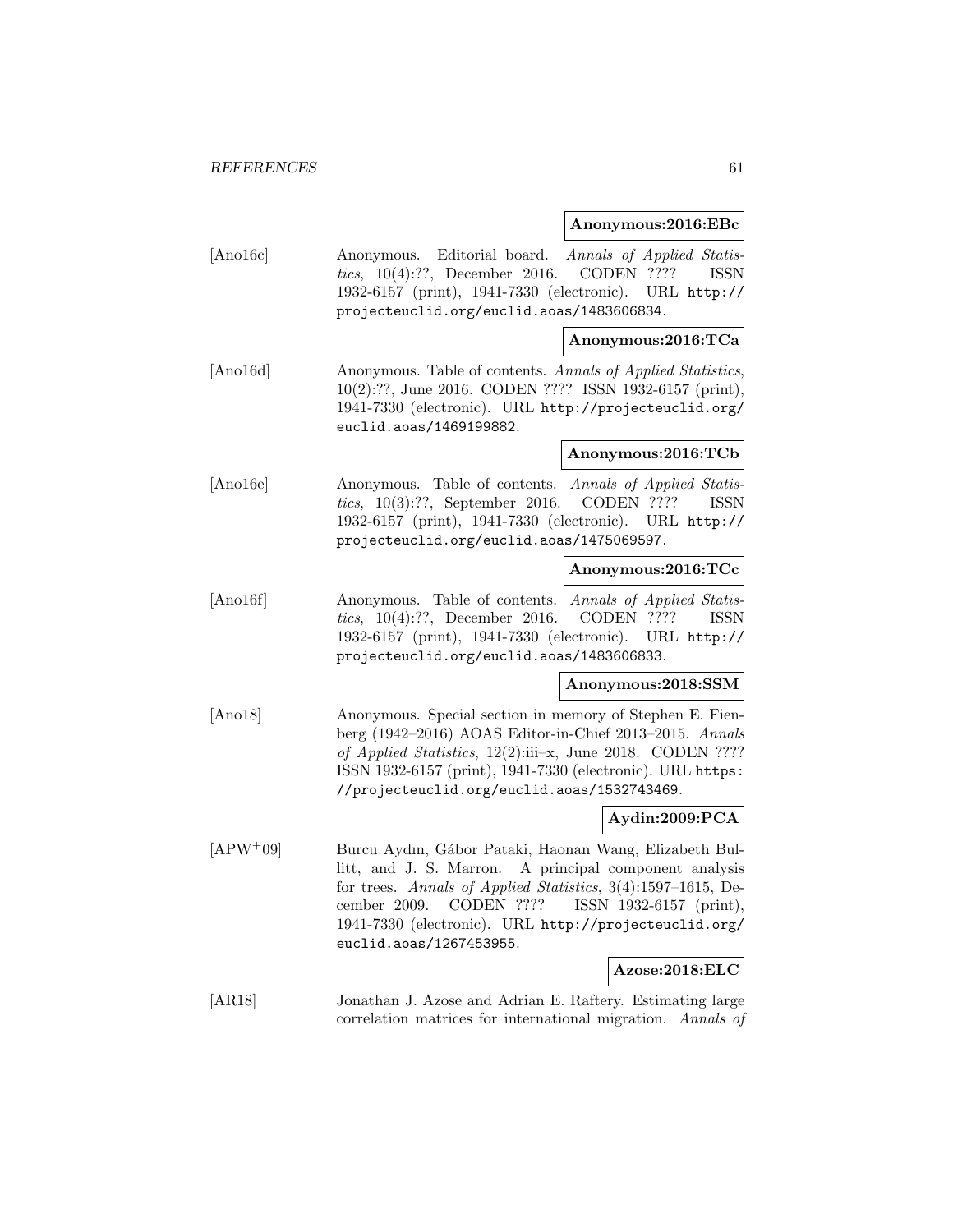**Anonymous:2016:EBc**

[Ano16c] Anonymous. Editorial board. *Annals of Applied Statistics*, 10(4):??, December 2016. CODEN ???? ISSN 1932-6157 (print), 1941-7330 (electronic). URL http://projecteuclid.org/euclid.aoas/1483606834.

**Anonymous:2016:TCa**

[Ano16d] Anonymous. Table of contents. *Annals of Applied Statistics*, 10(2):??, June 2016. CODEN ???? ISSN 1932-6157 (print), 1941-7330 (electronic). URL http://projecteuclid.org/euclid.aoas/1469199882.

**Anonymous:2016:TCb**

[Ano16e] Anonymous. Table of contents. *Annals of Applied Statistics*, 10(3):??, September 2016. CODEN ???? ISSN 1932-6157 (print), 1941-7330 (electronic). URL http://projecteuclid.org/euclid.aoas/1475069597.

**Anonymous:2016:TCc**

[Ano16f] Anonymous. Table of contents. *Annals of Applied Statistics*, 10(4):??, December 2016. CODEN ???? ISSN 1932-6157 (print), 1941-7330 (electronic). URL http://projecteuclid.org/euclid.aoas/1483606833.

**Anonymous:2018:SSM**

[Ano18] Anonymous. Special section in memory of Stephen E. Fienberg (1942–2016) AOAS Editor-in-Chief 2013–2015. *Annals of Applied Statistics*, 12(2):iii–x, June 2018. CODEN ???? ISSN 1932-6157 (print), 1941-7330 (electronic). URL https://projecteuclid.org/euclid.aoas/1532743469.

**Aydin:2009:PCA**

[APW+09] Burcu Aydın, Gábor Pataki, Haonan Wang, Elizabeth Bullitt, and J. S. Marron. A principal component analysis for trees. *Annals of Applied Statistics*, 3(4):1597–1615, December 2009. CODEN ???? ISSN 1932-6157 (print), 1941-7330 (electronic). URL http://projecteuclid.org/euclid.aoas/1267453955.

**Azose:2018:ELC**

[AR18] Jonathan J. Azose and Adrian E. Raftery. Estimating large correlation matrices for international migration. *Annals of*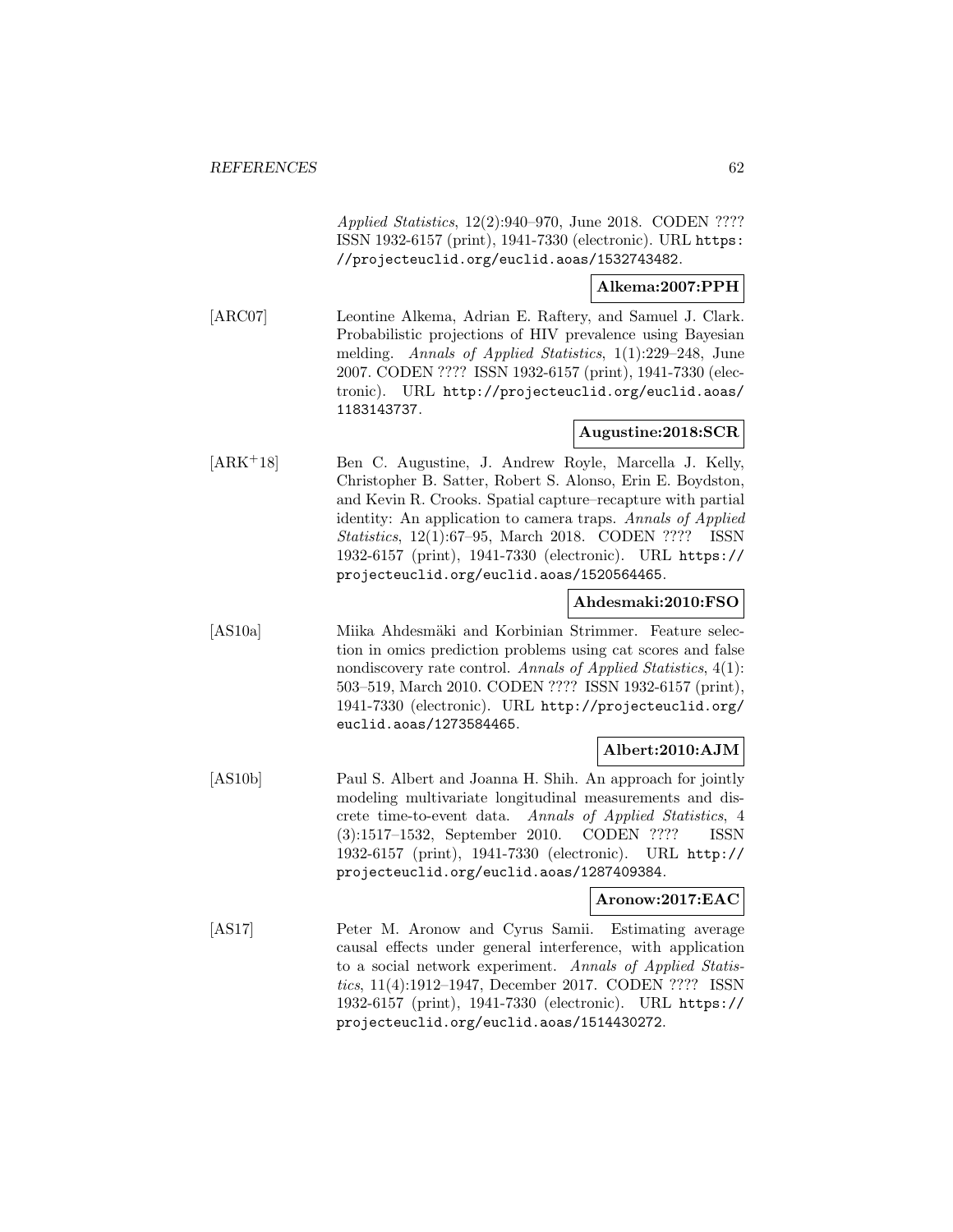*Applied Statistics*, 12(2):940–970, June 2018. CODEN ???? ISSN 1932-6157 (print), 1941-7330 (electronic). URL `https://projecteuclid.org/euclid.aoas/1532743482`.

**Alkema:2007:PPH**

[ARC07] Leontine Alkema, Adrian E. Raftery, and Samuel J. Clark. Probabilistic projections of HIV prevalence using Bayesian melding. *Annals of Applied Statistics*, 1(1):229–248, June 2007. CODEN ???? ISSN 1932-6157 (print), 1941-7330 (electronic). URL `http://projecteuclid.org/euclid.aoas/1183143737`.

**Augustine:2018:SCR**

[ARK+18] Ben C. Augustine, J. Andrew Royle, Marcella J. Kelly, Christopher B. Satter, Robert S. Alonso, Erin E. Boydston, and Kevin R. Crooks. Spatial capture–recapture with partial identity: An application to camera traps. *Annals of Applied Statistics*, 12(1):67–95, March 2018. CODEN ???? ISSN 1932-6157 (print), 1941-7330 (electronic). URL `https://projecteuclid.org/euclid.aoas/1520564465`.

**Ahdesmaki:2010:FSO**

[AS10a] Miika Ahdesmäki and Korbinian Strimmer. Feature selection in omics prediction problems using cat scores and false nondiscovery rate control. *Annals of Applied Statistics*, 4(1): 503–519, March 2010. CODEN ???? ISSN 1932-6157 (print), 1941-7330 (electronic). URL `http://projecteuclid.org/euclid.aoas/1273584465`.

**Albert:2010:AJM**

[AS10b] Paul S. Albert and Joanna H. Shih. An approach for jointly modeling multivariate longitudinal measurements and discrete time-to-event data. *Annals of Applied Statistics*, 4 (3):1517–1532, September 2010. CODEN ???? ISSN 1932-6157 (print), 1941-7330 (electronic). URL `http://projecteuclid.org/euclid.aoas/1287409384`.

**Aronow:2017:EAC**

[AS17] Peter M. Aronow and Cyrus Samii. Estimating average causal effects under general interference, with application to a social network experiment. *Annals of Applied Statistics*, 11(4):1912–1947, December 2017. CODEN ???? ISSN 1932-6157 (print), 1941-7330 (electronic). URL `https://projecteuclid.org/euclid.aoas/1514430272`.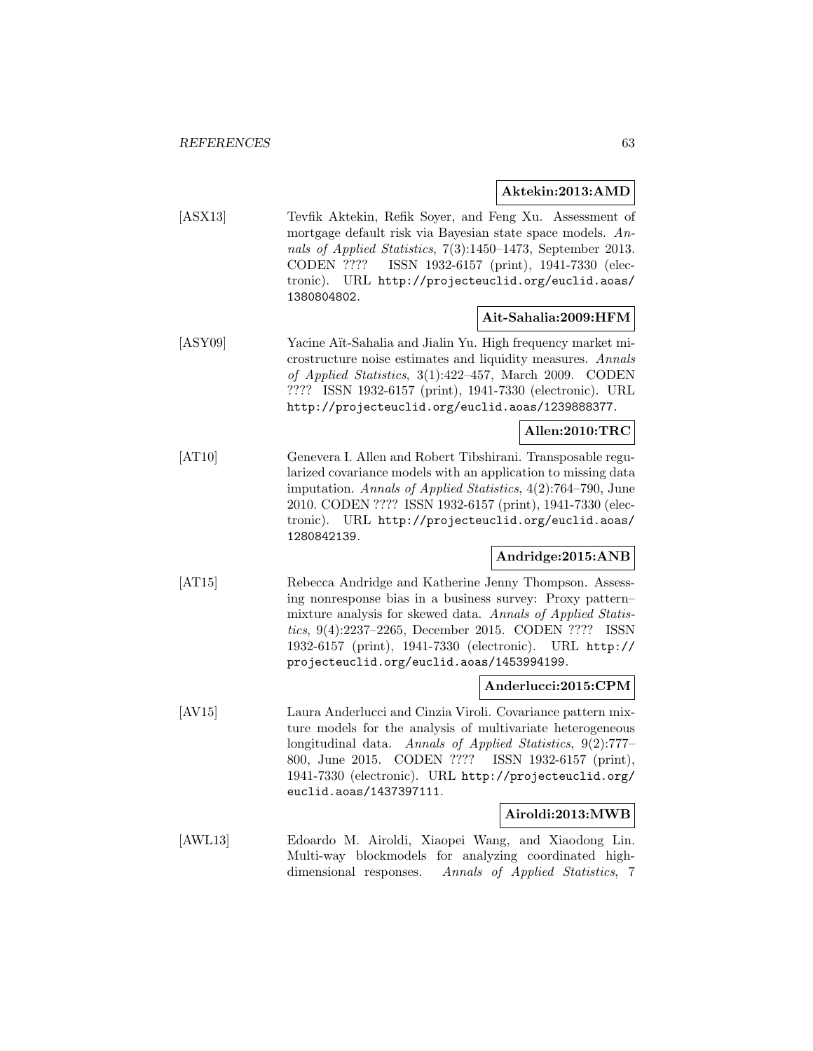**Aktekin:2013:AMD**

[ASX13] Tevfik Aktekin, Refik Soyer, and Feng Xu. Assessment of mortgage default risk via Bayesian state space models. *Annals of Applied Statistics*, 7(3):1450–1473, September 2013. CODEN ???? ISSN 1932-6157 (print), 1941-7330 (electronic). URL http://projecteuclid.org/euclid.aoas/1380804802.

**Ait-Sahalia:2009:HFM**

[ASY09] Yacine Aït-Sahalia and Jialin Yu. High frequency market microstructure noise estimates and liquidity measures. *Annals of Applied Statistics*, 3(1):422–457, March 2009. CODEN ???? ISSN 1932-6157 (print), 1941-7330 (electronic). URL http://projecteuclid.org/euclid.aoas/1239888377.

**Allen:2010:TRC**

[AT10] Genevera I. Allen and Robert Tibshirani. Transposable regularized covariance models with an application to missing data imputation. *Annals of Applied Statistics*, 4(2):764–790, June 2010. CODEN ???? ISSN 1932-6157 (print), 1941-7330 (electronic). URL http://projecteuclid.org/euclid.aoas/1280842139.

**Andridge:2015:ANB**

[AT15] Rebecca Andridge and Katherine Jenny Thompson. Assessing nonresponse bias in a business survey: Proxy pattern–mixture analysis for skewed data. *Annals of Applied Statistics*, 9(4):2237–2265, December 2015. CODEN ???? ISSN 1932-6157 (print), 1941-7330 (electronic). URL http://projecteuclid.org/euclid.aoas/1453994199.

**Anderlucci:2015:CPM**

[AV15] Laura Anderlucci and Cinzia Viroli. Covariance pattern mixture models for the analysis of multivariate heterogeneous longitudinal data. *Annals of Applied Statistics*, 9(2):777–800, June 2015. CODEN ???? ISSN 1932-6157 (print), 1941-7330 (electronic). URL http://projecteuclid.org/euclid.aoas/1437397111.

**Airoldi:2013:MWB**

[AWL13] Edoardo M. Airoldi, Xiaopei Wang, and Xiaodong Lin. Multi-way blockmodels for analyzing coordinated high-dimensional responses. *Annals of Applied Statistics*, 7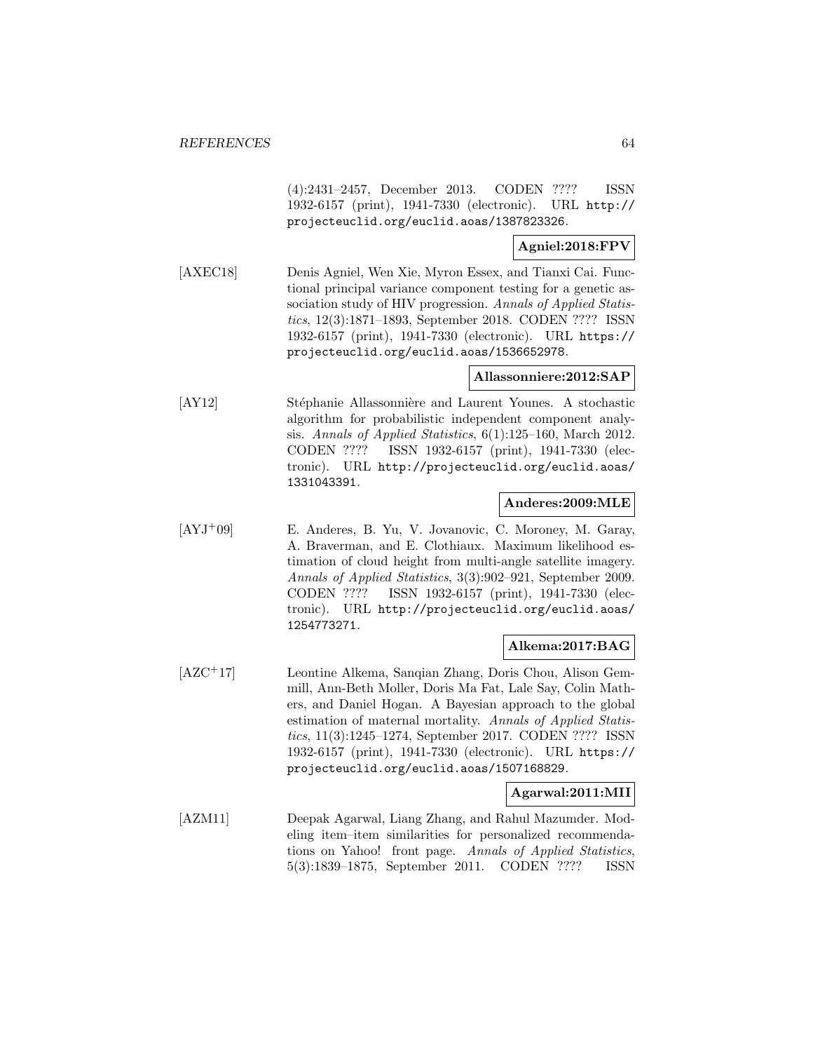(4):2431–2457, December 2013. CODEN ???? ISSN 1932-6157 (print), 1941-7330 (electronic). URL http://projecteuclid.org/euclid.aoas/1387823326.

**Agniel:2018:FPV**

[AXEC18] Denis Agniel, Wen Xie, Myron Essex, and Tianxi Cai. Functional principal variance component testing for a genetic association study of HIV progression. *Annals of Applied Statistics*, 12(3):1871–1893, September 2018. CODEN ???? ISSN 1932-6157 (print), 1941-7330 (electronic). URL https://projecteuclid.org/euclid.aoas/1536652978.

**Allassonniere:2012:SAP**

[AY12] Stéphanie Allassonnière and Laurent Younes. A stochastic algorithm for probabilistic independent component analysis. *Annals of Applied Statistics*, 6(1):125–160, March 2012. CODEN ???? ISSN 1932-6157 (print), 1941-7330 (electronic). URL http://projecteuclid.org/euclid.aoas/1331043391.

**Anderes:2009:MLE**

[AYJ+09] E. Anderes, B. Yu, V. Jovanovic, C. Moroney, M. Garay, A. Braverman, and E. Clothiaux. Maximum likelihood estimation of cloud height from multi-angle satellite imagery. *Annals of Applied Statistics*, 3(3):902–921, September 2009. CODEN ???? ISSN 1932-6157 (print), 1941-7330 (electronic). URL http://projecteuclid.org/euclid.aoas/1254773271.

**Alkema:2017:BAG**

[AZC+17] Leontine Alkema, Sanqian Zhang, Doris Chou, Alison Gemmill, Ann-Beth Moller, Doris Ma Fat, Lale Say, Colin Mathers, and Daniel Hogan. A Bayesian approach to the global estimation of maternal mortality. *Annals of Applied Statistics*, 11(3):1245–1274, September 2017. CODEN ???? ISSN 1932-6157 (print), 1941-7330 (electronic). URL https://projecteuclid.org/euclid.aoas/1507168829.

**Agarwal:2011:MII**

[AZM11] Deepak Agarwal, Liang Zhang, and Rahul Mazumder. Modeling item–item similarities for personalized recommendations on Yahoo! front page. *Annals of Applied Statistics*, 5(3):1839–1875, September 2011. CODEN ???? ISSN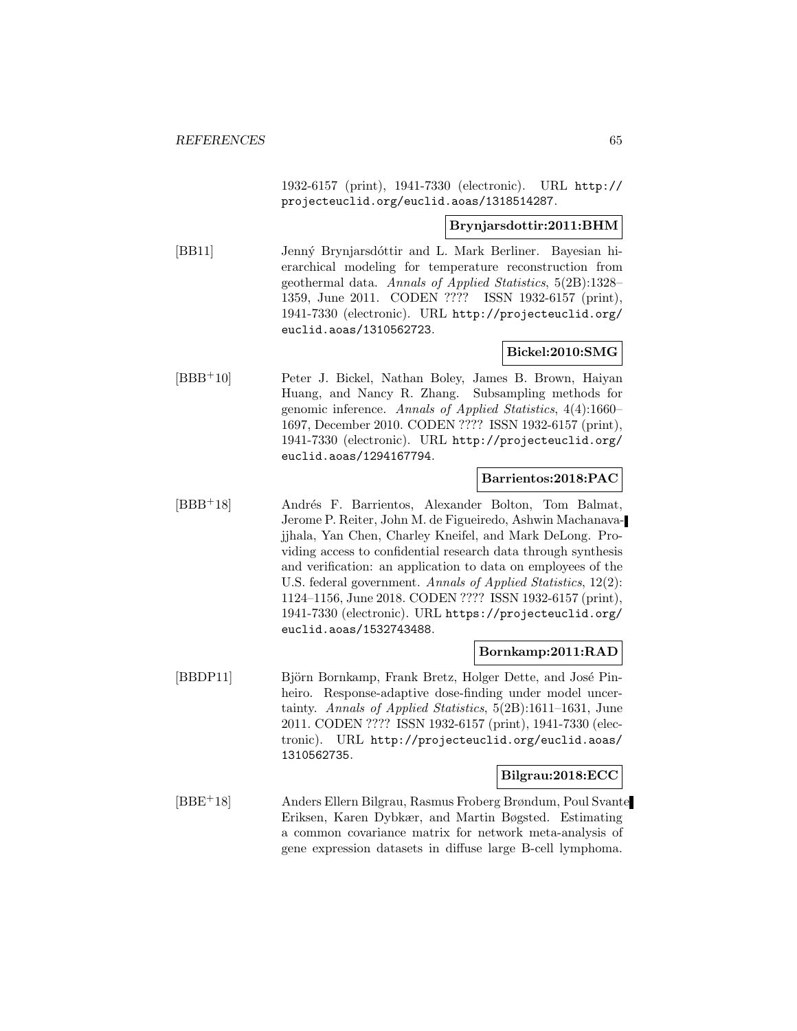1932-6157 (print), 1941-7330 (electronic). URL http://projecteuclid.org/euclid.aoas/1318514287.

**Brynjarsdottir:2011:BHM**

[BB11] Jenný Brynjarsdóttir and L. Mark Berliner. Bayesian hierarchical modeling for temperature reconstruction from geothermal data. *Annals of Applied Statistics*, 5(2B):1328–1359, June 2011. CODEN ???? ISSN 1932-6157 (print), 1941-7330 (electronic). URL http://projecteuclid.org/euclid.aoas/1310562723.

**Bickel:2010:SMG**

[BBB+10] Peter J. Bickel, Nathan Boley, James B. Brown, Haiyan Huang, and Nancy R. Zhang. Subsampling methods for genomic inference. *Annals of Applied Statistics*, 4(4):1660–1697, December 2010. CODEN ???? ISSN 1932-6157 (print), 1941-7330 (electronic). URL http://projecteuclid.org/euclid.aoas/1294167794.

**Barrientos:2018:PAC**

[BBB+18] Andrés F. Barrientos, Alexander Bolton, Tom Balmat, Jerome P. Reiter, John M. de Figueiredo, Ashwin Machanavajjhala, Yan Chen, Charley Kneifel, and Mark DeLong. Providing access to confidential research data through synthesis and verification: an application to data on employees of the U.S. federal government. *Annals of Applied Statistics*, 12(2): 1124–1156, June 2018. CODEN ???? ISSN 1932-6157 (print), 1941-7330 (electronic). URL https://projecteuclid.org/euclid.aoas/1532743488.

**Bornkamp:2011:RAD**

[BBDP11] Björn Bornkamp, Frank Bretz, Holger Dette, and José Pinheiro. Response-adaptive dose-finding under model uncertainty. *Annals of Applied Statistics*, 5(2B):1611–1631, June 2011. CODEN ???? ISSN 1932-6157 (print), 1941-7330 (electronic). URL http://projecteuclid.org/euclid.aoas/1310562735.

**Bilgrau:2018:ECC**

[BBE+18] Anders Ellern Bilgrau, Rasmus Froberg Brøndum, Poul Svante Eriksen, Karen Dybkær, and Martin Bøgsted. Estimating a common covariance matrix for network meta-analysis of gene expression datasets in diffuse large B-cell lymphoma.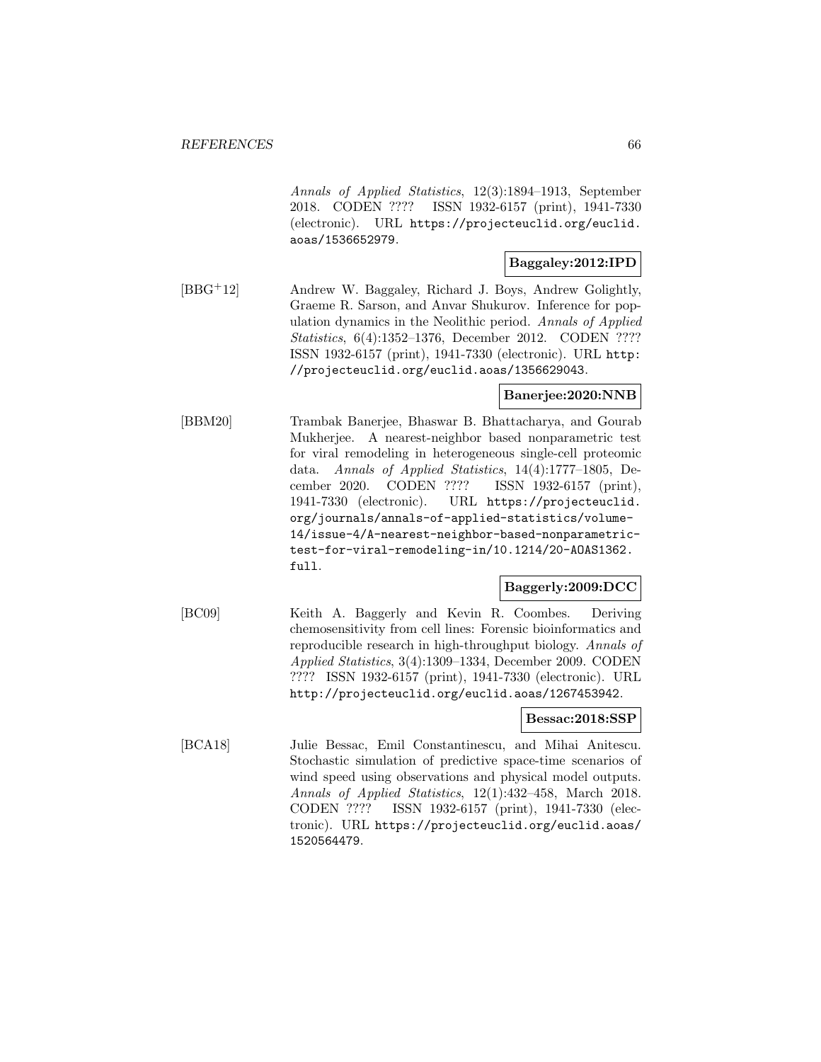*Annals of Applied Statistics*, 12(3):1894–1913, September 2018. CODEN ???? ISSN 1932-6157 (print), 1941-7330 (electronic). URL https://projecteuclid.org/euclid.aoas/1536652979.

**Baggaley:2012:IPD**

[BBG+12] Andrew W. Baggaley, Richard J. Boys, Andrew Golightly, Graeme R. Sarson, and Anvar Shukurov. Inference for population dynamics in the Neolithic period. *Annals of Applied Statistics*, 6(4):1352–1376, December 2012. CODEN ???? ISSN 1932-6157 (print), 1941-7330 (electronic). URL http://projecteuclid.org/euclid.aoas/1356629043.

**Banerjee:2020:NNB**

[BBM20] Trambak Banerjee, Bhaswar B. Bhattacharya, and Gourab Mukherjee. A nearest-neighbor based nonparametric test for viral remodeling in heterogeneous single-cell proteomic data. *Annals of Applied Statistics*, 14(4):1777–1805, December 2020. CODEN ???? ISSN 1932-6157 (print), 1941-7330 (electronic). URL https://projecteuclid.org/journals/annals-of-applied-statistics/volume-14/issue-4/A-nearest-neighbor-based-nonparametric-test-for-viral-remodeling-in/10.1214/20-AOAS1362.full.

**Baggerly:2009:DCC**

[BC09] Keith A. Baggerly and Kevin R. Coombes. Deriving chemosensitivity from cell lines: Forensic bioinformatics and reproducible research in high-throughput biology. *Annals of Applied Statistics*, 3(4):1309–1334, December 2009. CODEN ???? ISSN 1932-6157 (print), 1941-7330 (electronic). URL http://projecteuclid.org/euclid.aoas/1267453942.

**Bessac:2018:SSP**

[BCA18] Julie Bessac, Emil Constantinescu, and Mihai Anitescu. Stochastic simulation of predictive space-time scenarios of wind speed using observations and physical model outputs. *Annals of Applied Statistics*, 12(1):432–458, March 2018. CODEN ???? ISSN 1932-6157 (print), 1941-7330 (electronic). URL https://projecteuclid.org/euclid.aoas/1520564479.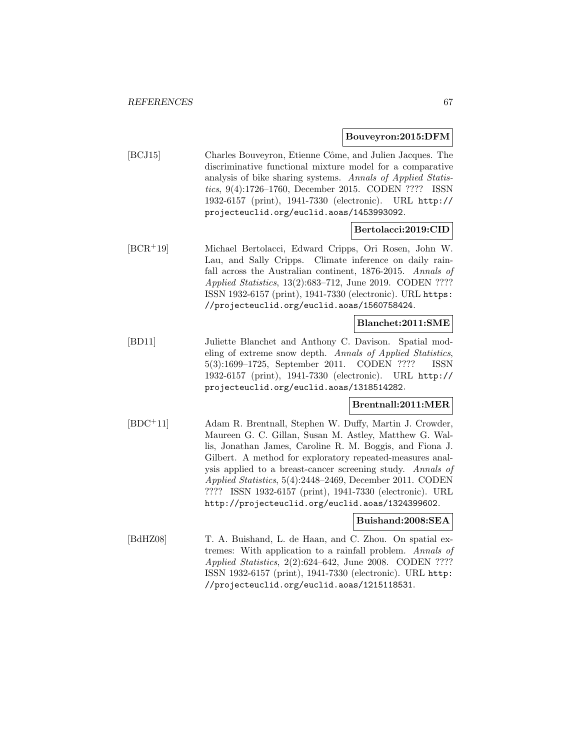**Bouveyron:2015:DFM**

[BCJ15] Charles Bouveyron, Etienne Côme, and Julien Jacques. The discriminative functional mixture model for a comparative analysis of bike sharing systems. *Annals of Applied Statistics*, 9(4):1726–1760, December 2015. CODEN ???? ISSN 1932-6157 (print), 1941-7330 (electronic). URL http://projecteuclid.org/euclid.aoas/1453993092.

**Bertolacci:2019:CID**

[BCR+19] Michael Bertolacci, Edward Cripps, Ori Rosen, John W. Lau, and Sally Cripps. Climate inference on daily rainfall across the Australian continent, 1876-2015. *Annals of Applied Statistics*, 13(2):683–712, June 2019. CODEN ???? ISSN 1932-6157 (print), 1941-7330 (electronic). URL https://projecteuclid.org/euclid.aoas/1560758424.

**Blanchet:2011:SME**

[BD11] Juliette Blanchet and Anthony C. Davison. Spatial modeling of extreme snow depth. *Annals of Applied Statistics*, 5(3):1699–1725, September 2011. CODEN ???? ISSN 1932-6157 (print), 1941-7330 (electronic). URL http://projecteuclid.org/euclid.aoas/1318514282.

**Brentnall:2011:MER**

[BDC+11] Adam R. Brentnall, Stephen W. Duffy, Martin J. Crowder, Maureen G. C. Gillan, Susan M. Astley, Matthew G. Wallis, Jonathan James, Caroline R. M. Boggis, and Fiona J. Gilbert. A method for exploratory repeated-measures analysis applied to a breast-cancer screening study. *Annals of Applied Statistics*, 5(4):2448–2469, December 2011. CODEN ???? ISSN 1932-6157 (print), 1941-7330 (electronic). URL http://projecteuclid.org/euclid.aoas/1324399602.

**Buishand:2008:SEA**

[BdHZ08] T. A. Buishand, L. de Haan, and C. Zhou. On spatial extremes: With application to a rainfall problem. *Annals of Applied Statistics*, 2(2):624–642, June 2008. CODEN ???? ISSN 1932-6157 (print), 1941-7330 (electronic). URL http://projecteuclid.org/euclid.aoas/1215118531.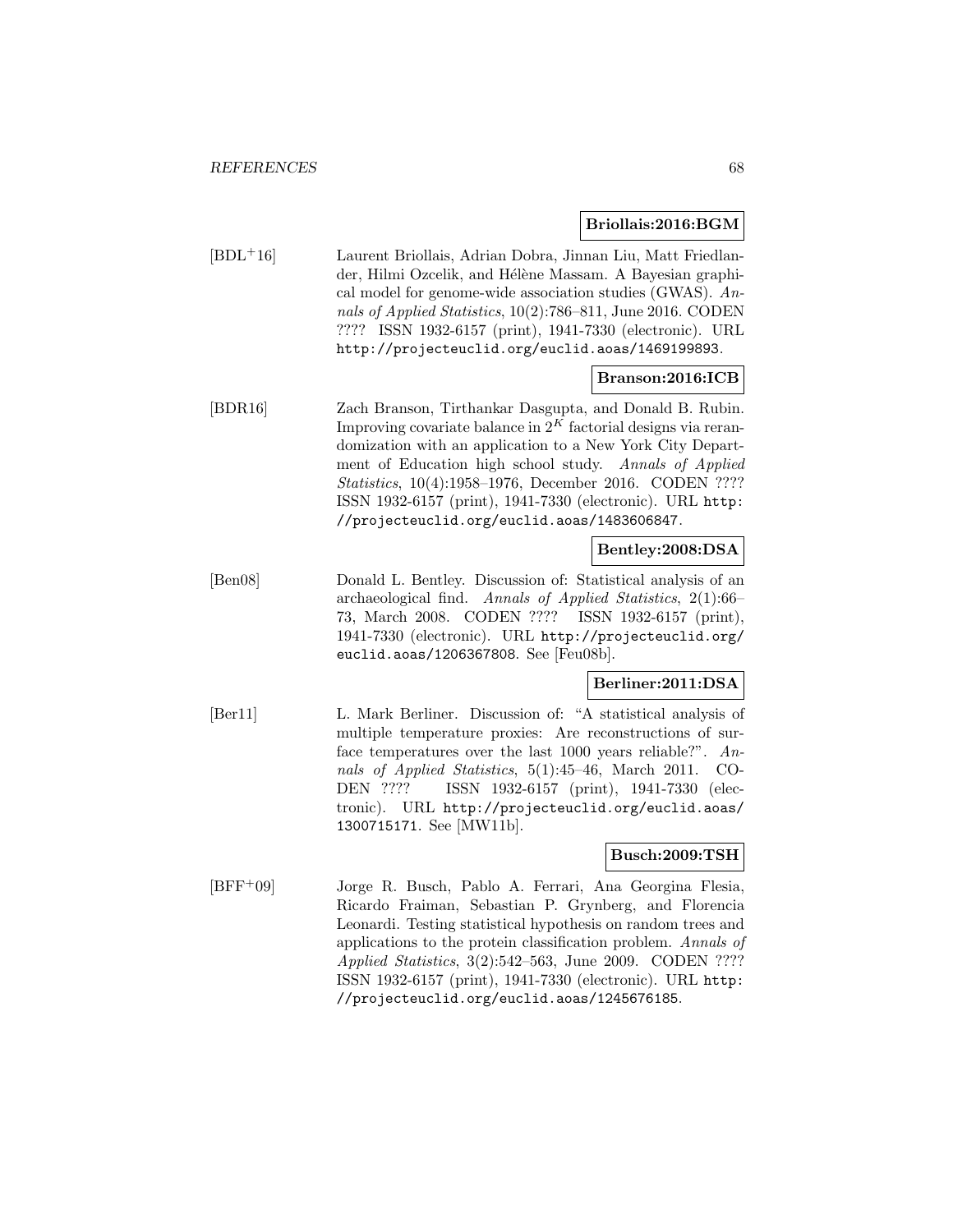**Briollais:2016:BGM**

[BDL$^+$16] Laurent Briollais, Adrian Dobra, Jinnan Liu, Matt Friedlander, Hilmi Ozcelik, and Hélène Massam. A Bayesian graphical model for genome-wide association studies (GWAS). *Annals of Applied Statistics*, 10(2):786–811, June 2016. CODEN ???? ISSN 1932-6157 (print), 1941-7330 (electronic). URL http://projecteuclid.org/euclid.aoas/1469199893.

**Branson:2016:ICB**

[BDR16] Zach Branson, Tirthankar Dasgupta, and Donald B. Rubin. Improving covariate balance in $2^K$ factorial designs via rerandomization with an application to a New York City Department of Education high school study. *Annals of Applied Statistics*, 10(4):1958–1976, December 2016. CODEN ???? ISSN 1932-6157 (print), 1941-7330 (electronic). URL http://projecteuclid.org/euclid.aoas/1483606847.

**Bentley:2008:DSA**

[Ben08] Donald L. Bentley. Discussion of: Statistical analysis of an archaeological find. *Annals of Applied Statistics*, 2(1):66–73, March 2008. CODEN ???? ISSN 1932-6157 (print), 1941-7330 (electronic). URL http://projecteuclid.org/euclid.aoas/1206367808. See [Feu08b].

**Berliner:2011:DSA**

[Ber11] L. Mark Berliner. Discussion of: "A statistical analysis of multiple temperature proxies: Are reconstructions of surface temperatures over the last 1000 years reliable?". *Annals of Applied Statistics*, 5(1):45–46, March 2011. CODEN ???? ISSN 1932-6157 (print), 1941-7330 (electronic). URL http://projecteuclid.org/euclid.aoas/1300715171. See [MW11b].

**Busch:2009:TSH**

[BFF$^+$09] Jorge R. Busch, Pablo A. Ferrari, Ana Georgina Flesia, Ricardo Fraiman, Sebastian P. Grynberg, and Florencia Leonardi. Testing statistical hypothesis on random trees and applications to the protein classification problem. *Annals of Applied Statistics*, 3(2):542–563, June 2009. CODEN ???? ISSN 1932-6157 (print), 1941-7330 (electronic). URL http://projecteuclid.org/euclid.aoas/1245676185.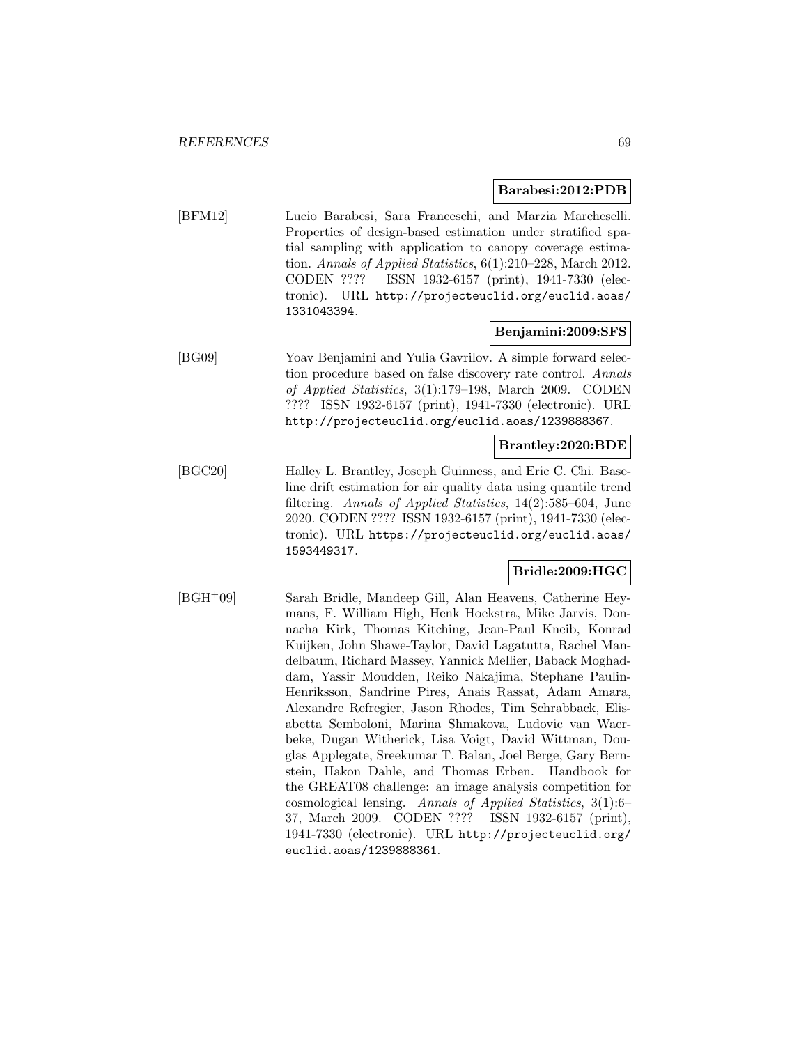**Barabesi:2012:PDB**

[BFM12] Lucio Barabesi, Sara Franceschi, and Marzia Marcheselli. Properties of design-based estimation under stratified spatial sampling with application to canopy coverage estimation. *Annals of Applied Statistics*, 6(1):210–228, March 2012. CODEN ???? ISSN 1932-6157 (print), 1941-7330 (electronic). URL http://projecteuclid.org/euclid.aoas/1331043394.

**Benjamini:2009:SFS**

[BG09] Yoav Benjamini and Yulia Gavrilov. A simple forward selection procedure based on false discovery rate control. *Annals of Applied Statistics*, 3(1):179–198, March 2009. CODEN ???? ISSN 1932-6157 (print), 1941-7330 (electronic). URL http://projecteuclid.org/euclid.aoas/1239888367.

**Brantley:2020:BDE**

[BGC20] Halley L. Brantley, Joseph Guinness, and Eric C. Chi. Baseline drift estimation for air quality data using quantile trend filtering. *Annals of Applied Statistics*, 14(2):585–604, June 2020. CODEN ???? ISSN 1932-6157 (print), 1941-7330 (electronic). URL https://projecteuclid.org/euclid.aoas/1593449317.

**Bridle:2009:HGC**

[BGH+09] Sarah Bridle, Mandeep Gill, Alan Heavens, Catherine Heymans, F. William High, Henk Hoekstra, Mike Jarvis, Donnacha Kirk, Thomas Kitching, Jean-Paul Kneib, Konrad Kuijken, John Shawe-Taylor, David Lagatutta, Rachel Mandelbaum, Richard Massey, Yannick Mellier, Baback Moghaddam, Yassir Moudden, Reiko Nakajima, Stephane Paulin-Henriksson, Sandrine Pires, Anais Rassat, Adam Amara, Alexandre Refregier, Jason Rhodes, Tim Schrabback, Elisabetta Semboloni, Marina Shmakova, Ludovic van Waerbeke, Dugan Witherick, Lisa Voigt, David Wittman, Douglas Applegate, Sreekumar T. Balan, Joel Berge, Gary Bernstein, Hakon Dahle, and Thomas Erben. Handbook for the GREAT08 challenge: an image analysis competition for cosmological lensing. *Annals of Applied Statistics*, 3(1):6–37, March 2009. CODEN ???? ISSN 1932-6157 (print), 1941-7330 (electronic). URL http://projecteuclid.org/euclid.aoas/1239888361.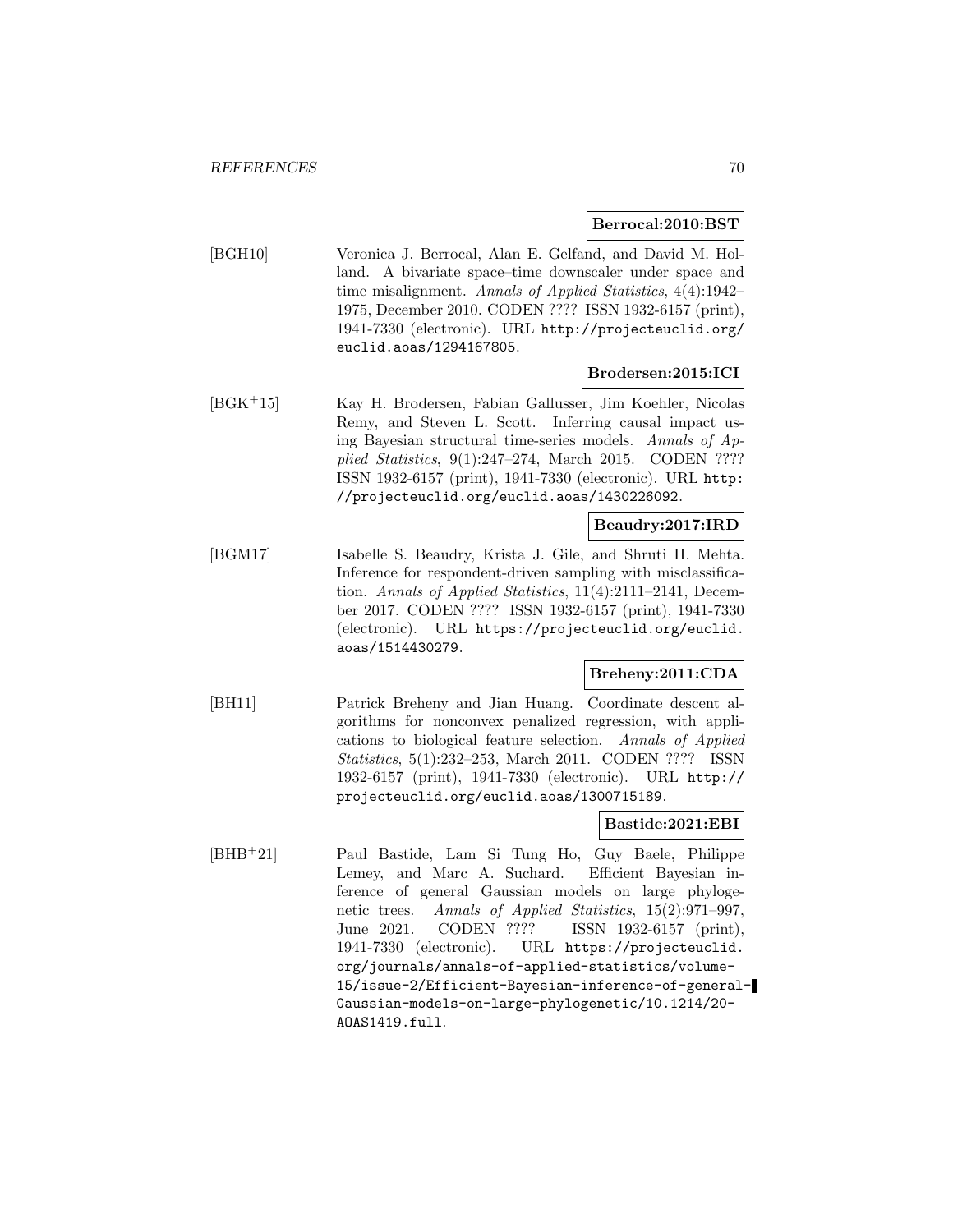**Berrocal:2010:BST**

[BGH10] Veronica J. Berrocal, Alan E. Gelfand, and David M. Holland. A bivariate space–time downscaler under space and time misalignment. *Annals of Applied Statistics*, 4(4):1942–1975, December 2010. CODEN ???? ISSN 1932-6157 (print), 1941-7330 (electronic). URL http://projecteuclid.org/euclid.aoas/1294167805.

**Brodersen:2015:ICI**

[BGK+15] Kay H. Brodersen, Fabian Gallusser, Jim Koehler, Nicolas Remy, and Steven L. Scott. Inferring causal impact using Bayesian structural time-series models. *Annals of Applied Statistics*, 9(1):247–274, March 2015. CODEN ???? ISSN 1932-6157 (print), 1941-7330 (electronic). URL http://projecteuclid.org/euclid.aoas/1430226092.

**Beaudry:2017:IRD**

[BGM17] Isabelle S. Beaudry, Krista J. Gile, and Shruti H. Mehta. Inference for respondent-driven sampling with misclassification. *Annals of Applied Statistics*, 11(4):2111–2141, December 2017. CODEN ???? ISSN 1932-6157 (print), 1941-7330 (electronic). URL https://projecteuclid.org/euclid.aoas/1514430279.

**Breheny:2011:CDA**

[BH11] Patrick Breheny and Jian Huang. Coordinate descent algorithms for nonconvex penalized regression, with applications to biological feature selection. *Annals of Applied Statistics*, 5(1):232–253, March 2011. CODEN ???? ISSN 1932-6157 (print), 1941-7330 (electronic). URL http://projecteuclid.org/euclid.aoas/1300715189.

**Bastide:2021:EBI**

[BHB+21] Paul Bastide, Lam Si Tung Ho, Guy Baele, Philippe Lemey, and Marc A. Suchard. Efficient Bayesian inference of general Gaussian models on large phylogenetic trees. *Annals of Applied Statistics*, 15(2):971–997, June 2021. CODEN ???? ISSN 1932-6157 (print), 1941-7330 (electronic). URL https://projecteuclid.org/journals/annals-of-applied-statistics/volume-15/issue-2/Efficient-Bayesian-inference-of-general-Gaussian-models-on-large-phylogenetic/10.1214/20-AOAS1419.full.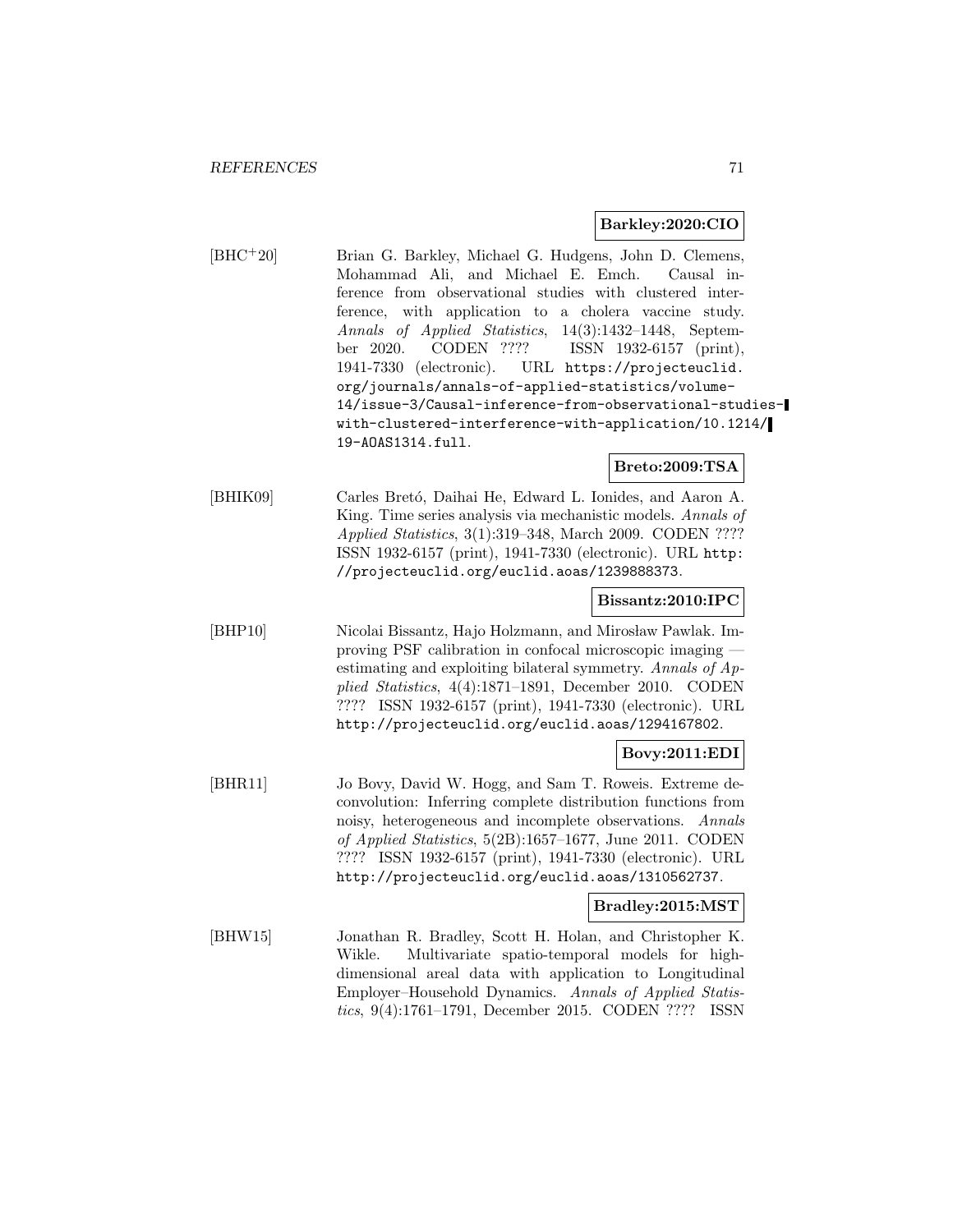**Barkley:2020:CIO**

[BHC+20] Brian G. Barkley, Michael G. Hudgens, John D. Clemens, Mohammad Ali, and Michael E. Emch. Causal inference from observational studies with clustered interference, with application to a cholera vaccine study. *Annals of Applied Statistics*, 14(3):1432–1448, September 2020. CODEN ???? ISSN 1932-6157 (print), 1941-7330 (electronic). URL https://projecteuclid.org/journals/annals-of-applied-statistics/volume-14/issue-3/Causal-inference-from-observational-studies-with-clustered-interference-with-application/10.1214/19-AOAS1314.full.

**Breto:2009:TSA**

[BHIK09] Carles Bretó, Daihai He, Edward L. Ionides, and Aaron A. King. Time series analysis via mechanistic models. *Annals of Applied Statistics*, 3(1):319–348, March 2009. CODEN ???? ISSN 1932-6157 (print), 1941-7330 (electronic). URL http://projecteuclid.org/euclid.aoas/1239888373.

**Bissantz:2010:IPC**

[BHP10] Nicolai Bissantz, Hajo Holzmann, and Mirosław Pawlak. Improving PSF calibration in confocal microscopic imaging — estimating and exploiting bilateral symmetry. *Annals of Applied Statistics*, 4(4):1871–1891, December 2010. CODEN ???? ISSN 1932-6157 (print), 1941-7330 (electronic). URL http://projecteuclid.org/euclid.aoas/1294167802.

**Bovy:2011:EDI**

[BHR11] Jo Bovy, David W. Hogg, and Sam T. Roweis. Extreme deconvolution: Inferring complete distribution functions from noisy, heterogeneous and incomplete observations. *Annals of Applied Statistics*, 5(2B):1657–1677, June 2011. CODEN ???? ISSN 1932-6157 (print), 1941-7330 (electronic). URL http://projecteuclid.org/euclid.aoas/1310562737.

**Bradley:2015:MST**

[BHW15] Jonathan R. Bradley, Scott H. Holan, and Christopher K. Wikle. Multivariate spatio-temporal models for high-dimensional areal data with application to Longitudinal Employer–Household Dynamics. *Annals of Applied Statistics*, 9(4):1761–1791, December 2015. CODEN ???? ISSN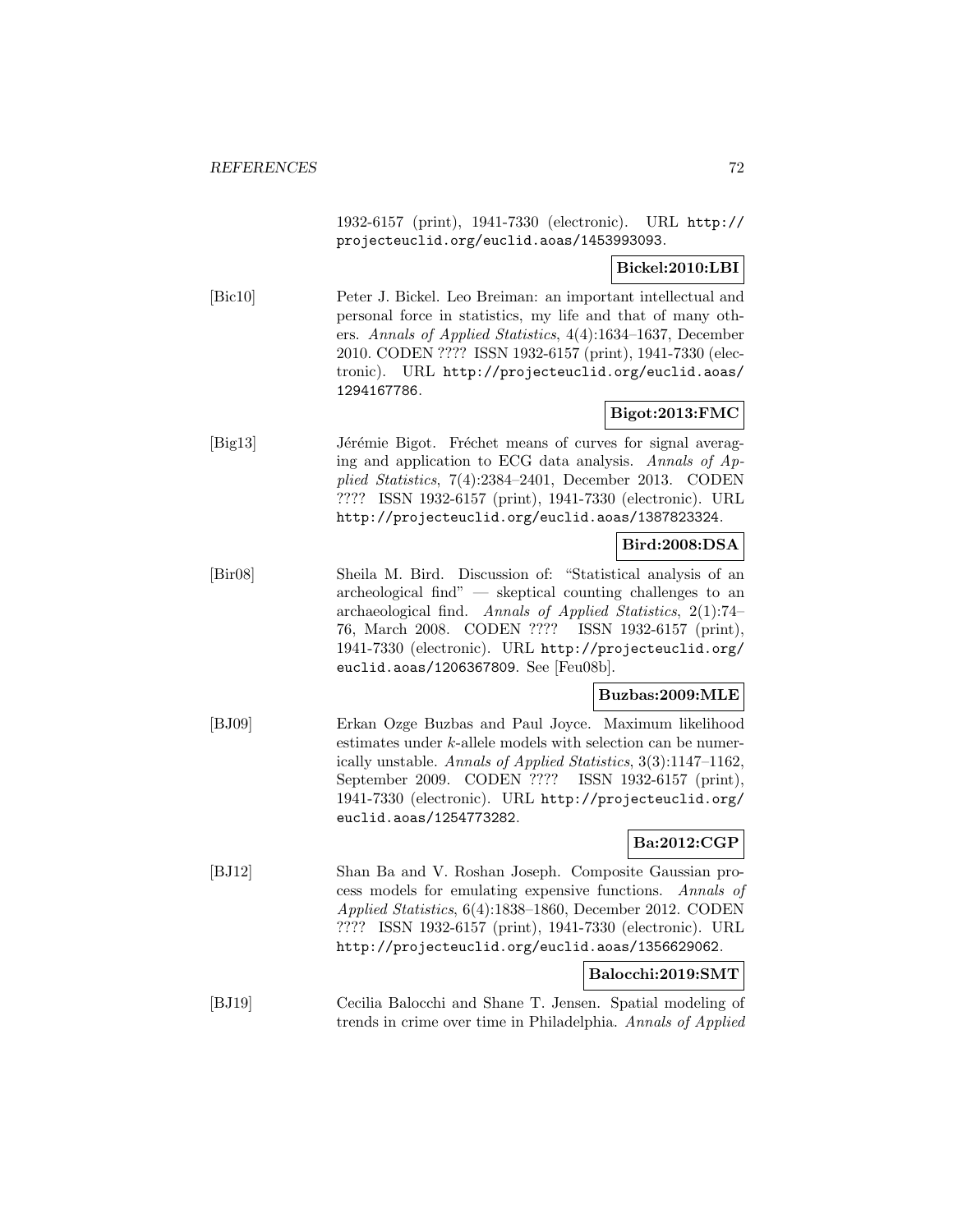1932-6157 (print), 1941-7330 (electronic). URL http://projecteuclid.org/euclid.aoas/1453993093.

**Bickel:2010:LBI**

[Bic10] Peter J. Bickel. Leo Breiman: an important intellectual and personal force in statistics, my life and that of many others. *Annals of Applied Statistics*, 4(4):1634–1637, December 2010. CODEN ???? ISSN 1932-6157 (print), 1941-7330 (electronic). URL http://projecteuclid.org/euclid.aoas/1294167786.

**Bigot:2013:FMC**

[Big13] Jérémie Bigot. Fréchet means of curves for signal averaging and application to ECG data analysis. *Annals of Applied Statistics*, 7(4):2384–2401, December 2013. CODEN ???? ISSN 1932-6157 (print), 1941-7330 (electronic). URL http://projecteuclid.org/euclid.aoas/1387823324.

**Bird:2008:DSA**

[Bir08] Sheila M. Bird. Discussion of: "Statistical analysis of an archeological find" — skeptical counting challenges to an archaeological find. *Annals of Applied Statistics*, 2(1):74–76, March 2008. CODEN ???? ISSN 1932-6157 (print), 1941-7330 (electronic). URL http://projecteuclid.org/euclid.aoas/1206367809. See [Feu08b].

**Buzbas:2009:MLE**

[BJ09] Erkan Ozge Buzbas and Paul Joyce. Maximum likelihood estimates under $k$-allele models with selection can be numerically unstable. *Annals of Applied Statistics*, 3(3):1147–1162, September 2009. CODEN ???? ISSN 1932-6157 (print), 1941-7330 (electronic). URL http://projecteuclid.org/euclid.aoas/1254773282.

**Ba:2012:CGP**

[BJ12] Shan Ba and V. Roshan Joseph. Composite Gaussian process models for emulating expensive functions. *Annals of Applied Statistics*, 6(4):1838–1860, December 2012. CODEN ???? ISSN 1932-6157 (print), 1941-7330 (electronic). URL http://projecteuclid.org/euclid.aoas/1356629062.

**Balocchi:2019:SMT**

[BJ19] Cecilia Balocchi and Shane T. Jensen. Spatial modeling of trends in crime over time in Philadelphia. *Annals of Applied*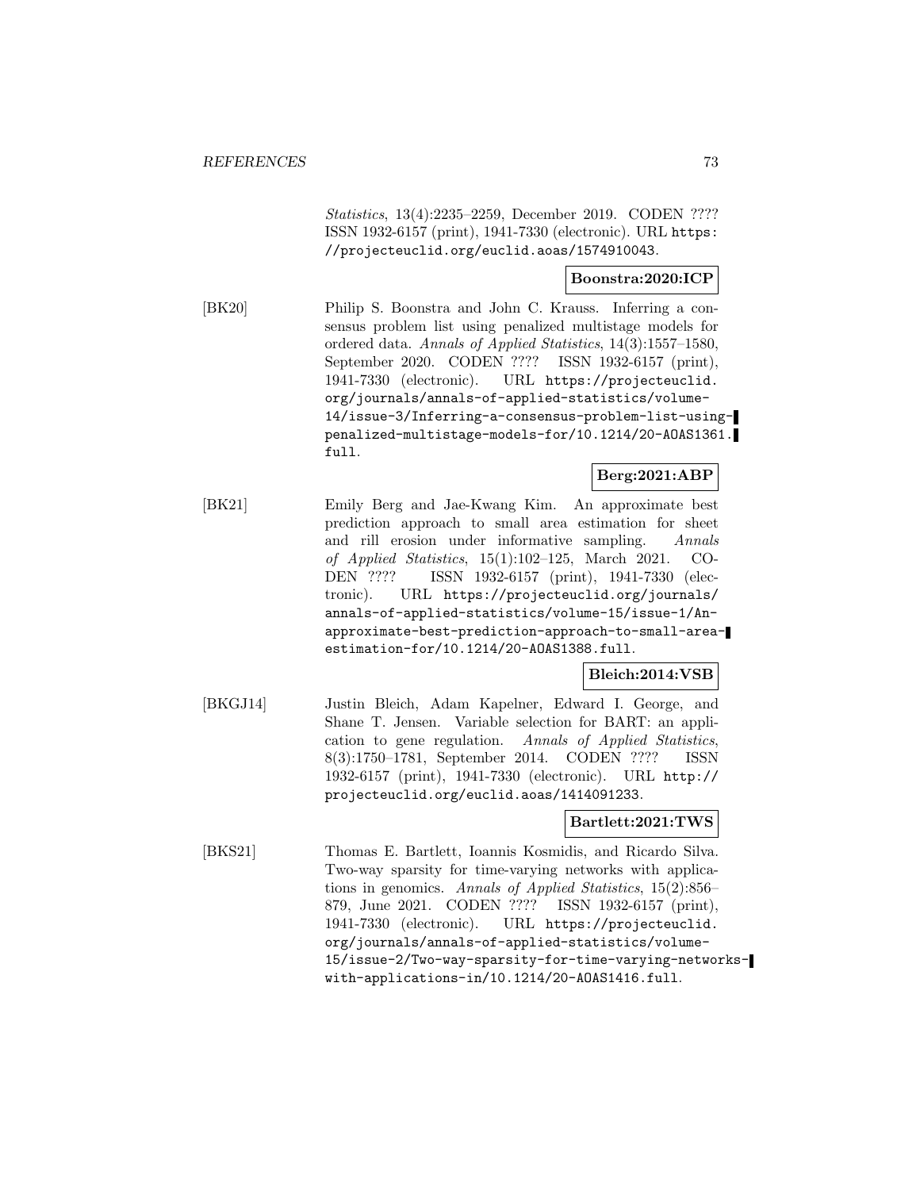*Statistics*, 13(4):2235–2259, December 2019. CODEN ???? ISSN 1932-6157 (print), 1941-7330 (electronic). URL https://projecteuclid.org/euclid.aoas/1574910043.

**Boonstra:2020:ICP**

[BK20] Philip S. Boonstra and John C. Krauss. Inferring a consensus problem list using penalized multistage models for ordered data. *Annals of Applied Statistics*, 14(3):1557–1580, September 2020. CODEN ???? ISSN 1932-6157 (print), 1941-7330 (electronic). URL https://projecteuclid.org/journals/annals-of-applied-statistics/volume-14/issue-3/Inferring-a-consensus-problem-list-using-penalized-multistage-models-for/10.1214/20-AOAS1361.full.

**Berg:2021:ABP**

[BK21] Emily Berg and Jae-Kwang Kim. An approximate best prediction approach to small area estimation for sheet and rill erosion under informative sampling. *Annals of Applied Statistics*, 15(1):102–125, March 2021. CODEN ???? ISSN 1932-6157 (print), 1941-7330 (electronic). URL https://projecteuclid.org/journals/annals-of-applied-statistics/volume-15/issue-1/An-approximate-best-prediction-approach-to-small-area-estimation-for/10.1214/20-AOAS1388.full.

**Bleich:2014:VSB**

[BKGJ14] Justin Bleich, Adam Kapelner, Edward I. George, and Shane T. Jensen. Variable selection for BART: an application to gene regulation. *Annals of Applied Statistics*, 8(3):1750–1781, September 2014. CODEN ???? ISSN 1932-6157 (print), 1941-7330 (electronic). URL http://projecteuclid.org/euclid.aoas/1414091233.

**Bartlett:2021:TWS**

[BKS21] Thomas E. Bartlett, Ioannis Kosmidis, and Ricardo Silva. Two-way sparsity for time-varying networks with applications in genomics. *Annals of Applied Statistics*, 15(2):856–879, June 2021. CODEN ???? ISSN 1932-6157 (print), 1941-7330 (electronic). URL https://projecteuclid.org/journals/annals-of-applied-statistics/volume-15/issue-2/Two-way-sparsity-for-time-varying-networks-with-applications-in/10.1214/20-AOAS1416.full.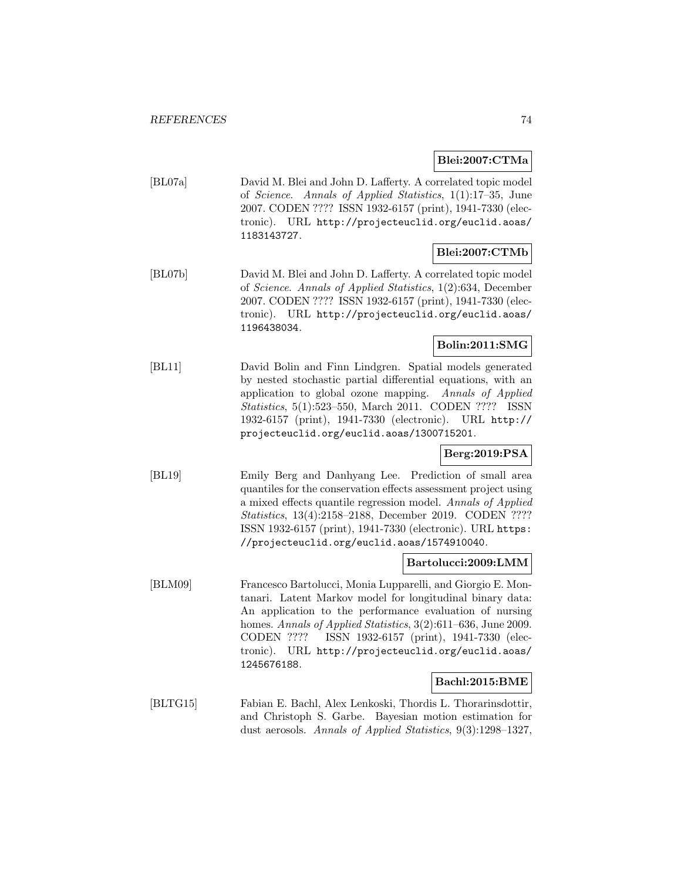**Blei:2007:CTMa**

[BL07a] David M. Blei and John D. Lafferty. A correlated topic model of *Science*. *Annals of Applied Statistics*, 1(1):17–35, June 2007. CODEN ???? ISSN 1932-6157 (print), 1941-7330 (electronic). URL http://projecteuclid.org/euclid.aoas/1183143727.

**Blei:2007:CTMb**

[BL07b] David M. Blei and John D. Lafferty. A correlated topic model of *Science*. *Annals of Applied Statistics*, 1(2):634, December 2007. CODEN ???? ISSN 1932-6157 (print), 1941-7330 (electronic). URL http://projecteuclid.org/euclid.aoas/1196438034.

**Bolin:2011:SMG**

[BL11] David Bolin and Finn Lindgren. Spatial models generated by nested stochastic partial differential equations, with an application to global ozone mapping. *Annals of Applied Statistics*, 5(1):523–550, March 2011. CODEN ???? ISSN 1932-6157 (print), 1941-7330 (electronic). URL http://projecteuclid.org/euclid.aoas/1300715201.

**Berg:2019:PSA**

[BL19] Emily Berg and Danhyang Lee. Prediction of small area quantiles for the conservation effects assessment project using a mixed effects quantile regression model. *Annals of Applied Statistics*, 13(4):2158–2188, December 2019. CODEN ???? ISSN 1932-6157 (print), 1941-7330 (electronic). URL https://projecteuclid.org/euclid.aoas/1574910040.

**Bartolucci:2009:LMM**

[BLM09] Francesco Bartolucci, Monia Lupparelli, and Giorgio E. Montanari. Latent Markov model for longitudinal binary data: An application to the performance evaluation of nursing homes. *Annals of Applied Statistics*, 3(2):611–636, June 2009. CODEN ???? ISSN 1932-6157 (print), 1941-7330 (electronic). URL http://projecteuclid.org/euclid.aoas/1245676188.

**Bachl:2015:BME**

[BLTG15] Fabian E. Bachl, Alex Lenkoski, Thordis L. Thorarinsdottir, and Christoph S. Garbe. Bayesian motion estimation for dust aerosols. *Annals of Applied Statistics*, 9(3):1298–1327,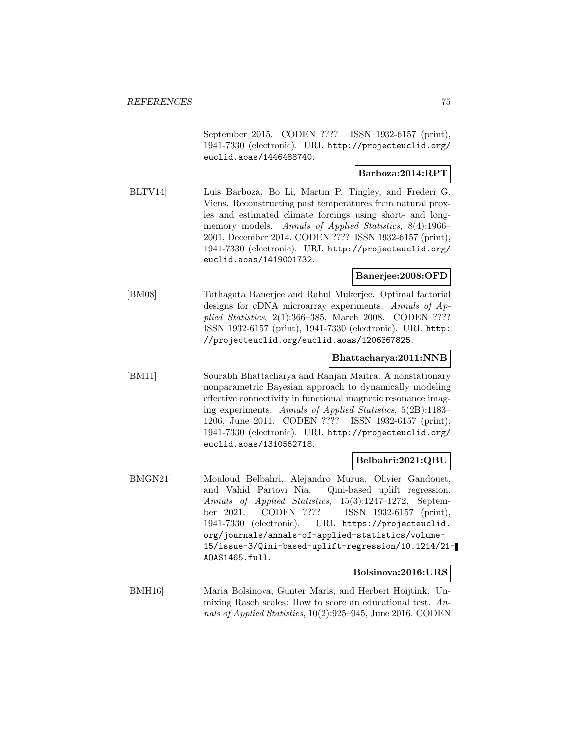September 2015. CODEN ???? ISSN 1932-6157 (print), 1941-7330 (electronic). URL http://projecteuclid.org/euclid.aoas/1446488740.

**Barboza:2014:RPT**

[BLTV14] Luis Barboza, Bo Li, Martin P. Tingley, and Frederi G. Viens. Reconstructing past temperatures from natural proxies and estimated climate forcings using short- and long-memory models. *Annals of Applied Statistics*, 8(4):1966–2001, December 2014. CODEN ???? ISSN 1932-6157 (print), 1941-7330 (electronic). URL http://projecteuclid.org/euclid.aoas/1419001732.

**Banerjee:2008:OFD**

[BM08] Tathagata Banerjee and Rahul Mukerjee. Optimal factorial designs for cDNA microarray experiments. *Annals of Applied Statistics*, 2(1):366–385, March 2008. CODEN ???? ISSN 1932-6157 (print), 1941-7330 (electronic). URL http://projecteuclid.org/euclid.aoas/1206367825.

**Bhattacharya:2011:NNB**

[BM11] Sourabh Bhattacharya and Ranjan Maitra. A nonstationary nonparametric Bayesian approach to dynamically modeling effective connectivity in functional magnetic resonance imaging experiments. *Annals of Applied Statistics*, 5(2B):1183–1206, June 2011. CODEN ???? ISSN 1932-6157 (print), 1941-7330 (electronic). URL http://projecteuclid.org/euclid.aoas/1310562718.

**Belbahri:2021:QBU**

[BMGN21] Mouloud Belbahri, Alejandro Murua, Olivier Gandouet, and Vahid Partovi Nia. Qini-based uplift regression. *Annals of Applied Statistics*, 15(3):1247–1272, September 2021. CODEN ???? ISSN 1932-6157 (print), 1941-7330 (electronic). URL https://projecteuclid.org/journals/annals-of-applied-statistics/volume-15/issue-3/Qini-based-uplift-regression/10.1214/21-AOAS1465.full.

**Bolsinova:2016:URS**

[BMH16] Maria Bolsinova, Gunter Maris, and Herbert Hoijtink. Unmixing Rasch scales: How to score an educational test. *Annals of Applied Statistics*, 10(2):925–945, June 2016. CODEN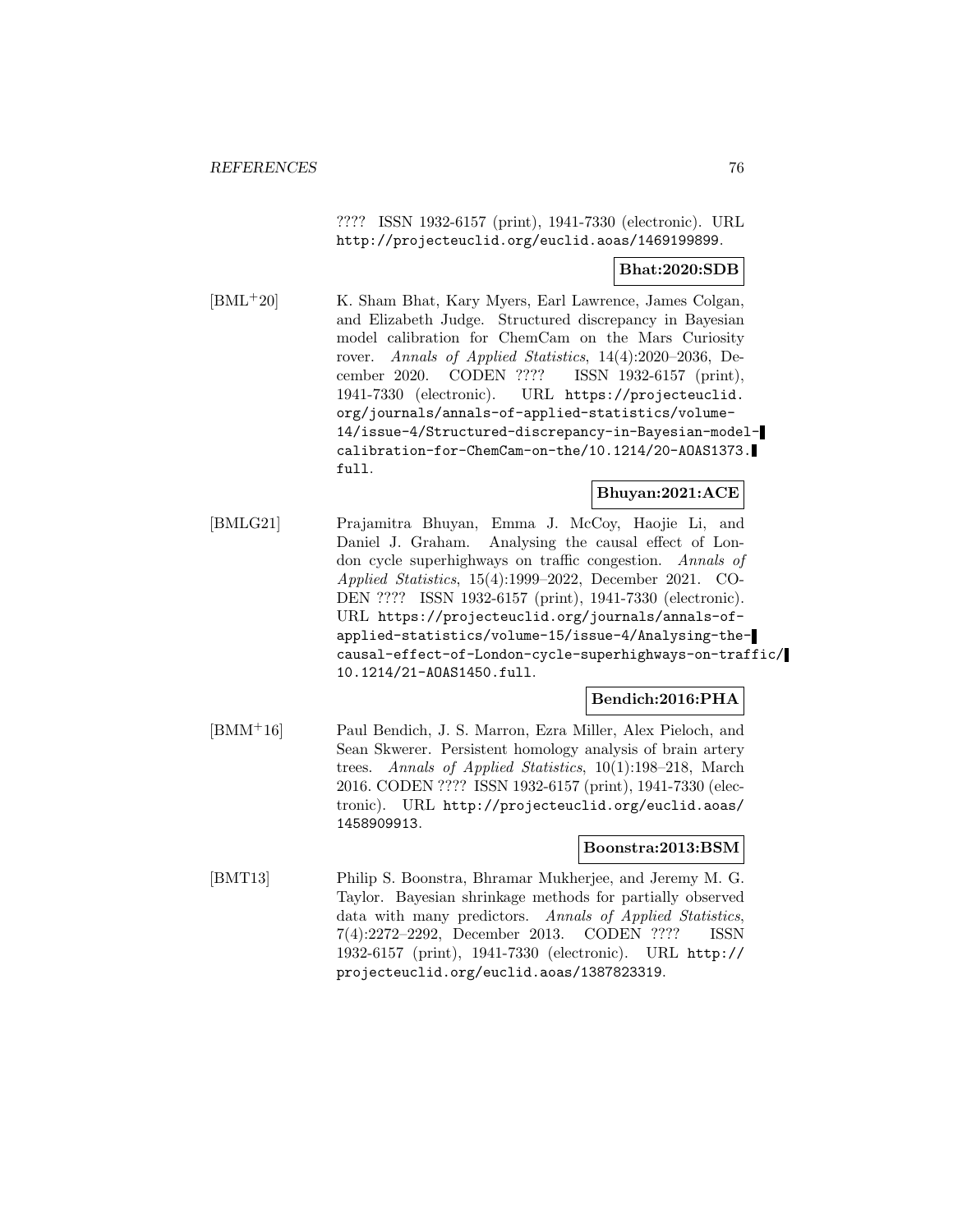???? ISSN 1932-6157 (print), 1941-7330 (electronic). URL http://projecteuclid.org/euclid.aoas/1469199899.

**Bhat:2020:SDB**

[BML+20] K. Sham Bhat, Kary Myers, Earl Lawrence, James Colgan, and Elizabeth Judge. Structured discrepancy in Bayesian model calibration for ChemCam on the Mars Curiosity rover. *Annals of Applied Statistics*, 14(4):2020–2036, December 2020. CODEN ???? ISSN 1932-6157 (print), 1941-7330 (electronic). URL https://projecteuclid.org/journals/annals-of-applied-statistics/volume-14/issue-4/Structured-discrepancy-in-Bayesian-model-calibration-for-ChemCam-on-the/10.1214/20-AOAS1373.full.

**Bhuyan:2021:ACE**

[BMLG21] Prajamitra Bhuyan, Emma J. McCoy, Haojie Li, and Daniel J. Graham. Analysing the causal effect of London cycle superhighways on traffic congestion. *Annals of Applied Statistics*, 15(4):1999–2022, December 2021. CODEN ???? ISSN 1932-6157 (print), 1941-7330 (electronic). URL https://projecteuclid.org/journals/annals-of-applied-statistics/volume-15/issue-4/Analysing-the-causal-effect-of-London-cycle-superhighways-on-traffic/10.1214/21-AOAS1450.full.

**Bendich:2016:PHA**

[BMM+16] Paul Bendich, J. S. Marron, Ezra Miller, Alex Pieloch, and Sean Skwerer. Persistent homology analysis of brain artery trees. *Annals of Applied Statistics*, 10(1):198–218, March 2016. CODEN ???? ISSN 1932-6157 (print), 1941-7330 (electronic). URL http://projecteuclid.org/euclid.aoas/1458909913.

**Boonstra:2013:BSM**

[BMT13] Philip S. Boonstra, Bhramar Mukherjee, and Jeremy M. G. Taylor. Bayesian shrinkage methods for partially observed data with many predictors. *Annals of Applied Statistics*, 7(4):2272–2292, December 2013. CODEN ???? ISSN 1932-6157 (print), 1941-7330 (electronic). URL http://projecteuclid.org/euclid.aoas/1387823319.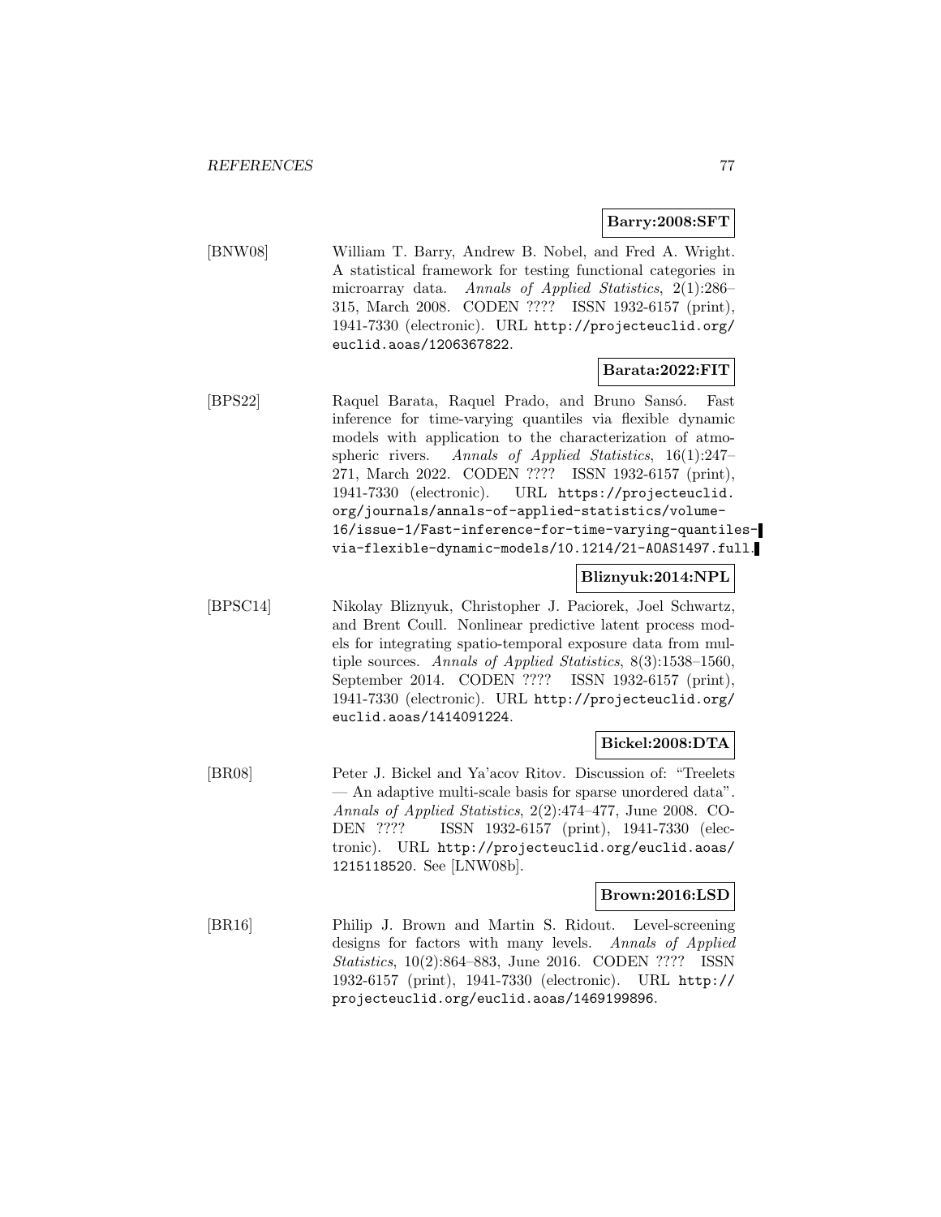**Barry:2008:SFT**

[BNW08] William T. Barry, Andrew B. Nobel, and Fred A. Wright. A statistical framework for testing functional categories in microarray data. *Annals of Applied Statistics*, 2(1):286–315, March 2008. CODEN ???? ISSN 1932-6157 (print), 1941-7330 (electronic). URL http://projecteuclid.org/euclid.aoas/1206367822.

**Barata:2022:FIT**

[BPS22] Raquel Barata, Raquel Prado, and Bruno Sansó. Fast inference for time-varying quantiles via flexible dynamic models with application to the characterization of atmospheric rivers. *Annals of Applied Statistics*, 16(1):247–271, March 2022. CODEN ???? ISSN 1932-6157 (print), 1941-7330 (electronic). URL https://projecteuclid.org/journals/annals-of-applied-statistics/volume-16/issue-1/Fast-inference-for-time-varying-quantiles-via-flexible-dynamic-models/10.1214/21-AOAS1497.full.

**Bliznyuk:2014:NPL**

[BPSC14] Nikolay Bliznyuk, Christopher J. Paciorek, Joel Schwartz, and Brent Coull. Nonlinear predictive latent process models for integrating spatio-temporal exposure data from multiple sources. *Annals of Applied Statistics*, 8(3):1538–1560, September 2014. CODEN ???? ISSN 1932-6157 (print), 1941-7330 (electronic). URL http://projecteuclid.org/euclid.aoas/1414091224.

**Bickel:2008:DTA**

[BR08] Peter J. Bickel and Ya'acov Ritov. Discussion of: "Treelets — An adaptive multi-scale basis for sparse unordered data". *Annals of Applied Statistics*, 2(2):474–477, June 2008. CODEN ???? ISSN 1932-6157 (print), 1941-7330 (electronic). URL http://projecteuclid.org/euclid.aoas/1215118520. See [LNW08b].

**Brown:2016:LSD**

[BR16] Philip J. Brown and Martin S. Ridout. Level-screening designs for factors with many levels. *Annals of Applied Statistics*, 10(2):864–883, June 2016. CODEN ???? ISSN 1932-6157 (print), 1941-7330 (electronic). URL http://projecteuclid.org/euclid.aoas/1469199896.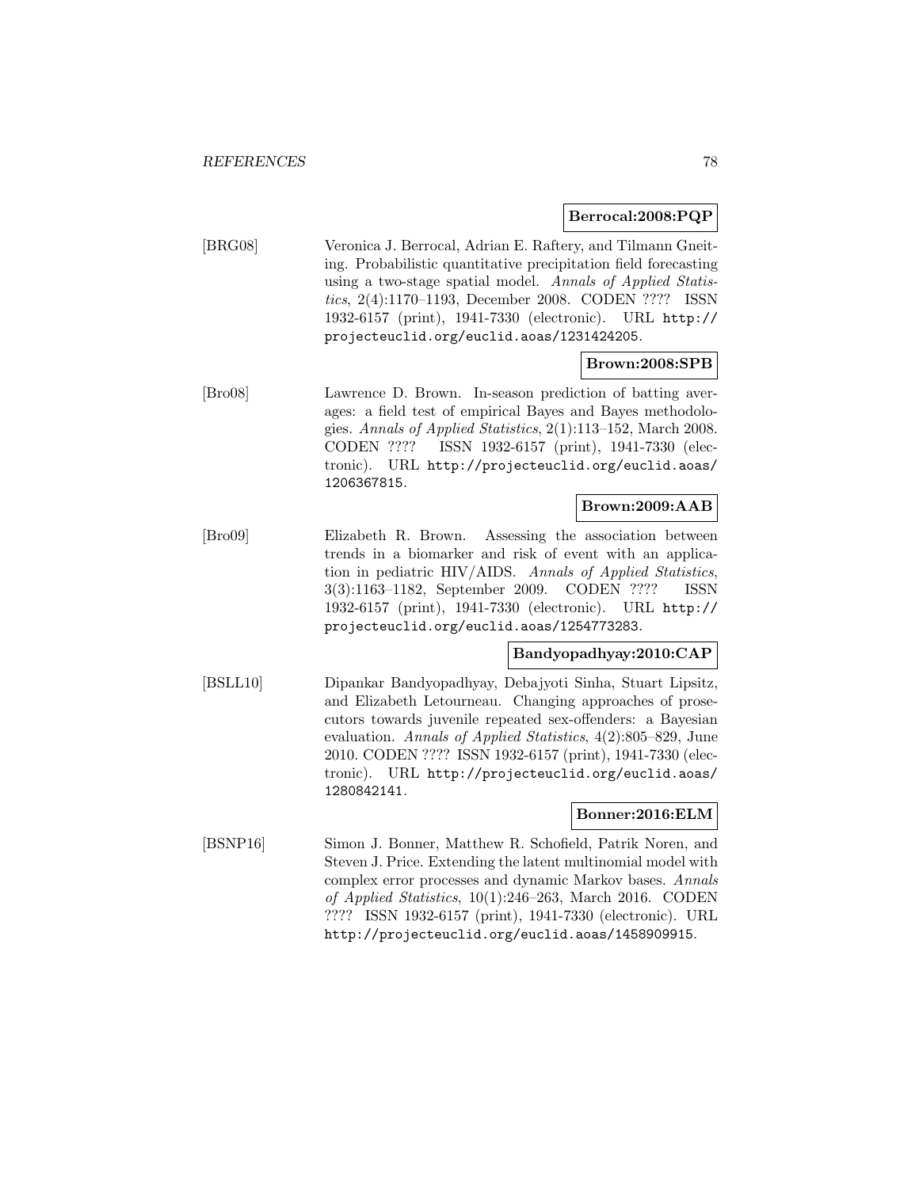**Berrocal:2008:PQP**

[BRG08] Veronica J. Berrocal, Adrian E. Raftery, and Tilmann Gneiting. Probabilistic quantitative precipitation field forecasting using a two-stage spatial model. *Annals of Applied Statistics*, 2(4):1170–1193, December 2008. CODEN ???? ISSN 1932-6157 (print), 1941-7330 (electronic). URL http://projecteuclid.org/euclid.aoas/1231424205.

**Brown:2008:SPB**

[Bro08] Lawrence D. Brown. In-season prediction of batting averages: a field test of empirical Bayes and Bayes methodologies. *Annals of Applied Statistics*, 2(1):113–152, March 2008. CODEN ???? ISSN 1932-6157 (print), 1941-7330 (electronic). URL http://projecteuclid.org/euclid.aoas/1206367815.

**Brown:2009:AAB**

[Bro09] Elizabeth R. Brown. Assessing the association between trends in a biomarker and risk of event with an application in pediatric HIV/AIDS. *Annals of Applied Statistics*, 3(3):1163–1182, September 2009. CODEN ???? ISSN 1932-6157 (print), 1941-7330 (electronic). URL http://projecteuclid.org/euclid.aoas/1254773283.

**Bandyopadhyay:2010:CAP**

[BSLL10] Dipankar Bandyopadhyay, Debajyoti Sinha, Stuart Lipsitz, and Elizabeth Letourneau. Changing approaches of prosecutors towards juvenile repeated sex-offenders: a Bayesian evaluation. *Annals of Applied Statistics*, 4(2):805–829, June 2010. CODEN ???? ISSN 1932-6157 (print), 1941-7330 (electronic). URL http://projecteuclid.org/euclid.aoas/1280842141.

**Bonner:2016:ELM**

[BSNP16] Simon J. Bonner, Matthew R. Schofield, Patrik Noren, and Steven J. Price. Extending the latent multinomial model with complex error processes and dynamic Markov bases. *Annals of Applied Statistics*, 10(1):246–263, March 2016. CODEN ???? ISSN 1932-6157 (print), 1941-7330 (electronic). URL http://projecteuclid.org/euclid.aoas/1458909915.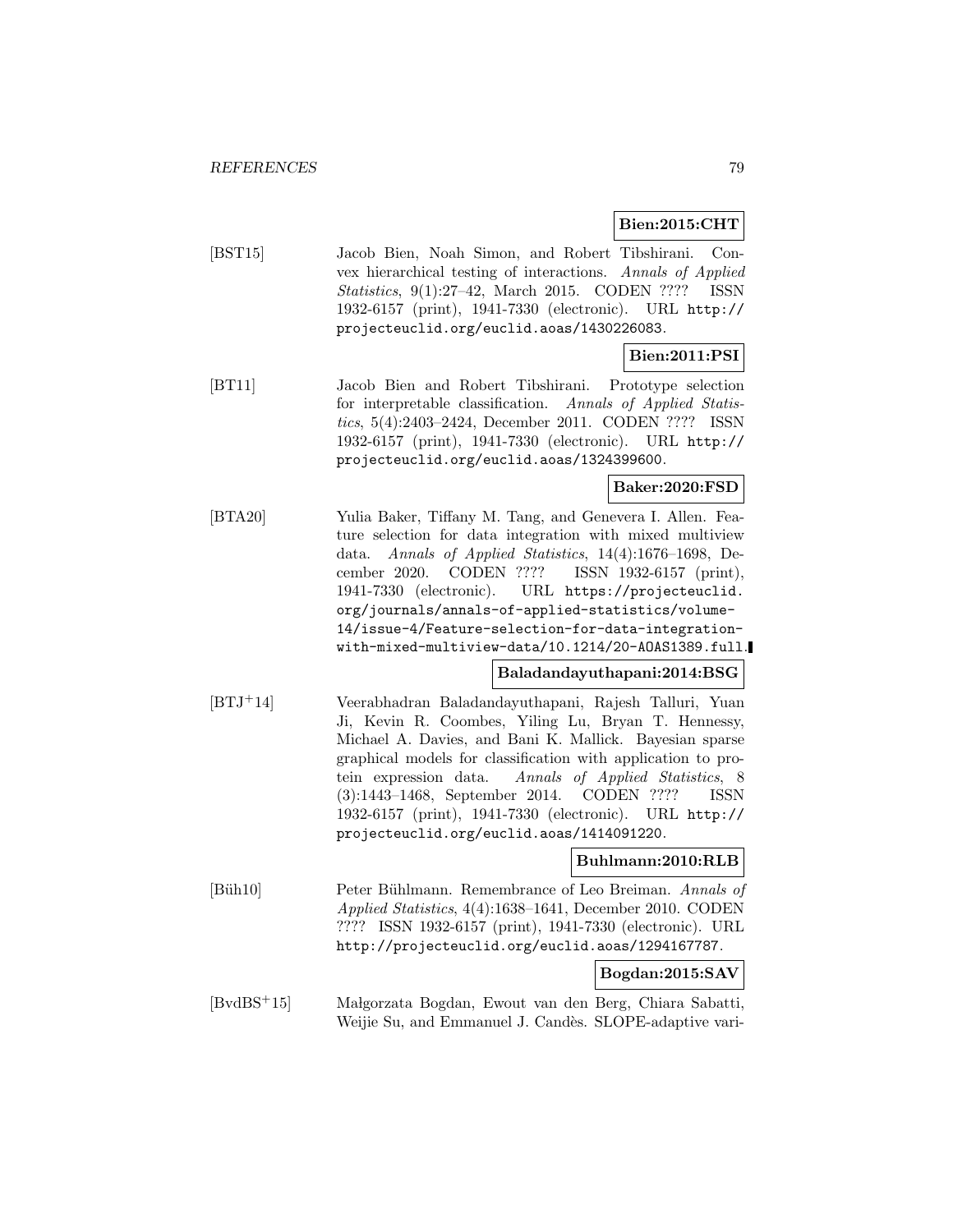**Bien:2015:CHT**

[BST15] Jacob Bien, Noah Simon, and Robert Tibshirani. Convex hierarchical testing of interactions. *Annals of Applied Statistics*, 9(1):27–42, March 2015. CODEN ???? ISSN 1932-6157 (print), 1941-7330 (electronic). URL http://projecteuclid.org/euclid.aoas/1430226083.

**Bien:2011:PSI**

[BT11] Jacob Bien and Robert Tibshirani. Prototype selection for interpretable classification. *Annals of Applied Statistics*, 5(4):2403–2424, December 2011. CODEN ???? ISSN 1932-6157 (print), 1941-7330 (electronic). URL http://projecteuclid.org/euclid.aoas/1324399600.

**Baker:2020:FSD**

[BTA20] Yulia Baker, Tiffany M. Tang, and Genevera I. Allen. Feature selection for data integration with mixed multiview data. *Annals of Applied Statistics*, 14(4):1676–1698, December 2020. CODEN ???? ISSN 1932-6157 (print), 1941-7330 (electronic). URL https://projecteuclid.org/journals/annals-of-applied-statistics/volume-14/issue-4/Feature-selection-for-data-integration-with-mixed-multiview-data/10.1214/20-AOAS1389.full.

**Baladandayuthapani:2014:BSG**

[BTJ+14] Veerabhadran Baladandayuthapani, Rajesh Talluri, Yuan Ji, Kevin R. Coombes, Yiling Lu, Bryan T. Hennessy, Michael A. Davies, and Bani K. Mallick. Bayesian sparse graphical models for classification with application to protein expression data. *Annals of Applied Statistics*, 8 (3):1443–1468, September 2014. CODEN ???? ISSN 1932-6157 (print), 1941-7330 (electronic). URL http://projecteuclid.org/euclid.aoas/1414091220.

**Buhlmann:2010:RLB**

[Büh10] Peter Bühlmann. Remembrance of Leo Breiman. *Annals of Applied Statistics*, 4(4):1638–1641, December 2010. CODEN ???? ISSN 1932-6157 (print), 1941-7330 (electronic). URL http://projecteuclid.org/euclid.aoas/1294167787.

**Bogdan:2015:SAV**

[BvdBS+15] Małgorzata Bogdan, Ewout van den Berg, Chiara Sabatti, Weijie Su, and Emmanuel J. Candès. SLOPE-adaptive vari-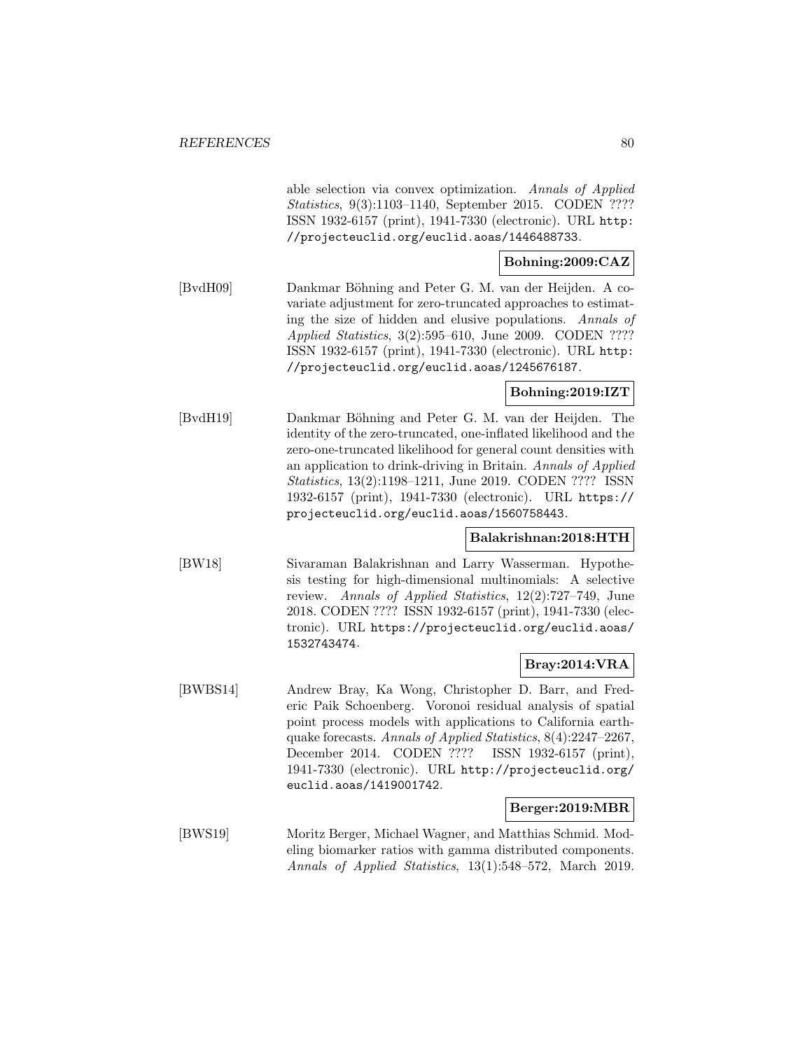able selection via convex optimization. *Annals of Applied Statistics*, 9(3):1103–1140, September 2015. CODEN ???? ISSN 1932-6157 (print), 1941-7330 (electronic). URL http://projecteuclid.org/euclid.aoas/1446488733.

**Bohning:2009:CAZ**

[BvdH09] Dankmar Böhning and Peter G. M. van der Heijden. A covariate adjustment for zero-truncated approaches to estimating the size of hidden and elusive populations. *Annals of Applied Statistics*, 3(2):595–610, June 2009. CODEN ???? ISSN 1932-6157 (print), 1941-7330 (electronic). URL http://projecteuclid.org/euclid.aoas/1245676187.

**Bohning:2019:IZT**

[BvdH19] Dankmar Böhning and Peter G. M. van der Heijden. The identity of the zero-truncated, one-inflated likelihood and the zero-one-truncated likelihood for general count densities with an application to drink-driving in Britain. *Annals of Applied Statistics*, 13(2):1198–1211, June 2019. CODEN ???? ISSN 1932-6157 (print), 1941-7330 (electronic). URL https://projecteuclid.org/euclid.aoas/1560758443.

**Balakrishnan:2018:HTH**

[BW18] Sivaraman Balakrishnan and Larry Wasserman. Hypothesis testing for high-dimensional multinomials: A selective review. *Annals of Applied Statistics*, 12(2):727–749, June 2018. CODEN ???? ISSN 1932-6157 (print), 1941-7330 (electronic). URL https://projecteuclid.org/euclid.aoas/1532743474.

**Bray:2014:VRA**

[BWBS14] Andrew Bray, Ka Wong, Christopher D. Barr, and Frederic Paik Schoenberg. Voronoi residual analysis of spatial point process models with applications to California earthquake forecasts. *Annals of Applied Statistics*, 8(4):2247–2267, December 2014. CODEN ???? ISSN 1932-6157 (print), 1941-7330 (electronic). URL http://projecteuclid.org/euclid.aoas/1419001742.

**Berger:2019:MBR**

[BWS19] Moritz Berger, Michael Wagner, and Matthias Schmid. Modeling biomarker ratios with gamma distributed components. *Annals of Applied Statistics*, 13(1):548–572, March 2019.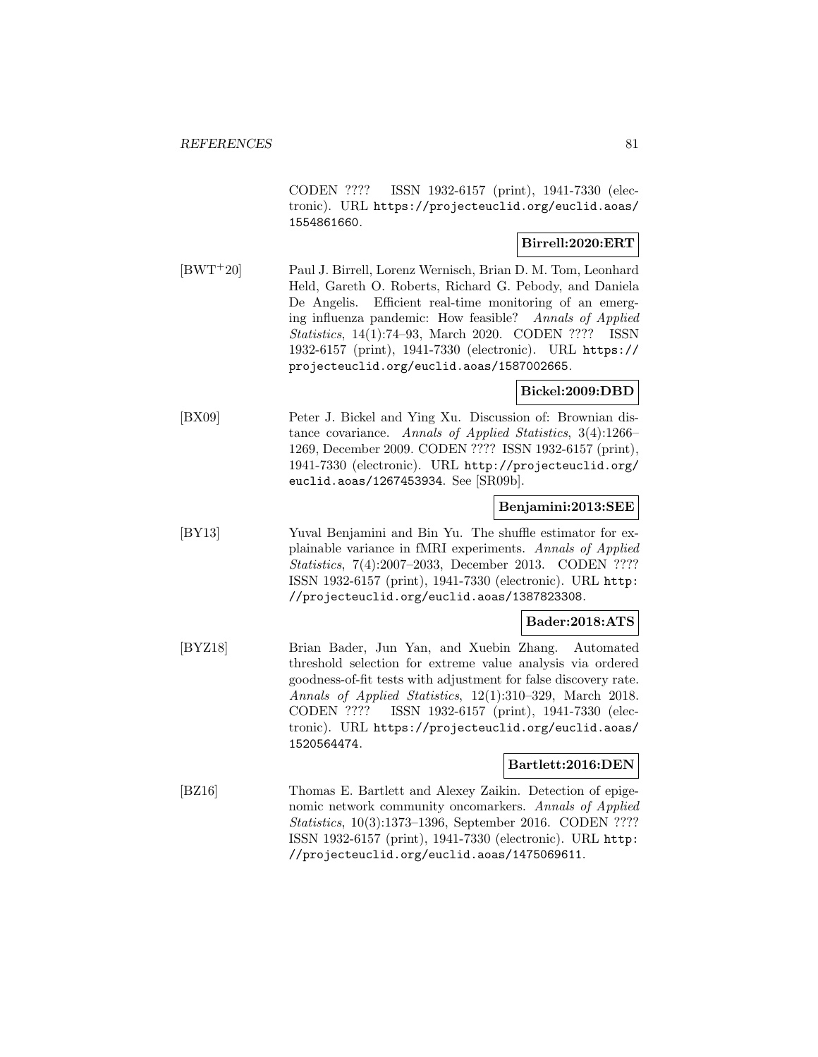CODEN ???? ISSN 1932-6157 (print), 1941-7330 (electronic). URL https://projecteuclid.org/euclid.aoas/1554861660.

**Birrell:2020:ERT**

[BWT+20] Paul J. Birrell, Lorenz Wernisch, Brian D. M. Tom, Leonhard Held, Gareth O. Roberts, Richard G. Pebody, and Daniela De Angelis. Efficient real-time monitoring of an emerging influenza pandemic: How feasible? *Annals of Applied Statistics*, 14(1):74–93, March 2020. CODEN ???? ISSN 1932-6157 (print), 1941-7330 (electronic). URL https://projecteuclid.org/euclid.aoas/1587002665.

**Bickel:2009:DBD**

[BX09] Peter J. Bickel and Ying Xu. Discussion of: Brownian distance covariance. *Annals of Applied Statistics*, 3(4):1266–1269, December 2009. CODEN ???? ISSN 1932-6157 (print), 1941-7330 (electronic). URL http://projecteuclid.org/euclid.aoas/1267453934. See [SR09b].

**Benjamini:2013:SEE**

[BY13] Yuval Benjamini and Bin Yu. The shuffle estimator for explainable variance in fMRI experiments. *Annals of Applied Statistics*, 7(4):2007–2033, December 2013. CODEN ???? ISSN 1932-6157 (print), 1941-7330 (electronic). URL http://projecteuclid.org/euclid.aoas/1387823308.

**Bader:2018:ATS**

[BYZ18] Brian Bader, Jun Yan, and Xuebin Zhang. Automated threshold selection for extreme value analysis via ordered goodness-of-fit tests with adjustment for false discovery rate. *Annals of Applied Statistics*, 12(1):310–329, March 2018. CODEN ???? ISSN 1932-6157 (print), 1941-7330 (electronic). URL https://projecteuclid.org/euclid.aoas/1520564474.

**Bartlett:2016:DEN**

[BZ16] Thomas E. Bartlett and Alexey Zaikin. Detection of epigenomic network community oncomarkers. *Annals of Applied Statistics*, 10(3):1373–1396, September 2016. CODEN ???? ISSN 1932-6157 (print), 1941-7330 (electronic). URL http://projecteuclid.org/euclid.aoas/1475069611.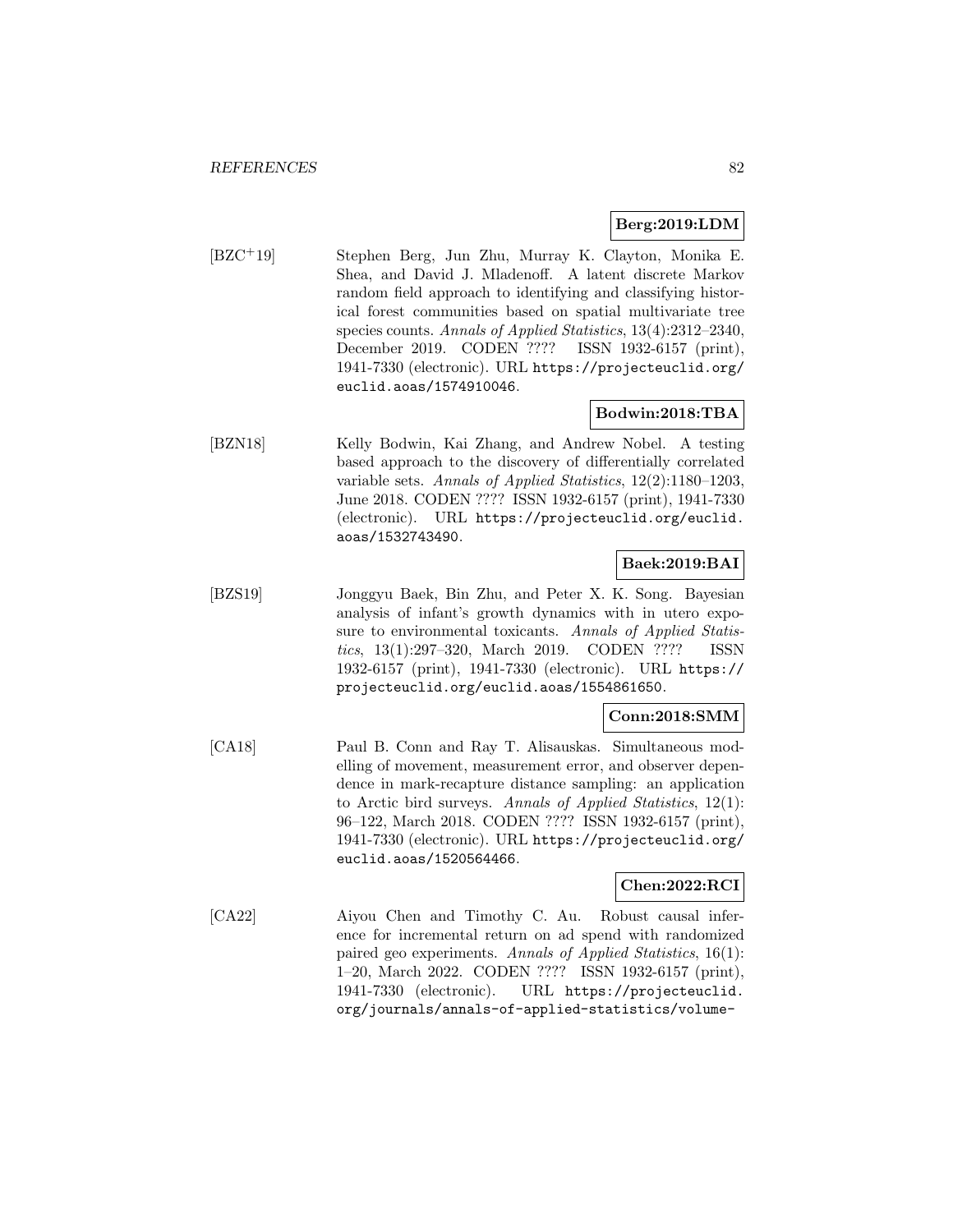**Berg:2019:LDM**

[BZC$^+$19] Stephen Berg, Jun Zhu, Murray K. Clayton, Monika E. Shea, and David J. Mladenoff. A latent discrete Markov random field approach to identifying and classifying historical forest communities based on spatial multivariate tree species counts. *Annals of Applied Statistics*, 13(4):2312–2340, December 2019. CODEN ???? ISSN 1932-6157 (print), 1941-7330 (electronic). URL https://projecteuclid.org/euclid.aoas/1574910046.

**Bodwin:2018:TBA**

[BZN18] Kelly Bodwin, Kai Zhang, and Andrew Nobel. A testing based approach to the discovery of differentially correlated variable sets. *Annals of Applied Statistics*, 12(2):1180–1203, June 2018. CODEN ???? ISSN 1932-6157 (print), 1941-7330 (electronic). URL https://projecteuclid.org/euclid.aoas/1532743490.

**Baek:2019:BAI**

[BZS19] Jonggyu Baek, Bin Zhu, and Peter X. K. Song. Bayesian analysis of infant's growth dynamics with in utero exposure to environmental toxicants. *Annals of Applied Statistics*, 13(1):297–320, March 2019. CODEN ???? ISSN 1932-6157 (print), 1941-7330 (electronic). URL https://projecteuclid.org/euclid.aoas/1554861650.

**Conn:2018:SMM**

[CA18] Paul B. Conn and Ray T. Alisauskas. Simultaneous modelling of movement, measurement error, and observer dependence in mark-recapture distance sampling: an application to Arctic bird surveys. *Annals of Applied Statistics*, 12(1): 96–122, March 2018. CODEN ???? ISSN 1932-6157 (print), 1941-7330 (electronic). URL https://projecteuclid.org/euclid.aoas/1520564466.

**Chen:2022:RCI**

[CA22] Aiyou Chen and Timothy C. Au. Robust causal inference for incremental return on ad spend with randomized paired geo experiments. *Annals of Applied Statistics*, 16(1): 1–20, March 2022. CODEN ???? ISSN 1932-6157 (print), 1941-7330 (electronic). URL https://projecteuclid.org/journals/annals-of-applied-statistics/volume-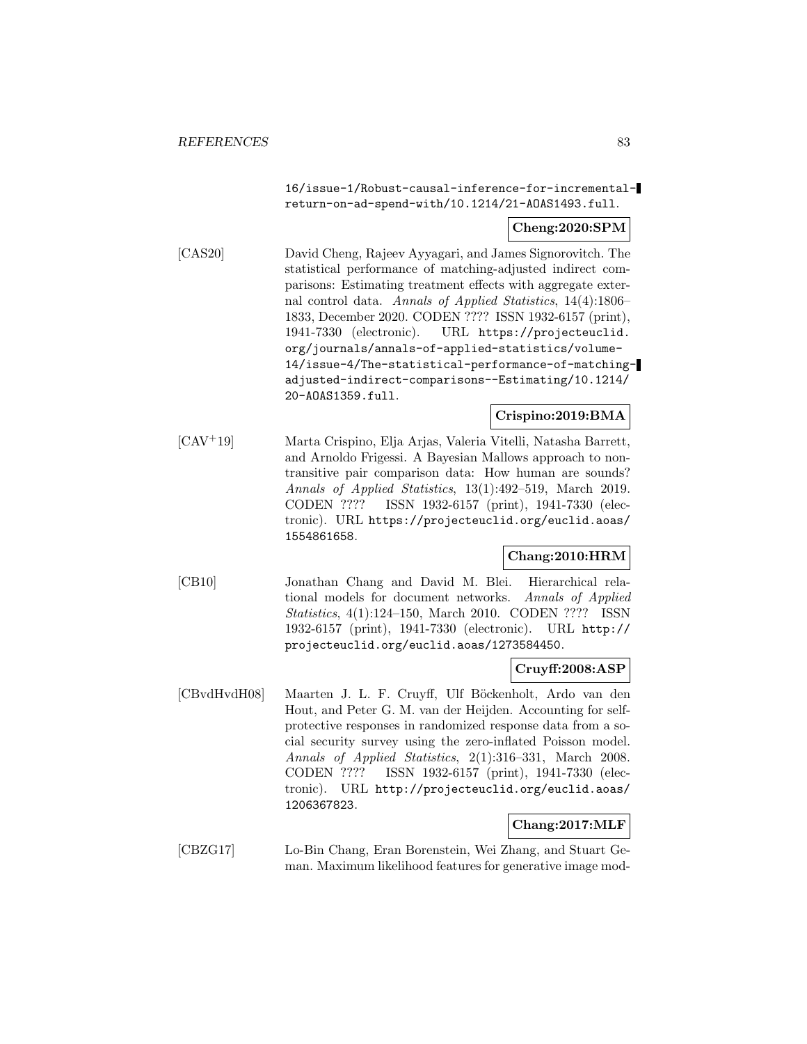16/issue-1/Robust-causal-inference-for-incremental-return-on-ad-spend-with/10.1214/21-AOAS1493.full.

**Cheng:2020:SPM**

[CAS20] David Cheng, Rajeev Ayyagari, and James Signorovitch. The statistical performance of matching-adjusted indirect comparisons: Estimating treatment effects with aggregate external control data. *Annals of Applied Statistics*, 14(4):1806–1833, December 2020. CODEN ???? ISSN 1932-6157 (print), 1941-7330 (electronic). URL https://projecteuclid.org/journals/annals-of-applied-statistics/volume-14/issue-4/The-statistical-performance-of-matching-adjusted-indirect-comparisons--Estimating/10.1214/20-AOAS1359.full.

**Crispino:2019:BMA**

[CAV+19] Marta Crispino, Elja Arjas, Valeria Vitelli, Natasha Barrett, and Arnoldo Frigessi. A Bayesian Mallows approach to nontransitive pair comparison data: How human are sounds? *Annals of Applied Statistics*, 13(1):492–519, March 2019. CODEN ???? ISSN 1932-6157 (print), 1941-7330 (electronic). URL https://projecteuclid.org/euclid.aoas/1554861658.

**Chang:2010:HRM**

[CB10] Jonathan Chang and David M. Blei. Hierarchical relational models for document networks. *Annals of Applied Statistics*, 4(1):124–150, March 2010. CODEN ???? ISSN 1932-6157 (print), 1941-7330 (electronic). URL http://projecteuclid.org/euclid.aoas/1273584450.

**Cruyff:2008:ASP**

[CBvdHvdH08] Maarten J. L. F. Cruyff, Ulf Böckenholt, Ardo van den Hout, and Peter G. M. van der Heijden. Accounting for self-protective responses in randomized response data from a social security survey using the zero-inflated Poisson model. *Annals of Applied Statistics*, 2(1):316–331, March 2008. CODEN ???? ISSN 1932-6157 (print), 1941-7330 (electronic). URL http://projecteuclid.org/euclid.aoas/1206367823.

**Chang:2017:MLF**

[CBZG17] Lo-Bin Chang, Eran Borenstein, Wei Zhang, and Stuart Geman. Maximum likelihood features for generative image mod-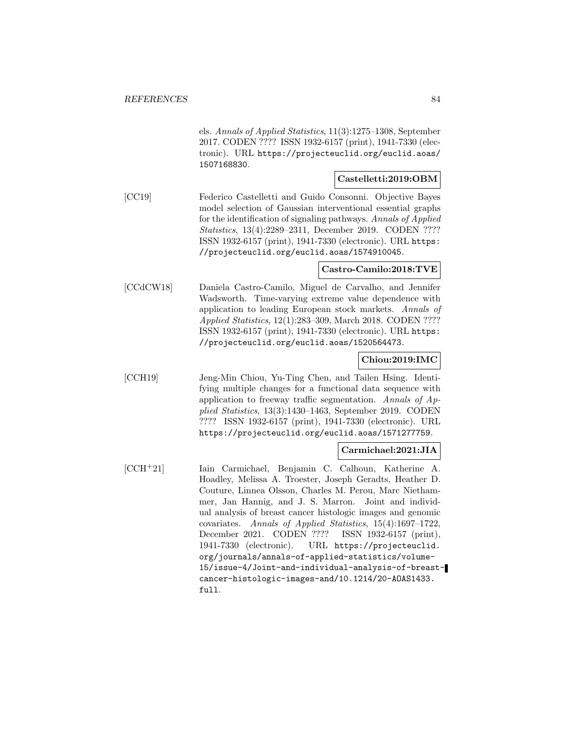els. *Annals of Applied Statistics*, 11(3):1275–1308, September 2017. CODEN ???? ISSN 1932-6157 (print), 1941-7330 (electronic). URL https://projecteuclid.org/euclid.aoas/1507168830.

**Castelletti:2019:OBM**

[CC19] Federico Castelletti and Guido Consonni. Objective Bayes model selection of Gaussian interventional essential graphs for the identification of signaling pathways. *Annals of Applied Statistics*, 13(4):2289–2311, December 2019. CODEN ???? ISSN 1932-6157 (print), 1941-7330 (electronic). URL https://projecteuclid.org/euclid.aoas/1574910045.

**Castro-Camilo:2018:TVE**

[CCdCW18] Daniela Castro-Camilo, Miguel de Carvalho, and Jennifer Wadsworth. Time-varying extreme value dependence with application to leading European stock markets. *Annals of Applied Statistics*, 12(1):283–309, March 2018. CODEN ???? ISSN 1932-6157 (print), 1941-7330 (electronic). URL https://projecteuclid.org/euclid.aoas/1520564473.

**Chiou:2019:IMC**

[CCH19] Jeng-Min Chiou, Yu-Ting Chen, and Tailen Hsing. Identifying multiple changes for a functional data sequence with application to freeway traffic segmentation. *Annals of Applied Statistics*, 13(3):1430–1463, September 2019. CODEN ???? ISSN 1932-6157 (print), 1941-7330 (electronic). URL https://projecteuclid.org/euclid.aoas/1571277759.

**Carmichael:2021:JIA**

[CCH+21] Iain Carmichael, Benjamin C. Calhoun, Katherine A. Hoadley, Melissa A. Troester, Joseph Geradts, Heather D. Couture, Linnea Olsson, Charles M. Perou, Marc Niethammer, Jan Hannig, and J. S. Marron. Joint and individual analysis of breast cancer histologic images and genomic covariates. *Annals of Applied Statistics*, 15(4):1697–1722, December 2021. CODEN ???? ISSN 1932-6157 (print), 1941-7330 (electronic). URL https://projecteuclid.org/journals/annals-of-applied-statistics/volume-15/issue-4/Joint-and-individual-analysis-of-breast-cancer-histologic-images-and/10.1214/20-AOAS1433.full.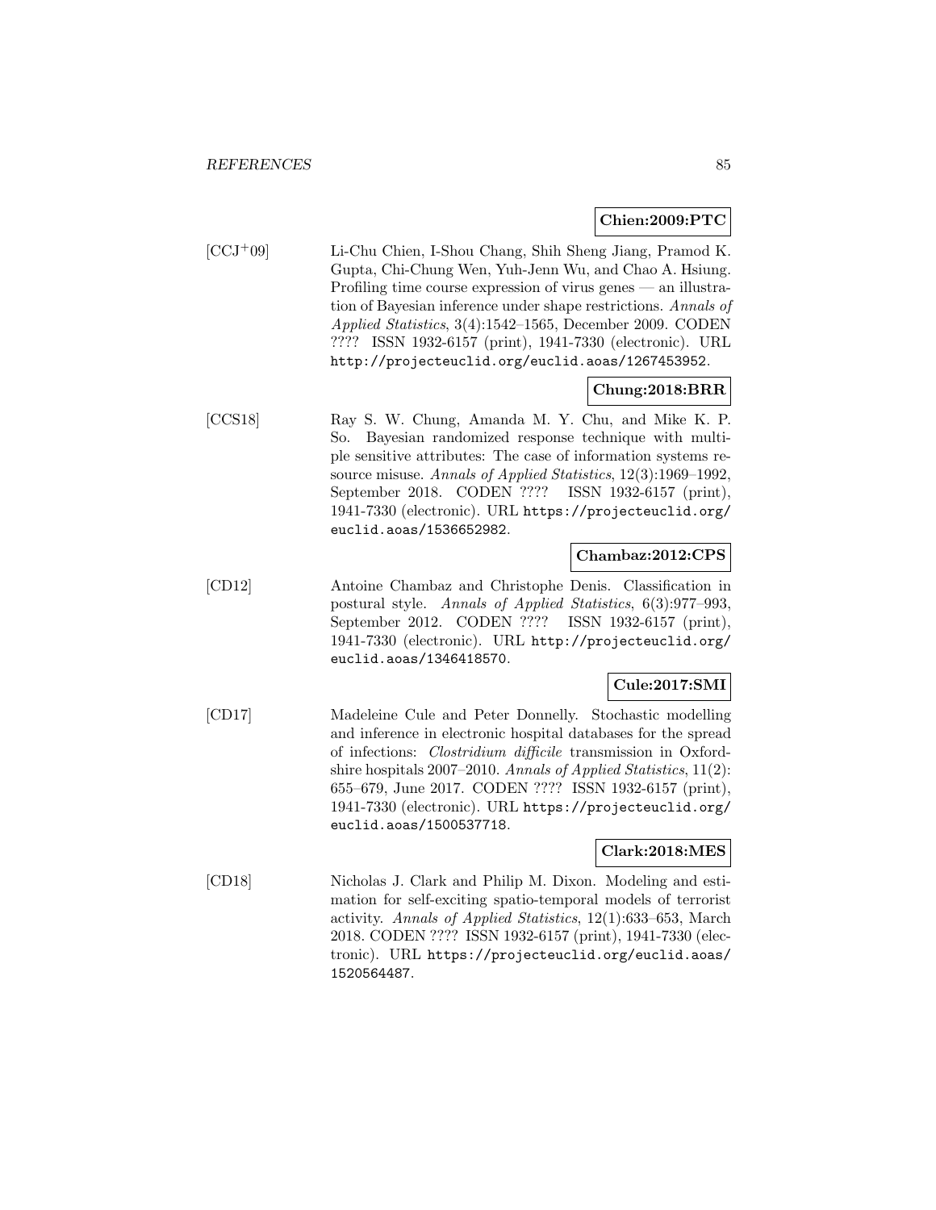**Chien:2009:PTC**

[CCJ+09] Li-Chu Chien, I-Shou Chang, Shih Sheng Jiang, Pramod K. Gupta, Chi-Chung Wen, Yuh-Jenn Wu, and Chao A. Hsiung. Profiling time course expression of virus genes — an illustration of Bayesian inference under shape restrictions. *Annals of Applied Statistics*, 3(4):1542–1565, December 2009. CODEN ???? ISSN 1932-6157 (print), 1941-7330 (electronic). URL http://projecteuclid.org/euclid.aoas/1267453952.

**Chung:2018:BRR**

[CCS18] Ray S. W. Chung, Amanda M. Y. Chu, and Mike K. P. So. Bayesian randomized response technique with multiple sensitive attributes: The case of information systems resource misuse. *Annals of Applied Statistics*, 12(3):1969–1992, September 2018. CODEN ???? ISSN 1932-6157 (print), 1941-7330 (electronic). URL https://projecteuclid.org/euclid.aoas/1536652982.

**Chambaz:2012:CPS**

[CD12] Antoine Chambaz and Christophe Denis. Classification in postural style. *Annals of Applied Statistics*, 6(3):977–993, September 2012. CODEN ???? ISSN 1932-6157 (print), 1941-7330 (electronic). URL http://projecteuclid.org/euclid.aoas/1346418570.

**Cule:2017:SMI**

[CD17] Madeleine Cule and Peter Donnelly. Stochastic modelling and inference in electronic hospital databases for the spread of infections: *Clostridium difficile* transmission in Oxfordshire hospitals 2007–2010. *Annals of Applied Statistics*, 11(2):655–679, June 2017. CODEN ???? ISSN 1932-6157 (print), 1941-7330 (electronic). URL https://projecteuclid.org/euclid.aoas/1500537718.

**Clark:2018:MES**

[CD18] Nicholas J. Clark and Philip M. Dixon. Modeling and estimation for self-exciting spatio-temporal models of terrorist activity. *Annals of Applied Statistics*, 12(1):633–653, March 2018. CODEN ???? ISSN 1932-6157 (print), 1941-7330 (electronic). URL https://projecteuclid.org/euclid.aoas/1520564487.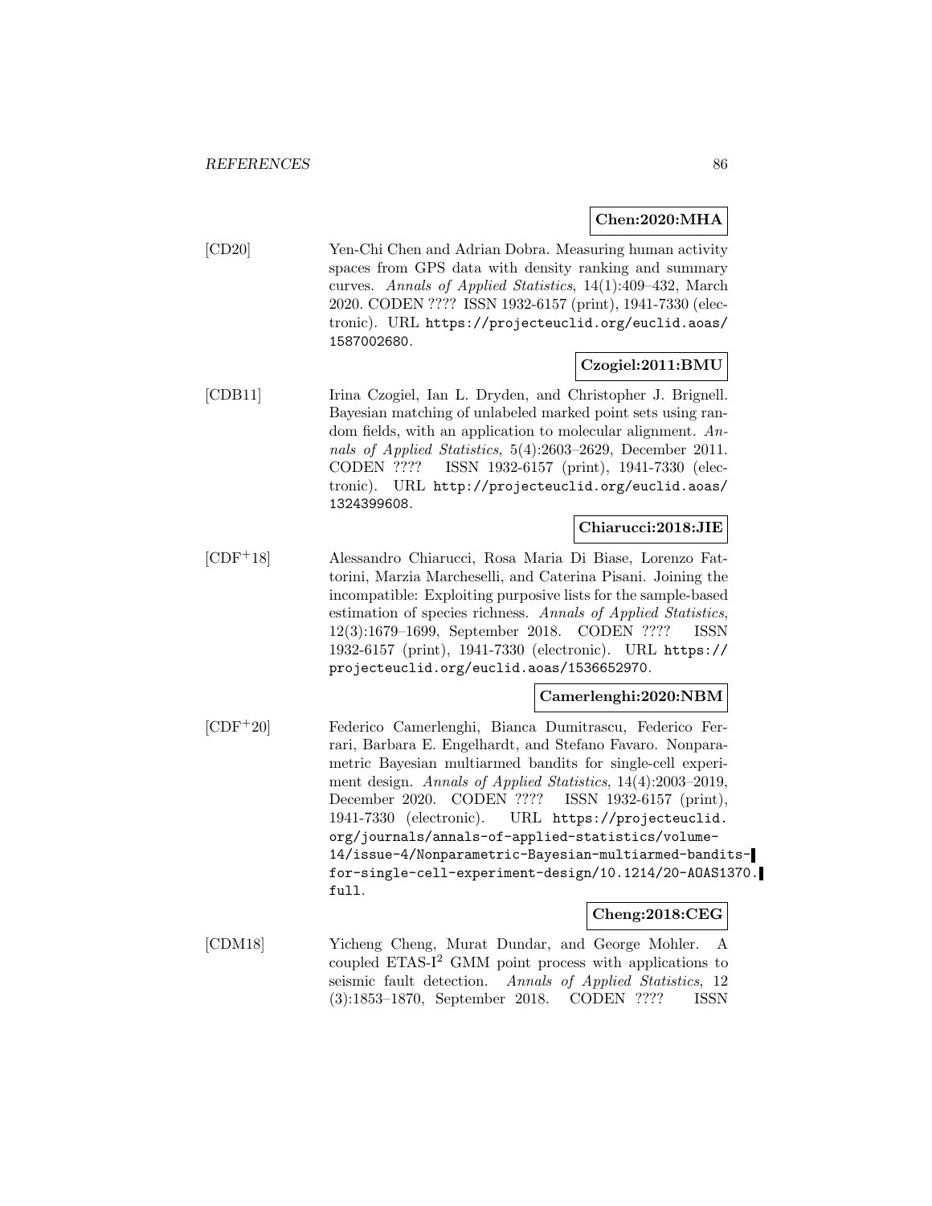**Chen:2020:MHA**

[CD20] Yen-Chi Chen and Adrian Dobra. Measuring human activity spaces from GPS data with density ranking and summary curves. *Annals of Applied Statistics*, 14(1):409–432, March 2020. CODEN ???? ISSN 1932-6157 (print), 1941-7330 (electronic). URL `https://projecteuclid.org/euclid.aoas/1587002680`.

**Czogiel:2011:BMU**

[CDB11] Irina Czogiel, Ian L. Dryden, and Christopher J. Brignell. Bayesian matching of unlabeled marked point sets using random fields, with an application to molecular alignment. *Annals of Applied Statistics*, 5(4):2603–2629, December 2011. CODEN ???? ISSN 1932-6157 (print), 1941-7330 (electronic). URL `http://projecteuclid.org/euclid.aoas/1324399608`.

**Chiarucci:2018:JIE**

[CDF+18] Alessandro Chiarucci, Rosa Maria Di Biase, Lorenzo Fattorini, Marzia Marcheselli, and Caterina Pisani. Joining the incompatible: Exploiting purposive lists for the sample-based estimation of species richness. *Annals of Applied Statistics*, 12(3):1679–1699, September 2018. CODEN ???? ISSN 1932-6157 (print), 1941-7330 (electronic). URL `https://projecteuclid.org/euclid.aoas/1536652970`.

**Camerlenghi:2020:NBM**

[CDF+20] Federico Camerlenghi, Bianca Dumitrascu, Federico Ferrari, Barbara E. Engelhardt, and Stefano Favaro. Nonparametric Bayesian multiarmed bandits for single-cell experiment design. *Annals of Applied Statistics*, 14(4):2003–2019, December 2020. CODEN ???? ISSN 1932-6157 (print), 1941-7330 (electronic). URL `https://projecteuclid.org/journals/annals-of-applied-statistics/volume-14/issue-4/Nonparametric-Bayesian-multiarmed-bandits-for-single-cell-experiment-design/10.1214/20-AOAS1370.full`.

**Cheng:2018:CEG**

[CDM18] Yicheng Cheng, Murat Dundar, and George Mohler. A coupled ETAS-$I^2$ GMM point process with applications to seismic fault detection. *Annals of Applied Statistics*, 12 (3):1853–1870, September 2018. CODEN ???? ISSN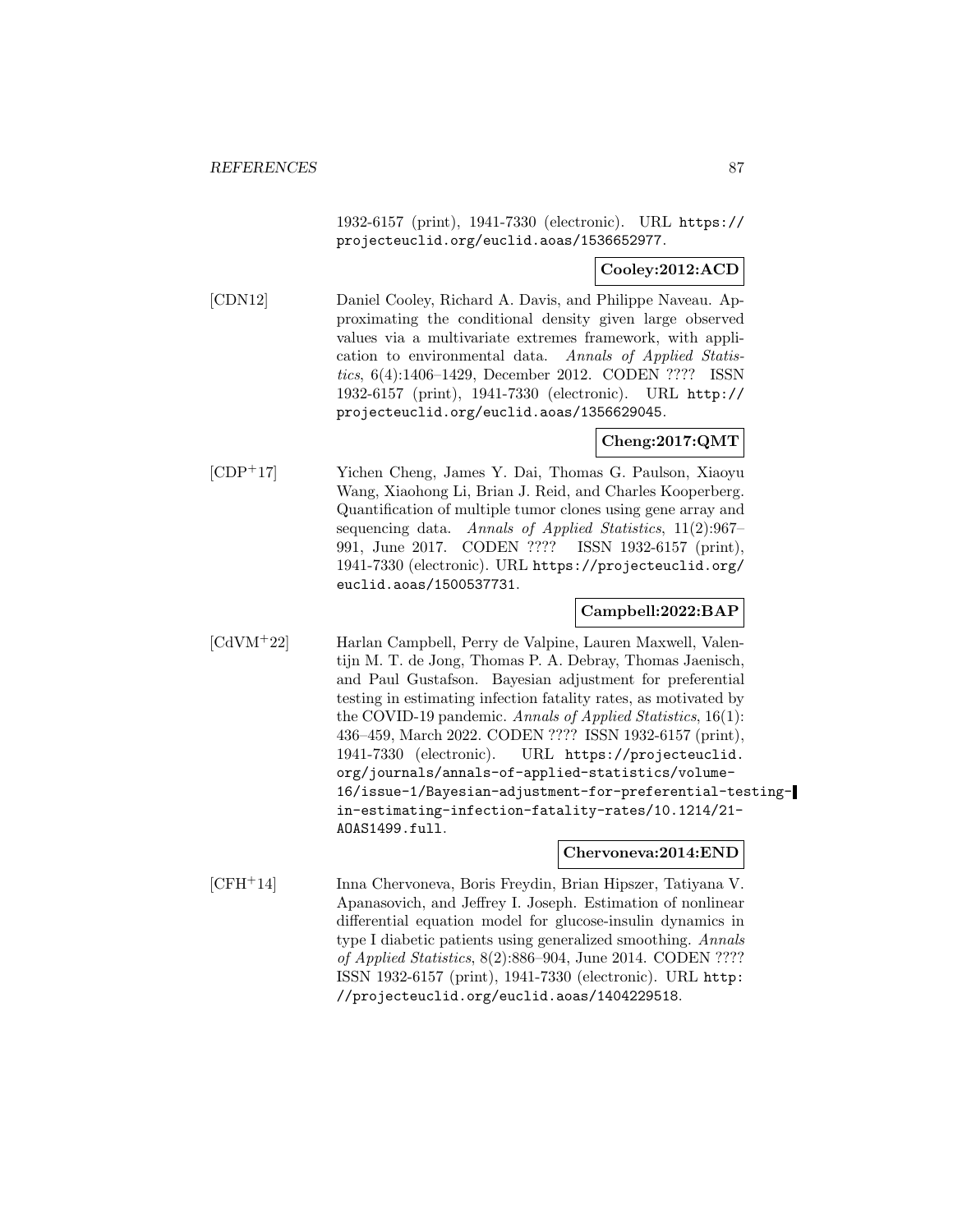1932-6157 (print), 1941-7330 (electronic). URL https://projecteuclid.org/euclid.aoas/1536652977.

**Cooley:2012:ACD**

[CDN12] Daniel Cooley, Richard A. Davis, and Philippe Naveau. Approximating the conditional density given large observed values via a multivariate extremes framework, with application to environmental data. *Annals of Applied Statistics*, 6(4):1406–1429, December 2012. CODEN ???? ISSN 1932-6157 (print), 1941-7330 (electronic). URL http://projecteuclid.org/euclid.aoas/1356629045.

**Cheng:2017:QMT**

[CDP+17] Yichen Cheng, James Y. Dai, Thomas G. Paulson, Xiaoyu Wang, Xiaohong Li, Brian J. Reid, and Charles Kooperberg. Quantification of multiple tumor clones using gene array and sequencing data. *Annals of Applied Statistics*, 11(2):967–991, June 2017. CODEN ???? ISSN 1932-6157 (print), 1941-7330 (electronic). URL https://projecteuclid.org/euclid.aoas/1500537731.

**Campbell:2022:BAP**

[CdVM+22] Harlan Campbell, Perry de Valpine, Lauren Maxwell, Valentijn M. T. de Jong, Thomas P. A. Debray, Thomas Jaenisch, and Paul Gustafson. Bayesian adjustment for preferential testing in estimating infection fatality rates, as motivated by the COVID-19 pandemic. *Annals of Applied Statistics*, 16(1):436–459, March 2022. CODEN ???? ISSN 1932-6157 (print), 1941-7330 (electronic). URL https://projecteuclid.org/journals/annals-of-applied-statistics/volume-16/issue-1/Bayesian-adjustment-for-preferential-testing-in-estimating-infection-fatality-rates/10.1214/21-AOAS1499.full.

**Chervoneva:2014:END**

[CFH+14] Inna Chervoneva, Boris Freydin, Brian Hipszer, Tatiyana V. Apanasovich, and Jeffrey I. Joseph. Estimation of nonlinear differential equation model for glucose-insulin dynamics in type I diabetic patients using generalized smoothing. *Annals of Applied Statistics*, 8(2):886–904, June 2014. CODEN ???? ISSN 1932-6157 (print), 1941-7330 (electronic). URL http://projecteuclid.org/euclid.aoas/1404229518.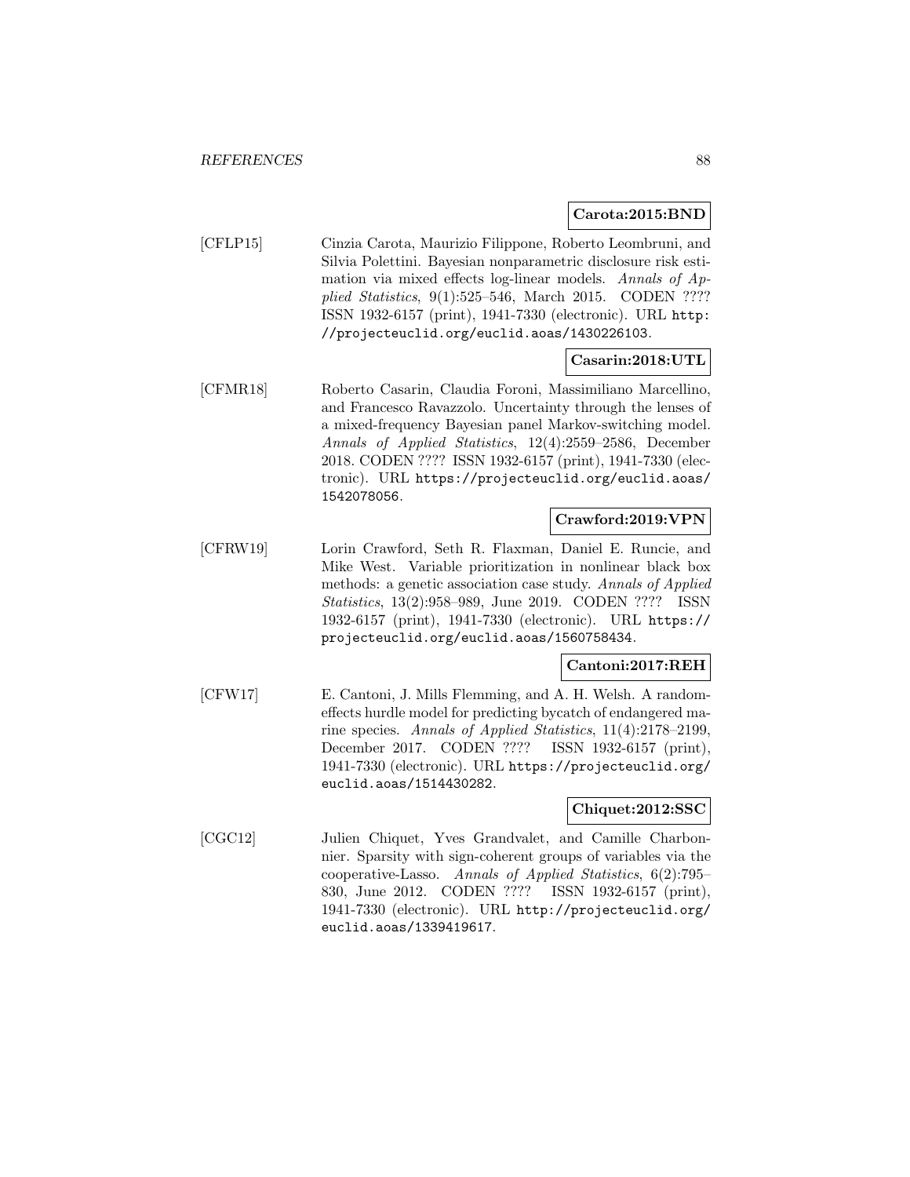**Carota:2015:BND**

[CFLP15] Cinzia Carota, Maurizio Filippone, Roberto Leombruni, and Silvia Polettini. Bayesian nonparametric disclosure risk estimation via mixed effects log-linear models. *Annals of Applied Statistics*, 9(1):525–546, March 2015. CODEN ???? ISSN 1932-6157 (print), 1941-7330 (electronic). URL http://projecteuclid.org/euclid.aoas/1430226103.

**Casarin:2018:UTL**

[CFMR18] Roberto Casarin, Claudia Foroni, Massimiliano Marcellino, and Francesco Ravazzolo. Uncertainty through the lenses of a mixed-frequency Bayesian panel Markov-switching model. *Annals of Applied Statistics*, 12(4):2559–2586, December 2018. CODEN ???? ISSN 1932-6157 (print), 1941-7330 (electronic). URL https://projecteuclid.org/euclid.aoas/1542078056.

**Crawford:2019:VPN**

[CFRW19] Lorin Crawford, Seth R. Flaxman, Daniel E. Runcie, and Mike West. Variable prioritization in nonlinear black box methods: a genetic association case study. *Annals of Applied Statistics*, 13(2):958–989, June 2019. CODEN ???? ISSN 1932-6157 (print), 1941-7330 (electronic). URL https://projecteuclid.org/euclid.aoas/1560758434.

**Cantoni:2017:REH**

[CFW17] E. Cantoni, J. Mills Flemming, and A. H. Welsh. A random-effects hurdle model for predicting bycatch of endangered marine species. *Annals of Applied Statistics*, 11(4):2178–2199, December 2017. CODEN ???? ISSN 1932-6157 (print), 1941-7330 (electronic). URL https://projecteuclid.org/euclid.aoas/1514430282.

**Chiquet:2012:SSC**

[CGC12] Julien Chiquet, Yves Grandvalet, and Camille Charbonnier. Sparsity with sign-coherent groups of variables via the cooperative-Lasso. *Annals of Applied Statistics*, 6(2):795–830, June 2012. CODEN ???? ISSN 1932-6157 (print), 1941-7330 (electronic). URL http://projecteuclid.org/euclid.aoas/1339419617.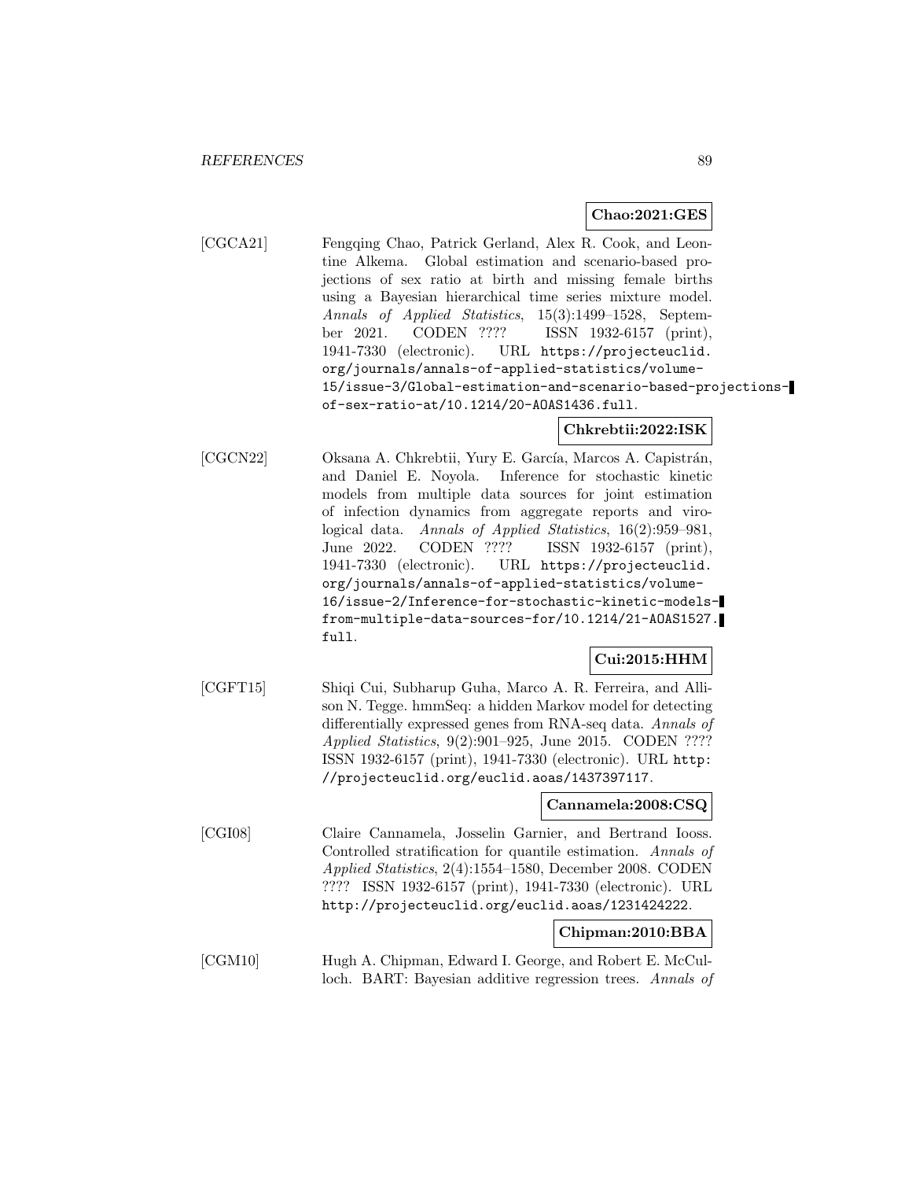**Chao:2021:GES**

[CGCA21] Fengqing Chao, Patrick Gerland, Alex R. Cook, and Leontine Alkema. Global estimation and scenario-based projections of sex ratio at birth and missing female births using a Bayesian hierarchical time series mixture model. *Annals of Applied Statistics*, 15(3):1499–1528, September 2021. CODEN ???? ISSN 1932-6157 (print), 1941-7330 (electronic). URL https://projecteuclid.org/journals/annals-of-applied-statistics/volume-15/issue-3/Global-estimation-and-scenario-based-projections-of-sex-ratio-at/10.1214/20-AOAS1436.full.

**Chkrebtii:2022:ISK**

[CGCN22] Oksana A. Chkrebtii, Yury E. García, Marcos A. Capistrán, and Daniel E. Noyola. Inference for stochastic kinetic models from multiple data sources for joint estimation of infection dynamics from aggregate reports and virological data. *Annals of Applied Statistics*, 16(2):959–981, June 2022. CODEN ???? ISSN 1932-6157 (print), 1941-7330 (electronic). URL https://projecteuclid.org/journals/annals-of-applied-statistics/volume-16/issue-2/Inference-for-stochastic-kinetic-models-from-multiple-data-sources-for/10.1214/21-AOAS1527.full.

**Cui:2015:HHM**

[CGFT15] Shiqi Cui, Subharup Guha, Marco A. R. Ferreira, and Allison N. Tegge. hmmSeq: a hidden Markov model for detecting differentially expressed genes from RNA-seq data. *Annals of Applied Statistics*, 9(2):901–925, June 2015. CODEN ???? ISSN 1932-6157 (print), 1941-7330 (electronic). URL http://projecteuclid.org/euclid.aoas/1437397117.

**Cannamela:2008:CSQ**

[CGI08] Claire Cannamela, Josselin Garnier, and Bertrand Iooss. Controlled stratification for quantile estimation. *Annals of Applied Statistics*, 2(4):1554–1580, December 2008. CODEN ???? ISSN 1932-6157 (print), 1941-7330 (electronic). URL http://projecteuclid.org/euclid.aoas/1231424222.

**Chipman:2010:BBA**

[CGM10] Hugh A. Chipman, Edward I. George, and Robert E. McCulloch. BART: Bayesian additive regression trees. *Annals of*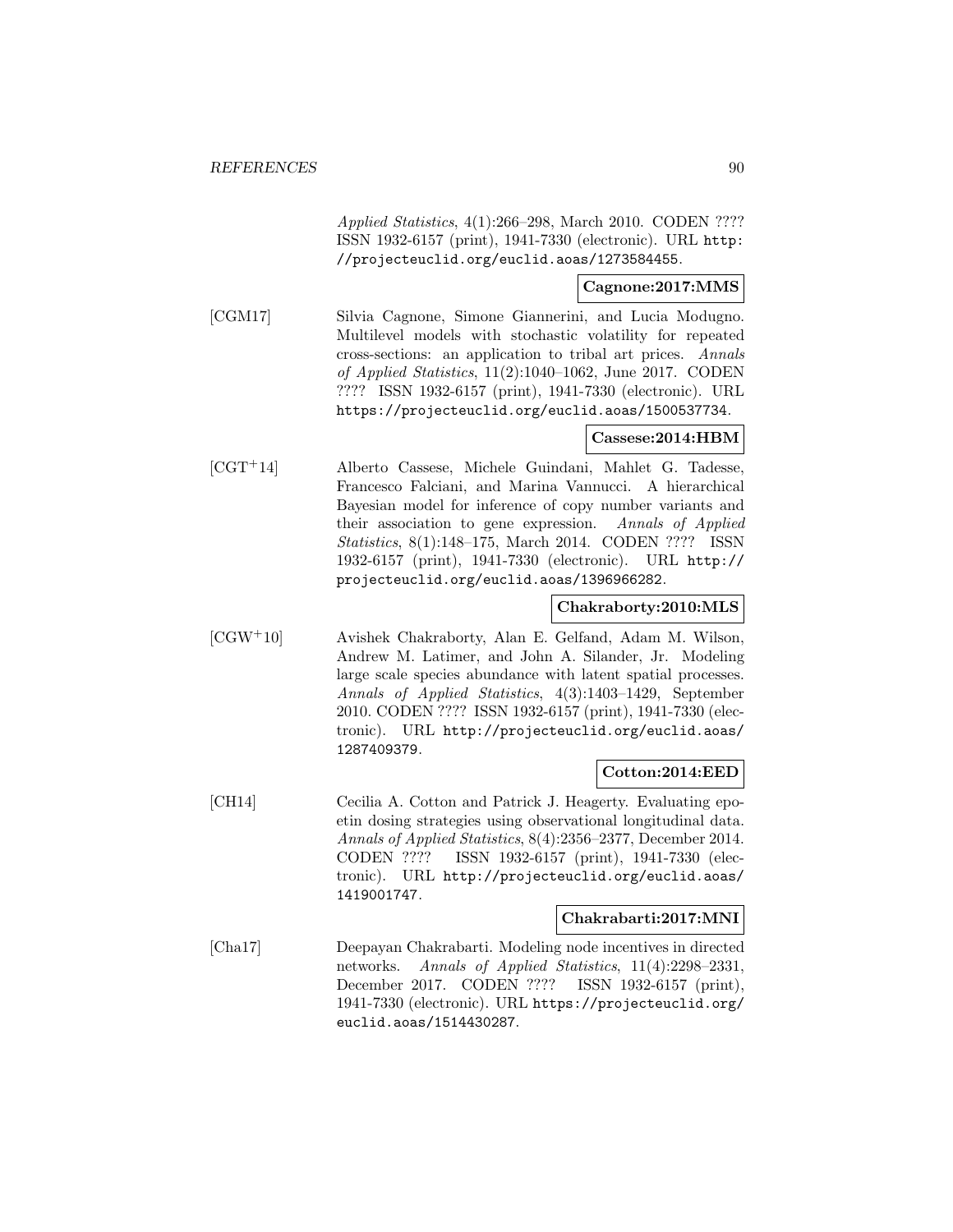*Applied Statistics*, 4(1):266–298, March 2010. CODEN ???? ISSN 1932-6157 (print), 1941-7330 (electronic). URL http://projecteuclid.org/euclid.aoas/1273584455.

**Cagnone:2017:MMS**

[CGM17] Silvia Cagnone, Simone Giannerini, and Lucia Modugno. Multilevel models with stochastic volatility for repeated cross-sections: an application to tribal art prices. *Annals of Applied Statistics*, 11(2):1040–1062, June 2017. CODEN ???? ISSN 1932-6157 (print), 1941-7330 (electronic). URL https://projecteuclid.org/euclid.aoas/1500537734.

**Cassese:2014:HBM**

[CGT+14] Alberto Cassese, Michele Guindani, Mahlet G. Tadesse, Francesco Falciani, and Marina Vannucci. A hierarchical Bayesian model for inference of copy number variants and their association to gene expression. *Annals of Applied Statistics*, 8(1):148–175, March 2014. CODEN ???? ISSN 1932-6157 (print), 1941-7330 (electronic). URL http://projecteuclid.org/euclid.aoas/1396966282.

**Chakraborty:2010:MLS**

[CGW+10] Avishek Chakraborty, Alan E. Gelfand, Adam M. Wilson, Andrew M. Latimer, and John A. Silander, Jr. Modeling large scale species abundance with latent spatial processes. *Annals of Applied Statistics*, 4(3):1403–1429, September 2010. CODEN ???? ISSN 1932-6157 (print), 1941-7330 (electronic). URL http://projecteuclid.org/euclid.aoas/1287409379.

**Cotton:2014:EED**

[CH14] Cecilia A. Cotton and Patrick J. Heagerty. Evaluating epoetin dosing strategies using observational longitudinal data. *Annals of Applied Statistics*, 8(4):2356–2377, December 2014. CODEN ???? ISSN 1932-6157 (print), 1941-7330 (electronic). URL http://projecteuclid.org/euclid.aoas/1419001747.

**Chakrabarti:2017:MNI**

[Cha17] Deepayan Chakrabarti. Modeling node incentives in directed networks. *Annals of Applied Statistics*, 11(4):2298–2331, December 2017. CODEN ???? ISSN 1932-6157 (print), 1941-7330 (electronic). URL https://projecteuclid.org/euclid.aoas/1514430287.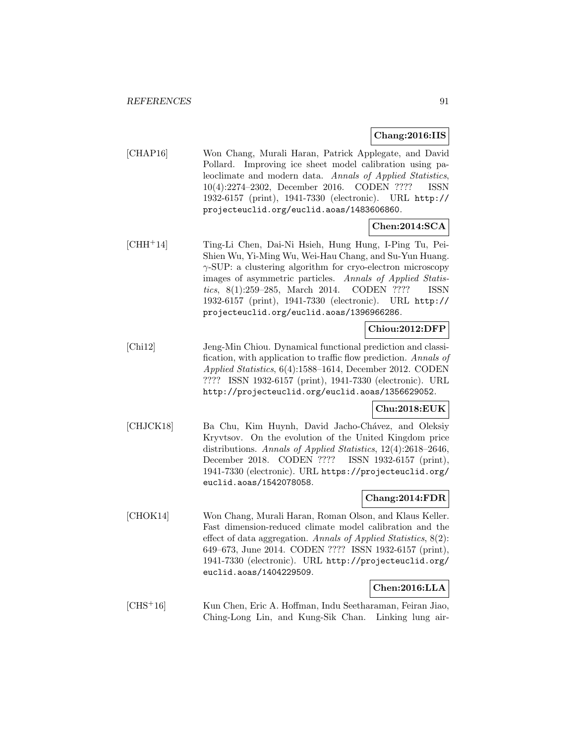**Chang:2016:IIS**

[CHAP16] Won Chang, Murali Haran, Patrick Applegate, and David Pollard. Improving ice sheet model calibration using paleoclimate and modern data. *Annals of Applied Statistics*, 10(4):2274–2302, December 2016. CODEN ???? ISSN 1932-6157 (print), 1941-7330 (electronic). URL http://projecteuclid.org/euclid.aoas/1483606860.

**Chen:2014:SCA**

[CHH+14] Ting-Li Chen, Dai-Ni Hsieh, Hung Hung, I-Ping Tu, Pei-Shien Wu, Yi-Ming Wu, Wei-Hau Chang, and Su-Yun Huang. $\gamma$-SUP: a clustering algorithm for cryo-electron microscopy images of asymmetric particles. *Annals of Applied Statistics*, 8(1):259–285, March 2014. CODEN ???? ISSN 1932-6157 (print), 1941-7330 (electronic). URL http://projecteuclid.org/euclid.aoas/1396966286.

**Chiou:2012:DFP**

[Chi12] Jeng-Min Chiou. Dynamical functional prediction and classification, with application to traffic flow prediction. *Annals of Applied Statistics*, 6(4):1588–1614, December 2012. CODEN ???? ISSN 1932-6157 (print), 1941-7330 (electronic). URL http://projecteuclid.org/euclid.aoas/1356629052.

**Chu:2018:EUK**

[CHJCK18] Ba Chu, Kim Huynh, David Jacho-Chávez, and Oleksiy Kryvtsov. On the evolution of the United Kingdom price distributions. *Annals of Applied Statistics*, 12(4):2618–2646, December 2018. CODEN ???? ISSN 1932-6157 (print), 1941-7330 (electronic). URL https://projecteuclid.org/euclid.aoas/1542078058.

**Chang:2014:FDR**

[CHOK14] Won Chang, Murali Haran, Roman Olson, and Klaus Keller. Fast dimension-reduced climate model calibration and the effect of data aggregation. *Annals of Applied Statistics*, 8(2):649–673, June 2014. CODEN ???? ISSN 1932-6157 (print), 1941-7330 (electronic). URL http://projecteuclid.org/euclid.aoas/1404229509.

**Chen:2016:LLA**

[CHS+16] Kun Chen, Eric A. Hoffman, Indu Seetharaman, Feiran Jiao, Ching-Long Lin, and Kung-Sik Chan. Linking lung air-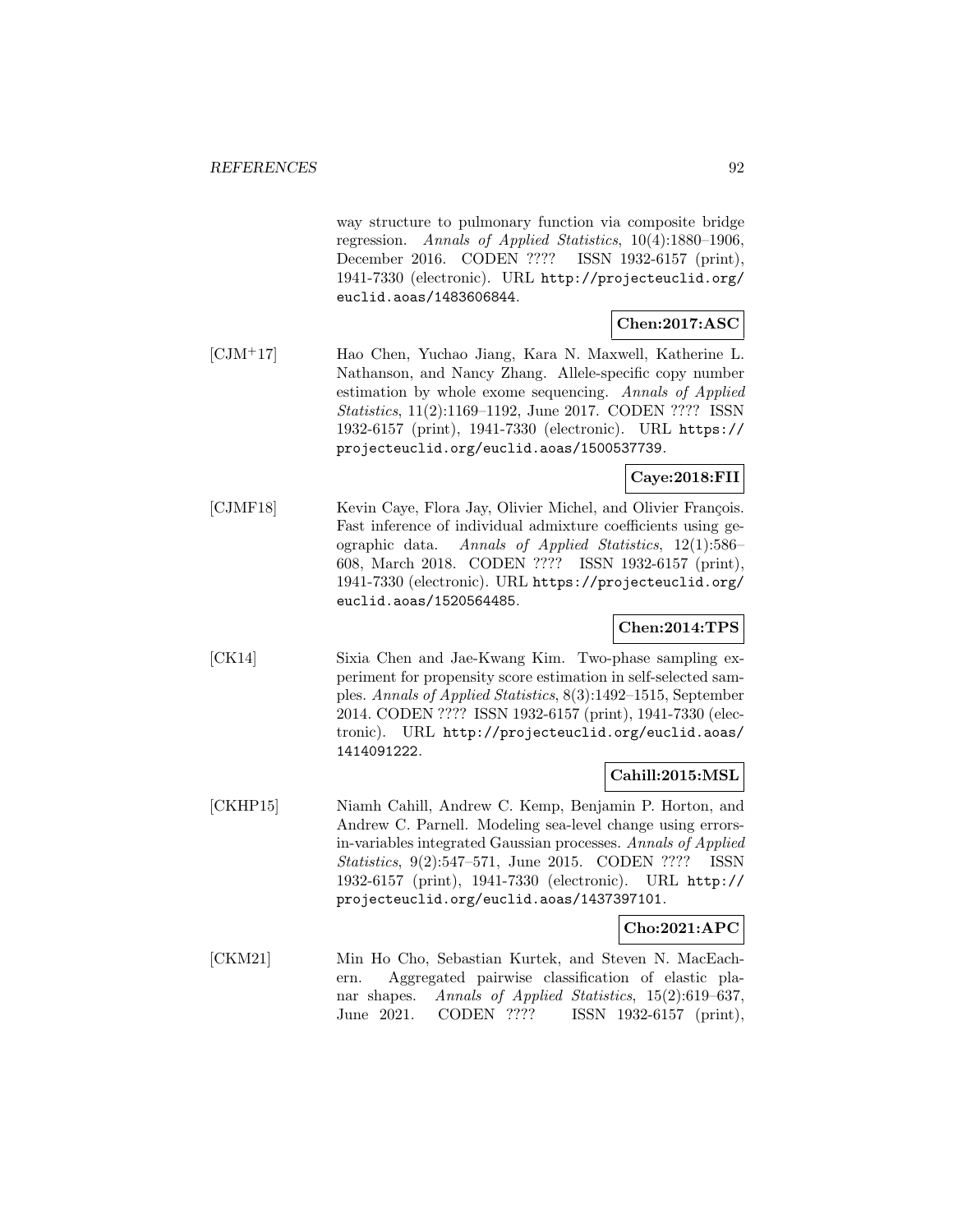way structure to pulmonary function via composite bridge regression. *Annals of Applied Statistics*, 10(4):1880–1906, December 2016. CODEN ???? ISSN 1932-6157 (print), 1941-7330 (electronic). URL http://projecteuclid.org/euclid.aoas/1483606844.

**Chen:2017:ASC**

[CJM+17] Hao Chen, Yuchao Jiang, Kara N. Maxwell, Katherine L. Nathanson, and Nancy Zhang. Allele-specific copy number estimation by whole exome sequencing. *Annals of Applied Statistics*, 11(2):1169–1192, June 2017. CODEN ???? ISSN 1932-6157 (print), 1941-7330 (electronic). URL https://projecteuclid.org/euclid.aoas/1500537739.

**Caye:2018:FII**

[CJMF18] Kevin Caye, Flora Jay, Olivier Michel, and Olivier François. Fast inference of individual admixture coefficients using geographic data. *Annals of Applied Statistics*, 12(1):586–608, March 2018. CODEN ???? ISSN 1932-6157 (print), 1941-7330 (electronic). URL https://projecteuclid.org/euclid.aoas/1520564485.

**Chen:2014:TPS**

[CK14] Sixia Chen and Jae-Kwang Kim. Two-phase sampling experiment for propensity score estimation in self-selected samples. *Annals of Applied Statistics*, 8(3):1492–1515, September 2014. CODEN ???? ISSN 1932-6157 (print), 1941-7330 (electronic). URL http://projecteuclid.org/euclid.aoas/1414091222.

**Cahill:2015:MSL**

[CKHP15] Niamh Cahill, Andrew C. Kemp, Benjamin P. Horton, and Andrew C. Parnell. Modeling sea-level change using errors-in-variables integrated Gaussian processes. *Annals of Applied Statistics*, 9(2):547–571, June 2015. CODEN ???? ISSN 1932-6157 (print), 1941-7330 (electronic). URL http://projecteuclid.org/euclid.aoas/1437397101.

**Cho:2021:APC**

[CKM21] Min Ho Cho, Sebastian Kurtek, and Steven N. MacEachern. Aggregated pairwise classification of elastic planar shapes. *Annals of Applied Statistics*, 15(2):619–637, June 2021. CODEN ???? ISSN 1932-6157 (print),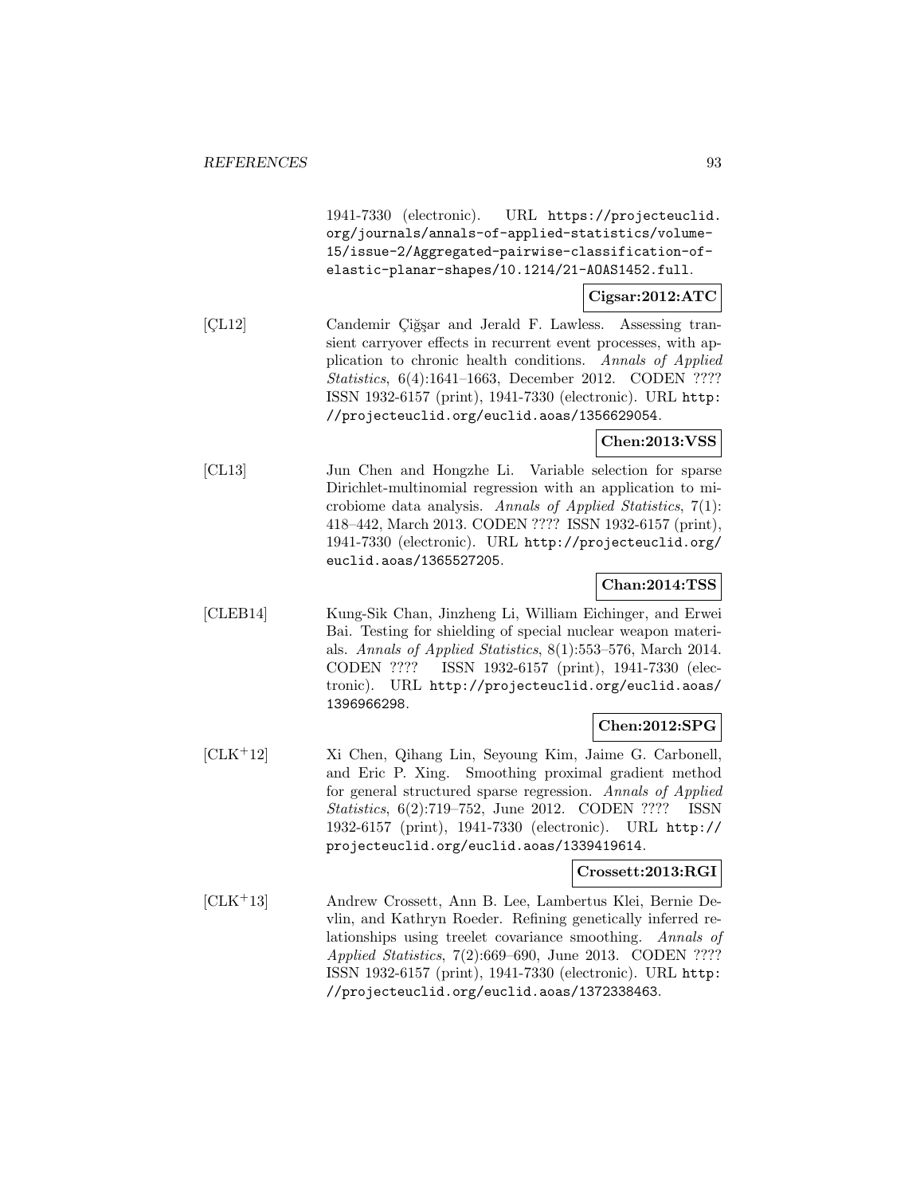1941-7330 (electronic). URL https://projecteuclid.org/journals/annals-of-applied-statistics/volume-15/issue-2/Aggregated-pairwise-classification-of-elastic-planar-shapes/10.1214/21-AOAS1452.full.

**Cigsar:2012:ATC**

[ÇL12] Candemir Çiğşar and Jerald F. Lawless. Assessing transient carryover effects in recurrent event processes, with application to chronic health conditions. *Annals of Applied Statistics*, 6(4):1641–1663, December 2012. CODEN ???? ISSN 1932-6157 (print), 1941-7330 (electronic). URL http://projecteuclid.org/euclid.aoas/1356629054.

**Chen:2013:VSS**

[CL13] Jun Chen and Hongzhe Li. Variable selection for sparse Dirichlet-multinomial regression with an application to microbiome data analysis. *Annals of Applied Statistics*, 7(1): 418–442, March 2013. CODEN ???? ISSN 1932-6157 (print), 1941-7330 (electronic). URL http://projecteuclid.org/euclid.aoas/1365527205.

**Chan:2014:TSS**

[CLEB14] Kung-Sik Chan, Jinzheng Li, William Eichinger, and Erwei Bai. Testing for shielding of special nuclear weapon materials. *Annals of Applied Statistics*, 8(1):553–576, March 2014. CODEN ???? ISSN 1932-6157 (print), 1941-7330 (electronic). URL http://projecteuclid.org/euclid.aoas/1396966298.

**Chen:2012:SPG**

[CLK+12] Xi Chen, Qihang Lin, Seyoung Kim, Jaime G. Carbonell, and Eric P. Xing. Smoothing proximal gradient method for general structured sparse regression. *Annals of Applied Statistics*, 6(2):719–752, June 2012. CODEN ???? ISSN 1932-6157 (print), 1941-7330 (electronic). URL http://projecteuclid.org/euclid.aoas/1339419614.

**Crossett:2013:RGI**

[CLK+13] Andrew Crossett, Ann B. Lee, Lambertus Klei, Bernie Devlin, and Kathryn Roeder. Refining genetically inferred relationships using treelet covariance smoothing. *Annals of Applied Statistics*, 7(2):669–690, June 2013. CODEN ???? ISSN 1932-6157 (print), 1941-7330 (electronic). URL http://projecteuclid.org/euclid.aoas/1372338463.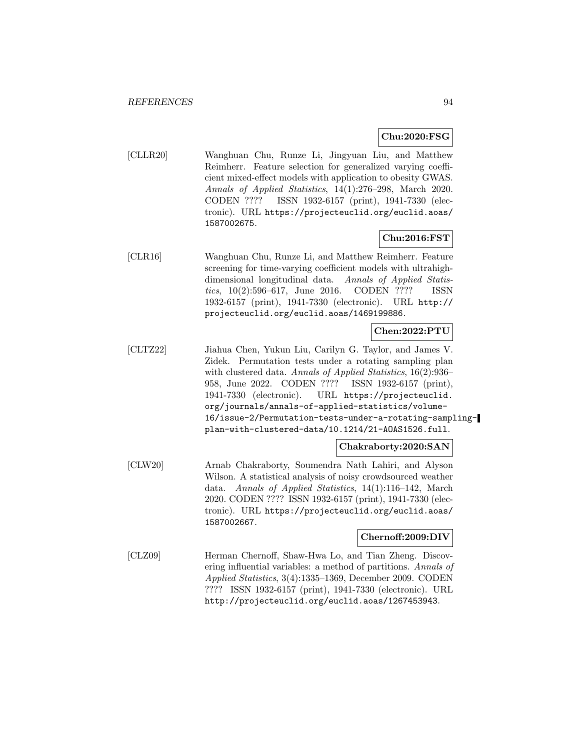**Chu:2020:FSG**

[CLLR20] Wanghuan Chu, Runze Li, Jingyuan Liu, and Matthew Reimherr. Feature selection for generalized varying coefficient mixed-effect models with application to obesity GWAS. *Annals of Applied Statistics*, 14(1):276–298, March 2020. CODEN ???? ISSN 1932-6157 (print), 1941-7330 (electronic). URL https://projecteuclid.org/euclid.aoas/1587002675.

**Chu:2016:FST**

[CLR16] Wanghuan Chu, Runze Li, and Matthew Reimherr. Feature screening for time-varying coefficient models with ultrahigh-dimensional longitudinal data. *Annals of Applied Statistics*, 10(2):596–617, June 2016. CODEN ???? ISSN 1932-6157 (print), 1941-7330 (electronic). URL http://projecteuclid.org/euclid.aoas/1469199886.

**Chen:2022:PTU**

[CLTZ22] Jiahua Chen, Yukun Liu, Carilyn G. Taylor, and James V. Zidek. Permutation tests under a rotating sampling plan with clustered data. *Annals of Applied Statistics*, 16(2):936–958, June 2022. CODEN ???? ISSN 1932-6157 (print), 1941-7330 (electronic). URL https://projecteuclid.org/journals/annals-of-applied-statistics/volume-16/issue-2/Permutation-tests-under-a-rotating-sampling-plan-with-clustered-data/10.1214/21-AOAS1526.full.

**Chakraborty:2020:SAN**

[CLW20] Arnab Chakraborty, Soumendra Nath Lahiri, and Alyson Wilson. A statistical analysis of noisy crowdsourced weather data. *Annals of Applied Statistics*, 14(1):116–142, March 2020. CODEN ???? ISSN 1932-6157 (print), 1941-7330 (electronic). URL https://projecteuclid.org/euclid.aoas/1587002667.

**Chernoff:2009:DIV**

[CLZ09] Herman Chernoff, Shaw-Hwa Lo, and Tian Zheng. Discovering influential variables: a method of partitions. *Annals of Applied Statistics*, 3(4):1335–1369, December 2009. CODEN ???? ISSN 1932-6157 (print), 1941-7330 (electronic). URL http://projecteuclid.org/euclid.aoas/1267453943.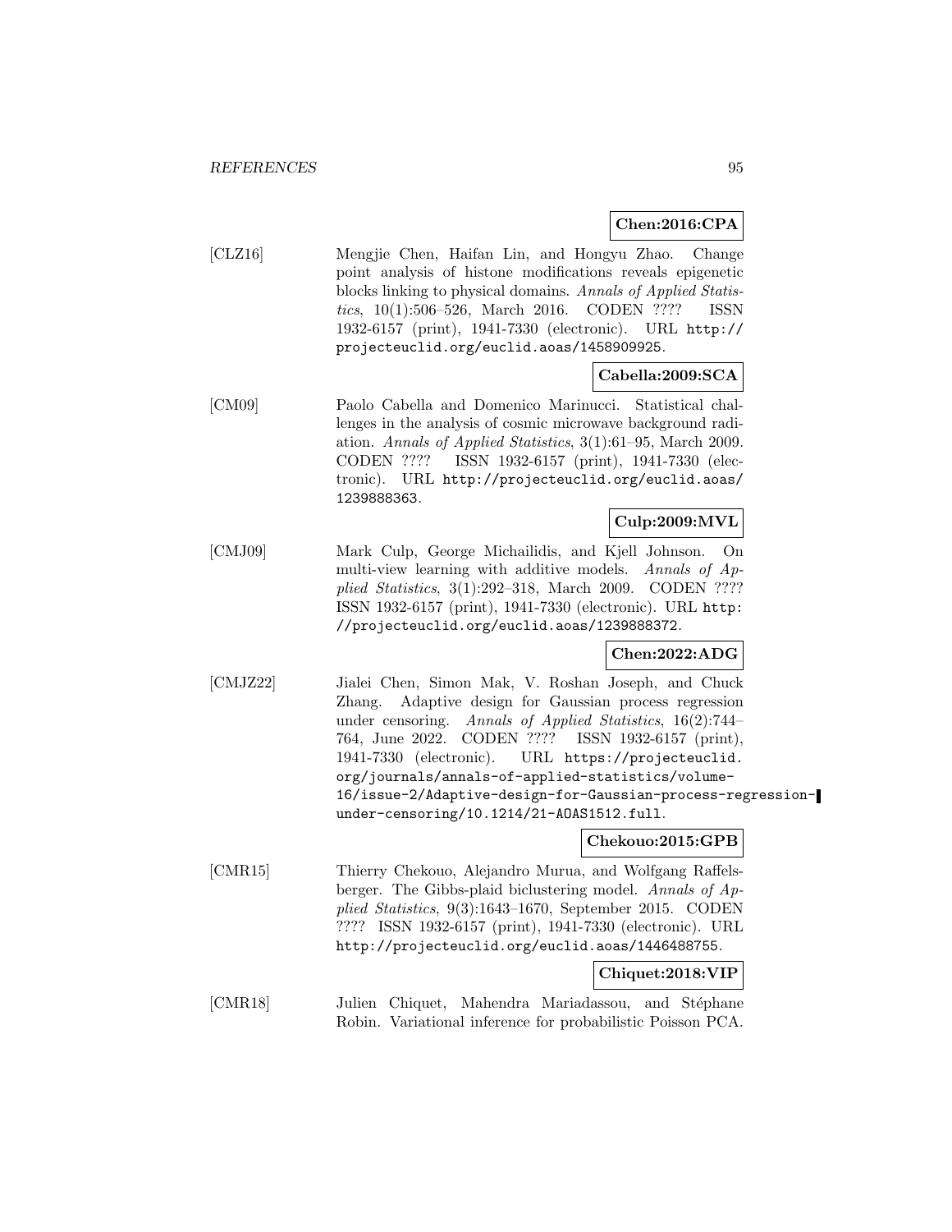**Chen:2016:CPA**

[CLZ16] Mengjie Chen, Haifan Lin, and Hongyu Zhao. Change point analysis of histone modifications reveals epigenetic blocks linking to physical domains. *Annals of Applied Statistics*, 10(1):506–526, March 2016. CODEN ???? ISSN 1932-6157 (print), 1941-7330 (electronic). URL http://projecteuclid.org/euclid.aoas/1458909925.

**Cabella:2009:SCA**

[CM09] Paolo Cabella and Domenico Marinucci. Statistical challenges in the analysis of cosmic microwave background radiation. *Annals of Applied Statistics*, 3(1):61–95, March 2009. CODEN ???? ISSN 1932-6157 (print), 1941-7330 (electronic). URL http://projecteuclid.org/euclid.aoas/1239888363.

**Culp:2009:MVL**

[CMJ09] Mark Culp, George Michailidis, and Kjell Johnson. On multi-view learning with additive models. *Annals of Applied Statistics*, 3(1):292–318, March 2009. CODEN ???? ISSN 1932-6157 (print), 1941-7330 (electronic). URL http://projecteuclid.org/euclid.aoas/1239888372.

**Chen:2022:ADG**

[CMJZ22] Jialei Chen, Simon Mak, V. Roshan Joseph, and Chuck Zhang. Adaptive design for Gaussian process regression under censoring. *Annals of Applied Statistics*, 16(2):744–764, June 2022. CODEN ???? ISSN 1932-6157 (print), 1941-7330 (electronic). URL https://projecteuclid.org/journals/annals-of-applied-statistics/volume-16/issue-2/Adaptive-design-for-Gaussian-process-regression-under-censoring/10.1214/21-AOAS1512.full.

**Chekouo:2015:GPB**

[CMR15] Thierry Chekouo, Alejandro Murua, and Wolfgang Raffelsberger. The Gibbs-plaid biclustering model. *Annals of Applied Statistics*, 9(3):1643–1670, September 2015. CODEN ???? ISSN 1932-6157 (print), 1941-7330 (electronic). URL http://projecteuclid.org/euclid.aoas/1446488755.

**Chiquet:2018:VIP**

[CMR18] Julien Chiquet, Mahendra Mariadassou, and Stéphane Robin. Variational inference for probabilistic Poisson PCA.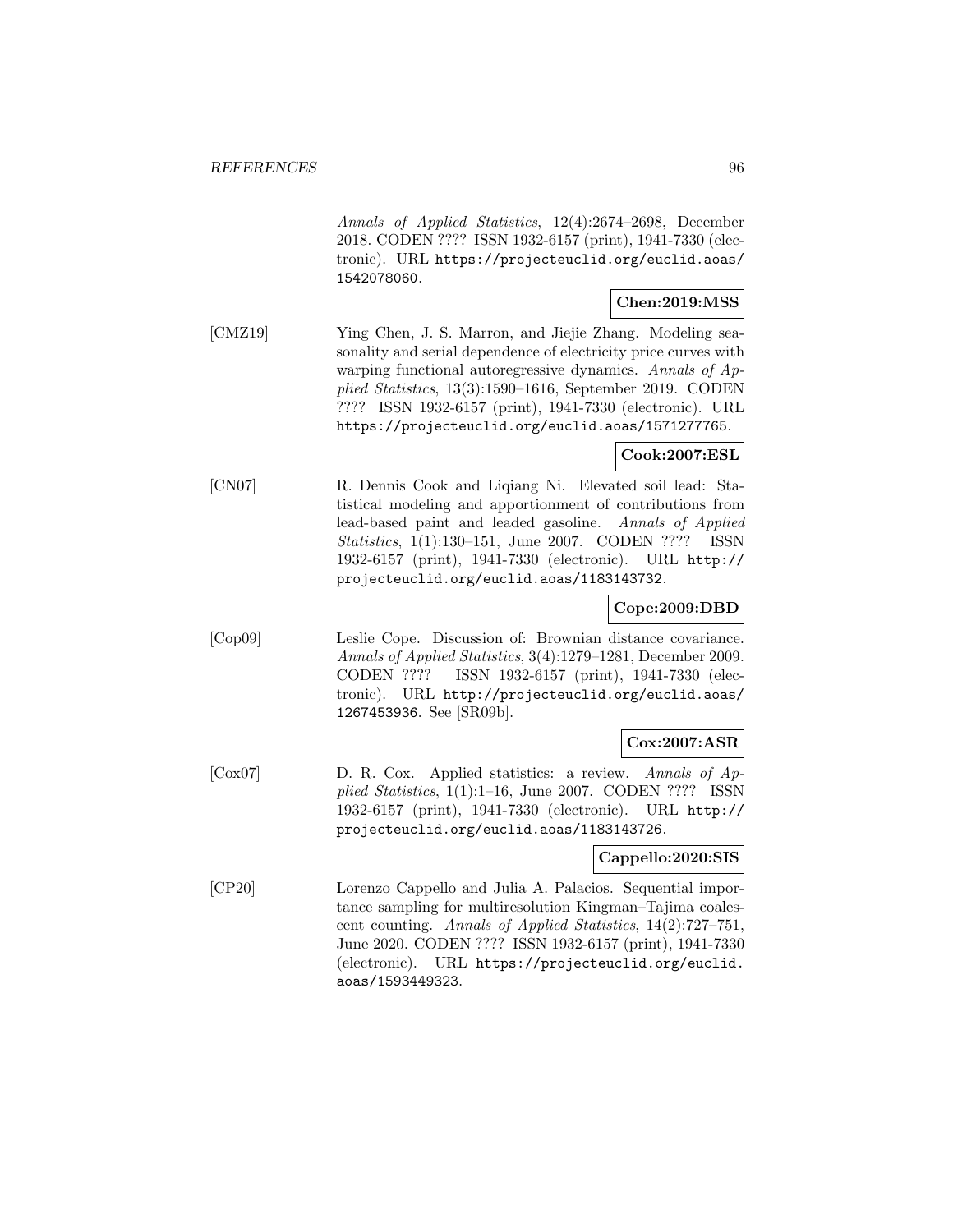*Annals of Applied Statistics*, 12(4):2674–2698, December 2018. CODEN ???? ISSN 1932-6157 (print), 1941-7330 (electronic). URL https://projecteuclid.org/euclid.aoas/1542078060.

**Chen:2019:MSS**

[CMZ19] Ying Chen, J. S. Marron, and Jiejie Zhang. Modeling seasonality and serial dependence of electricity price curves with warping functional autoregressive dynamics. *Annals of Applied Statistics*, 13(3):1590–1616, September 2019. CODEN ???? ISSN 1932-6157 (print), 1941-7330 (electronic). URL https://projecteuclid.org/euclid.aoas/1571277765.

**Cook:2007:ESL**

[CN07] R. Dennis Cook and Liqiang Ni. Elevated soil lead: Statistical modeling and apportionment of contributions from lead-based paint and leaded gasoline. *Annals of Applied Statistics*, 1(1):130–151, June 2007. CODEN ???? ISSN 1932-6157 (print), 1941-7330 (electronic). URL http://projecteuclid.org/euclid.aoas/1183143732.

**Cope:2009:DBD**

[Cop09] Leslie Cope. Discussion of: Brownian distance covariance. *Annals of Applied Statistics*, 3(4):1279–1281, December 2009. CODEN ???? ISSN 1932-6157 (print), 1941-7330 (electronic). URL http://projecteuclid.org/euclid.aoas/1267453936. See [SR09b].

**Cox:2007:ASR**

[Cox07] D. R. Cox. Applied statistics: a review. *Annals of Applied Statistics*, 1(1):1–16, June 2007. CODEN ???? ISSN 1932-6157 (print), 1941-7330 (electronic). URL http://projecteuclid.org/euclid.aoas/1183143726.

**Cappello:2020:SIS**

[CP20] Lorenzo Cappello and Julia A. Palacios. Sequential importance sampling for multiresolution Kingman–Tajima coalescent counting. *Annals of Applied Statistics*, 14(2):727–751, June 2020. CODEN ???? ISSN 1932-6157 (print), 1941-7330 (electronic). URL https://projecteuclid.org/euclid.aoas/1593449323.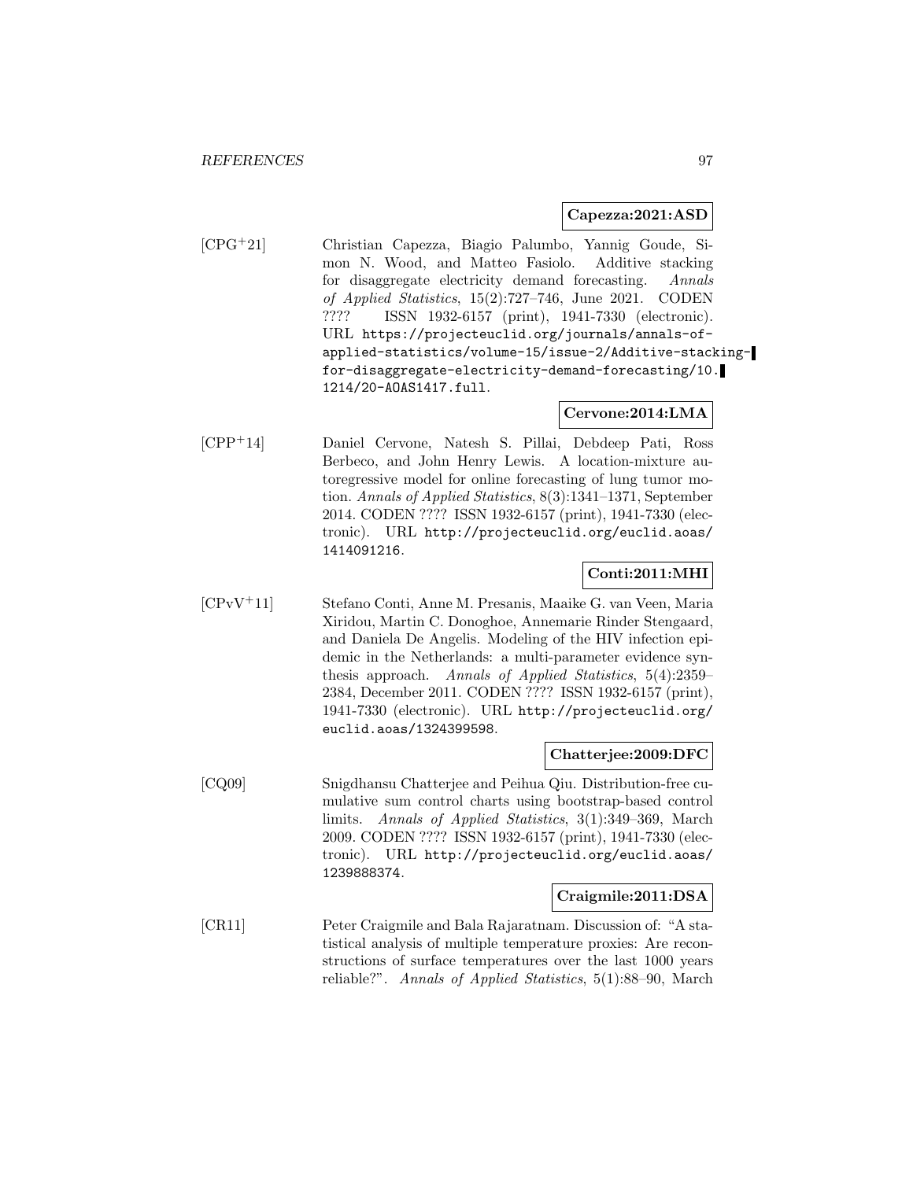**Capezza:2021:ASD**

[CPG+21] Christian Capezza, Biagio Palumbo, Yannig Goude, Simon N. Wood, and Matteo Fasiolo. Additive stacking for disaggregate electricity demand forecasting. *Annals of Applied Statistics*, 15(2):727–746, June 2021. CODEN ???? ISSN 1932-6157 (print), 1941-7330 (electronic). URL `https://projecteuclid.org/journals/annals-of-applied-statistics/volume-15/issue-2/Additive-stacking-for-disaggregate-electricity-demand-forecasting/10.1214/20-AOAS1417.full`.

**Cervone:2014:LMA**

[CPP+14] Daniel Cervone, Natesh S. Pillai, Debdeep Pati, Ross Berbeco, and John Henry Lewis. A location-mixture autoregressive model for online forecasting of lung tumor motion. *Annals of Applied Statistics*, 8(3):1341–1371, September 2014. CODEN ???? ISSN 1932-6157 (print), 1941-7330 (electronic). URL `http://projecteuclid.org/euclid.aoas/1414091216`.

**Conti:2011:MHI**

[CPvV+11] Stefano Conti, Anne M. Presanis, Maaike G. van Veen, Maria Xiridou, Martin C. Donoghoe, Annemarie Rinder Stengaard, and Daniela De Angelis. Modeling of the HIV infection epidemic in the Netherlands: a multi-parameter evidence synthesis approach. *Annals of Applied Statistics*, 5(4):2359–2384, December 2011. CODEN ???? ISSN 1932-6157 (print), 1941-7330 (electronic). URL `http://projecteuclid.org/euclid.aoas/1324399598`.

**Chatterjee:2009:DFC**

[CQ09] Snigdhansu Chatterjee and Peihua Qiu. Distribution-free cumulative sum control charts using bootstrap-based control limits. *Annals of Applied Statistics*, 3(1):349–369, March 2009. CODEN ???? ISSN 1932-6157 (print), 1941-7330 (electronic). URL `http://projecteuclid.org/euclid.aoas/1239888374`.

**Craigmile:2011:DSA**

[CR11] Peter Craigmile and Bala Rajaratnam. Discussion of: "A statistical analysis of multiple temperature proxies: Are reconstructions of surface temperatures over the last 1000 years reliable?". *Annals of Applied Statistics*, 5(1):88–90, March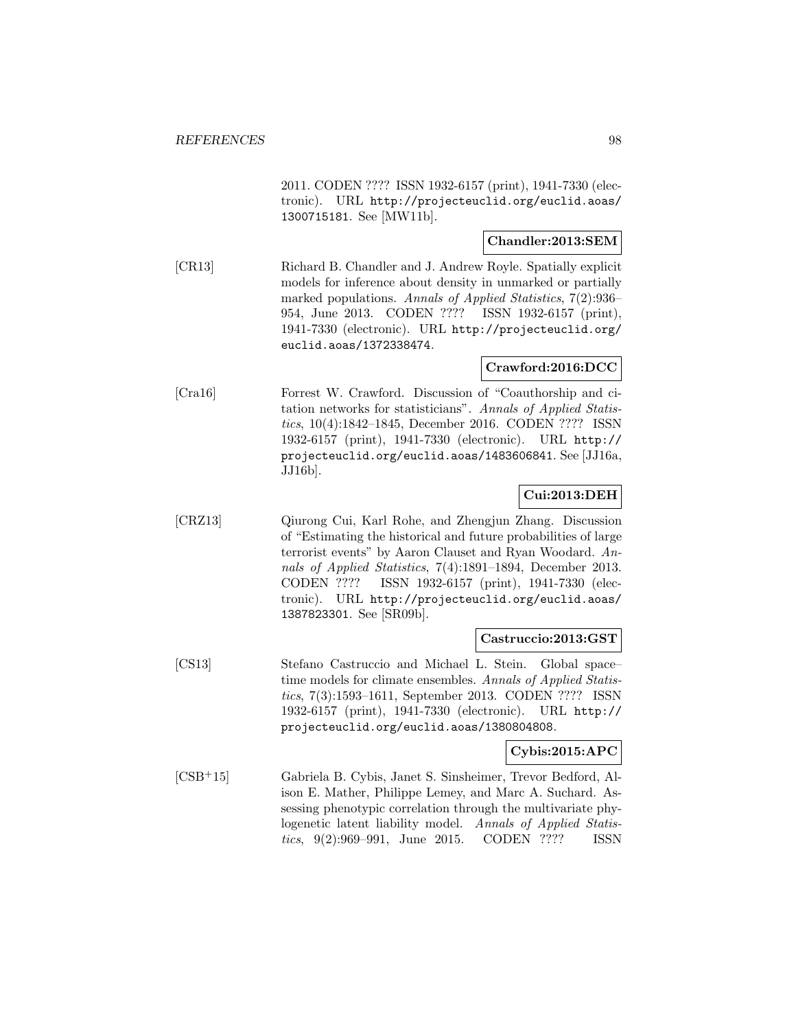2011. CODEN ???? ISSN 1932-6157 (print), 1941-7330 (electronic). URL http://projecteuclid.org/euclid.aoas/1300715181. See [MW11b].

**Chandler:2013:SEM**

[CR13] Richard B. Chandler and J. Andrew Royle. Spatially explicit models for inference about density in unmarked or partially marked populations. *Annals of Applied Statistics*, 7(2):936–954, June 2013. CODEN ???? ISSN 1932-6157 (print), 1941-7330 (electronic). URL http://projecteuclid.org/euclid.aoas/1372338474.

**Crawford:2016:DCC**

[Cra16] Forrest W. Crawford. Discussion of "Coauthorship and citation networks for statisticians". *Annals of Applied Statistics*, 10(4):1842–1845, December 2016. CODEN ???? ISSN 1932-6157 (print), 1941-7330 (electronic). URL http://projecteuclid.org/euclid.aoas/1483606841. See [JJ16a, JJ16b].

**Cui:2013:DEH**

[CRZ13] Qiurong Cui, Karl Rohe, and Zhengjun Zhang. Discussion of "Estimating the historical and future probabilities of large terrorist events" by Aaron Clauset and Ryan Woodard. *Annals of Applied Statistics*, 7(4):1891–1894, December 2013. CODEN ???? ISSN 1932-6157 (print), 1941-7330 (electronic). URL http://projecteuclid.org/euclid.aoas/1387823301. See [SR09b].

**Castruccio:2013:GST**

[CS13] Stefano Castruccio and Michael L. Stein. Global space–time models for climate ensembles. *Annals of Applied Statistics*, 7(3):1593–1611, September 2013. CODEN ???? ISSN 1932-6157 (print), 1941-7330 (electronic). URL http://projecteuclid.org/euclid.aoas/1380804808.

**Cybis:2015:APC**

[CSB+15] Gabriela B. Cybis, Janet S. Sinsheimer, Trevor Bedford, Alison E. Mather, Philippe Lemey, and Marc A. Suchard. Assessing phenotypic correlation through the multivariate phylogenetic latent liability model. *Annals of Applied Statistics*, 9(2):969–991, June 2015. CODEN ???? ISSN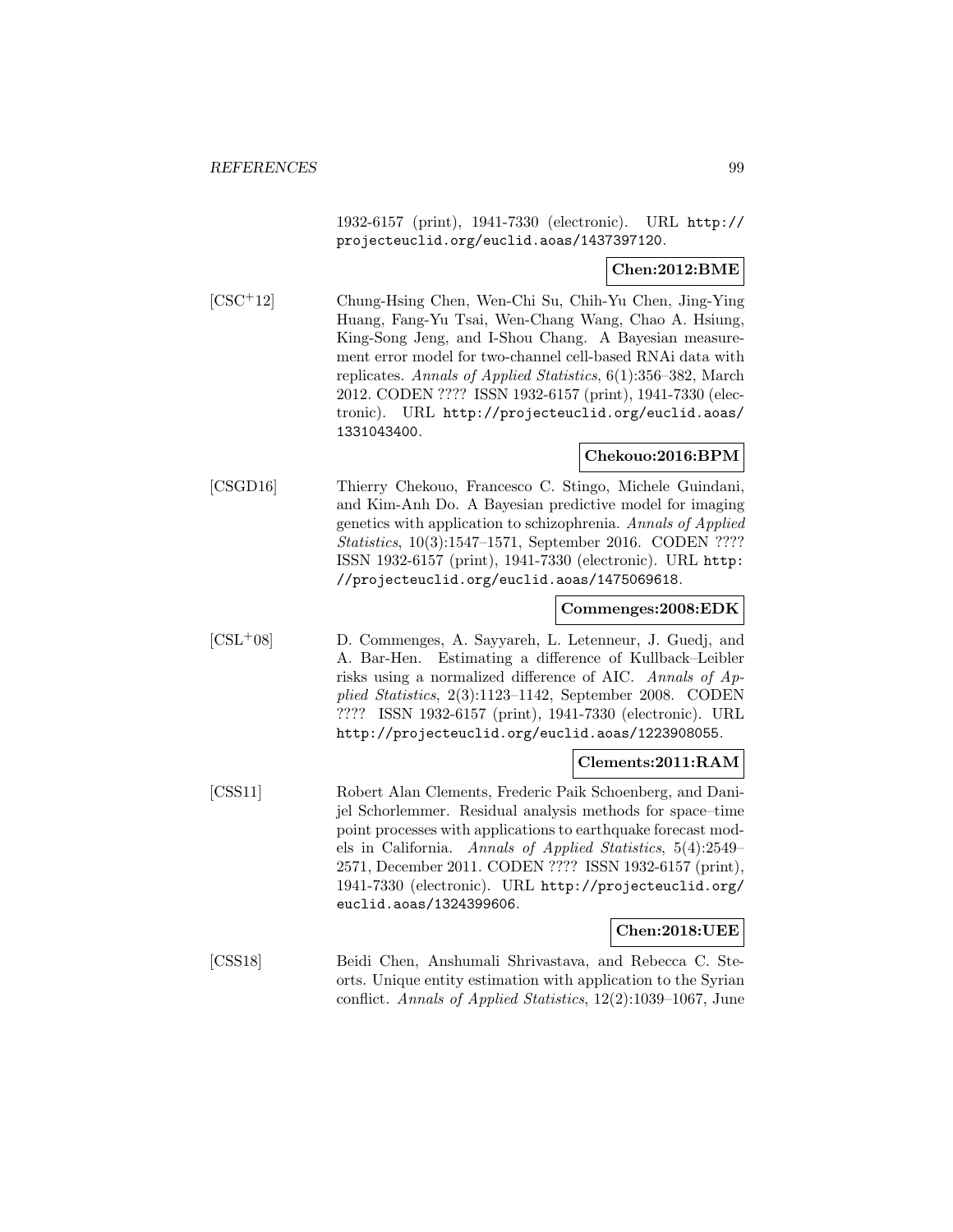1932-6157 (print), 1941-7330 (electronic). URL http://projecteuclid.org/euclid.aoas/1437397120.

**Chen:2012:BME**

[CSC+12] Chung-Hsing Chen, Wen-Chi Su, Chih-Yu Chen, Jing-Ying Huang, Fang-Yu Tsai, Wen-Chang Wang, Chao A. Hsiung, King-Song Jeng, and I-Shou Chang. A Bayesian measurement error model for two-channel cell-based RNAi data with replicates. *Annals of Applied Statistics*, 6(1):356–382, March 2012. CODEN ???? ISSN 1932-6157 (print), 1941-7330 (electronic). URL http://projecteuclid.org/euclid.aoas/1331043400.

**Chekouo:2016:BPM**

[CSGD16] Thierry Chekouo, Francesco C. Stingo, Michele Guindani, and Kim-Anh Do. A Bayesian predictive model for imaging genetics with application to schizophrenia. *Annals of Applied Statistics*, 10(3):1547–1571, September 2016. CODEN ???? ISSN 1932-6157 (print), 1941-7330 (electronic). URL http://projecteuclid.org/euclid.aoas/1475069618.

**Commenges:2008:EDK**

[CSL+08] D. Commenges, A. Sayyareh, L. Letenneur, J. Guedj, and A. Bar-Hen. Estimating a difference of Kullback–Leibler risks using a normalized difference of AIC. *Annals of Applied Statistics*, 2(3):1123–1142, September 2008. CODEN ???? ISSN 1932-6157 (print), 1941-7330 (electronic). URL http://projecteuclid.org/euclid.aoas/1223908055.

**Clements:2011:RAM**

[CSS11] Robert Alan Clements, Frederic Paik Schoenberg, and Danijel Schorlemmer. Residual analysis methods for space–time point processes with applications to earthquake forecast models in California. *Annals of Applied Statistics*, 5(4):2549–2571, December 2011. CODEN ???? ISSN 1932-6157 (print), 1941-7330 (electronic). URL http://projecteuclid.org/euclid.aoas/1324399606.

**Chen:2018:UEE**

[CSS18] Beidi Chen, Anshumali Shrivastava, and Rebecca C. Steorts. Unique entity estimation with application to the Syrian conflict. *Annals of Applied Statistics*, 12(2):1039–1067, June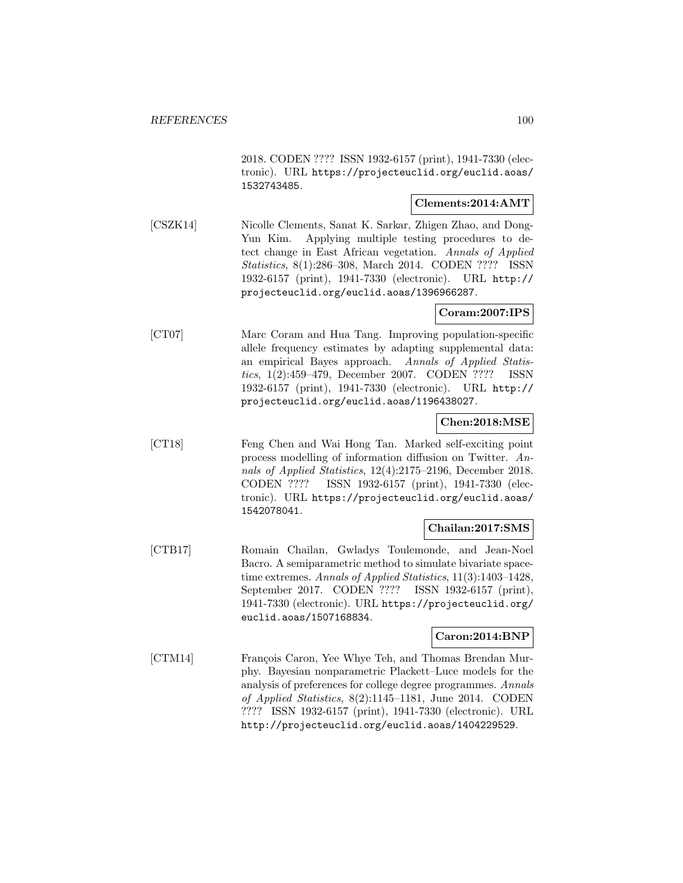2018. CODEN ???? ISSN 1932-6157 (print), 1941-7330 (electronic). URL https://projecteuclid.org/euclid.aoas/1532743485.

**Clements:2014:AMT**

[CSZK14] Nicolle Clements, Sanat K. Sarkar, Zhigen Zhao, and Dong-Yun Kim. Applying multiple testing procedures to detect change in East African vegetation. *Annals of Applied Statistics*, 8(1):286–308, March 2014. CODEN ???? ISSN 1932-6157 (print), 1941-7330 (electronic). URL http://projecteuclid.org/euclid.aoas/1396966287.

**Coram:2007:IPS**

[CT07] Marc Coram and Hua Tang. Improving population-specific allele frequency estimates by adapting supplemental data: an empirical Bayes approach. *Annals of Applied Statistics*, 1(2):459–479, December 2007. CODEN ???? ISSN 1932-6157 (print), 1941-7330 (electronic). URL http://projecteuclid.org/euclid.aoas/1196438027.

**Chen:2018:MSE**

[CT18] Feng Chen and Wai Hong Tan. Marked self-exciting point process modelling of information diffusion on Twitter. *Annals of Applied Statistics*, 12(4):2175–2196, December 2018. CODEN ???? ISSN 1932-6157 (print), 1941-7330 (electronic). URL https://projecteuclid.org/euclid.aoas/1542078041.

**Chailan:2017:SMS**

[CTB17] Romain Chailan, Gwladys Toulemonde, and Jean-Noel Bacro. A semiparametric method to simulate bivariate space-time extremes. *Annals of Applied Statistics*, 11(3):1403–1428, September 2017. CODEN ???? ISSN 1932-6157 (print), 1941-7330 (electronic). URL https://projecteuclid.org/euclid.aoas/1507168834.

**Caron:2014:BNP**

[CTM14] François Caron, Yee Whye Teh, and Thomas Brendan Murphy. Bayesian nonparametric Plackett–Luce models for the analysis of preferences for college degree programmes. *Annals of Applied Statistics*, 8(2):1145–1181, June 2014. CODEN ???? ISSN 1932-6157 (print), 1941-7330 (electronic). URL http://projecteuclid.org/euclid.aoas/1404229529.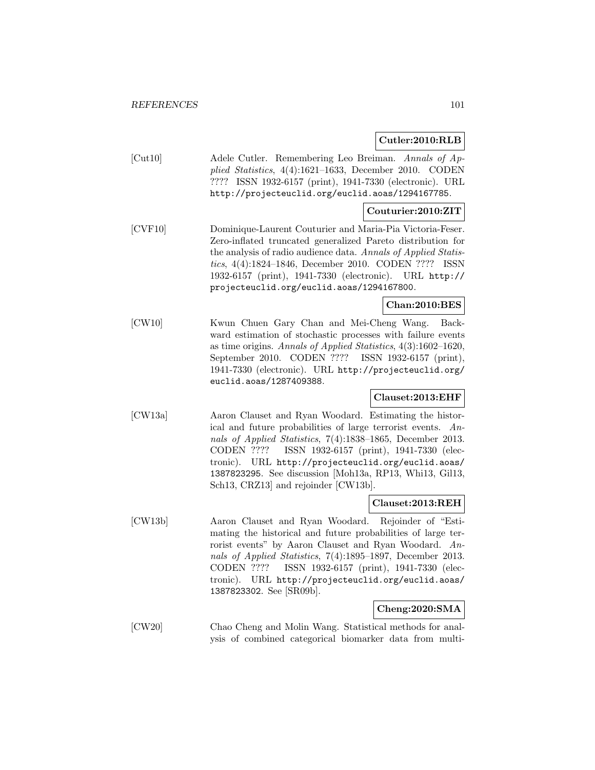**Cutler:2010:RLB**

[Cut10] Adele Cutler. Remembering Leo Breiman. *Annals of Applied Statistics*, 4(4):1621–1633, December 2010. CODEN ???? ISSN 1932-6157 (print), 1941-7330 (electronic). URL http://projecteuclid.org/euclid.aoas/1294167785.

**Couturier:2010:ZIT**

[CVF10] Dominique-Laurent Couturier and Maria-Pia Victoria-Feser. Zero-inflated truncated generalized Pareto distribution for the analysis of radio audience data. *Annals of Applied Statistics*, 4(4):1824–1846, December 2010. CODEN ???? ISSN 1932-6157 (print), 1941-7330 (electronic). URL http://projecteuclid.org/euclid.aoas/1294167800.

**Chan:2010:BES**

[CW10] Kwun Chuen Gary Chan and Mei-Cheng Wang. Backward estimation of stochastic processes with failure events as time origins. *Annals of Applied Statistics*, 4(3):1602–1620, September 2010. CODEN ???? ISSN 1932-6157 (print), 1941-7330 (electronic). URL http://projecteuclid.org/euclid.aoas/1287409388.

**Clauset:2013:EHF**

[CW13a] Aaron Clauset and Ryan Woodard. Estimating the historical and future probabilities of large terrorist events. *Annals of Applied Statistics*, 7(4):1838–1865, December 2013. CODEN ???? ISSN 1932-6157 (print), 1941-7330 (electronic). URL http://projecteuclid.org/euclid.aoas/1387823295. See discussion [Moh13a, RP13, Whi13, Gil13, Sch13, CRZ13] and rejoinder [CW13b].

**Clauset:2013:REH**

[CW13b] Aaron Clauset and Ryan Woodard. Rejoinder of "Estimating the historical and future probabilities of large terrorist events" by Aaron Clauset and Ryan Woodard. *Annals of Applied Statistics*, 7(4):1895–1897, December 2013. CODEN ???? ISSN 1932-6157 (print), 1941-7330 (electronic). URL http://projecteuclid.org/euclid.aoas/1387823302. See [SR09b].

**Cheng:2020:SMA**

[CW20] Chao Cheng and Molin Wang. Statistical methods for analysis of combined categorical biomarker data from multi-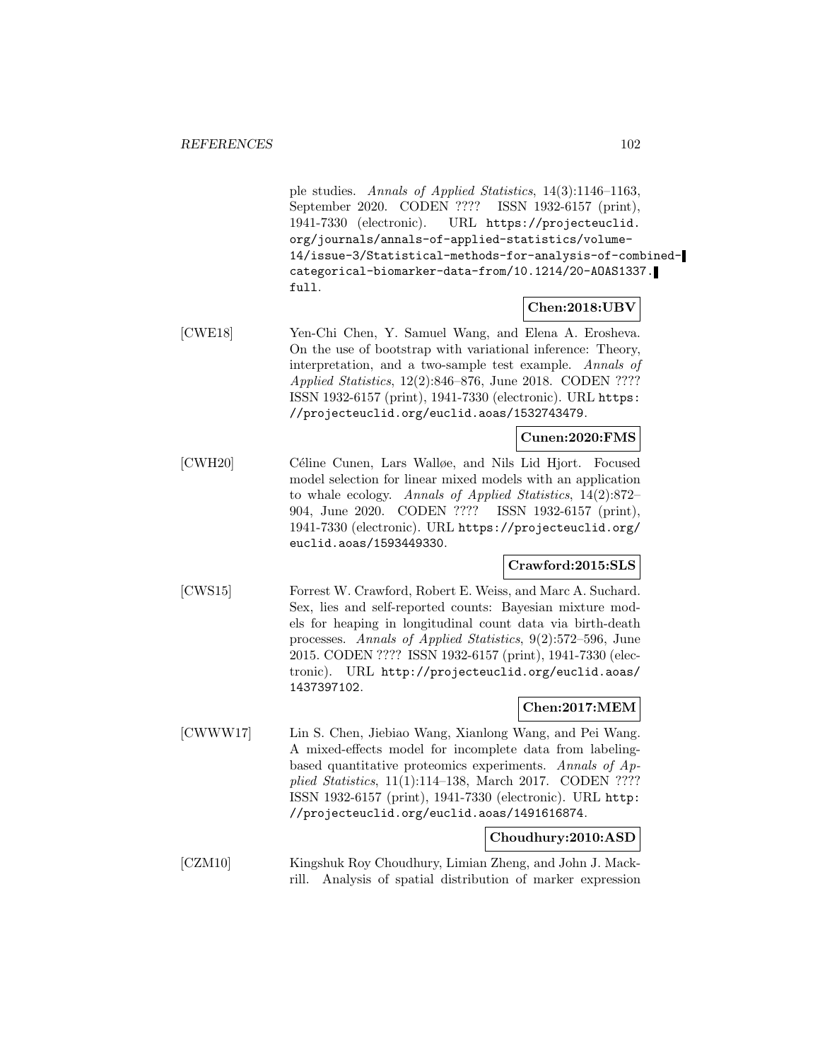ple studies. *Annals of Applied Statistics*, 14(3):1146–1163, September 2020. CODEN ???? ISSN 1932-6157 (print), 1941-7330 (electronic). URL `https://projecteuclid.org/journals/annals-of-applied-statistics/volume-14/issue-3/Statistical-methods-for-analysis-of-combined-categorical-biomarker-data-from/10.1214/20-AOAS1337.full`.

**Chen:2018:UBV**

[CWE18] Yen-Chi Chen, Y. Samuel Wang, and Elena A. Erosheva. On the use of bootstrap with variational inference: Theory, interpretation, and a two-sample test example. *Annals of Applied Statistics*, 12(2):846–876, June 2018. CODEN ???? ISSN 1932-6157 (print), 1941-7330 (electronic). URL `https://projecteuclid.org/euclid.aoas/1532743479`.

**Cunen:2020:FMS**

[CWH20] Céline Cunen, Lars Walløe, and Nils Lid Hjort. Focused model selection for linear mixed models with an application to whale ecology. *Annals of Applied Statistics*, 14(2):872–904, June 2020. CODEN ???? ISSN 1932-6157 (print), 1941-7330 (electronic). URL `https://projecteuclid.org/euclid.aoas/1593449330`.

**Crawford:2015:SLS**

[CWS15] Forrest W. Crawford, Robert E. Weiss, and Marc A. Suchard. Sex, lies and self-reported counts: Bayesian mixture models for heaping in longitudinal count data via birth-death processes. *Annals of Applied Statistics*, 9(2):572–596, June 2015. CODEN ???? ISSN 1932-6157 (print), 1941-7330 (electronic). URL `http://projecteuclid.org/euclid.aoas/1437397102`.

**Chen:2017:MEM**

[CWWW17] Lin S. Chen, Jiebiao Wang, Xianlong Wang, and Pei Wang. A mixed-effects model for incomplete data from labeling-based quantitative proteomics experiments. *Annals of Applied Statistics*, 11(1):114–138, March 2017. CODEN ???? ISSN 1932-6157 (print), 1941-7330 (electronic). URL `http://projecteuclid.org/euclid.aoas/1491616874`.

**Choudhury:2010:ASD**

[CZM10] Kingshuk Roy Choudhury, Limian Zheng, and John J. Mackrill. Analysis of spatial distribution of marker expression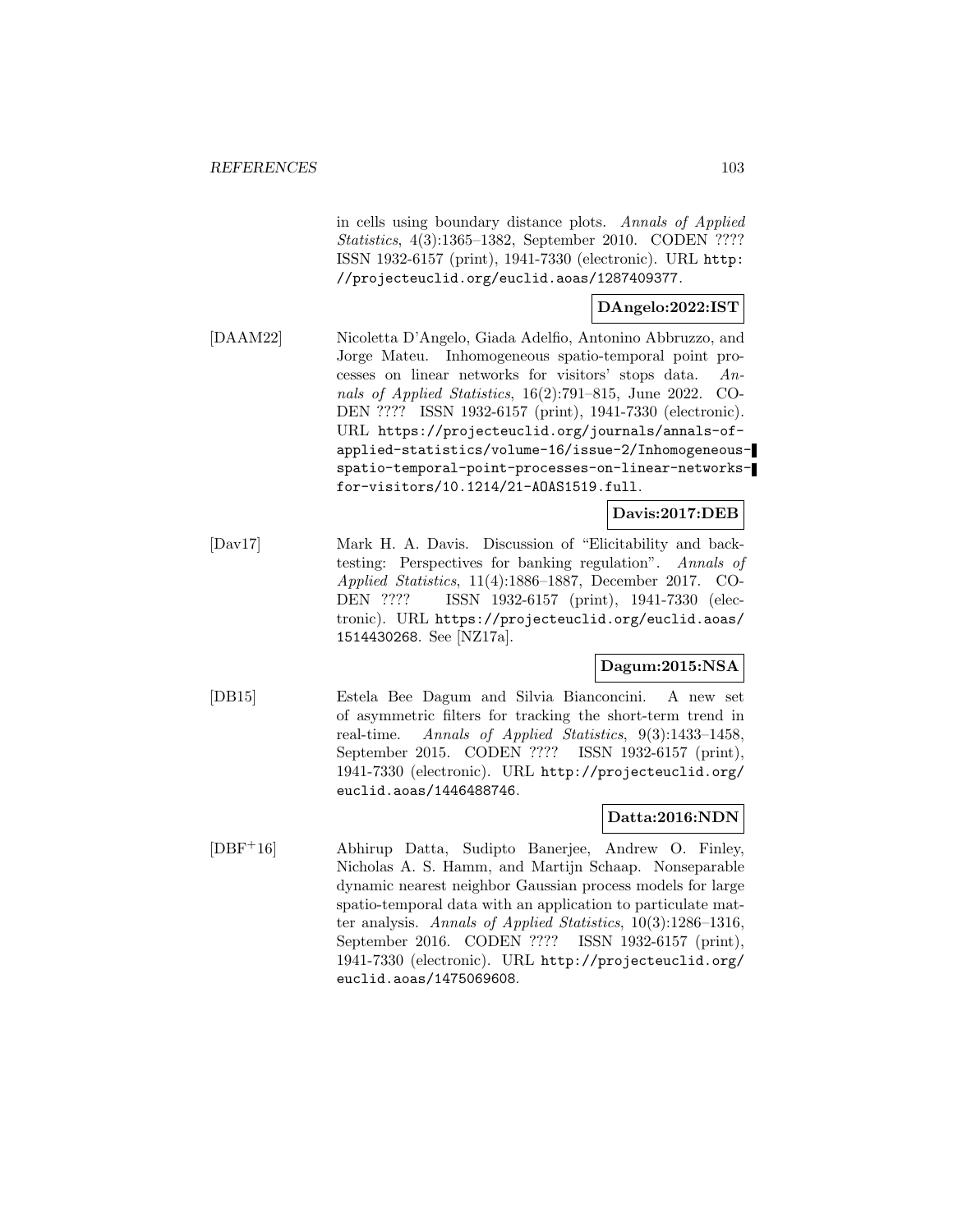in cells using boundary distance plots. *Annals of Applied Statistics*, 4(3):1365–1382, September 2010. CODEN ???? ISSN 1932-6157 (print), 1941-7330 (electronic). URL `http://projecteuclid.org/euclid.aoas/1287409377`.

**DAngelo:2022:IST**

[DAAM22] Nicoletta D'Angelo, Giada Adelfio, Antonino Abbruzzo, and Jorge Mateu. Inhomogeneous spatio-temporal point processes on linear networks for visitors' stops data. *Annals of Applied Statistics*, 16(2):791–815, June 2022. CODEN ???? ISSN 1932-6157 (print), 1941-7330 (electronic). URL `https://projecteuclid.org/journals/annals-of-applied-statistics/volume-16/issue-2/Inhomogeneous-spatio-temporal-point-processes-on-linear-networks-for-visitors/10.1214/21-AOAS1519.full`.

**Davis:2017:DEB**

[Dav17] Mark H. A. Davis. Discussion of "Elicitability and backtesting: Perspectives for banking regulation". *Annals of Applied Statistics*, 11(4):1886–1887, December 2017. CODEN ???? ISSN 1932-6157 (print), 1941-7330 (electronic). URL `https://projecteuclid.org/euclid.aoas/1514430268`. See [NZ17a].

**Dagum:2015:NSA**

[DB15] Estela Bee Dagum and Silvia Bianconcini. A new set of asymmetric filters for tracking the short-term trend in real-time. *Annals of Applied Statistics*, 9(3):1433–1458, September 2015. CODEN ???? ISSN 1932-6157 (print), 1941-7330 (electronic). URL `http://projecteuclid.org/euclid.aoas/1446488746`.

**Datta:2016:NDN**

[DBF+16] Abhirup Datta, Sudipto Banerjee, Andrew O. Finley, Nicholas A. S. Hamm, and Martijn Schaap. Nonseparable dynamic nearest neighbor Gaussian process models for large spatio-temporal data with an application to particulate matter analysis. *Annals of Applied Statistics*, 10(3):1286–1316, September 2016. CODEN ???? ISSN 1932-6157 (print), 1941-7330 (electronic). URL `http://projecteuclid.org/euclid.aoas/1475069608`.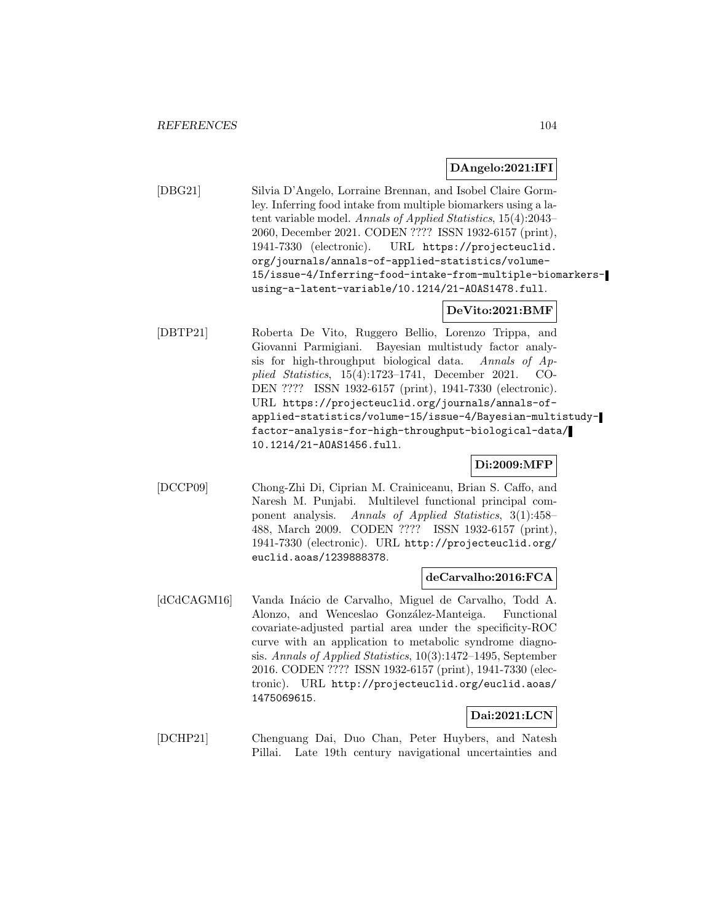**DAngelo:2021:IFI**

[DBG21] Silvia D'Angelo, Lorraine Brennan, and Isobel Claire Gormley. Inferring food intake from multiple biomarkers using a latent variable model. *Annals of Applied Statistics*, 15(4):2043–2060, December 2021. CODEN ???? ISSN 1932-6157 (print), 1941-7330 (electronic). URL `https://projecteuclid.org/journals/annals-of-applied-statistics/volume-15/issue-4/Inferring-food-intake-from-multiple-biomarkers-using-a-latent-variable/10.1214/21-AOAS1478.full`.

**DeVito:2021:BMF**

[DBTP21] Roberta De Vito, Ruggero Bellio, Lorenzo Trippa, and Giovanni Parmigiani. Bayesian multistudy factor analysis for high-throughput biological data. *Annals of Applied Statistics*, 15(4):1723–1741, December 2021. CODEN ???? ISSN 1932-6157 (print), 1941-7330 (electronic). URL `https://projecteuclid.org/journals/annals-of-applied-statistics/volume-15/issue-4/Bayesian-multistudy-factor-analysis-for-high-throughput-biological-data/10.1214/21-AOAS1456.full`.

**Di:2009:MFP**

[DCCP09] Chong-Zhi Di, Ciprian M. Crainiceanu, Brian S. Caffo, and Naresh M. Punjabi. Multilevel functional principal component analysis. *Annals of Applied Statistics*, 3(1):458–488, March 2009. CODEN ???? ISSN 1932-6157 (print), 1941-7330 (electronic). URL `http://projecteuclid.org/euclid.aoas/1239888378`.

**deCarvalho:2016:FCA**

[dCdCAGM16] Vanda Inácio de Carvalho, Miguel de Carvalho, Todd A. Alonzo, and Wenceslao González-Manteiga. Functional covariate-adjusted partial area under the specificity-ROC curve with an application to metabolic syndrome diagnosis. *Annals of Applied Statistics*, 10(3):1472–1495, September 2016. CODEN ???? ISSN 1932-6157 (print), 1941-7330 (electronic). URL `http://projecteuclid.org/euclid.aoas/1475069615`.

**Dai:2021:LCN**

[DCHP21] Chenguang Dai, Duo Chan, Peter Huybers, and Natesh Pillai. Late 19th century navigational uncertainties and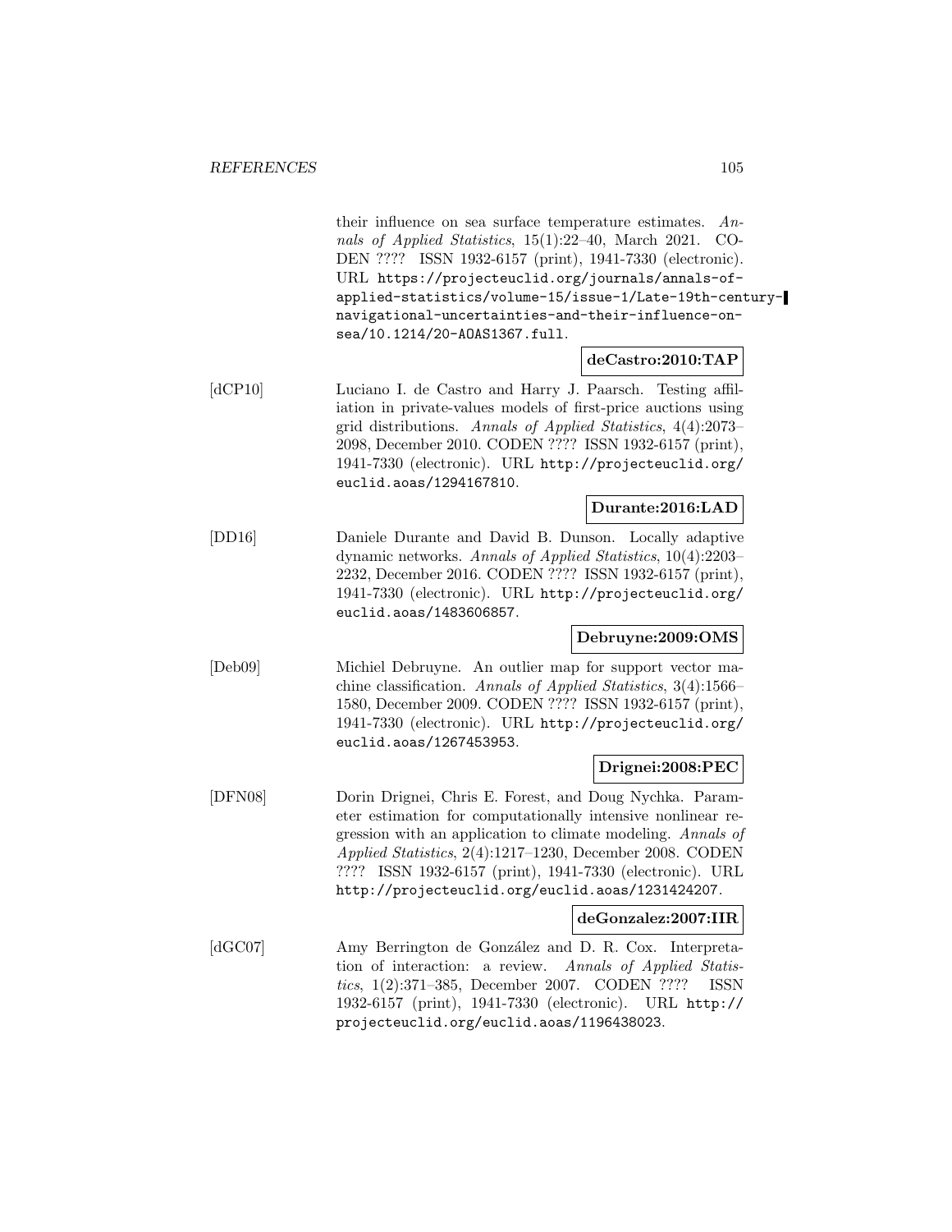their influence on sea surface temperature estimates. *Annals of Applied Statistics*, 15(1):22–40, March 2021. CODEN ???? ISSN 1932-6157 (print), 1941-7330 (electronic). URL https://projecteuclid.org/journals/annals-of-applied-statistics/volume-15/issue-1/Late-19th-century-navigational-uncertainties-and-their-influence-on-sea/10.1214/20-AOAS1367.full.

**deCastro:2010:TAP**

[dCP10] Luciano I. de Castro and Harry J. Paarsch. Testing affiliation in private-values models of first-price auctions using grid distributions. *Annals of Applied Statistics*, 4(4):2073–2098, December 2010. CODEN ???? ISSN 1932-6157 (print), 1941-7330 (electronic). URL http://projecteuclid.org/euclid.aoas/1294167810.

**Durante:2016:LAD**

[DD16] Daniele Durante and David B. Dunson. Locally adaptive dynamic networks. *Annals of Applied Statistics*, 10(4):2203–2232, December 2016. CODEN ???? ISSN 1932-6157 (print), 1941-7330 (electronic). URL http://projecteuclid.org/euclid.aoas/1483606857.

**Debruyne:2009:OMS**

[Deb09] Michiel Debruyne. An outlier map for support vector machine classification. *Annals of Applied Statistics*, 3(4):1566–1580, December 2009. CODEN ???? ISSN 1932-6157 (print), 1941-7330 (electronic). URL http://projecteuclid.org/euclid.aoas/1267453953.

**Drignei:2008:PEC**

[DFN08] Dorin Drignei, Chris E. Forest, and Doug Nychka. Parameter estimation for computationally intensive nonlinear regression with an application to climate modeling. *Annals of Applied Statistics*, 2(4):1217–1230, December 2008. CODEN ???? ISSN 1932-6157 (print), 1941-7330 (electronic). URL http://projecteuclid.org/euclid.aoas/1231424207.

**deGonzalez:2007:IIR**

[dGC07] Amy Berrington de González and D. R. Cox. Interpretation of interaction: a review. *Annals of Applied Statistics*, 1(2):371–385, December 2007. CODEN ???? ISSN 1932-6157 (print), 1941-7330 (electronic). URL http://projecteuclid.org/euclid.aoas/1196438023.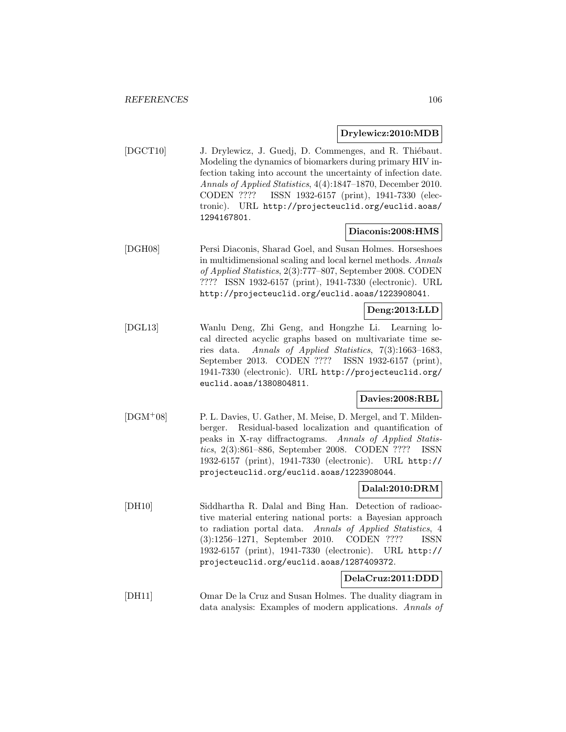**Drylewicz:2010:MDB**

[DGCT10] J. Drylewicz, J. Guedj, D. Commenges, and R. Thiébaut. Modeling the dynamics of biomarkers during primary HIV infection taking into account the uncertainty of infection date. *Annals of Applied Statistics*, 4(4):1847–1870, December 2010. CODEN ???? ISSN 1932-6157 (print), 1941-7330 (electronic). URL http://projecteuclid.org/euclid.aoas/1294167801.

**Diaconis:2008:HMS**

[DGH08] Persi Diaconis, Sharad Goel, and Susan Holmes. Horseshoes in multidimensional scaling and local kernel methods. *Annals of Applied Statistics*, 2(3):777–807, September 2008. CODEN ???? ISSN 1932-6157 (print), 1941-7330 (electronic). URL http://projecteuclid.org/euclid.aoas/1223908041.

**Deng:2013:LLD**

[DGL13] Wanlu Deng, Zhi Geng, and Hongzhe Li. Learning local directed acyclic graphs based on multivariate time series data. *Annals of Applied Statistics*, 7(3):1663–1683, September 2013. CODEN ???? ISSN 1932-6157 (print), 1941-7330 (electronic). URL http://projecteuclid.org/euclid.aoas/1380804811.

**Davies:2008:RBL**

[DGM+08] P. L. Davies, U. Gather, M. Meise, D. Mergel, and T. Mildenberger. Residual-based localization and quantification of peaks in X-ray diffractograms. *Annals of Applied Statistics*, 2(3):861–886, September 2008. CODEN ???? ISSN 1932-6157 (print), 1941-7330 (electronic). URL http://projecteuclid.org/euclid.aoas/1223908044.

**Dalal:2010:DRM**

[DH10] Siddhartha R. Dalal and Bing Han. Detection of radioactive material entering national ports: a Bayesian approach to radiation portal data. *Annals of Applied Statistics*, 4 (3):1256–1271, September 2010. CODEN ???? ISSN 1932-6157 (print), 1941-7330 (electronic). URL http://projecteuclid.org/euclid.aoas/1287409372.

**DelaCruz:2011:DDD**

[DH11] Omar De la Cruz and Susan Holmes. The duality diagram in data analysis: Examples of modern applications. *Annals of*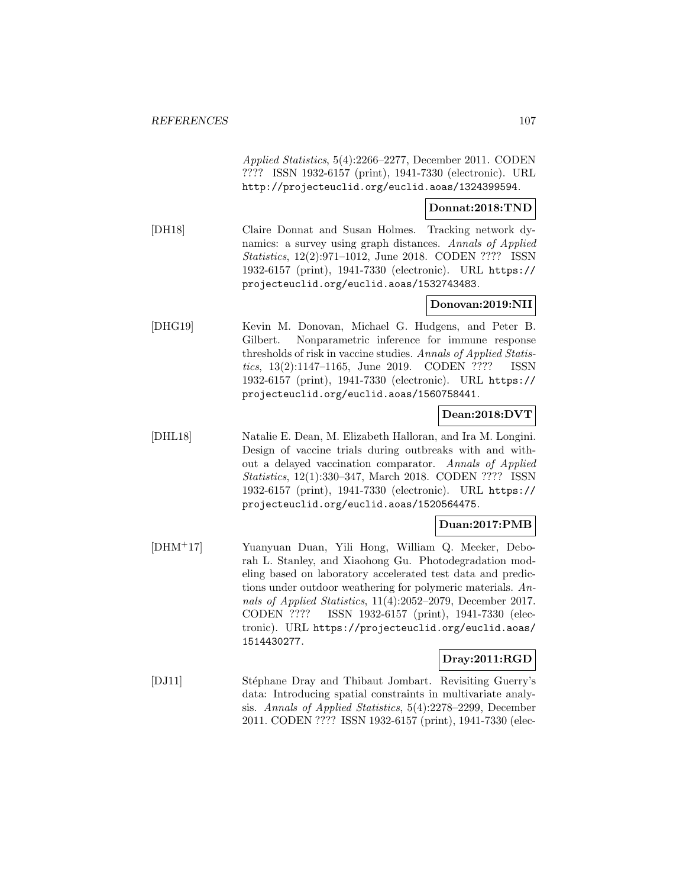*Applied Statistics*, 5(4):2266–2277, December 2011. CODEN ???? ISSN 1932-6157 (print), 1941-7330 (electronic). URL http://projecteuclid.org/euclid.aoas/1324399594.

**Donnat:2018:TND**

[DH18] Claire Donnat and Susan Holmes. Tracking network dynamics: a survey using graph distances. *Annals of Applied Statistics*, 12(2):971–1012, June 2018. CODEN ???? ISSN 1932-6157 (print), 1941-7330 (electronic). URL https://projecteuclid.org/euclid.aoas/1532743483.

**Donovan:2019:NII**

[DHG19] Kevin M. Donovan, Michael G. Hudgens, and Peter B. Gilbert. Nonparametric inference for immune response thresholds of risk in vaccine studies. *Annals of Applied Statistics*, 13(2):1147–1165, June 2019. CODEN ???? ISSN 1932-6157 (print), 1941-7330 (electronic). URL https://projecteuclid.org/euclid.aoas/1560758441.

**Dean:2018:DVT**

[DHL18] Natalie E. Dean, M. Elizabeth Halloran, and Ira M. Longini. Design of vaccine trials during outbreaks with and without a delayed vaccination comparator. *Annals of Applied Statistics*, 12(1):330–347, March 2018. CODEN ???? ISSN 1932-6157 (print), 1941-7330 (electronic). URL https://projecteuclid.org/euclid.aoas/1520564475.

**Duan:2017:PMB**

[DHM+17] Yuanyuan Duan, Yili Hong, William Q. Meeker, Deborah L. Stanley, and Xiaohong Gu. Photodegradation modeling based on laboratory accelerated test data and predictions under outdoor weathering for polymeric materials. *Annals of Applied Statistics*, 11(4):2052–2079, December 2017. CODEN ???? ISSN 1932-6157 (print), 1941-7330 (electronic). URL https://projecteuclid.org/euclid.aoas/1514430277.

**Dray:2011:RGD**

[DJ11] Stéphane Dray and Thibaut Jombart. Revisiting Guerry's data: Introducing spatial constraints in multivariate analysis. *Annals of Applied Statistics*, 5(4):2278–2299, December 2011. CODEN ???? ISSN 1932-6157 (print), 1941-7330 (elec-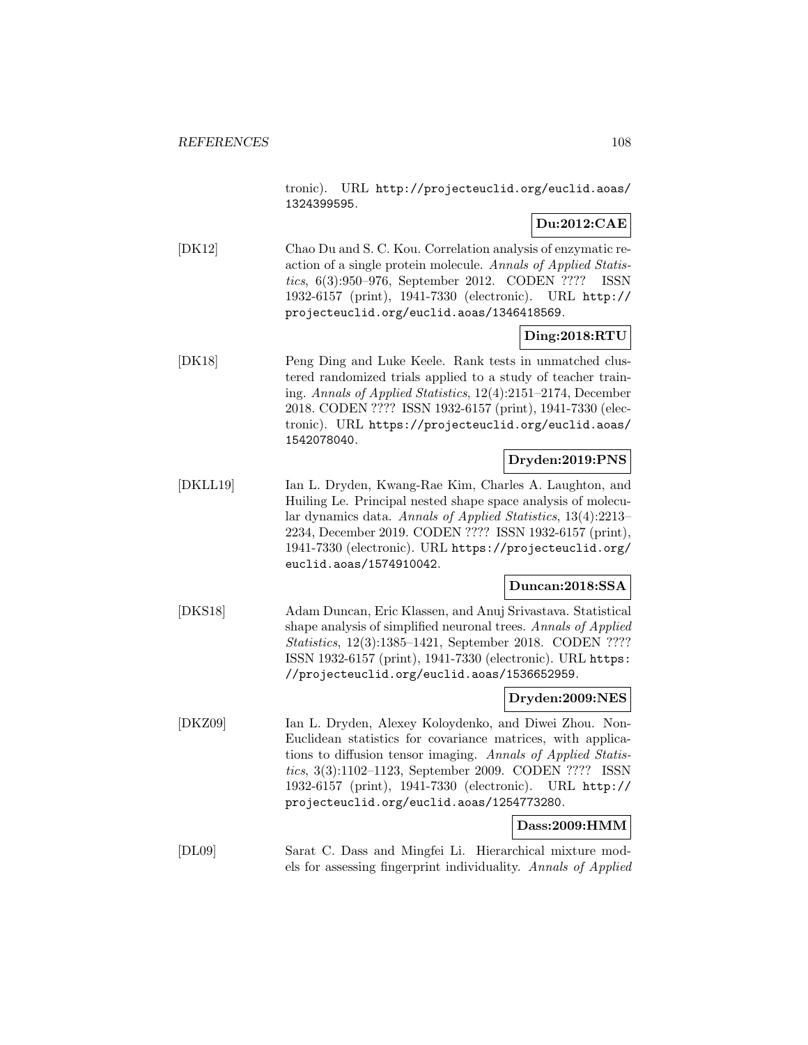tronic). URL http://projecteuclid.org/euclid.aoas/1324399595.

**Du:2012:CAE**

[DK12] Chao Du and S. C. Kou. Correlation analysis of enzymatic reaction of a single protein molecule. *Annals of Applied Statistics*, 6(3):950–976, September 2012. CODEN ???? ISSN 1932-6157 (print), 1941-7330 (electronic). URL http://projecteuclid.org/euclid.aoas/1346418569.

**Ding:2018:RTU**

[DK18] Peng Ding and Luke Keele. Rank tests in unmatched clustered randomized trials applied to a study of teacher training. *Annals of Applied Statistics*, 12(4):2151–2174, December 2018. CODEN ???? ISSN 1932-6157 (print), 1941-7330 (electronic). URL https://projecteuclid.org/euclid.aoas/1542078040.

**Dryden:2019:PNS**

[DKLL19] Ian L. Dryden, Kwang-Rae Kim, Charles A. Laughton, and Huiling Le. Principal nested shape space analysis of molecular dynamics data. *Annals of Applied Statistics*, 13(4):2213–2234, December 2019. CODEN ???? ISSN 1932-6157 (print), 1941-7330 (electronic). URL https://projecteuclid.org/euclid.aoas/1574910042.

**Duncan:2018:SSA**

[DKS18] Adam Duncan, Eric Klassen, and Anuj Srivastava. Statistical shape analysis of simplified neuronal trees. *Annals of Applied Statistics*, 12(3):1385–1421, September 2018. CODEN ???? ISSN 1932-6157 (print), 1941-7330 (electronic). URL https://projecteuclid.org/euclid.aoas/1536652959.

**Dryden:2009:NES**

[DKZ09] Ian L. Dryden, Alexey Koloydenko, and Diwei Zhou. Non-Euclidean statistics for covariance matrices, with applications to diffusion tensor imaging. *Annals of Applied Statistics*, 3(3):1102–1123, September 2009. CODEN ???? ISSN 1932-6157 (print), 1941-7330 (electronic). URL http://projecteuclid.org/euclid.aoas/1254773280.

**Dass:2009:HMM**

[DL09] Sarat C. Dass and Mingfei Li. Hierarchical mixture models for assessing fingerprint individuality. *Annals of Applied*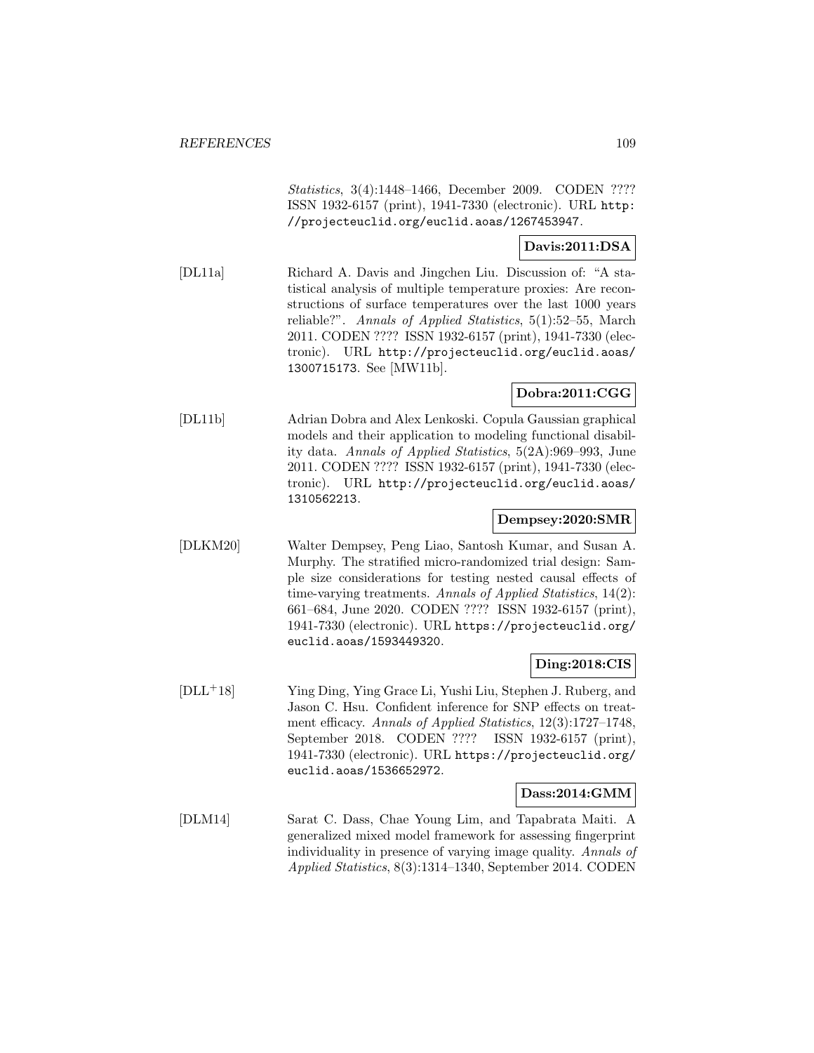*Statistics*, 3(4):1448–1466, December 2009. CODEN ???? ISSN 1932-6157 (print), 1941-7330 (electronic). URL http://projecteuclid.org/euclid.aoas/1267453947.

**Davis:2011:DSA**

[DL11a] Richard A. Davis and Jingchen Liu. Discussion of: "A statistical analysis of multiple temperature proxies: Are reconstructions of surface temperatures over the last 1000 years reliable?". *Annals of Applied Statistics*, 5(1):52–55, March 2011. CODEN ???? ISSN 1932-6157 (print), 1941-7330 (electronic). URL http://projecteuclid.org/euclid.aoas/1300715173. See [MW11b].

**Dobra:2011:CGG**

[DL11b] Adrian Dobra and Alex Lenkoski. Copula Gaussian graphical models and their application to modeling functional disability data. *Annals of Applied Statistics*, 5(2A):969–993, June 2011. CODEN ???? ISSN 1932-6157 (print), 1941-7330 (electronic). URL http://projecteuclid.org/euclid.aoas/1310562213.

**Dempsey:2020:SMR**

[DLKM20] Walter Dempsey, Peng Liao, Santosh Kumar, and Susan A. Murphy. The stratified micro-randomized trial design: Sample size considerations for testing nested causal effects of time-varying treatments. *Annals of Applied Statistics*, 14(2): 661–684, June 2020. CODEN ???? ISSN 1932-6157 (print), 1941-7330 (electronic). URL https://projecteuclid.org/euclid.aoas/1593449320.

**Ding:2018:CIS**

[DLL+18] Ying Ding, Ying Grace Li, Yushi Liu, Stephen J. Ruberg, and Jason C. Hsu. Confident inference for SNP effects on treatment efficacy. *Annals of Applied Statistics*, 12(3):1727–1748, September 2018. CODEN ???? ISSN 1932-6157 (print), 1941-7330 (electronic). URL https://projecteuclid.org/euclid.aoas/1536652972.

**Dass:2014:GMM**

[DLM14] Sarat C. Dass, Chae Young Lim, and Tapabrata Maiti. A generalized mixed model framework for assessing fingerprint individuality in presence of varying image quality. *Annals of Applied Statistics*, 8(3):1314–1340, September 2014. CODEN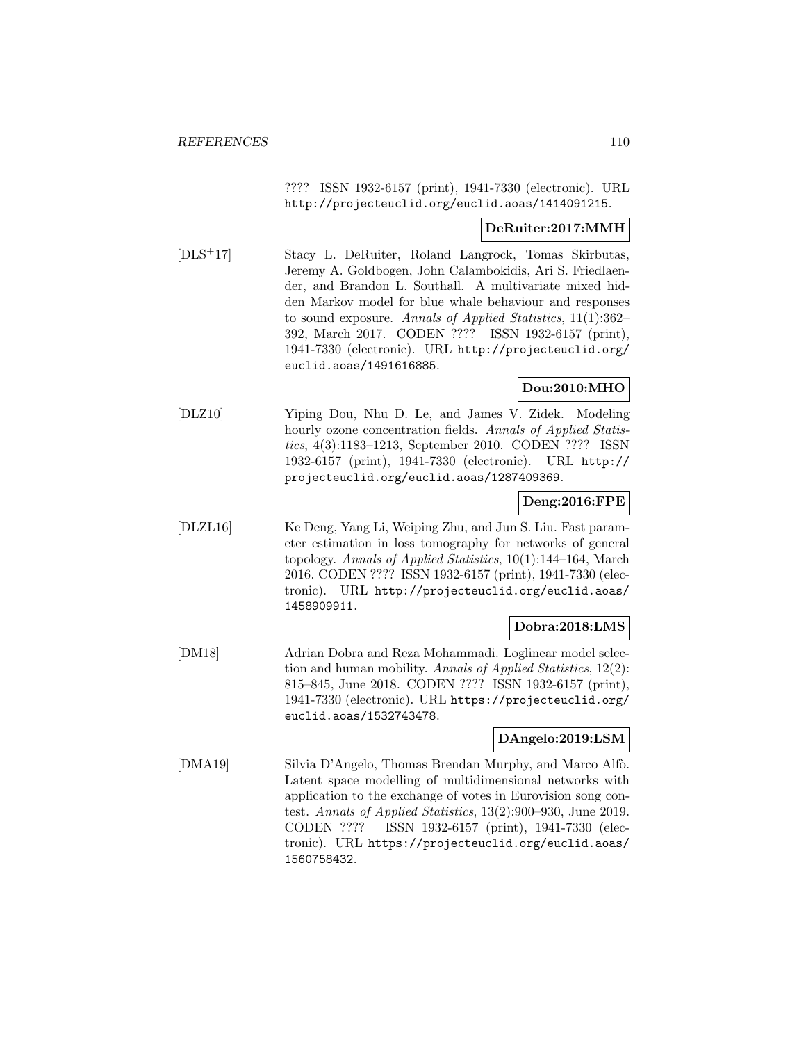???? ISSN 1932-6157 (print), 1941-7330 (electronic). URL http://projecteuclid.org/euclid.aoas/1414091215.

**DeRuiter:2017:MMH**

[DLS+17] Stacy L. DeRuiter, Roland Langrock, Tomas Skirbutas, Jeremy A. Goldbogen, John Calambokidis, Ari S. Friedlaender, and Brandon L. Southall. A multivariate mixed hidden Markov model for blue whale behaviour and responses to sound exposure. *Annals of Applied Statistics*, 11(1):362–392, March 2017. CODEN ???? ISSN 1932-6157 (print), 1941-7330 (electronic). URL http://projecteuclid.org/euclid.aoas/1491616885.

**Dou:2010:MHO**

[DLZ10] Yiping Dou, Nhu D. Le, and James V. Zidek. Modeling hourly ozone concentration fields. *Annals of Applied Statistics*, 4(3):1183–1213, September 2010. CODEN ???? ISSN 1932-6157 (print), 1941-7330 (electronic). URL http://projecteuclid.org/euclid.aoas/1287409369.

**Deng:2016:FPE**

[DLZL16] Ke Deng, Yang Li, Weiping Zhu, and Jun S. Liu. Fast parameter estimation in loss tomography for networks of general topology. *Annals of Applied Statistics*, 10(1):144–164, March 2016. CODEN ???? ISSN 1932-6157 (print), 1941-7330 (electronic). URL http://projecteuclid.org/euclid.aoas/1458909911.

**Dobra:2018:LMS**

[DM18] Adrian Dobra and Reza Mohammadi. Loglinear model selection and human mobility. *Annals of Applied Statistics*, 12(2): 815–845, June 2018. CODEN ???? ISSN 1932-6157 (print), 1941-7330 (electronic). URL https://projecteuclid.org/euclid.aoas/1532743478.

**DAngelo:2019:LSM**

[DMA19] Silvia D'Angelo, Thomas Brendan Murphy, and Marco Alfò. Latent space modelling of multidimensional networks with application to the exchange of votes in Eurovision song contest. *Annals of Applied Statistics*, 13(2):900–930, June 2019. CODEN ???? ISSN 1932-6157 (print), 1941-7330 (electronic). URL https://projecteuclid.org/euclid.aoas/1560758432.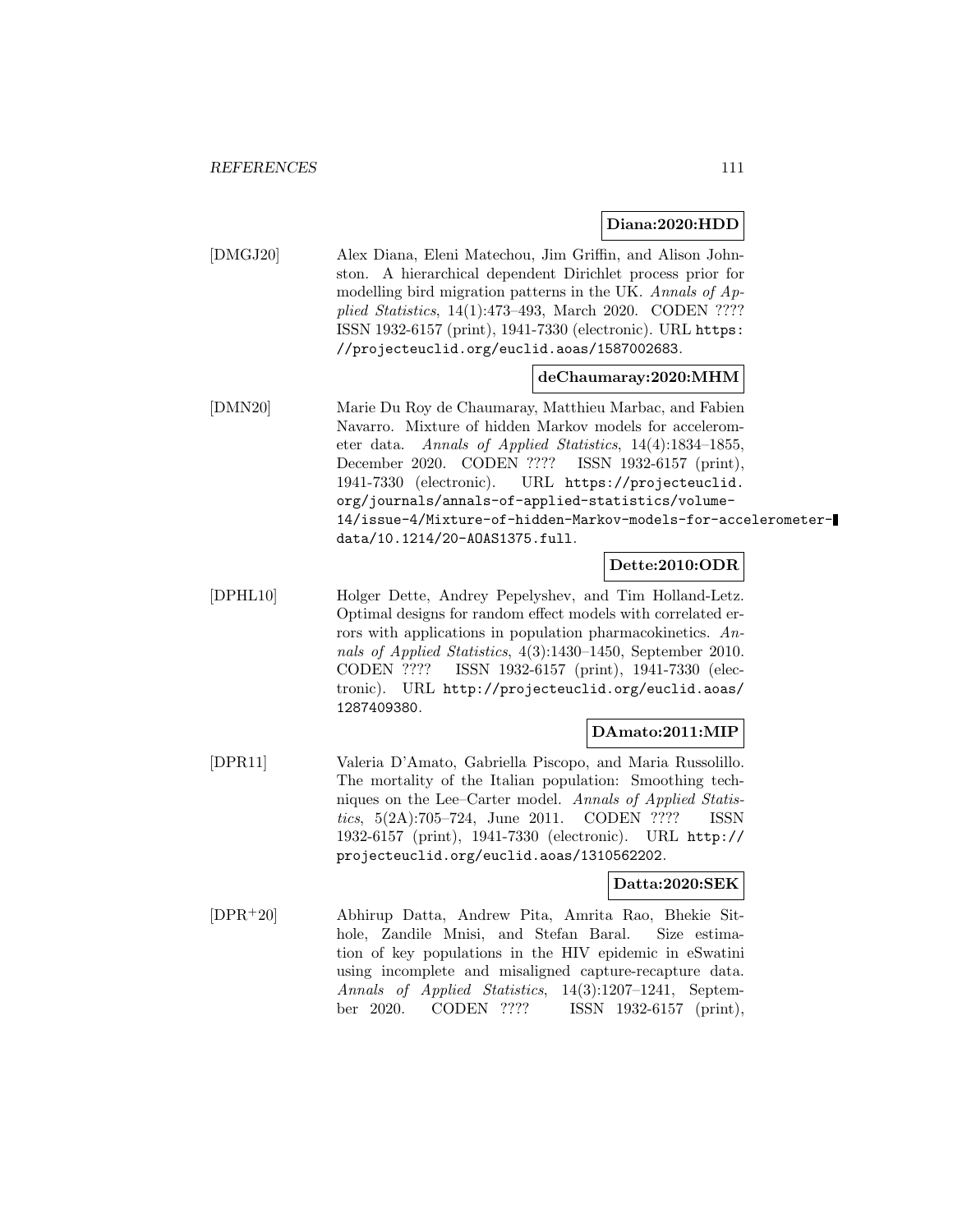**Diana:2020:HDD**

[DMGJ20] Alex Diana, Eleni Matechou, Jim Griffin, and Alison Johnston. A hierarchical dependent Dirichlet process prior for modelling bird migration patterns in the UK. *Annals of Applied Statistics*, 14(1):473–493, March 2020. CODEN ???? ISSN 1932-6157 (print), 1941-7330 (electronic). URL `https://projecteuclid.org/euclid.aoas/1587002683`.

**deChaumaray:2020:MHM**

[DMN20] Marie Du Roy de Chaumaray, Matthieu Marbac, and Fabien Navarro. Mixture of hidden Markov models for accelerometer data. *Annals of Applied Statistics*, 14(4):1834–1855, December 2020. CODEN ???? ISSN 1932-6157 (print), 1941-7330 (electronic). URL `https://projecteuclid.org/journals/annals-of-applied-statistics/volume-14/issue-4/Mixture-of-hidden-Markov-models-for-accelerometer-data/10.1214/20-AOAS1375.full`.

**Dette:2010:ODR**

[DPHL10] Holger Dette, Andrey Pepelyshev, and Tim Holland-Letz. Optimal designs for random effect models with correlated errors with applications in population pharmacokinetics. *Annals of Applied Statistics*, 4(3):1430–1450, September 2010. CODEN ???? ISSN 1932-6157 (print), 1941-7330 (electronic). URL `http://projecteuclid.org/euclid.aoas/1287409380`.

**DAmato:2011:MIP**

[DPR11] Valeria D'Amato, Gabriella Piscopo, and Maria Russolillo. The mortality of the Italian population: Smoothing techniques on the Lee–Carter model. *Annals of Applied Statistics*, 5(2A):705–724, June 2011. CODEN ???? ISSN 1932-6157 (print), 1941-7330 (electronic). URL `http://projecteuclid.org/euclid.aoas/1310562202`.

**Datta:2020:SEK**

[DPR+20] Abhirup Datta, Andrew Pita, Amrita Rao, Bhekie Sithole, Zandile Mnisi, and Stefan Baral. Size estimation of key populations in the HIV epidemic in eSwatini using incomplete and misaligned capture-recapture data. *Annals of Applied Statistics*, 14(3):1207–1241, September 2020. CODEN ???? ISSN 1932-6157 (print),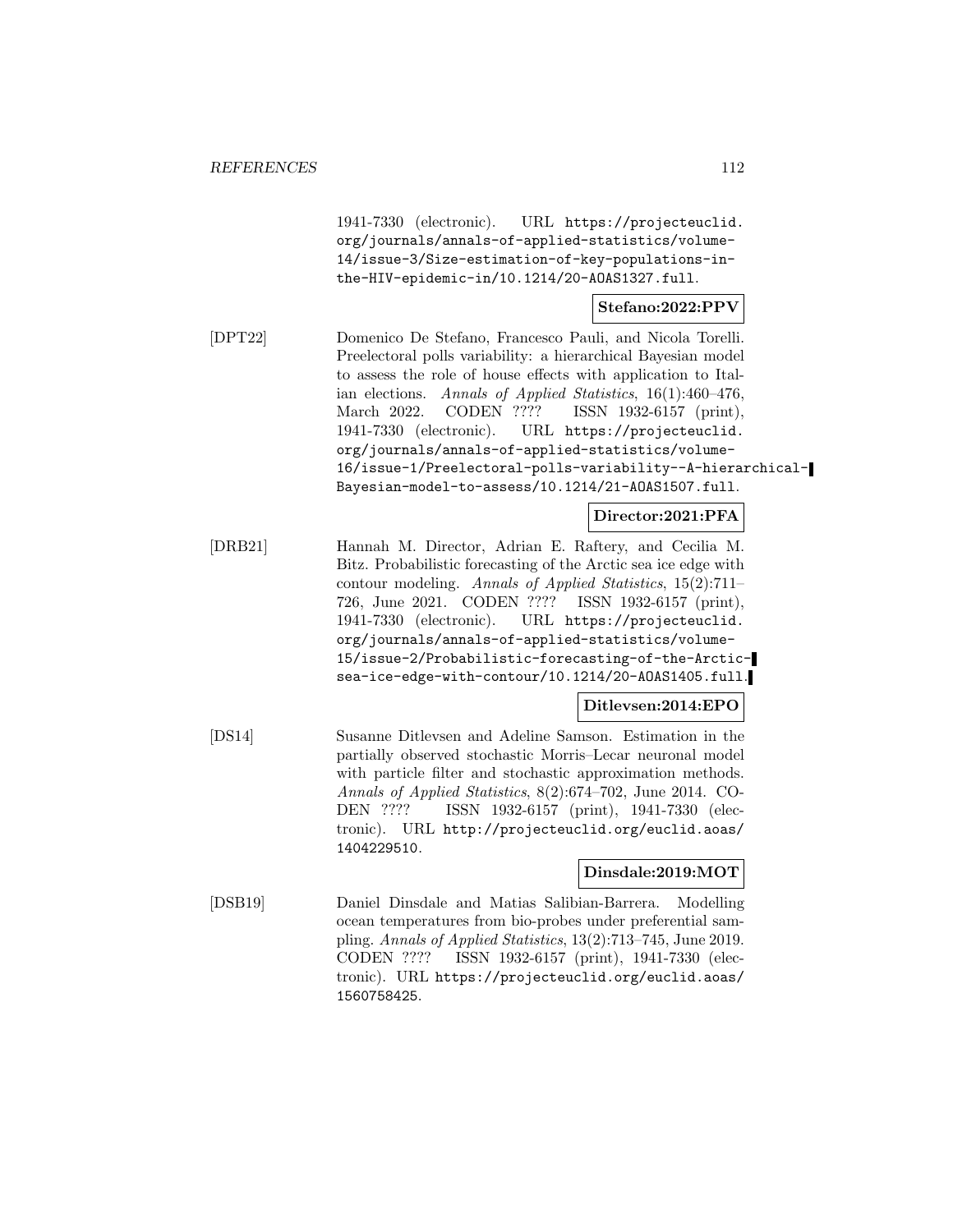1941-7330 (electronic). URL https://projecteuclid.org/journals/annals-of-applied-statistics/volume-14/issue-3/Size-estimation-of-key-populations-in-the-HIV-epidemic-in/10.1214/20-AOAS1327.full.

**Stefano:2022:PPV**

[DPT22] Domenico De Stefano, Francesco Pauli, and Nicola Torelli. Preelectoral polls variability: a hierarchical Bayesian model to assess the role of house effects with application to Italian elections. *Annals of Applied Statistics*, 16(1):460–476, March 2022. CODEN ???? ISSN 1932-6157 (print), 1941-7330 (electronic). URL https://projecteuclid.org/journals/annals-of-applied-statistics/volume-16/issue-1/Preelectoral-polls-variability--A-hierarchical-Bayesian-model-to-assess/10.1214/21-AOAS1507.full.

**Director:2021:PFA**

[DRB21] Hannah M. Director, Adrian E. Raftery, and Cecilia M. Bitz. Probabilistic forecasting of the Arctic sea ice edge with contour modeling. *Annals of Applied Statistics*, 15(2):711–726, June 2021. CODEN ???? ISSN 1932-6157 (print), 1941-7330 (electronic). URL https://projecteuclid.org/journals/annals-of-applied-statistics/volume-15/issue-2/Probabilistic-forecasting-of-the-Arctic-sea-ice-edge-with-contour/10.1214/20-AOAS1405.full.

**Ditlevsen:2014:EPO**

[DS14] Susanne Ditlevsen and Adeline Samson. Estimation in the partially observed stochastic Morris–Lecar neuronal model with particle filter and stochastic approximation methods. *Annals of Applied Statistics*, 8(2):674–702, June 2014. CODEN ???? ISSN 1932-6157 (print), 1941-7330 (electronic). URL http://projecteuclid.org/euclid.aoas/1404229510.

**Dinsdale:2019:MOT**

[DSB19] Daniel Dinsdale and Matias Salibian-Barrera. Modelling ocean temperatures from bio-probes under preferential sampling. *Annals of Applied Statistics*, 13(2):713–745, June 2019. CODEN ???? ISSN 1932-6157 (print), 1941-7330 (electronic). URL https://projecteuclid.org/euclid.aoas/1560758425.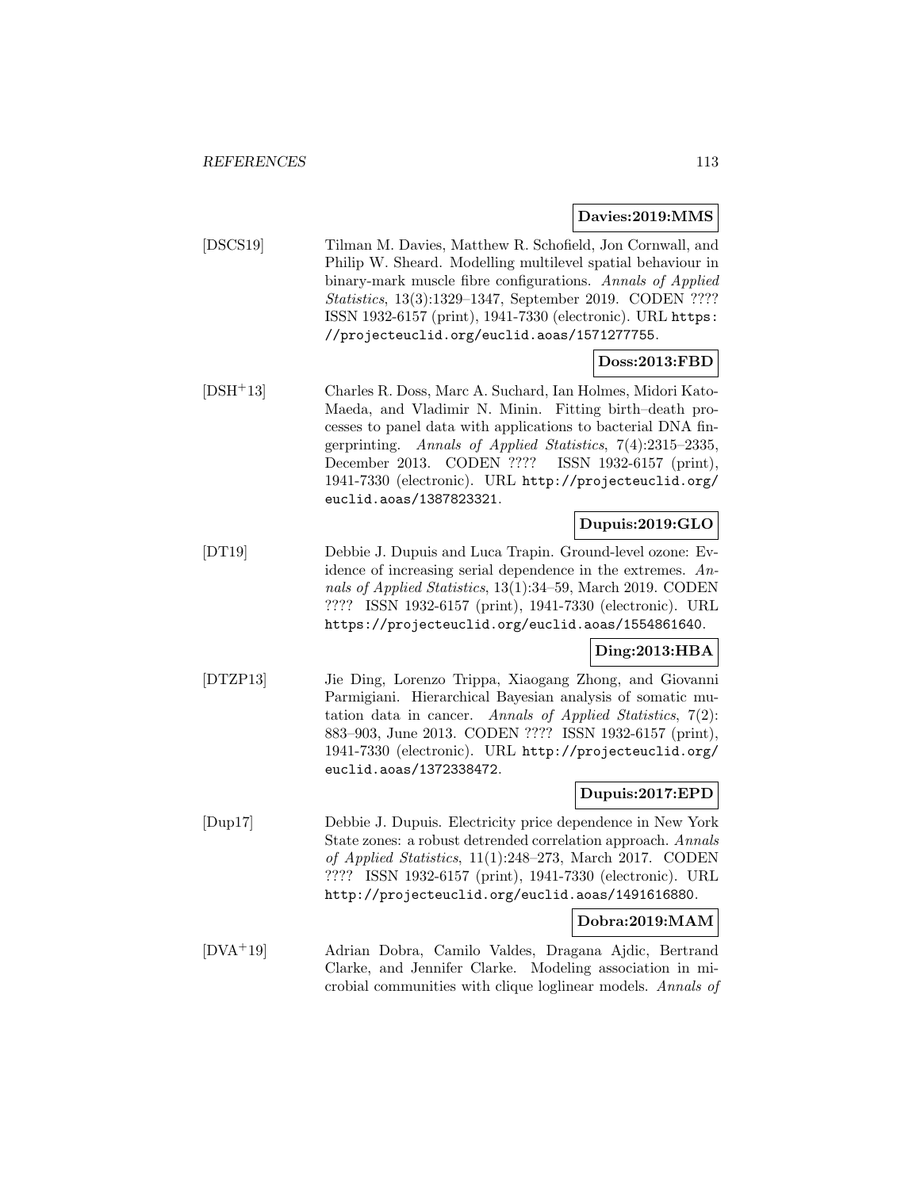**Davies:2019:MMS**

[DSCS19] Tilman M. Davies, Matthew R. Schofield, Jon Cornwall, and Philip W. Sheard. Modelling multilevel spatial behaviour in binary-mark muscle fibre configurations. *Annals of Applied Statistics*, 13(3):1329–1347, September 2019. CODEN ???? ISSN 1932-6157 (print), 1941-7330 (electronic). URL `https://projecteuclid.org/euclid.aoas/1571277755`.

**Doss:2013:FBD**

[DSH+13] Charles R. Doss, Marc A. Suchard, Ian Holmes, Midori Kato-Maeda, and Vladimir N. Minin. Fitting birth–death processes to panel data with applications to bacterial DNA fingerprinting. *Annals of Applied Statistics*, 7(4):2315–2335, December 2013. CODEN ???? ISSN 1932-6157 (print), 1941-7330 (electronic). URL `http://projecteuclid.org/euclid.aoas/1387823321`.

**Dupuis:2019:GLO**

[DT19] Debbie J. Dupuis and Luca Trapin. Ground-level ozone: Evidence of increasing serial dependence in the extremes. *Annals of Applied Statistics*, 13(1):34–59, March 2019. CODEN ???? ISSN 1932-6157 (print), 1941-7330 (electronic). URL `https://projecteuclid.org/euclid.aoas/1554861640`.

**Ding:2013:HBA**

[DTZP13] Jie Ding, Lorenzo Trippa, Xiaogang Zhong, and Giovanni Parmigiani. Hierarchical Bayesian analysis of somatic mutation data in cancer. *Annals of Applied Statistics*, 7(2): 883–903, June 2013. CODEN ???? ISSN 1932-6157 (print), 1941-7330 (electronic). URL `http://projecteuclid.org/euclid.aoas/1372338472`.

**Dupuis:2017:EPD**

[Dup17] Debbie J. Dupuis. Electricity price dependence in New York State zones: a robust detrended correlation approach. *Annals of Applied Statistics*, 11(1):248–273, March 2017. CODEN ???? ISSN 1932-6157 (print), 1941-7330 (electronic). URL `http://projecteuclid.org/euclid.aoas/1491616880`.

**Dobra:2019:MAM**

[DVA+19] Adrian Dobra, Camilo Valdes, Dragana Ajdic, Bertrand Clarke, and Jennifer Clarke. Modeling association in microbial communities with clique loglinear models. *Annals of*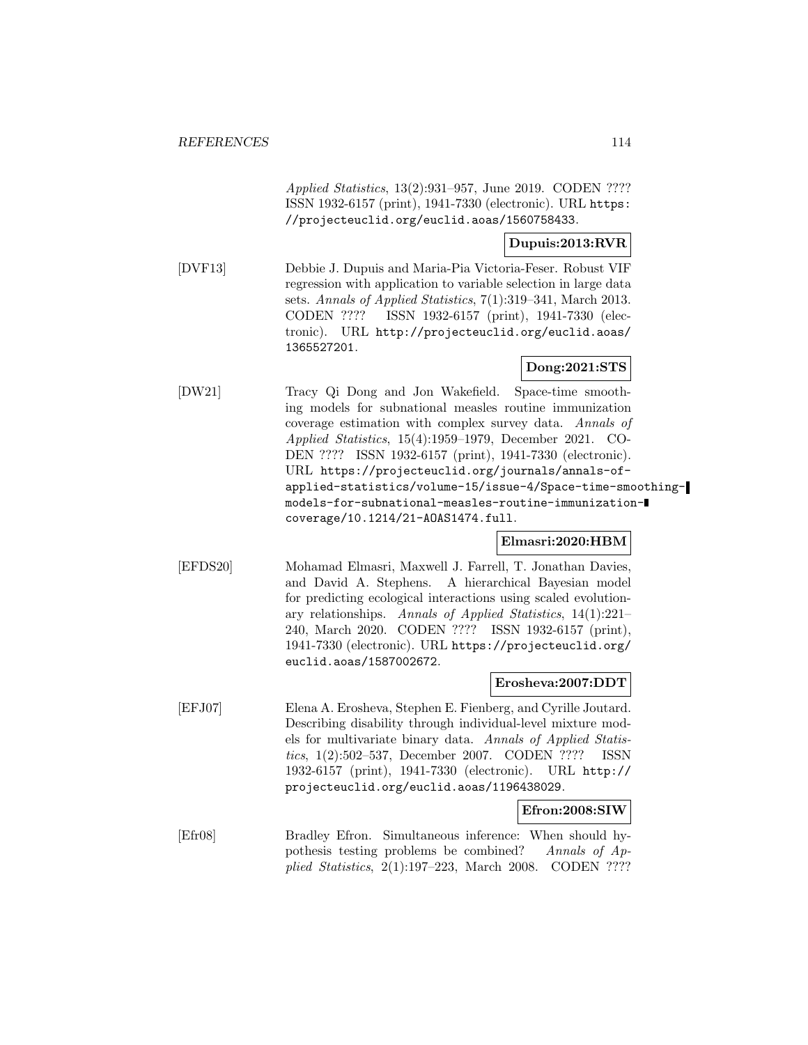*Applied Statistics*, 13(2):931–957, June 2019. CODEN ???? ISSN 1932-6157 (print), 1941-7330 (electronic). URL `https://projecteuclid.org/euclid.aoas/1560758433`.

**Dupuis:2013:RVR**

[DVF13] Debbie J. Dupuis and Maria-Pia Victoria-Feser. Robust VIF regression with application to variable selection in large data sets. *Annals of Applied Statistics*, 7(1):319–341, March 2013. CODEN ???? ISSN 1932-6157 (print), 1941-7330 (electronic). URL `http://projecteuclid.org/euclid.aoas/1365527201`.

**Dong:2021:STS**

[DW21] Tracy Qi Dong and Jon Wakefield. Space-time smoothing models for subnational measles routine immunization coverage estimation with complex survey data. *Annals of Applied Statistics*, 15(4):1959–1979, December 2021. CODEN ???? ISSN 1932-6157 (print), 1941-7330 (electronic). URL `https://projecteuclid.org/journals/annals-of-applied-statistics/volume-15/issue-4/Space-time-smoothing-models-for-subnational-measles-routine-immunization-coverage/10.1214/21-AOAS1474.full`.

**Elmasri:2020:HBM**

[EFDS20] Mohamad Elmasri, Maxwell J. Farrell, T. Jonathan Davies, and David A. Stephens. A hierarchical Bayesian model for predicting ecological interactions using scaled evolutionary relationships. *Annals of Applied Statistics*, 14(1):221–240, March 2020. CODEN ???? ISSN 1932-6157 (print), 1941-7330 (electronic). URL `https://projecteuclid.org/euclid.aoas/1587002672`.

**Erosheva:2007:DDT**

[EFJ07] Elena A. Erosheva, Stephen E. Fienberg, and Cyrille Joutard. Describing disability through individual-level mixture models for multivariate binary data. *Annals of Applied Statistics*, 1(2):502–537, December 2007. CODEN ???? ISSN 1932-6157 (print), 1941-7330 (electronic). URL `http://projecteuclid.org/euclid.aoas/1196438029`.

**Efron:2008:SIW**

[Efr08] Bradley Efron. Simultaneous inference: When should hypothesis testing problems be combined? *Annals of Applied Statistics*, 2(1):197–223, March 2008. CODEN ????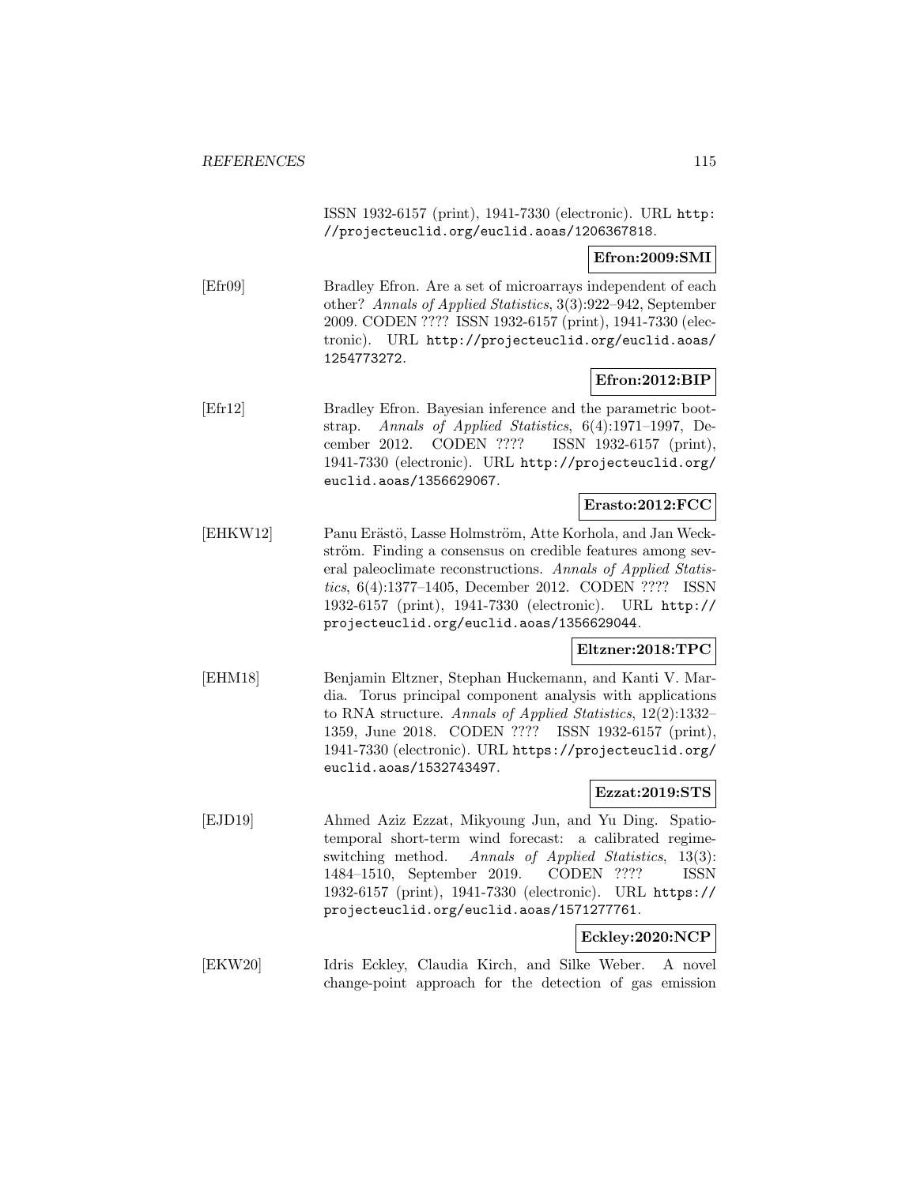ISSN 1932-6157 (print), 1941-7330 (electronic). URL http://projecteuclid.org/euclid.aoas/1206367818.

**Efron:2009:SMI**

[Efr09] Bradley Efron. Are a set of microarrays independent of each other? *Annals of Applied Statistics*, 3(3):922–942, September 2009. CODEN ???? ISSN 1932-6157 (print), 1941-7330 (electronic). URL http://projecteuclid.org/euclid.aoas/1254773272.

**Efron:2012:BIP**

[Efr12] Bradley Efron. Bayesian inference and the parametric bootstrap. *Annals of Applied Statistics*, 6(4):1971–1997, December 2012. CODEN ???? ISSN 1932-6157 (print), 1941-7330 (electronic). URL http://projecteuclid.org/euclid.aoas/1356629067.

**Erasto:2012:FCC**

[EHKW12] Panu Erästö, Lasse Holmström, Atte Korhola, and Jan Weckström. Finding a consensus on credible features among several paleoclimate reconstructions. *Annals of Applied Statistics*, 6(4):1377–1405, December 2012. CODEN ???? ISSN 1932-6157 (print), 1941-7330 (electronic). URL http://projecteuclid.org/euclid.aoas/1356629044.

**Eltzner:2018:TPC**

[EHM18] Benjamin Eltzner, Stephan Huckemann, and Kanti V. Mardia. Torus principal component analysis with applications to RNA structure. *Annals of Applied Statistics*, 12(2):1332–1359, June 2018. CODEN ???? ISSN 1932-6157 (print), 1941-7330 (electronic). URL https://projecteuclid.org/euclid.aoas/1532743497.

**Ezzat:2019:STS**

[EJD19] Ahmed Aziz Ezzat, Mikyoung Jun, and Yu Ding. Spatio-temporal short-term wind forecast: a calibrated regime-switching method. *Annals of Applied Statistics*, 13(3):1484–1510, September 2019. CODEN ???? ISSN 1932-6157 (print), 1941-7330 (electronic). URL https://projecteuclid.org/euclid.aoas/1571277761.

**Eckley:2020:NCP**

[EKW20] Idris Eckley, Claudia Kirch, and Silke Weber. A novel change-point approach for the detection of gas emission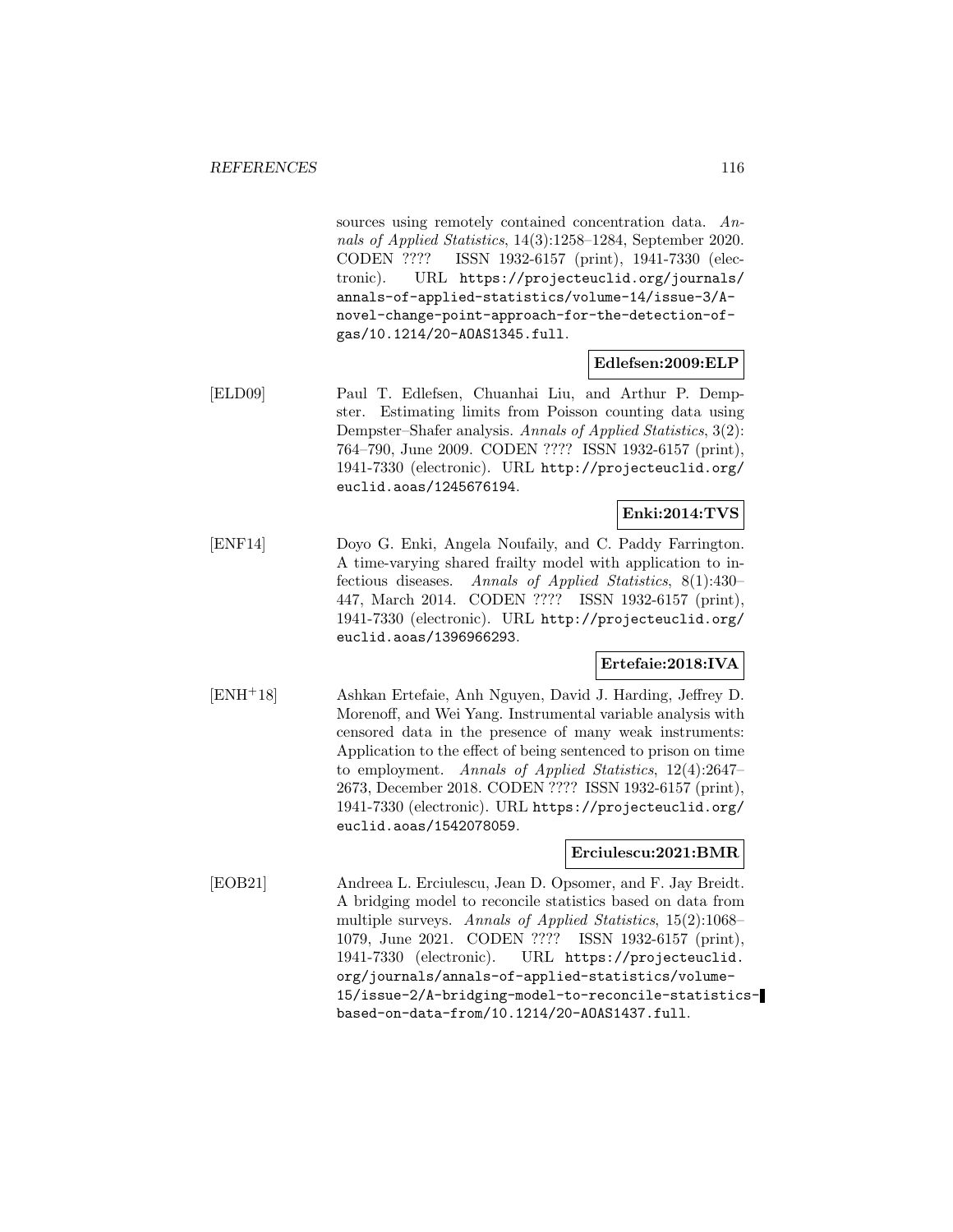sources using remotely contained concentration data. *Annals of Applied Statistics*, 14(3):1258–1284, September 2020. CODEN ???? ISSN 1932-6157 (print), 1941-7330 (electronic). URL https://projecteuclid.org/journals/annals-of-applied-statistics/volume-14/issue-3/A-novel-change-point-approach-for-the-detection-of-gas/10.1214/20-AOAS1345.full.

**Edlefsen:2009:ELP**

[ELD09] Paul T. Edlefsen, Chuanhai Liu, and Arthur P. Dempster. Estimating limits from Poisson counting data using Dempster–Shafer analysis. *Annals of Applied Statistics*, 3(2): 764–790, June 2009. CODEN ???? ISSN 1932-6157 (print), 1941-7330 (electronic). URL http://projecteuclid.org/euclid.aoas/1245676194.

**Enki:2014:TVS**

[ENF14] Doyo G. Enki, Angela Noufaily, and C. Paddy Farrington. A time-varying shared frailty model with application to infectious diseases. *Annals of Applied Statistics*, 8(1):430–447, March 2014. CODEN ???? ISSN 1932-6157 (print), 1941-7330 (electronic). URL http://projecteuclid.org/euclid.aoas/1396966293.

**Ertefaie:2018:IVA**

[ENH+18] Ashkan Ertefaie, Anh Nguyen, David J. Harding, Jeffrey D. Morenoff, and Wei Yang. Instrumental variable analysis with censored data in the presence of many weak instruments: Application to the effect of being sentenced to prison on time to employment. *Annals of Applied Statistics*, 12(4):2647–2673, December 2018. CODEN ???? ISSN 1932-6157 (print), 1941-7330 (electronic). URL https://projecteuclid.org/euclid.aoas/1542078059.

**Erciulescu:2021:BMR**

[EOB21] Andreea L. Erciulescu, Jean D. Opsomer, and F. Jay Breidt. A bridging model to reconcile statistics based on data from multiple surveys. *Annals of Applied Statistics*, 15(2):1068–1079, June 2021. CODEN ???? ISSN 1932-6157 (print), 1941-7330 (electronic). URL https://projecteuclid.org/journals/annals-of-applied-statistics/volume-15/issue-2/A-bridging-model-to-reconcile-statistics-based-on-data-from/10.1214/20-AOAS1437.full.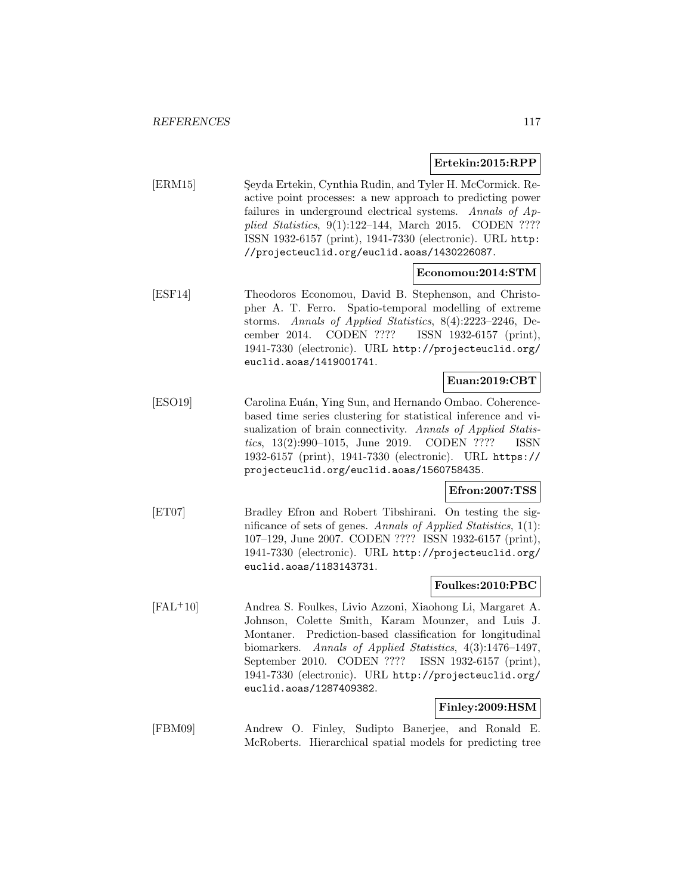**Ertekin:2015:RPP**

[ERM15] Şeyda Ertekin, Cynthia Rudin, and Tyler H. McCormick. Reactive point processes: a new approach to predicting power failures in underground electrical systems. *Annals of Applied Statistics*, 9(1):122–144, March 2015. CODEN ???? ISSN 1932-6157 (print), 1941-7330 (electronic). URL `http://projecteuclid.org/euclid.aoas/1430226087`.

**Economou:2014:STM**

[ESF14] Theodoros Economou, David B. Stephenson, and Christopher A. T. Ferro. Spatio-temporal modelling of extreme storms. *Annals of Applied Statistics*, 8(4):2223–2246, December 2014. CODEN ???? ISSN 1932-6157 (print), 1941-7330 (electronic). URL `http://projecteuclid.org/euclid.aoas/1419001741`.

**Euan:2019:CBT**

[ESO19] Carolina Euán, Ying Sun, and Hernando Ombao. Coherence-based time series clustering for statistical inference and visualization of brain connectivity. *Annals of Applied Statistics*, 13(2):990–1015, June 2019. CODEN ???? ISSN 1932-6157 (print), 1941-7330 (electronic). URL `https://projecteuclid.org/euclid.aoas/1560758435`.

**Efron:2007:TSS**

[ET07] Bradley Efron and Robert Tibshirani. On testing the significance of sets of genes. *Annals of Applied Statistics*, 1(1): 107–129, June 2007. CODEN ???? ISSN 1932-6157 (print), 1941-7330 (electronic). URL `http://projecteuclid.org/euclid.aoas/1183143731`.

**Foulkes:2010:PBC**

[FAL+10] Andrea S. Foulkes, Livio Azzoni, Xiaohong Li, Margaret A. Johnson, Colette Smith, Karam Mounzer, and Luis J. Montaner. Prediction-based classification for longitudinal biomarkers. *Annals of Applied Statistics*, 4(3):1476–1497, September 2010. CODEN ???? ISSN 1932-6157 (print), 1941-7330 (electronic). URL `http://projecteuclid.org/euclid.aoas/1287409382`.

**Finley:2009:HSM**

[FBM09] Andrew O. Finley, Sudipto Banerjee, and Ronald E. McRoberts. Hierarchical spatial models for predicting tree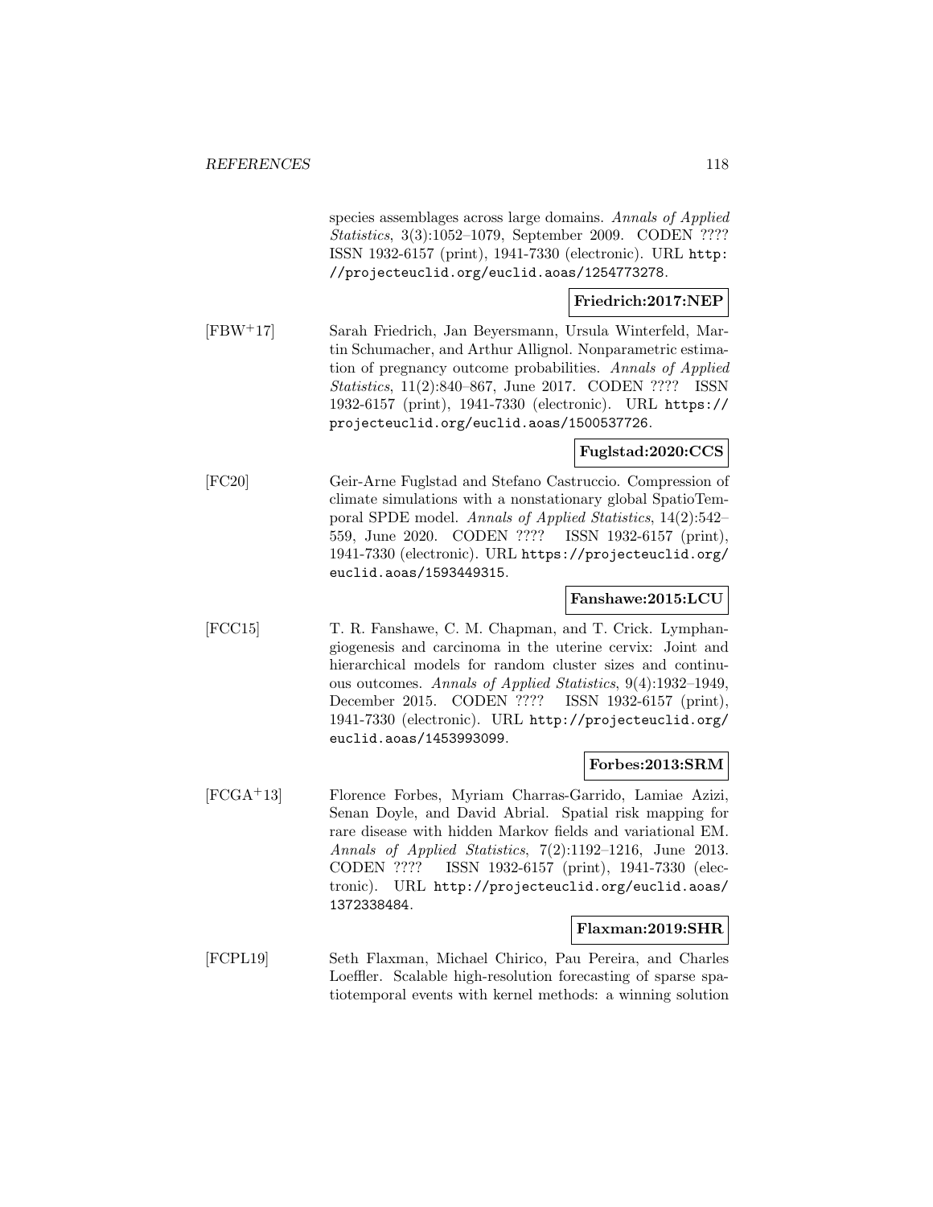species assemblages across large domains. *Annals of Applied Statistics*, 3(3):1052–1079, September 2009. CODEN ???? ISSN 1932-6157 (print), 1941-7330 (electronic). URL http://projecteuclid.org/euclid.aoas/1254773278.

**Friedrich:2017:NEP**

[FBW+17] Sarah Friedrich, Jan Beyersmann, Ursula Winterfeld, Martin Schumacher, and Arthur Allignol. Nonparametric estimation of pregnancy outcome probabilities. *Annals of Applied Statistics*, 11(2):840–867, June 2017. CODEN ???? ISSN 1932-6157 (print), 1941-7330 (electronic). URL https://projecteuclid.org/euclid.aoas/1500537726.

**Fuglstad:2020:CCS**

[FC20] Geir-Arne Fuglstad and Stefano Castruccio. Compression of climate simulations with a nonstationary global SpatioTemporal SPDE model. *Annals of Applied Statistics*, 14(2):542–559, June 2020. CODEN ???? ISSN 1932-6157 (print), 1941-7330 (electronic). URL https://projecteuclid.org/euclid.aoas/1593449315.

**Fanshawe:2015:LCU**

[FCC15] T. R. Fanshawe, C. M. Chapman, and T. Crick. Lymphangiogenesis and carcinoma in the uterine cervix: Joint and hierarchical models for random cluster sizes and continuous outcomes. *Annals of Applied Statistics*, 9(4):1932–1949, December 2015. CODEN ???? ISSN 1932-6157 (print), 1941-7330 (electronic). URL http://projecteuclid.org/euclid.aoas/1453993099.

**Forbes:2013:SRM**

[FCGA+13] Florence Forbes, Myriam Charras-Garrido, Lamiae Azizi, Senan Doyle, and David Abrial. Spatial risk mapping for rare disease with hidden Markov fields and variational EM. *Annals of Applied Statistics*, 7(2):1192–1216, June 2013. CODEN ???? ISSN 1932-6157 (print), 1941-7330 (electronic). URL http://projecteuclid.org/euclid.aoas/1372338484.

**Flaxman:2019:SHR**

[FCPL19] Seth Flaxman, Michael Chirico, Pau Pereira, and Charles Loeffler. Scalable high-resolution forecasting of sparse spatiotemporal events with kernel methods: a winning solution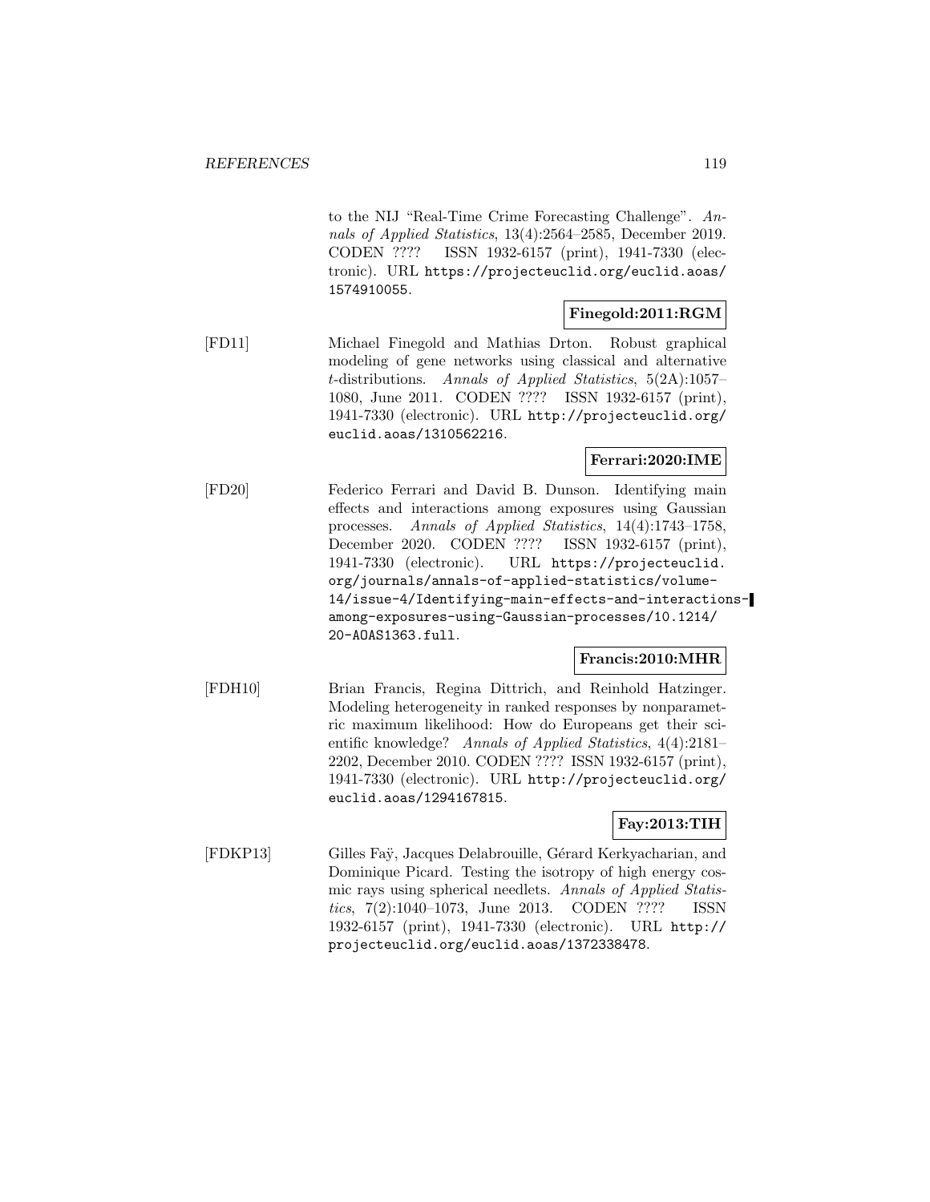to the NIJ "Real-Time Crime Forecasting Challenge". *Annals of Applied Statistics*, 13(4):2564–2585, December 2019. CODEN ???? ISSN 1932-6157 (print), 1941-7330 (electronic). URL https://projecteuclid.org/euclid.aoas/1574910055.

**Finegold:2011:RGM**

[FD11] Michael Finegold and Mathias Drton. Robust graphical modeling of gene networks using classical and alternative $t$-distributions. *Annals of Applied Statistics*, 5(2A):1057–1080, June 2011. CODEN ???? ISSN 1932-6157 (print), 1941-7330 (electronic). URL http://projecteuclid.org/euclid.aoas/1310562216.

**Ferrari:2020:IME**

[FD20] Federico Ferrari and David B. Dunson. Identifying main effects and interactions among exposures using Gaussian processes. *Annals of Applied Statistics*, 14(4):1743–1758, December 2020. CODEN ???? ISSN 1932-6157 (print), 1941-7330 (electronic). URL https://projecteuclid.org/journals/annals-of-applied-statistics/volume-14/issue-4/Identifying-main-effects-and-interactions-among-exposures-using-Gaussian-processes/10.1214/20-AOAS1363.full.

**Francis:2010:MHR**

[FDH10] Brian Francis, Regina Dittrich, and Reinhold Hatzinger. Modeling heterogeneity in ranked responses by nonparametric maximum likelihood: How do Europeans get their scientific knowledge? *Annals of Applied Statistics*, 4(4):2181–2202, December 2010. CODEN ???? ISSN 1932-6157 (print), 1941-7330 (electronic). URL http://projecteuclid.org/euclid.aoas/1294167815.

**Fay:2013:TIH**

[FDKP13] Gilles Faÿ, Jacques Delabrouille, Gérard Kerkyacharian, and Dominique Picard. Testing the isotropy of high energy cosmic rays using spherical needlets. *Annals of Applied Statistics*, 7(2):1040–1073, June 2013. CODEN ???? ISSN 1932-6157 (print), 1941-7330 (electronic). URL http://projecteuclid.org/euclid.aoas/1372338478.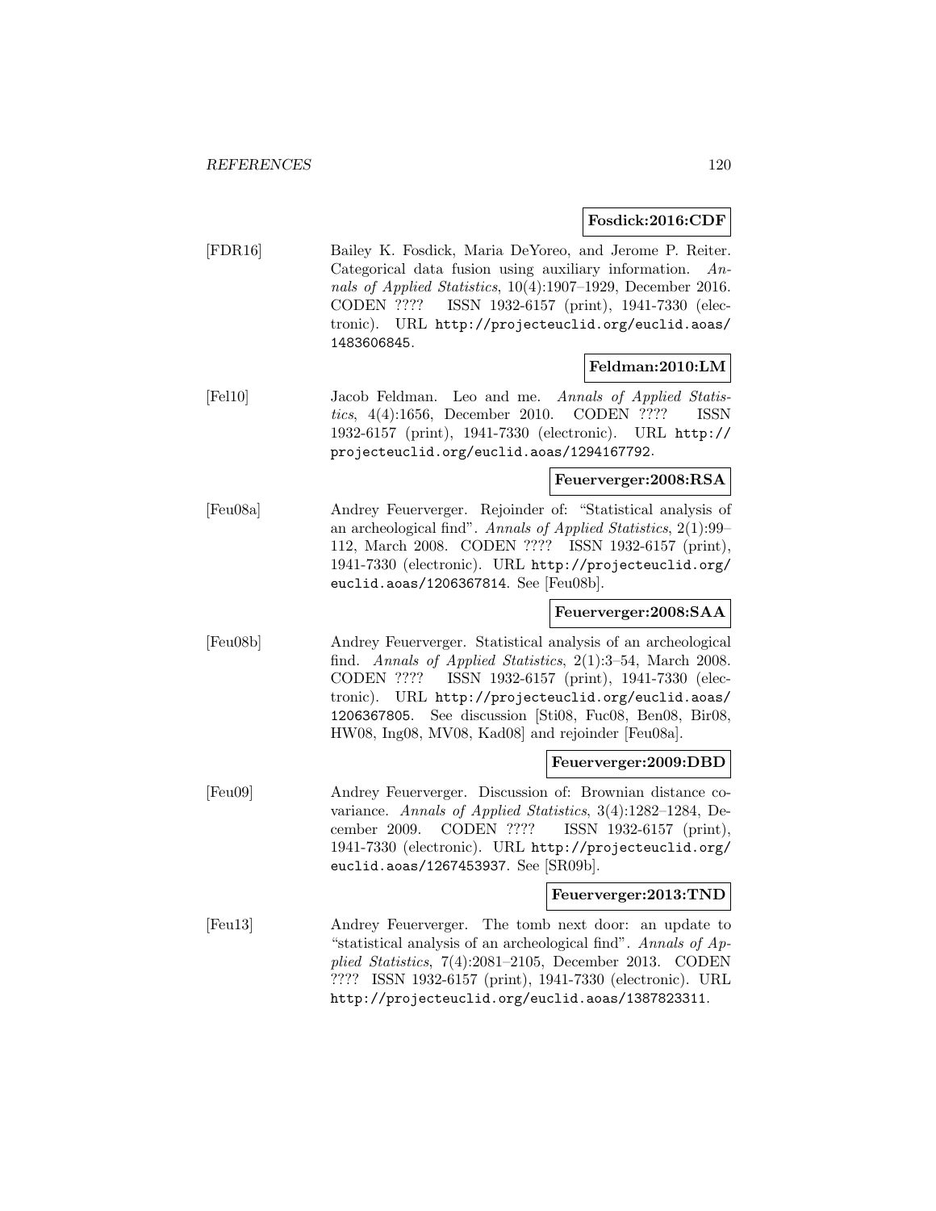**Fosdick:2016:CDF**

[FDR16] Bailey K. Fosdick, Maria DeYoreo, and Jerome P. Reiter. Categorical data fusion using auxiliary information. *Annals of Applied Statistics*, 10(4):1907–1929, December 2016. CODEN ???? ISSN 1932-6157 (print), 1941-7330 (electronic). URL http://projecteuclid.org/euclid.aoas/1483606845.

**Feldman:2010:LM**

[Fel10] Jacob Feldman. Leo and me. *Annals of Applied Statistics*, 4(4):1656, December 2010. CODEN ???? ISSN 1932-6157 (print), 1941-7330 (electronic). URL http://projecteuclid.org/euclid.aoas/1294167792.

**Feuerverger:2008:RSA**

[Feu08a] Andrey Feuerverger. Rejoinder of: "Statistical analysis of an archeological find". *Annals of Applied Statistics*, 2(1):99–112, March 2008. CODEN ???? ISSN 1932-6157 (print), 1941-7330 (electronic). URL http://projecteuclid.org/euclid.aoas/1206367814. See [Feu08b].

**Feuerverger:2008:SAA**

[Feu08b] Andrey Feuerverger. Statistical analysis of an archeological find. *Annals of Applied Statistics*, 2(1):3–54, March 2008. CODEN ???? ISSN 1932-6157 (print), 1941-7330 (electronic). URL http://projecteuclid.org/euclid.aoas/1206367805. See discussion [Sti08, Fuc08, Ben08, Bir08, HW08, Ing08, MV08, Kad08] and rejoinder [Feu08a].

**Feuerverger:2009:DBD**

[Feu09] Andrey Feuerverger. Discussion of: Brownian distance covariance. *Annals of Applied Statistics*, 3(4):1282–1284, December 2009. CODEN ???? ISSN 1932-6157 (print), 1941-7330 (electronic). URL http://projecteuclid.org/euclid.aoas/1267453937. See [SR09b].

**Feuerverger:2013:TND**

[Feu13] Andrey Feuerverger. The tomb next door: an update to "statistical analysis of an archeological find". *Annals of Applied Statistics*, 7(4):2081–2105, December 2013. CODEN ???? ISSN 1932-6157 (print), 1941-7330 (electronic). URL http://projecteuclid.org/euclid.aoas/1387823311.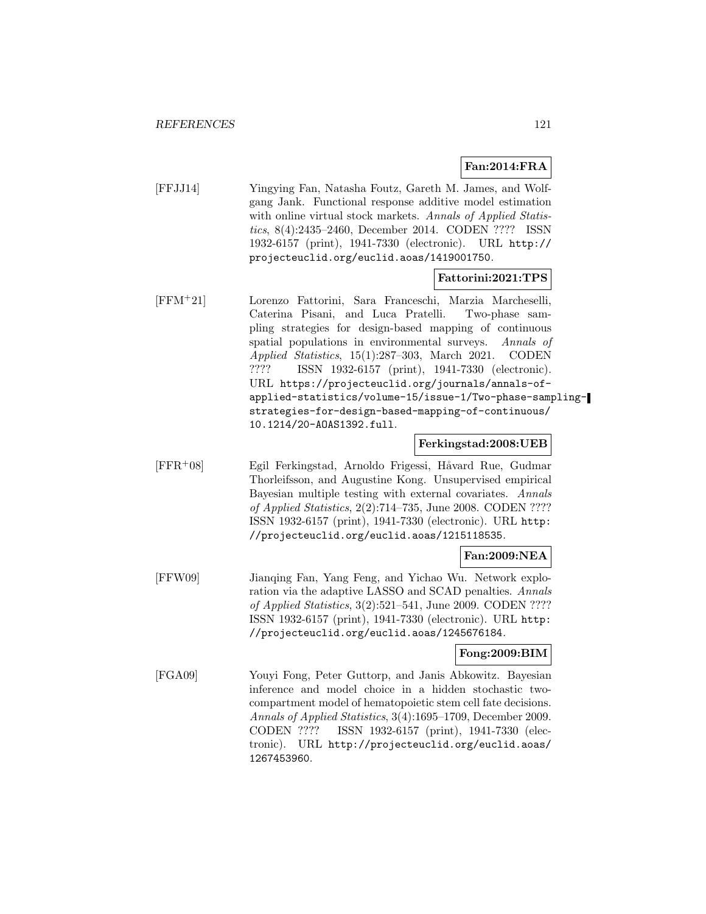**Fan:2014:FRA**

[FFJJ14] Yingying Fan, Natasha Foutz, Gareth M. James, and Wolfgang Jank. Functional response additive model estimation with online virtual stock markets. *Annals of Applied Statistics*, 8(4):2435–2460, December 2014. CODEN ???? ISSN 1932-6157 (print), 1941-7330 (electronic). URL `http://projecteuclid.org/euclid.aoas/1419001750`.

**Fattorini:2021:TPS**

[FFM+21] Lorenzo Fattorini, Sara Franceschi, Marzia Marcheselli, Caterina Pisani, and Luca Pratelli. Two-phase sampling strategies for design-based mapping of continuous spatial populations in environmental surveys. *Annals of Applied Statistics*, 15(1):287–303, March 2021. CODEN ???? ISSN 1932-6157 (print), 1941-7330 (electronic). URL `https://projecteuclid.org/journals/annals-of-applied-statistics/volume-15/issue-1/Two-phase-sampling-strategies-for-design-based-mapping-of-continuous/10.1214/20-AOAS1392.full`.

**Ferkingstad:2008:UEB**

[FFR+08] Egil Ferkingstad, Arnoldo Frigessi, Håvard Rue, Gudmar Thorleifsson, and Augustine Kong. Unsupervised empirical Bayesian multiple testing with external covariates. *Annals of Applied Statistics*, 2(2):714–735, June 2008. CODEN ???? ISSN 1932-6157 (print), 1941-7330 (electronic). URL `http://projecteuclid.org/euclid.aoas/1215118535`.

**Fan:2009:NEA**

[FFW09] Jianqing Fan, Yang Feng, and Yichao Wu. Network exploration via the adaptive LASSO and SCAD penalties. *Annals of Applied Statistics*, 3(2):521–541, June 2009. CODEN ???? ISSN 1932-6157 (print), 1941-7330 (electronic). URL `http://projecteuclid.org/euclid.aoas/1245676184`.

**Fong:2009:BIM**

[FGA09] Youyi Fong, Peter Guttorp, and Janis Abkowitz. Bayesian inference and model choice in a hidden stochastic two-compartment model of hematopoietic stem cell fate decisions. *Annals of Applied Statistics*, 3(4):1695–1709, December 2009. CODEN ???? ISSN 1932-6157 (print), 1941-7330 (electronic). URL `http://projecteuclid.org/euclid.aoas/1267453960`.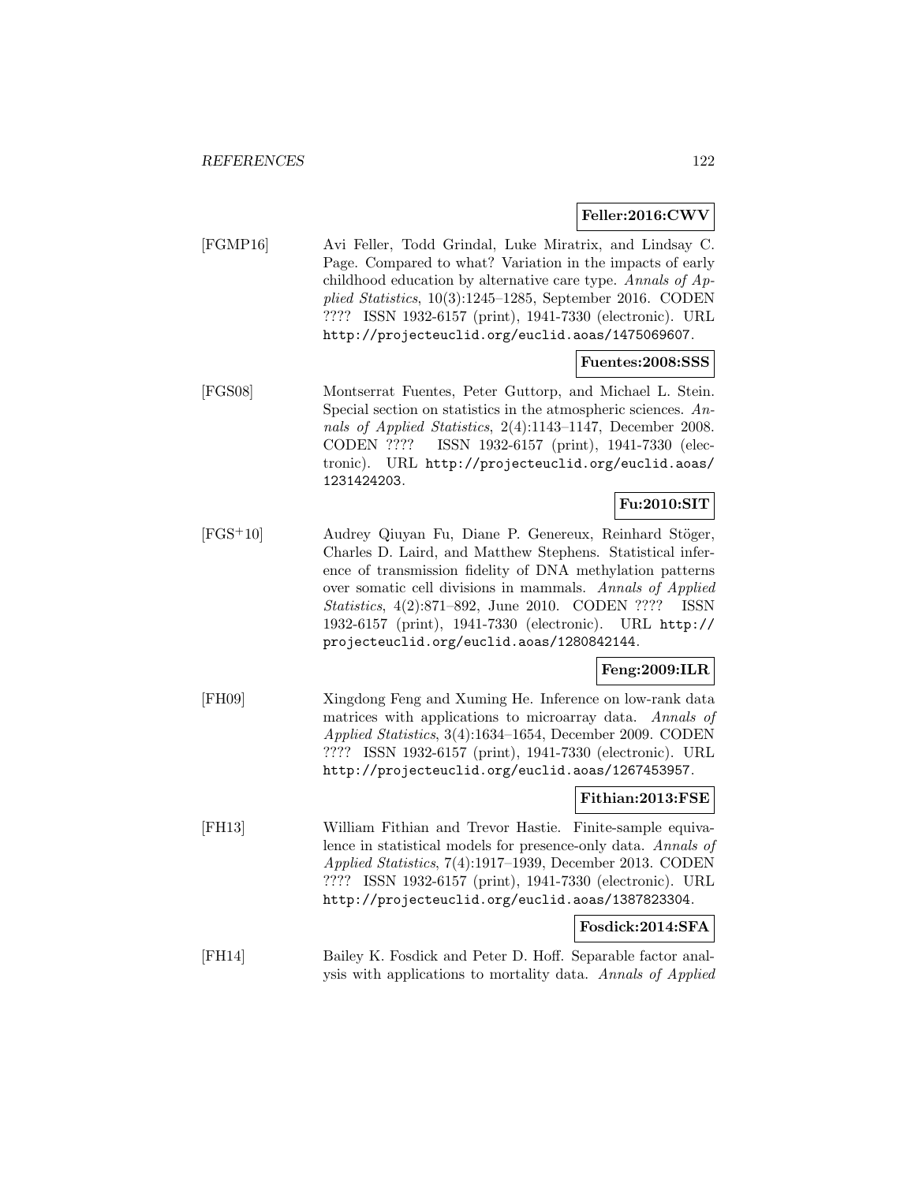**Feller:2016:CWV**

[FGMP16] Avi Feller, Todd Grindal, Luke Miratrix, and Lindsay C. Page. Compared to what? Variation in the impacts of early childhood education by alternative care type. *Annals of Applied Statistics*, 10(3):1245–1285, September 2016. CODEN ???? ISSN 1932-6157 (print), 1941-7330 (electronic). URL http://projecteuclid.org/euclid.aoas/1475069607.

**Fuentes:2008:SSS**

[FGS08] Montserrat Fuentes, Peter Guttorp, and Michael L. Stein. Special section on statistics in the atmospheric sciences. *Annals of Applied Statistics*, 2(4):1143–1147, December 2008. CODEN ???? ISSN 1932-6157 (print), 1941-7330 (electronic). URL http://projecteuclid.org/euclid.aoas/1231424203.

**Fu:2010:SIT**

[FGS+10] Audrey Qiuyan Fu, Diane P. Genereux, Reinhard Stöger, Charles D. Laird, and Matthew Stephens. Statistical inference of transmission fidelity of DNA methylation patterns over somatic cell divisions in mammals. *Annals of Applied Statistics*, 4(2):871–892, June 2010. CODEN ???? ISSN 1932-6157 (print), 1941-7330 (electronic). URL http://projecteuclid.org/euclid.aoas/1280842144.

**Feng:2009:ILR**

[FH09] Xingdong Feng and Xuming He. Inference on low-rank data matrices with applications to microarray data. *Annals of Applied Statistics*, 3(4):1634–1654, December 2009. CODEN ???? ISSN 1932-6157 (print), 1941-7330 (electronic). URL http://projecteuclid.org/euclid.aoas/1267453957.

**Fithian:2013:FSE**

[FH13] William Fithian and Trevor Hastie. Finite-sample equivalence in statistical models for presence-only data. *Annals of Applied Statistics*, 7(4):1917–1939, December 2013. CODEN ???? ISSN 1932-6157 (print), 1941-7330 (electronic). URL http://projecteuclid.org/euclid.aoas/1387823304.

**Fosdick:2014:SFA**

[FH14] Bailey K. Fosdick and Peter D. Hoff. Separable factor analysis with applications to mortality data. *Annals of Applied*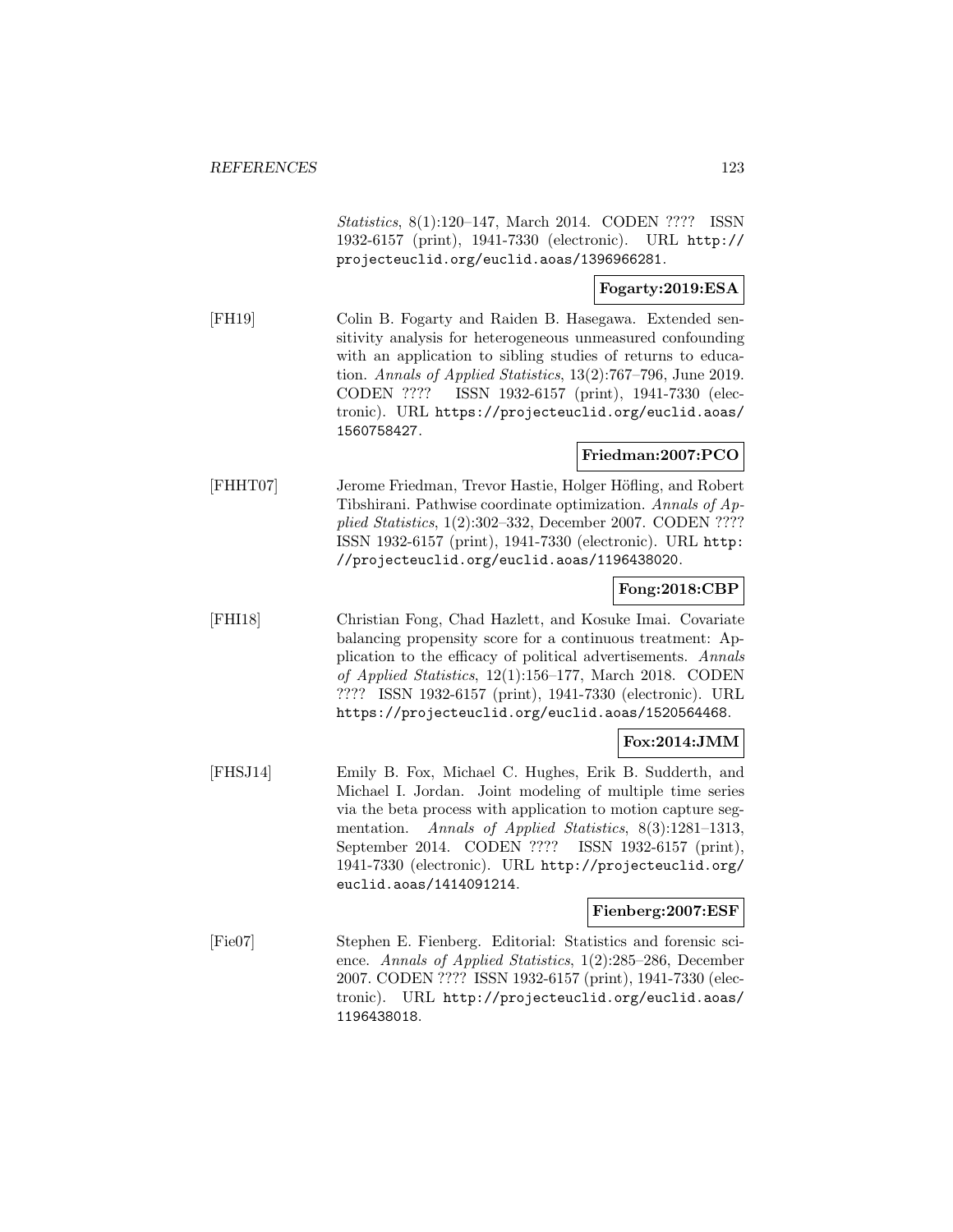*Statistics*, 8(1):120–147, March 2014. CODEN ???? ISSN 1932-6157 (print), 1941-7330 (electronic). URL http://projecteuclid.org/euclid.aoas/1396966281.

**Fogarty:2019:ESA**

[FH19] Colin B. Fogarty and Raiden B. Hasegawa. Extended sensitivity analysis for heterogeneous unmeasured confounding with an application to sibling studies of returns to education. *Annals of Applied Statistics*, 13(2):767–796, June 2019. CODEN ???? ISSN 1932-6157 (print), 1941-7330 (electronic). URL https://projecteuclid.org/euclid.aoas/1560758427.

**Friedman:2007:PCO**

[FHHT07] Jerome Friedman, Trevor Hastie, Holger Höfling, and Robert Tibshirani. Pathwise coordinate optimization. *Annals of Applied Statistics*, 1(2):302–332, December 2007. CODEN ???? ISSN 1932-6157 (print), 1941-7330 (electronic). URL http://projecteuclid.org/euclid.aoas/1196438020.

**Fong:2018:CBP**

[FHI18] Christian Fong, Chad Hazlett, and Kosuke Imai. Covariate balancing propensity score for a continuous treatment: Application to the efficacy of political advertisements. *Annals of Applied Statistics*, 12(1):156–177, March 2018. CODEN ???? ISSN 1932-6157 (print), 1941-7330 (electronic). URL https://projecteuclid.org/euclid.aoas/1520564468.

**Fox:2014:JMM**

[FHSJ14] Emily B. Fox, Michael C. Hughes, Erik B. Sudderth, and Michael I. Jordan. Joint modeling of multiple time series via the beta process with application to motion capture segmentation. *Annals of Applied Statistics*, 8(3):1281–1313, September 2014. CODEN ???? ISSN 1932-6157 (print), 1941-7330 (electronic). URL http://projecteuclid.org/euclid.aoas/1414091214.

**Fienberg:2007:ESF**

[Fie07] Stephen E. Fienberg. Editorial: Statistics and forensic science. *Annals of Applied Statistics*, 1(2):285–286, December 2007. CODEN ???? ISSN 1932-6157 (print), 1941-7330 (electronic). URL http://projecteuclid.org/euclid.aoas/1196438018.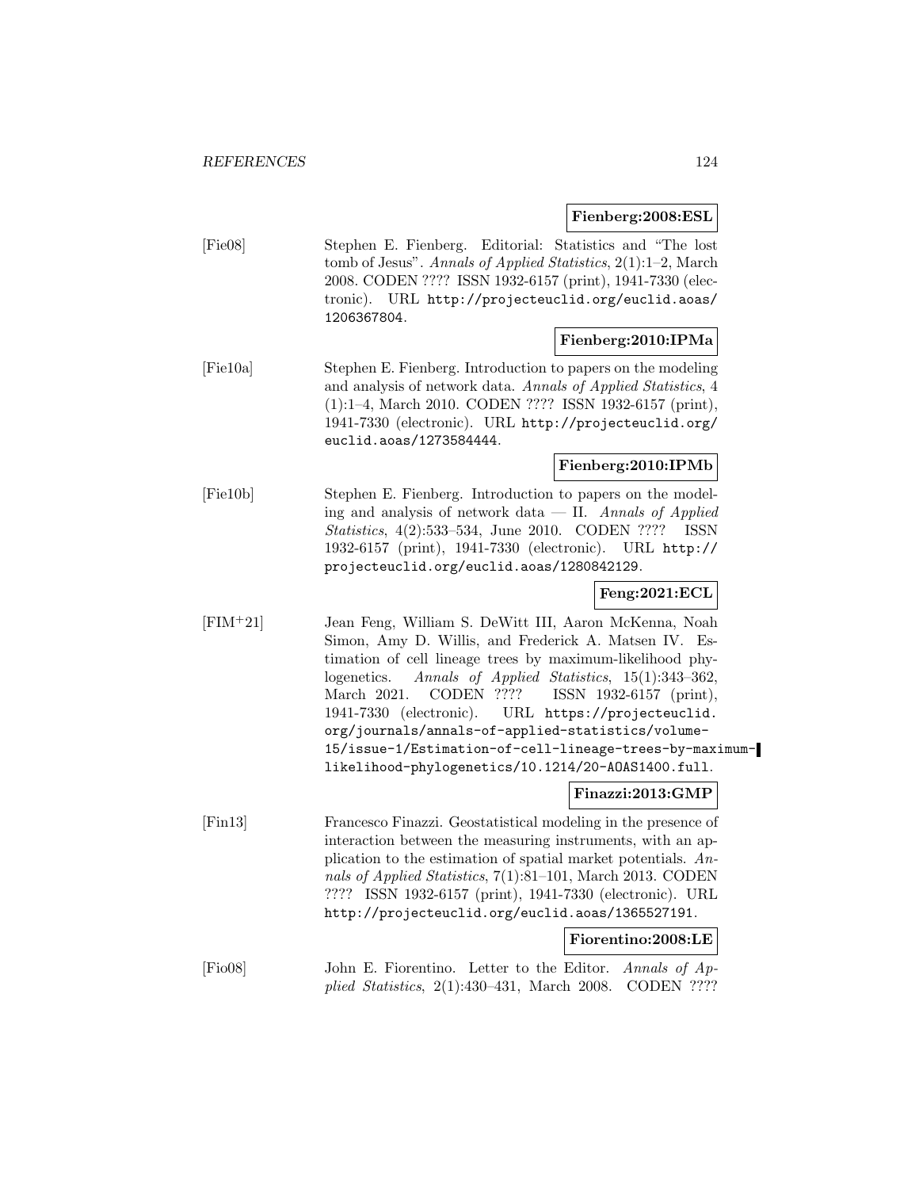**Fienberg:2008:ESL**

[Fie08] Stephen E. Fienberg. Editorial: Statistics and "The lost tomb of Jesus". *Annals of Applied Statistics*, 2(1):1–2, March 2008. CODEN ???? ISSN 1932-6157 (print), 1941-7330 (electronic). URL http://projecteuclid.org/euclid.aoas/1206367804.

**Fienberg:2010:IPMa**

[Fie10a] Stephen E. Fienberg. Introduction to papers on the modeling and analysis of network data. *Annals of Applied Statistics*, 4 (1):1–4, March 2010. CODEN ???? ISSN 1932-6157 (print), 1941-7330 (electronic). URL http://projecteuclid.org/euclid.aoas/1273584444.

**Fienberg:2010:IPMb**

[Fie10b] Stephen E. Fienberg. Introduction to papers on the modeling and analysis of network data — II. *Annals of Applied Statistics*, 4(2):533–534, June 2010. CODEN ???? ISSN 1932-6157 (print), 1941-7330 (electronic). URL http://projecteuclid.org/euclid.aoas/1280842129.

**Feng:2021:ECL**

[FIM+21] Jean Feng, William S. DeWitt III, Aaron McKenna, Noah Simon, Amy D. Willis, and Frederick A. Matsen IV. Estimation of cell lineage trees by maximum-likelihood phylogenetics. *Annals of Applied Statistics*, 15(1):343–362, March 2021. CODEN ???? ISSN 1932-6157 (print), 1941-7330 (electronic). URL https://projecteuclid.org/journals/annals-of-applied-statistics/volume-15/issue-1/Estimation-of-cell-lineage-trees-by-maximum-likelihood-phylogenetics/10.1214/20-AOAS1400.full.

**Finazzi:2013:GMP**

[Fin13] Francesco Finazzi. Geostatistical modeling in the presence of interaction between the measuring instruments, with an application to the estimation of spatial market potentials. *Annals of Applied Statistics*, 7(1):81–101, March 2013. CODEN ???? ISSN 1932-6157 (print), 1941-7330 (electronic). URL http://projecteuclid.org/euclid.aoas/1365527191.

**Fiorentino:2008:LE**

[Fio08] John E. Fiorentino. Letter to the Editor. *Annals of Applied Statistics*, 2(1):430–431, March 2008. CODEN ????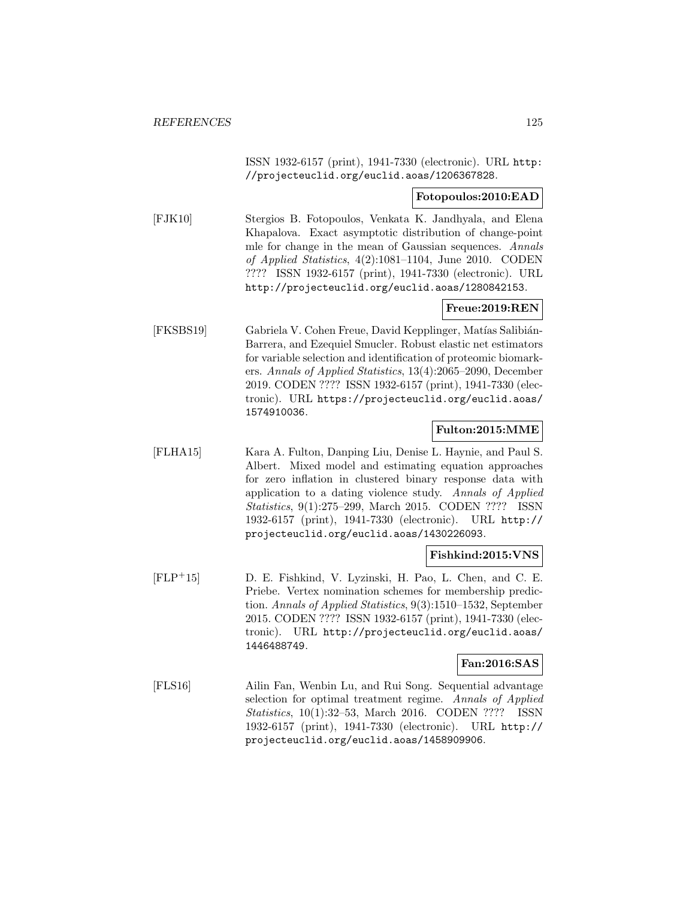ISSN 1932-6157 (print), 1941-7330 (electronic). URL http://projecteuclid.org/euclid.aoas/1206367828.

**Fotopoulos:2010:EAD**

[FJK10] Stergios B. Fotopoulos, Venkata K. Jandhyala, and Elena Khapalova. Exact asymptotic distribution of change-point mle for change in the mean of Gaussian sequences. *Annals of Applied Statistics*, 4(2):1081–1104, June 2010. CODEN ???? ISSN 1932-6157 (print), 1941-7330 (electronic). URL http://projecteuclid.org/euclid.aoas/1280842153.

**Freue:2019:REN**

[FKSBS19] Gabriela V. Cohen Freue, David Kepplinger, Matías Salibián-Barrera, and Ezequiel Smucler. Robust elastic net estimators for variable selection and identification of proteomic biomarkers. *Annals of Applied Statistics*, 13(4):2065–2090, December 2019. CODEN ???? ISSN 1932-6157 (print), 1941-7330 (electronic). URL https://projecteuclid.org/euclid.aoas/1574910036.

**Fulton:2015:MME**

[FLHA15] Kara A. Fulton, Danping Liu, Denise L. Haynie, and Paul S. Albert. Mixed model and estimating equation approaches for zero inflation in clustered binary response data with application to a dating violence study. *Annals of Applied Statistics*, 9(1):275–299, March 2015. CODEN ???? ISSN 1932-6157 (print), 1941-7330 (electronic). URL http://projecteuclid.org/euclid.aoas/1430226093.

**Fishkind:2015:VNS**

[FLP+15] D. E. Fishkind, V. Lyzinski, H. Pao, L. Chen, and C. E. Priebe. Vertex nomination schemes for membership prediction. *Annals of Applied Statistics*, 9(3):1510–1532, September 2015. CODEN ???? ISSN 1932-6157 (print), 1941-7330 (electronic). URL http://projecteuclid.org/euclid.aoas/1446488749.

**Fan:2016:SAS**

[FLS16] Ailin Fan, Wenbin Lu, and Rui Song. Sequential advantage selection for optimal treatment regime. *Annals of Applied Statistics*, 10(1):32–53, March 2016. CODEN ???? ISSN 1932-6157 (print), 1941-7330 (electronic). URL http://projecteuclid.org/euclid.aoas/1458909906.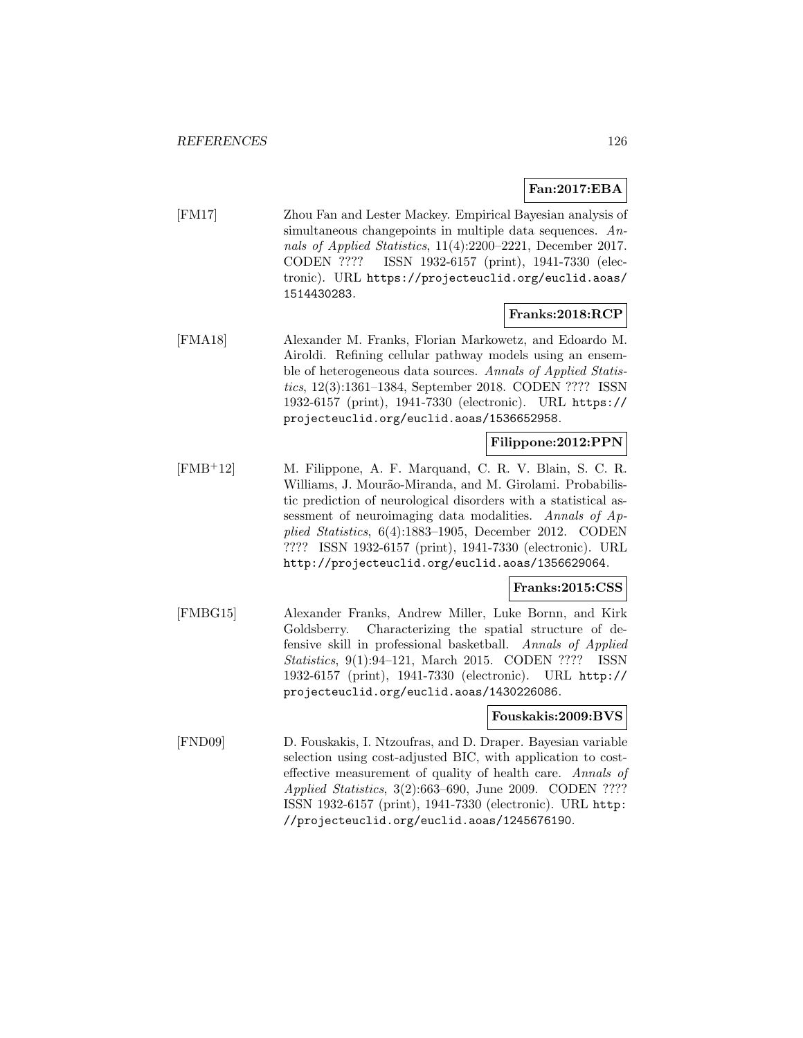**Fan:2017:EBA**

[FM17] Zhou Fan and Lester Mackey. Empirical Bayesian analysis of simultaneous changepoints in multiple data sequences. *Annals of Applied Statistics*, 11(4):2200–2221, December 2017. CODEN ???? ISSN 1932-6157 (print), 1941-7330 (electronic). URL `https://projecteuclid.org/euclid.aoas/1514430283`.

**Franks:2018:RCP**

[FMA18] Alexander M. Franks, Florian Markowetz, and Edoardo M. Airoldi. Refining cellular pathway models using an ensemble of heterogeneous data sources. *Annals of Applied Statistics*, 12(3):1361–1384, September 2018. CODEN ???? ISSN 1932-6157 (print), 1941-7330 (electronic). URL `https://projecteuclid.org/euclid.aoas/1536652958`.

**Filippone:2012:PPN**

[FMB+12] M. Filippone, A. F. Marquand, C. R. V. Blain, S. C. R. Williams, J. Mourão-Miranda, and M. Girolami. Probabilistic prediction of neurological disorders with a statistical assessment of neuroimaging data modalities. *Annals of Applied Statistics*, 6(4):1883–1905, December 2012. CODEN ???? ISSN 1932-6157 (print), 1941-7330 (electronic). URL `http://projecteuclid.org/euclid.aoas/1356629064`.

**Franks:2015:CSS**

[FMBG15] Alexander Franks, Andrew Miller, Luke Bornn, and Kirk Goldsberry. Characterizing the spatial structure of defensive skill in professional basketball. *Annals of Applied Statistics*, 9(1):94–121, March 2015. CODEN ???? ISSN 1932-6157 (print), 1941-7330 (electronic). URL `http://projecteuclid.org/euclid.aoas/1430226086`.

**Fouskakis:2009:BVS**

[FND09] D. Fouskakis, I. Ntzoufras, and D. Draper. Bayesian variable selection using cost-adjusted BIC, with application to cost-effective measurement of quality of health care. *Annals of Applied Statistics*, 3(2):663–690, June 2009. CODEN ???? ISSN 1932-6157 (print), 1941-7330 (electronic). URL `http://projecteuclid.org/euclid.aoas/1245676190`.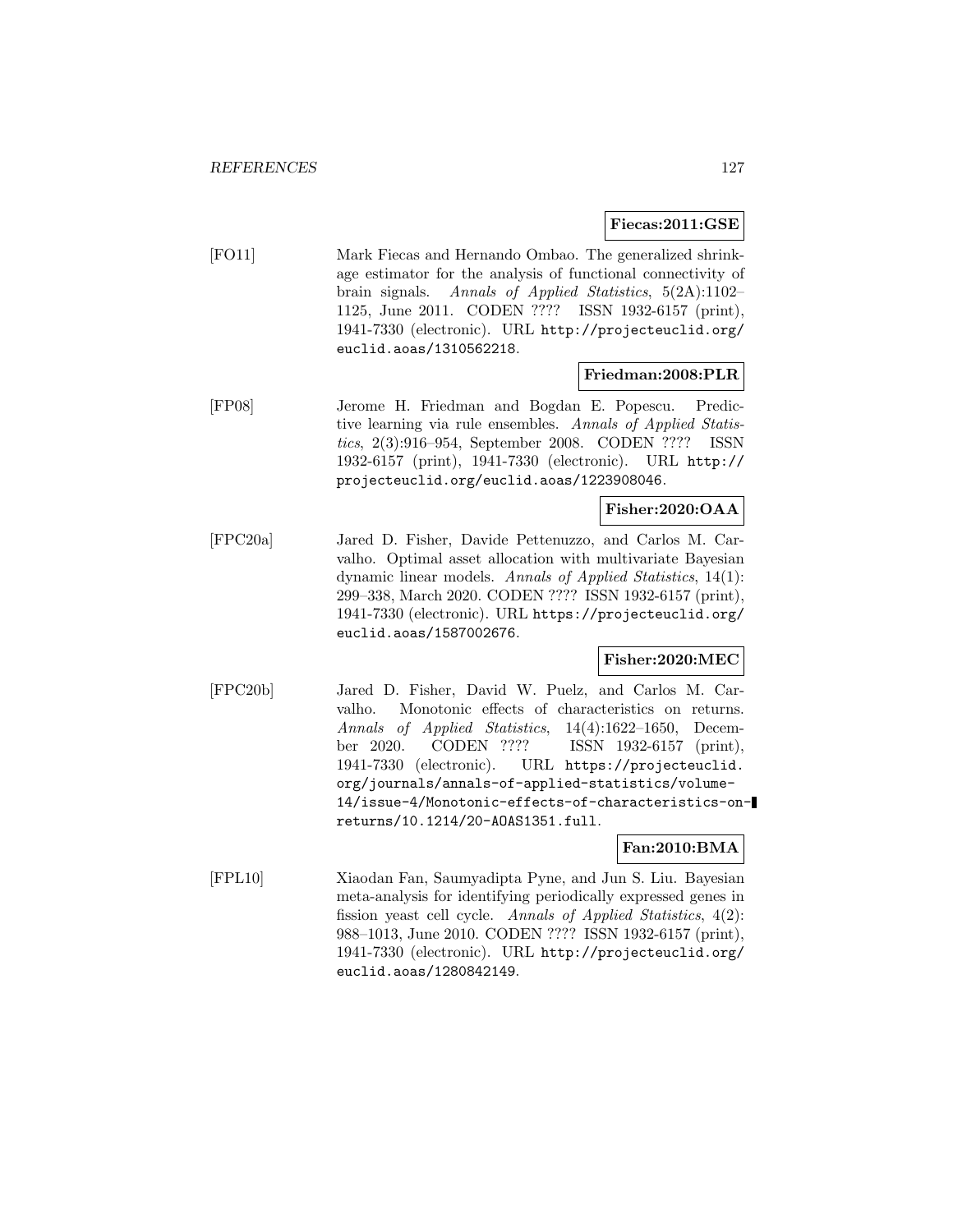**Fiecas:2011:GSE**

[FO11] Mark Fiecas and Hernando Ombao. The generalized shrinkage estimator for the analysis of functional connectivity of brain signals. *Annals of Applied Statistics*, 5(2A):1102–1125, June 2011. CODEN ???? ISSN 1932-6157 (print), 1941-7330 (electronic). URL http://projecteuclid.org/euclid.aoas/1310562218.

**Friedman:2008:PLR**

[FP08] Jerome H. Friedman and Bogdan E. Popescu. Predictive learning via rule ensembles. *Annals of Applied Statistics*, 2(3):916–954, September 2008. CODEN ???? ISSN 1932-6157 (print), 1941-7330 (electronic). URL http://projecteuclid.org/euclid.aoas/1223908046.

**Fisher:2020:OAA**

[FPC20a] Jared D. Fisher, Davide Pettenuzzo, and Carlos M. Carvalho. Optimal asset allocation with multivariate Bayesian dynamic linear models. *Annals of Applied Statistics*, 14(1): 299–338, March 2020. CODEN ???? ISSN 1932-6157 (print), 1941-7330 (electronic). URL https://projecteuclid.org/euclid.aoas/1587002676.

**Fisher:2020:MEC**

[FPC20b] Jared D. Fisher, David W. Puelz, and Carlos M. Carvalho. Monotonic effects of characteristics on returns. *Annals of Applied Statistics*, 14(4):1622–1650, December 2020. CODEN ???? ISSN 1932-6157 (print), 1941-7330 (electronic). URL https://projecteuclid.org/journals/annals-of-applied-statistics/volume-14/issue-4/Monotonic-effects-of-characteristics-on-returns/10.1214/20-AOAS1351.full.

**Fan:2010:BMA**

[FPL10] Xiaodan Fan, Saumyadipta Pyne, and Jun S. Liu. Bayesian meta-analysis for identifying periodically expressed genes in fission yeast cell cycle. *Annals of Applied Statistics*, 4(2): 988–1013, June 2010. CODEN ???? ISSN 1932-6157 (print), 1941-7330 (electronic). URL http://projecteuclid.org/euclid.aoas/1280842149.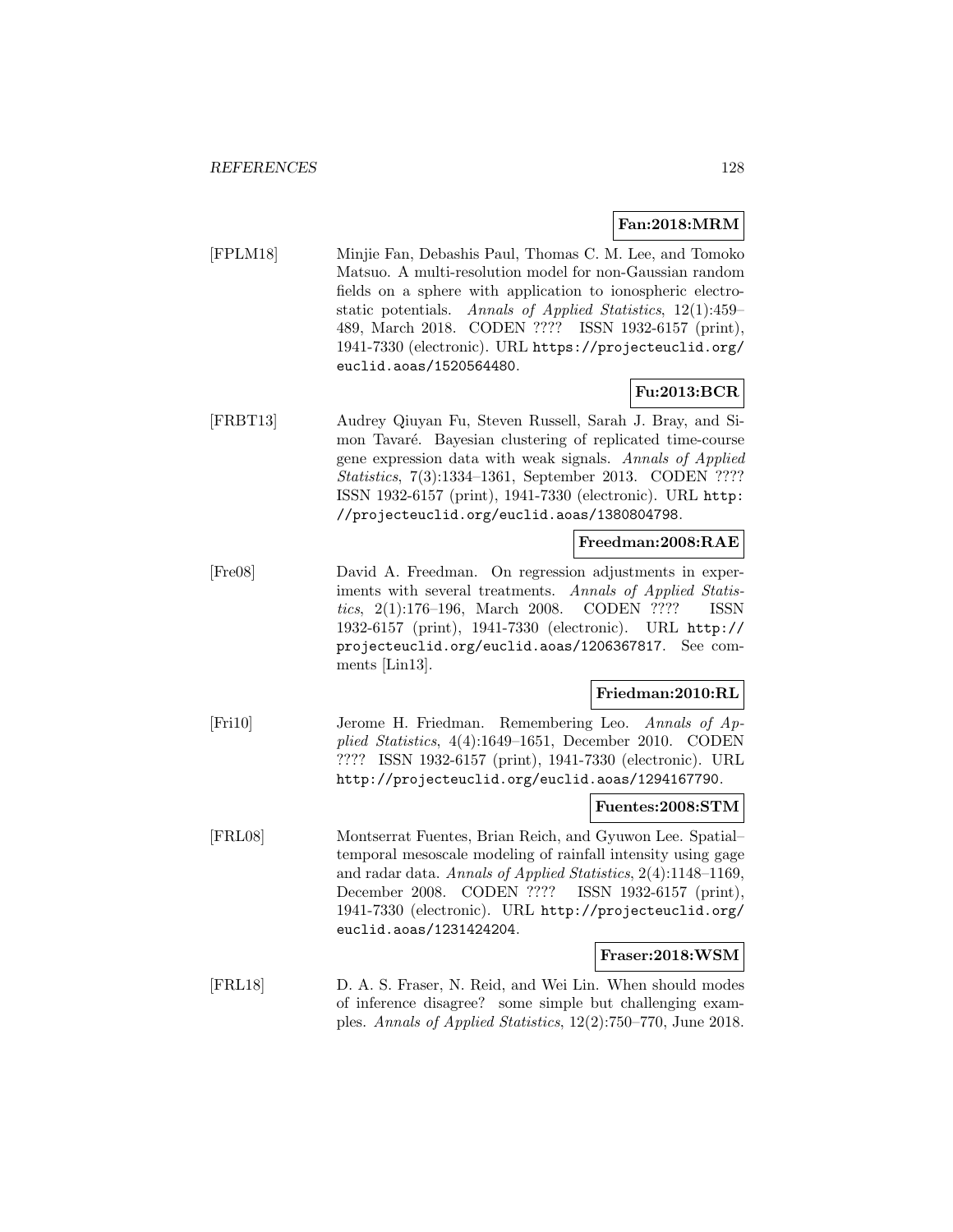**Fan:2018:MRM**

[FPLM18] Minjie Fan, Debashis Paul, Thomas C. M. Lee, and Tomoko Matsuo. A multi-resolution model for non-Gaussian random fields on a sphere with application to ionospheric electrostatic potentials. *Annals of Applied Statistics*, 12(1):459–489, March 2018. CODEN ???? ISSN 1932-6157 (print), 1941-7330 (electronic). URL `https://projecteuclid.org/euclid.aoas/1520564480`.

**Fu:2013:BCR**

[FRBT13] Audrey Qiuyan Fu, Steven Russell, Sarah J. Bray, and Simon Tavaré. Bayesian clustering of replicated time-course gene expression data with weak signals. *Annals of Applied Statistics*, 7(3):1334–1361, September 2013. CODEN ???? ISSN 1932-6157 (print), 1941-7330 (electronic). URL `http://projecteuclid.org/euclid.aoas/1380804798`.

**Freedman:2008:RAE**

[Fre08] David A. Freedman. On regression adjustments in experiments with several treatments. *Annals of Applied Statistics*, 2(1):176–196, March 2008. CODEN ???? ISSN 1932-6157 (print), 1941-7330 (electronic). URL `http://projecteuclid.org/euclid.aoas/1206367817`. See comments [Lin13].

**Friedman:2010:RL**

[Fri10] Jerome H. Friedman. Remembering Leo. *Annals of Applied Statistics*, 4(4):1649–1651, December 2010. CODEN ???? ISSN 1932-6157 (print), 1941-7330 (electronic). URL `http://projecteuclid.org/euclid.aoas/1294167790`.

**Fuentes:2008:STM**

[FRL08] Montserrat Fuentes, Brian Reich, and Gyuwon Lee. Spatial–temporal mesoscale modeling of rainfall intensity using gage and radar data. *Annals of Applied Statistics*, 2(4):1148–1169, December 2008. CODEN ???? ISSN 1932-6157 (print), 1941-7330 (electronic). URL `http://projecteuclid.org/euclid.aoas/1231424204`.

**Fraser:2018:WSM**

[FRL18] D. A. S. Fraser, N. Reid, and Wei Lin. When should modes of inference disagree? some simple but challenging examples. *Annals of Applied Statistics*, 12(2):750–770, June 2018.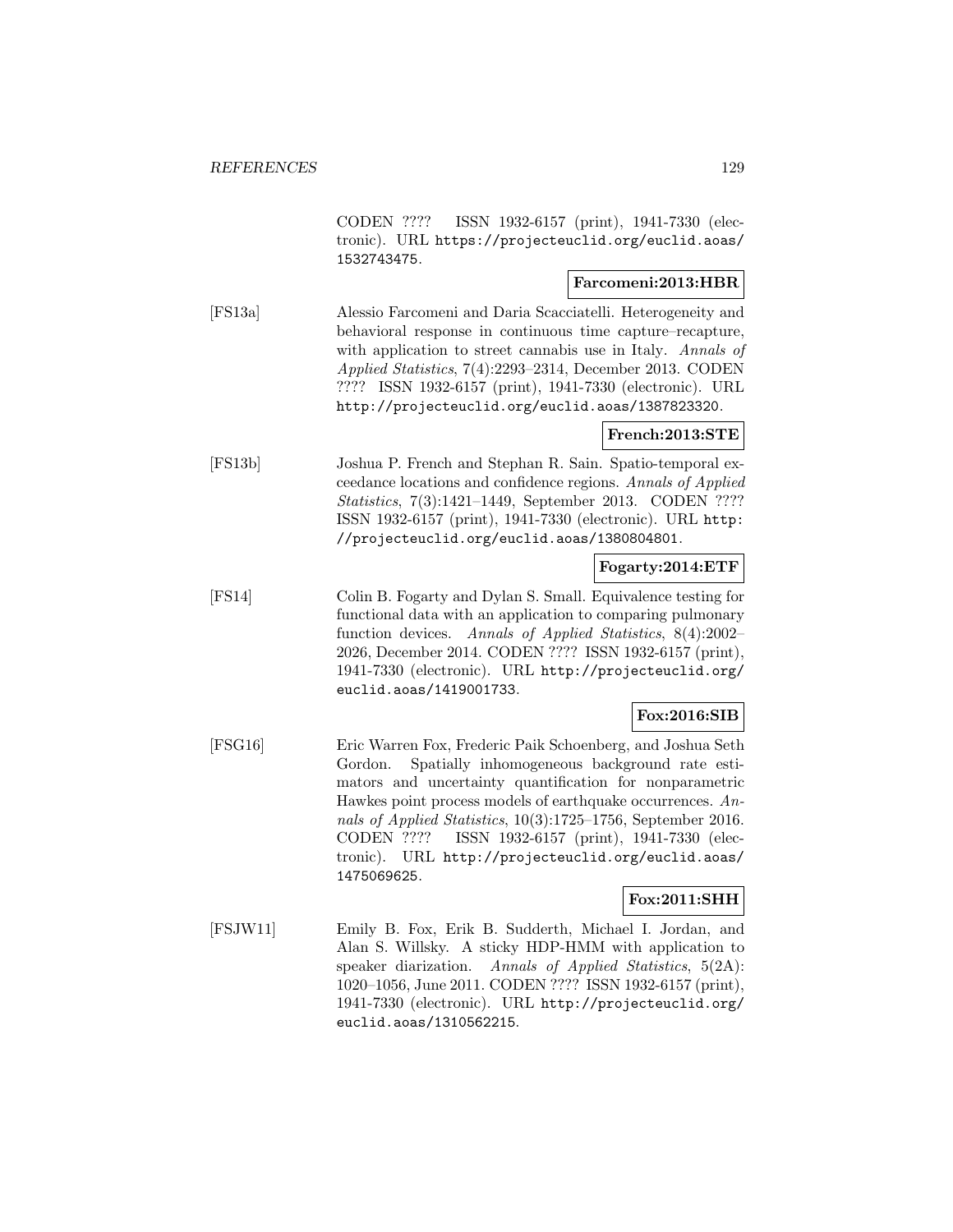CODEN ???? ISSN 1932-6157 (print), 1941-7330 (electronic). URL https://projecteuclid.org/euclid.aoas/1532743475.

**Farcomeni:2013:HBR**

[FS13a] Alessio Farcomeni and Daria Scacciatelli. Heterogeneity and behavioral response in continuous time capture–recapture, with application to street cannabis use in Italy. *Annals of Applied Statistics*, 7(4):2293–2314, December 2013. CODEN ???? ISSN 1932-6157 (print), 1941-7330 (electronic). URL http://projecteuclid.org/euclid.aoas/1387823320.

**French:2013:STE**

[FS13b] Joshua P. French and Stephan R. Sain. Spatio-temporal exceedance locations and confidence regions. *Annals of Applied Statistics*, 7(3):1421–1449, September 2013. CODEN ???? ISSN 1932-6157 (print), 1941-7330 (electronic). URL http://projecteuclid.org/euclid.aoas/1380804801.

**Fogarty:2014:ETF**

[FS14] Colin B. Fogarty and Dylan S. Small. Equivalence testing for functional data with an application to comparing pulmonary function devices. *Annals of Applied Statistics*, 8(4):2002–2026, December 2014. CODEN ???? ISSN 1932-6157 (print), 1941-7330 (electronic). URL http://projecteuclid.org/euclid.aoas/1419001733.

**Fox:2016:SIB**

[FSG16] Eric Warren Fox, Frederic Paik Schoenberg, and Joshua Seth Gordon. Spatially inhomogeneous background rate estimators and uncertainty quantification for nonparametric Hawkes point process models of earthquake occurrences. *Annals of Applied Statistics*, 10(3):1725–1756, September 2016. CODEN ???? ISSN 1932-6157 (print), 1941-7330 (electronic). URL http://projecteuclid.org/euclid.aoas/1475069625.

**Fox:2011:SHH**

[FSJW11] Emily B. Fox, Erik B. Sudderth, Michael I. Jordan, and Alan S. Willsky. A sticky HDP-HMM with application to speaker diarization. *Annals of Applied Statistics*, 5(2A):1020–1056, June 2011. CODEN ???? ISSN 1932-6157 (print), 1941-7330 (electronic). URL http://projecteuclid.org/euclid.aoas/1310562215.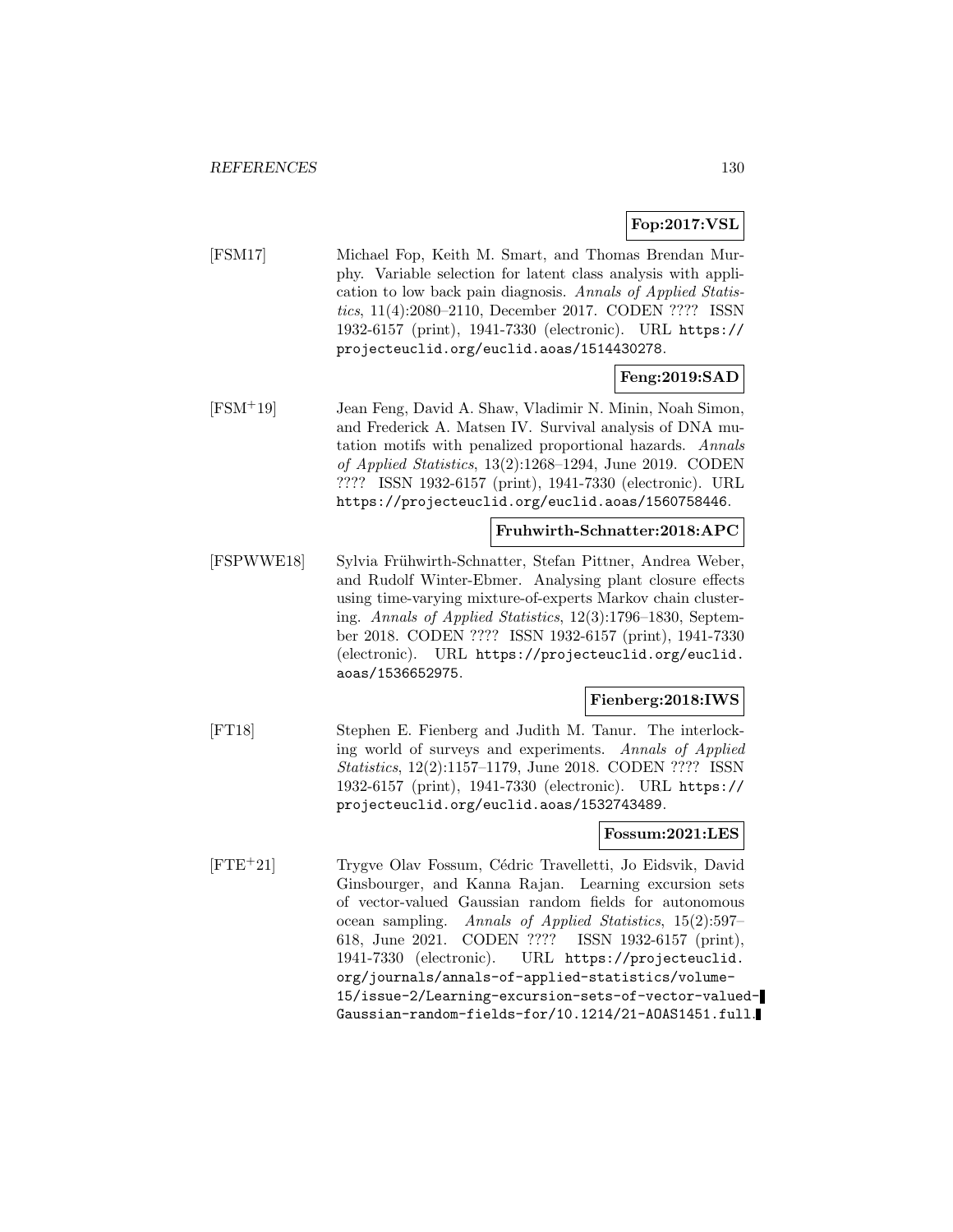**Fop:2017:VSL**

[FSM17] Michael Fop, Keith M. Smart, and Thomas Brendan Murphy. Variable selection for latent class analysis with application to low back pain diagnosis. *Annals of Applied Statistics*, 11(4):2080–2110, December 2017. CODEN ???? ISSN 1932-6157 (print), 1941-7330 (electronic). URL https://projecteuclid.org/euclid.aoas/1514430278.

**Feng:2019:SAD**

[FSM[+]19] Jean Feng, David A. Shaw, Vladimir N. Minin, Noah Simon, and Frederick A. Matsen IV. Survival analysis of DNA mutation motifs with penalized proportional hazards. *Annals of Applied Statistics*, 13(2):1268–1294, June 2019. CODEN ???? ISSN 1932-6157 (print), 1941-7330 (electronic). URL https://projecteuclid.org/euclid.aoas/1560758446.

**Fruhwirth-Schnatter:2018:APC**

[FSPWWE18] Sylvia Frühwirth-Schnatter, Stefan Pittner, Andrea Weber, and Rudolf Winter-Ebmer. Analysing plant closure effects using time-varying mixture-of-experts Markov chain clustering. *Annals of Applied Statistics*, 12(3):1796–1830, September 2018. CODEN ???? ISSN 1932-6157 (print), 1941-7330 (electronic). URL https://projecteuclid.org/euclid.aoas/1536652975.

**Fienberg:2018:IWS**

[FT18] Stephen E. Fienberg and Judith M. Tanur. The interlocking world of surveys and experiments. *Annals of Applied Statistics*, 12(2):1157–1179, June 2018. CODEN ???? ISSN 1932-6157 (print), 1941-7330 (electronic). URL https://projecteuclid.org/euclid.aoas/1532743489.

**Fossum:2021:LES**

[FTE[+]21] Trygve Olav Fossum, Cédric Travelletti, Jo Eidsvik, David Ginsbourger, and Kanna Rajan. Learning excursion sets of vector-valued Gaussian random fields for autonomous ocean sampling. *Annals of Applied Statistics*, 15(2):597–618, June 2021. CODEN ???? ISSN 1932-6157 (print), 1941-7330 (electronic). URL https://projecteuclid.org/journals/annals-of-applied-statistics/volume-15/issue-2/Learning-excursion-sets-of-vector-valued-Gaussian-random-fields-for/10.1214/21-AOAS1451.full.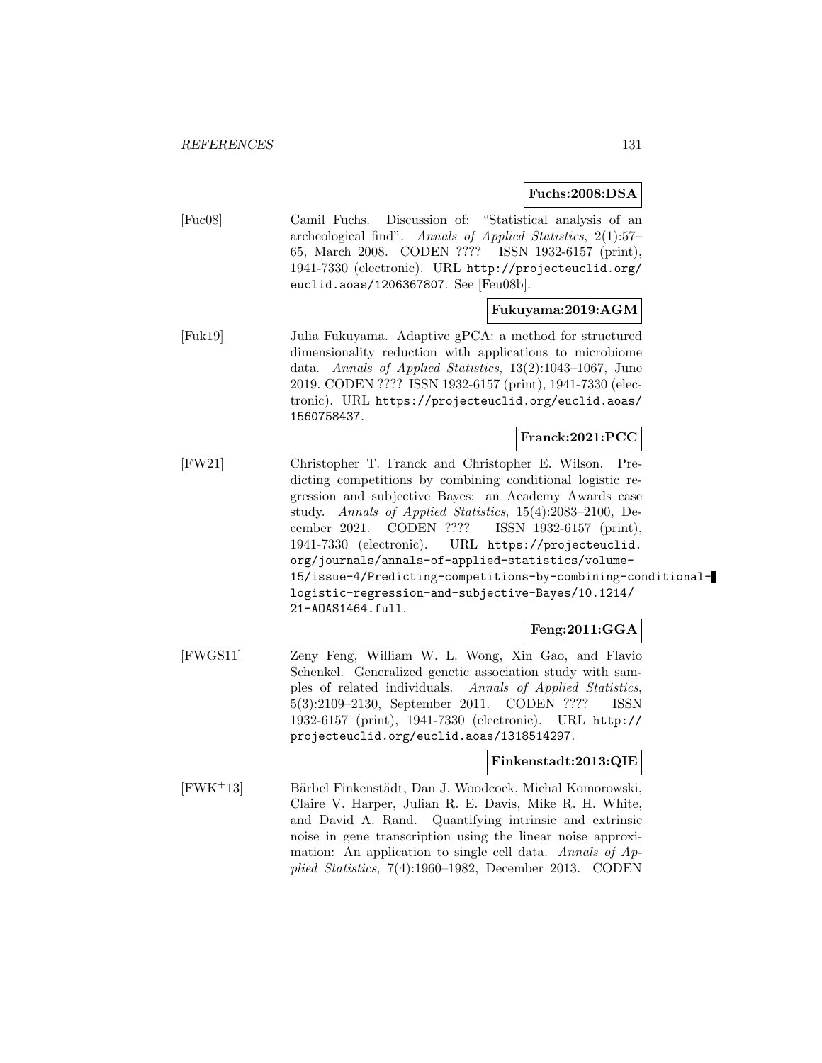**Fuchs:2008:DSA**

[Fuc08] Camil Fuchs. Discussion of: "Statistical analysis of an archeological find". *Annals of Applied Statistics*, 2(1):57–65, March 2008. CODEN ???? ISSN 1932-6157 (print), 1941-7330 (electronic). URL `http://projecteuclid.org/euclid.aoas/1206367807`. See [Feu08b].

**Fukuyama:2019:AGM**

[Fuk19] Julia Fukuyama. Adaptive gPCA: a method for structured dimensionality reduction with applications to microbiome data. *Annals of Applied Statistics*, 13(2):1043–1067, June 2019. CODEN ???? ISSN 1932-6157 (print), 1941-7330 (electronic). URL `https://projecteuclid.org/euclid.aoas/1560758437`.

**Franck:2021:PCC**

[FW21] Christopher T. Franck and Christopher E. Wilson. Predicting competitions by combining conditional logistic regression and subjective Bayes: an Academy Awards case study. *Annals of Applied Statistics*, 15(4):2083–2100, December 2021. CODEN ???? ISSN 1932-6157 (print), 1941-7330 (electronic). URL `https://projecteuclid.org/journals/annals-of-applied-statistics/volume-15/issue-4/Predicting-competitions-by-combining-conditional-logistic-regression-and-subjective-Bayes/10.1214/21-AOAS1464.full`.

**Feng:2011:GGA**

[FWGS11] Zeny Feng, William W. L. Wong, Xin Gao, and Flavio Schenkel. Generalized genetic association study with samples of related individuals. *Annals of Applied Statistics*, 5(3):2109–2130, September 2011. CODEN ???? ISSN 1932-6157 (print), 1941-7330 (electronic). URL `http://projecteuclid.org/euclid.aoas/1318514297`.

**Finkenstadt:2013:QIE**

[FWK+13] Bärbel Finkenstädt, Dan J. Woodcock, Michal Komorowski, Claire V. Harper, Julian R. E. Davis, Mike R. H. White, and David A. Rand. Quantifying intrinsic and extrinsic noise in gene transcription using the linear noise approximation: An application to single cell data. *Annals of Applied Statistics*, 7(4):1960–1982, December 2013. CODEN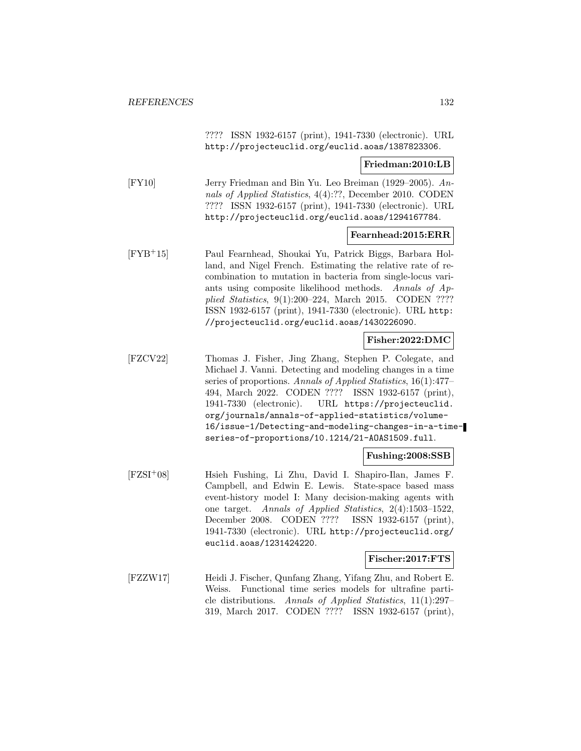???? ISSN 1932-6157 (print), 1941-7330 (electronic). URL http://projecteuclid.org/euclid.aoas/1387823306.

**Friedman:2010:LB**

[FY10] Jerry Friedman and Bin Yu. Leo Breiman (1929–2005). *Annals of Applied Statistics*, 4(4):??, December 2010. CODEN ???? ISSN 1932-6157 (print), 1941-7330 (electronic). URL http://projecteuclid.org/euclid.aoas/1294167784.

**Fearnhead:2015:ERR**

[FYB+15] Paul Fearnhead, Shoukai Yu, Patrick Biggs, Barbara Holland, and Nigel French. Estimating the relative rate of recombination to mutation in bacteria from single-locus variants using composite likelihood methods. *Annals of Applied Statistics*, 9(1):200–224, March 2015. CODEN ???? ISSN 1932-6157 (print), 1941-7330 (electronic). URL http://projecteuclid.org/euclid.aoas/1430226090.

**Fisher:2022:DMC**

[FZCV22] Thomas J. Fisher, Jing Zhang, Stephen P. Colegate, and Michael J. Vanni. Detecting and modeling changes in a time series of proportions. *Annals of Applied Statistics*, 16(1):477–494, March 2022. CODEN ???? ISSN 1932-6157 (print), 1941-7330 (electronic). URL https://projecteuclid.org/journals/annals-of-applied-statistics/volume-16/issue-1/Detecting-and-modeling-changes-in-a-time-series-of-proportions/10.1214/21-AOAS1509.full.

**Fushing:2008:SSB**

[FZSI+08] Hsieh Fushing, Li Zhu, David I. Shapiro-Ilan, James F. Campbell, and Edwin E. Lewis. State-space based mass event-history model I: Many decision-making agents with one target. *Annals of Applied Statistics*, 2(4):1503–1522, December 2008. CODEN ???? ISSN 1932-6157 (print), 1941-7330 (electronic). URL http://projecteuclid.org/euclid.aoas/1231424220.

**Fischer:2017:FTS**

[FZZW17] Heidi J. Fischer, Qunfang Zhang, Yifang Zhu, and Robert E. Weiss. Functional time series models for ultrafine particle distributions. *Annals of Applied Statistics*, 11(1):297–319, March 2017. CODEN ???? ISSN 1932-6157 (print),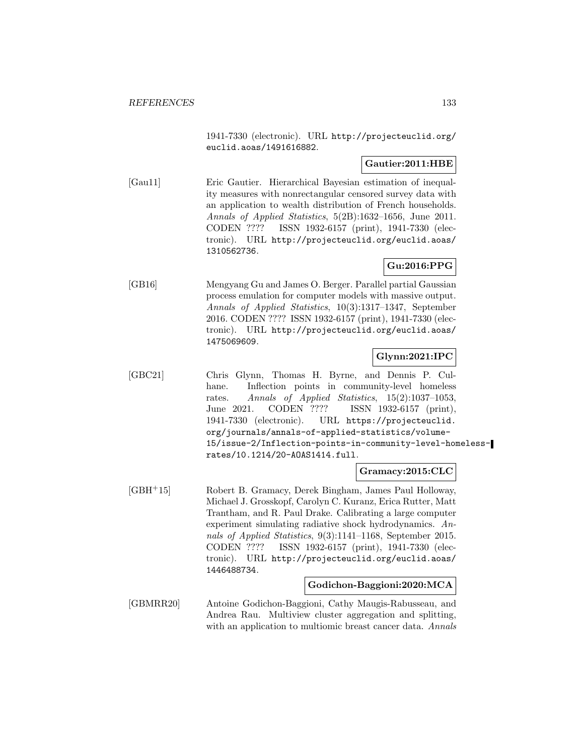1941-7330 (electronic). URL http://projecteuclid.org/euclid.aoas/1491616882.

**Gautier:2011:HBE**

[Gau11] Eric Gautier. Hierarchical Bayesian estimation of inequality measures with nonrectangular censored survey data with an application to wealth distribution of French households. *Annals of Applied Statistics*, 5(2B):1632–1656, June 2011. CODEN ???? ISSN 1932-6157 (print), 1941-7330 (electronic). URL http://projecteuclid.org/euclid.aoas/1310562736.

**Gu:2016:PPG**

[GB16] Mengyang Gu and James O. Berger. Parallel partial Gaussian process emulation for computer models with massive output. *Annals of Applied Statistics*, 10(3):1317–1347, September 2016. CODEN ???? ISSN 1932-6157 (print), 1941-7330 (electronic). URL http://projecteuclid.org/euclid.aoas/1475069609.

**Glynn:2021:IPC**

[GBC21] Chris Glynn, Thomas H. Byrne, and Dennis P. Culhane. Inflection points in community-level homeless rates. *Annals of Applied Statistics*, 15(2):1037–1053, June 2021. CODEN ???? ISSN 1932-6157 (print), 1941-7330 (electronic). URL https://projecteuclid.org/journals/annals-of-applied-statistics/volume-15/issue-2/Inflection-points-in-community-level-homeless-rates/10.1214/20-AOAS1414.full.

**Gramacy:2015:CLC**

[GBH+15] Robert B. Gramacy, Derek Bingham, James Paul Holloway, Michael J. Grosskopf, Carolyn C. Kuranz, Erica Rutter, Matt Trantham, and R. Paul Drake. Calibrating a large computer experiment simulating radiative shock hydrodynamics. *Annals of Applied Statistics*, 9(3):1141–1168, September 2015. CODEN ???? ISSN 1932-6157 (print), 1941-7330 (electronic). URL http://projecteuclid.org/euclid.aoas/1446488734.

**Godichon-Baggioni:2020:MCA**

[GBMRR20] Antoine Godichon-Baggioni, Cathy Maugis-Rabusseau, and Andrea Rau. Multiview cluster aggregation and splitting, with an application to multiomic breast cancer data. *Annals*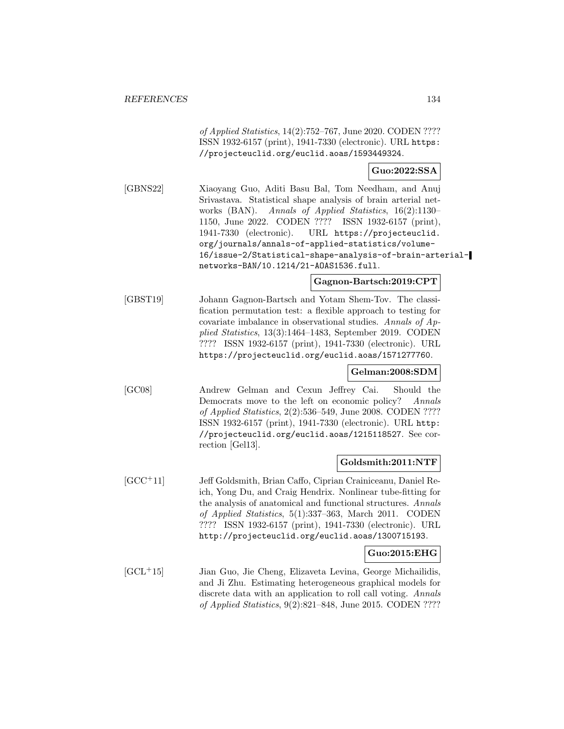*of Applied Statistics*, 14(2):752–767, June 2020. CODEN ???? ISSN 1932-6157 (print), 1941-7330 (electronic). URL `https://projecteuclid.org/euclid.aoas/1593449324`.

**Guo:2022:SSA**

[GBNS22] Xiaoyang Guo, Aditi Basu Bal, Tom Needham, and Anuj Srivastava. Statistical shape analysis of brain arterial networks (BAN). *Annals of Applied Statistics*, 16(2):1130–1150, June 2022. CODEN ???? ISSN 1932-6157 (print), 1941-7330 (electronic). URL `https://projecteuclid.org/journals/annals-of-applied-statistics/volume-16/issue-2/Statistical-shape-analysis-of-brain-arterial-networks-BAN/10.1214/21-AOAS1536.full`.

**Gagnon-Bartsch:2019:CPT**

[GBST19] Johann Gagnon-Bartsch and Yotam Shem-Tov. The classification permutation test: a flexible approach to testing for covariate imbalance in observational studies. *Annals of Applied Statistics*, 13(3):1464–1483, September 2019. CODEN ???? ISSN 1932-6157 (print), 1941-7330 (electronic). URL `https://projecteuclid.org/euclid.aoas/1571277760`.

**Gelman:2008:SDM**

[GC08] Andrew Gelman and Cexun Jeffrey Cai. Should the Democrats move to the left on economic policy? *Annals of Applied Statistics*, 2(2):536–549, June 2008. CODEN ???? ISSN 1932-6157 (print), 1941-7330 (electronic). URL `http://projecteuclid.org/euclid.aoas/1215118527`. See correction [Gel13].

**Goldsmith:2011:NTF**

[GCC+11] Jeff Goldsmith, Brian Caffo, Ciprian Crainiceanu, Daniel Reich, Yong Du, and Craig Hendrix. Nonlinear tube-fitting for the analysis of anatomical and functional structures. *Annals of Applied Statistics*, 5(1):337–363, March 2011. CODEN ???? ISSN 1932-6157 (print), 1941-7330 (electronic). URL `http://projecteuclid.org/euclid.aoas/1300715193`.

**Guo:2015:EHG**

[GCL+15] Jian Guo, Jie Cheng, Elizaveta Levina, George Michailidis, and Ji Zhu. Estimating heterogeneous graphical models for discrete data with an application to roll call voting. *Annals of Applied Statistics*, 9(2):821–848, June 2015. CODEN ????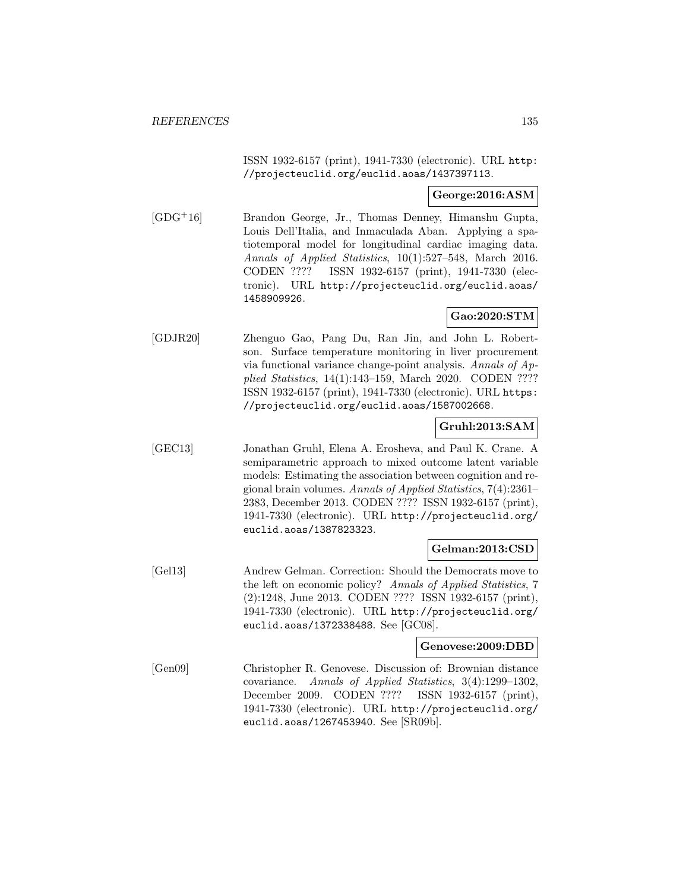ISSN 1932-6157 (print), 1941-7330 (electronic). URL http://projecteuclid.org/euclid.aoas/1437397113.

**George:2016:ASM**

[GDG[+]16] Brandon George, Jr., Thomas Denney, Himanshu Gupta, Louis Dell'Italia, and Inmaculada Aban. Applying a spatiotemporal model for longitudinal cardiac imaging data. *Annals of Applied Statistics*, 10(1):527–548, March 2016. CODEN ???? ISSN 1932-6157 (print), 1941-7330 (electronic). URL http://projecteuclid.org/euclid.aoas/1458909926.

**Gao:2020:STM**

[GDJR20] Zhenguo Gao, Pang Du, Ran Jin, and John L. Robertson. Surface temperature monitoring in liver procurement via functional variance change-point analysis. *Annals of Applied Statistics*, 14(1):143–159, March 2020. CODEN ???? ISSN 1932-6157 (print), 1941-7330 (electronic). URL https://projecteuclid.org/euclid.aoas/1587002668.

**Gruhl:2013:SAM**

[GEC13] Jonathan Gruhl, Elena A. Erosheva, and Paul K. Crane. A semiparametric approach to mixed outcome latent variable models: Estimating the association between cognition and regional brain volumes. *Annals of Applied Statistics*, 7(4):2361–2383, December 2013. CODEN ???? ISSN 1932-6157 (print), 1941-7330 (electronic). URL http://projecteuclid.org/euclid.aoas/1387823323.

**Gelman:2013:CSD**

[Gel13] Andrew Gelman. Correction: Should the Democrats move to the left on economic policy? *Annals of Applied Statistics*, 7 (2):1248, June 2013. CODEN ???? ISSN 1932-6157 (print), 1941-7330 (electronic). URL http://projecteuclid.org/euclid.aoas/1372338488. See [GC08].

**Genovese:2009:DBD**

[Gen09] Christopher R. Genovese. Discussion of: Brownian distance covariance. *Annals of Applied Statistics*, 3(4):1299–1302, December 2009. CODEN ???? ISSN 1932-6157 (print), 1941-7330 (electronic). URL http://projecteuclid.org/euclid.aoas/1267453940. See [SR09b].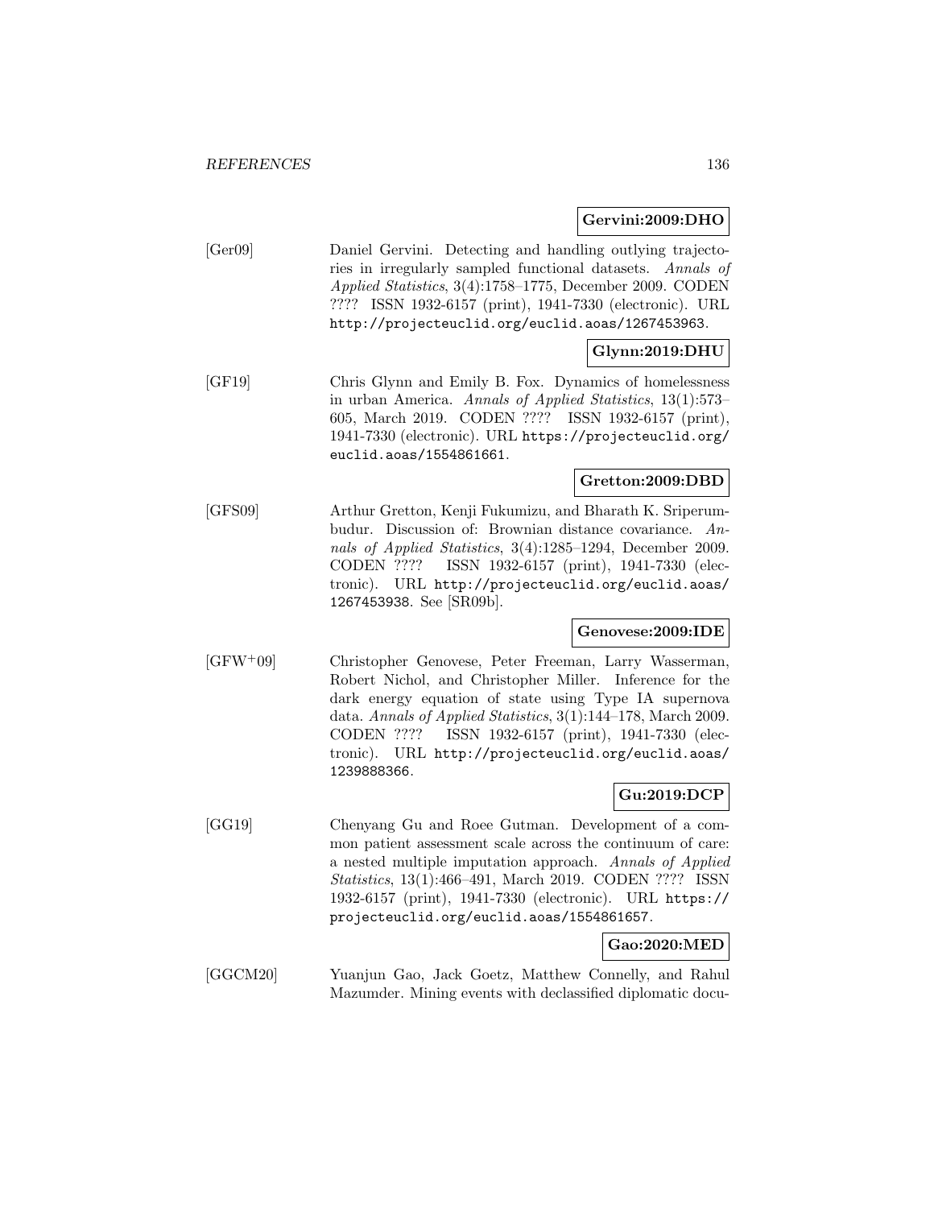**Gervini:2009:DHO**

[Ger09] Daniel Gervini. Detecting and handling outlying trajectories in irregularly sampled functional datasets. *Annals of Applied Statistics*, 3(4):1758–1775, December 2009. CODEN ???? ISSN 1932-6157 (print), 1941-7330 (electronic). URL http://projecteuclid.org/euclid.aoas/1267453963.

**Glynn:2019:DHU**

[GF19] Chris Glynn and Emily B. Fox. Dynamics of homelessness in urban America. *Annals of Applied Statistics*, 13(1):573–605, March 2019. CODEN ???? ISSN 1932-6157 (print), 1941-7330 (electronic). URL https://projecteuclid.org/euclid.aoas/1554861661.

**Gretton:2009:DBD**

[GFS09] Arthur Gretton, Kenji Fukumizu, and Bharath K. Sriperumbudur. Discussion of: Brownian distance covariance. *Annals of Applied Statistics*, 3(4):1285–1294, December 2009. CODEN ???? ISSN 1932-6157 (print), 1941-7330 (electronic). URL http://projecteuclid.org/euclid.aoas/1267453938. See [SR09b].

**Genovese:2009:IDE**

[GFW+09] Christopher Genovese, Peter Freeman, Larry Wasserman, Robert Nichol, and Christopher Miller. Inference for the dark energy equation of state using Type IA supernova data. *Annals of Applied Statistics*, 3(1):144–178, March 2009. CODEN ???? ISSN 1932-6157 (print), 1941-7330 (electronic). URL http://projecteuclid.org/euclid.aoas/1239888366.

**Gu:2019:DCP**

[GG19] Chenyang Gu and Roee Gutman. Development of a common patient assessment scale across the continuum of care: a nested multiple imputation approach. *Annals of Applied Statistics*, 13(1):466–491, March 2019. CODEN ???? ISSN 1932-6157 (print), 1941-7330 (electronic). URL https://projecteuclid.org/euclid.aoas/1554861657.

**Gao:2020:MED**

[GGCM20] Yuanjun Gao, Jack Goetz, Matthew Connelly, and Rahul Mazumder. Mining events with declassified diplomatic docu-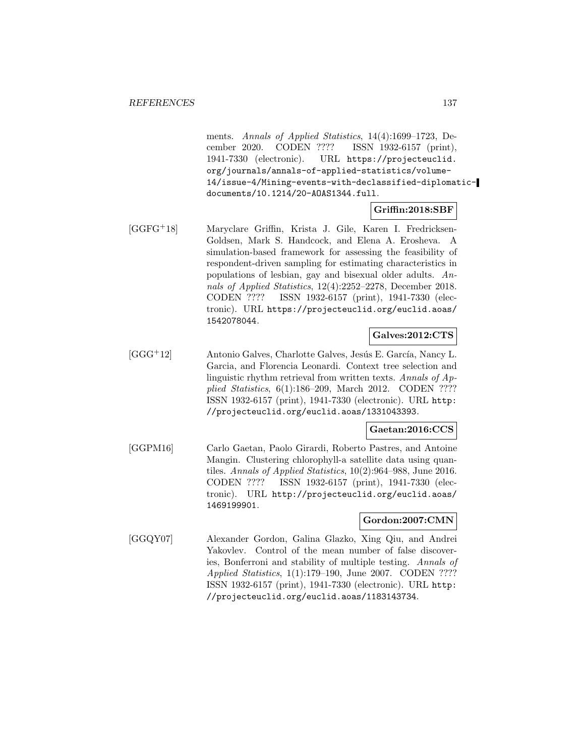ments. *Annals of Applied Statistics*, 14(4):1699–1723, December 2020. CODEN ???? ISSN 1932-6157 (print), 1941-7330 (electronic). URL https://projecteuclid.org/journals/annals-of-applied-statistics/volume-14/issue-4/Mining-events-with-declassified-diplomatic-documents/10.1214/20-AOAS1344.full.

**Griffin:2018:SBF**

[GGFG+18] Maryclare Griffin, Krista J. Gile, Karen I. Fredricksen-Goldsen, Mark S. Handcock, and Elena A. Erosheva. A simulation-based framework for assessing the feasibility of respondent-driven sampling for estimating characteristics in populations of lesbian, gay and bisexual older adults. *Annals of Applied Statistics*, 12(4):2252–2278, December 2018. CODEN ???? ISSN 1932-6157 (print), 1941-7330 (electronic). URL https://projecteuclid.org/euclid.aoas/1542078044.

**Galves:2012:CTS**

[GGG+12] Antonio Galves, Charlotte Galves, Jesús E. García, Nancy L. Garcia, and Florencia Leonardi. Context tree selection and linguistic rhythm retrieval from written texts. *Annals of Applied Statistics*, 6(1):186–209, March 2012. CODEN ???? ISSN 1932-6157 (print), 1941-7330 (electronic). URL http://projecteuclid.org/euclid.aoas/1331043393.

**Gaetan:2016:CCS**

[GGPM16] Carlo Gaetan, Paolo Girardi, Roberto Pastres, and Antoine Mangin. Clustering chlorophyll-a satellite data using quantiles. *Annals of Applied Statistics*, 10(2):964–988, June 2016. CODEN ???? ISSN 1932-6157 (print), 1941-7330 (electronic). URL http://projecteuclid.org/euclid.aoas/1469199901.

**Gordon:2007:CMN**

[GGQY07] Alexander Gordon, Galina Glazko, Xing Qiu, and Andrei Yakovlev. Control of the mean number of false discoveries, Bonferroni and stability of multiple testing. *Annals of Applied Statistics*, 1(1):179–190, June 2007. CODEN ???? ISSN 1932-6157 (print), 1941-7330 (electronic). URL http://projecteuclid.org/euclid.aoas/1183143734.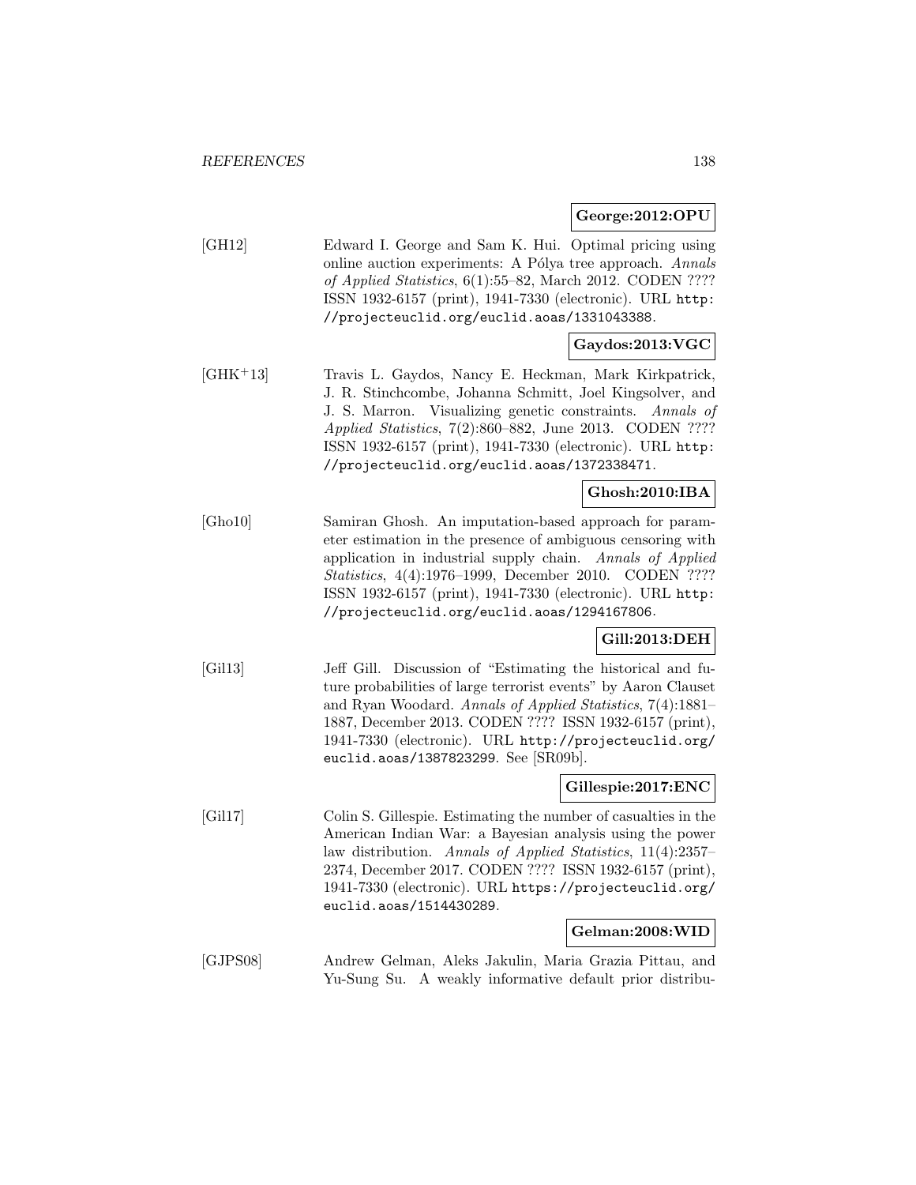**George:2012:OPU**

[GH12] Edward I. George and Sam K. Hui. Optimal pricing using online auction experiments: A Pólya tree approach. *Annals of Applied Statistics*, 6(1):55–82, March 2012. CODEN ???? ISSN 1932-6157 (print), 1941-7330 (electronic). URL http://projecteuclid.org/euclid.aoas/1331043388.

**Gaydos:2013:VGC**

[GHK+13] Travis L. Gaydos, Nancy E. Heckman, Mark Kirkpatrick, J. R. Stinchcombe, Johanna Schmitt, Joel Kingsolver, and J. S. Marron. Visualizing genetic constraints. *Annals of Applied Statistics*, 7(2):860–882, June 2013. CODEN ???? ISSN 1932-6157 (print), 1941-7330 (electronic). URL http://projecteuclid.org/euclid.aoas/1372338471.

**Ghosh:2010:IBA**

[Gho10] Samiran Ghosh. An imputation-based approach for parameter estimation in the presence of ambiguous censoring with application in industrial supply chain. *Annals of Applied Statistics*, 4(4):1976–1999, December 2010. CODEN ???? ISSN 1932-6157 (print), 1941-7330 (electronic). URL http://projecteuclid.org/euclid.aoas/1294167806.

**Gill:2013:DEH**

[Gil13] Jeff Gill. Discussion of "Estimating the historical and future probabilities of large terrorist events" by Aaron Clauset and Ryan Woodard. *Annals of Applied Statistics*, 7(4):1881–1887, December 2013. CODEN ???? ISSN 1932-6157 (print), 1941-7330 (electronic). URL http://projecteuclid.org/euclid.aoas/1387823299. See [SR09b].

**Gillespie:2017:ENC**

[Gil17] Colin S. Gillespie. Estimating the number of casualties in the American Indian War: a Bayesian analysis using the power law distribution. *Annals of Applied Statistics*, 11(4):2357–2374, December 2017. CODEN ???? ISSN 1932-6157 (print), 1941-7330 (electronic). URL https://projecteuclid.org/euclid.aoas/1514430289.

**Gelman:2008:WID**

[GJPS08] Andrew Gelman, Aleks Jakulin, Maria Grazia Pittau, and Yu-Sung Su. A weakly informative default prior distribu-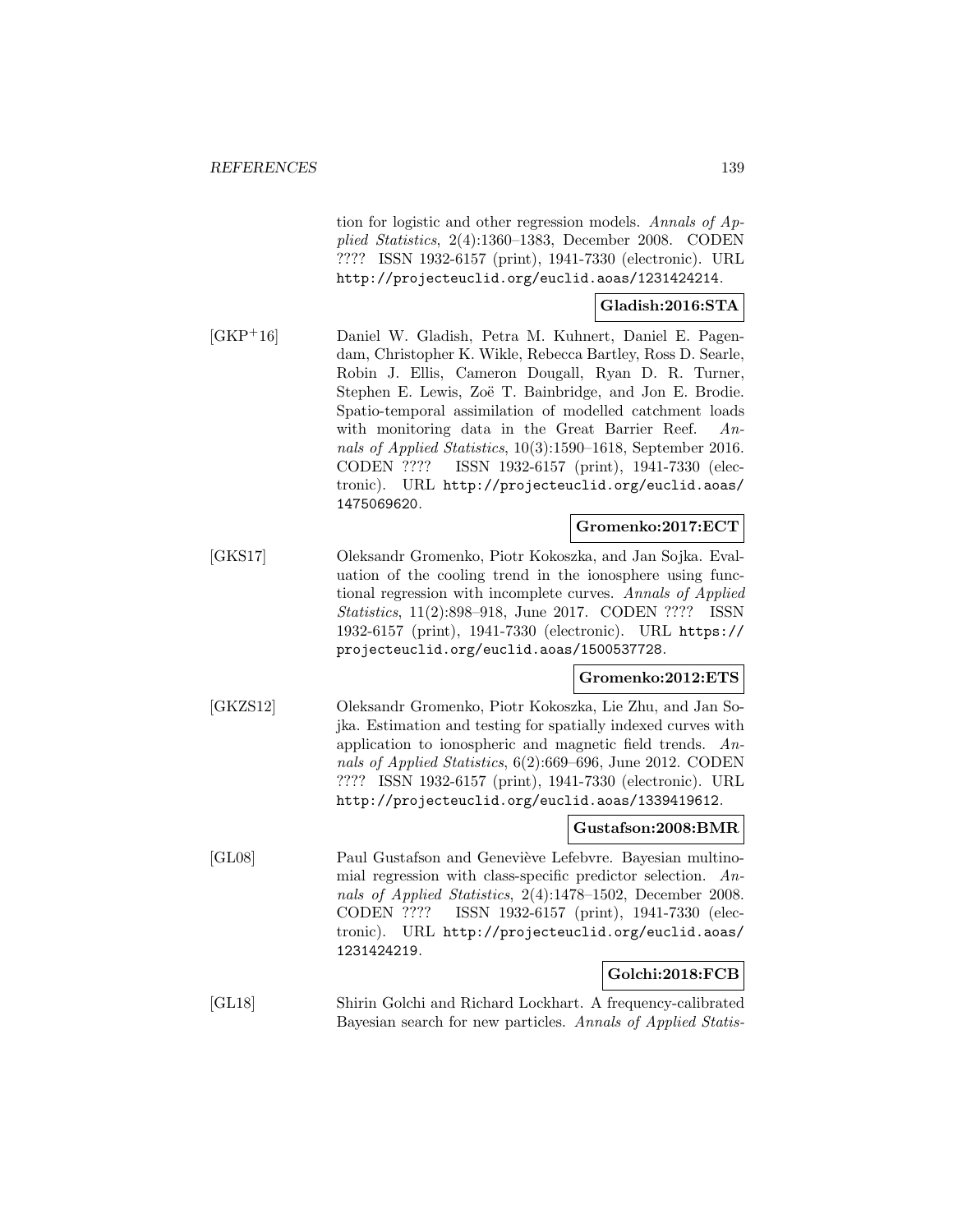tion for logistic and other regression models. *Annals of Applied Statistics*, 2(4):1360–1383, December 2008. CODEN ???? ISSN 1932-6157 (print), 1941-7330 (electronic). URL http://projecteuclid.org/euclid.aoas/1231424214.

**Gladish:2016:STA**

[GKP+16] Daniel W. Gladish, Petra M. Kuhnert, Daniel E. Pagendam, Christopher K. Wikle, Rebecca Bartley, Ross D. Searle, Robin J. Ellis, Cameron Dougall, Ryan D. R. Turner, Stephen E. Lewis, Zoë T. Bainbridge, and Jon E. Brodie. Spatio-temporal assimilation of modelled catchment loads with monitoring data in the Great Barrier Reef. *Annals of Applied Statistics*, 10(3):1590–1618, September 2016. CODEN ???? ISSN 1932-6157 (print), 1941-7330 (electronic). URL http://projecteuclid.org/euclid.aoas/1475069620.

**Gromenko:2017:ECT**

[GKS17] Oleksandr Gromenko, Piotr Kokoszka, and Jan Sojka. Evaluation of the cooling trend in the ionosphere using functional regression with incomplete curves. *Annals of Applied Statistics*, 11(2):898–918, June 2017. CODEN ???? ISSN 1932-6157 (print), 1941-7330 (electronic). URL https://projecteuclid.org/euclid.aoas/1500537728.

**Gromenko:2012:ETS**

[GKZS12] Oleksandr Gromenko, Piotr Kokoszka, Lie Zhu, and Jan Sojka. Estimation and testing for spatially indexed curves with application to ionospheric and magnetic field trends. *Annals of Applied Statistics*, 6(2):669–696, June 2012. CODEN ???? ISSN 1932-6157 (print), 1941-7330 (electronic). URL http://projecteuclid.org/euclid.aoas/1339419612.

**Gustafson:2008:BMR**

[GL08] Paul Gustafson and Geneviève Lefebvre. Bayesian multinomial regression with class-specific predictor selection. *Annals of Applied Statistics*, 2(4):1478–1502, December 2008. CODEN ???? ISSN 1932-6157 (print), 1941-7330 (electronic). URL http://projecteuclid.org/euclid.aoas/1231424219.

**Golchi:2018:FCB**

[GL18] Shirin Golchi and Richard Lockhart. A frequency-calibrated Bayesian search for new particles. *Annals of Applied Statis-*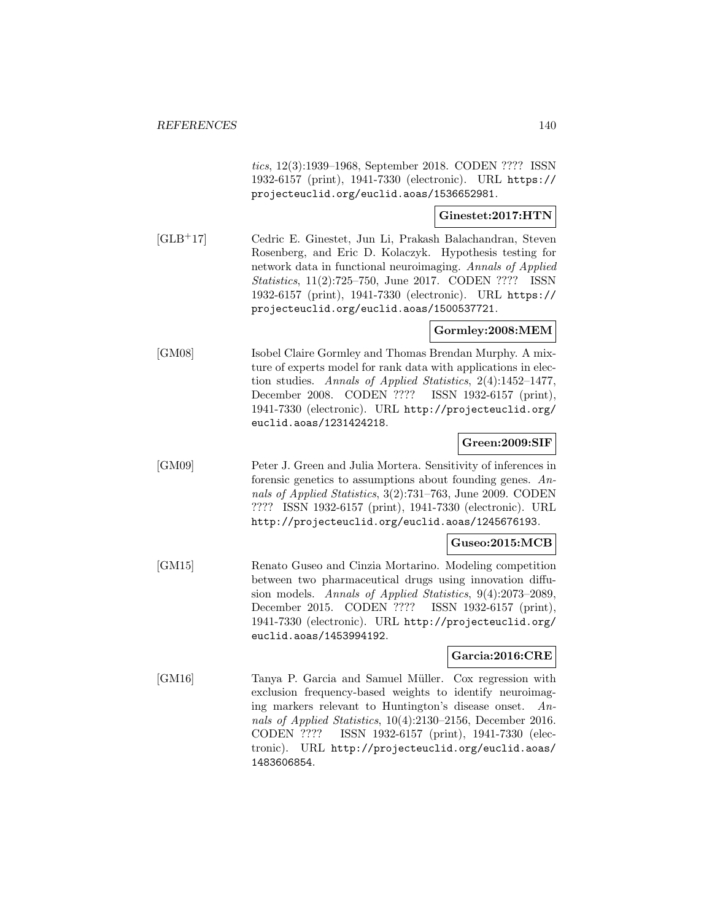*tics*, 12(3):1939–1968, September 2018. CODEN ???? ISSN 1932-6157 (print), 1941-7330 (electronic). URL https://projecteuclid.org/euclid.aoas/1536652981.

**Ginestet:2017:HTN**

[GLB+17] Cedric E. Ginestet, Jun Li, Prakash Balachandran, Steven Rosenberg, and Eric D. Kolaczyk. Hypothesis testing for network data in functional neuroimaging. *Annals of Applied Statistics*, 11(2):725–750, June 2017. CODEN ???? ISSN 1932-6157 (print), 1941-7330 (electronic). URL https://projecteuclid.org/euclid.aoas/1500537721.

**Gormley:2008:MEM**

[GM08] Isobel Claire Gormley and Thomas Brendan Murphy. A mixture of experts model for rank data with applications in election studies. *Annals of Applied Statistics*, 2(4):1452–1477, December 2008. CODEN ???? ISSN 1932-6157 (print), 1941-7330 (electronic). URL http://projecteuclid.org/euclid.aoas/1231424218.

**Green:2009:SIF**

[GM09] Peter J. Green and Julia Mortera. Sensitivity of inferences in forensic genetics to assumptions about founding genes. *Annals of Applied Statistics*, 3(2):731–763, June 2009. CODEN ???? ISSN 1932-6157 (print), 1941-7330 (electronic). URL http://projecteuclid.org/euclid.aoas/1245676193.

**Guseo:2015:MCB**

[GM15] Renato Guseo and Cinzia Mortarino. Modeling competition between two pharmaceutical drugs using innovation diffusion models. *Annals of Applied Statistics*, 9(4):2073–2089, December 2015. CODEN ???? ISSN 1932-6157 (print), 1941-7330 (electronic). URL http://projecteuclid.org/euclid.aoas/1453994192.

**Garcia:2016:CRE**

[GM16] Tanya P. Garcia and Samuel Müller. Cox regression with exclusion frequency-based weights to identify neuroimaging markers relevant to Huntington's disease onset. *Annals of Applied Statistics*, 10(4):2130–2156, December 2016. CODEN ???? ISSN 1932-6157 (print), 1941-7330 (electronic). URL http://projecteuclid.org/euclid.aoas/1483606854.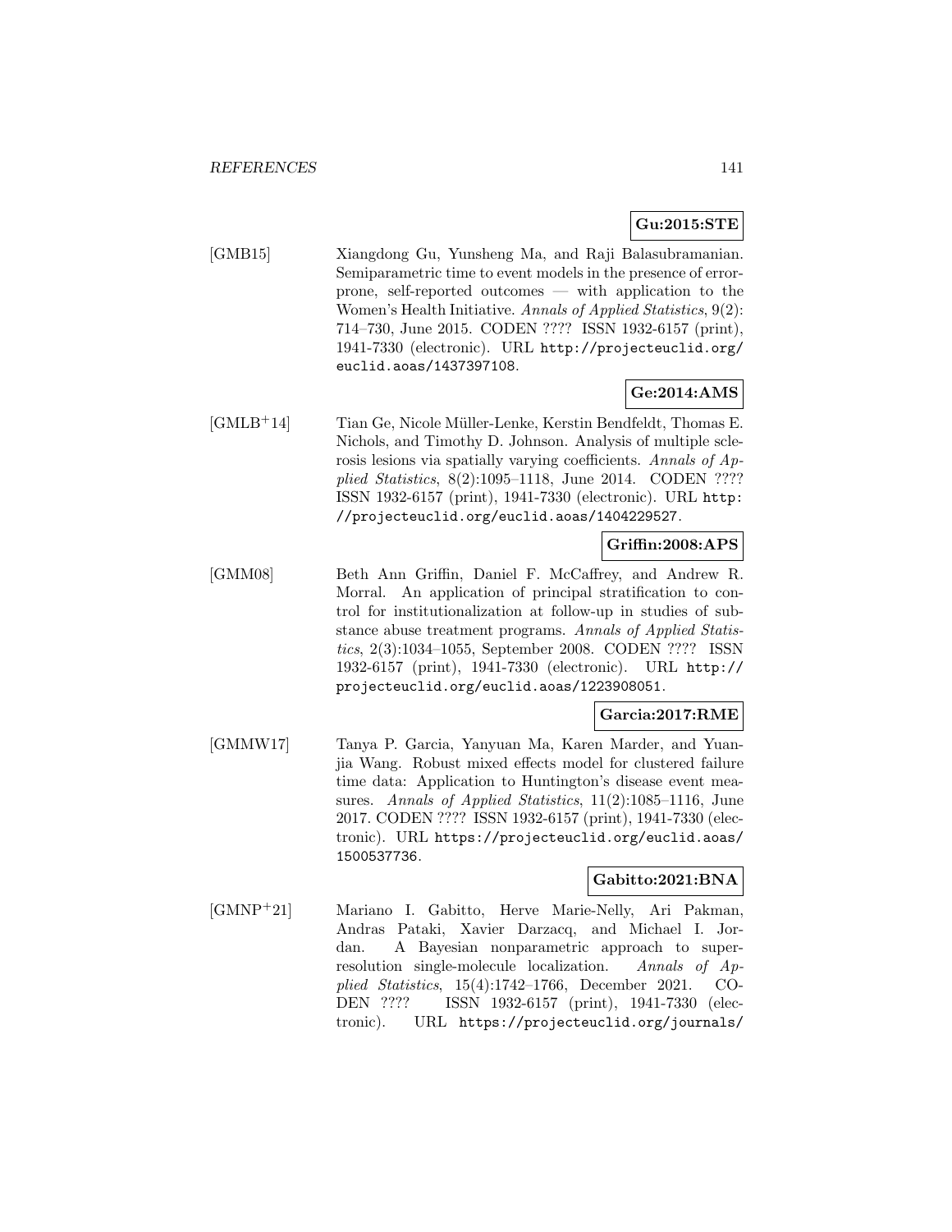**Gu:2015:STE**

[GMB15] Xiangdong Gu, Yunsheng Ma, and Raji Balasubramanian. Semiparametric time to event models in the presence of error-prone, self-reported outcomes — with application to the Women's Health Initiative. *Annals of Applied Statistics*, 9(2): 714–730, June 2015. CODEN ???? ISSN 1932-6157 (print), 1941-7330 (electronic). URL http://projecteuclid.org/euclid.aoas/1437397108.

**Ge:2014:AMS**

[GMLB+14] Tian Ge, Nicole Müller-Lenke, Kerstin Bendfeldt, Thomas E. Nichols, and Timothy D. Johnson. Analysis of multiple sclerosis lesions via spatially varying coefficients. *Annals of Applied Statistics*, 8(2):1095–1118, June 2014. CODEN ???? ISSN 1932-6157 (print), 1941-7330 (electronic). URL http://projecteuclid.org/euclid.aoas/1404229527.

**Griffin:2008:APS**

[GMM08] Beth Ann Griffin, Daniel F. McCaffrey, and Andrew R. Morral. An application of principal stratification to control for institutionalization at follow-up in studies of substance abuse treatment programs. *Annals of Applied Statistics*, 2(3):1034–1055, September 2008. CODEN ???? ISSN 1932-6157 (print), 1941-7330 (electronic). URL http://projecteuclid.org/euclid.aoas/1223908051.

**Garcia:2017:RME**

[GMMW17] Tanya P. Garcia, Yanyuan Ma, Karen Marder, and Yuanjia Wang. Robust mixed effects model for clustered failure time data: Application to Huntington's disease event measures. *Annals of Applied Statistics*, 11(2):1085–1116, June 2017. CODEN ???? ISSN 1932-6157 (print), 1941-7330 (electronic). URL https://projecteuclid.org/euclid.aoas/1500537736.

**Gabitto:2021:BNA**

[GMNP+21] Mariano I. Gabitto, Herve Marie-Nelly, Ari Pakman, Andras Pataki, Xavier Darzacq, and Michael I. Jordan. A Bayesian nonparametric approach to super-resolution single-molecule localization. *Annals of Applied Statistics*, 15(4):1742–1766, December 2021. CODEN ???? ISSN 1932-6157 (print), 1941-7330 (electronic). URL https://projecteuclid.org/journals/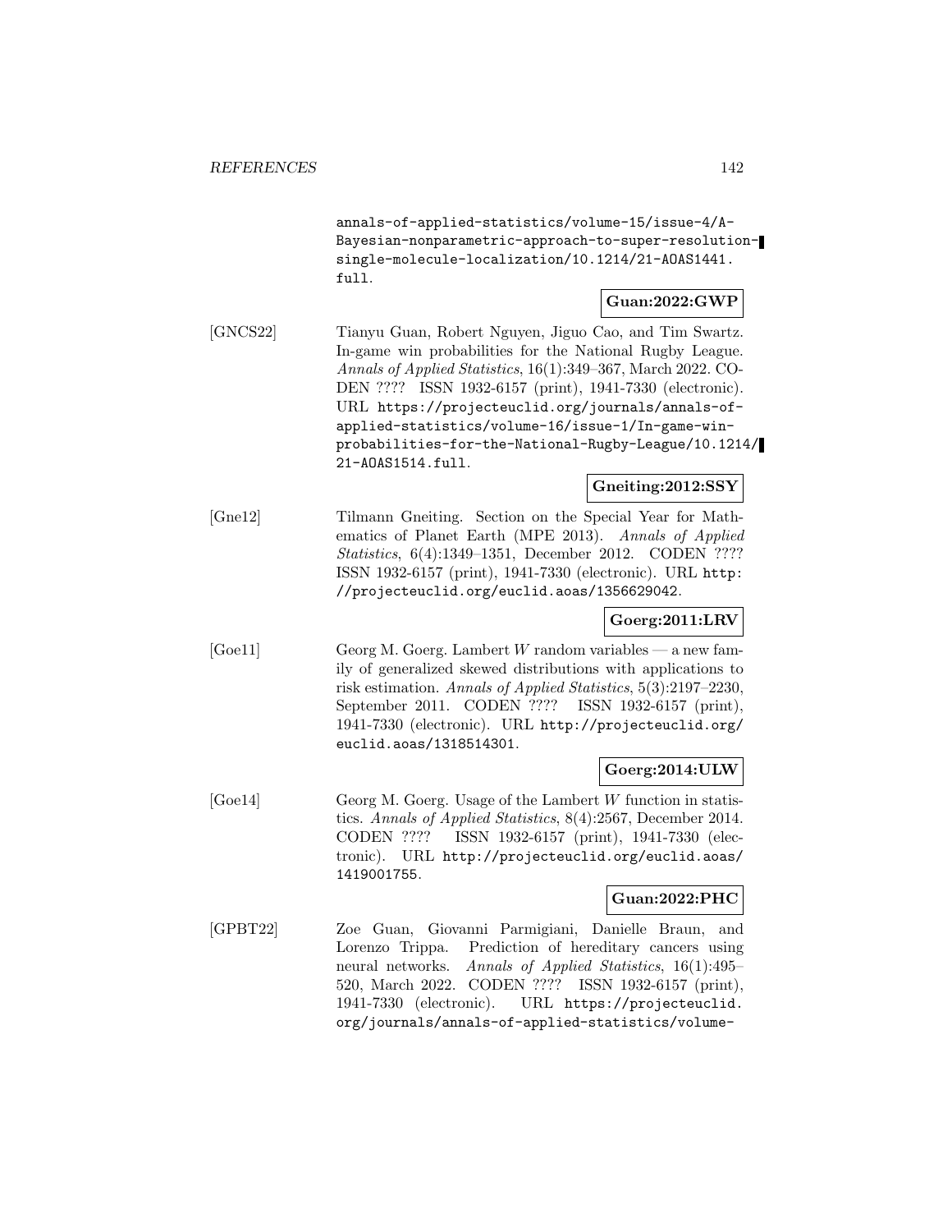annals-of-applied-statistics/volume-15/issue-4/A-Bayesian-nonparametric-approach-to-super-resolution-single-molecule-localization/10.1214/21-AOAS1441.full.

**Guan:2022:GWP**

[GNCS22] Tianyu Guan, Robert Nguyen, Jiguo Cao, and Tim Swartz. In-game win probabilities for the National Rugby League. *Annals of Applied Statistics*, 16(1):349–367, March 2022. CODEN ???? ISSN 1932-6157 (print), 1941-7330 (electronic). URL `https://projecteuclid.org/journals/annals-of-applied-statistics/volume-16/issue-1/In-game-win-probabilities-for-the-National-Rugby-League/10.1214/21-AOAS1514.full`.

**Gneiting:2012:SSY**

[Gne12] Tilmann Gneiting. Section on the Special Year for Mathematics of Planet Earth (MPE 2013). *Annals of Applied Statistics*, 6(4):1349–1351, December 2012. CODEN ???? ISSN 1932-6157 (print), 1941-7330 (electronic). URL `http://projecteuclid.org/euclid.aoas/1356629042`.

**Goerg:2011:LRV**

[Goe11] Georg M. Goerg. Lambert $W$ random variables — a new family of generalized skewed distributions with applications to risk estimation. *Annals of Applied Statistics*, 5(3):2197–2230, September 2011. CODEN ???? ISSN 1932-6157 (print), 1941-7330 (electronic). URL `http://projecteuclid.org/euclid.aoas/1318514301`.

**Goerg:2014:ULW**

[Goe14] Georg M. Goerg. Usage of the Lambert $W$ function in statistics. *Annals of Applied Statistics*, 8(4):2567, December 2014. CODEN ???? ISSN 1932-6157 (print), 1941-7330 (electronic). URL `http://projecteuclid.org/euclid.aoas/1419001755`.

**Guan:2022:PHC**

[GPBT22] Zoe Guan, Giovanni Parmigiani, Danielle Braun, and Lorenzo Trippa. Prediction of hereditary cancers using neural networks. *Annals of Applied Statistics*, 16(1):495–520, March 2022. CODEN ???? ISSN 1932-6157 (print), 1941-7330 (electronic). URL `https://projecteuclid.org/journals/annals-of-applied-statistics/volume-`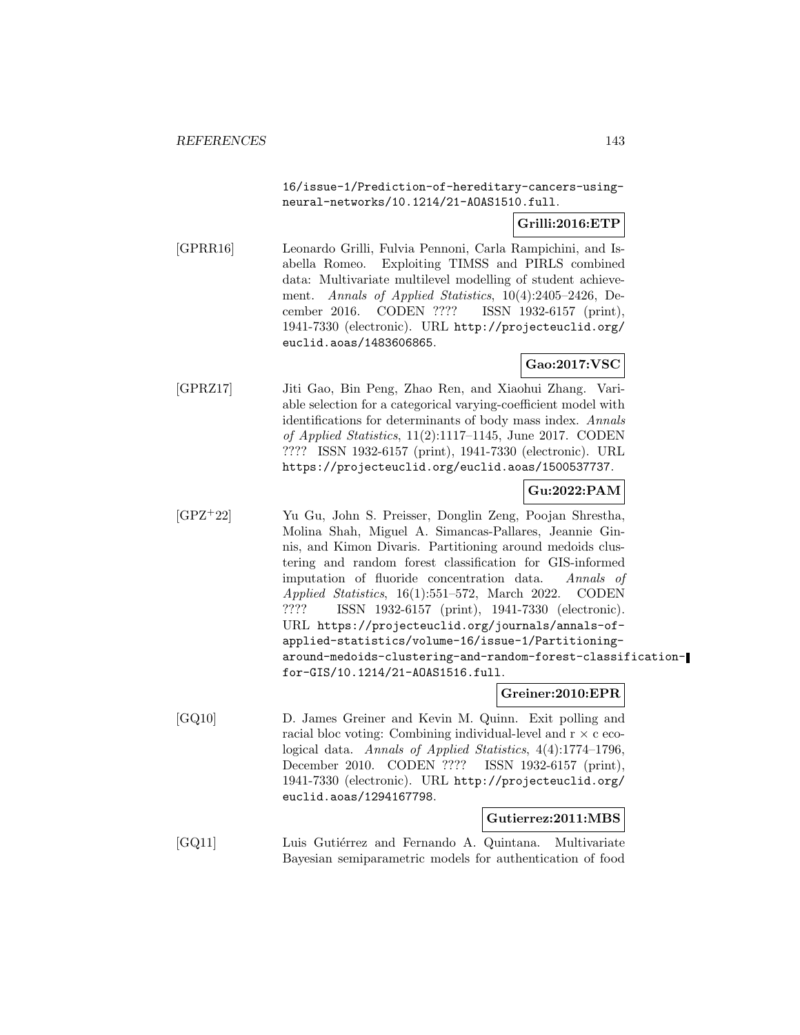16/issue-1/Prediction-of-hereditary-cancers-using-neural-networks/10.1214/21-AOAS1510.full.

**Grilli:2016:ETP**

[GPRR16] Leonardo Grilli, Fulvia Pennoni, Carla Rampichini, and Isabella Romeo. Exploiting TIMSS and PIRLS combined data: Multivariate multilevel modelling of student achievement. *Annals of Applied Statistics*, 10(4):2405–2426, December 2016. CODEN ???? ISSN 1932-6157 (print), 1941-7330 (electronic). URL http://projecteuclid.org/euclid.aoas/1483606865.

**Gao:2017:VSC**

[GPRZ17] Jiti Gao, Bin Peng, Zhao Ren, and Xiaohui Zhang. Variable selection for a categorical varying-coefficient model with identifications for determinants of body mass index. *Annals of Applied Statistics*, 11(2):1117–1145, June 2017. CODEN ???? ISSN 1932-6157 (print), 1941-7330 (electronic). URL https://projecteuclid.org/euclid.aoas/1500537737.

**Gu:2022:PAM**

[GPZ+22] Yu Gu, John S. Preisser, Donglin Zeng, Poojan Shrestha, Molina Shah, Miguel A. Simancas-Pallares, Jeannie Ginnis, and Kimon Divaris. Partitioning around medoids clustering and random forest classification for GIS-informed imputation of fluoride concentration data. *Annals of Applied Statistics*, 16(1):551–572, March 2022. CODEN ???? ISSN 1932-6157 (print), 1941-7330 (electronic). URL https://projecteuclid.org/journals/annals-of-applied-statistics/volume-16/issue-1/Partitioning-around-medoids-clustering-and-random-forest-classification-for-GIS/10.1214/21-AOAS1516.full.

**Greiner:2010:EPR**

[GQ10] D. James Greiner and Kevin M. Quinn. Exit polling and racial bloc voting: Combining individual-level and r × c ecological data. *Annals of Applied Statistics*, 4(4):1774–1796, December 2010. CODEN ???? ISSN 1932-6157 (print), 1941-7330 (electronic). URL http://projecteuclid.org/euclid.aoas/1294167798.

**Gutierrez:2011:MBS**

[GQ11] Luis Gutiérrez and Fernando A. Quintana. Multivariate Bayesian semiparametric models for authentication of food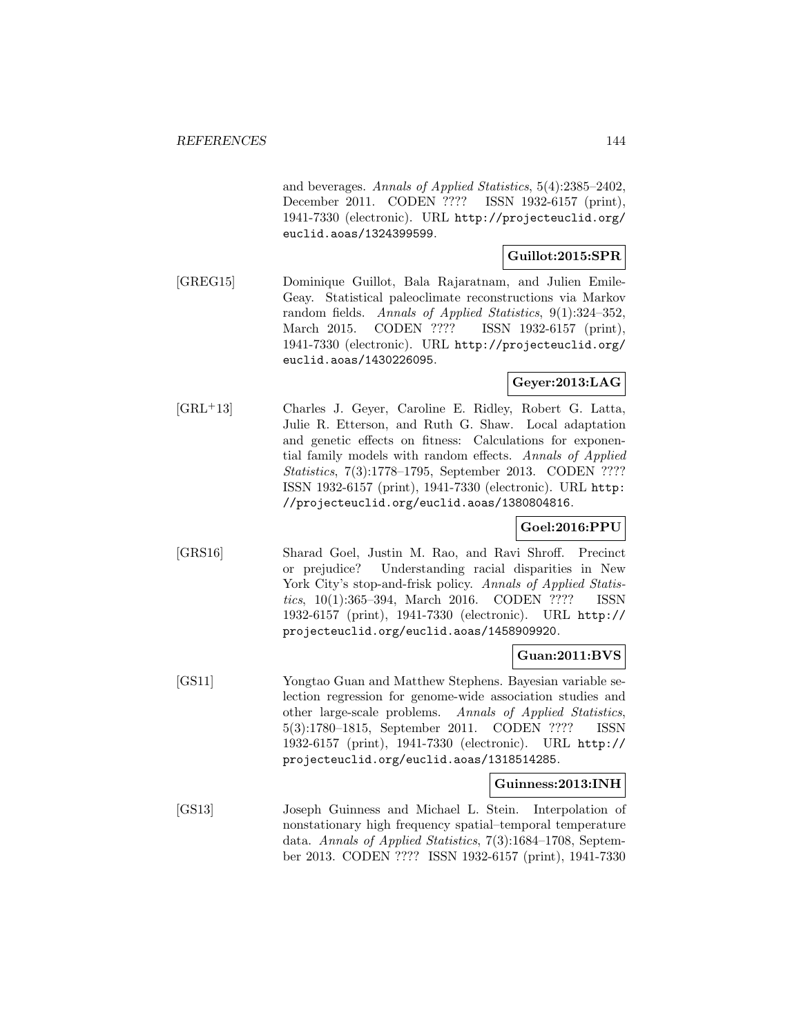and beverages. *Annals of Applied Statistics*, 5(4):2385–2402, December 2011. CODEN ???? ISSN 1932-6157 (print), 1941-7330 (electronic). URL http://projecteuclid.org/euclid.aoas/1324399599.

**Guillot:2015:SPR**

[GREG15] Dominique Guillot, Bala Rajaratnam, and Julien Emile-Geay. Statistical paleoclimate reconstructions via Markov random fields. *Annals of Applied Statistics*, 9(1):324–352, March 2015. CODEN ???? ISSN 1932-6157 (print), 1941-7330 (electronic). URL http://projecteuclid.org/euclid.aoas/1430226095.

**Geyer:2013:LAG**

[GRL+13] Charles J. Geyer, Caroline E. Ridley, Robert G. Latta, Julie R. Etterson, and Ruth G. Shaw. Local adaptation and genetic effects on fitness: Calculations for exponential family models with random effects. *Annals of Applied Statistics*, 7(3):1778–1795, September 2013. CODEN ???? ISSN 1932-6157 (print), 1941-7330 (electronic). URL http://projecteuclid.org/euclid.aoas/1380804816.

**Goel:2016:PPU**

[GRS16] Sharad Goel, Justin M. Rao, and Ravi Shroff. Precinct or prejudice? Understanding racial disparities in New York City's stop-and-frisk policy. *Annals of Applied Statistics*, 10(1):365–394, March 2016. CODEN ???? ISSN 1932-6157 (print), 1941-7330 (electronic). URL http://projecteuclid.org/euclid.aoas/1458909920.

**Guan:2011:BVS**

[GS11] Yongtao Guan and Matthew Stephens. Bayesian variable selection regression for genome-wide association studies and other large-scale problems. *Annals of Applied Statistics*, 5(3):1780–1815, September 2011. CODEN ???? ISSN 1932-6157 (print), 1941-7330 (electronic). URL http://projecteuclid.org/euclid.aoas/1318514285.

**Guinness:2013:INH**

[GS13] Joseph Guinness and Michael L. Stein. Interpolation of nonstationary high frequency spatial–temporal temperature data. *Annals of Applied Statistics*, 7(3):1684–1708, September 2013. CODEN ???? ISSN 1932-6157 (print), 1941-7330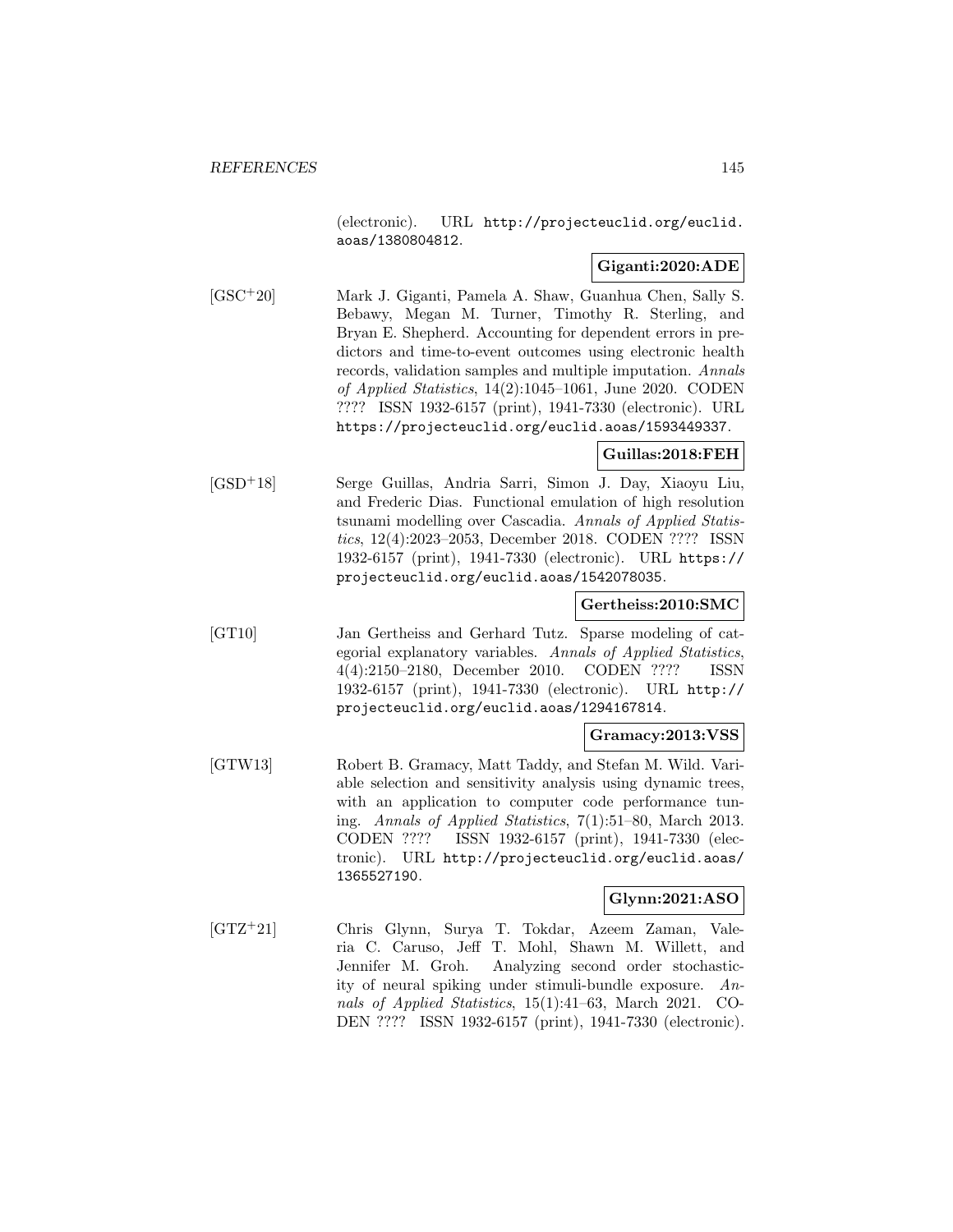(electronic). URL http://projecteuclid.org/euclid.aoas/1380804812.

**Giganti:2020:ADE**

[GSC+20] Mark J. Giganti, Pamela A. Shaw, Guanhua Chen, Sally S. Bebawy, Megan M. Turner, Timothy R. Sterling, and Bryan E. Shepherd. Accounting for dependent errors in predictors and time-to-event outcomes using electronic health records, validation samples and multiple imputation. *Annals of Applied Statistics*, 14(2):1045–1061, June 2020. CODEN ???? ISSN 1932-6157 (print), 1941-7330 (electronic). URL https://projecteuclid.org/euclid.aoas/1593449337.

**Guillas:2018:FEH**

[GSD+18] Serge Guillas, Andria Sarri, Simon J. Day, Xiaoyu Liu, and Frederic Dias. Functional emulation of high resolution tsunami modelling over Cascadia. *Annals of Applied Statistics*, 12(4):2023–2053, December 2018. CODEN ???? ISSN 1932-6157 (print), 1941-7330 (electronic). URL https://projecteuclid.org/euclid.aoas/1542078035.

**Gertheiss:2010:SMC**

[GT10] Jan Gertheiss and Gerhard Tutz. Sparse modeling of categorial explanatory variables. *Annals of Applied Statistics*, 4(4):2150–2180, December 2010. CODEN ???? ISSN 1932-6157 (print), 1941-7330 (electronic). URL http://projecteuclid.org/euclid.aoas/1294167814.

**Gramacy:2013:VSS**

[GTW13] Robert B. Gramacy, Matt Taddy, and Stefan M. Wild. Variable selection and sensitivity analysis using dynamic trees, with an application to computer code performance tuning. *Annals of Applied Statistics*, 7(1):51–80, March 2013. CODEN ???? ISSN 1932-6157 (print), 1941-7330 (electronic). URL http://projecteuclid.org/euclid.aoas/1365527190.

**Glynn:2021:ASO**

[GTZ+21] Chris Glynn, Surya T. Tokdar, Azeem Zaman, Valeria C. Caruso, Jeff T. Mohl, Shawn M. Willett, and Jennifer M. Groh. Analyzing second order stochasticity of neural spiking under stimuli-bundle exposure. *Annals of Applied Statistics*, 15(1):41–63, March 2021. CODEN ???? ISSN 1932-6157 (print), 1941-7330 (electronic).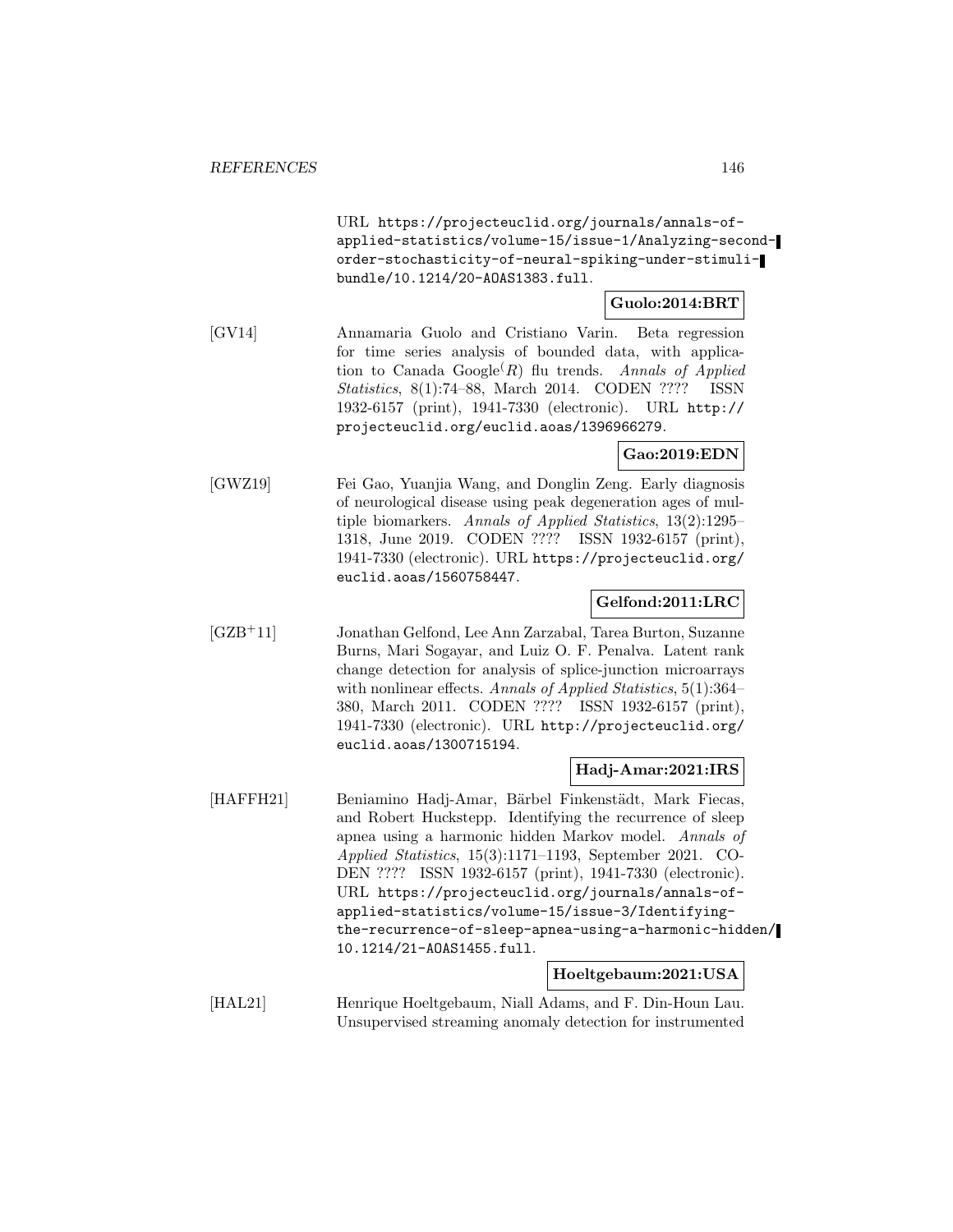URL `https://projecteuclid.org/journals/annals-of-applied-statistics/volume-15/issue-1/Analyzing-second-order-stochasticity-of-neural-spiking-under-stimuli-bundle/10.1214/20-AOAS1383.full`.

**Guolo:2014:BRT**

[GV14] Annamaria Guolo and Cristiano Varin. Beta regression for time series analysis of bounded data, with application to Canada Google$^{(R)}$ flu trends. *Annals of Applied Statistics*, 8(1):74–88, March 2014. CODEN ???? ISSN 1932-6157 (print), 1941-7330 (electronic). URL `http://projecteuclid.org/euclid.aoas/1396966279`.

**Gao:2019:EDN**

[GWZ19] Fei Gao, Yuanjia Wang, and Donglin Zeng. Early diagnosis of neurological disease using peak degeneration ages of multiple biomarkers. *Annals of Applied Statistics*, 13(2):1295–1318, June 2019. CODEN ???? ISSN 1932-6157 (print), 1941-7330 (electronic). URL `https://projecteuclid.org/euclid.aoas/1560758447`.

**Gelfond:2011:LRC**

[GZB$^+$11] Jonathan Gelfond, Lee Ann Zarzabal, Tarea Burton, Suzanne Burns, Mari Sogayar, and Luiz O. F. Penalva. Latent rank change detection for analysis of splice-junction microarrays with nonlinear effects. *Annals of Applied Statistics*, 5(1):364–380, March 2011. CODEN ???? ISSN 1932-6157 (print), 1941-7330 (electronic). URL `http://projecteuclid.org/euclid.aoas/1300715194`.

**Hadj-Amar:2021:IRS**

[HAFFH21] Beniamino Hadj-Amar, Bärbel Finkenstädt, Mark Fiecas, and Robert Huckstepp. Identifying the recurrence of sleep apnea using a harmonic hidden Markov model. *Annals of Applied Statistics*, 15(3):1171–1193, September 2021. CODEN ???? ISSN 1932-6157 (print), 1941-7330 (electronic). URL `https://projecteuclid.org/journals/annals-of-applied-statistics/volume-15/issue-3/Identifying-the-recurrence-of-sleep-apnea-using-a-harmonic-hidden/10.1214/21-AOAS1455.full`.

**Hoeltgebaum:2021:USA**

[HAL21] Henrique Hoeltgebaum, Niall Adams, and F. Din-Houn Lau. Unsupervised streaming anomaly detection for instrumented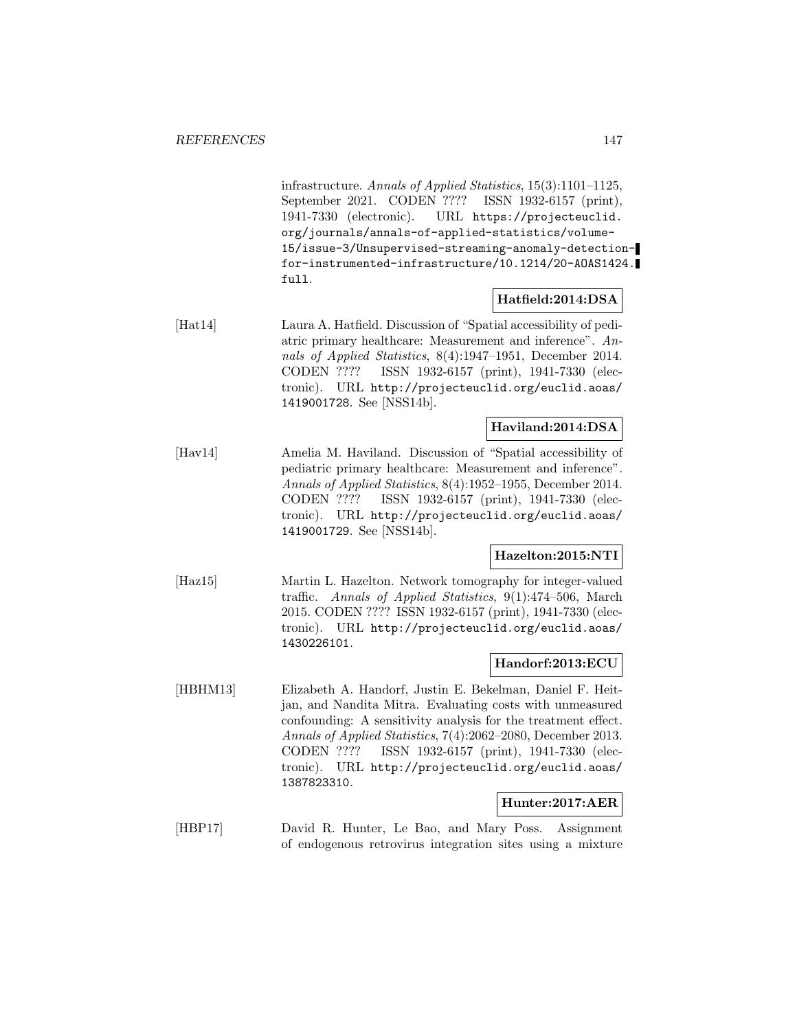infrastructure. *Annals of Applied Statistics*, 15(3):1101–1125, September 2021. CODEN ???? ISSN 1932-6157 (print), 1941-7330 (electronic). URL `https://projecteuclid.org/journals/annals-of-applied-statistics/volume-15/issue-3/Unsupervised-streaming-anomaly-detection-for-instrumented-infrastructure/10.1214/20-AOAS1424.full`.

**Hatfield:2014:DSA**

[Hat14] Laura A. Hatfield. Discussion of "Spatial accessibility of pediatric primary healthcare: Measurement and inference". *Annals of Applied Statistics*, 8(4):1947–1951, December 2014. CODEN ???? ISSN 1932-6157 (print), 1941-7330 (electronic). URL `http://projecteuclid.org/euclid.aoas/1419001728`. See [NSS14b].

**Haviland:2014:DSA**

[Hav14] Amelia M. Haviland. Discussion of "Spatial accessibility of pediatric primary healthcare: Measurement and inference". *Annals of Applied Statistics*, 8(4):1952–1955, December 2014. CODEN ???? ISSN 1932-6157 (print), 1941-7330 (electronic). URL `http://projecteuclid.org/euclid.aoas/1419001729`. See [NSS14b].

**Hazelton:2015:NTI**

[Haz15] Martin L. Hazelton. Network tomography for integer-valued traffic. *Annals of Applied Statistics*, 9(1):474–506, March 2015. CODEN ???? ISSN 1932-6157 (print), 1941-7330 (electronic). URL `http://projecteuclid.org/euclid.aoas/1430226101`.

**Handorf:2013:ECU**

[HBHM13] Elizabeth A. Handorf, Justin E. Bekelman, Daniel F. Heitjan, and Nandita Mitra. Evaluating costs with unmeasured confounding: A sensitivity analysis for the treatment effect. *Annals of Applied Statistics*, 7(4):2062–2080, December 2013. CODEN ???? ISSN 1932-6157 (print), 1941-7330 (electronic). URL `http://projecteuclid.org/euclid.aoas/1387823310`.

**Hunter:2017:AER**

[HBP17] David R. Hunter, Le Bao, and Mary Poss. Assignment of endogenous retrovirus integration sites using a mixture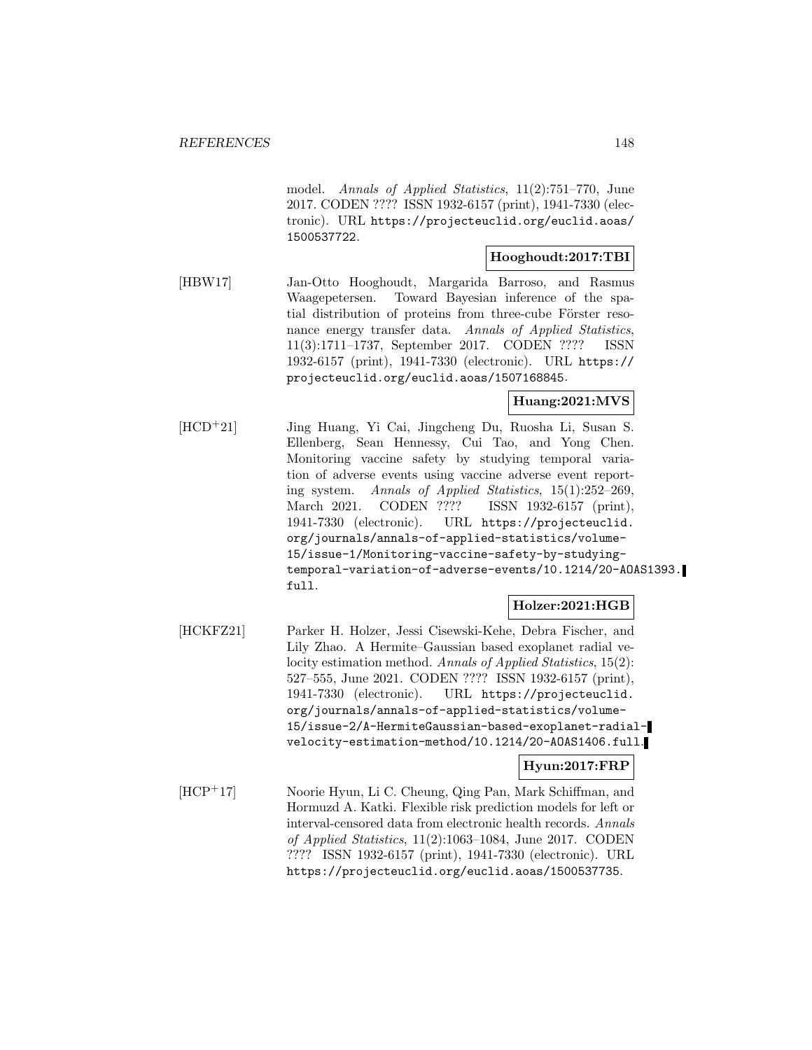model. *Annals of Applied Statistics*, 11(2):751–770, June 2017. CODEN ???? ISSN 1932-6157 (print), 1941-7330 (electronic). URL https://projecteuclid.org/euclid.aoas/1500537722.

**Hooghoudt:2017:TBI**

[HBW17] Jan-Otto Hooghoudt, Margarida Barroso, and Rasmus Waagepetersen. Toward Bayesian inference of the spatial distribution of proteins from three-cube Förster resonance energy transfer data. *Annals of Applied Statistics*, 11(3):1711–1737, September 2017. CODEN ???? ISSN 1932-6157 (print), 1941-7330 (electronic). URL https://projecteuclid.org/euclid.aoas/1507168845.

**Huang:2021:MVS**

[HCD+21] Jing Huang, Yi Cai, Jingcheng Du, Ruosha Li, Susan S. Ellenberg, Sean Hennessy, Cui Tao, and Yong Chen. Monitoring vaccine safety by studying temporal variation of adverse events using vaccine adverse event reporting system. *Annals of Applied Statistics*, 15(1):252–269, March 2021. CODEN ???? ISSN 1932-6157 (print), 1941-7330 (electronic). URL https://projecteuclid.org/journals/annals-of-applied-statistics/volume-15/issue-1/Monitoring-vaccine-safety-by-studying-temporal-variation-of-adverse-events/10.1214/20-AOAS1393.full.

**Holzer:2021:HGB**

[HCKFZ21] Parker H. Holzer, Jessi Cisewski-Kehe, Debra Fischer, and Lily Zhao. A Hermite–Gaussian based exoplanet radial velocity estimation method. *Annals of Applied Statistics*, 15(2):527–555, June 2021. CODEN ???? ISSN 1932-6157 (print), 1941-7330 (electronic). URL https://projecteuclid.org/journals/annals-of-applied-statistics/volume-15/issue-2/A-HermiteGaussian-based-exoplanet-radial-velocity-estimation-method/10.1214/20-AOAS1406.full.

**Hyun:2017:FRP**

[HCP+17] Noorie Hyun, Li C. Cheung, Qing Pan, Mark Schiffman, and Hormuzd A. Katki. Flexible risk prediction models for left or interval-censored data from electronic health records. *Annals of Applied Statistics*, 11(2):1063–1084, June 2017. CODEN ???? ISSN 1932-6157 (print), 1941-7330 (electronic). URL https://projecteuclid.org/euclid.aoas/1500537735.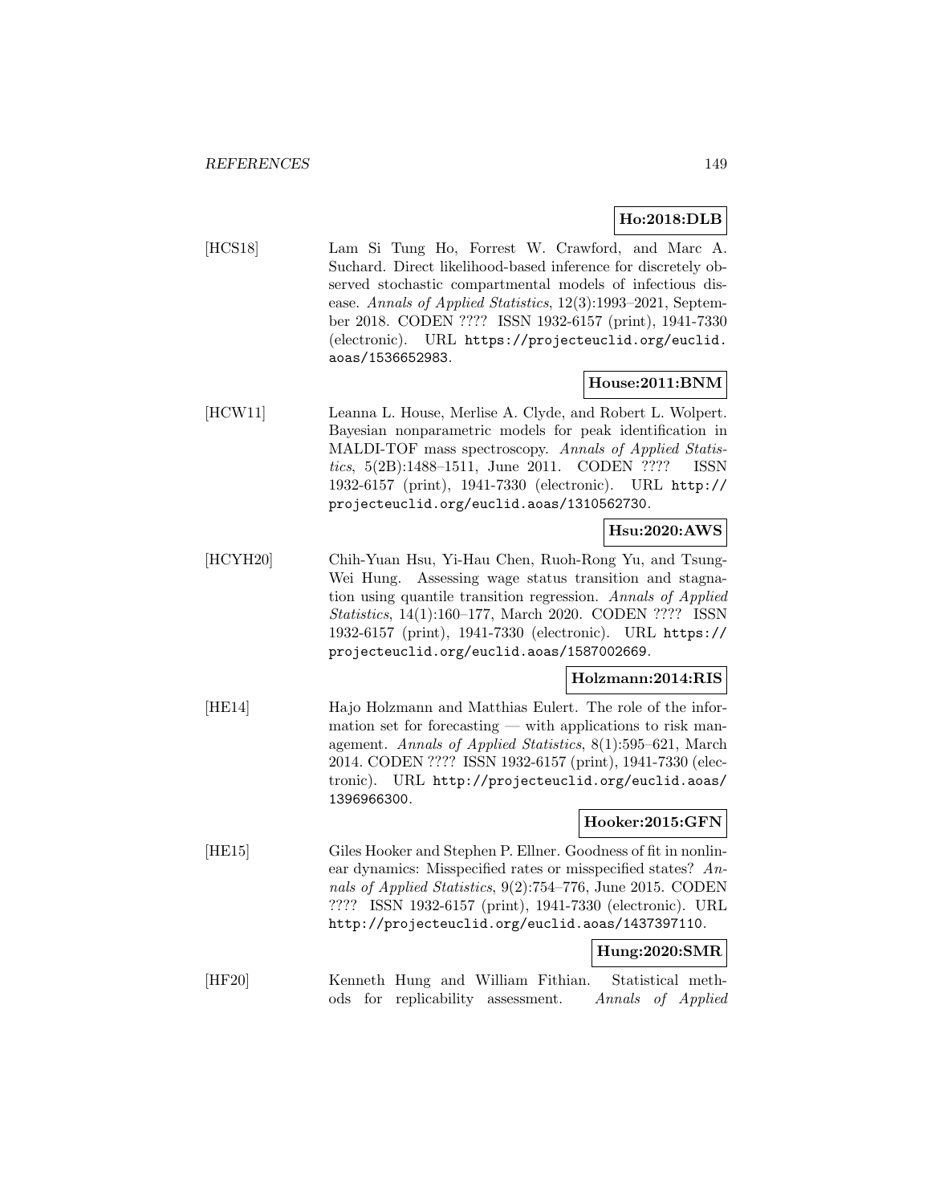**Ho:2018:DLB**

[HCS18] Lam Si Tung Ho, Forrest W. Crawford, and Marc A. Suchard. Direct likelihood-based inference for discretely observed stochastic compartmental models of infectious disease. *Annals of Applied Statistics*, 12(3):1993–2021, September 2018. CODEN ???? ISSN 1932-6157 (print), 1941-7330 (electronic). URL https://projecteuclid.org/euclid.aoas/1536652983.

**House:2011:BNM**

[HCW11] Leanna L. House, Merlise A. Clyde, and Robert L. Wolpert. Bayesian nonparametric models for peak identification in MALDI-TOF mass spectroscopy. *Annals of Applied Statistics*, 5(2B):1488–1511, June 2011. CODEN ???? ISSN 1932-6157 (print), 1941-7330 (electronic). URL http://projecteuclid.org/euclid.aoas/1310562730.

**Hsu:2020:AWS**

[HCYH20] Chih-Yuan Hsu, Yi-Hau Chen, Ruoh-Rong Yu, and Tsung-Wei Hung. Assessing wage status transition and stagnation using quantile transition regression. *Annals of Applied Statistics*, 14(1):160–177, March 2020. CODEN ???? ISSN 1932-6157 (print), 1941-7330 (electronic). URL https://projecteuclid.org/euclid.aoas/1587002669.

**Holzmann:2014:RIS**

[HE14] Hajo Holzmann and Matthias Eulert. The role of the information set for forecasting — with applications to risk management. *Annals of Applied Statistics*, 8(1):595–621, March 2014. CODEN ???? ISSN 1932-6157 (print), 1941-7330 (electronic). URL http://projecteuclid.org/euclid.aoas/1396966300.

**Hooker:2015:GFN**

[HE15] Giles Hooker and Stephen P. Ellner. Goodness of fit in nonlinear dynamics: Misspecified rates or misspecified states? *Annals of Applied Statistics*, 9(2):754–776, June 2015. CODEN ???? ISSN 1932-6157 (print), 1941-7330 (electronic). URL http://projecteuclid.org/euclid.aoas/1437397110.

**Hung:2020:SMR**

[HF20] Kenneth Hung and William Fithian. Statistical methods for replicability assessment. *Annals of Applied*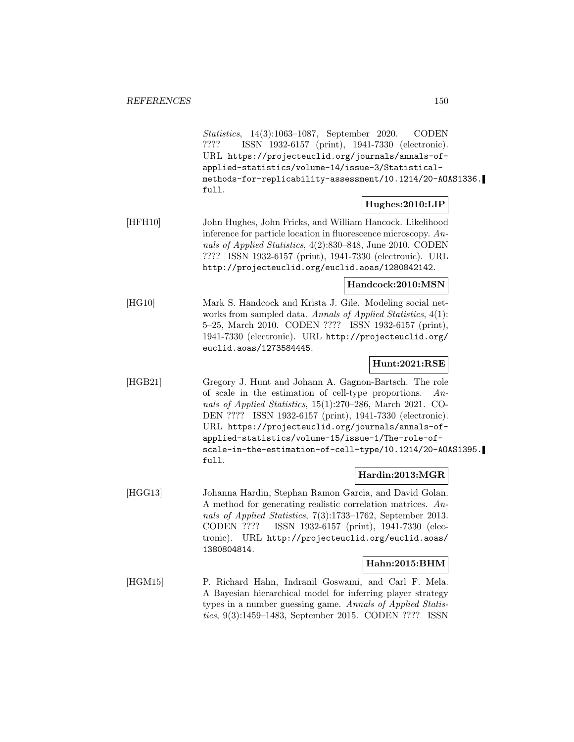*Statistics*, 14(3):1063–1087, September 2020. CODEN ???? ISSN 1932-6157 (print), 1941-7330 (electronic). URL https://projecteuclid.org/journals/annals-of-applied-statistics/volume-14/issue-3/Statistical-methods-for-replicability-assessment/10.1214/20-AOAS1336.full.

**Hughes:2010:LIP**

[HFH10] John Hughes, John Fricks, and William Hancock. Likelihood inference for particle location in fluorescence microscopy. *Annals of Applied Statistics*, 4(2):830–848, June 2010. CODEN ???? ISSN 1932-6157 (print), 1941-7330 (electronic). URL http://projecteuclid.org/euclid.aoas/1280842142.

**Handcock:2010:MSN**

[HG10] Mark S. Handcock and Krista J. Gile. Modeling social networks from sampled data. *Annals of Applied Statistics*, 4(1): 5–25, March 2010. CODEN ???? ISSN 1932-6157 (print), 1941-7330 (electronic). URL http://projecteuclid.org/euclid.aoas/1273584445.

**Hunt:2021:RSE**

[HGB21] Gregory J. Hunt and Johann A. Gagnon-Bartsch. The role of scale in the estimation of cell-type proportions. *Annals of Applied Statistics*, 15(1):270–286, March 2021. CODEN ???? ISSN 1932-6157 (print), 1941-7330 (electronic). URL https://projecteuclid.org/journals/annals-of-applied-statistics/volume-15/issue-1/The-role-of-scale-in-the-estimation-of-cell-type/10.1214/20-AOAS1395.full.

**Hardin:2013:MGR**

[HGG13] Johanna Hardin, Stephan Ramon Garcia, and David Golan. A method for generating realistic correlation matrices. *Annals of Applied Statistics*, 7(3):1733–1762, September 2013. CODEN ???? ISSN 1932-6157 (print), 1941-7330 (electronic). URL http://projecteuclid.org/euclid.aoas/1380804814.

**Hahn:2015:BHM**

[HGM15] P. Richard Hahn, Indranil Goswami, and Carl F. Mela. A Bayesian hierarchical model for inferring player strategy types in a number guessing game. *Annals of Applied Statistics*, 9(3):1459–1483, September 2015. CODEN ???? ISSN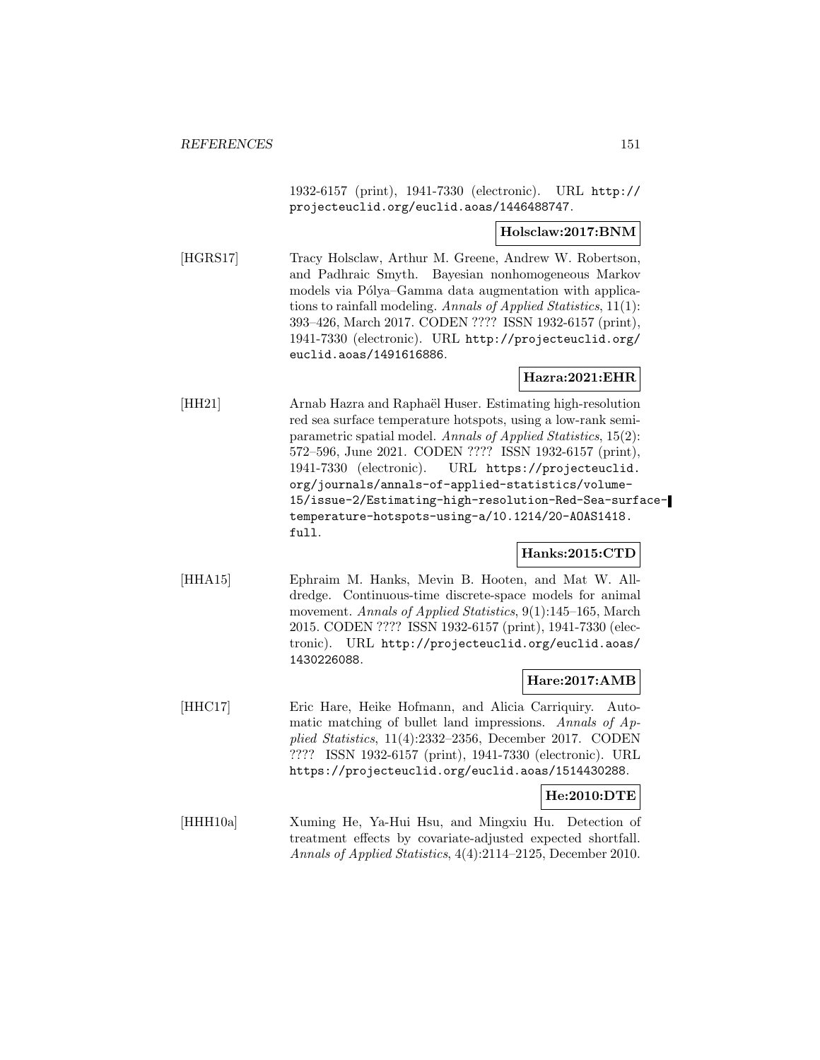1932-6157 (print), 1941-7330 (electronic). URL http://projecteuclid.org/euclid.aoas/1446488747.

**Holsclaw:2017:BNM**

[HGRS17] Tracy Holsclaw, Arthur M. Greene, Andrew W. Robertson, and Padhraic Smyth. Bayesian nonhomogeneous Markov models via Pólya–Gamma data augmentation with applications to rainfall modeling. *Annals of Applied Statistics*, 11(1): 393–426, March 2017. CODEN ???? ISSN 1932-6157 (print), 1941-7330 (electronic). URL http://projecteuclid.org/euclid.aoas/1491616886.

**Hazra:2021:EHR**

[HH21] Arnab Hazra and Raphaël Huser. Estimating high-resolution red sea surface temperature hotspots, using a low-rank semiparametric spatial model. *Annals of Applied Statistics*, 15(2): 572–596, June 2021. CODEN ???? ISSN 1932-6157 (print), 1941-7330 (electronic). URL https://projecteuclid.org/journals/annals-of-applied-statistics/volume-15/issue-2/Estimating-high-resolution-Red-Sea-surface-temperature-hotspots-using-a/10.1214/20-AOAS1418.full.

**Hanks:2015:CTD**

[HHA15] Ephraim M. Hanks, Mevin B. Hooten, and Mat W. Alldredge. Continuous-time discrete-space models for animal movement. *Annals of Applied Statistics*, 9(1):145–165, March 2015. CODEN ???? ISSN 1932-6157 (print), 1941-7330 (electronic). URL http://projecteuclid.org/euclid.aoas/1430226088.

**Hare:2017:AMB**

[HHC17] Eric Hare, Heike Hofmann, and Alicia Carriquiry. Automatic matching of bullet land impressions. *Annals of Applied Statistics*, 11(4):2332–2356, December 2017. CODEN ???? ISSN 1932-6157 (print), 1941-7330 (electronic). URL https://projecteuclid.org/euclid.aoas/1514430288.

**He:2010:DTE**

[HHH10a] Xuming He, Ya-Hui Hsu, and Mingxiu Hu. Detection of treatment effects by covariate-adjusted expected shortfall. *Annals of Applied Statistics*, 4(4):2114–2125, December 2010.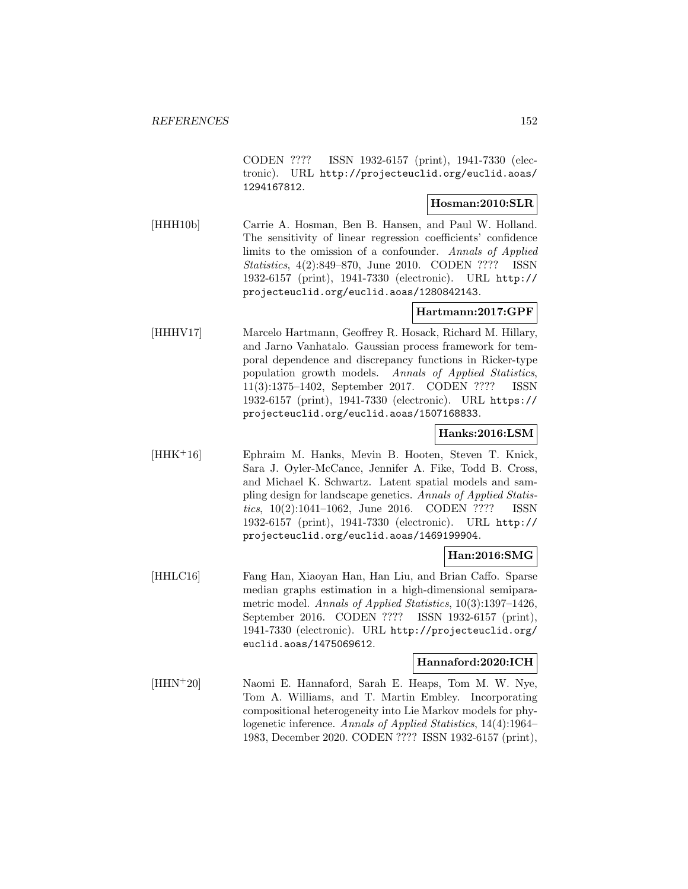CODEN ???? ISSN 1932-6157 (print), 1941-7330 (electronic). URL http://projecteuclid.org/euclid.aoas/1294167812.

**Hosman:2010:SLR**

[HHH10b] Carrie A. Hosman, Ben B. Hansen, and Paul W. Holland. The sensitivity of linear regression coefficients' confidence limits to the omission of a confounder. *Annals of Applied Statistics*, 4(2):849–870, June 2010. CODEN ???? ISSN 1932-6157 (print), 1941-7330 (electronic). URL http://projecteuclid.org/euclid.aoas/1280842143.

**Hartmann:2017:GPF**

[HHHV17] Marcelo Hartmann, Geoffrey R. Hosack, Richard M. Hillary, and Jarno Vanhatalo. Gaussian process framework for temporal dependence and discrepancy functions in Ricker-type population growth models. *Annals of Applied Statistics*, 11(3):1375–1402, September 2017. CODEN ???? ISSN 1932-6157 (print), 1941-7330 (electronic). URL https://projecteuclid.org/euclid.aoas/1507168833.

**Hanks:2016:LSM**

[HHK+16] Ephraim M. Hanks, Mevin B. Hooten, Steven T. Knick, Sara J. Oyler-McCance, Jennifer A. Fike, Todd B. Cross, and Michael K. Schwartz. Latent spatial models and sampling design for landscape genetics. *Annals of Applied Statistics*, 10(2):1041–1062, June 2016. CODEN ???? ISSN 1932-6157 (print), 1941-7330 (electronic). URL http://projecteuclid.org/euclid.aoas/1469199904.

**Han:2016:SMG**

[HHLC16] Fang Han, Xiaoyan Han, Han Liu, and Brian Caffo. Sparse median graphs estimation in a high-dimensional semiparametric model. *Annals of Applied Statistics*, 10(3):1397–1426, September 2016. CODEN ???? ISSN 1932-6157 (print), 1941-7330 (electronic). URL http://projecteuclid.org/euclid.aoas/1475069612.

**Hannaford:2020:ICH**

[HHN+20] Naomi E. Hannaford, Sarah E. Heaps, Tom M. W. Nye, Tom A. Williams, and T. Martin Embley. Incorporating compositional heterogeneity into Lie Markov models for phylogenetic inference. *Annals of Applied Statistics*, 14(4):1964–1983, December 2020. CODEN ???? ISSN 1932-6157 (print),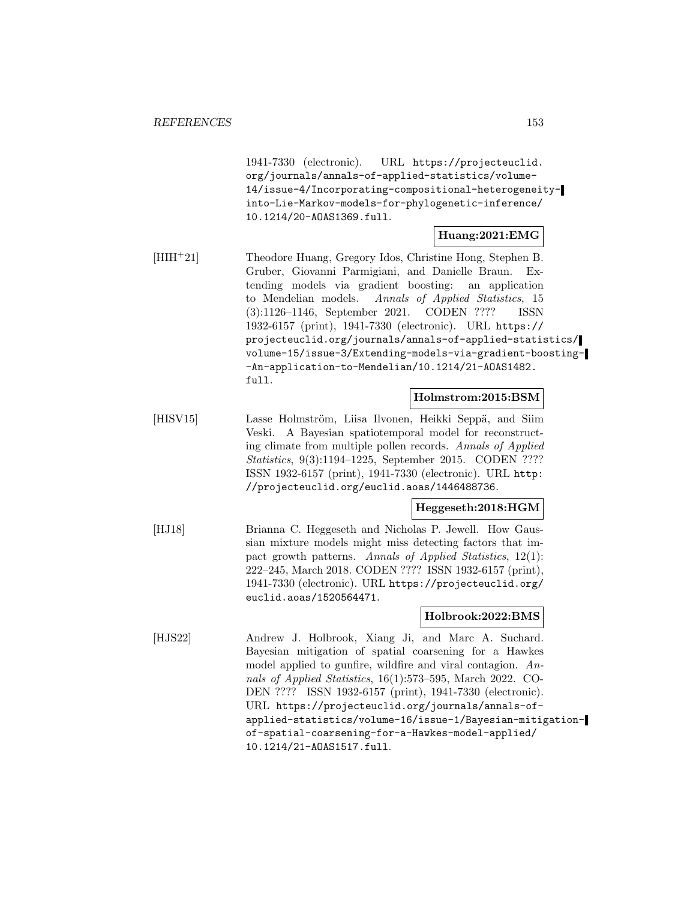1941-7330 (electronic). URL `https://projecteuclid.org/journals/annals-of-applied-statistics/volume-14/issue-4/Incorporating-compositional-heterogeneity-into-Lie-Markov-models-for-phylogenetic-inference/10.1214/20-AOAS1369.full`.

**Huang:2021:EMG**

[HIH+21] Theodore Huang, Gregory Idos, Christine Hong, Stephen B. Gruber, Giovanni Parmigiani, and Danielle Braun. Extending models via gradient boosting: an application to Mendelian models. *Annals of Applied Statistics*, 15 (3):1126–1146, September 2021. CODEN ???? ISSN 1932-6157 (print), 1941-7330 (electronic). URL `https://projecteuclid.org/journals/annals-of-applied-statistics/volume-15/issue-3/Extending-models-via-gradient-boosting--An-application-to-Mendelian/10.1214/21-AOAS1482.full`.

**Holmstrom:2015:BSM**

[HISV15] Lasse Holmström, Liisa Ilvonen, Heikki Seppä, and Siim Veski. A Bayesian spatiotemporal model for reconstructing climate from multiple pollen records. *Annals of Applied Statistics*, 9(3):1194–1225, September 2015. CODEN ???? ISSN 1932-6157 (print), 1941-7330 (electronic). URL `http://projecteuclid.org/euclid.aoas/1446488736`.

**Heggeseth:2018:HGM**

[HJ18] Brianna C. Heggeseth and Nicholas P. Jewell. How Gaussian mixture models might miss detecting factors that impact growth patterns. *Annals of Applied Statistics*, 12(1): 222–245, March 2018. CODEN ???? ISSN 1932-6157 (print), 1941-7330 (electronic). URL `https://projecteuclid.org/euclid.aoas/1520564471`.

**Holbrook:2022:BMS**

[HJS22] Andrew J. Holbrook, Xiang Ji, and Marc A. Suchard. Bayesian mitigation of spatial coarsening for a Hawkes model applied to gunfire, wildfire and viral contagion. *Annals of Applied Statistics*, 16(1):573–595, March 2022. CODEN ???? ISSN 1932-6157 (print), 1941-7330 (electronic). URL `https://projecteuclid.org/journals/annals-of-applied-statistics/volume-16/issue-1/Bayesian-mitigation-of-spatial-coarsening-for-a-Hawkes-model-applied/10.1214/21-AOAS1517.full`.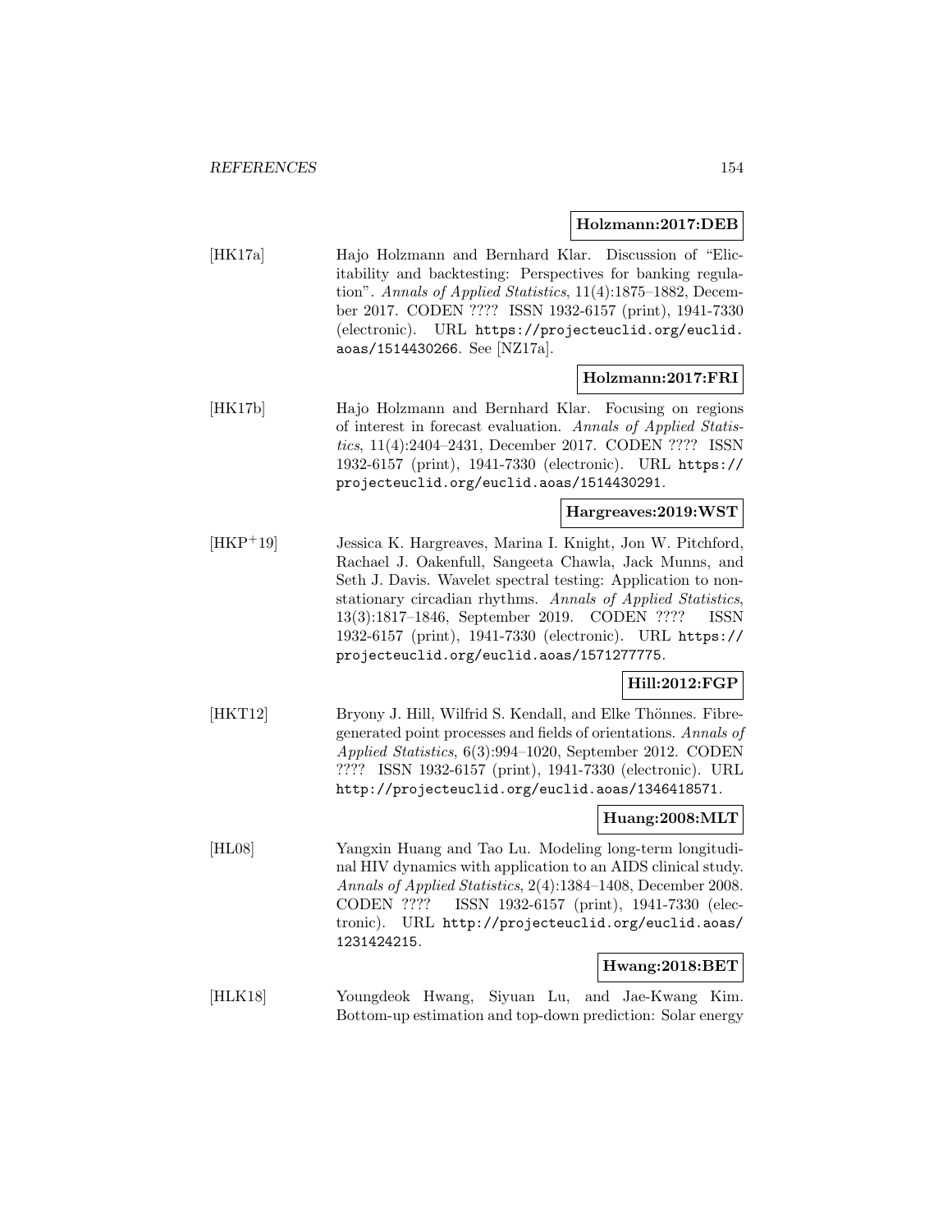**Holzmann:2017:DEB**

[HK17a] Hajo Holzmann and Bernhard Klar. Discussion of "Elicitability and backtesting: Perspectives for banking regulation". *Annals of Applied Statistics*, 11(4):1875–1882, December 2017. CODEN ???? ISSN 1932-6157 (print), 1941-7330 (electronic). URL https://projecteuclid.org/euclid.aoas/1514430266. See [NZ17a].

**Holzmann:2017:FRI**

[HK17b] Hajo Holzmann and Bernhard Klar. Focusing on regions of interest in forecast evaluation. *Annals of Applied Statistics*, 11(4):2404–2431, December 2017. CODEN ???? ISSN 1932-6157 (print), 1941-7330 (electronic). URL https://projecteuclid.org/euclid.aoas/1514430291.

**Hargreaves:2019:WST**

[HKP+19] Jessica K. Hargreaves, Marina I. Knight, Jon W. Pitchford, Rachael J. Oakenfull, Sangeeta Chawla, Jack Munns, and Seth J. Davis. Wavelet spectral testing: Application to nonstationary circadian rhythms. *Annals of Applied Statistics*, 13(3):1817–1846, September 2019. CODEN ???? ISSN 1932-6157 (print), 1941-7330 (electronic). URL https://projecteuclid.org/euclid.aoas/1571277775.

**Hill:2012:FGP**

[HKT12] Bryony J. Hill, Wilfrid S. Kendall, and Elke Thönnes. Fibre-generated point processes and fields of orientations. *Annals of Applied Statistics*, 6(3):994–1020, September 2012. CODEN ???? ISSN 1932-6157 (print), 1941-7330 (electronic). URL http://projecteuclid.org/euclid.aoas/1346418571.

**Huang:2008:MLT**

[HL08] Yangxin Huang and Tao Lu. Modeling long-term longitudinal HIV dynamics with application to an AIDS clinical study. *Annals of Applied Statistics*, 2(4):1384–1408, December 2008. CODEN ???? ISSN 1932-6157 (print), 1941-7330 (electronic). URL http://projecteuclid.org/euclid.aoas/1231424215.

**Hwang:2018:BET**

[HLK18] Youngdeok Hwang, Siyuan Lu, and Jae-Kwang Kim. Bottom-up estimation and top-down prediction: Solar energy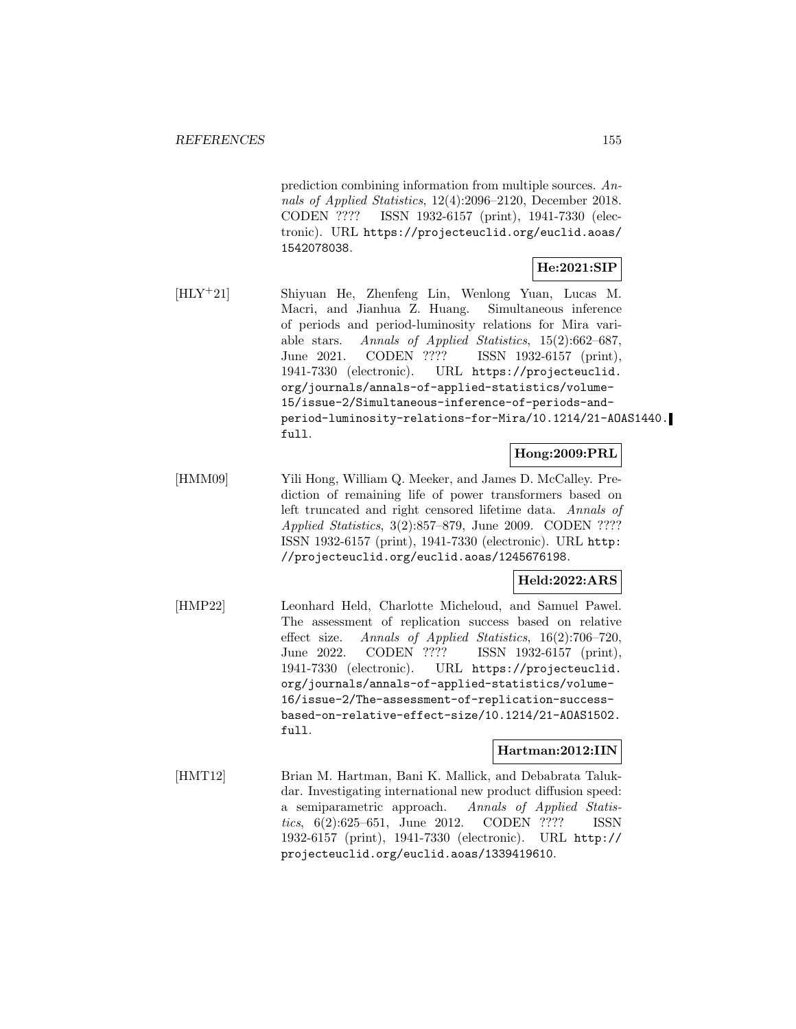prediction combining information from multiple sources. *Annals of Applied Statistics*, 12(4):2096–2120, December 2018. CODEN ???? ISSN 1932-6157 (print), 1941-7330 (electronic). URL https://projecteuclid.org/euclid.aoas/1542078038.

**He:2021:SIP**

[HLY+21] Shiyuan He, Zhenfeng Lin, Wenlong Yuan, Lucas M. Macri, and Jianhua Z. Huang. Simultaneous inference of periods and period-luminosity relations for Mira variable stars. *Annals of Applied Statistics*, 15(2):662–687, June 2021. CODEN ???? ISSN 1932-6157 (print), 1941-7330 (electronic). URL https://projecteuclid.org/journals/annals-of-applied-statistics/volume-15/issue-2/Simultaneous-inference-of-periods-and-period-luminosity-relations-for-Mira/10.1214/21-AOAS1440.full.

**Hong:2009:PRL**

[HMM09] Yili Hong, William Q. Meeker, and James D. McCalley. Prediction of remaining life of power transformers based on left truncated and right censored lifetime data. *Annals of Applied Statistics*, 3(2):857–879, June 2009. CODEN ???? ISSN 1932-6157 (print), 1941-7330 (electronic). URL http://projecteuclid.org/euclid.aoas/1245676198.

**Held:2022:ARS**

[HMP22] Leonhard Held, Charlotte Micheloud, and Samuel Pawel. The assessment of replication success based on relative effect size. *Annals of Applied Statistics*, 16(2):706–720, June 2022. CODEN ???? ISSN 1932-6157 (print), 1941-7330 (electronic). URL https://projecteuclid.org/journals/annals-of-applied-statistics/volume-16/issue-2/The-assessment-of-replication-success-based-on-relative-effect-size/10.1214/21-AOAS1502.full.

**Hartman:2012:IIN**

[HMT12] Brian M. Hartman, Bani K. Mallick, and Debabrata Talukdar. Investigating international new product diffusion speed: a semiparametric approach. *Annals of Applied Statistics*, 6(2):625–651, June 2012. CODEN ???? ISSN 1932-6157 (print), 1941-7330 (electronic). URL http://projecteuclid.org/euclid.aoas/1339419610.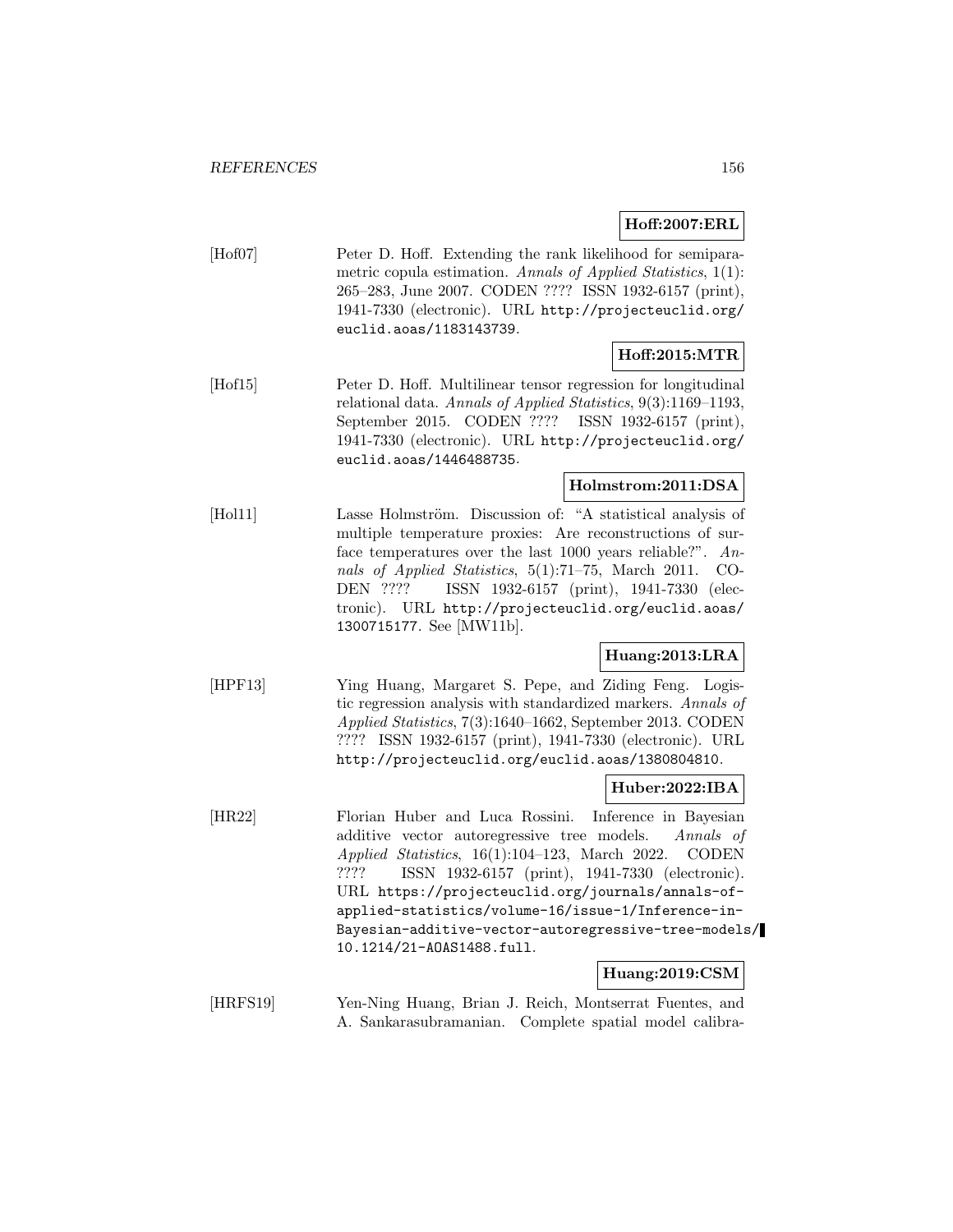**Hoff:2007:ERL**

[Hof07] Peter D. Hoff. Extending the rank likelihood for semiparametric copula estimation. *Annals of Applied Statistics*, 1(1): 265–283, June 2007. CODEN ???? ISSN 1932-6157 (print), 1941-7330 (electronic). URL `http://projecteuclid.org/euclid.aoas/1183143739`.

**Hoff:2015:MTR**

[Hof15] Peter D. Hoff. Multilinear tensor regression for longitudinal relational data. *Annals of Applied Statistics*, 9(3):1169–1193, September 2015. CODEN ???? ISSN 1932-6157 (print), 1941-7330 (electronic). URL `http://projecteuclid.org/euclid.aoas/1446488735`.

**Holmstrom:2011:DSA**

[Hol11] Lasse Holmström. Discussion of: "A statistical analysis of multiple temperature proxies: Are reconstructions of surface temperatures over the last 1000 years reliable?". *Annals of Applied Statistics*, 5(1):71–75, March 2011. CODEN ???? ISSN 1932-6157 (print), 1941-7330 (electronic). URL `http://projecteuclid.org/euclid.aoas/1300715177`. See [MW11b].

**Huang:2013:LRA**

[HPF13] Ying Huang, Margaret S. Pepe, and Ziding Feng. Logistic regression analysis with standardized markers. *Annals of Applied Statistics*, 7(3):1640–1662, September 2013. CODEN ???? ISSN 1932-6157 (print), 1941-7330 (electronic). URL `http://projecteuclid.org/euclid.aoas/1380804810`.

**Huber:2022:IBA**

[HR22] Florian Huber and Luca Rossini. Inference in Bayesian additive vector autoregressive tree models. *Annals of Applied Statistics*, 16(1):104–123, March 2022. CODEN ???? ISSN 1932-6157 (print), 1941-7330 (electronic). URL `https://projecteuclid.org/journals/annals-of-applied-statistics/volume-16/issue-1/Inference-in-Bayesian-additive-vector-autoregressive-tree-models/10.1214/21-AOAS1488.full`.

**Huang:2019:CSM**

[HRFS19] Yen-Ning Huang, Brian J. Reich, Montserrat Fuentes, and A. Sankarasubramanian. Complete spatial model calibra-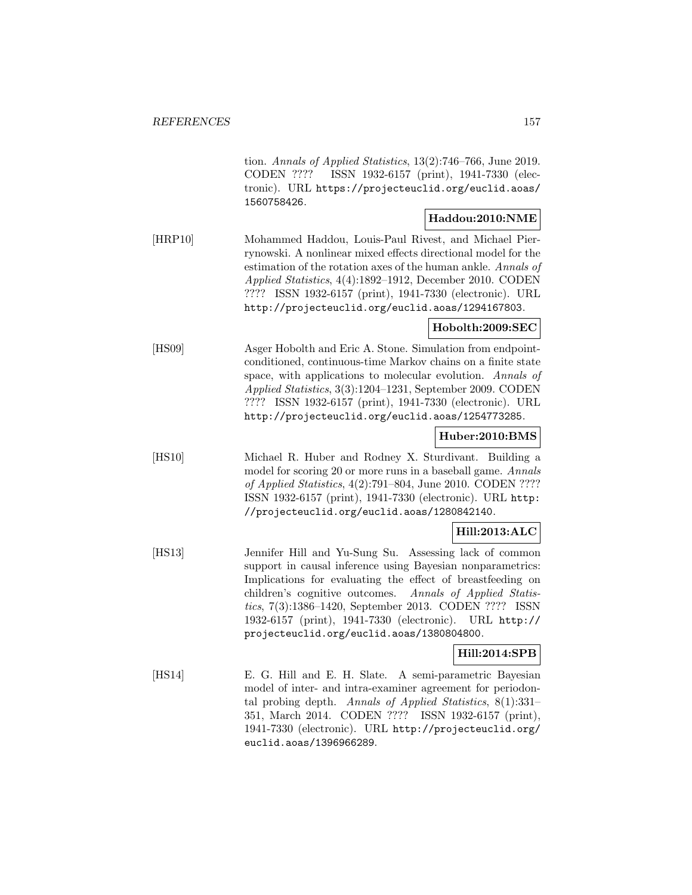tion. *Annals of Applied Statistics*, 13(2):746–766, June 2019. CODEN ???? ISSN 1932-6157 (print), 1941-7330 (electronic). URL https://projecteuclid.org/euclid.aoas/1560758426.

**Haddou:2010:NME**

[HRP10] Mohammed Haddou, Louis-Paul Rivest, and Michael Pierrynowski. A nonlinear mixed effects directional model for the estimation of the rotation axes of the human ankle. *Annals of Applied Statistics*, 4(4):1892–1912, December 2010. CODEN ???? ISSN 1932-6157 (print), 1941-7330 (electronic). URL http://projecteuclid.org/euclid.aoas/1294167803.

**Hobolth:2009:SEC**

[HS09] Asger Hobolth and Eric A. Stone. Simulation from endpoint-conditioned, continuous-time Markov chains on a finite state space, with applications to molecular evolution. *Annals of Applied Statistics*, 3(3):1204–1231, September 2009. CODEN ???? ISSN 1932-6157 (print), 1941-7330 (electronic). URL http://projecteuclid.org/euclid.aoas/1254773285.

**Huber:2010:BMS**

[HS10] Michael R. Huber and Rodney X. Sturdivant. Building a model for scoring 20 or more runs in a baseball game. *Annals of Applied Statistics*, 4(2):791–804, June 2010. CODEN ???? ISSN 1932-6157 (print), 1941-7330 (electronic). URL http://projecteuclid.org/euclid.aoas/1280842140.

**Hill:2013:ALC**

[HS13] Jennifer Hill and Yu-Sung Su. Assessing lack of common support in causal inference using Bayesian nonparametrics: Implications for evaluating the effect of breastfeeding on children's cognitive outcomes. *Annals of Applied Statistics*, 7(3):1386–1420, September 2013. CODEN ???? ISSN 1932-6157 (print), 1941-7330 (electronic). URL http://projecteuclid.org/euclid.aoas/1380804800.

**Hill:2014:SPB**

[HS14] E. G. Hill and E. H. Slate. A semi-parametric Bayesian model of inter- and intra-examiner agreement for periodontal probing depth. *Annals of Applied Statistics*, 8(1):331–351, March 2014. CODEN ???? ISSN 1932-6157 (print), 1941-7330 (electronic). URL http://projecteuclid.org/euclid.aoas/1396966289.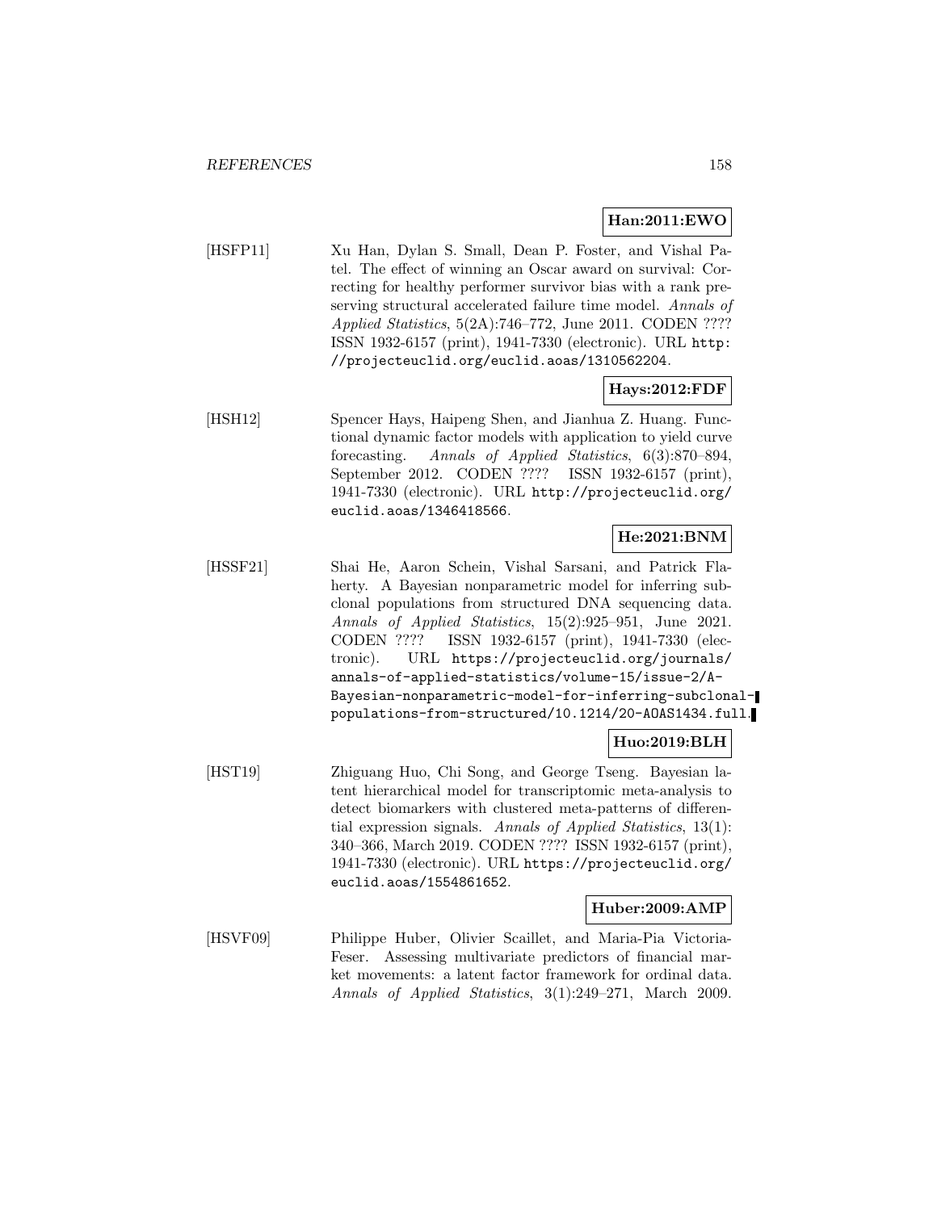**Han:2011:EWO**

[HSFP11] Xu Han, Dylan S. Small, Dean P. Foster, and Vishal Patel. The effect of winning an Oscar award on survival: Correcting for healthy performer survivor bias with a rank preserving structural accelerated failure time model. *Annals of Applied Statistics*, 5(2A):746–772, June 2011. CODEN ???? ISSN 1932-6157 (print), 1941-7330 (electronic). URL http://projecteuclid.org/euclid.aoas/1310562204.

**Hays:2012:FDF**

[HSH12] Spencer Hays, Haipeng Shen, and Jianhua Z. Huang. Functional dynamic factor models with application to yield curve forecasting. *Annals of Applied Statistics*, 6(3):870–894, September 2012. CODEN ???? ISSN 1932-6157 (print), 1941-7330 (electronic). URL http://projecteuclid.org/euclid.aoas/1346418566.

**He:2021:BNM**

[HSSF21] Shai He, Aaron Schein, Vishal Sarsani, and Patrick Flaherty. A Bayesian nonparametric model for inferring subclonal populations from structured DNA sequencing data. *Annals of Applied Statistics*, 15(2):925–951, June 2021. CODEN ???? ISSN 1932-6157 (print), 1941-7330 (electronic). URL https://projecteuclid.org/journals/annals-of-applied-statistics/volume-15/issue-2/A-Bayesian-nonparametric-model-for-inferring-subclonal-populations-from-structured/10.1214/20-AOAS1434.full.

**Huo:2019:BLH**

[HST19] Zhiguang Huo, Chi Song, and George Tseng. Bayesian latent hierarchical model for transcriptomic meta-analysis to detect biomarkers with clustered meta-patterns of differential expression signals. *Annals of Applied Statistics*, 13(1):340–366, March 2019. CODEN ???? ISSN 1932-6157 (print), 1941-7330 (electronic). URL https://projecteuclid.org/euclid.aoas/1554861652.

**Huber:2009:AMP**

[HSVF09] Philippe Huber, Olivier Scaillet, and Maria-Pia Victoria-Feser. Assessing multivariate predictors of financial market movements: a latent factor framework for ordinal data. *Annals of Applied Statistics*, 3(1):249–271, March 2009.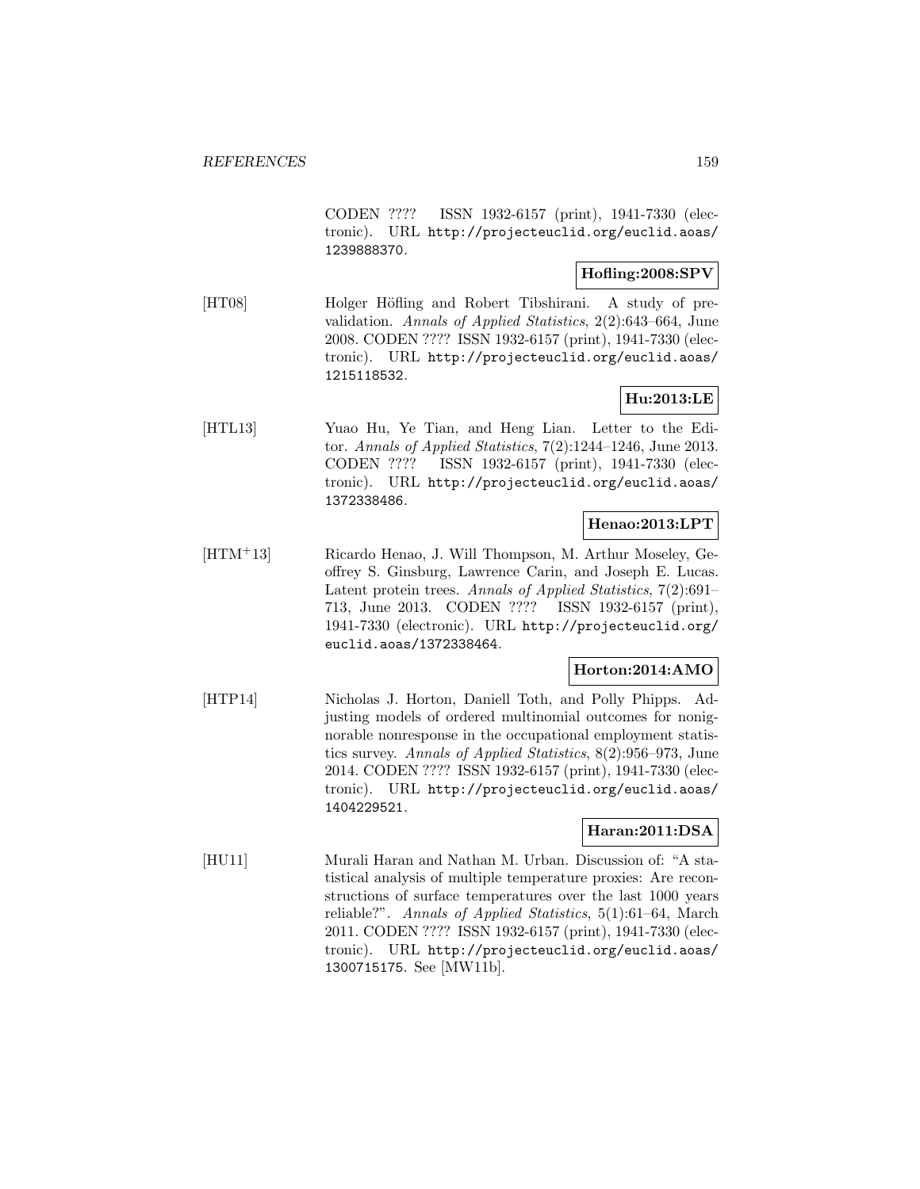CODEN ???? ISSN 1932-6157 (print), 1941-7330 (electronic). URL http://projecteuclid.org/euclid.aoas/1239888370.

**Hofling:2008:SPV**

[HT08] Holger Höfling and Robert Tibshirani. A study of prevalidation. *Annals of Applied Statistics*, 2(2):643–664, June 2008. CODEN ???? ISSN 1932-6157 (print), 1941-7330 (electronic). URL http://projecteuclid.org/euclid.aoas/1215118532.

**Hu:2013:LE**

[HTL13] Yuao Hu, Ye Tian, and Heng Lian. Letter to the Editor. *Annals of Applied Statistics*, 7(2):1244–1246, June 2013. CODEN ???? ISSN 1932-6157 (print), 1941-7330 (electronic). URL http://projecteuclid.org/euclid.aoas/1372338486.

**Henao:2013:LPT**

[HTM+13] Ricardo Henao, J. Will Thompson, M. Arthur Moseley, Geoffrey S. Ginsburg, Lawrence Carin, and Joseph E. Lucas. Latent protein trees. *Annals of Applied Statistics*, 7(2):691–713, June 2013. CODEN ???? ISSN 1932-6157 (print), 1941-7330 (electronic). URL http://projecteuclid.org/euclid.aoas/1372338464.

**Horton:2014:AMO**

[HTP14] Nicholas J. Horton, Daniell Toth, and Polly Phipps. Adjusting models of ordered multinomial outcomes for nonignorable nonresponse in the occupational employment statistics survey. *Annals of Applied Statistics*, 8(2):956–973, June 2014. CODEN ???? ISSN 1932-6157 (print), 1941-7330 (electronic). URL http://projecteuclid.org/euclid.aoas/1404229521.

**Haran:2011:DSA**

[HU11] Murali Haran and Nathan M. Urban. Discussion of: "A statistical analysis of multiple temperature proxies: Are reconstructions of surface temperatures over the last 1000 years reliable?". *Annals of Applied Statistics*, 5(1):61–64, March 2011. CODEN ???? ISSN 1932-6157 (print), 1941-7330 (electronic). URL http://projecteuclid.org/euclid.aoas/1300715175. See [MW11b].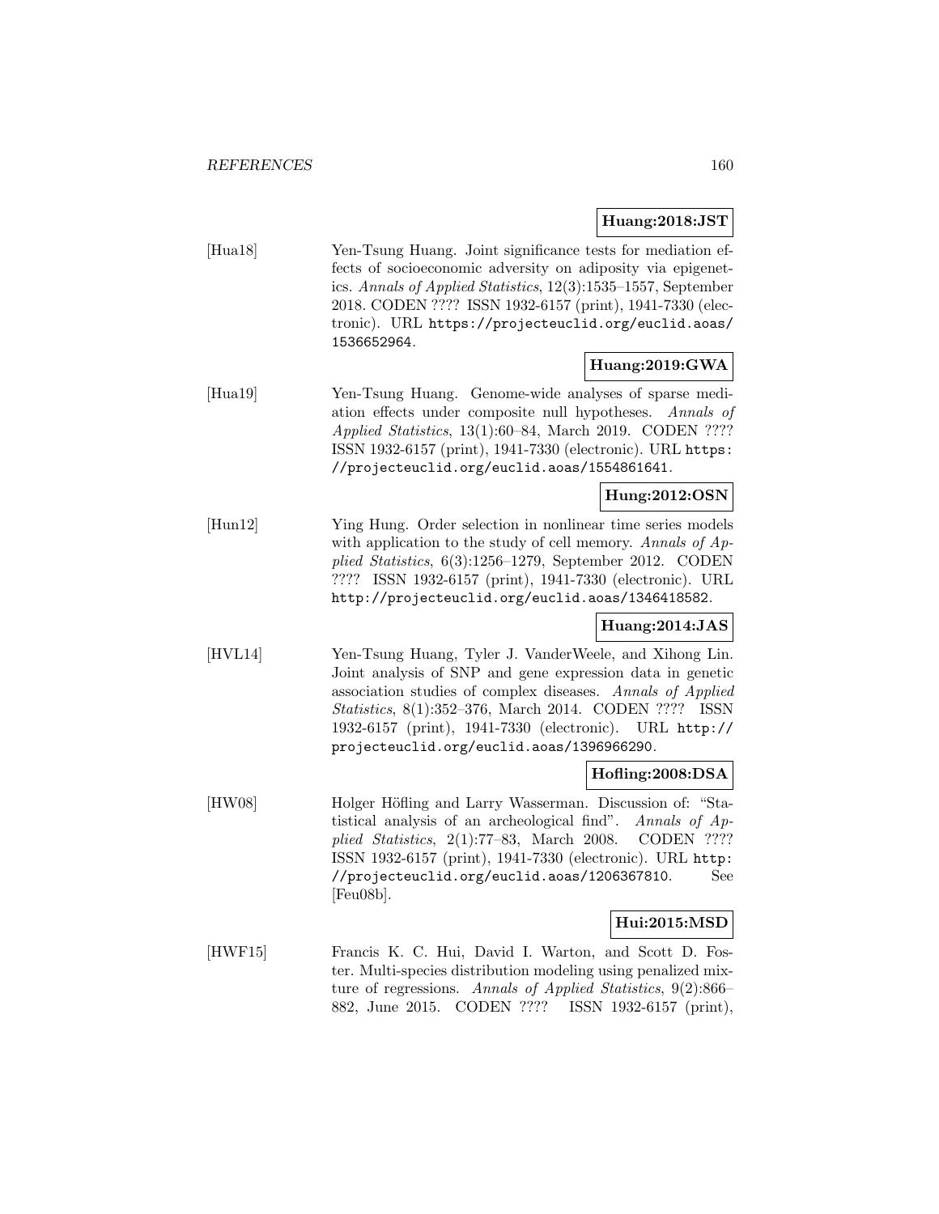**Huang:2018:JST**

[Hua18] Yen-Tsung Huang. Joint significance tests for mediation effects of socioeconomic adversity on adiposity via epigenetics. *Annals of Applied Statistics*, 12(3):1535–1557, September 2018. CODEN ???? ISSN 1932-6157 (print), 1941-7330 (electronic). URL https://projecteuclid.org/euclid.aoas/1536652964.

**Huang:2019:GWA**

[Hua19] Yen-Tsung Huang. Genome-wide analyses of sparse mediation effects under composite null hypotheses. *Annals of Applied Statistics*, 13(1):60–84, March 2019. CODEN ???? ISSN 1932-6157 (print), 1941-7330 (electronic). URL https://projecteuclid.org/euclid.aoas/1554861641.

**Hung:2012:OSN**

[Hun12] Ying Hung. Order selection in nonlinear time series models with application to the study of cell memory. *Annals of Applied Statistics*, 6(3):1256–1279, September 2012. CODEN ???? ISSN 1932-6157 (print), 1941-7330 (electronic). URL http://projecteuclid.org/euclid.aoas/1346418582.

**Huang:2014:JAS**

[HVL14] Yen-Tsung Huang, Tyler J. VanderWeele, and Xihong Lin. Joint analysis of SNP and gene expression data in genetic association studies of complex diseases. *Annals of Applied Statistics*, 8(1):352–376, March 2014. CODEN ???? ISSN 1932-6157 (print), 1941-7330 (electronic). URL http://projecteuclid.org/euclid.aoas/1396966290.

**Hofling:2008:DSA**

[HW08] Holger Höfling and Larry Wasserman. Discussion of: "Statistical analysis of an archeological find". *Annals of Applied Statistics*, 2(1):77–83, March 2008. CODEN ???? ISSN 1932-6157 (print), 1941-7330 (electronic). URL http://projecteuclid.org/euclid.aoas/1206367810. See [Feu08b].

**Hui:2015:MSD**

[HWF15] Francis K. C. Hui, David I. Warton, and Scott D. Foster. Multi-species distribution modeling using penalized mixture of regressions. *Annals of Applied Statistics*, 9(2):866–882, June 2015. CODEN ???? ISSN 1932-6157 (print),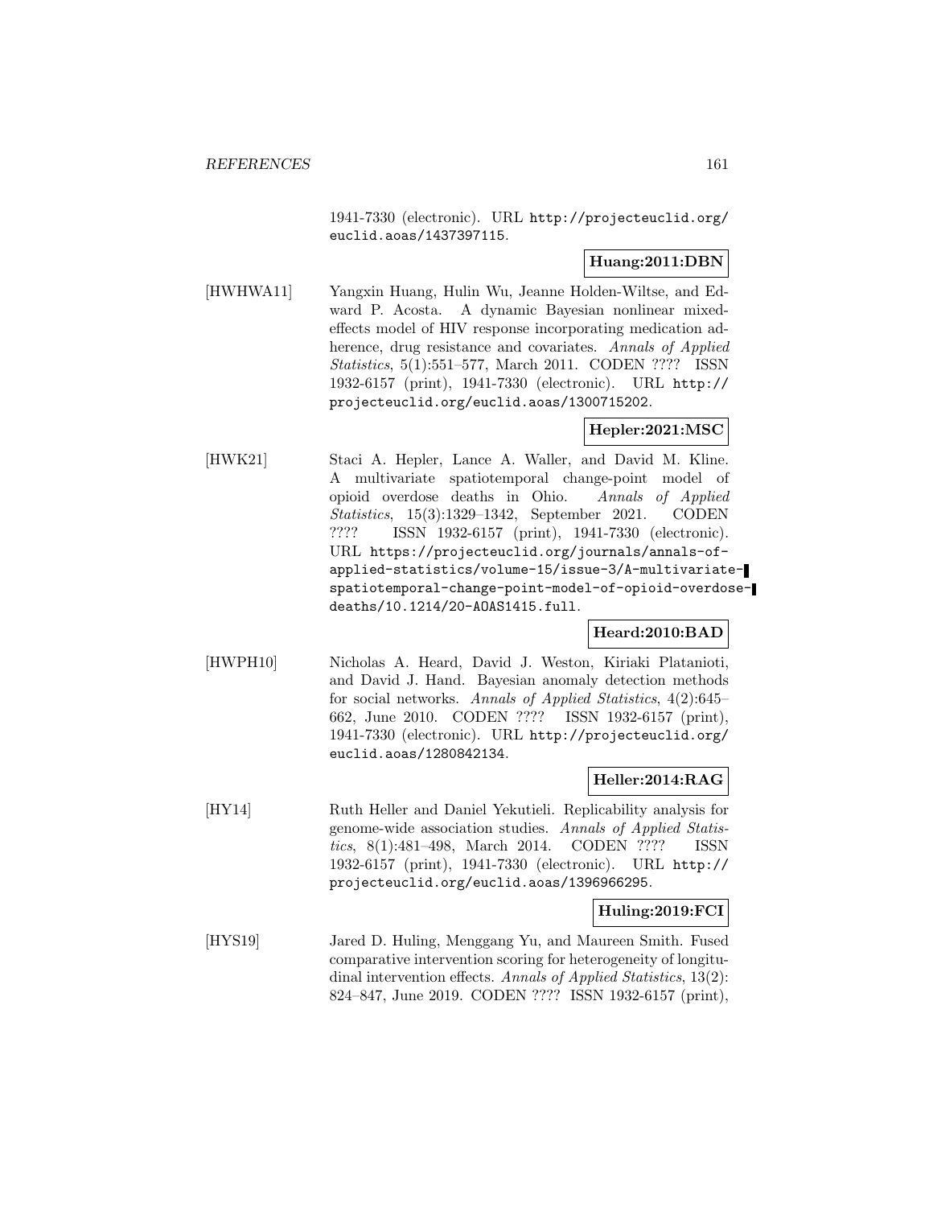1941-7330 (electronic). URL http://projecteuclid.org/euclid.aoas/1437397115.

**Huang:2011:DBN**

[HWHWA11] Yangxin Huang, Hulin Wu, Jeanne Holden-Wiltse, and Edward P. Acosta. A dynamic Bayesian nonlinear mixed-effects model of HIV response incorporating medication adherence, drug resistance and covariates. *Annals of Applied Statistics*, 5(1):551–577, March 2011. CODEN ???? ISSN 1932-6157 (print), 1941-7330 (electronic). URL http://projecteuclid.org/euclid.aoas/1300715202.

**Hepler:2021:MSC**

[HWK21] Staci A. Hepler, Lance A. Waller, and David M. Kline. A multivariate spatiotemporal change-point model of opioid overdose deaths in Ohio. *Annals of Applied Statistics*, 15(3):1329–1342, September 2021. CODEN ???? ISSN 1932-6157 (print), 1941-7330 (electronic). URL https://projecteuclid.org/journals/annals-of-applied-statistics/volume-15/issue-3/A-multivariate-spatiotemporal-change-point-model-of-opioid-overdose-deaths/10.1214/20-AOAS1415.full.

**Heard:2010:BAD**

[HWPH10] Nicholas A. Heard, David J. Weston, Kiriaki Platanioti, and David J. Hand. Bayesian anomaly detection methods for social networks. *Annals of Applied Statistics*, 4(2):645–662, June 2010. CODEN ???? ISSN 1932-6157 (print), 1941-7330 (electronic). URL http://projecteuclid.org/euclid.aoas/1280842134.

**Heller:2014:RAG**

[HY14] Ruth Heller and Daniel Yekutieli. Replicability analysis for genome-wide association studies. *Annals of Applied Statistics*, 8(1):481–498, March 2014. CODEN ???? ISSN 1932-6157 (print), 1941-7330 (electronic). URL http://projecteuclid.org/euclid.aoas/1396966295.

**Huling:2019:FCI**

[HYS19] Jared D. Huling, Menggang Yu, and Maureen Smith. Fused comparative intervention scoring for heterogeneity of longitudinal intervention effects. *Annals of Applied Statistics*, 13(2):824–847, June 2019. CODEN ???? ISSN 1932-6157 (print),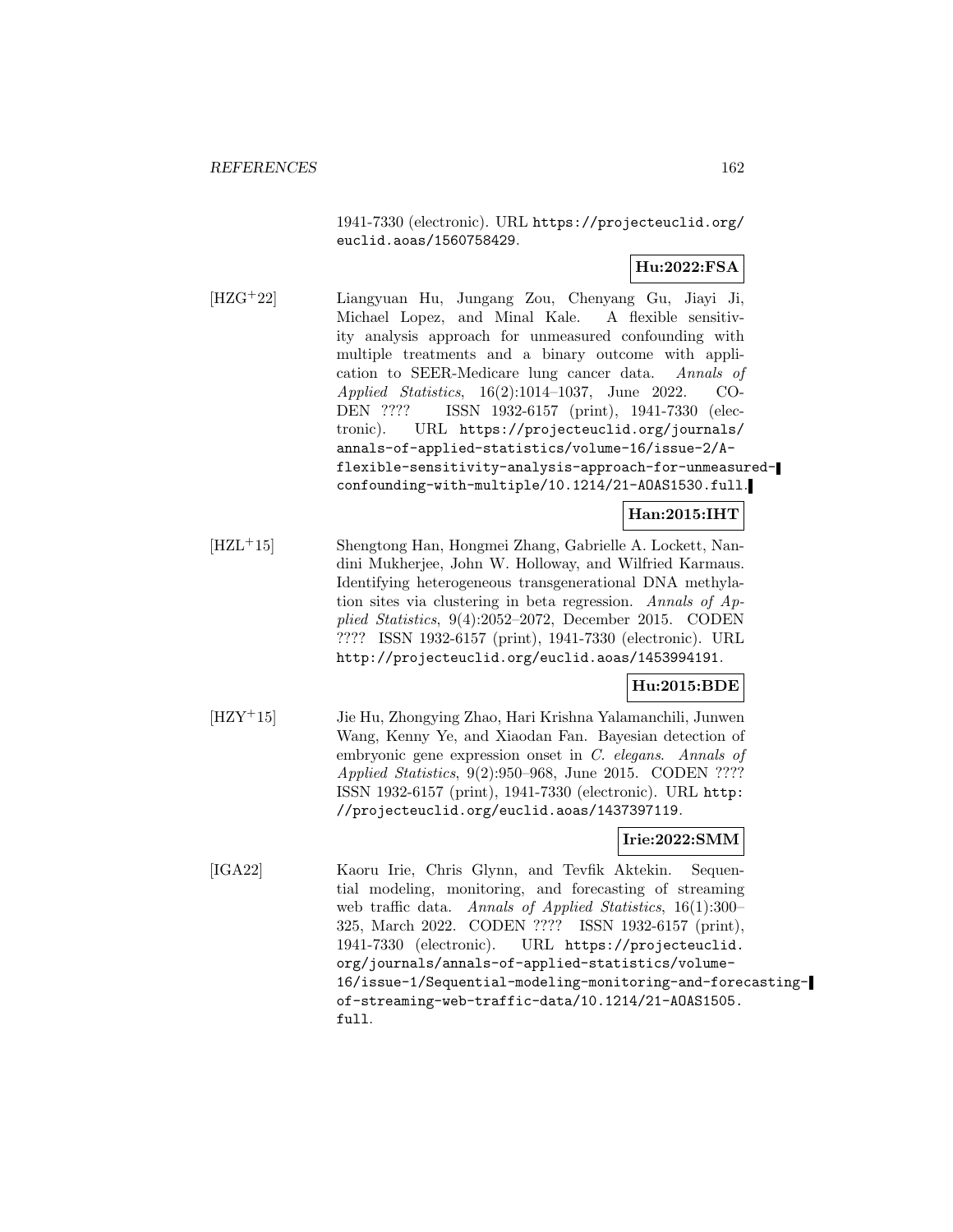1941-7330 (electronic). URL https://projecteuclid.org/euclid.aoas/1560758429.

**Hu:2022:FSA**

[HZG+22] Liangyuan Hu, Jungang Zou, Chenyang Gu, Jiayi Ji, Michael Lopez, and Minal Kale. A flexible sensitivity analysis approach for unmeasured confounding with multiple treatments and a binary outcome with application to SEER-Medicare lung cancer data. *Annals of Applied Statistics*, 16(2):1014–1037, June 2022. CODEN ???? ISSN 1932-6157 (print), 1941-7330 (electronic). URL https://projecteuclid.org/journals/annals-of-applied-statistics/volume-16/issue-2/A-flexible-sensitivity-analysis-approach-for-unmeasured-confounding-with-multiple/10.1214/21-AOAS1530.full.

**Han:2015:IHT**

[HZL+15] Shengtong Han, Hongmei Zhang, Gabrielle A. Lockett, Nandini Mukherjee, John W. Holloway, and Wilfried Karmaus. Identifying heterogeneous transgenerational DNA methylation sites via clustering in beta regression. *Annals of Applied Statistics*, 9(4):2052–2072, December 2015. CODEN ???? ISSN 1932-6157 (print), 1941-7330 (electronic). URL http://projecteuclid.org/euclid.aoas/1453994191.

**Hu:2015:BDE**

[HZY+15] Jie Hu, Zhongying Zhao, Hari Krishna Yalamanchili, Junwen Wang, Kenny Ye, and Xiaodan Fan. Bayesian detection of embryonic gene expression onset in *C. elegans*. *Annals of Applied Statistics*, 9(2):950–968, June 2015. CODEN ???? ISSN 1932-6157 (print), 1941-7330 (electronic). URL http://projecteuclid.org/euclid.aoas/1437397119.

**Irie:2022:SMM**

[IGA22] Kaoru Irie, Chris Glynn, and Tevfik Aktekin. Sequential modeling, monitoring, and forecasting of streaming web traffic data. *Annals of Applied Statistics*, 16(1):300–325, March 2022. CODEN ???? ISSN 1932-6157 (print), 1941-7330 (electronic). URL https://projecteuclid.org/journals/annals-of-applied-statistics/volume-16/issue-1/Sequential-modeling-monitoring-and-forecasting-of-streaming-web-traffic-data/10.1214/21-AOAS1505.full.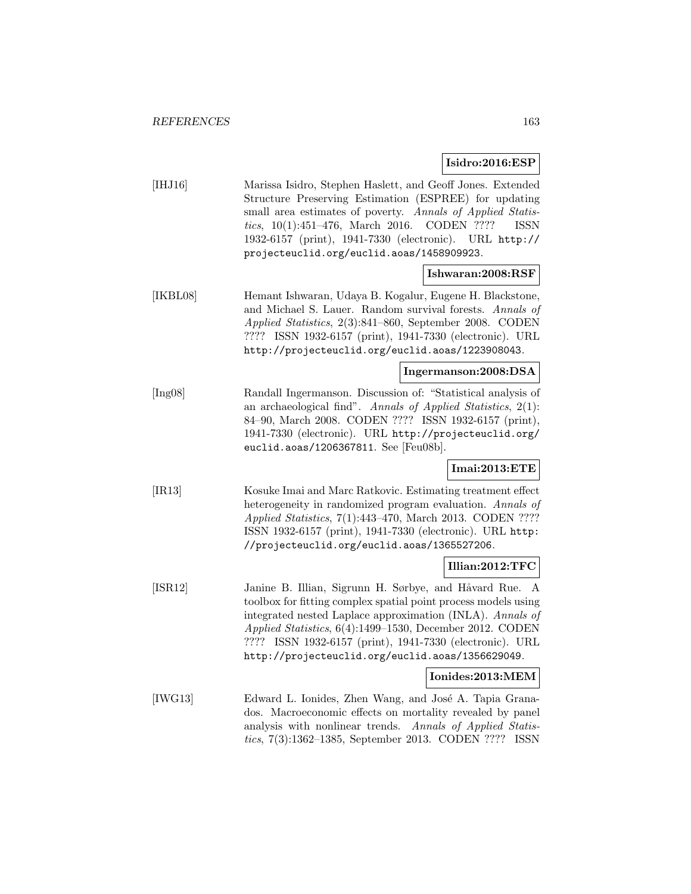**Isidro:2016:ESP**

[IHJ16] Marissa Isidro, Stephen Haslett, and Geoff Jones. Extended Structure Preserving Estimation (ESPREE) for updating small area estimates of poverty. *Annals of Applied Statistics*, 10(1):451–476, March 2016. CODEN ???? ISSN 1932-6157 (print), 1941-7330 (electronic). URL http://projecteuclid.org/euclid.aoas/1458909923.

**Ishwaran:2008:RSF**

[IKBL08] Hemant Ishwaran, Udaya B. Kogalur, Eugene H. Blackstone, and Michael S. Lauer. Random survival forests. *Annals of Applied Statistics*, 2(3):841–860, September 2008. CODEN ???? ISSN 1932-6157 (print), 1941-7330 (electronic). URL http://projecteuclid.org/euclid.aoas/1223908043.

**Ingermanson:2008:DSA**

[Ing08] Randall Ingermanson. Discussion of: "Statistical analysis of an archaeological find". *Annals of Applied Statistics*, 2(1): 84–90, March 2008. CODEN ???? ISSN 1932-6157 (print), 1941-7330 (electronic). URL http://projecteuclid.org/euclid.aoas/1206367811. See [Feu08b].

**Imai:2013:ETE**

[IR13] Kosuke Imai and Marc Ratkovic. Estimating treatment effect heterogeneity in randomized program evaluation. *Annals of Applied Statistics*, 7(1):443–470, March 2013. CODEN ???? ISSN 1932-6157 (print), 1941-7330 (electronic). URL http://projecteuclid.org/euclid.aoas/1365527206.

**Illian:2012:TFC**

[ISR12] Janine B. Illian, Sigrunn H. Sørbye, and Håvard Rue. A toolbox for fitting complex spatial point process models using integrated nested Laplace approximation (INLA). *Annals of Applied Statistics*, 6(4):1499–1530, December 2012. CODEN ???? ISSN 1932-6157 (print), 1941-7330 (electronic). URL http://projecteuclid.org/euclid.aoas/1356629049.

**Ionides:2013:MEM**

[IWG13] Edward L. Ionides, Zhen Wang, and José A. Tapia Granados. Macroeconomic effects on mortality revealed by panel analysis with nonlinear trends. *Annals of Applied Statistics*, 7(3):1362–1385, September 2013. CODEN ???? ISSN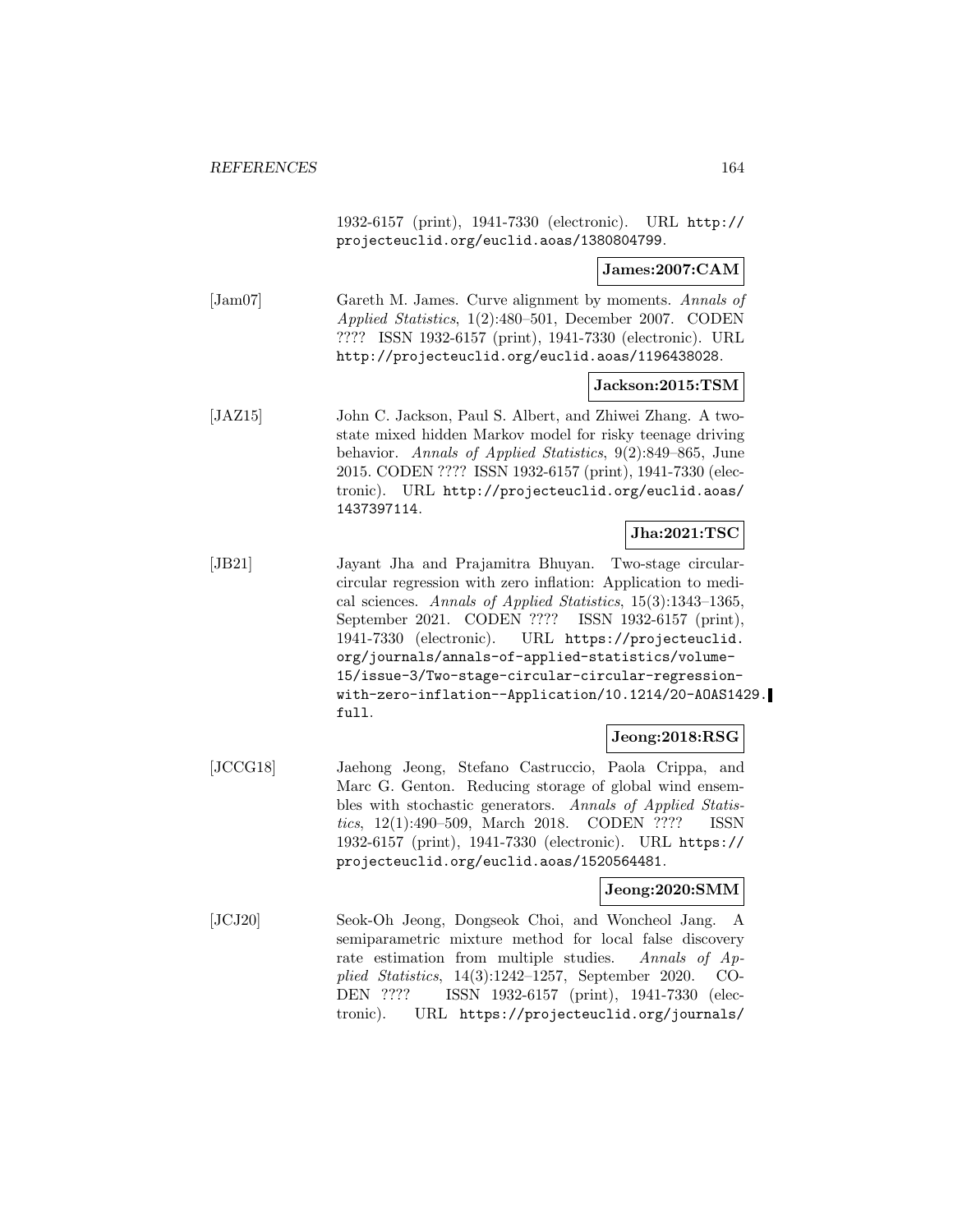1932-6157 (print), 1941-7330 (electronic). URL http://projecteuclid.org/euclid.aoas/1380804799.

**James:2007:CAM**

[Jam07] Gareth M. James. Curve alignment by moments. *Annals of Applied Statistics*, 1(2):480–501, December 2007. CODEN ???? ISSN 1932-6157 (print), 1941-7330 (electronic). URL http://projecteuclid.org/euclid.aoas/1196438028.

**Jackson:2015:TSM**

[JAZ15] John C. Jackson, Paul S. Albert, and Zhiwei Zhang. A two-state mixed hidden Markov model for risky teenage driving behavior. *Annals of Applied Statistics*, 9(2):849–865, June 2015. CODEN ???? ISSN 1932-6157 (print), 1941-7330 (electronic). URL http://projecteuclid.org/euclid.aoas/1437397114.

**Jha:2021:TSC**

[JB21] Jayant Jha and Prajamitra Bhuyan. Two-stage circular-circular regression with zero inflation: Application to medical sciences. *Annals of Applied Statistics*, 15(3):1343–1365, September 2021. CODEN ???? ISSN 1932-6157 (print), 1941-7330 (electronic). URL https://projecteuclid.org/journals/annals-of-applied-statistics/volume-15/issue-3/Two-stage-circular-circular-regression-with-zero-inflation--Application/10.1214/20-AOAS1429.full.

**Jeong:2018:RSG**

[JCCG18] Jaehong Jeong, Stefano Castruccio, Paola Crippa, and Marc G. Genton. Reducing storage of global wind ensembles with stochastic generators. *Annals of Applied Statistics*, 12(1):490–509, March 2018. CODEN ???? ISSN 1932-6157 (print), 1941-7330 (electronic). URL https://projecteuclid.org/euclid.aoas/1520564481.

**Jeong:2020:SMM**

[JCJ20] Seok-Oh Jeong, Dongseok Choi, and Woncheol Jang. A semiparametric mixture method for local false discovery rate estimation from multiple studies. *Annals of Applied Statistics*, 14(3):1242–1257, September 2020. CODEN ???? ISSN 1932-6157 (print), 1941-7330 (electronic). URL https://projecteuclid.org/journals/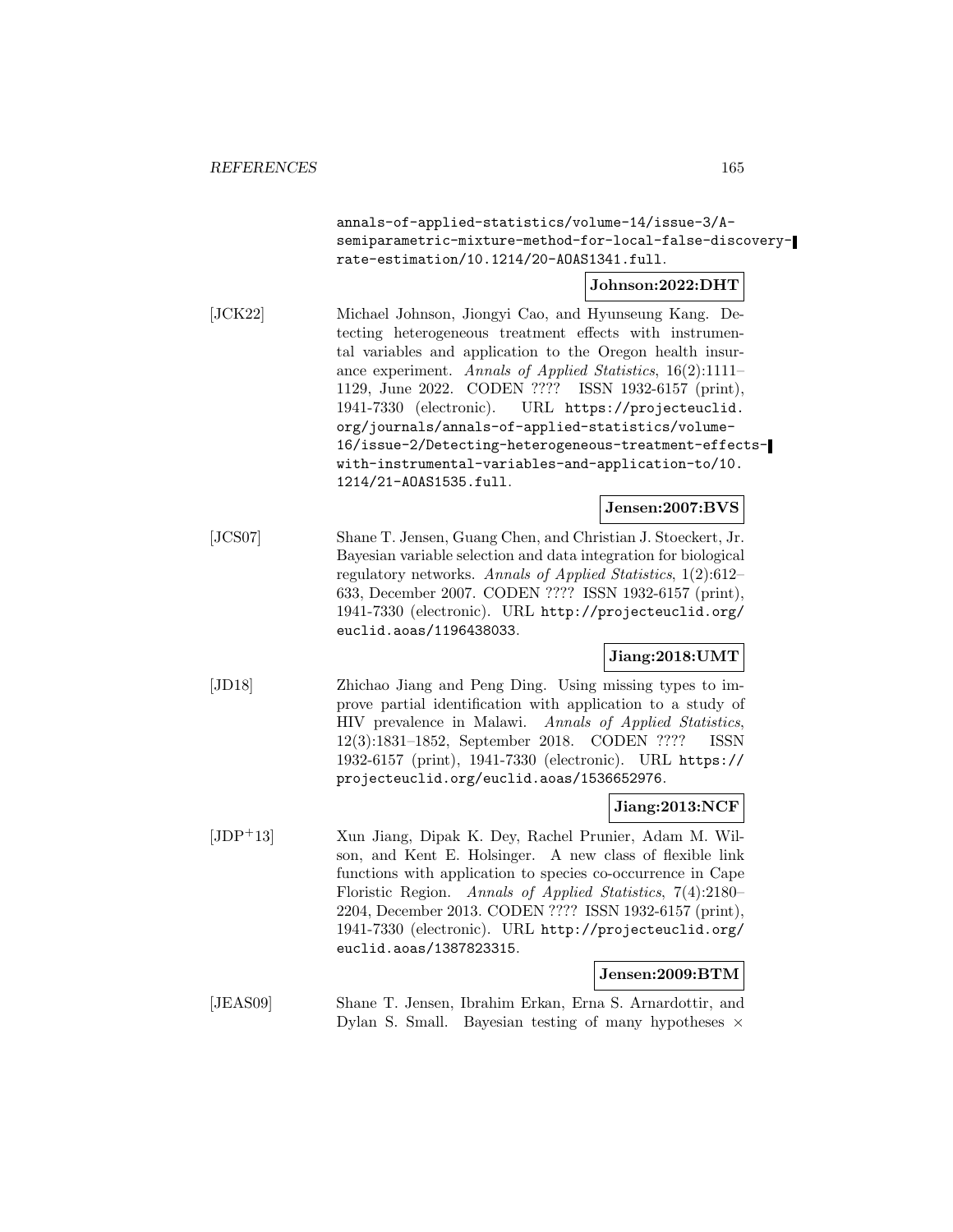annals-of-applied-statistics/volume-14/issue-3/A-semiparametric-mixture-method-for-local-false-discovery-rate-estimation/10.1214/20-AOAS1341.full.

**Johnson:2022:DHT**

[JCK22] Michael Johnson, Jiongyi Cao, and Hyunseung Kang. Detecting heterogeneous treatment effects with instrumental variables and application to the Oregon health insurance experiment. *Annals of Applied Statistics*, 16(2):1111–1129, June 2022. CODEN ???? ISSN 1932-6157 (print), 1941-7330 (electronic). URL https://projecteuclid.org/journals/annals-of-applied-statistics/volume-16/issue-2/Detecting-heterogeneous-treatment-effects-with-instrumental-variables-and-application-to/10.1214/21-AOAS1535.full.

**Jensen:2007:BVS**

[JCS07] Shane T. Jensen, Guang Chen, and Christian J. Stoeckert, Jr. Bayesian variable selection and data integration for biological regulatory networks. *Annals of Applied Statistics*, 1(2):612–633, December 2007. CODEN ???? ISSN 1932-6157 (print), 1941-7330 (electronic). URL http://projecteuclid.org/euclid.aoas/1196438033.

**Jiang:2018:UMT**

[JD18] Zhichao Jiang and Peng Ding. Using missing types to improve partial identification with application to a study of HIV prevalence in Malawi. *Annals of Applied Statistics*, 12(3):1831–1852, September 2018. CODEN ???? ISSN 1932-6157 (print), 1941-7330 (electronic). URL https://projecteuclid.org/euclid.aoas/1536652976.

**Jiang:2013:NCF**

[JDP+13] Xun Jiang, Dipak K. Dey, Rachel Prunier, Adam M. Wilson, and Kent E. Holsinger. A new class of flexible link functions with application to species co-occurrence in Cape Floristic Region. *Annals of Applied Statistics*, 7(4):2180–2204, December 2013. CODEN ???? ISSN 1932-6157 (print), 1941-7330 (electronic). URL http://projecteuclid.org/euclid.aoas/1387823315.

**Jensen:2009:BTM**

[JEAS09] Shane T. Jensen, Ibrahim Erkan, Erna S. Arnardottir, and Dylan S. Small. Bayesian testing of many hypotheses $\times$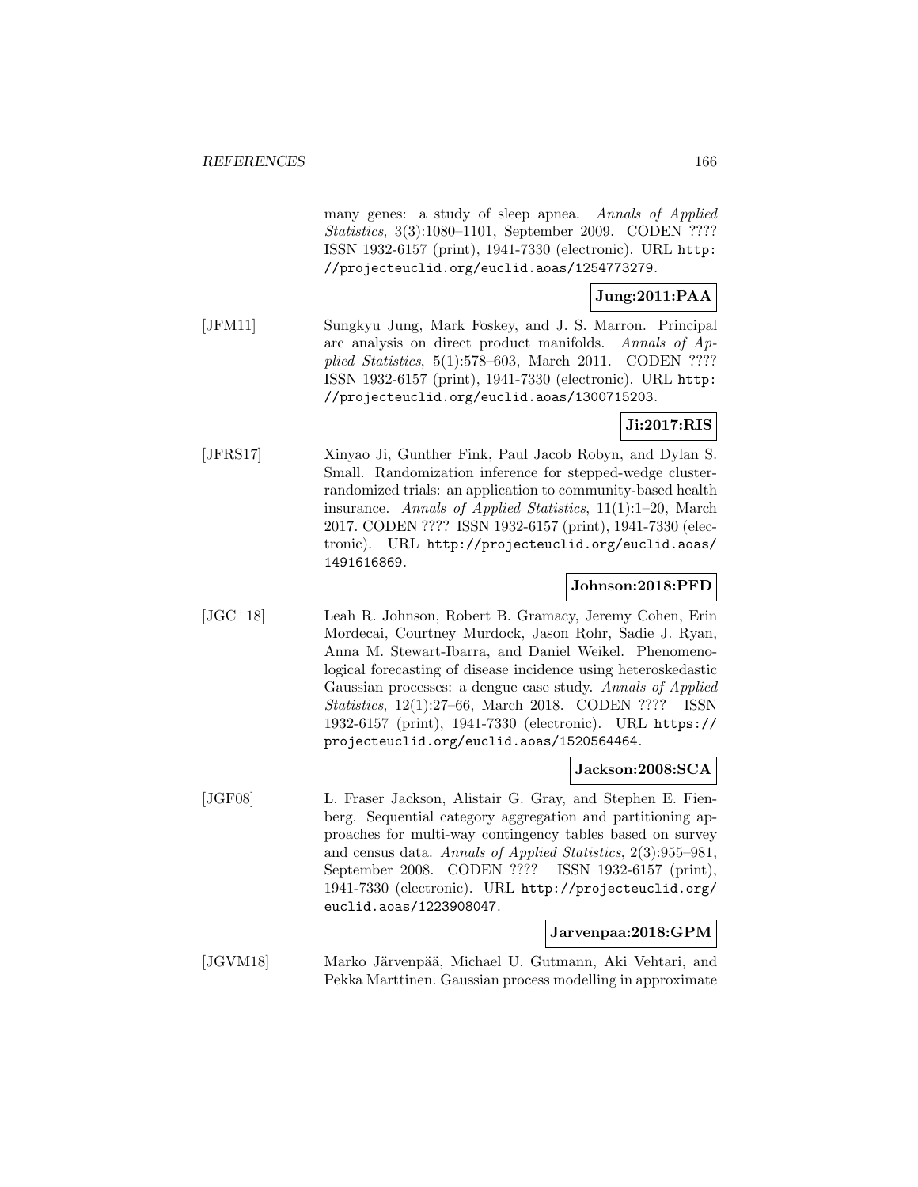many genes: a study of sleep apnea. *Annals of Applied Statistics*, 3(3):1080–1101, September 2009. CODEN ???? ISSN 1932-6157 (print), 1941-7330 (electronic). URL http://projecteuclid.org/euclid.aoas/1254773279.

**Jung:2011:PAA**

[JFM11] Sungkyu Jung, Mark Foskey, and J. S. Marron. Principal arc analysis on direct product manifolds. *Annals of Applied Statistics*, 5(1):578–603, March 2011. CODEN ???? ISSN 1932-6157 (print), 1941-7330 (electronic). URL http://projecteuclid.org/euclid.aoas/1300715203.

**Ji:2017:RIS**

[JFRS17] Xinyao Ji, Gunther Fink, Paul Jacob Robyn, and Dylan S. Small. Randomization inference for stepped-wedge cluster-randomized trials: an application to community-based health insurance. *Annals of Applied Statistics*, 11(1):1–20, March 2017. CODEN ???? ISSN 1932-6157 (print), 1941-7330 (electronic). URL http://projecteuclid.org/euclid.aoas/1491616869.

**Johnson:2018:PFD**

[JGC+18] Leah R. Johnson, Robert B. Gramacy, Jeremy Cohen, Erin Mordecai, Courtney Murdock, Jason Rohr, Sadie J. Ryan, Anna M. Stewart-Ibarra, and Daniel Weikel. Phenomenological forecasting of disease incidence using heteroskedastic Gaussian processes: a dengue case study. *Annals of Applied Statistics*, 12(1):27–66, March 2018. CODEN ???? ISSN 1932-6157 (print), 1941-7330 (electronic). URL https://projecteuclid.org/euclid.aoas/1520564464.

**Jackson:2008:SCA**

[JGF08] L. Fraser Jackson, Alistair G. Gray, and Stephen E. Fienberg. Sequential category aggregation and partitioning approaches for multi-way contingency tables based on survey and census data. *Annals of Applied Statistics*, 2(3):955–981, September 2008. CODEN ???? ISSN 1932-6157 (print), 1941-7330 (electronic). URL http://projecteuclid.org/euclid.aoas/1223908047.

**Jarvenpaa:2018:GPM**

[JGVM18] Marko Järvenpää, Michael U. Gutmann, Aki Vehtari, and Pekka Marttinen. Gaussian process modelling in approximate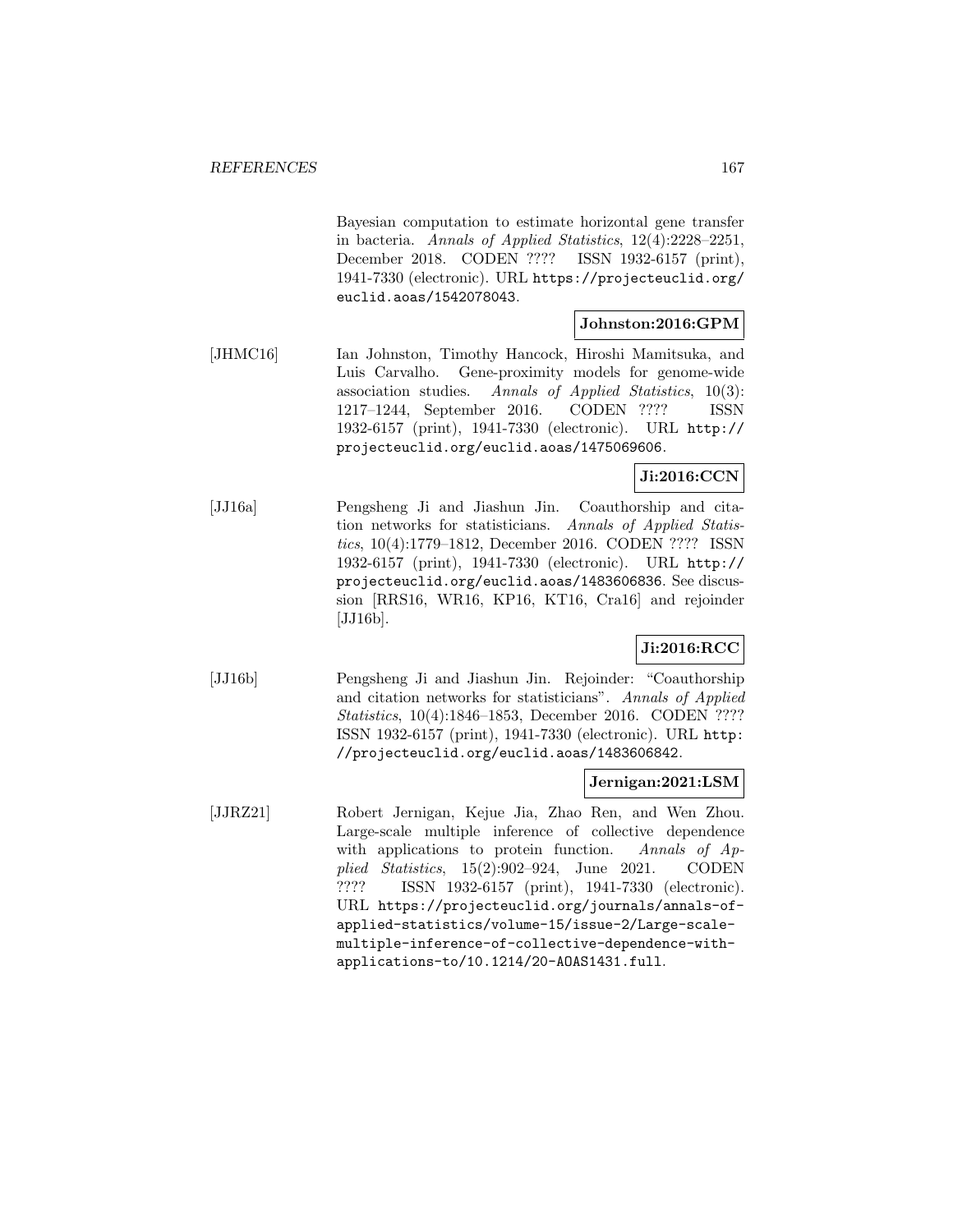Bayesian computation to estimate horizontal gene transfer in bacteria. *Annals of Applied Statistics*, 12(4):2228–2251, December 2018. CODEN ???? ISSN 1932-6157 (print), 1941-7330 (electronic). URL https://projecteuclid.org/euclid.aoas/1542078043.

**Johnston:2016:GPM**

[JHMC16] Ian Johnston, Timothy Hancock, Hiroshi Mamitsuka, and Luis Carvalho. Gene-proximity models for genome-wide association studies. *Annals of Applied Statistics*, 10(3): 1217–1244, September 2016. CODEN ???? ISSN 1932-6157 (print), 1941-7330 (electronic). URL http://projecteuclid.org/euclid.aoas/1475069606.

**Ji:2016:CCN**

[JJ16a] Pengsheng Ji and Jiashun Jin. Coauthorship and citation networks for statisticians. *Annals of Applied Statistics*, 10(4):1779–1812, December 2016. CODEN ???? ISSN 1932-6157 (print), 1941-7330 (electronic). URL http://projecteuclid.org/euclid.aoas/1483606836. See discussion [RRS16, WR16, KP16, KT16, Cra16] and rejoinder [JJ16b].

**Ji:2016:RCC**

[JJ16b] Pengsheng Ji and Jiashun Jin. Rejoinder: "Coauthorship and citation networks for statisticians". *Annals of Applied Statistics*, 10(4):1846–1853, December 2016. CODEN ???? ISSN 1932-6157 (print), 1941-7330 (electronic). URL http://projecteuclid.org/euclid.aoas/1483606842.

**Jernigan:2021:LSM**

[JJRZ21] Robert Jernigan, Kejue Jia, Zhao Ren, and Wen Zhou. Large-scale multiple inference of collective dependence with applications to protein function. *Annals of Applied Statistics*, 15(2):902–924, June 2021. CODEN ???? ISSN 1932-6157 (print), 1941-7330 (electronic). URL https://projecteuclid.org/journals/annals-of-applied-statistics/volume-15/issue-2/Large-scale-multiple-inference-of-collective-dependence-with-applications-to/10.1214/20-AOAS1431.full.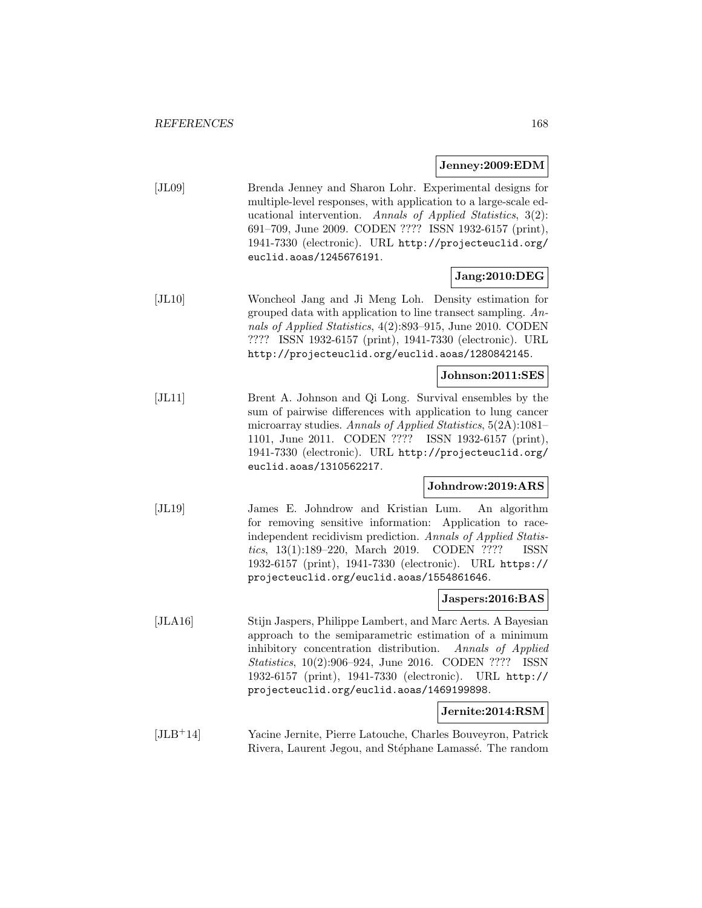**Jenney:2009:EDM**

[JL09] Brenda Jenney and Sharon Lohr. Experimental designs for multiple-level responses, with application to a large-scale educational intervention. *Annals of Applied Statistics*, 3(2): 691–709, June 2009. CODEN ???? ISSN 1932-6157 (print), 1941-7330 (electronic). URL `http://projecteuclid.org/euclid.aoas/1245676191`.

**Jang:2010:DEG**

[JL10] Woncheol Jang and Ji Meng Loh. Density estimation for grouped data with application to line transect sampling. *Annals of Applied Statistics*, 4(2):893–915, June 2010. CODEN ???? ISSN 1932-6157 (print), 1941-7330 (electronic). URL `http://projecteuclid.org/euclid.aoas/1280842145`.

**Johnson:2011:SES**

[JL11] Brent A. Johnson and Qi Long. Survival ensembles by the sum of pairwise differences with application to lung cancer microarray studies. *Annals of Applied Statistics*, 5(2A):1081–1101, June 2011. CODEN ???? ISSN 1932-6157 (print), 1941-7330 (electronic). URL `http://projecteuclid.org/euclid.aoas/1310562217`.

**Johndrow:2019:ARS**

[JL19] James E. Johndrow and Kristian Lum. An algorithm for removing sensitive information: Application to race-independent recidivism prediction. *Annals of Applied Statistics*, 13(1):189–220, March 2019. CODEN ???? ISSN 1932-6157 (print), 1941-7330 (electronic). URL `https://projecteuclid.org/euclid.aoas/1554861646`.

**Jaspers:2016:BAS**

[JLA16] Stijn Jaspers, Philippe Lambert, and Marc Aerts. A Bayesian approach to the semiparametric estimation of a minimum inhibitory concentration distribution. *Annals of Applied Statistics*, 10(2):906–924, June 2016. CODEN ???? ISSN 1932-6157 (print), 1941-7330 (electronic). URL `http://projecteuclid.org/euclid.aoas/1469199898`.

**Jernite:2014:RSM**

[JLB+14] Yacine Jernite, Pierre Latouche, Charles Bouveyron, Patrick Rivera, Laurent Jegou, and Stéphane Lamassé. The random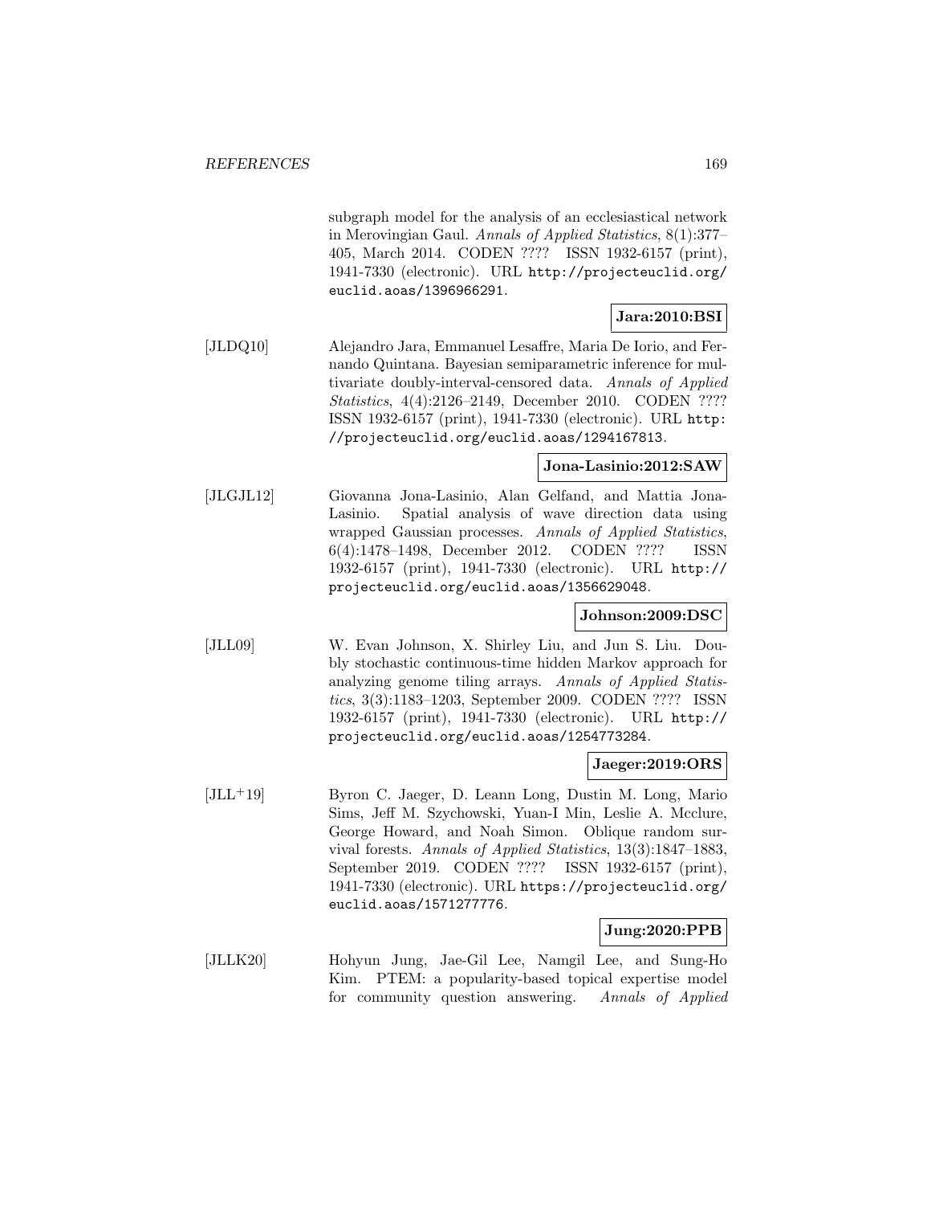subgraph model for the analysis of an ecclesiastical network in Merovingian Gaul. *Annals of Applied Statistics*, 8(1):377–405, March 2014. CODEN ???? ISSN 1932-6157 (print), 1941-7330 (electronic). URL http://projecteuclid.org/euclid.aoas/1396966291.

**Jara:2010:BSI**

[JLDQ10] Alejandro Jara, Emmanuel Lesaffre, Maria De Iorio, and Fernando Quintana. Bayesian semiparametric inference for multivariate doubly-interval-censored data. *Annals of Applied Statistics*, 4(4):2126–2149, December 2010. CODEN ???? ISSN 1932-6157 (print), 1941-7330 (electronic). URL http://projecteuclid.org/euclid.aoas/1294167813.

**Jona-Lasinio:2012:SAW**

[JLGJL12] Giovanna Jona-Lasinio, Alan Gelfand, and Mattia Jona-Lasinio. Spatial analysis of wave direction data using wrapped Gaussian processes. *Annals of Applied Statistics*, 6(4):1478–1498, December 2012. CODEN ???? ISSN 1932-6157 (print), 1941-7330 (electronic). URL http://projecteuclid.org/euclid.aoas/1356629048.

**Johnson:2009:DSC**

[JLL09] W. Evan Johnson, X. Shirley Liu, and Jun S. Liu. Doubly stochastic continuous-time hidden Markov approach for analyzing genome tiling arrays. *Annals of Applied Statistics*, 3(3):1183–1203, September 2009. CODEN ???? ISSN 1932-6157 (print), 1941-7330 (electronic). URL http://projecteuclid.org/euclid.aoas/1254773284.

**Jaeger:2019:ORS**

[JLL+19] Byron C. Jaeger, D. Leann Long, Dustin M. Long, Mario Sims, Jeff M. Szychowski, Yuan-I Min, Leslie A. Mcclure, George Howard, and Noah Simon. Oblique random survival forests. *Annals of Applied Statistics*, 13(3):1847–1883, September 2019. CODEN ???? ISSN 1932-6157 (print), 1941-7330 (electronic). URL https://projecteuclid.org/euclid.aoas/1571277776.

**Jung:2020:PPB**

[JLLK20] Hohyun Jung, Jae-Gil Lee, Namgil Lee, and Sung-Ho Kim. PTEM: a popularity-based topical expertise model for community question answering. *Annals of Applied*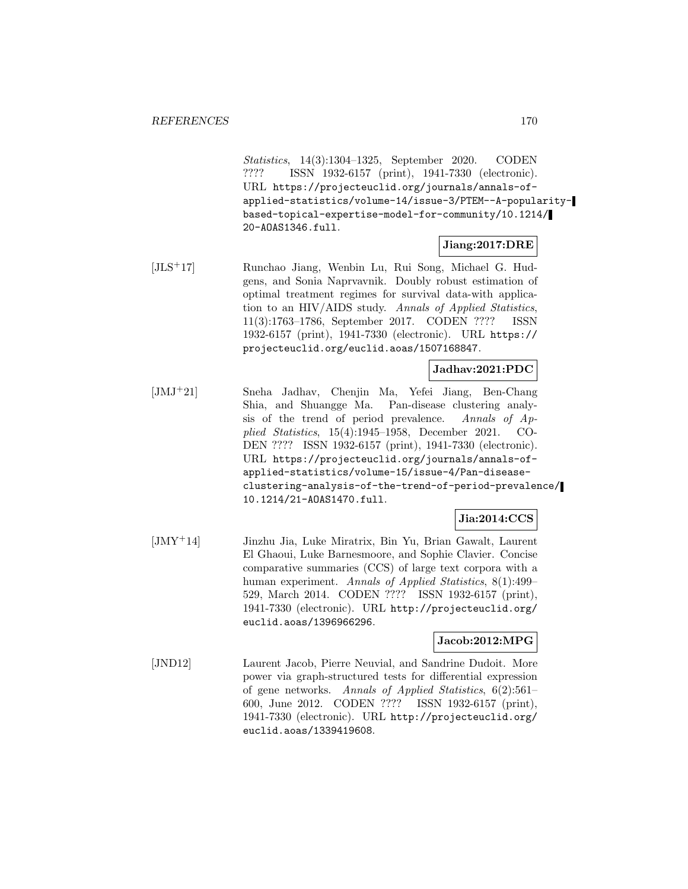*Statistics*, 14(3):1304–1325, September 2020. CODEN ???? ISSN 1932-6157 (print), 1941-7330 (electronic). URL `https://projecteuclid.org/journals/annals-of-applied-statistics/volume-14/issue-3/PTEM--A-popularity-based-topical-expertise-model-for-community/10.1214/20-AOAS1346.full`.

**Jiang:2017:DRE**

[JLS+17] Runchao Jiang, Wenbin Lu, Rui Song, Michael G. Hudgens, and Sonia Naprvavnik. Doubly robust estimation of optimal treatment regimes for survival data-with application to an HIV/AIDS study. *Annals of Applied Statistics*, 11(3):1763–1786, September 2017. CODEN ???? ISSN 1932-6157 (print), 1941-7330 (electronic). URL `https://projecteuclid.org/euclid.aoas/1507168847`.

**Jadhav:2021:PDC**

[JMJ+21] Sneha Jadhav, Chenjin Ma, Yefei Jiang, Ben-Chang Shia, and Shuangge Ma. Pan-disease clustering analysis of the trend of period prevalence. *Annals of Applied Statistics*, 15(4):1945–1958, December 2021. CODEN ???? ISSN 1932-6157 (print), 1941-7330 (electronic). URL `https://projecteuclid.org/journals/annals-of-applied-statistics/volume-15/issue-4/Pan-disease-clustering-analysis-of-the-trend-of-period-prevalence/10.1214/21-AOAS1470.full`.

**Jia:2014:CCS**

[JMY+14] Jinzhu Jia, Luke Miratrix, Bin Yu, Brian Gawalt, Laurent El Ghaoui, Luke Barnesmoore, and Sophie Clavier. Concise comparative summaries (CCS) of large text corpora with a human experiment. *Annals of Applied Statistics*, 8(1):499–529, March 2014. CODEN ???? ISSN 1932-6157 (print), 1941-7330 (electronic). URL `http://projecteuclid.org/euclid.aoas/1396966296`.

**Jacob:2012:MPG**

[JND12] Laurent Jacob, Pierre Neuvial, and Sandrine Dudoit. More power via graph-structured tests for differential expression of gene networks. *Annals of Applied Statistics*, 6(2):561–600, June 2012. CODEN ???? ISSN 1932-6157 (print), 1941-7330 (electronic). URL `http://projecteuclid.org/euclid.aoas/1339419608`.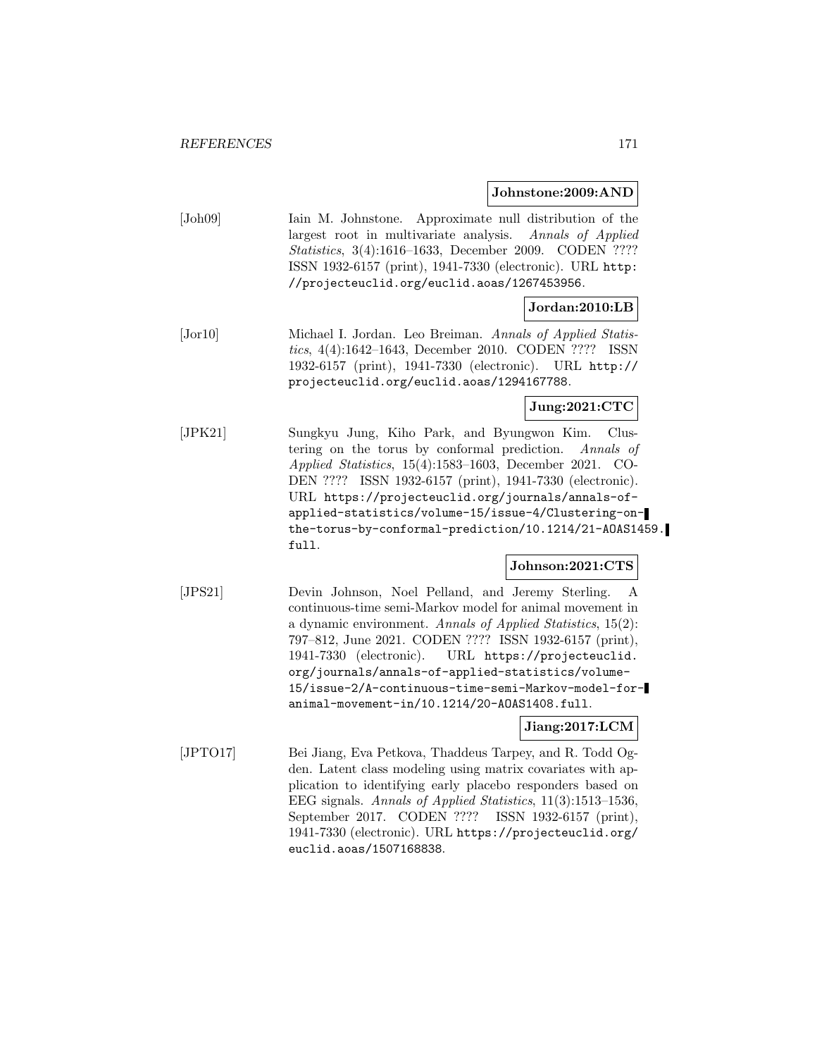**Johnstone:2009:AND**

[Joh09] Iain M. Johnstone. Approximate null distribution of the largest root in multivariate analysis. *Annals of Applied Statistics*, 3(4):1616–1633, December 2009. CODEN ???? ISSN 1932-6157 (print), 1941-7330 (electronic). URL http://projecteuclid.org/euclid.aoas/1267453956.

**Jordan:2010:LB**

[Jor10] Michael I. Jordan. Leo Breiman. *Annals of Applied Statistics*, 4(4):1642–1643, December 2010. CODEN ???? ISSN 1932-6157 (print), 1941-7330 (electronic). URL http://projecteuclid.org/euclid.aoas/1294167788.

**Jung:2021:CTC**

[JPK21] Sungkyu Jung, Kiho Park, and Byungwon Kim. Clustering on the torus by conformal prediction. *Annals of Applied Statistics*, 15(4):1583–1603, December 2021. CODEN ???? ISSN 1932-6157 (print), 1941-7330 (electronic). URL https://projecteuclid.org/journals/annals-of-applied-statistics/volume-15/issue-4/Clustering-on-the-torus-by-conformal-prediction/10.1214/21-AOAS1459.full.

**Johnson:2021:CTS**

[JPS21] Devin Johnson, Noel Pelland, and Jeremy Sterling. A continuous-time semi-Markov model for animal movement in a dynamic environment. *Annals of Applied Statistics*, 15(2):797–812, June 2021. CODEN ???? ISSN 1932-6157 (print), 1941-7330 (electronic). URL https://projecteuclid.org/journals/annals-of-applied-statistics/volume-15/issue-2/A-continuous-time-semi-Markov-model-for-animal-movement-in/10.1214/20-AOAS1408.full.

**Jiang:2017:LCM**

[JPTO17] Bei Jiang, Eva Petkova, Thaddeus Tarpey, and R. Todd Ogden. Latent class modeling using matrix covariates with application to identifying early placebo responders based on EEG signals. *Annals of Applied Statistics*, 11(3):1513–1536, September 2017. CODEN ???? ISSN 1932-6157 (print), 1941-7330 (electronic). URL https://projecteuclid.org/euclid.aoas/1507168838.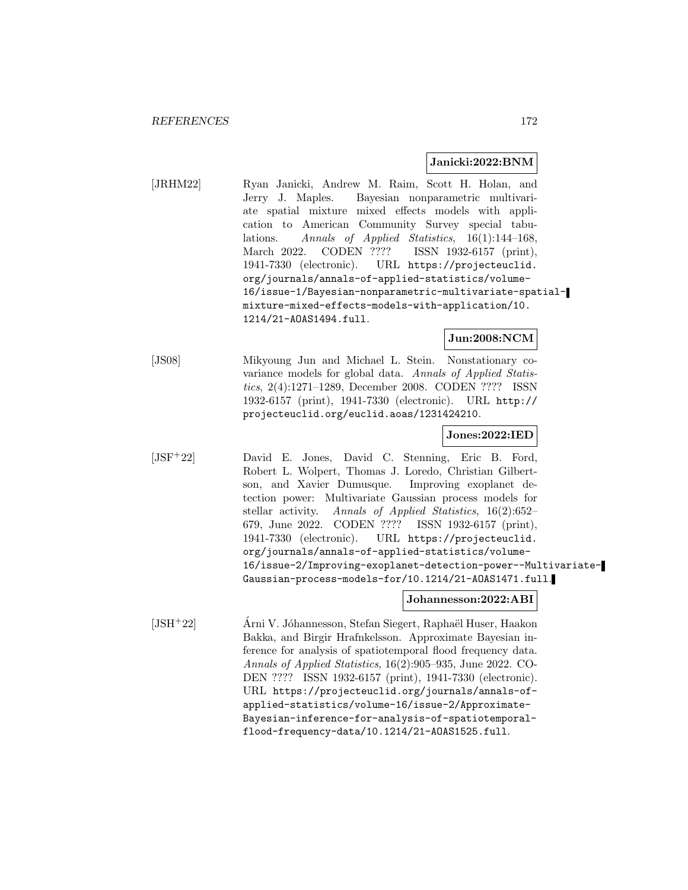**Janicki:2022:BNM**

[JRHM22] Ryan Janicki, Andrew M. Raim, Scott H. Holan, and Jerry J. Maples. Bayesian nonparametric multivariate spatial mixture mixed effects models with application to American Community Survey special tabulations. *Annals of Applied Statistics*, 16(1):144–168, March 2022. CODEN ???? ISSN 1932-6157 (print), 1941-7330 (electronic). URL `https://projecteuclid.org/journals/annals-of-applied-statistics/volume-16/issue-1/Bayesian-nonparametric-multivariate-spatial-mixture-mixed-effects-models-with-application/10.1214/21-AOAS1494.full`.

**Jun:2008:NCM**

[JS08] Mikyoung Jun and Michael L. Stein. Nonstationary covariance models for global data. *Annals of Applied Statistics*, 2(4):1271–1289, December 2008. CODEN ???? ISSN 1932-6157 (print), 1941-7330 (electronic). URL `http://projecteuclid.org/euclid.aoas/1231424210`.

**Jones:2022:IED**

[JSF+22] David E. Jones, David C. Stenning, Eric B. Ford, Robert L. Wolpert, Thomas J. Loredo, Christian Gilbertson, and Xavier Dumusque. Improving exoplanet detection power: Multivariate Gaussian process models for stellar activity. *Annals of Applied Statistics*, 16(2):652–679, June 2022. CODEN ???? ISSN 1932-6157 (print), 1941-7330 (electronic). URL `https://projecteuclid.org/journals/annals-of-applied-statistics/volume-16/issue-2/Improving-exoplanet-detection-power--Multivariate-Gaussian-process-models-for/10.1214/21-AOAS1471.full`.

**Johannesson:2022:ABI**

[JSH+22] Árni V. Jóhannesson, Stefan Siegert, Raphaël Huser, Haakon Bakka, and Birgir Hrafnkelsson. Approximate Bayesian inference for analysis of spatiotemporal flood frequency data. *Annals of Applied Statistics*, 16(2):905–935, June 2022. CODEN ???? ISSN 1932-6157 (print), 1941-7330 (electronic). URL `https://projecteuclid.org/journals/annals-of-applied-statistics/volume-16/issue-2/Approximate-Bayesian-inference-for-analysis-of-spatiotemporal-flood-frequency-data/10.1214/21-AOAS1525.full`.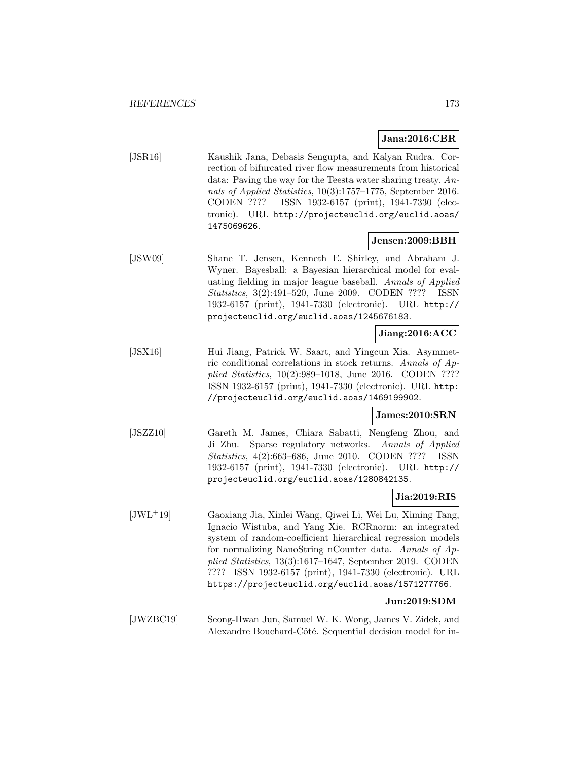**Jana:2016:CBR**

[JSR16] Kaushik Jana, Debasis Sengupta, and Kalyan Rudra. Correction of bifurcated river flow measurements from historical data: Paving the way for the Teesta water sharing treaty. *Annals of Applied Statistics*, 10(3):1757–1775, September 2016. CODEN ???? ISSN 1932-6157 (print), 1941-7330 (electronic). URL http://projecteuclid.org/euclid.aoas/1475069626.

**Jensen:2009:BBH**

[JSW09] Shane T. Jensen, Kenneth E. Shirley, and Abraham J. Wyner. Bayesball: a Bayesian hierarchical model for evaluating fielding in major league baseball. *Annals of Applied Statistics*, 3(2):491–520, June 2009. CODEN ???? ISSN 1932-6157 (print), 1941-7330 (electronic). URL http://projecteuclid.org/euclid.aoas/1245676183.

**Jiang:2016:ACC**

[JSX16] Hui Jiang, Patrick W. Saart, and Yingcun Xia. Asymmetric conditional correlations in stock returns. *Annals of Applied Statistics*, 10(2):989–1018, June 2016. CODEN ???? ISSN 1932-6157 (print), 1941-7330 (electronic). URL http://projecteuclid.org/euclid.aoas/1469199902.

**James:2010:SRN**

[JSZZ10] Gareth M. James, Chiara Sabatti, Nengfeng Zhou, and Ji Zhu. Sparse regulatory networks. *Annals of Applied Statistics*, 4(2):663–686, June 2010. CODEN ???? ISSN 1932-6157 (print), 1941-7330 (electronic). URL http://projecteuclid.org/euclid.aoas/1280842135.

**Jia:2019:RIS**

[JWL+19] Gaoxiang Jia, Xinlei Wang, Qiwei Li, Wei Lu, Ximing Tang, Ignacio Wistuba, and Yang Xie. RCRnorm: an integrated system of random-coefficient hierarchical regression models for normalizing NanoString nCounter data. *Annals of Applied Statistics*, 13(3):1617–1647, September 2019. CODEN ???? ISSN 1932-6157 (print), 1941-7330 (electronic). URL https://projecteuclid.org/euclid.aoas/1571277766.

**Jun:2019:SDM**

[JWZBC19] Seong-Hwan Jun, Samuel W. K. Wong, James V. Zidek, and Alexandre Bouchard-Côté. Sequential decision model for in-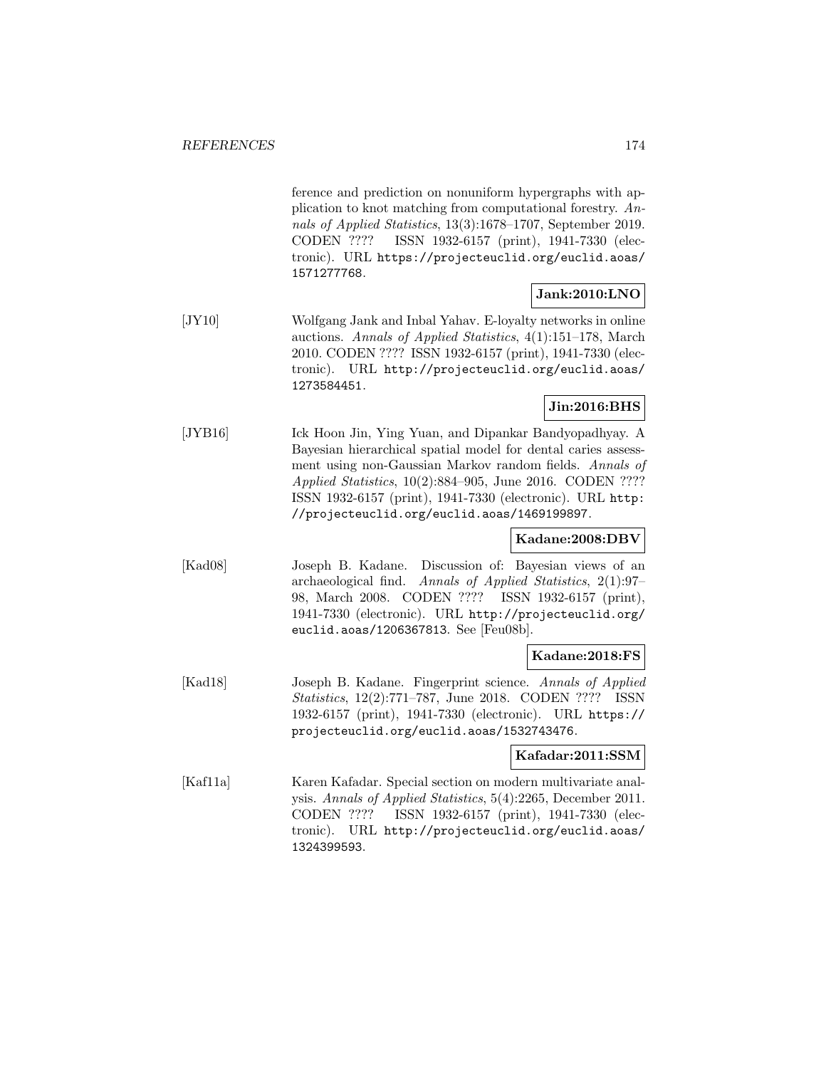ference and prediction on nonuniform hypergraphs with application to knot matching from computational forestry. *Annals of Applied Statistics*, 13(3):1678–1707, September 2019. CODEN ???? ISSN 1932-6157 (print), 1941-7330 (electronic). URL https://projecteuclid.org/euclid.aoas/1571277768.

**Jank:2010:LNO**

[JY10] Wolfgang Jank and Inbal Yahav. E-loyalty networks in online auctions. *Annals of Applied Statistics*, 4(1):151–178, March 2010. CODEN ???? ISSN 1932-6157 (print), 1941-7330 (electronic). URL http://projecteuclid.org/euclid.aoas/1273584451.

**Jin:2016:BHS**

[JYB16] Ick Hoon Jin, Ying Yuan, and Dipankar Bandyopadhyay. A Bayesian hierarchical spatial model for dental caries assessment using non-Gaussian Markov random fields. *Annals of Applied Statistics*, 10(2):884–905, June 2016. CODEN ???? ISSN 1932-6157 (print), 1941-7330 (electronic). URL http://projecteuclid.org/euclid.aoas/1469199897.

**Kadane:2008:DBV**

[Kad08] Joseph B. Kadane. Discussion of: Bayesian views of an archaeological find. *Annals of Applied Statistics*, 2(1):97–98, March 2008. CODEN ???? ISSN 1932-6157 (print), 1941-7330 (electronic). URL http://projecteuclid.org/euclid.aoas/1206367813. See [Feu08b].

**Kadane:2018:FS**

[Kad18] Joseph B. Kadane. Fingerprint science. *Annals of Applied Statistics*, 12(2):771–787, June 2018. CODEN ???? ISSN 1932-6157 (print), 1941-7330 (electronic). URL https://projecteuclid.org/euclid.aoas/1532743476.

**Kafadar:2011:SSM**

[Kaf11a] Karen Kafadar. Special section on modern multivariate analysis. *Annals of Applied Statistics*, 5(4):2265, December 2011. CODEN ???? ISSN 1932-6157 (print), 1941-7330 (electronic). URL http://projecteuclid.org/euclid.aoas/1324399593.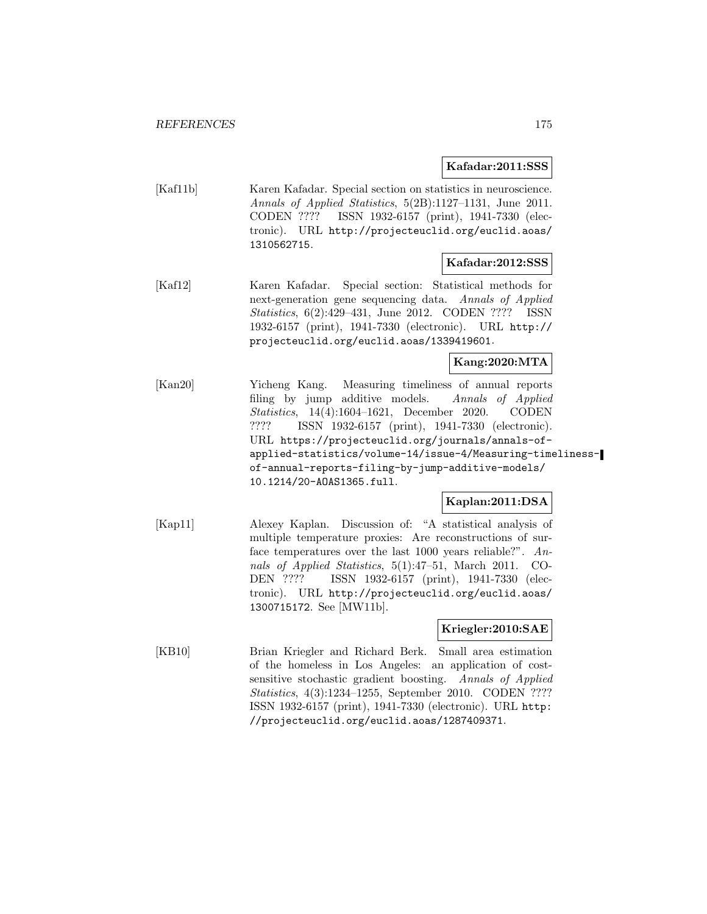**Kafadar:2011:SSS**

[Kaf11b] Karen Kafadar. Special section on statistics in neuroscience. *Annals of Applied Statistics*, 5(2B):1127–1131, June 2011. CODEN ???? ISSN 1932-6157 (print), 1941-7330 (electronic). URL `http://projecteuclid.org/euclid.aoas/1310562715`.

**Kafadar:2012:SSS**

[Kaf12] Karen Kafadar. Special section: Statistical methods for next-generation gene sequencing data. *Annals of Applied Statistics*, 6(2):429–431, June 2012. CODEN ???? ISSN 1932-6157 (print), 1941-7330 (electronic). URL `http://projecteuclid.org/euclid.aoas/1339419601`.

**Kang:2020:MTA**

[Kan20] Yicheng Kang. Measuring timeliness of annual reports filing by jump additive models. *Annals of Applied Statistics*, 14(4):1604–1621, December 2020. CODEN ???? ISSN 1932-6157 (print), 1941-7330 (electronic). URL `https://projecteuclid.org/journals/annals-of-applied-statistics/volume-14/issue-4/Measuring-timeliness-of-annual-reports-filing-by-jump-additive-models/10.1214/20-AOAS1365.full`.

**Kaplan:2011:DSA**

[Kap11] Alexey Kaplan. Discussion of: "A statistical analysis of multiple temperature proxies: Are reconstructions of surface temperatures over the last 1000 years reliable?". *Annals of Applied Statistics*, 5(1):47–51, March 2011. CODEN ???? ISSN 1932-6157 (print), 1941-7330 (electronic). URL `http://projecteuclid.org/euclid.aoas/1300715172`. See [MW11b].

**Kriegler:2010:SAE**

[KB10] Brian Kriegler and Richard Berk. Small area estimation of the homeless in Los Angeles: an application of cost-sensitive stochastic gradient boosting. *Annals of Applied Statistics*, 4(3):1234–1255, September 2010. CODEN ???? ISSN 1932-6157 (print), 1941-7330 (electronic). URL `http://projecteuclid.org/euclid.aoas/1287409371`.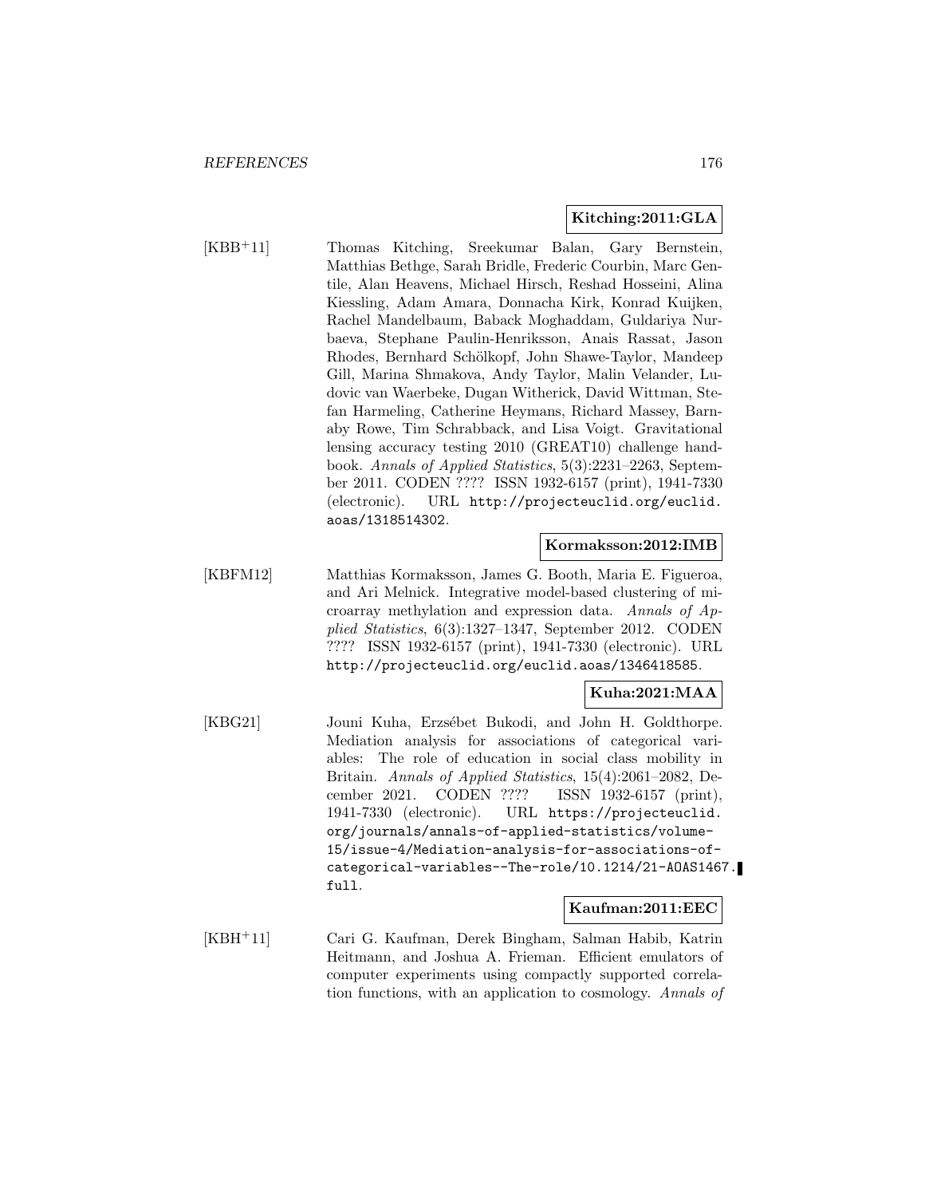**Kitching:2011:GLA**

[KBB+11] Thomas Kitching, Sreekumar Balan, Gary Bernstein, Matthias Bethge, Sarah Bridle, Frederic Courbin, Marc Gentile, Alan Heavens, Michael Hirsch, Reshad Hosseini, Alina Kiessling, Adam Amara, Donnacha Kirk, Konrad Kuijken, Rachel Mandelbaum, Baback Moghaddam, Guldariya Nurbaeva, Stephane Paulin-Henriksson, Anais Rassat, Jason Rhodes, Bernhard Schölkopf, John Shawe-Taylor, Mandeep Gill, Marina Shmakova, Andy Taylor, Malin Velander, Ludovic van Waerbeke, Dugan Witherick, David Wittman, Stefan Harmeling, Catherine Heymans, Richard Massey, Barnaby Rowe, Tim Schrabback, and Lisa Voigt. Gravitational lensing accuracy testing 2010 (GREAT10) challenge handbook. *Annals of Applied Statistics*, 5(3):2231–2263, September 2011. CODEN ???? ISSN 1932-6157 (print), 1941-7330 (electronic). URL `http://projecteuclid.org/euclid.aoas/1318514302`.

**Kormaksson:2012:IMB**

[KBFM12] Matthias Kormaksson, James G. Booth, Maria E. Figueroa, and Ari Melnick. Integrative model-based clustering of microarray methylation and expression data. *Annals of Applied Statistics*, 6(3):1327–1347, September 2012. CODEN ???? ISSN 1932-6157 (print), 1941-7330 (electronic). URL `http://projecteuclid.org/euclid.aoas/1346418585`.

**Kuha:2021:MAA**

[KBG21] Jouni Kuha, Erzsébet Bukodi, and John H. Goldthorpe. Mediation analysis for associations of categorical variables: The role of education in social class mobility in Britain. *Annals of Applied Statistics*, 15(4):2061–2082, December 2021. CODEN ???? ISSN 1932-6157 (print), 1941-7330 (electronic). URL `https://projecteuclid.org/journals/annals-of-applied-statistics/volume-15/issue-4/Mediation-analysis-for-associations-of-categorical-variables--The-role/10.1214/21-AOAS1467.full`.

**Kaufman:2011:EEC**

[KBH+11] Cari G. Kaufman, Derek Bingham, Salman Habib, Katrin Heitmann, and Joshua A. Frieman. Efficient emulators of computer experiments using compactly supported correlation functions, with an application to cosmology. *Annals of*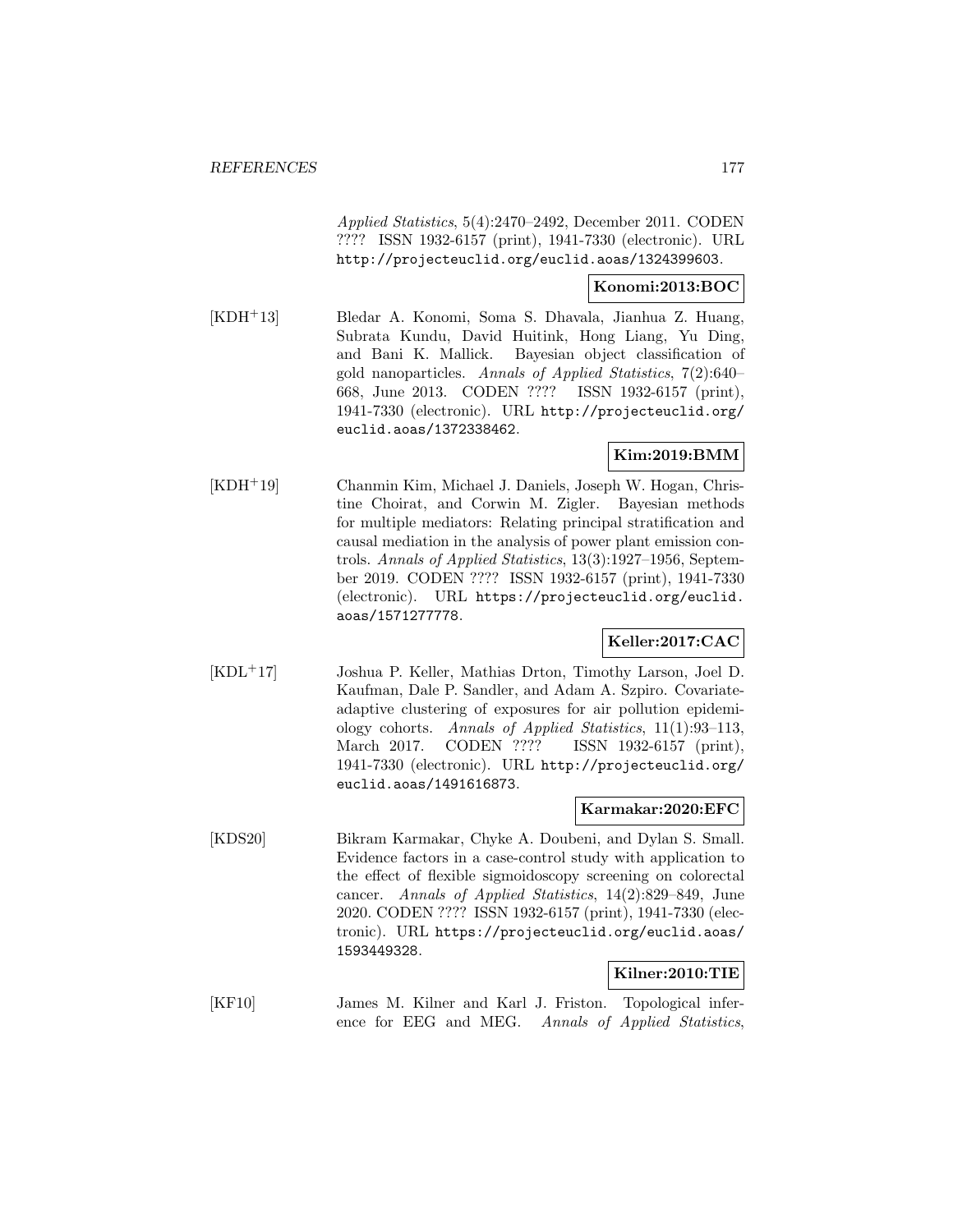*Applied Statistics*, 5(4):2470–2492, December 2011. CODEN ???? ISSN 1932-6157 (print), 1941-7330 (electronic). URL http://projecteuclid.org/euclid.aoas/1324399603.

**Konomi:2013:BOC**

[KDH[+]13] Bledar A. Konomi, Soma S. Dhavala, Jianhua Z. Huang, Subrata Kundu, David Huitink, Hong Liang, Yu Ding, and Bani K. Mallick. Bayesian object classification of gold nanoparticles. *Annals of Applied Statistics*, 7(2):640–668, June 2013. CODEN ???? ISSN 1932-6157 (print), 1941-7330 (electronic). URL http://projecteuclid.org/euclid.aoas/1372338462.

**Kim:2019:BMM**

[KDH[+]19] Chanmin Kim, Michael J. Daniels, Joseph W. Hogan, Christine Choirat, and Corwin M. Zigler. Bayesian methods for multiple mediators: Relating principal stratification and causal mediation in the analysis of power plant emission controls. *Annals of Applied Statistics*, 13(3):1927–1956, September 2019. CODEN ???? ISSN 1932-6157 (print), 1941-7330 (electronic). URL https://projecteuclid.org/euclid.aoas/1571277778.

**Keller:2017:CAC**

[KDL[+]17] Joshua P. Keller, Mathias Drton, Timothy Larson, Joel D. Kaufman, Dale P. Sandler, and Adam A. Szpiro. Covariate-adaptive clustering of exposures for air pollution epidemiology cohorts. *Annals of Applied Statistics*, 11(1):93–113, March 2017. CODEN ???? ISSN 1932-6157 (print), 1941-7330 (electronic). URL http://projecteuclid.org/euclid.aoas/1491616873.

**Karmakar:2020:EFC**

[KDS20] Bikram Karmakar, Chyke A. Doubeni, and Dylan S. Small. Evidence factors in a case-control study with application to the effect of flexible sigmoidoscopy screening on colorectal cancer. *Annals of Applied Statistics*, 14(2):829–849, June 2020. CODEN ???? ISSN 1932-6157 (print), 1941-7330 (electronic). URL https://projecteuclid.org/euclid.aoas/1593449328.

**Kilner:2010:TIE**

[KF10] James M. Kilner and Karl J. Friston. Topological inference for EEG and MEG. *Annals of Applied Statistics*,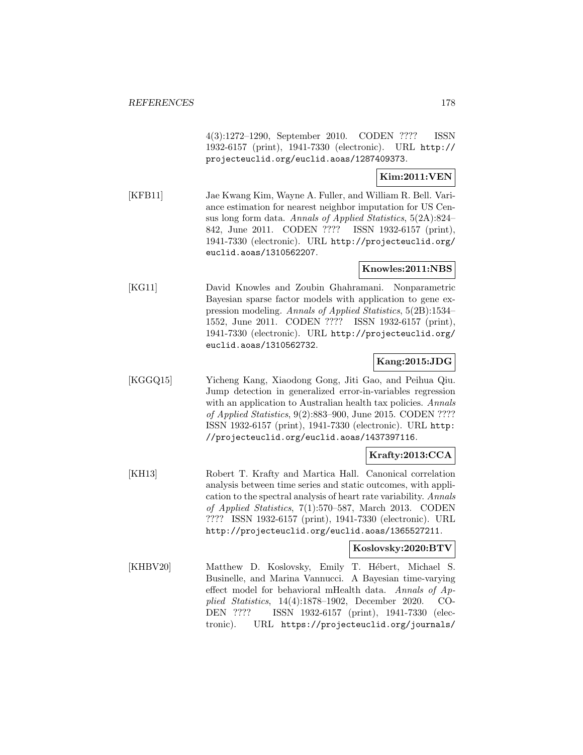4(3):1272–1290, September 2010. CODEN ???? ISSN 1932-6157 (print), 1941-7330 (electronic). URL http://projecteuclid.org/euclid.aoas/1287409373.

**Kim:2011:VEN**

[KFB11] Jae Kwang Kim, Wayne A. Fuller, and William R. Bell. Variance estimation for nearest neighbor imputation for US Census long form data. *Annals of Applied Statistics*, 5(2A):824–842, June 2011. CODEN ???? ISSN 1932-6157 (print), 1941-7330 (electronic). URL http://projecteuclid.org/euclid.aoas/1310562207.

**Knowles:2011:NBS**

[KG11] David Knowles and Zoubin Ghahramani. Nonparametric Bayesian sparse factor models with application to gene expression modeling. *Annals of Applied Statistics*, 5(2B):1534–1552, June 2011. CODEN ???? ISSN 1932-6157 (print), 1941-7330 (electronic). URL http://projecteuclid.org/euclid.aoas/1310562732.

**Kang:2015:JDG**

[KGGQ15] Yicheng Kang, Xiaodong Gong, Jiti Gao, and Peihua Qiu. Jump detection in generalized error-in-variables regression with an application to Australian health tax policies. *Annals of Applied Statistics*, 9(2):883–900, June 2015. CODEN ???? ISSN 1932-6157 (print), 1941-7330 (electronic). URL http://projecteuclid.org/euclid.aoas/1437397116.

**Krafty:2013:CCA**

[KH13] Robert T. Krafty and Martica Hall. Canonical correlation analysis between time series and static outcomes, with application to the spectral analysis of heart rate variability. *Annals of Applied Statistics*, 7(1):570–587, March 2013. CODEN ???? ISSN 1932-6157 (print), 1941-7330 (electronic). URL http://projecteuclid.org/euclid.aoas/1365527211.

**Koslovsky:2020:BTV**

[KHBV20] Matthew D. Koslovsky, Emily T. Hébert, Michael S. Businelle, and Marina Vannucci. A Bayesian time-varying effect model for behavioral mHealth data. *Annals of Applied Statistics*, 14(4):1878–1902, December 2020. CODEN ???? ISSN 1932-6157 (print), 1941-7330 (electronic). URL https://projecteuclid.org/journals/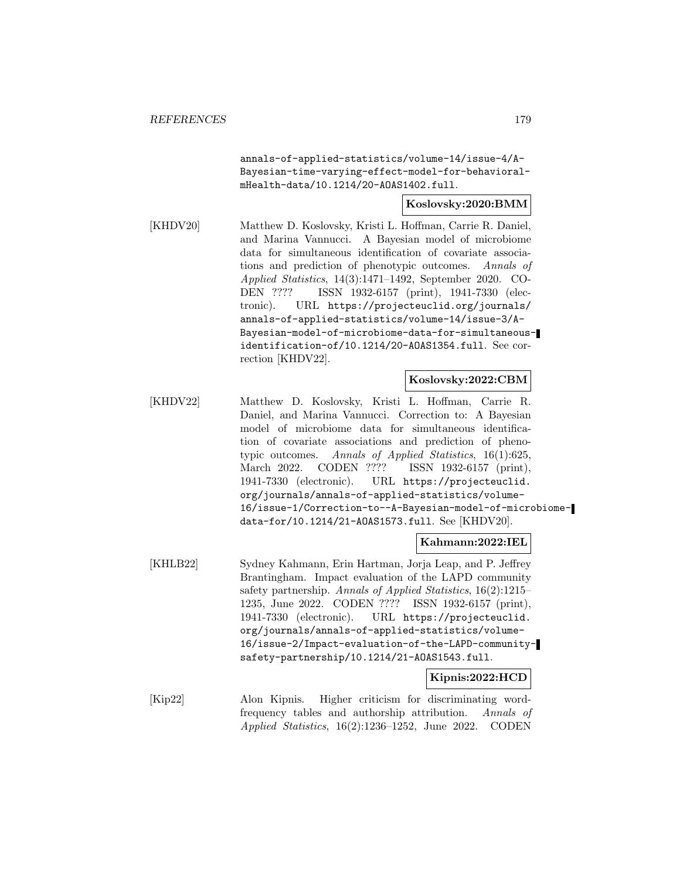annals-of-applied-statistics/volume-14/issue-4/A-Bayesian-time-varying-effect-model-for-behavioral-mHealth-data/10.1214/20-AOAS1402.full.

**Koslovsky:2020:BMM**

[KHDV20] Matthew D. Koslovsky, Kristi L. Hoffman, Carrie R. Daniel, and Marina Vannucci. A Bayesian model of microbiome data for simultaneous identification of covariate associations and prediction of phenotypic outcomes. *Annals of Applied Statistics*, 14(3):1471–1492, September 2020. CODEN ???? ISSN 1932-6157 (print), 1941-7330 (electronic). URL https://projecteuclid.org/journals/annals-of-applied-statistics/volume-14/issue-3/A-Bayesian-model-of-microbiome-data-for-simultaneous-identification-of/10.1214/20-AOAS1354.full. See correction [KHDV22].

**Koslovsky:2022:CBM**

[KHDV22] Matthew D. Koslovsky, Kristi L. Hoffman, Carrie R. Daniel, and Marina Vannucci. Correction to: A Bayesian model of microbiome data for simultaneous identification of covariate associations and prediction of phenotypic outcomes. *Annals of Applied Statistics*, 16(1):625, March 2022. CODEN ???? ISSN 1932-6157 (print), 1941-7330 (electronic). URL https://projecteuclid.org/journals/annals-of-applied-statistics/volume-16/issue-1/Correction-to--A-Bayesian-model-of-microbiome-data-for/10.1214/21-AOAS1573.full. See [KHDV20].

**Kahmann:2022:IEL**

[KHLB22] Sydney Kahmann, Erin Hartman, Jorja Leap, and P. Jeffrey Brantingham. Impact evaluation of the LAPD community safety partnership. *Annals of Applied Statistics*, 16(2):1215–1235, June 2022. CODEN ???? ISSN 1932-6157 (print), 1941-7330 (electronic). URL https://projecteuclid.org/journals/annals-of-applied-statistics/volume-16/issue-2/Impact-evaluation-of-the-LAPD-community-safety-partnership/10.1214/21-AOAS1543.full.

**Kipnis:2022:HCD**

[Kip22] Alon Kipnis. Higher criticism for discriminating word-frequency tables and authorship attribution. *Annals of Applied Statistics*, 16(2):1236–1252, June 2022. CODEN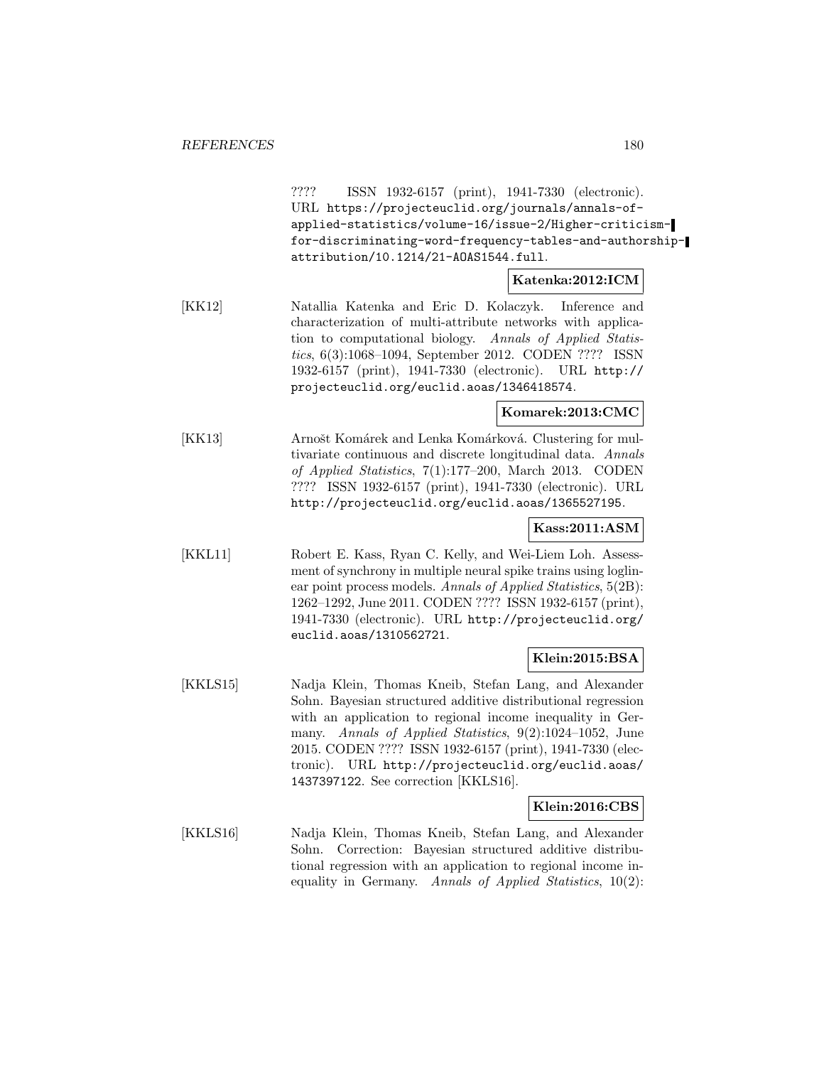???? ISSN 1932-6157 (print), 1941-7330 (electronic). URL https://projecteuclid.org/journals/annals-of-applied-statistics/volume-16/issue-2/Higher-criticism-for-discriminating-word-frequency-tables-and-authorship-attribution/10.1214/21-AOAS1544.full.

**Katenka:2012:ICM**

[KK12] Natallia Katenka and Eric D. Kolaczyk. Inference and characterization of multi-attribute networks with application to computational biology. *Annals of Applied Statistics*, 6(3):1068–1094, September 2012. CODEN ???? ISSN 1932-6157 (print), 1941-7330 (electronic). URL http://projecteuclid.org/euclid.aoas/1346418574.

**Komarek:2013:CMC**

[KK13] Arnošt Komárek and Lenka Komárková. Clustering for multivariate continuous and discrete longitudinal data. *Annals of Applied Statistics*, 7(1):177–200, March 2013. CODEN ???? ISSN 1932-6157 (print), 1941-7330 (electronic). URL http://projecteuclid.org/euclid.aoas/1365527195.

**Kass:2011:ASM**

[KKL11] Robert E. Kass, Ryan C. Kelly, and Wei-Liem Loh. Assessment of synchrony in multiple neural spike trains using loglinear point process models. *Annals of Applied Statistics*, 5(2B): 1262–1292, June 2011. CODEN ???? ISSN 1932-6157 (print), 1941-7330 (electronic). URL http://projecteuclid.org/euclid.aoas/1310562721.

**Klein:2015:BSA**

[KKLS15] Nadja Klein, Thomas Kneib, Stefan Lang, and Alexander Sohn. Bayesian structured additive distributional regression with an application to regional income inequality in Germany. *Annals of Applied Statistics*, 9(2):1024–1052, June 2015. CODEN ???? ISSN 1932-6157 (print), 1941-7330 (electronic). URL http://projecteuclid.org/euclid.aoas/1437397122. See correction [KKLS16].

**Klein:2016:CBS**

[KKLS16] Nadja Klein, Thomas Kneib, Stefan Lang, and Alexander Sohn. Correction: Bayesian structured additive distributional regression with an application to regional income inequality in Germany. *Annals of Applied Statistics*, 10(2):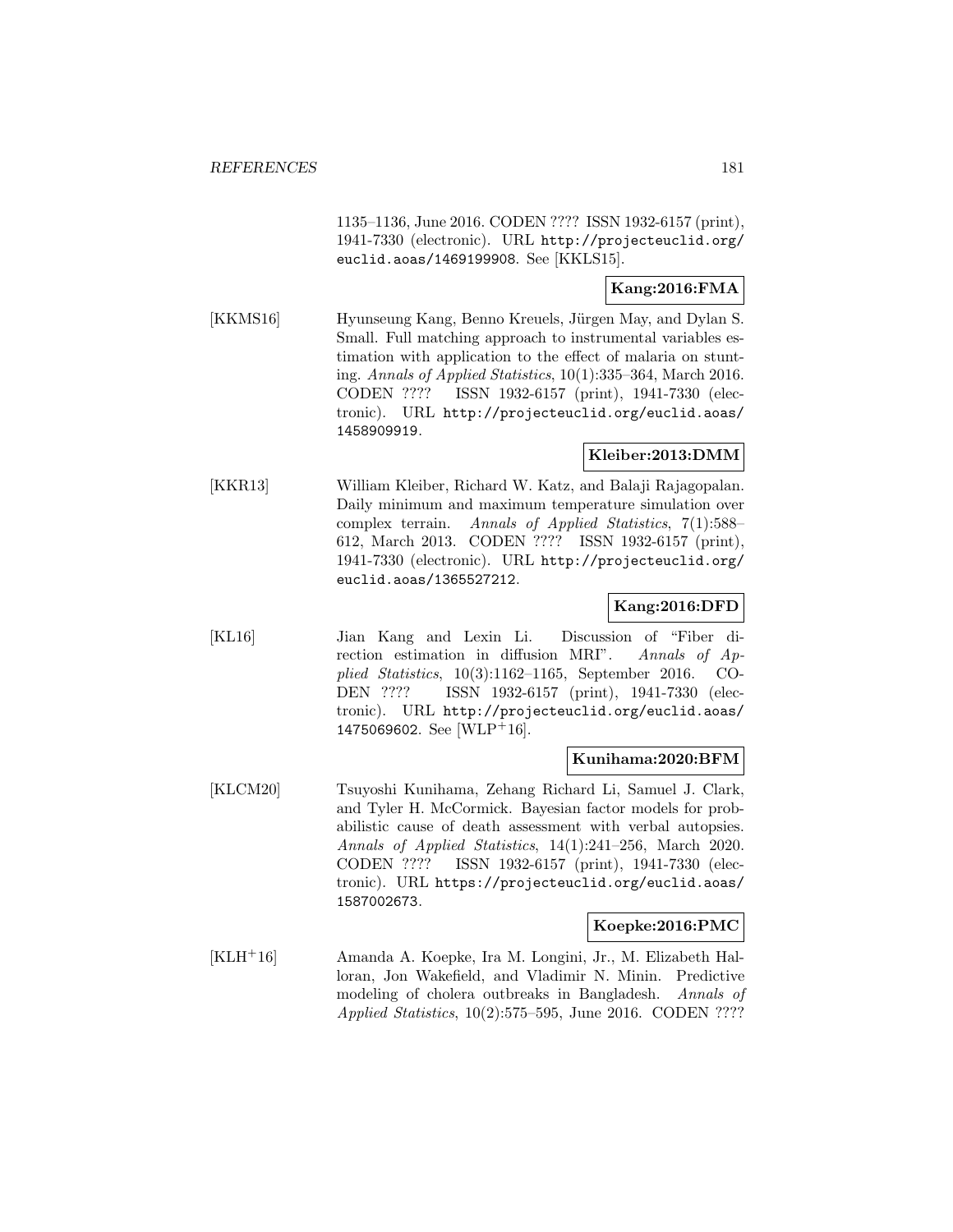1135–1136, June 2016. CODEN ???? ISSN 1932-6157 (print), 1941-7330 (electronic). URL http://projecteuclid.org/euclid.aoas/1469199908. See [KKLS15].

**Kang:2016:FMA**

[KKMS16] Hyunseung Kang, Benno Kreuels, Jürgen May, and Dylan S. Small. Full matching approach to instrumental variables estimation with application to the effect of malaria on stunting. *Annals of Applied Statistics*, 10(1):335–364, March 2016. CODEN ???? ISSN 1932-6157 (print), 1941-7330 (electronic). URL http://projecteuclid.org/euclid.aoas/1458909919.

**Kleiber:2013:DMM**

[KKR13] William Kleiber, Richard W. Katz, and Balaji Rajagopalan. Daily minimum and maximum temperature simulation over complex terrain. *Annals of Applied Statistics*, 7(1):588–612, March 2013. CODEN ???? ISSN 1932-6157 (print), 1941-7330 (electronic). URL http://projecteuclid.org/euclid.aoas/1365527212.

**Kang:2016:DFD**

[KL16] Jian Kang and Lexin Li. Discussion of "Fiber direction estimation in diffusion MRI". *Annals of Applied Statistics*, 10(3):1162–1165, September 2016. CODEN ???? ISSN 1932-6157 (print), 1941-7330 (electronic). URL http://projecteuclid.org/euclid.aoas/1475069602. See [WLP+16].

**Kunihama:2020:BFM**

[KLCM20] Tsuyoshi Kunihama, Zehang Richard Li, Samuel J. Clark, and Tyler H. McCormick. Bayesian factor models for probabilistic cause of death assessment with verbal autopsies. *Annals of Applied Statistics*, 14(1):241–256, March 2020. CODEN ???? ISSN 1932-6157 (print), 1941-7330 (electronic). URL https://projecteuclid.org/euclid.aoas/1587002673.

**Koepke:2016:PMC**

[KLH+16] Amanda A. Koepke, Ira M. Longini, Jr., M. Elizabeth Halloran, Jon Wakefield, and Vladimir N. Minin. Predictive modeling of cholera outbreaks in Bangladesh. *Annals of Applied Statistics*, 10(2):575–595, June 2016. CODEN ????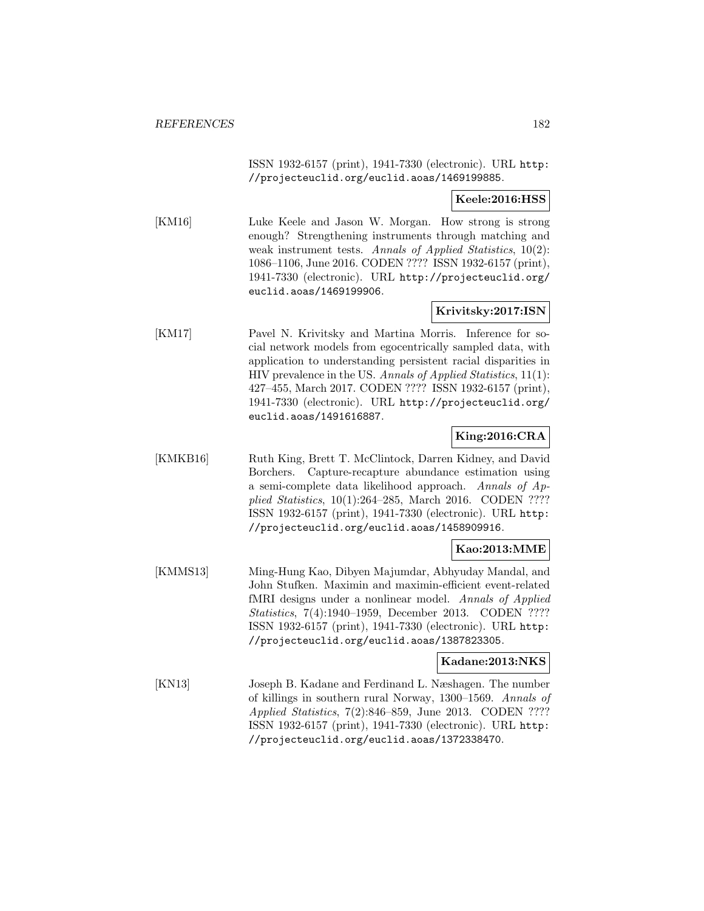ISSN 1932-6157 (print), 1941-7330 (electronic). URL http://projecteuclid.org/euclid.aoas/1469199885.

**Keele:2016:HSS**

[KM16] Luke Keele and Jason W. Morgan. How strong is strong enough? Strengthening instruments through matching and weak instrument tests. *Annals of Applied Statistics*, 10(2): 1086–1106, June 2016. CODEN ???? ISSN 1932-6157 (print), 1941-7330 (electronic). URL http://projecteuclid.org/euclid.aoas/1469199906.

**Krivitsky:2017:ISN**

[KM17] Pavel N. Krivitsky and Martina Morris. Inference for social network models from egocentrically sampled data, with application to understanding persistent racial disparities in HIV prevalence in the US. *Annals of Applied Statistics*, 11(1): 427–455, March 2017. CODEN ???? ISSN 1932-6157 (print), 1941-7330 (electronic). URL http://projecteuclid.org/euclid.aoas/1491616887.

**King:2016:CRA**

[KMKB16] Ruth King, Brett T. McClintock, Darren Kidney, and David Borchers. Capture-recapture abundance estimation using a semi-complete data likelihood approach. *Annals of Applied Statistics*, 10(1):264–285, March 2016. CODEN ???? ISSN 1932-6157 (print), 1941-7330 (electronic). URL http://projecteuclid.org/euclid.aoas/1458909916.

**Kao:2013:MME**

[KMMS13] Ming-Hung Kao, Dibyen Majumdar, Abhyuday Mandal, and John Stufken. Maximin and maximin-efficient event-related fMRI designs under a nonlinear model. *Annals of Applied Statistics*, 7(4):1940–1959, December 2013. CODEN ???? ISSN 1932-6157 (print), 1941-7330 (electronic). URL http://projecteuclid.org/euclid.aoas/1387823305.

**Kadane:2013:NKS**

[KN13] Joseph B. Kadane and Ferdinand L. Næshagen. The number of killings in southern rural Norway, 1300–1569. *Annals of Applied Statistics*, 7(2):846–859, June 2013. CODEN ???? ISSN 1932-6157 (print), 1941-7330 (electronic). URL http://projecteuclid.org/euclid.aoas/1372338470.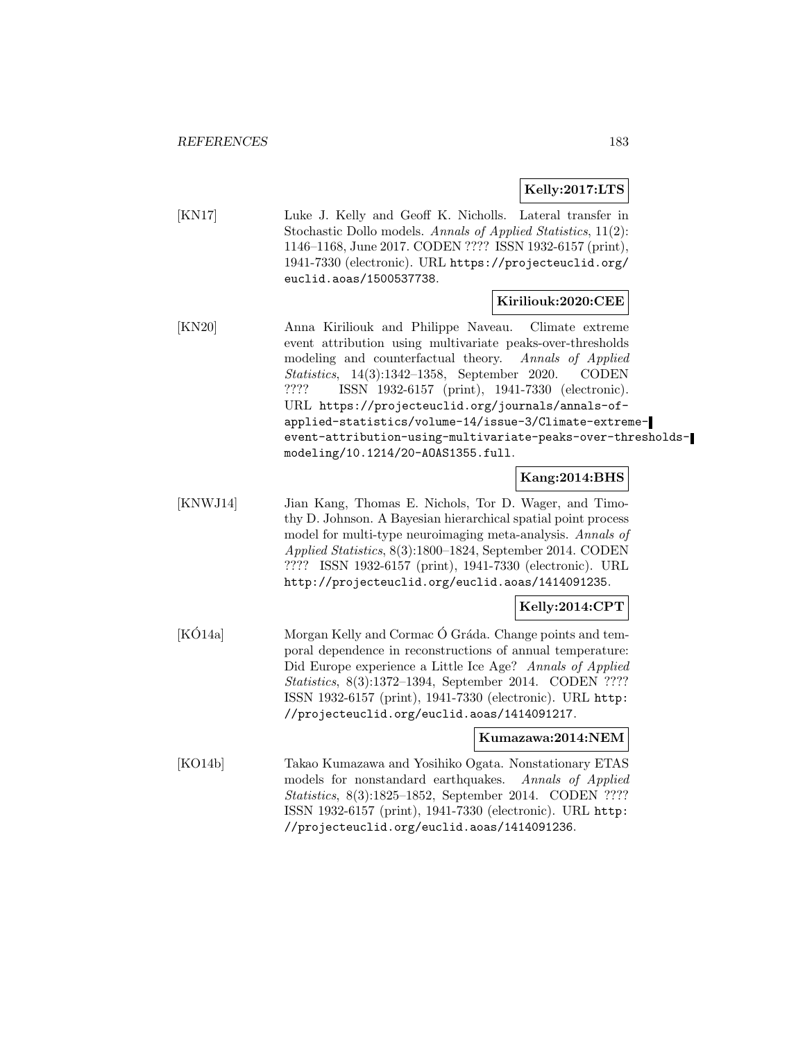**Kelly:2017:LTS**

[KN17] Luke J. Kelly and Geoff K. Nicholls. Lateral transfer in Stochastic Dollo models. *Annals of Applied Statistics*, 11(2): 1146–1168, June 2017. CODEN ???? ISSN 1932-6157 (print), 1941-7330 (electronic). URL https://projecteuclid.org/euclid.aoas/1500537738.

**Kiriliouk:2020:CEE**

[KN20] Anna Kiriliouk and Philippe Naveau. Climate extreme event attribution using multivariate peaks-over-thresholds modeling and counterfactual theory. *Annals of Applied Statistics*, 14(3):1342–1358, September 2020. CODEN ???? ISSN 1932-6157 (print), 1941-7330 (electronic). URL https://projecteuclid.org/journals/annals-of-applied-statistics/volume-14/issue-3/Climate-extreme-event-attribution-using-multivariate-peaks-over-thresholds-modeling/10.1214/20-AOAS1355.full.

**Kang:2014:BHS**

[KNWJ14] Jian Kang, Thomas E. Nichols, Tor D. Wager, and Timothy D. Johnson. A Bayesian hierarchical spatial point process model for multi-type neuroimaging meta-analysis. *Annals of Applied Statistics*, 8(3):1800–1824, September 2014. CODEN ???? ISSN 1932-6157 (print), 1941-7330 (electronic). URL http://projecteuclid.org/euclid.aoas/1414091235.

**Kelly:2014:CPT**

[KÓ14a] Morgan Kelly and Cormac Ó Gráda. Change points and temporal dependence in reconstructions of annual temperature: Did Europe experience a Little Ice Age? *Annals of Applied Statistics*, 8(3):1372–1394, September 2014. CODEN ???? ISSN 1932-6157 (print), 1941-7330 (electronic). URL http://projecteuclid.org/euclid.aoas/1414091217.

**Kumazawa:2014:NEM**

[KO14b] Takao Kumazawa and Yosihiko Ogata. Nonstationary ETAS models for nonstandard earthquakes. *Annals of Applied Statistics*, 8(3):1825–1852, September 2014. CODEN ???? ISSN 1932-6157 (print), 1941-7330 (electronic). URL http://projecteuclid.org/euclid.aoas/1414091236.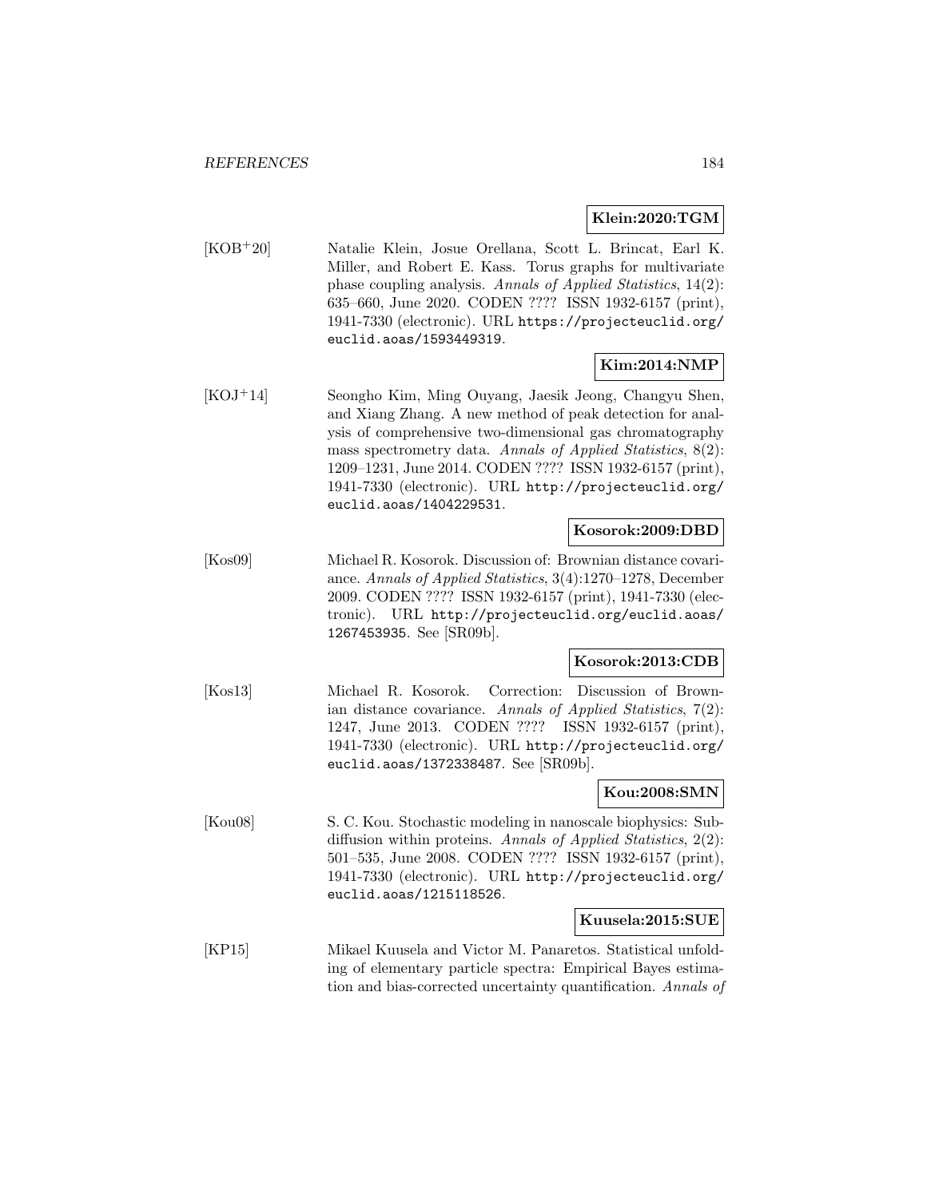**Klein:2020:TGM**

[KOB+20] Natalie Klein, Josue Orellana, Scott L. Brincat, Earl K. Miller, and Robert E. Kass. Torus graphs for multivariate phase coupling analysis. *Annals of Applied Statistics*, 14(2): 635–660, June 2020. CODEN ???? ISSN 1932-6157 (print), 1941-7330 (electronic). URL https://projecteuclid.org/euclid.aoas/1593449319.

**Kim:2014:NMP**

[KOJ+14] Seongho Kim, Ming Ouyang, Jaesik Jeong, Changyu Shen, and Xiang Zhang. A new method of peak detection for analysis of comprehensive two-dimensional gas chromatography mass spectrometry data. *Annals of Applied Statistics*, 8(2): 1209–1231, June 2014. CODEN ???? ISSN 1932-6157 (print), 1941-7330 (electronic). URL http://projecteuclid.org/euclid.aoas/1404229531.

**Kosorok:2009:DBD**

[Kos09] Michael R. Kosorok. Discussion of: Brownian distance covariance. *Annals of Applied Statistics*, 3(4):1270–1278, December 2009. CODEN ???? ISSN 1932-6157 (print), 1941-7330 (electronic). URL http://projecteuclid.org/euclid.aoas/1267453935. See [SR09b].

**Kosorok:2013:CDB**

[Kos13] Michael R. Kosorok. Correction: Discussion of Brownian distance covariance. *Annals of Applied Statistics*, 7(2): 1247, June 2013. CODEN ???? ISSN 1932-6157 (print), 1941-7330 (electronic). URL http://projecteuclid.org/euclid.aoas/1372338487. See [SR09b].

**Kou:2008:SMN**

[Kou08] S. C. Kou. Stochastic modeling in nanoscale biophysics: Subdiffusion within proteins. *Annals of Applied Statistics*, 2(2): 501–535, June 2008. CODEN ???? ISSN 1932-6157 (print), 1941-7330 (electronic). URL http://projecteuclid.org/euclid.aoas/1215118526.

**Kuusela:2015:SUE**

[KP15] Mikael Kuusela and Victor M. Panaretos. Statistical unfolding of elementary particle spectra: Empirical Bayes estimation and bias-corrected uncertainty quantification. *Annals of*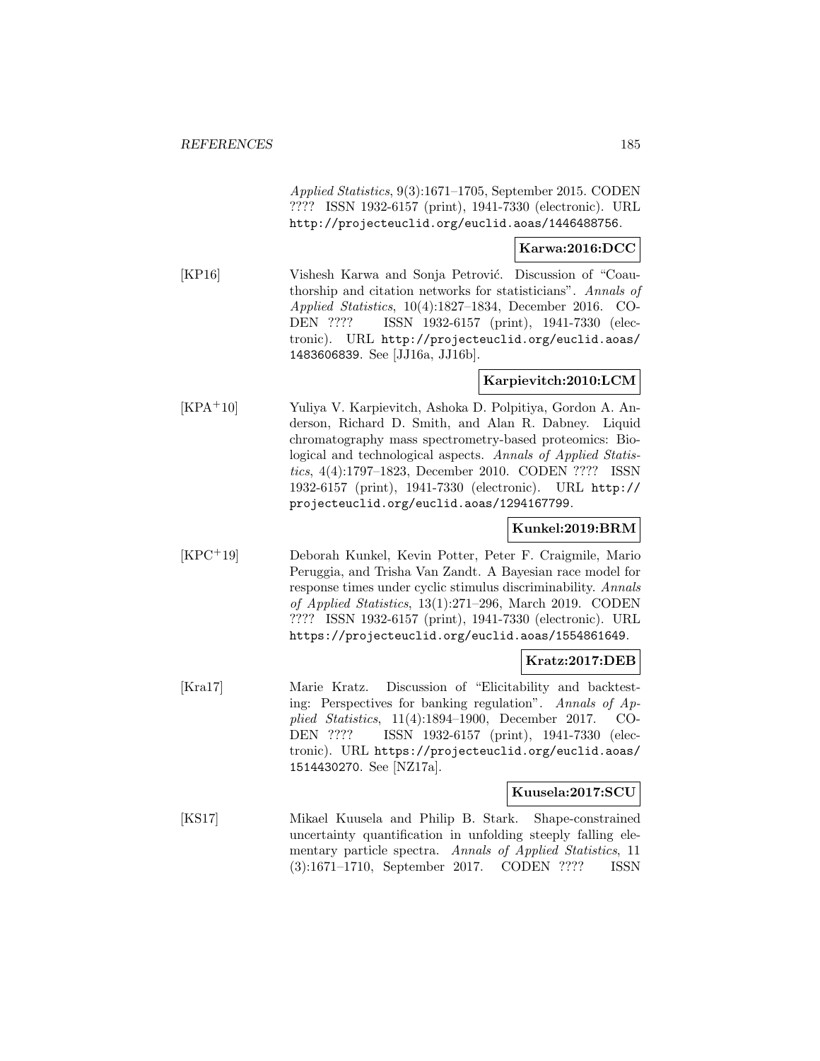*Applied Statistics*, 9(3):1671–1705, September 2015. CODEN ???? ISSN 1932-6157 (print), 1941-7330 (electronic). URL http://projecteuclid.org/euclid.aoas/1446488756.

**Karwa:2016:DCC**

[KP16] Vishesh Karwa and Sonja Petrović. Discussion of "Coauthorship and citation networks for statisticians". *Annals of Applied Statistics*, 10(4):1827–1834, December 2016. CODEN ???? ISSN 1932-6157 (print), 1941-7330 (electronic). URL http://projecteuclid.org/euclid.aoas/1483606839. See [JJ16a, JJ16b].

**Karpievitch:2010:LCM**

[KPA+10] Yuliya V. Karpievitch, Ashoka D. Polpitiya, Gordon A. Anderson, Richard D. Smith, and Alan R. Dabney. Liquid chromatography mass spectrometry-based proteomics: Biological and technological aspects. *Annals of Applied Statistics*, 4(4):1797–1823, December 2010. CODEN ???? ISSN 1932-6157 (print), 1941-7330 (electronic). URL http://projecteuclid.org/euclid.aoas/1294167799.

**Kunkel:2019:BRM**

[KPC+19] Deborah Kunkel, Kevin Potter, Peter F. Craigmile, Mario Peruggia, and Trisha Van Zandt. A Bayesian race model for response times under cyclic stimulus discriminability. *Annals of Applied Statistics*, 13(1):271–296, March 2019. CODEN ???? ISSN 1932-6157 (print), 1941-7330 (electronic). URL https://projecteuclid.org/euclid.aoas/1554861649.

**Kratz:2017:DEB**

[Kra17] Marie Kratz. Discussion of "Elicitability and backtesting: Perspectives for banking regulation". *Annals of Applied Statistics*, 11(4):1894–1900, December 2017. CODEN ???? ISSN 1932-6157 (print), 1941-7330 (electronic). URL https://projecteuclid.org/euclid.aoas/1514430270. See [NZ17a].

**Kuusela:2017:SCU**

[KS17] Mikael Kuusela and Philip B. Stark. Shape-constrained uncertainty quantification in unfolding steeply falling elementary particle spectra. *Annals of Applied Statistics*, 11 (3):1671–1710, September 2017. CODEN ???? ISSN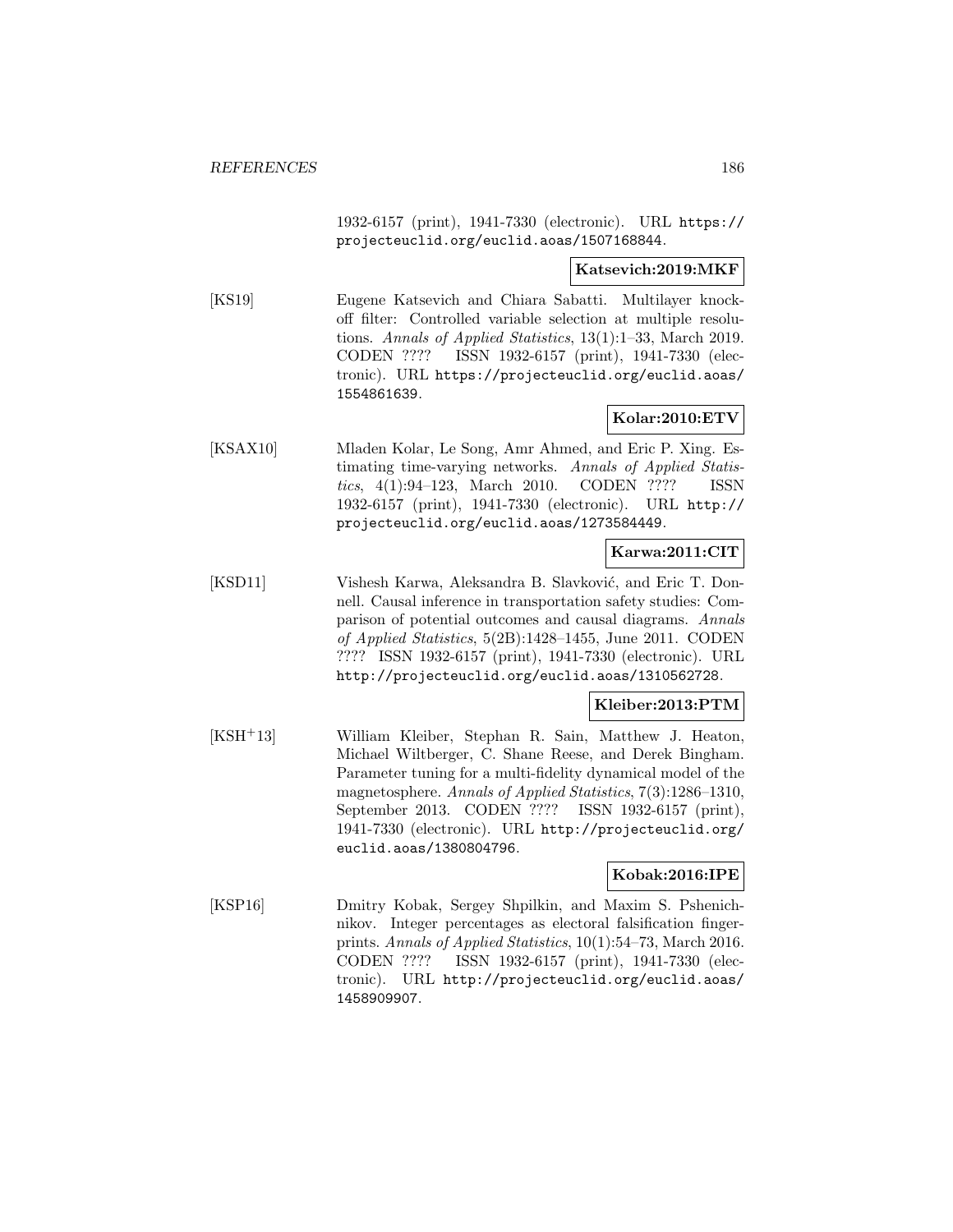1932-6157 (print), 1941-7330 (electronic). URL https://projecteuclid.org/euclid.aoas/1507168844.

**Katsevich:2019:MKF**

[KS19] Eugene Katsevich and Chiara Sabatti. Multilayer knockoff filter: Controlled variable selection at multiple resolutions. *Annals of Applied Statistics*, 13(1):1–33, March 2019. CODEN ???? ISSN 1932-6157 (print), 1941-7330 (electronic). URL https://projecteuclid.org/euclid.aoas/1554861639.

**Kolar:2010:ETV**

[KSAX10] Mladen Kolar, Le Song, Amr Ahmed, and Eric P. Xing. Estimating time-varying networks. *Annals of Applied Statistics*, 4(1):94–123, March 2010. CODEN ???? ISSN 1932-6157 (print), 1941-7330 (electronic). URL http://projecteuclid.org/euclid.aoas/1273584449.

**Karwa:2011:CIT**

[KSD11] Vishesh Karwa, Aleksandra B. Slavković, and Eric T. Donnell. Causal inference in transportation safety studies: Comparison of potential outcomes and causal diagrams. *Annals of Applied Statistics*, 5(2B):1428–1455, June 2011. CODEN ???? ISSN 1932-6157 (print), 1941-7330 (electronic). URL http://projecteuclid.org/euclid.aoas/1310562728.

**Kleiber:2013:PTM**

[KSH+13] William Kleiber, Stephan R. Sain, Matthew J. Heaton, Michael Wiltberger, C. Shane Reese, and Derek Bingham. Parameter tuning for a multi-fidelity dynamical model of the magnetosphere. *Annals of Applied Statistics*, 7(3):1286–1310, September 2013. CODEN ???? ISSN 1932-6157 (print), 1941-7330 (electronic). URL http://projecteuclid.org/euclid.aoas/1380804796.

**Kobak:2016:IPE**

[KSP16] Dmitry Kobak, Sergey Shpilkin, and Maxim S. Pshenichnikov. Integer percentages as electoral falsification fingerprints. *Annals of Applied Statistics*, 10(1):54–73, March 2016. CODEN ???? ISSN 1932-6157 (print), 1941-7330 (electronic). URL http://projecteuclid.org/euclid.aoas/1458909907.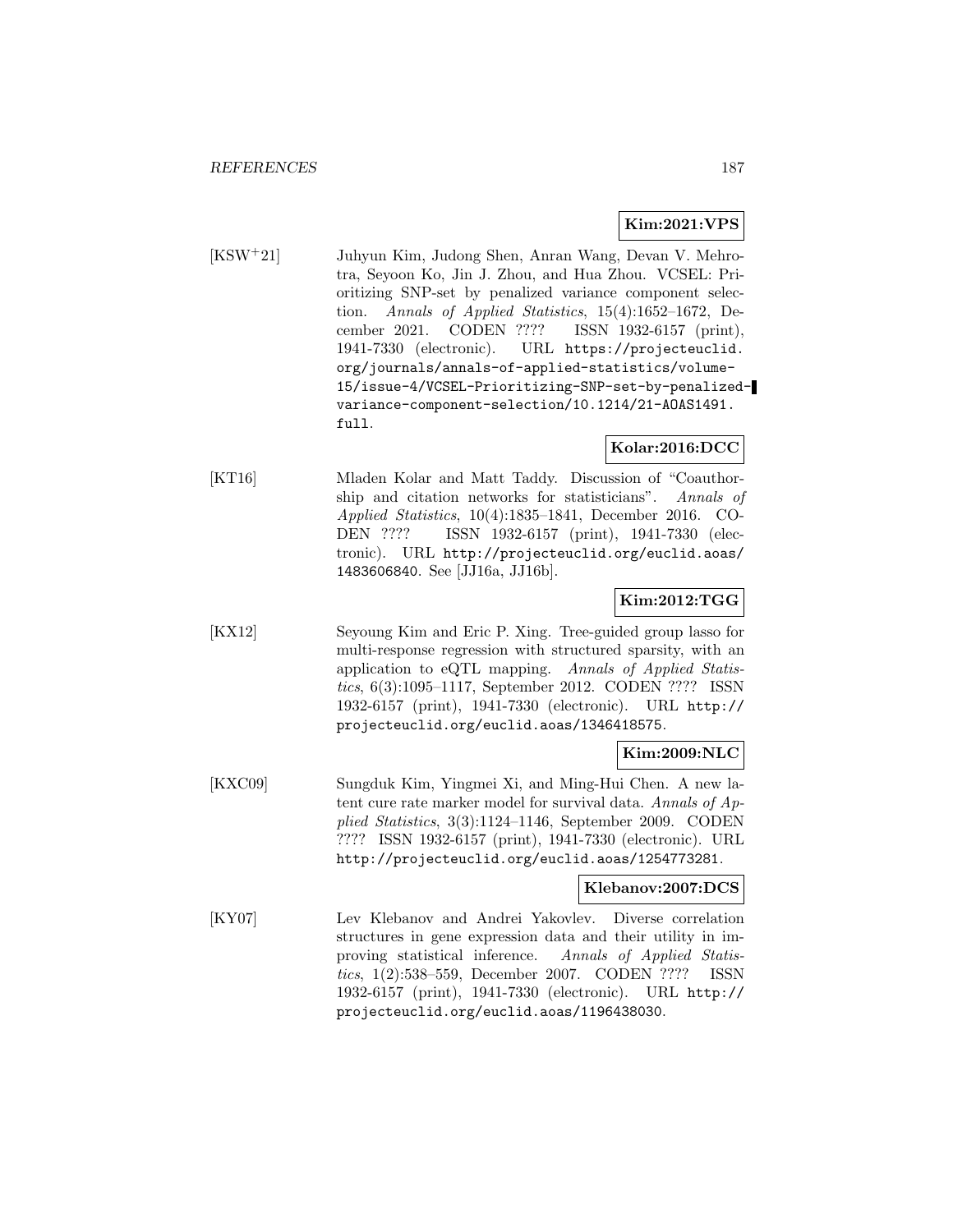**Kim:2021:VPS**

[KSW+21] Juhyun Kim, Judong Shen, Anran Wang, Devan V. Mehrotra, Seyoon Ko, Jin J. Zhou, and Hua Zhou. VCSEL: Prioritizing SNP-set by penalized variance component selection. *Annals of Applied Statistics*, 15(4):1652–1672, December 2021. CODEN ???? ISSN 1932-6157 (print), 1941-7330 (electronic). URL https://projecteuclid.org/journals/annals-of-applied-statistics/volume-15/issue-4/VCSEL-Prioritizing-SNP-set-by-penalized-variance-component-selection/10.1214/21-AOAS1491.full.

**Kolar:2016:DCC**

[KT16] Mladen Kolar and Matt Taddy. Discussion of "Coauthorship and citation networks for statisticians". *Annals of Applied Statistics*, 10(4):1835–1841, December 2016. CODEN ???? ISSN 1932-6157 (print), 1941-7330 (electronic). URL http://projecteuclid.org/euclid.aoas/1483606840. See [JJ16a, JJ16b].

**Kim:2012:TGG**

[KX12] Seyoung Kim and Eric P. Xing. Tree-guided group lasso for multi-response regression with structured sparsity, with an application to eQTL mapping. *Annals of Applied Statistics*, 6(3):1095–1117, September 2012. CODEN ???? ISSN 1932-6157 (print), 1941-7330 (electronic). URL http://projecteuclid.org/euclid.aoas/1346418575.

**Kim:2009:NLC**

[KXC09] Sungduk Kim, Yingmei Xi, and Ming-Hui Chen. A new latent cure rate marker model for survival data. *Annals of Applied Statistics*, 3(3):1124–1146, September 2009. CODEN ???? ISSN 1932-6157 (print), 1941-7330 (electronic). URL http://projecteuclid.org/euclid.aoas/1254773281.

**Klebanov:2007:DCS**

[KY07] Lev Klebanov and Andrei Yakovlev. Diverse correlation structures in gene expression data and their utility in improving statistical inference. *Annals of Applied Statistics*, 1(2):538–559, December 2007. CODEN ???? ISSN 1932-6157 (print), 1941-7330 (electronic). URL http://projecteuclid.org/euclid.aoas/1196438030.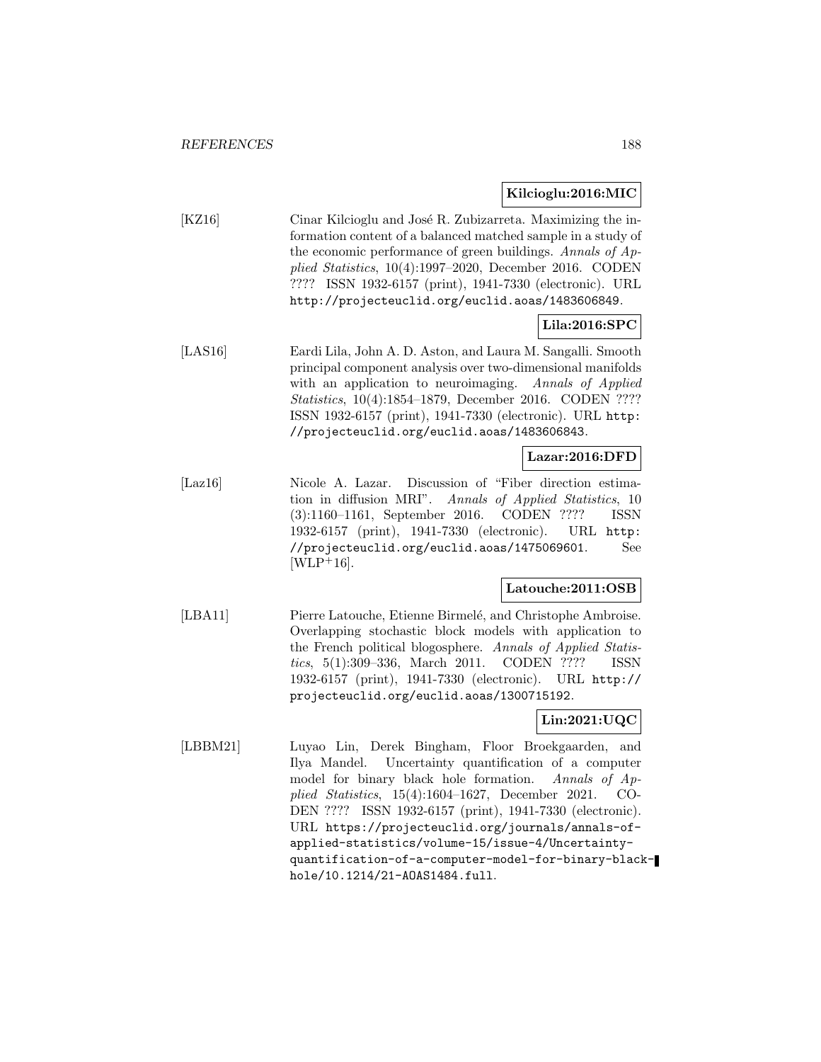**Kilcioglu:2016:MIC**

[KZ16] Cinar Kilcioglu and José R. Zubizarreta. Maximizing the information content of a balanced matched sample in a study of the economic performance of green buildings. *Annals of Applied Statistics*, 10(4):1997–2020, December 2016. CODEN ???? ISSN 1932-6157 (print), 1941-7330 (electronic). URL http://projecteuclid.org/euclid.aoas/1483606849.

**Lila:2016:SPC**

[LAS16] Eardi Lila, John A. D. Aston, and Laura M. Sangalli. Smooth principal component analysis over two-dimensional manifolds with an application to neuroimaging. *Annals of Applied Statistics*, 10(4):1854–1879, December 2016. CODEN ???? ISSN 1932-6157 (print), 1941-7330 (electronic). URL http://projecteuclid.org/euclid.aoas/1483606843.

**Lazar:2016:DFD**

[Laz16] Nicole A. Lazar. Discussion of "Fiber direction estimation in diffusion MRI". *Annals of Applied Statistics*, 10 (3):1160–1161, September 2016. CODEN ???? ISSN 1932-6157 (print), 1941-7330 (electronic). URL http://projecteuclid.org/euclid.aoas/1475069601. See [WLP+16].

**Latouche:2011:OSB**

[LBA11] Pierre Latouche, Etienne Birmelé, and Christophe Ambroise. Overlapping stochastic block models with application to the French political blogosphere. *Annals of Applied Statistics*, 5(1):309–336, March 2011. CODEN ???? ISSN 1932-6157 (print), 1941-7330 (electronic). URL http://projecteuclid.org/euclid.aoas/1300715192.

**Lin:2021:UQC**

[LBBM21] Luyao Lin, Derek Bingham, Floor Broekgaarden, and Ilya Mandel. Uncertainty quantification of a computer model for binary black hole formation. *Annals of Applied Statistics*, 15(4):1604–1627, December 2021. CODEN ???? ISSN 1932-6157 (print), 1941-7330 (electronic). URL https://projecteuclid.org/journals/annals-of-applied-statistics/volume-15/issue-4/Uncertainty-quantification-of-a-computer-model-for-binary-black-hole/10.1214/21-AOAS1484.full.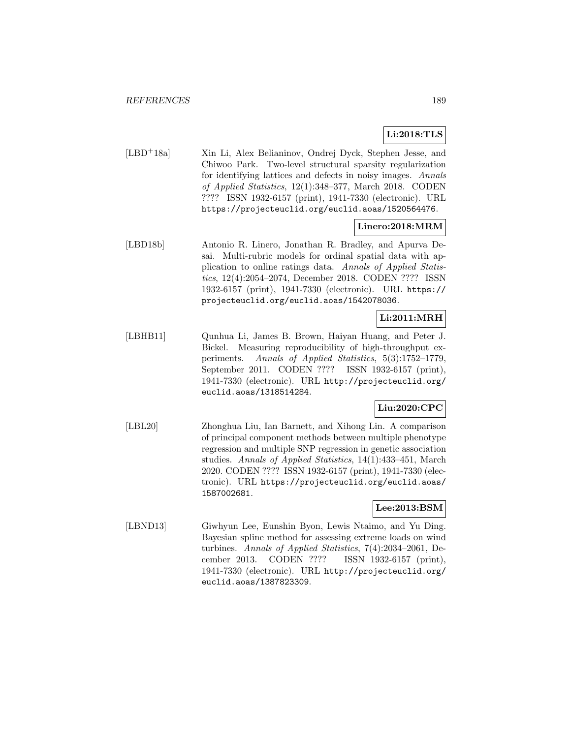**Li:2018:TLS**

[LBD+18a] Xin Li, Alex Belianinov, Ondrej Dyck, Stephen Jesse, and Chiwoo Park. Two-level structural sparsity regularization for identifying lattices and defects in noisy images. *Annals of Applied Statistics*, 12(1):348–377, March 2018. CODEN ???? ISSN 1932-6157 (print), 1941-7330 (electronic). URL `https://projecteuclid.org/euclid.aoas/1520564476`.

**Linero:2018:MRM**

[LBD18b] Antonio R. Linero, Jonathan R. Bradley, and Apurva Desai. Multi-rubric models for ordinal spatial data with application to online ratings data. *Annals of Applied Statistics*, 12(4):2054–2074, December 2018. CODEN ???? ISSN 1932-6157 (print), 1941-7330 (electronic). URL `https://projecteuclid.org/euclid.aoas/1542078036`.

**Li:2011:MRH**

[LBHB11] Qunhua Li, James B. Brown, Haiyan Huang, and Peter J. Bickel. Measuring reproducibility of high-throughput experiments. *Annals of Applied Statistics*, 5(3):1752–1779, September 2011. CODEN ???? ISSN 1932-6157 (print), 1941-7330 (electronic). URL `http://projecteuclid.org/euclid.aoas/1318514284`.

**Liu:2020:CPC**

[LBL20] Zhonghua Liu, Ian Barnett, and Xihong Lin. A comparison of principal component methods between multiple phenotype regression and multiple SNP regression in genetic association studies. *Annals of Applied Statistics*, 14(1):433–451, March 2020. CODEN ???? ISSN 1932-6157 (print), 1941-7330 (electronic). URL `https://projecteuclid.org/euclid.aoas/1587002681`.

**Lee:2013:BSM**

[LBND13] Giwhyun Lee, Eunshin Byon, Lewis Ntaimo, and Yu Ding. Bayesian spline method for assessing extreme loads on wind turbines. *Annals of Applied Statistics*, 7(4):2034–2061, December 2013. CODEN ???? ISSN 1932-6157 (print), 1941-7330 (electronic). URL `http://projecteuclid.org/euclid.aoas/1387823309`.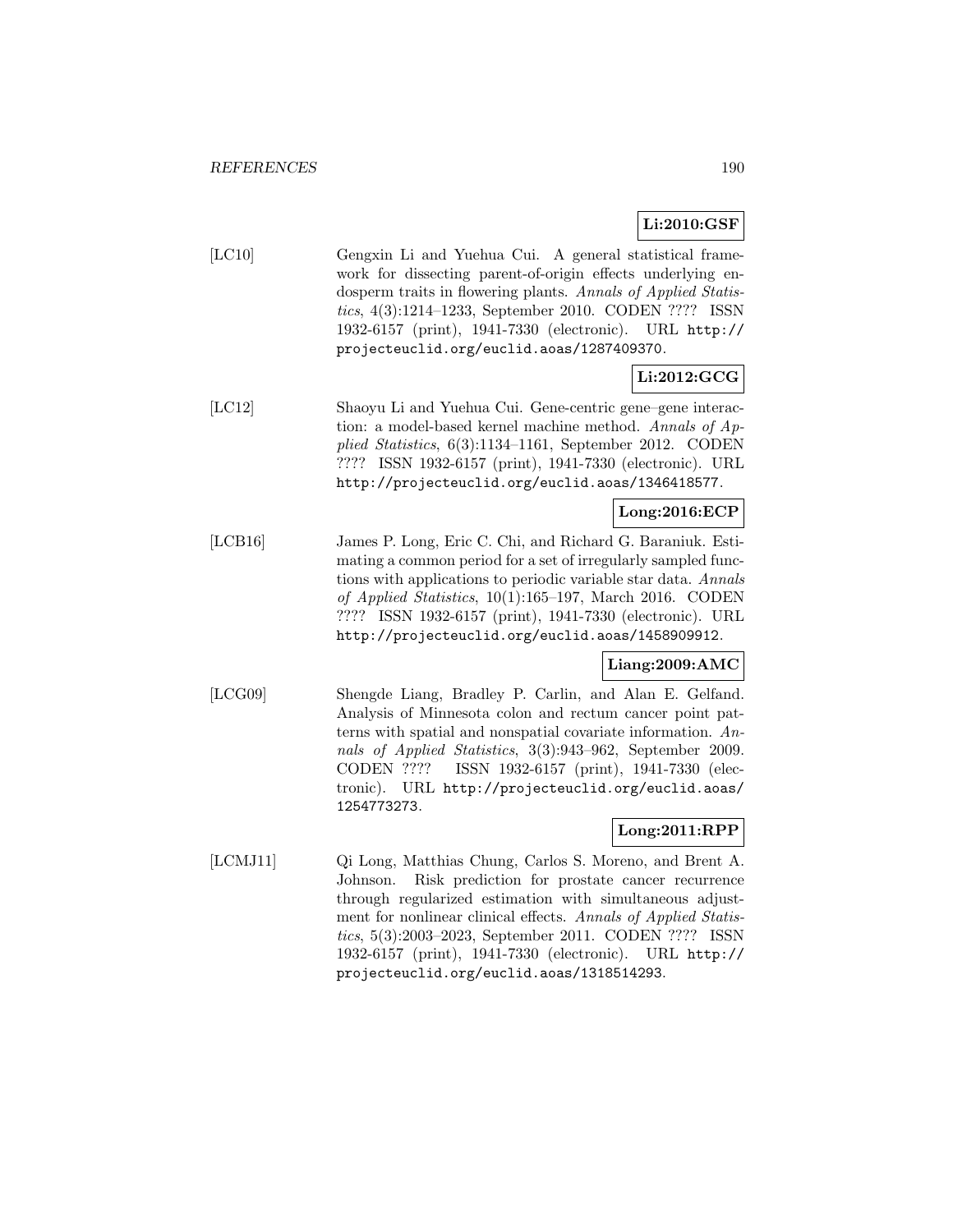**Li:2010:GSF**

[LC10] Gengxin Li and Yuehua Cui. A general statistical framework for dissecting parent-of-origin effects underlying endosperm traits in flowering plants. *Annals of Applied Statistics*, 4(3):1214–1233, September 2010. CODEN ???? ISSN 1932-6157 (print), 1941-7330 (electronic). URL http://projecteuclid.org/euclid.aoas/1287409370.

**Li:2012:GCG**

[LC12] Shaoyu Li and Yuehua Cui. Gene-centric gene–gene interaction: a model-based kernel machine method. *Annals of Applied Statistics*, 6(3):1134–1161, September 2012. CODEN ???? ISSN 1932-6157 (print), 1941-7330 (electronic). URL http://projecteuclid.org/euclid.aoas/1346418577.

**Long:2016:ECP**

[LCB16] James P. Long, Eric C. Chi, and Richard G. Baraniuk. Estimating a common period for a set of irregularly sampled functions with applications to periodic variable star data. *Annals of Applied Statistics*, 10(1):165–197, March 2016. CODEN ???? ISSN 1932-6157 (print), 1941-7330 (electronic). URL http://projecteuclid.org/euclid.aoas/1458909912.

**Liang:2009:AMC**

[LCG09] Shengde Liang, Bradley P. Carlin, and Alan E. Gelfand. Analysis of Minnesota colon and rectum cancer point patterns with spatial and nonspatial covariate information. *Annals of Applied Statistics*, 3(3):943–962, September 2009. CODEN ???? ISSN 1932-6157 (print), 1941-7330 (electronic). URL http://projecteuclid.org/euclid.aoas/1254773273.

**Long:2011:RPP**

[LCMJ11] Qi Long, Matthias Chung, Carlos S. Moreno, and Brent A. Johnson. Risk prediction for prostate cancer recurrence through regularized estimation with simultaneous adjustment for nonlinear clinical effects. *Annals of Applied Statistics*, 5(3):2003–2023, September 2011. CODEN ???? ISSN 1932-6157 (print), 1941-7330 (electronic). URL http://projecteuclid.org/euclid.aoas/1318514293.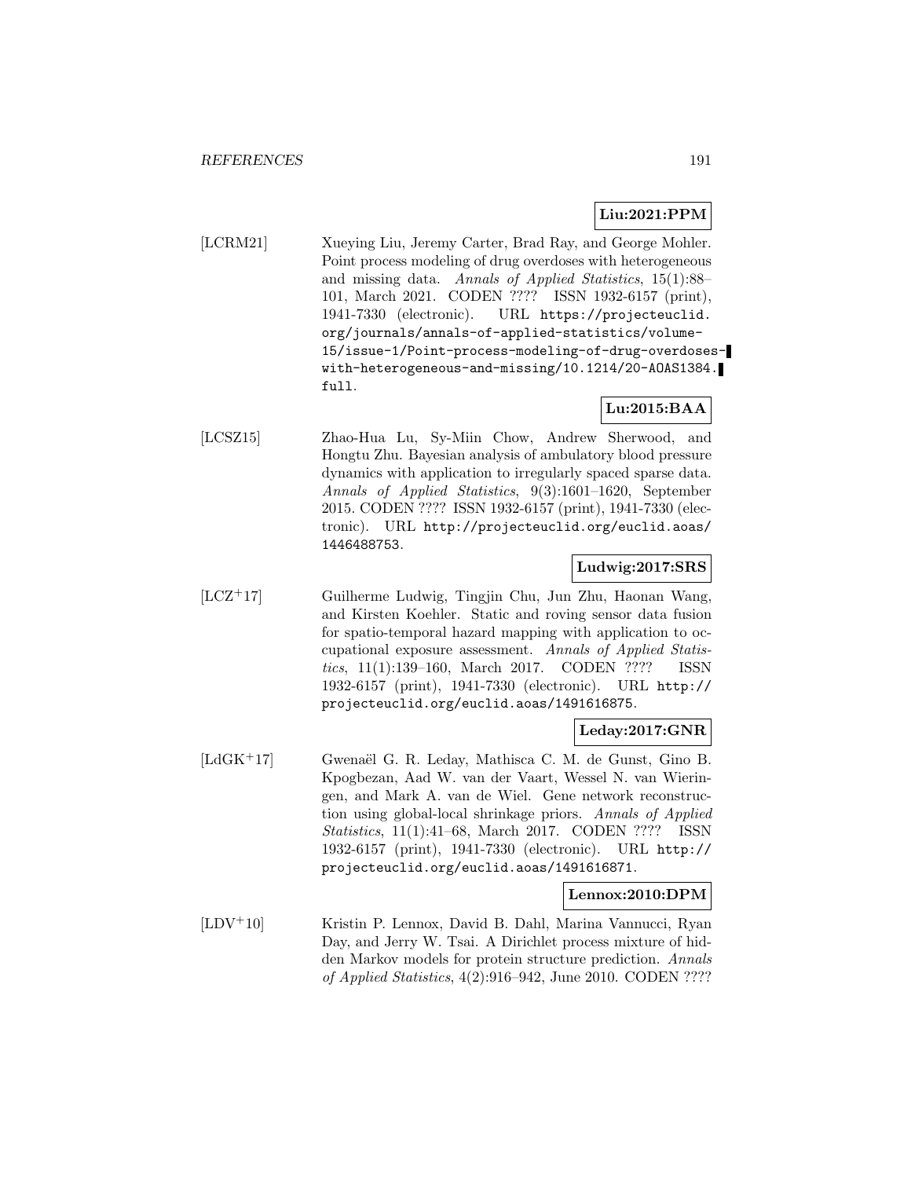**Liu:2021:PPM**

[LCRM21] Xueying Liu, Jeremy Carter, Brad Ray, and George Mohler. Point process modeling of drug overdoses with heterogeneous and missing data. *Annals of Applied Statistics*, 15(1):88–101, March 2021. CODEN ???? ISSN 1932-6157 (print), 1941-7330 (electronic). URL https://projecteuclid.org/journals/annals-of-applied-statistics/volume-15/issue-1/Point-process-modeling-of-drug-overdoses-with-heterogeneous-and-missing/10.1214/20-AOAS1384.full.

**Lu:2015:BAA**

[LCSZ15] Zhao-Hua Lu, Sy-Miin Chow, Andrew Sherwood, and Hongtu Zhu. Bayesian analysis of ambulatory blood pressure dynamics with application to irregularly spaced sparse data. *Annals of Applied Statistics*, 9(3):1601–1620, September 2015. CODEN ???? ISSN 1932-6157 (print), 1941-7330 (electronic). URL http://projecteuclid.org/euclid.aoas/1446488753.

**Ludwig:2017:SRS**

[LCZ+17] Guilherme Ludwig, Tingjin Chu, Jun Zhu, Haonan Wang, and Kirsten Koehler. Static and roving sensor data fusion for spatio-temporal hazard mapping with application to occupational exposure assessment. *Annals of Applied Statistics*, 11(1):139–160, March 2017. CODEN ???? ISSN 1932-6157 (print), 1941-7330 (electronic). URL http://projecteuclid.org/euclid.aoas/1491616875.

**Leday:2017:GNR**

[LdGK+17] Gwenaël G. R. Leday, Mathisca C. M. de Gunst, Gino B. Kpogbezan, Aad W. van der Vaart, Wessel N. van Wieringen, and Mark A. van de Wiel. Gene network reconstruction using global-local shrinkage priors. *Annals of Applied Statistics*, 11(1):41–68, March 2017. CODEN ???? ISSN 1932-6157 (print), 1941-7330 (electronic). URL http://projecteuclid.org/euclid.aoas/1491616871.

**Lennox:2010:DPM**

[LDV+10] Kristin P. Lennox, David B. Dahl, Marina Vannucci, Ryan Day, and Jerry W. Tsai. A Dirichlet process mixture of hidden Markov models for protein structure prediction. *Annals of Applied Statistics*, 4(2):916–942, June 2010. CODEN ????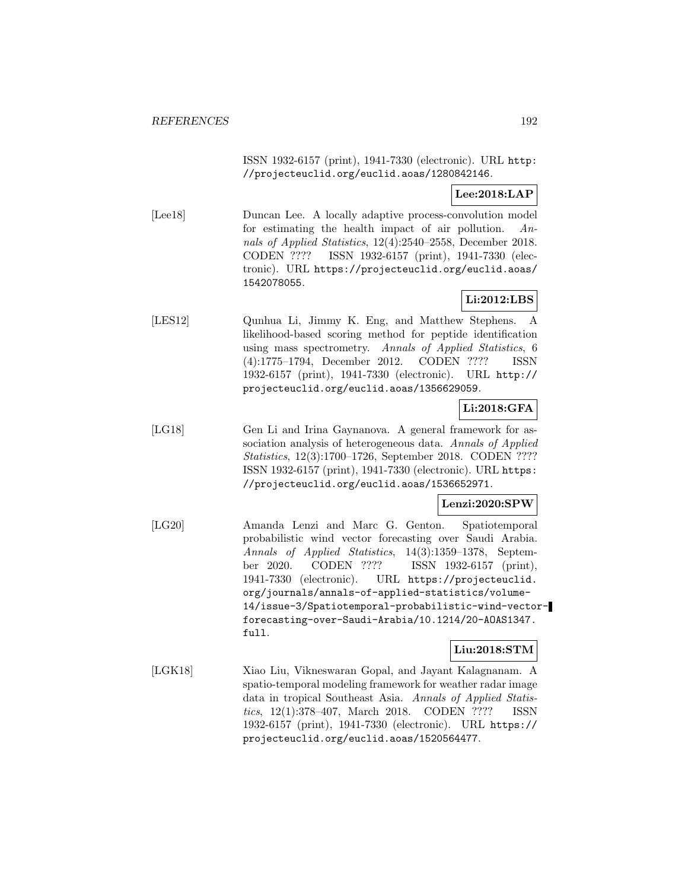ISSN 1932-6157 (print), 1941-7330 (electronic). URL http://projecteuclid.org/euclid.aoas/1280842146.

**Lee:2018:LAP**

[Lee18] Duncan Lee. A locally adaptive process-convolution model for estimating the health impact of air pollution. *Annals of Applied Statistics*, 12(4):2540–2558, December 2018. CODEN ???? ISSN 1932-6157 (print), 1941-7330 (electronic). URL https://projecteuclid.org/euclid.aoas/1542078055.

**Li:2012:LBS**

[LES12] Qunhua Li, Jimmy K. Eng, and Matthew Stephens. A likelihood-based scoring method for peptide identification using mass spectrometry. *Annals of Applied Statistics*, 6 (4):1775–1794, December 2012. CODEN ???? ISSN 1932-6157 (print), 1941-7330 (electronic). URL http://projecteuclid.org/euclid.aoas/1356629059.

**Li:2018:GFA**

[LG18] Gen Li and Irina Gaynanova. A general framework for association analysis of heterogeneous data. *Annals of Applied Statistics*, 12(3):1700–1726, September 2018. CODEN ???? ISSN 1932-6157 (print), 1941-7330 (electronic). URL https://projecteuclid.org/euclid.aoas/1536652971.

**Lenzi:2020:SPW**

[LG20] Amanda Lenzi and Marc G. Genton. Spatiotemporal probabilistic wind vector forecasting over Saudi Arabia. *Annals of Applied Statistics*, 14(3):1359–1378, September 2020. CODEN ???? ISSN 1932-6157 (print), 1941-7330 (electronic). URL https://projecteuclid.org/journals/annals-of-applied-statistics/volume-14/issue-3/Spatiotemporal-probabilistic-wind-vector-forecasting-over-Saudi-Arabia/10.1214/20-AOAS1347.full.

**Liu:2018:STM**

[LGK18] Xiao Liu, Vikneswaran Gopal, and Jayant Kalagnanam. A spatio-temporal modeling framework for weather radar image data in tropical Southeast Asia. *Annals of Applied Statistics*, 12(1):378–407, March 2018. CODEN ???? ISSN 1932-6157 (print), 1941-7330 (electronic). URL https://projecteuclid.org/euclid.aoas/1520564477.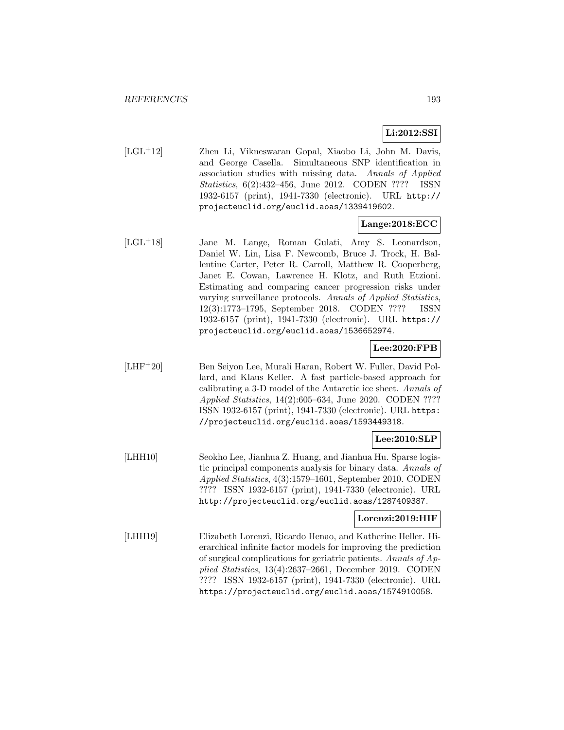**Li:2012:SSI**

[LGL+12] Zhen Li, Vikneswaran Gopal, Xiaobo Li, John M. Davis, and George Casella. Simultaneous SNP identification in association studies with missing data. *Annals of Applied Statistics*, 6(2):432–456, June 2012. CODEN ???? ISSN 1932-6157 (print), 1941-7330 (electronic). URL http://projecteuclid.org/euclid.aoas/1339419602.

**Lange:2018:ECC**

[LGL+18] Jane M. Lange, Roman Gulati, Amy S. Leonardson, Daniel W. Lin, Lisa F. Newcomb, Bruce J. Trock, H. Ballentine Carter, Peter R. Carroll, Matthew R. Cooperberg, Janet E. Cowan, Lawrence H. Klotz, and Ruth Etzioni. Estimating and comparing cancer progression risks under varying surveillance protocols. *Annals of Applied Statistics*, 12(3):1773–1795, September 2018. CODEN ???? ISSN 1932-6157 (print), 1941-7330 (electronic). URL https://projecteuclid.org/euclid.aoas/1536652974.

**Lee:2020:FPB**

[LHF+20] Ben Seiyon Lee, Murali Haran, Robert W. Fuller, David Pollard, and Klaus Keller. A fast particle-based approach for calibrating a 3-D model of the Antarctic ice sheet. *Annals of Applied Statistics*, 14(2):605–634, June 2020. CODEN ???? ISSN 1932-6157 (print), 1941-7330 (electronic). URL https://projecteuclid.org/euclid.aoas/1593449318.

**Lee:2010:SLP**

[LHH10] Seokho Lee, Jianhua Z. Huang, and Jianhua Hu. Sparse logistic principal components analysis for binary data. *Annals of Applied Statistics*, 4(3):1579–1601, September 2010. CODEN ???? ISSN 1932-6157 (print), 1941-7330 (electronic). URL http://projecteuclid.org/euclid.aoas/1287409387.

**Lorenzi:2019:HIF**

[LHH19] Elizabeth Lorenzi, Ricardo Henao, and Katherine Heller. Hierarchical infinite factor models for improving the prediction of surgical complications for geriatric patients. *Annals of Applied Statistics*, 13(4):2637–2661, December 2019. CODEN ???? ISSN 1932-6157 (print), 1941-7330 (electronic). URL https://projecteuclid.org/euclid.aoas/1574910058.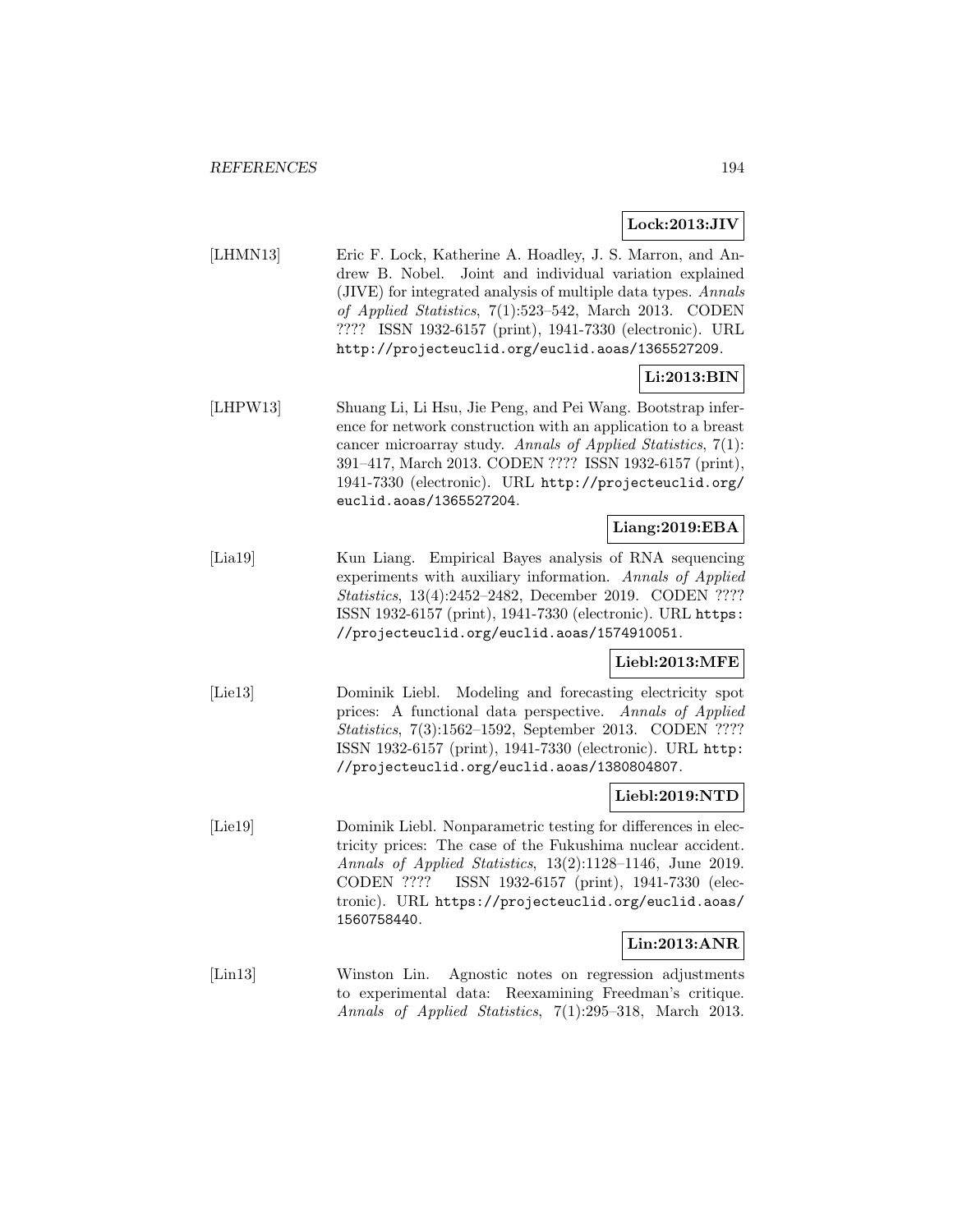**Lock:2013:JIV**

[LHMN13] Eric F. Lock, Katherine A. Hoadley, J. S. Marron, and Andrew B. Nobel. Joint and individual variation explained (JIVE) for integrated analysis of multiple data types. *Annals of Applied Statistics*, 7(1):523–542, March 2013. CODEN ???? ISSN 1932-6157 (print), 1941-7330 (electronic). URL http://projecteuclid.org/euclid.aoas/1365527209.

**Li:2013:BIN**

[LHPW13] Shuang Li, Li Hsu, Jie Peng, and Pei Wang. Bootstrap inference for network construction with an application to a breast cancer microarray study. *Annals of Applied Statistics*, 7(1): 391–417, March 2013. CODEN ???? ISSN 1932-6157 (print), 1941-7330 (electronic). URL http://projecteuclid.org/euclid.aoas/1365527204.

**Liang:2019:EBA**

[Lia19] Kun Liang. Empirical Bayes analysis of RNA sequencing experiments with auxiliary information. *Annals of Applied Statistics*, 13(4):2452–2482, December 2019. CODEN ???? ISSN 1932-6157 (print), 1941-7330 (electronic). URL https://projecteuclid.org/euclid.aoas/1574910051.

**Liebl:2013:MFE**

[Lie13] Dominik Liebl. Modeling and forecasting electricity spot prices: A functional data perspective. *Annals of Applied Statistics*, 7(3):1562–1592, September 2013. CODEN ???? ISSN 1932-6157 (print), 1941-7330 (electronic). URL http://projecteuclid.org/euclid.aoas/1380804807.

**Liebl:2019:NTD**

[Lie19] Dominik Liebl. Nonparametric testing for differences in electricity prices: The case of the Fukushima nuclear accident. *Annals of Applied Statistics*, 13(2):1128–1146, June 2019. CODEN ???? ISSN 1932-6157 (print), 1941-7330 (electronic). URL https://projecteuclid.org/euclid.aoas/1560758440.

**Lin:2013:ANR**

[Lin13] Winston Lin. Agnostic notes on regression adjustments to experimental data: Reexamining Freedman's critique. *Annals of Applied Statistics*, 7(1):295–318, March 2013.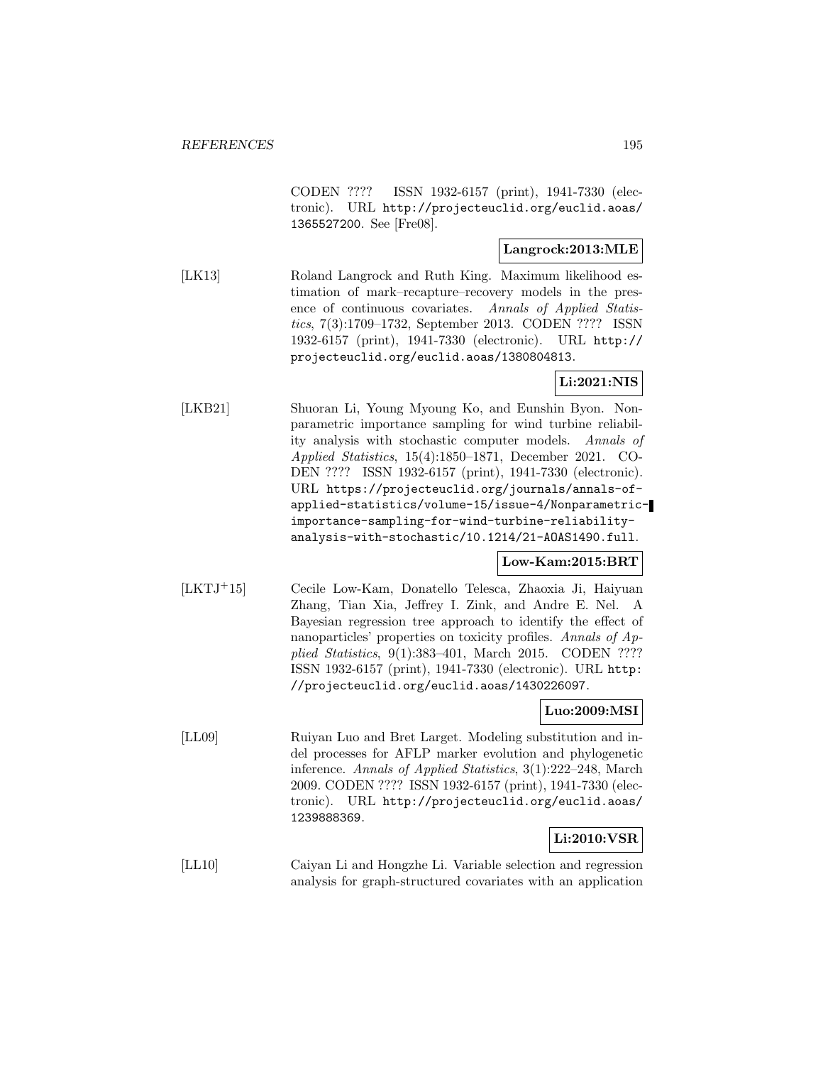CODEN ???? ISSN 1932-6157 (print), 1941-7330 (electronic). URL http://projecteuclid.org/euclid.aoas/1365527200. See [Fre08].

**Langrock:2013:MLE**

[LK13] Roland Langrock and Ruth King. Maximum likelihood estimation of mark–recapture–recovery models in the presence of continuous covariates. *Annals of Applied Statistics*, 7(3):1709–1732, September 2013. CODEN ???? ISSN 1932-6157 (print), 1941-7330 (electronic). URL http://projecteuclid.org/euclid.aoas/1380804813.

**Li:2021:NIS**

[LKB21] Shuoran Li, Young Myoung Ko, and Eunshin Byon. Nonparametric importance sampling for wind turbine reliability analysis with stochastic computer models. *Annals of Applied Statistics*, 15(4):1850–1871, December 2021. CODEN ???? ISSN 1932-6157 (print), 1941-7330 (electronic). URL https://projecteuclid.org/journals/annals-of-applied-statistics/volume-15/issue-4/Nonparametric-importance-sampling-for-wind-turbine-reliability-analysis-with-stochastic/10.1214/21-AOAS1490.full.

**Low-Kam:2015:BRT**

[LKTJ+15] Cecile Low-Kam, Donatello Telesca, Zhaoxia Ji, Haiyuan Zhang, Tian Xia, Jeffrey I. Zink, and Andre E. Nel. A Bayesian regression tree approach to identify the effect of nanoparticles' properties on toxicity profiles. *Annals of Applied Statistics*, 9(1):383–401, March 2015. CODEN ???? ISSN 1932-6157 (print), 1941-7330 (electronic). URL http://projecteuclid.org/euclid.aoas/1430226097.

**Luo:2009:MSI**

[LL09] Ruiyan Luo and Bret Larget. Modeling substitution and indel processes for AFLP marker evolution and phylogenetic inference. *Annals of Applied Statistics*, 3(1):222–248, March 2009. CODEN ???? ISSN 1932-6157 (print), 1941-7330 (electronic). URL http://projecteuclid.org/euclid.aoas/1239888369.

**Li:2010:VSR**

[LL10] Caiyan Li and Hongzhe Li. Variable selection and regression analysis for graph-structured covariates with an application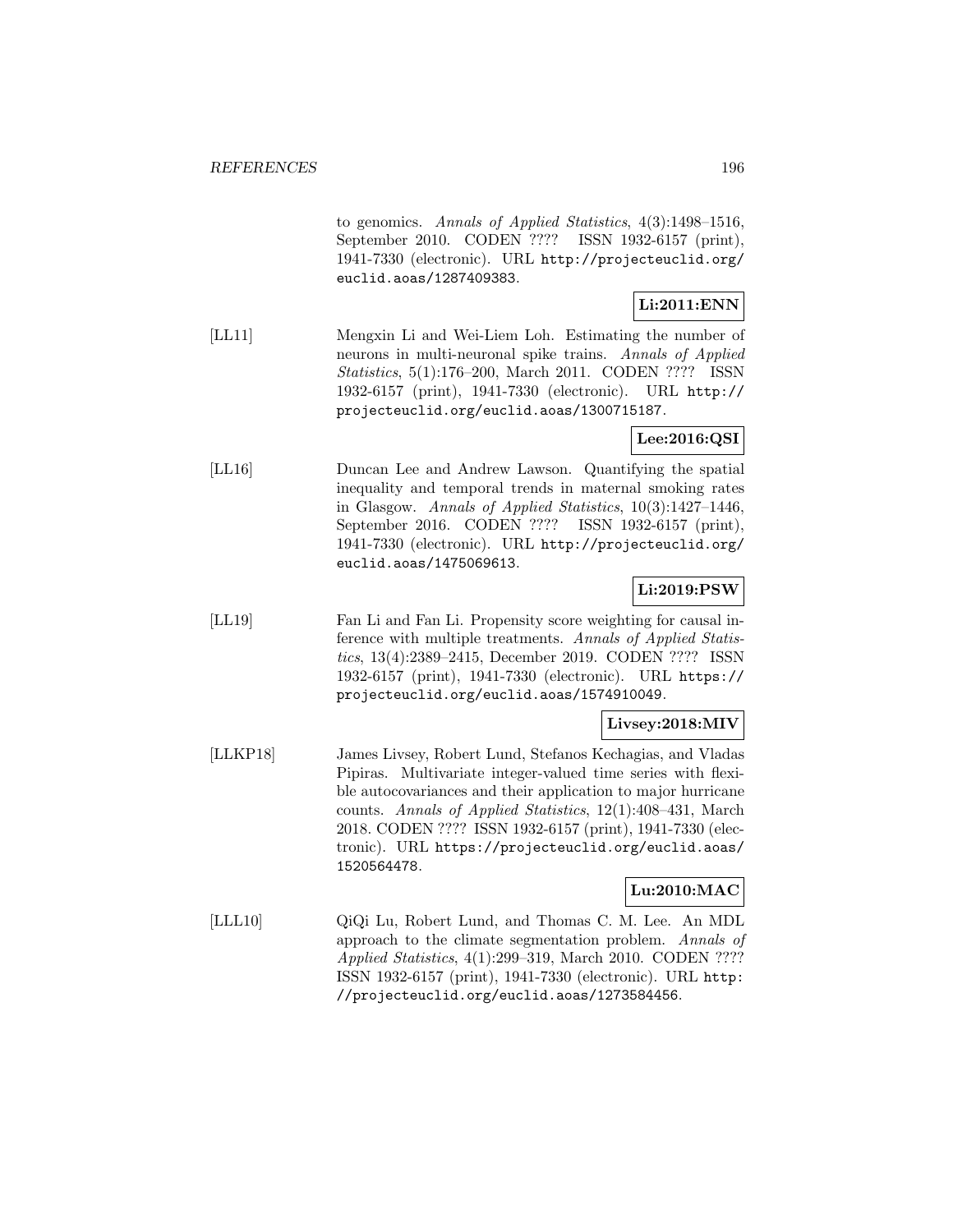to genomics. *Annals of Applied Statistics*, 4(3):1498–1516, September 2010. CODEN ???? ISSN 1932-6157 (print), 1941-7330 (electronic). URL http://projecteuclid.org/euclid.aoas/1287409383.

**Li:2011:ENN**

[LL11] Mengxin Li and Wei-Liem Loh. Estimating the number of neurons in multi-neuronal spike trains. *Annals of Applied Statistics*, 5(1):176–200, March 2011. CODEN ???? ISSN 1932-6157 (print), 1941-7330 (electronic). URL http://projecteuclid.org/euclid.aoas/1300715187.

**Lee:2016:QSI**

[LL16] Duncan Lee and Andrew Lawson. Quantifying the spatial inequality and temporal trends in maternal smoking rates in Glasgow. *Annals of Applied Statistics*, 10(3):1427–1446, September 2016. CODEN ???? ISSN 1932-6157 (print), 1941-7330 (electronic). URL http://projecteuclid.org/euclid.aoas/1475069613.

**Li:2019:PSW**

[LL19] Fan Li and Fan Li. Propensity score weighting for causal inference with multiple treatments. *Annals of Applied Statistics*, 13(4):2389–2415, December 2019. CODEN ???? ISSN 1932-6157 (print), 1941-7330 (electronic). URL https://projecteuclid.org/euclid.aoas/1574910049.

**Livsey:2018:MIV**

[LLKP18] James Livsey, Robert Lund, Stefanos Kechagias, and Vladas Pipiras. Multivariate integer-valued time series with flexible autocovariances and their application to major hurricane counts. *Annals of Applied Statistics*, 12(1):408–431, March 2018. CODEN ???? ISSN 1932-6157 (print), 1941-7330 (electronic). URL https://projecteuclid.org/euclid.aoas/1520564478.

**Lu:2010:MAC**

[LLL10] QiQi Lu, Robert Lund, and Thomas C. M. Lee. An MDL approach to the climate segmentation problem. *Annals of Applied Statistics*, 4(1):299–319, March 2010. CODEN ???? ISSN 1932-6157 (print), 1941-7330 (electronic). URL http://projecteuclid.org/euclid.aoas/1273584456.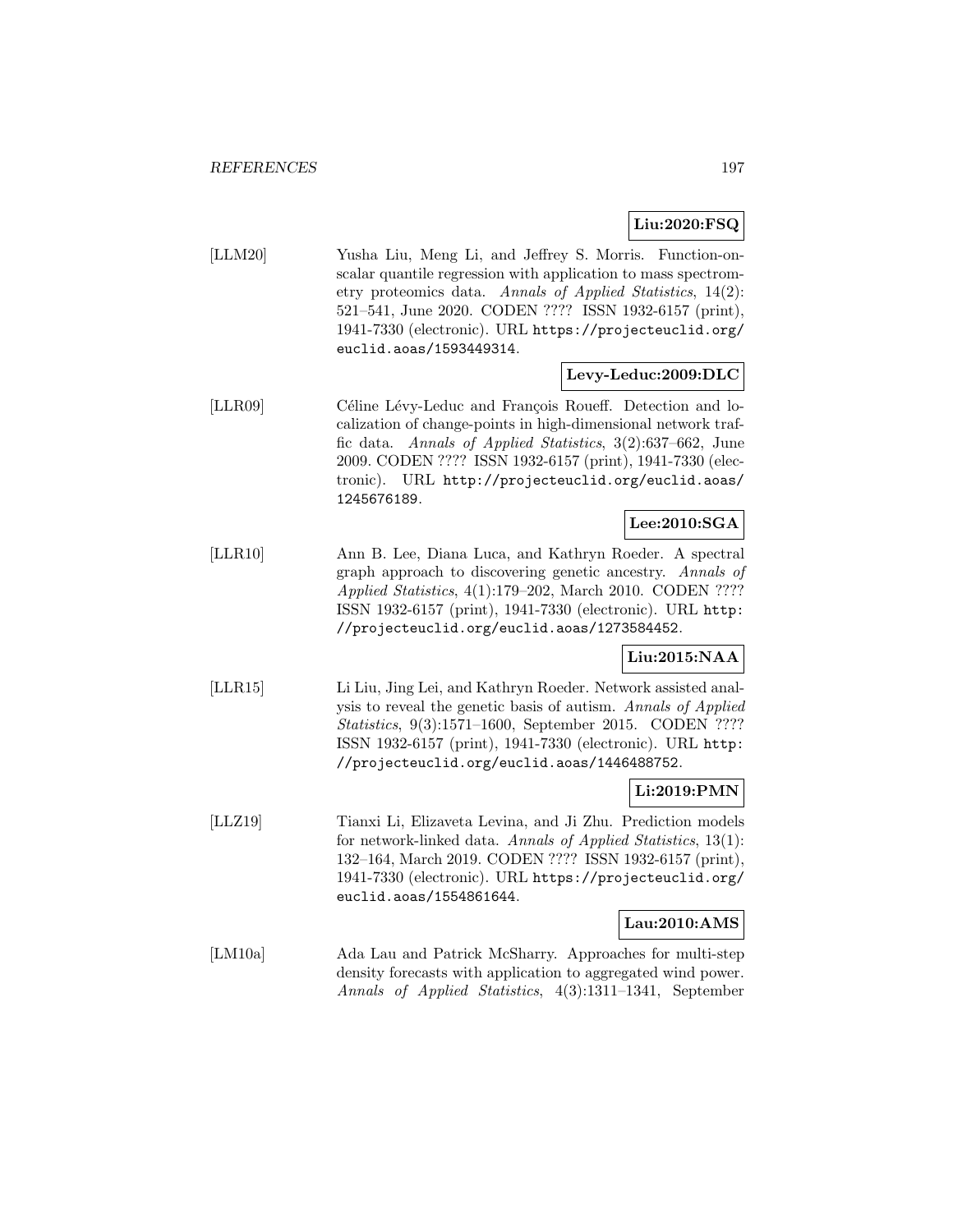**Liu:2020:FSQ**

[LLM20] Yusha Liu, Meng Li, and Jeffrey S. Morris. Function-on-scalar quantile regression with application to mass spectrometry proteomics data. *Annals of Applied Statistics*, 14(2): 521–541, June 2020. CODEN ???? ISSN 1932-6157 (print), 1941-7330 (electronic). URL `https://projecteuclid.org/euclid.aoas/1593449314`.

**Levy-Leduc:2009:DLC**

[LLR09] Céline Lévy-Leduc and François Roueff. Detection and localization of change-points in high-dimensional network traffic data. *Annals of Applied Statistics*, 3(2):637–662, June 2009. CODEN ???? ISSN 1932-6157 (print), 1941-7330 (electronic). URL `http://projecteuclid.org/euclid.aoas/1245676189`.

**Lee:2010:SGA**

[LLR10] Ann B. Lee, Diana Luca, and Kathryn Roeder. A spectral graph approach to discovering genetic ancestry. *Annals of Applied Statistics*, 4(1):179–202, March 2010. CODEN ???? ISSN 1932-6157 (print), 1941-7330 (electronic). URL `http://projecteuclid.org/euclid.aoas/1273584452`.

**Liu:2015:NAA**

[LLR15] Li Liu, Jing Lei, and Kathryn Roeder. Network assisted analysis to reveal the genetic basis of autism. *Annals of Applied Statistics*, 9(3):1571–1600, September 2015. CODEN ???? ISSN 1932-6157 (print), 1941-7330 (electronic). URL `http://projecteuclid.org/euclid.aoas/1446488752`.

**Li:2019:PMN**

[LLZ19] Tianxi Li, Elizaveta Levina, and Ji Zhu. Prediction models for network-linked data. *Annals of Applied Statistics*, 13(1): 132–164, March 2019. CODEN ???? ISSN 1932-6157 (print), 1941-7330 (electronic). URL `https://projecteuclid.org/euclid.aoas/1554861644`.

**Lau:2010:AMS**

[LM10a] Ada Lau and Patrick McSharry. Approaches for multi-step density forecasts with application to aggregated wind power. *Annals of Applied Statistics*, 4(3):1311–1341, September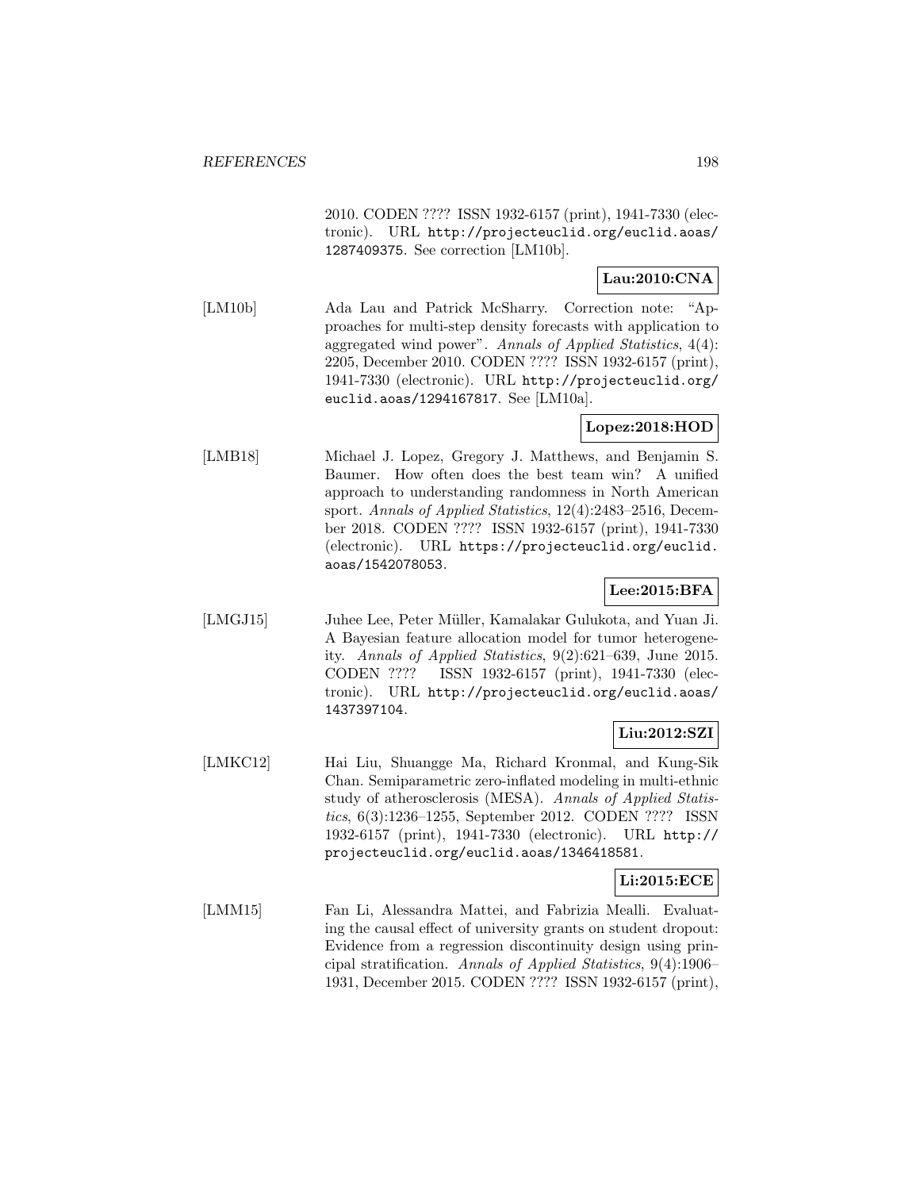2010. CODEN ???? ISSN 1932-6157 (print), 1941-7330 (electronic). URL http://projecteuclid.org/euclid.aoas/1287409375. See correction [LM10b].

**Lau:2010:CNA**

[LM10b] Ada Lau and Patrick McSharry. Correction note: "Approaches for multi-step density forecasts with application to aggregated wind power". *Annals of Applied Statistics*, 4(4): 2205, December 2010. CODEN ???? ISSN 1932-6157 (print), 1941-7330 (electronic). URL http://projecteuclid.org/euclid.aoas/1294167817. See [LM10a].

**Lopez:2018:HOD**

[LMB18] Michael J. Lopez, Gregory J. Matthews, and Benjamin S. Baumer. How often does the best team win? A unified approach to understanding randomness in North American sport. *Annals of Applied Statistics*, 12(4):2483–2516, December 2018. CODEN ???? ISSN 1932-6157 (print), 1941-7330 (electronic). URL https://projecteuclid.org/euclid.aoas/1542078053.

**Lee:2015:BFA**

[LMGJ15] Juhee Lee, Peter Müller, Kamalakar Gulukota, and Yuan Ji. A Bayesian feature allocation model for tumor heterogeneity. *Annals of Applied Statistics*, 9(2):621–639, June 2015. CODEN ???? ISSN 1932-6157 (print), 1941-7330 (electronic). URL http://projecteuclid.org/euclid.aoas/1437397104.

**Liu:2012:SZI**

[LMKC12] Hai Liu, Shuangge Ma, Richard Kronmal, and Kung-Sik Chan. Semiparametric zero-inflated modeling in multi-ethnic study of atherosclerosis (MESA). *Annals of Applied Statistics*, 6(3):1236–1255, September 2012. CODEN ???? ISSN 1932-6157 (print), 1941-7330 (electronic). URL http://projecteuclid.org/euclid.aoas/1346418581.

**Li:2015:ECE**

[LMM15] Fan Li, Alessandra Mattei, and Fabrizia Mealli. Evaluating the causal effect of university grants on student dropout: Evidence from a regression discontinuity design using principal stratification. *Annals of Applied Statistics*, 9(4):1906–1931, December 2015. CODEN ???? ISSN 1932-6157 (print),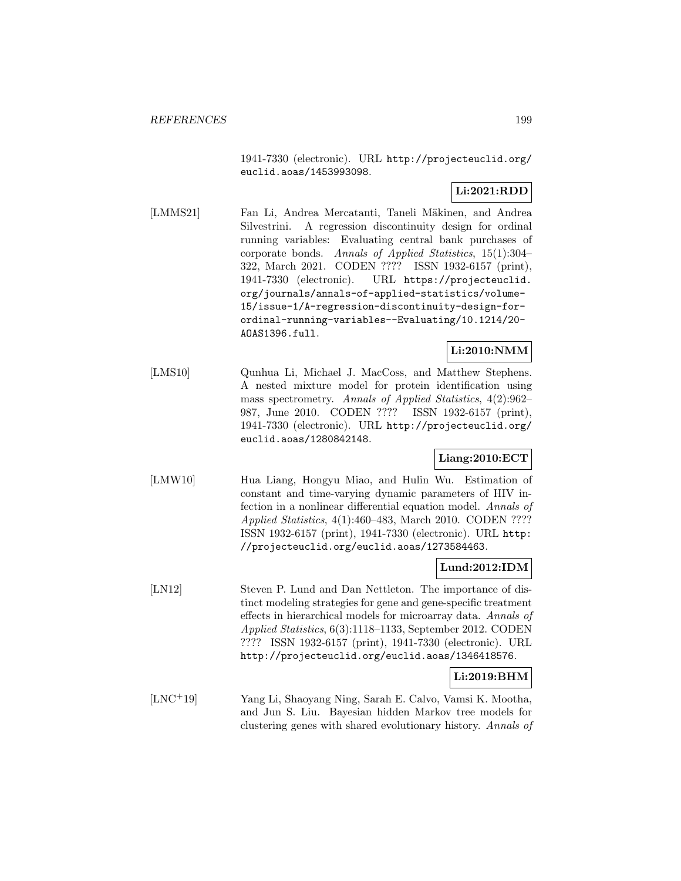1941-7330 (electronic). URL http://projecteuclid.org/euclid.aoas/1453993098.

**Li:2021:RDD**

[LMMS21] Fan Li, Andrea Mercatanti, Taneli Mäkinen, and Andrea Silvestrini. A regression discontinuity design for ordinal running variables: Evaluating central bank purchases of corporate bonds. *Annals of Applied Statistics*, 15(1):304–322, March 2021. CODEN ???? ISSN 1932-6157 (print), 1941-7330 (electronic). URL https://projecteuclid.org/journals/annals-of-applied-statistics/volume-15/issue-1/A-regression-discontinuity-design-for-ordinal-running-variables--Evaluating/10.1214/20-AOAS1396.full.

**Li:2010:NMM**

[LMS10] Qunhua Li, Michael J. MacCoss, and Matthew Stephens. A nested mixture model for protein identification using mass spectrometry. *Annals of Applied Statistics*, 4(2):962–987, June 2010. CODEN ???? ISSN 1932-6157 (print), 1941-7330 (electronic). URL http://projecteuclid.org/euclid.aoas/1280842148.

**Liang:2010:ECT**

[LMW10] Hua Liang, Hongyu Miao, and Hulin Wu. Estimation of constant and time-varying dynamic parameters of HIV infection in a nonlinear differential equation model. *Annals of Applied Statistics*, 4(1):460–483, March 2010. CODEN ???? ISSN 1932-6157 (print), 1941-7330 (electronic). URL http://projecteuclid.org/euclid.aoas/1273584463.

**Lund:2012:IDM**

[LN12] Steven P. Lund and Dan Nettleton. The importance of distinct modeling strategies for gene and gene-specific treatment effects in hierarchical models for microarray data. *Annals of Applied Statistics*, 6(3):1118–1133, September 2012. CODEN ???? ISSN 1932-6157 (print), 1941-7330 (electronic). URL http://projecteuclid.org/euclid.aoas/1346418576.

**Li:2019:BHM**

[LNC+19] Yang Li, Shaoyang Ning, Sarah E. Calvo, Vamsi K. Mootha, and Jun S. Liu. Bayesian hidden Markov tree models for clustering genes with shared evolutionary history. *Annals of*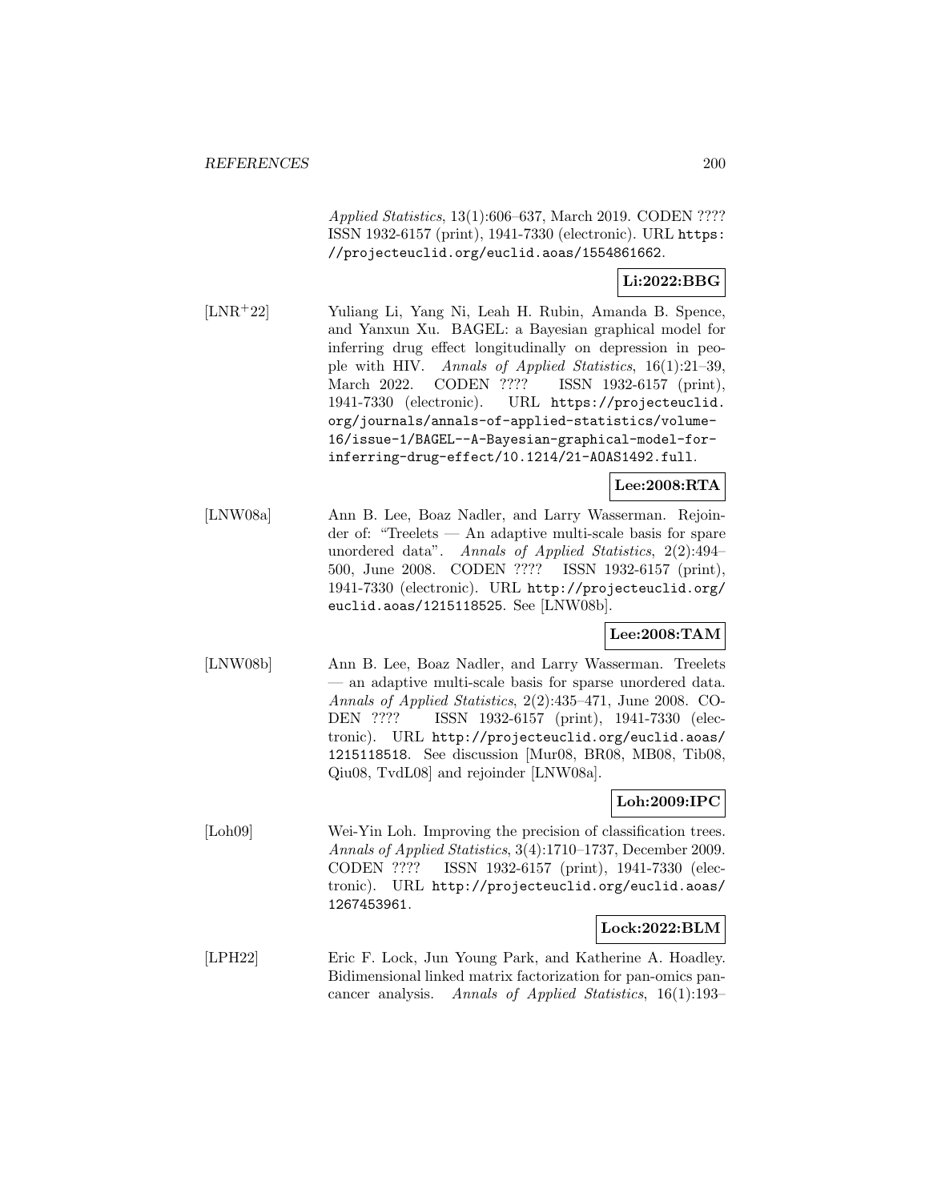Applied Statistics*, 13(1):606–637, March 2019. CODEN ???? ISSN 1932-6157 (print), 1941-7330 (electronic). URL https://projecteuclid.org/euclid.aoas/1554861662.

**Li:2022:BBG**

[LNR+22] Yuliang Li, Yang Ni, Leah H. Rubin, Amanda B. Spence, and Yanxun Xu. BAGEL: a Bayesian graphical model for inferring drug effect longitudinally on depression in people with HIV. *Annals of Applied Statistics*, 16(1):21–39, March 2022. CODEN ???? ISSN 1932-6157 (print), 1941-7330 (electronic). URL https://projecteuclid.org/journals/annals-of-applied-statistics/volume-16/issue-1/BAGEL--A-Bayesian-graphical-model-for-inferring-drug-effect/10.1214/21-AOAS1492.full.

**Lee:2008:RTA**

[LNW08a] Ann B. Lee, Boaz Nadler, and Larry Wasserman. Rejoinder of: "Treelets — An adaptive multi-scale basis for spare unordered data". *Annals of Applied Statistics*, 2(2):494–500, June 2008. CODEN ???? ISSN 1932-6157 (print), 1941-7330 (electronic). URL http://projecteuclid.org/euclid.aoas/1215118525. See [LNW08b].

**Lee:2008:TAM**

[LNW08b] Ann B. Lee, Boaz Nadler, and Larry Wasserman. Treelets — an adaptive multi-scale basis for sparse unordered data. *Annals of Applied Statistics*, 2(2):435–471, June 2008. CODEN ???? ISSN 1932-6157 (print), 1941-7330 (electronic). URL http://projecteuclid.org/euclid.aoas/1215118518. See discussion [Mur08, BR08, MB08, Tib08, Qiu08, TvdL08] and rejoinder [LNW08a].

**Loh:2009:IPC**

[Loh09] Wei-Yin Loh. Improving the precision of classification trees. *Annals of Applied Statistics*, 3(4):1710–1737, December 2009. CODEN ???? ISSN 1932-6157 (print), 1941-7330 (electronic). URL http://projecteuclid.org/euclid.aoas/1267453961.

**Lock:2022:BLM**

[LPH22] Eric F. Lock, Jun Young Park, and Katherine A. Hoadley. Bidimensional linked matrix factorization for pan-omics pan-cancer analysis. *Annals of Applied Statistics*, 16(1):193–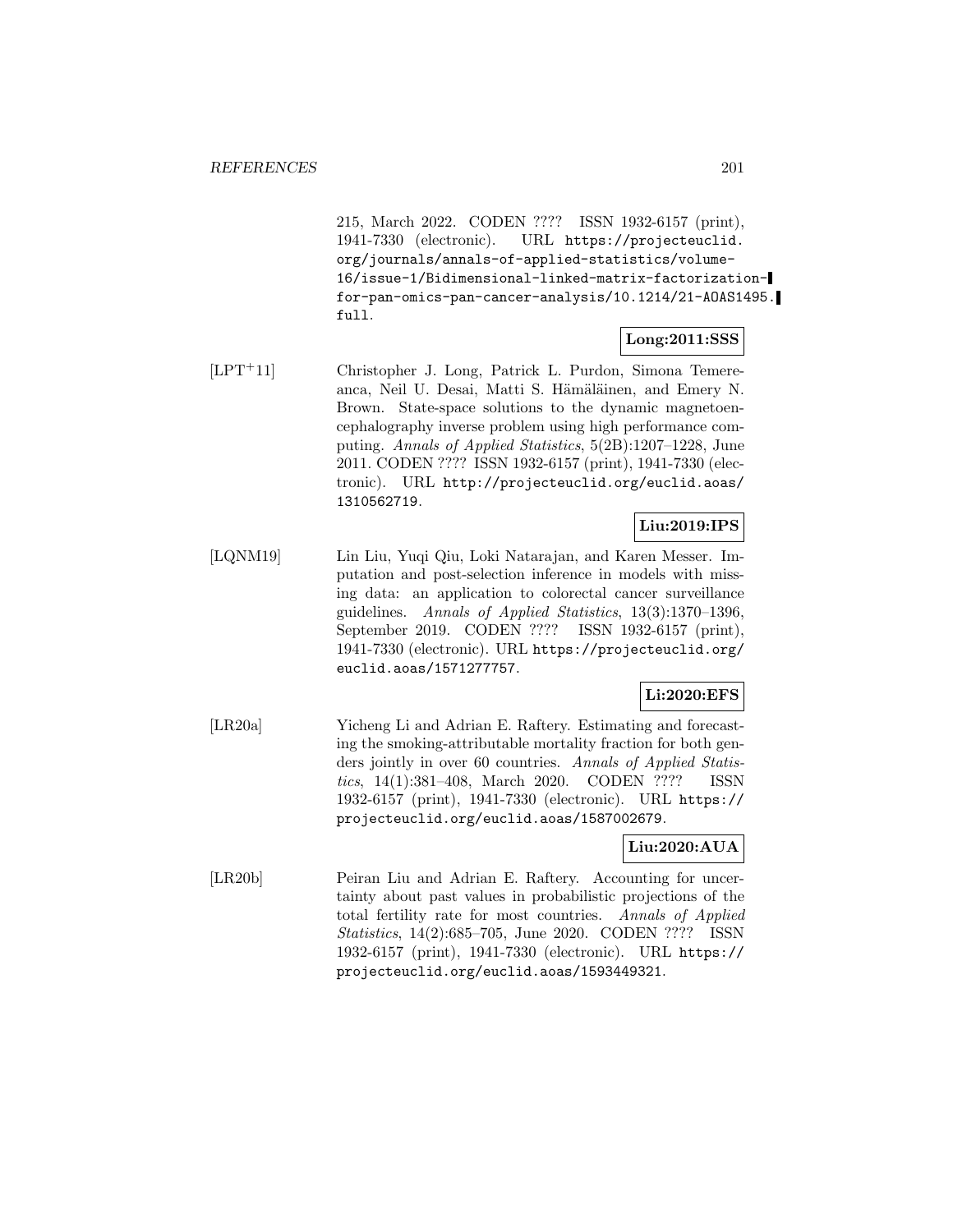215, March 2022. CODEN ???? ISSN 1932-6157 (print), 1941-7330 (electronic). URL https://projecteuclid.org/journals/annals-of-applied-statistics/volume-16/issue-1/Bidimensional-linked-matrix-factorization-for-pan-omics-pan-cancer-analysis/10.1214/21-AOAS1495.full.

**Long:2011:SSS**

[LPT+11] Christopher J. Long, Patrick L. Purdon, Simona Temereanca, Neil U. Desai, Matti S. Hämäläinen, and Emery N. Brown. State-space solutions to the dynamic magnetoencephalography inverse problem using high performance computing. *Annals of Applied Statistics*, 5(2B):1207–1228, June 2011. CODEN ???? ISSN 1932-6157 (print), 1941-7330 (electronic). URL http://projecteuclid.org/euclid.aoas/1310562719.

**Liu:2019:IPS**

[LQNM19] Lin Liu, Yuqi Qiu, Loki Natarajan, and Karen Messer. Imputation and post-selection inference in models with missing data: an application to colorectal cancer surveillance guidelines. *Annals of Applied Statistics*, 13(3):1370–1396, September 2019. CODEN ???? ISSN 1932-6157 (print), 1941-7330 (electronic). URL https://projecteuclid.org/euclid.aoas/1571277757.

**Li:2020:EFS**

[LR20a] Yicheng Li and Adrian E. Raftery. Estimating and forecasting the smoking-attributable mortality fraction for both genders jointly in over 60 countries. *Annals of Applied Statistics*, 14(1):381–408, March 2020. CODEN ???? ISSN 1932-6157 (print), 1941-7330 (electronic). URL https://projecteuclid.org/euclid.aoas/1587002679.

**Liu:2020:AUA**

[LR20b] Peiran Liu and Adrian E. Raftery. Accounting for uncertainty about past values in probabilistic projections of the total fertility rate for most countries. *Annals of Applied Statistics*, 14(2):685–705, June 2020. CODEN ???? ISSN 1932-6157 (print), 1941-7330 (electronic). URL https://projecteuclid.org/euclid.aoas/1593449321.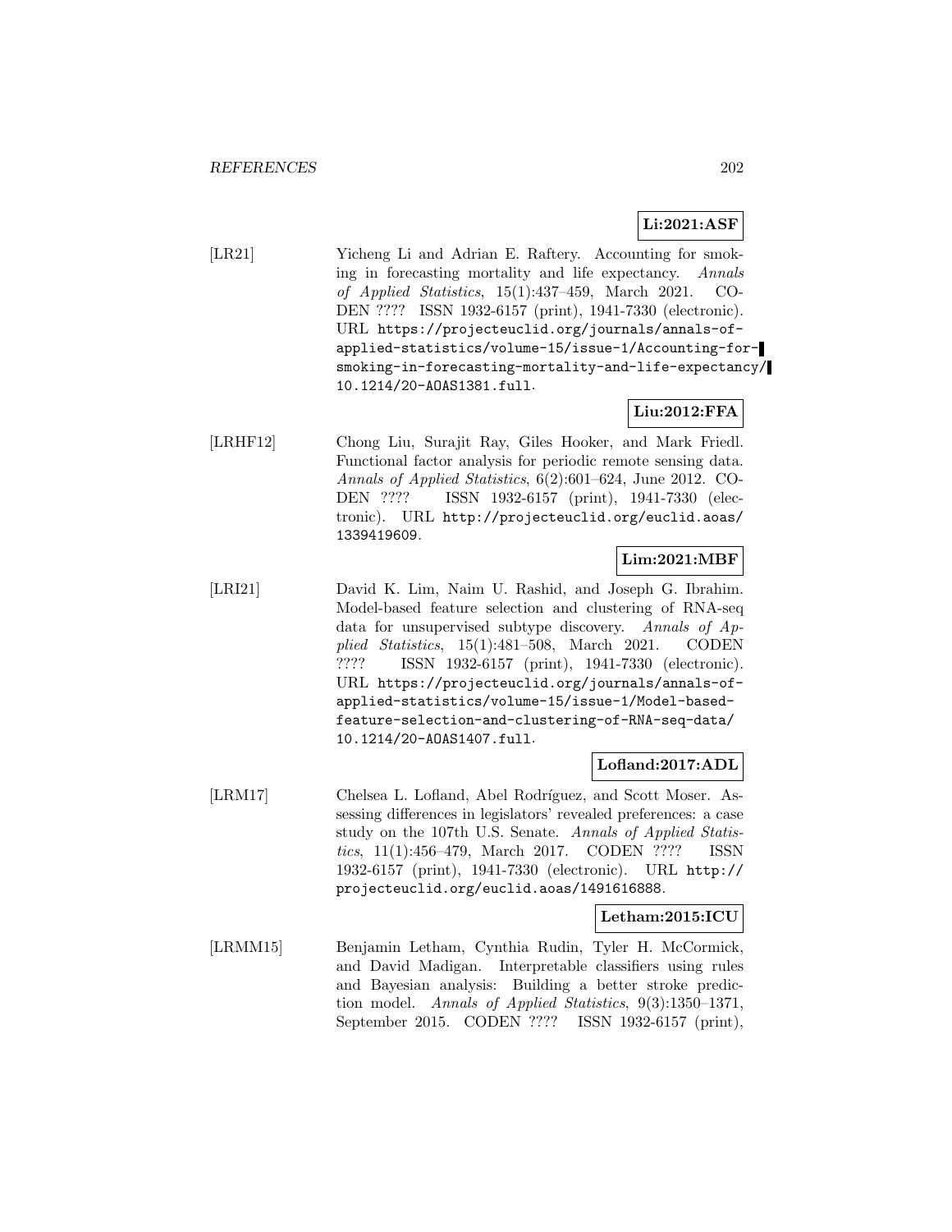**Li:2021:ASF**

[LR21] Yicheng Li and Adrian E. Raftery. Accounting for smoking in forecasting mortality and life expectancy. *Annals of Applied Statistics*, 15(1):437–459, March 2021. CODEN ???? ISSN 1932-6157 (print), 1941-7330 (electronic). URL `https://projecteuclid.org/journals/annals-of-applied-statistics/volume-15/issue-1/Accounting-for-smoking-in-forecasting-mortality-and-life-expectancy/10.1214/20-AOAS1381.full`.

**Liu:2012:FFA**

[LRHF12] Chong Liu, Surajit Ray, Giles Hooker, and Mark Friedl. Functional factor analysis for periodic remote sensing data. *Annals of Applied Statistics*, 6(2):601–624, June 2012. CODEN ???? ISSN 1932-6157 (print), 1941-7330 (electronic). URL `http://projecteuclid.org/euclid.aoas/1339419609`.

**Lim:2021:MBF**

[LRI21] David K. Lim, Naim U. Rashid, and Joseph G. Ibrahim. Model-based feature selection and clustering of RNA-seq data for unsupervised subtype discovery. *Annals of Applied Statistics*, 15(1):481–508, March 2021. CODEN ???? ISSN 1932-6157 (print), 1941-7330 (electronic). URL `https://projecteuclid.org/journals/annals-of-applied-statistics/volume-15/issue-1/Model-based-feature-selection-and-clustering-of-RNA-seq-data/10.1214/20-AOAS1407.full`.

**Lofland:2017:ADL**

[LRM17] Chelsea L. Lofland, Abel Rodríguez, and Scott Moser. Assessing differences in legislators' revealed preferences: a case study on the 107th U.S. Senate. *Annals of Applied Statistics*, 11(1):456–479, March 2017. CODEN ???? ISSN 1932-6157 (print), 1941-7330 (electronic). URL `http://projecteuclid.org/euclid.aoas/1491616888`.

**Letham:2015:ICU**

[LRMM15] Benjamin Letham, Cynthia Rudin, Tyler H. McCormick, and David Madigan. Interpretable classifiers using rules and Bayesian analysis: Building a better stroke prediction model. *Annals of Applied Statistics*, 9(3):1350–1371, September 2015. CODEN ???? ISSN 1932-6157 (print),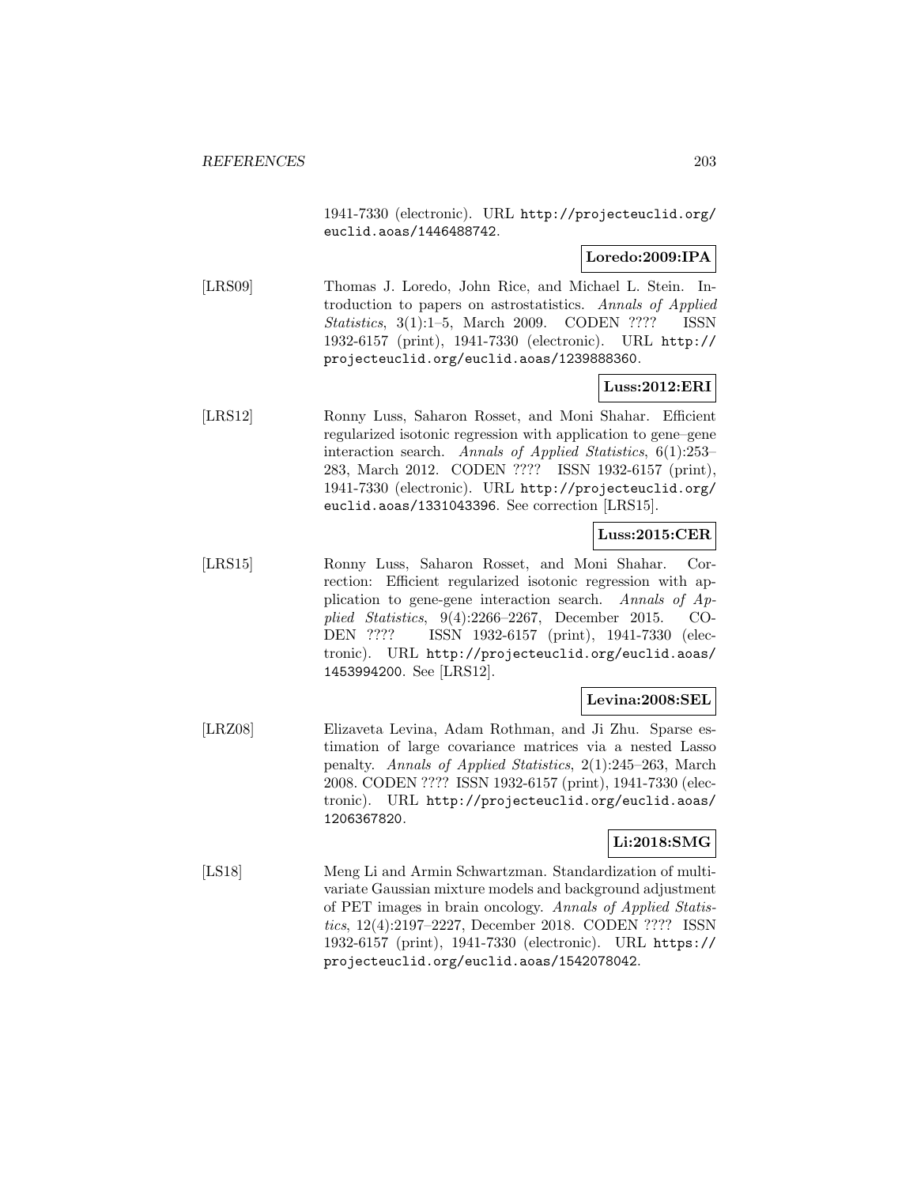1941-7330 (electronic). URL http://projecteuclid.org/euclid.aoas/1446488742.

**Loredo:2009:IPA**

[LRS09] Thomas J. Loredo, John Rice, and Michael L. Stein. Introduction to papers on astrostatistics. *Annals of Applied Statistics*, 3(1):1–5, March 2009. CODEN ???? ISSN 1932-6157 (print), 1941-7330 (electronic). URL http://projecteuclid.org/euclid.aoas/1239888360.

**Luss:2012:ERI**

[LRS12] Ronny Luss, Saharon Rosset, and Moni Shahar. Efficient regularized isotonic regression with application to gene–gene interaction search. *Annals of Applied Statistics*, 6(1):253–283, March 2012. CODEN ???? ISSN 1932-6157 (print), 1941-7330 (electronic). URL http://projecteuclid.org/euclid.aoas/1331043396. See correction [LRS15].

**Luss:2015:CER**

[LRS15] Ronny Luss, Saharon Rosset, and Moni Shahar. Correction: Efficient regularized isotonic regression with application to gene-gene interaction search. *Annals of Applied Statistics*, 9(4):2266–2267, December 2015. CODEN ???? ISSN 1932-6157 (print), 1941-7330 (electronic). URL http://projecteuclid.org/euclid.aoas/1453994200. See [LRS12].

**Levina:2008:SEL**

[LRZ08] Elizaveta Levina, Adam Rothman, and Ji Zhu. Sparse estimation of large covariance matrices via a nested Lasso penalty. *Annals of Applied Statistics*, 2(1):245–263, March 2008. CODEN ???? ISSN 1932-6157 (print), 1941-7330 (electronic). URL http://projecteuclid.org/euclid.aoas/1206367820.

**Li:2018:SMG**

[LS18] Meng Li and Armin Schwartzman. Standardization of multivariate Gaussian mixture models and background adjustment of PET images in brain oncology. *Annals of Applied Statistics*, 12(4):2197–2227, December 2018. CODEN ???? ISSN 1932-6157 (print), 1941-7330 (electronic). URL https://projecteuclid.org/euclid.aoas/1542078042.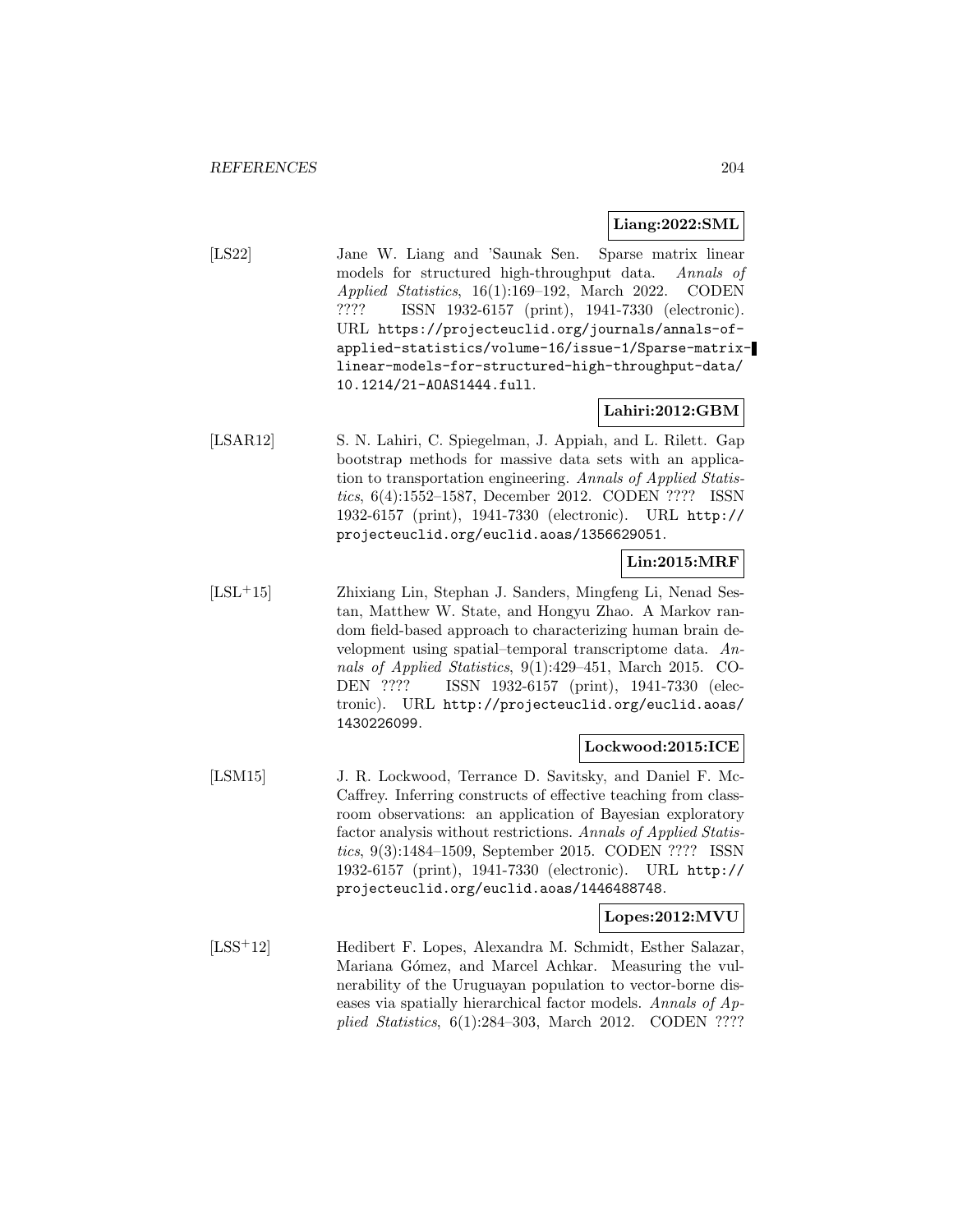**Liang:2022:SML**

[LS22] Jane W. Liang and 'Saunak Sen. Sparse matrix linear models for structured high-throughput data. *Annals of Applied Statistics*, 16(1):169–192, March 2022. CODEN ???? ISSN 1932-6157 (print), 1941-7330 (electronic). URL https://projecteuclid.org/journals/annals-of-applied-statistics/volume-16/issue-1/Sparse-matrix-linear-models-for-structured-high-throughput-data/10.1214/21-AOAS1444.full.

**Lahiri:2012:GBM**

[LSAR12] S. N. Lahiri, C. Spiegelman, J. Appiah, and L. Rilett. Gap bootstrap methods for massive data sets with an application to transportation engineering. *Annals of Applied Statistics*, 6(4):1552–1587, December 2012. CODEN ???? ISSN 1932-6157 (print), 1941-7330 (electronic). URL http://projecteuclid.org/euclid.aoas/1356629051.

**Lin:2015:MRF**

[LSL+15] Zhixiang Lin, Stephan J. Sanders, Mingfeng Li, Nenad Sestan, Matthew W. State, and Hongyu Zhao. A Markov random field-based approach to characterizing human brain development using spatial–temporal transcriptome data. *Annals of Applied Statistics*, 9(1):429–451, March 2015. CODEN ???? ISSN 1932-6157 (print), 1941-7330 (electronic). URL http://projecteuclid.org/euclid.aoas/1430226099.

**Lockwood:2015:ICE**

[LSM15] J. R. Lockwood, Terrance D. Savitsky, and Daniel F. McCaffrey. Inferring constructs of effective teaching from classroom observations: an application of Bayesian exploratory factor analysis without restrictions. *Annals of Applied Statistics*, 9(3):1484–1509, September 2015. CODEN ???? ISSN 1932-6157 (print), 1941-7330 (electronic). URL http://projecteuclid.org/euclid.aoas/1446488748.

**Lopes:2012:MVU**

[LSS+12] Hedibert F. Lopes, Alexandra M. Schmidt, Esther Salazar, Mariana Gómez, and Marcel Achkar. Measuring the vulnerability of the Uruguayan population to vector-borne diseases via spatially hierarchical factor models. *Annals of Applied Statistics*, 6(1):284–303, March 2012. CODEN ????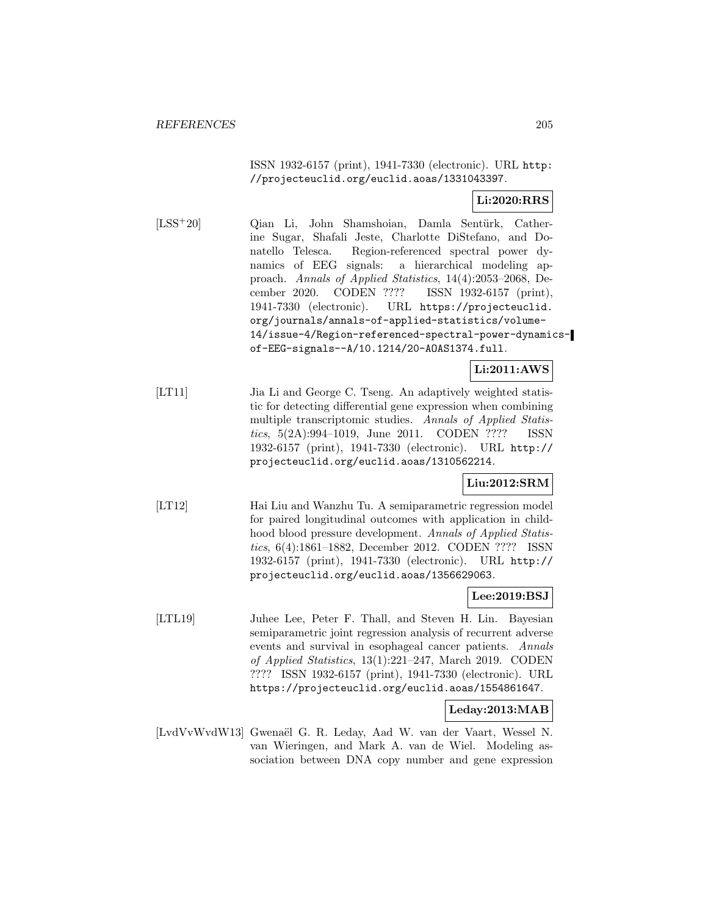ISSN 1932-6157 (print), 1941-7330 (electronic). URL http://projecteuclid.org/euclid.aoas/1331043397.

**Li:2020:RRS**

[LSS+20] Qian Li, John Shamshoian, Damla Sentürk, Catherine Sugar, Shafali Jeste, Charlotte DiStefano, and Donatello Telesca. Region-referenced spectral power dynamics of EEG signals: a hierarchical modeling approach. *Annals of Applied Statistics*, 14(4):2053–2068, December 2020. CODEN ???? ISSN 1932-6157 (print), 1941-7330 (electronic). URL https://projecteuclid.org/journals/annals-of-applied-statistics/volume-14/issue-4/Region-referenced-spectral-power-dynamics-of-EEG-signals--A/10.1214/20-AOAS1374.full.

**Li:2011:AWS**

[LT11] Jia Li and George C. Tseng. An adaptively weighted statistic for detecting differential gene expression when combining multiple transcriptomic studies. *Annals of Applied Statistics*, 5(2A):994–1019, June 2011. CODEN ???? ISSN 1932-6157 (print), 1941-7330 (electronic). URL http://projecteuclid.org/euclid.aoas/1310562214.

**Liu:2012:SRM**

[LT12] Hai Liu and Wanzhu Tu. A semiparametric regression model for paired longitudinal outcomes with application in childhood blood pressure development. *Annals of Applied Statistics*, 6(4):1861–1882, December 2012. CODEN ???? ISSN 1932-6157 (print), 1941-7330 (electronic). URL http://projecteuclid.org/euclid.aoas/1356629063.

**Lee:2019:BSJ**

[LTL19] Juhee Lee, Peter F. Thall, and Steven H. Lin. Bayesian semiparametric joint regression analysis of recurrent adverse events and survival in esophageal cancer patients. *Annals of Applied Statistics*, 13(1):221–247, March 2019. CODEN ???? ISSN 1932-6157 (print), 1941-7330 (electronic). URL https://projecteuclid.org/euclid.aoas/1554861647.

**Leday:2013:MAB**

[LvdVvWvdW13] Gwenaël G. R. Leday, Aad W. van der Vaart, Wessel N. van Wieringen, and Mark A. van de Wiel. Modeling association between DNA copy number and gene expression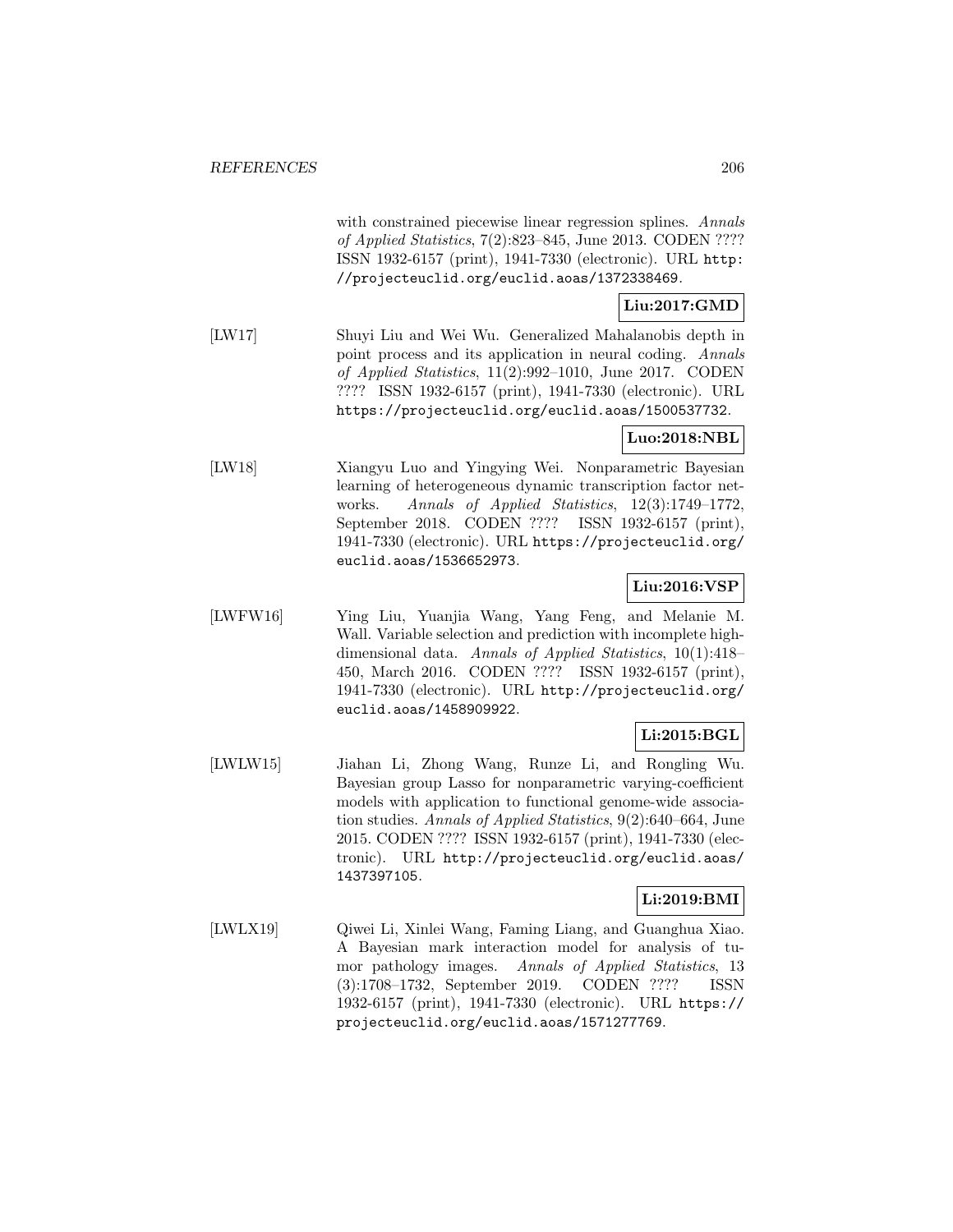with constrained piecewise linear regression splines. *Annals of Applied Statistics*, 7(2):823–845, June 2013. CODEN ???? ISSN 1932-6157 (print), 1941-7330 (electronic). URL http://projecteuclid.org/euclid.aoas/1372338469.

**Liu:2017:GMD**

[LW17] Shuyi Liu and Wei Wu. Generalized Mahalanobis depth in point process and its application in neural coding. *Annals of Applied Statistics*, 11(2):992–1010, June 2017. CODEN ???? ISSN 1932-6157 (print), 1941-7330 (electronic). URL https://projecteuclid.org/euclid.aoas/1500537732.

**Luo:2018:NBL**

[LW18] Xiangyu Luo and Yingying Wei. Nonparametric Bayesian learning of heterogeneous dynamic transcription factor networks. *Annals of Applied Statistics*, 12(3):1749–1772, September 2018. CODEN ???? ISSN 1932-6157 (print), 1941-7330 (electronic). URL https://projecteuclid.org/euclid.aoas/1536652973.

**Liu:2016:VSP**

[LWFW16] Ying Liu, Yuanjia Wang, Yang Feng, and Melanie M. Wall. Variable selection and prediction with incomplete high-dimensional data. *Annals of Applied Statistics*, 10(1):418–450, March 2016. CODEN ???? ISSN 1932-6157 (print), 1941-7330 (electronic). URL http://projecteuclid.org/euclid.aoas/1458909922.

**Li:2015:BGL**

[LWLW15] Jiahan Li, Zhong Wang, Runze Li, and Rongling Wu. Bayesian group Lasso for nonparametric varying-coefficient models with application to functional genome-wide association studies. *Annals of Applied Statistics*, 9(2):640–664, June 2015. CODEN ???? ISSN 1932-6157 (print), 1941-7330 (electronic). URL http://projecteuclid.org/euclid.aoas/1437397105.

**Li:2019:BMI**

[LWLX19] Qiwei Li, Xinlei Wang, Faming Liang, and Guanghua Xiao. A Bayesian mark interaction model for analysis of tumor pathology images. *Annals of Applied Statistics*, 13 (3):1708–1732, September 2019. CODEN ???? ISSN 1932-6157 (print), 1941-7330 (electronic). URL https://projecteuclid.org/euclid.aoas/1571277769.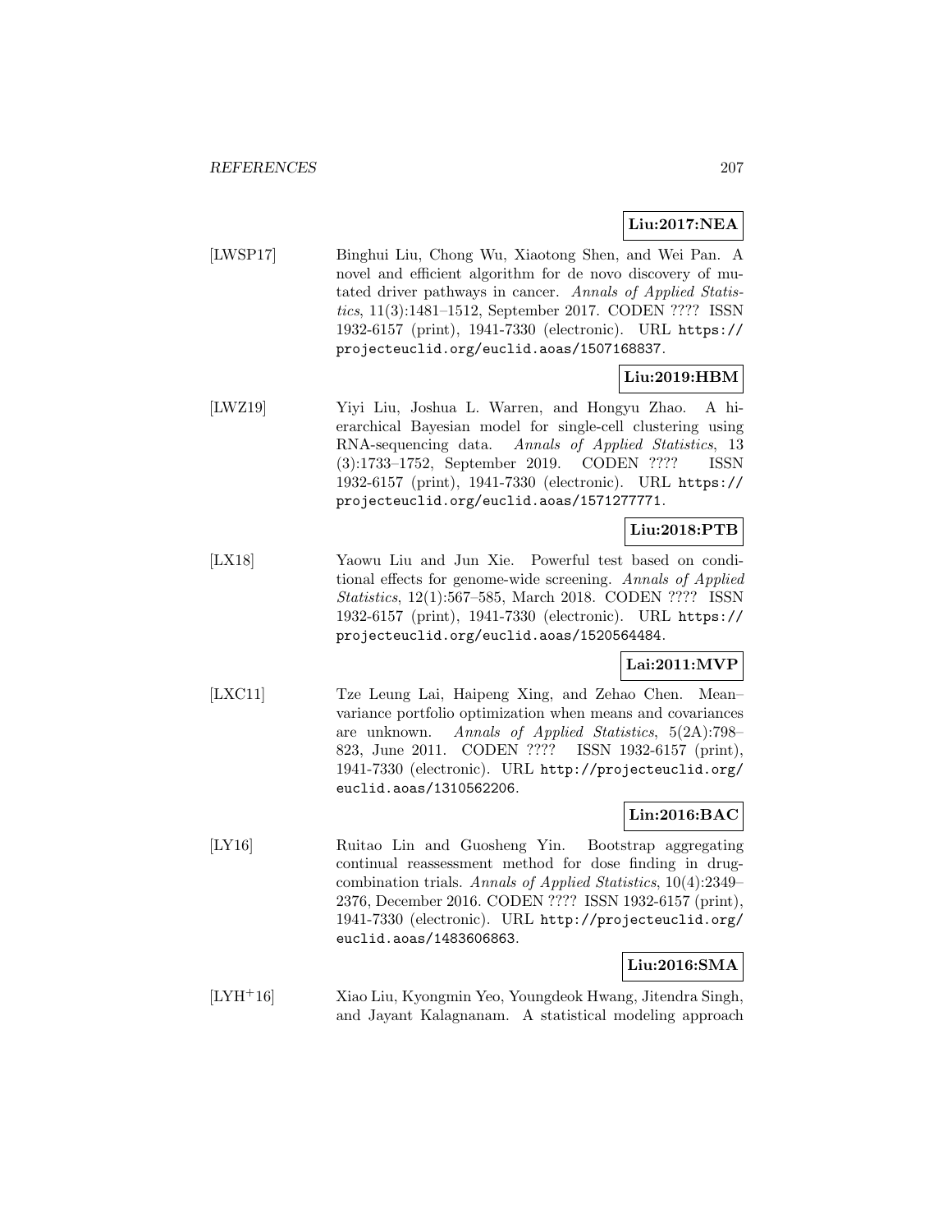**Liu:2017:NEA**

[LWSP17] Binghui Liu, Chong Wu, Xiaotong Shen, and Wei Pan. A novel and efficient algorithm for de novo discovery of mutated driver pathways in cancer. *Annals of Applied Statistics*, 11(3):1481–1512, September 2017. CODEN ???? ISSN 1932-6157 (print), 1941-7330 (electronic). URL https://projecteuclid.org/euclid.aoas/1507168837.

**Liu:2019:HBM**

[LWZ19] Yiyi Liu, Joshua L. Warren, and Hongyu Zhao. A hierarchical Bayesian model for single-cell clustering using RNA-sequencing data. *Annals of Applied Statistics*, 13 (3):1733–1752, September 2019. CODEN ???? ISSN 1932-6157 (print), 1941-7330 (electronic). URL https://projecteuclid.org/euclid.aoas/1571277771.

**Liu:2018:PTB**

[LX18] Yaowu Liu and Jun Xie. Powerful test based on conditional effects for genome-wide screening. *Annals of Applied Statistics*, 12(1):567–585, March 2018. CODEN ???? ISSN 1932-6157 (print), 1941-7330 (electronic). URL https://projecteuclid.org/euclid.aoas/1520564484.

**Lai:2011:MVP**

[LXC11] Tze Leung Lai, Haipeng Xing, and Zehao Chen. Mean–variance portfolio optimization when means and covariances are unknown. *Annals of Applied Statistics*, 5(2A):798–823, June 2011. CODEN ???? ISSN 1932-6157 (print), 1941-7330 (electronic). URL http://projecteuclid.org/euclid.aoas/1310562206.

**Lin:2016:BAC**

[LY16] Ruitao Lin and Guosheng Yin. Bootstrap aggregating continual reassessment method for dose finding in drug-combination trials. *Annals of Applied Statistics*, 10(4):2349–2376, December 2016. CODEN ???? ISSN 1932-6157 (print), 1941-7330 (electronic). URL http://projecteuclid.org/euclid.aoas/1483606863.

**Liu:2016:SMA**

[LYH+16] Xiao Liu, Kyongmin Yeo, Youngdeok Hwang, Jitendra Singh, and Jayant Kalagnanam. A statistical modeling approach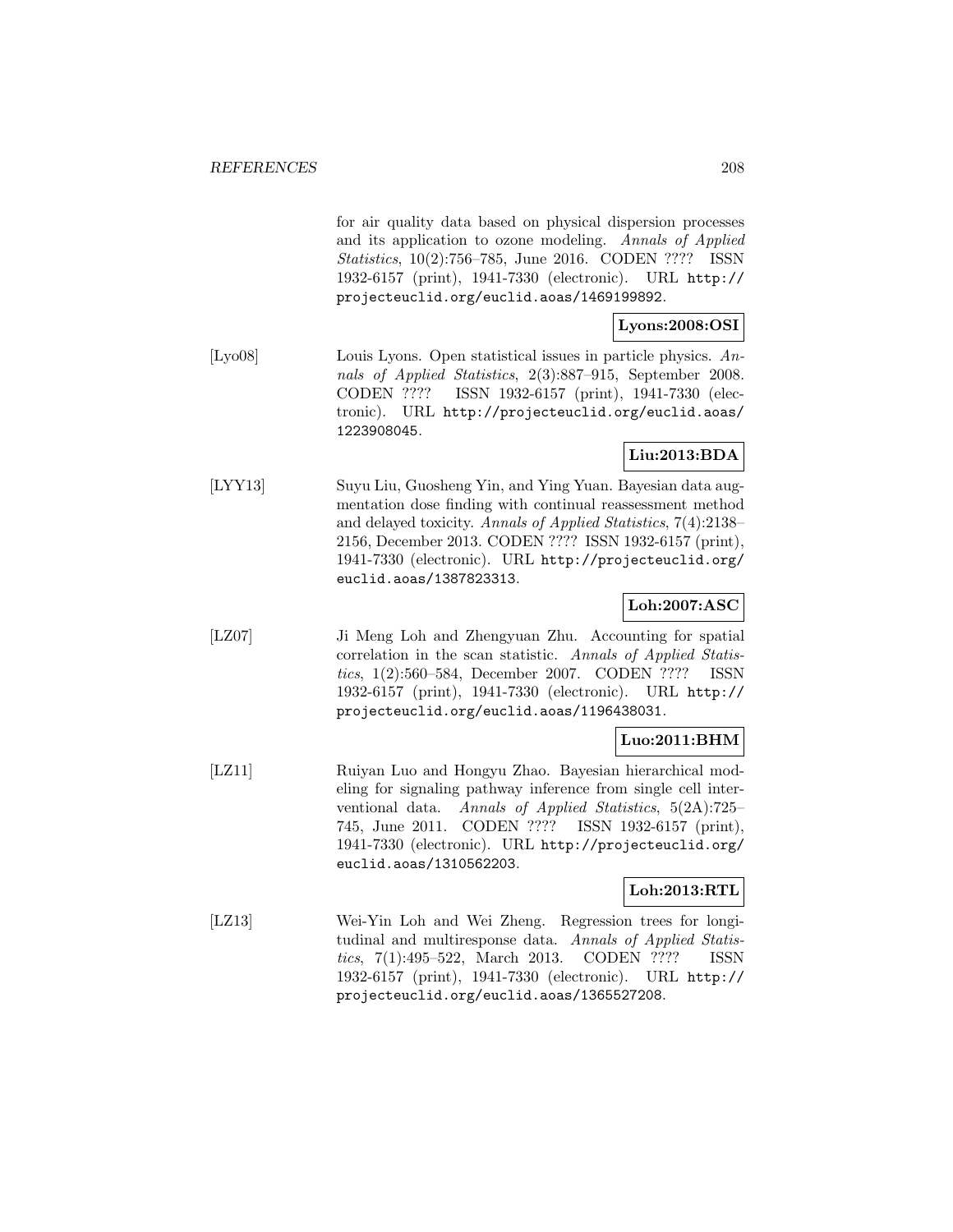for air quality data based on physical dispersion processes and its application to ozone modeling. *Annals of Applied Statistics*, 10(2):756–785, June 2016. CODEN ???? ISSN 1932-6157 (print), 1941-7330 (electronic). URL http://projecteuclid.org/euclid.aoas/1469199892.

**Lyons:2008:OSI**

[Lyo08] Louis Lyons. Open statistical issues in particle physics. *Annals of Applied Statistics*, 2(3):887–915, September 2008. CODEN ???? ISSN 1932-6157 (print), 1941-7330 (electronic). URL http://projecteuclid.org/euclid.aoas/1223908045.

**Liu:2013:BDA**

[LYY13] Suyu Liu, Guosheng Yin, and Ying Yuan. Bayesian data augmentation dose finding with continual reassessment method and delayed toxicity. *Annals of Applied Statistics*, 7(4):2138–2156, December 2013. CODEN ???? ISSN 1932-6157 (print), 1941-7330 (electronic). URL http://projecteuclid.org/euclid.aoas/1387823313.

**Loh:2007:ASC**

[LZ07] Ji Meng Loh and Zhengyuan Zhu. Accounting for spatial correlation in the scan statistic. *Annals of Applied Statistics*, 1(2):560–584, December 2007. CODEN ???? ISSN 1932-6157 (print), 1941-7330 (electronic). URL http://projecteuclid.org/euclid.aoas/1196438031.

**Luo:2011:BHM**

[LZ11] Ruiyan Luo and Hongyu Zhao. Bayesian hierarchical modeling for signaling pathway inference from single cell interventional data. *Annals of Applied Statistics*, 5(2A):725–745, June 2011. CODEN ???? ISSN 1932-6157 (print), 1941-7330 (electronic). URL http://projecteuclid.org/euclid.aoas/1310562203.

**Loh:2013:RTL**

[LZ13] Wei-Yin Loh and Wei Zheng. Regression trees for longitudinal and multiresponse data. *Annals of Applied Statistics*, 7(1):495–522, March 2013. CODEN ???? ISSN 1932-6157 (print), 1941-7330 (electronic). URL http://projecteuclid.org/euclid.aoas/1365527208.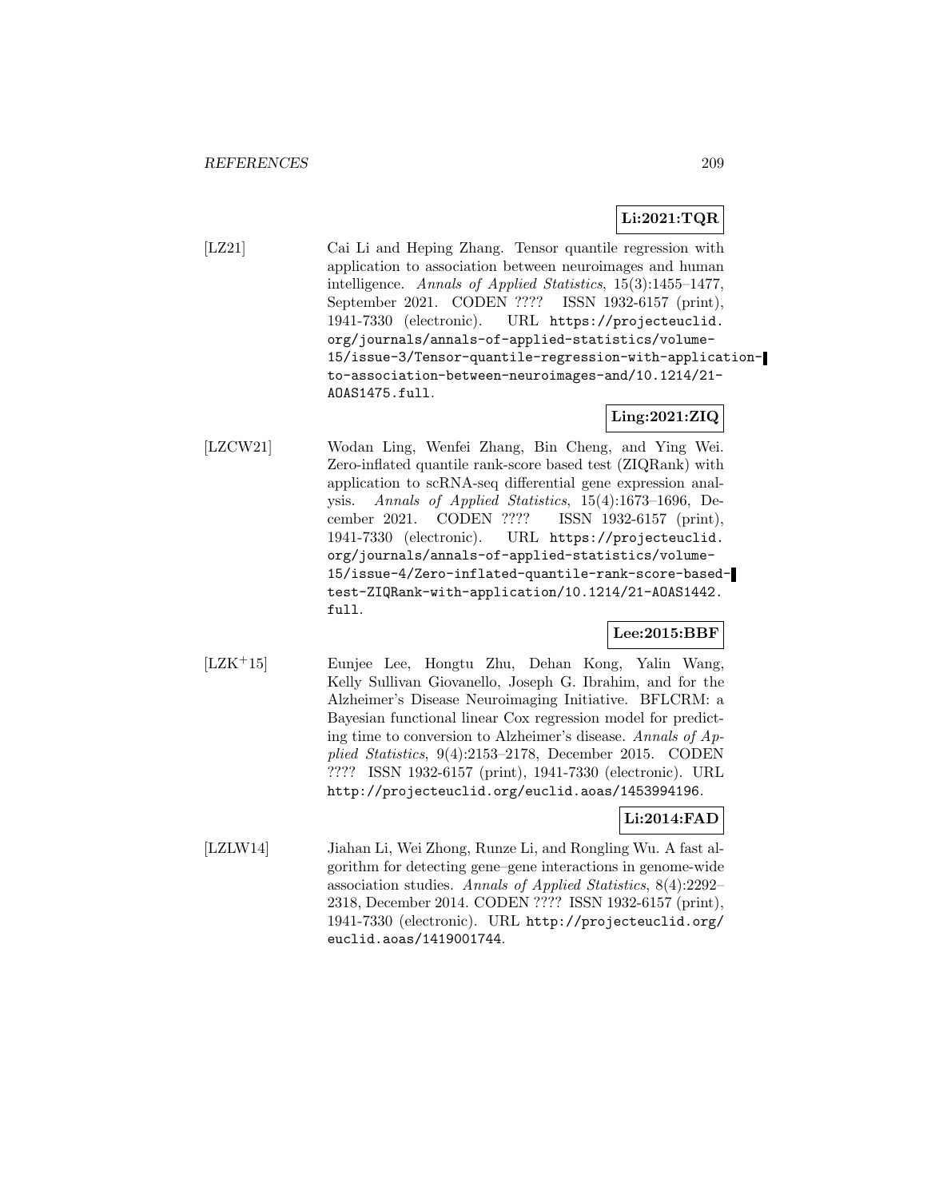**Li:2021:TQR**

[LZ21] Cai Li and Heping Zhang. Tensor quantile regression with application to association between neuroimages and human intelligence. *Annals of Applied Statistics*, 15(3):1455–1477, September 2021. CODEN ???? ISSN 1932-6157 (print), 1941-7330 (electronic). URL `https://projecteuclid.org/journals/annals-of-applied-statistics/volume-15/issue-3/Tensor-quantile-regression-with-application-to-association-between-neuroimages-and/10.1214/21-AOAS1475.full`.

**Ling:2021:ZIQ**

[LZCW21] Wodan Ling, Wenfei Zhang, Bin Cheng, and Ying Wei. Zero-inflated quantile rank-score based test (ZIQRank) with application to scRNA-seq differential gene expression analysis. *Annals of Applied Statistics*, 15(4):1673–1696, December 2021. CODEN ???? ISSN 1932-6157 (print), 1941-7330 (electronic). URL `https://projecteuclid.org/journals/annals-of-applied-statistics/volume-15/issue-4/Zero-inflated-quantile-rank-score-based-test-ZIQRank-with-application/10.1214/21-AOAS1442.full`.

**Lee:2015:BBF**

[LZK+15] Eunjee Lee, Hongtu Zhu, Dehan Kong, Yalin Wang, Kelly Sullivan Giovanello, Joseph G. Ibrahim, and for the Alzheimer's Disease Neuroimaging Initiative. BFLCRM: a Bayesian functional linear Cox regression model for predicting time to conversion to Alzheimer's disease. *Annals of Applied Statistics*, 9(4):2153–2178, December 2015. CODEN ???? ISSN 1932-6157 (print), 1941-7330 (electronic). URL `http://projecteuclid.org/euclid.aoas/1453994196`.

**Li:2014:FAD**

[LZLW14] Jiahan Li, Wei Zhong, Runze Li, and Rongling Wu. A fast algorithm for detecting gene–gene interactions in genome-wide association studies. *Annals of Applied Statistics*, 8(4):2292–2318, December 2014. CODEN ???? ISSN 1932-6157 (print), 1941-7330 (electronic). URL `http://projecteuclid.org/euclid.aoas/1419001744`.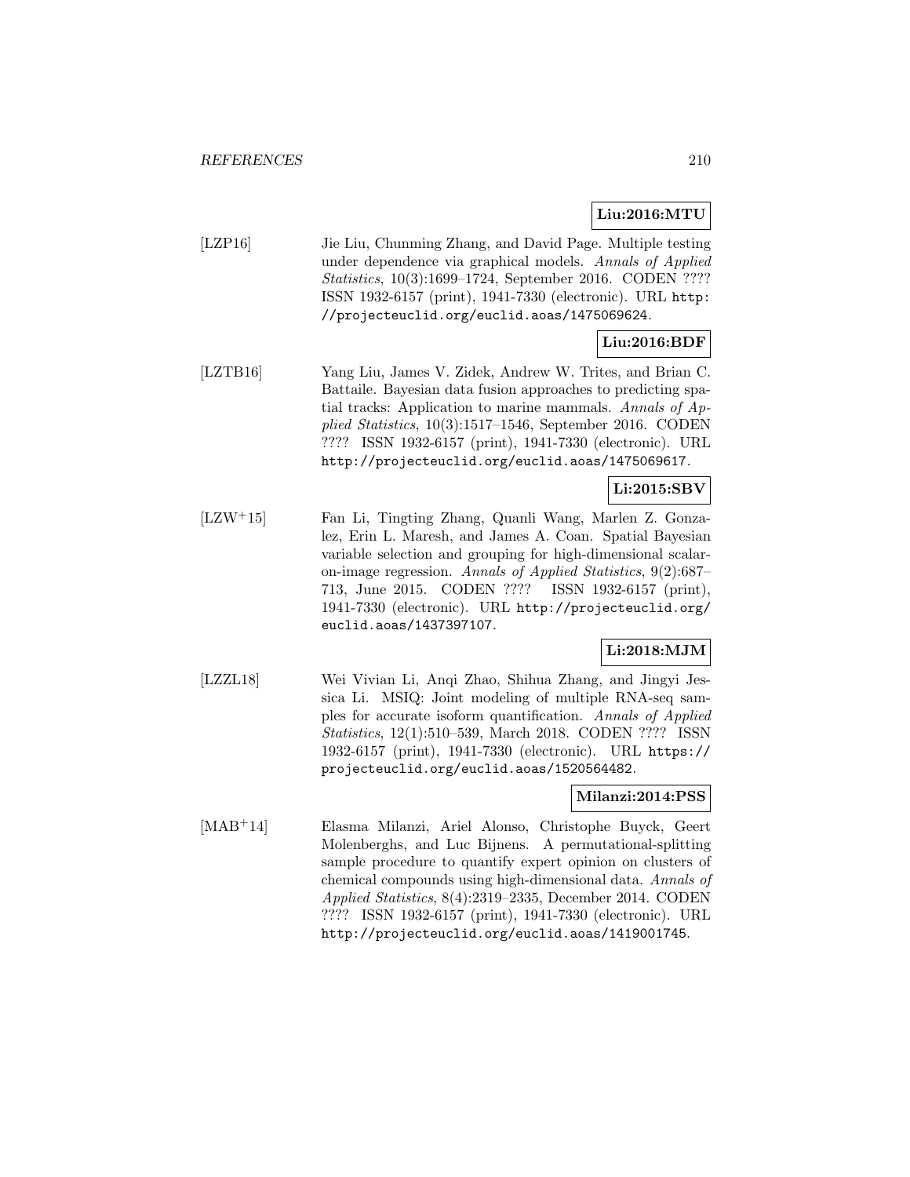**Liu:2016:MTU**

[LZP16] Jie Liu, Chunming Zhang, and David Page. Multiple testing under dependence via graphical models. *Annals of Applied Statistics*, 10(3):1699–1724, September 2016. CODEN ???? ISSN 1932-6157 (print), 1941-7330 (electronic). URL `http://projecteuclid.org/euclid.aoas/1475069624`.

**Liu:2016:BDF**

[LZTB16] Yang Liu, James V. Zidek, Andrew W. Trites, and Brian C. Battaile. Bayesian data fusion approaches to predicting spatial tracks: Application to marine mammals. *Annals of Applied Statistics*, 10(3):1517–1546, September 2016. CODEN ???? ISSN 1932-6157 (print), 1941-7330 (electronic). URL `http://projecteuclid.org/euclid.aoas/1475069617`.

**Li:2015:SBV**

[LZW+15] Fan Li, Tingting Zhang, Quanli Wang, Marlen Z. Gonzalez, Erin L. Maresh, and James A. Coan. Spatial Bayesian variable selection and grouping for high-dimensional scalar-on-image regression. *Annals of Applied Statistics*, 9(2):687–713, June 2015. CODEN ???? ISSN 1932-6157 (print), 1941-7330 (electronic). URL `http://projecteuclid.org/euclid.aoas/1437397107`.

**Li:2018:MJM**

[LZZL18] Wei Vivian Li, Anqi Zhao, Shihua Zhang, and Jingyi Jessica Li. MSIQ: Joint modeling of multiple RNA-seq samples for accurate isoform quantification. *Annals of Applied Statistics*, 12(1):510–539, March 2018. CODEN ???? ISSN 1932-6157 (print), 1941-7330 (electronic). URL `https://projecteuclid.org/euclid.aoas/1520564482`.

**Milanzi:2014:PSS**

[MAB+14] Elasma Milanzi, Ariel Alonso, Christophe Buyck, Geert Molenberghs, and Luc Bijnens. A permutational-splitting sample procedure to quantify expert opinion on clusters of chemical compounds using high-dimensional data. *Annals of Applied Statistics*, 8(4):2319–2335, December 2014. CODEN ???? ISSN 1932-6157 (print), 1941-7330 (electronic). URL `http://projecteuclid.org/euclid.aoas/1419001745`.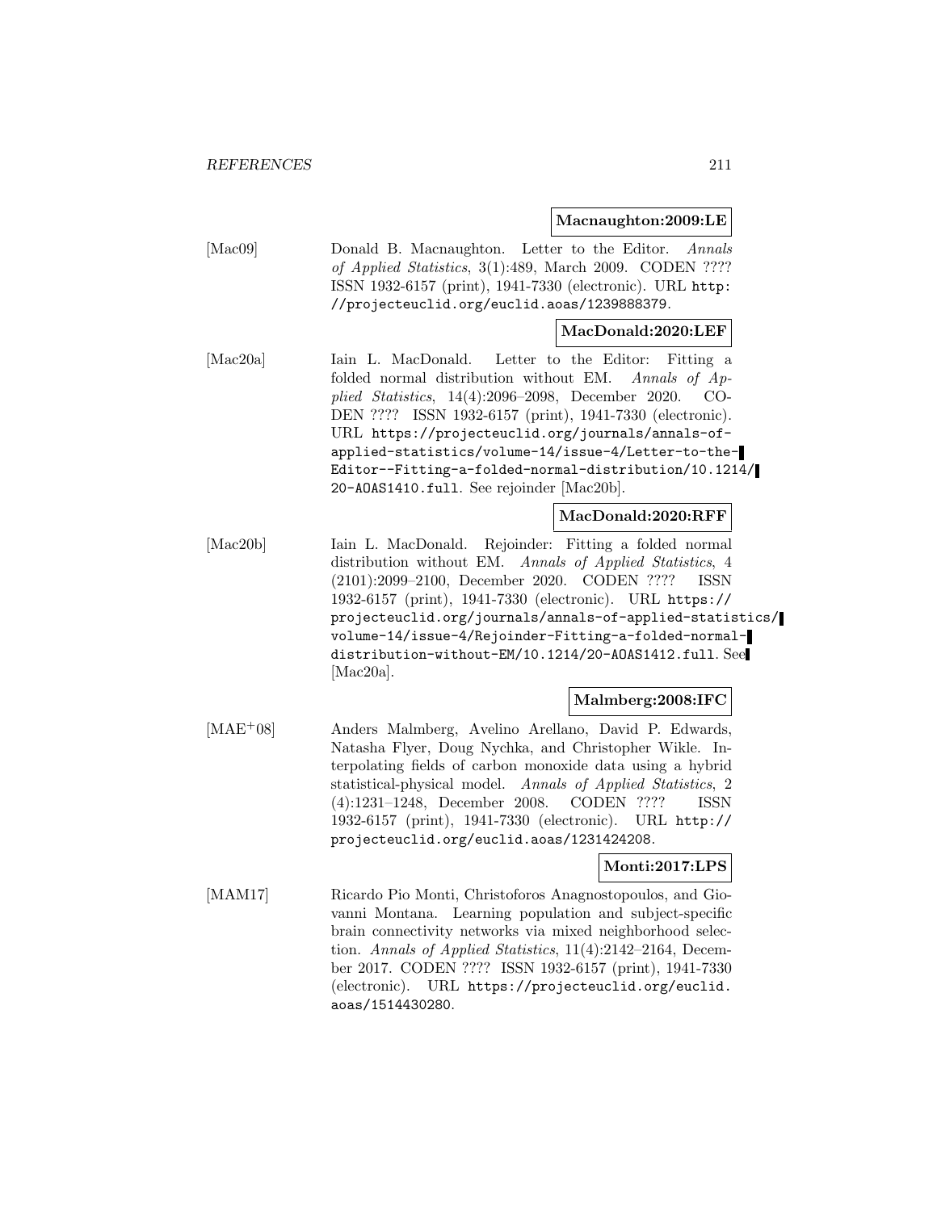**Macnaughton:2009:LE**

[Mac09] Donald B. Macnaughton. Letter to the Editor. *Annals of Applied Statistics*, 3(1):489, March 2009. CODEN ???? ISSN 1932-6157 (print), 1941-7330 (electronic). URL `http://projecteuclid.org/euclid.aoas/1239888379`.

**MacDonald:2020:LEF**

[Mac20a] Iain L. MacDonald. Letter to the Editor: Fitting a folded normal distribution without EM. *Annals of Applied Statistics*, 14(4):2096–2098, December 2020. CODEN ???? ISSN 1932-6157 (print), 1941-7330 (electronic). URL `https://projecteuclid.org/journals/annals-of-applied-statistics/volume-14/issue-4/Letter-to-the-Editor--Fitting-a-folded-normal-distribution/10.1214/20-AOAS1410.full`. See rejoinder [Mac20b].

**MacDonald:2020:RFF**

[Mac20b] Iain L. MacDonald. Rejoinder: Fitting a folded normal distribution without EM. *Annals of Applied Statistics*, 4 (2101):2099–2100, December 2020. CODEN ???? ISSN 1932-6157 (print), 1941-7330 (electronic). URL `https://projecteuclid.org/journals/annals-of-applied-statistics/volume-14/issue-4/Rejoinder-Fitting-a-folded-normal-distribution-without-EM/10.1214/20-AOAS1412.full`. See [Mac20a].

**Malmberg:2008:IFC**

[MAE+08] Anders Malmberg, Avelino Arellano, David P. Edwards, Natasha Flyer, Doug Nychka, and Christopher Wikle. Interpolating fields of carbon monoxide data using a hybrid statistical-physical model. *Annals of Applied Statistics*, 2 (4):1231–1248, December 2008. CODEN ???? ISSN 1932-6157 (print), 1941-7330 (electronic). URL `http://projecteuclid.org/euclid.aoas/1231424208`.

**Monti:2017:LPS**

[MAM17] Ricardo Pio Monti, Christoforos Anagnostopoulos, and Giovanni Montana. Learning population and subject-specific brain connectivity networks via mixed neighborhood selection. *Annals of Applied Statistics*, 11(4):2142–2164, December 2017. CODEN ???? ISSN 1932-6157 (print), 1941-7330 (electronic). URL `https://projecteuclid.org/euclid.aoas/1514430280`.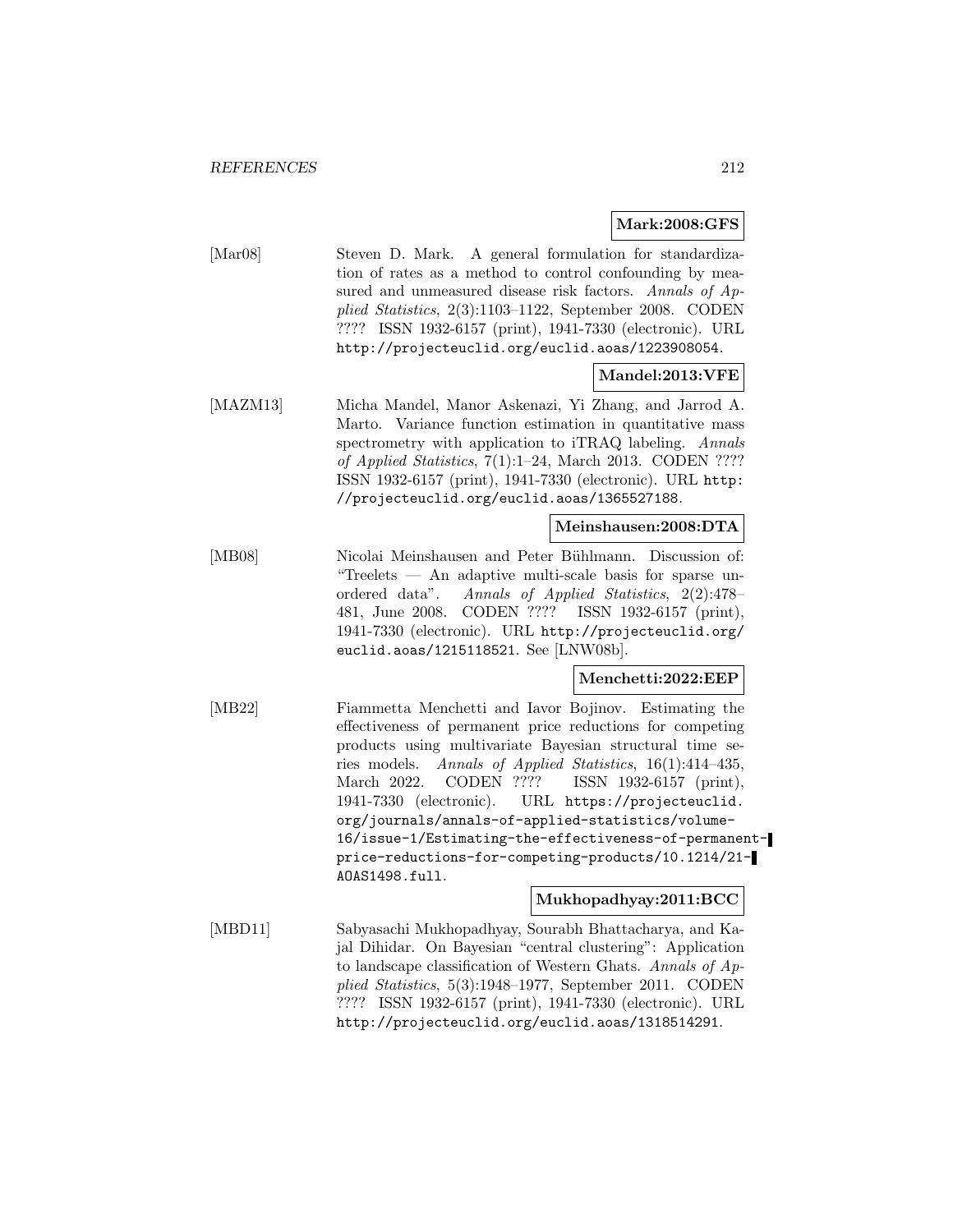**Mark:2008:GFS**

[Mar08] Steven D. Mark. A general formulation for standardization of rates as a method to control confounding by measured and unmeasured disease risk factors. *Annals of Applied Statistics*, 2(3):1103–1122, September 2008. CODEN ???? ISSN 1932-6157 (print), 1941-7330 (electronic). URL http://projecteuclid.org/euclid.aoas/1223908054.

**Mandel:2013:VFE**

[MAZM13] Micha Mandel, Manor Askenazi, Yi Zhang, and Jarrod A. Marto. Variance function estimation in quantitative mass spectrometry with application to iTRAQ labeling. *Annals of Applied Statistics*, 7(1):1–24, March 2013. CODEN ???? ISSN 1932-6157 (print), 1941-7330 (electronic). URL http://projecteuclid.org/euclid.aoas/1365527188.

**Meinshausen:2008:DTA**

[MB08] Nicolai Meinshausen and Peter Bühlmann. Discussion of: "Treelets — An adaptive multi-scale basis for sparse unordered data". *Annals of Applied Statistics*, 2(2):478–481, June 2008. CODEN ???? ISSN 1932-6157 (print), 1941-7330 (electronic). URL http://projecteuclid.org/euclid.aoas/1215118521. See [LNW08b].

**Menchetti:2022:EEP**

[MB22] Fiammetta Menchetti and Iavor Bojinov. Estimating the effectiveness of permanent price reductions for competing products using multivariate Bayesian structural time series models. *Annals of Applied Statistics*, 16(1):414–435, March 2022. CODEN ???? ISSN 1932-6157 (print), 1941-7330 (electronic). URL https://projecteuclid.org/journals/annals-of-applied-statistics/volume-16/issue-1/Estimating-the-effectiveness-of-permanent-price-reductions-for-competing-products/10.1214/21-AOAS1498.full.

**Mukhopadhyay:2011:BCC**

[MBD11] Sabyasachi Mukhopadhyay, Sourabh Bhattacharya, and Kajal Dihidar. On Bayesian "central clustering": Application to landscape classification of Western Ghats. *Annals of Applied Statistics*, 5(3):1948–1977, September 2011. CODEN ???? ISSN 1932-6157 (print), 1941-7330 (electronic). URL http://projecteuclid.org/euclid.aoas/1318514291.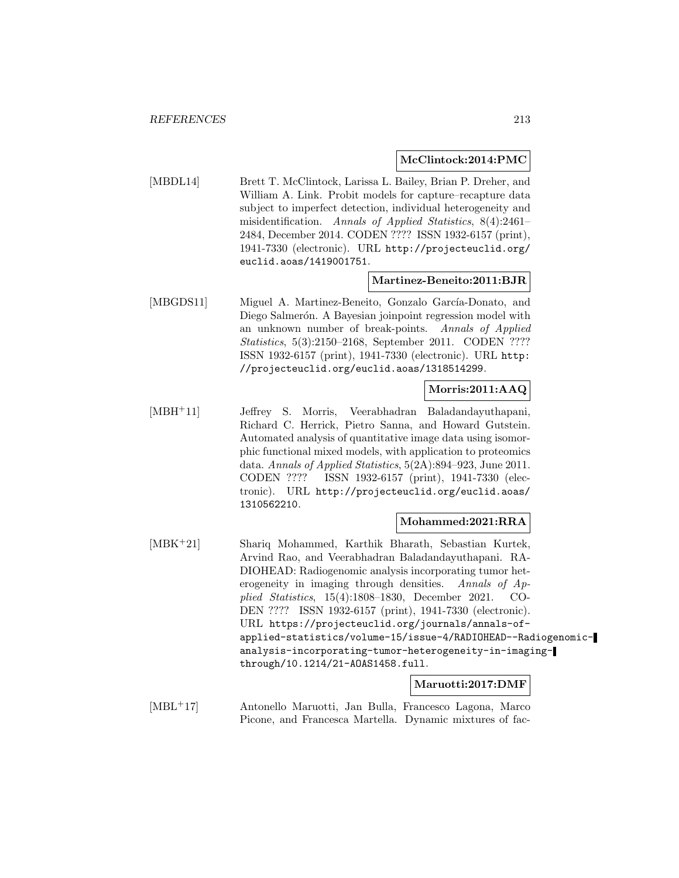**McClintock:2014:PMC**

[MBDL14] Brett T. McClintock, Larissa L. Bailey, Brian P. Dreher, and William A. Link. Probit models for capture–recapture data subject to imperfect detection, individual heterogeneity and misidentification. *Annals of Applied Statistics*, 8(4):2461–2484, December 2014. CODEN ???? ISSN 1932-6157 (print), 1941-7330 (electronic). URL `http://projecteuclid.org/euclid.aoas/1419001751`.

**Martinez-Beneito:2011:BJR**

[MBGDS11] Miguel A. Martinez-Beneito, Gonzalo García-Donato, and Diego Salmerón. A Bayesian joinpoint regression model with an unknown number of break-points. *Annals of Applied Statistics*, 5(3):2150–2168, September 2011. CODEN ???? ISSN 1932-6157 (print), 1941-7330 (electronic). URL `http://projecteuclid.org/euclid.aoas/1318514299`.

**Morris:2011:AAQ**

[MBH+11] Jeffrey S. Morris, Veerabhadran Baladandayuthapani, Richard C. Herrick, Pietro Sanna, and Howard Gutstein. Automated analysis of quantitative image data using isomorphic functional mixed models, with application to proteomics data. *Annals of Applied Statistics*, 5(2A):894–923, June 2011. CODEN ???? ISSN 1932-6157 (print), 1941-7330 (electronic). URL `http://projecteuclid.org/euclid.aoas/1310562210`.

**Mohammed:2021:RRA**

[MBK+21] Shariq Mohammed, Karthik Bharath, Sebastian Kurtek, Arvind Rao, and Veerabhadran Baladandayuthapani. RADIOHEAD: Radiogenomic analysis incorporating tumor heterogeneity in imaging through densities. *Annals of Applied Statistics*, 15(4):1808–1830, December 2021. CODEN ???? ISSN 1932-6157 (print), 1941-7330 (electronic). URL `https://projecteuclid.org/journals/annals-of-applied-statistics/volume-15/issue-4/RADIOHEAD--Radiogenomic-analysis-incorporating-tumor-heterogeneity-in-imaging-through/10.1214/21-AOAS1458.full`.

**Maruotti:2017:DMF**

[MBL+17] Antonello Maruotti, Jan Bulla, Francesco Lagona, Marco Picone, and Francesca Martella. Dynamic mixtures of fac-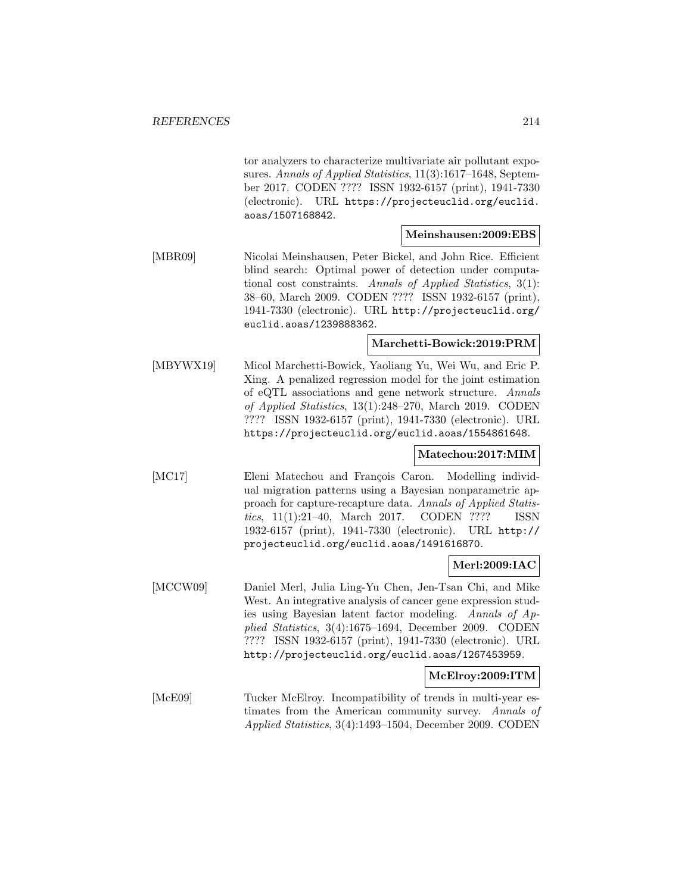tor analyzers to characterize multivariate air pollutant exposures. *Annals of Applied Statistics*, 11(3):1617–1648, September 2017. CODEN ???? ISSN 1932-6157 (print), 1941-7330 (electronic). URL https://projecteuclid.org/euclid.aoas/1507168842.

**Meinshausen:2009:EBS**

[MBR09] Nicolai Meinshausen, Peter Bickel, and John Rice. Efficient blind search: Optimal power of detection under computational cost constraints. *Annals of Applied Statistics*, 3(1): 38–60, March 2009. CODEN ???? ISSN 1932-6157 (print), 1941-7330 (electronic). URL http://projecteuclid.org/euclid.aoas/1239888362.

**Marchetti-Bowick:2019:PRM**

[MBYWX19] Micol Marchetti-Bowick, Yaoliang Yu, Wei Wu, and Eric P. Xing. A penalized regression model for the joint estimation of eQTL associations and gene network structure. *Annals of Applied Statistics*, 13(1):248–270, March 2019. CODEN ???? ISSN 1932-6157 (print), 1941-7330 (electronic). URL https://projecteuclid.org/euclid.aoas/1554861648.

**Matechou:2017:MIM**

[MC17] Eleni Matechou and François Caron. Modelling individual migration patterns using a Bayesian nonparametric approach for capture-recapture data. *Annals of Applied Statistics*, 11(1):21–40, March 2017. CODEN ???? ISSN 1932-6157 (print), 1941-7330 (electronic). URL http://projecteuclid.org/euclid.aoas/1491616870.

**Merl:2009:IAC**

[MCCW09] Daniel Merl, Julia Ling-Yu Chen, Jen-Tsan Chi, and Mike West. An integrative analysis of cancer gene expression studies using Bayesian latent factor modeling. *Annals of Applied Statistics*, 3(4):1675–1694, December 2009. CODEN ???? ISSN 1932-6157 (print), 1941-7330 (electronic). URL http://projecteuclid.org/euclid.aoas/1267453959.

**McElroy:2009:ITM**

[McE09] Tucker McElroy. Incompatibility of trends in multi-year estimates from the American community survey. *Annals of Applied Statistics*, 3(4):1493–1504, December 2009. CODEN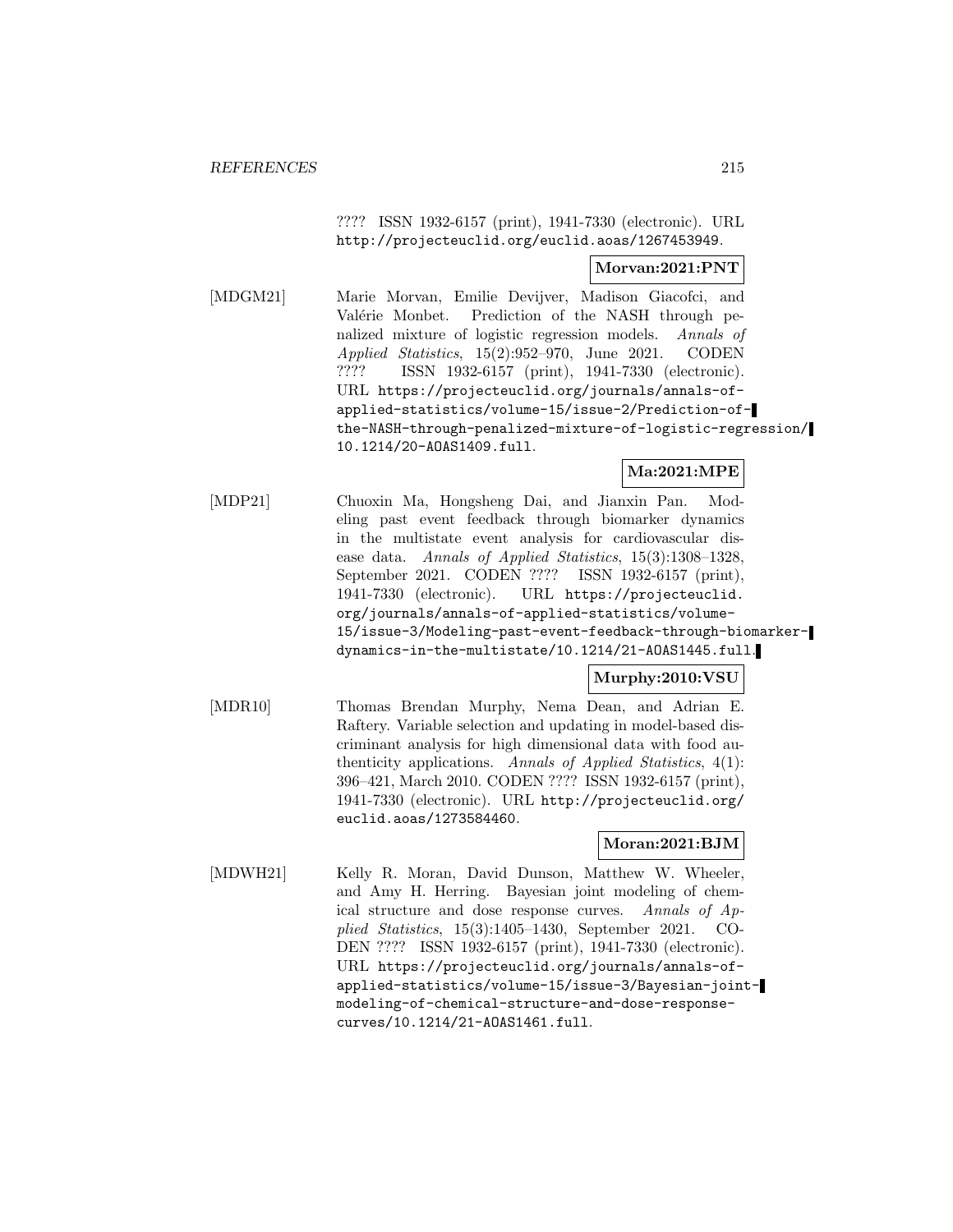???? ISSN 1932-6157 (print), 1941-7330 (electronic). URL http://projecteuclid.org/euclid.aoas/1267453949.

**Morvan:2021:PNT**

[MDGM21] Marie Morvan, Emilie Devijver, Madison Giacofci, and Valérie Monbet. Prediction of the NASH through penalized mixture of logistic regression models. *Annals of Applied Statistics*, 15(2):952–970, June 2021. CODEN ???? ISSN 1932-6157 (print), 1941-7330 (electronic). URL https://projecteuclid.org/journals/annals-of-applied-statistics/volume-15/issue-2/Prediction-of-the-NASH-through-penalized-mixture-of-logistic-regression/10.1214/20-AOAS1409.full.

**Ma:2021:MPE**

[MDP21] Chuoxin Ma, Hongsheng Dai, and Jianxin Pan. Modeling past event feedback through biomarker dynamics in the multistate event analysis for cardiovascular disease data. *Annals of Applied Statistics*, 15(3):1308–1328, September 2021. CODEN ???? ISSN 1932-6157 (print), 1941-7330 (electronic). URL https://projecteuclid.org/journals/annals-of-applied-statistics/volume-15/issue-3/Modeling-past-event-feedback-through-biomarker-dynamics-in-the-multistate/10.1214/21-AOAS1445.full.

**Murphy:2010:VSU**

[MDR10] Thomas Brendan Murphy, Nema Dean, and Adrian E. Raftery. Variable selection and updating in model-based discriminant analysis for high dimensional data with food authenticity applications. *Annals of Applied Statistics*, 4(1): 396–421, March 2010. CODEN ???? ISSN 1932-6157 (print), 1941-7330 (electronic). URL http://projecteuclid.org/euclid.aoas/1273584460.

**Moran:2021:BJM**

[MDWH21] Kelly R. Moran, David Dunson, Matthew W. Wheeler, and Amy H. Herring. Bayesian joint modeling of chemical structure and dose response curves. *Annals of Applied Statistics*, 15(3):1405–1430, September 2021. CODEN ???? ISSN 1932-6157 (print), 1941-7330 (electronic). URL https://projecteuclid.org/journals/annals-of-applied-statistics/volume-15/issue-3/Bayesian-joint-modeling-of-chemical-structure-and-dose-response-curves/10.1214/21-AOAS1461.full.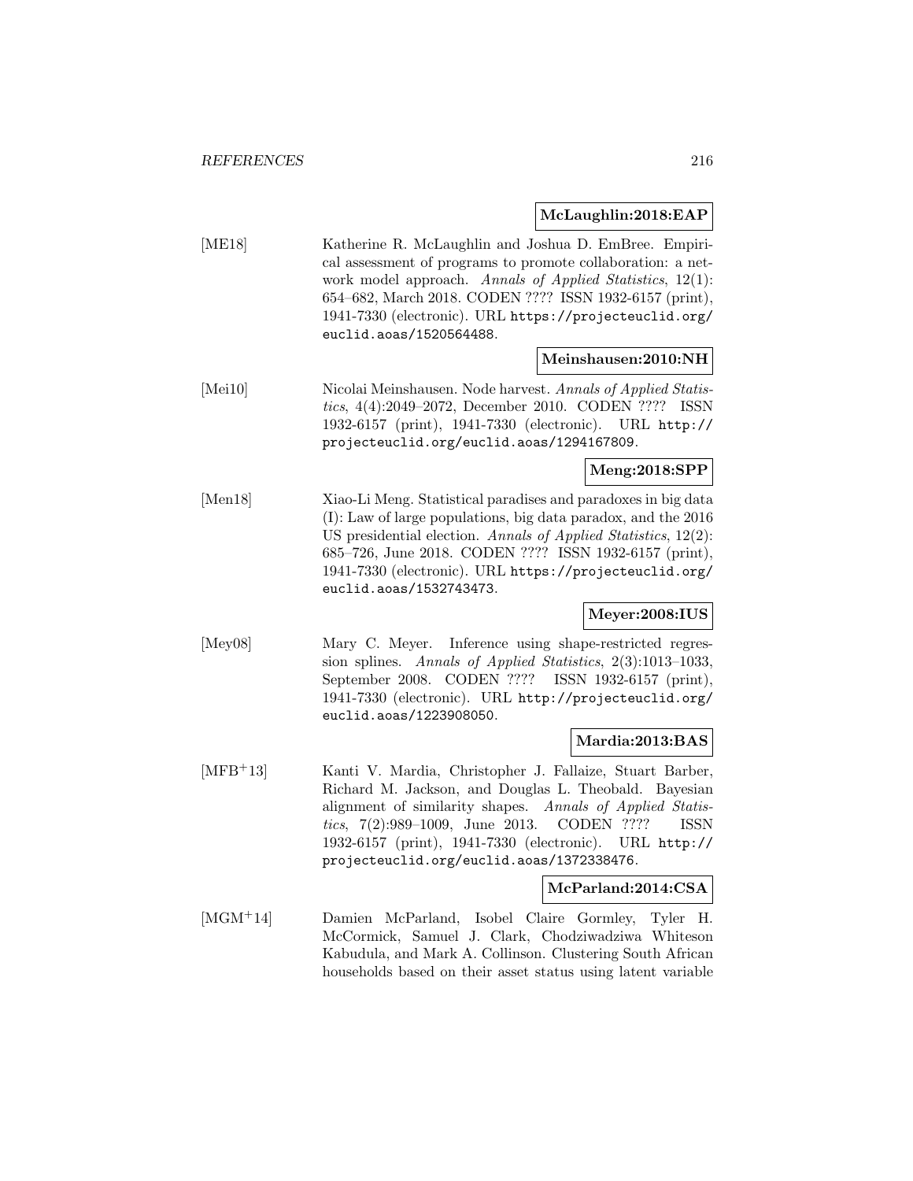**McLaughlin:2018:EAP**

[ME18] Katherine R. McLaughlin and Joshua D. EmBree. Empirical assessment of programs to promote collaboration: a network model approach. *Annals of Applied Statistics*, 12(1): 654–682, March 2018. CODEN ???? ISSN 1932-6157 (print), 1941-7330 (electronic). URL `https://projecteuclid.org/euclid.aoas/1520564488`.

**Meinshausen:2010:NH**

[Mei10] Nicolai Meinshausen. Node harvest. *Annals of Applied Statistics*, 4(4):2049–2072, December 2010. CODEN ???? ISSN 1932-6157 (print), 1941-7330 (electronic). URL `http://projecteuclid.org/euclid.aoas/1294167809`.

**Meng:2018:SPP**

[Men18] Xiao-Li Meng. Statistical paradises and paradoxes in big data (I): Law of large populations, big data paradox, and the 2016 US presidential election. *Annals of Applied Statistics*, 12(2): 685–726, June 2018. CODEN ???? ISSN 1932-6157 (print), 1941-7330 (electronic). URL `https://projecteuclid.org/euclid.aoas/1532743473`.

**Meyer:2008:IUS**

[Mey08] Mary C. Meyer. Inference using shape-restricted regression splines. *Annals of Applied Statistics*, 2(3):1013–1033, September 2008. CODEN ???? ISSN 1932-6157 (print), 1941-7330 (electronic). URL `http://projecteuclid.org/euclid.aoas/1223908050`.

**Mardia:2013:BAS**

[MFB+13] Kanti V. Mardia, Christopher J. Fallaize, Stuart Barber, Richard M. Jackson, and Douglas L. Theobald. Bayesian alignment of similarity shapes. *Annals of Applied Statistics*, 7(2):989–1009, June 2013. CODEN ???? ISSN 1932-6157 (print), 1941-7330 (electronic). URL `http://projecteuclid.org/euclid.aoas/1372338476`.

**McParland:2014:CSA**

[MGM+14] Damien McParland, Isobel Claire Gormley, Tyler H. McCormick, Samuel J. Clark, Chodziwadziwa Whiteson Kabudula, and Mark A. Collinson. Clustering South African households based on their asset status using latent variable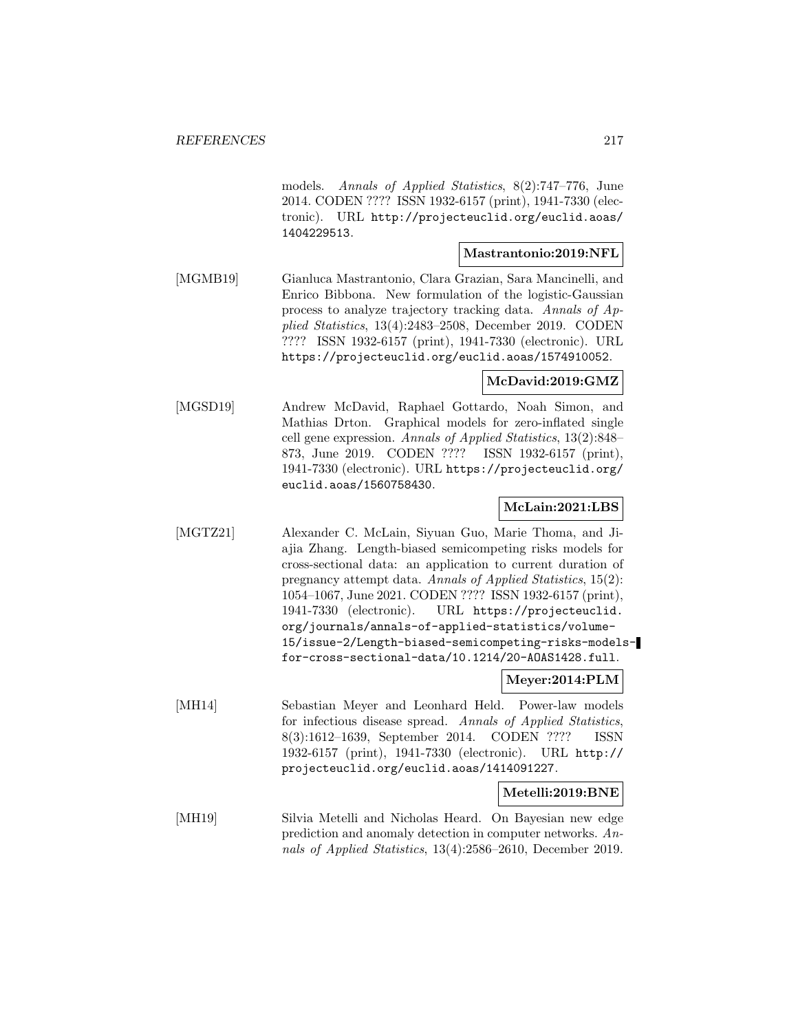models. *Annals of Applied Statistics*, 8(2):747–776, June 2014. CODEN ???? ISSN 1932-6157 (print), 1941-7330 (electronic). URL http://projecteuclid.org/euclid.aoas/1404229513.

**Mastrantonio:2019:NFL**

[MGMB19] Gianluca Mastrantonio, Clara Grazian, Sara Mancinelli, and Enrico Bibbona. New formulation of the logistic-Gaussian process to analyze trajectory tracking data. *Annals of Applied Statistics*, 13(4):2483–2508, December 2019. CODEN ???? ISSN 1932-6157 (print), 1941-7330 (electronic). URL https://projecteuclid.org/euclid.aoas/1574910052.

**McDavid:2019:GMZ**

[MGSD19] Andrew McDavid, Raphael Gottardo, Noah Simon, and Mathias Drton. Graphical models for zero-inflated single cell gene expression. *Annals of Applied Statistics*, 13(2):848–873, June 2019. CODEN ???? ISSN 1932-6157 (print), 1941-7330 (electronic). URL https://projecteuclid.org/euclid.aoas/1560758430.

**McLain:2021:LBS**

[MGTZ21] Alexander C. McLain, Siyuan Guo, Marie Thoma, and Jiajia Zhang. Length-biased semicompeting risks models for cross-sectional data: an application to current duration of pregnancy attempt data. *Annals of Applied Statistics*, 15(2):1054–1067, June 2021. CODEN ???? ISSN 1932-6157 (print), 1941-7330 (electronic). URL https://projecteuclid.org/journals/annals-of-applied-statistics/volume-15/issue-2/Length-biased-semicompeting-risks-models-for-cross-sectional-data/10.1214/20-AOAS1428.full.

**Meyer:2014:PLM**

[MH14] Sebastian Meyer and Leonhard Held. Power-law models for infectious disease spread. *Annals of Applied Statistics*, 8(3):1612–1639, September 2014. CODEN ???? ISSN 1932-6157 (print), 1941-7330 (electronic). URL http://projecteuclid.org/euclid.aoas/1414091227.

**Metelli:2019:BNE**

[MH19] Silvia Metelli and Nicholas Heard. On Bayesian new edge prediction and anomaly detection in computer networks. *Annals of Applied Statistics*, 13(4):2586–2610, December 2019.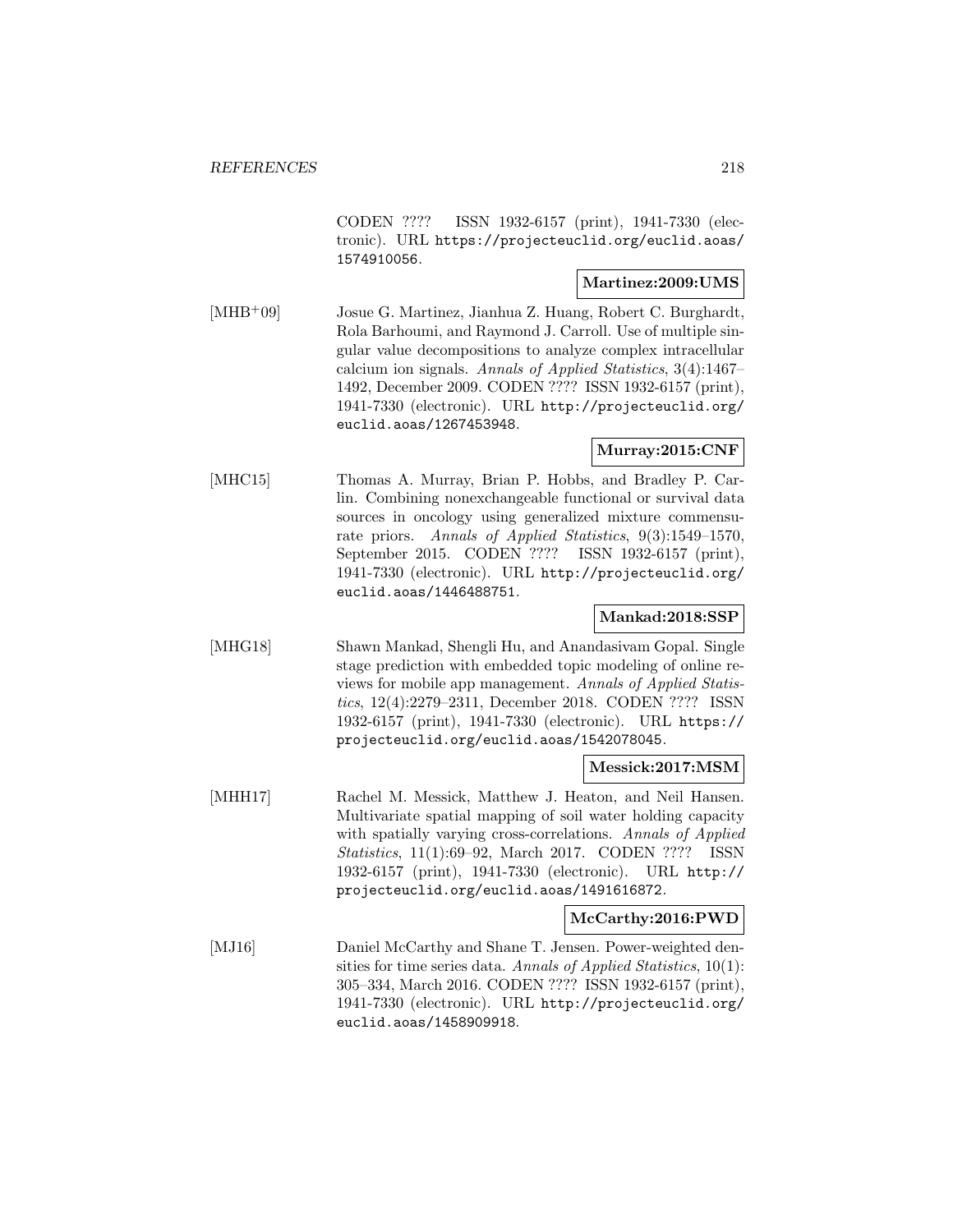CODEN ???? ISSN 1932-6157 (print), 1941-7330 (electronic). URL https://projecteuclid.org/euclid.aoas/1574910056.

**Martinez:2009:UMS**

[MHB+09] Josue G. Martinez, Jianhua Z. Huang, Robert C. Burghardt, Rola Barhoumi, and Raymond J. Carroll. Use of multiple singular value decompositions to analyze complex intracellular calcium ion signals. *Annals of Applied Statistics*, 3(4):1467–1492, December 2009. CODEN ???? ISSN 1932-6157 (print), 1941-7330 (electronic). URL http://projecteuclid.org/euclid.aoas/1267453948.

**Murray:2015:CNF**

[MHC15] Thomas A. Murray, Brian P. Hobbs, and Bradley P. Carlin. Combining nonexchangeable functional or survival data sources in oncology using generalized mixture commensurate priors. *Annals of Applied Statistics*, 9(3):1549–1570, September 2015. CODEN ???? ISSN 1932-6157 (print), 1941-7330 (electronic). URL http://projecteuclid.org/euclid.aoas/1446488751.

**Mankad:2018:SSP**

[MHG18] Shawn Mankad, Shengli Hu, and Anandasivam Gopal. Single stage prediction with embedded topic modeling of online reviews for mobile app management. *Annals of Applied Statistics*, 12(4):2279–2311, December 2018. CODEN ???? ISSN 1932-6157 (print), 1941-7330 (electronic). URL https://projecteuclid.org/euclid.aoas/1542078045.

**Messick:2017:MSM**

[MHH17] Rachel M. Messick, Matthew J. Heaton, and Neil Hansen. Multivariate spatial mapping of soil water holding capacity with spatially varying cross-correlations. *Annals of Applied Statistics*, 11(1):69–92, March 2017. CODEN ???? ISSN 1932-6157 (print), 1941-7330 (electronic). URL http://projecteuclid.org/euclid.aoas/1491616872.

**McCarthy:2016:PWD**

[MJ16] Daniel McCarthy and Shane T. Jensen. Power-weighted densities for time series data. *Annals of Applied Statistics*, 10(1):305–334, March 2016. CODEN ???? ISSN 1932-6157 (print), 1941-7330 (electronic). URL http://projecteuclid.org/euclid.aoas/1458909918.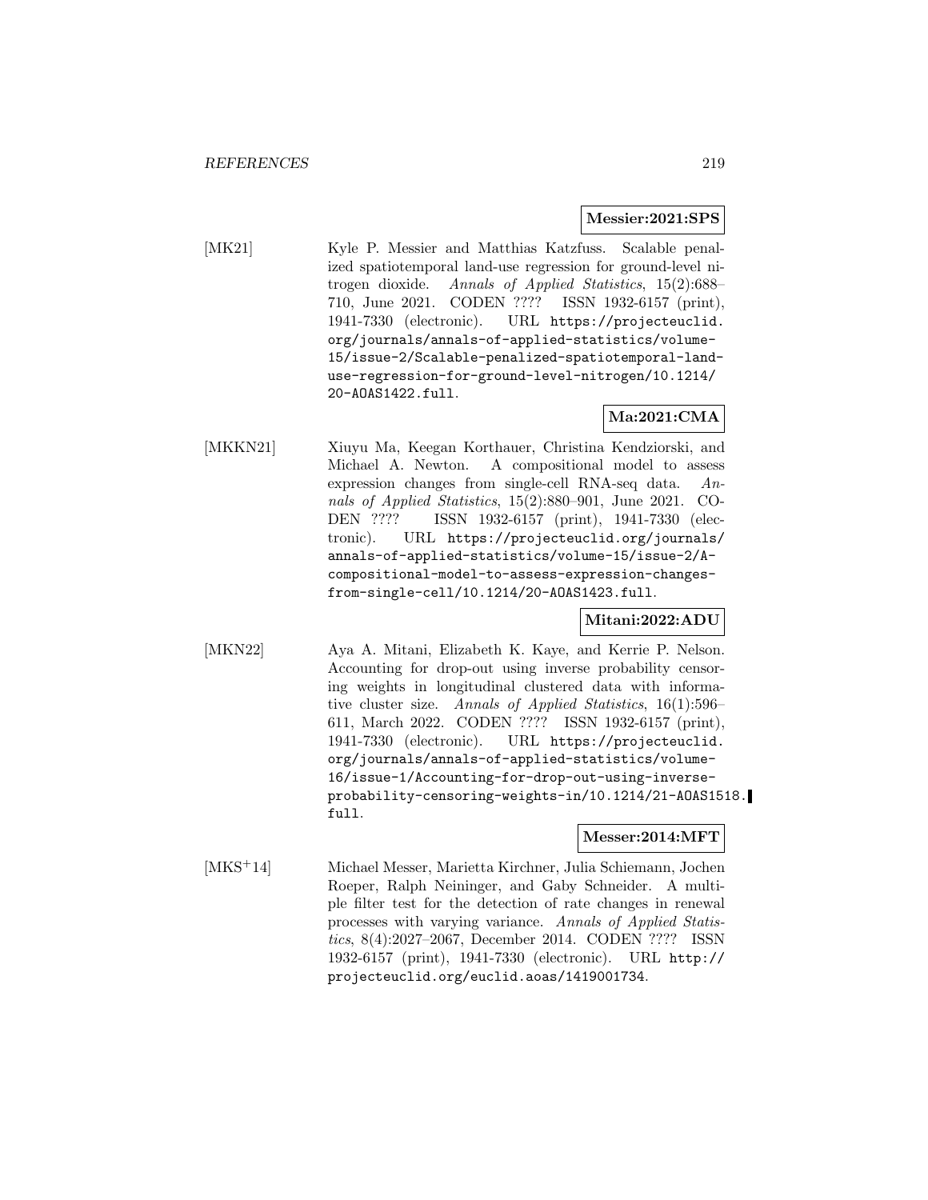**Messier:2021:SPS**

[MK21] Kyle P. Messier and Matthias Katzfuss. Scalable penalized spatiotemporal land-use regression for ground-level nitrogen dioxide. *Annals of Applied Statistics*, 15(2):688–710, June 2021. CODEN ???? ISSN 1932-6157 (print), 1941-7330 (electronic). URL `https://projecteuclid.org/journals/annals-of-applied-statistics/volume-15/issue-2/Scalable-penalized-spatiotemporal-land-use-regression-for-ground-level-nitrogen/10.1214/20-AOAS1422.full`.

**Ma:2021:CMA**

[MKKN21] Xiuyu Ma, Keegan Korthauer, Christina Kendziorski, and Michael A. Newton. A compositional model to assess expression changes from single-cell RNA-seq data. *Annals of Applied Statistics*, 15(2):880–901, June 2021. CODEN ???? ISSN 1932-6157 (print), 1941-7330 (electronic). URL `https://projecteuclid.org/journals/annals-of-applied-statistics/volume-15/issue-2/A-compositional-model-to-assess-expression-changes-from-single-cell/10.1214/20-AOAS1423.full`.

**Mitani:2022:ADU**

[MKN22] Aya A. Mitani, Elizabeth K. Kaye, and Kerrie P. Nelson. Accounting for drop-out using inverse probability censoring weights in longitudinal clustered data with informative cluster size. *Annals of Applied Statistics*, 16(1):596–611, March 2022. CODEN ???? ISSN 1932-6157 (print), 1941-7330 (electronic). URL `https://projecteuclid.org/journals/annals-of-applied-statistics/volume-16/issue-1/Accounting-for-drop-out-using-inverse-probability-censoring-weights-in/10.1214/21-AOAS1518.full`.

**Messer:2014:MFT**

[MKS+14] Michael Messer, Marietta Kirchner, Julia Schiemann, Jochen Roeper, Ralph Neininger, and Gaby Schneider. A multiple filter test for the detection of rate changes in renewal processes with varying variance. *Annals of Applied Statistics*, 8(4):2027–2067, December 2014. CODEN ???? ISSN 1932-6157 (print), 1941-7330 (electronic). URL `http://projecteuclid.org/euclid.aoas/1419001734`.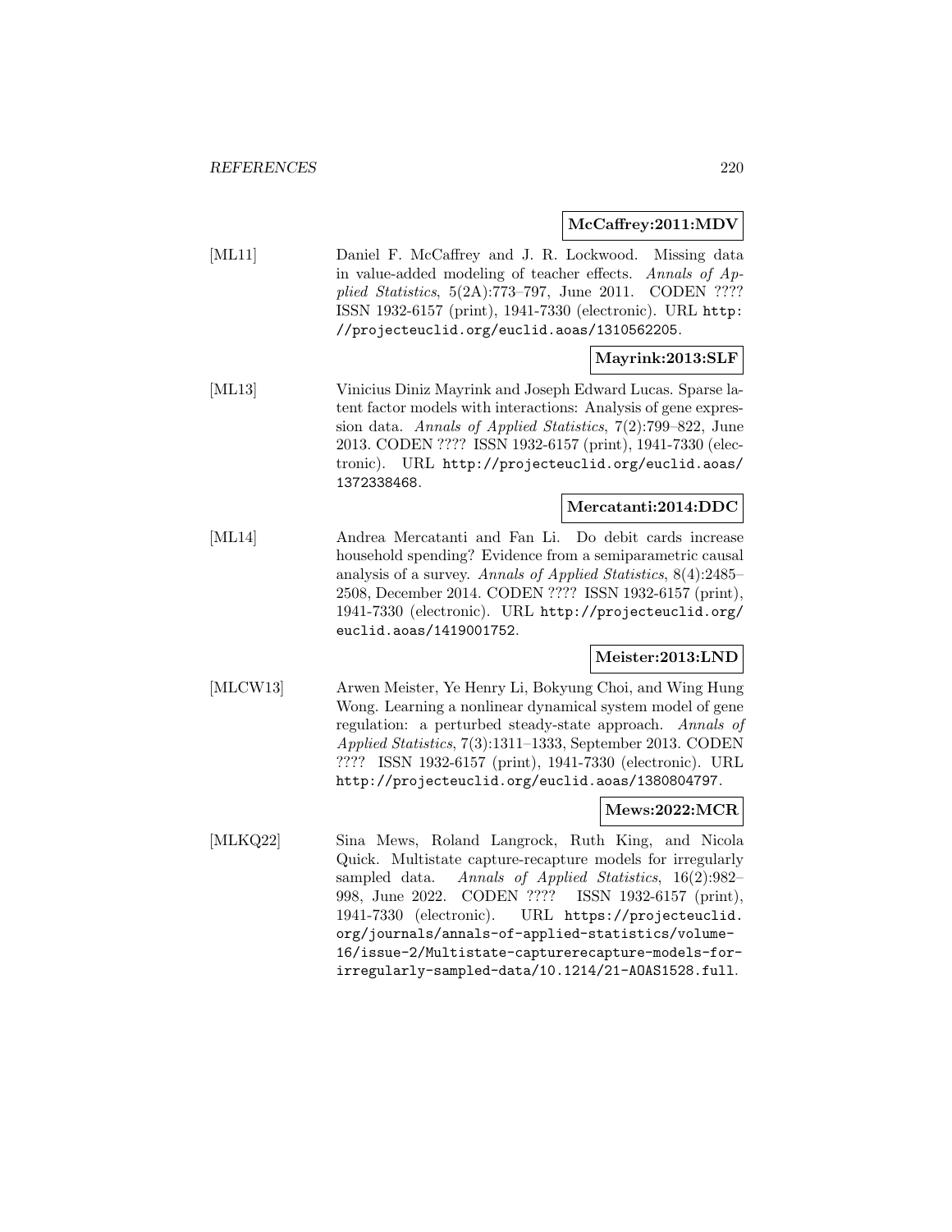**McCaffrey:2011:MDV**

[ML11] Daniel F. McCaffrey and J. R. Lockwood. Missing data in value-added modeling of teacher effects. *Annals of Applied Statistics*, 5(2A):773–797, June 2011. CODEN ???? ISSN 1932-6157 (print), 1941-7330 (electronic). URL http://projecteuclid.org/euclid.aoas/1310562205.

**Mayrink:2013:SLF**

[ML13] Vinicius Diniz Mayrink and Joseph Edward Lucas. Sparse latent factor models with interactions: Analysis of gene expression data. *Annals of Applied Statistics*, 7(2):799–822, June 2013. CODEN ???? ISSN 1932-6157 (print), 1941-7330 (electronic). URL http://projecteuclid.org/euclid.aoas/1372338468.

**Mercatanti:2014:DDC**

[ML14] Andrea Mercatanti and Fan Li. Do debit cards increase household spending? Evidence from a semiparametric causal analysis of a survey. *Annals of Applied Statistics*, 8(4):2485–2508, December 2014. CODEN ???? ISSN 1932-6157 (print), 1941-7330 (electronic). URL http://projecteuclid.org/euclid.aoas/1419001752.

**Meister:2013:LND**

[MLCW13] Arwen Meister, Ye Henry Li, Bokyung Choi, and Wing Hung Wong. Learning a nonlinear dynamical system model of gene regulation: a perturbed steady-state approach. *Annals of Applied Statistics*, 7(3):1311–1333, September 2013. CODEN ???? ISSN 1932-6157 (print), 1941-7330 (electronic). URL http://projecteuclid.org/euclid.aoas/1380804797.

**Mews:2022:MCR**

[MLKQ22] Sina Mews, Roland Langrock, Ruth King, and Nicola Quick. Multistate capture-recapture models for irregularly sampled data. *Annals of Applied Statistics*, 16(2):982–998, June 2022. CODEN ???? ISSN 1932-6157 (print), 1941-7330 (electronic). URL https://projecteuclid.org/journals/annals-of-applied-statistics/volume-16/issue-2/Multistate-capturerecapture-models-for-irregularly-sampled-data/10.1214/21-AOAS1528.full.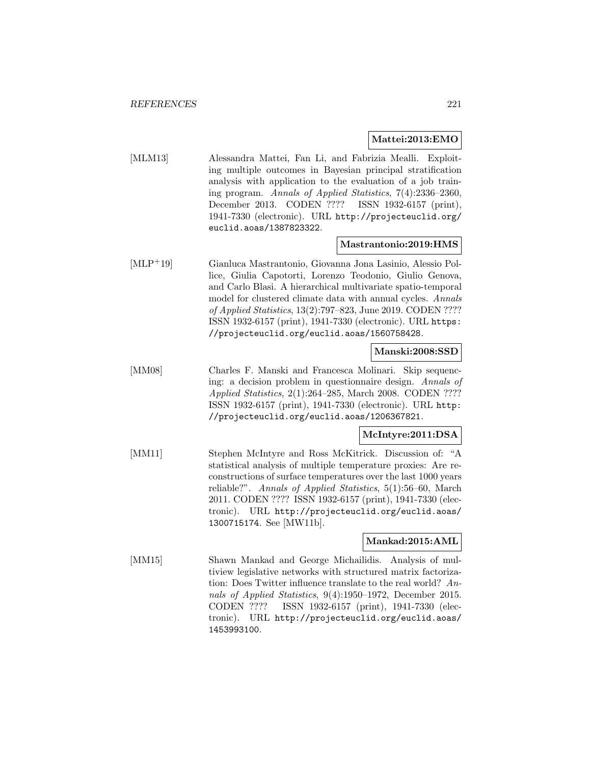**Mattei:2013:EMO**

[MLM13] Alessandra Mattei, Fan Li, and Fabrizia Mealli. Exploiting multiple outcomes in Bayesian principal stratification analysis with application to the evaluation of a job training program. *Annals of Applied Statistics*, 7(4):2336–2360, December 2013. CODEN ???? ISSN 1932-6157 (print), 1941-7330 (electronic). URL http://projecteuclid.org/euclid.aoas/1387823322.

**Mastrantonio:2019:HMS**

[MLP+19] Gianluca Mastrantonio, Giovanna Jona Lasinio, Alessio Pollice, Giulia Capotorti, Lorenzo Teodonio, Giulio Genova, and Carlo Blasi. A hierarchical multivariate spatio-temporal model for clustered climate data with annual cycles. *Annals of Applied Statistics*, 13(2):797–823, June 2019. CODEN ???? ISSN 1932-6157 (print), 1941-7330 (electronic). URL https://projecteuclid.org/euclid.aoas/1560758428.

**Manski:2008:SSD**

[MM08] Charles F. Manski and Francesca Molinari. Skip sequencing: a decision problem in questionnaire design. *Annals of Applied Statistics*, 2(1):264–285, March 2008. CODEN ???? ISSN 1932-6157 (print), 1941-7330 (electronic). URL http://projecteuclid.org/euclid.aoas/1206367821.

**McIntyre:2011:DSA**

[MM11] Stephen McIntyre and Ross McKitrick. Discussion of: "A statistical analysis of multiple temperature proxies: Are reconstructions of surface temperatures over the last 1000 years reliable?". *Annals of Applied Statistics*, 5(1):56–60, March 2011. CODEN ???? ISSN 1932-6157 (print), 1941-7330 (electronic). URL http://projecteuclid.org/euclid.aoas/1300715174. See [MW11b].

**Mankad:2015:AML**

[MM15] Shawn Mankad and George Michailidis. Analysis of multiview legislative networks with structured matrix factorization: Does Twitter influence translate to the real world? *Annals of Applied Statistics*, 9(4):1950–1972, December 2015. CODEN ???? ISSN 1932-6157 (print), 1941-7330 (electronic). URL http://projecteuclid.org/euclid.aoas/1453993100.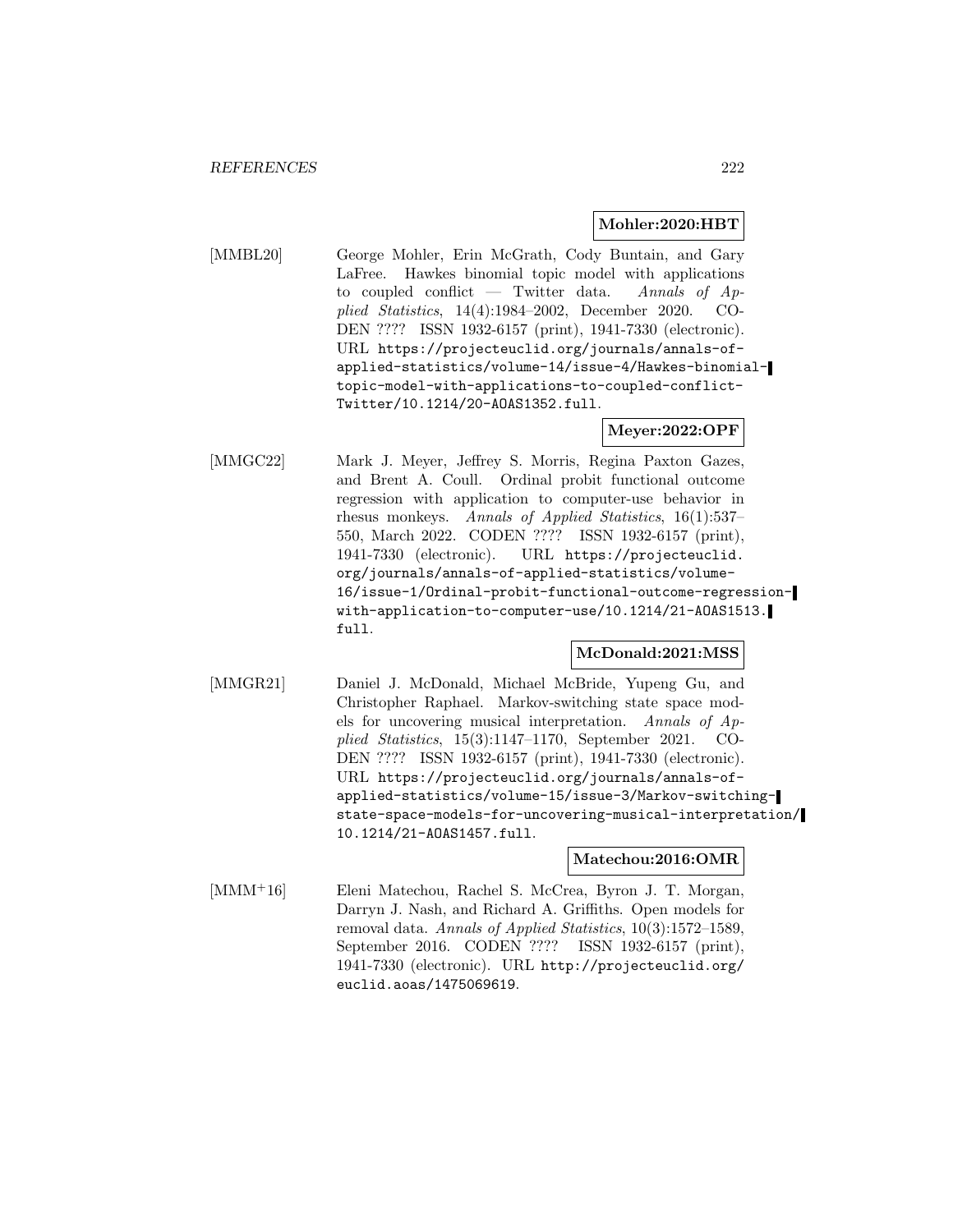**Mohler:2020:HBT**

[MMBL20] George Mohler, Erin McGrath, Cody Buntain, and Gary LaFree. Hawkes binomial topic model with applications to coupled conflict — Twitter data. *Annals of Applied Statistics*, 14(4):1984–2002, December 2020. CODEN ???? ISSN 1932-6157 (print), 1941-7330 (electronic). URL `https://projecteuclid.org/journals/annals-of-applied-statistics/volume-14/issue-4/Hawkes-binomial-topic-model-with-applications-to-coupled-conflict-Twitter/10.1214/20-AOAS1352.full`.

**Meyer:2022:OPF**

[MMGC22] Mark J. Meyer, Jeffrey S. Morris, Regina Paxton Gazes, and Brent A. Coull. Ordinal probit functional outcome regression with application to computer-use behavior in rhesus monkeys. *Annals of Applied Statistics*, 16(1):537–550, March 2022. CODEN ???? ISSN 1932-6157 (print), 1941-7330 (electronic). URL `https://projecteuclid.org/journals/annals-of-applied-statistics/volume-16/issue-1/Ordinal-probit-functional-outcome-regression-with-application-to-computer-use/10.1214/21-AOAS1513.full`.

**McDonald:2021:MSS**

[MMGR21] Daniel J. McDonald, Michael McBride, Yupeng Gu, and Christopher Raphael. Markov-switching state space models for uncovering musical interpretation. *Annals of Applied Statistics*, 15(3):1147–1170, September 2021. CODEN ???? ISSN 1932-6157 (print), 1941-7330 (electronic). URL `https://projecteuclid.org/journals/annals-of-applied-statistics/volume-15/issue-3/Markov-switching-state-space-models-for-uncovering-musical-interpretation/10.1214/21-AOAS1457.full`.

**Matechou:2016:OMR**

[MMM+16] Eleni Matechou, Rachel S. McCrea, Byron J. T. Morgan, Darryn J. Nash, and Richard A. Griffiths. Open models for removal data. *Annals of Applied Statistics*, 10(3):1572–1589, September 2016. CODEN ???? ISSN 1932-6157 (print), 1941-7330 (electronic). URL `http://projecteuclid.org/euclid.aoas/1475069619`.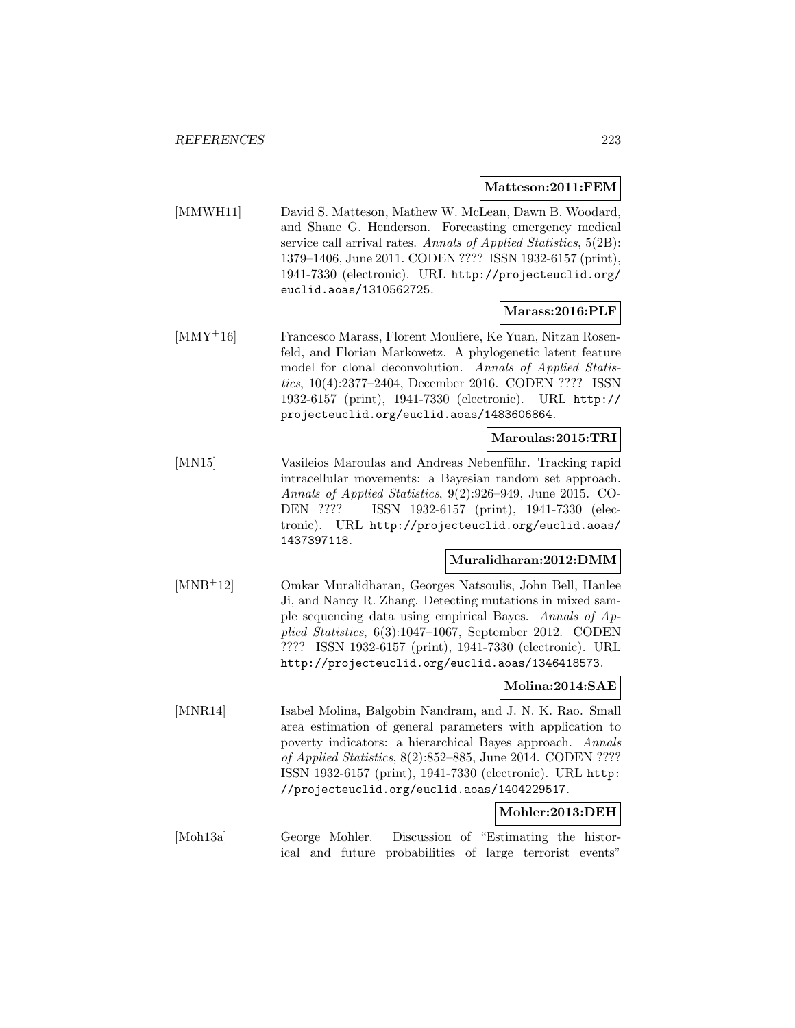**Matteson:2011:FEM**

[MMWH11] David S. Matteson, Mathew W. McLean, Dawn B. Woodard, and Shane G. Henderson. Forecasting emergency medical service call arrival rates. *Annals of Applied Statistics*, 5(2B): 1379–1406, June 2011. CODEN ???? ISSN 1932-6157 (print), 1941-7330 (electronic). URL http://projecteuclid.org/euclid.aoas/1310562725.

**Marass:2016:PLF**

[MMY+16] Francesco Marass, Florent Mouliere, Ke Yuan, Nitzan Rosenfeld, and Florian Markowetz. A phylogenetic latent feature model for clonal deconvolution. *Annals of Applied Statistics*, 10(4):2377–2404, December 2016. CODEN ???? ISSN 1932-6157 (print), 1941-7330 (electronic). URL http://projecteuclid.org/euclid.aoas/1483606864.

**Maroulas:2015:TRI**

[MN15] Vasileios Maroulas and Andreas Nebenführ. Tracking rapid intracellular movements: a Bayesian random set approach. *Annals of Applied Statistics*, 9(2):926–949, June 2015. CODEN ???? ISSN 1932-6157 (print), 1941-7330 (electronic). URL http://projecteuclid.org/euclid.aoas/1437397118.

**Muralidharan:2012:DMM**

[MNB+12] Omkar Muralidharan, Georges Natsoulis, John Bell, Hanlee Ji, and Nancy R. Zhang. Detecting mutations in mixed sample sequencing data using empirical Bayes. *Annals of Applied Statistics*, 6(3):1047–1067, September 2012. CODEN ???? ISSN 1932-6157 (print), 1941-7330 (electronic). URL http://projecteuclid.org/euclid.aoas/1346418573.

**Molina:2014:SAE**

[MNR14] Isabel Molina, Balgobin Nandram, and J. N. K. Rao. Small area estimation of general parameters with application to poverty indicators: a hierarchical Bayes approach. *Annals of Applied Statistics*, 8(2):852–885, June 2014. CODEN ???? ISSN 1932-6157 (print), 1941-7330 (electronic). URL http://projecteuclid.org/euclid.aoas/1404229517.

**Mohler:2013:DEH**

[Moh13a] George Mohler. Discussion of "Estimating the historical and future probabilities of large terrorist events"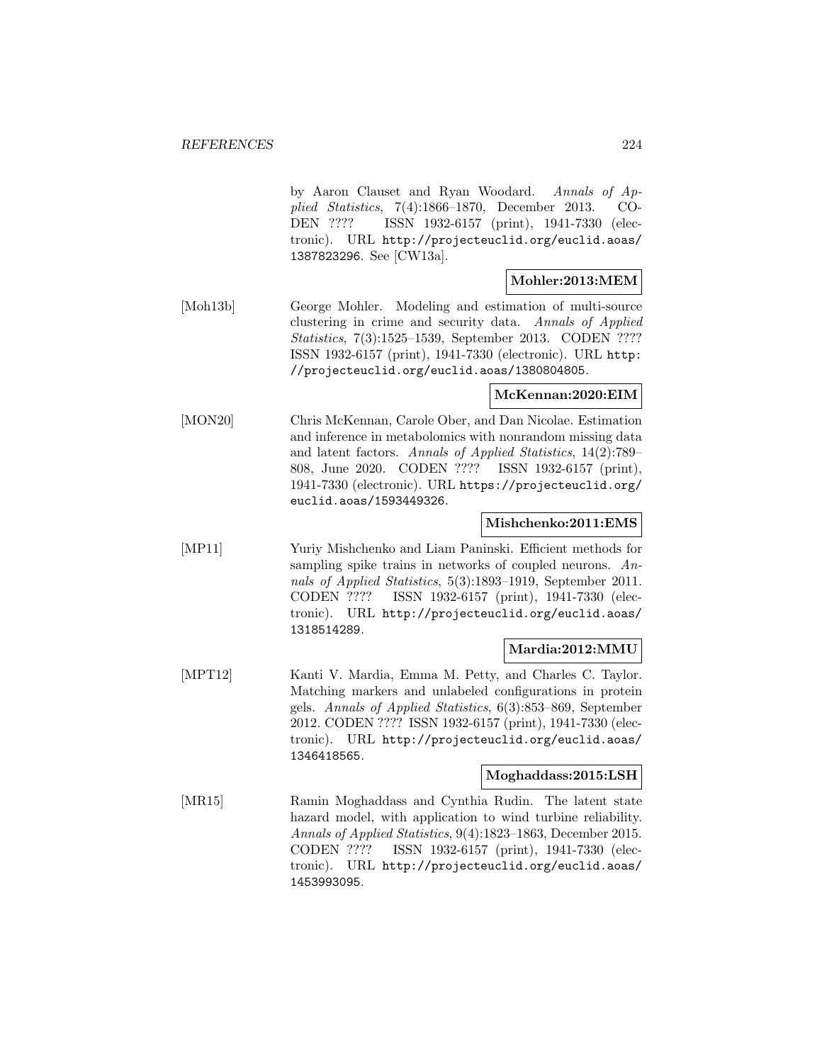by Aaron Clauset and Ryan Woodard. *Annals of Applied Statistics*, 7(4):1866–1870, December 2013. CODEN ???? ISSN 1932-6157 (print), 1941-7330 (electronic). URL http://projecteuclid.org/euclid.aoas/1387823296. See [CW13a].

**Mohler:2013:MEM**

[Moh13b] George Mohler. Modeling and estimation of multi-source clustering in crime and security data. *Annals of Applied Statistics*, 7(3):1525–1539, September 2013. CODEN ???? ISSN 1932-6157 (print), 1941-7330 (electronic). URL http://projecteuclid.org/euclid.aoas/1380804805.

**McKennan:2020:EIM**

[MON20] Chris McKennan, Carole Ober, and Dan Nicolae. Estimation and inference in metabolomics with nonrandom missing data and latent factors. *Annals of Applied Statistics*, 14(2):789–808, June 2020. CODEN ???? ISSN 1932-6157 (print), 1941-7330 (electronic). URL https://projecteuclid.org/euclid.aoas/1593449326.

**Mishchenko:2011:EMS**

[MP11] Yuriy Mishchenko and Liam Paninski. Efficient methods for sampling spike trains in networks of coupled neurons. *Annals of Applied Statistics*, 5(3):1893–1919, September 2011. CODEN ???? ISSN 1932-6157 (print), 1941-7330 (electronic). URL http://projecteuclid.org/euclid.aoas/1318514289.

**Mardia:2012:MMU**

[MPT12] Kanti V. Mardia, Emma M. Petty, and Charles C. Taylor. Matching markers and unlabeled configurations in protein gels. *Annals of Applied Statistics*, 6(3):853–869, September 2012. CODEN ???? ISSN 1932-6157 (print), 1941-7330 (electronic). URL http://projecteuclid.org/euclid.aoas/1346418565.

**Moghaddass:2015:LSH**

[MR15] Ramin Moghaddass and Cynthia Rudin. The latent state hazard model, with application to wind turbine reliability. *Annals of Applied Statistics*, 9(4):1823–1863, December 2015. CODEN ???? ISSN 1932-6157 (print), 1941-7330 (electronic). URL http://projecteuclid.org/euclid.aoas/1453993095.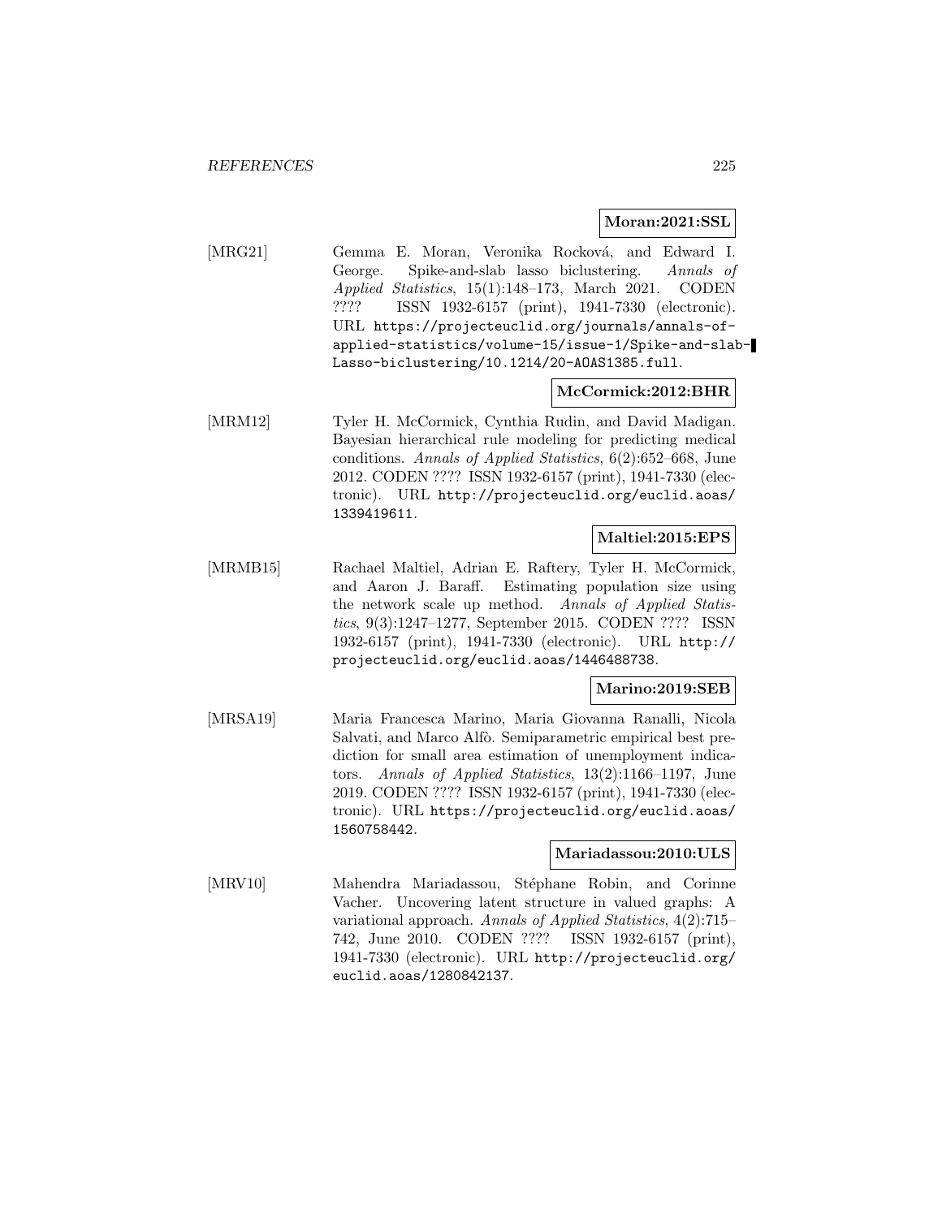**Moran:2021:SSL**

[MRG21] Gemma E. Moran, Veronika Rocková, and Edward I. George. Spike-and-slab lasso biclustering. *Annals of Applied Statistics*, 15(1):148–173, March 2021. CODEN ???? ISSN 1932-6157 (print), 1941-7330 (electronic). URL https://projecteuclid.org/journals/annals-of-applied-statistics/volume-15/issue-1/Spike-and-slab-Lasso-biclustering/10.1214/20-AOAS1385.full.

**McCormick:2012:BHR**

[MRM12] Tyler H. McCormick, Cynthia Rudin, and David Madigan. Bayesian hierarchical rule modeling for predicting medical conditions. *Annals of Applied Statistics*, 6(2):652–668, June 2012. CODEN ???? ISSN 1932-6157 (print), 1941-7330 (electronic). URL http://projecteuclid.org/euclid.aoas/1339419611.

**Maltiel:2015:EPS**

[MRMB15] Rachael Maltiel, Adrian E. Raftery, Tyler H. McCormick, and Aaron J. Baraff. Estimating population size using the network scale up method. *Annals of Applied Statistics*, 9(3):1247–1277, September 2015. CODEN ???? ISSN 1932-6157 (print), 1941-7330 (electronic). URL http://projecteuclid.org/euclid.aoas/1446488738.

**Marino:2019:SEB**

[MRSA19] Maria Francesca Marino, Maria Giovanna Ranalli, Nicola Salvati, and Marco Alfò. Semiparametric empirical best prediction for small area estimation of unemployment indicators. *Annals of Applied Statistics*, 13(2):1166–1197, June 2019. CODEN ???? ISSN 1932-6157 (print), 1941-7330 (electronic). URL https://projecteuclid.org/euclid.aoas/1560758442.

**Mariadassou:2010:ULS**

[MRV10] Mahendra Mariadassou, Stéphane Robin, and Corinne Vacher. Uncovering latent structure in valued graphs: A variational approach. *Annals of Applied Statistics*, 4(2):715–742, June 2010. CODEN ???? ISSN 1932-6157 (print), 1941-7330 (electronic). URL http://projecteuclid.org/euclid.aoas/1280842137.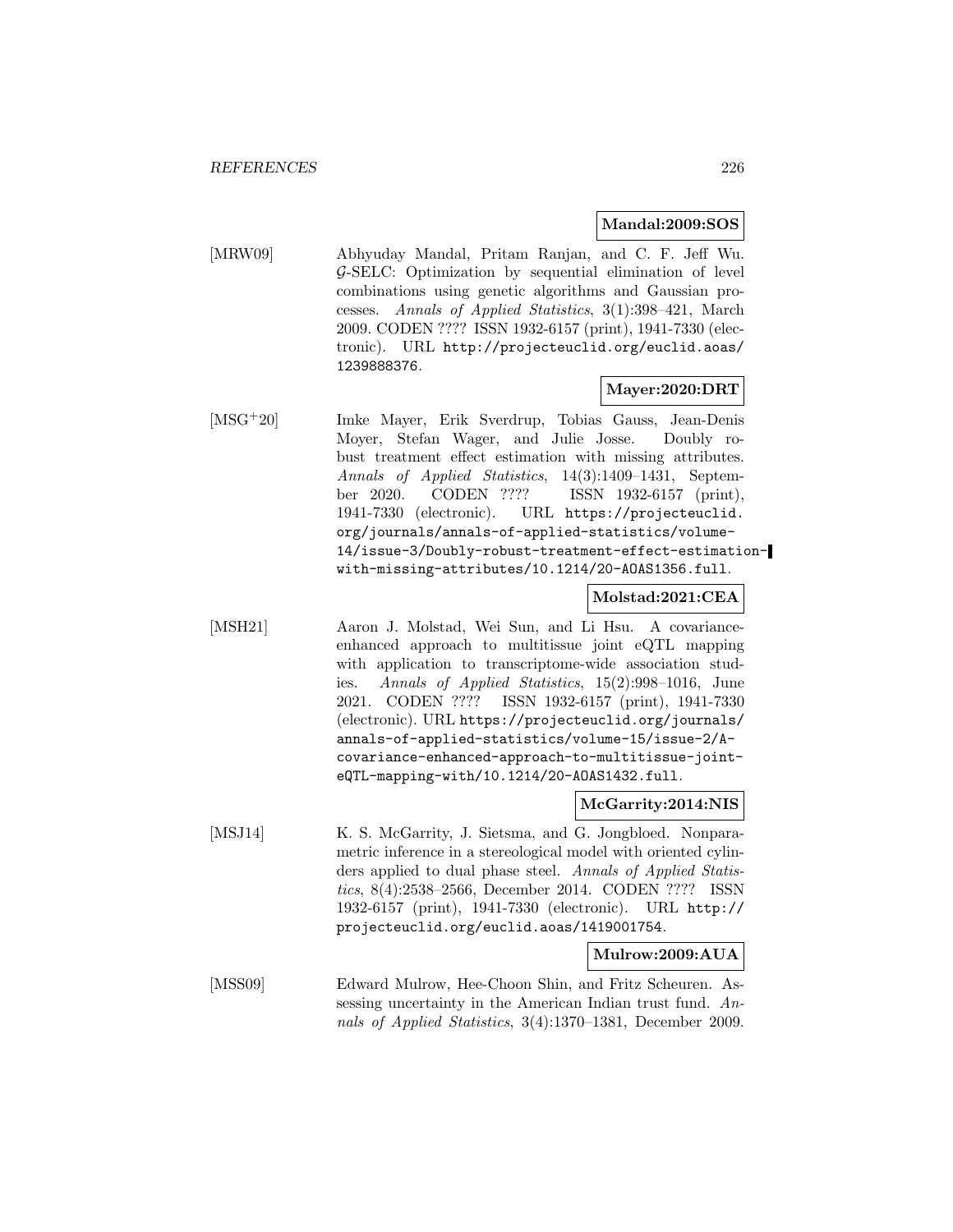**Mandal:2009:SOS**

[MRW09] Abhyuday Mandal, Pritam Ranjan, and C. F. Jeff Wu. $\mathcal{G}$-SELC: Optimization by sequential elimination of level combinations using genetic algorithms and Gaussian processes. *Annals of Applied Statistics*, 3(1):398–421, March 2009. CODEN ???? ISSN 1932-6157 (print), 1941-7330 (electronic). URL `http://projecteuclid.org/euclid.aoas/1239888376`.

**Mayer:2020:DRT**

[MSG+20] Imke Mayer, Erik Sverdrup, Tobias Gauss, Jean-Denis Moyer, Stefan Wager, and Julie Josse. Doubly robust treatment effect estimation with missing attributes. *Annals of Applied Statistics*, 14(3):1409–1431, September 2020. CODEN ???? ISSN 1932-6157 (print), 1941-7330 (electronic). URL `https://projecteuclid.org/journals/annals-of-applied-statistics/volume-14/issue-3/Doubly-robust-treatment-effect-estimation-with-missing-attributes/10.1214/20-AOAS1356.full`.

**Molstad:2021:CEA**

[MSH21] Aaron J. Molstad, Wei Sun, and Li Hsu. A covariance-enhanced approach to multitissue joint eQTL mapping with application to transcriptome-wide association studies. *Annals of Applied Statistics*, 15(2):998–1016, June 2021. CODEN ???? ISSN 1932-6157 (print), 1941-7330 (electronic). URL `https://projecteuclid.org/journals/annals-of-applied-statistics/volume-15/issue-2/A-covariance-enhanced-approach-to-multitissue-joint-eQTL-mapping-with/10.1214/20-AOAS1432.full`.

**McGarrity:2014:NIS**

[MSJ14] K. S. McGarrity, J. Sietsma, and G. Jongbloed. Nonparametric inference in a stereological model with oriented cylinders applied to dual phase steel. *Annals of Applied Statistics*, 8(4):2538–2566, December 2014. CODEN ???? ISSN 1932-6157 (print), 1941-7330 (electronic). URL `http://projecteuclid.org/euclid.aoas/1419001754`.

**Mulrow:2009:AUA**

[MSS09] Edward Mulrow, Hee-Choon Shin, and Fritz Scheuren. Assessing uncertainty in the American Indian trust fund. *Annals of Applied Statistics*, 3(4):1370–1381, December 2009.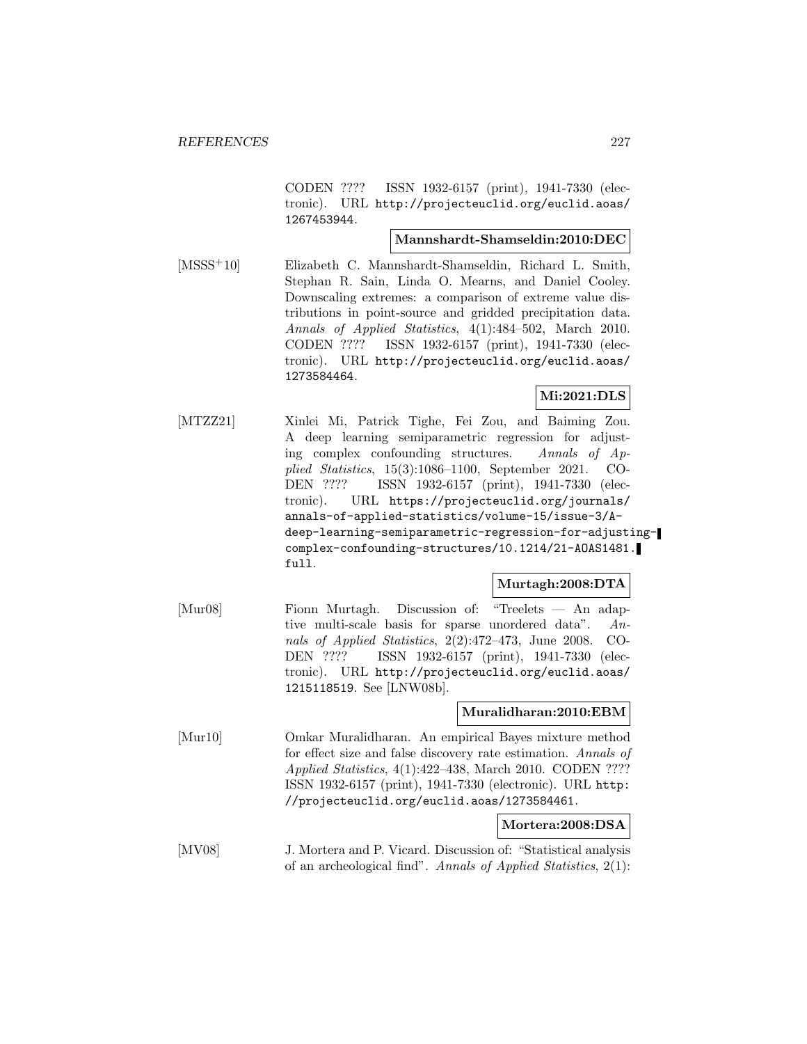CODEN ???? ISSN 1932-6157 (print), 1941-7330 (electronic). URL http://projecteuclid.org/euclid.aoas/1267453944.

**Mannshardt-Shamseldin:2010:DEC**

[MSSS+10] Elizabeth C. Mannshardt-Shamseldin, Richard L. Smith, Stephan R. Sain, Linda O. Mearns, and Daniel Cooley. Downscaling extremes: a comparison of extreme value distributions in point-source and gridded precipitation data. *Annals of Applied Statistics*, 4(1):484–502, March 2010. CODEN ???? ISSN 1932-6157 (print), 1941-7330 (electronic). URL http://projecteuclid.org/euclid.aoas/1273584464.

**Mi:2021:DLS**

[MTZZ21] Xinlei Mi, Patrick Tighe, Fei Zou, and Baiming Zou. A deep learning semiparametric regression for adjusting complex confounding structures. *Annals of Applied Statistics*, 15(3):1086–1100, September 2021. CODEN ???? ISSN 1932-6157 (print), 1941-7330 (electronic). URL https://projecteuclid.org/journals/annals-of-applied-statistics/volume-15/issue-3/A-deep-learning-semiparametric-regression-for-adjusting-complex-confounding-structures/10.1214/21-AOAS1481.full.

**Murtagh:2008:DTA**

[Mur08] Fionn Murtagh. Discussion of: "Treelets — An adaptive multi-scale basis for sparse unordered data". *Annals of Applied Statistics*, 2(2):472–473, June 2008. CODEN ???? ISSN 1932-6157 (print), 1941-7330 (electronic). URL http://projecteuclid.org/euclid.aoas/1215118519. See [LNW08b].

**Muralidharan:2010:EBM**

[Mur10] Omkar Muralidharan. An empirical Bayes mixture method for effect size and false discovery rate estimation. *Annals of Applied Statistics*, 4(1):422–438, March 2010. CODEN ???? ISSN 1932-6157 (print), 1941-7330 (electronic). URL http://projecteuclid.org/euclid.aoas/1273584461.

**Mortera:2008:DSA**

[MV08] J. Mortera and P. Vicard. Discussion of: "Statistical analysis of an archeological find". *Annals of Applied Statistics*, 2(1):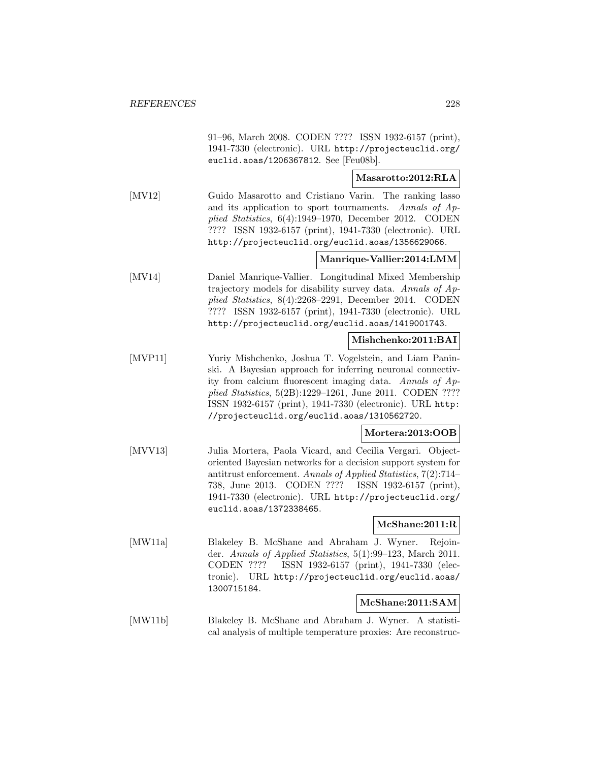91–96, March 2008. CODEN ???? ISSN 1932-6157 (print), 1941-7330 (electronic). URL http://projecteuclid.org/euclid.aoas/1206367812. See [Feu08b].

**Masarotto:2012:RLA**

[MV12] Guido Masarotto and Cristiano Varin. The ranking lasso and its application to sport tournaments. *Annals of Applied Statistics*, 6(4):1949–1970, December 2012. CODEN ???? ISSN 1932-6157 (print), 1941-7330 (electronic). URL http://projecteuclid.org/euclid.aoas/1356629066.

**Manrique-Vallier:2014:LMM**

[MV14] Daniel Manrique-Vallier. Longitudinal Mixed Membership trajectory models for disability survey data. *Annals of Applied Statistics*, 8(4):2268–2291, December 2014. CODEN ???? ISSN 1932-6157 (print), 1941-7330 (electronic). URL http://projecteuclid.org/euclid.aoas/1419001743.

**Mishchenko:2011:BAI**

[MVP11] Yuriy Mishchenko, Joshua T. Vogelstein, and Liam Paninski. A Bayesian approach for inferring neuronal connectivity from calcium fluorescent imaging data. *Annals of Applied Statistics*, 5(2B):1229–1261, June 2011. CODEN ???? ISSN 1932-6157 (print), 1941-7330 (electronic). URL http://projecteuclid.org/euclid.aoas/1310562720.

**Mortera:2013:OOB**

[MVV13] Julia Mortera, Paola Vicard, and Cecilia Vergari. Object-oriented Bayesian networks for a decision support system for antitrust enforcement. *Annals of Applied Statistics*, 7(2):714–738, June 2013. CODEN ???? ISSN 1932-6157 (print), 1941-7330 (electronic). URL http://projecteuclid.org/euclid.aoas/1372338465.

**McShane:2011:R**

[MW11a] Blakeley B. McShane and Abraham J. Wyner. Rejoinder. *Annals of Applied Statistics*, 5(1):99–123, March 2011. CODEN ???? ISSN 1932-6157 (print), 1941-7330 (electronic). URL http://projecteuclid.org/euclid.aoas/1300715184.

**McShane:2011:SAM**

[MW11b] Blakeley B. McShane and Abraham J. Wyner. A statistical analysis of multiple temperature proxies: Are reconstruc-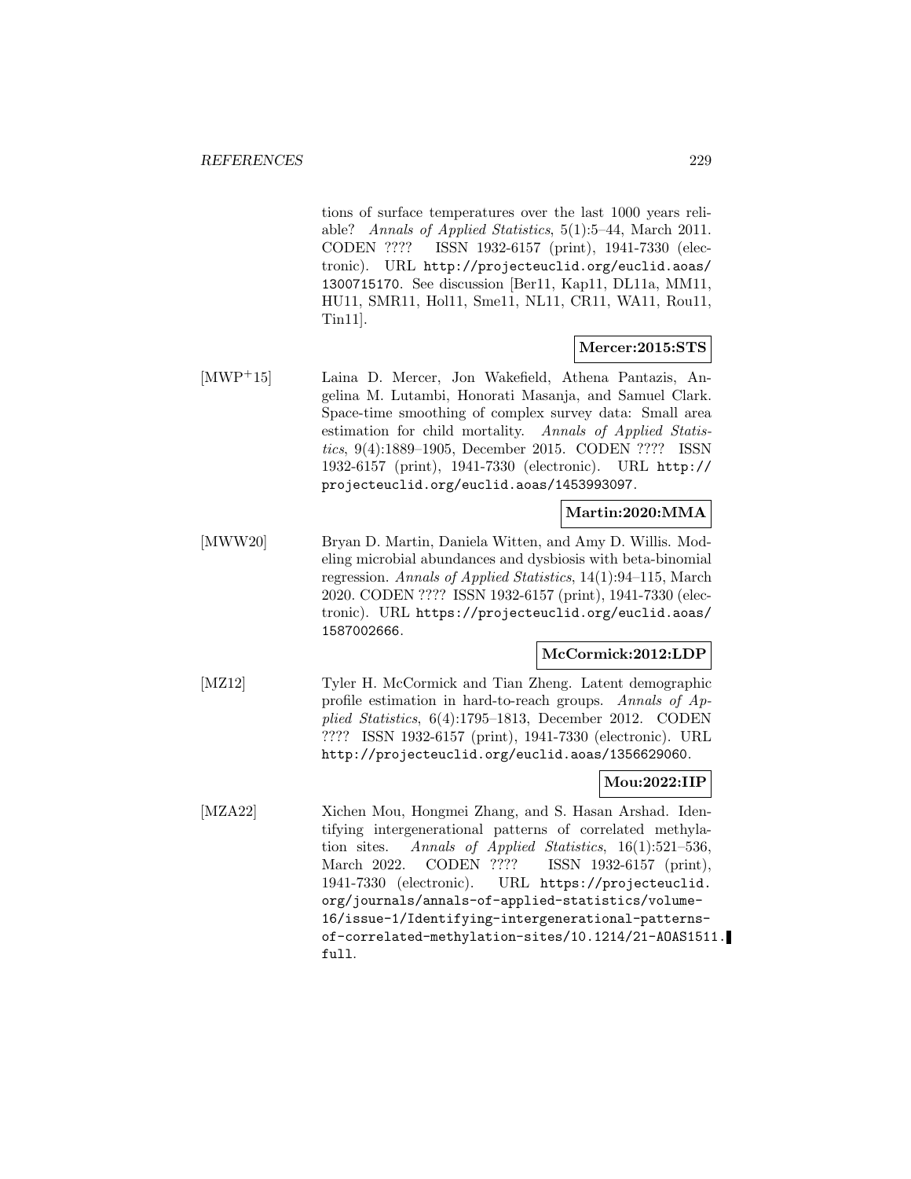tions of surface temperatures over the last 1000 years reliable? *Annals of Applied Statistics*, 5(1):5–44, March 2011. CODEN ???? ISSN 1932-6157 (print), 1941-7330 (electronic). URL http://projecteuclid.org/euclid.aoas/1300715170. See discussion [Ber11, Kap11, DL11a, MM11, HU11, SMR11, Hol11, Sme11, NL11, CR11, WA11, Rou11, Tin11].

**Mercer:2015:STS**

[MWP+15] Laina D. Mercer, Jon Wakefield, Athena Pantazis, Angelina M. Lutambi, Honorati Masanja, and Samuel Clark. Space-time smoothing of complex survey data: Small area estimation for child mortality. *Annals of Applied Statistics*, 9(4):1889–1905, December 2015. CODEN ???? ISSN 1932-6157 (print), 1941-7330 (electronic). URL http://projecteuclid.org/euclid.aoas/1453993097.

**Martin:2020:MMA**

[MWW20] Bryan D. Martin, Daniela Witten, and Amy D. Willis. Modeling microbial abundances and dysbiosis with beta-binomial regression. *Annals of Applied Statistics*, 14(1):94–115, March 2020. CODEN ???? ISSN 1932-6157 (print), 1941-7330 (electronic). URL https://projecteuclid.org/euclid.aoas/1587002666.

**McCormick:2012:LDP**

[MZ12] Tyler H. McCormick and Tian Zheng. Latent demographic profile estimation in hard-to-reach groups. *Annals of Applied Statistics*, 6(4):1795–1813, December 2012. CODEN ???? ISSN 1932-6157 (print), 1941-7330 (electronic). URL http://projecteuclid.org/euclid.aoas/1356629060.

**Mou:2022:IIP**

[MZA22] Xichen Mou, Hongmei Zhang, and S. Hasan Arshad. Identifying intergenerational patterns of correlated methylation sites. *Annals of Applied Statistics*, 16(1):521–536, March 2022. CODEN ???? ISSN 1932-6157 (print), 1941-7330 (electronic). URL https://projecteuclid.org/journals/annals-of-applied-statistics/volume-16/issue-1/Identifying-intergenerational-patterns-of-correlated-methylation-sites/10.1214/21-AOAS1511.full.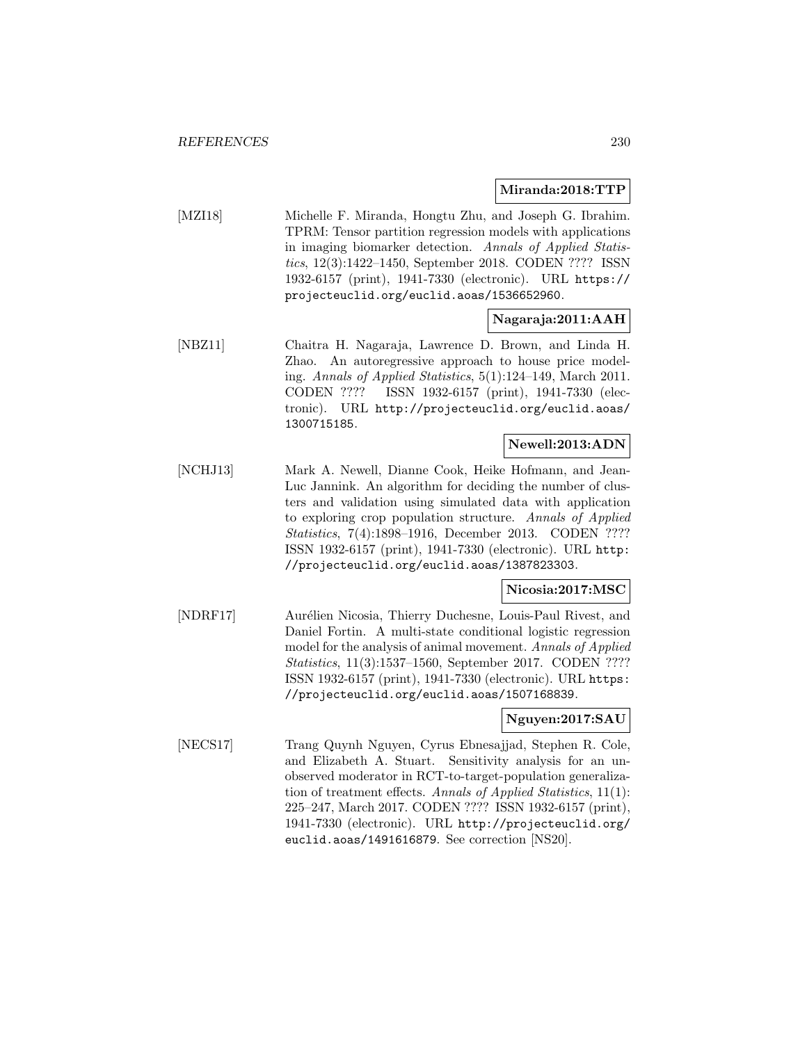**Miranda:2018:TTP**

[MZI18] Michelle F. Miranda, Hongtu Zhu, and Joseph G. Ibrahim. TPRM: Tensor partition regression models with applications in imaging biomarker detection. *Annals of Applied Statistics*, 12(3):1422–1450, September 2018. CODEN ???? ISSN 1932-6157 (print), 1941-7330 (electronic). URL https://projecteuclid.org/euclid.aoas/1536652960.

**Nagaraja:2011:AAH**

[NBZ11] Chaitra H. Nagaraja, Lawrence D. Brown, and Linda H. Zhao. An autoregressive approach to house price modeling. *Annals of Applied Statistics*, 5(1):124–149, March 2011. CODEN ???? ISSN 1932-6157 (print), 1941-7330 (electronic). URL http://projecteuclid.org/euclid.aoas/1300715185.

**Newell:2013:ADN**

[NCHJ13] Mark A. Newell, Dianne Cook, Heike Hofmann, and Jean-Luc Jannink. An algorithm for deciding the number of clusters and validation using simulated data with application to exploring crop population structure. *Annals of Applied Statistics*, 7(4):1898–1916, December 2013. CODEN ???? ISSN 1932-6157 (print), 1941-7330 (electronic). URL http://projecteuclid.org/euclid.aoas/1387823303.

**Nicosia:2017:MSC**

[NDRF17] Aurélien Nicosia, Thierry Duchesne, Louis-Paul Rivest, and Daniel Fortin. A multi-state conditional logistic regression model for the analysis of animal movement. *Annals of Applied Statistics*, 11(3):1537–1560, September 2017. CODEN ???? ISSN 1932-6157 (print), 1941-7330 (electronic). URL https://projecteuclid.org/euclid.aoas/1507168839.

**Nguyen:2017:SAU**

[NECS17] Trang Quynh Nguyen, Cyrus Ebnesajjad, Stephen R. Cole, and Elizabeth A. Stuart. Sensitivity analysis for an unobserved moderator in RCT-to-target-population generalization of treatment effects. *Annals of Applied Statistics*, 11(1):225–247, March 2017. CODEN ???? ISSN 1932-6157 (print), 1941-7330 (electronic). URL http://projecteuclid.org/euclid.aoas/1491616879. See correction [NS20].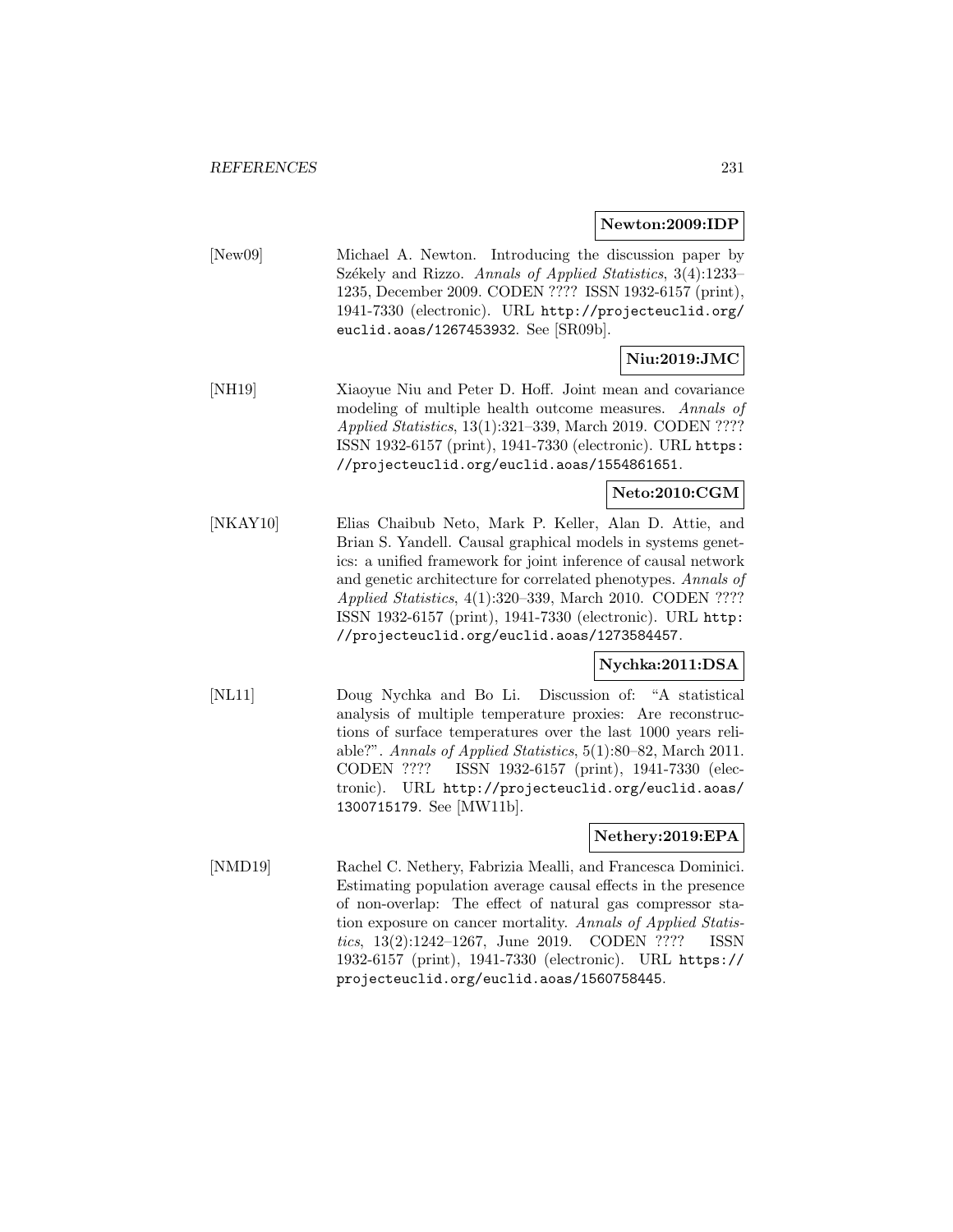**Newton:2009:IDP**

[New09] Michael A. Newton. Introducing the discussion paper by Székely and Rizzo. *Annals of Applied Statistics*, 3(4):1233–1235, December 2009. CODEN ???? ISSN 1932-6157 (print), 1941-7330 (electronic). URL `http://projecteuclid.org/euclid.aoas/1267453932`. See [SR09b].

**Niu:2019:JMC**

[NH19] Xiaoyue Niu and Peter D. Hoff. Joint mean and covariance modeling of multiple health outcome measures. *Annals of Applied Statistics*, 13(1):321–339, March 2019. CODEN ???? ISSN 1932-6157 (print), 1941-7330 (electronic). URL `https://projecteuclid.org/euclid.aoas/1554861651`.

**Neto:2010:CGM**

[NKAY10] Elias Chaibub Neto, Mark P. Keller, Alan D. Attie, and Brian S. Yandell. Causal graphical models in systems genetics: a unified framework for joint inference of causal network and genetic architecture for correlated phenotypes. *Annals of Applied Statistics*, 4(1):320–339, March 2010. CODEN ???? ISSN 1932-6157 (print), 1941-7330 (electronic). URL `http://projecteuclid.org/euclid.aoas/1273584457`.

**Nychka:2011:DSA**

[NL11] Doug Nychka and Bo Li. Discussion of: "A statistical analysis of multiple temperature proxies: Are reconstructions of surface temperatures over the last 1000 years reliable?". *Annals of Applied Statistics*, 5(1):80–82, March 2011. CODEN ???? ISSN 1932-6157 (print), 1941-7330 (electronic). URL `http://projecteuclid.org/euclid.aoas/1300715179`. See [MW11b].

**Nethery:2019:EPA**

[NMD19] Rachel C. Nethery, Fabrizia Mealli, and Francesca Dominici. Estimating population average causal effects in the presence of non-overlap: The effect of natural gas compressor station exposure on cancer mortality. *Annals of Applied Statistics*, 13(2):1242–1267, June 2019. CODEN ???? ISSN 1932-6157 (print), 1941-7330 (electronic). URL `https://projecteuclid.org/euclid.aoas/1560758445`.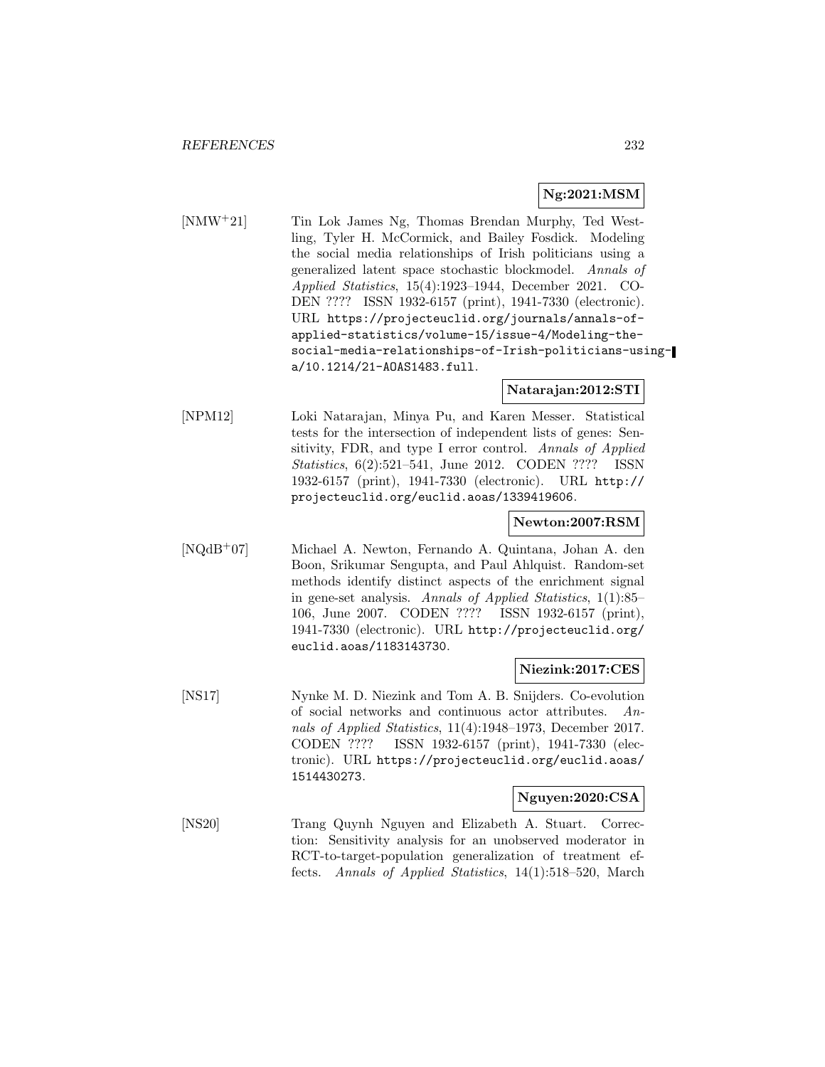**Ng:2021:MSM**

[NMW+21] Tin Lok James Ng, Thomas Brendan Murphy, Ted Westling, Tyler H. McCormick, and Bailey Fosdick. Modeling the social media relationships of Irish politicians using a generalized latent space stochastic blockmodel. *Annals of Applied Statistics*, 15(4):1923–1944, December 2021. CODEN ???? ISSN 1932-6157 (print), 1941-7330 (electronic). URL https://projecteuclid.org/journals/annals-of-applied-statistics/volume-15/issue-4/Modeling-the-social-media-relationships-of-Irish-politicians-using-a/10.1214/21-AOAS1483.full.

**Natarajan:2012:STI**

[NPM12] Loki Natarajan, Minya Pu, and Karen Messer. Statistical tests for the intersection of independent lists of genes: Sensitivity, FDR, and type I error control. *Annals of Applied Statistics*, 6(2):521–541, June 2012. CODEN ???? ISSN 1932-6157 (print), 1941-7330 (electronic). URL http://projecteuclid.org/euclid.aoas/1339419606.

**Newton:2007:RSM**

[NQdB+07] Michael A. Newton, Fernando A. Quintana, Johan A. den Boon, Srikumar Sengupta, and Paul Ahlquist. Random-set methods identify distinct aspects of the enrichment signal in gene-set analysis. *Annals of Applied Statistics*, 1(1):85–106, June 2007. CODEN ???? ISSN 1932-6157 (print), 1941-7330 (electronic). URL http://projecteuclid.org/euclid.aoas/1183143730.

**Niezink:2017:CES**

[NS17] Nynke M. D. Niezink and Tom A. B. Snijders. Co-evolution of social networks and continuous actor attributes. *Annals of Applied Statistics*, 11(4):1948–1973, December 2017. CODEN ???? ISSN 1932-6157 (print), 1941-7330 (electronic). URL https://projecteuclid.org/euclid.aoas/1514430273.

**Nguyen:2020:CSA**

[NS20] Trang Quynh Nguyen and Elizabeth A. Stuart. Correction: Sensitivity analysis for an unobserved moderator in RCT-to-target-population generalization of treatment effects. *Annals of Applied Statistics*, 14(1):518–520, March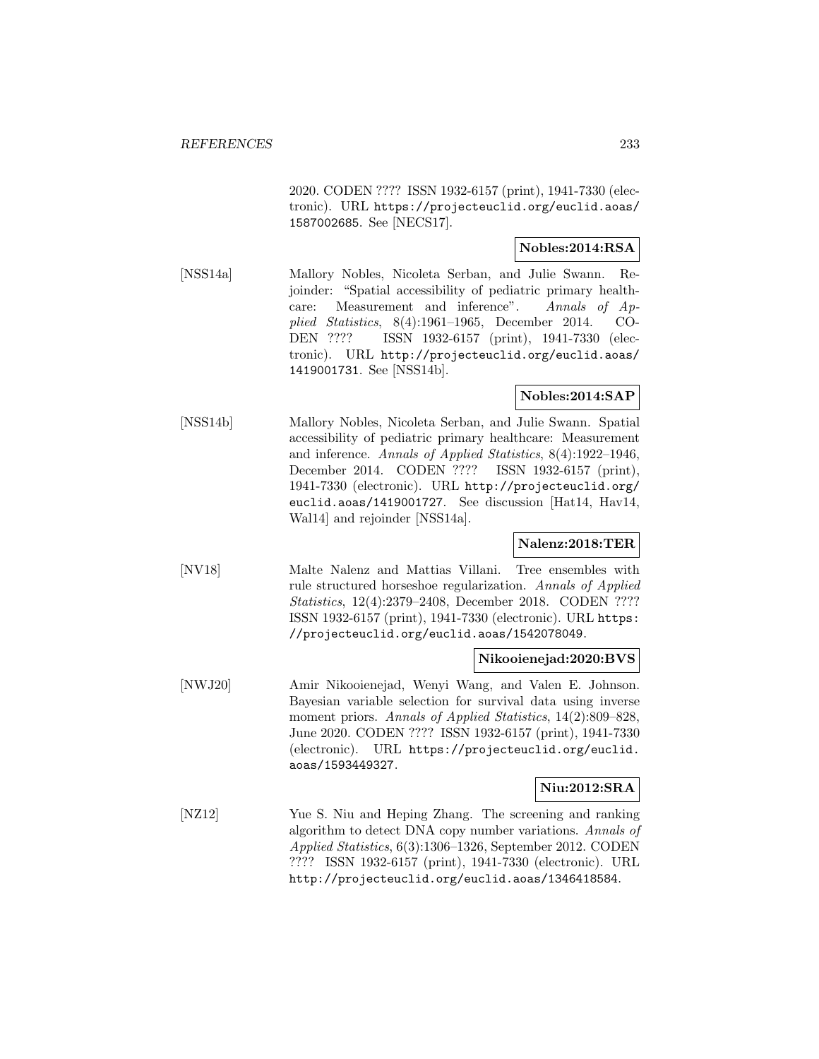2020. CODEN ???? ISSN 1932-6157 (print), 1941-7330 (electronic). URL https://projecteuclid.org/euclid.aoas/1587002685. See [NECS17].

**Nobles:2014:RSA**

[NSS14a] Mallory Nobles, Nicoleta Serban, and Julie Swann. Rejoinder: "Spatial accessibility of pediatric primary healthcare: Measurement and inference". *Annals of Applied Statistics*, 8(4):1961–1965, December 2014. CODEN ???? ISSN 1932-6157 (print), 1941-7330 (electronic). URL http://projecteuclid.org/euclid.aoas/1419001731. See [NSS14b].

**Nobles:2014:SAP**

[NSS14b] Mallory Nobles, Nicoleta Serban, and Julie Swann. Spatial accessibility of pediatric primary healthcare: Measurement and inference. *Annals of Applied Statistics*, 8(4):1922–1946, December 2014. CODEN ???? ISSN 1932-6157 (print), 1941-7330 (electronic). URL http://projecteuclid.org/euclid.aoas/1419001727. See discussion [Hat14, Hav14, Wal14] and rejoinder [NSS14a].

**Nalenz:2018:TER**

[NV18] Malte Nalenz and Mattias Villani. Tree ensembles with rule structured horseshoe regularization. *Annals of Applied Statistics*, 12(4):2379–2408, December 2018. CODEN ???? ISSN 1932-6157 (print), 1941-7330 (electronic). URL https://projecteuclid.org/euclid.aoas/1542078049.

**Nikooienejad:2020:BVS**

[NWJ20] Amir Nikooienejad, Wenyi Wang, and Valen E. Johnson. Bayesian variable selection for survival data using inverse moment priors. *Annals of Applied Statistics*, 14(2):809–828, June 2020. CODEN ???? ISSN 1932-6157 (print), 1941-7330 (electronic). URL https://projecteuclid.org/euclid.aoas/1593449327.

**Niu:2012:SRA**

[NZ12] Yue S. Niu and Heping Zhang. The screening and ranking algorithm to detect DNA copy number variations. *Annals of Applied Statistics*, 6(3):1306–1326, September 2012. CODEN ???? ISSN 1932-6157 (print), 1941-7330 (electronic). URL http://projecteuclid.org/euclid.aoas/1346418584.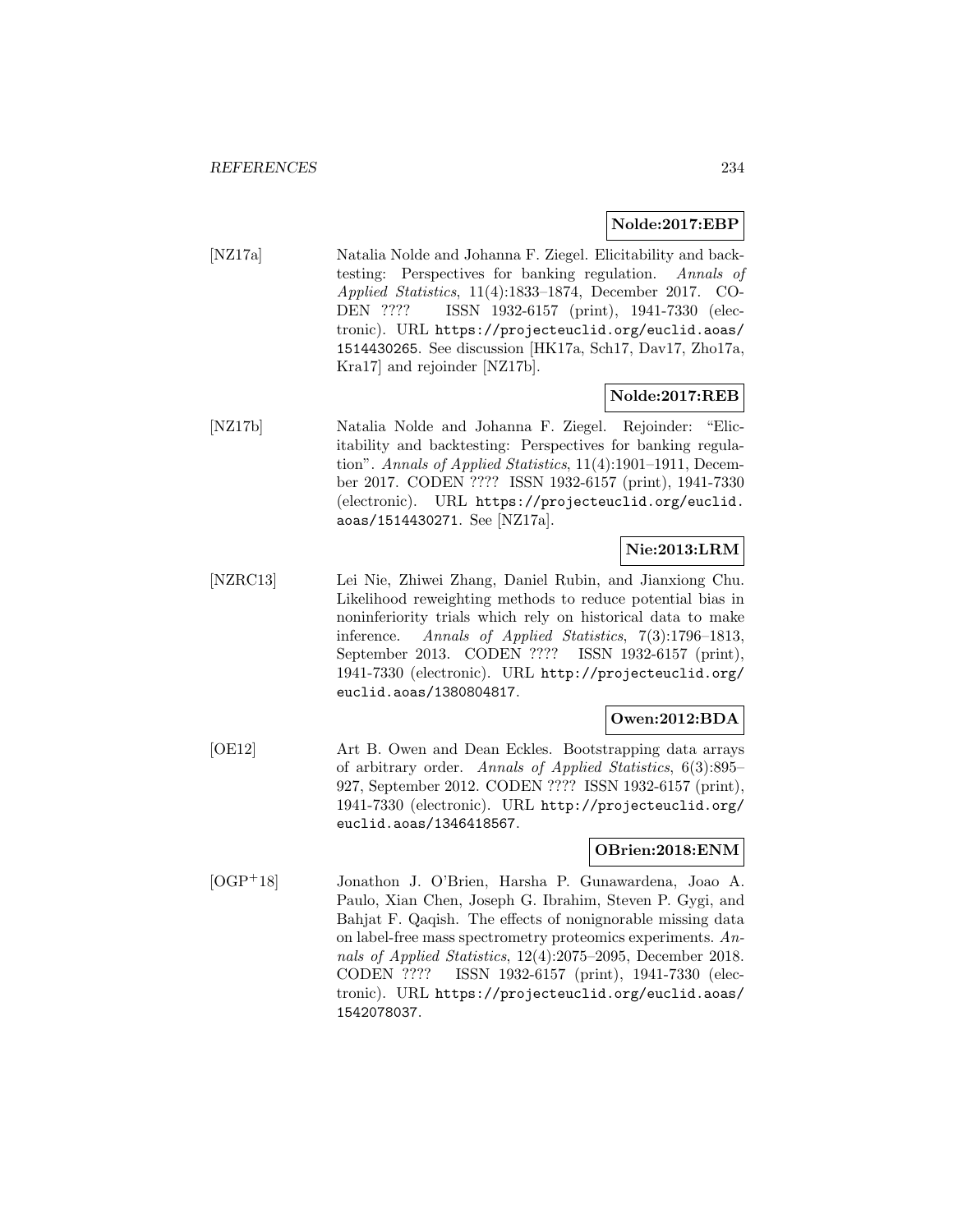**Nolde:2017:EBP**

[NZ17a] Natalia Nolde and Johanna F. Ziegel. Elicitability and backtesting: Perspectives for banking regulation. *Annals of Applied Statistics*, 11(4):1833–1874, December 2017. CODEN ???? ISSN 1932-6157 (print), 1941-7330 (electronic). URL `https://projecteuclid.org/euclid.aoas/1514430265`. See discussion [HK17a, Sch17, Dav17, Zho17a, Kra17] and rejoinder [NZ17b].

**Nolde:2017:REB**

[NZ17b] Natalia Nolde and Johanna F. Ziegel. Rejoinder: "Elicitability and backtesting: Perspectives for banking regulation". *Annals of Applied Statistics*, 11(4):1901–1911, December 2017. CODEN ???? ISSN 1932-6157 (print), 1941-7330 (electronic). URL `https://projecteuclid.org/euclid.aoas/1514430271`. See [NZ17a].

**Nie:2013:LRM**

[NZRC13] Lei Nie, Zhiwei Zhang, Daniel Rubin, and Jianxiong Chu. Likelihood reweighting methods to reduce potential bias in noninferiority trials which rely on historical data to make inference. *Annals of Applied Statistics*, 7(3):1796–1813, September 2013. CODEN ???? ISSN 1932-6157 (print), 1941-7330 (electronic). URL `http://projecteuclid.org/euclid.aoas/1380804817`.

**Owen:2012:BDA**

[OE12] Art B. Owen and Dean Eckles. Bootstrapping data arrays of arbitrary order. *Annals of Applied Statistics*, 6(3):895–927, September 2012. CODEN ???? ISSN 1932-6157 (print), 1941-7330 (electronic). URL `http://projecteuclid.org/euclid.aoas/1346418567`.

**OBrien:2018:ENM**

[OGP+18] Jonathon J. O'Brien, Harsha P. Gunawardena, Joao A. Paulo, Xian Chen, Joseph G. Ibrahim, Steven P. Gygi, and Bahjat F. Qaqish. The effects of nonignorable missing data on label-free mass spectrometry proteomics experiments. *Annals of Applied Statistics*, 12(4):2075–2095, December 2018. CODEN ???? ISSN 1932-6157 (print), 1941-7330 (electronic). URL `https://projecteuclid.org/euclid.aoas/1542078037`.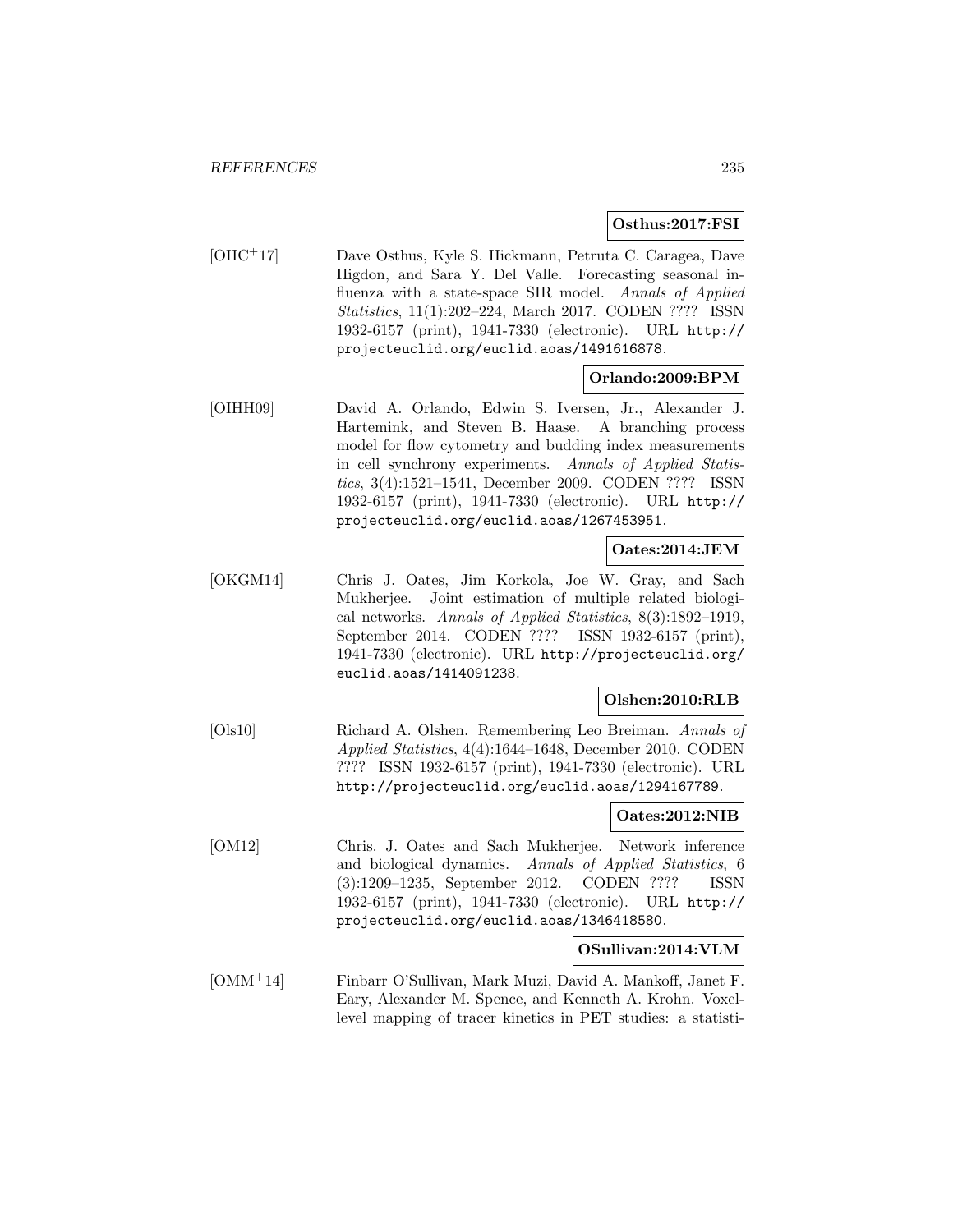**Osthus:2017:FSI**

[OHC+17] Dave Osthus, Kyle S. Hickmann, Petruta C. Caragea, Dave Higdon, and Sara Y. Del Valle. Forecasting seasonal influenza with a state-space SIR model. *Annals of Applied Statistics*, 11(1):202–224, March 2017. CODEN ???? ISSN 1932-6157 (print), 1941-7330 (electronic). URL http://projecteuclid.org/euclid.aoas/1491616878.

**Orlando:2009:BPM**

[OIHH09] David A. Orlando, Edwin S. Iversen, Jr., Alexander J. Hartemink, and Steven B. Haase. A branching process model for flow cytometry and budding index measurements in cell synchrony experiments. *Annals of Applied Statistics*, 3(4):1521–1541, December 2009. CODEN ???? ISSN 1932-6157 (print), 1941-7330 (electronic). URL http://projecteuclid.org/euclid.aoas/1267453951.

**Oates:2014:JEM**

[OKGM14] Chris J. Oates, Jim Korkola, Joe W. Gray, and Sach Mukherjee. Joint estimation of multiple related biological networks. *Annals of Applied Statistics*, 8(3):1892–1919, September 2014. CODEN ???? ISSN 1932-6157 (print), 1941-7330 (electronic). URL http://projecteuclid.org/euclid.aoas/1414091238.

**Olshen:2010:RLB**

[Ols10] Richard A. Olshen. Remembering Leo Breiman. *Annals of Applied Statistics*, 4(4):1644–1648, December 2010. CODEN ???? ISSN 1932-6157 (print), 1941-7330 (electronic). URL http://projecteuclid.org/euclid.aoas/1294167789.

**Oates:2012:NIB**

[OM12] Chris. J. Oates and Sach Mukherjee. Network inference and biological dynamics. *Annals of Applied Statistics*, 6 (3):1209–1235, September 2012. CODEN ???? ISSN 1932-6157 (print), 1941-7330 (electronic). URL http://projecteuclid.org/euclid.aoas/1346418580.

**OSullivan:2014:VLM**

[OMM+14] Finbarr O'Sullivan, Mark Muzi, David A. Mankoff, Janet F. Eary, Alexander M. Spence, and Kenneth A. Krohn. Voxel-level mapping of tracer kinetics in PET studies: a statisti-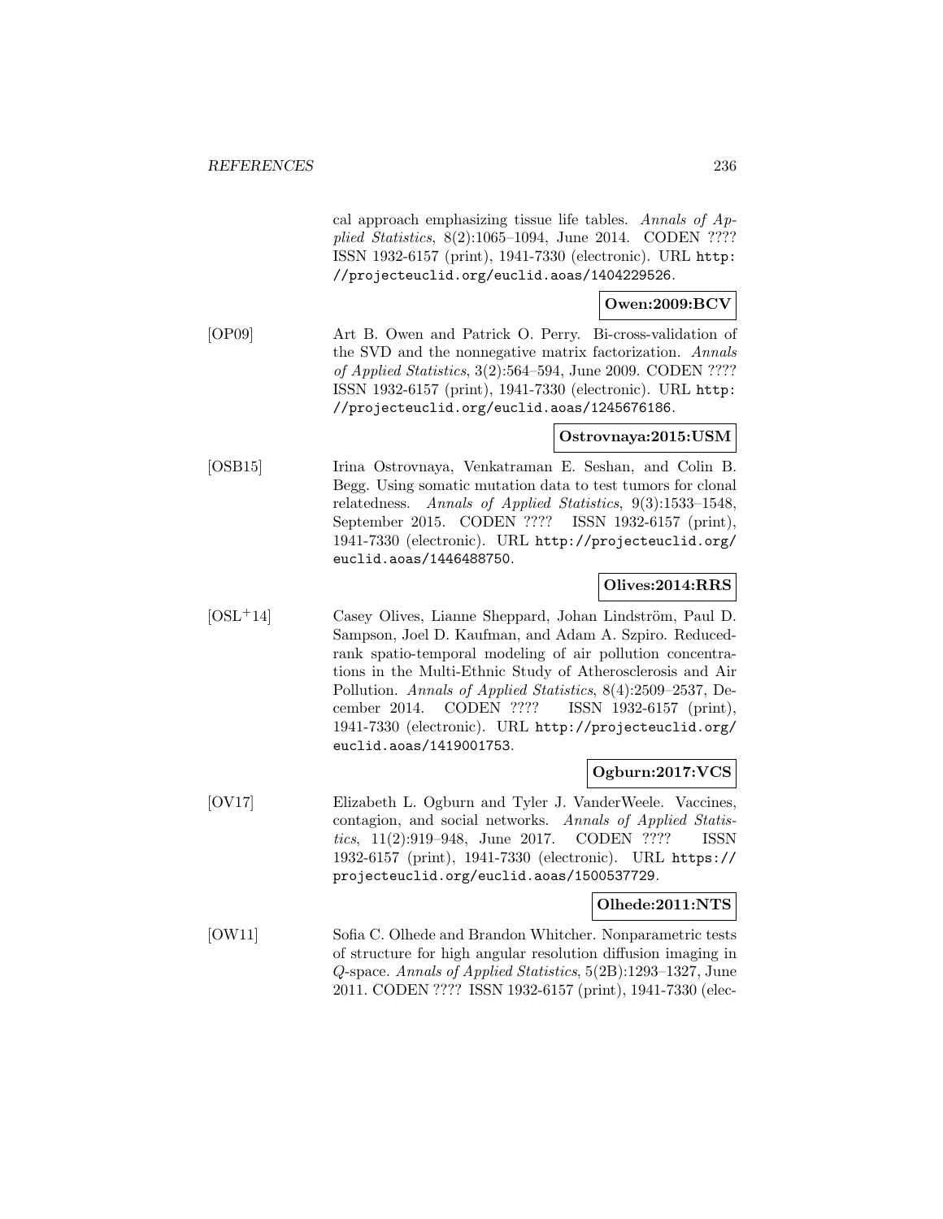cal approach emphasizing tissue life tables. *Annals of Applied Statistics*, 8(2):1065–1094, June 2014. CODEN ???? ISSN 1932-6157 (print), 1941-7330 (electronic). URL http://projecteuclid.org/euclid.aoas/1404229526.

**Owen:2009:BCV**

[OP09] Art B. Owen and Patrick O. Perry. Bi-cross-validation of the SVD and the nonnegative matrix factorization. *Annals of Applied Statistics*, 3(2):564–594, June 2009. CODEN ???? ISSN 1932-6157 (print), 1941-7330 (electronic). URL http://projecteuclid.org/euclid.aoas/1245676186.

**Ostrovnaya:2015:USM**

[OSB15] Irina Ostrovnaya, Venkatraman E. Seshan, and Colin B. Begg. Using somatic mutation data to test tumors for clonal relatedness. *Annals of Applied Statistics*, 9(3):1533–1548, September 2015. CODEN ???? ISSN 1932-6157 (print), 1941-7330 (electronic). URL http://projecteuclid.org/euclid.aoas/1446488750.

**Olives:2014:RRS**

[OSL+14] Casey Olives, Lianne Sheppard, Johan Lindström, Paul D. Sampson, Joel D. Kaufman, and Adam A. Szpiro. Reduced-rank spatio-temporal modeling of air pollution concentrations in the Multi-Ethnic Study of Atherosclerosis and Air Pollution. *Annals of Applied Statistics*, 8(4):2509–2537, December 2014. CODEN ???? ISSN 1932-6157 (print), 1941-7330 (electronic). URL http://projecteuclid.org/euclid.aoas/1419001753.

**Ogburn:2017:VCS**

[OV17] Elizabeth L. Ogburn and Tyler J. VanderWeele. Vaccines, contagion, and social networks. *Annals of Applied Statistics*, 11(2):919–948, June 2017. CODEN ???? ISSN 1932-6157 (print), 1941-7330 (electronic). URL https://projecteuclid.org/euclid.aoas/1500537729.

**Olhede:2011:NTS**

[OW11] Sofia C. Olhede and Brandon Whitcher. Nonparametric tests of structure for high angular resolution diffusion imaging in *Q*-space. *Annals of Applied Statistics*, 5(2B):1293–1327, June 2011. CODEN ???? ISSN 1932-6157 (print), 1941-7330 (elec-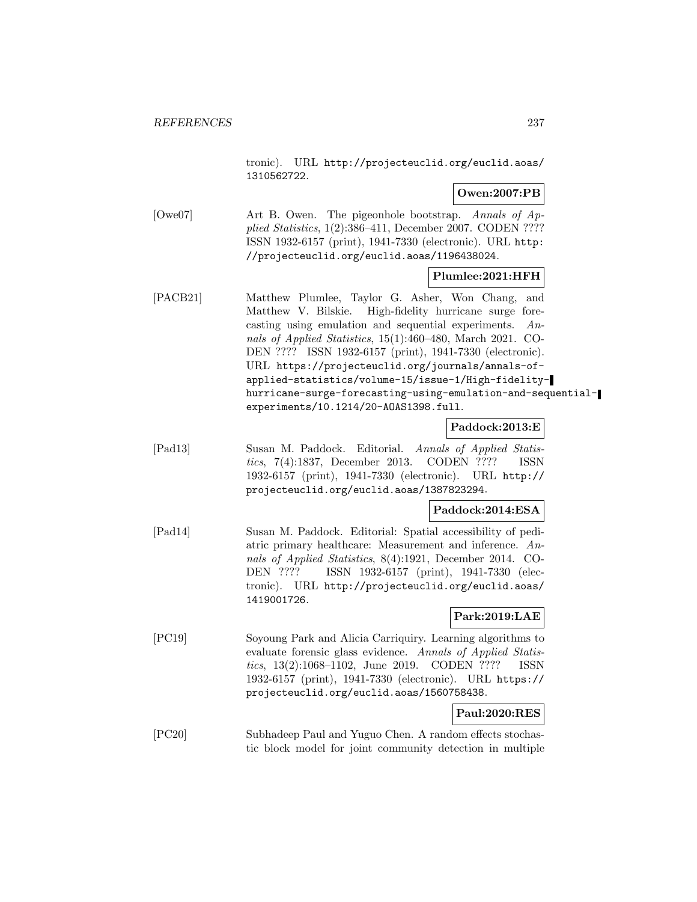tronic). URL http://projecteuclid.org/euclid.aoas/1310562722.

**Owen:2007:PB**

[Owe07] Art B. Owen. The pigeonhole bootstrap. *Annals of Applied Statistics*, 1(2):386–411, December 2007. CODEN ???? ISSN 1932-6157 (print), 1941-7330 (electronic). URL http://projecteuclid.org/euclid.aoas/1196438024.

**Plumlee:2021:HFH**

[PACB21] Matthew Plumlee, Taylor G. Asher, Won Chang, and Matthew V. Bilskie. High-fidelity hurricane surge forecasting using emulation and sequential experiments. *Annals of Applied Statistics*, 15(1):460–480, March 2021. CODEN ???? ISSN 1932-6157 (print), 1941-7330 (electronic). URL https://projecteuclid.org/journals/annals-of-applied-statistics/volume-15/issue-1/High-fidelity-hurricane-surge-forecasting-using-emulation-and-sequential-experiments/10.1214/20-AOAS1398.full.

**Paddock:2013:E**

[Pad13] Susan M. Paddock. Editorial. *Annals of Applied Statistics*, 7(4):1837, December 2013. CODEN ???? ISSN 1932-6157 (print), 1941-7330 (electronic). URL http://projecteuclid.org/euclid.aoas/1387823294.

**Paddock:2014:ESA**

[Pad14] Susan M. Paddock. Editorial: Spatial accessibility of pediatric primary healthcare: Measurement and inference. *Annals of Applied Statistics*, 8(4):1921, December 2014. CODEN ???? ISSN 1932-6157 (print), 1941-7330 (electronic). URL http://projecteuclid.org/euclid.aoas/1419001726.

**Park:2019:LAE**

[PC19] Soyoung Park and Alicia Carriquiry. Learning algorithms to evaluate forensic glass evidence. *Annals of Applied Statistics*, 13(2):1068–1102, June 2019. CODEN ???? ISSN 1932-6157 (print), 1941-7330 (electronic). URL https://projecteuclid.org/euclid.aoas/1560758438.

**Paul:2020:RES**

[PC20] Subhadeep Paul and Yuguo Chen. A random effects stochastic block model for joint community detection in multiple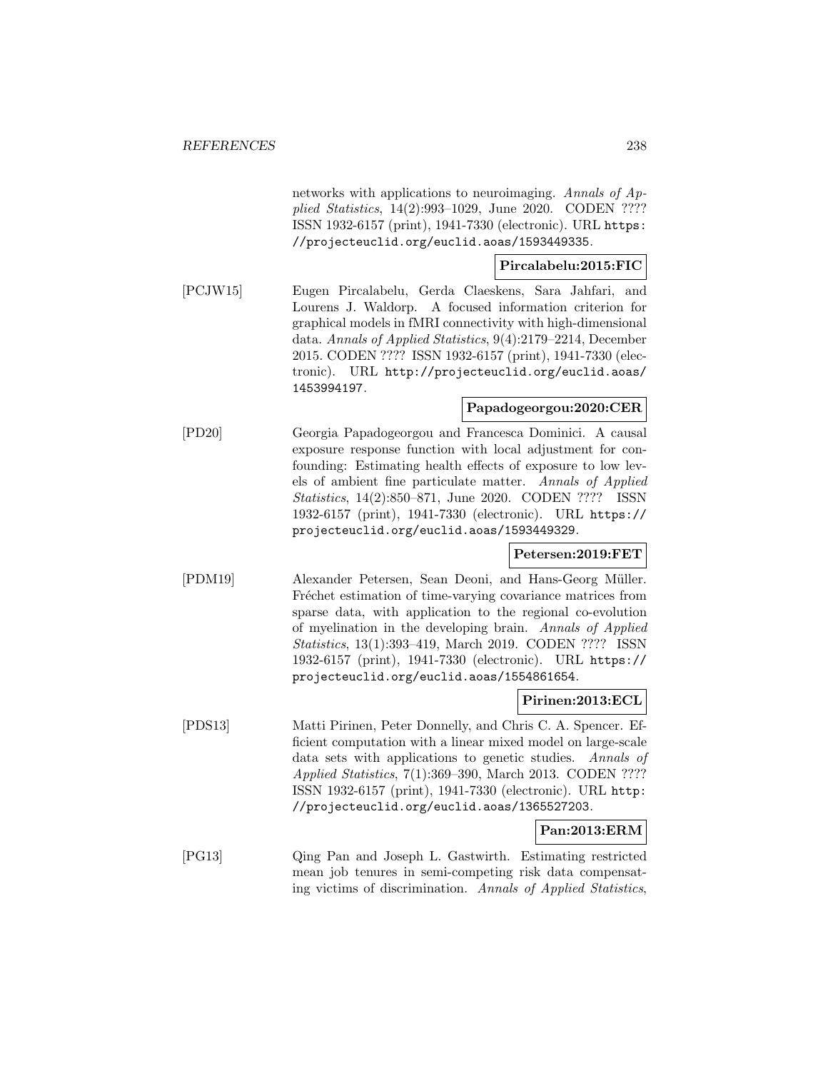networks with applications to neuroimaging. *Annals of Applied Statistics*, 14(2):993–1029, June 2020. CODEN ???? ISSN 1932-6157 (print), 1941-7330 (electronic). URL `https://projecteuclid.org/euclid.aoas/1593449335`.

**Pircalabelu:2015:FIC**

[PCJW15] Eugen Pircalabelu, Gerda Claeskens, Sara Jahfari, and Lourens J. Waldorp. A focused information criterion for graphical models in fMRI connectivity with high-dimensional data. *Annals of Applied Statistics*, 9(4):2179–2214, December 2015. CODEN ???? ISSN 1932-6157 (print), 1941-7330 (electronic). URL `http://projecteuclid.org/euclid.aoas/1453994197`.

**Papadogeorgou:2020:CER**

[PD20] Georgia Papadogeorgou and Francesca Dominici. A causal exposure response function with local adjustment for confounding: Estimating health effects of exposure to low levels of ambient fine particulate matter. *Annals of Applied Statistics*, 14(2):850–871, June 2020. CODEN ???? ISSN 1932-6157 (print), 1941-7330 (electronic). URL `https://projecteuclid.org/euclid.aoas/1593449329`.

**Petersen:2019:FET**

[PDM19] Alexander Petersen, Sean Deoni, and Hans-Georg Müller. Fréchet estimation of time-varying covariance matrices from sparse data, with application to the regional co-evolution of myelination in the developing brain. *Annals of Applied Statistics*, 13(1):393–419, March 2019. CODEN ???? ISSN 1932-6157 (print), 1941-7330 (electronic). URL `https://projecteuclid.org/euclid.aoas/1554861654`.

**Pirinen:2013:ECL**

[PDS13] Matti Pirinen, Peter Donnelly, and Chris C. A. Spencer. Efficient computation with a linear mixed model on large-scale data sets with applications to genetic studies. *Annals of Applied Statistics*, 7(1):369–390, March 2013. CODEN ???? ISSN 1932-6157 (print), 1941-7330 (electronic). URL `http://projecteuclid.org/euclid.aoas/1365527203`.

**Pan:2013:ERM**

[PG13] Qing Pan and Joseph L. Gastwirth. Estimating restricted mean job tenures in semi-competing risk data compensating victims of discrimination. *Annals of Applied Statistics*,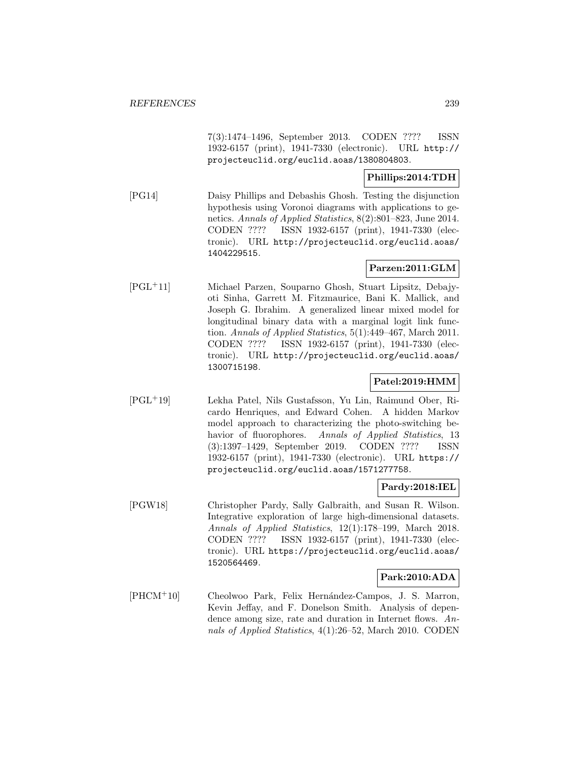7(3):1474–1496, September 2013. CODEN ???? ISSN 1932-6157 (print), 1941-7330 (electronic). URL http://projecteuclid.org/euclid.aoas/1380804803.

**Phillips:2014:TDH**

[PG14] Daisy Phillips and Debashis Ghosh. Testing the disjunction hypothesis using Voronoi diagrams with applications to genetics. *Annals of Applied Statistics*, 8(2):801–823, June 2014. CODEN ???? ISSN 1932-6157 (print), 1941-7330 (electronic). URL http://projecteuclid.org/euclid.aoas/1404229515.

**Parzen:2011:GLM**

[PGL+11] Michael Parzen, Souparno Ghosh, Stuart Lipsitz, Debajyoti Sinha, Garrett M. Fitzmaurice, Bani K. Mallick, and Joseph G. Ibrahim. A generalized linear mixed model for longitudinal binary data with a marginal logit link function. *Annals of Applied Statistics*, 5(1):449–467, March 2011. CODEN ???? ISSN 1932-6157 (print), 1941-7330 (electronic). URL http://projecteuclid.org/euclid.aoas/1300715198.

**Patel:2019:HMM**

[PGL+19] Lekha Patel, Nils Gustafsson, Yu Lin, Raimund Ober, Ricardo Henriques, and Edward Cohen. A hidden Markov model approach to characterizing the photo-switching behavior of fluorophores. *Annals of Applied Statistics*, 13 (3):1397–1429, September 2019. CODEN ???? ISSN 1932-6157 (print), 1941-7330 (electronic). URL https://projecteuclid.org/euclid.aoas/1571277758.

**Pardy:2018:IEL**

[PGW18] Christopher Pardy, Sally Galbraith, and Susan R. Wilson. Integrative exploration of large high-dimensional datasets. *Annals of Applied Statistics*, 12(1):178–199, March 2018. CODEN ???? ISSN 1932-6157 (print), 1941-7330 (electronic). URL https://projecteuclid.org/euclid.aoas/1520564469.

**Park:2010:ADA**

[PHCM+10] Cheolwoo Park, Felix Hernández-Campos, J. S. Marron, Kevin Jeffay, and F. Donelson Smith. Analysis of dependence among size, rate and duration in Internet flows. *Annals of Applied Statistics*, 4(1):26–52, March 2010. CODEN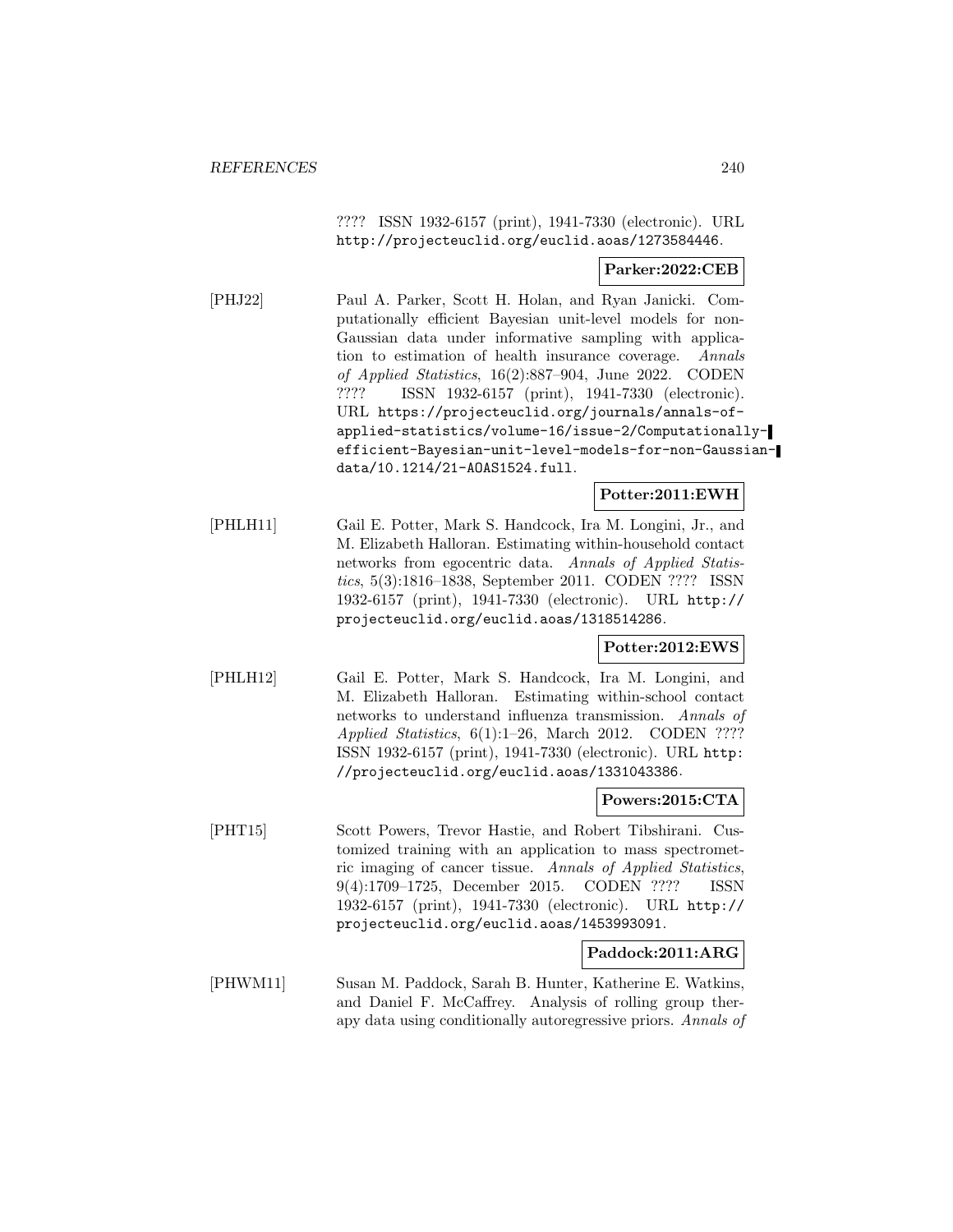???? ISSN 1932-6157 (print), 1941-7330 (electronic). URL http://projecteuclid.org/euclid.aoas/1273584446.

**Parker:2022:CEB**

[PHJ22] Paul A. Parker, Scott H. Holan, and Ryan Janicki. Computationally efficient Bayesian unit-level models for non-Gaussian data under informative sampling with application to estimation of health insurance coverage. *Annals of Applied Statistics*, 16(2):887–904, June 2022. CODEN ???? ISSN 1932-6157 (print), 1941-7330 (electronic). URL https://projecteuclid.org/journals/annals-of-applied-statistics/volume-16/issue-2/Computationally-efficient-Bayesian-unit-level-models-for-non-Gaussian-data/10.1214/21-AOAS1524.full.

**Potter:2011:EWH**

[PHLH11] Gail E. Potter, Mark S. Handcock, Ira M. Longini, Jr., and M. Elizabeth Halloran. Estimating within-household contact networks from egocentric data. *Annals of Applied Statistics*, 5(3):1816–1838, September 2011. CODEN ???? ISSN 1932-6157 (print), 1941-7330 (electronic). URL http://projecteuclid.org/euclid.aoas/1318514286.

**Potter:2012:EWS**

[PHLH12] Gail E. Potter, Mark S. Handcock, Ira M. Longini, and M. Elizabeth Halloran. Estimating within-school contact networks to understand influenza transmission. *Annals of Applied Statistics*, 6(1):1–26, March 2012. CODEN ???? ISSN 1932-6157 (print), 1941-7330 (electronic). URL http://projecteuclid.org/euclid.aoas/1331043386.

**Powers:2015:CTA**

[PHT15] Scott Powers, Trevor Hastie, and Robert Tibshirani. Customized training with an application to mass spectrometric imaging of cancer tissue. *Annals of Applied Statistics*, 9(4):1709–1725, December 2015. CODEN ???? ISSN 1932-6157 (print), 1941-7330 (electronic). URL http://projecteuclid.org/euclid.aoas/1453993091.

**Paddock:2011:ARG**

[PHWM11] Susan M. Paddock, Sarah B. Hunter, Katherine E. Watkins, and Daniel F. McCaffrey. Analysis of rolling group therapy data using conditionally autoregressive priors. *Annals of*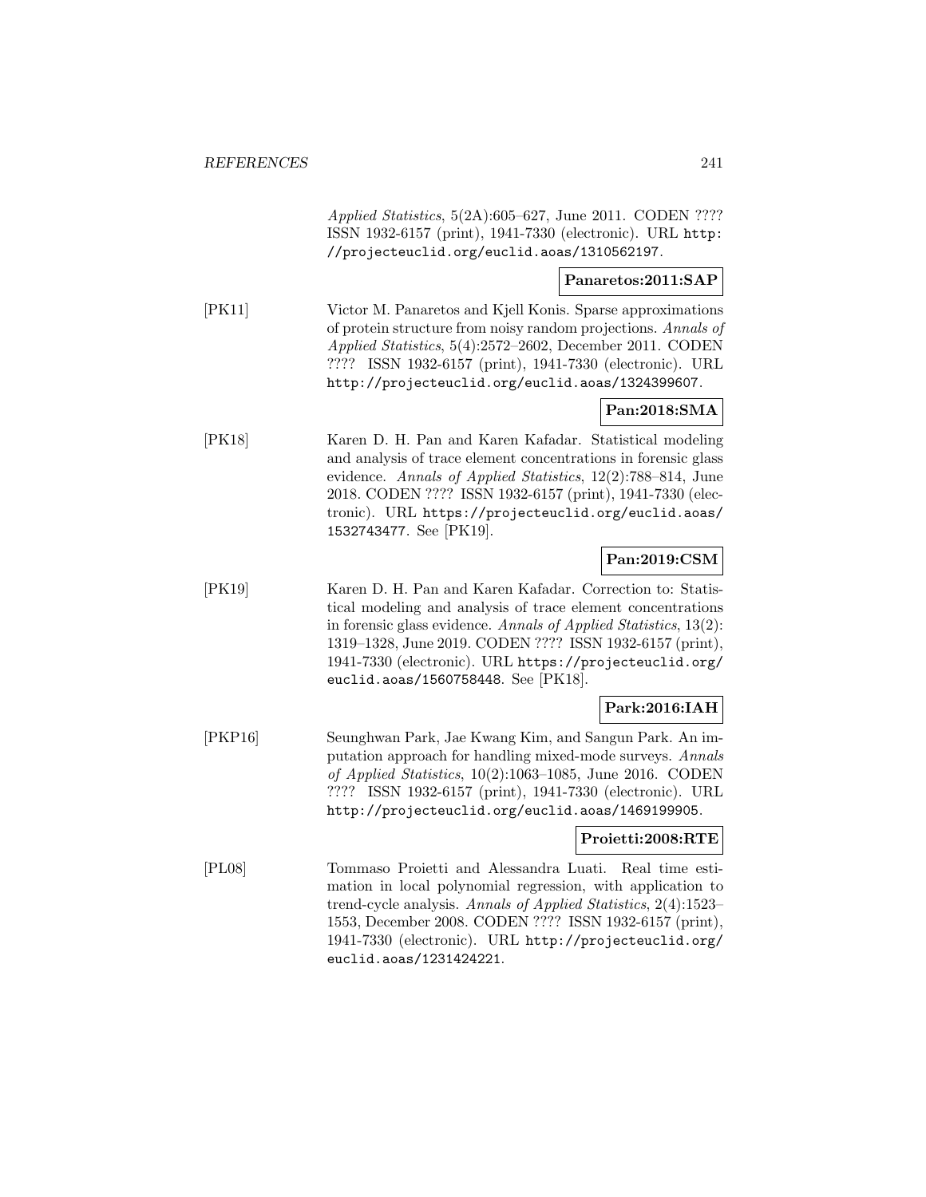*Applied Statistics*, 5(2A):605–627, June 2011. CODEN ???? ISSN 1932-6157 (print), 1941-7330 (electronic). URL http://projecteuclid.org/euclid.aoas/1310562197.

**Panaretos:2011:SAP**

[PK11] Victor M. Panaretos and Kjell Konis. Sparse approximations of protein structure from noisy random projections. *Annals of Applied Statistics*, 5(4):2572–2602, December 2011. CODEN ???? ISSN 1932-6157 (print), 1941-7330 (electronic). URL http://projecteuclid.org/euclid.aoas/1324399607.

**Pan:2018:SMA**

[PK18] Karen D. H. Pan and Karen Kafadar. Statistical modeling and analysis of trace element concentrations in forensic glass evidence. *Annals of Applied Statistics*, 12(2):788–814, June 2018. CODEN ???? ISSN 1932-6157 (print), 1941-7330 (electronic). URL https://projecteuclid.org/euclid.aoas/1532743477. See [PK19].

**Pan:2019:CSM**

[PK19] Karen D. H. Pan and Karen Kafadar. Correction to: Statistical modeling and analysis of trace element concentrations in forensic glass evidence. *Annals of Applied Statistics*, 13(2): 1319–1328, June 2019. CODEN ???? ISSN 1932-6157 (print), 1941-7330 (electronic). URL https://projecteuclid.org/euclid.aoas/1560758448. See [PK18].

**Park:2016:IAH**

[PKP16] Seunghwan Park, Jae Kwang Kim, and Sangun Park. An imputation approach for handling mixed-mode surveys. *Annals of Applied Statistics*, 10(2):1063–1085, June 2016. CODEN ???? ISSN 1932-6157 (print), 1941-7330 (electronic). URL http://projecteuclid.org/euclid.aoas/1469199905.

**Proietti:2008:RTE**

[PL08] Tommaso Proietti and Alessandra Luati. Real time estimation in local polynomial regression, with application to trend-cycle analysis. *Annals of Applied Statistics*, 2(4):1523–1553, December 2008. CODEN ???? ISSN 1932-6157 (print), 1941-7330 (electronic). URL http://projecteuclid.org/euclid.aoas/1231424221.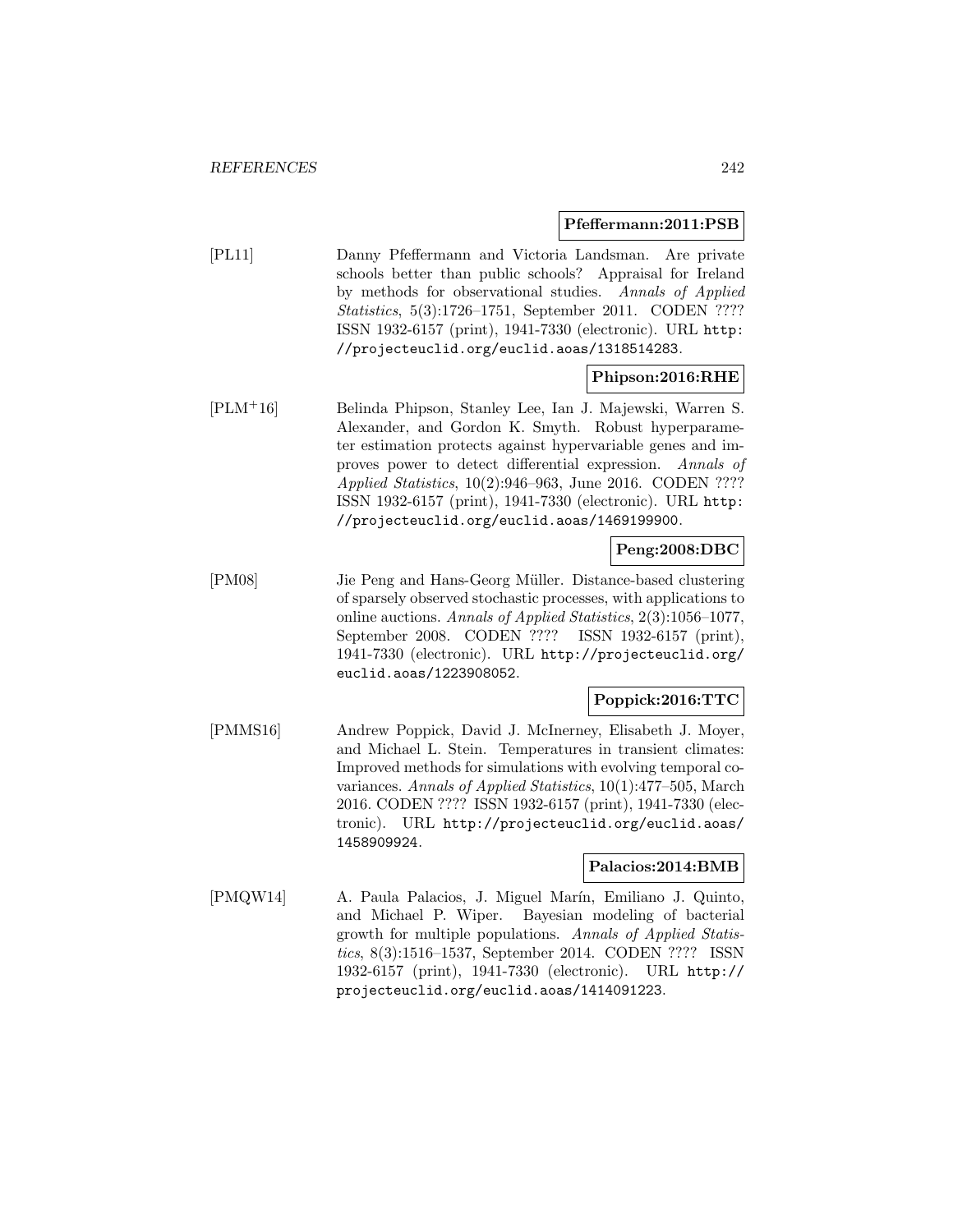**Pfeffermann:2011:PSB**

[PL11] Danny Pfeffermann and Victoria Landsman. Are private schools better than public schools? Appraisal for Ireland by methods for observational studies. *Annals of Applied Statistics*, 5(3):1726–1751, September 2011. CODEN ???? ISSN 1932-6157 (print), 1941-7330 (electronic). URL `http://projecteuclid.org/euclid.aoas/1318514283`.

**Phipson:2016:RHE**

[PLM+16] Belinda Phipson, Stanley Lee, Ian J. Majewski, Warren S. Alexander, and Gordon K. Smyth. Robust hyperparameter estimation protects against hypervariable genes and improves power to detect differential expression. *Annals of Applied Statistics*, 10(2):946–963, June 2016. CODEN ???? ISSN 1932-6157 (print), 1941-7330 (electronic). URL `http://projecteuclid.org/euclid.aoas/1469199900`.

**Peng:2008:DBC**

[PM08] Jie Peng and Hans-Georg Müller. Distance-based clustering of sparsely observed stochastic processes, with applications to online auctions. *Annals of Applied Statistics*, 2(3):1056–1077, September 2008. CODEN ???? ISSN 1932-6157 (print), 1941-7330 (electronic). URL `http://projecteuclid.org/euclid.aoas/1223908052`.

**Poppick:2016:TTC**

[PMMS16] Andrew Poppick, David J. McInerney, Elisabeth J. Moyer, and Michael L. Stein. Temperatures in transient climates: Improved methods for simulations with evolving temporal covariances. *Annals of Applied Statistics*, 10(1):477–505, March 2016. CODEN ???? ISSN 1932-6157 (print), 1941-7330 (electronic). URL `http://projecteuclid.org/euclid.aoas/1458909924`.

**Palacios:2014:BMB**

[PMQW14] A. Paula Palacios, J. Miguel Marín, Emiliano J. Quinto, and Michael P. Wiper. Bayesian modeling of bacterial growth for multiple populations. *Annals of Applied Statistics*, 8(3):1516–1537, September 2014. CODEN ???? ISSN 1932-6157 (print), 1941-7330 (electronic). URL `http://projecteuclid.org/euclid.aoas/1414091223`.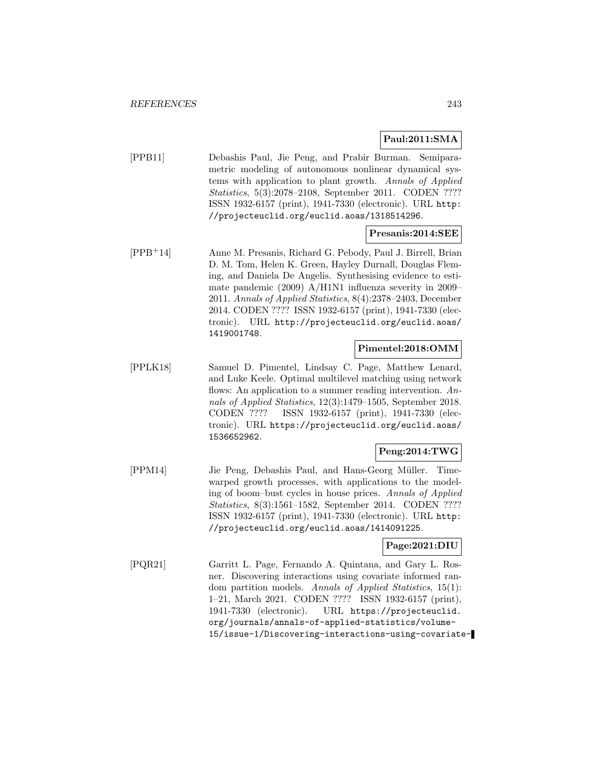**Paul:2011:SMA**

[PPB11] Debashis Paul, Jie Peng, and Prabir Burman. Semiparametric modeling of autonomous nonlinear dynamical systems with application to plant growth. *Annals of Applied Statistics*, 5(3):2078–2108, September 2011. CODEN ???? ISSN 1932-6157 (print), 1941-7330 (electronic). URL `http://projecteuclid.org/euclid.aoas/1318514296`.

**Presanis:2014:SEE**

[PPB+14] Anne M. Presanis, Richard G. Pebody, Paul J. Birrell, Brian D. M. Tom, Helen K. Green, Hayley Durnall, Douglas Fleming, and Daniela De Angelis. Synthesising evidence to estimate pandemic (2009) A/H1N1 influenza severity in 2009–2011. *Annals of Applied Statistics*, 8(4):2378–2403, December 2014. CODEN ???? ISSN 1932-6157 (print), 1941-7330 (electronic). URL `http://projecteuclid.org/euclid.aoas/1419001748`.

**Pimentel:2018:OMM**

[PPLK18] Samuel D. Pimentel, Lindsay C. Page, Matthew Lenard, and Luke Keele. Optimal multilevel matching using network flows: An application to a summer reading intervention. *Annals of Applied Statistics*, 12(3):1479–1505, September 2018. CODEN ???? ISSN 1932-6157 (print), 1941-7330 (electronic). URL `https://projecteuclid.org/euclid.aoas/1536652962`.

**Peng:2014:TWG**

[PPM14] Jie Peng, Debashis Paul, and Hans-Georg Müller. Time-warped growth processes, with applications to the modeling of boom–bust cycles in house prices. *Annals of Applied Statistics*, 8(3):1561–1582, September 2014. CODEN ???? ISSN 1932-6157 (print), 1941-7330 (electronic). URL `http://projecteuclid.org/euclid.aoas/1414091225`.

**Page:2021:DIU**

[PQR21] Garritt L. Page, Fernando A. Quintana, and Gary L. Rosner. Discovering interactions using covariate informed random partition models. *Annals of Applied Statistics*, 15(1): 1–21, March 2021. CODEN ???? ISSN 1932-6157 (print), 1941-7330 (electronic). URL `https://projecteuclid.org/journals/annals-of-applied-statistics/volume-15/issue-1/Discovering-interactions-using-covariate-`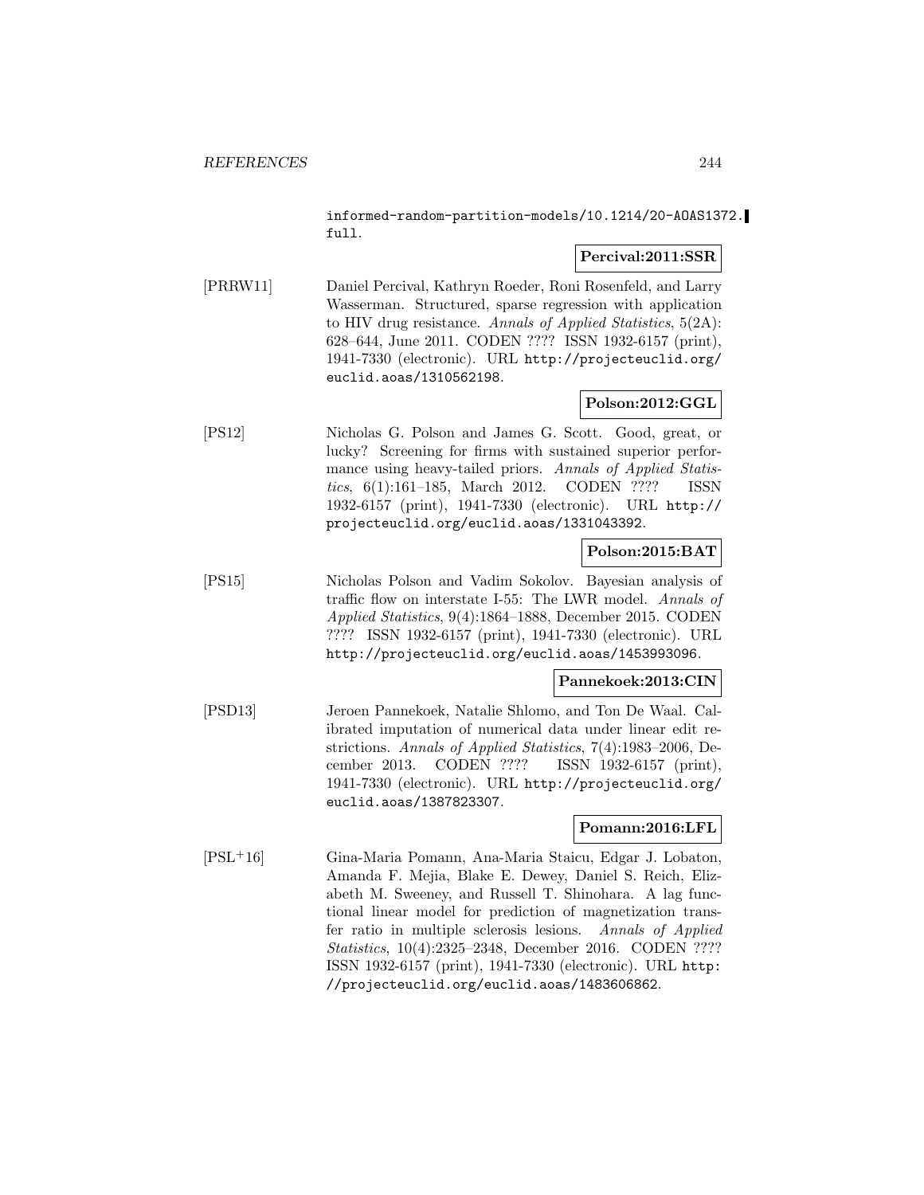informed-random-partition-models/10.1214/20-AOAS1372.full.

**Percival:2011:SSR**

[PRRW11] Daniel Percival, Kathryn Roeder, Roni Rosenfeld, and Larry Wasserman. Structured, sparse regression with application to HIV drug resistance. *Annals of Applied Statistics*, 5(2A): 628–644, June 2011. CODEN ???? ISSN 1932-6157 (print), 1941-7330 (electronic). URL http://projecteuclid.org/euclid.aoas/1310562198.

**Polson:2012:GGL**

[PS12] Nicholas G. Polson and James G. Scott. Good, great, or lucky? Screening for firms with sustained superior performance using heavy-tailed priors. *Annals of Applied Statistics*, 6(1):161–185, March 2012. CODEN ???? ISSN 1932-6157 (print), 1941-7330 (electronic). URL http://projecteuclid.org/euclid.aoas/1331043392.

**Polson:2015:BAT**

[PS15] Nicholas Polson and Vadim Sokolov. Bayesian analysis of traffic flow on interstate I-55: The LWR model. *Annals of Applied Statistics*, 9(4):1864–1888, December 2015. CODEN ???? ISSN 1932-6157 (print), 1941-7330 (electronic). URL http://projecteuclid.org/euclid.aoas/1453993096.

**Pannekoek:2013:CIN**

[PSD13] Jeroen Pannekoek, Natalie Shlomo, and Ton De Waal. Calibrated imputation of numerical data under linear edit restrictions. *Annals of Applied Statistics*, 7(4):1983–2006, December 2013. CODEN ???? ISSN 1932-6157 (print), 1941-7330 (electronic). URL http://projecteuclid.org/euclid.aoas/1387823307.

**Pomann:2016:LFL**

[PSL+16] Gina-Maria Pomann, Ana-Maria Staicu, Edgar J. Lobaton, Amanda F. Mejia, Blake E. Dewey, Daniel S. Reich, Elizabeth M. Sweeney, and Russell T. Shinohara. A lag functional linear model for prediction of magnetization transfer ratio in multiple sclerosis lesions. *Annals of Applied Statistics*, 10(4):2325–2348, December 2016. CODEN ???? ISSN 1932-6157 (print), 1941-7330 (electronic). URL http://projecteuclid.org/euclid.aoas/1483606862.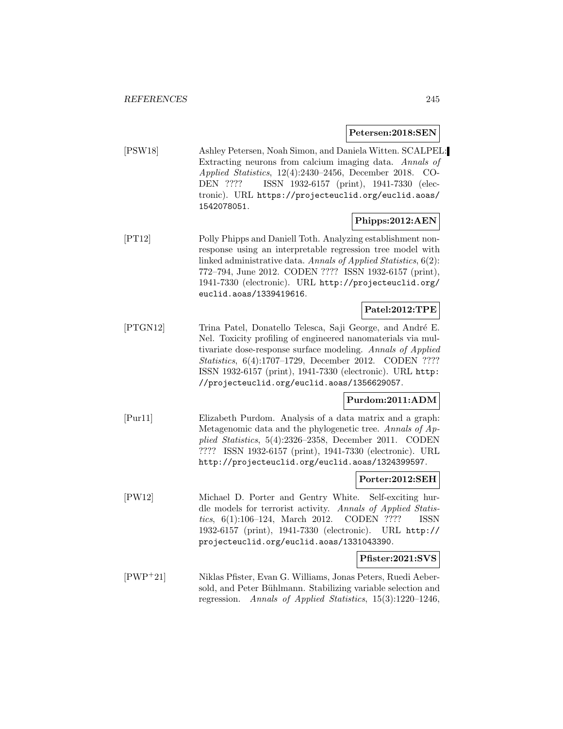**Petersen:2018:SEN**

[PSW18] Ashley Petersen, Noah Simon, and Daniela Witten. SCALPEL: Extracting neurons from calcium imaging data. *Annals of Applied Statistics*, 12(4):2430–2456, December 2018. CODEN ???? ISSN 1932-6157 (print), 1941-7330 (electronic). URL https://projecteuclid.org/euclid.aoas/1542078051.

**Phipps:2012:AEN**

[PT12] Polly Phipps and Daniell Toth. Analyzing establishment nonresponse using an interpretable regression tree model with linked administrative data. *Annals of Applied Statistics*, 6(2): 772–794, June 2012. CODEN ???? ISSN 1932-6157 (print), 1941-7330 (electronic). URL http://projecteuclid.org/euclid.aoas/1339419616.

**Patel:2012:TPE**

[PTGN12] Trina Patel, Donatello Telesca, Saji George, and André E. Nel. Toxicity profiling of engineered nanomaterials via multivariate dose-response surface modeling. *Annals of Applied Statistics*, 6(4):1707–1729, December 2012. CODEN ???? ISSN 1932-6157 (print), 1941-7330 (electronic). URL http://projecteuclid.org/euclid.aoas/1356629057.

**Purdom:2011:ADM**

[Pur11] Elizabeth Purdom. Analysis of a data matrix and a graph: Metagenomic data and the phylogenetic tree. *Annals of Applied Statistics*, 5(4):2326–2358, December 2011. CODEN ???? ISSN 1932-6157 (print), 1941-7330 (electronic). URL http://projecteuclid.org/euclid.aoas/1324399597.

**Porter:2012:SEH**

[PW12] Michael D. Porter and Gentry White. Self-exciting hurdle models for terrorist activity. *Annals of Applied Statistics*, 6(1):106–124, March 2012. CODEN ???? ISSN 1932-6157 (print), 1941-7330 (electronic). URL http://projecteuclid.org/euclid.aoas/1331043390.

**Pfister:2021:SVS**

[PWP+21] Niklas Pfister, Evan G. Williams, Jonas Peters, Ruedi Aebersold, and Peter Bühlmann. Stabilizing variable selection and regression. *Annals of Applied Statistics*, 15(3):1220–1246,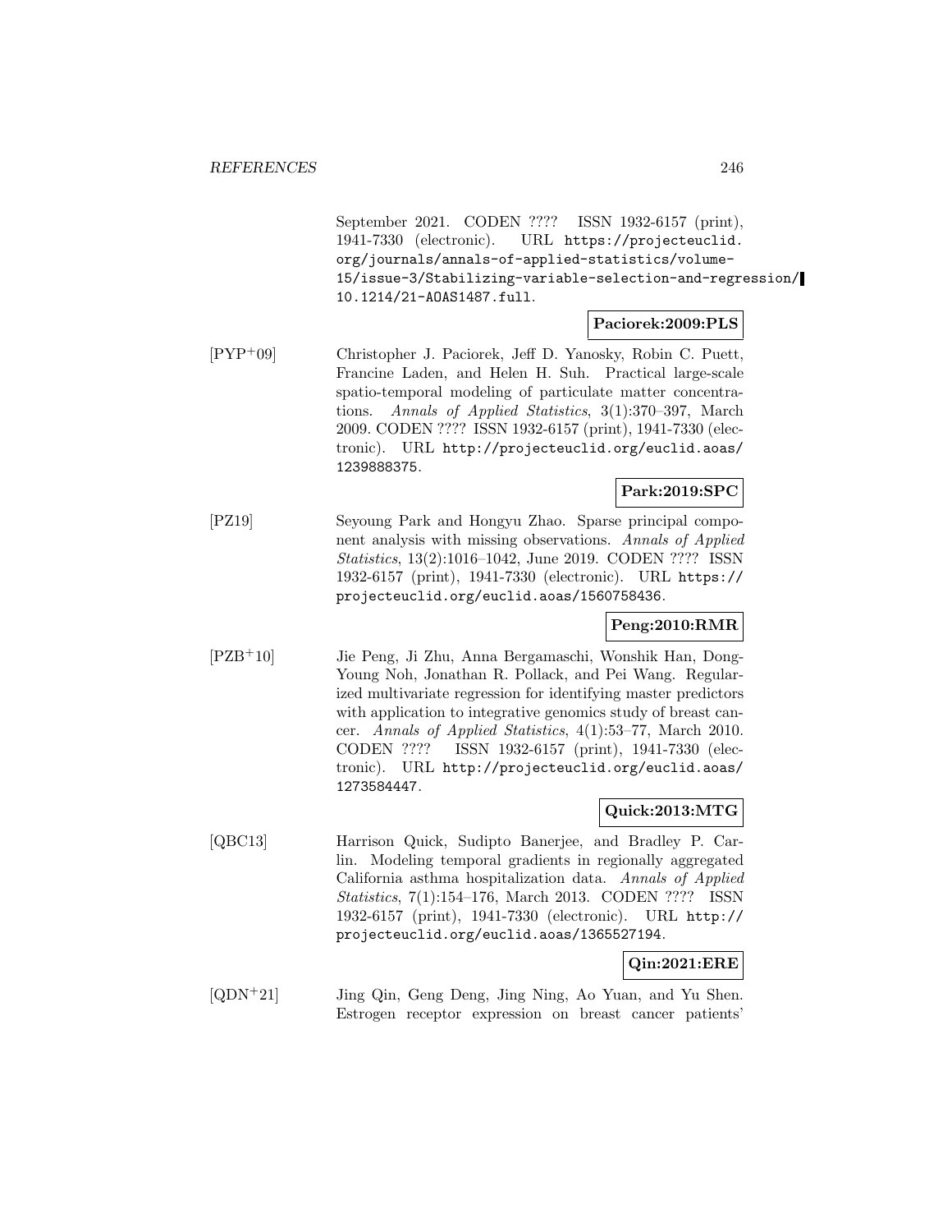September 2021. CODEN ???? ISSN 1932-6157 (print), 1941-7330 (electronic). URL https://projecteuclid.org/journals/annals-of-applied-statistics/volume-15/issue-3/Stabilizing-variable-selection-and-regression/10.1214/21-AOAS1487.full.

**Paciorek:2009:PLS**

[PYP+09] Christopher J. Paciorek, Jeff D. Yanosky, Robin C. Puett, Francine Laden, and Helen H. Suh. Practical large-scale spatio-temporal modeling of particulate matter concentrations. *Annals of Applied Statistics*, 3(1):370–397, March 2009. CODEN ???? ISSN 1932-6157 (print), 1941-7330 (electronic). URL http://projecteuclid.org/euclid.aoas/1239888375.

**Park:2019:SPC**

[PZ19] Seyoung Park and Hongyu Zhao. Sparse principal component analysis with missing observations. *Annals of Applied Statistics*, 13(2):1016–1042, June 2019. CODEN ???? ISSN 1932-6157 (print), 1941-7330 (electronic). URL https://projecteuclid.org/euclid.aoas/1560758436.

**Peng:2010:RMR**

[PZB+10] Jie Peng, Ji Zhu, Anna Bergamaschi, Wonshik Han, Dong-Young Noh, Jonathan R. Pollack, and Pei Wang. Regularized multivariate regression for identifying master predictors with application to integrative genomics study of breast cancer. *Annals of Applied Statistics*, 4(1):53–77, March 2010. CODEN ???? ISSN 1932-6157 (print), 1941-7330 (electronic). URL http://projecteuclid.org/euclid.aoas/1273584447.

**Quick:2013:MTG**

[QBC13] Harrison Quick, Sudipto Banerjee, and Bradley P. Carlin. Modeling temporal gradients in regionally aggregated California asthma hospitalization data. *Annals of Applied Statistics*, 7(1):154–176, March 2013. CODEN ???? ISSN 1932-6157 (print), 1941-7330 (electronic). URL http://projecteuclid.org/euclid.aoas/1365527194.

**Qin:2021:ERE**

[QDN+21] Jing Qin, Geng Deng, Jing Ning, Ao Yuan, and Yu Shen. Estrogen receptor expression on breast cancer patients'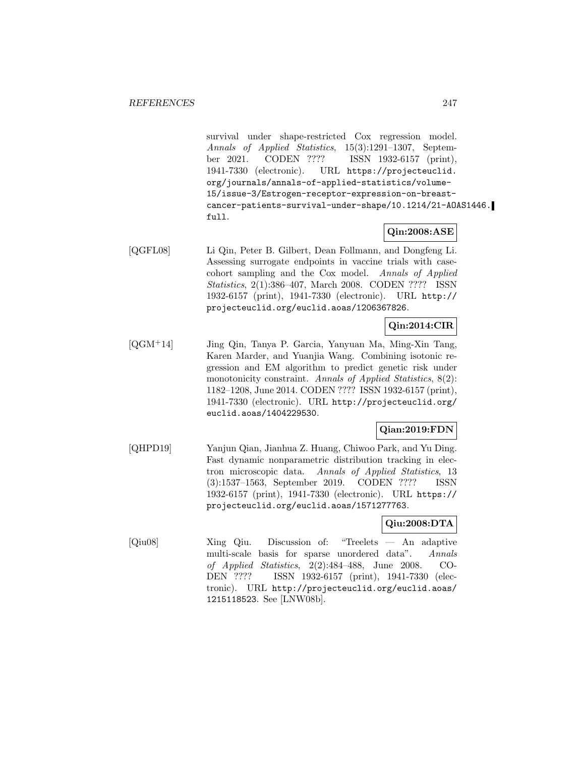survival under shape-restricted Cox regression model. *Annals of Applied Statistics*, 15(3):1291–1307, September 2021. CODEN ???? ISSN 1932-6157 (print), 1941-7330 (electronic). URL https://projecteuclid.org/journals/annals-of-applied-statistics/volume-15/issue-3/Estrogen-receptor-expression-on-breast-cancer-patients-survival-under-shape/10.1214/21-AOAS1446.full.

**Qin:2008:ASE**

[QGFL08] Li Qin, Peter B. Gilbert, Dean Follmann, and Dongfeng Li. Assessing surrogate endpoints in vaccine trials with case-cohort sampling and the Cox model. *Annals of Applied Statistics*, 2(1):386–407, March 2008. CODEN ???? ISSN 1932-6157 (print), 1941-7330 (electronic). URL http://projecteuclid.org/euclid.aoas/1206367826.

**Qin:2014:CIR**

[QGM+14] Jing Qin, Tanya P. Garcia, Yanyuan Ma, Ming-Xin Tang, Karen Marder, and Yuanjia Wang. Combining isotonic regression and EM algorithm to predict genetic risk under monotonicity constraint. *Annals of Applied Statistics*, 8(2):1182–1208, June 2014. CODEN ???? ISSN 1932-6157 (print), 1941-7330 (electronic). URL http://projecteuclid.org/euclid.aoas/1404229530.

**Qian:2019:FDN**

[QHPD19] Yanjun Qian, Jianhua Z. Huang, Chiwoo Park, and Yu Ding. Fast dynamic nonparametric distribution tracking in electron microscopic data. *Annals of Applied Statistics*, 13(3):1537–1563, September 2019. CODEN ???? ISSN 1932-6157 (print), 1941-7330 (electronic). URL https://projecteuclid.org/euclid.aoas/1571277763.

**Qiu:2008:DTA**

[Qiu08] Xing Qiu. Discussion of: "Treelets — An adaptive multi-scale basis for sparse unordered data". *Annals of Applied Statistics*, 2(2):484–488, June 2008. CODEN ???? ISSN 1932-6157 (print), 1941-7330 (electronic). URL http://projecteuclid.org/euclid.aoas/1215118523. See [LNW08b].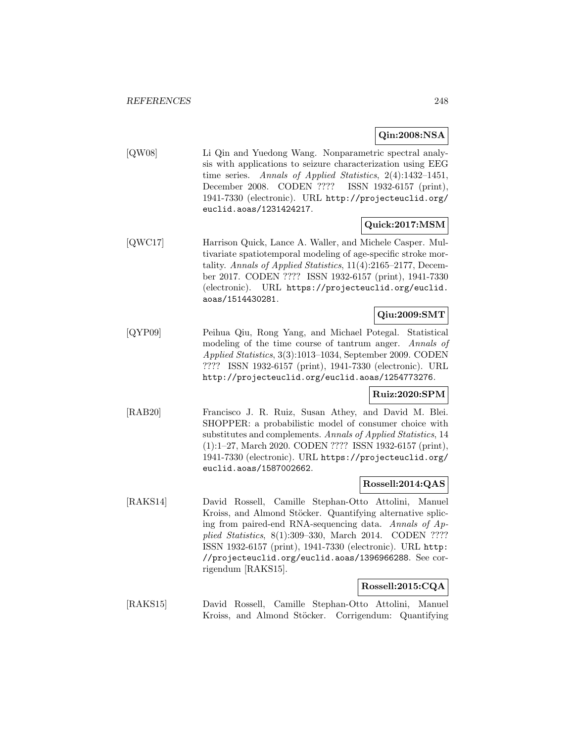**Qin:2008:NSA**

[QW08] Li Qin and Yuedong Wang. Nonparametric spectral analysis with applications to seizure characterization using EEG time series. *Annals of Applied Statistics*, 2(4):1432–1451, December 2008. CODEN ???? ISSN 1932-6157 (print), 1941-7330 (electronic). URL `http://projecteuclid.org/euclid.aoas/1231424217`.

**Quick:2017:MSM**

[QWC17] Harrison Quick, Lance A. Waller, and Michele Casper. Multivariate spatiotemporal modeling of age-specific stroke mortality. *Annals of Applied Statistics*, 11(4):2165–2177, December 2017. CODEN ???? ISSN 1932-6157 (print), 1941-7330 (electronic). URL `https://projecteuclid.org/euclid.aoas/1514430281`.

**Qiu:2009:SMT**

[QYP09] Peihua Qiu, Rong Yang, and Michael Potegal. Statistical modeling of the time course of tantrum anger. *Annals of Applied Statistics*, 3(3):1013–1034, September 2009. CODEN ???? ISSN 1932-6157 (print), 1941-7330 (electronic). URL `http://projecteuclid.org/euclid.aoas/1254773276`.

**Ruiz:2020:SPM**

[RAB20] Francisco J. R. Ruiz, Susan Athey, and David M. Blei. SHOPPER: a probabilistic model of consumer choice with substitutes and complements. *Annals of Applied Statistics*, 14 (1):1–27, March 2020. CODEN ???? ISSN 1932-6157 (print), 1941-7330 (electronic). URL `https://projecteuclid.org/euclid.aoas/1587002662`.

**Rossell:2014:QAS**

[RAKS14] David Rossell, Camille Stephan-Otto Attolini, Manuel Kroiss, and Almond Stöcker. Quantifying alternative splicing from paired-end RNA-sequencing data. *Annals of Applied Statistics*, 8(1):309–330, March 2014. CODEN ???? ISSN 1932-6157 (print), 1941-7330 (electronic). URL `http://projecteuclid.org/euclid.aoas/1396966288`. See corrigendum [RAKS15].

**Rossell:2015:CQA**

[RAKS15] David Rossell, Camille Stephan-Otto Attolini, Manuel Kroiss, and Almond Stöcker. Corrigendum: Quantifying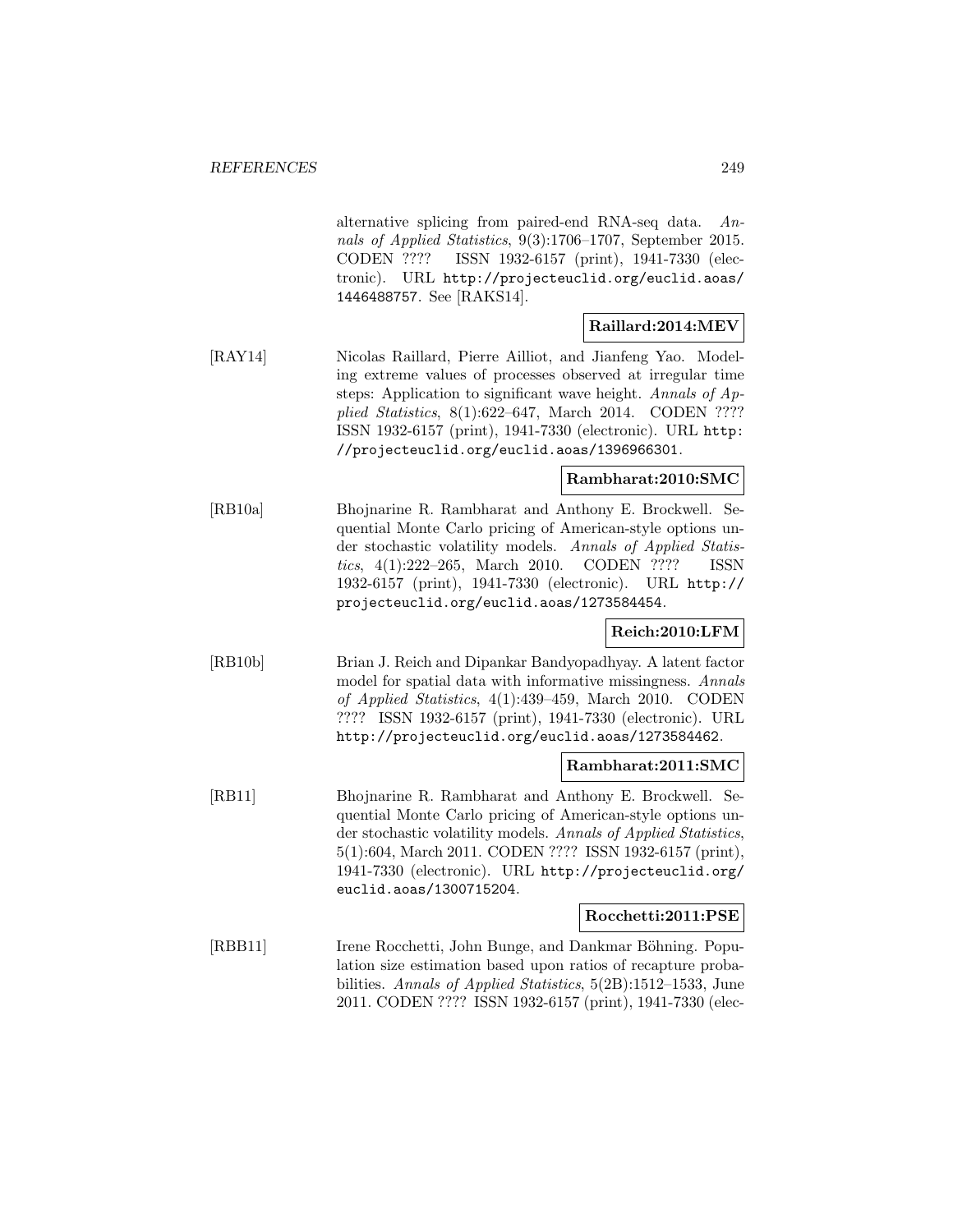alternative splicing from paired-end RNA-seq data. *Annals of Applied Statistics*, 9(3):1706–1707, September 2015. CODEN ???? ISSN 1932-6157 (print), 1941-7330 (electronic). URL http://projecteuclid.org/euclid.aoas/1446488757. See [RAKS14].

**Raillard:2014:MEV**

[RAY14] Nicolas Raillard, Pierre Ailliot, and Jianfeng Yao. Modeling extreme values of processes observed at irregular time steps: Application to significant wave height. *Annals of Applied Statistics*, 8(1):622–647, March 2014. CODEN ???? ISSN 1932-6157 (print), 1941-7330 (electronic). URL http://projecteuclid.org/euclid.aoas/1396966301.

**Rambharat:2010:SMC**

[RB10a] Bhojnarine R. Rambharat and Anthony E. Brockwell. Sequential Monte Carlo pricing of American-style options under stochastic volatility models. *Annals of Applied Statistics*, 4(1):222–265, March 2010. CODEN ???? ISSN 1932-6157 (print), 1941-7330 (electronic). URL http://projecteuclid.org/euclid.aoas/1273584454.

**Reich:2010:LFM**

[RB10b] Brian J. Reich and Dipankar Bandyopadhyay. A latent factor model for spatial data with informative missingness. *Annals of Applied Statistics*, 4(1):439–459, March 2010. CODEN ???? ISSN 1932-6157 (print), 1941-7330 (electronic). URL http://projecteuclid.org/euclid.aoas/1273584462.

**Rambharat:2011:SMC**

[RB11] Bhojnarine R. Rambharat and Anthony E. Brockwell. Sequential Monte Carlo pricing of American-style options under stochastic volatility models. *Annals of Applied Statistics*, 5(1):604, March 2011. CODEN ???? ISSN 1932-6157 (print), 1941-7330 (electronic). URL http://projecteuclid.org/euclid.aoas/1300715204.

**Rocchetti:2011:PSE**

[RBB11] Irene Rocchetti, John Bunge, and Dankmar Böhning. Population size estimation based upon ratios of recapture probabilities. *Annals of Applied Statistics*, 5(2B):1512–1533, June 2011. CODEN ???? ISSN 1932-6157 (print), 1941-7330 (elec-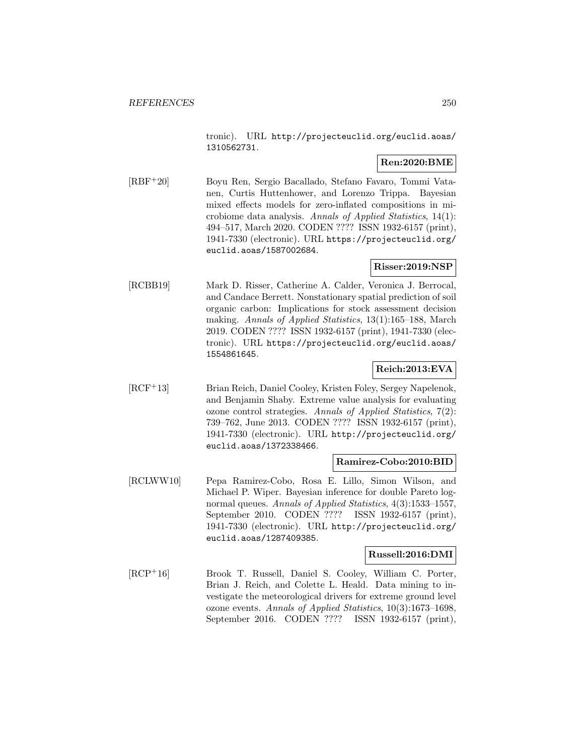tronic). URL http://projecteuclid.org/euclid.aoas/1310562731.

**Ren:2020:BME**

[RBF+20] Boyu Ren, Sergio Bacallado, Stefano Favaro, Tommi Vatanen, Curtis Huttenhower, and Lorenzo Trippa. Bayesian mixed effects models for zero-inflated compositions in microbiome data analysis. *Annals of Applied Statistics*, 14(1): 494–517, March 2020. CODEN ???? ISSN 1932-6157 (print), 1941-7330 (electronic). URL https://projecteuclid.org/euclid.aoas/1587002684.

**Risser:2019:NSP**

[RCBB19] Mark D. Risser, Catherine A. Calder, Veronica J. Berrocal, and Candace Berrett. Nonstationary spatial prediction of soil organic carbon: Implications for stock assessment decision making. *Annals of Applied Statistics*, 13(1):165–188, March 2019. CODEN ???? ISSN 1932-6157 (print), 1941-7330 (electronic). URL https://projecteuclid.org/euclid.aoas/1554861645.

**Reich:2013:EVA**

[RCF+13] Brian Reich, Daniel Cooley, Kristen Foley, Sergey Napelenok, and Benjamin Shaby. Extreme value analysis for evaluating ozone control strategies. *Annals of Applied Statistics*, 7(2): 739–762, June 2013. CODEN ???? ISSN 1932-6157 (print), 1941-7330 (electronic). URL http://projecteuclid.org/euclid.aoas/1372338466.

**Ramirez-Cobo:2010:BID**

[RCLWW10] Pepa Ramirez-Cobo, Rosa E. Lillo, Simon Wilson, and Michael P. Wiper. Bayesian inference for double Pareto lognormal queues. *Annals of Applied Statistics*, 4(3):1533–1557, September 2010. CODEN ???? ISSN 1932-6157 (print), 1941-7330 (electronic). URL http://projecteuclid.org/euclid.aoas/1287409385.

**Russell:2016:DMI**

[RCP+16] Brook T. Russell, Daniel S. Cooley, William C. Porter, Brian J. Reich, and Colette L. Heald. Data mining to investigate the meteorological drivers for extreme ground level ozone events. *Annals of Applied Statistics*, 10(3):1673–1698, September 2016. CODEN ???? ISSN 1932-6157 (print),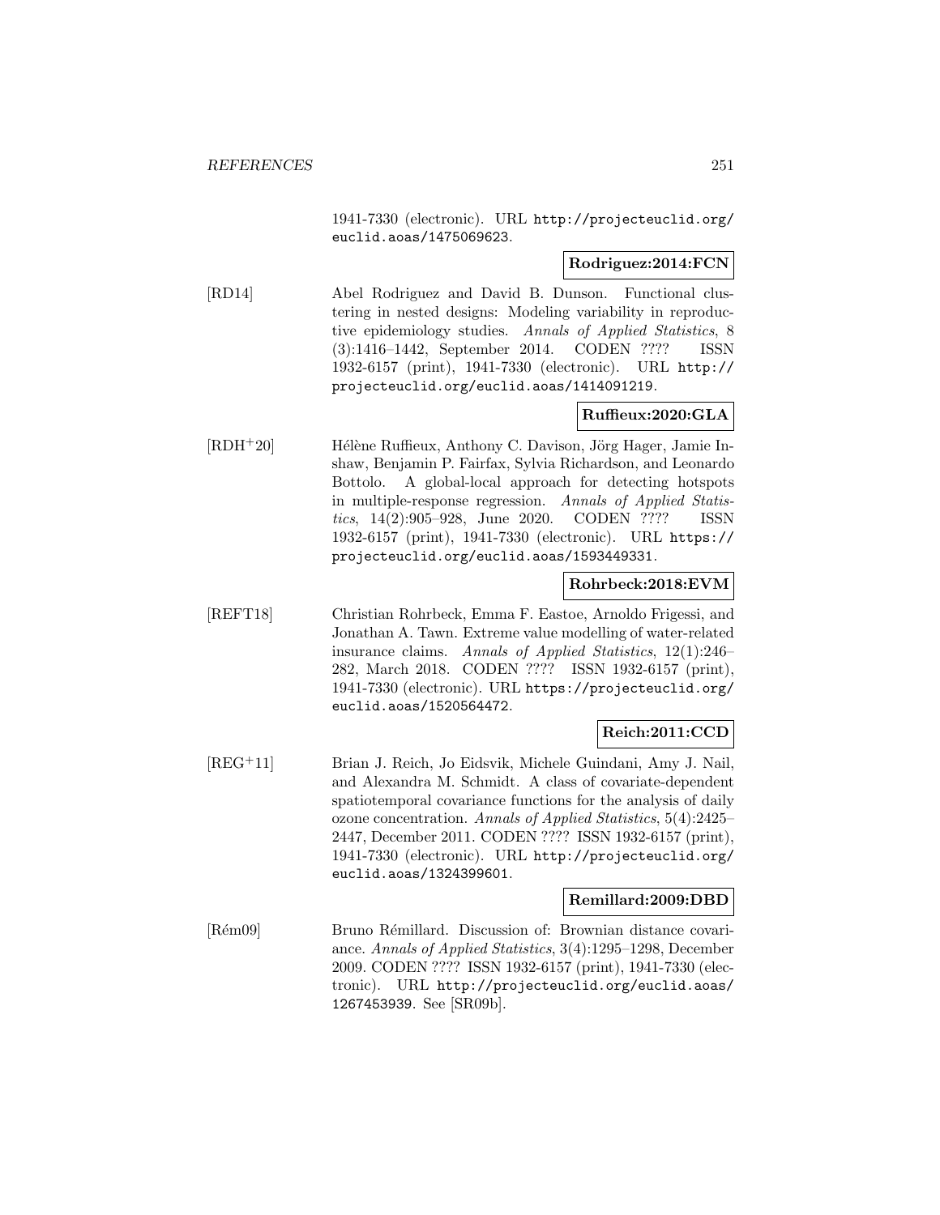1941-7330 (electronic). URL http://projecteuclid.org/euclid.aoas/1475069623.

**Rodriguez:2014:FCN**

[RD14] Abel Rodriguez and David B. Dunson. Functional clustering in nested designs: Modeling variability in reproductive epidemiology studies. *Annals of Applied Statistics*, 8 (3):1416–1442, September 2014. CODEN ???? ISSN 1932-6157 (print), 1941-7330 (electronic). URL http://projecteuclid.org/euclid.aoas/1414091219.

**Ruffieux:2020:GLA**

[RDH+20] Hélène Ruffieux, Anthony C. Davison, Jörg Hager, Jamie Inshaw, Benjamin P. Fairfax, Sylvia Richardson, and Leonardo Bottolo. A global-local approach for detecting hotspots in multiple-response regression. *Annals of Applied Statistics*, 14(2):905–928, June 2020. CODEN ???? ISSN 1932-6157 (print), 1941-7330 (electronic). URL https://projecteuclid.org/euclid.aoas/1593449331.

**Rohrbeck:2018:EVM**

[REFT18] Christian Rohrbeck, Emma F. Eastoe, Arnoldo Frigessi, and Jonathan A. Tawn. Extreme value modelling of water-related insurance claims. *Annals of Applied Statistics*, 12(1):246–282, March 2018. CODEN ???? ISSN 1932-6157 (print), 1941-7330 (electronic). URL https://projecteuclid.org/euclid.aoas/1520564472.

**Reich:2011:CCD**

[REG+11] Brian J. Reich, Jo Eidsvik, Michele Guindani, Amy J. Nail, and Alexandra M. Schmidt. A class of covariate-dependent spatiotemporal covariance functions for the analysis of daily ozone concentration. *Annals of Applied Statistics*, 5(4):2425–2447, December 2011. CODEN ???? ISSN 1932-6157 (print), 1941-7330 (electronic). URL http://projecteuclid.org/euclid.aoas/1324399601.

**Remillard:2009:DBD**

[Rém09] Bruno Rémillard. Discussion of: Brownian distance covariance. *Annals of Applied Statistics*, 3(4):1295–1298, December 2009. CODEN ???? ISSN 1932-6157 (print), 1941-7330 (electronic). URL http://projecteuclid.org/euclid.aoas/1267453939. See [SR09b].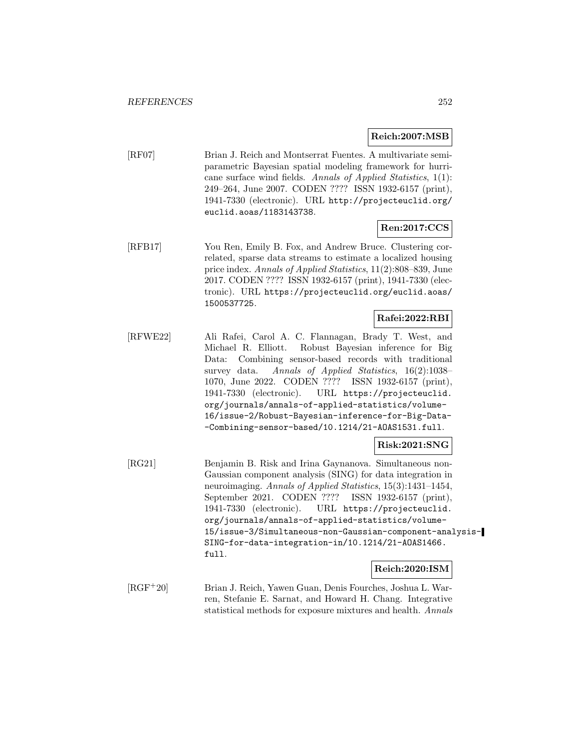**Reich:2007:MSB**

[RF07] Brian J. Reich and Montserrat Fuentes. A multivariate semiparametric Bayesian spatial modeling framework for hurricane surface wind fields. *Annals of Applied Statistics*, 1(1): 249–264, June 2007. CODEN ???? ISSN 1932-6157 (print), 1941-7330 (electronic). URL http://projecteuclid.org/euclid.aoas/1183143738.

**Ren:2017:CCS**

[RFB17] You Ren, Emily B. Fox, and Andrew Bruce. Clustering correlated, sparse data streams to estimate a localized housing price index. *Annals of Applied Statistics*, 11(2):808–839, June 2017. CODEN ???? ISSN 1932-6157 (print), 1941-7330 (electronic). URL https://projecteuclid.org/euclid.aoas/1500537725.

**Rafei:2022:RBI**

[RFWE22] Ali Rafei, Carol A. C. Flannagan, Brady T. West, and Michael R. Elliott. Robust Bayesian inference for Big Data: Combining sensor-based records with traditional survey data. *Annals of Applied Statistics*, 16(2):1038–1070, June 2022. CODEN ???? ISSN 1932-6157 (print), 1941-7330 (electronic). URL https://projecteuclid.org/journals/annals-of-applied-statistics/volume-16/issue-2/Robust-Bayesian-inference-for-Big-Data--Combining-sensor-based/10.1214/21-AOAS1531.full.

**Risk:2021:SNG**

[RG21] Benjamin B. Risk and Irina Gaynanova. Simultaneous non-Gaussian component analysis (SING) for data integration in neuroimaging. *Annals of Applied Statistics*, 15(3):1431–1454, September 2021. CODEN ???? ISSN 1932-6157 (print), 1941-7330 (electronic). URL https://projecteuclid.org/journals/annals-of-applied-statistics/volume-15/issue-3/Simultaneous-non-Gaussian-component-analysis-SING-for-data-integration-in/10.1214/21-AOAS1466.full.

**Reich:2020:ISM**

[RGF+20] Brian J. Reich, Yawen Guan, Denis Fourches, Joshua L. Warren, Stefanie E. Sarnat, and Howard H. Chang. Integrative statistical methods for exposure mixtures and health. *Annals*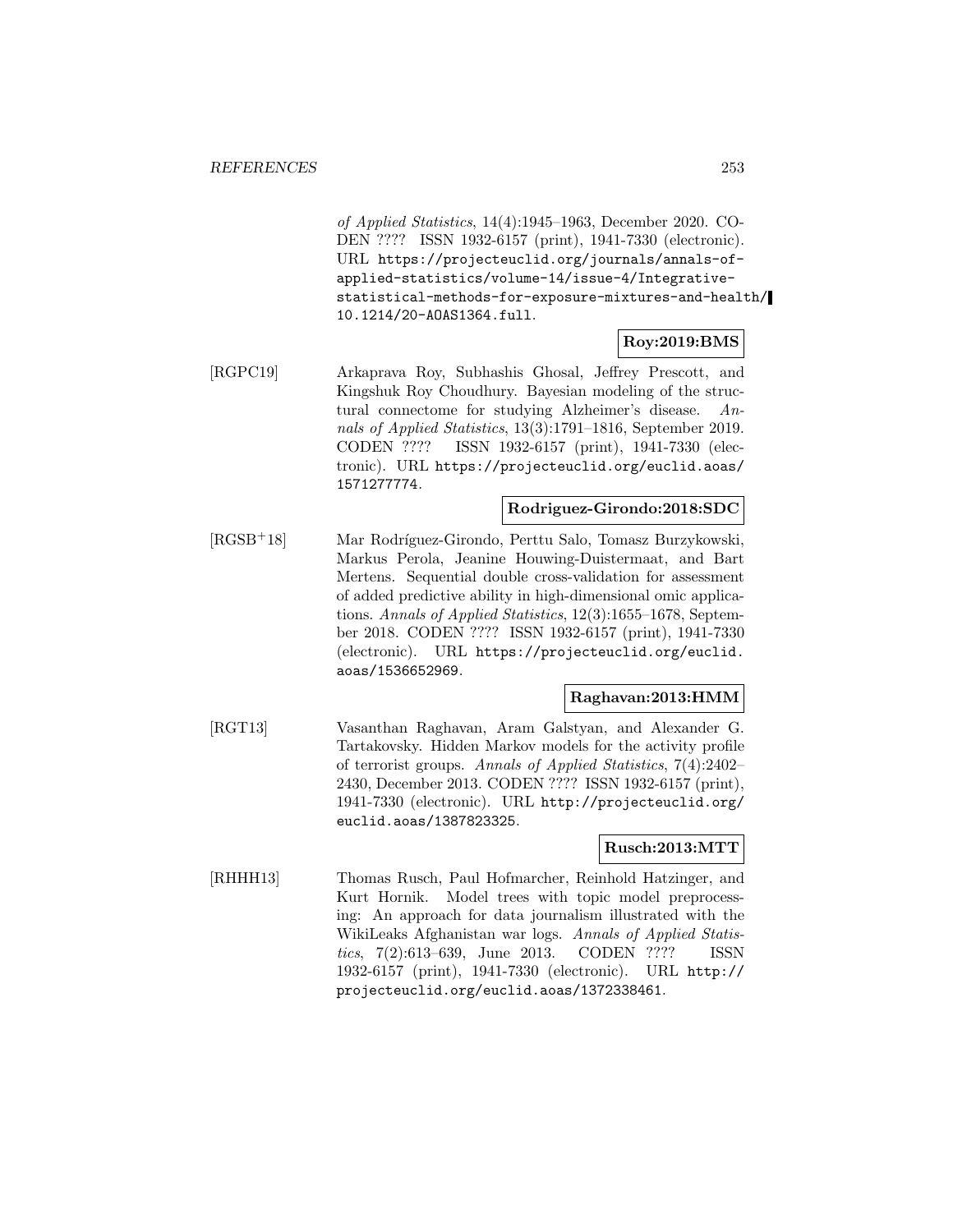*of Applied Statistics*, 14(4):1945–1963, December 2020. CODEN ???? ISSN 1932-6157 (print), 1941-7330 (electronic). URL `https://projecteuclid.org/journals/annals-of-applied-statistics/volume-14/issue-4/Integrative-statistical-methods-for-exposure-mixtures-and-health/10.1214/20-AOAS1364.full`.

**Roy:2019:BMS**

[RGPC19] Arkaprava Roy, Subhashis Ghosal, Jeffrey Prescott, and Kingshuk Roy Choudhury. Bayesian modeling of the structural connectome for studying Alzheimer's disease. *Annals of Applied Statistics*, 13(3):1791–1816, September 2019. CODEN ???? ISSN 1932-6157 (print), 1941-7330 (electronic). URL `https://projecteuclid.org/euclid.aoas/1571277774`.

**Rodriguez-Girondo:2018:SDC**

[RGSB+18] Mar Rodríguez-Girondo, Perttu Salo, Tomasz Burzykowski, Markus Perola, Jeanine Houwing-Duistermaat, and Bart Mertens. Sequential double cross-validation for assessment of added predictive ability in high-dimensional omic applications. *Annals of Applied Statistics*, 12(3):1655–1678, September 2018. CODEN ???? ISSN 1932-6157 (print), 1941-7330 (electronic). URL `https://projecteuclid.org/euclid.aoas/1536652969`.

**Raghavan:2013:HMM**

[RGT13] Vasanthan Raghavan, Aram Galstyan, and Alexander G. Tartakovsky. Hidden Markov models for the activity profile of terrorist groups. *Annals of Applied Statistics*, 7(4):2402–2430, December 2013. CODEN ???? ISSN 1932-6157 (print), 1941-7330 (electronic). URL `http://projecteuclid.org/euclid.aoas/1387823325`.

**Rusch:2013:MTT**

[RHHH13] Thomas Rusch, Paul Hofmarcher, Reinhold Hatzinger, and Kurt Hornik. Model trees with topic model preprocessing: An approach for data journalism illustrated with the WikiLeaks Afghanistan war logs. *Annals of Applied Statistics*, 7(2):613–639, June 2013. CODEN ???? ISSN 1932-6157 (print), 1941-7330 (electronic). URL `http://projecteuclid.org/euclid.aoas/1372338461`.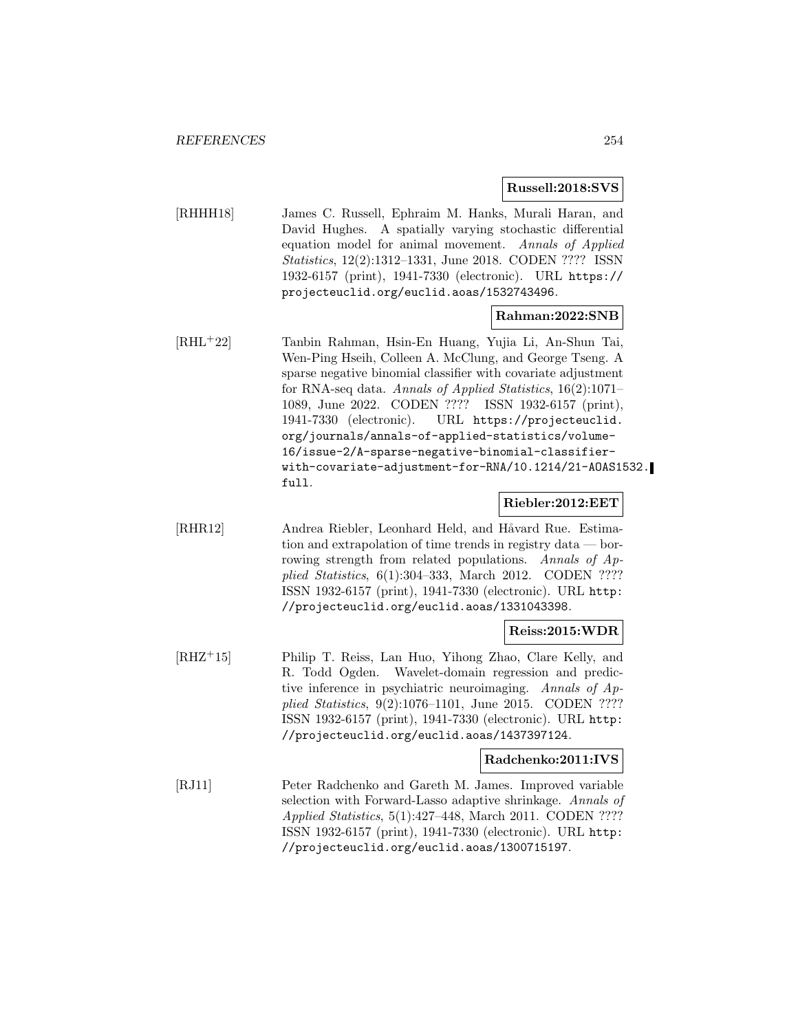**Russell:2018:SVS**

[RHHH18] James C. Russell, Ephraim M. Hanks, Murali Haran, and David Hughes. A spatially varying stochastic differential equation model for animal movement. *Annals of Applied Statistics*, 12(2):1312–1331, June 2018. CODEN ???? ISSN 1932-6157 (print), 1941-7330 (electronic). URL https://projecteuclid.org/euclid.aoas/1532743496.

**Rahman:2022:SNB**

[RHL+22] Tanbin Rahman, Hsin-En Huang, Yujia Li, An-Shun Tai, Wen-Ping Hseih, Colleen A. McClung, and George Tseng. A sparse negative binomial classifier with covariate adjustment for RNA-seq data. *Annals of Applied Statistics*, 16(2):1071–1089, June 2022. CODEN ???? ISSN 1932-6157 (print), 1941-7330 (electronic). URL https://projecteuclid.org/journals/annals-of-applied-statistics/volume-16/issue-2/A-sparse-negative-binomial-classifier-with-covariate-adjustment-for-RNA/10.1214/21-AOAS1532.full.

**Riebler:2012:EET**

[RHR12] Andrea Riebler, Leonhard Held, and Håvard Rue. Estimation and extrapolation of time trends in registry data — borrowing strength from related populations. *Annals of Applied Statistics*, 6(1):304–333, March 2012. CODEN ???? ISSN 1932-6157 (print), 1941-7330 (electronic). URL http://projecteuclid.org/euclid.aoas/1331043398.

**Reiss:2015:WDR**

[RHZ+15] Philip T. Reiss, Lan Huo, Yihong Zhao, Clare Kelly, and R. Todd Ogden. Wavelet-domain regression and predictive inference in psychiatric neuroimaging. *Annals of Applied Statistics*, 9(2):1076–1101, June 2015. CODEN ???? ISSN 1932-6157 (print), 1941-7330 (electronic). URL http://projecteuclid.org/euclid.aoas/1437397124.

**Radchenko:2011:IVS**

[RJ11] Peter Radchenko and Gareth M. James. Improved variable selection with Forward-Lasso adaptive shrinkage. *Annals of Applied Statistics*, 5(1):427–448, March 2011. CODEN ???? ISSN 1932-6157 (print), 1941-7330 (electronic). URL http://projecteuclid.org/euclid.aoas/1300715197.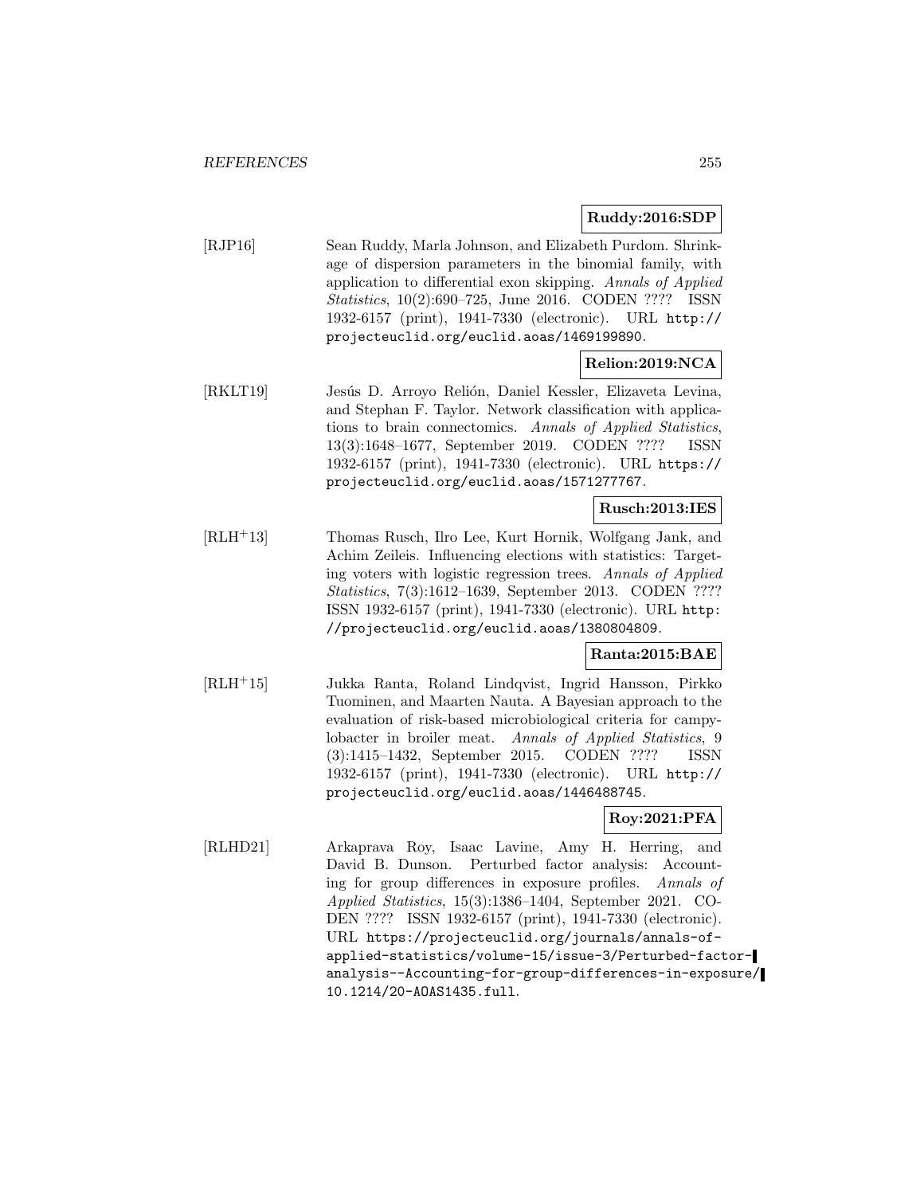**Ruddy:2016:SDP**

[RJP16] Sean Ruddy, Marla Johnson, and Elizabeth Purdom. Shrinkage of dispersion parameters in the binomial family, with application to differential exon skipping. *Annals of Applied Statistics*, 10(2):690–725, June 2016. CODEN ???? ISSN 1932-6157 (print), 1941-7330 (electronic). URL http://projecteuclid.org/euclid.aoas/1469199890.

**Relion:2019:NCA**

[RKLT19] Jesús D. Arroyo Relión, Daniel Kessler, Elizaveta Levina, and Stephan F. Taylor. Network classification with applications to brain connectomics. *Annals of Applied Statistics*, 13(3):1648–1677, September 2019. CODEN ???? ISSN 1932-6157 (print), 1941-7330 (electronic). URL https://projecteuclid.org/euclid.aoas/1571277767.

**Rusch:2013:IES**

[RLH+13] Thomas Rusch, Ilro Lee, Kurt Hornik, Wolfgang Jank, and Achim Zeileis. Influencing elections with statistics: Targeting voters with logistic regression trees. *Annals of Applied Statistics*, 7(3):1612–1639, September 2013. CODEN ???? ISSN 1932-6157 (print), 1941-7330 (electronic). URL http://projecteuclid.org/euclid.aoas/1380804809.

**Ranta:2015:BAE**

[RLH+15] Jukka Ranta, Roland Lindqvist, Ingrid Hansson, Pirkko Tuominen, and Maarten Nauta. A Bayesian approach to the evaluation of risk-based microbiological criteria for campylobacter in broiler meat. *Annals of Applied Statistics*, 9 (3):1415–1432, September 2015. CODEN ???? ISSN 1932-6157 (print), 1941-7330 (electronic). URL http://projecteuclid.org/euclid.aoas/1446488745.

**Roy:2021:PFA**

[RLHD21] Arkaprava Roy, Isaac Lavine, Amy H. Herring, and David B. Dunson. Perturbed factor analysis: Accounting for group differences in exposure profiles. *Annals of Applied Statistics*, 15(3):1386–1404, September 2021. CODEN ???? ISSN 1932-6157 (print), 1941-7330 (electronic). URL https://projecteuclid.org/journals/annals-of-applied-statistics/volume-15/issue-3/Perturbed-factor-analysis--Accounting-for-group-differences-in-exposure/10.1214/20-AOAS1435.full.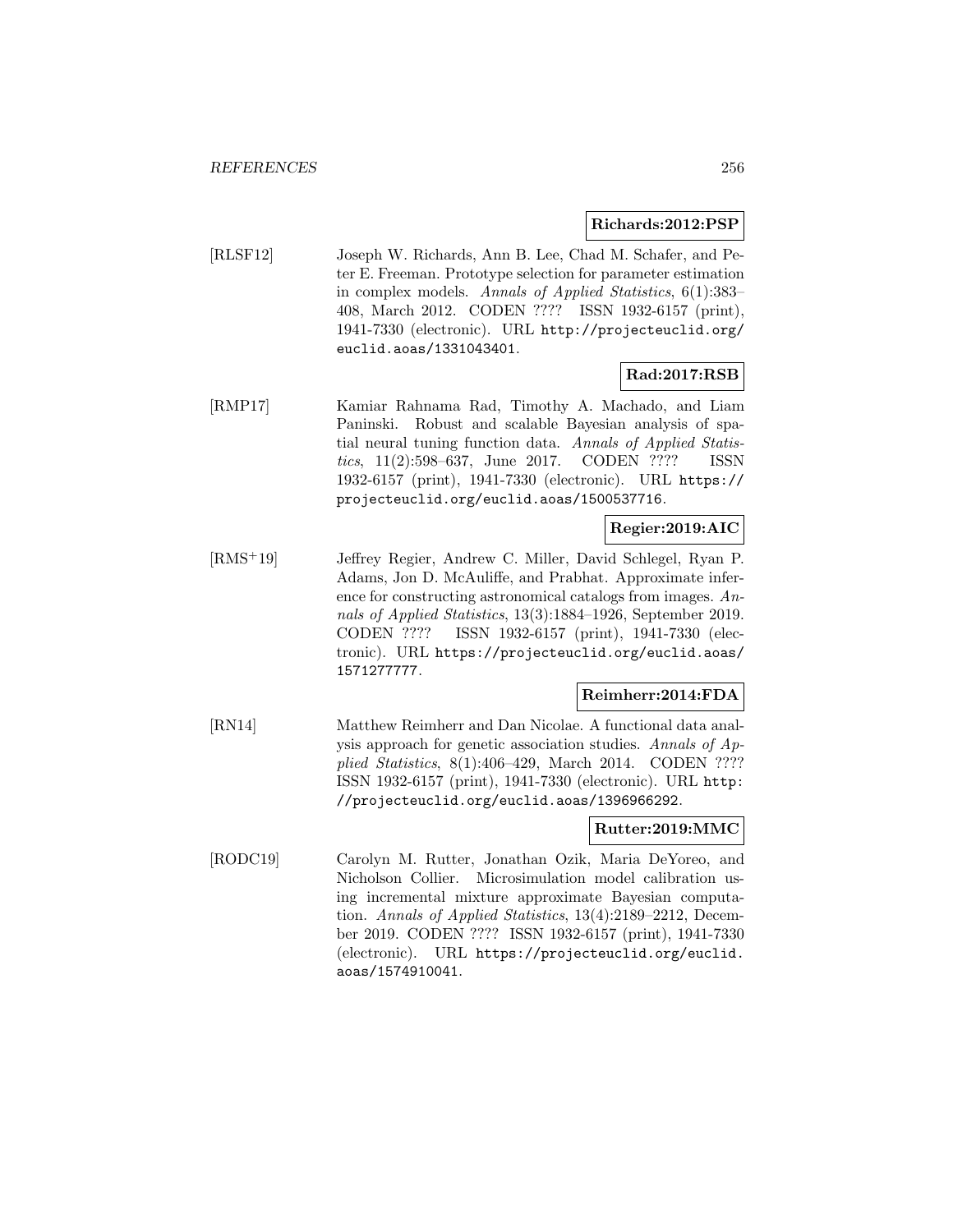**Richards:2012:PSP**

[RLSF12] Joseph W. Richards, Ann B. Lee, Chad M. Schafer, and Peter E. Freeman. Prototype selection for parameter estimation in complex models. *Annals of Applied Statistics*, 6(1):383–408, March 2012. CODEN ???? ISSN 1932-6157 (print), 1941-7330 (electronic). URL http://projecteuclid.org/euclid.aoas/1331043401.

**Rad:2017:RSB**

[RMP17] Kamiar Rahnama Rad, Timothy A. Machado, and Liam Paninski. Robust and scalable Bayesian analysis of spatial neural tuning function data. *Annals of Applied Statistics*, 11(2):598–637, June 2017. CODEN ???? ISSN 1932-6157 (print), 1941-7330 (electronic). URL https://projecteuclid.org/euclid.aoas/1500537716.

**Regier:2019:AIC**

[RMS+19] Jeffrey Regier, Andrew C. Miller, David Schlegel, Ryan P. Adams, Jon D. McAuliffe, and Prabhat. Approximate inference for constructing astronomical catalogs from images. *Annals of Applied Statistics*, 13(3):1884–1926, September 2019. CODEN ???? ISSN 1932-6157 (print), 1941-7330 (electronic). URL https://projecteuclid.org/euclid.aoas/1571277777.

**Reimherr:2014:FDA**

[RN14] Matthew Reimherr and Dan Nicolae. A functional data analysis approach for genetic association studies. *Annals of Applied Statistics*, 8(1):406–429, March 2014. CODEN ???? ISSN 1932-6157 (print), 1941-7330 (electronic). URL http://projecteuclid.org/euclid.aoas/1396966292.

**Rutter:2019:MMC**

[RODC19] Carolyn M. Rutter, Jonathan Ozik, Maria DeYoreo, and Nicholson Collier. Microsimulation model calibration using incremental mixture approximate Bayesian computation. *Annals of Applied Statistics*, 13(4):2189–2212, December 2019. CODEN ???? ISSN 1932-6157 (print), 1941-7330 (electronic). URL https://projecteuclid.org/euclid.aoas/1574910041.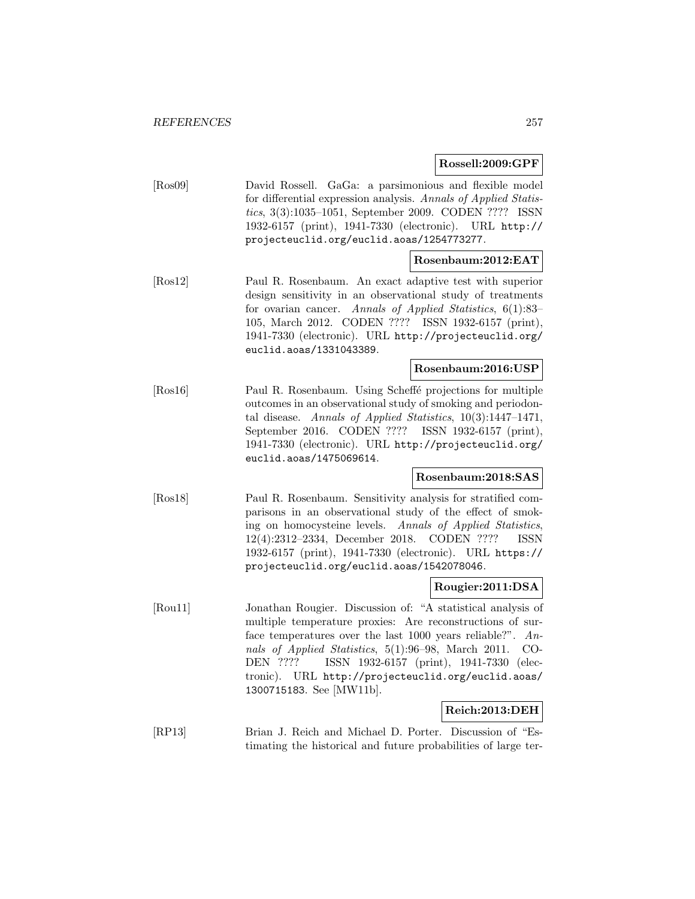**Rossell:2009:GPF**

[Ros09] David Rossell. GaGa: a parsimonious and flexible model for differential expression analysis. *Annals of Applied Statistics*, 3(3):1035–1051, September 2009. CODEN ???? ISSN 1932-6157 (print), 1941-7330 (electronic). URL http://projecteuclid.org/euclid.aoas/1254773277.

**Rosenbaum:2012:EAT**

[Ros12] Paul R. Rosenbaum. An exact adaptive test with superior design sensitivity in an observational study of treatments for ovarian cancer. *Annals of Applied Statistics*, 6(1):83–105, March 2012. CODEN ???? ISSN 1932-6157 (print), 1941-7330 (electronic). URL http://projecteuclid.org/euclid.aoas/1331043389.

**Rosenbaum:2016:USP**

[Ros16] Paul R. Rosenbaum. Using Scheffé projections for multiple outcomes in an observational study of smoking and periodontal disease. *Annals of Applied Statistics*, 10(3):1447–1471, September 2016. CODEN ???? ISSN 1932-6157 (print), 1941-7330 (electronic). URL http://projecteuclid.org/euclid.aoas/1475069614.

**Rosenbaum:2018:SAS**

[Ros18] Paul R. Rosenbaum. Sensitivity analysis for stratified comparisons in an observational study of the effect of smoking on homocysteine levels. *Annals of Applied Statistics*, 12(4):2312–2334, December 2018. CODEN ???? ISSN 1932-6157 (print), 1941-7330 (electronic). URL https://projecteuclid.org/euclid.aoas/1542078046.

**Rougier:2011:DSA**

[Rou11] Jonathan Rougier. Discussion of: "A statistical analysis of multiple temperature proxies: Are reconstructions of surface temperatures over the last 1000 years reliable?". *Annals of Applied Statistics*, 5(1):96–98, March 2011. CODEN ???? ISSN 1932-6157 (print), 1941-7330 (electronic). URL http://projecteuclid.org/euclid.aoas/1300715183. See [MW11b].

**Reich:2013:DEH**

[RP13] Brian J. Reich and Michael D. Porter. Discussion of "Estimating the historical and future probabilities of large ter-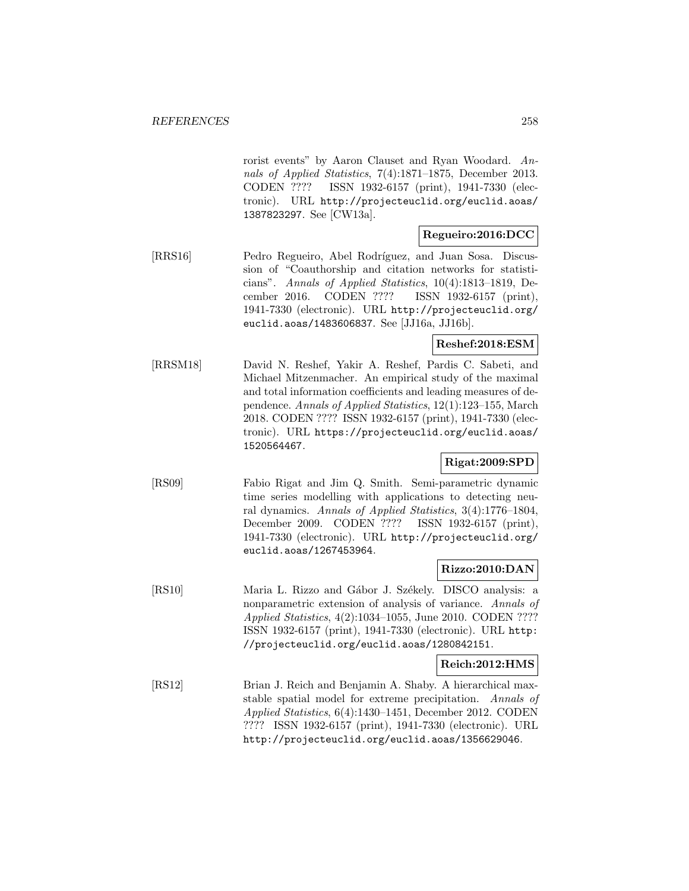rorist events" by Aaron Clauset and Ryan Woodard. *Annals of Applied Statistics*, 7(4):1871–1875, December 2013. CODEN ???? ISSN 1932-6157 (print), 1941-7330 (electronic). URL http://projecteuclid.org/euclid.aoas/1387823297. See [CW13a].

**Regueiro:2016:DCC**

[RRS16] Pedro Regueiro, Abel Rodríguez, and Juan Sosa. Discussion of "Coauthorship and citation networks for statisticians". *Annals of Applied Statistics*, 10(4):1813–1819, December 2016. CODEN ???? ISSN 1932-6157 (print), 1941-7330 (electronic). URL http://projecteuclid.org/euclid.aoas/1483606837. See [JJ16a, JJ16b].

**Reshef:2018:ESM**

[RRSM18] David N. Reshef, Yakir A. Reshef, Pardis C. Sabeti, and Michael Mitzenmacher. An empirical study of the maximal and total information coefficients and leading measures of dependence. *Annals of Applied Statistics*, 12(1):123–155, March 2018. CODEN ???? ISSN 1932-6157 (print), 1941-7330 (electronic). URL https://projecteuclid.org/euclid.aoas/1520564467.

**Rigat:2009:SPD**

[RS09] Fabio Rigat and Jim Q. Smith. Semi-parametric dynamic time series modelling with applications to detecting neural dynamics. *Annals of Applied Statistics*, 3(4):1776–1804, December 2009. CODEN ???? ISSN 1932-6157 (print), 1941-7330 (electronic). URL http://projecteuclid.org/euclid.aoas/1267453964.

**Rizzo:2010:DAN**

[RS10] Maria L. Rizzo and Gábor J. Székely. DISCO analysis: a nonparametric extension of analysis of variance. *Annals of Applied Statistics*, 4(2):1034–1055, June 2010. CODEN ???? ISSN 1932-6157 (print), 1941-7330 (electronic). URL http://projecteuclid.org/euclid.aoas/1280842151.

**Reich:2012:HMS**

[RS12] Brian J. Reich and Benjamin A. Shaby. A hierarchical max-stable spatial model for extreme precipitation. *Annals of Applied Statistics*, 6(4):1430–1451, December 2012. CODEN ???? ISSN 1932-6157 (print), 1941-7330 (electronic). URL http://projecteuclid.org/euclid.aoas/1356629046.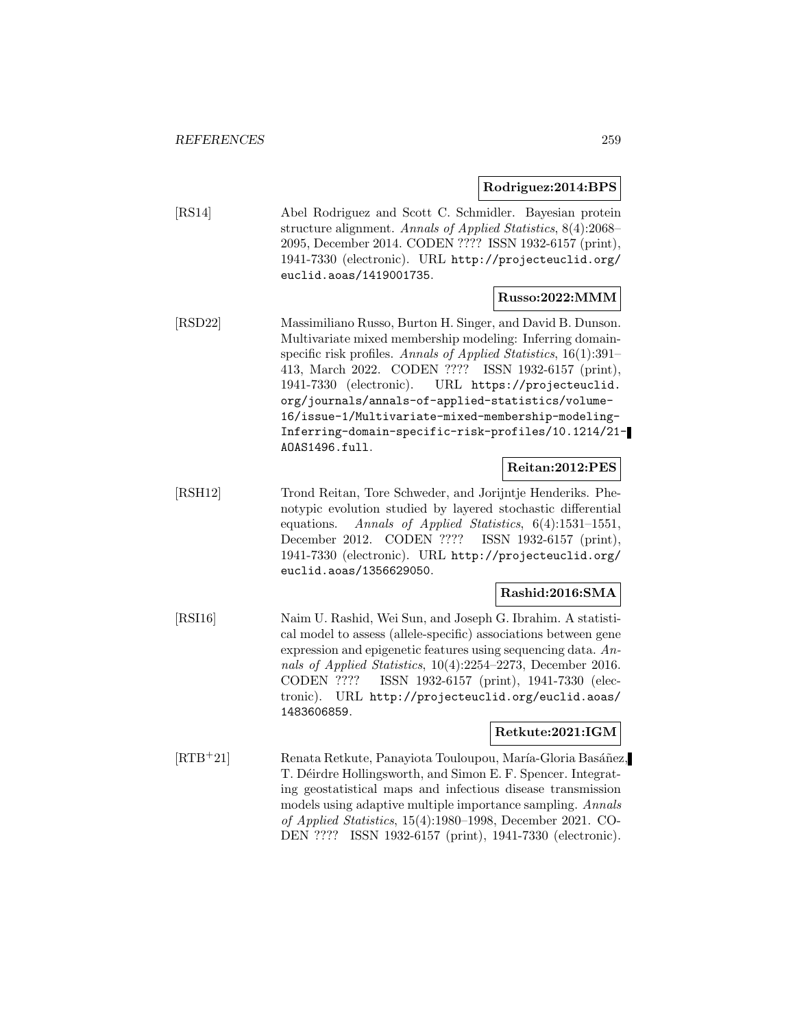**Rodriguez:2014:BPS**

[RS14] Abel Rodriguez and Scott C. Schmidler. Bayesian protein structure alignment. *Annals of Applied Statistics*, 8(4):2068–2095, December 2014. CODEN ???? ISSN 1932-6157 (print), 1941-7330 (electronic). URL `http://projecteuclid.org/euclid.aoas/1419001735`.

**Russo:2022:MMM**

[RSD22] Massimiliano Russo, Burton H. Singer, and David B. Dunson. Multivariate mixed membership modeling: Inferring domain-specific risk profiles. *Annals of Applied Statistics*, 16(1):391–413, March 2022. CODEN ???? ISSN 1932-6157 (print), 1941-7330 (electronic). URL `https://projecteuclid.org/journals/annals-of-applied-statistics/volume-16/issue-1/Multivariate-mixed-membership-modeling-Inferring-domain-specific-risk-profiles/10.1214/21-AOAS1496.full`.

**Reitan:2012:PES**

[RSH12] Trond Reitan, Tore Schweder, and Jorijntje Henderiks. Phenotypic evolution studied by layered stochastic differential equations. *Annals of Applied Statistics*, 6(4):1531–1551, December 2012. CODEN ???? ISSN 1932-6157 (print), 1941-7330 (electronic). URL `http://projecteuclid.org/euclid.aoas/1356629050`.

**Rashid:2016:SMA**

[RSI16] Naim U. Rashid, Wei Sun, and Joseph G. Ibrahim. A statistical model to assess (allele-specific) associations between gene expression and epigenetic features using sequencing data. *Annals of Applied Statistics*, 10(4):2254–2273, December 2016. CODEN ???? ISSN 1932-6157 (print), 1941-7330 (electronic). URL `http://projecteuclid.org/euclid.aoas/1483606859`.

**Retkute:2021:IGM**

[RTB+21] Renata Retkute, Panayiota Touloupou, María-Gloria Basáñez, T. Déirdre Hollingsworth, and Simon E. F. Spencer. Integrating geostatistical maps and infectious disease transmission models using adaptive multiple importance sampling. *Annals of Applied Statistics*, 15(4):1980–1998, December 2021. CODEN ???? ISSN 1932-6157 (print), 1941-7330 (electronic).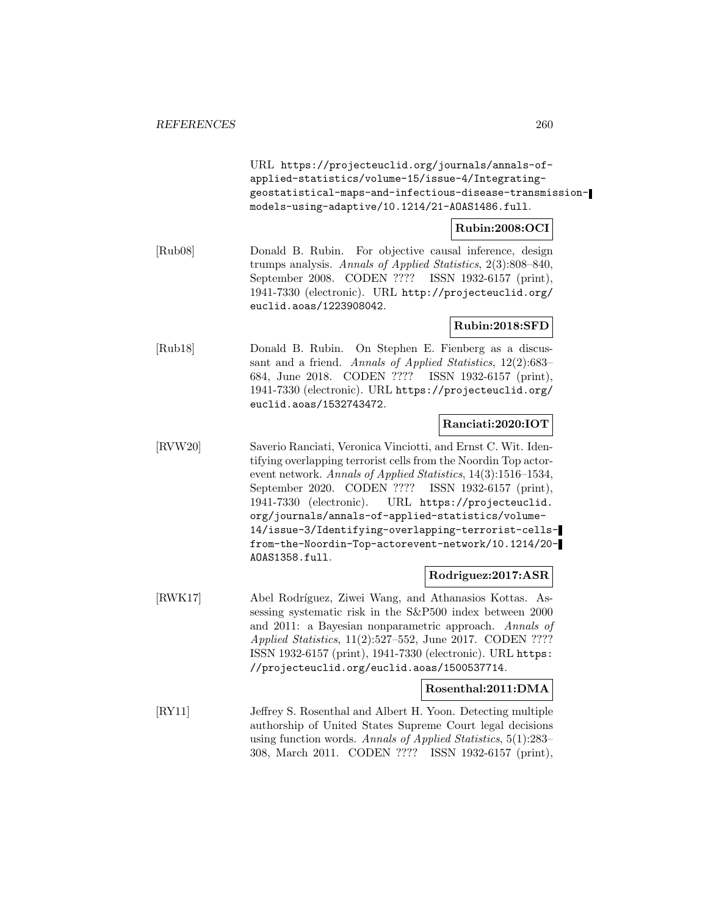URL https://projecteuclid.org/journals/annals-of-applied-statistics/volume-15/issue-4/Integrating-geostatistical-maps-and-infectious-disease-transmission-models-using-adaptive/10.1214/21-AOAS1486.full.

**Rubin:2008:OCI**

[Rub08] Donald B. Rubin. For objective causal inference, design trumps analysis. *Annals of Applied Statistics*, 2(3):808–840, September 2008. CODEN ???? ISSN 1932-6157 (print), 1941-7330 (electronic). URL http://projecteuclid.org/euclid.aoas/1223908042.

**Rubin:2018:SFD**

[Rub18] Donald B. Rubin. On Stephen E. Fienberg as a discussant and a friend. *Annals of Applied Statistics*, 12(2):683–684, June 2018. CODEN ???? ISSN 1932-6157 (print), 1941-7330 (electronic). URL https://projecteuclid.org/euclid.aoas/1532743472.

**Ranciati:2020:IOT**

[RVW20] Saverio Ranciati, Veronica Vinciotti, and Ernst C. Wit. Identifying overlapping terrorist cells from the Noordin Top actor-event network. *Annals of Applied Statistics*, 14(3):1516–1534, September 2020. CODEN ???? ISSN 1932-6157 (print), 1941-7330 (electronic). URL https://projecteuclid.org/journals/annals-of-applied-statistics/volume-14/issue-3/Identifying-overlapping-terrorist-cells-from-the-Noordin-Top-actorevent-network/10.1214/20-AOAS1358.full.

**Rodriguez:2017:ASR**

[RWK17] Abel Rodríguez, Ziwei Wang, and Athanasios Kottas. Assessing systematic risk in the S&P500 index between 2000 and 2011: a Bayesian nonparametric approach. *Annals of Applied Statistics*, 11(2):527–552, June 2017. CODEN ???? ISSN 1932-6157 (print), 1941-7330 (electronic). URL https://projecteuclid.org/euclid.aoas/1500537714.

**Rosenthal:2011:DMA**

[RY11] Jeffrey S. Rosenthal and Albert H. Yoon. Detecting multiple authorship of United States Supreme Court legal decisions using function words. *Annals of Applied Statistics*, 5(1):283–308, March 2011. CODEN ???? ISSN 1932-6157 (print),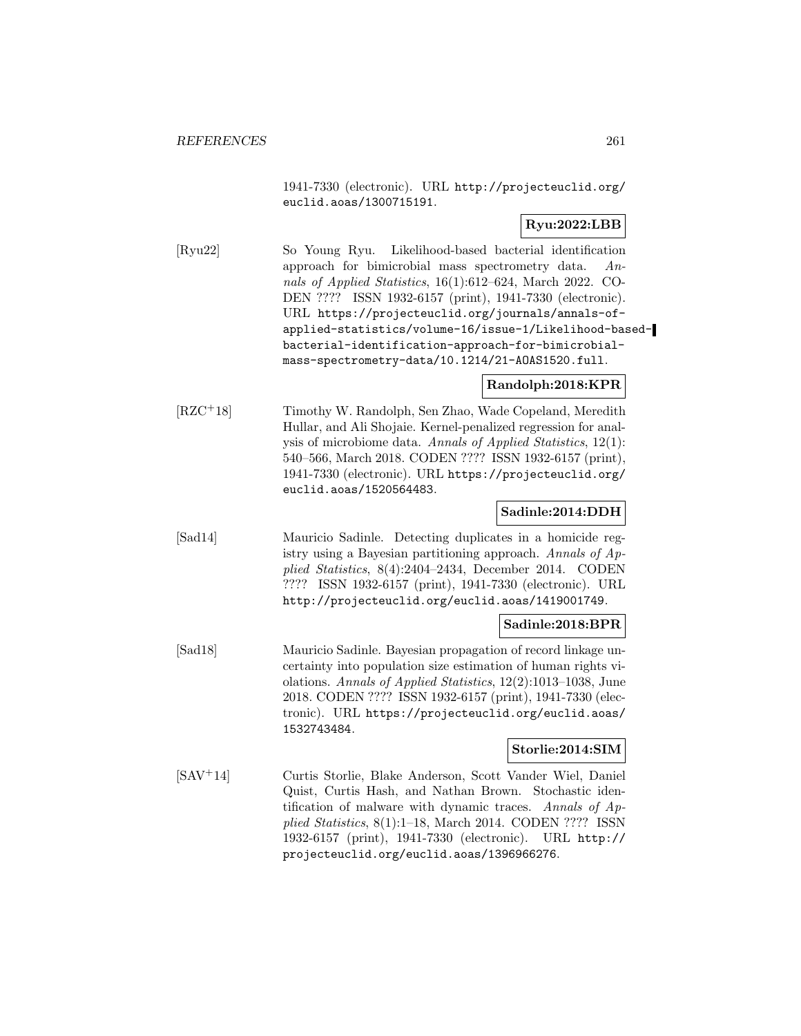1941-7330 (electronic). URL http://projecteuclid.org/euclid.aoas/1300715191.

**Ryu:2022:LBB**

[Ryu22] So Young Ryu. Likelihood-based bacterial identification approach for bimicrobial mass spectrometry data. *Annals of Applied Statistics*, 16(1):612–624, March 2022. CODEN ???? ISSN 1932-6157 (print), 1941-7330 (electronic). URL https://projecteuclid.org/journals/annals-of-applied-statistics/volume-16/issue-1/Likelihood-based-bacterial-identification-approach-for-bimicrobial-mass-spectrometry-data/10.1214/21-AOAS1520.full.

**Randolph:2018:KPR**

[RZC+18] Timothy W. Randolph, Sen Zhao, Wade Copeland, Meredith Hullar, and Ali Shojaie. Kernel-penalized regression for analysis of microbiome data. *Annals of Applied Statistics*, 12(1): 540–566, March 2018. CODEN ???? ISSN 1932-6157 (print), 1941-7330 (electronic). URL https://projecteuclid.org/euclid.aoas/1520564483.

**Sadinle:2014:DDH**

[Sad14] Mauricio Sadinle. Detecting duplicates in a homicide registry using a Bayesian partitioning approach. *Annals of Applied Statistics*, 8(4):2404–2434, December 2014. CODEN ???? ISSN 1932-6157 (print), 1941-7330 (electronic). URL http://projecteuclid.org/euclid.aoas/1419001749.

**Sadinle:2018:BPR**

[Sad18] Mauricio Sadinle. Bayesian propagation of record linkage uncertainty into population size estimation of human rights violations. *Annals of Applied Statistics*, 12(2):1013–1038, June 2018. CODEN ???? ISSN 1932-6157 (print), 1941-7330 (electronic). URL https://projecteuclid.org/euclid.aoas/1532743484.

**Storlie:2014:SIM**

[SAV+14] Curtis Storlie, Blake Anderson, Scott Vander Wiel, Daniel Quist, Curtis Hash, and Nathan Brown. Stochastic identification of malware with dynamic traces. *Annals of Applied Statistics*, 8(1):1–18, March 2014. CODEN ???? ISSN 1932-6157 (print), 1941-7330 (electronic). URL http://projecteuclid.org/euclid.aoas/1396966276.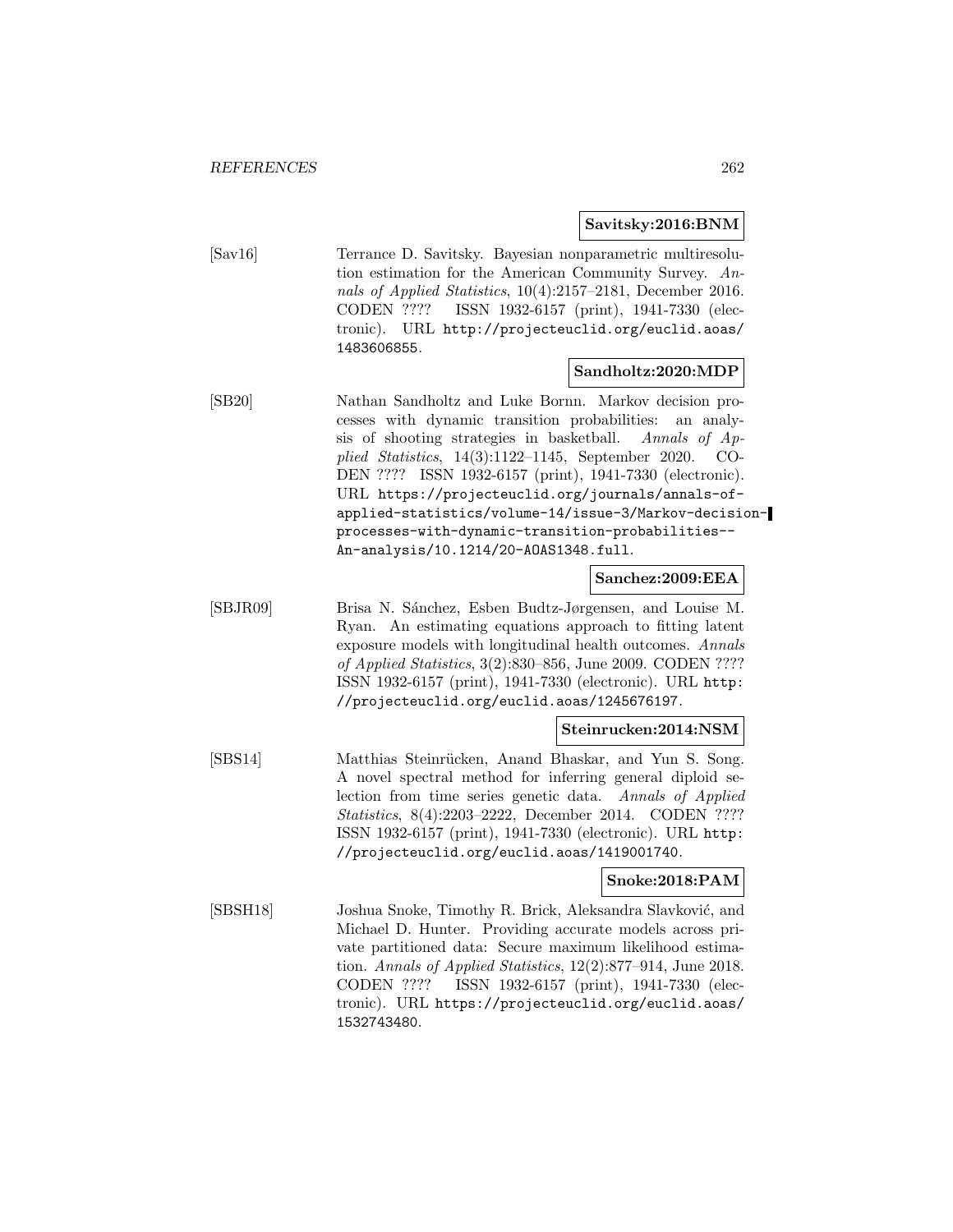**Savitsky:2016:BNM**

[Sav16] Terrance D. Savitsky. Bayesian nonparametric multiresolution estimation for the American Community Survey. *Annals of Applied Statistics*, 10(4):2157–2181, December 2016. CODEN ???? ISSN 1932-6157 (print), 1941-7330 (electronic). URL http://projecteuclid.org/euclid.aoas/1483606855.

**Sandholtz:2020:MDP**

[SB20] Nathan Sandholtz and Luke Bornn. Markov decision processes with dynamic transition probabilities: an analysis of shooting strategies in basketball. *Annals of Applied Statistics*, 14(3):1122–1145, September 2020. CODEN ???? ISSN 1932-6157 (print), 1941-7330 (electronic). URL https://projecteuclid.org/journals/annals-of-applied-statistics/volume-14/issue-3/Markov-decision-processes-with-dynamic-transition-probabilities--An-analysis/10.1214/20-AOAS1348.full.

**Sanchez:2009:EEA**

[SBJR09] Brisa N. Sánchez, Esben Budtz-Jørgensen, and Louise M. Ryan. An estimating equations approach to fitting latent exposure models with longitudinal health outcomes. *Annals of Applied Statistics*, 3(2):830–856, June 2009. CODEN ???? ISSN 1932-6157 (print), 1941-7330 (electronic). URL http://projecteuclid.org/euclid.aoas/1245676197.

**Steinrucken:2014:NSM**

[SBS14] Matthias Steinrücken, Anand Bhaskar, and Yun S. Song. A novel spectral method for inferring general diploid selection from time series genetic data. *Annals of Applied Statistics*, 8(4):2203–2222, December 2014. CODEN ???? ISSN 1932-6157 (print), 1941-7330 (electronic). URL http://projecteuclid.org/euclid.aoas/1419001740.

**Snoke:2018:PAM**

[SBSH18] Joshua Snoke, Timothy R. Brick, Aleksandra Slavković, and Michael D. Hunter. Providing accurate models across private partitioned data: Secure maximum likelihood estimation. *Annals of Applied Statistics*, 12(2):877–914, June 2018. CODEN ???? ISSN 1932-6157 (print), 1941-7330 (electronic). URL https://projecteuclid.org/euclid.aoas/1532743480.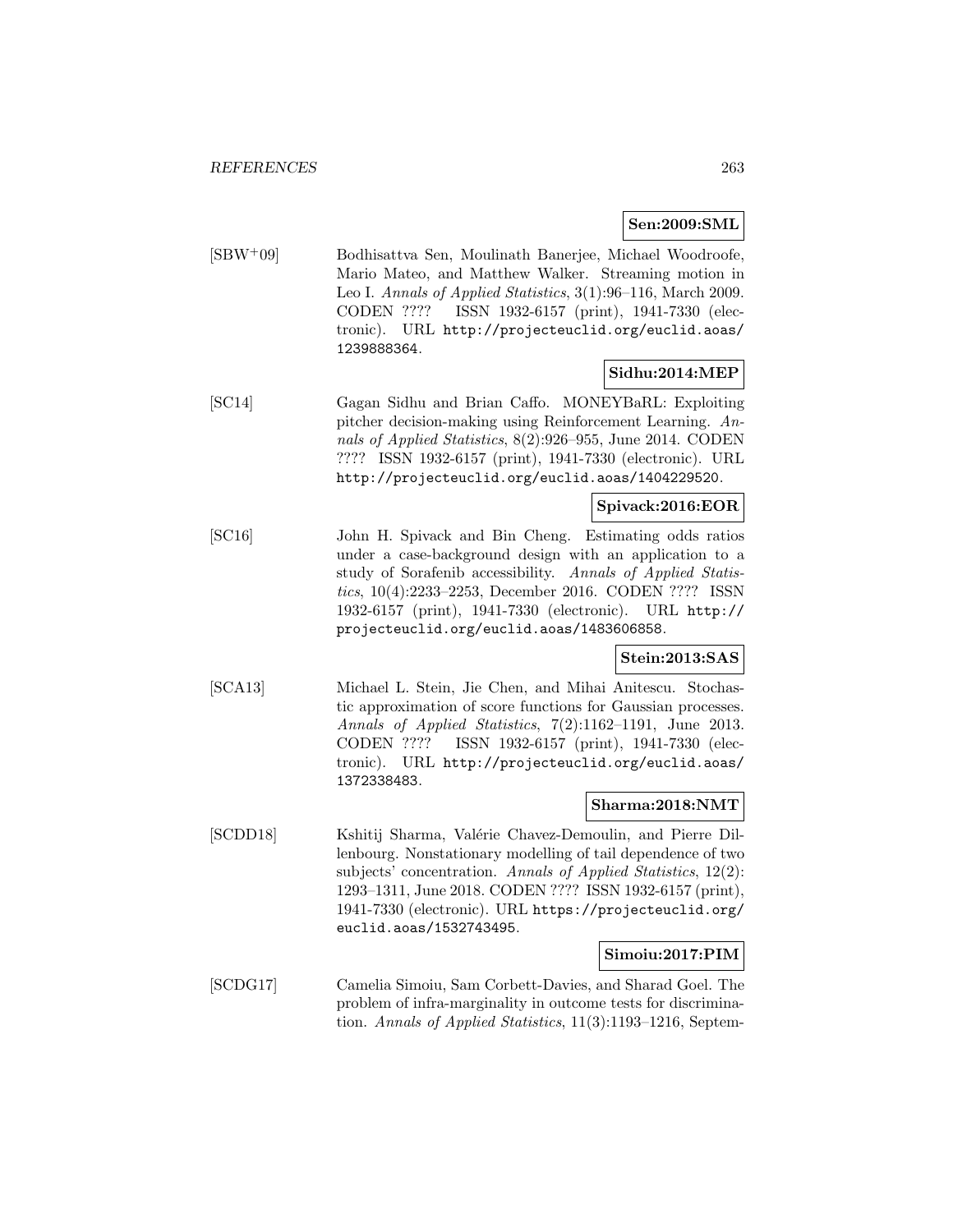**Sen:2009:SML**

[SBW+09] Bodhisattva Sen, Moulinath Banerjee, Michael Woodroofe, Mario Mateo, and Matthew Walker. Streaming motion in Leo I. *Annals of Applied Statistics*, 3(1):96–116, March 2009. CODEN ???? ISSN 1932-6157 (print), 1941-7330 (electronic). URL http://projecteuclid.org/euclid.aoas/1239888364.

**Sidhu:2014:MEP**

[SC14] Gagan Sidhu and Brian Caffo. MONEYBaRL: Exploiting pitcher decision-making using Reinforcement Learning. *Annals of Applied Statistics*, 8(2):926–955, June 2014. CODEN ???? ISSN 1932-6157 (print), 1941-7330 (electronic). URL http://projecteuclid.org/euclid.aoas/1404229520.

**Spivack:2016:EOR**

[SC16] John H. Spivack and Bin Cheng. Estimating odds ratios under a case-background design with an application to a study of Sorafenib accessibility. *Annals of Applied Statistics*, 10(4):2233–2253, December 2016. CODEN ???? ISSN 1932-6157 (print), 1941-7330 (electronic). URL http://projecteuclid.org/euclid.aoas/1483606858.

**Stein:2013:SAS**

[SCA13] Michael L. Stein, Jie Chen, and Mihai Anitescu. Stochastic approximation of score functions for Gaussian processes. *Annals of Applied Statistics*, 7(2):1162–1191, June 2013. CODEN ???? ISSN 1932-6157 (print), 1941-7330 (electronic). URL http://projecteuclid.org/euclid.aoas/1372338483.

**Sharma:2018:NMT**

[SCDD18] Kshitij Sharma, Valérie Chavez-Demoulin, and Pierre Dillenbourg. Nonstationary modelling of tail dependence of two subjects' concentration. *Annals of Applied Statistics*, 12(2):1293–1311, June 2018. CODEN ???? ISSN 1932-6157 (print), 1941-7330 (electronic). URL https://projecteuclid.org/euclid.aoas/1532743495.

**Simoiu:2017:PIM**

[SCDG17] Camelia Simoiu, Sam Corbett-Davies, and Sharad Goel. The problem of infra-marginality in outcome tests for discrimination. *Annals of Applied Statistics*, 11(3):1193–1216, Septem-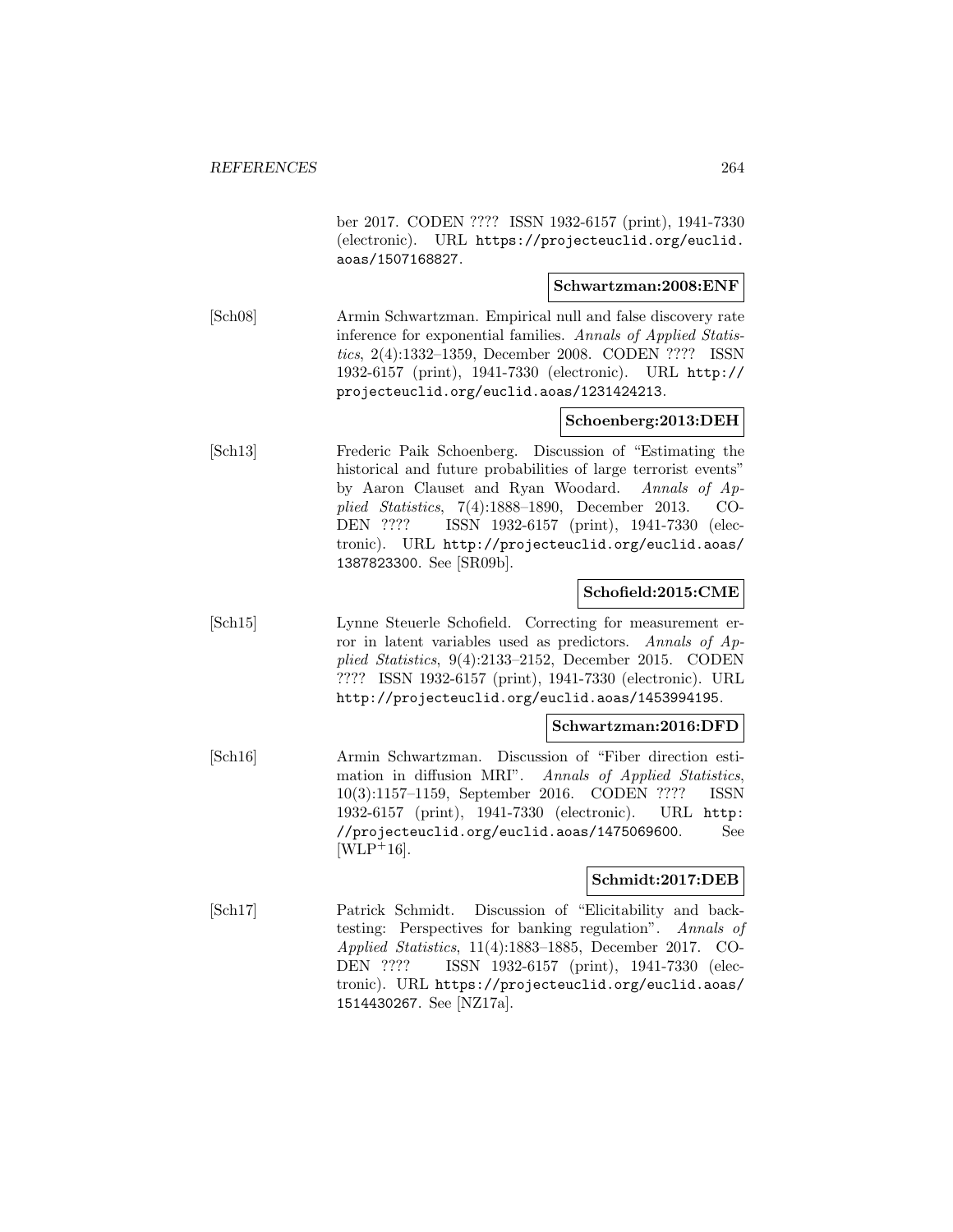ber 2017. CODEN ???? ISSN 1932-6157 (print), 1941-7330 (electronic). URL https://projecteuclid.org/euclid.aoas/1507168827.

**Schwartzman:2008:ENF**

[Sch08] Armin Schwartzman. Empirical null and false discovery rate inference for exponential families. *Annals of Applied Statistics*, 2(4):1332–1359, December 2008. CODEN ???? ISSN 1932-6157 (print), 1941-7330 (electronic). URL http://projecteuclid.org/euclid.aoas/1231424213.

**Schoenberg:2013:DEH**

[Sch13] Frederic Paik Schoenberg. Discussion of "Estimating the historical and future probabilities of large terrorist events" by Aaron Clauset and Ryan Woodard. *Annals of Applied Statistics*, 7(4):1888–1890, December 2013. CODEN ???? ISSN 1932-6157 (print), 1941-7330 (electronic). URL http://projecteuclid.org/euclid.aoas/1387823300. See [SR09b].

**Schofield:2015:CME**

[Sch15] Lynne Steuerle Schofield. Correcting for measurement error in latent variables used as predictors. *Annals of Applied Statistics*, 9(4):2133–2152, December 2015. CODEN ???? ISSN 1932-6157 (print), 1941-7330 (electronic). URL http://projecteuclid.org/euclid.aoas/1453994195.

**Schwartzman:2016:DFD**

[Sch16] Armin Schwartzman. Discussion of "Fiber direction estimation in diffusion MRI". *Annals of Applied Statistics*, 10(3):1157–1159, September 2016. CODEN ???? ISSN 1932-6157 (print), 1941-7330 (electronic). URL http://projecteuclid.org/euclid.aoas/1475069600. See [WLP+16].

**Schmidt:2017:DEB**

[Sch17] Patrick Schmidt. Discussion of "Elicitability and backtesting: Perspectives for banking regulation". *Annals of Applied Statistics*, 11(4):1883–1885, December 2017. CODEN ???? ISSN 1932-6157 (print), 1941-7330 (electronic). URL https://projecteuclid.org/euclid.aoas/1514430267. See [NZ17a].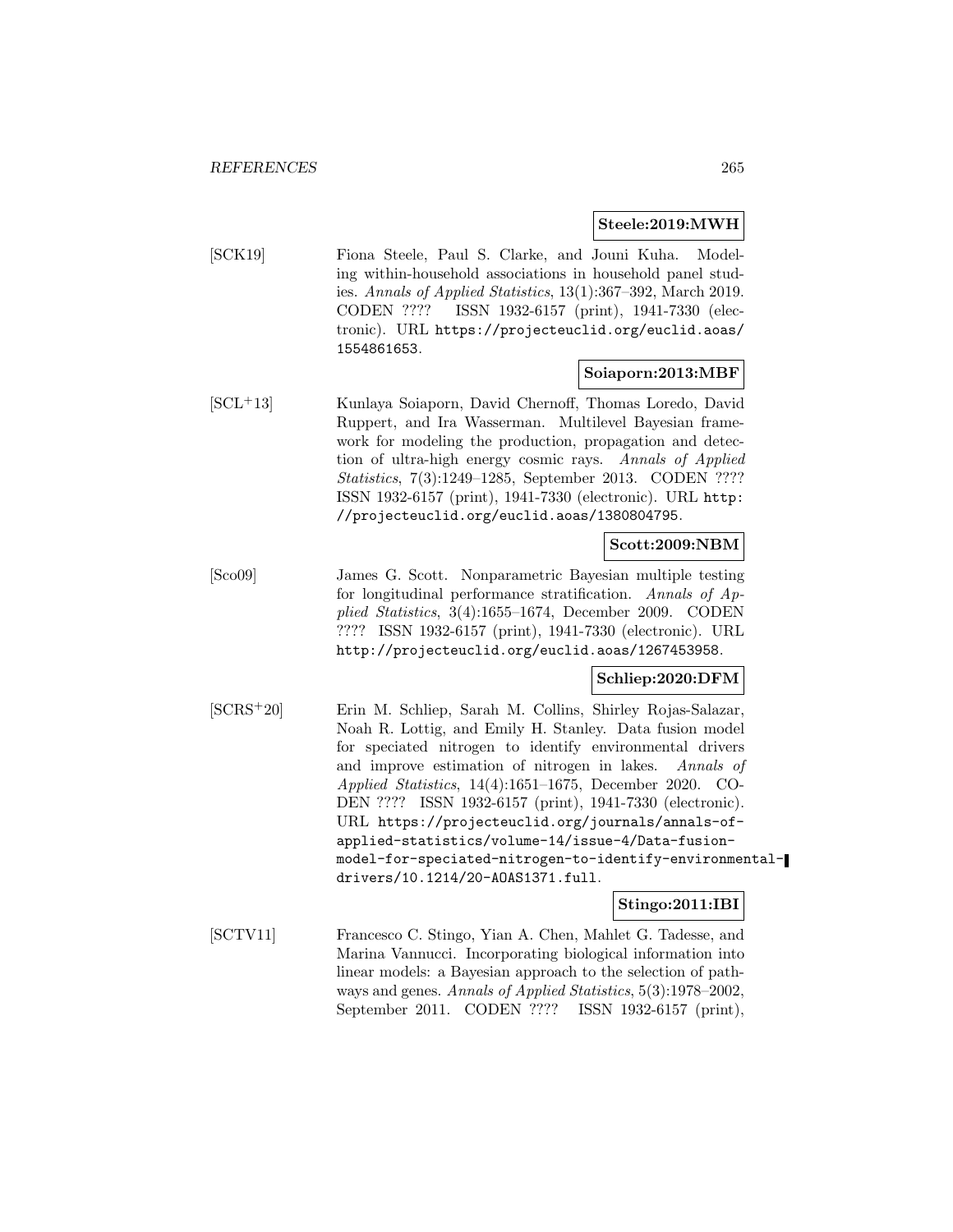**Steele:2019:MWH**

[SCK19] Fiona Steele, Paul S. Clarke, and Jouni Kuha. Modeling within-household associations in household panel studies. *Annals of Applied Statistics*, 13(1):367–392, March 2019. CODEN ???? ISSN 1932-6157 (print), 1941-7330 (electronic). URL https://projecteuclid.org/euclid.aoas/1554861653.

**Soiaporn:2013:MBF**

[SCL+13] Kunlaya Soiaporn, David Chernoff, Thomas Loredo, David Ruppert, and Ira Wasserman. Multilevel Bayesian framework for modeling the production, propagation and detection of ultra-high energy cosmic rays. *Annals of Applied Statistics*, 7(3):1249–1285, September 2013. CODEN ???? ISSN 1932-6157 (print), 1941-7330 (electronic). URL http://projecteuclid.org/euclid.aoas/1380804795.

**Scott:2009:NBM**

[Sco09] James G. Scott. Nonparametric Bayesian multiple testing for longitudinal performance stratification. *Annals of Applied Statistics*, 3(4):1655–1674, December 2009. CODEN ???? ISSN 1932-6157 (print), 1941-7330 (electronic). URL http://projecteuclid.org/euclid.aoas/1267453958.

**Schliep:2020:DFM**

[SCRS+20] Erin M. Schliep, Sarah M. Collins, Shirley Rojas-Salazar, Noah R. Lottig, and Emily H. Stanley. Data fusion model for speciated nitrogen to identify environmental drivers and improve estimation of nitrogen in lakes. *Annals of Applied Statistics*, 14(4):1651–1675, December 2020. CODEN ???? ISSN 1932-6157 (print), 1941-7330 (electronic). URL https://projecteuclid.org/journals/annals-of-applied-statistics/volume-14/issue-4/Data-fusion-model-for-speciated-nitrogen-to-identify-environmental-drivers/10.1214/20-AOAS1371.full.

**Stingo:2011:IBI**

[SCTV11] Francesco C. Stingo, Yian A. Chen, Mahlet G. Tadesse, and Marina Vannucci. Incorporating biological information into linear models: a Bayesian approach to the selection of pathways and genes. *Annals of Applied Statistics*, 5(3):1978–2002, September 2011. CODEN ???? ISSN 1932-6157 (print),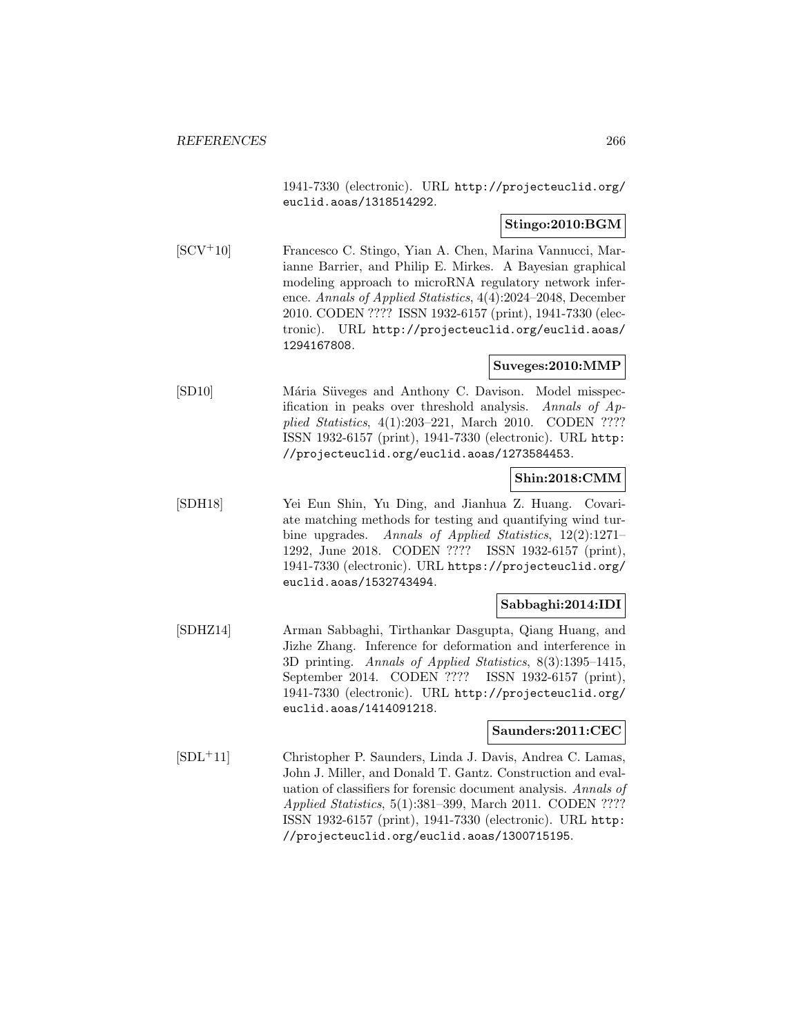1941-7330 (electronic). URL http://projecteuclid.org/euclid.aoas/1318514292.

**Stingo:2010:BGM**

[SCV+10] Francesco C. Stingo, Yian A. Chen, Marina Vannucci, Marianne Barrier, and Philip E. Mirkes. A Bayesian graphical modeling approach to microRNA regulatory network inference. *Annals of Applied Statistics*, 4(4):2024–2048, December 2010. CODEN ???? ISSN 1932-6157 (print), 1941-7330 (electronic). URL http://projecteuclid.org/euclid.aoas/1294167808.

**Suveges:2010:MMP**

[SD10] Mária Süveges and Anthony C. Davison. Model misspecification in peaks over threshold analysis. *Annals of Applied Statistics*, 4(1):203–221, March 2010. CODEN ???? ISSN 1932-6157 (print), 1941-7330 (electronic). URL http://projecteuclid.org/euclid.aoas/1273584453.

**Shin:2018:CMM**

[SDH18] Yei Eun Shin, Yu Ding, and Jianhua Z. Huang. Covariate matching methods for testing and quantifying wind turbine upgrades. *Annals of Applied Statistics*, 12(2):1271–1292, June 2018. CODEN ???? ISSN 1932-6157 (print), 1941-7330 (electronic). URL https://projecteuclid.org/euclid.aoas/1532743494.

**Sabbaghi:2014:IDI**

[SDHZ14] Arman Sabbaghi, Tirthankar Dasgupta, Qiang Huang, and Jizhe Zhang. Inference for deformation and interference in 3D printing. *Annals of Applied Statistics*, 8(3):1395–1415, September 2014. CODEN ???? ISSN 1932-6157 (print), 1941-7330 (electronic). URL http://projecteuclid.org/euclid.aoas/1414091218.

**Saunders:2011:CEC**

[SDL+11] Christopher P. Saunders, Linda J. Davis, Andrea C. Lamas, John J. Miller, and Donald T. Gantz. Construction and evaluation of classifiers for forensic document analysis. *Annals of Applied Statistics*, 5(1):381–399, March 2011. CODEN ???? ISSN 1932-6157 (print), 1941-7330 (electronic). URL http://projecteuclid.org/euclid.aoas/1300715195.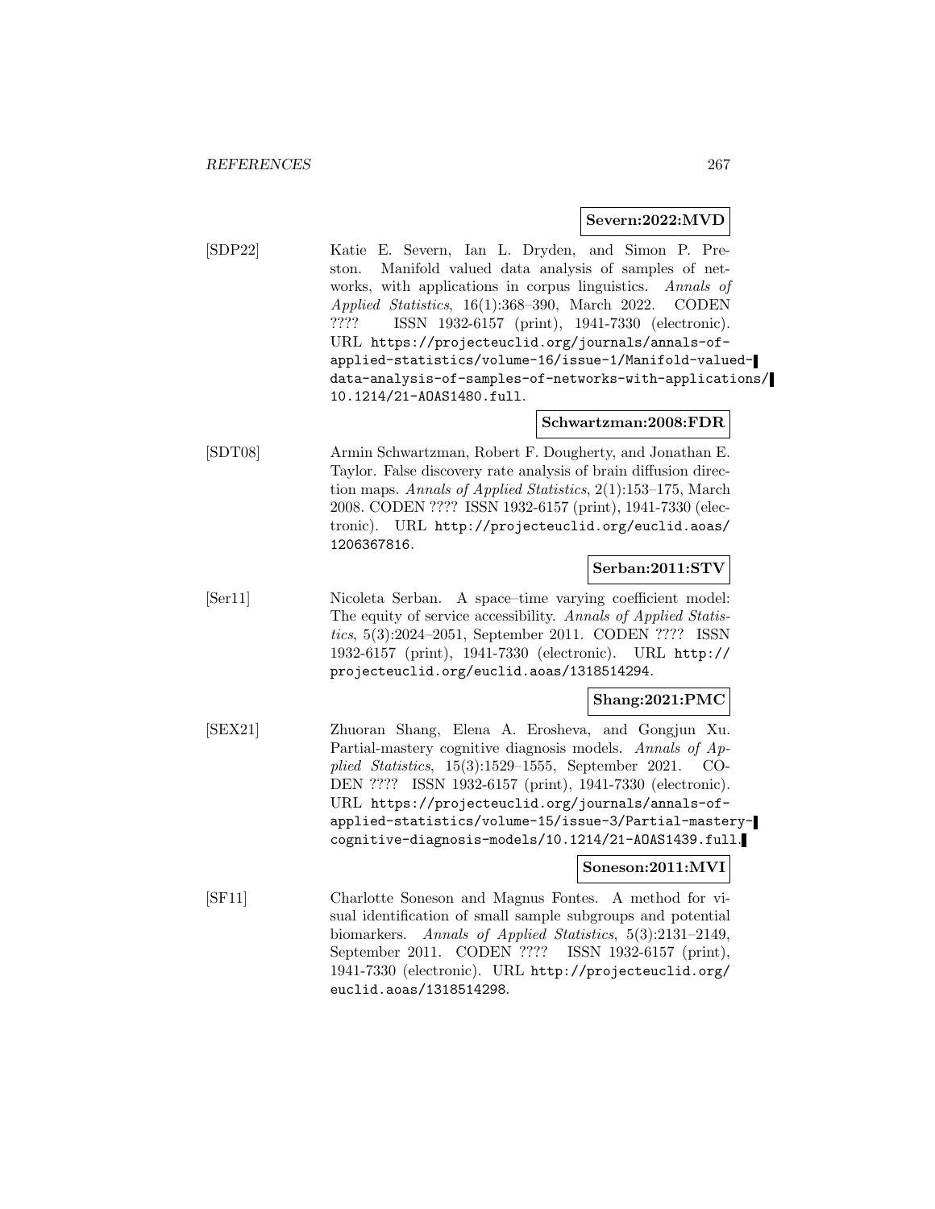**Severn:2022:MVD**

[SDP22] Katie E. Severn, Ian L. Dryden, and Simon P. Preston. Manifold valued data analysis of samples of networks, with applications in corpus linguistics. *Annals of Applied Statistics*, 16(1):368–390, March 2022. CODEN ???? ISSN 1932-6157 (print), 1941-7330 (electronic). URL `https://projecteuclid.org/journals/annals-of-applied-statistics/volume-16/issue-1/Manifold-valued-data-analysis-of-samples-of-networks-with-applications/10.1214/21-AOAS1480.full`.

**Schwartzman:2008:FDR**

[SDT08] Armin Schwartzman, Robert F. Dougherty, and Jonathan E. Taylor. False discovery rate analysis of brain diffusion direction maps. *Annals of Applied Statistics*, 2(1):153–175, March 2008. CODEN ???? ISSN 1932-6157 (print), 1941-7330 (electronic). URL `http://projecteuclid.org/euclid.aoas/1206367816`.

**Serban:2011:STV**

[Ser11] Nicoleta Serban. A space–time varying coefficient model: The equity of service accessibility. *Annals of Applied Statistics*, 5(3):2024–2051, September 2011. CODEN ???? ISSN 1932-6157 (print), 1941-7330 (electronic). URL `http://projecteuclid.org/euclid.aoas/1318514294`.

**Shang:2021:PMC**

[SEX21] Zhuoran Shang, Elena A. Erosheva, and Gongjun Xu. Partial-mastery cognitive diagnosis models. *Annals of Applied Statistics*, 15(3):1529–1555, September 2021. CODEN ???? ISSN 1932-6157 (print), 1941-7330 (electronic). URL `https://projecteuclid.org/journals/annals-of-applied-statistics/volume-15/issue-3/Partial-mastery-cognitive-diagnosis-models/10.1214/21-AOAS1439.full`.

**Soneson:2011:MVI**

[SF11] Charlotte Soneson and Magnus Fontes. A method for visual identification of small sample subgroups and potential biomarkers. *Annals of Applied Statistics*, 5(3):2131–2149, September 2011. CODEN ???? ISSN 1932-6157 (print), 1941-7330 (electronic). URL `http://projecteuclid.org/euclid.aoas/1318514298`.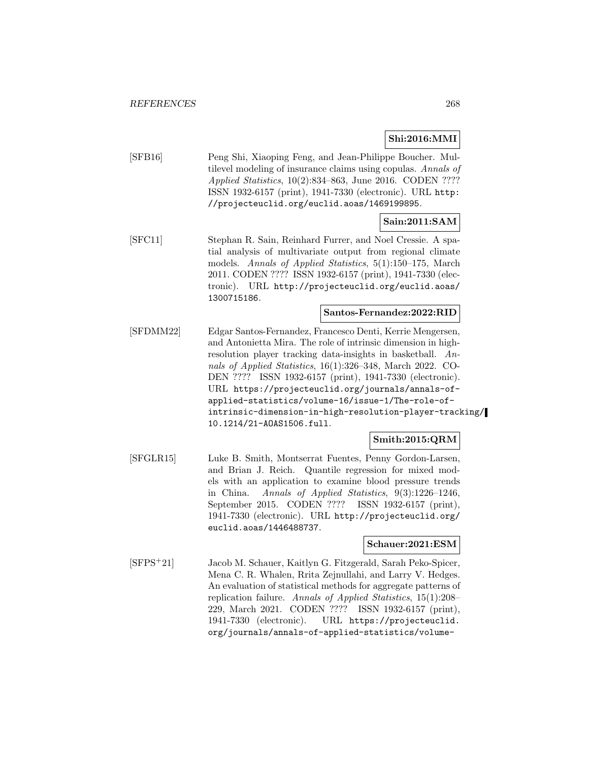**Shi:2016:MMI**

[SFB16] Peng Shi, Xiaoping Feng, and Jean-Philippe Boucher. Multilevel modeling of insurance claims using copulas. *Annals of Applied Statistics*, 10(2):834–863, June 2016. CODEN ???? ISSN 1932-6157 (print), 1941-7330 (electronic). URL http://projecteuclid.org/euclid.aoas/1469199895.

**Sain:2011:SAM**

[SFC11] Stephan R. Sain, Reinhard Furrer, and Noel Cressie. A spatial analysis of multivariate output from regional climate models. *Annals of Applied Statistics*, 5(1):150–175, March 2011. CODEN ???? ISSN 1932-6157 (print), 1941-7330 (electronic). URL http://projecteuclid.org/euclid.aoas/1300715186.

**Santos-Fernandez:2022:RID**

[SFDMM22] Edgar Santos-Fernandez, Francesco Denti, Kerrie Mengersen, and Antonietta Mira. The role of intrinsic dimension in high-resolution player tracking data-insights in basketball. *Annals of Applied Statistics*, 16(1):326–348, March 2022. CODEN ???? ISSN 1932-6157 (print), 1941-7330 (electronic). URL https://projecteuclid.org/journals/annals-of-applied-statistics/volume-16/issue-1/The-role-of-intrinsic-dimension-in-high-resolution-player-tracking/10.1214/21-AOAS1506.full.

**Smith:2015:QRM**

[SFGLR15] Luke B. Smith, Montserrat Fuentes, Penny Gordon-Larsen, and Brian J. Reich. Quantile regression for mixed models with an application to examine blood pressure trends in China. *Annals of Applied Statistics*, 9(3):1226–1246, September 2015. CODEN ???? ISSN 1932-6157 (print), 1941-7330 (electronic). URL http://projecteuclid.org/euclid.aoas/1446488737.

**Schauer:2021:ESM**

[SFPS+21] Jacob M. Schauer, Kaitlyn G. Fitzgerald, Sarah Peko-Spicer, Mena C. R. Whalen, Rrita Zejnullahi, and Larry V. Hedges. An evaluation of statistical methods for aggregate patterns of replication failure. *Annals of Applied Statistics*, 15(1):208–229, March 2021. CODEN ???? ISSN 1932-6157 (print), 1941-7330 (electronic). URL https://projecteuclid.org/journals/annals-of-applied-statistics/volume-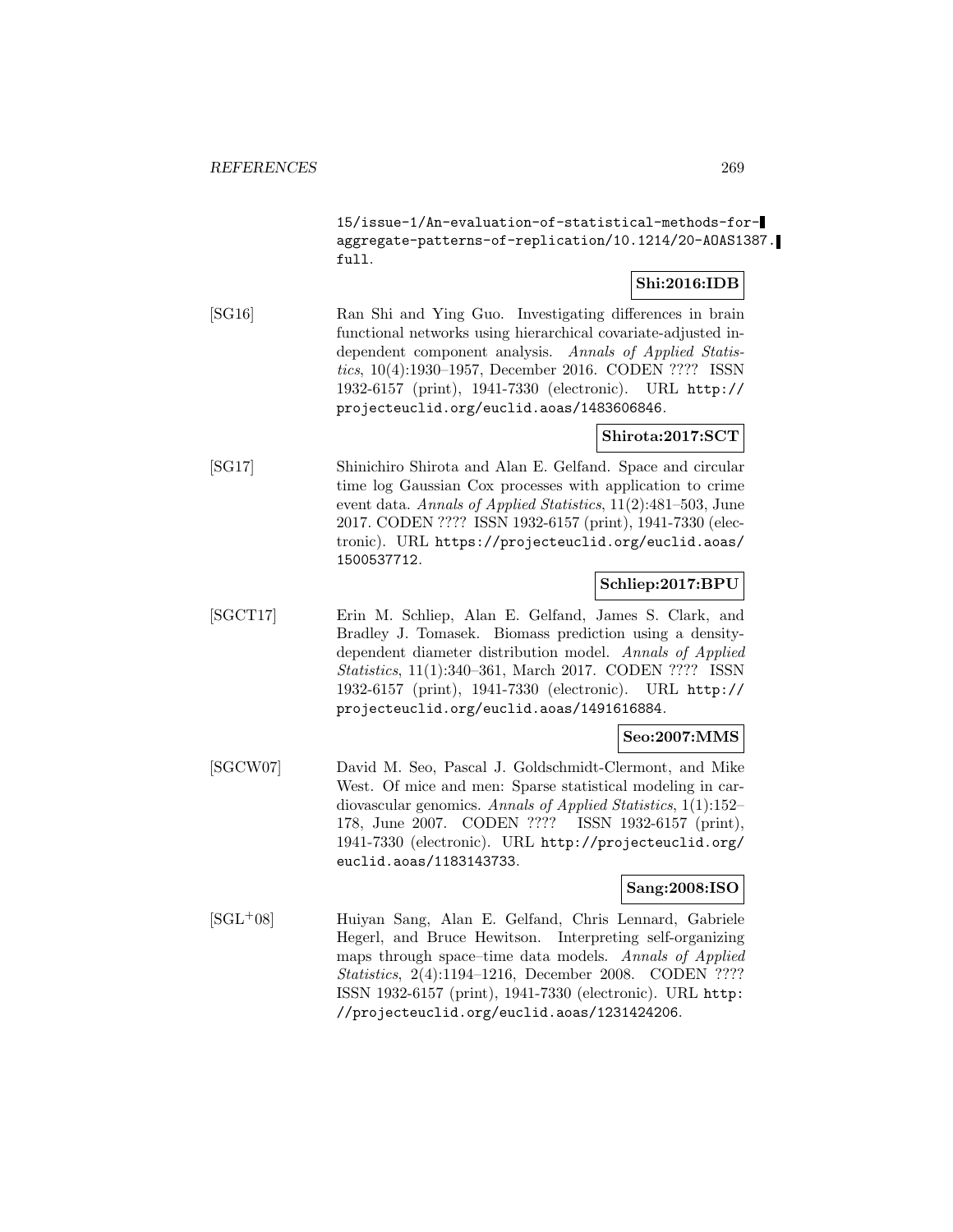15/issue-1/An-evaluation-of-statistical-methods-for-aggregate-patterns-of-replication/10.1214/20-AOAS1387.full.

**Shi:2016:IDB**

[SG16] Ran Shi and Ying Guo. Investigating differences in brain functional networks using hierarchical covariate-adjusted independent component analysis. *Annals of Applied Statistics*, 10(4):1930–1957, December 2016. CODEN ???? ISSN 1932-6157 (print), 1941-7330 (electronic). URL http://projecteuclid.org/euclid.aoas/1483606846.

**Shirota:2017:SCT**

[SG17] Shinichiro Shirota and Alan E. Gelfand. Space and circular time log Gaussian Cox processes with application to crime event data. *Annals of Applied Statistics*, 11(2):481–503, June 2017. CODEN ???? ISSN 1932-6157 (print), 1941-7330 (electronic). URL https://projecteuclid.org/euclid.aoas/1500537712.

**Schliep:2017:BPU**

[SGCT17] Erin M. Schliep, Alan E. Gelfand, James S. Clark, and Bradley J. Tomasek. Biomass prediction using a density-dependent diameter distribution model. *Annals of Applied Statistics*, 11(1):340–361, March 2017. CODEN ???? ISSN 1932-6157 (print), 1941-7330 (electronic). URL http://projecteuclid.org/euclid.aoas/1491616884.

**Seo:2007:MMS**

[SGCW07] David M. Seo, Pascal J. Goldschmidt-Clermont, and Mike West. Of mice and men: Sparse statistical modeling in cardiovascular genomics. *Annals of Applied Statistics*, 1(1):152–178, June 2007. CODEN ???? ISSN 1932-6157 (print), 1941-7330 (electronic). URL http://projecteuclid.org/euclid.aoas/1183143733.

**Sang:2008:ISO**

[SGL+08] Huiyan Sang, Alan E. Gelfand, Chris Lennard, Gabriele Hegerl, and Bruce Hewitson. Interpreting self-organizing maps through space–time data models. *Annals of Applied Statistics*, 2(4):1194–1216, December 2008. CODEN ???? ISSN 1932-6157 (print), 1941-7330 (electronic). URL http://projecteuclid.org/euclid.aoas/1231424206.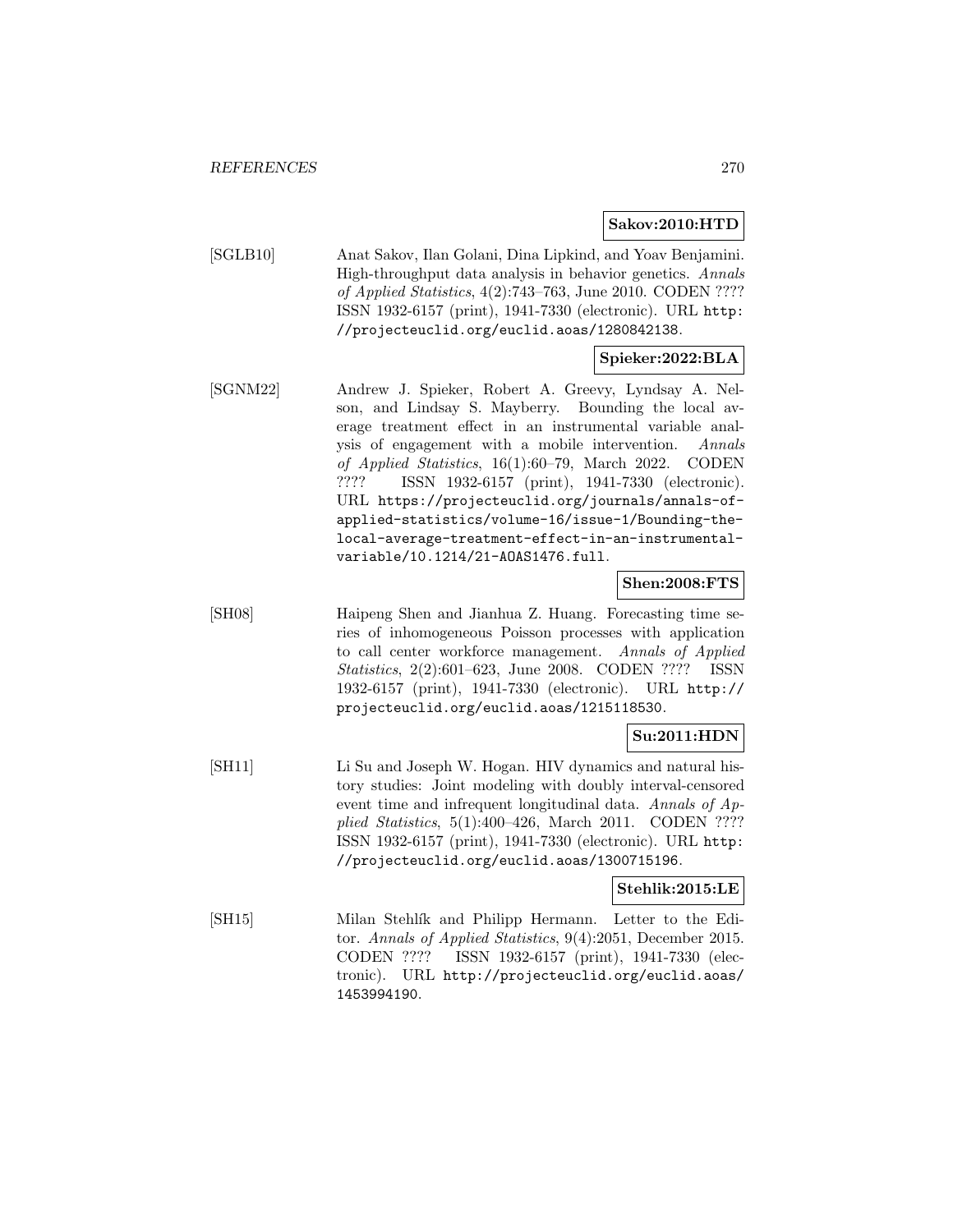**Sakov:2010:HTD**

[SGLB10] Anat Sakov, Ilan Golani, Dina Lipkind, and Yoav Benjamini. High-throughput data analysis in behavior genetics. *Annals of Applied Statistics*, 4(2):743–763, June 2010. CODEN ???? ISSN 1932-6157 (print), 1941-7330 (electronic). URL http://projecteuclid.org/euclid.aoas/1280842138.

**Spieker:2022:BLA**

[SGNM22] Andrew J. Spieker, Robert A. Greevy, Lyndsay A. Nelson, and Lindsay S. Mayberry. Bounding the local average treatment effect in an instrumental variable analysis of engagement with a mobile intervention. *Annals of Applied Statistics*, 16(1):60–79, March 2022. CODEN ???? ISSN 1932-6157 (print), 1941-7330 (electronic). URL https://projecteuclid.org/journals/annals-of-applied-statistics/volume-16/issue-1/Bounding-the-local-average-treatment-effect-in-an-instrumental-variable/10.1214/21-AOAS1476.full.

**Shen:2008:FTS**

[SH08] Haipeng Shen and Jianhua Z. Huang. Forecasting time series of inhomogeneous Poisson processes with application to call center workforce management. *Annals of Applied Statistics*, 2(2):601–623, June 2008. CODEN ???? ISSN 1932-6157 (print), 1941-7330 (electronic). URL http://projecteuclid.org/euclid.aoas/1215118530.

**Su:2011:HDN**

[SH11] Li Su and Joseph W. Hogan. HIV dynamics and natural history studies: Joint modeling with doubly interval-censored event time and infrequent longitudinal data. *Annals of Applied Statistics*, 5(1):400–426, March 2011. CODEN ???? ISSN 1932-6157 (print), 1941-7330 (electronic). URL http://projecteuclid.org/euclid.aoas/1300715196.

**Stehlik:2015:LE**

[SH15] Milan Stehlík and Philipp Hermann. Letter to the Editor. *Annals of Applied Statistics*, 9(4):2051, December 2015. CODEN ???? ISSN 1932-6157 (print), 1941-7330 (electronic). URL http://projecteuclid.org/euclid.aoas/1453994190.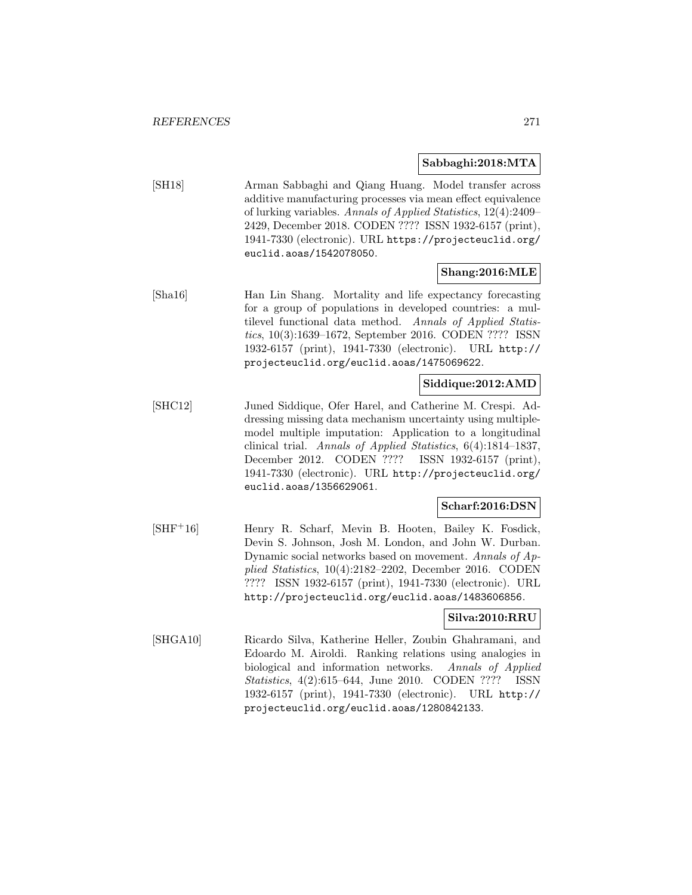**Sabbaghi:2018:MTA**

[SH18] Arman Sabbaghi and Qiang Huang. Model transfer across additive manufacturing processes via mean effect equivalence of lurking variables. *Annals of Applied Statistics*, 12(4):2409–2429, December 2018. CODEN ???? ISSN 1932-6157 (print), 1941-7330 (electronic). URL https://projecteuclid.org/euclid.aoas/1542078050.

**Shang:2016:MLE**

[Sha16] Han Lin Shang. Mortality and life expectancy forecasting for a group of populations in developed countries: a multilevel functional data method. *Annals of Applied Statistics*, 10(3):1639–1672, September 2016. CODEN ???? ISSN 1932-6157 (print), 1941-7330 (electronic). URL http://projecteuclid.org/euclid.aoas/1475069622.

**Siddique:2012:AMD**

[SHC12] Juned Siddique, Ofer Harel, and Catherine M. Crespi. Addressing missing data mechanism uncertainty using multiple-model multiple imputation: Application to a longitudinal clinical trial. *Annals of Applied Statistics*, 6(4):1814–1837, December 2012. CODEN ???? ISSN 1932-6157 (print), 1941-7330 (electronic). URL http://projecteuclid.org/euclid.aoas/1356629061.

**Scharf:2016:DSN**

[SHF+16] Henry R. Scharf, Mevin B. Hooten, Bailey K. Fosdick, Devin S. Johnson, Josh M. London, and John W. Durban. Dynamic social networks based on movement. *Annals of Applied Statistics*, 10(4):2182–2202, December 2016. CODEN ???? ISSN 1932-6157 (print), 1941-7330 (electronic). URL http://projecteuclid.org/euclid.aoas/1483606856.

**Silva:2010:RRU**

[SHGA10] Ricardo Silva, Katherine Heller, Zoubin Ghahramani, and Edoardo M. Airoldi. Ranking relations using analogies in biological and information networks. *Annals of Applied Statistics*, 4(2):615–644, June 2010. CODEN ???? ISSN 1932-6157 (print), 1941-7330 (electronic). URL http://projecteuclid.org/euclid.aoas/1280842133.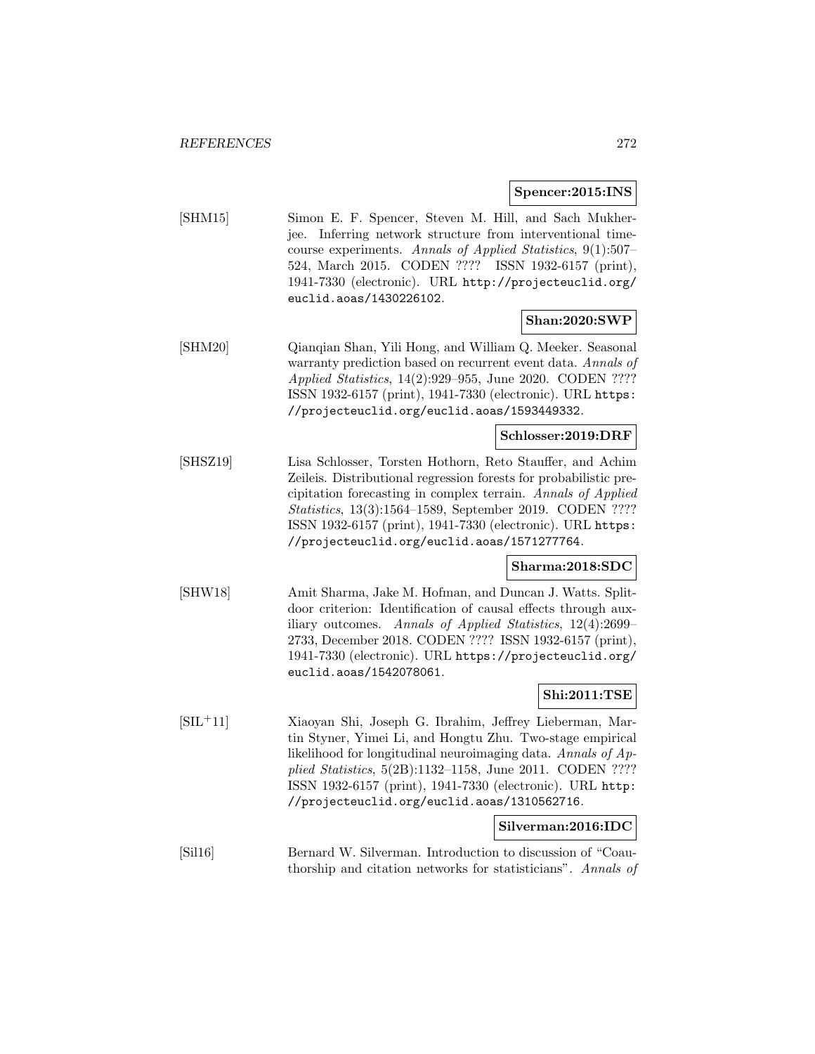**Spencer:2015:INS**

[SHM15] Simon E. F. Spencer, Steven M. Hill, and Sach Mukherjee. Inferring network structure from interventional time-course experiments. *Annals of Applied Statistics*, 9(1):507–524, March 2015. CODEN ???? ISSN 1932-6157 (print), 1941-7330 (electronic). URL `http://projecteuclid.org/euclid.aoas/1430226102`.

**Shan:2020:SWP**

[SHM20] Qianqian Shan, Yili Hong, and William Q. Meeker. Seasonal warranty prediction based on recurrent event data. *Annals of Applied Statistics*, 14(2):929–955, June 2020. CODEN ???? ISSN 1932-6157 (print), 1941-7330 (electronic). URL `https://projecteuclid.org/euclid.aoas/1593449332`.

**Schlosser:2019:DRF**

[SHSZ19] Lisa Schlosser, Torsten Hothorn, Reto Stauffer, and Achim Zeileis. Distributional regression forests for probabilistic precipitation forecasting in complex terrain. *Annals of Applied Statistics*, 13(3):1564–1589, September 2019. CODEN ???? ISSN 1932-6157 (print), 1941-7330 (electronic). URL `https://projecteuclid.org/euclid.aoas/1571277764`.

**Sharma:2018:SDC**

[SHW18] Amit Sharma, Jake M. Hofman, and Duncan J. Watts. Split-door criterion: Identification of causal effects through auxiliary outcomes. *Annals of Applied Statistics*, 12(4):2699–2733, December 2018. CODEN ???? ISSN 1932-6157 (print), 1941-7330 (electronic). URL `https://projecteuclid.org/euclid.aoas/1542078061`.

**Shi:2011:TSE**

[SIL+11] Xiaoyan Shi, Joseph G. Ibrahim, Jeffrey Lieberman, Martin Styner, Yimei Li, and Hongtu Zhu. Two-stage empirical likelihood for longitudinal neuroimaging data. *Annals of Applied Statistics*, 5(2B):1132–1158, June 2011. CODEN ???? ISSN 1932-6157 (print), 1941-7330 (electronic). URL `http://projecteuclid.org/euclid.aoas/1310562716`.

**Silverman:2016:IDC**

[Sil16] Bernard W. Silverman. Introduction to discussion of "Coauthorship and citation networks for statisticians". *Annals of*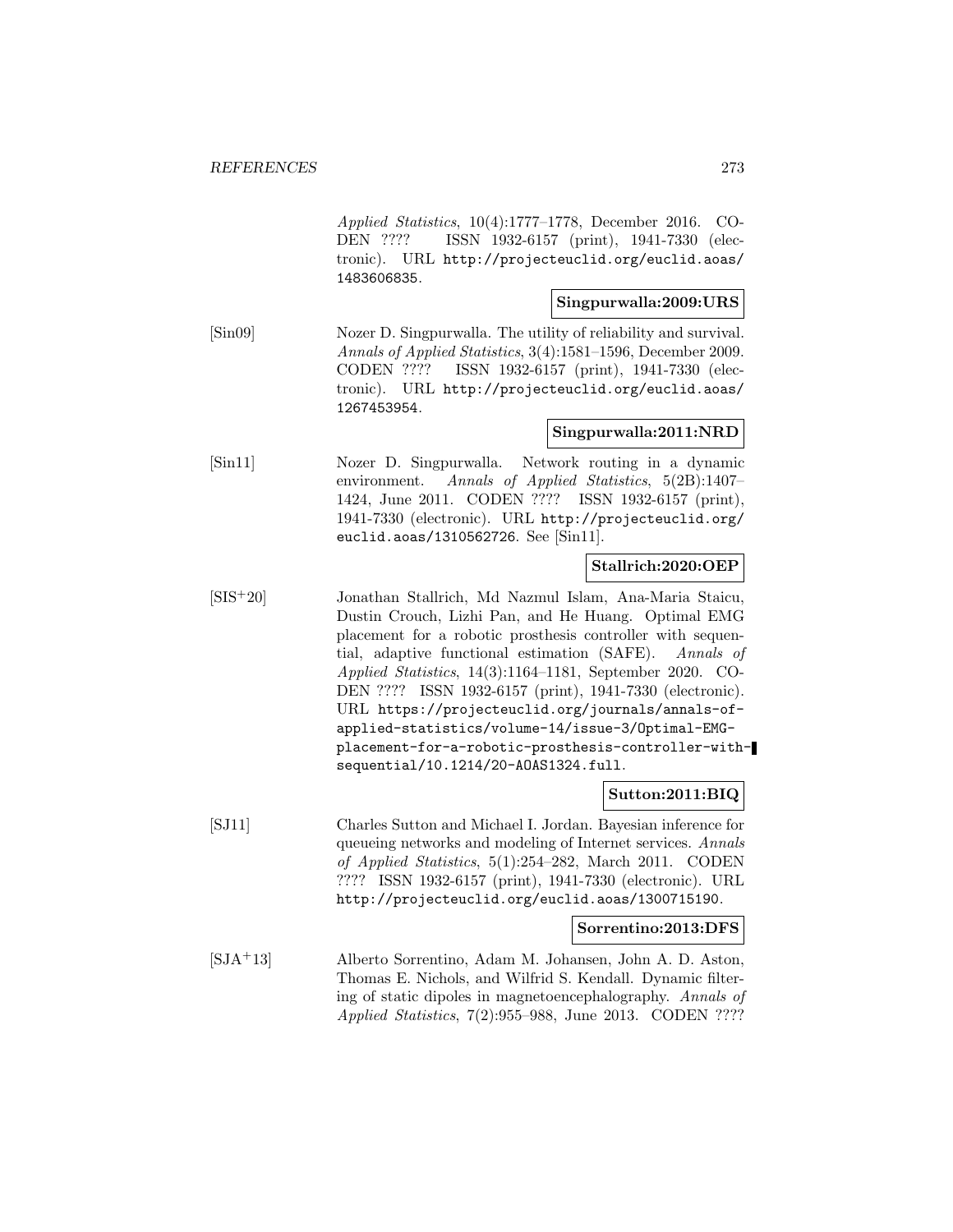*Applied Statistics*, 10(4):1777–1778, December 2016. CODEN ???? ISSN 1932-6157 (print), 1941-7330 (electronic). URL `http://projecteuclid.org/euclid.aoas/1483606835`.

**Singpurwalla:2009:URS**

[Sin09] Nozer D. Singpurwalla. The utility of reliability and survival. *Annals of Applied Statistics*, 3(4):1581–1596, December 2009. CODEN ???? ISSN 1932-6157 (print), 1941-7330 (electronic). URL `http://projecteuclid.org/euclid.aoas/1267453954`.

**Singpurwalla:2011:NRD**

[Sin11] Nozer D. Singpurwalla. Network routing in a dynamic environment. *Annals of Applied Statistics*, 5(2B):1407–1424, June 2011. CODEN ???? ISSN 1932-6157 (print), 1941-7330 (electronic). URL `http://projecteuclid.org/euclid.aoas/1310562726`. See [Sin11].

**Stallrich:2020:OEP**

[SIS+20] Jonathan Stallrich, Md Nazmul Islam, Ana-Maria Staicu, Dustin Crouch, Lizhi Pan, and He Huang. Optimal EMG placement for a robotic prosthesis controller with sequential, adaptive functional estimation (SAFE). *Annals of Applied Statistics*, 14(3):1164–1181, September 2020. CODEN ???? ISSN 1932-6157 (print), 1941-7330 (electronic). URL `https://projecteuclid.org/journals/annals-of-applied-statistics/volume-14/issue-3/Optimal-EMG-placement-for-a-robotic-prosthesis-controller-with-sequential/10.1214/20-AOAS1324.full`.

**Sutton:2011:BIQ**

[SJ11] Charles Sutton and Michael I. Jordan. Bayesian inference for queueing networks and modeling of Internet services. *Annals of Applied Statistics*, 5(1):254–282, March 2011. CODEN ???? ISSN 1932-6157 (print), 1941-7330 (electronic). URL `http://projecteuclid.org/euclid.aoas/1300715190`.

**Sorrentino:2013:DFS**

[SJA+13] Alberto Sorrentino, Adam M. Johansen, John A. D. Aston, Thomas E. Nichols, and Wilfrid S. Kendall. Dynamic filtering of static dipoles in magnetoencephalography. *Annals of Applied Statistics*, 7(2):955–988, June 2013. CODEN ????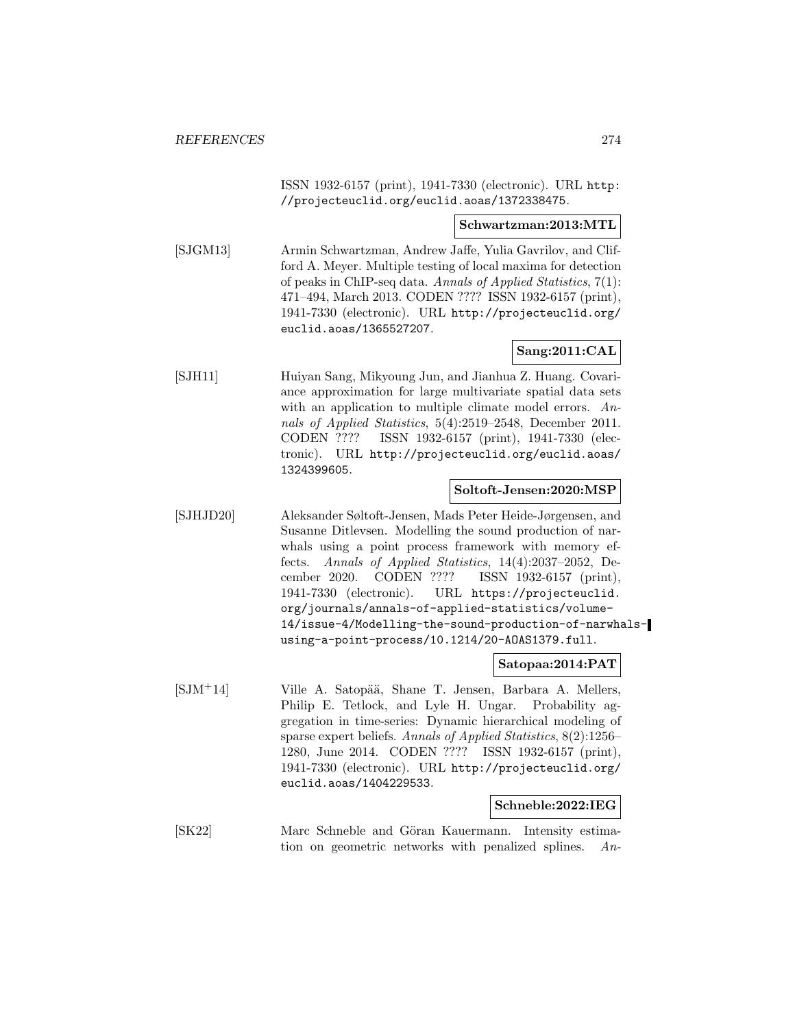ISSN 1932-6157 (print), 1941-7330 (electronic). URL http://projecteuclid.org/euclid.aoas/1372338475.

**Schwartzman:2013:MTL**

[SJGM13] Armin Schwartzman, Andrew Jaffe, Yulia Gavrilov, and Clifford A. Meyer. Multiple testing of local maxima for detection of peaks in ChIP-seq data. *Annals of Applied Statistics*, 7(1): 471–494, March 2013. CODEN ???? ISSN 1932-6157 (print), 1941-7330 (electronic). URL http://projecteuclid.org/euclid.aoas/1365527207.

**Sang:2011:CAL**

[SJH11] Huiyan Sang, Mikyoung Jun, and Jianhua Z. Huang. Covariance approximation for large multivariate spatial data sets with an application to multiple climate model errors. *Annals of Applied Statistics*, 5(4):2519–2548, December 2011. CODEN ???? ISSN 1932-6157 (print), 1941-7330 (electronic). URL http://projecteuclid.org/euclid.aoas/1324399605.

**Soltoft-Jensen:2020:MSP**

[SJHJD20] Aleksander Søltoft-Jensen, Mads Peter Heide-Jørgensen, and Susanne Ditlevsen. Modelling the sound production of narwhals using a point process framework with memory effects. *Annals of Applied Statistics*, 14(4):2037–2052, December 2020. CODEN ???? ISSN 1932-6157 (print), 1941-7330 (electronic). URL https://projecteuclid.org/journals/annals-of-applied-statistics/volume-14/issue-4/Modelling-the-sound-production-of-narwhals-using-a-point-process/10.1214/20-AOAS1379.full.

**Satopaa:2014:PAT**

[SJM+14] Ville A. Satopää, Shane T. Jensen, Barbara A. Mellers, Philip E. Tetlock, and Lyle H. Ungar. Probability aggregation in time-series: Dynamic hierarchical modeling of sparse expert beliefs. *Annals of Applied Statistics*, 8(2):1256–1280, June 2014. CODEN ???? ISSN 1932-6157 (print), 1941-7330 (electronic). URL http://projecteuclid.org/euclid.aoas/1404229533.

**Schneble:2022:IEG**

[SK22] Marc Schneble and Göran Kauermann. Intensity estimation on geometric networks with penalized splines. *An-*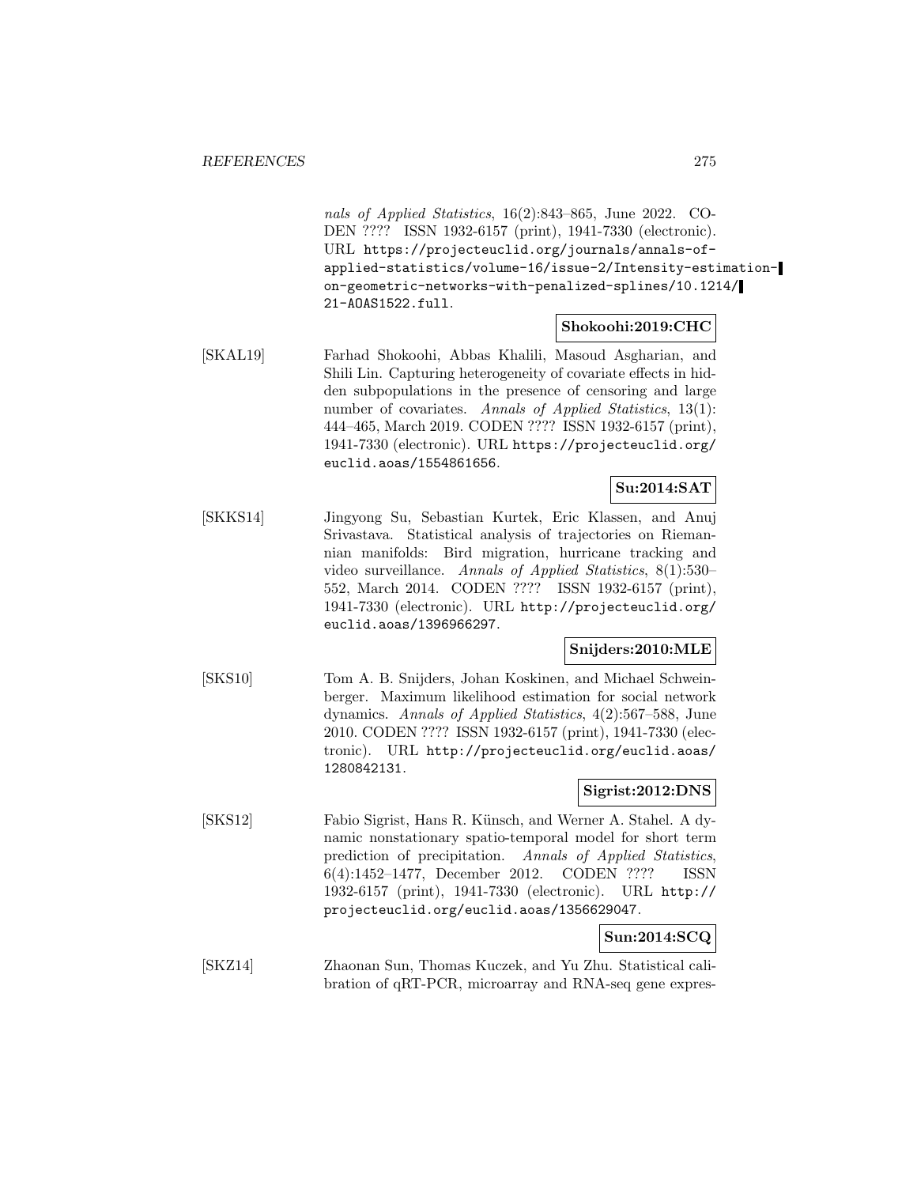nals of Applied Statistics*, 16(2):843–865, June 2022. CODEN ???? ISSN 1932-6157 (print), 1941-7330 (electronic). URL `https://projecteuclid.org/journals/annals-of-applied-statistics/volume-16/issue-2/Intensity-estimation-on-geometric-networks-with-penalized-splines/10.1214/21-AOAS1522.full`.

**Shokoohi:2019:CHC**

[SKAL19] Farhad Shokoohi, Abbas Khalili, Masoud Asgharian, and Shili Lin. Capturing heterogeneity of covariate effects in hidden subpopulations in the presence of censoring and large number of covariates. *Annals of Applied Statistics*, 13(1): 444–465, March 2019. CODEN ???? ISSN 1932-6157 (print), 1941-7330 (electronic). URL `https://projecteuclid.org/euclid.aoas/1554861656`.

**Su:2014:SAT**

[SKKS14] Jingyong Su, Sebastian Kurtek, Eric Klassen, and Anuj Srivastava. Statistical analysis of trajectories on Riemannian manifolds: Bird migration, hurricane tracking and video surveillance. *Annals of Applied Statistics*, 8(1):530–552, March 2014. CODEN ???? ISSN 1932-6157 (print), 1941-7330 (electronic). URL `http://projecteuclid.org/euclid.aoas/1396966297`.

**Snijders:2010:MLE**

[SKS10] Tom A. B. Snijders, Johan Koskinen, and Michael Schweinberger. Maximum likelihood estimation for social network dynamics. *Annals of Applied Statistics*, 4(2):567–588, June 2010. CODEN ???? ISSN 1932-6157 (print), 1941-7330 (electronic). URL `http://projecteuclid.org/euclid.aoas/1280842131`.

**Sigrist:2012:DNS**

[SKS12] Fabio Sigrist, Hans R. Künsch, and Werner A. Stahel. A dynamic nonstationary spatio-temporal model for short term prediction of precipitation. *Annals of Applied Statistics*, 6(4):1452–1477, December 2012. CODEN ???? ISSN 1932-6157 (print), 1941-7330 (electronic). URL `http://projecteuclid.org/euclid.aoas/1356629047`.

**Sun:2014:SCQ**

[SKZ14] Zhaonan Sun, Thomas Kuczek, and Yu Zhu. Statistical calibration of qRT-PCR, microarray and RNA-seq gene expres-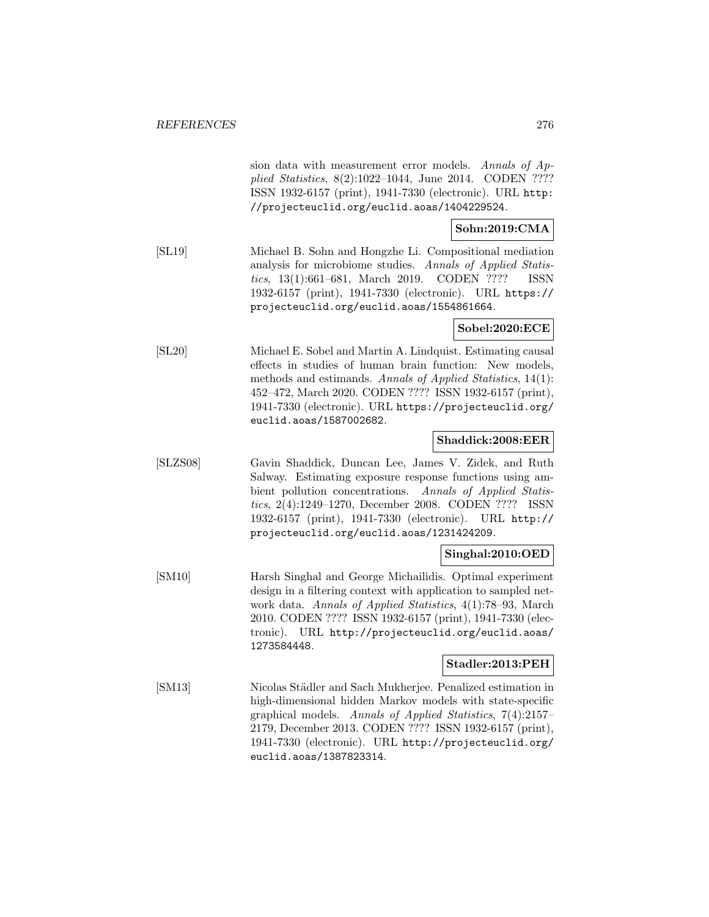sion data with measurement error models. *Annals of Applied Statistics*, 8(2):1022–1044, June 2014. CODEN ???? ISSN 1932-6157 (print), 1941-7330 (electronic). URL `http://projecteuclid.org/euclid.aoas/1404229524`.

**Sohn:2019:CMA**

[SL19] Michael B. Sohn and Hongzhe Li. Compositional mediation analysis for microbiome studies. *Annals of Applied Statistics*, 13(1):661–681, March 2019. CODEN ???? ISSN 1932-6157 (print), 1941-7330 (electronic). URL `https://projecteuclid.org/euclid.aoas/1554861664`.

**Sobel:2020:ECE**

[SL20] Michael E. Sobel and Martin A. Lindquist. Estimating causal effects in studies of human brain function: New models, methods and estimands. *Annals of Applied Statistics*, 14(1): 452–472, March 2020. CODEN ???? ISSN 1932-6157 (print), 1941-7330 (electronic). URL `https://projecteuclid.org/euclid.aoas/1587002682`.

**Shaddick:2008:EER**

[SLZS08] Gavin Shaddick, Duncan Lee, James V. Zidek, and Ruth Salway. Estimating exposure response functions using ambient pollution concentrations. *Annals of Applied Statistics*, 2(4):1249–1270, December 2008. CODEN ???? ISSN 1932-6157 (print), 1941-7330 (electronic). URL `http://projecteuclid.org/euclid.aoas/1231424209`.

**Singhal:2010:OED**

[SM10] Harsh Singhal and George Michailidis. Optimal experiment design in a filtering context with application to sampled network data. *Annals of Applied Statistics*, 4(1):78–93, March 2010. CODEN ???? ISSN 1932-6157 (print), 1941-7330 (electronic). URL `http://projecteuclid.org/euclid.aoas/1273584448`.

**Stadler:2013:PEH**

[SM13] Nicolas Städler and Sach Mukherjee. Penalized estimation in high-dimensional hidden Markov models with state-specific graphical models. *Annals of Applied Statistics*, 7(4):2157–2179, December 2013. CODEN ???? ISSN 1932-6157 (print), 1941-7330 (electronic). URL `http://projecteuclid.org/euclid.aoas/1387823314`.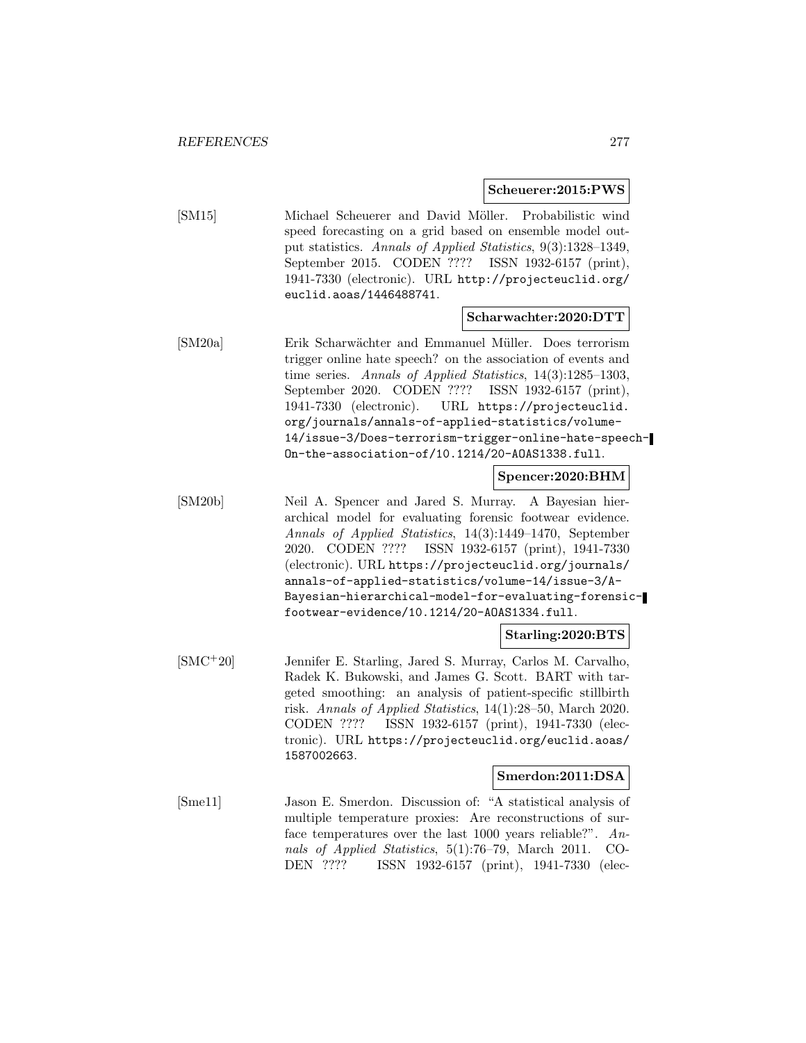**Scheuerer:2015:PWS**

[SM15] Michael Scheuerer and David Möller. Probabilistic wind speed forecasting on a grid based on ensemble model output statistics. *Annals of Applied Statistics*, 9(3):1328–1349, September 2015. CODEN ???? ISSN 1932-6157 (print), 1941-7330 (electronic). URL `http://projecteuclid.org/euclid.aoas/1446488741`.

**Scharwachter:2020:DTT**

[SM20a] Erik Scharwächter and Emmanuel Müller. Does terrorism trigger online hate speech? on the association of events and time series. *Annals of Applied Statistics*, 14(3):1285–1303, September 2020. CODEN ???? ISSN 1932-6157 (print), 1941-7330 (electronic). URL `https://projecteuclid.org/journals/annals-of-applied-statistics/volume-14/issue-3/Does-terrorism-trigger-online-hate-speech-On-the-association-of/10.1214/20-AOAS1338.full`.

**Spencer:2020:BHM**

[SM20b] Neil A. Spencer and Jared S. Murray. A Bayesian hierarchical model for evaluating forensic footwear evidence. *Annals of Applied Statistics*, 14(3):1449–1470, September 2020. CODEN ???? ISSN 1932-6157 (print), 1941-7330 (electronic). URL `https://projecteuclid.org/journals/annals-of-applied-statistics/volume-14/issue-3/A-Bayesian-hierarchical-model-for-evaluating-forensic-footwear-evidence/10.1214/20-AOAS1334.full`.

**Starling:2020:BTS**

[SMC+20] Jennifer E. Starling, Jared S. Murray, Carlos M. Carvalho, Radek K. Bukowski, and James G. Scott. BART with targeted smoothing: an analysis of patient-specific stillbirth risk. *Annals of Applied Statistics*, 14(1):28–50, March 2020. CODEN ???? ISSN 1932-6157 (print), 1941-7330 (electronic). URL `https://projecteuclid.org/euclid.aoas/1587002663`.

**Smerdon:2011:DSA**

[Sme11] Jason E. Smerdon. Discussion of: "A statistical analysis of multiple temperature proxies: Are reconstructions of surface temperatures over the last 1000 years reliable?". *Annals of Applied Statistics*, 5(1):76–79, March 2011. CODEN ???? ISSN 1932-6157 (print), 1941-7330 (elec-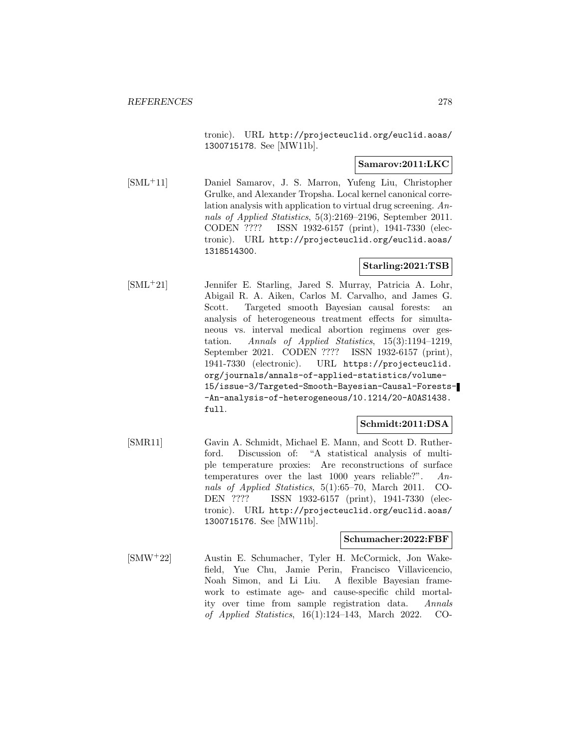tronic). URL http://projecteuclid.org/euclid.aoas/1300715178. See [MW11b].

**Samarov:2011:LKC**

[SML+11] Daniel Samarov, J. S. Marron, Yufeng Liu, Christopher Grulke, and Alexander Tropsha. Local kernel canonical correlation analysis with application to virtual drug screening. *Annals of Applied Statistics*, 5(3):2169–2196, September 2011. CODEN ???? ISSN 1932-6157 (print), 1941-7330 (electronic). URL http://projecteuclid.org/euclid.aoas/1318514300.

**Starling:2021:TSB**

[SML+21] Jennifer E. Starling, Jared S. Murray, Patricia A. Lohr, Abigail R. A. Aiken, Carlos M. Carvalho, and James G. Scott. Targeted smooth Bayesian causal forests: an analysis of heterogeneous treatment effects for simultaneous vs. interval medical abortion regimens over gestation. *Annals of Applied Statistics*, 15(3):1194–1219, September 2021. CODEN ???? ISSN 1932-6157 (print), 1941-7330 (electronic). URL https://projecteuclid.org/journals/annals-of-applied-statistics/volume-15/issue-3/Targeted-Smooth-Bayesian-Causal-Forests--An-analysis-of-heterogeneous/10.1214/20-AOAS1438.full.

**Schmidt:2011:DSA**

[SMR11] Gavin A. Schmidt, Michael E. Mann, and Scott D. Rutherford. Discussion of: "A statistical analysis of multiple temperature proxies: Are reconstructions of surface temperatures over the last 1000 years reliable?". *Annals of Applied Statistics*, 5(1):65–70, March 2011. CODEN ???? ISSN 1932-6157 (print), 1941-7330 (electronic). URL http://projecteuclid.org/euclid.aoas/1300715176. See [MW11b].

**Schumacher:2022:FBF**

[SMW+22] Austin E. Schumacher, Tyler H. McCormick, Jon Wakefield, Yue Chu, Jamie Perin, Francisco Villavicencio, Noah Simon, and Li Liu. A flexible Bayesian framework to estimate age- and cause-specific child mortality over time from sample registration data. *Annals of Applied Statistics*, 16(1):124–143, March 2022. CO-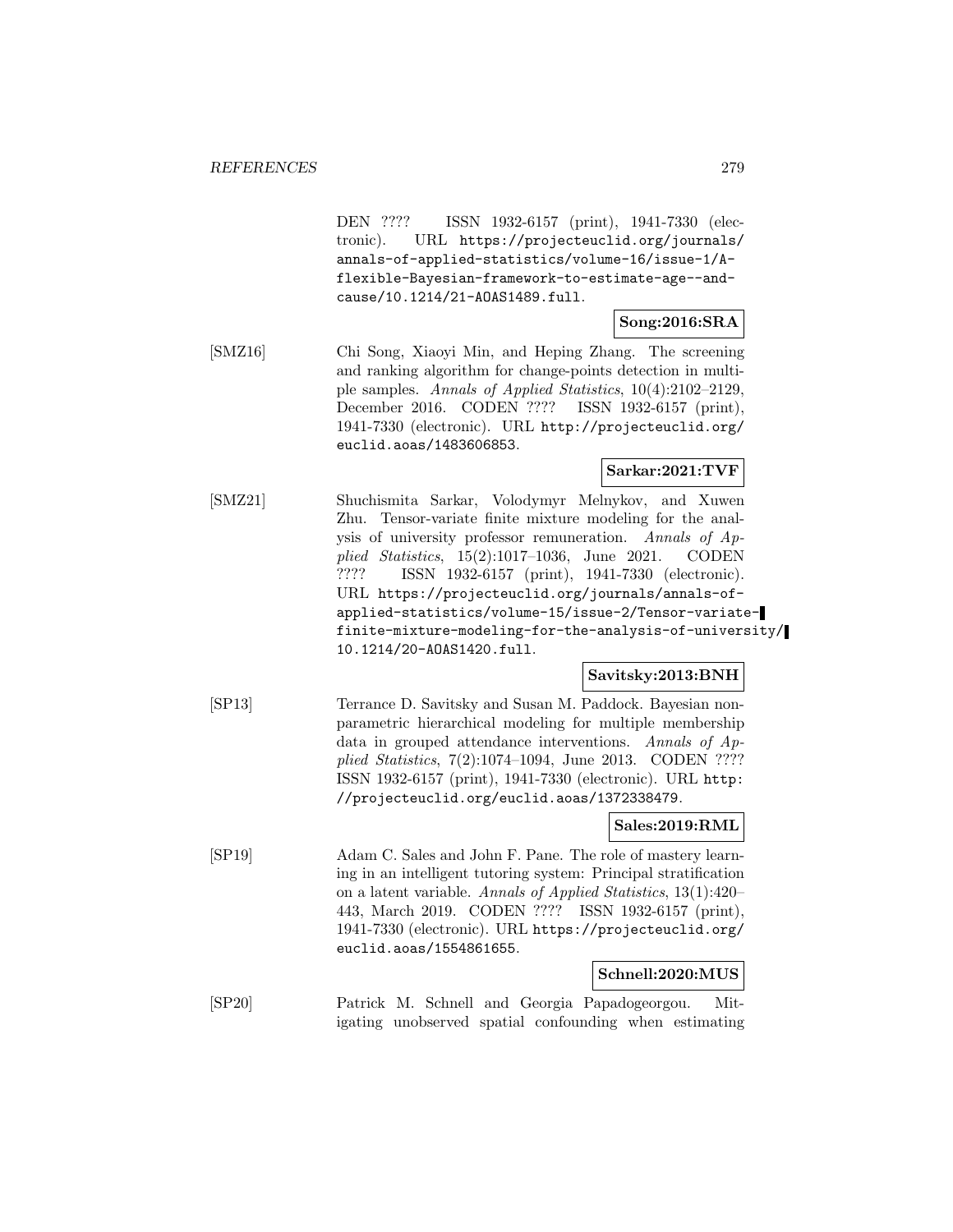DEN ???? ISSN 1932-6157 (print), 1941-7330 (electronic). URL `https://projecteuclid.org/journals/annals-of-applied-statistics/volume-16/issue-1/A-flexible-Bayesian-framework-to-estimate-age--and-cause/10.1214/21-AOAS1489.full`.

**Song:2016:SRA**

[SMZ16] Chi Song, Xiaoyi Min, and Heping Zhang. The screening and ranking algorithm for change-points detection in multiple samples. *Annals of Applied Statistics*, 10(4):2102–2129, December 2016. CODEN ???? ISSN 1932-6157 (print), 1941-7330 (electronic). URL `http://projecteuclid.org/euclid.aoas/1483606853`.

**Sarkar:2021:TVF**

[SMZ21] Shuchismita Sarkar, Volodymyr Melnykov, and Xuwen Zhu. Tensor-variate finite mixture modeling for the analysis of university professor remuneration. *Annals of Applied Statistics*, 15(2):1017–1036, June 2021. CODEN ???? ISSN 1932-6157 (print), 1941-7330 (electronic). URL `https://projecteuclid.org/journals/annals-of-applied-statistics/volume-15/issue-2/Tensor-variate-finite-mixture-modeling-for-the-analysis-of-university/10.1214/20-AOAS1420.full`.

**Savitsky:2013:BNH**

[SP13] Terrance D. Savitsky and Susan M. Paddock. Bayesian nonparametric hierarchical modeling for multiple membership data in grouped attendance interventions. *Annals of Applied Statistics*, 7(2):1074–1094, June 2013. CODEN ???? ISSN 1932-6157 (print), 1941-7330 (electronic). URL `http://projecteuclid.org/euclid.aoas/1372338479`.

**Sales:2019:RML**

[SP19] Adam C. Sales and John F. Pane. The role of mastery learning in an intelligent tutoring system: Principal stratification on a latent variable. *Annals of Applied Statistics*, 13(1):420–443, March 2019. CODEN ???? ISSN 1932-6157 (print), 1941-7330 (electronic). URL `https://projecteuclid.org/euclid.aoas/1554861655`.

**Schnell:2020:MUS**

[SP20] Patrick M. Schnell and Georgia Papadogeorgou. Mitigating unobserved spatial confounding when estimating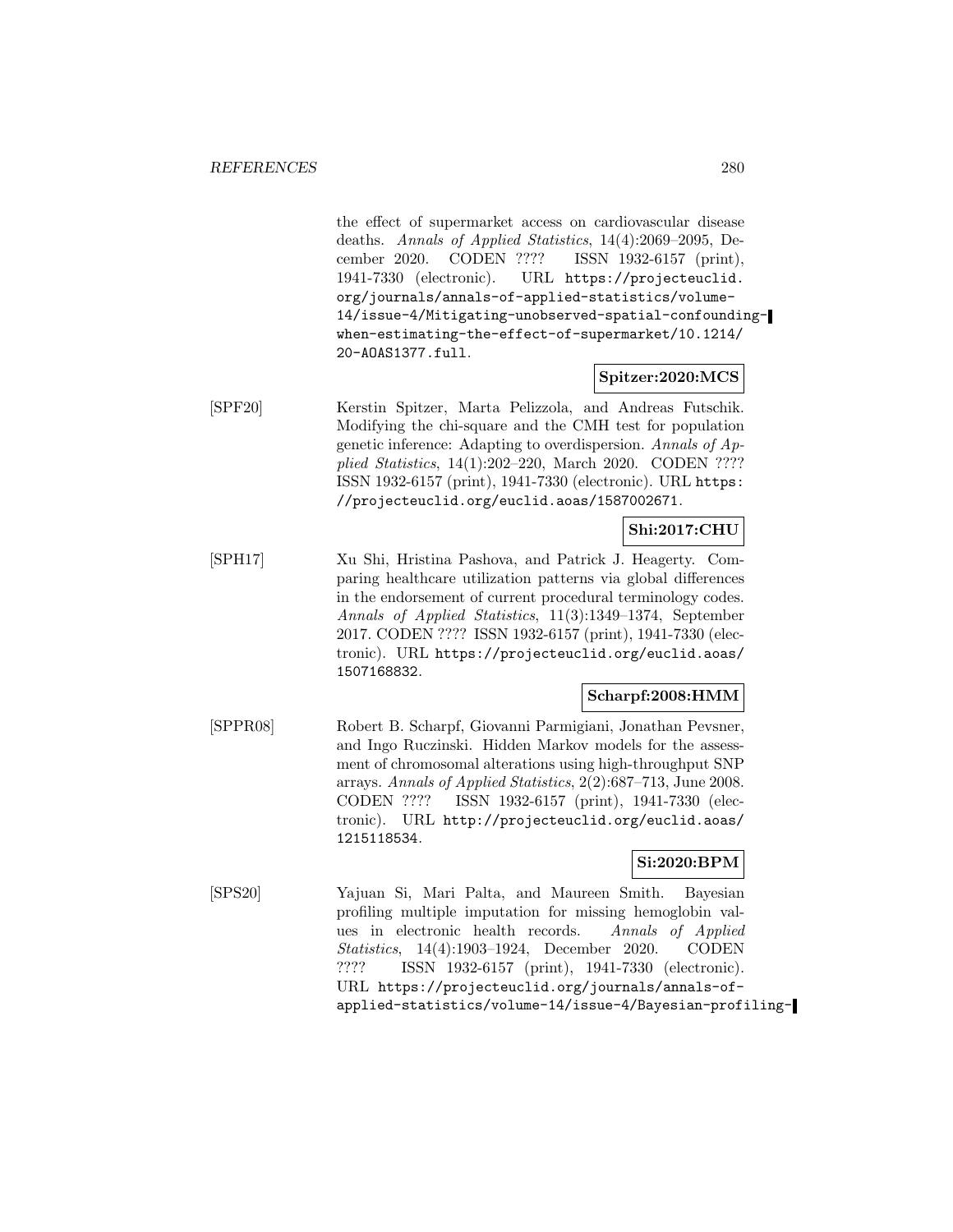the effect of supermarket access on cardiovascular disease deaths. *Annals of Applied Statistics*, 14(4):2069–2095, December 2020. CODEN ???? ISSN 1932-6157 (print), 1941-7330 (electronic). URL https://projecteuclid.org/journals/annals-of-applied-statistics/volume-14/issue-4/Mitigating-unobserved-spatial-confounding-when-estimating-the-effect-of-supermarket/10.1214/20-AOAS1377.full.

**Spitzer:2020:MCS**

[SPF20] Kerstin Spitzer, Marta Pelizzola, and Andreas Futschik. Modifying the chi-square and the CMH test for population genetic inference: Adapting to overdispersion. *Annals of Applied Statistics*, 14(1):202–220, March 2020. CODEN ???? ISSN 1932-6157 (print), 1941-7330 (electronic). URL https://projecteuclid.org/euclid.aoas/1587002671.

**Shi:2017:CHU**

[SPH17] Xu Shi, Hristina Pashova, and Patrick J. Heagerty. Comparing healthcare utilization patterns via global differences in the endorsement of current procedural terminology codes. *Annals of Applied Statistics*, 11(3):1349–1374, September 2017. CODEN ???? ISSN 1932-6157 (print), 1941-7330 (electronic). URL https://projecteuclid.org/euclid.aoas/1507168832.

**Scharpf:2008:HMM**

[SPPR08] Robert B. Scharpf, Giovanni Parmigiani, Jonathan Pevsner, and Ingo Ruczinski. Hidden Markov models for the assessment of chromosomal alterations using high-throughput SNP arrays. *Annals of Applied Statistics*, 2(2):687–713, June 2008. CODEN ???? ISSN 1932-6157 (print), 1941-7330 (electronic). URL http://projecteuclid.org/euclid.aoas/1215118534.

**Si:2020:BPM**

[SPS20] Yajuan Si, Mari Palta, and Maureen Smith. Bayesian profiling multiple imputation for missing hemoglobin values in electronic health records. *Annals of Applied Statistics*, 14(4):1903–1924, December 2020. CODEN ???? ISSN 1932-6157 (print), 1941-7330 (electronic). URL https://projecteuclid.org/journals/annals-of-applied-statistics/volume-14/issue-4/Bayesian-profiling-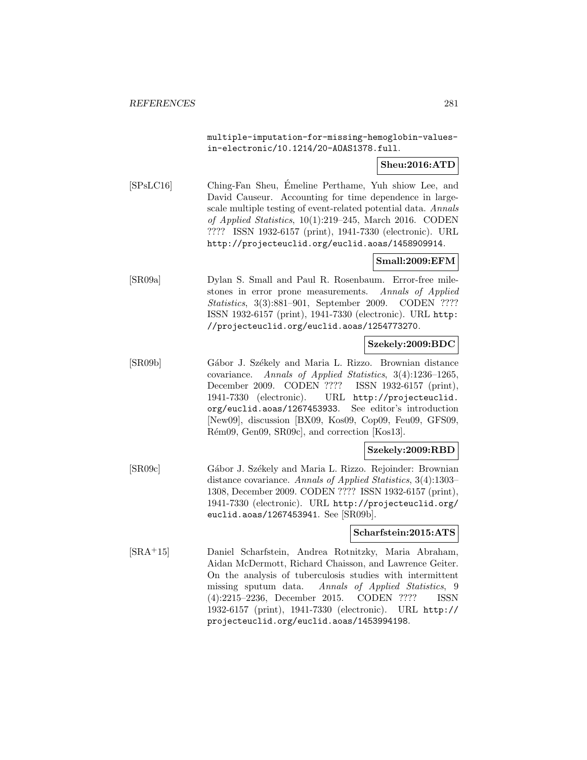multiple-imputation-for-missing-hemoglobin-values-in-electronic/10.1214/20-AOAS1378.full.

**Sheu:2016:ATD**

[SPsLC16] Ching-Fan Sheu, Émeline Perthame, Yuh shiow Lee, and David Causeur. Accounting for time dependence in large-scale multiple testing of event-related potential data. *Annals of Applied Statistics*, 10(1):219–245, March 2016. CODEN ???? ISSN 1932-6157 (print), 1941-7330 (electronic). URL http://projecteuclid.org/euclid.aoas/1458909914.

**Small:2009:EFM**

[SR09a] Dylan S. Small and Paul R. Rosenbaum. Error-free milestones in error prone measurements. *Annals of Applied Statistics*, 3(3):881–901, September 2009. CODEN ???? ISSN 1932-6157 (print), 1941-7330 (electronic). URL http://projecteuclid.org/euclid.aoas/1254773270.

**Szekely:2009:BDC**

[SR09b] Gábor J. Székely and Maria L. Rizzo. Brownian distance covariance. *Annals of Applied Statistics*, 3(4):1236–1265, December 2009. CODEN ???? ISSN 1932-6157 (print), 1941-7330 (electronic). URL http://projecteuclid.org/euclid.aoas/1267453933. See editor's introduction [New09], discussion [BX09, Kos09, Cop09, Feu09, GFS09, Rém09, Gen09, SR09c], and correction [Kos13].

**Szekely:2009:RBD**

[SR09c] Gábor J. Székely and Maria L. Rizzo. Rejoinder: Brownian distance covariance. *Annals of Applied Statistics*, 3(4):1303–1308, December 2009. CODEN ???? ISSN 1932-6157 (print), 1941-7330 (electronic). URL http://projecteuclid.org/euclid.aoas/1267453941. See [SR09b].

**Scharfstein:2015:ATS**

[SRA+15] Daniel Scharfstein, Andrea Rotnitzky, Maria Abraham, Aidan McDermott, Richard Chaisson, and Lawrence Geiter. On the analysis of tuberculosis studies with intermittent missing sputum data. *Annals of Applied Statistics*, 9 (4):2215–2236, December 2015. CODEN ???? ISSN 1932-6157 (print), 1941-7330 (electronic). URL http://projecteuclid.org/euclid.aoas/1453994198.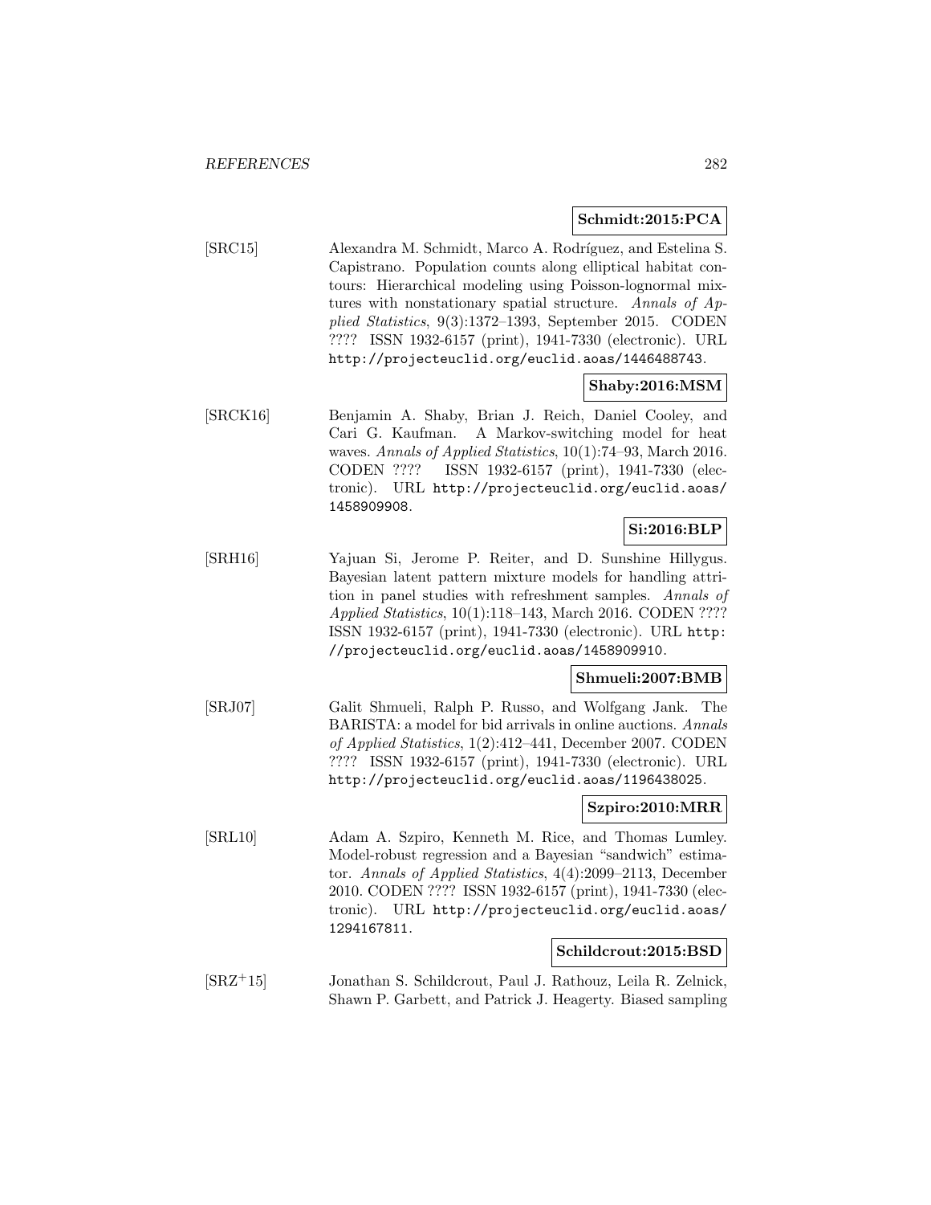**Schmidt:2015:PCA**

[SRC15] Alexandra M. Schmidt, Marco A. Rodríguez, and Estelina S. Capistrano. Population counts along elliptical habitat contours: Hierarchical modeling using Poisson-lognormal mixtures with nonstationary spatial structure. *Annals of Applied Statistics*, 9(3):1372–1393, September 2015. CODEN ???? ISSN 1932-6157 (print), 1941-7330 (electronic). URL http://projecteuclid.org/euclid.aoas/1446488743.

**Shaby:2016:MSM**

[SRCK16] Benjamin A. Shaby, Brian J. Reich, Daniel Cooley, and Cari G. Kaufman. A Markov-switching model for heat waves. *Annals of Applied Statistics*, 10(1):74–93, March 2016. CODEN ???? ISSN 1932-6157 (print), 1941-7330 (electronic). URL http://projecteuclid.org/euclid.aoas/1458909908.

**Si:2016:BLP**

[SRH16] Yajuan Si, Jerome P. Reiter, and D. Sunshine Hillygus. Bayesian latent pattern mixture models for handling attrition in panel studies with refreshment samples. *Annals of Applied Statistics*, 10(1):118–143, March 2016. CODEN ???? ISSN 1932-6157 (print), 1941-7330 (electronic). URL http://projecteuclid.org/euclid.aoas/1458909910.

**Shmueli:2007:BMB**

[SRJ07] Galit Shmueli, Ralph P. Russo, and Wolfgang Jank. The BARISTA: a model for bid arrivals in online auctions. *Annals of Applied Statistics*, 1(2):412–441, December 2007. CODEN ???? ISSN 1932-6157 (print), 1941-7330 (electronic). URL http://projecteuclid.org/euclid.aoas/1196438025.

**Szpiro:2010:MRR**

[SRL10] Adam A. Szpiro, Kenneth M. Rice, and Thomas Lumley. Model-robust regression and a Bayesian "sandwich" estimator. *Annals of Applied Statistics*, 4(4):2099–2113, December 2010. CODEN ???? ISSN 1932-6157 (print), 1941-7330 (electronic). URL http://projecteuclid.org/euclid.aoas/1294167811.

**Schildcrout:2015:BSD**

[SRZ+15] Jonathan S. Schildcrout, Paul J. Rathouz, Leila R. Zelnick, Shawn P. Garbett, and Patrick J. Heagerty. Biased sampling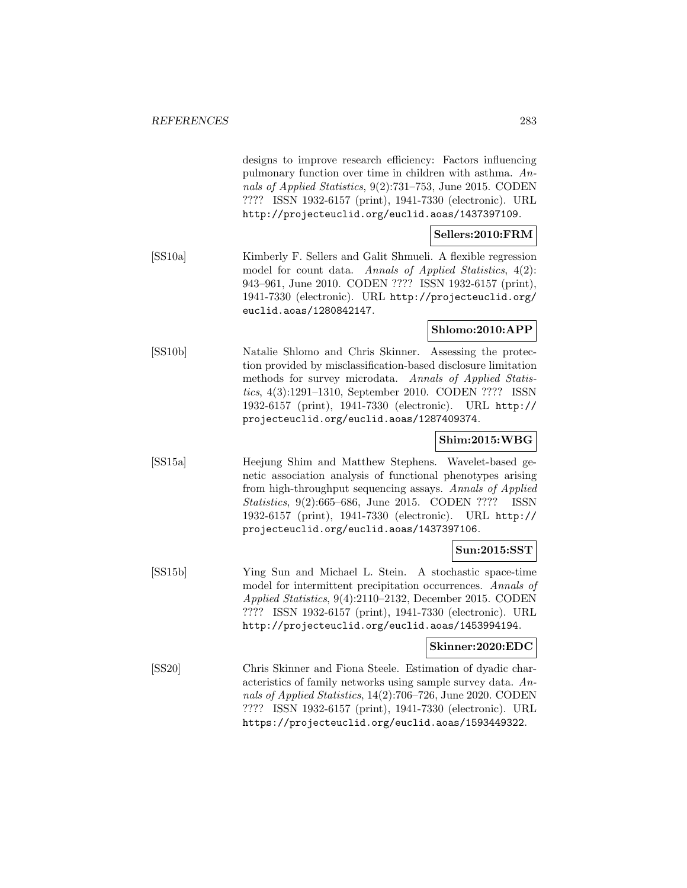designs to improve research efficiency: Factors influencing pulmonary function over time in children with asthma. *Annals of Applied Statistics*, 9(2):731–753, June 2015. CODEN ???? ISSN 1932-6157 (print), 1941-7330 (electronic). URL http://projecteuclid.org/euclid.aoas/1437397109.

**Sellers:2010:FRM**

[SS10a] Kimberly F. Sellers and Galit Shmueli. A flexible regression model for count data. *Annals of Applied Statistics*, 4(2): 943–961, June 2010. CODEN ???? ISSN 1932-6157 (print), 1941-7330 (electronic). URL http://projecteuclid.org/euclid.aoas/1280842147.

**Shlomo:2010:APP**

[SS10b] Natalie Shlomo and Chris Skinner. Assessing the protection provided by misclassification-based disclosure limitation methods for survey microdata. *Annals of Applied Statistics*, 4(3):1291–1310, September 2010. CODEN ???? ISSN 1932-6157 (print), 1941-7330 (electronic). URL http://projecteuclid.org/euclid.aoas/1287409374.

**Shim:2015:WBG**

[SS15a] Heejung Shim and Matthew Stephens. Wavelet-based genetic association analysis of functional phenotypes arising from high-throughput sequencing assays. *Annals of Applied Statistics*, 9(2):665–686, June 2015. CODEN ???? ISSN 1932-6157 (print), 1941-7330 (electronic). URL http://projecteuclid.org/euclid.aoas/1437397106.

**Sun:2015:SST**

[SS15b] Ying Sun and Michael L. Stein. A stochastic space-time model for intermittent precipitation occurrences. *Annals of Applied Statistics*, 9(4):2110–2132, December 2015. CODEN ???? ISSN 1932-6157 (print), 1941-7330 (electronic). URL http://projecteuclid.org/euclid.aoas/1453994194.

**Skinner:2020:EDC**

[SS20] Chris Skinner and Fiona Steele. Estimation of dyadic characteristics of family networks using sample survey data. *Annals of Applied Statistics*, 14(2):706–726, June 2020. CODEN ???? ISSN 1932-6157 (print), 1941-7330 (electronic). URL https://projecteuclid.org/euclid.aoas/1593449322.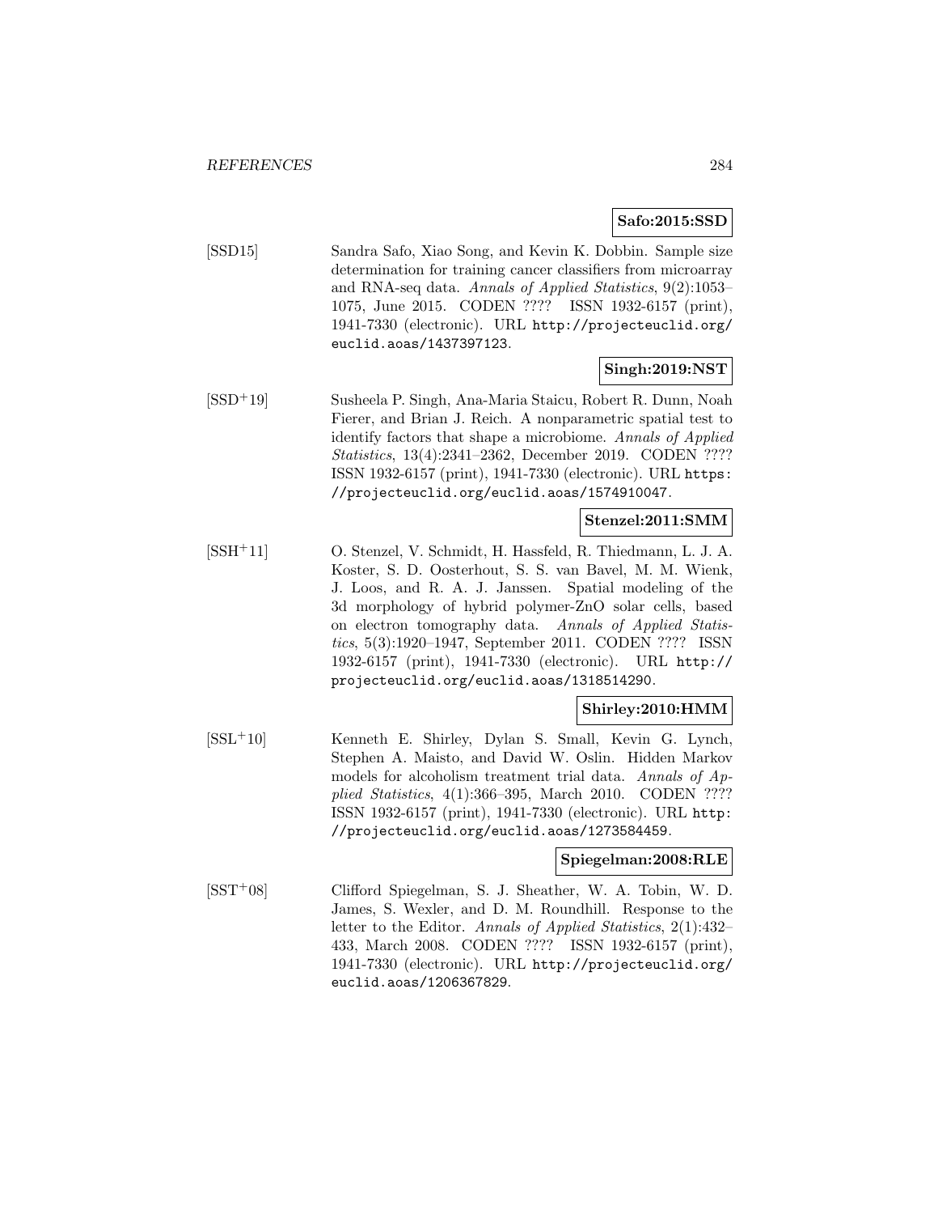**Safo:2015:SSD**

[SSD15] Sandra Safo, Xiao Song, and Kevin K. Dobbin. Sample size determination for training cancer classifiers from microarray and RNA-seq data. *Annals of Applied Statistics*, 9(2):1053–1075, June 2015. CODEN ???? ISSN 1932-6157 (print), 1941-7330 (electronic). URL `http://projecteuclid.org/euclid.aoas/1437397123`.

**Singh:2019:NST**

[SSD+19] Susheela P. Singh, Ana-Maria Staicu, Robert R. Dunn, Noah Fierer, and Brian J. Reich. A nonparametric spatial test to identify factors that shape a microbiome. *Annals of Applied Statistics*, 13(4):2341–2362, December 2019. CODEN ???? ISSN 1932-6157 (print), 1941-7330 (electronic). URL `https://projecteuclid.org/euclid.aoas/1574910047`.

**Stenzel:2011:SMM**

[SSH+11] O. Stenzel, V. Schmidt, H. Hassfeld, R. Thiedmann, L. J. A. Koster, S. D. Oosterhout, S. S. van Bavel, M. M. Wienk, J. Loos, and R. A. J. Janssen. Spatial modeling of the 3d morphology of hybrid polymer-ZnO solar cells, based on electron tomography data. *Annals of Applied Statistics*, 5(3):1920–1947, September 2011. CODEN ???? ISSN 1932-6157 (print), 1941-7330 (electronic). URL `http://projecteuclid.org/euclid.aoas/1318514290`.

**Shirley:2010:HMM**

[SSL+10] Kenneth E. Shirley, Dylan S. Small, Kevin G. Lynch, Stephen A. Maisto, and David W. Oslin. Hidden Markov models for alcoholism treatment trial data. *Annals of Applied Statistics*, 4(1):366–395, March 2010. CODEN ???? ISSN 1932-6157 (print), 1941-7330 (electronic). URL `http://projecteuclid.org/euclid.aoas/1273584459`.

**Spiegelman:2008:RLE**

[SST+08] Clifford Spiegelman, S. J. Sheather, W. A. Tobin, W. D. James, S. Wexler, and D. M. Roundhill. Response to the letter to the Editor. *Annals of Applied Statistics*, 2(1):432–433, March 2008. CODEN ???? ISSN 1932-6157 (print), 1941-7330 (electronic). URL `http://projecteuclid.org/euclid.aoas/1206367829`.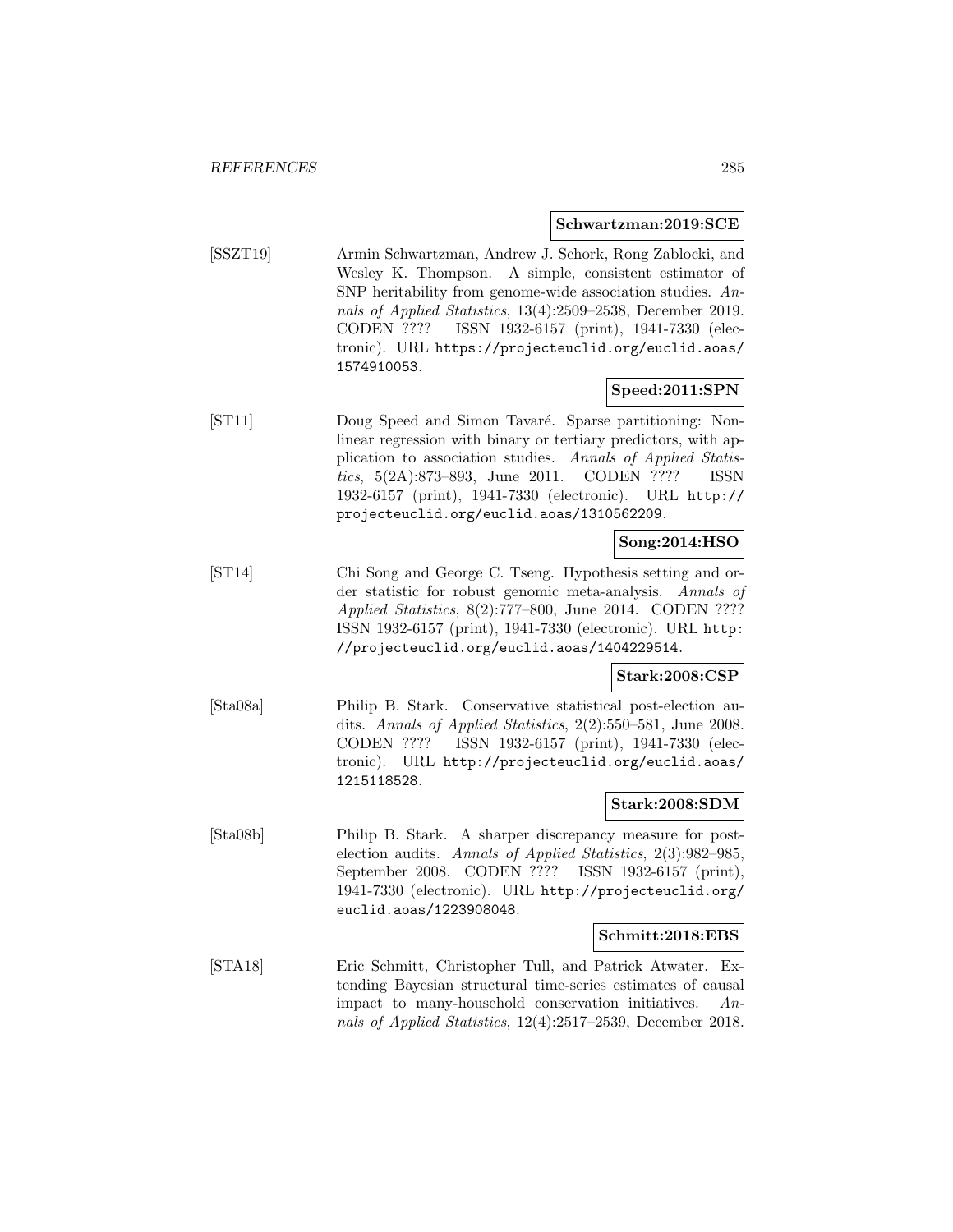**Schwartzman:2019:SCE**

[SSZT19] Armin Schwartzman, Andrew J. Schork, Rong Zablocki, and Wesley K. Thompson. A simple, consistent estimator of SNP heritability from genome-wide association studies. *Annals of Applied Statistics*, 13(4):2509–2538, December 2019. CODEN ???? ISSN 1932-6157 (print), 1941-7330 (electronic). URL https://projecteuclid.org/euclid.aoas/1574910053.

**Speed:2011:SPN**

[ST11] Doug Speed and Simon Tavaré. Sparse partitioning: Nonlinear regression with binary or tertiary predictors, with application to association studies. *Annals of Applied Statistics*, 5(2A):873–893, June 2011. CODEN ???? ISSN 1932-6157 (print), 1941-7330 (electronic). URL http://projecteuclid.org/euclid.aoas/1310562209.

**Song:2014:HSO**

[ST14] Chi Song and George C. Tseng. Hypothesis setting and order statistic for robust genomic meta-analysis. *Annals of Applied Statistics*, 8(2):777–800, June 2014. CODEN ???? ISSN 1932-6157 (print), 1941-7330 (electronic). URL http://projecteuclid.org/euclid.aoas/1404229514.

**Stark:2008:CSP**

[Sta08a] Philip B. Stark. Conservative statistical post-election audits. *Annals of Applied Statistics*, 2(2):550–581, June 2008. CODEN ???? ISSN 1932-6157 (print), 1941-7330 (electronic). URL http://projecteuclid.org/euclid.aoas/1215118528.

**Stark:2008:SDM**

[Sta08b] Philip B. Stark. A sharper discrepancy measure for post-election audits. *Annals of Applied Statistics*, 2(3):982–985, September 2008. CODEN ???? ISSN 1932-6157 (print), 1941-7330 (electronic). URL http://projecteuclid.org/euclid.aoas/1223908048.

**Schmitt:2018:EBS**

[STA18] Eric Schmitt, Christopher Tull, and Patrick Atwater. Extending Bayesian structural time-series estimates of causal impact to many-household conservation initiatives. *Annals of Applied Statistics*, 12(4):2517–2539, December 2018.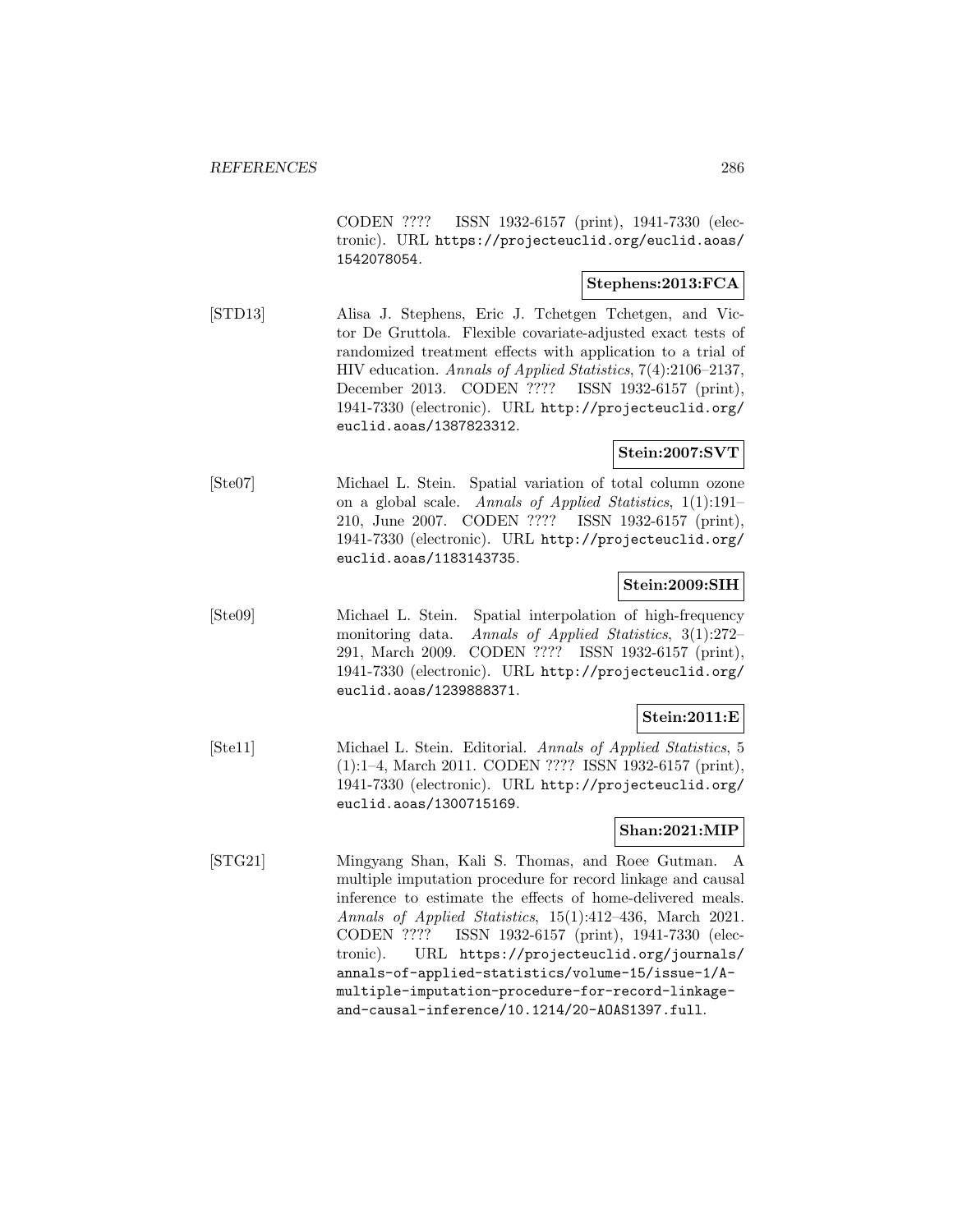CODEN ???? ISSN 1932-6157 (print), 1941-7330 (electronic). URL https://projecteuclid.org/euclid.aoas/1542078054.

**Stephens:2013:FCA**

[STD13] Alisa J. Stephens, Eric J. Tchetgen Tchetgen, and Victor De Gruttola. Flexible covariate-adjusted exact tests of randomized treatment effects with application to a trial of HIV education. *Annals of Applied Statistics*, 7(4):2106–2137, December 2013. CODEN ???? ISSN 1932-6157 (print), 1941-7330 (electronic). URL http://projecteuclid.org/euclid.aoas/1387823312.

**Stein:2007:SVT**

[Ste07] Michael L. Stein. Spatial variation of total column ozone on a global scale. *Annals of Applied Statistics*, 1(1):191–210, June 2007. CODEN ???? ISSN 1932-6157 (print), 1941-7330 (electronic). URL http://projecteuclid.org/euclid.aoas/1183143735.

**Stein:2009:SIH**

[Ste09] Michael L. Stein. Spatial interpolation of high-frequency monitoring data. *Annals of Applied Statistics*, 3(1):272–291, March 2009. CODEN ???? ISSN 1932-6157 (print), 1941-7330 (electronic). URL http://projecteuclid.org/euclid.aoas/1239888371.

**Stein:2011:E**

[Ste11] Michael L. Stein. Editorial. *Annals of Applied Statistics*, 5 (1):1–4, March 2011. CODEN ???? ISSN 1932-6157 (print), 1941-7330 (electronic). URL http://projecteuclid.org/euclid.aoas/1300715169.

**Shan:2021:MIP**

[STG21] Mingyang Shan, Kali S. Thomas, and Roee Gutman. A multiple imputation procedure for record linkage and causal inference to estimate the effects of home-delivered meals. *Annals of Applied Statistics*, 15(1):412–436, March 2021. CODEN ???? ISSN 1932-6157 (print), 1941-7330 (electronic). URL https://projecteuclid.org/journals/annals-of-applied-statistics/volume-15/issue-1/A-multiple-imputation-procedure-for-record-linkage-and-causal-inference/10.1214/20-AOAS1397.full.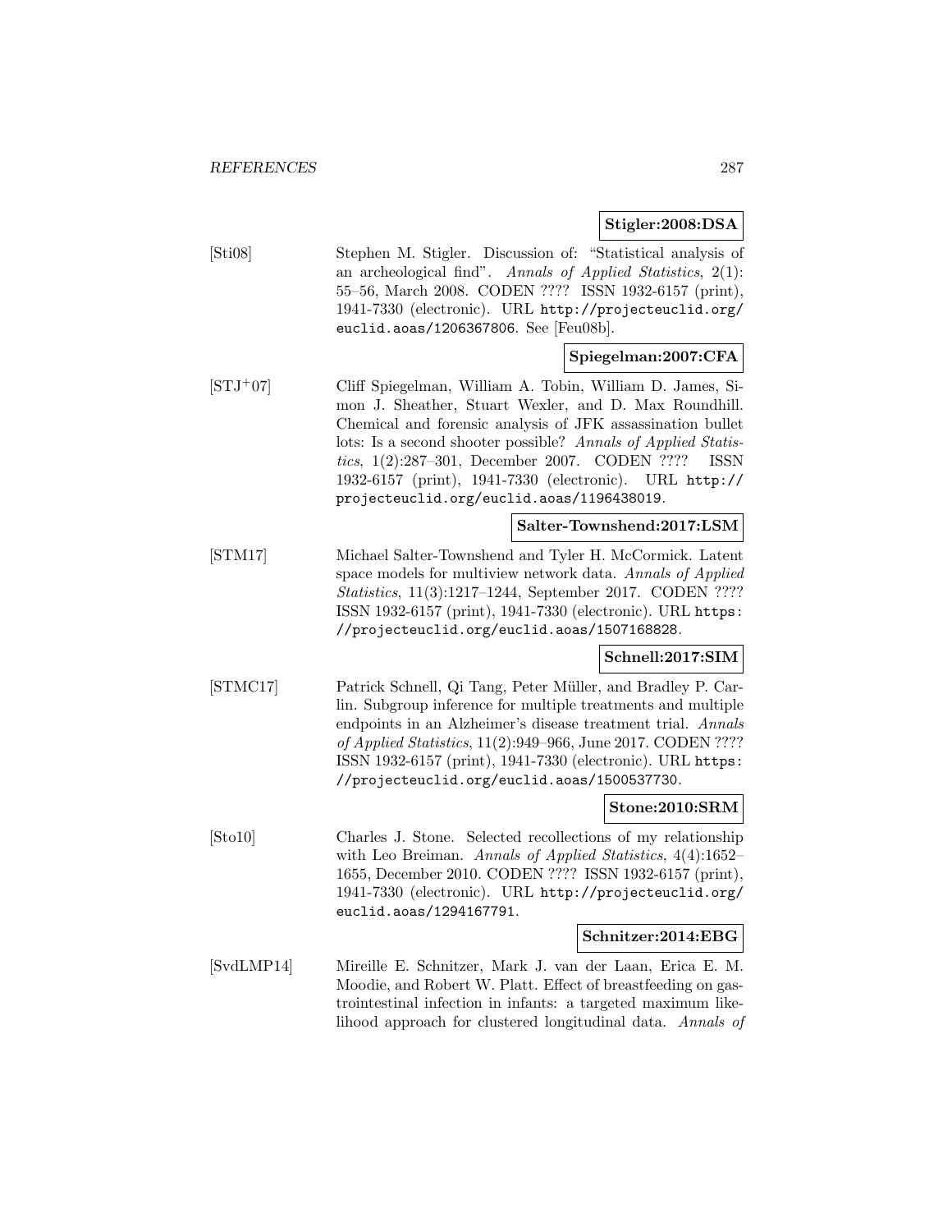**Stigler:2008:DSA**

[Sti08] Stephen M. Stigler. Discussion of: "Statistical analysis of an archeological find". *Annals of Applied Statistics*, 2(1): 55–56, March 2008. CODEN ???? ISSN 1932-6157 (print), 1941-7330 (electronic). URL http://projecteuclid.org/euclid.aoas/1206367806. See [Feu08b].

**Spiegelman:2007:CFA**

[STJ+07] Cliff Spiegelman, William A. Tobin, William D. James, Simon J. Sheather, Stuart Wexler, and D. Max Roundhill. Chemical and forensic analysis of JFK assassination bullet lots: Is a second shooter possible? *Annals of Applied Statistics*, 1(2):287–301, December 2007. CODEN ???? ISSN 1932-6157 (print), 1941-7330 (electronic). URL http://projecteuclid.org/euclid.aoas/1196438019.

**Salter-Townshend:2017:LSM**

[STM17] Michael Salter-Townshend and Tyler H. McCormick. Latent space models for multiview network data. *Annals of Applied Statistics*, 11(3):1217–1244, September 2017. CODEN ???? ISSN 1932-6157 (print), 1941-7330 (electronic). URL https://projecteuclid.org/euclid.aoas/1507168828.

**Schnell:2017:SIM**

[STMC17] Patrick Schnell, Qi Tang, Peter Müller, and Bradley P. Carlin. Subgroup inference for multiple treatments and multiple endpoints in an Alzheimer's disease treatment trial. *Annals of Applied Statistics*, 11(2):949–966, June 2017. CODEN ???? ISSN 1932-6157 (print), 1941-7330 (electronic). URL https://projecteuclid.org/euclid.aoas/1500537730.

**Stone:2010:SRM**

[Sto10] Charles J. Stone. Selected recollections of my relationship with Leo Breiman. *Annals of Applied Statistics*, 4(4):1652–1655, December 2010. CODEN ???? ISSN 1932-6157 (print), 1941-7330 (electronic). URL http://projecteuclid.org/euclid.aoas/1294167791.

**Schnitzer:2014:EBG**

[SvdLMP14] Mireille E. Schnitzer, Mark J. van der Laan, Erica E. M. Moodie, and Robert W. Platt. Effect of breastfeeding on gastrointestinal infection in infants: a targeted maximum likelihood approach for clustered longitudinal data. *Annals of*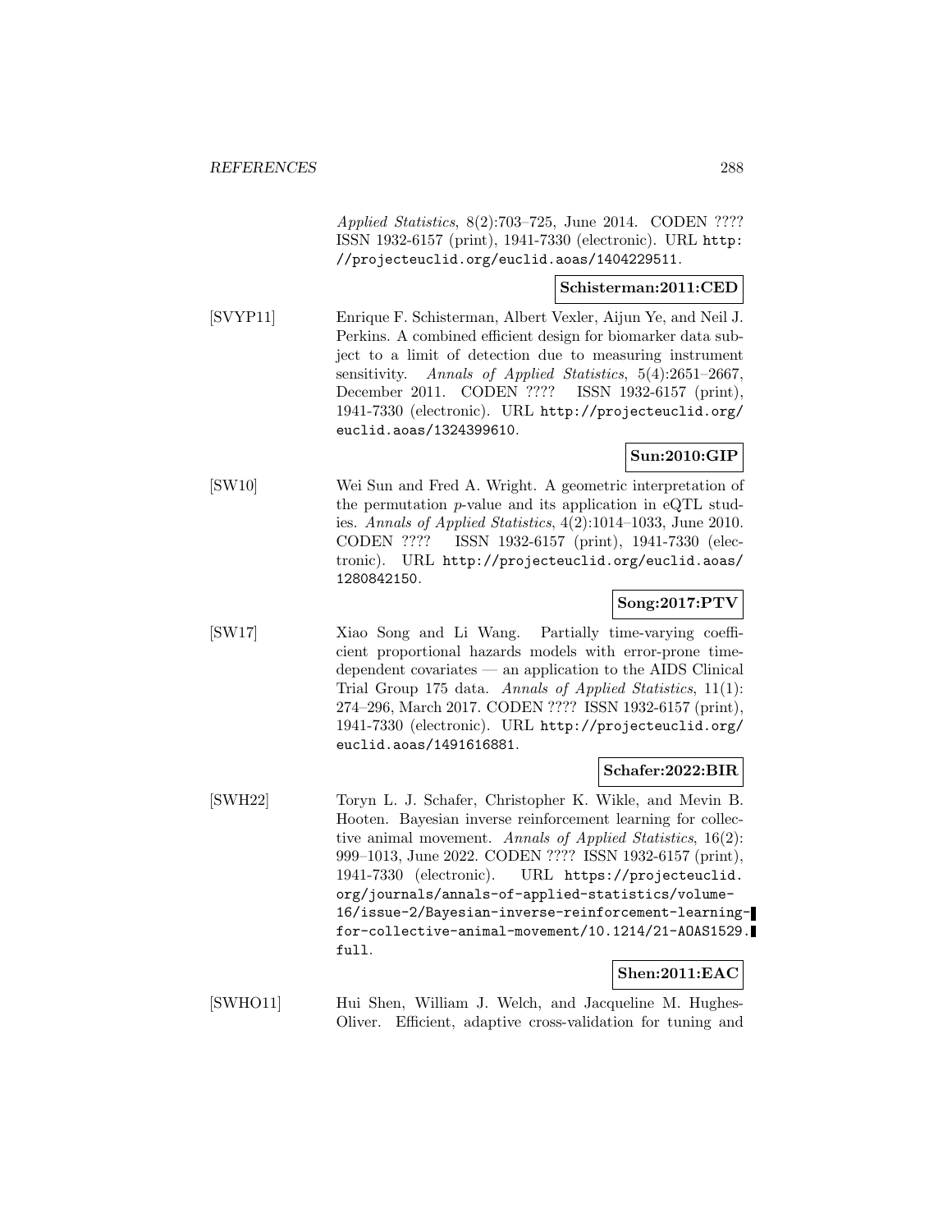Applied Statistics*, 8(2):703–725, June 2014. CODEN ???? ISSN 1932-6157 (print), 1941-7330 (electronic). URL http://projecteuclid.org/euclid.aoas/1404229511.

**Schisterman:2011:CED**

[SVYP11] Enrique F. Schisterman, Albert Vexler, Aijun Ye, and Neil J. Perkins. A combined efficient design for biomarker data subject to a limit of detection due to measuring instrument sensitivity. *Annals of Applied Statistics*, 5(4):2651–2667, December 2011. CODEN ???? ISSN 1932-6157 (print), 1941-7330 (electronic). URL http://projecteuclid.org/euclid.aoas/1324399610.

**Sun:2010:GIP**

[SW10] Wei Sun and Fred A. Wright. A geometric interpretation of the permutation $p$-value and its application in eQTL studies. *Annals of Applied Statistics*, 4(2):1014–1033, June 2010. CODEN ???? ISSN 1932-6157 (print), 1941-7330 (electronic). URL http://projecteuclid.org/euclid.aoas/1280842150.

**Song:2017:PTV**

[SW17] Xiao Song and Li Wang. Partially time-varying coefficient proportional hazards models with error-prone time-dependent covariates — an application to the AIDS Clinical Trial Group 175 data. *Annals of Applied Statistics*, 11(1): 274–296, March 2017. CODEN ???? ISSN 1932-6157 (print), 1941-7330 (electronic). URL http://projecteuclid.org/euclid.aoas/1491616881.

**Schafer:2022:BIR**

[SWH22] Toryn L. J. Schafer, Christopher K. Wikle, and Mevin B. Hooten. Bayesian inverse reinforcement learning for collective animal movement. *Annals of Applied Statistics*, 16(2): 999–1013, June 2022. CODEN ???? ISSN 1932-6157 (print), 1941-7330 (electronic). URL https://projecteuclid.org/journals/annals-of-applied-statistics/volume-16/issue-2/Bayesian-inverse-reinforcement-learning-for-collective-animal-movement/10.1214/21-AOAS1529.full.

**Shen:2011:EAC**

[SWHO11] Hui Shen, William J. Welch, and Jacqueline M. Hughes-Oliver. Efficient, adaptive cross-validation for tuning and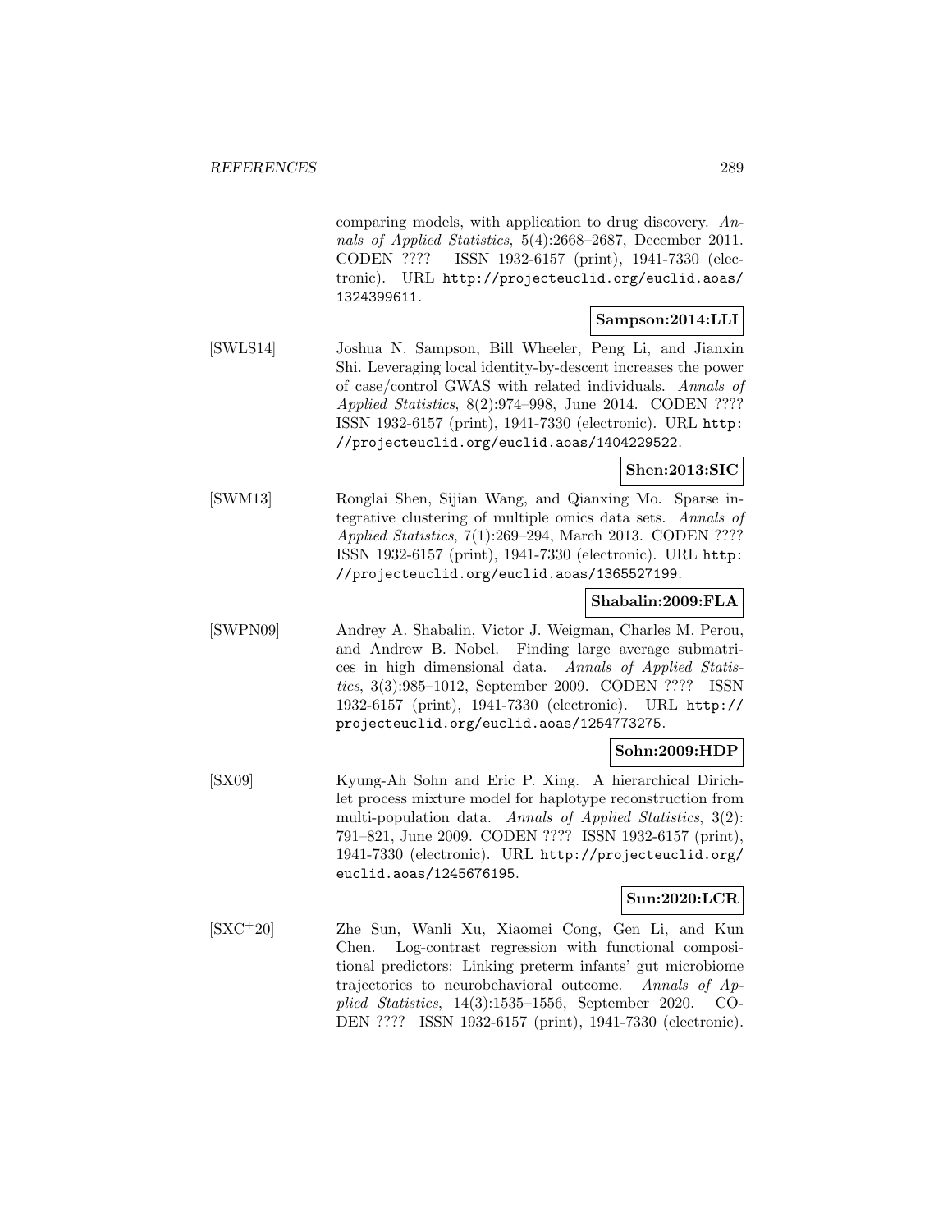comparing models, with application to drug discovery. *Annals of Applied Statistics*, 5(4):2668–2687, December 2011. CODEN ???? ISSN 1932-6157 (print), 1941-7330 (electronic). URL http://projecteuclid.org/euclid.aoas/1324399611.

**Sampson:2014:LLI**

[SWLS14] Joshua N. Sampson, Bill Wheeler, Peng Li, and Jianxin Shi. Leveraging local identity-by-descent increases the power of case/control GWAS with related individuals. *Annals of Applied Statistics*, 8(2):974–998, June 2014. CODEN ???? ISSN 1932-6157 (print), 1941-7330 (electronic). URL http://projecteuclid.org/euclid.aoas/1404229522.

**Shen:2013:SIC**

[SWM13] Ronglai Shen, Sijian Wang, and Qianxing Mo. Sparse integrative clustering of multiple omics data sets. *Annals of Applied Statistics*, 7(1):269–294, March 2013. CODEN ???? ISSN 1932-6157 (print), 1941-7330 (electronic). URL http://projecteuclid.org/euclid.aoas/1365527199.

**Shabalin:2009:FLA**

[SWPN09] Andrey A. Shabalin, Victor J. Weigman, Charles M. Perou, and Andrew B. Nobel. Finding large average submatrices in high dimensional data. *Annals of Applied Statistics*, 3(3):985–1012, September 2009. CODEN ???? ISSN 1932-6157 (print), 1941-7330 (electronic). URL http://projecteuclid.org/euclid.aoas/1254773275.

**Sohn:2009:HDP**

[SX09] Kyung-Ah Sohn and Eric P. Xing. A hierarchical Dirichlet process mixture model for haplotype reconstruction from multi-population data. *Annals of Applied Statistics*, 3(2):791–821, June 2009. CODEN ???? ISSN 1932-6157 (print), 1941-7330 (electronic). URL http://projecteuclid.org/euclid.aoas/1245676195.

**Sun:2020:LCR**

[SXC+20] Zhe Sun, Wanli Xu, Xiaomei Cong, Gen Li, and Kun Chen. Log-contrast regression with functional compositional predictors: Linking preterm infants' gut microbiome trajectories to neurobehavioral outcome. *Annals of Applied Statistics*, 14(3):1535–1556, September 2020. CODEN ???? ISSN 1932-6157 (print), 1941-7330 (electronic).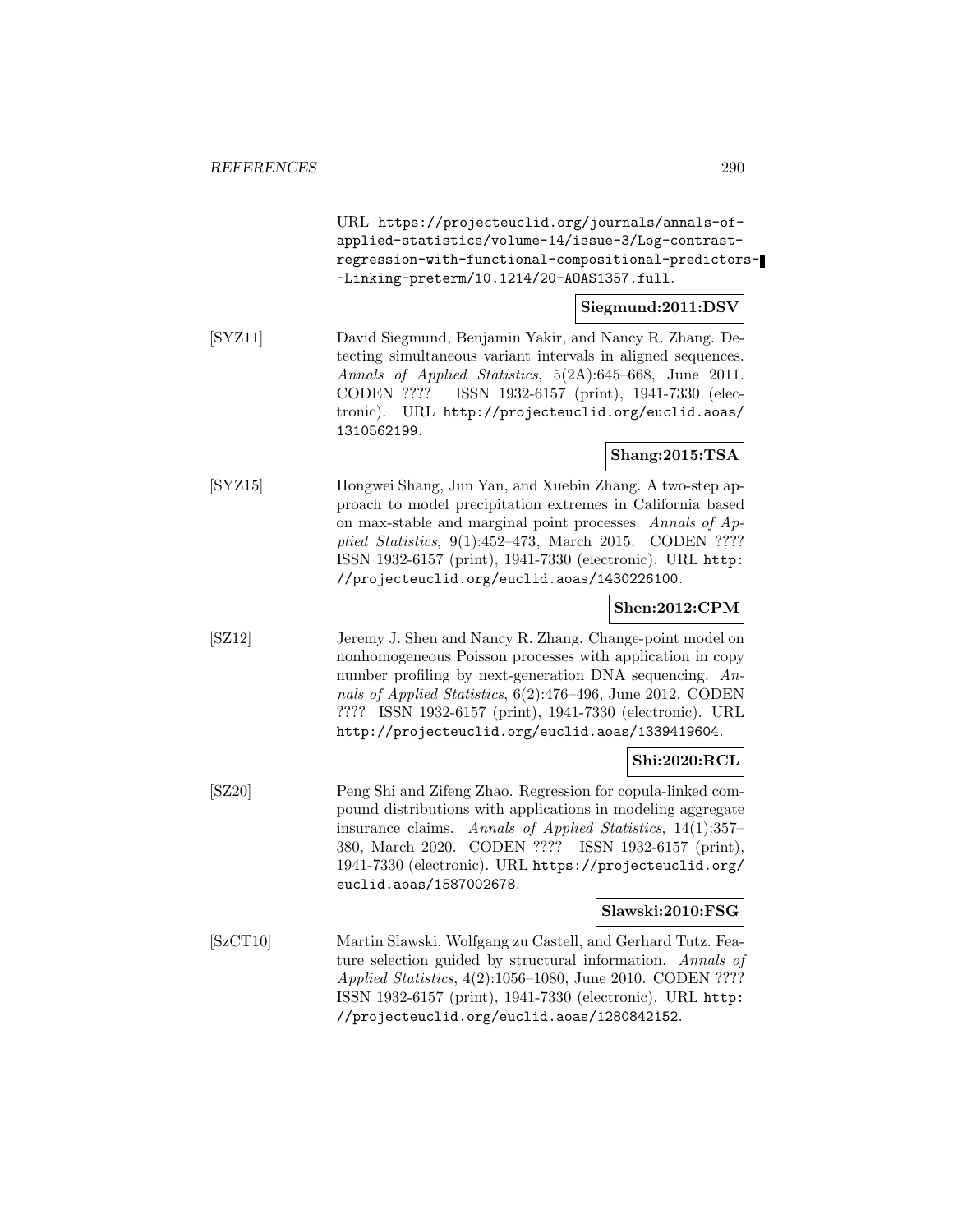URL https://projecteuclid.org/journals/annals-of-applied-statistics/volume-14/issue-3/Log-contrast-regression-with-functional-compositional-predictors--Linking-preterm/10.1214/20-AOAS1357.full.

**Siegmund:2011:DSV**

[SYZ11] David Siegmund, Benjamin Yakir, and Nancy R. Zhang. Detecting simultaneous variant intervals in aligned sequences. *Annals of Applied Statistics*, 5(2A):645–668, June 2011. CODEN ???? ISSN 1932-6157 (print), 1941-7330 (electronic). URL http://projecteuclid.org/euclid.aoas/1310562199.

**Shang:2015:TSA**

[SYZ15] Hongwei Shang, Jun Yan, and Xuebin Zhang. A two-step approach to model precipitation extremes in California based on max-stable and marginal point processes. *Annals of Applied Statistics*, 9(1):452–473, March 2015. CODEN ???? ISSN 1932-6157 (print), 1941-7330 (electronic). URL http://projecteuclid.org/euclid.aoas/1430226100.

**Shen:2012:CPM**

[SZ12] Jeremy J. Shen and Nancy R. Zhang. Change-point model on nonhomogeneous Poisson processes with application in copy number profiling by next-generation DNA sequencing. *Annals of Applied Statistics*, 6(2):476–496, June 2012. CODEN ???? ISSN 1932-6157 (print), 1941-7330 (electronic). URL http://projecteuclid.org/euclid.aoas/1339419604.

**Shi:2020:RCL**

[SZ20] Peng Shi and Zifeng Zhao. Regression for copula-linked compound distributions with applications in modeling aggregate insurance claims. *Annals of Applied Statistics*, 14(1):357–380, March 2020. CODEN ???? ISSN 1932-6157 (print), 1941-7330 (electronic). URL https://projecteuclid.org/euclid.aoas/1587002678.

**Slawski:2010:FSG**

[SzCT10] Martin Slawski, Wolfgang zu Castell, and Gerhard Tutz. Feature selection guided by structural information. *Annals of Applied Statistics*, 4(2):1056–1080, June 2010. CODEN ???? ISSN 1932-6157 (print), 1941-7330 (electronic). URL http://projecteuclid.org/euclid.aoas/1280842152.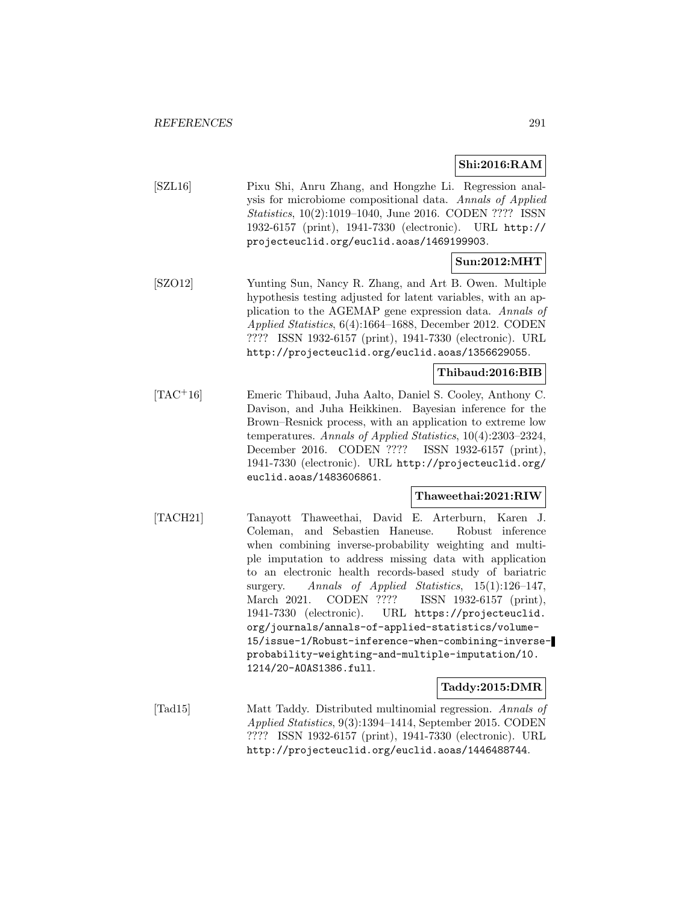**Shi:2016:RAM**

[SZL16] Pixu Shi, Anru Zhang, and Hongzhe Li. Regression analysis for microbiome compositional data. *Annals of Applied Statistics*, 10(2):1019–1040, June 2016. CODEN ???? ISSN 1932-6157 (print), 1941-7330 (electronic). URL http://projecteuclid.org/euclid.aoas/1469199903.

**Sun:2012:MHT**

[SZO12] Yunting Sun, Nancy R. Zhang, and Art B. Owen. Multiple hypothesis testing adjusted for latent variables, with an application to the AGEMAP gene expression data. *Annals of Applied Statistics*, 6(4):1664–1688, December 2012. CODEN ???? ISSN 1932-6157 (print), 1941-7330 (electronic). URL http://projecteuclid.org/euclid.aoas/1356629055.

**Thibaud:2016:BIB**

[TAC+16] Emeric Thibaud, Juha Aalto, Daniel S. Cooley, Anthony C. Davison, and Juha Heikkinen. Bayesian inference for the Brown–Resnick process, with an application to extreme low temperatures. *Annals of Applied Statistics*, 10(4):2303–2324, December 2016. CODEN ???? ISSN 1932-6157 (print), 1941-7330 (electronic). URL http://projecteuclid.org/euclid.aoas/1483606861.

**Thaweethai:2021:RIW**

[TACH21] Tanayott Thaweethai, David E. Arterburn, Karen J. Coleman, and Sebastien Haneuse. Robust inference when combining inverse-probability weighting and multiple imputation to address missing data with application to an electronic health records-based study of bariatric surgery. *Annals of Applied Statistics*, 15(1):126–147, March 2021. CODEN ???? ISSN 1932-6157 (print), 1941-7330 (electronic). URL https://projecteuclid.org/journals/annals-of-applied-statistics/volume-15/issue-1/Robust-inference-when-combining-inverse-probability-weighting-and-multiple-imputation/10.1214/20-AOAS1386.full.

**Taddy:2015:DMR**

[Tad15] Matt Taddy. Distributed multinomial regression. *Annals of Applied Statistics*, 9(3):1394–1414, September 2015. CODEN ???? ISSN 1932-6157 (print), 1941-7330 (electronic). URL http://projecteuclid.org/euclid.aoas/1446488744.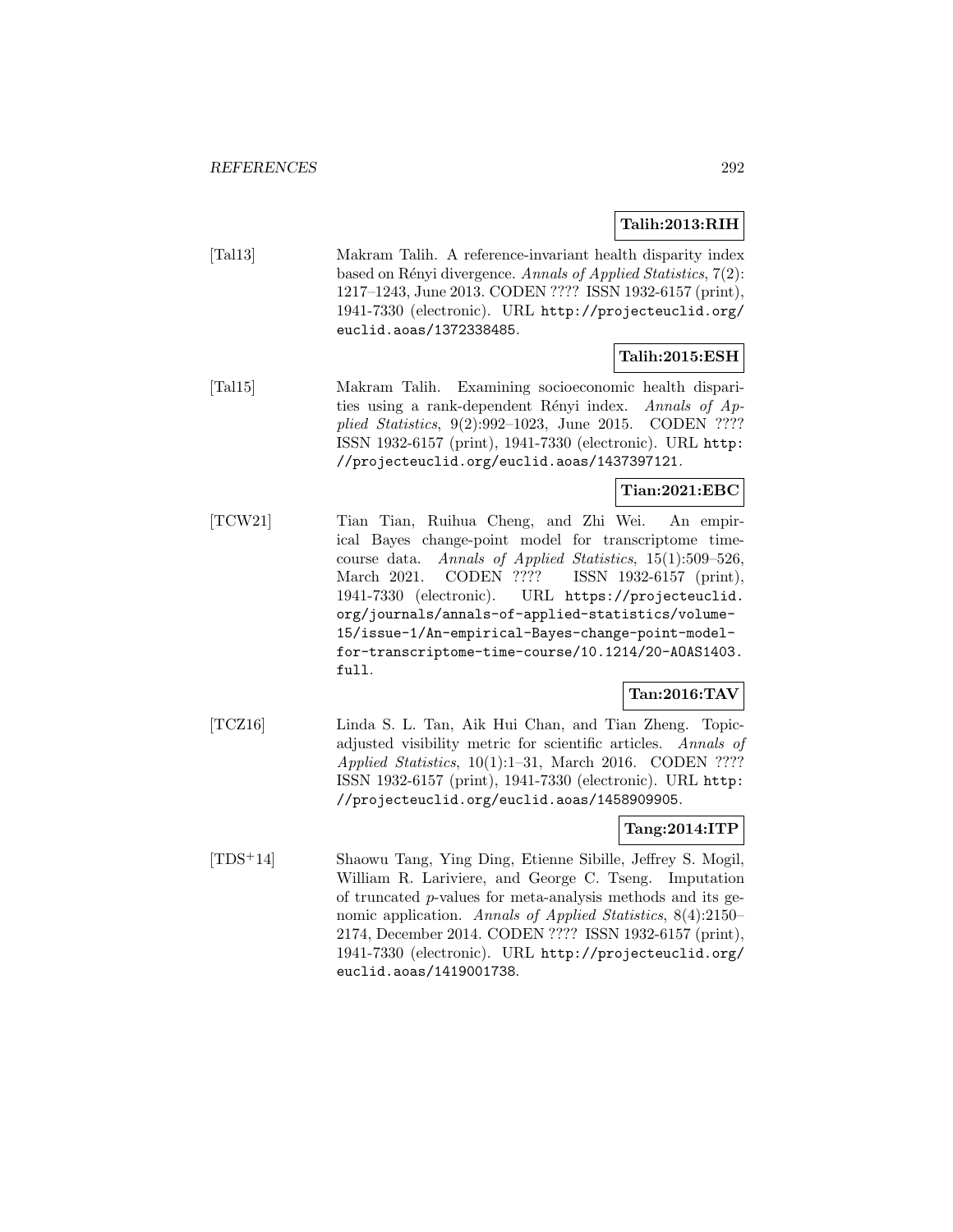**Talih:2013:RIH**

[Tal13] Makram Talih. A reference-invariant health disparity index based on Rényi divergence. *Annals of Applied Statistics*, 7(2): 1217–1243, June 2013. CODEN ???? ISSN 1932-6157 (print), 1941-7330 (electronic). URL http://projecteuclid.org/euclid.aoas/1372338485.

**Talih:2015:ESH**

[Tal15] Makram Talih. Examining socioeconomic health disparities using a rank-dependent Rényi index. *Annals of Applied Statistics*, 9(2):992–1023, June 2015. CODEN ???? ISSN 1932-6157 (print), 1941-7330 (electronic). URL http://projecteuclid.org/euclid.aoas/1437397121.

**Tian:2021:EBC**

[TCW21] Tian Tian, Ruihua Cheng, and Zhi Wei. An empirical Bayes change-point model for transcriptome time-course data. *Annals of Applied Statistics*, 15(1):509–526, March 2021. CODEN ???? ISSN 1932-6157 (print), 1941-7330 (electronic). URL https://projecteuclid.org/journals/annals-of-applied-statistics/volume-15/issue-1/An-empirical-Bayes-change-point-model-for-transcriptome-time-course/10.1214/20-AOAS1403.full.

**Tan:2016:TAV**

[TCZ16] Linda S. L. Tan, Aik Hui Chan, and Tian Zheng. Topic-adjusted visibility metric for scientific articles. *Annals of Applied Statistics*, 10(1):1–31, March 2016. CODEN ???? ISSN 1932-6157 (print), 1941-7330 (electronic). URL http://projecteuclid.org/euclid.aoas/1458909905.

**Tang:2014:ITP**

[TDS+14] Shaowu Tang, Ying Ding, Etienne Sibille, Jeffrey S. Mogil, William R. Lariviere, and George C. Tseng. Imputation of truncated $p$-values for meta-analysis methods and its genomic application. *Annals of Applied Statistics*, 8(4):2150–2174, December 2014. CODEN ???? ISSN 1932-6157 (print), 1941-7330 (electronic). URL http://projecteuclid.org/euclid.aoas/1419001738.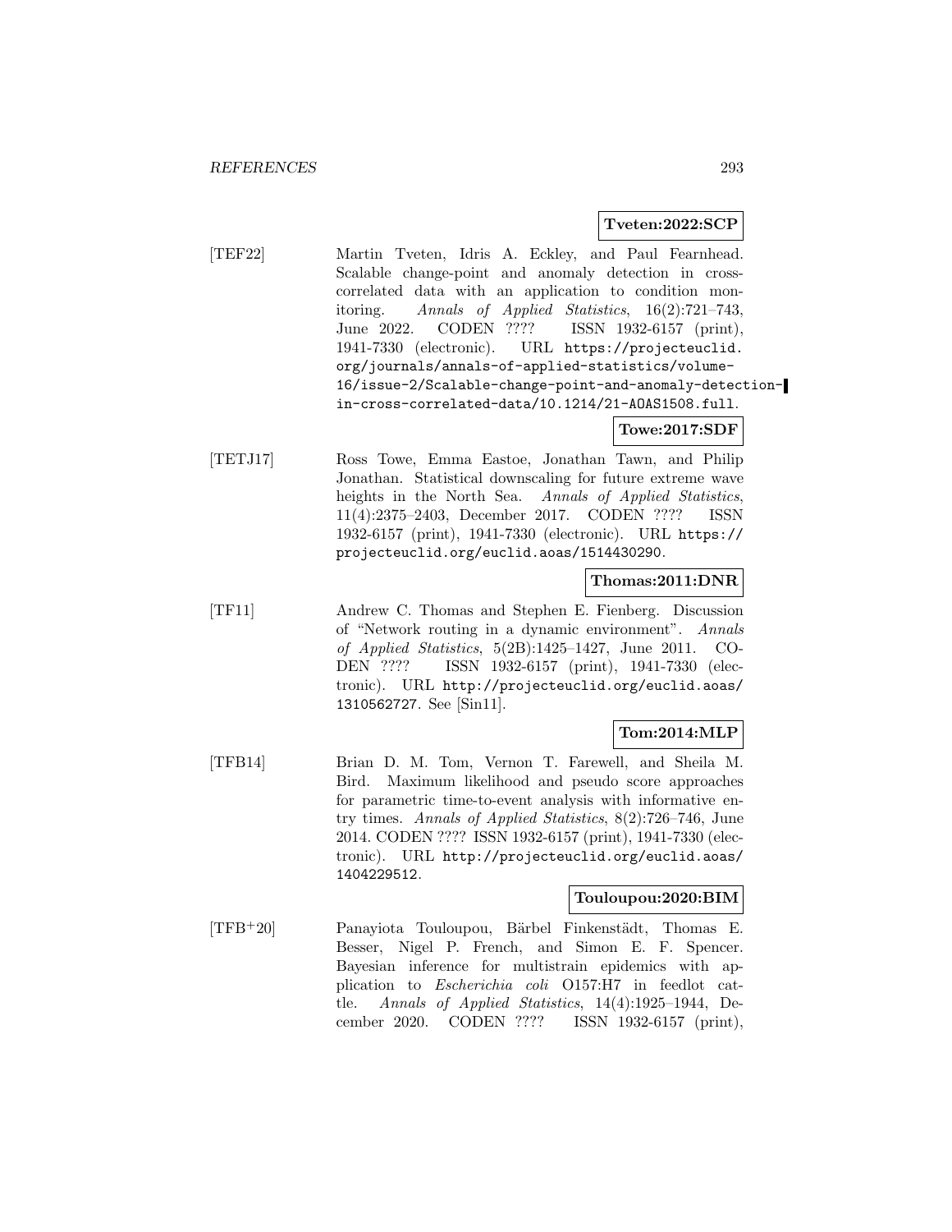**Tveten:2022:SCP**

[TEF22] Martin Tveten, Idris A. Eckley, and Paul Fearnhead. Scalable change-point and anomaly detection in cross-correlated data with an application to condition monitoring. *Annals of Applied Statistics*, 16(2):721–743, June 2022. CODEN ???? ISSN 1932-6157 (print), 1941-7330 (electronic). URL https://projecteuclid.org/journals/annals-of-applied-statistics/volume-16/issue-2/Scalable-change-point-and-anomaly-detection-in-cross-correlated-data/10.1214/21-AOAS1508.full.

**Towe:2017:SDF**

[TETJ17] Ross Towe, Emma Eastoe, Jonathan Tawn, and Philip Jonathan. Statistical downscaling for future extreme wave heights in the North Sea. *Annals of Applied Statistics*, 11(4):2375–2403, December 2017. CODEN ???? ISSN 1932-6157 (print), 1941-7330 (electronic). URL https://projecteuclid.org/euclid.aoas/1514430290.

**Thomas:2011:DNR**

[TF11] Andrew C. Thomas and Stephen E. Fienberg. Discussion of "Network routing in a dynamic environment". *Annals of Applied Statistics*, 5(2B):1425–1427, June 2011. CODEN ???? ISSN 1932-6157 (print), 1941-7330 (electronic). URL http://projecteuclid.org/euclid.aoas/1310562727. See [Sin11].

**Tom:2014:MLP**

[TFB14] Brian D. M. Tom, Vernon T. Farewell, and Sheila M. Bird. Maximum likelihood and pseudo score approaches for parametric time-to-event analysis with informative entry times. *Annals of Applied Statistics*, 8(2):726–746, June 2014. CODEN ???? ISSN 1932-6157 (print), 1941-7330 (electronic). URL http://projecteuclid.org/euclid.aoas/1404229512.

**Touloupou:2020:BIM**

[TFB+20] Panayiota Touloupou, Bärbel Finkenstädt, Thomas E. Besser, Nigel P. French, and Simon E. F. Spencer. Bayesian inference for multistrain epidemics with application to *Escherichia coli* O157:H7 in feedlot cattle. *Annals of Applied Statistics*, 14(4):1925–1944, December 2020. CODEN ???? ISSN 1932-6157 (print),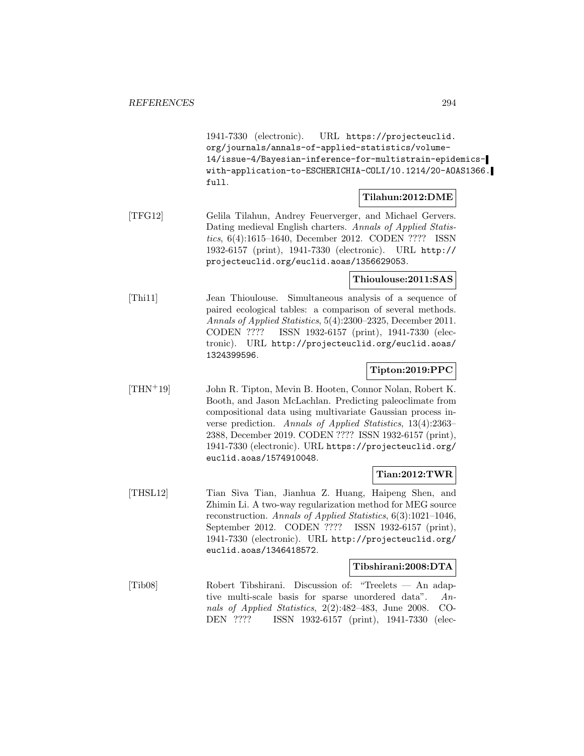1941-7330 (electronic). URL `https://projecteuclid.org/journals/annals-of-applied-statistics/volume-14/issue-4/Bayesian-inference-for-multistrain-epidemics-with-application-to-ESCHERICHIA-COLI/10.1214/20-AOAS1366.full`.

**Tilahun:2012:DME**

[TFG12] Gelila Tilahun, Andrey Feuerverger, and Michael Gervers. Dating medieval English charters. *Annals of Applied Statistics*, 6(4):1615–1640, December 2012. CODEN ???? ISSN 1932-6157 (print), 1941-7330 (electronic). URL `http://projecteuclid.org/euclid.aoas/1356629053`.

**Thioulouse:2011:SAS**

[Thi11] Jean Thioulouse. Simultaneous analysis of a sequence of paired ecological tables: a comparison of several methods. *Annals of Applied Statistics*, 5(4):2300–2325, December 2011. CODEN ???? ISSN 1932-6157 (print), 1941-7330 (electronic). URL `http://projecteuclid.org/euclid.aoas/1324399596`.

**Tipton:2019:PPC**

[THN+19] John R. Tipton, Mevin B. Hooten, Connor Nolan, Robert K. Booth, and Jason McLachlan. Predicting paleoclimate from compositional data using multivariate Gaussian process inverse prediction. *Annals of Applied Statistics*, 13(4):2363–2388, December 2019. CODEN ???? ISSN 1932-6157 (print), 1941-7330 (electronic). URL `https://projecteuclid.org/euclid.aoas/1574910048`.

**Tian:2012:TWR**

[THSL12] Tian Siva Tian, Jianhua Z. Huang, Haipeng Shen, and Zhimin Li. A two-way regularization method for MEG source reconstruction. *Annals of Applied Statistics*, 6(3):1021–1046, September 2012. CODEN ???? ISSN 1932-6157 (print), 1941-7330 (electronic). URL `http://projecteuclid.org/euclid.aoas/1346418572`.

**Tibshirani:2008:DTA**

[Tib08] Robert Tibshirani. Discussion of: "Treelets — An adaptive multi-scale basis for sparse unordered data". *Annals of Applied Statistics*, 2(2):482–483, June 2008. CODEN ???? ISSN 1932-6157 (print), 1941-7330 (elec-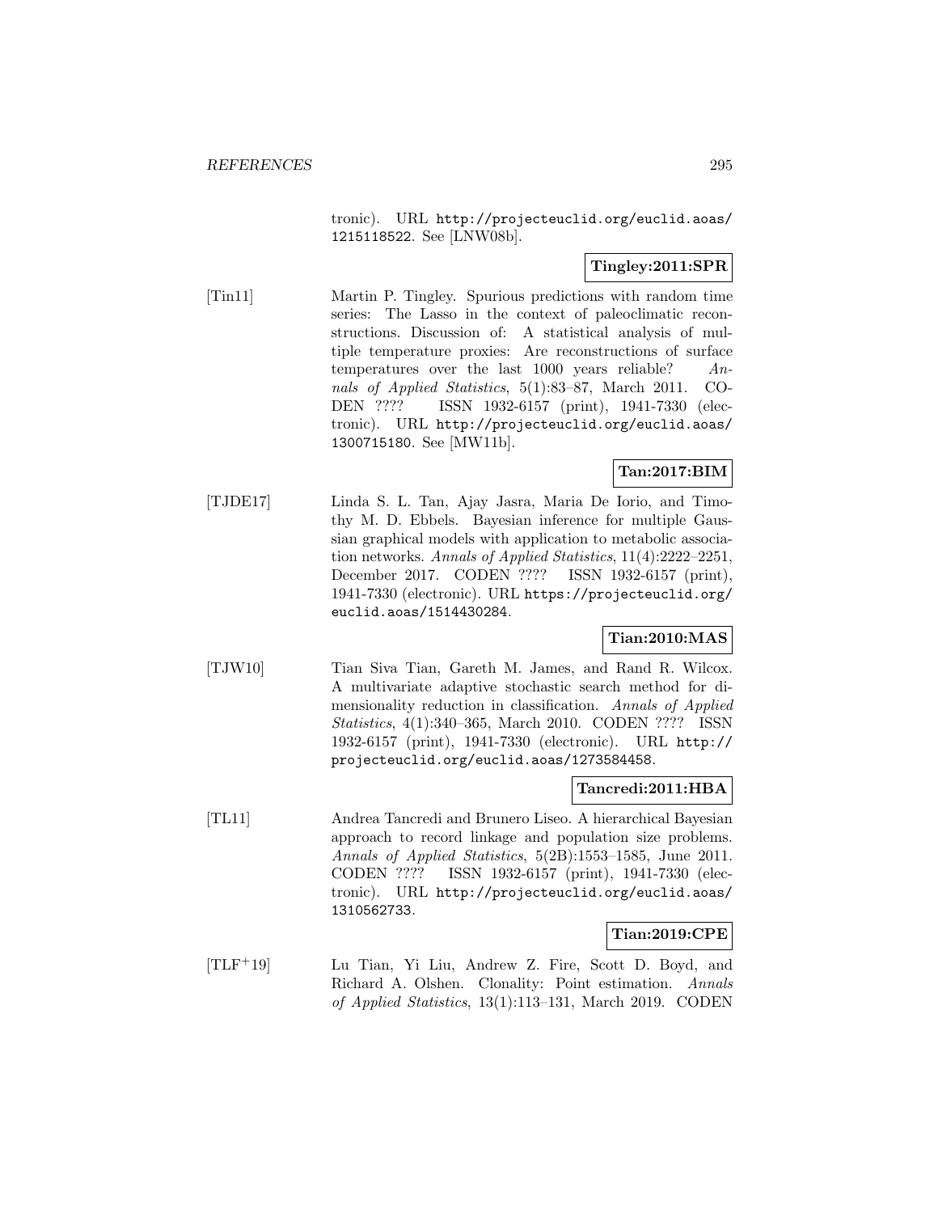tronic). URL http://projecteuclid.org/euclid.aoas/1215118522. See [LNW08b].

**Tingley:2011:SPR**

[Tin11] Martin P. Tingley. Spurious predictions with random time series: The Lasso in the context of paleoclimatic reconstructions. Discussion of: A statistical analysis of multiple temperature proxies: Are reconstructions of surface temperatures over the last 1000 years reliable? *Annals of Applied Statistics*, 5(1):83–87, March 2011. CODEN ???? ISSN 1932-6157 (print), 1941-7330 (electronic). URL http://projecteuclid.org/euclid.aoas/1300715180. See [MW11b].

**Tan:2017:BIM**

[TJDE17] Linda S. L. Tan, Ajay Jasra, Maria De Iorio, and Timothy M. D. Ebbels. Bayesian inference for multiple Gaussian graphical models with application to metabolic association networks. *Annals of Applied Statistics*, 11(4):2222–2251, December 2017. CODEN ???? ISSN 1932-6157 (print), 1941-7330 (electronic). URL https://projecteuclid.org/euclid.aoas/1514430284.

**Tian:2010:MAS**

[TJW10] Tian Siva Tian, Gareth M. James, and Rand R. Wilcox. A multivariate adaptive stochastic search method for dimensionality reduction in classification. *Annals of Applied Statistics*, 4(1):340–365, March 2010. CODEN ???? ISSN 1932-6157 (print), 1941-7330 (electronic). URL http://projecteuclid.org/euclid.aoas/1273584458.

**Tancredi:2011:HBA**

[TL11] Andrea Tancredi and Brunero Liseo. A hierarchical Bayesian approach to record linkage and population size problems. *Annals of Applied Statistics*, 5(2B):1553–1585, June 2011. CODEN ???? ISSN 1932-6157 (print), 1941-7330 (electronic). URL http://projecteuclid.org/euclid.aoas/1310562733.

**Tian:2019:CPE**

[TLF+19] Lu Tian, Yi Liu, Andrew Z. Fire, Scott D. Boyd, and Richard A. Olshen. Clonality: Point estimation. *Annals of Applied Statistics*, 13(1):113–131, March 2019. CODEN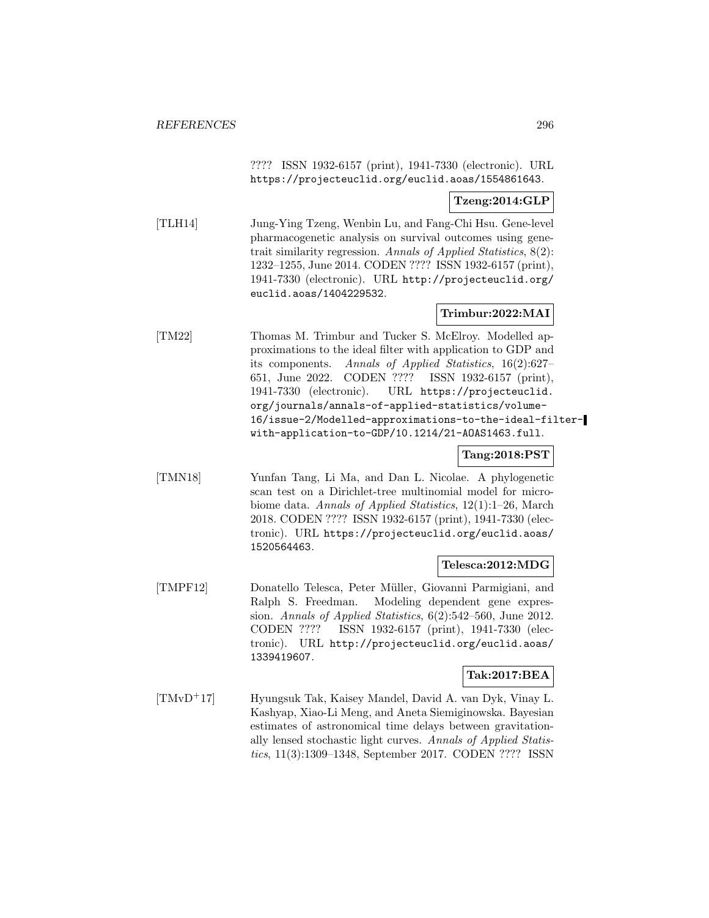???? ISSN 1932-6157 (print), 1941-7330 (electronic). URL https://projecteuclid.org/euclid.aoas/1554861643.

**Tzeng:2014:GLP**

[TLH14] Jung-Ying Tzeng, Wenbin Lu, and Fang-Chi Hsu. Gene-level pharmacogenetic analysis on survival outcomes using gene-trait similarity regression. *Annals of Applied Statistics*, 8(2): 1232–1255, June 2014. CODEN ???? ISSN 1932-6157 (print), 1941-7330 (electronic). URL http://projecteuclid.org/euclid.aoas/1404229532.

**Trimbur:2022:MAI**

[TM22] Thomas M. Trimbur and Tucker S. McElroy. Modelled approximations to the ideal filter with application to GDP and its components. *Annals of Applied Statistics*, 16(2):627–651, June 2022. CODEN ???? ISSN 1932-6157 (print), 1941-7330 (electronic). URL https://projecteuclid.org/journals/annals-of-applied-statistics/volume-16/issue-2/Modelled-approximations-to-the-ideal-filter-with-application-to-GDP/10.1214/21-AOAS1463.full.

**Tang:2018:PST**

[TMN18] Yunfan Tang, Li Ma, and Dan L. Nicolae. A phylogenetic scan test on a Dirichlet-tree multinomial model for microbiome data. *Annals of Applied Statistics*, 12(1):1–26, March 2018. CODEN ???? ISSN 1932-6157 (print), 1941-7330 (electronic). URL https://projecteuclid.org/euclid.aoas/1520564463.

**Telesca:2012:MDG**

[TMPF12] Donatello Telesca, Peter Müller, Giovanni Parmigiani, and Ralph S. Freedman. Modeling dependent gene expression. *Annals of Applied Statistics*, 6(2):542–560, June 2012. CODEN ???? ISSN 1932-6157 (print), 1941-7330 (electronic). URL http://projecteuclid.org/euclid.aoas/1339419607.

**Tak:2017:BEA**

[TMvD+17] Hyungsuk Tak, Kaisey Mandel, David A. van Dyk, Vinay L. Kashyap, Xiao-Li Meng, and Aneta Siemiginowska. Bayesian estimates of astronomical time delays between gravitationally lensed stochastic light curves. *Annals of Applied Statistics*, 11(3):1309–1348, September 2017. CODEN ???? ISSN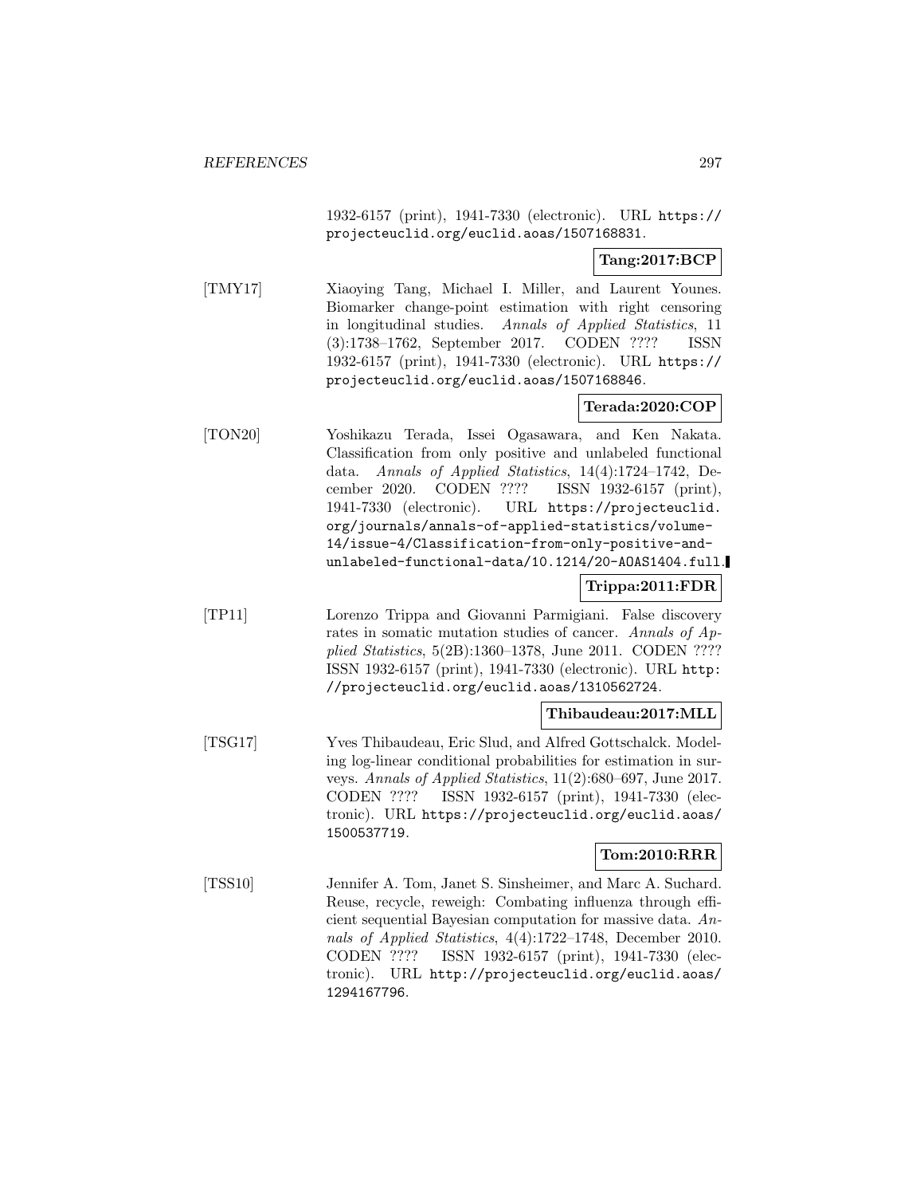1932-6157 (print), 1941-7330 (electronic). URL https://projecteuclid.org/euclid.aoas/1507168831.

**Tang:2017:BCP**

[TMY17] Xiaoying Tang, Michael I. Miller, and Laurent Younes. Biomarker change-point estimation with right censoring in longitudinal studies. *Annals of Applied Statistics*, 11 (3):1738–1762, September 2017. CODEN ???? ISSN 1932-6157 (print), 1941-7330 (electronic). URL https://projecteuclid.org/euclid.aoas/1507168846.

**Terada:2020:COP**

[TON20] Yoshikazu Terada, Issei Ogasawara, and Ken Nakata. Classification from only positive and unlabeled functional data. *Annals of Applied Statistics*, 14(4):1724–1742, December 2020. CODEN ???? ISSN 1932-6157 (print), 1941-7330 (electronic). URL https://projecteuclid.org/journals/annals-of-applied-statistics/volume-14/issue-4/Classification-from-only-positive-and-unlabeled-functional-data/10.1214/20-AOAS1404.full.

**Trippa:2011:FDR**

[TP11] Lorenzo Trippa and Giovanni Parmigiani. False discovery rates in somatic mutation studies of cancer. *Annals of Applied Statistics*, 5(2B):1360–1378, June 2011. CODEN ???? ISSN 1932-6157 (print), 1941-7330 (electronic). URL http://projecteuclid.org/euclid.aoas/1310562724.

**Thibaudeau:2017:MLL**

[TSG17] Yves Thibaudeau, Eric Slud, and Alfred Gottschalck. Modeling log-linear conditional probabilities for estimation in surveys. *Annals of Applied Statistics*, 11(2):680–697, June 2017. CODEN ???? ISSN 1932-6157 (print), 1941-7330 (electronic). URL https://projecteuclid.org/euclid.aoas/1500537719.

**Tom:2010:RRR**

[TSS10] Jennifer A. Tom, Janet S. Sinsheimer, and Marc A. Suchard. Reuse, recycle, reweigh: Combating influenza through efficient sequential Bayesian computation for massive data. *Annals of Applied Statistics*, 4(4):1722–1748, December 2010. CODEN ???? ISSN 1932-6157 (print), 1941-7330 (electronic). URL http://projecteuclid.org/euclid.aoas/1294167796.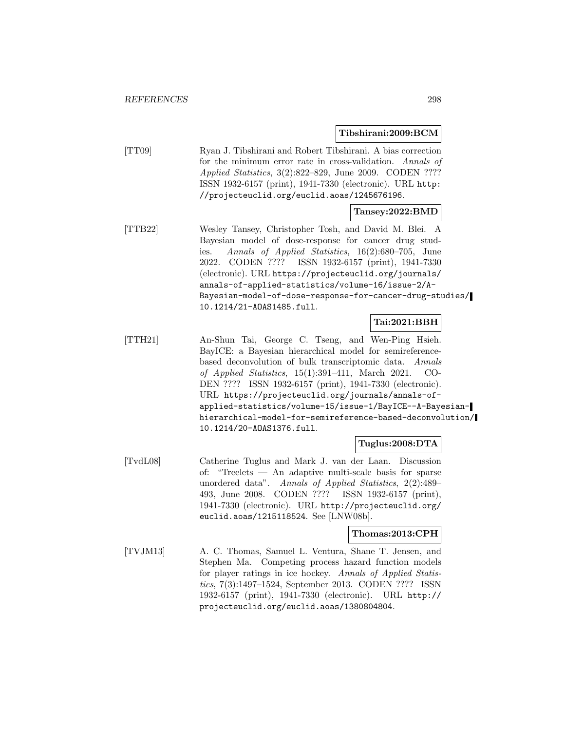**Tibshirani:2009:BCM**

[TT09] Ryan J. Tibshirani and Robert Tibshirani. A bias correction for the minimum error rate in cross-validation. *Annals of Applied Statistics*, 3(2):822–829, June 2009. CODEN ???? ISSN 1932-6157 (print), 1941-7330 (electronic). URL `http://projecteuclid.org/euclid.aoas/1245676196`.

**Tansey:2022:BMD**

[TTB22] Wesley Tansey, Christopher Tosh, and David M. Blei. A Bayesian model of dose-response for cancer drug studies. *Annals of Applied Statistics*, 16(2):680–705, June 2022. CODEN ???? ISSN 1932-6157 (print), 1941-7330 (electronic). URL `https://projecteuclid.org/journals/annals-of-applied-statistics/volume-16/issue-2/A-Bayesian-model-of-dose-response-for-cancer-drug-studies/10.1214/21-AOAS1485.full`.

**Tai:2021:BBH**

[TTH21] An-Shun Tai, George C. Tseng, and Wen-Ping Hsieh. BayICE: a Bayesian hierarchical model for semireference-based deconvolution of bulk transcriptomic data. *Annals of Applied Statistics*, 15(1):391–411, March 2021. CODEN ???? ISSN 1932-6157 (print), 1941-7330 (electronic). URL `https://projecteuclid.org/journals/annals-of-applied-statistics/volume-15/issue-1/BayICE--A-Bayesian-hierarchical-model-for-semireference-based-deconvolution/10.1214/20-AOAS1376.full`.

**Tuglus:2008:DTA**

[TvdL08] Catherine Tuglus and Mark J. van der Laan. Discussion of: "Treelets — An adaptive multi-scale basis for sparse unordered data". *Annals of Applied Statistics*, 2(2):489–493, June 2008. CODEN ???? ISSN 1932-6157 (print), 1941-7330 (electronic). URL `http://projecteuclid.org/euclid.aoas/1215118524`. See [LNW08b].

**Thomas:2013:CPH**

[TVJM13] A. C. Thomas, Samuel L. Ventura, Shane T. Jensen, and Stephen Ma. Competing process hazard function models for player ratings in ice hockey. *Annals of Applied Statistics*, 7(3):1497–1524, September 2013. CODEN ???? ISSN 1932-6157 (print), 1941-7330 (electronic). URL `http://projecteuclid.org/euclid.aoas/1380804804`.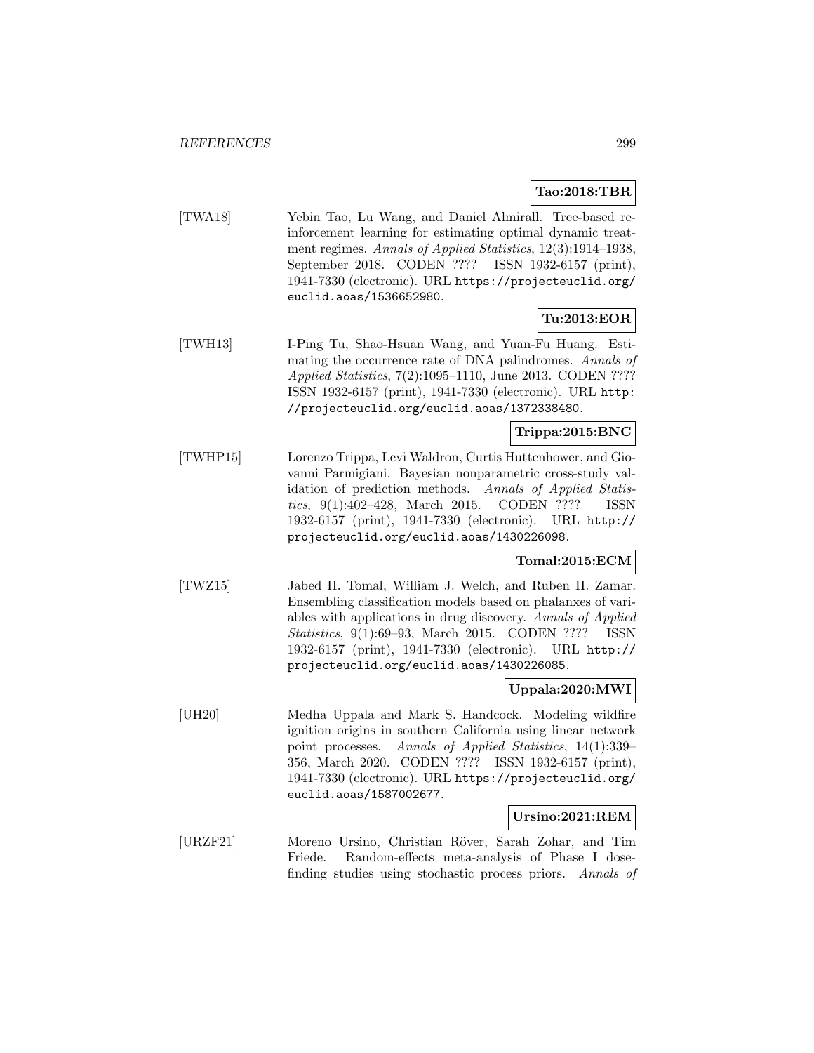**Tao:2018:TBR**

[TWA18] Yebin Tao, Lu Wang, and Daniel Almirall. Tree-based reinforcement learning for estimating optimal dynamic treatment regimes. *Annals of Applied Statistics*, 12(3):1914–1938, September 2018. CODEN ???? ISSN 1932-6157 (print), 1941-7330 (electronic). URL `https://projecteuclid.org/euclid.aoas/1536652980`.

**Tu:2013:EOR**

[TWH13] I-Ping Tu, Shao-Hsuan Wang, and Yuan-Fu Huang. Estimating the occurrence rate of DNA palindromes. *Annals of Applied Statistics*, 7(2):1095–1110, June 2013. CODEN ???? ISSN 1932-6157 (print), 1941-7330 (electronic). URL `http://projecteuclid.org/euclid.aoas/1372338480`.

**Trippa:2015:BNC**

[TWHP15] Lorenzo Trippa, Levi Waldron, Curtis Huttenhower, and Giovanni Parmigiani. Bayesian nonparametric cross-study validation of prediction methods. *Annals of Applied Statistics*, 9(1):402–428, March 2015. CODEN ???? ISSN 1932-6157 (print), 1941-7330 (electronic). URL `http://projecteuclid.org/euclid.aoas/1430226098`.

**Tomal:2015:ECM**

[TWZ15] Jabed H. Tomal, William J. Welch, and Ruben H. Zamar. Ensembling classification models based on phalanxes of variables with applications in drug discovery. *Annals of Applied Statistics*, 9(1):69–93, March 2015. CODEN ???? ISSN 1932-6157 (print), 1941-7330 (electronic). URL `http://projecteuclid.org/euclid.aoas/1430226085`.

**Uppala:2020:MWI**

[UH20] Medha Uppala and Mark S. Handcock. Modeling wildfire ignition origins in southern California using linear network point processes. *Annals of Applied Statistics*, 14(1):339–356, March 2020. CODEN ???? ISSN 1932-6157 (print), 1941-7330 (electronic). URL `https://projecteuclid.org/euclid.aoas/1587002677`.

**Ursino:2021:REM**

[URZF21] Moreno Ursino, Christian Röver, Sarah Zohar, and Tim Friede. Random-effects meta-analysis of Phase I dose-finding studies using stochastic process priors. *Annals of*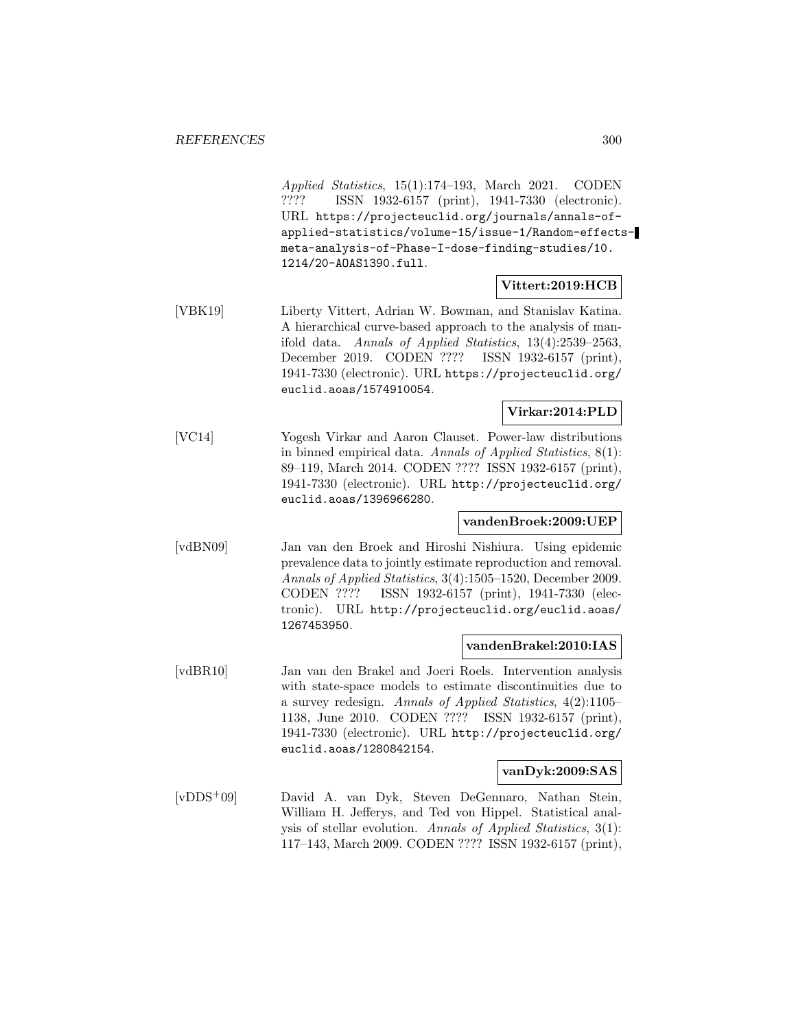*Applied Statistics*, 15(1):174–193, March 2021. CODEN ???? ISSN 1932-6157 (print), 1941-7330 (electronic). URL https://projecteuclid.org/journals/annals-of-applied-statistics/volume-15/issue-1/Random-effects-meta-analysis-of-Phase-I-dose-finding-studies/10.1214/20-AOAS1390.full.

**Vittert:2019:HCB**

[VBK19] Liberty Vittert, Adrian W. Bowman, and Stanislav Katina. A hierarchical curve-based approach to the analysis of manifold data. *Annals of Applied Statistics*, 13(4):2539–2563, December 2019. CODEN ???? ISSN 1932-6157 (print), 1941-7330 (electronic). URL https://projecteuclid.org/euclid.aoas/1574910054.

**Virkar:2014:PLD**

[VC14] Yogesh Virkar and Aaron Clauset. Power-law distributions in binned empirical data. *Annals of Applied Statistics*, 8(1): 89–119, March 2014. CODEN ???? ISSN 1932-6157 (print), 1941-7330 (electronic). URL http://projecteuclid.org/euclid.aoas/1396966280.

**vandenBroek:2009:UEP**

[vdBN09] Jan van den Broek and Hiroshi Nishiura. Using epidemic prevalence data to jointly estimate reproduction and removal. *Annals of Applied Statistics*, 3(4):1505–1520, December 2009. CODEN ???? ISSN 1932-6157 (print), 1941-7330 (electronic). URL http://projecteuclid.org/euclid.aoas/1267453950.

**vandenBrakel:2010:IAS**

[vdBR10] Jan van den Brakel and Joeri Roels. Intervention analysis with state-space models to estimate discontinuities due to a survey redesign. *Annals of Applied Statistics*, 4(2):1105–1138, June 2010. CODEN ???? ISSN 1932-6157 (print), 1941-7330 (electronic). URL http://projecteuclid.org/euclid.aoas/1280842154.

**vanDyk:2009:SAS**

[vDDS+09] David A. van Dyk, Steven DeGennaro, Nathan Stein, William H. Jefferys, and Ted von Hippel. Statistical analysis of stellar evolution. *Annals of Applied Statistics*, 3(1): 117–143, March 2009. CODEN ???? ISSN 1932-6157 (print),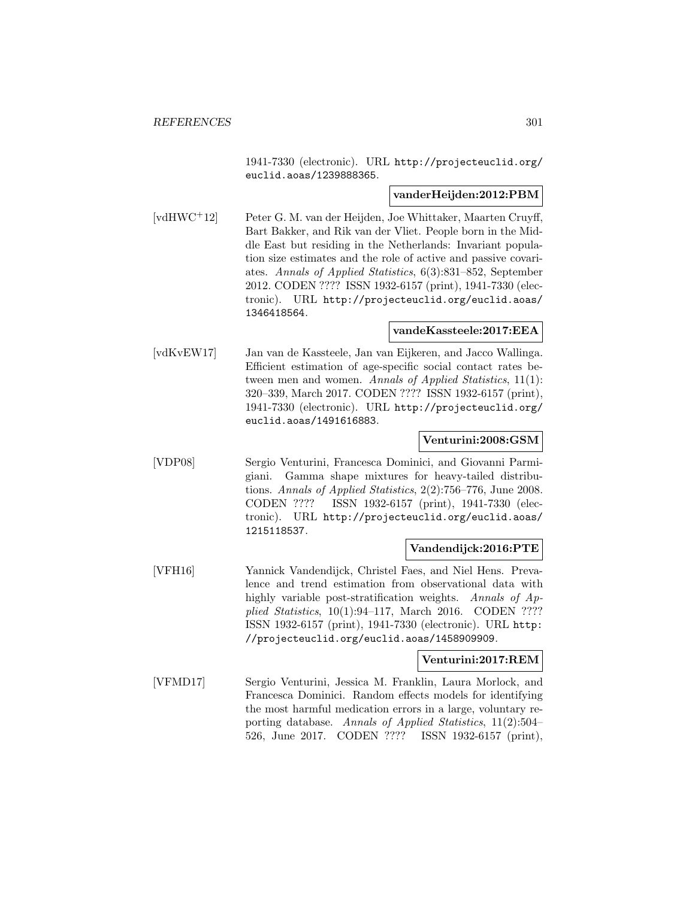1941-7330 (electronic). URL http://projecteuclid.org/euclid.aoas/1239888365.

**vanderHeijden:2012:PBM**

[vdHWC+12] Peter G. M. van der Heijden, Joe Whittaker, Maarten Cruyff, Bart Bakker, and Rik van der Vliet. People born in the Middle East but residing in the Netherlands: Invariant population size estimates and the role of active and passive covariates. *Annals of Applied Statistics*, 6(3):831–852, September 2012. CODEN ???? ISSN 1932-6157 (print), 1941-7330 (electronic). URL http://projecteuclid.org/euclid.aoas/1346418564.

**vandeKassteele:2017:EEA**

[vdKvEW17] Jan van de Kassteele, Jan van Eijkeren, and Jacco Wallinga. Efficient estimation of age-specific social contact rates between men and women. *Annals of Applied Statistics*, 11(1): 320–339, March 2017. CODEN ???? ISSN 1932-6157 (print), 1941-7330 (electronic). URL http://projecteuclid.org/euclid.aoas/1491616883.

**Venturini:2008:GSM**

[VDP08] Sergio Venturini, Francesca Dominici, and Giovanni Parmigiani. Gamma shape mixtures for heavy-tailed distributions. *Annals of Applied Statistics*, 2(2):756–776, June 2008. CODEN ???? ISSN 1932-6157 (print), 1941-7330 (electronic). URL http://projecteuclid.org/euclid.aoas/1215118537.

**Vandendijck:2016:PTE**

[VFH16] Yannick Vandendijck, Christel Faes, and Niel Hens. Prevalence and trend estimation from observational data with highly variable post-stratification weights. *Annals of Applied Statistics*, 10(1):94–117, March 2016. CODEN ???? ISSN 1932-6157 (print), 1941-7330 (electronic). URL http://projecteuclid.org/euclid.aoas/1458909909.

**Venturini:2017:REM**

[VFMD17] Sergio Venturini, Jessica M. Franklin, Laura Morlock, and Francesca Dominici. Random effects models for identifying the most harmful medication errors in a large, voluntary reporting database. *Annals of Applied Statistics*, 11(2):504–526, June 2017. CODEN ???? ISSN 1932-6157 (print),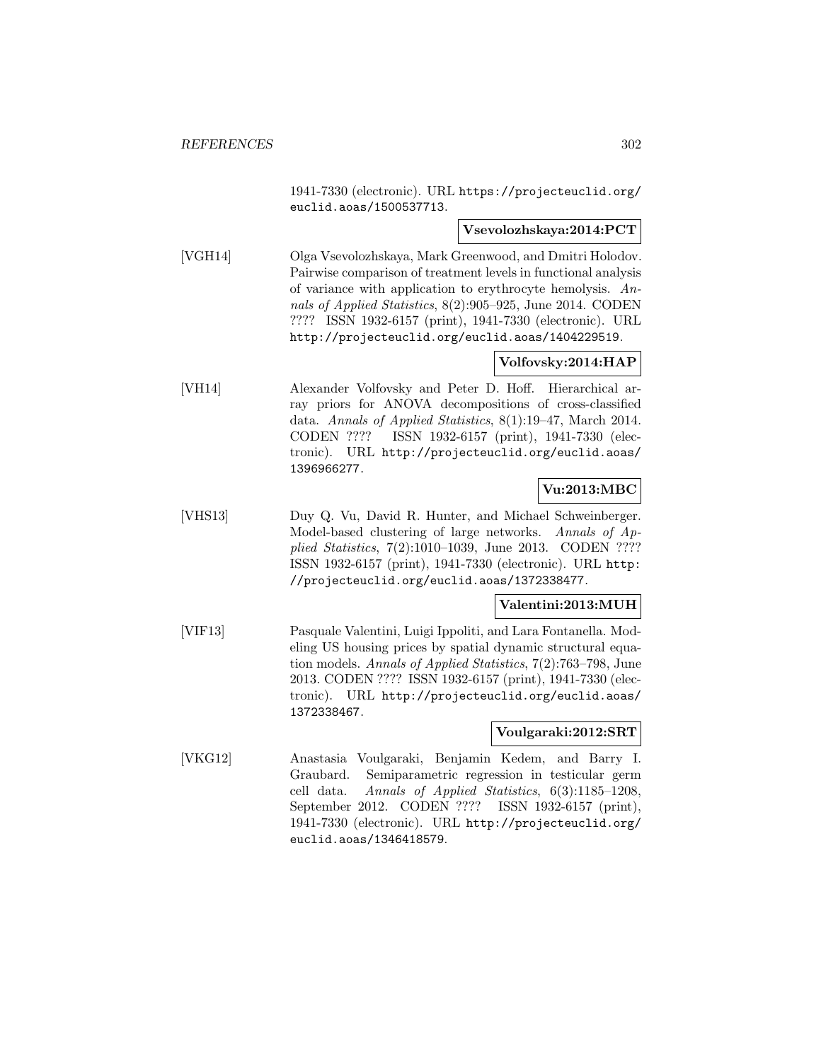1941-7330 (electronic). URL https://projecteuclid.org/euclid.aoas/1500537713.

**Vsevolozhskaya:2014:PCT**

[VGH14] Olga Vsevolozhskaya, Mark Greenwood, and Dmitri Holodov. Pairwise comparison of treatment levels in functional analysis of variance with application to erythrocyte hemolysis. *Annals of Applied Statistics*, 8(2):905–925, June 2014. CODEN ???? ISSN 1932-6157 (print), 1941-7330 (electronic). URL http://projecteuclid.org/euclid.aoas/1404229519.

**Volfovsky:2014:HAP**

[VH14] Alexander Volfovsky and Peter D. Hoff. Hierarchical array priors for ANOVA decompositions of cross-classified data. *Annals of Applied Statistics*, 8(1):19–47, March 2014. CODEN ???? ISSN 1932-6157 (print), 1941-7330 (electronic). URL http://projecteuclid.org/euclid.aoas/1396966277.

**Vu:2013:MBC**

[VHS13] Duy Q. Vu, David R. Hunter, and Michael Schweinberger. Model-based clustering of large networks. *Annals of Applied Statistics*, 7(2):1010–1039, June 2013. CODEN ???? ISSN 1932-6157 (print), 1941-7330 (electronic). URL http://projecteuclid.org/euclid.aoas/1372338477.

**Valentini:2013:MUH**

[VIF13] Pasquale Valentini, Luigi Ippoliti, and Lara Fontanella. Modeling US housing prices by spatial dynamic structural equation models. *Annals of Applied Statistics*, 7(2):763–798, June 2013. CODEN ???? ISSN 1932-6157 (print), 1941-7330 (electronic). URL http://projecteuclid.org/euclid.aoas/1372338467.

**Voulgaraki:2012:SRT**

[VKG12] Anastasia Voulgaraki, Benjamin Kedem, and Barry I. Graubard. Semiparametric regression in testicular germ cell data. *Annals of Applied Statistics*, 6(3):1185–1208, September 2012. CODEN ???? ISSN 1932-6157 (print), 1941-7330 (electronic). URL http://projecteuclid.org/euclid.aoas/1346418579.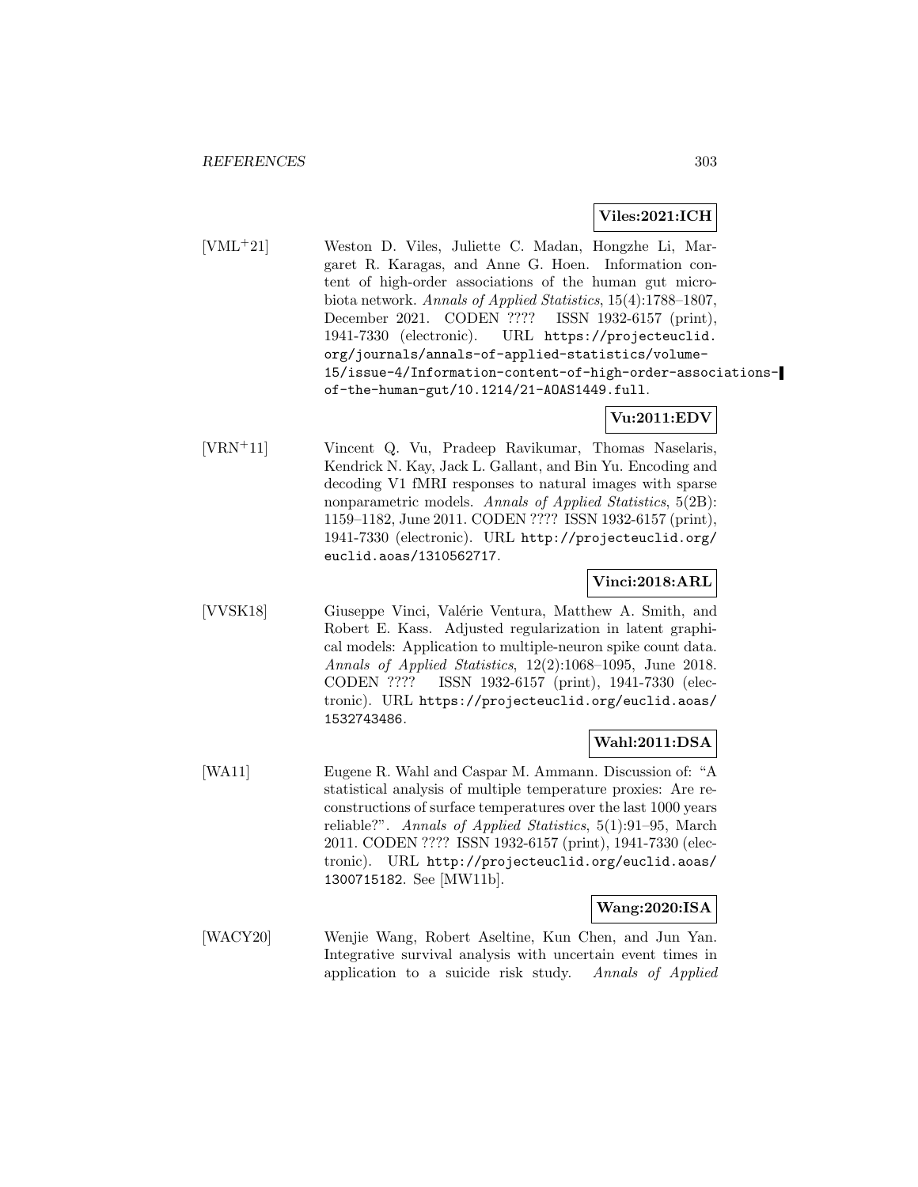**Viles:2021:ICH**

[VML+21] Weston D. Viles, Juliette C. Madan, Hongzhe Li, Margaret R. Karagas, and Anne G. Hoen. Information content of high-order associations of the human gut microbiota network. *Annals of Applied Statistics*, 15(4):1788–1807, December 2021. CODEN ???? ISSN 1932-6157 (print), 1941-7330 (electronic). URL `https://projecteuclid.org/journals/annals-of-applied-statistics/volume-15/issue-4/Information-content-of-high-order-associations-of-the-human-gut/10.1214/21-AOAS1449.full`.

**Vu:2011:EDV**

[VRN+11] Vincent Q. Vu, Pradeep Ravikumar, Thomas Naselaris, Kendrick N. Kay, Jack L. Gallant, and Bin Yu. Encoding and decoding V1 fMRI responses to natural images with sparse nonparametric models. *Annals of Applied Statistics*, 5(2B): 1159–1182, June 2011. CODEN ???? ISSN 1932-6157 (print), 1941-7330 (electronic). URL `http://projecteuclid.org/euclid.aoas/1310562717`.

**Vinci:2018:ARL**

[VVSK18] Giuseppe Vinci, Valérie Ventura, Matthew A. Smith, and Robert E. Kass. Adjusted regularization in latent graphical models: Application to multiple-neuron spike count data. *Annals of Applied Statistics*, 12(2):1068–1095, June 2018. CODEN ???? ISSN 1932-6157 (print), 1941-7330 (electronic). URL `https://projecteuclid.org/euclid.aoas/1532743486`.

**Wahl:2011:DSA**

[WA11] Eugene R. Wahl and Caspar M. Ammann. Discussion of: "A statistical analysis of multiple temperature proxies: Are reconstructions of surface temperatures over the last 1000 years reliable?". *Annals of Applied Statistics*, 5(1):91–95, March 2011. CODEN ???? ISSN 1932-6157 (print), 1941-7330 (electronic). URL `http://projecteuclid.org/euclid.aoas/1300715182`. See [MW11b].

**Wang:2020:ISA**

[WACY20] Wenjie Wang, Robert Aseltine, Kun Chen, and Jun Yan. Integrative survival analysis with uncertain event times in application to a suicide risk study. *Annals of Applied*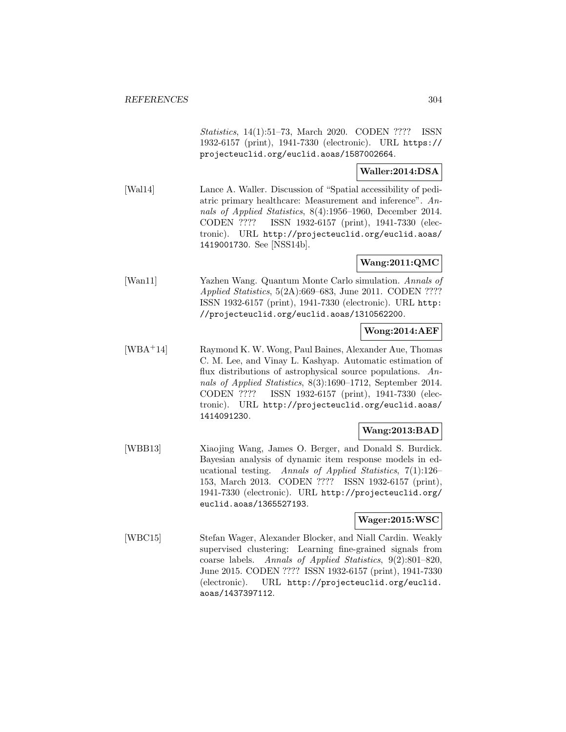*Statistics*, 14(1):51–73, March 2020. CODEN ???? ISSN 1932-6157 (print), 1941-7330 (electronic). URL `https://projecteuclid.org/euclid.aoas/1587002664`.

**Waller:2014:DSA**

[Wal14] Lance A. Waller. Discussion of "Spatial accessibility of pediatric primary healthcare: Measurement and inference". *Annals of Applied Statistics*, 8(4):1956–1960, December 2014. CODEN ???? ISSN 1932-6157 (print), 1941-7330 (electronic). URL `http://projecteuclid.org/euclid.aoas/1419001730`. See [NSS14b].

**Wang:2011:QMC**

[Wan11] Yazhen Wang. Quantum Monte Carlo simulation. *Annals of Applied Statistics*, 5(2A):669–683, June 2011. CODEN ???? ISSN 1932-6157 (print), 1941-7330 (electronic). URL `http://projecteuclid.org/euclid.aoas/1310562200`.

**Wong:2014:AEF**

[WBA+14] Raymond K. W. Wong, Paul Baines, Alexander Aue, Thomas C. M. Lee, and Vinay L. Kashyap. Automatic estimation of flux distributions of astrophysical source populations. *Annals of Applied Statistics*, 8(3):1690–1712, September 2014. CODEN ???? ISSN 1932-6157 (print), 1941-7330 (electronic). URL `http://projecteuclid.org/euclid.aoas/1414091230`.

**Wang:2013:BAD**

[WBB13] Xiaojing Wang, James O. Berger, and Donald S. Burdick. Bayesian analysis of dynamic item response models in educational testing. *Annals of Applied Statistics*, 7(1):126–153, March 2013. CODEN ???? ISSN 1932-6157 (print), 1941-7330 (electronic). URL `http://projecteuclid.org/euclid.aoas/1365527193`.

**Wager:2015:WSC**

[WBC15] Stefan Wager, Alexander Blocker, and Niall Cardin. Weakly supervised clustering: Learning fine-grained signals from coarse labels. *Annals of Applied Statistics*, 9(2):801–820, June 2015. CODEN ???? ISSN 1932-6157 (print), 1941-7330 (electronic). URL `http://projecteuclid.org/euclid.aoas/1437397112`.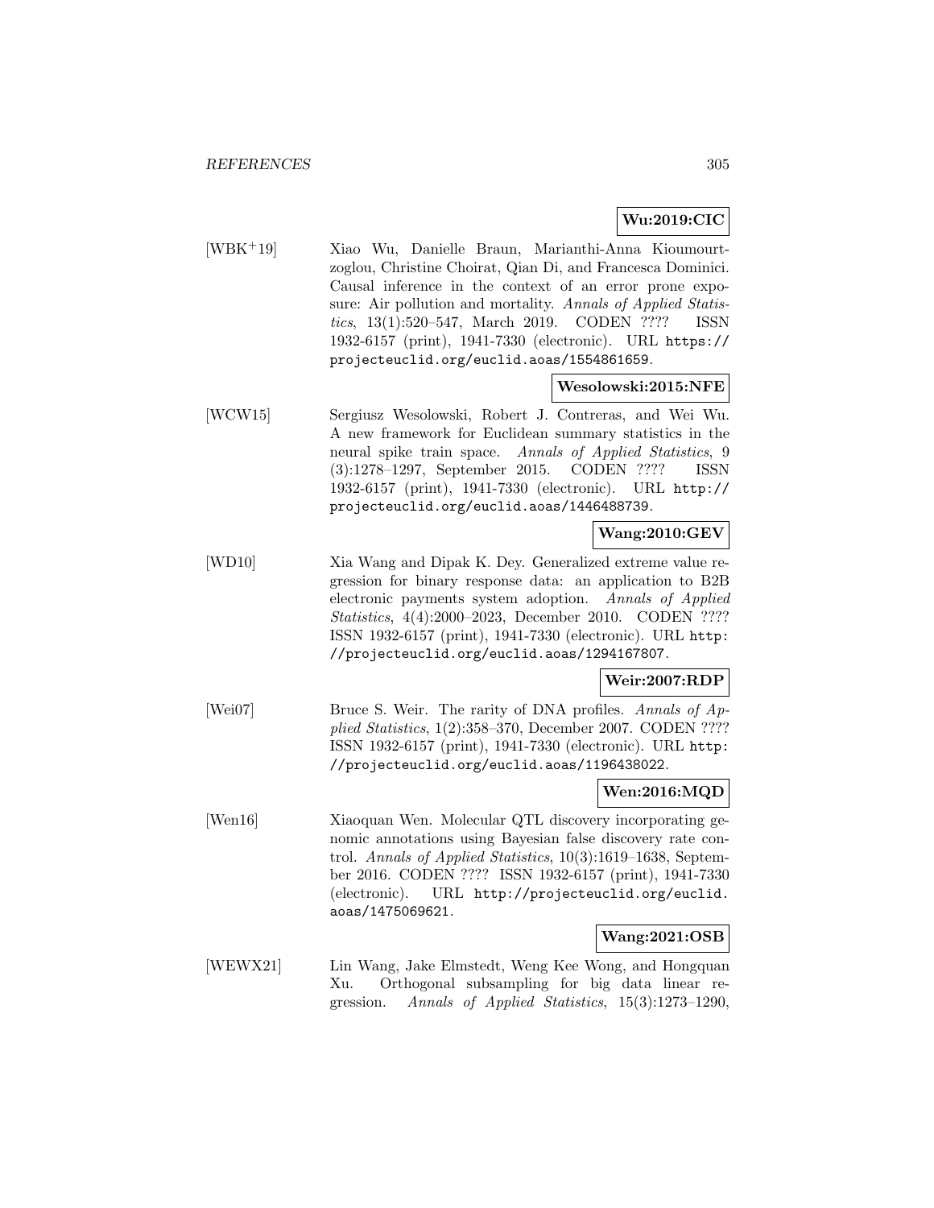**Wu:2019:CIC**

[WBK+19] Xiao Wu, Danielle Braun, Marianthi-Anna Kioumourtzoglou, Christine Choirat, Qian Di, and Francesca Dominici. Causal inference in the context of an error prone exposure: Air pollution and mortality. *Annals of Applied Statistics*, 13(1):520–547, March 2019. CODEN ???? ISSN 1932-6157 (print), 1941-7330 (electronic). URL https://projecteuclid.org/euclid.aoas/1554861659.

**Wesolowski:2015:NFE**

[WCW15] Sergiusz Wesolowski, Robert J. Contreras, and Wei Wu. A new framework for Euclidean summary statistics in the neural spike train space. *Annals of Applied Statistics*, 9 (3):1278–1297, September 2015. CODEN ???? ISSN 1932-6157 (print), 1941-7330 (electronic). URL http://projecteuclid.org/euclid.aoas/1446488739.

**Wang:2010:GEV**

[WD10] Xia Wang and Dipak K. Dey. Generalized extreme value regression for binary response data: an application to B2B electronic payments system adoption. *Annals of Applied Statistics*, 4(4):2000–2023, December 2010. CODEN ???? ISSN 1932-6157 (print), 1941-7330 (electronic). URL http://projecteuclid.org/euclid.aoas/1294167807.

**Weir:2007:RDP**

[Wei07] Bruce S. Weir. The rarity of DNA profiles. *Annals of Applied Statistics*, 1(2):358–370, December 2007. CODEN ???? ISSN 1932-6157 (print), 1941-7330 (electronic). URL http://projecteuclid.org/euclid.aoas/1196438022.

**Wen:2016:MQD**

[Wen16] Xiaoquan Wen. Molecular QTL discovery incorporating genomic annotations using Bayesian false discovery rate control. *Annals of Applied Statistics*, 10(3):1619–1638, September 2016. CODEN ???? ISSN 1932-6157 (print), 1941-7330 (electronic). URL http://projecteuclid.org/euclid.aoas/1475069621.

**Wang:2021:OSB**

[WEWX21] Lin Wang, Jake Elmstedt, Weng Kee Wong, and Hongquan Xu. Orthogonal subsampling for big data linear regression. *Annals of Applied Statistics*, 15(3):1273–1290,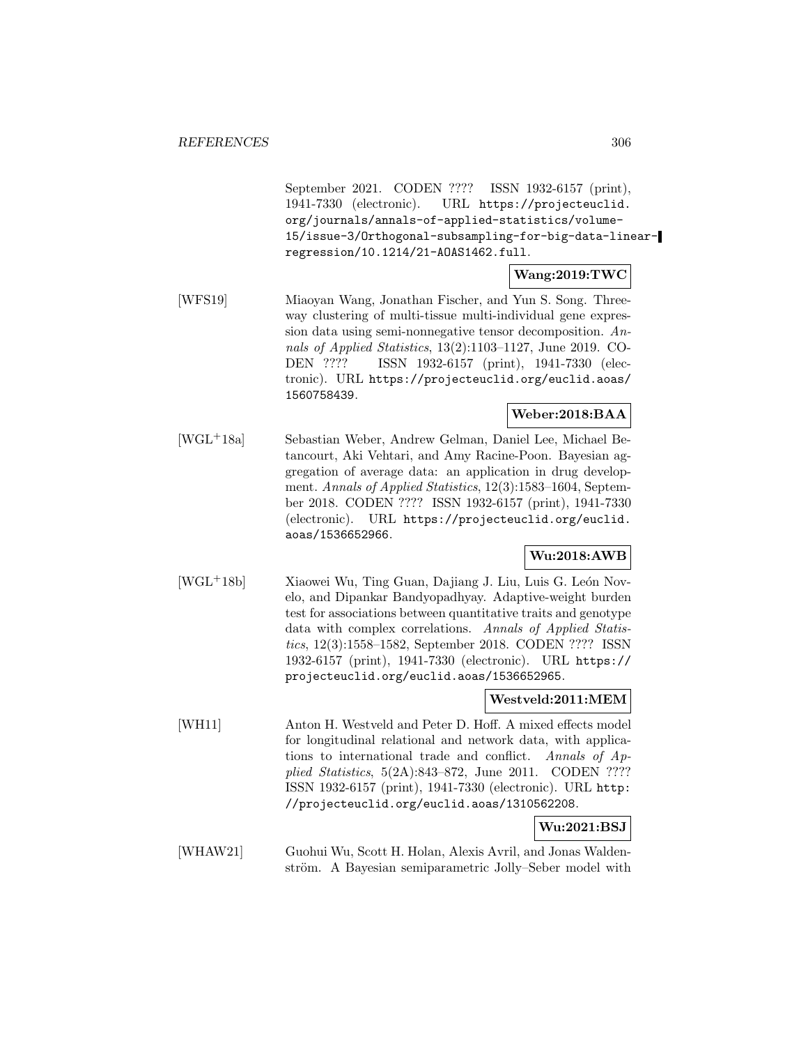September 2021. CODEN ???? ISSN 1932-6157 (print), 1941-7330 (electronic). URL https://projecteuclid.org/journals/annals-of-applied-statistics/volume-15/issue-3/Orthogonal-subsampling-for-big-data-linear-regression/10.1214/21-AOAS1462.full.

**Wang:2019:TWC**

[WFS19] Miaoyan Wang, Jonathan Fischer, and Yun S. Song. Three-way clustering of multi-tissue multi-individual gene expression data using semi-nonnegative tensor decomposition. *Annals of Applied Statistics*, 13(2):1103–1127, June 2019. CODEN ???? ISSN 1932-6157 (print), 1941-7330 (electronic). URL https://projecteuclid.org/euclid.aoas/1560758439.

**Weber:2018:BAA**

[WGL+18a] Sebastian Weber, Andrew Gelman, Daniel Lee, Michael Betancourt, Aki Vehtari, and Amy Racine-Poon. Bayesian aggregation of average data: an application in drug development. *Annals of Applied Statistics*, 12(3):1583–1604, September 2018. CODEN ???? ISSN 1932-6157 (print), 1941-7330 (electronic). URL https://projecteuclid.org/euclid.aoas/1536652966.

**Wu:2018:AWB**

[WGL+18b] Xiaowei Wu, Ting Guan, Dajiang J. Liu, Luis G. León Novelo, and Dipankar Bandyopadhyay. Adaptive-weight burden test for associations between quantitative traits and genotype data with complex correlations. *Annals of Applied Statistics*, 12(3):1558–1582, September 2018. CODEN ???? ISSN 1932-6157 (print), 1941-7330 (electronic). URL https://projecteuclid.org/euclid.aoas/1536652965.

**Westveld:2011:MEM**

[WH11] Anton H. Westveld and Peter D. Hoff. A mixed effects model for longitudinal relational and network data, with applications to international trade and conflict. *Annals of Applied Statistics*, 5(2A):843–872, June 2011. CODEN ???? ISSN 1932-6157 (print), 1941-7330 (electronic). URL http://projecteuclid.org/euclid.aoas/1310562208.

**Wu:2021:BSJ**

[WHAW21] Guohui Wu, Scott H. Holan, Alexis Avril, and Jonas Waldenström. A Bayesian semiparametric Jolly–Seber model with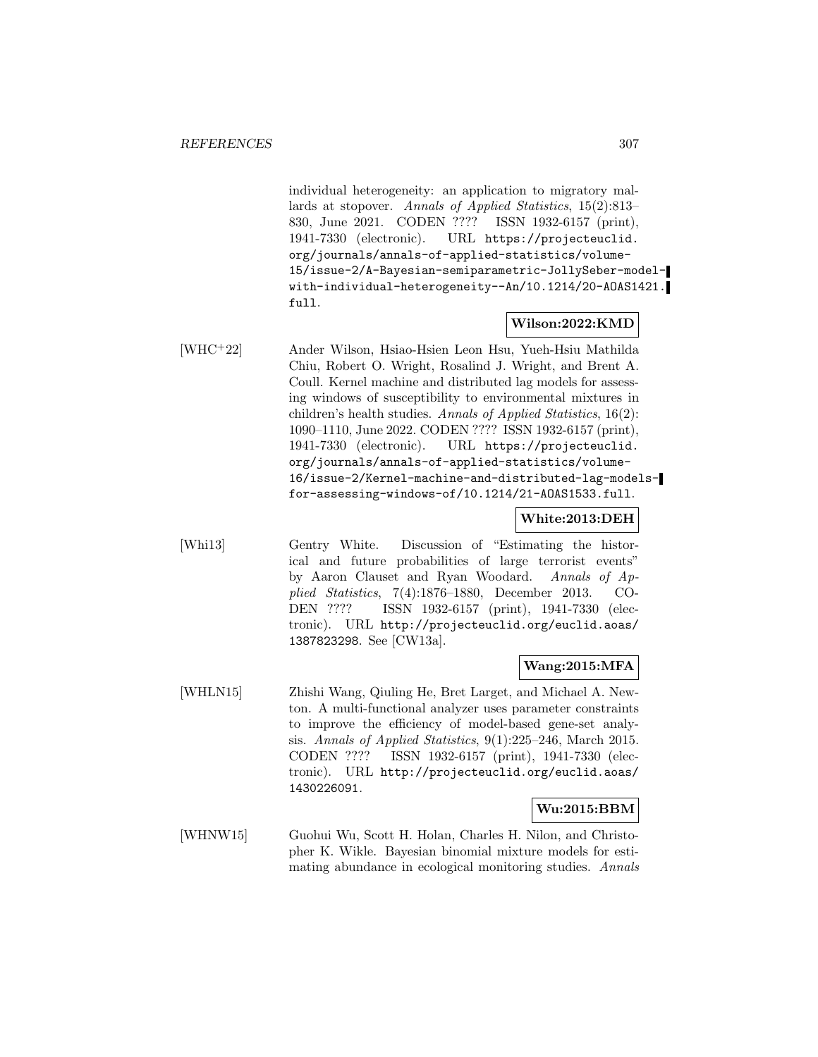individual heterogeneity: an application to migratory mallards at stopover. *Annals of Applied Statistics*, 15(2):813–830, June 2021. CODEN ???? ISSN 1932-6157 (print), 1941-7330 (electronic). URL https://projecteuclid.org/journals/annals-of-applied-statistics/volume-15/issue-2/A-Bayesian-semiparametric-JollySeber-model-with-individual-heterogeneity--An/10.1214/20-AOAS1421.full.

**Wilson:2022:KMD**

[WHC+22] Ander Wilson, Hsiao-Hsien Leon Hsu, Yueh-Hsiu Mathilda Chiu, Robert O. Wright, Rosalind J. Wright, and Brent A. Coull. Kernel machine and distributed lag models for assessing windows of susceptibility to environmental mixtures in children's health studies. *Annals of Applied Statistics*, 16(2):1090–1110, June 2022. CODEN ???? ISSN 1932-6157 (print), 1941-7330 (electronic). URL https://projecteuclid.org/journals/annals-of-applied-statistics/volume-16/issue-2/Kernel-machine-and-distributed-lag-models-for-assessing-windows-of/10.1214/21-AOAS1533.full.

**White:2013:DEH**

[Whi13] Gentry White. Discussion of "Estimating the historical and future probabilities of large terrorist events" by Aaron Clauset and Ryan Woodard. *Annals of Applied Statistics*, 7(4):1876–1880, December 2013. CODEN ???? ISSN 1932-6157 (print), 1941-7330 (electronic). URL http://projecteuclid.org/euclid.aoas/1387823298. See [CW13a].

**Wang:2015:MFA**

[WHLN15] Zhishi Wang, Qiuling He, Bret Larget, and Michael A. Newton. A multi-functional analyzer uses parameter constraints to improve the efficiency of model-based gene-set analysis. *Annals of Applied Statistics*, 9(1):225–246, March 2015. CODEN ???? ISSN 1932-6157 (print), 1941-7330 (electronic). URL http://projecteuclid.org/euclid.aoas/1430226091.

**Wu:2015:BBM**

[WHNW15] Guohui Wu, Scott H. Holan, Charles H. Nilon, and Christopher K. Wikle. Bayesian binomial mixture models for estimating abundance in ecological monitoring studies. *Annals*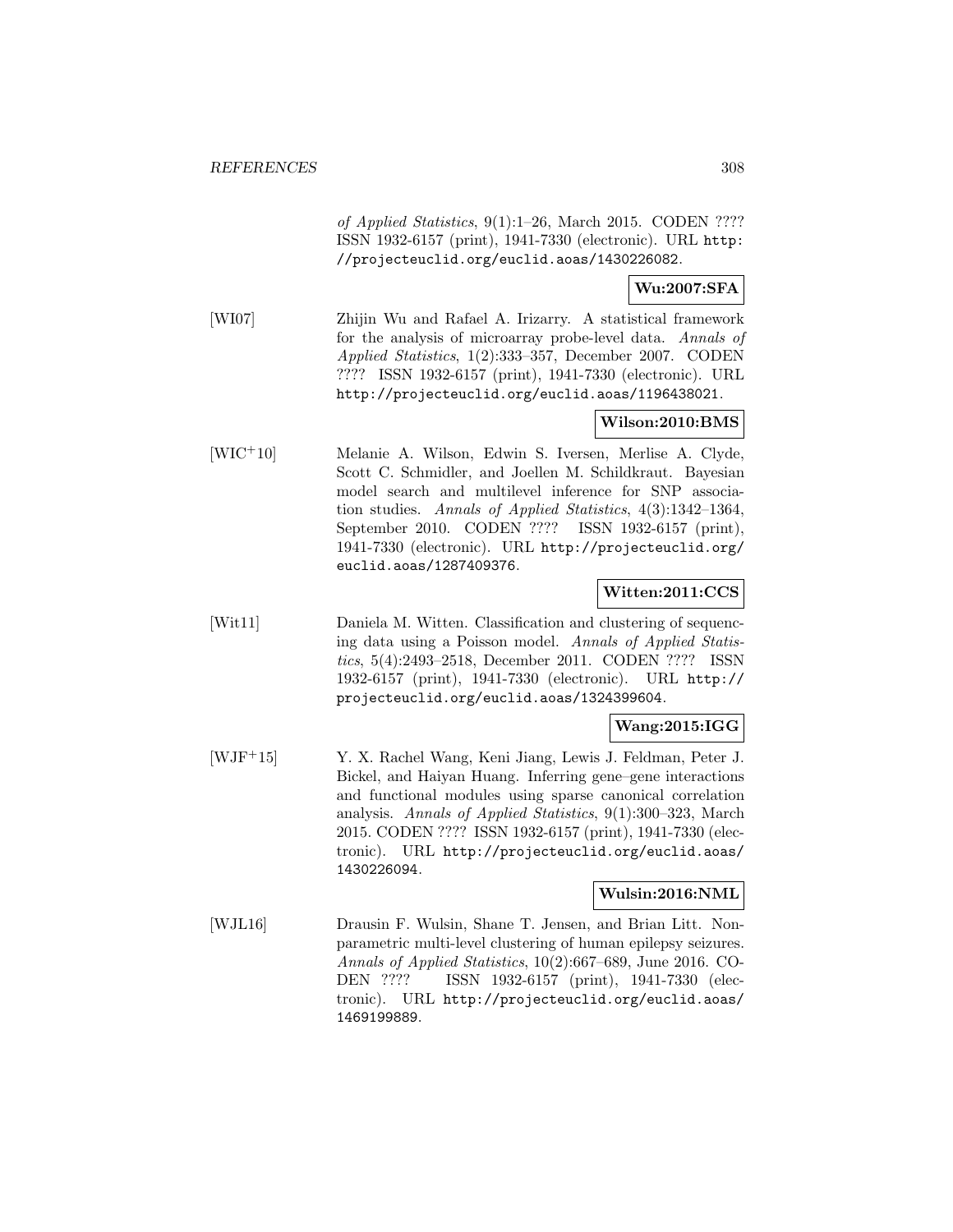*of Applied Statistics*, 9(1):1–26, March 2015. CODEN ???? ISSN 1932-6157 (print), 1941-7330 (electronic). URL http://projecteuclid.org/euclid.aoas/1430226082.

**Wu:2007:SFA**

[WI07] Zhijin Wu and Rafael A. Irizarry. A statistical framework for the analysis of microarray probe-level data. *Annals of Applied Statistics*, 1(2):333–357, December 2007. CODEN ???? ISSN 1932-6157 (print), 1941-7330 (electronic). URL http://projecteuclid.org/euclid.aoas/1196438021.

**Wilson:2010:BMS**

[WIC+10] Melanie A. Wilson, Edwin S. Iversen, Merlise A. Clyde, Scott C. Schmidler, and Joellen M. Schildkraut. Bayesian model search and multilevel inference for SNP association studies. *Annals of Applied Statistics*, 4(3):1342–1364, September 2010. CODEN ???? ISSN 1932-6157 (print), 1941-7330 (electronic). URL http://projecteuclid.org/euclid.aoas/1287409376.

**Witten:2011:CCS**

[Wit11] Daniela M. Witten. Classification and clustering of sequencing data using a Poisson model. *Annals of Applied Statistics*, 5(4):2493–2518, December 2011. CODEN ???? ISSN 1932-6157 (print), 1941-7330 (electronic). URL http://projecteuclid.org/euclid.aoas/1324399604.

**Wang:2015:IGG**

[WJF+15] Y. X. Rachel Wang, Keni Jiang, Lewis J. Feldman, Peter J. Bickel, and Haiyan Huang. Inferring gene–gene interactions and functional modules using sparse canonical correlation analysis. *Annals of Applied Statistics*, 9(1):300–323, March 2015. CODEN ???? ISSN 1932-6157 (print), 1941-7330 (electronic). URL http://projecteuclid.org/euclid.aoas/1430226094.

**Wulsin:2016:NML**

[WJL16] Drausin F. Wulsin, Shane T. Jensen, and Brian Litt. Nonparametric multi-level clustering of human epilepsy seizures. *Annals of Applied Statistics*, 10(2):667–689, June 2016. CODEN ???? ISSN 1932-6157 (print), 1941-7330 (electronic). URL http://projecteuclid.org/euclid.aoas/1469199889.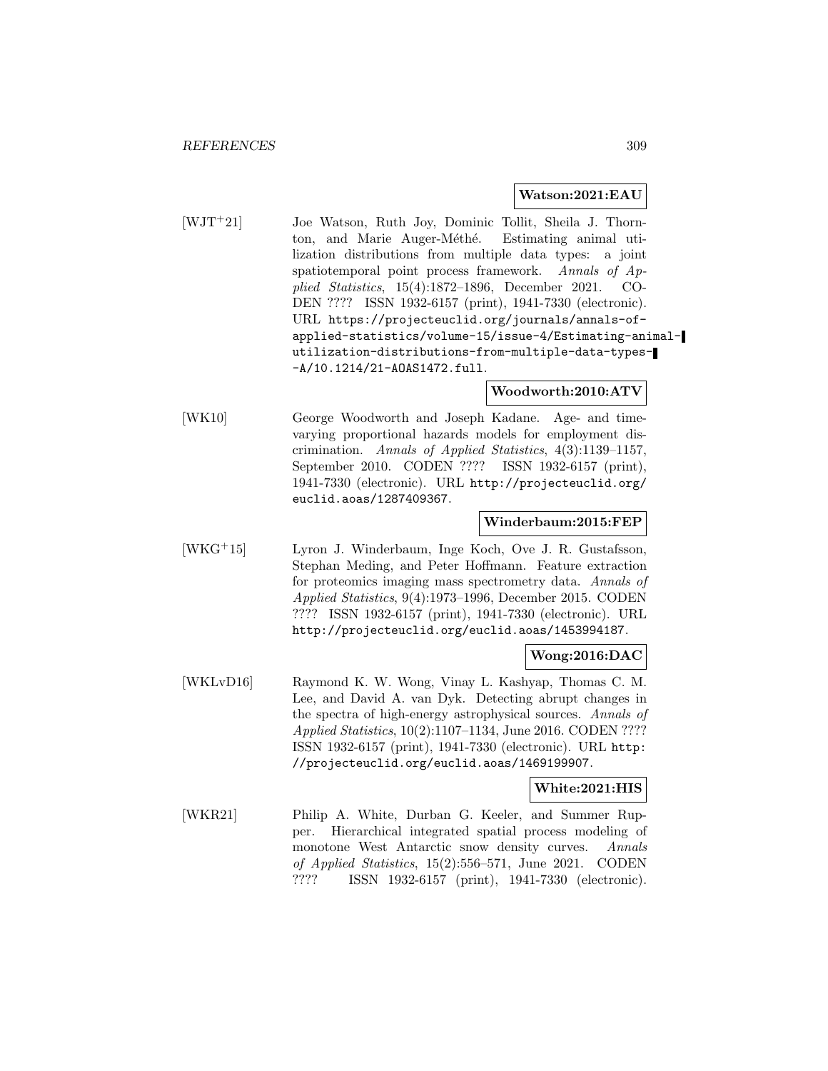**Watson:2021:EAU**

[WJT+21] Joe Watson, Ruth Joy, Dominic Tollit, Sheila J. Thornton, and Marie Auger-Méthé. Estimating animal utilization distributions from multiple data types: a joint spatiotemporal point process framework. *Annals of Applied Statistics*, 15(4):1872–1896, December 2021. CODEN ???? ISSN 1932-6157 (print), 1941-7330 (electronic). URL `https://projecteuclid.org/journals/annals-of-applied-statistics/volume-15/issue-4/Estimating-animal-utilization-distributions-from-multiple-data-types--A/10.1214/21-AOAS1472.full`.

**Woodworth:2010:ATV**

[WK10] George Woodworth and Joseph Kadane. Age- and time-varying proportional hazards models for employment discrimination. *Annals of Applied Statistics*, 4(3):1139–1157, September 2010. CODEN ???? ISSN 1932-6157 (print), 1941-7330 (electronic). URL `http://projecteuclid.org/euclid.aoas/1287409367`.

**Winderbaum:2015:FEP**

[WKG+15] Lyron J. Winderbaum, Inge Koch, Ove J. R. Gustafsson, Stephan Meding, and Peter Hoffmann. Feature extraction for proteomics imaging mass spectrometry data. *Annals of Applied Statistics*, 9(4):1973–1996, December 2015. CODEN ???? ISSN 1932-6157 (print), 1941-7330 (electronic). URL `http://projecteuclid.org/euclid.aoas/1453994187`.

**Wong:2016:DAC**

[WKLvD16] Raymond K. W. Wong, Vinay L. Kashyap, Thomas C. M. Lee, and David A. van Dyk. Detecting abrupt changes in the spectra of high-energy astrophysical sources. *Annals of Applied Statistics*, 10(2):1107–1134, June 2016. CODEN ???? ISSN 1932-6157 (print), 1941-7330 (electronic). URL `http://projecteuclid.org/euclid.aoas/1469199907`.

**White:2021:HIS**

[WKR21] Philip A. White, Durban G. Keeler, and Summer Rupper. Hierarchical integrated spatial process modeling of monotone West Antarctic snow density curves. *Annals of Applied Statistics*, 15(2):556–571, June 2021. CODEN ???? ISSN 1932-6157 (print), 1941-7330 (electronic).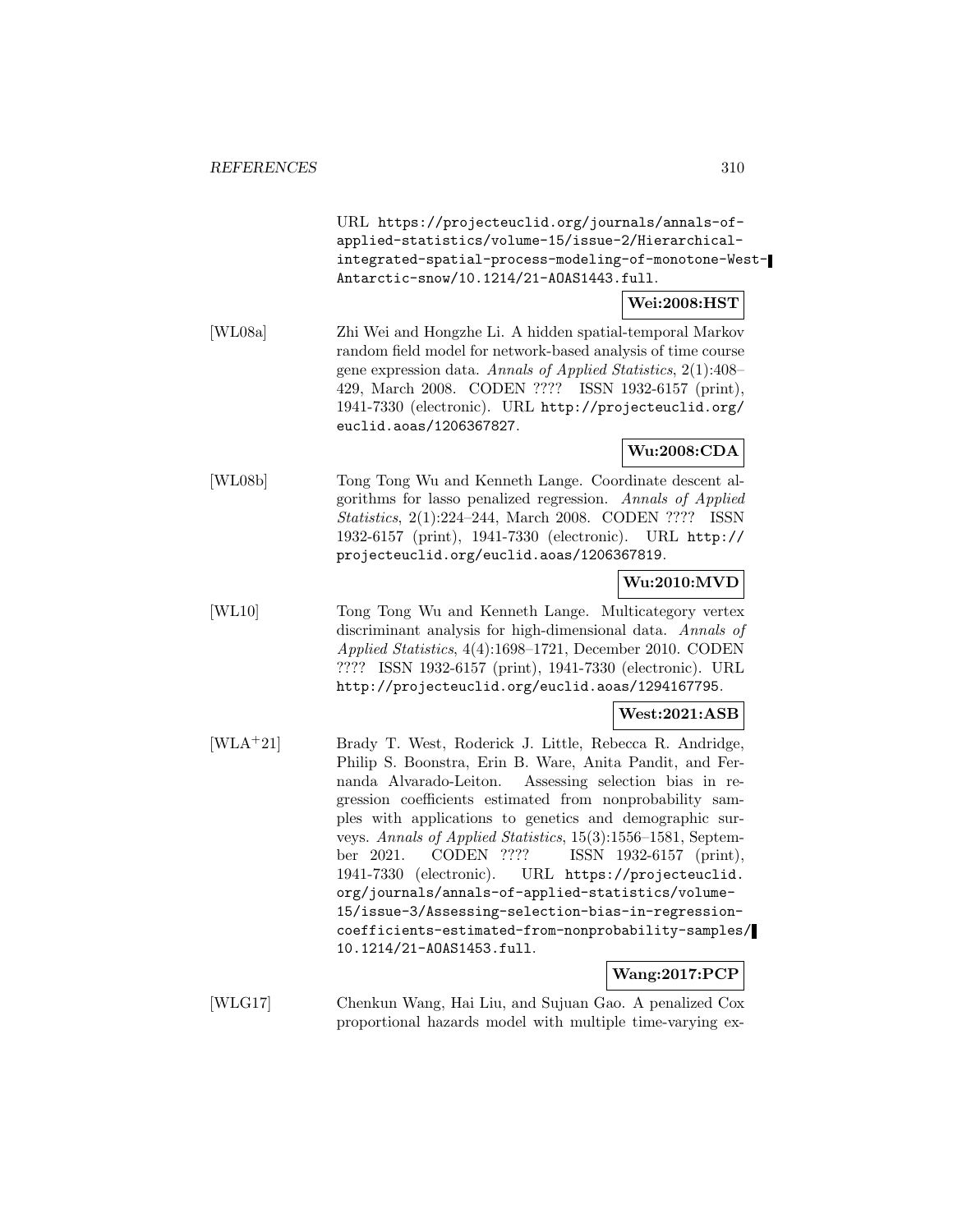URL `https://projecteuclid.org/journals/annals-of-applied-statistics/volume-15/issue-2/Hierarchical-integrated-spatial-process-modeling-of-monotone-West-Antarctic-snow/10.1214/21-AOAS1443.full`.

**Wei:2008:HST**

[WL08a] Zhi Wei and Hongzhe Li. A hidden spatial-temporal Markov random field model for network-based analysis of time course gene expression data. *Annals of Applied Statistics*, 2(1):408–429, March 2008. CODEN ???? ISSN 1932-6157 (print), 1941-7330 (electronic). URL `http://projecteuclid.org/euclid.aoas/1206367827`.

**Wu:2008:CDA**

[WL08b] Tong Tong Wu and Kenneth Lange. Coordinate descent algorithms for lasso penalized regression. *Annals of Applied Statistics*, 2(1):224–244, March 2008. CODEN ???? ISSN 1932-6157 (print), 1941-7330 (electronic). URL `http://projecteuclid.org/euclid.aoas/1206367819`.

**Wu:2010:MVD**

[WL10] Tong Tong Wu and Kenneth Lange. Multicategory vertex discriminant analysis for high-dimensional data. *Annals of Applied Statistics*, 4(4):1698–1721, December 2010. CODEN ???? ISSN 1932-6157 (print), 1941-7330 (electronic). URL `http://projecteuclid.org/euclid.aoas/1294167795`.

**West:2021:ASB**

[WLA+21] Brady T. West, Roderick J. Little, Rebecca R. Andridge, Philip S. Boonstra, Erin B. Ware, Anita Pandit, and Fernanda Alvarado-Leiton. Assessing selection bias in regression coefficients estimated from nonprobability samples with applications to genetics and demographic surveys. *Annals of Applied Statistics*, 15(3):1556–1581, September 2021. CODEN ???? ISSN 1932-6157 (print), 1941-7330 (electronic). URL `https://projecteuclid.org/journals/annals-of-applied-statistics/volume-15/issue-3/Assessing-selection-bias-in-regression-coefficients-estimated-from-nonprobability-samples/10.1214/21-AOAS1453.full`.

**Wang:2017:PCP**

[WLG17] Chenkun Wang, Hai Liu, and Sujuan Gao. A penalized Cox proportional hazards model with multiple time-varying ex-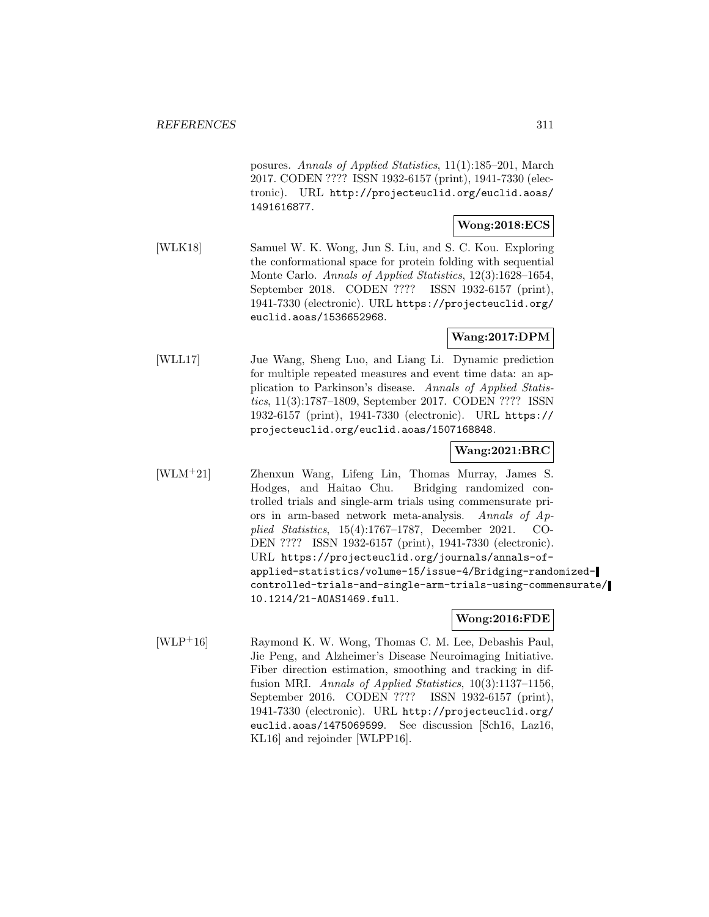posures. *Annals of Applied Statistics*, 11(1):185–201, March 2017. CODEN ???? ISSN 1932-6157 (print), 1941-7330 (electronic). URL http://projecteuclid.org/euclid.aoas/1491616877.

**Wong:2018:ECS**

[WLK18] Samuel W. K. Wong, Jun S. Liu, and S. C. Kou. Exploring the conformational space for protein folding with sequential Monte Carlo. *Annals of Applied Statistics*, 12(3):1628–1654, September 2018. CODEN ???? ISSN 1932-6157 (print), 1941-7330 (electronic). URL https://projecteuclid.org/euclid.aoas/1536652968.

**Wang:2017:DPM**

[WLL17] Jue Wang, Sheng Luo, and Liang Li. Dynamic prediction for multiple repeated measures and event time data: an application to Parkinson's disease. *Annals of Applied Statistics*, 11(3):1787–1809, September 2017. CODEN ???? ISSN 1932-6157 (print), 1941-7330 (electronic). URL https://projecteuclid.org/euclid.aoas/1507168848.

**Wang:2021:BRC**

[WLM+21] Zhenxun Wang, Lifeng Lin, Thomas Murray, James S. Hodges, and Haitao Chu. Bridging randomized controlled trials and single-arm trials using commensurate priors in arm-based network meta-analysis. *Annals of Applied Statistics*, 15(4):1767–1787, December 2021. CODEN ???? ISSN 1932-6157 (print), 1941-7330 (electronic). URL https://projecteuclid.org/journals/annals-of-applied-statistics/volume-15/issue-4/Bridging-randomized-controlled-trials-and-single-arm-trials-using-commensurate/10.1214/21-AOAS1469.full.

**Wong:2016:FDE**

[WLP+16] Raymond K. W. Wong, Thomas C. M. Lee, Debashis Paul, Jie Peng, and Alzheimer's Disease Neuroimaging Initiative. Fiber direction estimation, smoothing and tracking in diffusion MRI. *Annals of Applied Statistics*, 10(3):1137–1156, September 2016. CODEN ???? ISSN 1932-6157 (print), 1941-7330 (electronic). URL http://projecteuclid.org/euclid.aoas/1475069599. See discussion [Sch16, Laz16, KL16] and rejoinder [WLPP16].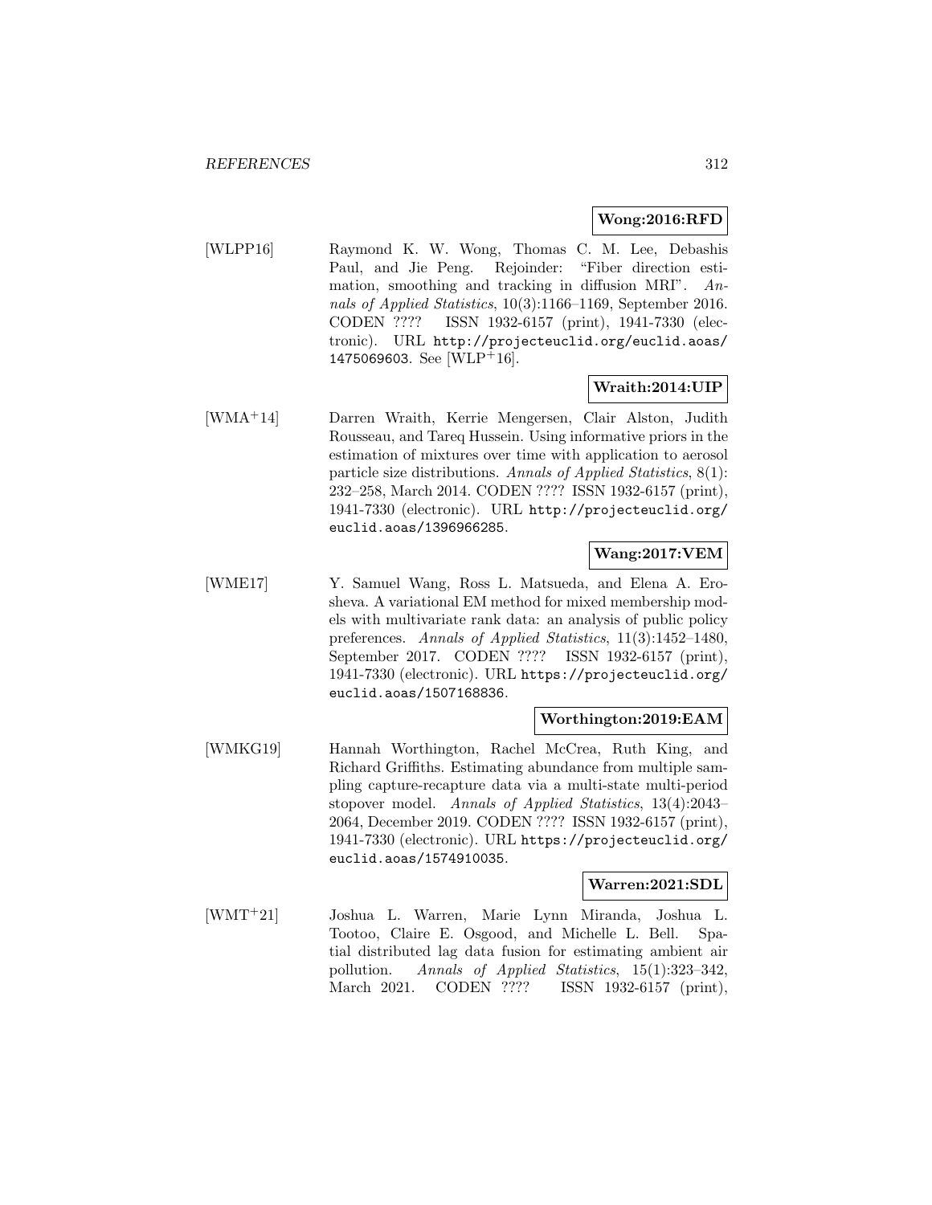**Wong:2016:RFD**

[WLPP16] Raymond K. W. Wong, Thomas C. M. Lee, Debashis Paul, and Jie Peng. Rejoinder: "Fiber direction estimation, smoothing and tracking in diffusion MRI". *Annals of Applied Statistics*, 10(3):1166–1169, September 2016. CODEN ???? ISSN 1932-6157 (print), 1941-7330 (electronic). URL http://projecteuclid.org/euclid.aoas/1475069603. See [WLP+16].

**Wraith:2014:UIP**

[WMA+14] Darren Wraith, Kerrie Mengersen, Clair Alston, Judith Rousseau, and Tareq Hussein. Using informative priors in the estimation of mixtures over time with application to aerosol particle size distributions. *Annals of Applied Statistics*, 8(1): 232–258, March 2014. CODEN ???? ISSN 1932-6157 (print), 1941-7330 (electronic). URL http://projecteuclid.org/euclid.aoas/1396966285.

**Wang:2017:VEM**

[WME17] Y. Samuel Wang, Ross L. Matsueda, and Elena A. Erosheva. A variational EM method for mixed membership models with multivariate rank data: an analysis of public policy preferences. *Annals of Applied Statistics*, 11(3):1452–1480, September 2017. CODEN ???? ISSN 1932-6157 (print), 1941-7330 (electronic). URL https://projecteuclid.org/euclid.aoas/1507168836.

**Worthington:2019:EAM**

[WMKG19] Hannah Worthington, Rachel McCrea, Ruth King, and Richard Griffiths. Estimating abundance from multiple sampling capture-recapture data via a multi-state multi-period stopover model. *Annals of Applied Statistics*, 13(4):2043–2064, December 2019. CODEN ???? ISSN 1932-6157 (print), 1941-7330 (electronic). URL https://projecteuclid.org/euclid.aoas/1574910035.

**Warren:2021:SDL**

[WMT+21] Joshua L. Warren, Marie Lynn Miranda, Joshua L. Tootoo, Claire E. Osgood, and Michelle L. Bell. Spatial distributed lag data fusion for estimating ambient air pollution. *Annals of Applied Statistics*, 15(1):323–342, March 2021. CODEN ???? ISSN 1932-6157 (print),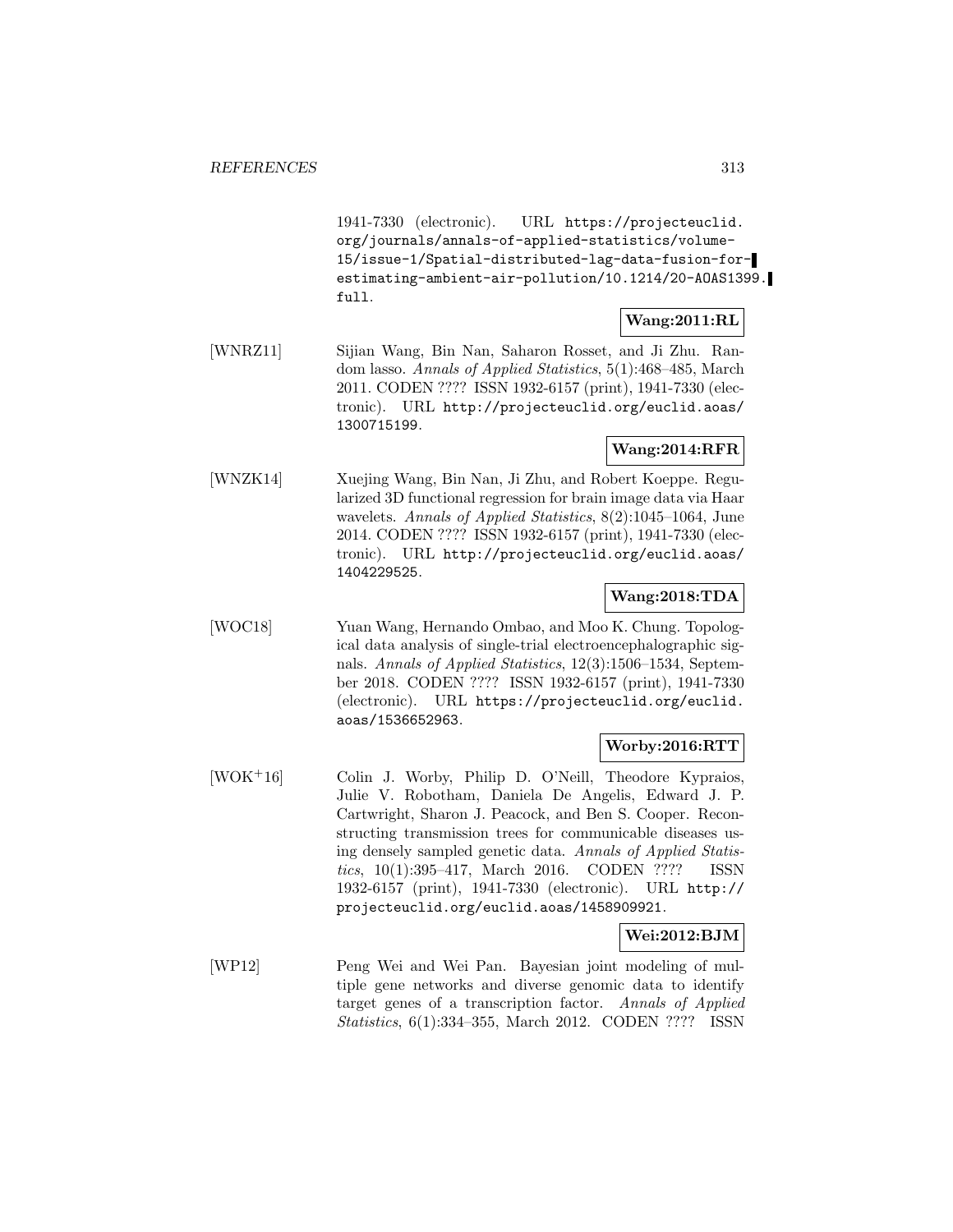1941-7330 (electronic). URL https://projecteuclid.org/journals/annals-of-applied-statistics/volume-15/issue-1/Spatial-distributed-lag-data-fusion-for-estimating-ambient-air-pollution/10.1214/20-AOAS1399.full.

**Wang:2011:RL**

[WNRZ11] Sijian Wang, Bin Nan, Saharon Rosset, and Ji Zhu. Random lasso. *Annals of Applied Statistics*, 5(1):468–485, March 2011. CODEN ???? ISSN 1932-6157 (print), 1941-7330 (electronic). URL http://projecteuclid.org/euclid.aoas/1300715199.

**Wang:2014:RFR**

[WNZK14] Xuejing Wang, Bin Nan, Ji Zhu, and Robert Koeppe. Regularized 3D functional regression for brain image data via Haar wavelets. *Annals of Applied Statistics*, 8(2):1045–1064, June 2014. CODEN ???? ISSN 1932-6157 (print), 1941-7330 (electronic). URL http://projecteuclid.org/euclid.aoas/1404229525.

**Wang:2018:TDA**

[WOC18] Yuan Wang, Hernando Ombao, and Moo K. Chung. Topological data analysis of single-trial electroencephalographic signals. *Annals of Applied Statistics*, 12(3):1506–1534, September 2018. CODEN ???? ISSN 1932-6157 (print), 1941-7330 (electronic). URL https://projecteuclid.org/euclid.aoas/1536652963.

**Worby:2016:RTT**

[WOK+16] Colin J. Worby, Philip D. O'Neill, Theodore Kypraios, Julie V. Robotham, Daniela De Angelis, Edward J. P. Cartwright, Sharon J. Peacock, and Ben S. Cooper. Reconstructing transmission trees for communicable diseases using densely sampled genetic data. *Annals of Applied Statistics*, 10(1):395–417, March 2016. CODEN ???? ISSN 1932-6157 (print), 1941-7330 (electronic). URL http://projecteuclid.org/euclid.aoas/1458909921.

**Wei:2012:BJM**

[WP12] Peng Wei and Wei Pan. Bayesian joint modeling of multiple gene networks and diverse genomic data to identify target genes of a transcription factor. *Annals of Applied Statistics*, 6(1):334–355, March 2012. CODEN ???? ISSN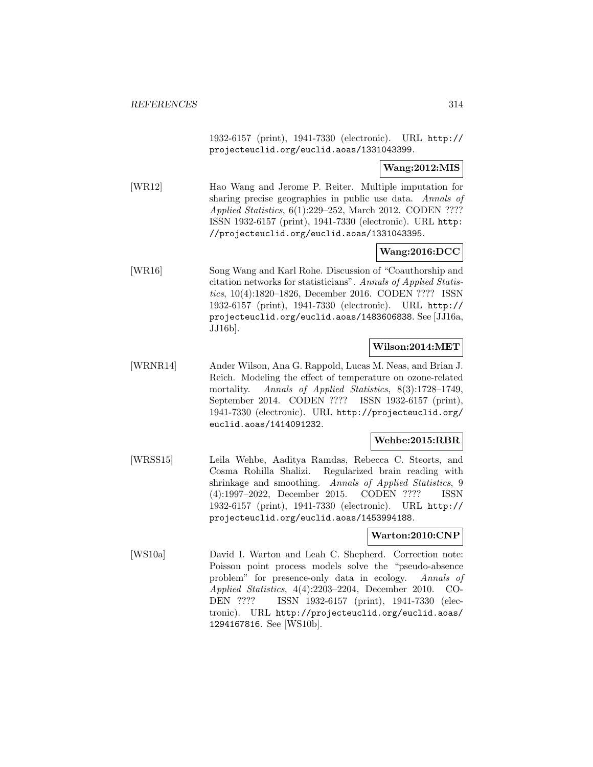1932-6157 (print), 1941-7330 (electronic). URL http://projecteuclid.org/euclid.aoas/1331043399.

**Wang:2012:MIS**

[WR12] Hao Wang and Jerome P. Reiter. Multiple imputation for sharing precise geographies in public use data. *Annals of Applied Statistics*, 6(1):229–252, March 2012. CODEN ???? ISSN 1932-6157 (print), 1941-7330 (electronic). URL http://projecteuclid.org/euclid.aoas/1331043395.

**Wang:2016:DCC**

[WR16] Song Wang and Karl Rohe. Discussion of "Coauthorship and citation networks for statisticians". *Annals of Applied Statistics*, 10(4):1820–1826, December 2016. CODEN ???? ISSN 1932-6157 (print), 1941-7330 (electronic). URL http://projecteuclid.org/euclid.aoas/1483606838. See [JJ16a, JJ16b].

**Wilson:2014:MET**

[WRNR14] Ander Wilson, Ana G. Rappold, Lucas M. Neas, and Brian J. Reich. Modeling the effect of temperature on ozone-related mortality. *Annals of Applied Statistics*, 8(3):1728–1749, September 2014. CODEN ???? ISSN 1932-6157 (print), 1941-7330 (electronic). URL http://projecteuclid.org/euclid.aoas/1414091232.

**Wehbe:2015:RBR**

[WRSS15] Leila Wehbe, Aaditya Ramdas, Rebecca C. Steorts, and Cosma Rohilla Shalizi. Regularized brain reading with shrinkage and smoothing. *Annals of Applied Statistics*, 9 (4):1997–2022, December 2015. CODEN ???? ISSN 1932-6157 (print), 1941-7330 (electronic). URL http://projecteuclid.org/euclid.aoas/1453994188.

**Warton:2010:CNP**

[WS10a] David I. Warton and Leah C. Shepherd. Correction note: Poisson point process models solve the "pseudo-absence problem" for presence-only data in ecology. *Annals of Applied Statistics*, 4(4):2203–2204, December 2010. CODEN ???? ISSN 1932-6157 (print), 1941-7330 (electronic). URL http://projecteuclid.org/euclid.aoas/1294167816. See [WS10b].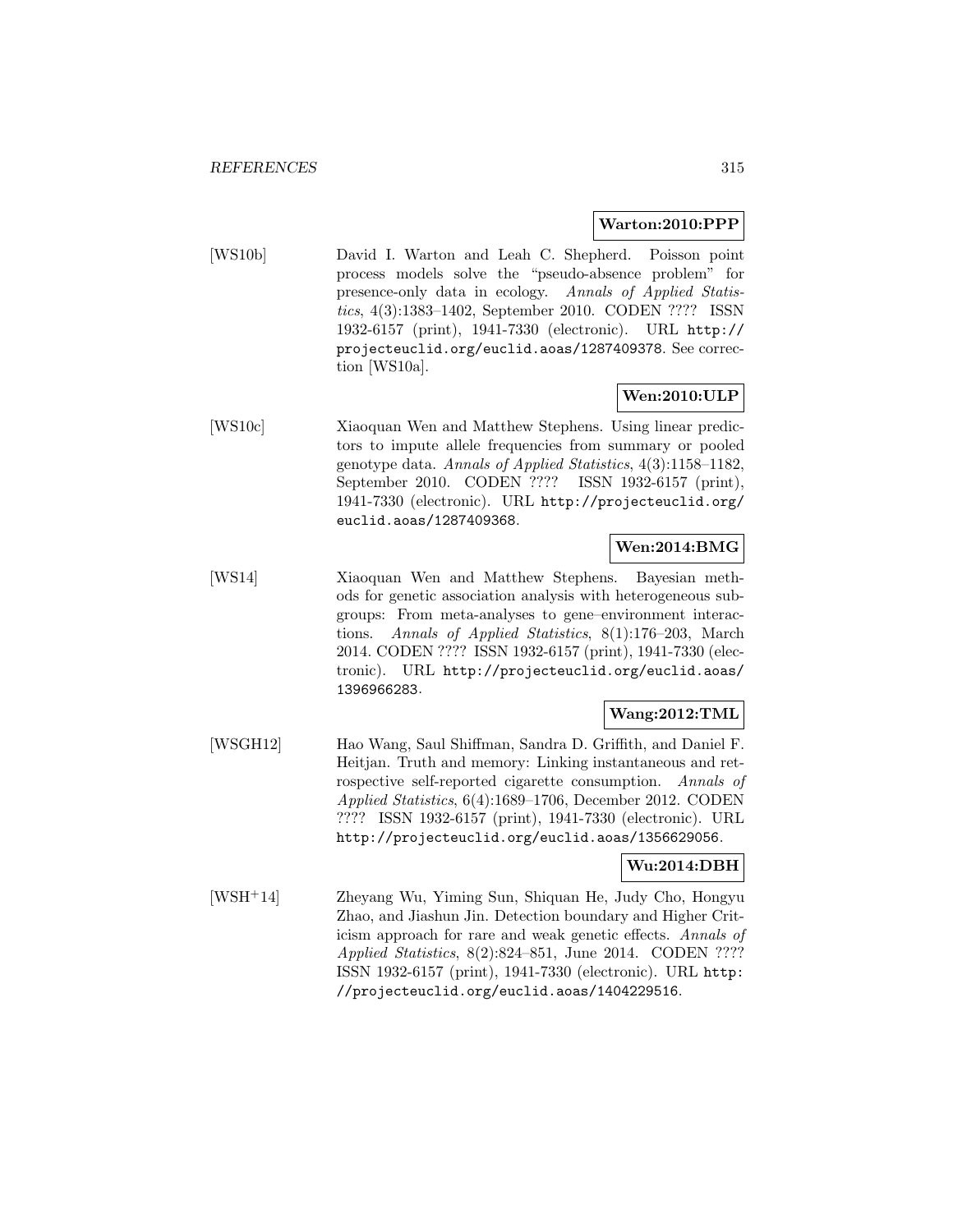**Warton:2010:PPP**

[WS10b] David I. Warton and Leah C. Shepherd. Poisson point process models solve the "pseudo-absence problem" for presence-only data in ecology. *Annals of Applied Statistics*, 4(3):1383–1402, September 2010. CODEN ???? ISSN 1932-6157 (print), 1941-7330 (electronic). URL http://projecteuclid.org/euclid.aoas/1287409378. See correction [WS10a].

**Wen:2010:ULP**

[WS10c] Xiaoquan Wen and Matthew Stephens. Using linear predictors to impute allele frequencies from summary or pooled genotype data. *Annals of Applied Statistics*, 4(3):1158–1182, September 2010. CODEN ???? ISSN 1932-6157 (print), 1941-7330 (electronic). URL http://projecteuclid.org/euclid.aoas/1287409368.

**Wen:2014:BMG**

[WS14] Xiaoquan Wen and Matthew Stephens. Bayesian methods for genetic association analysis with heterogeneous subgroups: From meta-analyses to gene–environment interactions. *Annals of Applied Statistics*, 8(1):176–203, March 2014. CODEN ???? ISSN 1932-6157 (print), 1941-7330 (electronic). URL http://projecteuclid.org/euclid.aoas/1396966283.

**Wang:2012:TML**

[WSGH12] Hao Wang, Saul Shiffman, Sandra D. Griffith, and Daniel F. Heitjan. Truth and memory: Linking instantaneous and retrospective self-reported cigarette consumption. *Annals of Applied Statistics*, 6(4):1689–1706, December 2012. CODEN ???? ISSN 1932-6157 (print), 1941-7330 (electronic). URL http://projecteuclid.org/euclid.aoas/1356629056.

**Wu:2014:DBH**

[WSH+14] Zheyang Wu, Yiming Sun, Shiquan He, Judy Cho, Hongyu Zhao, and Jiashun Jin. Detection boundary and Higher Criticism approach for rare and weak genetic effects. *Annals of Applied Statistics*, 8(2):824–851, June 2014. CODEN ???? ISSN 1932-6157 (print), 1941-7330 (electronic). URL http://projecteuclid.org/euclid.aoas/1404229516.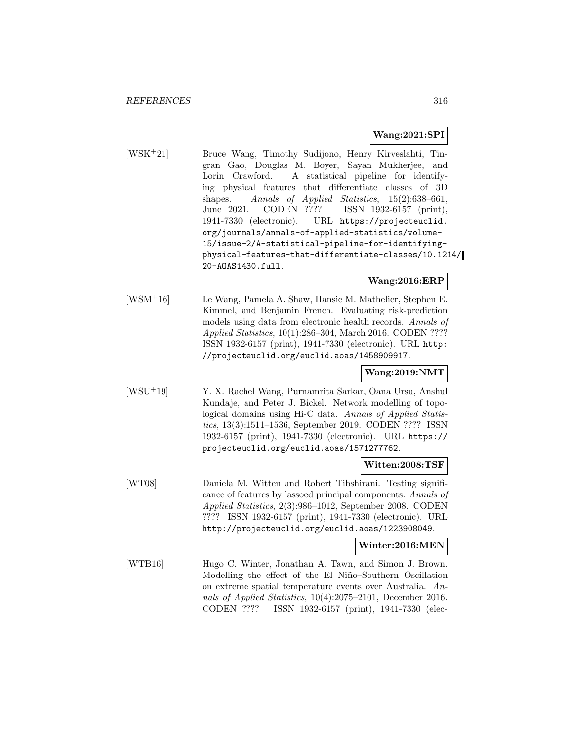**Wang:2021:SPI**

[WSK+21] Bruce Wang, Timothy Sudijono, Henry Kirveslahti, Tingran Gao, Douglas M. Boyer, Sayan Mukherjee, and Lorin Crawford. A statistical pipeline for identifying physical features that differentiate classes of 3D shapes. *Annals of Applied Statistics*, 15(2):638–661, June 2021. CODEN ???? ISSN 1932-6157 (print), 1941-7330 (electronic). URL https://projecteuclid.org/journals/annals-of-applied-statistics/volume-15/issue-2/A-statistical-pipeline-for-identifying-physical-features-that-differentiate-classes/10.1214/20-AOAS1430.full.

**Wang:2016:ERP**

[WSM+16] Le Wang, Pamela A. Shaw, Hansie M. Mathelier, Stephen E. Kimmel, and Benjamin French. Evaluating risk-prediction models using data from electronic health records. *Annals of Applied Statistics*, 10(1):286–304, March 2016. CODEN ???? ISSN 1932-6157 (print), 1941-7330 (electronic). URL http://projecteuclid.org/euclid.aoas/1458909917.

**Wang:2019:NMT**

[WSU+19] Y. X. Rachel Wang, Purnamrita Sarkar, Oana Ursu, Anshul Kundaje, and Peter J. Bickel. Network modelling of topological domains using Hi-C data. *Annals of Applied Statistics*, 13(3):1511–1536, September 2019. CODEN ???? ISSN 1932-6157 (print), 1941-7330 (electronic). URL https://projecteuclid.org/euclid.aoas/1571277762.

**Witten:2008:TSF**

[WT08] Daniela M. Witten and Robert Tibshirani. Testing significance of features by lassoed principal components. *Annals of Applied Statistics*, 2(3):986–1012, September 2008. CODEN ???? ISSN 1932-6157 (print), 1941-7330 (electronic). URL http://projecteuclid.org/euclid.aoas/1223908049.

**Winter:2016:MEN**

[WTB16] Hugo C. Winter, Jonathan A. Tawn, and Simon J. Brown. Modelling the effect of the El Niño–Southern Oscillation on extreme spatial temperature events over Australia. *Annals of Applied Statistics*, 10(4):2075–2101, December 2016. CODEN ???? ISSN 1932-6157 (print), 1941-7330 (elec-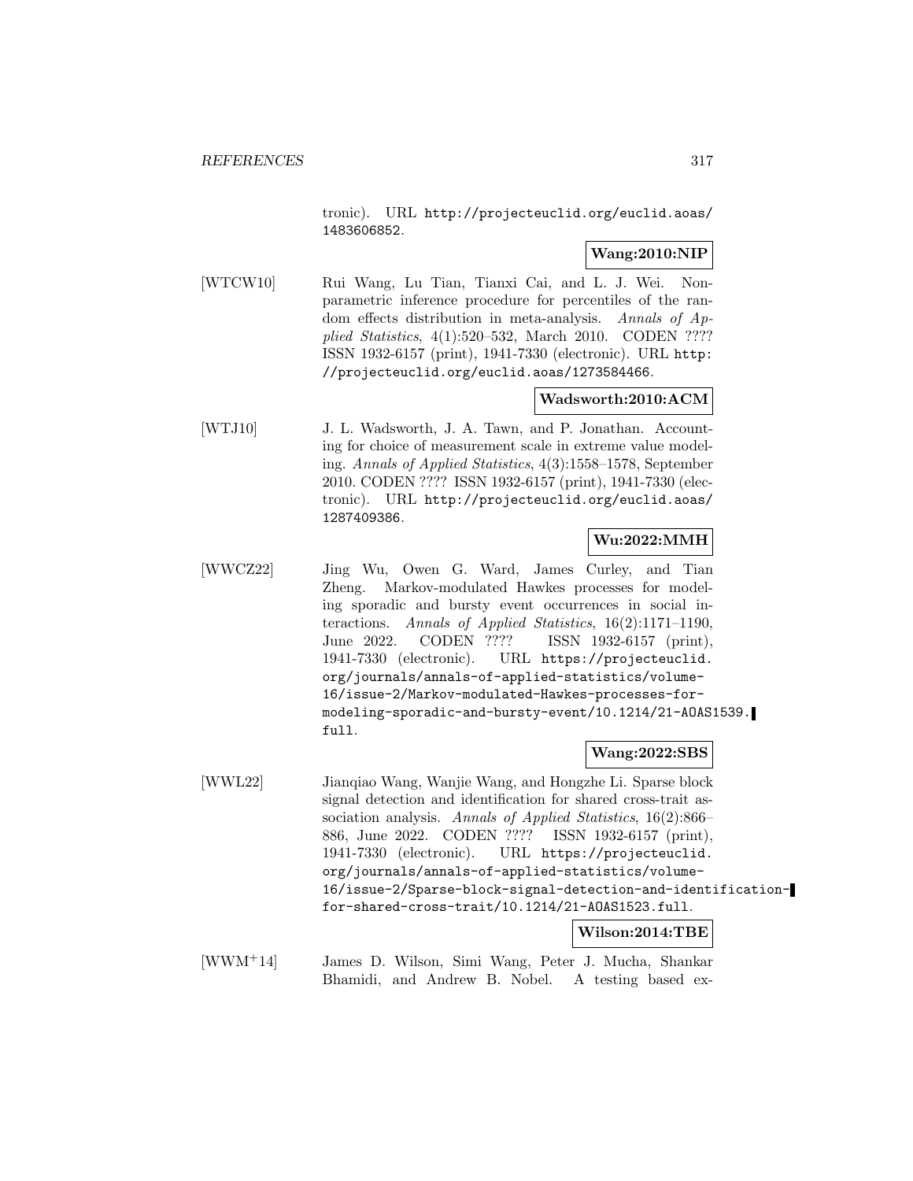tronic). URL http://projecteuclid.org/euclid.aoas/1483606852.

**Wang:2010:NIP**

[WTCW10] Rui Wang, Lu Tian, Tianxi Cai, and L. J. Wei. Nonparametric inference procedure for percentiles of the random effects distribution in meta-analysis. *Annals of Applied Statistics*, 4(1):520–532, March 2010. CODEN ???? ISSN 1932-6157 (print), 1941-7330 (electronic). URL http://projecteuclid.org/euclid.aoas/1273584466.

**Wadsworth:2010:ACM**

[WTJ10] J. L. Wadsworth, J. A. Tawn, and P. Jonathan. Accounting for choice of measurement scale in extreme value modeling. *Annals of Applied Statistics*, 4(3):1558–1578, September 2010. CODEN ???? ISSN 1932-6157 (print), 1941-7330 (electronic). URL http://projecteuclid.org/euclid.aoas/1287409386.

**Wu:2022:MMH**

[WWCZ22] Jing Wu, Owen G. Ward, James Curley, and Tian Zheng. Markov-modulated Hawkes processes for modeling sporadic and bursty event occurrences in social interactions. *Annals of Applied Statistics*, 16(2):1171–1190, June 2022. CODEN ???? ISSN 1932-6157 (print), 1941-7330 (electronic). URL https://projecteuclid.org/journals/annals-of-applied-statistics/volume-16/issue-2/Markov-modulated-Hawkes-processes-for-modeling-sporadic-and-bursty-event/10.1214/21-AOAS1539.full.

**Wang:2022:SBS**

[WWL22] Jianqiao Wang, Wanjie Wang, and Hongzhe Li. Sparse block signal detection and identification for shared cross-trait association analysis. *Annals of Applied Statistics*, 16(2):866–886, June 2022. CODEN ???? ISSN 1932-6157 (print), 1941-7330 (electronic). URL https://projecteuclid.org/journals/annals-of-applied-statistics/volume-16/issue-2/Sparse-block-signal-detection-and-identification-for-shared-cross-trait/10.1214/21-AOAS1523.full.

**Wilson:2014:TBE**

[WWM+14] James D. Wilson, Simi Wang, Peter J. Mucha, Shankar Bhamidi, and Andrew B. Nobel. A testing based ex-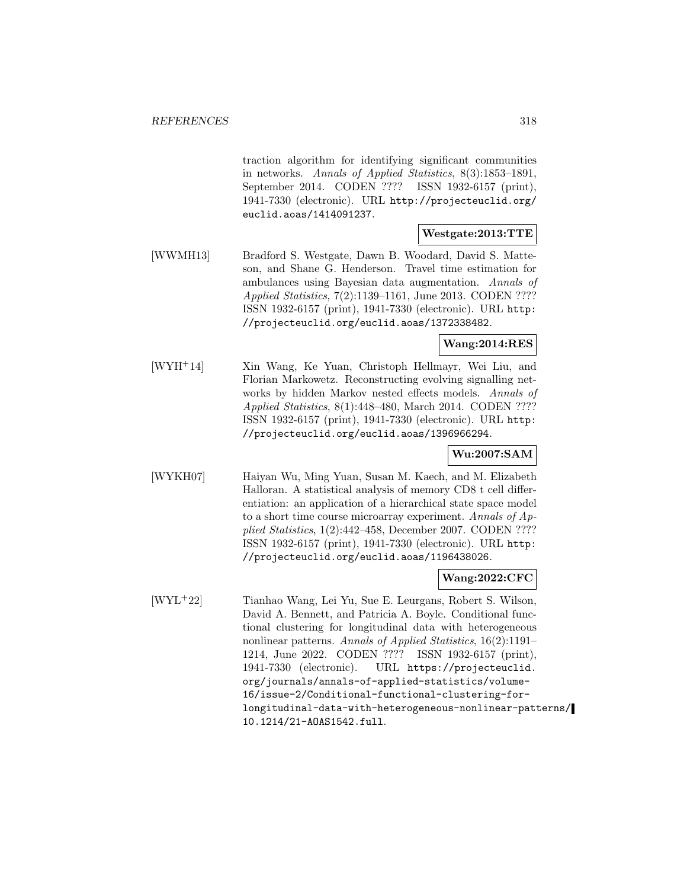traction algorithm for identifying significant communities in networks. *Annals of Applied Statistics*, 8(3):1853–1891, September 2014. CODEN ???? ISSN 1932-6157 (print), 1941-7330 (electronic). URL http://projecteuclid.org/euclid.aoas/1414091237.

**Westgate:2013:TTE**

[WWMH13] Bradford S. Westgate, Dawn B. Woodard, David S. Matteson, and Shane G. Henderson. Travel time estimation for ambulances using Bayesian data augmentation. *Annals of Applied Statistics*, 7(2):1139–1161, June 2013. CODEN ???? ISSN 1932-6157 (print), 1941-7330 (electronic). URL http://projecteuclid.org/euclid.aoas/1372338482.

**Wang:2014:RES**

[WYH+14] Xin Wang, Ke Yuan, Christoph Hellmayr, Wei Liu, and Florian Markowetz. Reconstructing evolving signalling networks by hidden Markov nested effects models. *Annals of Applied Statistics*, 8(1):448–480, March 2014. CODEN ???? ISSN 1932-6157 (print), 1941-7330 (electronic). URL http://projecteuclid.org/euclid.aoas/1396966294.

**Wu:2007:SAM**

[WYKH07] Haiyan Wu, Ming Yuan, Susan M. Kaech, and M. Elizabeth Halloran. A statistical analysis of memory CD8 t cell differentiation: an application of a hierarchical state space model to a short time course microarray experiment. *Annals of Applied Statistics*, 1(2):442–458, December 2007. CODEN ???? ISSN 1932-6157 (print), 1941-7330 (electronic). URL http://projecteuclid.org/euclid.aoas/1196438026.

**Wang:2022:CFC**

[WYL+22] Tianhao Wang, Lei Yu, Sue E. Leurgans, Robert S. Wilson, David A. Bennett, and Patricia A. Boyle. Conditional functional clustering for longitudinal data with heterogeneous nonlinear patterns. *Annals of Applied Statistics*, 16(2):1191–1214, June 2022. CODEN ???? ISSN 1932-6157 (print), 1941-7330 (electronic). URL https://projecteuclid.org/journals/annals-of-applied-statistics/volume-16/issue-2/Conditional-functional-clustering-for-longitudinal-data-with-heterogeneous-nonlinear-patterns/10.1214/21-AOAS1542.full.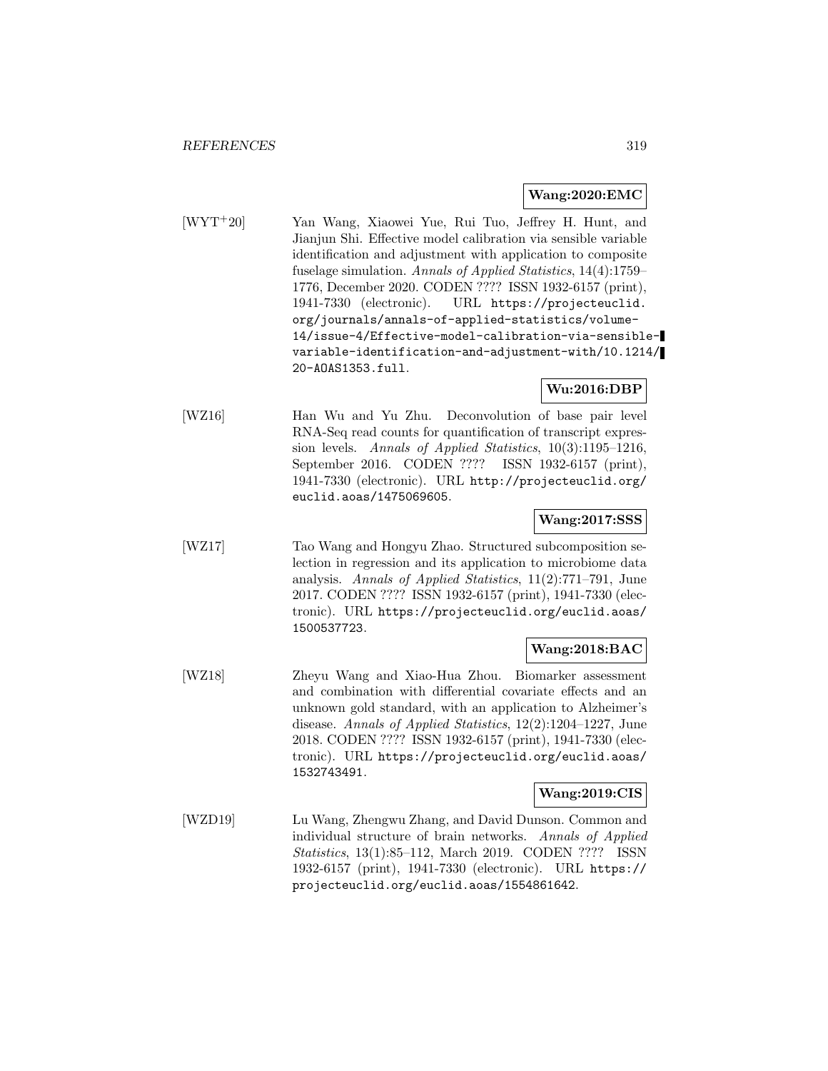**Wang:2020:EMC**

[WYT+20] Yan Wang, Xiaowei Yue, Rui Tuo, Jeffrey H. Hunt, and Jianjun Shi. Effective model calibration via sensible variable identification and adjustment with application to composite fuselage simulation. *Annals of Applied Statistics*, 14(4):1759–1776, December 2020. CODEN ???? ISSN 1932-6157 (print), 1941-7330 (electronic). URL `https://projecteuclid.org/journals/annals-of-applied-statistics/volume-14/issue-4/Effective-model-calibration-via-sensible-variable-identification-and-adjustment-with/10.1214/20-AOAS1353.full`.

**Wu:2016:DBP**

[WZ16] Han Wu and Yu Zhu. Deconvolution of base pair level RNA-Seq read counts for quantification of transcript expression levels. *Annals of Applied Statistics*, 10(3):1195–1216, September 2016. CODEN ???? ISSN 1932-6157 (print), 1941-7330 (electronic). URL `http://projecteuclid.org/euclid.aoas/1475069605`.

**Wang:2017:SSS**

[WZ17] Tao Wang and Hongyu Zhao. Structured subcomposition selection in regression and its application to microbiome data analysis. *Annals of Applied Statistics*, 11(2):771–791, June 2017. CODEN ???? ISSN 1932-6157 (print), 1941-7330 (electronic). URL `https://projecteuclid.org/euclid.aoas/1500537723`.

**Wang:2018:BAC**

[WZ18] Zheyu Wang and Xiao-Hua Zhou. Biomarker assessment and combination with differential covariate effects and an unknown gold standard, with an application to Alzheimer's disease. *Annals of Applied Statistics*, 12(2):1204–1227, June 2018. CODEN ???? ISSN 1932-6157 (print), 1941-7330 (electronic). URL `https://projecteuclid.org/euclid.aoas/1532743491`.

**Wang:2019:CIS**

[WZD19] Lu Wang, Zhengwu Zhang, and David Dunson. Common and individual structure of brain networks. *Annals of Applied Statistics*, 13(1):85–112, March 2019. CODEN ???? ISSN 1932-6157 (print), 1941-7330 (electronic). URL `https://projecteuclid.org/euclid.aoas/1554861642`.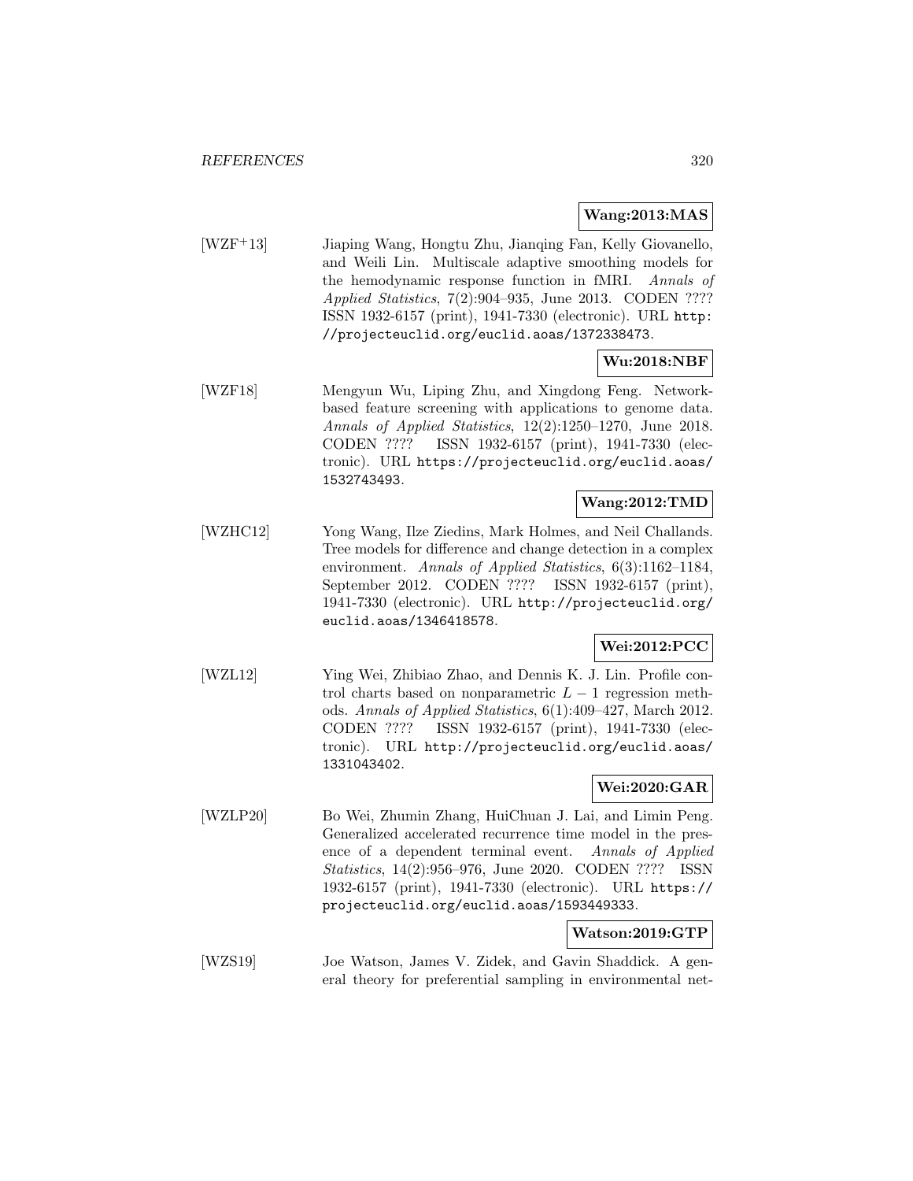**Wang:2013:MAS**

[WZF+13] Jiaping Wang, Hongtu Zhu, Jianqing Fan, Kelly Giovanello, and Weili Lin. Multiscale adaptive smoothing models for the hemodynamic response function in fMRI. *Annals of Applied Statistics*, 7(2):904–935, June 2013. CODEN ???? ISSN 1932-6157 (print), 1941-7330 (electronic). URL http://projecteuclid.org/euclid.aoas/1372338473.

**Wu:2018:NBF**

[WZF18] Mengyun Wu, Liping Zhu, and Xingdong Feng. Network-based feature screening with applications to genome data. *Annals of Applied Statistics*, 12(2):1250–1270, June 2018. CODEN ???? ISSN 1932-6157 (print), 1941-7330 (electronic). URL https://projecteuclid.org/euclid.aoas/1532743493.

**Wang:2012:TMD**

[WZHC12] Yong Wang, Ilze Ziedins, Mark Holmes, and Neil Challands. Tree models for difference and change detection in a complex environment. *Annals of Applied Statistics*, 6(3):1162–1184, September 2012. CODEN ???? ISSN 1932-6157 (print), 1941-7330 (electronic). URL http://projecteuclid.org/euclid.aoas/1346418578.

**Wei:2012:PCC**

[WZL12] Ying Wei, Zhibiao Zhao, and Dennis K. J. Lin. Profile control charts based on nonparametric $L-1$ regression methods. *Annals of Applied Statistics*, 6(1):409–427, March 2012. CODEN ???? ISSN 1932-6157 (print), 1941-7330 (electronic). URL http://projecteuclid.org/euclid.aoas/1331043402.

**Wei:2020:GAR**

[WZLP20] Bo Wei, Zhumin Zhang, HuiChuan J. Lai, and Limin Peng. Generalized accelerated recurrence time model in the presence of a dependent terminal event. *Annals of Applied Statistics*, 14(2):956–976, June 2020. CODEN ???? ISSN 1932-6157 (print), 1941-7330 (electronic). URL https://projecteuclid.org/euclid.aoas/1593449333.

**Watson:2019:GTP**

[WZS19] Joe Watson, James V. Zidek, and Gavin Shaddick. A general theory for preferential sampling in environmental net-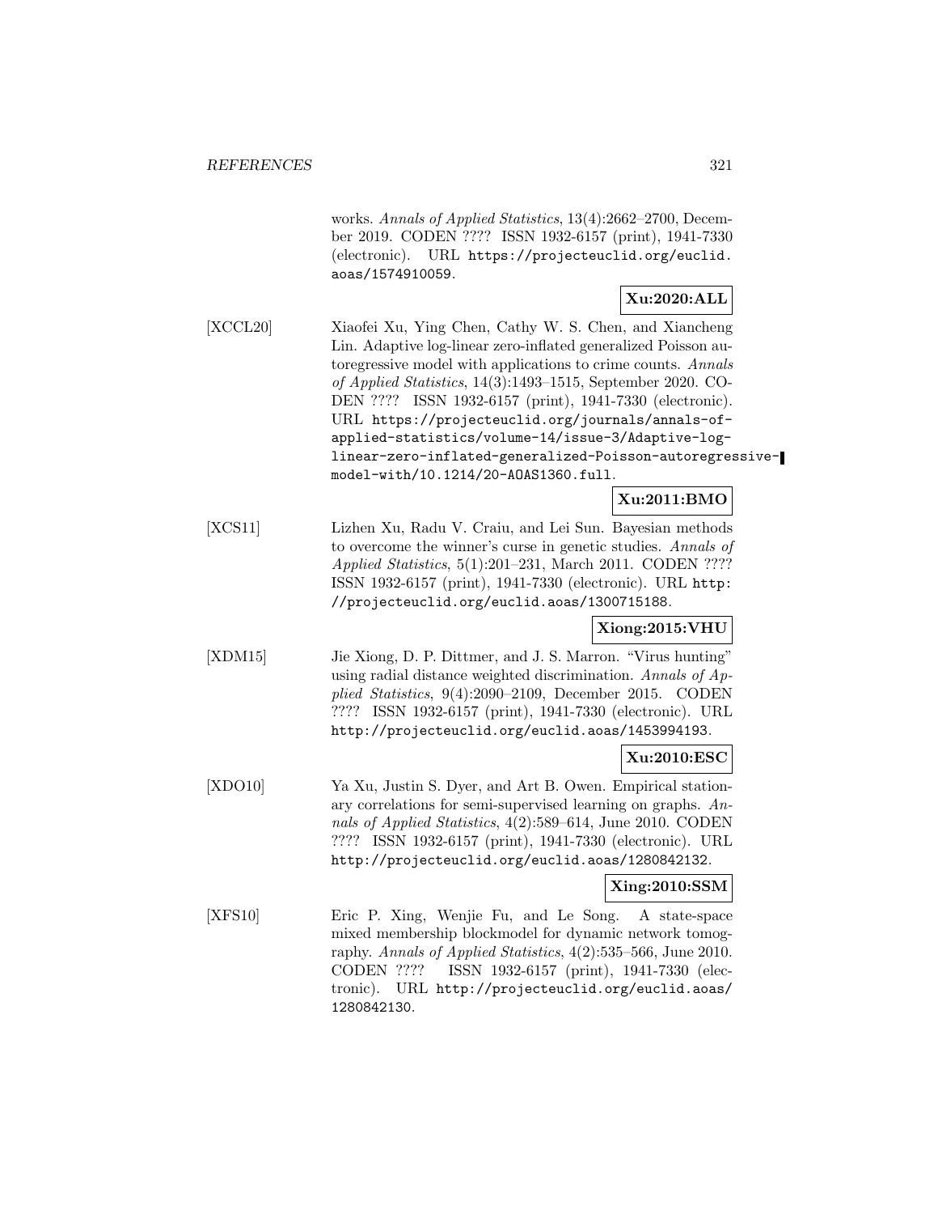works. *Annals of Applied Statistics*, 13(4):2662–2700, December 2019. CODEN ???? ISSN 1932-6157 (print), 1941-7330 (electronic). URL https://projecteuclid.org/euclid.aoas/1574910059.

**Xu:2020:ALL**

[XCCL20] Xiaofei Xu, Ying Chen, Cathy W. S. Chen, and Xiancheng Lin. Adaptive log-linear zero-inflated generalized Poisson autoregressive model with applications to crime counts. *Annals of Applied Statistics*, 14(3):1493–1515, September 2020. CODEN ???? ISSN 1932-6157 (print), 1941-7330 (electronic). URL https://projecteuclid.org/journals/annals-of-applied-statistics/volume-14/issue-3/Adaptive-log-linear-zero-inflated-generalized-Poisson-autoregressive-model-with/10.1214/20-AOAS1360.full.

**Xu:2011:BMO**

[XCS11] Lizhen Xu, Radu V. Craiu, and Lei Sun. Bayesian methods to overcome the winner's curse in genetic studies. *Annals of Applied Statistics*, 5(1):201–231, March 2011. CODEN ???? ISSN 1932-6157 (print), 1941-7330 (electronic). URL http://projecteuclid.org/euclid.aoas/1300715188.

**Xiong:2015:VHU**

[XDM15] Jie Xiong, D. P. Dittmer, and J. S. Marron. "Virus hunting" using radial distance weighted discrimination. *Annals of Applied Statistics*, 9(4):2090–2109, December 2015. CODEN ???? ISSN 1932-6157 (print), 1941-7330 (electronic). URL http://projecteuclid.org/euclid.aoas/1453994193.

**Xu:2010:ESC**

[XDO10] Ya Xu, Justin S. Dyer, and Art B. Owen. Empirical stationary correlations for semi-supervised learning on graphs. *Annals of Applied Statistics*, 4(2):589–614, June 2010. CODEN ???? ISSN 1932-6157 (print), 1941-7330 (electronic). URL http://projecteuclid.org/euclid.aoas/1280842132.

**Xing:2010:SSM**

[XFS10] Eric P. Xing, Wenjie Fu, and Le Song. A state-space mixed membership blockmodel for dynamic network tomography. *Annals of Applied Statistics*, 4(2):535–566, June 2010. CODEN ???? ISSN 1932-6157 (print), 1941-7330 (electronic). URL http://projecteuclid.org/euclid.aoas/1280842130.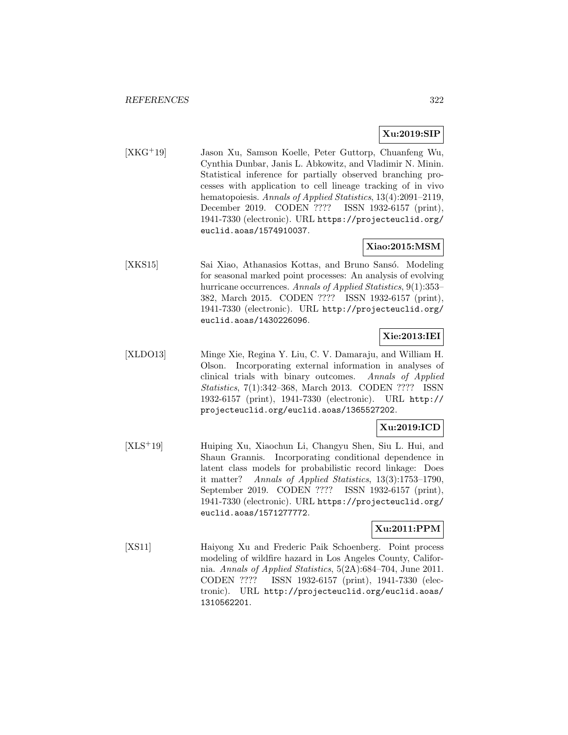**Xu:2019:SIP**

[XKG+19] Jason Xu, Samson Koelle, Peter Guttorp, Chuanfeng Wu, Cynthia Dunbar, Janis L. Abkowitz, and Vladimir N. Minin. Statistical inference for partially observed branching processes with application to cell lineage tracking of in vivo hematopoiesis. *Annals of Applied Statistics*, 13(4):2091–2119, December 2019. CODEN ???? ISSN 1932-6157 (print), 1941-7330 (electronic). URL https://projecteuclid.org/euclid.aoas/1574910037.

**Xiao:2015:MSM**

[XKS15] Sai Xiao, Athanasios Kottas, and Bruno Sansó. Modeling for seasonal marked point processes: An analysis of evolving hurricane occurrences. *Annals of Applied Statistics*, 9(1):353–382, March 2015. CODEN ???? ISSN 1932-6157 (print), 1941-7330 (electronic). URL http://projecteuclid.org/euclid.aoas/1430226096.

**Xie:2013:IEI**

[XLDO13] Minge Xie, Regina Y. Liu, C. V. Damaraju, and William H. Olson. Incorporating external information in analyses of clinical trials with binary outcomes. *Annals of Applied Statistics*, 7(1):342–368, March 2013. CODEN ???? ISSN 1932-6157 (print), 1941-7330 (electronic). URL http://projecteuclid.org/euclid.aoas/1365527202.

**Xu:2019:ICD**

[XLS+19] Huiping Xu, Xiaochun Li, Changyu Shen, Siu L. Hui, and Shaun Grannis. Incorporating conditional dependence in latent class models for probabilistic record linkage: Does it matter? *Annals of Applied Statistics*, 13(3):1753–1790, September 2019. CODEN ???? ISSN 1932-6157 (print), 1941-7330 (electronic). URL https://projecteuclid.org/euclid.aoas/1571277772.

**Xu:2011:PPM**

[XS11] Haiyong Xu and Frederic Paik Schoenberg. Point process modeling of wildfire hazard in Los Angeles County, California. *Annals of Applied Statistics*, 5(2A):684–704, June 2011. CODEN ???? ISSN 1932-6157 (print), 1941-7330 (electronic). URL http://projecteuclid.org/euclid.aoas/1310562201.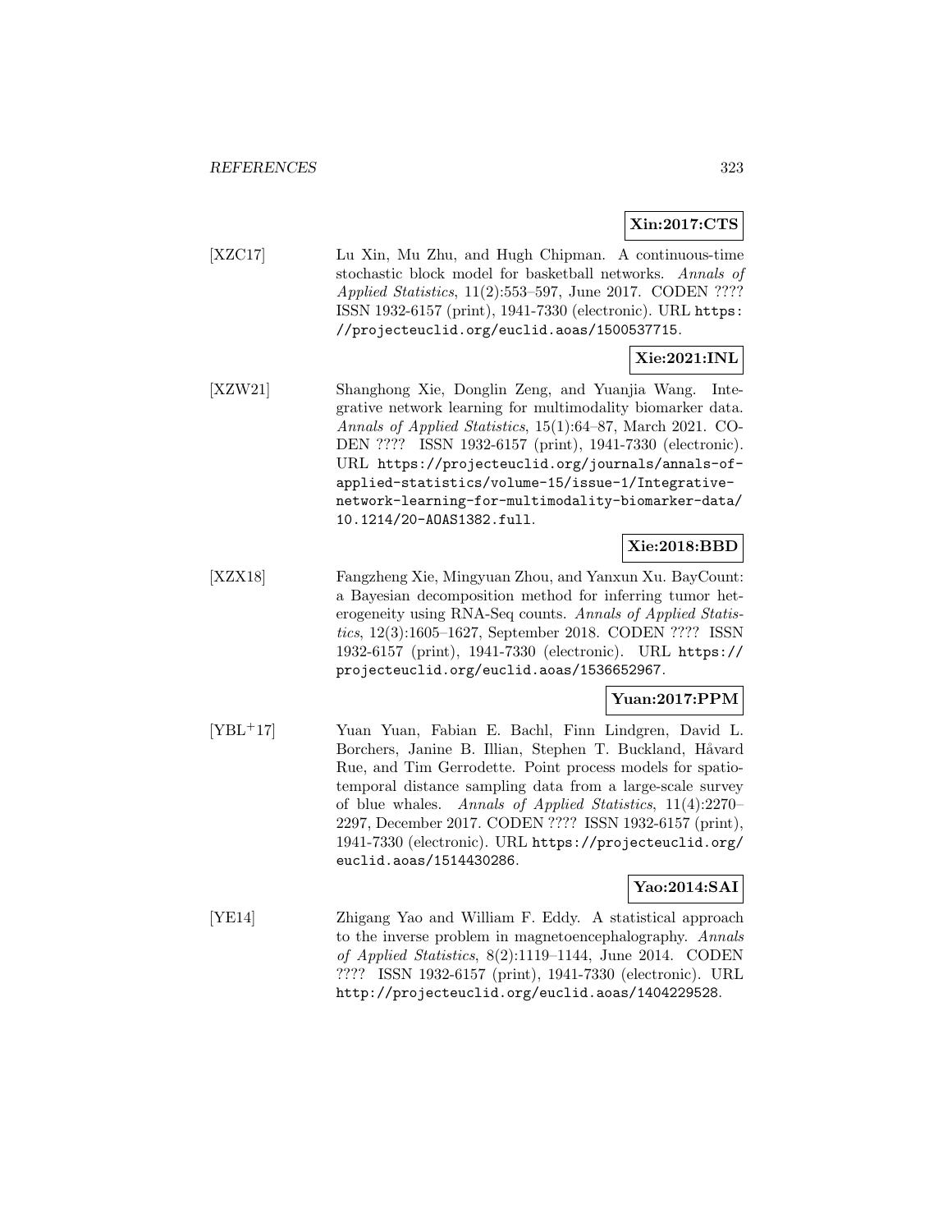**Xin:2017:CTS**

[XZC17] Lu Xin, Mu Zhu, and Hugh Chipman. A continuous-time stochastic block model for basketball networks. *Annals of Applied Statistics*, 11(2):553–597, June 2017. CODEN ???? ISSN 1932-6157 (print), 1941-7330 (electronic). URL https://projecteuclid.org/euclid.aoas/1500537715.

**Xie:2021:INL**

[XZW21] Shanghong Xie, Donglin Zeng, and Yuanjia Wang. Integrative network learning for multimodality biomarker data. *Annals of Applied Statistics*, 15(1):64–87, March 2021. CODEN ???? ISSN 1932-6157 (print), 1941-7330 (electronic). URL https://projecteuclid.org/journals/annals-of-applied-statistics/volume-15/issue-1/Integrative-network-learning-for-multimodality-biomarker-data/10.1214/20-AOAS1382.full.

**Xie:2018:BBD**

[XZX18] Fangzheng Xie, Mingyuan Zhou, and Yanxun Xu. BayCount: a Bayesian decomposition method for inferring tumor heterogeneity using RNA-Seq counts. *Annals of Applied Statistics*, 12(3):1605–1627, September 2018. CODEN ???? ISSN 1932-6157 (print), 1941-7330 (electronic). URL https://projecteuclid.org/euclid.aoas/1536652967.

**Yuan:2017:PPM**

[YBL+17] Yuan Yuan, Fabian E. Bachl, Finn Lindgren, David L. Borchers, Janine B. Illian, Stephen T. Buckland, Håvard Rue, and Tim Gerrodette. Point process models for spatio-temporal distance sampling data from a large-scale survey of blue whales. *Annals of Applied Statistics*, 11(4):2270–2297, December 2017. CODEN ???? ISSN 1932-6157 (print), 1941-7330 (electronic). URL https://projecteuclid.org/euclid.aoas/1514430286.

**Yao:2014:SAI**

[YE14] Zhigang Yao and William F. Eddy. A statistical approach to the inverse problem in magnetoencephalography. *Annals of Applied Statistics*, 8(2):1119–1144, June 2014. CODEN ???? ISSN 1932-6157 (print), 1941-7330 (electronic). URL http://projecteuclid.org/euclid.aoas/1404229528.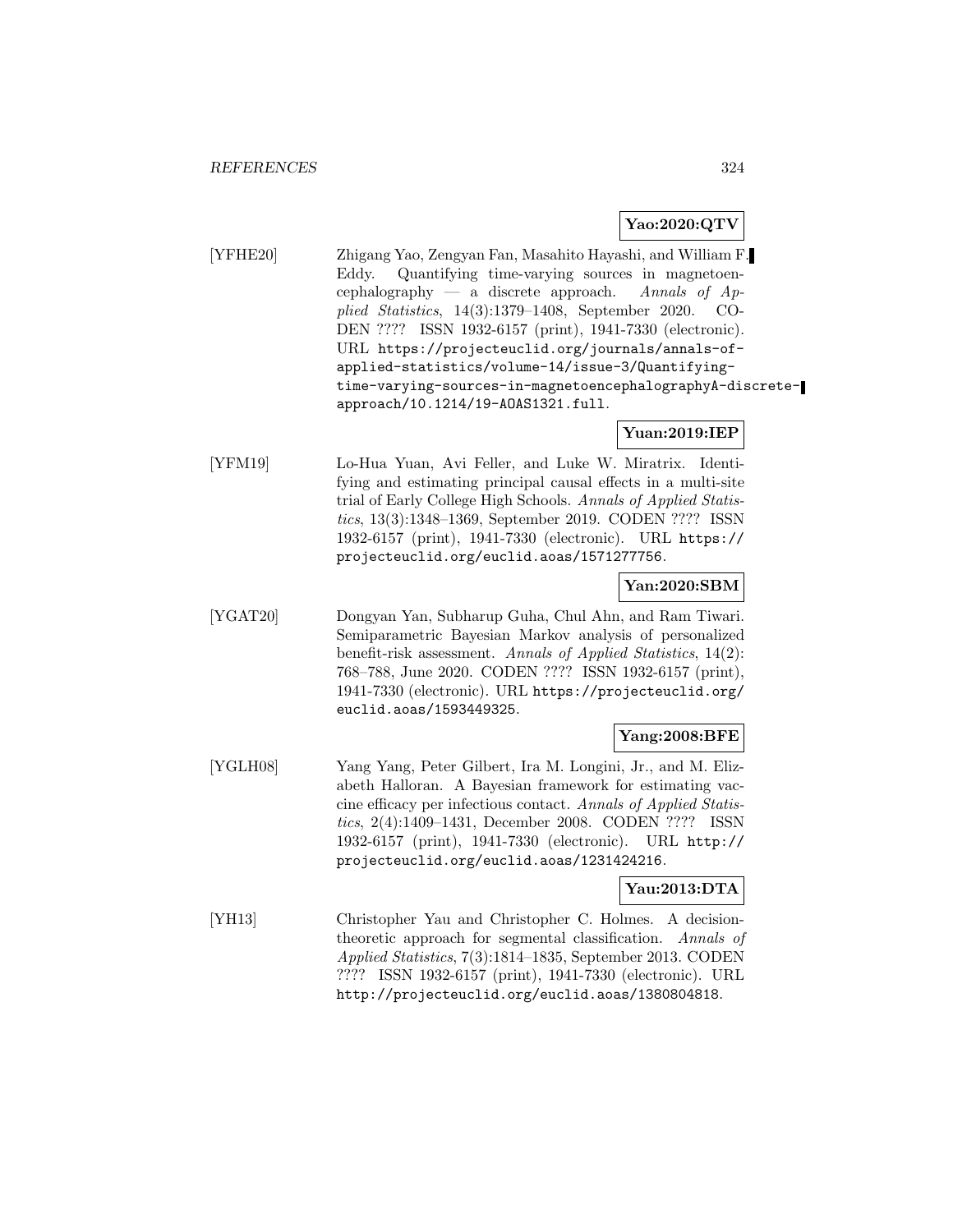**Yao:2020:QTV**

[YFHE20] Zhigang Yao, Zengyan Fan, Masahito Hayashi, and William F. Eddy. Quantifying time-varying sources in magnetoencephalography — a discrete approach. *Annals of Applied Statistics*, 14(3):1379–1408, September 2020. CODEN ???? ISSN 1932-6157 (print), 1941-7330 (electronic). URL `https://projecteuclid.org/journals/annals-of-applied-statistics/volume-14/issue-3/Quantifying-time-varying-sources-in-magnetoencephalographyA-discrete-approach/10.1214/19-AOAS1321.full`.

**Yuan:2019:IEP**

[YFM19] Lo-Hua Yuan, Avi Feller, and Luke W. Miratrix. Identifying and estimating principal causal effects in a multi-site trial of Early College High Schools. *Annals of Applied Statistics*, 13(3):1348–1369, September 2019. CODEN ???? ISSN 1932-6157 (print), 1941-7330 (electronic). URL `https://projecteuclid.org/euclid.aoas/1571277756`.

**Yan:2020:SBM**

[YGAT20] Dongyan Yan, Subharup Guha, Chul Ahn, and Ram Tiwari. Semiparametric Bayesian Markov analysis of personalized benefit-risk assessment. *Annals of Applied Statistics*, 14(2): 768–788, June 2020. CODEN ???? ISSN 1932-6157 (print), 1941-7330 (electronic). URL `https://projecteuclid.org/euclid.aoas/1593449325`.

**Yang:2008:BFE**

[YGLH08] Yang Yang, Peter Gilbert, Ira M. Longini, Jr., and M. Elizabeth Halloran. A Bayesian framework for estimating vaccine efficacy per infectious contact. *Annals of Applied Statistics*, 2(4):1409–1431, December 2008. CODEN ???? ISSN 1932-6157 (print), 1941-7330 (electronic). URL `http://projecteuclid.org/euclid.aoas/1231424216`.

**Yau:2013:DTA**

[YH13] Christopher Yau and Christopher C. Holmes. A decision-theoretic approach for segmental classification. *Annals of Applied Statistics*, 7(3):1814–1835, September 2013. CODEN ???? ISSN 1932-6157 (print), 1941-7330 (electronic). URL `http://projecteuclid.org/euclid.aoas/1380804818`.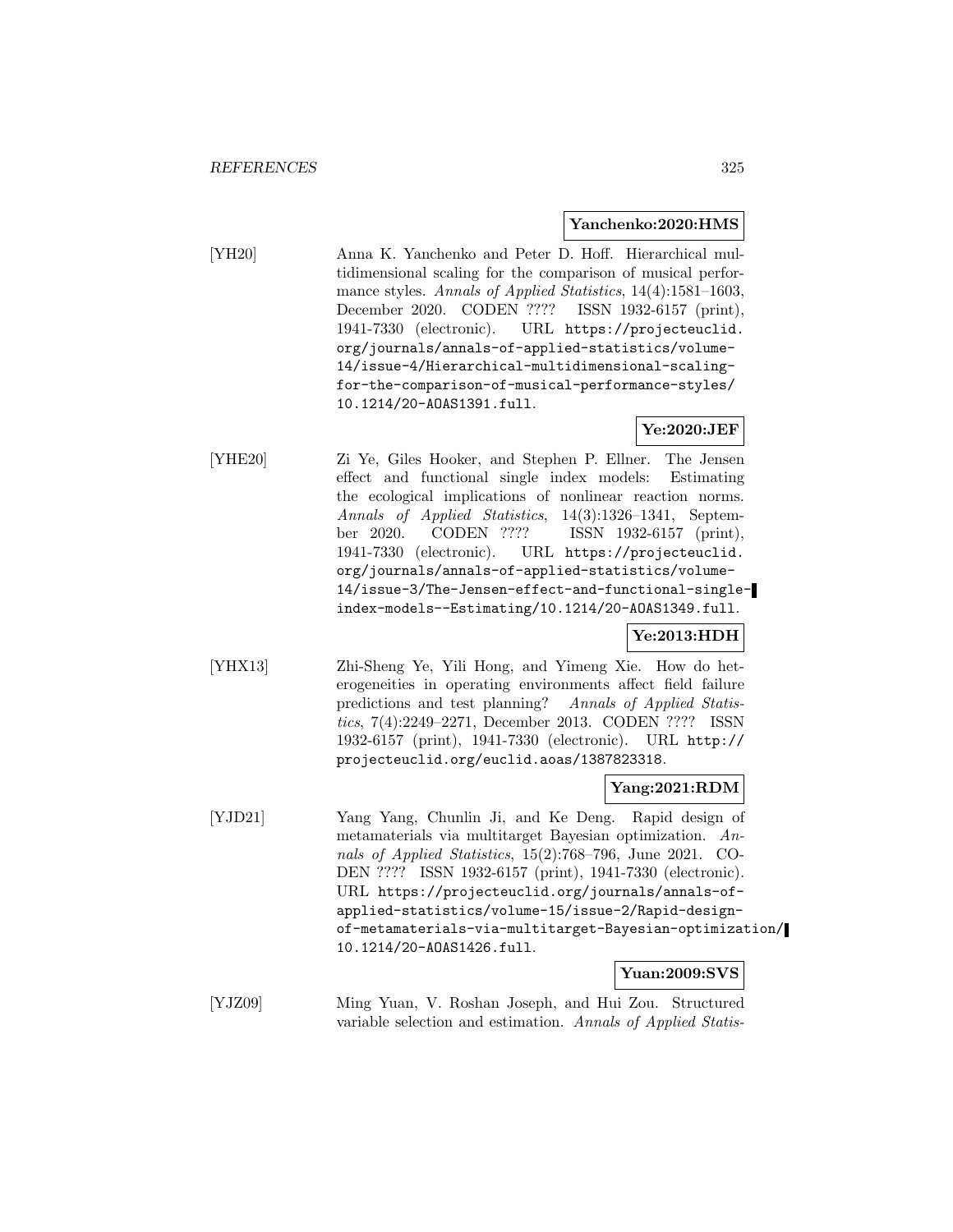**Yanchenko:2020:HMS**

[YH20] Anna K. Yanchenko and Peter D. Hoff. Hierarchical multidimensional scaling for the comparison of musical performance styles. *Annals of Applied Statistics*, 14(4):1581–1603, December 2020. CODEN ???? ISSN 1932-6157 (print), 1941-7330 (electronic). URL https://projecteuclid.org/journals/annals-of-applied-statistics/volume-14/issue-4/Hierarchical-multidimensional-scaling-for-the-comparison-of-musical-performance-styles/10.1214/20-AOAS1391.full.

**Ye:2020:JEF**

[YHE20] Zi Ye, Giles Hooker, and Stephen P. Ellner. The Jensen effect and functional single index models: Estimating the ecological implications of nonlinear reaction norms. *Annals of Applied Statistics*, 14(3):1326–1341, September 2020. CODEN ???? ISSN 1932-6157 (print), 1941-7330 (electronic). URL https://projecteuclid.org/journals/annals-of-applied-statistics/volume-14/issue-3/The-Jensen-effect-and-functional-single-index-models--Estimating/10.1214/20-AOAS1349.full.

**Ye:2013:HDH**

[YHX13] Zhi-Sheng Ye, Yili Hong, and Yimeng Xie. How do heterogeneities in operating environments affect field failure predictions and test planning? *Annals of Applied Statistics*, 7(4):2249–2271, December 2013. CODEN ???? ISSN 1932-6157 (print), 1941-7330 (electronic). URL http://projecteuclid.org/euclid.aoas/1387823318.

**Yang:2021:RDM**

[YJD21] Yang Yang, Chunlin Ji, and Ke Deng. Rapid design of metamaterials via multitarget Bayesian optimization. *Annals of Applied Statistics*, 15(2):768–796, June 2021. CODEN ???? ISSN 1932-6157 (print), 1941-7330 (electronic). URL https://projecteuclid.org/journals/annals-of-applied-statistics/volume-15/issue-2/Rapid-design-of-metamaterials-via-multitarget-Bayesian-optimization/10.1214/20-AOAS1426.full.

**Yuan:2009:SVS**

[YJZ09] Ming Yuan, V. Roshan Joseph, and Hui Zou. Structured variable selection and estimation. *Annals of Applied Statis-*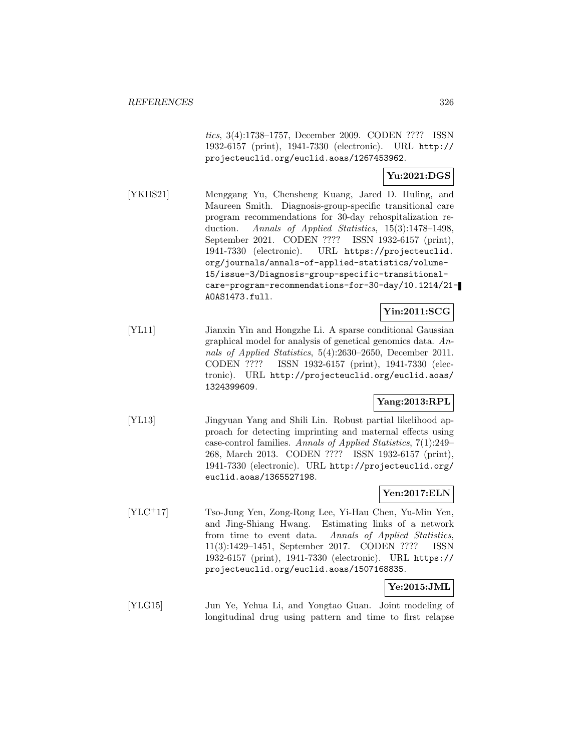*tics*, 3(4):1738–1757, December 2009. CODEN ???? ISSN 1932-6157 (print), 1941-7330 (electronic). URL http://projecteuclid.org/euclid.aoas/1267453962.

**Yu:2021:DGS**

[YKHS21] Menggang Yu, Chensheng Kuang, Jared D. Huling, and Maureen Smith. Diagnosis-group-specific transitional care program recommendations for 30-day rehospitalization reduction. *Annals of Applied Statistics*, 15(3):1478–1498, September 2021. CODEN ???? ISSN 1932-6157 (print), 1941-7330 (electronic). URL https://projecteuclid.org/journals/annals-of-applied-statistics/volume-15/issue-3/Diagnosis-group-specific-transitional-care-program-recommendations-for-30-day/10.1214/21-AOAS1473.full.

**Yin:2011:SCG**

[YL11] Jianxin Yin and Hongzhe Li. A sparse conditional Gaussian graphical model for analysis of genetical genomics data. *Annals of Applied Statistics*, 5(4):2630–2650, December 2011. CODEN ???? ISSN 1932-6157 (print), 1941-7330 (electronic). URL http://projecteuclid.org/euclid.aoas/1324399609.

**Yang:2013:RPL**

[YL13] Jingyuan Yang and Shili Lin. Robust partial likelihood approach for detecting imprinting and maternal effects using case-control families. *Annals of Applied Statistics*, 7(1):249–268, March 2013. CODEN ???? ISSN 1932-6157 (print), 1941-7330 (electronic). URL http://projecteuclid.org/euclid.aoas/1365527198.

**Yen:2017:ELN**

[YLC+17] Tso-Jung Yen, Zong-Rong Lee, Yi-Hau Chen, Yu-Min Yen, and Jing-Shiang Hwang. Estimating links of a network from time to event data. *Annals of Applied Statistics*, 11(3):1429–1451, September 2017. CODEN ???? ISSN 1932-6157 (print), 1941-7330 (electronic). URL https://projecteuclid.org/euclid.aoas/1507168835.

**Ye:2015:JML**

[YLG15] Jun Ye, Yehua Li, and Yongtao Guan. Joint modeling of longitudinal drug using pattern and time to first relapse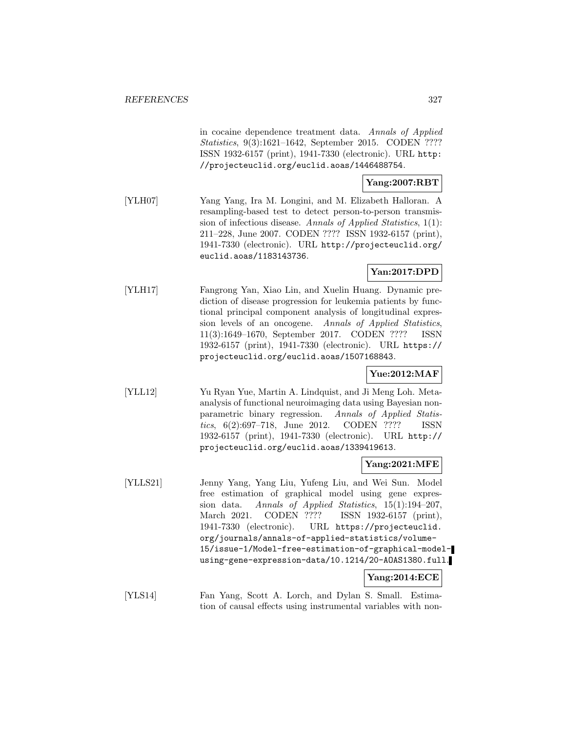in cocaine dependence treatment data. *Annals of Applied Statistics*, 9(3):1621–1642, September 2015. CODEN ???? ISSN 1932-6157 (print), 1941-7330 (electronic). URL http://projecteuclid.org/euclid.aoas/1446488754.

**Yang:2007:RBT**

[YLH07] Yang Yang, Ira M. Longini, and M. Elizabeth Halloran. A resampling-based test to detect person-to-person transmission of infectious disease. *Annals of Applied Statistics*, 1(1): 211–228, June 2007. CODEN ???? ISSN 1932-6157 (print), 1941-7330 (electronic). URL http://projecteuclid.org/euclid.aoas/1183143736.

**Yan:2017:DPD**

[YLH17] Fangrong Yan, Xiao Lin, and Xuelin Huang. Dynamic prediction of disease progression for leukemia patients by functional principal component analysis of longitudinal expression levels of an oncogene. *Annals of Applied Statistics*, 11(3):1649–1670, September 2017. CODEN ???? ISSN 1932-6157 (print), 1941-7330 (electronic). URL https://projecteuclid.org/euclid.aoas/1507168843.

**Yue:2012:MAF**

[YLL12] Yu Ryan Yue, Martin A. Lindquist, and Ji Meng Loh. Meta-analysis of functional neuroimaging data using Bayesian nonparametric binary regression. *Annals of Applied Statistics*, 6(2):697–718, June 2012. CODEN ???? ISSN 1932-6157 (print), 1941-7330 (electronic). URL http://projecteuclid.org/euclid.aoas/1339419613.

**Yang:2021:MFE**

[YLLS21] Jenny Yang, Yang Liu, Yufeng Liu, and Wei Sun. Model free estimation of graphical model using gene expression data. *Annals of Applied Statistics*, 15(1):194–207, March 2021. CODEN ???? ISSN 1932-6157 (print), 1941-7330 (electronic). URL https://projecteuclid.org/journals/annals-of-applied-statistics/volume-15/issue-1/Model-free-estimation-of-graphical-model-using-gene-expression-data/10.1214/20-AOAS1380.full.

**Yang:2014:ECE**

[YLS14] Fan Yang, Scott A. Lorch, and Dylan S. Small. Estimation of causal effects using instrumental variables with non-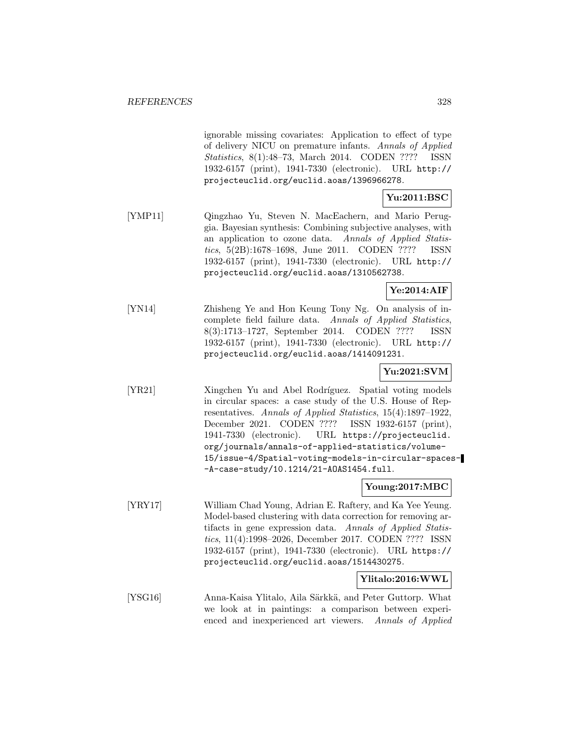ignorable missing covariates: Application to effect of type of delivery NICU on premature infants. *Annals of Applied Statistics*, 8(1):48–73, March 2014. CODEN ???? ISSN 1932-6157 (print), 1941-7330 (electronic). URL http://projecteuclid.org/euclid.aoas/1396966278.

**Yu:2011:BSC**

[YMP11] Qingzhao Yu, Steven N. MacEachern, and Mario Peruggia. Bayesian synthesis: Combining subjective analyses, with an application to ozone data. *Annals of Applied Statistics*, 5(2B):1678–1698, June 2011. CODEN ???? ISSN 1932-6157 (print), 1941-7330 (electronic). URL http://projecteuclid.org/euclid.aoas/1310562738.

**Ye:2014:AIF**

[YN14] Zhisheng Ye and Hon Keung Tony Ng. On analysis of incomplete field failure data. *Annals of Applied Statistics*, 8(3):1713–1727, September 2014. CODEN ???? ISSN 1932-6157 (print), 1941-7330 (electronic). URL http://projecteuclid.org/euclid.aoas/1414091231.

**Yu:2021:SVM**

[YR21] Xingchen Yu and Abel Rodríguez. Spatial voting models in circular spaces: a case study of the U.S. House of Representatives. *Annals of Applied Statistics*, 15(4):1897–1922, December 2021. CODEN ???? ISSN 1932-6157 (print), 1941-7330 (electronic). URL https://projecteuclid.org/journals/annals-of-applied-statistics/volume-15/issue-4/Spatial-voting-models-in-circular-spaces--A-case-study/10.1214/21-AOAS1454.full.

**Young:2017:MBC**

[YRY17] William Chad Young, Adrian E. Raftery, and Ka Yee Yeung. Model-based clustering with data correction for removing artifacts in gene expression data. *Annals of Applied Statistics*, 11(4):1998–2026, December 2017. CODEN ???? ISSN 1932-6157 (print), 1941-7330 (electronic). URL https://projecteuclid.org/euclid.aoas/1514430275.

**Ylitalo:2016:WWL**

[YSG16] Anna-Kaisa Ylitalo, Aila Särkkä, and Peter Guttorp. What we look at in paintings: a comparison between experienced and inexperienced art viewers. *Annals of Applied*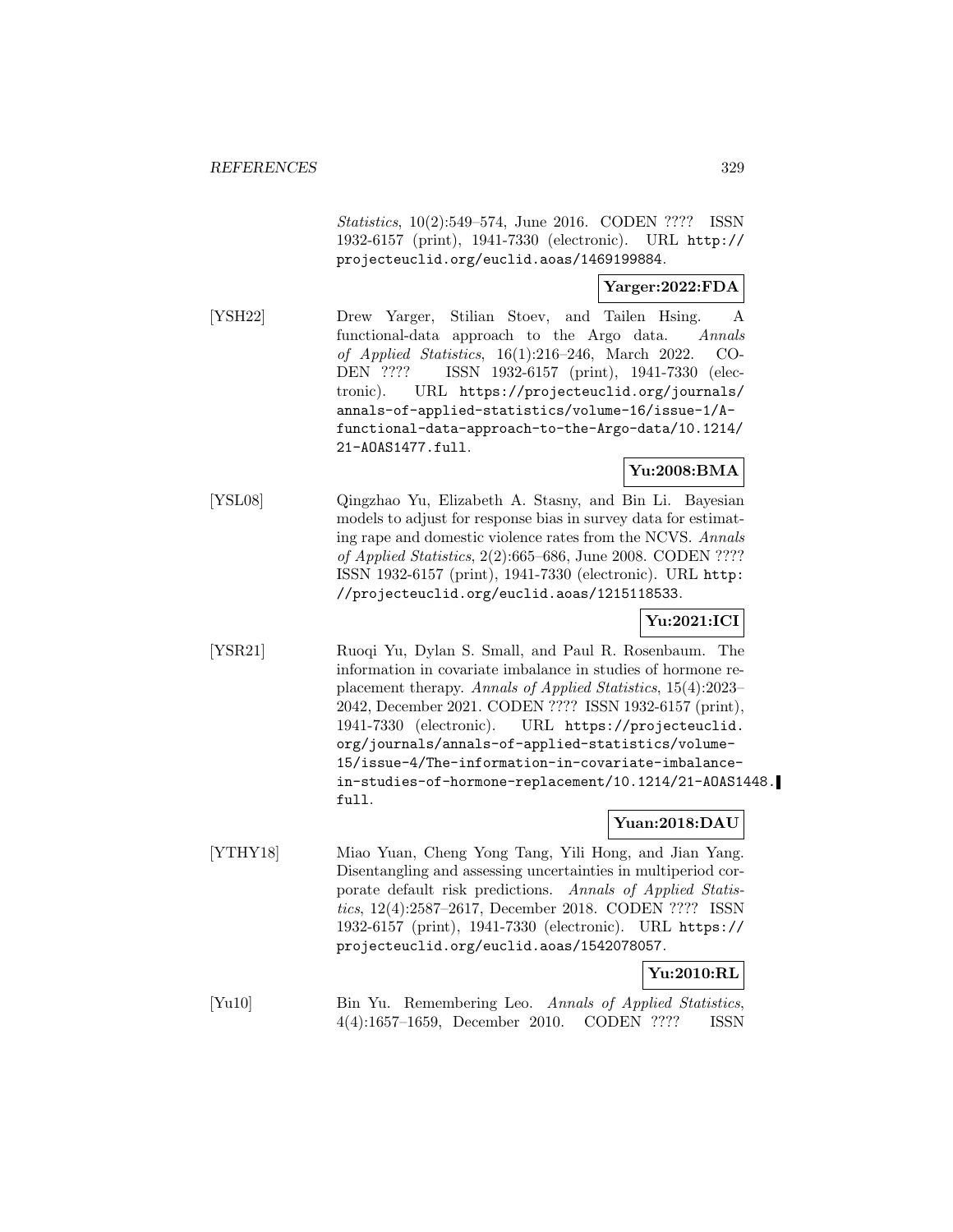*Statistics*, 10(2):549–574, June 2016. CODEN ???? ISSN 1932-6157 (print), 1941-7330 (electronic). URL http://projecteuclid.org/euclid.aoas/1469199884.

**Yarger:2022:FDA**

[YSH22] Drew Yarger, Stilian Stoev, and Tailen Hsing. A functional-data approach to the Argo data. *Annals of Applied Statistics*, 16(1):216–246, March 2022. CODEN ???? ISSN 1932-6157 (print), 1941-7330 (electronic). URL https://projecteuclid.org/journals/annals-of-applied-statistics/volume-16/issue-1/A-functional-data-approach-to-the-Argo-data/10.1214/21-AOAS1477.full.

**Yu:2008:BMA**

[YSL08] Qingzhao Yu, Elizabeth A. Stasny, and Bin Li. Bayesian models to adjust for response bias in survey data for estimating rape and domestic violence rates from the NCVS. *Annals of Applied Statistics*, 2(2):665–686, June 2008. CODEN ???? ISSN 1932-6157 (print), 1941-7330 (electronic). URL http://projecteuclid.org/euclid.aoas/1215118533.

**Yu:2021:ICI**

[YSR21] Ruoqi Yu, Dylan S. Small, and Paul R. Rosenbaum. The information in covariate imbalance in studies of hormone replacement therapy. *Annals of Applied Statistics*, 15(4):2023–2042, December 2021. CODEN ???? ISSN 1932-6157 (print), 1941-7330 (electronic). URL https://projecteuclid.org/journals/annals-of-applied-statistics/volume-15/issue-4/The-information-in-covariate-imbalance-in-studies-of-hormone-replacement/10.1214/21-AOAS1448.full.

**Yuan:2018:DAU**

[YTHY18] Miao Yuan, Cheng Yong Tang, Yili Hong, and Jian Yang. Disentangling and assessing uncertainties in multiperiod corporate default risk predictions. *Annals of Applied Statistics*, 12(4):2587–2617, December 2018. CODEN ???? ISSN 1932-6157 (print), 1941-7330 (electronic). URL https://projecteuclid.org/euclid.aoas/1542078057.

**Yu:2010:RL**

[Yu10] Bin Yu. Remembering Leo. *Annals of Applied Statistics*, 4(4):1657–1659, December 2010. CODEN ???? ISSN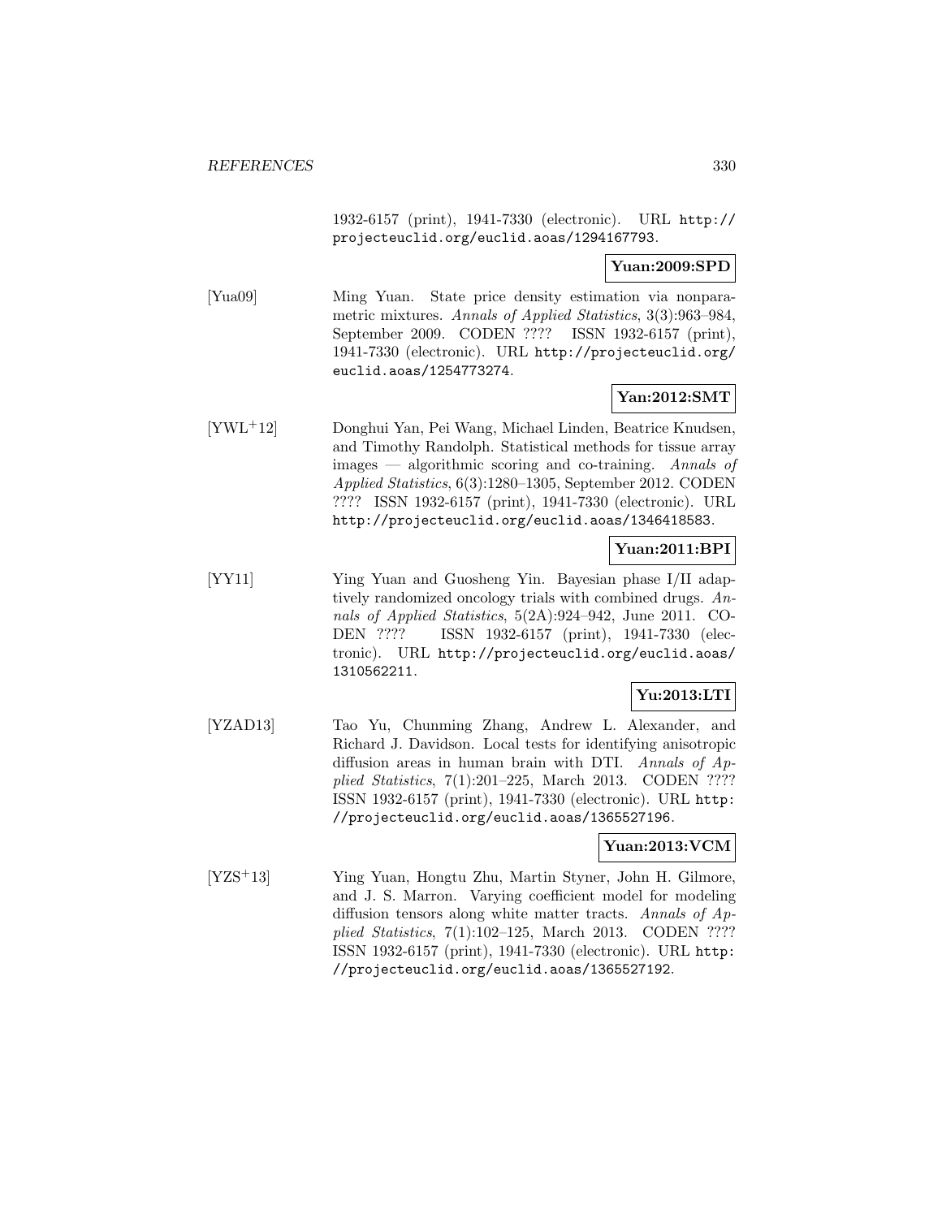1932-6157 (print), 1941-7330 (electronic). URL http://projecteuclid.org/euclid.aoas/1294167793.

**Yuan:2009:SPD**

[Yua09] Ming Yuan. State price density estimation via nonparametric mixtures. *Annals of Applied Statistics*, 3(3):963–984, September 2009. CODEN ???? ISSN 1932-6157 (print), 1941-7330 (electronic). URL http://projecteuclid.org/euclid.aoas/1254773274.

**Yan:2012:SMT**

[YWL+12] Donghui Yan, Pei Wang, Michael Linden, Beatrice Knudsen, and Timothy Randolph. Statistical methods for tissue array images — algorithmic scoring and co-training. *Annals of Applied Statistics*, 6(3):1280–1305, September 2012. CODEN ???? ISSN 1932-6157 (print), 1941-7330 (electronic). URL http://projecteuclid.org/euclid.aoas/1346418583.

**Yuan:2011:BPI**

[YY11] Ying Yuan and Guosheng Yin. Bayesian phase I/II adaptively randomized oncology trials with combined drugs. *Annals of Applied Statistics*, 5(2A):924–942, June 2011. CODEN ???? ISSN 1932-6157 (print), 1941-7330 (electronic). URL http://projecteuclid.org/euclid.aoas/1310562211.

**Yu:2013:LTI**

[YZAD13] Tao Yu, Chunming Zhang, Andrew L. Alexander, and Richard J. Davidson. Local tests for identifying anisotropic diffusion areas in human brain with DTI. *Annals of Applied Statistics*, 7(1):201–225, March 2013. CODEN ???? ISSN 1932-6157 (print), 1941-7330 (electronic). URL http://projecteuclid.org/euclid.aoas/1365527196.

**Yuan:2013:VCM**

[YZS+13] Ying Yuan, Hongtu Zhu, Martin Styner, John H. Gilmore, and J. S. Marron. Varying coefficient model for modeling diffusion tensors along white matter tracts. *Annals of Applied Statistics*, 7(1):102–125, March 2013. CODEN ???? ISSN 1932-6157 (print), 1941-7330 (electronic). URL http://projecteuclid.org/euclid.aoas/1365527192.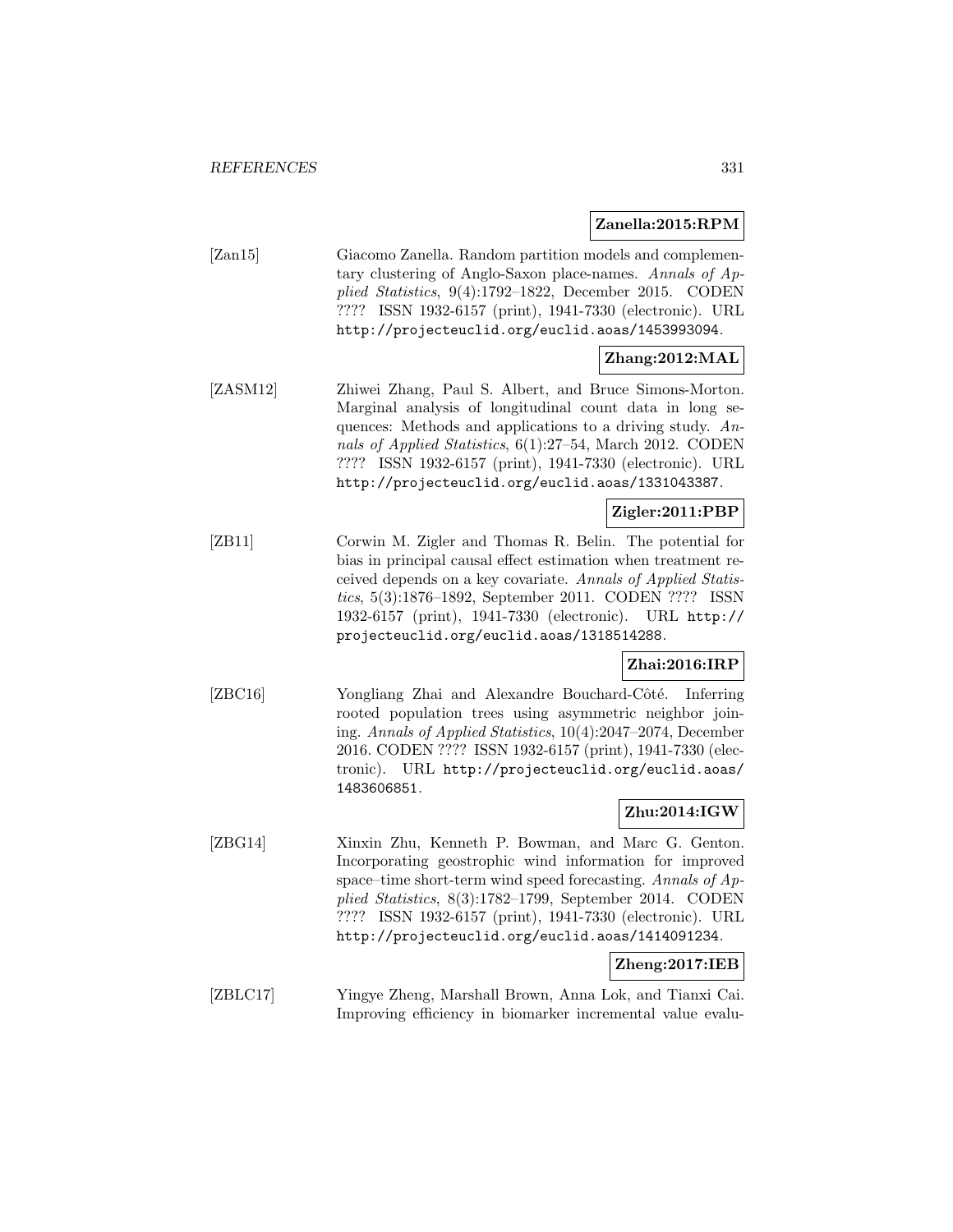**Zanella:2015:RPM**

[Zan15] Giacomo Zanella. Random partition models and complementary clustering of Anglo-Saxon place-names. *Annals of Applied Statistics*, 9(4):1792–1822, December 2015. CODEN ???? ISSN 1932-6157 (print), 1941-7330 (electronic). URL http://projecteuclid.org/euclid.aoas/1453993094.

**Zhang:2012:MAL**

[ZASM12] Zhiwei Zhang, Paul S. Albert, and Bruce Simons-Morton. Marginal analysis of longitudinal count data in long sequences: Methods and applications to a driving study. *Annals of Applied Statistics*, 6(1):27–54, March 2012. CODEN ???? ISSN 1932-6157 (print), 1941-7330 (electronic). URL http://projecteuclid.org/euclid.aoas/1331043387.

**Zigler:2011:PBP**

[ZB11] Corwin M. Zigler and Thomas R. Belin. The potential for bias in principal causal effect estimation when treatment received depends on a key covariate. *Annals of Applied Statistics*, 5(3):1876–1892, September 2011. CODEN ???? ISSN 1932-6157 (print), 1941-7330 (electronic). URL http://projecteuclid.org/euclid.aoas/1318514288.

**Zhai:2016:IRP**

[ZBC16] Yongliang Zhai and Alexandre Bouchard-Côté. Inferring rooted population trees using asymmetric neighbor joining. *Annals of Applied Statistics*, 10(4):2047–2074, December 2016. CODEN ???? ISSN 1932-6157 (print), 1941-7330 (electronic). URL http://projecteuclid.org/euclid.aoas/1483606851.

**Zhu:2014:IGW**

[ZBG14] Xinxin Zhu, Kenneth P. Bowman, and Marc G. Genton. Incorporating geostrophic wind information for improved space–time short-term wind speed forecasting. *Annals of Applied Statistics*, 8(3):1782–1799, September 2014. CODEN ???? ISSN 1932-6157 (print), 1941-7330 (electronic). URL http://projecteuclid.org/euclid.aoas/1414091234.

**Zheng:2017:IEB**

[ZBLC17] Yingye Zheng, Marshall Brown, Anna Lok, and Tianxi Cai. Improving efficiency in biomarker incremental value evalu-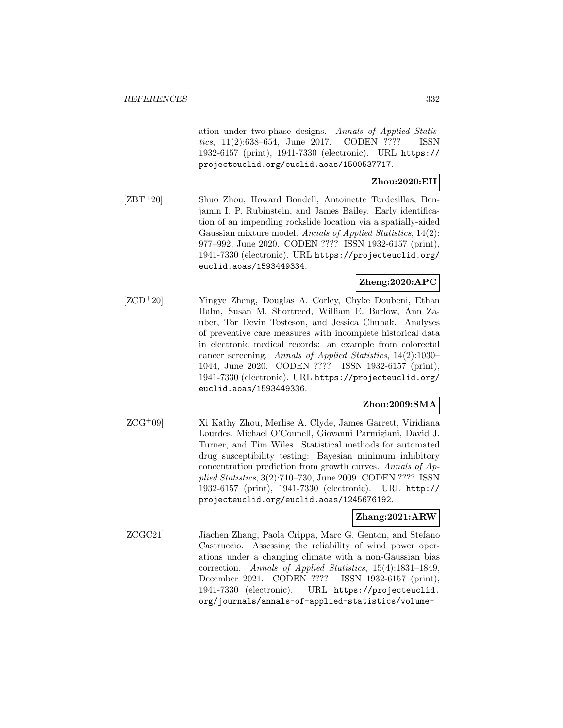ation under two-phase designs. *Annals of Applied Statistics*, 11(2):638–654, June 2017. CODEN ???? ISSN 1932-6157 (print), 1941-7330 (electronic). URL https://projecteuclid.org/euclid.aoas/1500537717.

**Zhou:2020:EII**

[ZBT+20] Shuo Zhou, Howard Bondell, Antoinette Tordesillas, Benjamin I. P. Rubinstein, and James Bailey. Early identification of an impending rockslide location via a spatially-aided Gaussian mixture model. *Annals of Applied Statistics*, 14(2): 977–992, June 2020. CODEN ???? ISSN 1932-6157 (print), 1941-7330 (electronic). URL https://projecteuclid.org/euclid.aoas/1593449334.

**Zheng:2020:APC**

[ZCD+20] Yingye Zheng, Douglas A. Corley, Chyke Doubeni, Ethan Halm, Susan M. Shortreed, William E. Barlow, Ann Zauber, Tor Devin Tosteson, and Jessica Chubak. Analyses of preventive care measures with incomplete historical data in electronic medical records: an example from colorectal cancer screening. *Annals of Applied Statistics*, 14(2):1030–1044, June 2020. CODEN ???? ISSN 1932-6157 (print), 1941-7330 (electronic). URL https://projecteuclid.org/euclid.aoas/1593449336.

**Zhou:2009:SMA**

[ZCG+09] Xi Kathy Zhou, Merlise A. Clyde, James Garrett, Viridiana Lourdes, Michael O'Connell, Giovanni Parmigiani, David J. Turner, and Tim Wiles. Statistical methods for automated drug susceptibility testing: Bayesian minimum inhibitory concentration prediction from growth curves. *Annals of Applied Statistics*, 3(2):710–730, June 2009. CODEN ???? ISSN 1932-6157 (print), 1941-7330 (electronic). URL http://projecteuclid.org/euclid.aoas/1245676192.

**Zhang:2021:ARW**

[ZCGC21] Jiachen Zhang, Paola Crippa, Marc G. Genton, and Stefano Castruccio. Assessing the reliability of wind power operations under a changing climate with a non-Gaussian bias correction. *Annals of Applied Statistics*, 15(4):1831–1849, December 2021. CODEN ???? ISSN 1932-6157 (print), 1941-7330 (electronic). URL https://projecteuclid.org/journals/annals-of-applied-statistics/volume-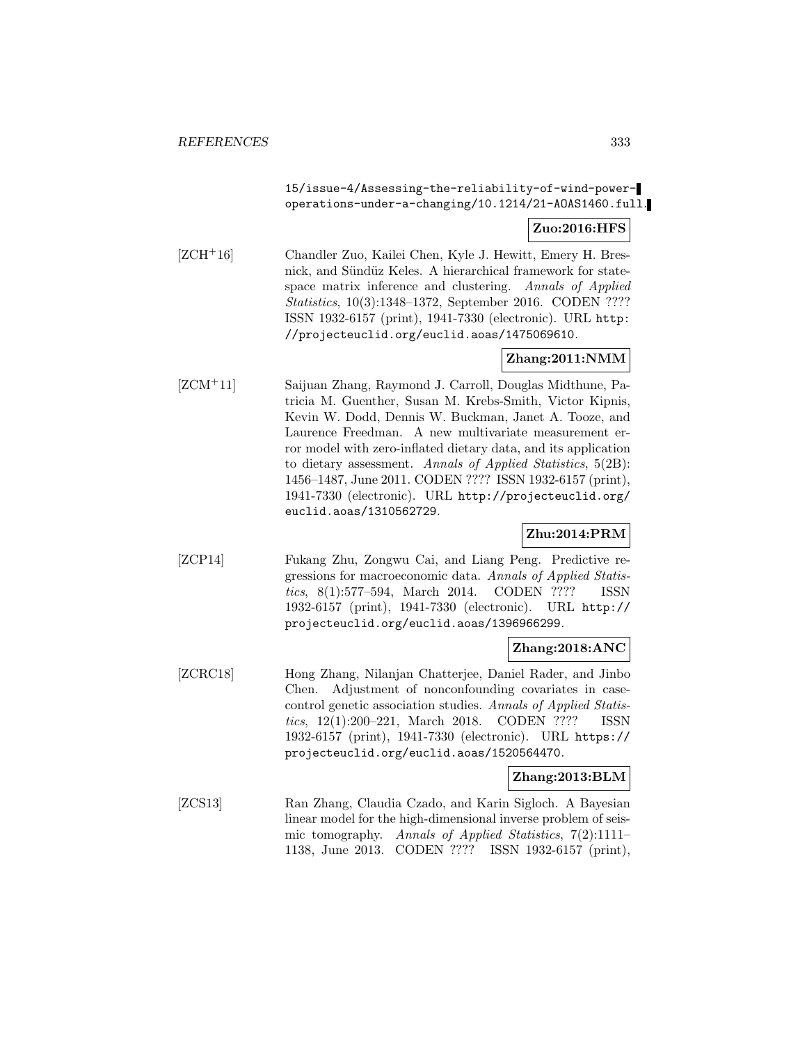15/issue-4/Assessing-the-reliability-of-wind-power-operations-under-a-changing/10.1214/21-AOAS1460.full.

**Zuo:2016:HFS**

[ZCH+16] Chandler Zuo, Kailei Chen, Kyle J. Hewitt, Emery H. Bresnick, and Sündüz Keles. A hierarchical framework for state-space matrix inference and clustering. *Annals of Applied Statistics*, 10(3):1348–1372, September 2016. CODEN ???? ISSN 1932-6157 (print), 1941-7330 (electronic). URL http://projecteuclid.org/euclid.aoas/1475069610.

**Zhang:2011:NMM**

[ZCM+11] Saijuan Zhang, Raymond J. Carroll, Douglas Midthune, Patricia M. Guenther, Susan M. Krebs-Smith, Victor Kipnis, Kevin W. Dodd, Dennis W. Buckman, Janet A. Tooze, and Laurence Freedman. A new multivariate measurement error model with zero-inflated dietary data, and its application to dietary assessment. *Annals of Applied Statistics*, 5(2B): 1456–1487, June 2011. CODEN ???? ISSN 1932-6157 (print), 1941-7330 (electronic). URL http://projecteuclid.org/euclid.aoas/1310562729.

**Zhu:2014:PRM**

[ZCP14] Fukang Zhu, Zongwu Cai, and Liang Peng. Predictive regressions for macroeconomic data. *Annals of Applied Statistics*, 8(1):577–594, March 2014. CODEN ???? ISSN 1932-6157 (print), 1941-7330 (electronic). URL http://projecteuclid.org/euclid.aoas/1396966299.

**Zhang:2018:ANC**

[ZCRC18] Hong Zhang, Nilanjan Chatterjee, Daniel Rader, and Jinbo Chen. Adjustment of nonconfounding covariates in case-control genetic association studies. *Annals of Applied Statistics*, 12(1):200–221, March 2018. CODEN ???? ISSN 1932-6157 (print), 1941-7330 (electronic). URL https://projecteuclid.org/euclid.aoas/1520564470.

**Zhang:2013:BLM**

[ZCS13] Ran Zhang, Claudia Czado, and Karin Sigloch. A Bayesian linear model for the high-dimensional inverse problem of seismic tomography. *Annals of Applied Statistics*, 7(2):1111–1138, June 2013. CODEN ???? ISSN 1932-6157 (print),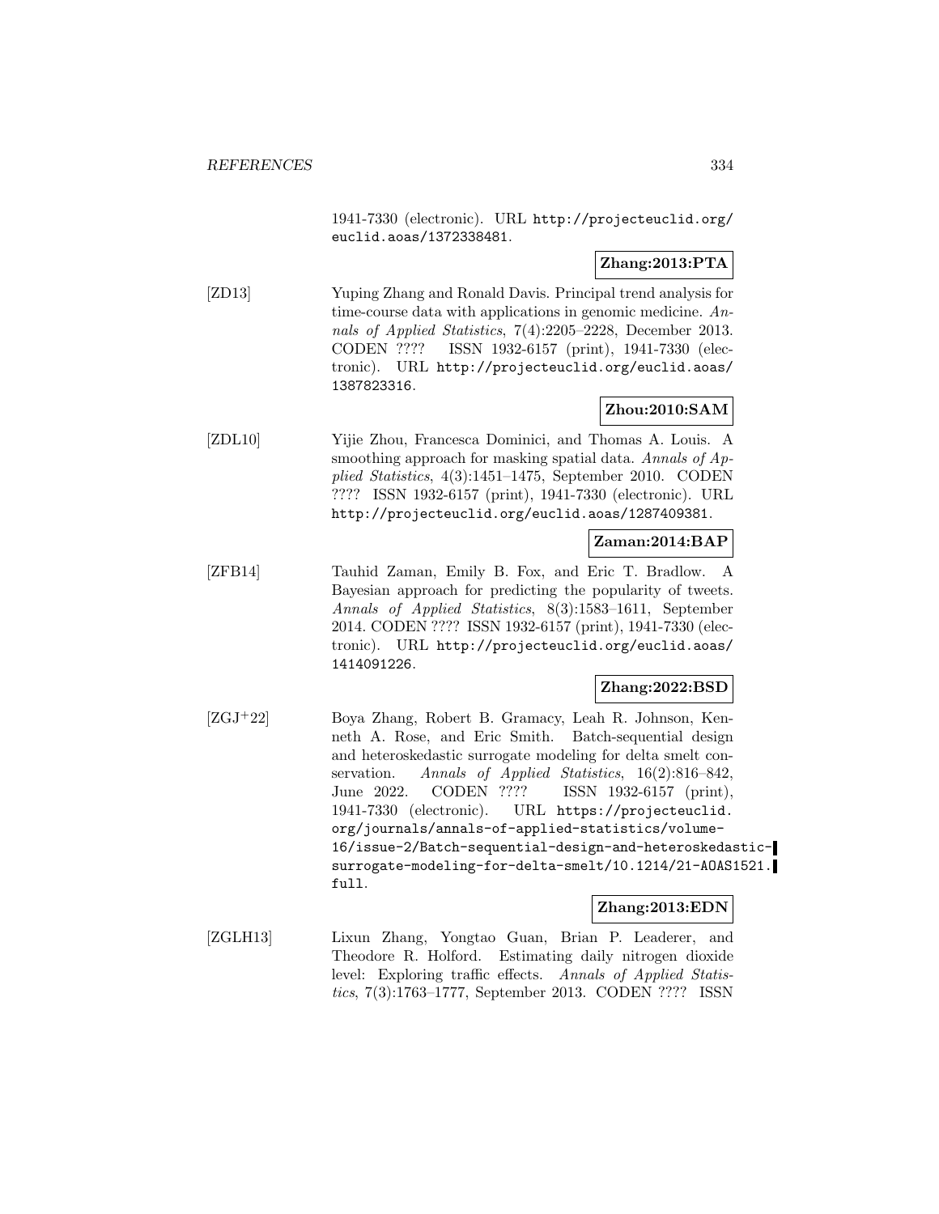1941-7330 (electronic). URL http://projecteuclid.org/euclid.aoas/1372338481.

**Zhang:2013:PTA**

[ZD13] Yuping Zhang and Ronald Davis. Principal trend analysis for time-course data with applications in genomic medicine. *Annals of Applied Statistics*, 7(4):2205–2228, December 2013. CODEN ???? ISSN 1932-6157 (print), 1941-7330 (electronic). URL http://projecteuclid.org/euclid.aoas/1387823316.

**Zhou:2010:SAM**

[ZDL10] Yijie Zhou, Francesca Dominici, and Thomas A. Louis. A smoothing approach for masking spatial data. *Annals of Applied Statistics*, 4(3):1451–1475, September 2010. CODEN ???? ISSN 1932-6157 (print), 1941-7330 (electronic). URL http://projecteuclid.org/euclid.aoas/1287409381.

**Zaman:2014:BAP**

[ZFB14] Tauhid Zaman, Emily B. Fox, and Eric T. Bradlow. A Bayesian approach for predicting the popularity of tweets. *Annals of Applied Statistics*, 8(3):1583–1611, September 2014. CODEN ???? ISSN 1932-6157 (print), 1941-7330 (electronic). URL http://projecteuclid.org/euclid.aoas/1414091226.

**Zhang:2022:BSD**

[ZGJ+22] Boya Zhang, Robert B. Gramacy, Leah R. Johnson, Kenneth A. Rose, and Eric Smith. Batch-sequential design and heteroskedastic surrogate modeling for delta smelt conservation. *Annals of Applied Statistics*, 16(2):816–842, June 2022. CODEN ???? ISSN 1932-6157 (print), 1941-7330 (electronic). URL https://projecteuclid.org/journals/annals-of-applied-statistics/volume-16/issue-2/Batch-sequential-design-and-heteroskedastic-surrogate-modeling-for-delta-smelt/10.1214/21-AOAS1521.full.

**Zhang:2013:EDN**

[ZGLH13] Lixun Zhang, Yongtao Guan, Brian P. Leaderer, and Theodore R. Holford. Estimating daily nitrogen dioxide level: Exploring traffic effects. *Annals of Applied Statistics*, 7(3):1763–1777, September 2013. CODEN ???? ISSN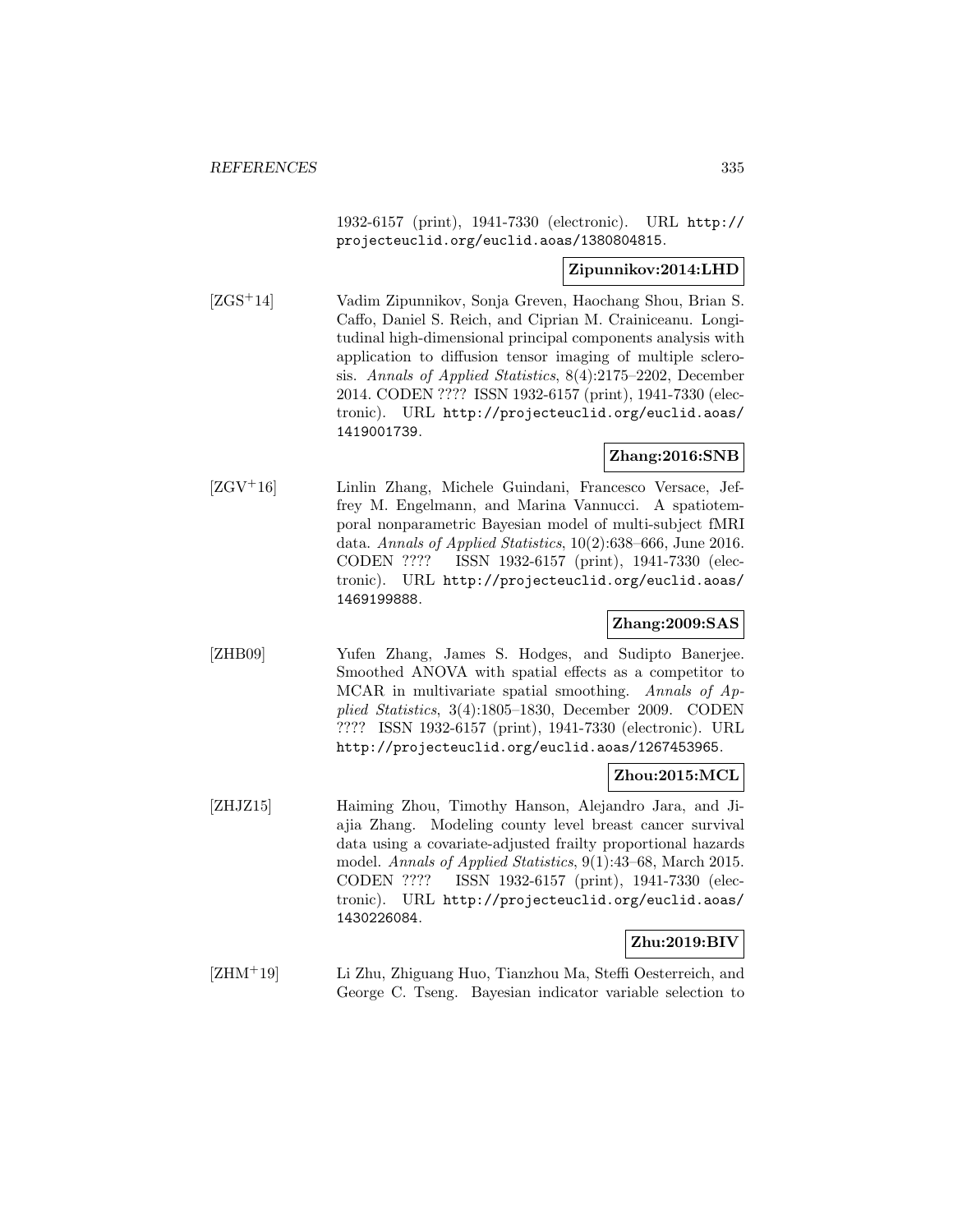1932-6157 (print), 1941-7330 (electronic). URL http://projecteuclid.org/euclid.aoas/1380804815.

**Zipunnikov:2014:LHD**

[ZGS+14] Vadim Zipunnikov, Sonja Greven, Haochang Shou, Brian S. Caffo, Daniel S. Reich, and Ciprian M. Crainiceanu. Longitudinal high-dimensional principal components analysis with application to diffusion tensor imaging of multiple sclerosis. *Annals of Applied Statistics*, 8(4):2175–2202, December 2014. CODEN ???? ISSN 1932-6157 (print), 1941-7330 (electronic). URL http://projecteuclid.org/euclid.aoas/1419001739.

**Zhang:2016:SNB**

[ZGV+16] Linlin Zhang, Michele Guindani, Francesco Versace, Jeffrey M. Engelmann, and Marina Vannucci. A spatiotemporal nonparametric Bayesian model of multi-subject fMRI data. *Annals of Applied Statistics*, 10(2):638–666, June 2016. CODEN ???? ISSN 1932-6157 (print), 1941-7330 (electronic). URL http://projecteuclid.org/euclid.aoas/1469199888.

**Zhang:2009:SAS**

[ZHB09] Yufen Zhang, James S. Hodges, and Sudipto Banerjee. Smoothed ANOVA with spatial effects as a competitor to MCAR in multivariate spatial smoothing. *Annals of Applied Statistics*, 3(4):1805–1830, December 2009. CODEN ???? ISSN 1932-6157 (print), 1941-7330 (electronic). URL http://projecteuclid.org/euclid.aoas/1267453965.

**Zhou:2015:MCL**

[ZHJZ15] Haiming Zhou, Timothy Hanson, Alejandro Jara, and Jiajia Zhang. Modeling county level breast cancer survival data using a covariate-adjusted frailty proportional hazards model. *Annals of Applied Statistics*, 9(1):43–68, March 2015. CODEN ???? ISSN 1932-6157 (print), 1941-7330 (electronic). URL http://projecteuclid.org/euclid.aoas/1430226084.

**Zhu:2019:BIV**

[ZHM+19] Li Zhu, Zhiguang Huo, Tianzhou Ma, Steffi Oesterreich, and George C. Tseng. Bayesian indicator variable selection to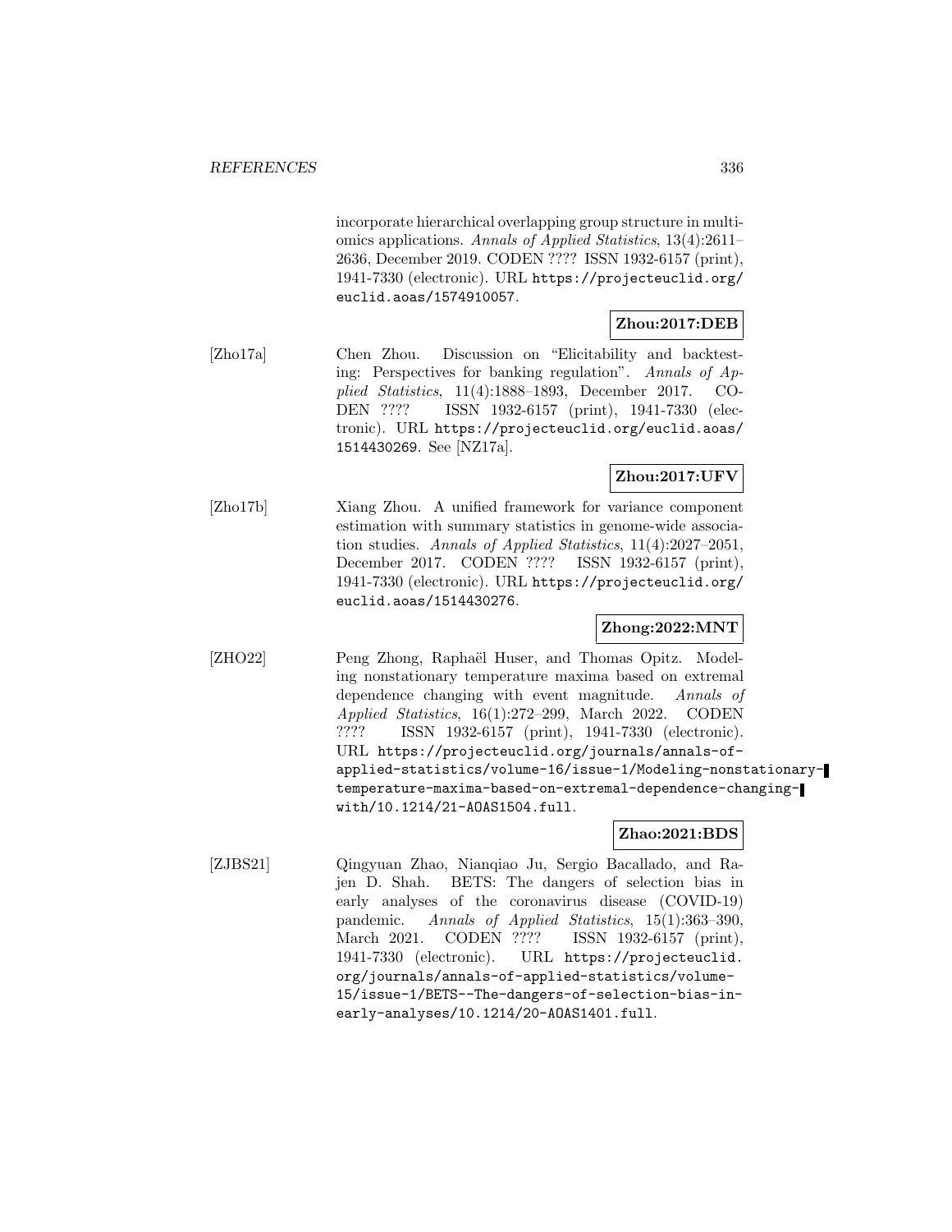incorporate hierarchical overlapping group structure in multi-omics applications. *Annals of Applied Statistics*, 13(4):2611–2636, December 2019. CODEN ???? ISSN 1932-6157 (print), 1941-7330 (electronic). URL `https://projecteuclid.org/euclid.aoas/1574910057`.

**Zhou:2017:DEB**

[Zho17a] Chen Zhou. Discussion on "Elicitability and backtesting: Perspectives for banking regulation". *Annals of Applied Statistics*, 11(4):1888–1893, December 2017. CODEN ???? ISSN 1932-6157 (print), 1941-7330 (electronic). URL `https://projecteuclid.org/euclid.aoas/1514430269`. See [NZ17a].

**Zhou:2017:UFV**

[Zho17b] Xiang Zhou. A unified framework for variance component estimation with summary statistics in genome-wide association studies. *Annals of Applied Statistics*, 11(4):2027–2051, December 2017. CODEN ???? ISSN 1932-6157 (print), 1941-7330 (electronic). URL `https://projecteuclid.org/euclid.aoas/1514430276`.

**Zhong:2022:MNT**

[ZHO22] Peng Zhong, Raphaël Huser, and Thomas Opitz. Modeling nonstationary temperature maxima based on extremal dependence changing with event magnitude. *Annals of Applied Statistics*, 16(1):272–299, March 2022. CODEN ???? ISSN 1932-6157 (print), 1941-7330 (electronic). URL `https://projecteuclid.org/journals/annals-of-applied-statistics/volume-16/issue-1/Modeling-nonstationary-temperature-maxima-based-on-extremal-dependence-changing-with/10.1214/21-AOAS1504.full`.

**Zhao:2021:BDS**

[ZJBS21] Qingyuan Zhao, Nianqiao Ju, Sergio Bacallado, and Rajen D. Shah. BETS: The dangers of selection bias in early analyses of the coronavirus disease (COVID-19) pandemic. *Annals of Applied Statistics*, 15(1):363–390, March 2021. CODEN ???? ISSN 1932-6157 (print), 1941-7330 (electronic). URL `https://projecteuclid.org/journals/annals-of-applied-statistics/volume-15/issue-1/BETS--The-dangers-of-selection-bias-in-early-analyses/10.1214/20-AOAS1401.full`.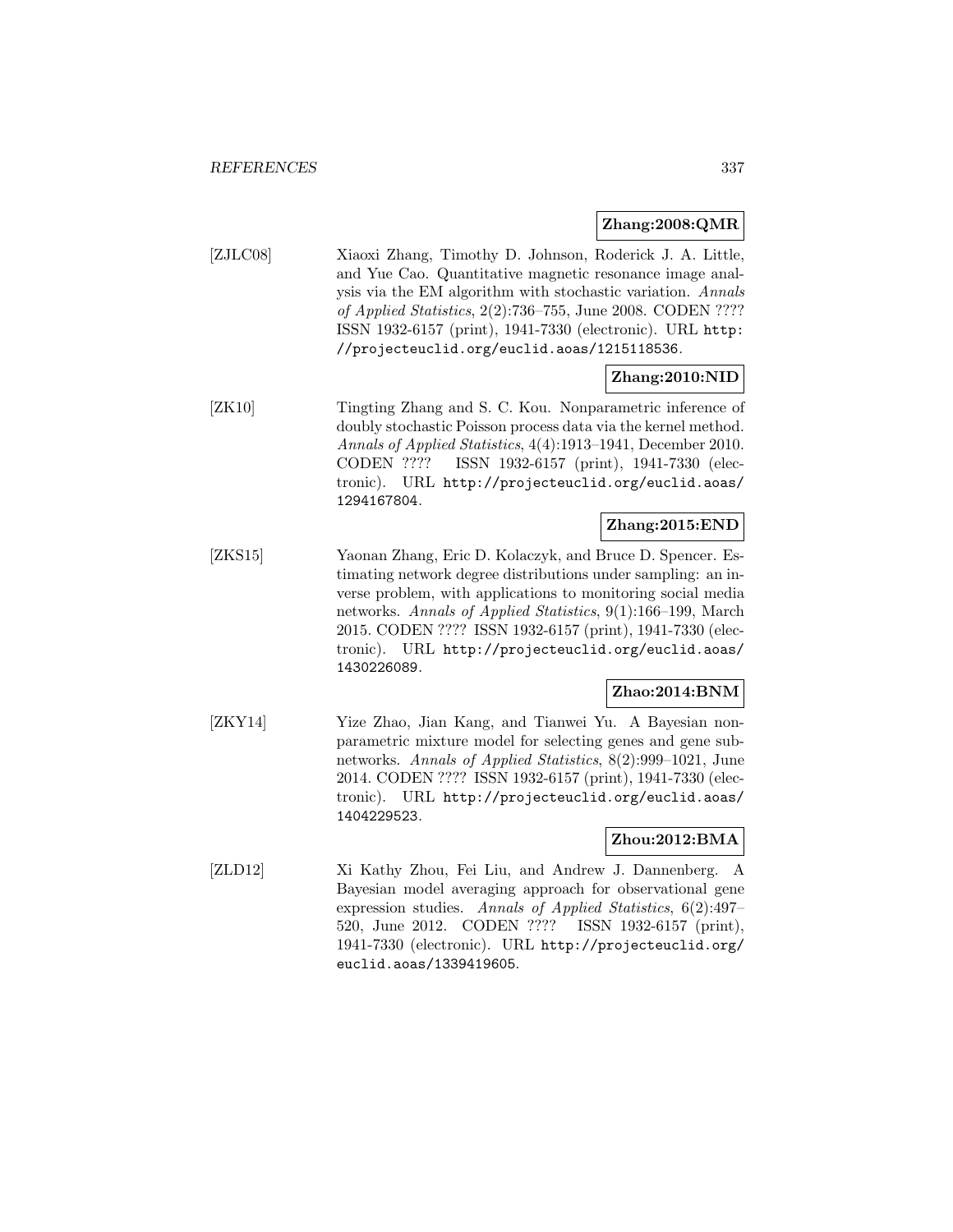**Zhang:2008:QMR**

[ZJLC08] Xiaoxi Zhang, Timothy D. Johnson, Roderick J. A. Little, and Yue Cao. Quantitative magnetic resonance image analysis via the EM algorithm with stochastic variation. *Annals of Applied Statistics*, 2(2):736–755, June 2008. CODEN ???? ISSN 1932-6157 (print), 1941-7330 (electronic). URL `http://projecteuclid.org/euclid.aoas/1215118536`.

**Zhang:2010:NID**

[ZK10] Tingting Zhang and S. C. Kou. Nonparametric inference of doubly stochastic Poisson process data via the kernel method. *Annals of Applied Statistics*, 4(4):1913–1941, December 2010. CODEN ???? ISSN 1932-6157 (print), 1941-7330 (electronic). URL `http://projecteuclid.org/euclid.aoas/1294167804`.

**Zhang:2015:END**

[ZKS15] Yaonan Zhang, Eric D. Kolaczyk, and Bruce D. Spencer. Estimating network degree distributions under sampling: an inverse problem, with applications to monitoring social media networks. *Annals of Applied Statistics*, 9(1):166–199, March 2015. CODEN ???? ISSN 1932-6157 (print), 1941-7330 (electronic). URL `http://projecteuclid.org/euclid.aoas/1430226089`.

**Zhao:2014:BNM**

[ZKY14] Yize Zhao, Jian Kang, and Tianwei Yu. A Bayesian nonparametric mixture model for selecting genes and gene subnetworks. *Annals of Applied Statistics*, 8(2):999–1021, June 2014. CODEN ???? ISSN 1932-6157 (print), 1941-7330 (electronic). URL `http://projecteuclid.org/euclid.aoas/1404229523`.

**Zhou:2012:BMA**

[ZLD12] Xi Kathy Zhou, Fei Liu, and Andrew J. Dannenberg. A Bayesian model averaging approach for observational gene expression studies. *Annals of Applied Statistics*, 6(2):497–520, June 2012. CODEN ???? ISSN 1932-6157 (print), 1941-7330 (electronic). URL `http://projecteuclid.org/euclid.aoas/1339419605`.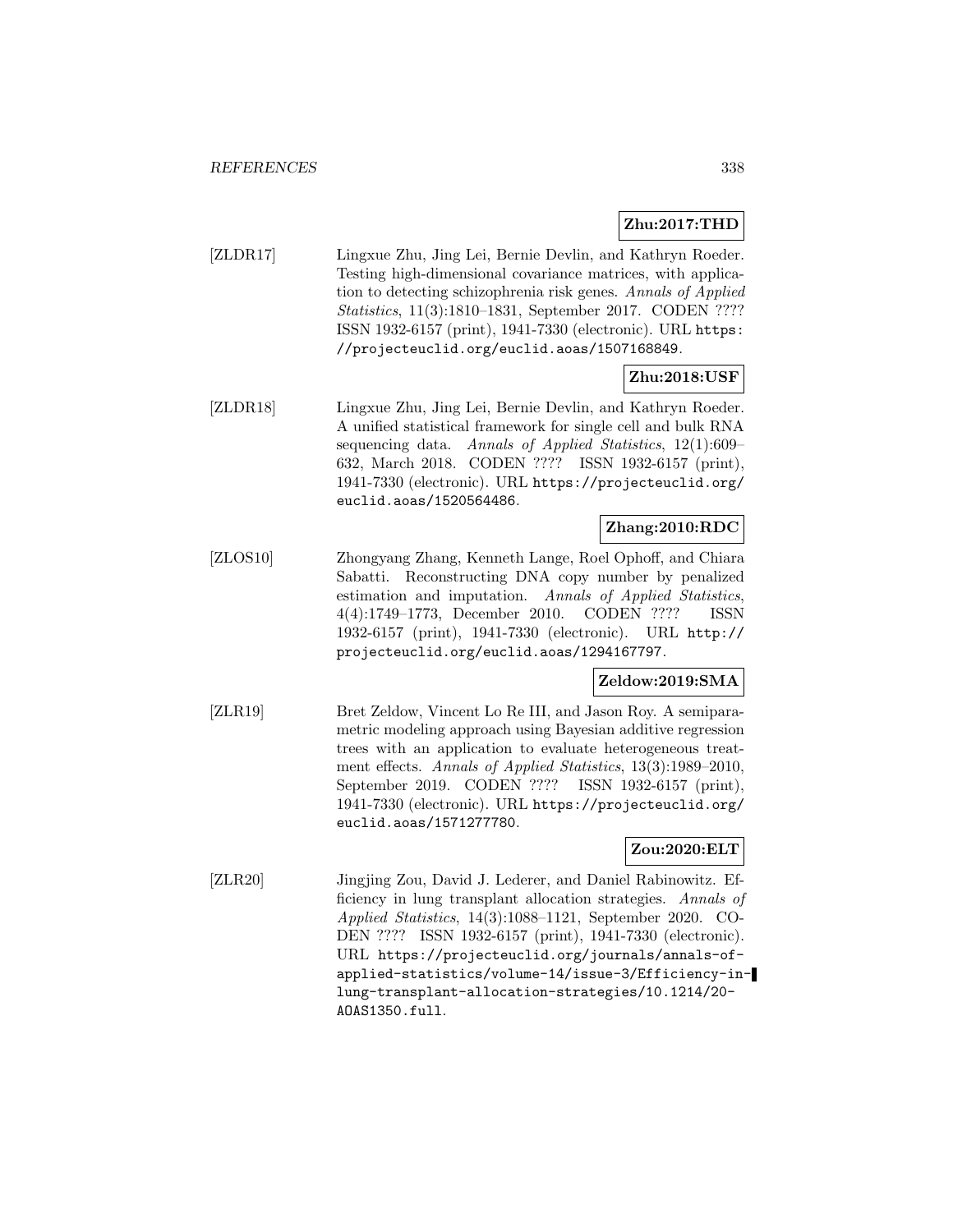**Zhu:2017:THD**

[ZLDR17] Lingxue Zhu, Jing Lei, Bernie Devlin, and Kathryn Roeder. Testing high-dimensional covariance matrices, with application to detecting schizophrenia risk genes. *Annals of Applied Statistics*, 11(3):1810–1831, September 2017. CODEN ???? ISSN 1932-6157 (print), 1941-7330 (electronic). URL `https://projecteuclid.org/euclid.aoas/1507168849`.

**Zhu:2018:USF**

[ZLDR18] Lingxue Zhu, Jing Lei, Bernie Devlin, and Kathryn Roeder. A unified statistical framework for single cell and bulk RNA sequencing data. *Annals of Applied Statistics*, 12(1):609–632, March 2018. CODEN ???? ISSN 1932-6157 (print), 1941-7330 (electronic). URL `https://projecteuclid.org/euclid.aoas/1520564486`.

**Zhang:2010:RDC**

[ZLOS10] Zhongyang Zhang, Kenneth Lange, Roel Ophoff, and Chiara Sabatti. Reconstructing DNA copy number by penalized estimation and imputation. *Annals of Applied Statistics*, 4(4):1749–1773, December 2010. CODEN ???? ISSN 1932-6157 (print), 1941-7330 (electronic). URL `http://projecteuclid.org/euclid.aoas/1294167797`.

**Zeldow:2019:SMA**

[ZLR19] Bret Zeldow, Vincent Lo Re III, and Jason Roy. A semiparametric modeling approach using Bayesian additive regression trees with an application to evaluate heterogeneous treatment effects. *Annals of Applied Statistics*, 13(3):1989–2010, September 2019. CODEN ???? ISSN 1932-6157 (print), 1941-7330 (electronic). URL `https://projecteuclid.org/euclid.aoas/1571277780`.

**Zou:2020:ELT**

[ZLR20] Jingjing Zou, David J. Lederer, and Daniel Rabinowitz. Efficiency in lung transplant allocation strategies. *Annals of Applied Statistics*, 14(3):1088–1121, September 2020. CODEN ???? ISSN 1932-6157 (print), 1941-7330 (electronic). URL `https://projecteuclid.org/journals/annals-of-applied-statistics/volume-14/issue-3/Efficiency-in-lung-transplant-allocation-strategies/10.1214/20-AOAS1350.full`.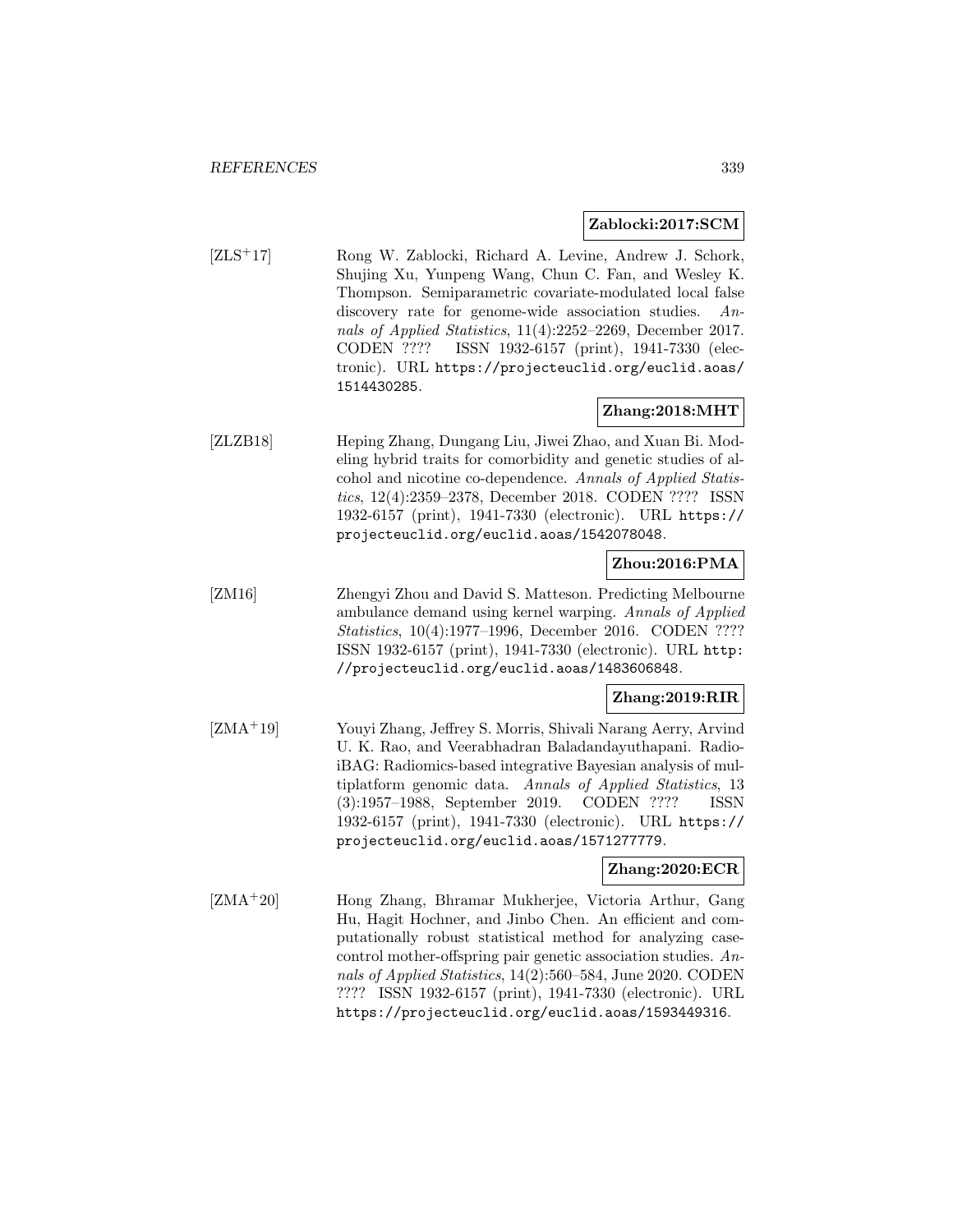**Zablocki:2017:SCM**

[ZLS+17] Rong W. Zablocki, Richard A. Levine, Andrew J. Schork, Shujing Xu, Yunpeng Wang, Chun C. Fan, and Wesley K. Thompson. Semiparametric covariate-modulated local false discovery rate for genome-wide association studies. *Annals of Applied Statistics*, 11(4):2252–2269, December 2017. CODEN ???? ISSN 1932-6157 (print), 1941-7330 (electronic). URL https://projecteuclid.org/euclid.aoas/1514430285.

**Zhang:2018:MHT**

[ZLZB18] Heping Zhang, Dungang Liu, Jiwei Zhao, and Xuan Bi. Modeling hybrid traits for comorbidity and genetic studies of alcohol and nicotine co-dependence. *Annals of Applied Statistics*, 12(4):2359–2378, December 2018. CODEN ???? ISSN 1932-6157 (print), 1941-7330 (electronic). URL https://projecteuclid.org/euclid.aoas/1542078048.

**Zhou:2016:PMA**

[ZM16] Zhengyi Zhou and David S. Matteson. Predicting Melbourne ambulance demand using kernel warping. *Annals of Applied Statistics*, 10(4):1977–1996, December 2016. CODEN ???? ISSN 1932-6157 (print), 1941-7330 (electronic). URL http://projecteuclid.org/euclid.aoas/1483606848.

**Zhang:2019:RIR**

[ZMA+19] Youyi Zhang, Jeffrey S. Morris, Shivali Narang Aerry, Arvind U. K. Rao, and Veerabhadran Baladandayuthapani. Radio-iBAG: Radiomics-based integrative Bayesian analysis of multiplatform genomic data. *Annals of Applied Statistics*, 13 (3):1957–1988, September 2019. CODEN ???? ISSN 1932-6157 (print), 1941-7330 (electronic). URL https://projecteuclid.org/euclid.aoas/1571277779.

**Zhang:2020:ECR**

[ZMA+20] Hong Zhang, Bhramar Mukherjee, Victoria Arthur, Gang Hu, Hagit Hochner, and Jinbo Chen. An efficient and computationally robust statistical method for analyzing case-control mother-offspring pair genetic association studies. *Annals of Applied Statistics*, 14(2):560–584, June 2020. CODEN ???? ISSN 1932-6157 (print), 1941-7330 (electronic). URL https://projecteuclid.org/euclid.aoas/1593449316.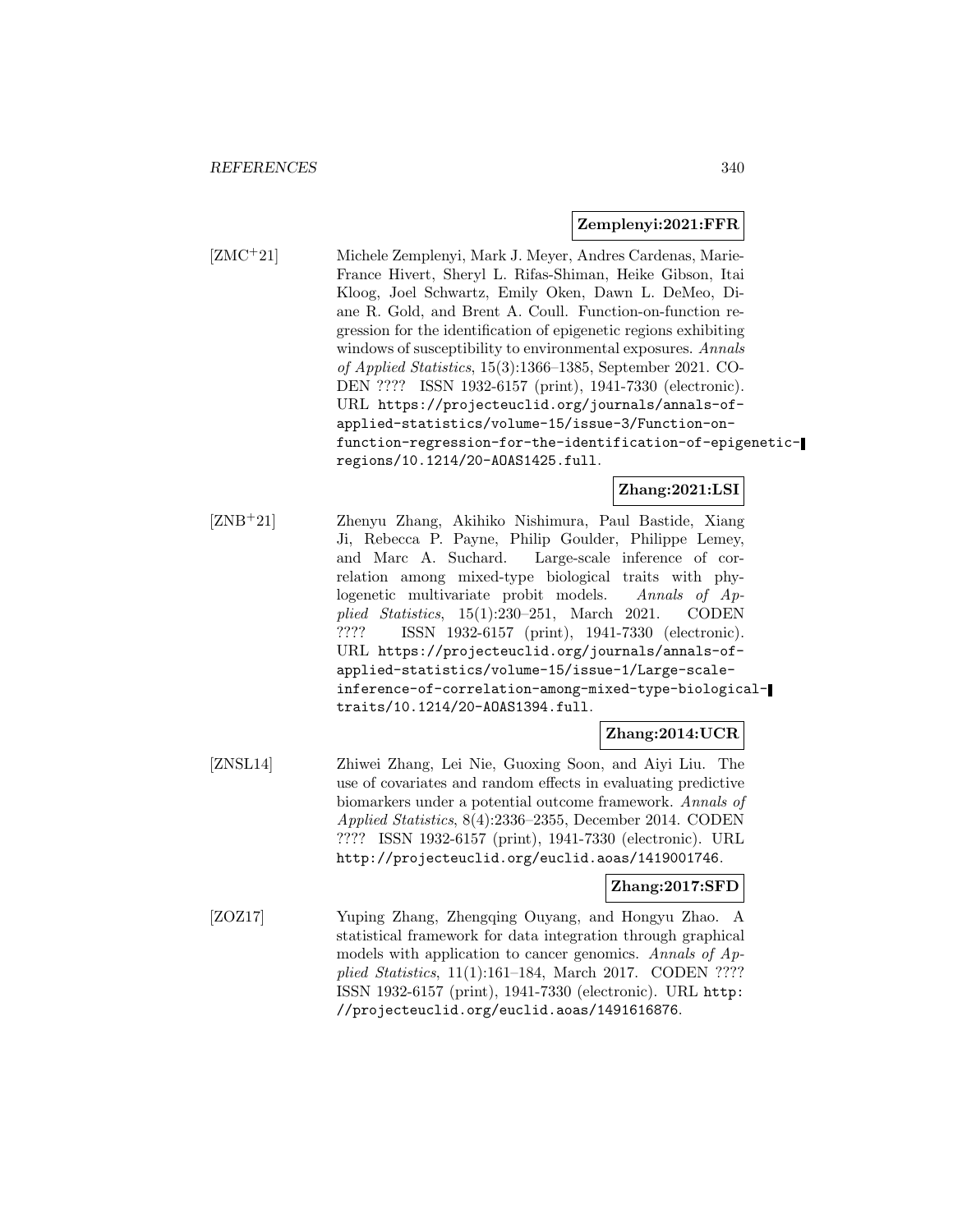**Zemplenyi:2021:FFR**

[ZMC+21] Michele Zemplenyi, Mark J. Meyer, Andres Cardenas, Marie-France Hivert, Sheryl L. Rifas-Shiman, Heike Gibson, Itai Kloog, Joel Schwartz, Emily Oken, Dawn L. DeMeo, Diane R. Gold, and Brent A. Coull. Function-on-function regression for the identification of epigenetic regions exhibiting windows of susceptibility to environmental exposures. *Annals of Applied Statistics*, 15(3):1366–1385, September 2021. CODEN ???? ISSN 1932-6157 (print), 1941-7330 (electronic). URL `https://projecteuclid.org/journals/annals-of-applied-statistics/volume-15/issue-3/Function-on-function-regression-for-the-identification-of-epigenetic-regions/10.1214/20-AOAS1425.full`.

**Zhang:2021:LSI**

[ZNB+21] Zhenyu Zhang, Akihiko Nishimura, Paul Bastide, Xiang Ji, Rebecca P. Payne, Philip Goulder, Philippe Lemey, and Marc A. Suchard. Large-scale inference of correlation among mixed-type biological traits with phylogenetic multivariate probit models. *Annals of Applied Statistics*, 15(1):230–251, March 2021. CODEN ???? ISSN 1932-6157 (print), 1941-7330 (electronic). URL `https://projecteuclid.org/journals/annals-of-applied-statistics/volume-15/issue-1/Large-scale-inference-of-correlation-among-mixed-type-biological-traits/10.1214/20-AOAS1394.full`.

**Zhang:2014:UCR**

[ZNSL14] Zhiwei Zhang, Lei Nie, Guoxing Soon, and Aiyi Liu. The use of covariates and random effects in evaluating predictive biomarkers under a potential outcome framework. *Annals of Applied Statistics*, 8(4):2336–2355, December 2014. CODEN ???? ISSN 1932-6157 (print), 1941-7330 (electronic). URL `http://projecteuclid.org/euclid.aoas/1419001746`.

**Zhang:2017:SFD**

[ZOZ17] Yuping Zhang, Zhengqing Ouyang, and Hongyu Zhao. A statistical framework for data integration through graphical models with application to cancer genomics. *Annals of Applied Statistics*, 11(1):161–184, March 2017. CODEN ???? ISSN 1932-6157 (print), 1941-7330 (electronic). URL `http://projecteuclid.org/euclid.aoas/1491616876`.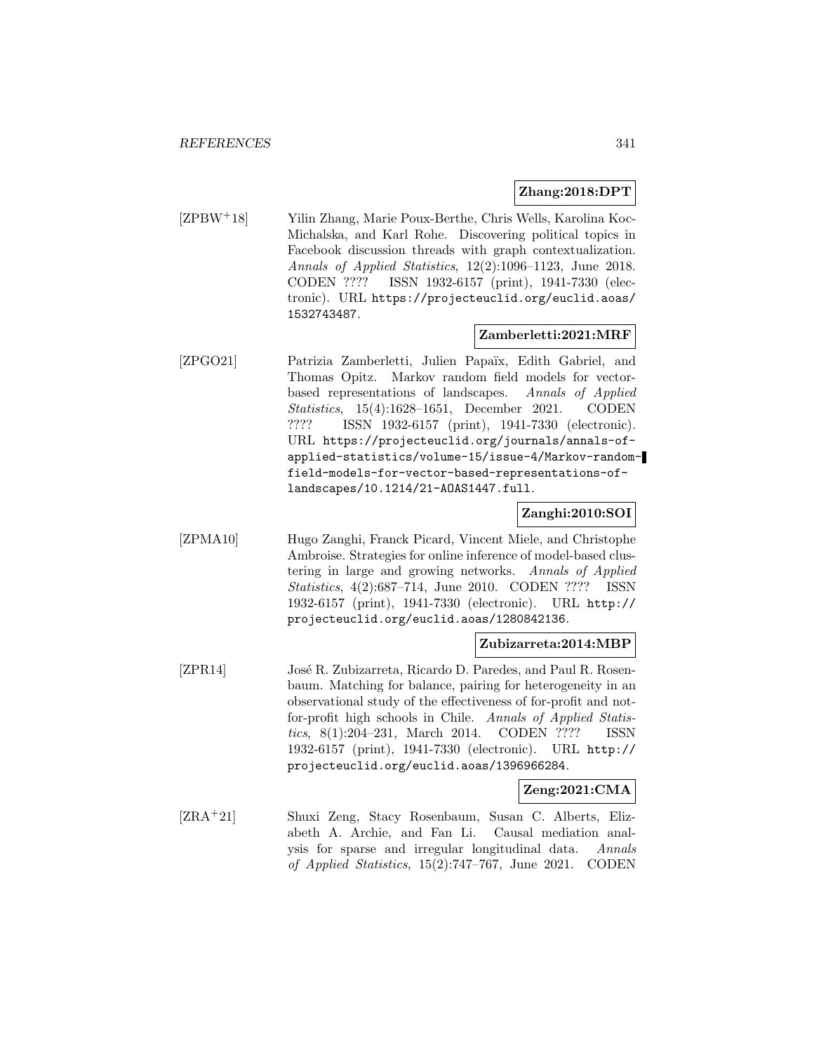**Zhang:2018:DPT**

[ZPBW+18] Yilin Zhang, Marie Poux-Berthe, Chris Wells, Karolina Koc-Michalska, and Karl Rohe. Discovering political topics in Facebook discussion threads with graph contextualization. *Annals of Applied Statistics*, 12(2):1096–1123, June 2018. CODEN ???? ISSN 1932-6157 (print), 1941-7330 (electronic). URL `https://projecteuclid.org/euclid.aoas/1532743487`.

**Zamberletti:2021:MRF**

[ZPGO21] Patrizia Zamberletti, Julien Papaïx, Edith Gabriel, and Thomas Opitz. Markov random field models for vector-based representations of landscapes. *Annals of Applied Statistics*, 15(4):1628–1651, December 2021. CODEN ???? ISSN 1932-6157 (print), 1941-7330 (electronic). URL `https://projecteuclid.org/journals/annals-of-applied-statistics/volume-15/issue-4/Markov-random-field-models-for-vector-based-representations-of-landscapes/10.1214/21-AOAS1447.full`.

**Zanghi:2010:SOI**

[ZPMA10] Hugo Zanghi, Franck Picard, Vincent Miele, and Christophe Ambroise. Strategies for online inference of model-based clustering in large and growing networks. *Annals of Applied Statistics*, 4(2):687–714, June 2010. CODEN ???? ISSN 1932-6157 (print), 1941-7330 (electronic). URL `http://projecteuclid.org/euclid.aoas/1280842136`.

**Zubizarreta:2014:MBP**

[ZPR14] José R. Zubizarreta, Ricardo D. Paredes, and Paul R. Rosenbaum. Matching for balance, pairing for heterogeneity in an observational study of the effectiveness of for-profit and not-for-profit high schools in Chile. *Annals of Applied Statistics*, 8(1):204–231, March 2014. CODEN ???? ISSN 1932-6157 (print), 1941-7330 (electronic). URL `http://projecteuclid.org/euclid.aoas/1396966284`.

**Zeng:2021:CMA**

[ZRA+21] Shuxi Zeng, Stacy Rosenbaum, Susan C. Alberts, Elizabeth A. Archie, and Fan Li. Causal mediation analysis for sparse and irregular longitudinal data. *Annals of Applied Statistics*, 15(2):747–767, June 2021. CODEN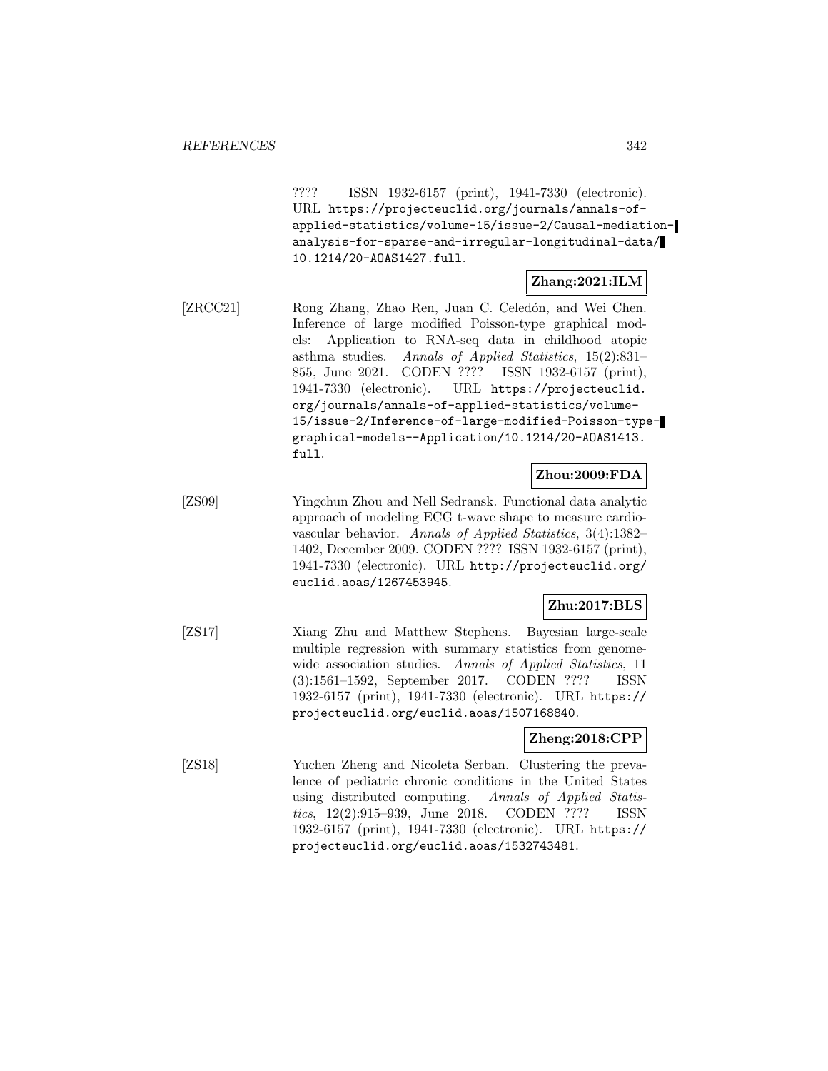???? ISSN 1932-6157 (print), 1941-7330 (electronic). URL https://projecteuclid.org/journals/annals-of-applied-statistics/volume-15/issue-2/Causal-mediation-analysis-for-sparse-and-irregular-longitudinal-data/10.1214/20-AOAS1427.full.

**Zhang:2021:ILM**

[ZRCC21] Rong Zhang, Zhao Ren, Juan C. Celedón, and Wei Chen. Inference of large modified Poisson-type graphical models: Application to RNA-seq data in childhood atopic asthma studies. *Annals of Applied Statistics*, 15(2):831–855, June 2021. CODEN ???? ISSN 1932-6157 (print), 1941-7330 (electronic). URL https://projecteuclid.org/journals/annals-of-applied-statistics/volume-15/issue-2/Inference-of-large-modified-Poisson-type-graphical-models--Application/10.1214/20-AOAS1413.full.

**Zhou:2009:FDA**

[ZS09] Yingchun Zhou and Nell Sedransk. Functional data analytic approach of modeling ECG t-wave shape to measure cardiovascular behavior. *Annals of Applied Statistics*, 3(4):1382–1402, December 2009. CODEN ???? ISSN 1932-6157 (print), 1941-7330 (electronic). URL http://projecteuclid.org/euclid.aoas/1267453945.

**Zhu:2017:BLS**

[ZS17] Xiang Zhu and Matthew Stephens. Bayesian large-scale multiple regression with summary statistics from genome-wide association studies. *Annals of Applied Statistics*, 11 (3):1561–1592, September 2017. CODEN ???? ISSN 1932-6157 (print), 1941-7330 (electronic). URL https://projecteuclid.org/euclid.aoas/1507168840.

**Zheng:2018:CPP**

[ZS18] Yuchen Zheng and Nicoleta Serban. Clustering the prevalence of pediatric chronic conditions in the United States using distributed computing. *Annals of Applied Statistics*, 12(2):915–939, June 2018. CODEN ???? ISSN 1932-6157 (print), 1941-7330 (electronic). URL https://projecteuclid.org/euclid.aoas/1532743481.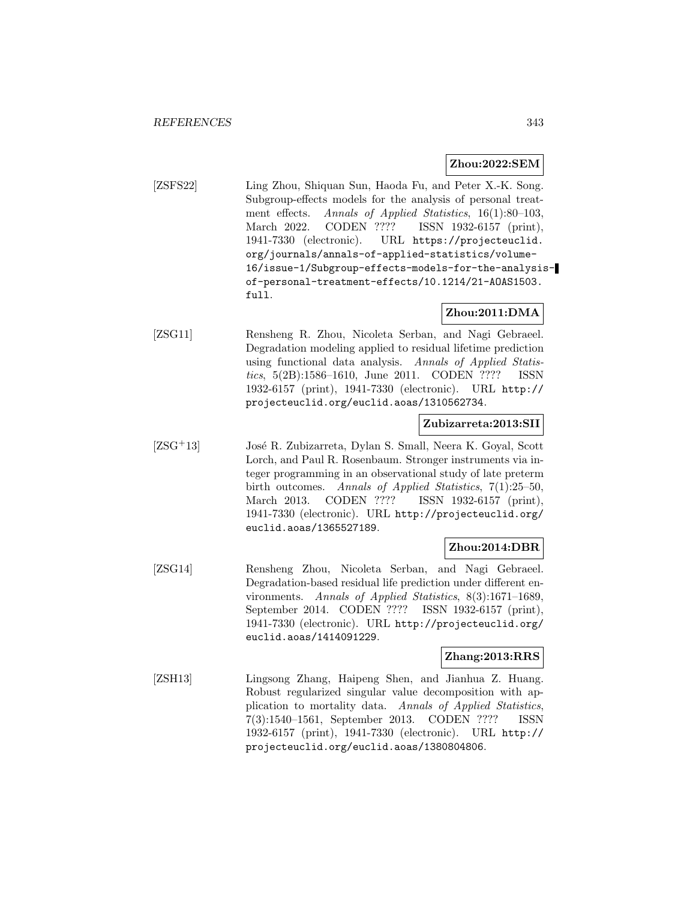**Zhou:2022:SEM**

[ZSFS22] Ling Zhou, Shiquan Sun, Haoda Fu, and Peter X.-K. Song. Subgroup-effects models for the analysis of personal treatment effects. *Annals of Applied Statistics*, 16(1):80–103, March 2022. CODEN ???? ISSN 1932-6157 (print), 1941-7330 (electronic). URL `https://projecteuclid.org/journals/annals-of-applied-statistics/volume-16/issue-1/Subgroup-effects-models-for-the-analysis-of-personal-treatment-effects/10.1214/21-AOAS1503.full`.

**Zhou:2011:DMA**

[ZSG11] Rensheng R. Zhou, Nicoleta Serban, and Nagi Gebraeel. Degradation modeling applied to residual lifetime prediction using functional data analysis. *Annals of Applied Statistics*, 5(2B):1586–1610, June 2011. CODEN ???? ISSN 1932-6157 (print), 1941-7330 (electronic). URL `http://projecteuclid.org/euclid.aoas/1310562734`.

**Zubizarreta:2013:SII**

[ZSG+13] José R. Zubizarreta, Dylan S. Small, Neera K. Goyal, Scott Lorch, and Paul R. Rosenbaum. Stronger instruments via integer programming in an observational study of late preterm birth outcomes. *Annals of Applied Statistics*, 7(1):25–50, March 2013. CODEN ???? ISSN 1932-6157 (print), 1941-7330 (electronic). URL `http://projecteuclid.org/euclid.aoas/1365527189`.

**Zhou:2014:DBR**

[ZSG14] Rensheng Zhou, Nicoleta Serban, and Nagi Gebraeel. Degradation-based residual life prediction under different environments. *Annals of Applied Statistics*, 8(3):1671–1689, September 2014. CODEN ???? ISSN 1932-6157 (print), 1941-7330 (electronic). URL `http://projecteuclid.org/euclid.aoas/1414091229`.

**Zhang:2013:RRS**

[ZSH13] Lingsong Zhang, Haipeng Shen, and Jianhua Z. Huang. Robust regularized singular value decomposition with application to mortality data. *Annals of Applied Statistics*, 7(3):1540–1561, September 2013. CODEN ???? ISSN 1932-6157 (print), 1941-7330 (electronic). URL `http://projecteuclid.org/euclid.aoas/1380804806`.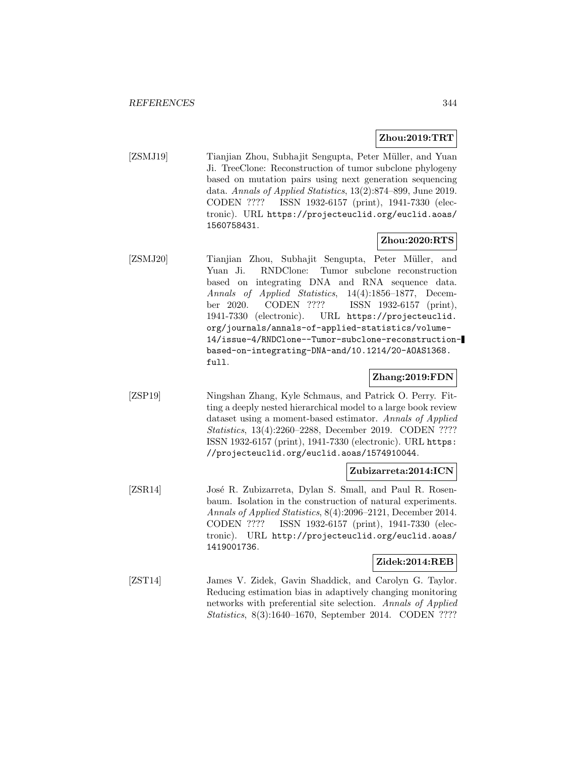**Zhou:2019:TRT**

[ZSMJ19] Tianjian Zhou, Subhajit Sengupta, Peter Müller, and Yuan Ji. TreeClone: Reconstruction of tumor subclone phylogeny based on mutation pairs using next generation sequencing data. *Annals of Applied Statistics*, 13(2):874–899, June 2019. CODEN ???? ISSN 1932-6157 (print), 1941-7330 (electronic). URL `https://projecteuclid.org/euclid.aoas/1560758431`.

**Zhou:2020:RTS**

[ZSMJ20] Tianjian Zhou, Subhajit Sengupta, Peter Müller, and Yuan Ji. RNDClone: Tumor subclone reconstruction based on integrating DNA and RNA sequence data. *Annals of Applied Statistics*, 14(4):1856–1877, December 2020. CODEN ???? ISSN 1932-6157 (print), 1941-7330 (electronic). URL `https://projecteuclid.org/journals/annals-of-applied-statistics/volume-14/issue-4/RNDClone--Tumor-subclone-reconstruction-based-on-integrating-DNA-and/10.1214/20-AOAS1368.full`.

**Zhang:2019:FDN**

[ZSP19] Ningshan Zhang, Kyle Schmaus, and Patrick O. Perry. Fitting a deeply nested hierarchical model to a large book review dataset using a moment-based estimator. *Annals of Applied Statistics*, 13(4):2260–2288, December 2019. CODEN ???? ISSN 1932-6157 (print), 1941-7330 (electronic). URL `https://projecteuclid.org/euclid.aoas/1574910044`.

**Zubizarreta:2014:ICN**

[ZSR14] José R. Zubizarreta, Dylan S. Small, and Paul R. Rosenbaum. Isolation in the construction of natural experiments. *Annals of Applied Statistics*, 8(4):2096–2121, December 2014. CODEN ???? ISSN 1932-6157 (print), 1941-7330 (electronic). URL `http://projecteuclid.org/euclid.aoas/1419001736`.

**Zidek:2014:REB**

[ZST14] James V. Zidek, Gavin Shaddick, and Carolyn G. Taylor. Reducing estimation bias in adaptively changing monitoring networks with preferential site selection. *Annals of Applied Statistics*, 8(3):1640–1670, September 2014. CODEN ????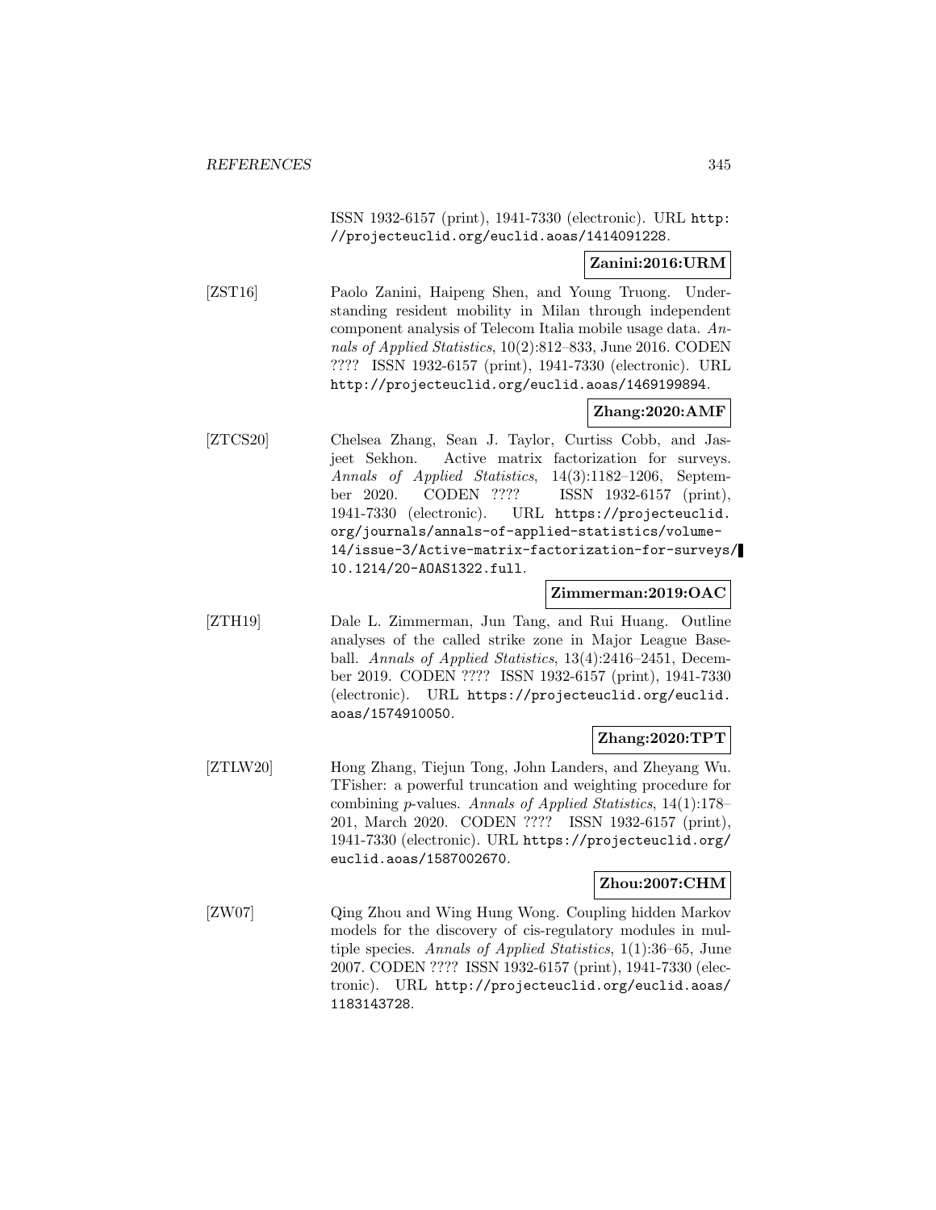ISSN 1932-6157 (print), 1941-7330 (electronic). URL http://projecteuclid.org/euclid.aoas/1414091228.

**Zanini:2016:URM**

[ZST16] Paolo Zanini, Haipeng Shen, and Young Truong. Understanding resident mobility in Milan through independent component analysis of Telecom Italia mobile usage data. *Annals of Applied Statistics*, 10(2):812–833, June 2016. CODEN ???? ISSN 1932-6157 (print), 1941-7330 (electronic). URL http://projecteuclid.org/euclid.aoas/1469199894.

**Zhang:2020:AMF**

[ZTCS20] Chelsea Zhang, Sean J. Taylor, Curtiss Cobb, and Jasjeet Sekhon. Active matrix factorization for surveys. *Annals of Applied Statistics*, 14(3):1182–1206, September 2020. CODEN ???? ISSN 1932-6157 (print), 1941-7330 (electronic). URL https://projecteuclid.org/journals/annals-of-applied-statistics/volume-14/issue-3/Active-matrix-factorization-for-surveys/10.1214/20-AOAS1322.full.

**Zimmerman:2019:OAC**

[ZTH19] Dale L. Zimmerman, Jun Tang, and Rui Huang. Outline analyses of the called strike zone in Major League Baseball. *Annals of Applied Statistics*, 13(4):2416–2451, December 2019. CODEN ???? ISSN 1932-6157 (print), 1941-7330 (electronic). URL https://projecteuclid.org/euclid.aoas/1574910050.

**Zhang:2020:TPT**

[ZTLW20] Hong Zhang, Tiejun Tong, John Landers, and Zheyang Wu. TFisher: a powerful truncation and weighting procedure for combining $p$-values. *Annals of Applied Statistics*, 14(1):178–201, March 2020. CODEN ???? ISSN 1932-6157 (print), 1941-7330 (electronic). URL https://projecteuclid.org/euclid.aoas/1587002670.

**Zhou:2007:CHM**

[ZW07] Qing Zhou and Wing Hung Wong. Coupling hidden Markov models for the discovery of cis-regulatory modules in multiple species. *Annals of Applied Statistics*, 1(1):36–65, June 2007. CODEN ???? ISSN 1932-6157 (print), 1941-7330 (electronic). URL http://projecteuclid.org/euclid.aoas/1183143728.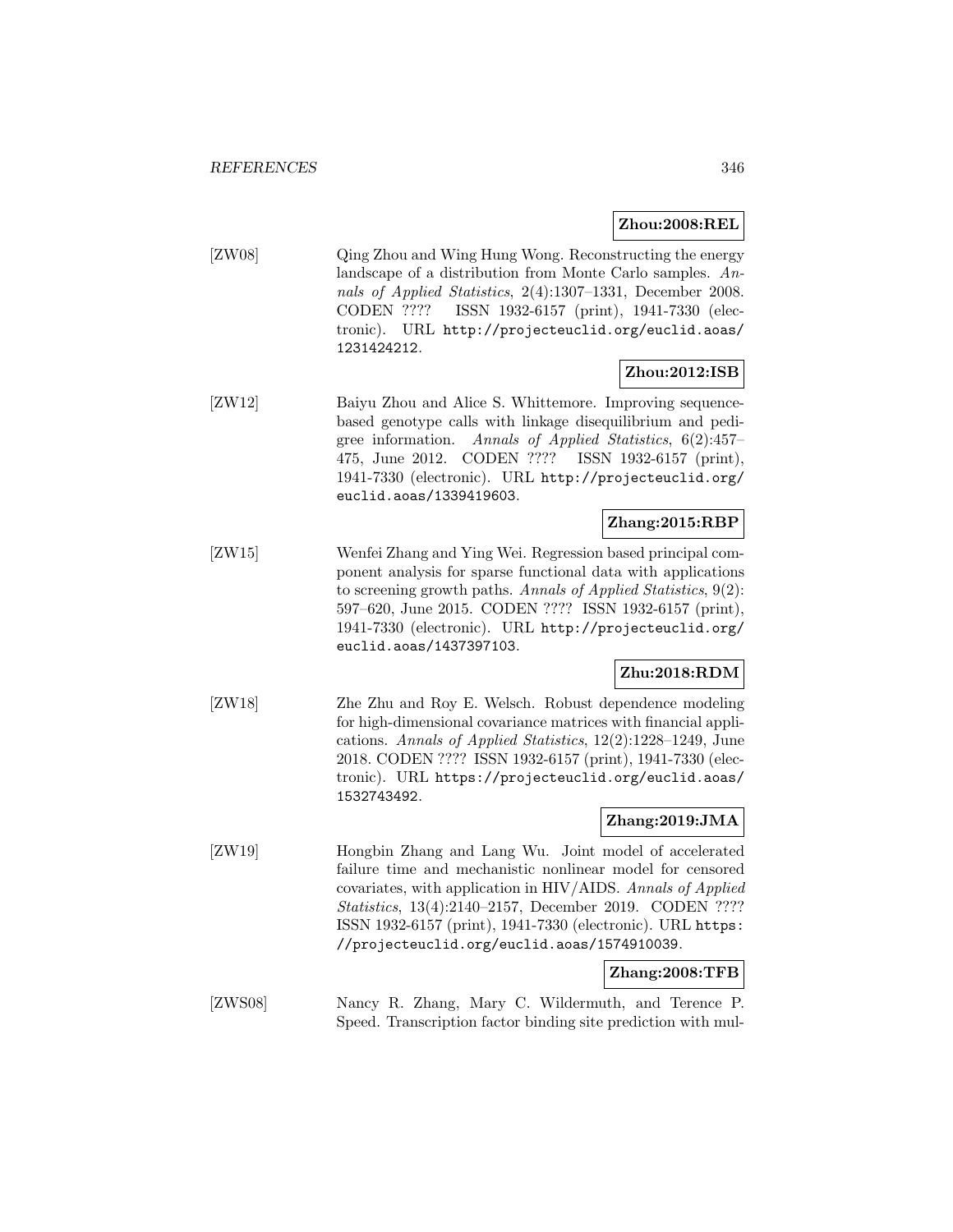**Zhou:2008:REL**

[ZW08] Qing Zhou and Wing Hung Wong. Reconstructing the energy landscape of a distribution from Monte Carlo samples. *Annals of Applied Statistics*, 2(4):1307–1331, December 2008. CODEN ???? ISSN 1932-6157 (print), 1941-7330 (electronic). URL `http://projecteuclid.org/euclid.aoas/1231424212`.

**Zhou:2012:ISB**

[ZW12] Baiyu Zhou and Alice S. Whittemore. Improving sequence-based genotype calls with linkage disequilibrium and pedigree information. *Annals of Applied Statistics*, 6(2):457–475, June 2012. CODEN ???? ISSN 1932-6157 (print), 1941-7330 (electronic). URL `http://projecteuclid.org/euclid.aoas/1339419603`.

**Zhang:2015:RBP**

[ZW15] Wenfei Zhang and Ying Wei. Regression based principal component analysis for sparse functional data with applications to screening growth paths. *Annals of Applied Statistics*, 9(2):597–620, June 2015. CODEN ???? ISSN 1932-6157 (print), 1941-7330 (electronic). URL `http://projecteuclid.org/euclid.aoas/1437397103`.

**Zhu:2018:RDM**

[ZW18] Zhe Zhu and Roy E. Welsch. Robust dependence modeling for high-dimensional covariance matrices with financial applications. *Annals of Applied Statistics*, 12(2):1228–1249, June 2018. CODEN ???? ISSN 1932-6157 (print), 1941-7330 (electronic). URL `https://projecteuclid.org/euclid.aoas/1532743492`.

**Zhang:2019:JMA**

[ZW19] Hongbin Zhang and Lang Wu. Joint model of accelerated failure time and mechanistic nonlinear model for censored covariates, with application in HIV/AIDS. *Annals of Applied Statistics*, 13(4):2140–2157, December 2019. CODEN ???? ISSN 1932-6157 (print), 1941-7330 (electronic). URL `https://projecteuclid.org/euclid.aoas/1574910039`.

**Zhang:2008:TFB**

[ZWS08] Nancy R. Zhang, Mary C. Wildermuth, and Terence P. Speed. Transcription factor binding site prediction with mul-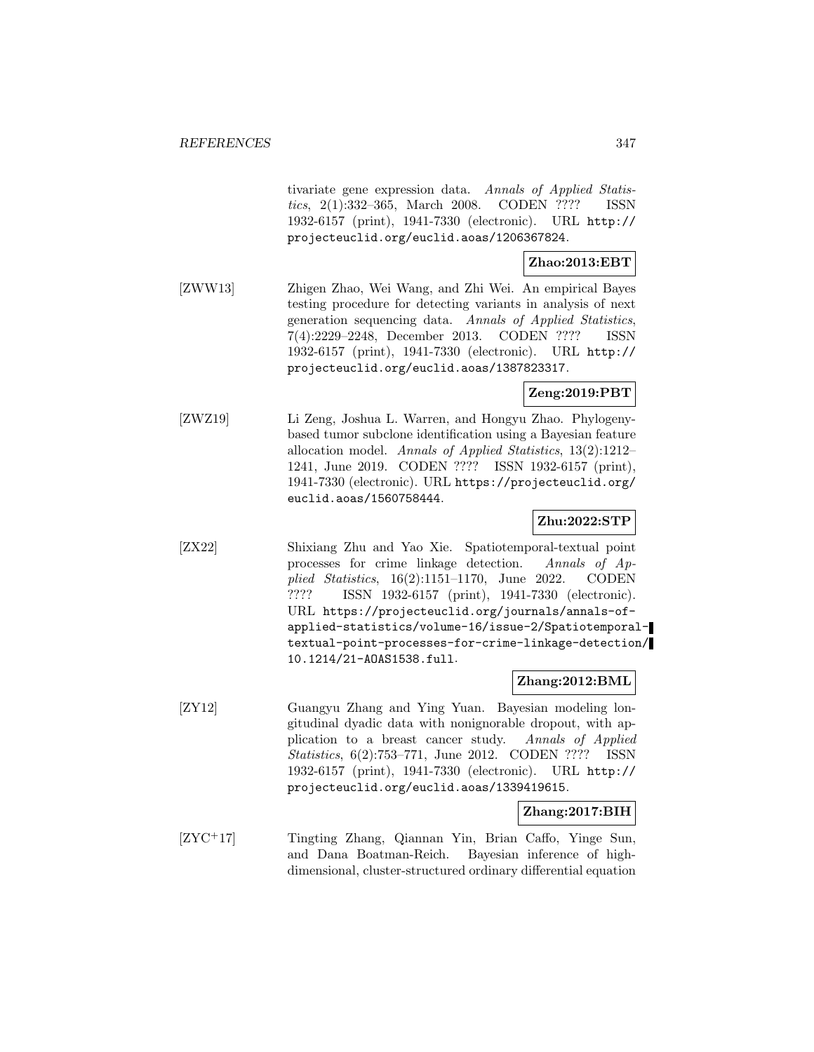tivariate gene expression data. *Annals of Applied Statistics*, 2(1):332–365, March 2008. CODEN ???? ISSN 1932-6157 (print), 1941-7330 (electronic). URL http://projecteuclid.org/euclid.aoas/1206367824.

**Zhao:2013:EBT**

[ZWW13] Zhigen Zhao, Wei Wang, and Zhi Wei. An empirical Bayes testing procedure for detecting variants in analysis of next generation sequencing data. *Annals of Applied Statistics*, 7(4):2229–2248, December 2013. CODEN ???? ISSN 1932-6157 (print), 1941-7330 (electronic). URL http://projecteuclid.org/euclid.aoas/1387823317.

**Zeng:2019:PBT**

[ZWZ19] Li Zeng, Joshua L. Warren, and Hongyu Zhao. Phylogeny-based tumor subclone identification using a Bayesian feature allocation model. *Annals of Applied Statistics*, 13(2):1212–1241, June 2019. CODEN ???? ISSN 1932-6157 (print), 1941-7330 (electronic). URL https://projecteuclid.org/euclid.aoas/1560758444.

**Zhu:2022:STP**

[ZX22] Shixiang Zhu and Yao Xie. Spatiotemporal-textual point processes for crime linkage detection. *Annals of Applied Statistics*, 16(2):1151–1170, June 2022. CODEN ???? ISSN 1932-6157 (print), 1941-7330 (electronic). URL https://projecteuclid.org/journals/annals-of-applied-statistics/volume-16/issue-2/Spatiotemporal-textual-point-processes-for-crime-linkage-detection/10.1214/21-AOAS1538.full.

**Zhang:2012:BML**

[ZY12] Guangyu Zhang and Ying Yuan. Bayesian modeling longitudinal dyadic data with nonignorable dropout, with application to a breast cancer study. *Annals of Applied Statistics*, 6(2):753–771, June 2012. CODEN ???? ISSN 1932-6157 (print), 1941-7330 (electronic). URL http://projecteuclid.org/euclid.aoas/1339419615.

**Zhang:2017:BIH**

[ZYC+17] Tingting Zhang, Qiannan Yin, Brian Caffo, Yinge Sun, and Dana Boatman-Reich. Bayesian inference of high-dimensional, cluster-structured ordinary differential equation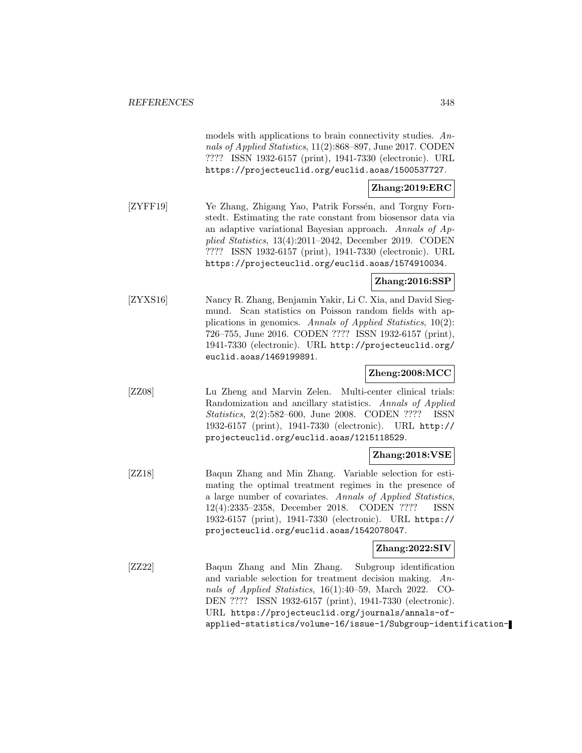models with applications to brain connectivity studies. *Annals of Applied Statistics*, 11(2):868–897, June 2017. CODEN ???? ISSN 1932-6157 (print), 1941-7330 (electronic). URL https://projecteuclid.org/euclid.aoas/1500537727.

**Zhang:2019:ERC**

[ZYFF19] Ye Zhang, Zhigang Yao, Patrik Forssén, and Torgny Fornstedt. Estimating the rate constant from biosensor data via an adaptive variational Bayesian approach. *Annals of Applied Statistics*, 13(4):2011–2042, December 2019. CODEN ???? ISSN 1932-6157 (print), 1941-7330 (electronic). URL https://projecteuclid.org/euclid.aoas/1574910034.

**Zhang:2016:SSP**

[ZYXS16] Nancy R. Zhang, Benjamin Yakir, Li C. Xia, and David Siegmund. Scan statistics on Poisson random fields with applications in genomics. *Annals of Applied Statistics*, 10(2): 726–755, June 2016. CODEN ???? ISSN 1932-6157 (print), 1941-7330 (electronic). URL http://projecteuclid.org/euclid.aoas/1469199891.

**Zheng:2008:MCC**

[ZZ08] Lu Zheng and Marvin Zelen. Multi-center clinical trials: Randomization and ancillary statistics. *Annals of Applied Statistics*, 2(2):582–600, June 2008. CODEN ???? ISSN 1932-6157 (print), 1941-7330 (electronic). URL http://projecteuclid.org/euclid.aoas/1215118529.

**Zhang:2018:VSE**

[ZZ18] Baqun Zhang and Min Zhang. Variable selection for estimating the optimal treatment regimes in the presence of a large number of covariates. *Annals of Applied Statistics*, 12(4):2335–2358, December 2018. CODEN ???? ISSN 1932-6157 (print), 1941-7330 (electronic). URL https://projecteuclid.org/euclid.aoas/1542078047.

**Zhang:2022:SIV**

[ZZ22] Baqun Zhang and Min Zhang. Subgroup identification and variable selection for treatment decision making. *Annals of Applied Statistics*, 16(1):40–59, March 2022. CODEN ???? ISSN 1932-6157 (print), 1941-7330 (electronic). URL https://projecteuclid.org/journals/annals-of-applied-statistics/volume-16/issue-1/Subgroup-identification-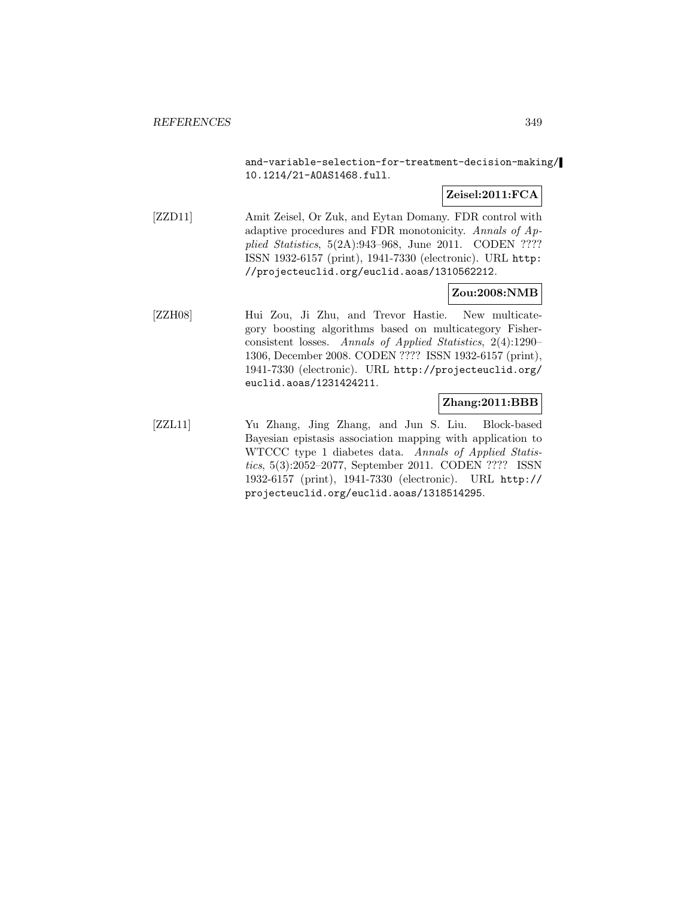and-variable-selection-for-treatment-decision-making/10.1214/21-AOAS1468.full.

**Zeisel:2011:FCA**

[ZZD11] Amit Zeisel, Or Zuk, and Eytan Domany. FDR control with adaptive procedures and FDR monotonicity. *Annals of Applied Statistics*, 5(2A):943–968, June 2011. CODEN ???? ISSN 1932-6157 (print), 1941-7330 (electronic). URL http://projecteuclid.org/euclid.aoas/1310562212.

**Zou:2008:NMB**

[ZZH08] Hui Zou, Ji Zhu, and Trevor Hastie. New multicategory boosting algorithms based on multicategory Fisher-consistent losses. *Annals of Applied Statistics*, 2(4):1290–1306, December 2008. CODEN ???? ISSN 1932-6157 (print), 1941-7330 (electronic). URL http://projecteuclid.org/euclid.aoas/1231424211.

**Zhang:2011:BBB**

[ZZL11] Yu Zhang, Jing Zhang, and Jun S. Liu. Block-based Bayesian epistasis association mapping with application to WTCCC type 1 diabetes data. *Annals of Applied Statistics*, 5(3):2052–2077, September 2011. CODEN ???? ISSN 1932-6157 (print), 1941-7330 (electronic). URL http://projecteuclid.org/euclid.aoas/1318514295.